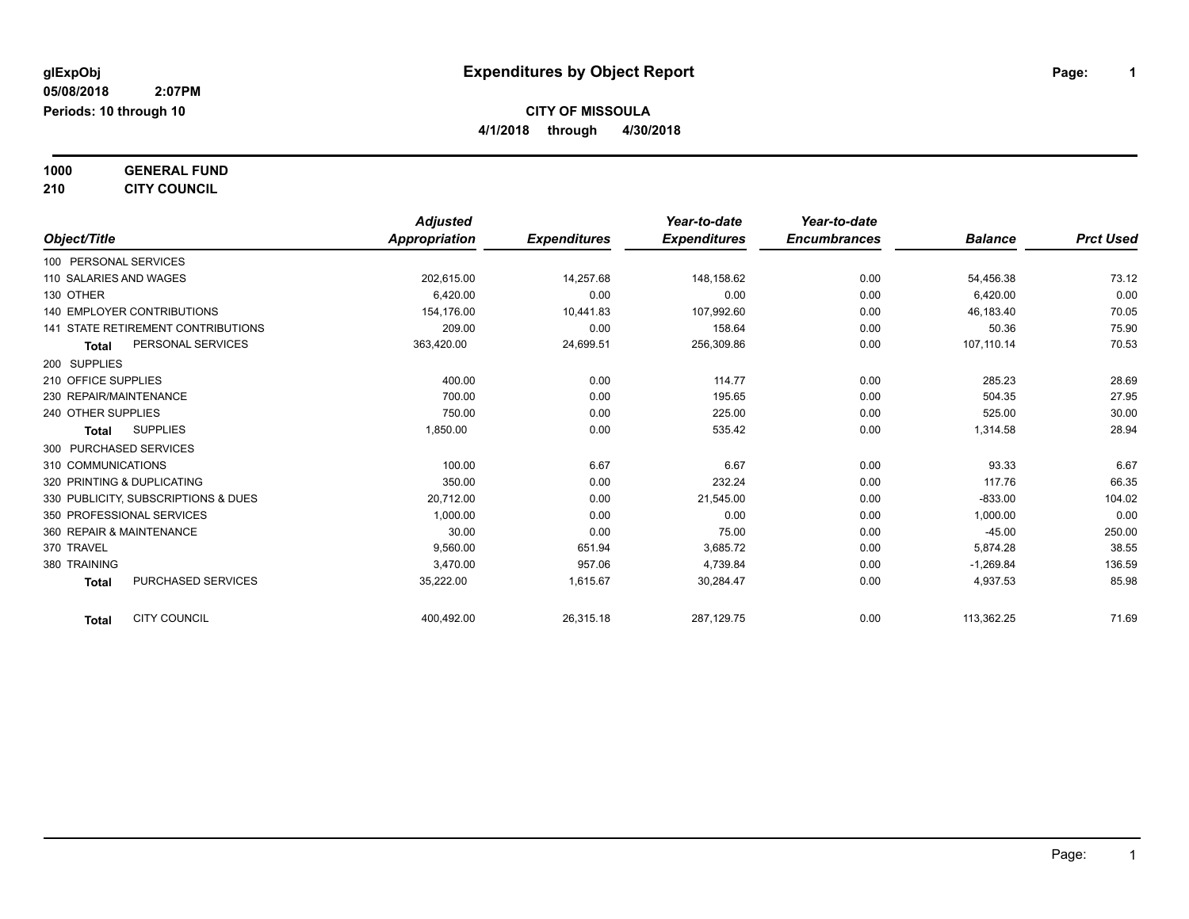glExpObj
05/08/2018 2:07PM
Periods: 10 through 10

# Expenditures by Object Report

**CITY OF MISSOULA**
**4/1/2018 through 4/30/2018**

**1000 GENERAL FUND**
**210 CITY COUNCIL**

| Object/Title | Adjusted Appropriation | Expenditures | Year-to-date Expenditures | Year-to-date Encumbrances | Balance | Prct Used |
|---|---|---|---|---|---|---|
| 100 PERSONAL SERVICES | | | | | | |
| 110 SALARIES AND WAGES | 202,615.00 | 14,257.68 | 148,158.62 | 0.00 | 54,456.38 | 73.12 |
| 130 OTHER | 6,420.00 | 0.00 | 0.00 | 0.00 | 6,420.00 | 0.00 |
| 140 EMPLOYER CONTRIBUTIONS | 154,176.00 | 10,441.83 | 107,992.60 | 0.00 | 46,183.40 | 70.05 |
| 141 STATE RETIREMENT CONTRIBUTIONS | 209.00 | 0.00 | 158.64 | 0.00 | 50.36 | 75.90 |
| **Total** PERSONAL SERVICES | 363,420.00 | 24,699.51 | 256,309.86 | 0.00 | 107,110.14 | 70.53 |
| 200 SUPPLIES | | | | | | |
| 210 OFFICE SUPPLIES | 400.00 | 0.00 | 114.77 | 0.00 | 285.23 | 28.69 |
| 230 REPAIR/MAINTENANCE | 700.00 | 0.00 | 195.65 | 0.00 | 504.35 | 27.95 |
| 240 OTHER SUPPLIES | 750.00 | 0.00 | 225.00 | 0.00 | 525.00 | 30.00 |
| **Total** SUPPLIES | 1,850.00 | 0.00 | 535.42 | 0.00 | 1,314.58 | 28.94 |
| 300 PURCHASED SERVICES | | | | | | |
| 310 COMMUNICATIONS | 100.00 | 6.67 | 6.67 | 0.00 | 93.33 | 6.67 |
| 320 PRINTING & DUPLICATING | 350.00 | 0.00 | 232.24 | 0.00 | 117.76 | 66.35 |
| 330 PUBLICITY, SUBSCRIPTIONS & DUES | 20,712.00 | 0.00 | 21,545.00 | 0.00 | -833.00 | 104.02 |
| 350 PROFESSIONAL SERVICES | 1,000.00 | 0.00 | 0.00 | 0.00 | 1,000.00 | 0.00 |
| 360 REPAIR & MAINTENANCE | 30.00 | 0.00 | 75.00 | 0.00 | -45.00 | 250.00 |
| 370 TRAVEL | 9,560.00 | 651.94 | 3,685.72 | 0.00 | 5,874.28 | 38.55 |
| 380 TRAINING | 3,470.00 | 957.06 | 4,739.84 | 0.00 | -1,269.84 | 136.59 |
| **Total** PURCHASED SERVICES | 35,222.00 | 1,615.67 | 30,284.47 | 0.00 | 4,937.53 | 85.98 |
| **Total** CITY COUNCIL | 400,492.00 | 26,315.18 | 287,129.75 | 0.00 | 113,362.25 | 71.69 |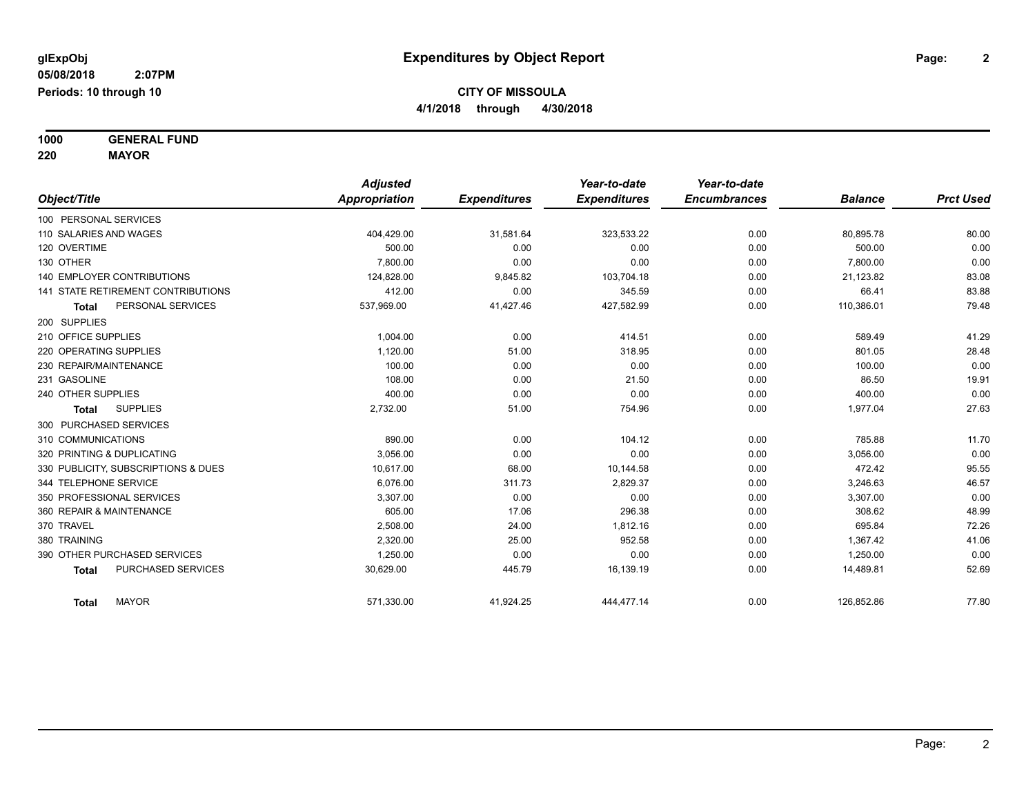glExpObj
05/08/2018 2:07PM
Periods: 10 through 10

# Expenditures by Object Report

**CITY OF MISSOULA**
**4/1/2018 through 4/30/2018**

**1000 GENERAL FUND**
**220 MAYOR**

| Object/Title | Adjusted Appropriation | Expenditures | Year-to-date Expenditures | Year-to-date Encumbrances | Balance | Prct Used |
|---|---|---|---|---|---|---|
| 100 PERSONAL SERVICES | | | | | | |
| 110 SALARIES AND WAGES | 404,429.00 | 31,581.64 | 323,533.22 | 0.00 | 80,895.78 | 80.00 |
| 120 OVERTIME | 500.00 | 0.00 | 0.00 | 0.00 | 500.00 | 0.00 |
| 130 OTHER | 7,800.00 | 0.00 | 0.00 | 0.00 | 7,800.00 | 0.00 |
| 140 EMPLOYER CONTRIBUTIONS | 124,828.00 | 9,845.82 | 103,704.18 | 0.00 | 21,123.82 | 83.08 |
| 141 STATE RETIREMENT CONTRIBUTIONS | 412.00 | 0.00 | 345.59 | 0.00 | 66.41 | 83.88 |
| **Total** PERSONAL SERVICES | 537,969.00 | 41,427.46 | 427,582.99 | 0.00 | 110,386.01 | 79.48 |
| 200 SUPPLIES | | | | | | |
| 210 OFFICE SUPPLIES | 1,004.00 | 0.00 | 414.51 | 0.00 | 589.49 | 41.29 |
| 220 OPERATING SUPPLIES | 1,120.00 | 51.00 | 318.95 | 0.00 | 801.05 | 28.48 |
| 230 REPAIR/MAINTENANCE | 100.00 | 0.00 | 0.00 | 0.00 | 100.00 | 0.00 |
| 231 GASOLINE | 108.00 | 0.00 | 21.50 | 0.00 | 86.50 | 19.91 |
| 240 OTHER SUPPLIES | 400.00 | 0.00 | 0.00 | 0.00 | 400.00 | 0.00 |
| **Total** SUPPLIES | 2,732.00 | 51.00 | 754.96 | 0.00 | 1,977.04 | 27.63 |
| 300 PURCHASED SERVICES | | | | | | |
| 310 COMMUNICATIONS | 890.00 | 0.00 | 104.12 | 0.00 | 785.88 | 11.70 |
| 320 PRINTING & DUPLICATING | 3,056.00 | 0.00 | 0.00 | 0.00 | 3,056.00 | 0.00 |
| 330 PUBLICITY, SUBSCRIPTIONS & DUES | 10,617.00 | 68.00 | 10,144.58 | 0.00 | 472.42 | 95.55 |
| 344 TELEPHONE SERVICE | 6,076.00 | 311.73 | 2,829.37 | 0.00 | 3,246.63 | 46.57 |
| 350 PROFESSIONAL SERVICES | 3,307.00 | 0.00 | 0.00 | 0.00 | 3,307.00 | 0.00 |
| 360 REPAIR & MAINTENANCE | 605.00 | 17.06 | 296.38 | 0.00 | 308.62 | 48.99 |
| 370 TRAVEL | 2,508.00 | 24.00 | 1,812.16 | 0.00 | 695.84 | 72.26 |
| 380 TRAINING | 2,320.00 | 25.00 | 952.58 | 0.00 | 1,367.42 | 41.06 |
| 390 OTHER PURCHASED SERVICES | 1,250.00 | 0.00 | 0.00 | 0.00 | 1,250.00 | 0.00 |
| **Total** PURCHASED SERVICES | 30,629.00 | 445.79 | 16,139.19 | 0.00 | 14,489.81 | 52.69 |
| **Total** MAYOR | 571,330.00 | 41,924.25 | 444,477.14 | 0.00 | 126,852.86 | 77.80 |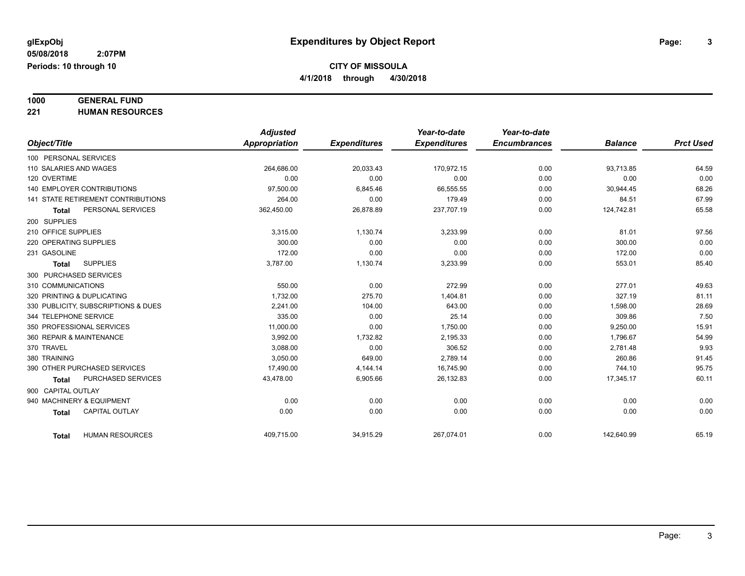glExpObj
05/08/2018 2:07PM
Periods: 10 through 10

# Expenditures by Object Report

**CITY OF MISSOULA**
**4/1/2018 through 4/30/2018**

**1000 GENERAL FUND**
**221 HUMAN RESOURCES**

| Object/Title | Adjusted Appropriation | Expenditures | Year-to-date Expenditures | Year-to-date Encumbrances | Balance | Prct Used |
|---|---|---|---|---|---|---|
| 100 PERSONAL SERVICES | | | | | | |
| 110 SALARIES AND WAGES | 264,686.00 | 20,033.43 | 170,972.15 | 0.00 | 93,713.85 | 64.59 |
| 120 OVERTIME | 0.00 | 0.00 | 0.00 | 0.00 | 0.00 | 0.00 |
| 140 EMPLOYER CONTRIBUTIONS | 97,500.00 | 6,845.46 | 66,555.55 | 0.00 | 30,944.45 | 68.26 |
| 141 STATE RETIREMENT CONTRIBUTIONS | 264.00 | 0.00 | 179.49 | 0.00 | 84.51 | 67.99 |
| **Total** PERSONAL SERVICES | 362,450.00 | 26,878.89 | 237,707.19 | 0.00 | 124,742.81 | 65.58 |
| 200 SUPPLIES | | | | | | |
| 210 OFFICE SUPPLIES | 3,315.00 | 1,130.74 | 3,233.99 | 0.00 | 81.01 | 97.56 |
| 220 OPERATING SUPPLIES | 300.00 | 0.00 | 0.00 | 0.00 | 300.00 | 0.00 |
| 231 GASOLINE | 172.00 | 0.00 | 0.00 | 0.00 | 172.00 | 0.00 |
| **Total** SUPPLIES | 3,787.00 | 1,130.74 | 3,233.99 | 0.00 | 553.01 | 85.40 |
| 300 PURCHASED SERVICES | | | | | | |
| 310 COMMUNICATIONS | 550.00 | 0.00 | 272.99 | 0.00 | 277.01 | 49.63 |
| 320 PRINTING & DUPLICATING | 1,732.00 | 275.70 | 1,404.81 | 0.00 | 327.19 | 81.11 |
| 330 PUBLICITY, SUBSCRIPTIONS & DUES | 2,241.00 | 104.00 | 643.00 | 0.00 | 1,598.00 | 28.69 |
| 344 TELEPHONE SERVICE | 335.00 | 0.00 | 25.14 | 0.00 | 309.86 | 7.50 |
| 350 PROFESSIONAL SERVICES | 11,000.00 | 0.00 | 1,750.00 | 0.00 | 9,250.00 | 15.91 |
| 360 REPAIR & MAINTENANCE | 3,992.00 | 1,732.82 | 2,195.33 | 0.00 | 1,796.67 | 54.99 |
| 370 TRAVEL | 3,088.00 | 0.00 | 306.52 | 0.00 | 2,781.48 | 9.93 |
| 380 TRAINING | 3,050.00 | 649.00 | 2,789.14 | 0.00 | 260.86 | 91.45 |
| 390 OTHER PURCHASED SERVICES | 17,490.00 | 4,144.14 | 16,745.90 | 0.00 | 744.10 | 95.75 |
| **Total** PURCHASED SERVICES | 43,478.00 | 6,905.66 | 26,132.83 | 0.00 | 17,345.17 | 60.11 |
| 900 CAPITAL OUTLAY | | | | | | |
| 940 MACHINERY & EQUIPMENT | 0.00 | 0.00 | 0.00 | 0.00 | 0.00 | 0.00 |
| **Total** CAPITAL OUTLAY | 0.00 | 0.00 | 0.00 | 0.00 | 0.00 | 0.00 |
| **Total** HUMAN RESOURCES | 409,715.00 | 34,915.29 | 267,074.01 | 0.00 | 142,640.99 | 65.19 |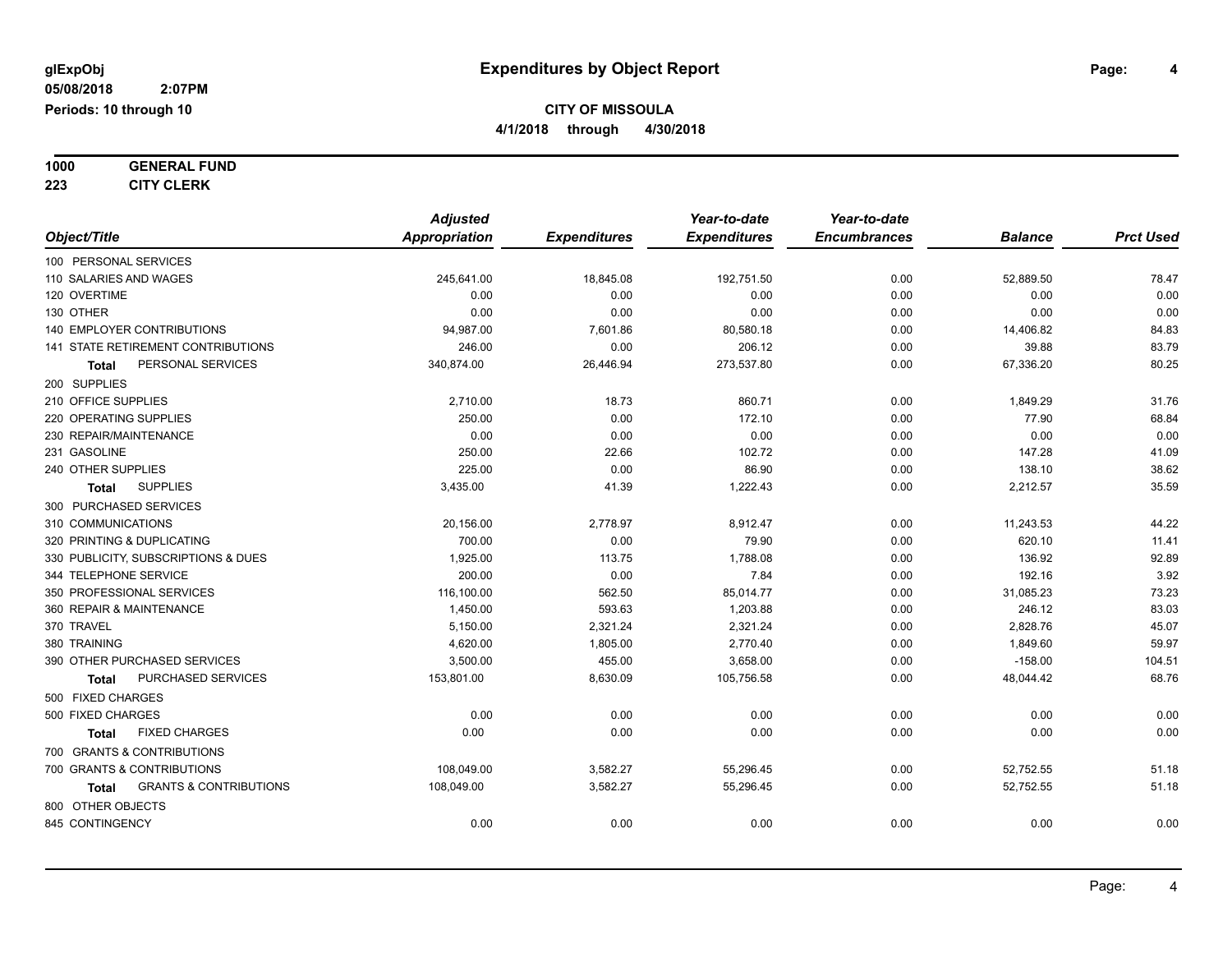**glExpObj** — **Expenditures by Object Report**

**05/08/2018 2:07PM**

**Periods: 10 through 10**

**CITY OF MISSOULA**

**4/1/2018 through 4/30/2018**

**1000 GENERAL FUND**

**223 CITY CLERK**

| Object/Title | Adjusted Appropriation | Expenditures | Year-to-date Expenditures | Year-to-date Encumbrances | Balance | Prct Used |
|---|---|---|---|---|---|---|
| 100 PERSONAL SERVICES | | | | | | |
| 110 SALARIES AND WAGES | 245,641.00 | 18,845.08 | 192,751.50 | 0.00 | 52,889.50 | 78.47 |
| 120 OVERTIME | 0.00 | 0.00 | 0.00 | 0.00 | 0.00 | 0.00 |
| 130 OTHER | 0.00 | 0.00 | 0.00 | 0.00 | 0.00 | 0.00 |
| 140 EMPLOYER CONTRIBUTIONS | 94,987.00 | 7,601.86 | 80,580.18 | 0.00 | 14,406.82 | 84.83 |
| 141 STATE RETIREMENT CONTRIBUTIONS | 246.00 | 0.00 | 206.12 | 0.00 | 39.88 | 83.79 |
| **Total** PERSONAL SERVICES | 340,874.00 | 26,446.94 | 273,537.80 | 0.00 | 67,336.20 | 80.25 |
| 200 SUPPLIES | | | | | | |
| 210 OFFICE SUPPLIES | 2,710.00 | 18.73 | 860.71 | 0.00 | 1,849.29 | 31.76 |
| 220 OPERATING SUPPLIES | 250.00 | 0.00 | 172.10 | 0.00 | 77.90 | 68.84 |
| 230 REPAIR/MAINTENANCE | 0.00 | 0.00 | 0.00 | 0.00 | 0.00 | 0.00 |
| 231 GASOLINE | 250.00 | 22.66 | 102.72 | 0.00 | 147.28 | 41.09 |
| 240 OTHER SUPPLIES | 225.00 | 0.00 | 86.90 | 0.00 | 138.10 | 38.62 |
| **Total** SUPPLIES | 3,435.00 | 41.39 | 1,222.43 | 0.00 | 2,212.57 | 35.59 |
| 300 PURCHASED SERVICES | | | | | | |
| 310 COMMUNICATIONS | 20,156.00 | 2,778.97 | 8,912.47 | 0.00 | 11,243.53 | 44.22 |
| 320 PRINTING & DUPLICATING | 700.00 | 0.00 | 79.90 | 0.00 | 620.10 | 11.41 |
| 330 PUBLICITY, SUBSCRIPTIONS & DUES | 1,925.00 | 113.75 | 1,788.08 | 0.00 | 136.92 | 92.89 |
| 344 TELEPHONE SERVICE | 200.00 | 0.00 | 7.84 | 0.00 | 192.16 | 3.92 |
| 350 PROFESSIONAL SERVICES | 116,100.00 | 562.50 | 85,014.77 | 0.00 | 31,085.23 | 73.23 |
| 360 REPAIR & MAINTENANCE | 1,450.00 | 593.63 | 1,203.88 | 0.00 | 246.12 | 83.03 |
| 370 TRAVEL | 5,150.00 | 2,321.24 | 2,321.24 | 0.00 | 2,828.76 | 45.07 |
| 380 TRAINING | 4,620.00 | 1,805.00 | 2,770.40 | 0.00 | 1,849.60 | 59.97 |
| 390 OTHER PURCHASED SERVICES | 3,500.00 | 455.00 | 3,658.00 | 0.00 | -158.00 | 104.51 |
| **Total** PURCHASED SERVICES | 153,801.00 | 8,630.09 | 105,756.58 | 0.00 | 48,044.42 | 68.76 |
| 500 FIXED CHARGES | | | | | | |
| 500 FIXED CHARGES | 0.00 | 0.00 | 0.00 | 0.00 | 0.00 | 0.00 |
| **Total** FIXED CHARGES | 0.00 | 0.00 | 0.00 | 0.00 | 0.00 | 0.00 |
| 700 GRANTS & CONTRIBUTIONS | | | | | | |
| 700 GRANTS & CONTRIBUTIONS | 108,049.00 | 3,582.27 | 55,296.45 | 0.00 | 52,752.55 | 51.18 |
| **Total** GRANTS & CONTRIBUTIONS | 108,049.00 | 3,582.27 | 55,296.45 | 0.00 | 52,752.55 | 51.18 |
| 800 OTHER OBJECTS | | | | | | |
| 845 CONTINGENCY | 0.00 | 0.00 | 0.00 | 0.00 | 0.00 | 0.00 |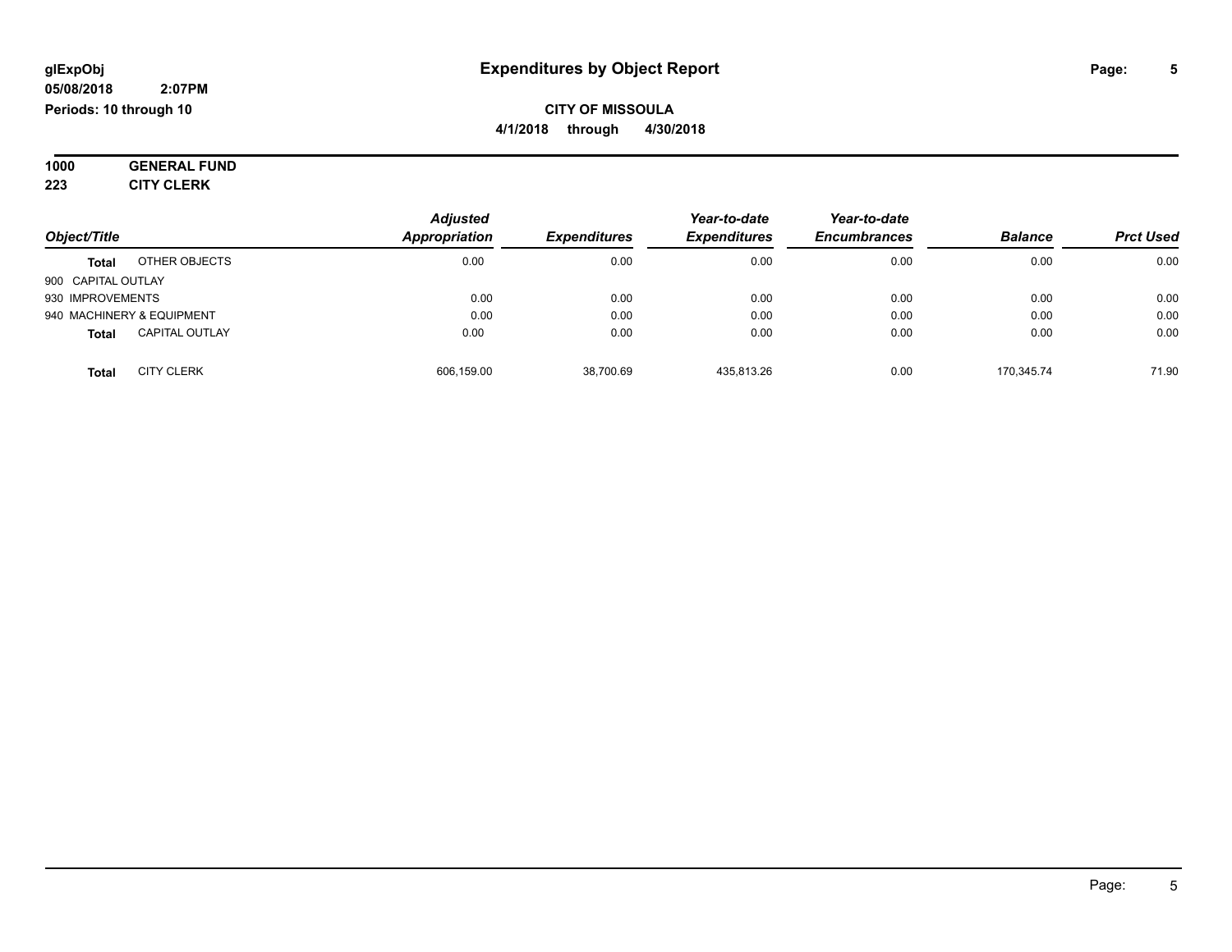# Expenditures by Object Report

glExpObj
05/08/2018 2:07PM
Periods: 10 through 10

**CITY OF MISSOULA**
**4/1/2018 through 4/30/2018**

**1000 GENERAL FUND**
**223 CITY CLERK**

| Object/Title | Adjusted Appropriation | Expenditures | Year-to-date Expenditures | Year-to-date Encumbrances | Balance | Prct Used |
|---|---|---|---|---|---|---|
| **Total** OTHER OBJECTS | 0.00 | 0.00 | 0.00 | 0.00 | 0.00 | 0.00 |
| 900 CAPITAL OUTLAY | | | | | | |
| 930 IMPROVEMENTS | 0.00 | 0.00 | 0.00 | 0.00 | 0.00 | 0.00 |
| 940 MACHINERY & EQUIPMENT | 0.00 | 0.00 | 0.00 | 0.00 | 0.00 | 0.00 |
| **Total** CAPITAL OUTLAY | 0.00 | 0.00 | 0.00 | 0.00 | 0.00 | 0.00 |
| **Total** CITY CLERK | 606,159.00 | 38,700.69 | 435,813.26 | 0.00 | 170,345.74 | 71.90 |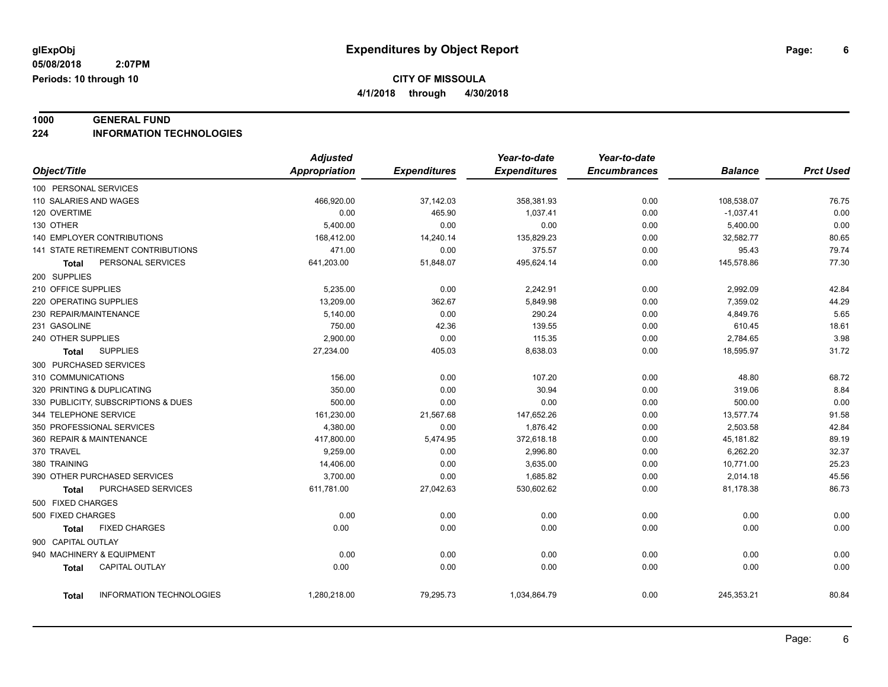**glExpObj**
**05/08/2018 2:07PM**
**Periods: 10 through 10**

# Expenditures by Object Report

**CITY OF MISSOULA**
**4/1/2018 through 4/30/2018**

**1000 GENERAL FUND**
**224 INFORMATION TECHNOLOGIES**

| Object/Title | Adjusted Appropriation | Expenditures | Year-to-date Expenditures | Year-to-date Encumbrances | Balance | Prct Used |
|---|---|---|---|---|---|---|
| 100 PERSONAL SERVICES | | | | | | |
| 110 SALARIES AND WAGES | 466,920.00 | 37,142.03 | 358,381.93 | 0.00 | 108,538.07 | 76.75 |
| 120 OVERTIME | 0.00 | 465.90 | 1,037.41 | 0.00 | -1,037.41 | 0.00 |
| 130 OTHER | 5,400.00 | 0.00 | 0.00 | 0.00 | 5,400.00 | 0.00 |
| 140 EMPLOYER CONTRIBUTIONS | 168,412.00 | 14,240.14 | 135,829.23 | 0.00 | 32,582.77 | 80.65 |
| 141 STATE RETIREMENT CONTRIBUTIONS | 471.00 | 0.00 | 375.57 | 0.00 | 95.43 | 79.74 |
| **Total** PERSONAL SERVICES | 641,203.00 | 51,848.07 | 495,624.14 | 0.00 | 145,578.86 | 77.30 |
| 200 SUPPLIES | | | | | | |
| 210 OFFICE SUPPLIES | 5,235.00 | 0.00 | 2,242.91 | 0.00 | 2,992.09 | 42.84 |
| 220 OPERATING SUPPLIES | 13,209.00 | 362.67 | 5,849.98 | 0.00 | 7,359.02 | 44.29 |
| 230 REPAIR/MAINTENANCE | 5,140.00 | 0.00 | 290.24 | 0.00 | 4,849.76 | 5.65 |
| 231 GASOLINE | 750.00 | 42.36 | 139.55 | 0.00 | 610.45 | 18.61 |
| 240 OTHER SUPPLIES | 2,900.00 | 0.00 | 115.35 | 0.00 | 2,784.65 | 3.98 |
| **Total** SUPPLIES | 27,234.00 | 405.03 | 8,638.03 | 0.00 | 18,595.97 | 31.72 |
| 300 PURCHASED SERVICES | | | | | | |
| 310 COMMUNICATIONS | 156.00 | 0.00 | 107.20 | 0.00 | 48.80 | 68.72 |
| 320 PRINTING & DUPLICATING | 350.00 | 0.00 | 30.94 | 0.00 | 319.06 | 8.84 |
| 330 PUBLICITY, SUBSCRIPTIONS & DUES | 500.00 | 0.00 | 0.00 | 0.00 | 500.00 | 0.00 |
| 344 TELEPHONE SERVICE | 161,230.00 | 21,567.68 | 147,652.26 | 0.00 | 13,577.74 | 91.58 |
| 350 PROFESSIONAL SERVICES | 4,380.00 | 0.00 | 1,876.42 | 0.00 | 2,503.58 | 42.84 |
| 360 REPAIR & MAINTENANCE | 417,800.00 | 5,474.95 | 372,618.18 | 0.00 | 45,181.82 | 89.19 |
| 370 TRAVEL | 9,259.00 | 0.00 | 2,996.80 | 0.00 | 6,262.20 | 32.37 |
| 380 TRAINING | 14,406.00 | 0.00 | 3,635.00 | 0.00 | 10,771.00 | 25.23 |
| 390 OTHER PURCHASED SERVICES | 3,700.00 | 0.00 | 1,685.82 | 0.00 | 2,014.18 | 45.56 |
| **Total** PURCHASED SERVICES | 611,781.00 | 27,042.63 | 530,602.62 | 0.00 | 81,178.38 | 86.73 |
| 500 FIXED CHARGES | | | | | | |
| 500 FIXED CHARGES | 0.00 | 0.00 | 0.00 | 0.00 | 0.00 | 0.00 |
| **Total** FIXED CHARGES | 0.00 | 0.00 | 0.00 | 0.00 | 0.00 | 0.00 |
| 900 CAPITAL OUTLAY | | | | | | |
| 940 MACHINERY & EQUIPMENT | 0.00 | 0.00 | 0.00 | 0.00 | 0.00 | 0.00 |
| **Total** CAPITAL OUTLAY | 0.00 | 0.00 | 0.00 | 0.00 | 0.00 | 0.00 |
| **Total** INFORMATION TECHNOLOGIES | 1,280,218.00 | 79,295.73 | 1,034,864.79 | 0.00 | 245,353.21 | 80.84 |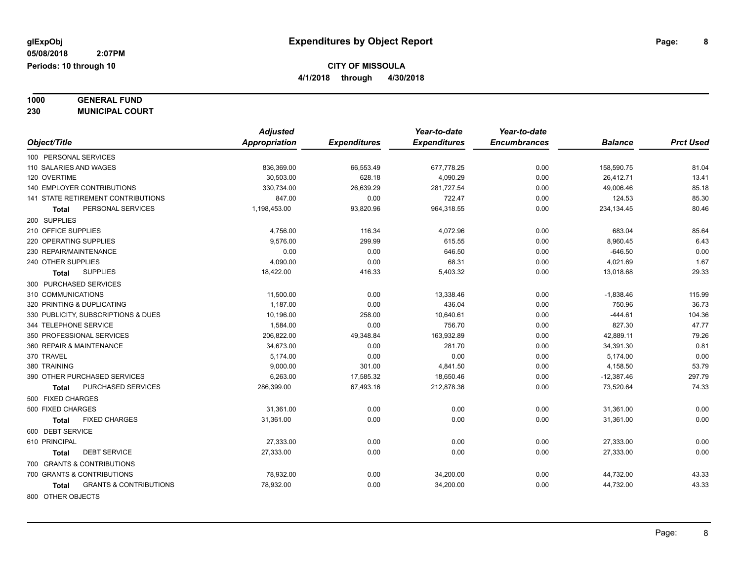**glExpObj** **Expenditures by Object Report**

**05/08/2018 2:07PM**

**Periods: 10 through 10**

**CITY OF MISSOULA**

**4/1/2018 through 4/30/2018**

**1000 GENERAL FUND**

**230 MUNICIPAL COURT**

| Object/Title | Adjusted Appropriation | Expenditures | Year-to-date Expenditures | Year-to-date Encumbrances | Balance | Prct Used |
|---|---|---|---|---|---|---|
| 100 PERSONAL SERVICES | | | | | | |
| 110 SALARIES AND WAGES | 836,369.00 | 66,553.49 | 677,778.25 | 0.00 | 158,590.75 | 81.04 |
| 120 OVERTIME | 30,503.00 | 628.18 | 4,090.29 | 0.00 | 26,412.71 | 13.41 |
| 140 EMPLOYER CONTRIBUTIONS | 330,734.00 | 26,639.29 | 281,727.54 | 0.00 | 49,006.46 | 85.18 |
| 141 STATE RETIREMENT CONTRIBUTIONS | 847.00 | 0.00 | 722.47 | 0.00 | 124.53 | 85.30 |
| **Total** PERSONAL SERVICES | 1,198,453.00 | 93,820.96 | 964,318.55 | 0.00 | 234,134.45 | 80.46 |
| 200 SUPPLIES | | | | | | |
| 210 OFFICE SUPPLIES | 4,756.00 | 116.34 | 4,072.96 | 0.00 | 683.04 | 85.64 |
| 220 OPERATING SUPPLIES | 9,576.00 | 299.99 | 615.55 | 0.00 | 8,960.45 | 6.43 |
| 230 REPAIR/MAINTENANCE | 0.00 | 0.00 | 646.50 | 0.00 | -646.50 | 0.00 |
| 240 OTHER SUPPLIES | 4,090.00 | 0.00 | 68.31 | 0.00 | 4,021.69 | 1.67 |
| **Total** SUPPLIES | 18,422.00 | 416.33 | 5,403.32 | 0.00 | 13,018.68 | 29.33 |
| 300 PURCHASED SERVICES | | | | | | |
| 310 COMMUNICATIONS | 11,500.00 | 0.00 | 13,338.46 | 0.00 | -1,838.46 | 115.99 |
| 320 PRINTING & DUPLICATING | 1,187.00 | 0.00 | 436.04 | 0.00 | 750.96 | 36.73 |
| 330 PUBLICITY, SUBSCRIPTIONS & DUES | 10,196.00 | 258.00 | 10,640.61 | 0.00 | -444.61 | 104.36 |
| 344 TELEPHONE SERVICE | 1,584.00 | 0.00 | 756.70 | 0.00 | 827.30 | 47.77 |
| 350 PROFESSIONAL SERVICES | 206,822.00 | 49,348.84 | 163,932.89 | 0.00 | 42,889.11 | 79.26 |
| 360 REPAIR & MAINTENANCE | 34,673.00 | 0.00 | 281.70 | 0.00 | 34,391.30 | 0.81 |
| 370 TRAVEL | 5,174.00 | 0.00 | 0.00 | 0.00 | 5,174.00 | 0.00 |
| 380 TRAINING | 9,000.00 | 301.00 | 4,841.50 | 0.00 | 4,158.50 | 53.79 |
| 390 OTHER PURCHASED SERVICES | 6,263.00 | 17,585.32 | 18,650.46 | 0.00 | -12,387.46 | 297.79 |
| **Total** PURCHASED SERVICES | 286,399.00 | 67,493.16 | 212,878.36 | 0.00 | 73,520.64 | 74.33 |
| 500 FIXED CHARGES | | | | | | |
| 500 FIXED CHARGES | 31,361.00 | 0.00 | 0.00 | 0.00 | 31,361.00 | 0.00 |
| **Total** FIXED CHARGES | 31,361.00 | 0.00 | 0.00 | 0.00 | 31,361.00 | 0.00 |
| 600 DEBT SERVICE | | | | | | |
| 610 PRINCIPAL | 27,333.00 | 0.00 | 0.00 | 0.00 | 27,333.00 | 0.00 |
| **Total** DEBT SERVICE | 27,333.00 | 0.00 | 0.00 | 0.00 | 27,333.00 | 0.00 |
| 700 GRANTS & CONTRIBUTIONS | | | | | | |
| 700 GRANTS & CONTRIBUTIONS | 78,932.00 | 0.00 | 34,200.00 | 0.00 | 44,732.00 | 43.33 |
| **Total** GRANTS & CONTRIBUTIONS | 78,932.00 | 0.00 | 34,200.00 | 0.00 | 44,732.00 | 43.33 |
| 800 OTHER OBJECTS | | | | | | |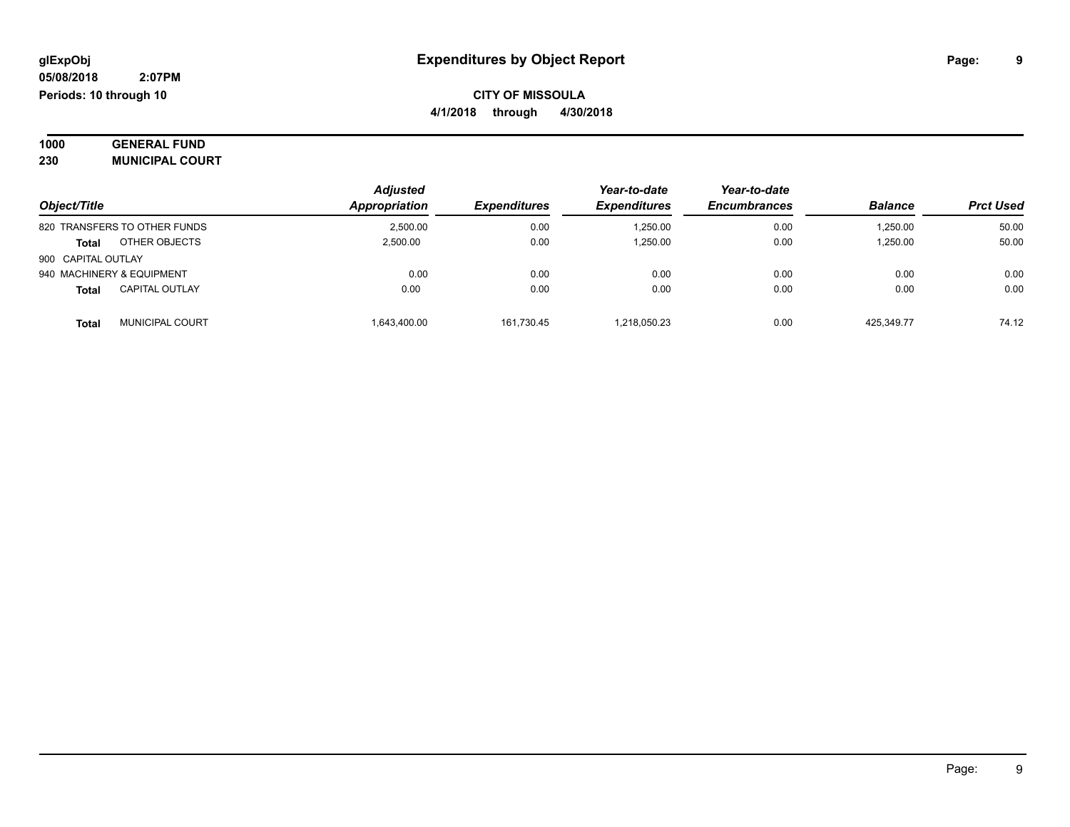**glExpObj**
**05/08/2018 2:07PM**
**Periods: 10 through 10**

# Expenditures by Object Report

**CITY OF MISSOULA**
**4/1/2018 through 4/30/2018**

**1000 GENERAL FUND**
**230 MUNICIPAL COURT**

| Object/Title | Adjusted Appropriation | Expenditures | Year-to-date Expenditures | Year-to-date Encumbrances | Balance | Prct Used |
|---|---|---|---|---|---|---|
| 820 TRANSFERS TO OTHER FUNDS | 2,500.00 | 0.00 | 1,250.00 | 0.00 | 1,250.00 | 50.00 |
| **Total** OTHER OBJECTS | 2,500.00 | 0.00 | 1,250.00 | 0.00 | 1,250.00 | 50.00 |
| 900 CAPITAL OUTLAY | | | | | | |
| 940 MACHINERY & EQUIPMENT | 0.00 | 0.00 | 0.00 | 0.00 | 0.00 | 0.00 |
| **Total** CAPITAL OUTLAY | 0.00 | 0.00 | 0.00 | 0.00 | 0.00 | 0.00 |
| **Total** MUNICIPAL COURT | 1,643,400.00 | 161,730.45 | 1,218,050.23 | 0.00 | 425,349.77 | 74.12 |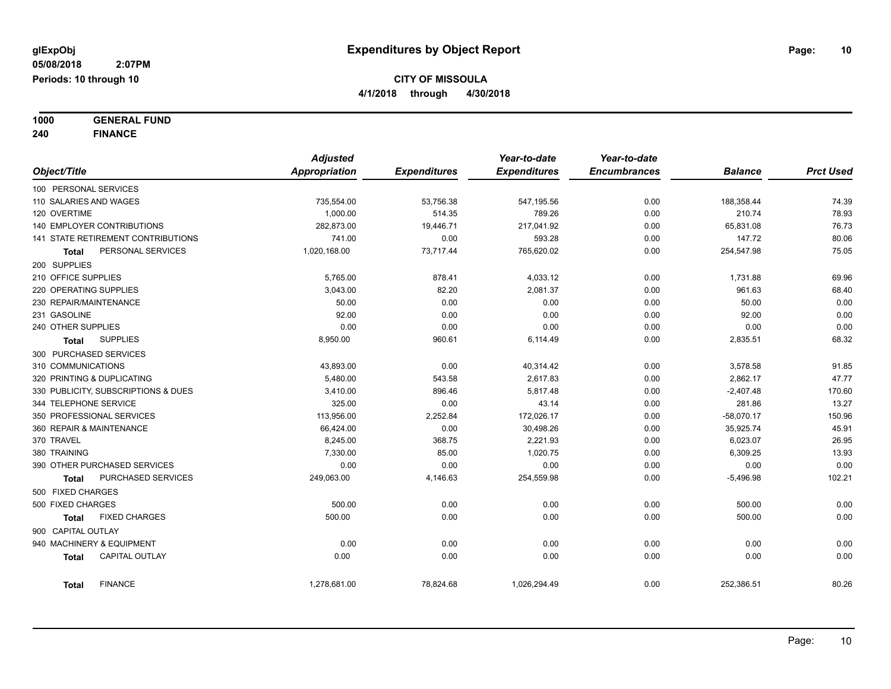**glExpObj** | **Expenditures by Object Report**
**05/08/2018 2:07PM**
**Periods: 10 through 10**

**CITY OF MISSOULA**
**4/1/2018 through 4/30/2018**

**1000 GENERAL FUND**
**240 FINANCE**

| Object/Title | Adjusted Appropriation | Expenditures | Year-to-date Expenditures | Year-to-date Encumbrances | Balance | Prct Used |
|---|---|---|---|---|---|---|
| 100 PERSONAL SERVICES | | | | | | |
| 110 SALARIES AND WAGES | 735,554.00 | 53,756.38 | 547,195.56 | 0.00 | 188,358.44 | 74.39 |
| 120 OVERTIME | 1,000.00 | 514.35 | 789.26 | 0.00 | 210.74 | 78.93 |
| 140 EMPLOYER CONTRIBUTIONS | 282,873.00 | 19,446.71 | 217,041.92 | 0.00 | 65,831.08 | 76.73 |
| 141 STATE RETIREMENT CONTRIBUTIONS | 741.00 | 0.00 | 593.28 | 0.00 | 147.72 | 80.06 |
| **Total** PERSONAL SERVICES | 1,020,168.00 | 73,717.44 | 765,620.02 | 0.00 | 254,547.98 | 75.05 |
| 200 SUPPLIES | | | | | | |
| 210 OFFICE SUPPLIES | 5,765.00 | 878.41 | 4,033.12 | 0.00 | 1,731.88 | 69.96 |
| 220 OPERATING SUPPLIES | 3,043.00 | 82.20 | 2,081.37 | 0.00 | 961.63 | 68.40 |
| 230 REPAIR/MAINTENANCE | 50.00 | 0.00 | 0.00 | 0.00 | 50.00 | 0.00 |
| 231 GASOLINE | 92.00 | 0.00 | 0.00 | 0.00 | 92.00 | 0.00 |
| 240 OTHER SUPPLIES | 0.00 | 0.00 | 0.00 | 0.00 | 0.00 | 0.00 |
| **Total** SUPPLIES | 8,950.00 | 960.61 | 6,114.49 | 0.00 | 2,835.51 | 68.32 |
| 300 PURCHASED SERVICES | | | | | | |
| 310 COMMUNICATIONS | 43,893.00 | 0.00 | 40,314.42 | 0.00 | 3,578.58 | 91.85 |
| 320 PRINTING & DUPLICATING | 5,480.00 | 543.58 | 2,617.83 | 0.00 | 2,862.17 | 47.77 |
| 330 PUBLICITY, SUBSCRIPTIONS & DUES | 3,410.00 | 896.46 | 5,817.48 | 0.00 | -2,407.48 | 170.60 |
| 344 TELEPHONE SERVICE | 325.00 | 0.00 | 43.14 | 0.00 | 281.86 | 13.27 |
| 350 PROFESSIONAL SERVICES | 113,956.00 | 2,252.84 | 172,026.17 | 0.00 | -58,070.17 | 150.96 |
| 360 REPAIR & MAINTENANCE | 66,424.00 | 0.00 | 30,498.26 | 0.00 | 35,925.74 | 45.91 |
| 370 TRAVEL | 8,245.00 | 368.75 | 2,221.93 | 0.00 | 6,023.07 | 26.95 |
| 380 TRAINING | 7,330.00 | 85.00 | 1,020.75 | 0.00 | 6,309.25 | 13.93 |
| 390 OTHER PURCHASED SERVICES | 0.00 | 0.00 | 0.00 | 0.00 | 0.00 | 0.00 |
| **Total** PURCHASED SERVICES | 249,063.00 | 4,146.63 | 254,559.98 | 0.00 | -5,496.98 | 102.21 |
| 500 FIXED CHARGES | | | | | | |
| 500 FIXED CHARGES | 500.00 | 0.00 | 0.00 | 0.00 | 500.00 | 0.00 |
| **Total** FIXED CHARGES | 500.00 | 0.00 | 0.00 | 0.00 | 500.00 | 0.00 |
| 900 CAPITAL OUTLAY | | | | | | |
| 940 MACHINERY & EQUIPMENT | 0.00 | 0.00 | 0.00 | 0.00 | 0.00 | 0.00 |
| **Total** CAPITAL OUTLAY | 0.00 | 0.00 | 0.00 | 0.00 | 0.00 | 0.00 |
| **Total** FINANCE | 1,278,681.00 | 78,824.68 | 1,026,294.49 | 0.00 | 252,386.51 | 80.26 |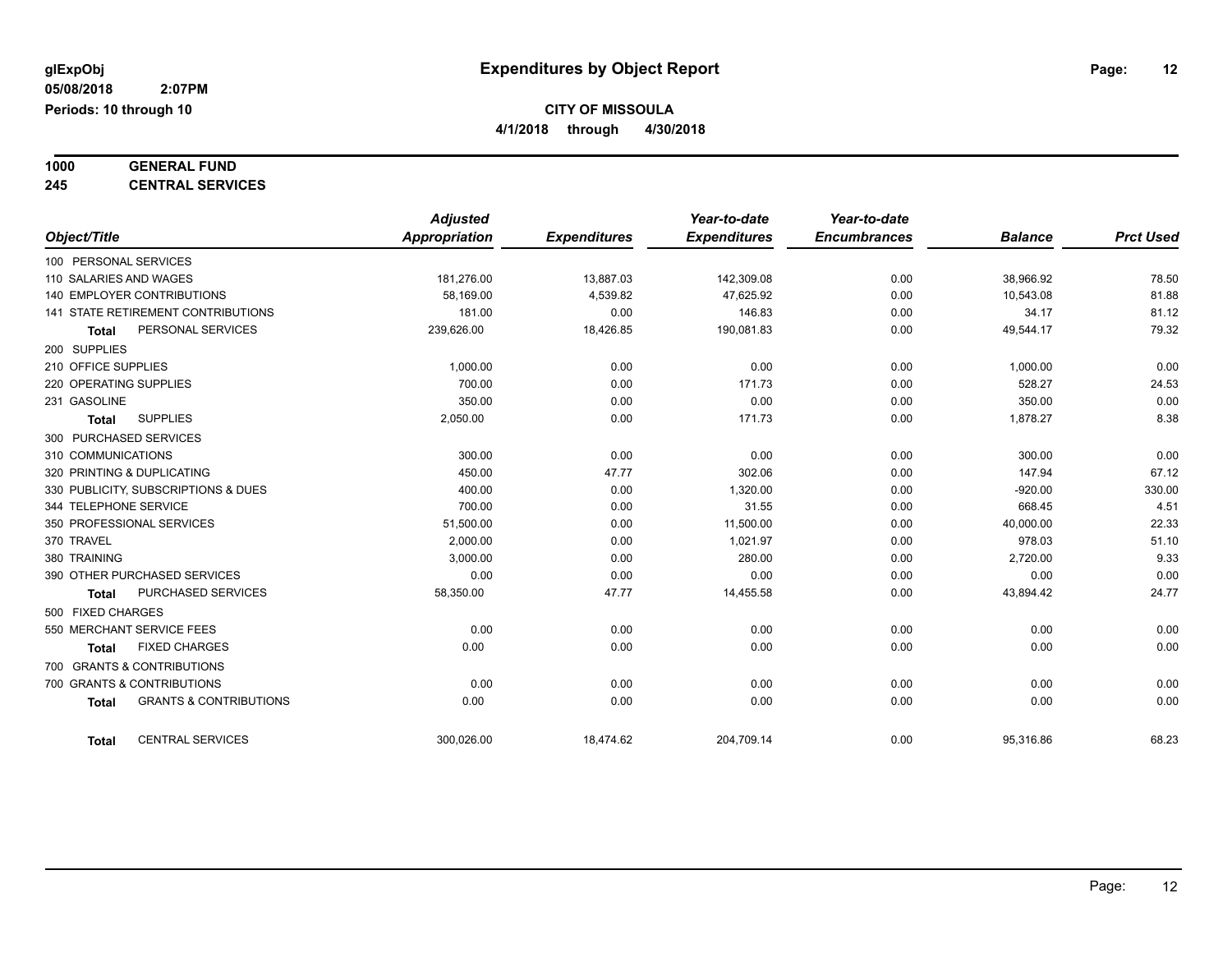glExpObj
05/08/2018 2:07PM
Periods: 10 through 10

# Expenditures by Object Report

**CITY OF MISSOULA**
**4/1/2018 through 4/30/2018**

**1000 GENERAL FUND**
**245 CENTRAL SERVICES**

| Object/Title | Adjusted Appropriation | Expenditures | Year-to-date Expenditures | Year-to-date Encumbrances | Balance | Prct Used |
|---|---|---|---|---|---|---|
| 100 PERSONAL SERVICES | | | | | | |
| 110 SALARIES AND WAGES | 181,276.00 | 13,887.03 | 142,309.08 | 0.00 | 38,966.92 | 78.50 |
| 140 EMPLOYER CONTRIBUTIONS | 58,169.00 | 4,539.82 | 47,625.92 | 0.00 | 10,543.08 | 81.88 |
| 141 STATE RETIREMENT CONTRIBUTIONS | 181.00 | 0.00 | 146.83 | 0.00 | 34.17 | 81.12 |
| **Total** PERSONAL SERVICES | 239,626.00 | 18,426.85 | 190,081.83 | 0.00 | 49,544.17 | 79.32 |
| 200 SUPPLIES | | | | | | |
| 210 OFFICE SUPPLIES | 1,000.00 | 0.00 | 0.00 | 0.00 | 1,000.00 | 0.00 |
| 220 OPERATING SUPPLIES | 700.00 | 0.00 | 171.73 | 0.00 | 528.27 | 24.53 |
| 231 GASOLINE | 350.00 | 0.00 | 0.00 | 0.00 | 350.00 | 0.00 |
| **Total** SUPPLIES | 2,050.00 | 0.00 | 171.73 | 0.00 | 1,878.27 | 8.38 |
| 300 PURCHASED SERVICES | | | | | | |
| 310 COMMUNICATIONS | 300.00 | 0.00 | 0.00 | 0.00 | 300.00 | 0.00 |
| 320 PRINTING & DUPLICATING | 450.00 | 47.77 | 302.06 | 0.00 | 147.94 | 67.12 |
| 330 PUBLICITY, SUBSCRIPTIONS & DUES | 400.00 | 0.00 | 1,320.00 | 0.00 | -920.00 | 330.00 |
| 344 TELEPHONE SERVICE | 700.00 | 0.00 | 31.55 | 0.00 | 668.45 | 4.51 |
| 350 PROFESSIONAL SERVICES | 51,500.00 | 0.00 | 11,500.00 | 0.00 | 40,000.00 | 22.33 |
| 370 TRAVEL | 2,000.00 | 0.00 | 1,021.97 | 0.00 | 978.03 | 51.10 |
| 380 TRAINING | 3,000.00 | 0.00 | 280.00 | 0.00 | 2,720.00 | 9.33 |
| 390 OTHER PURCHASED SERVICES | 0.00 | 0.00 | 0.00 | 0.00 | 0.00 | 0.00 |
| **Total** PURCHASED SERVICES | 58,350.00 | 47.77 | 14,455.58 | 0.00 | 43,894.42 | 24.77 |
| 500 FIXED CHARGES | | | | | | |
| 550 MERCHANT SERVICE FEES | 0.00 | 0.00 | 0.00 | 0.00 | 0.00 | 0.00 |
| **Total** FIXED CHARGES | 0.00 | 0.00 | 0.00 | 0.00 | 0.00 | 0.00 |
| 700 GRANTS & CONTRIBUTIONS | | | | | | |
| 700 GRANTS & CONTRIBUTIONS | 0.00 | 0.00 | 0.00 | 0.00 | 0.00 | 0.00 |
| **Total** GRANTS & CONTRIBUTIONS | 0.00 | 0.00 | 0.00 | 0.00 | 0.00 | 0.00 |
| **Total** CENTRAL SERVICES | 300,026.00 | 18,474.62 | 204,709.14 | 0.00 | 95,316.86 | 68.23 |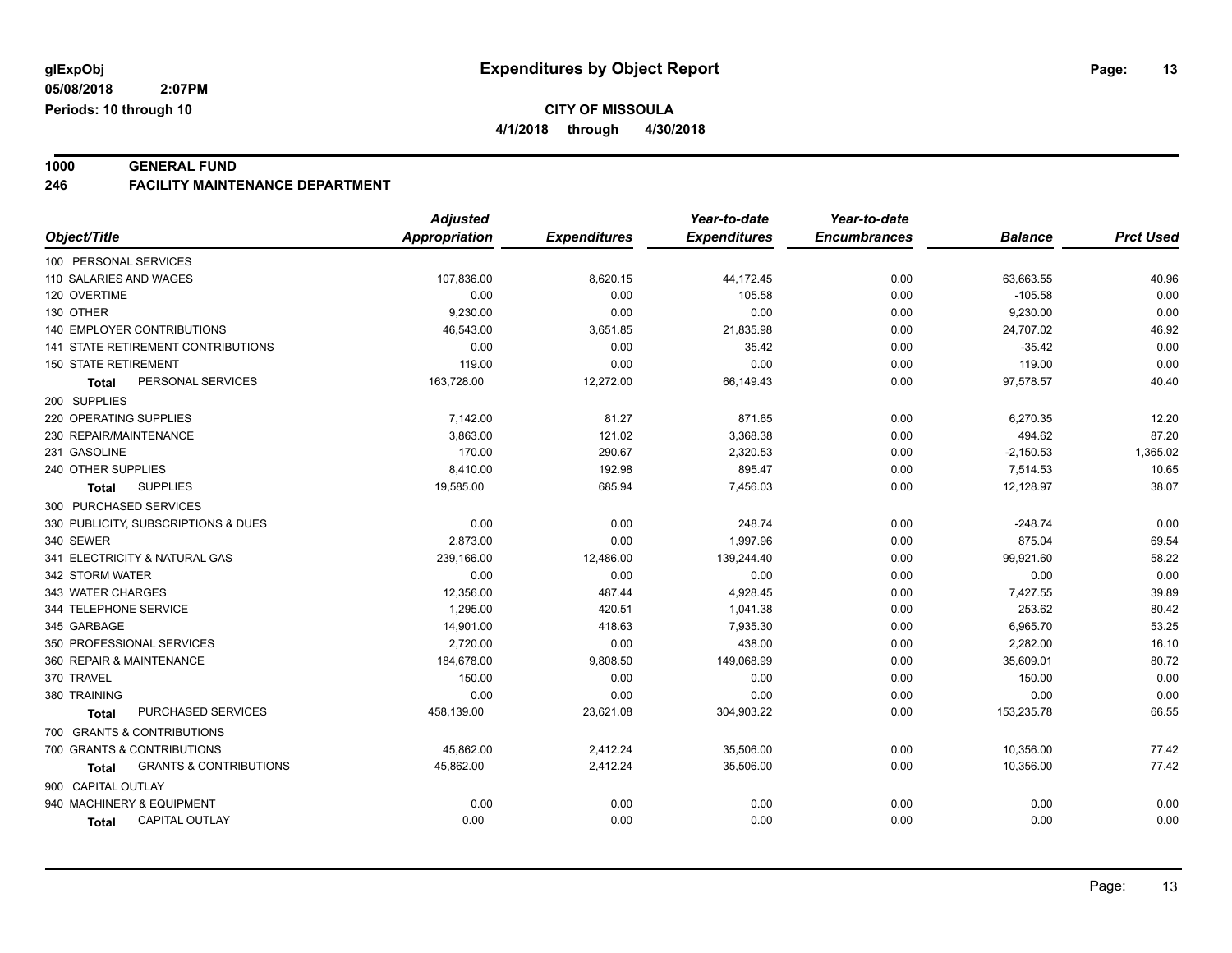**glExpObj** **Expenditures by Object Report**

**05/08/2018 2:07PM**

**Periods: 10 through 10**

**CITY OF MISSOULA**

**4/1/2018 through 4/30/2018**

**1000 GENERAL FUND**

**246 FACILITY MAINTENANCE DEPARTMENT**

| Object/Title | Adjusted Appropriation | Expenditures | Year-to-date Expenditures | Year-to-date Encumbrances | Balance | Prct Used |
|---|---|---|---|---|---|---|
| 100 PERSONAL SERVICES | | | | | | |
| 110 SALARIES AND WAGES | 107,836.00 | 8,620.15 | 44,172.45 | 0.00 | 63,663.55 | 40.96 |
| 120 OVERTIME | 0.00 | 0.00 | 105.58 | 0.00 | -105.58 | 0.00 |
| 130 OTHER | 9,230.00 | 0.00 | 0.00 | 0.00 | 9,230.00 | 0.00 |
| 140 EMPLOYER CONTRIBUTIONS | 46,543.00 | 3,651.85 | 21,835.98 | 0.00 | 24,707.02 | 46.92 |
| 141 STATE RETIREMENT CONTRIBUTIONS | 0.00 | 0.00 | 35.42 | 0.00 | -35.42 | 0.00 |
| 150 STATE RETIREMENT | 119.00 | 0.00 | 0.00 | 0.00 | 119.00 | 0.00 |
| **Total** PERSONAL SERVICES | 163,728.00 | 12,272.00 | 66,149.43 | 0.00 | 97,578.57 | 40.40 |
| 200 SUPPLIES | | | | | | |
| 220 OPERATING SUPPLIES | 7,142.00 | 81.27 | 871.65 | 0.00 | 6,270.35 | 12.20 |
| 230 REPAIR/MAINTENANCE | 3,863.00 | 121.02 | 3,368.38 | 0.00 | 494.62 | 87.20 |
| 231 GASOLINE | 170.00 | 290.67 | 2,320.53 | 0.00 | -2,150.53 | 1,365.02 |
| 240 OTHER SUPPLIES | 8,410.00 | 192.98 | 895.47 | 0.00 | 7,514.53 | 10.65 |
| **Total** SUPPLIES | 19,585.00 | 685.94 | 7,456.03 | 0.00 | 12,128.97 | 38.07 |
| 300 PURCHASED SERVICES | | | | | | |
| 330 PUBLICITY, SUBSCRIPTIONS & DUES | 0.00 | 0.00 | 248.74 | 0.00 | -248.74 | 0.00 |
| 340 SEWER | 2,873.00 | 0.00 | 1,997.96 | 0.00 | 875.04 | 69.54 |
| 341 ELECTRICITY & NATURAL GAS | 239,166.00 | 12,486.00 | 139,244.40 | 0.00 | 99,921.60 | 58.22 |
| 342 STORM WATER | 0.00 | 0.00 | 0.00 | 0.00 | 0.00 | 0.00 |
| 343 WATER CHARGES | 12,356.00 | 487.44 | 4,928.45 | 0.00 | 7,427.55 | 39.89 |
| 344 TELEPHONE SERVICE | 1,295.00 | 420.51 | 1,041.38 | 0.00 | 253.62 | 80.42 |
| 345 GARBAGE | 14,901.00 | 418.63 | 7,935.30 | 0.00 | 6,965.70 | 53.25 |
| 350 PROFESSIONAL SERVICES | 2,720.00 | 0.00 | 438.00 | 0.00 | 2,282.00 | 16.10 |
| 360 REPAIR & MAINTENANCE | 184,678.00 | 9,808.50 | 149,068.99 | 0.00 | 35,609.01 | 80.72 |
| 370 TRAVEL | 150.00 | 0.00 | 0.00 | 0.00 | 150.00 | 0.00 |
| 380 TRAINING | 0.00 | 0.00 | 0.00 | 0.00 | 0.00 | 0.00 |
| **Total** PURCHASED SERVICES | 458,139.00 | 23,621.08 | 304,903.22 | 0.00 | 153,235.78 | 66.55 |
| 700 GRANTS & CONTRIBUTIONS | | | | | | |
| 700 GRANTS & CONTRIBUTIONS | 45,862.00 | 2,412.24 | 35,506.00 | 0.00 | 10,356.00 | 77.42 |
| **Total** GRANTS & CONTRIBUTIONS | 45,862.00 | 2,412.24 | 35,506.00 | 0.00 | 10,356.00 | 77.42 |
| 900 CAPITAL OUTLAY | | | | | | |
| 940 MACHINERY & EQUIPMENT | 0.00 | 0.00 | 0.00 | 0.00 | 0.00 | 0.00 |
| **Total** CAPITAL OUTLAY | 0.00 | 0.00 | 0.00 | 0.00 | 0.00 | 0.00 |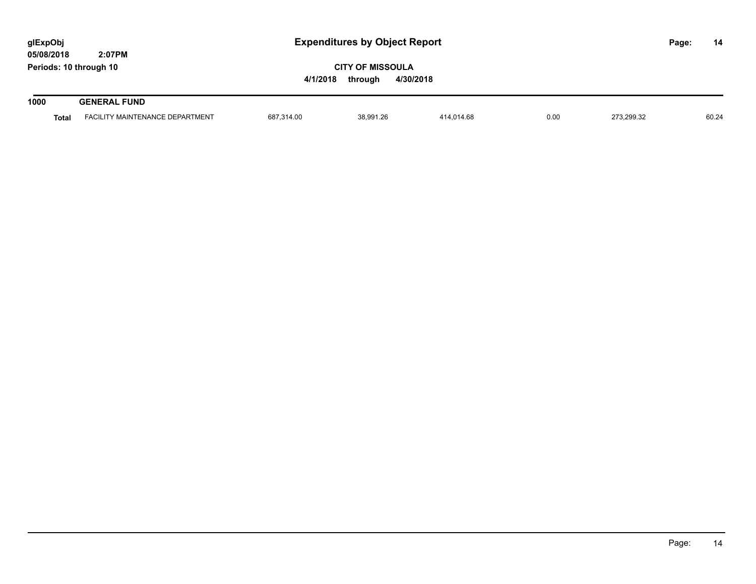# Expenditures by Object Report

glExpObj
05/08/2018 2:07PM
Periods: 10 through 10

**CITY OF MISSOULA**

**4/1/2018 through 4/30/2018**

| | | | | | | | |
|---|---|---|---|---|---|---|---|
| **1000** | **GENERAL FUND** | | | | | | |
| **Total** | FACILITY MAINTENANCE DEPARTMENT | 687,314.00 | 38,991.26 | 414,014.68 | 0.00 | 273,299.32 | 60.24 |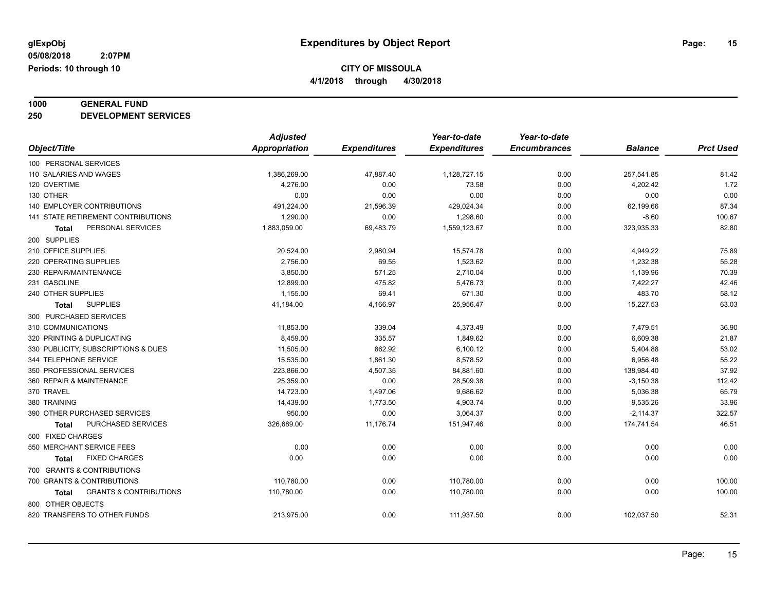glExpObj
05/08/2018 2:07PM
Periods: 10 through 10

# Expenditures by Object Report

## CITY OF MISSOULA

4/1/2018 through 4/30/2018

**1000 GENERAL FUND**
**250 DEVELOPMENT SERVICES**

| Object/Title | Adjusted Appropriation | Expenditures | Year-to-date Expenditures | Year-to-date Encumbrances | Balance | Prct Used |
|---|---|---|---|---|---|---|
| 100 PERSONAL SERVICES | | | | | | |
| 110 SALARIES AND WAGES | 1,386,269.00 | 47,887.40 | 1,128,727.15 | 0.00 | 257,541.85 | 81.42 |
| 120 OVERTIME | 4,276.00 | 0.00 | 73.58 | 0.00 | 4,202.42 | 1.72 |
| 130 OTHER | 0.00 | 0.00 | 0.00 | 0.00 | 0.00 | 0.00 |
| 140 EMPLOYER CONTRIBUTIONS | 491,224.00 | 21,596.39 | 429,024.34 | 0.00 | 62,199.66 | 87.34 |
| 141 STATE RETIREMENT CONTRIBUTIONS | 1,290.00 | 0.00 | 1,298.60 | 0.00 | -8.60 | 100.67 |
| **Total** PERSONAL SERVICES | 1,883,059.00 | 69,483.79 | 1,559,123.67 | 0.00 | 323,935.33 | 82.80 |
| 200 SUPPLIES | | | | | | |
| 210 OFFICE SUPPLIES | 20,524.00 | 2,980.94 | 15,574.78 | 0.00 | 4,949.22 | 75.89 |
| 220 OPERATING SUPPLIES | 2,756.00 | 69.55 | 1,523.62 | 0.00 | 1,232.38 | 55.28 |
| 230 REPAIR/MAINTENANCE | 3,850.00 | 571.25 | 2,710.04 | 0.00 | 1,139.96 | 70.39 |
| 231 GASOLINE | 12,899.00 | 475.82 | 5,476.73 | 0.00 | 7,422.27 | 42.46 |
| 240 OTHER SUPPLIES | 1,155.00 | 69.41 | 671.30 | 0.00 | 483.70 | 58.12 |
| **Total** SUPPLIES | 41,184.00 | 4,166.97 | 25,956.47 | 0.00 | 15,227.53 | 63.03 |
| 300 PURCHASED SERVICES | | | | | | |
| 310 COMMUNICATIONS | 11,853.00 | 339.04 | 4,373.49 | 0.00 | 7,479.51 | 36.90 |
| 320 PRINTING & DUPLICATING | 8,459.00 | 335.57 | 1,849.62 | 0.00 | 6,609.38 | 21.87 |
| 330 PUBLICITY, SUBSCRIPTIONS & DUES | 11,505.00 | 862.92 | 6,100.12 | 0.00 | 5,404.88 | 53.02 |
| 344 TELEPHONE SERVICE | 15,535.00 | 1,861.30 | 8,578.52 | 0.00 | 6,956.48 | 55.22 |
| 350 PROFESSIONAL SERVICES | 223,866.00 | 4,507.35 | 84,881.60 | 0.00 | 138,984.40 | 37.92 |
| 360 REPAIR & MAINTENANCE | 25,359.00 | 0.00 | 28,509.38 | 0.00 | -3,150.38 | 112.42 |
| 370 TRAVEL | 14,723.00 | 1,497.06 | 9,686.62 | 0.00 | 5,036.38 | 65.79 |
| 380 TRAINING | 14,439.00 | 1,773.50 | 4,903.74 | 0.00 | 9,535.26 | 33.96 |
| 390 OTHER PURCHASED SERVICES | 950.00 | 0.00 | 3,064.37 | 0.00 | -2,114.37 | 322.57 |
| **Total** PURCHASED SERVICES | 326,689.00 | 11,176.74 | 151,947.46 | 0.00 | 174,741.54 | 46.51 |
| 500 FIXED CHARGES | | | | | | |
| 550 MERCHANT SERVICE FEES | 0.00 | 0.00 | 0.00 | 0.00 | 0.00 | 0.00 |
| **Total** FIXED CHARGES | 0.00 | 0.00 | 0.00 | 0.00 | 0.00 | 0.00 |
| 700 GRANTS & CONTRIBUTIONS | | | | | | |
| 700 GRANTS & CONTRIBUTIONS | 110,780.00 | 0.00 | 110,780.00 | 0.00 | 0.00 | 100.00 |
| **Total** GRANTS & CONTRIBUTIONS | 110,780.00 | 0.00 | 110,780.00 | 0.00 | 0.00 | 100.00 |
| 800 OTHER OBJECTS | | | | | | |
| 820 TRANSFERS TO OTHER FUNDS | 213,975.00 | 0.00 | 111,937.50 | 0.00 | 102,037.50 | 52.31 |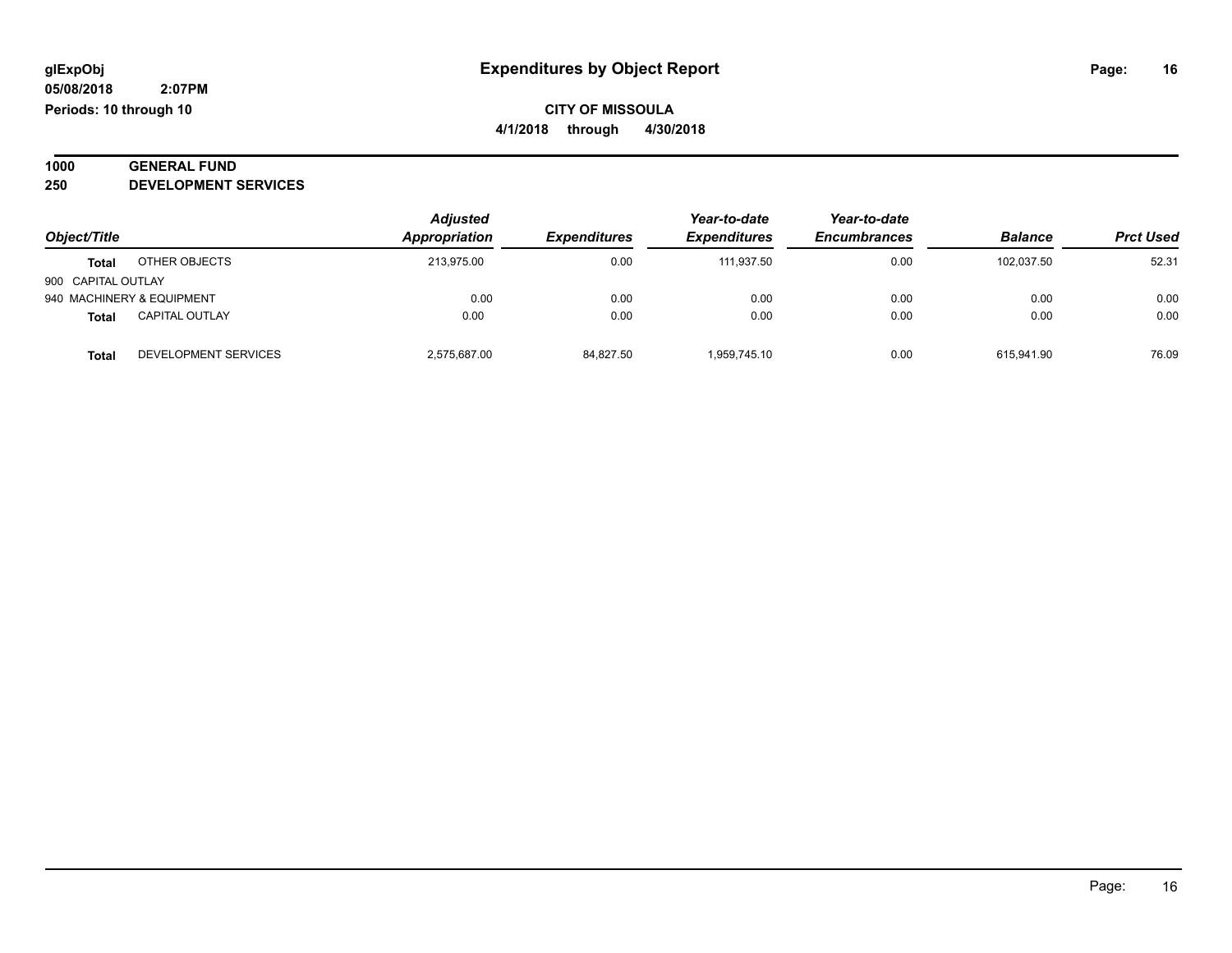# Expenditures by Object Report

glExpObj
05/08/2018 2:07PM
Periods: 10 through 10

**CITY OF MISSOULA**
**4/1/2018 through 4/30/2018**

## 1000 GENERAL FUND
## 250 DEVELOPMENT SERVICES

| Object/Title | | Adjusted Appropriation | Expenditures | Year-to-date Expenditures | Year-to-date Encumbrances | Balance | Prct Used |
|---|---|---|---|---|---|---|---|
| **Total** | OTHER OBJECTS | 213,975.00 | 0.00 | 111,937.50 | 0.00 | 102,037.50 | 52.31 |
| 900 CAPITAL OUTLAY | | | | | | | |
| 940 MACHINERY & EQUIPMENT | | 0.00 | 0.00 | 0.00 | 0.00 | 0.00 | 0.00 |
| **Total** | CAPITAL OUTLAY | 0.00 | 0.00 | 0.00 | 0.00 | 0.00 | 0.00 |
| **Total** | DEVELOPMENT SERVICES | 2,575,687.00 | 84,827.50 | 1,959,745.10 | 0.00 | 615,941.90 | 76.09 |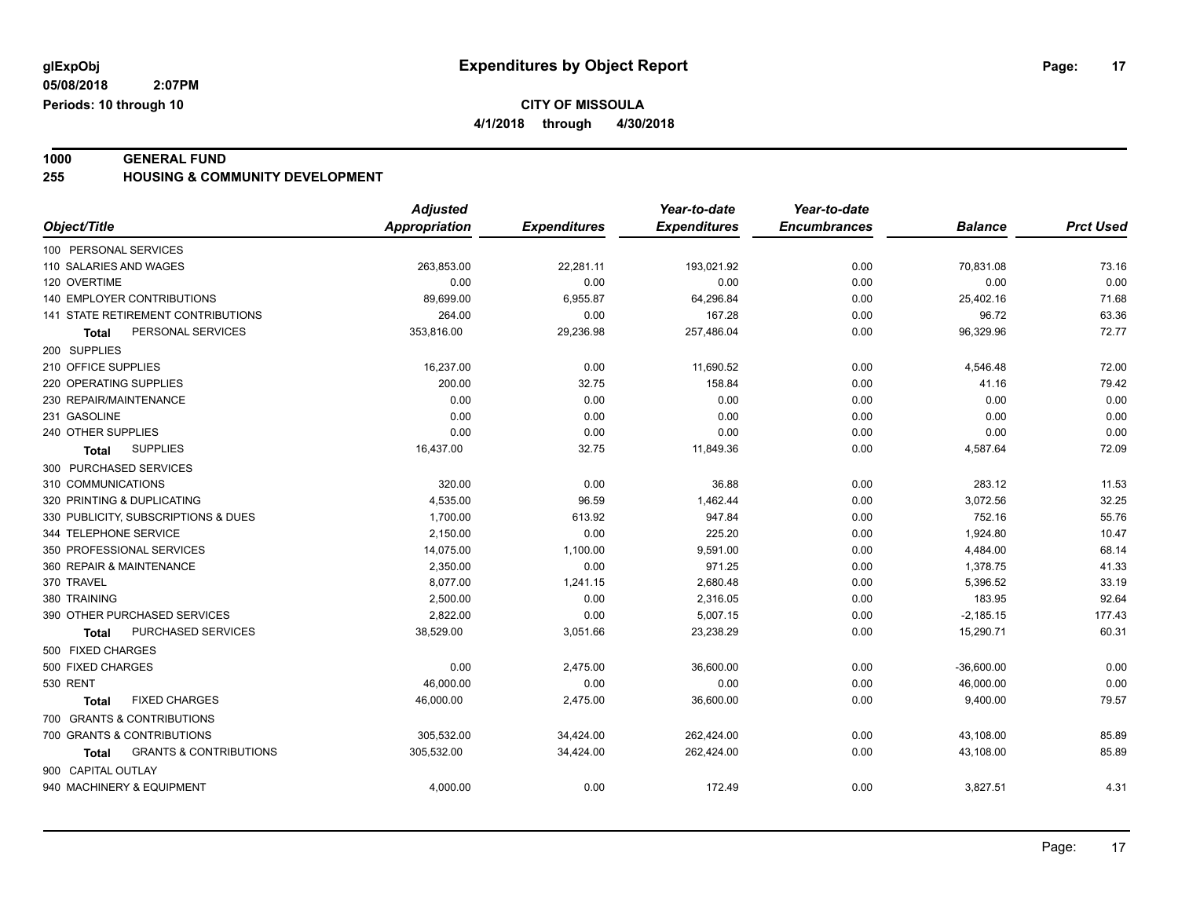glExpObj
05/08/2018 2:07PM
Periods: 10 through 10

# Expenditures by Object Report

**CITY OF MISSOULA**
**4/1/2018 through 4/30/2018**

## 1000 GENERAL FUND
## 255 HOUSING & COMMUNITY DEVELOPMENT

| Object/Title | Adjusted Appropriation | Expenditures | Year-to-date Expenditures | Year-to-date Encumbrances | Balance | Prct Used |
|---|---|---|---|---|---|---|
| 100 PERSONAL SERVICES | | | | | | |
| 110 SALARIES AND WAGES | 263,853.00 | 22,281.11 | 193,021.92 | 0.00 | 70,831.08 | 73.16 |
| 120 OVERTIME | 0.00 | 0.00 | 0.00 | 0.00 | 0.00 | 0.00 |
| 140 EMPLOYER CONTRIBUTIONS | 89,699.00 | 6,955.87 | 64,296.84 | 0.00 | 25,402.16 | 71.68 |
| 141 STATE RETIREMENT CONTRIBUTIONS | 264.00 | 0.00 | 167.28 | 0.00 | 96.72 | 63.36 |
| **Total** PERSONAL SERVICES | 353,816.00 | 29,236.98 | 257,486.04 | 0.00 | 96,329.96 | 72.77 |
| 200 SUPPLIES | | | | | | |
| 210 OFFICE SUPPLIES | 16,237.00 | 0.00 | 11,690.52 | 0.00 | 4,546.48 | 72.00 |
| 220 OPERATING SUPPLIES | 200.00 | 32.75 | 158.84 | 0.00 | 41.16 | 79.42 |
| 230 REPAIR/MAINTENANCE | 0.00 | 0.00 | 0.00 | 0.00 | 0.00 | 0.00 |
| 231 GASOLINE | 0.00 | 0.00 | 0.00 | 0.00 | 0.00 | 0.00 |
| 240 OTHER SUPPLIES | 0.00 | 0.00 | 0.00 | 0.00 | 0.00 | 0.00 |
| **Total** SUPPLIES | 16,437.00 | 32.75 | 11,849.36 | 0.00 | 4,587.64 | 72.09 |
| 300 PURCHASED SERVICES | | | | | | |
| 310 COMMUNICATIONS | 320.00 | 0.00 | 36.88 | 0.00 | 283.12 | 11.53 |
| 320 PRINTING & DUPLICATING | 4,535.00 | 96.59 | 1,462.44 | 0.00 | 3,072.56 | 32.25 |
| 330 PUBLICITY, SUBSCRIPTIONS & DUES | 1,700.00 | 613.92 | 947.84 | 0.00 | 752.16 | 55.76 |
| 344 TELEPHONE SERVICE | 2,150.00 | 0.00 | 225.20 | 0.00 | 1,924.80 | 10.47 |
| 350 PROFESSIONAL SERVICES | 14,075.00 | 1,100.00 | 9,591.00 | 0.00 | 4,484.00 | 68.14 |
| 360 REPAIR & MAINTENANCE | 2,350.00 | 0.00 | 971.25 | 0.00 | 1,378.75 | 41.33 |
| 370 TRAVEL | 8,077.00 | 1,241.15 | 2,680.48 | 0.00 | 5,396.52 | 33.19 |
| 380 TRAINING | 2,500.00 | 0.00 | 2,316.05 | 0.00 | 183.95 | 92.64 |
| 390 OTHER PURCHASED SERVICES | 2,822.00 | 0.00 | 5,007.15 | 0.00 | -2,185.15 | 177.43 |
| **Total** PURCHASED SERVICES | 38,529.00 | 3,051.66 | 23,238.29 | 0.00 | 15,290.71 | 60.31 |
| 500 FIXED CHARGES | | | | | | |
| 500 FIXED CHARGES | 0.00 | 2,475.00 | 36,600.00 | 0.00 | -36,600.00 | 0.00 |
| 530 RENT | 46,000.00 | 0.00 | 0.00 | 0.00 | 46,000.00 | 0.00 |
| **Total** FIXED CHARGES | 46,000.00 | 2,475.00 | 36,600.00 | 0.00 | 9,400.00 | 79.57 |
| 700 GRANTS & CONTRIBUTIONS | | | | | | |
| 700 GRANTS & CONTRIBUTIONS | 305,532.00 | 34,424.00 | 262,424.00 | 0.00 | 43,108.00 | 85.89 |
| **Total** GRANTS & CONTRIBUTIONS | 305,532.00 | 34,424.00 | 262,424.00 | 0.00 | 43,108.00 | 85.89 |
| 900 CAPITAL OUTLAY | | | | | | |
| 940 MACHINERY & EQUIPMENT | 4,000.00 | 0.00 | 172.49 | 0.00 | 3,827.51 | 4.31 |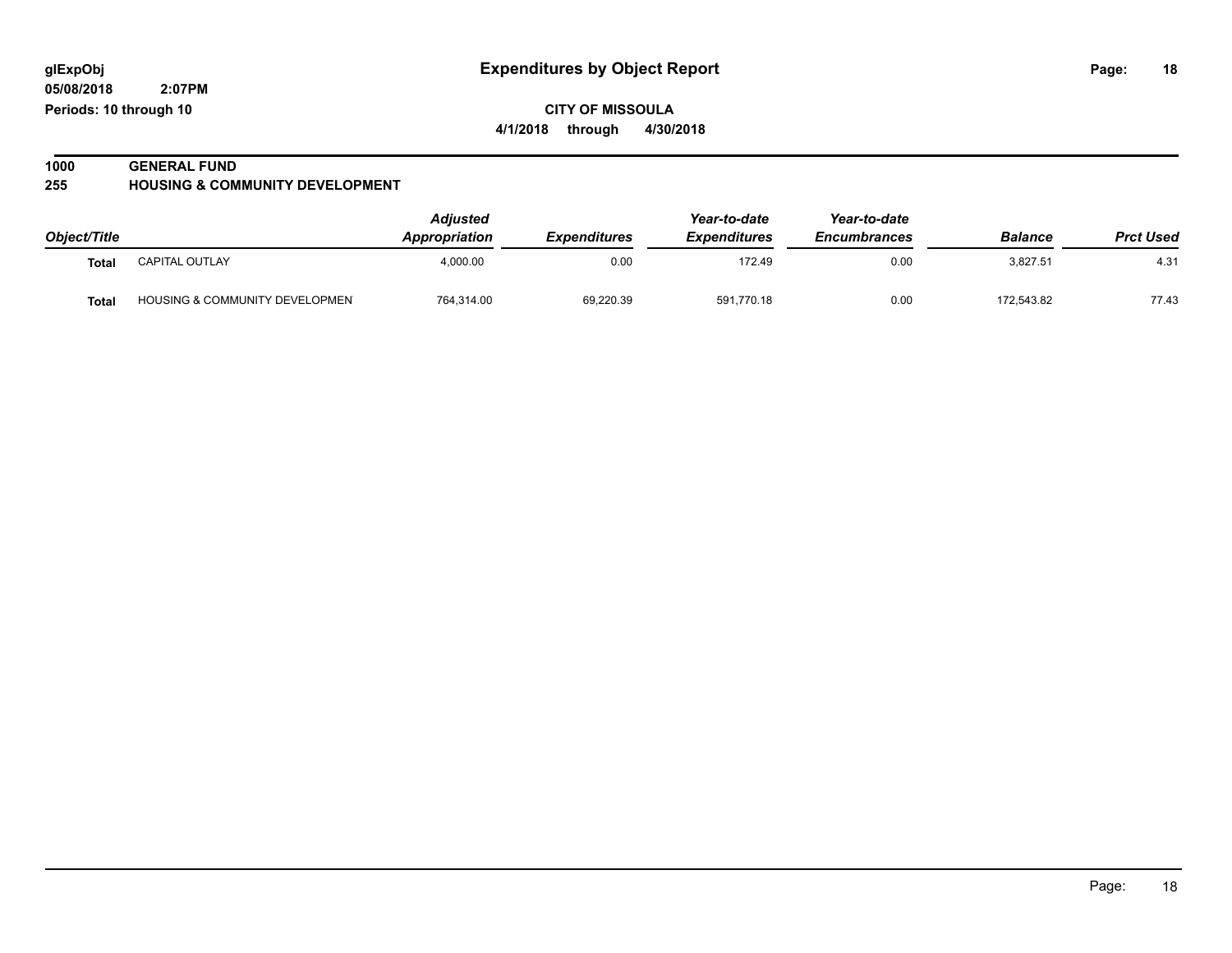# Expenditures by Object Report

glExpObj
05/08/2018 2:07PM
Periods: 10 through 10

**CITY OF MISSOULA**
**4/1/2018 through 4/30/2018**

## 1000 GENERAL FUND
## 255 HOUSING & COMMUNITY DEVELOPMENT

| Object/Title | | Adjusted Appropriation | Expenditures | Year-to-date Expenditures | Year-to-date Encumbrances | Balance | Prct Used |
|---|---|---|---|---|---|---|---|
| Total | CAPITAL OUTLAY | 4,000.00 | 0.00 | 172.49 | 0.00 | 3,827.51 | 4.31 |
| Total | HOUSING & COMMUNITY DEVELOPMEN | 764,314.00 | 69,220.39 | 591,770.18 | 0.00 | 172,543.82 | 77.43 |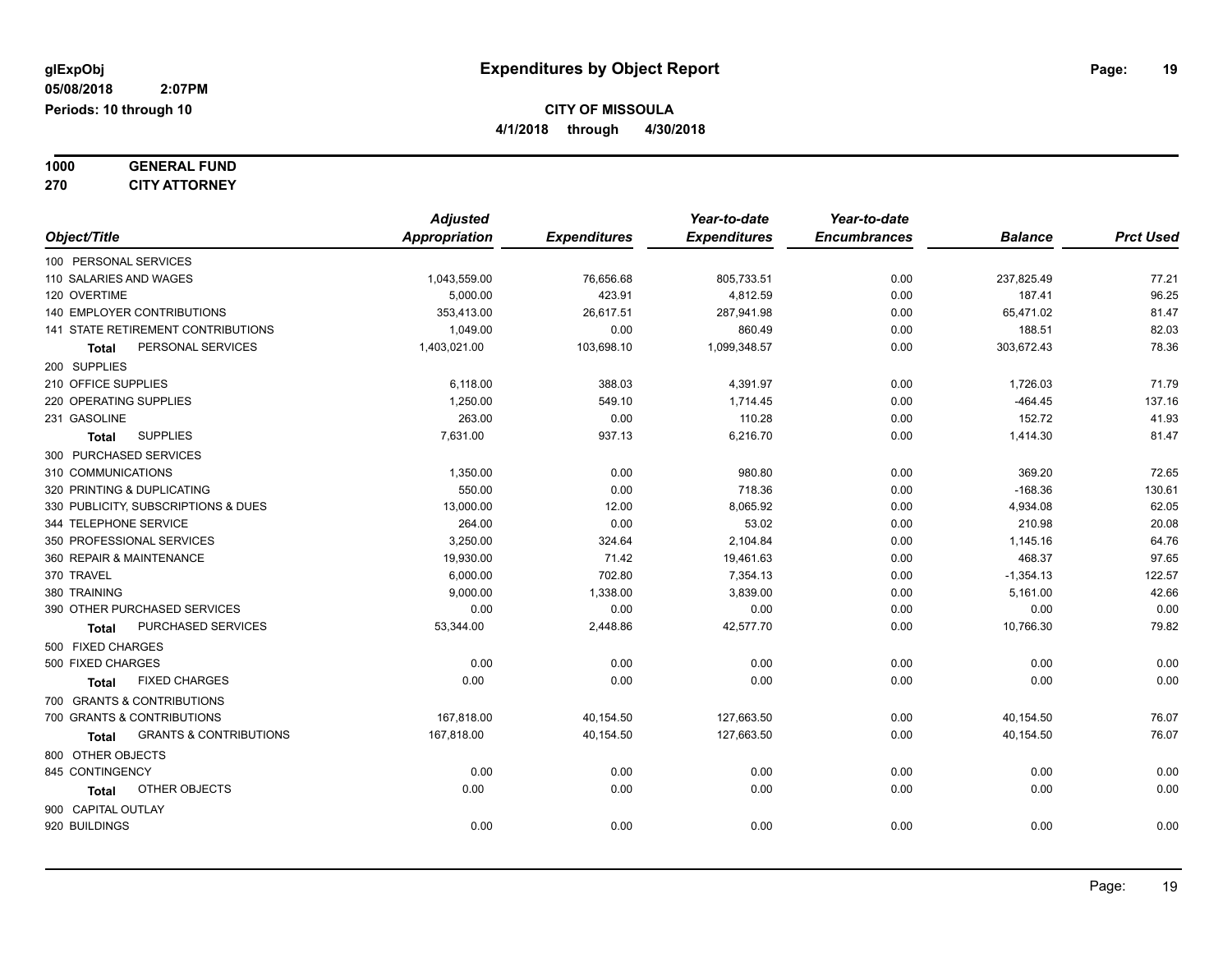# Expenditures by Object Report

glExpObj
05/08/2018 2:07PM
Periods: 10 through 10

**CITY OF MISSOULA**
**4/1/2018 through 4/30/2018**

**1000 GENERAL FUND**
**270 CITY ATTORNEY**

| Object/Title | Adjusted Appropriation | Expenditures | Year-to-date Expenditures | Year-to-date Encumbrances | Balance | Prct Used |
|---|---|---|---|---|---|---|
| 100 PERSONAL SERVICES | | | | | | |
| 110 SALARIES AND WAGES | 1,043,559.00 | 76,656.68 | 805,733.51 | 0.00 | 237,825.49 | 77.21 |
| 120 OVERTIME | 5,000.00 | 423.91 | 4,812.59 | 0.00 | 187.41 | 96.25 |
| 140 EMPLOYER CONTRIBUTIONS | 353,413.00 | 26,617.51 | 287,941.98 | 0.00 | 65,471.02 | 81.47 |
| 141 STATE RETIREMENT CONTRIBUTIONS | 1,049.00 | 0.00 | 860.49 | 0.00 | 188.51 | 82.03 |
| **Total** PERSONAL SERVICES | 1,403,021.00 | 103,698.10 | 1,099,348.57 | 0.00 | 303,672.43 | 78.36 |
| 200 SUPPLIES | | | | | | |
| 210 OFFICE SUPPLIES | 6,118.00 | 388.03 | 4,391.97 | 0.00 | 1,726.03 | 71.79 |
| 220 OPERATING SUPPLIES | 1,250.00 | 549.10 | 1,714.45 | 0.00 | -464.45 | 137.16 |
| 231 GASOLINE | 263.00 | 0.00 | 110.28 | 0.00 | 152.72 | 41.93 |
| **Total** SUPPLIES | 7,631.00 | 937.13 | 6,216.70 | 0.00 | 1,414.30 | 81.47 |
| 300 PURCHASED SERVICES | | | | | | |
| 310 COMMUNICATIONS | 1,350.00 | 0.00 | 980.80 | 0.00 | 369.20 | 72.65 |
| 320 PRINTING & DUPLICATING | 550.00 | 0.00 | 718.36 | 0.00 | -168.36 | 130.61 |
| 330 PUBLICITY, SUBSCRIPTIONS & DUES | 13,000.00 | 12.00 | 8,065.92 | 0.00 | 4,934.08 | 62.05 |
| 344 TELEPHONE SERVICE | 264.00 | 0.00 | 53.02 | 0.00 | 210.98 | 20.08 |
| 350 PROFESSIONAL SERVICES | 3,250.00 | 324.64 | 2,104.84 | 0.00 | 1,145.16 | 64.76 |
| 360 REPAIR & MAINTENANCE | 19,930.00 | 71.42 | 19,461.63 | 0.00 | 468.37 | 97.65 |
| 370 TRAVEL | 6,000.00 | 702.80 | 7,354.13 | 0.00 | -1,354.13 | 122.57 |
| 380 TRAINING | 9,000.00 | 1,338.00 | 3,839.00 | 0.00 | 5,161.00 | 42.66 |
| 390 OTHER PURCHASED SERVICES | 0.00 | 0.00 | 0.00 | 0.00 | 0.00 | 0.00 |
| **Total** PURCHASED SERVICES | 53,344.00 | 2,448.86 | 42,577.70 | 0.00 | 10,766.30 | 79.82 |
| 500 FIXED CHARGES | | | | | | |
| 500 FIXED CHARGES | 0.00 | 0.00 | 0.00 | 0.00 | 0.00 | 0.00 |
| **Total** FIXED CHARGES | 0.00 | 0.00 | 0.00 | 0.00 | 0.00 | 0.00 |
| 700 GRANTS & CONTRIBUTIONS | | | | | | |
| 700 GRANTS & CONTRIBUTIONS | 167,818.00 | 40,154.50 | 127,663.50 | 0.00 | 40,154.50 | 76.07 |
| **Total** GRANTS & CONTRIBUTIONS | 167,818.00 | 40,154.50 | 127,663.50 | 0.00 | 40,154.50 | 76.07 |
| 800 OTHER OBJECTS | | | | | | |
| 845 CONTINGENCY | 0.00 | 0.00 | 0.00 | 0.00 | 0.00 | 0.00 |
| **Total** OTHER OBJECTS | 0.00 | 0.00 | 0.00 | 0.00 | 0.00 | 0.00 |
| 900 CAPITAL OUTLAY | | | | | | |
| 920 BUILDINGS | 0.00 | 0.00 | 0.00 | 0.00 | 0.00 | 0.00 |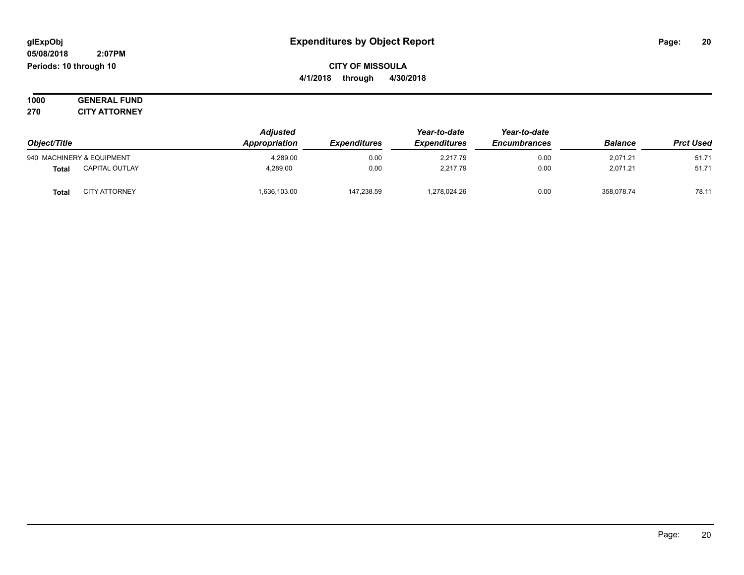**glExpObj** **Expenditures by Object Report**
**05/08/2018 2:07PM**
**Periods: 10 through 10**

**CITY OF MISSOULA**
**4/1/2018 through 4/30/2018**

**1000 GENERAL FUND**
**270 CITY ATTORNEY**

| Object/Title | | Adjusted Appropriation | Expenditures | Year-to-date Expenditures | Year-to-date Encumbrances | Balance | Prct Used |
|---|---|---|---|---|---|---|---|
| 940 MACHINERY & EQUIPMENT | | 4,289.00 | 0.00 | 2,217.79 | 0.00 | 2,071.21 | 51.71 |
| **Total** | CAPITAL OUTLAY | 4,289.00 | 0.00 | 2,217.79 | 0.00 | 2,071.21 | 51.71 |
| **Total** | CITY ATTORNEY | 1,636,103.00 | 147,238.59 | 1,278,024.26 | 0.00 | 358,078.74 | 78.11 |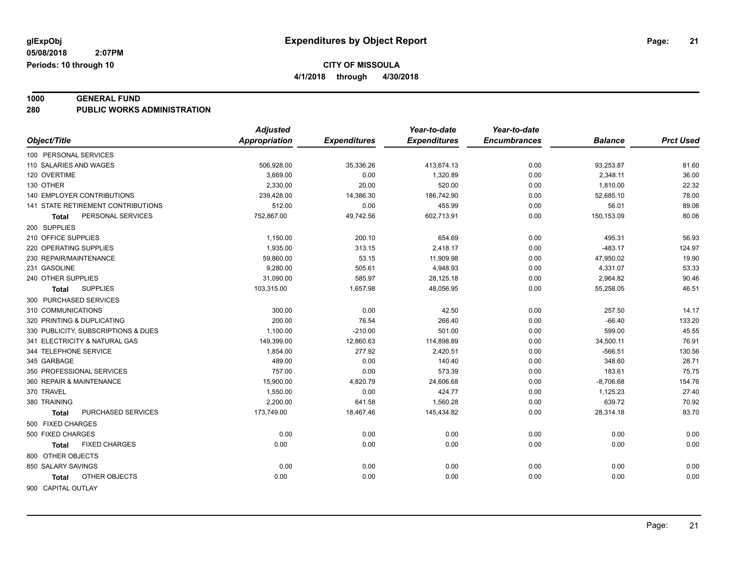**glExpObj** **Expenditures by Object Report**

**05/08/2018 2:07PM**

**Periods: 10 through 10**

**CITY OF MISSOULA**

**4/1/2018 through 4/30/2018**

**1000 GENERAL FUND**

**280 PUBLIC WORKS ADMINISTRATION**

| Object/Title | Adjusted Appropriation | Expenditures | Year-to-date Expenditures | Year-to-date Encumbrances | Balance | Prct Used |
|---|---|---|---|---|---|---|
| 100 PERSONAL SERVICES | | | | | | |
| 110 SALARIES AND WAGES | 506,928.00 | 35,336.26 | 413,674.13 | 0.00 | 93,253.87 | 81.60 |
| 120 OVERTIME | 3,669.00 | 0.00 | 1,320.89 | 0.00 | 2,348.11 | 36.00 |
| 130 OTHER | 2,330.00 | 20.00 | 520.00 | 0.00 | 1,810.00 | 22.32 |
| 140 EMPLOYER CONTRIBUTIONS | 239,428.00 | 14,386.30 | 186,742.90 | 0.00 | 52,685.10 | 78.00 |
| 141 STATE RETIREMENT CONTRIBUTIONS | 512.00 | 0.00 | 455.99 | 0.00 | 56.01 | 89.06 |
| **Total** PERSONAL SERVICES | 752,867.00 | 49,742.56 | 602,713.91 | 0.00 | 150,153.09 | 80.06 |
| 200 SUPPLIES | | | | | | |
| 210 OFFICE SUPPLIES | 1,150.00 | 200.10 | 654.69 | 0.00 | 495.31 | 56.93 |
| 220 OPERATING SUPPLIES | 1,935.00 | 313.15 | 2,418.17 | 0.00 | -483.17 | 124.97 |
| 230 REPAIR/MAINTENANCE | 59,860.00 | 53.15 | 11,909.98 | 0.00 | 47,950.02 | 19.90 |
| 231 GASOLINE | 9,280.00 | 505.61 | 4,948.93 | 0.00 | 4,331.07 | 53.33 |
| 240 OTHER SUPPLIES | 31,090.00 | 585.97 | 28,125.18 | 0.00 | 2,964.82 | 90.46 |
| **Total** SUPPLIES | 103,315.00 | 1,657.98 | 48,056.95 | 0.00 | 55,258.05 | 46.51 |
| 300 PURCHASED SERVICES | | | | | | |
| 310 COMMUNICATIONS | 300.00 | 0.00 | 42.50 | 0.00 | 257.50 | 14.17 |
| 320 PRINTING & DUPLICATING | 200.00 | 76.54 | 266.40 | 0.00 | -66.40 | 133.20 |
| 330 PUBLICITY, SUBSCRIPTIONS & DUES | 1,100.00 | -210.00 | 501.00 | 0.00 | 599.00 | 45.55 |
| 341 ELECTRICITY & NATURAL GAS | 149,399.00 | 12,860.63 | 114,898.89 | 0.00 | 34,500.11 | 76.91 |
| 344 TELEPHONE SERVICE | 1,854.00 | 277.92 | 2,420.51 | 0.00 | -566.51 | 130.56 |
| 345 GARBAGE | 489.00 | 0.00 | 140.40 | 0.00 | 348.60 | 28.71 |
| 350 PROFESSIONAL SERVICES | 757.00 | 0.00 | 573.39 | 0.00 | 183.61 | 75.75 |
| 360 REPAIR & MAINTENANCE | 15,900.00 | 4,820.79 | 24,606.68 | 0.00 | -8,706.68 | 154.76 |
| 370 TRAVEL | 1,550.00 | 0.00 | 424.77 | 0.00 | 1,125.23 | 27.40 |
| 380 TRAINING | 2,200.00 | 641.58 | 1,560.28 | 0.00 | 639.72 | 70.92 |
| **Total** PURCHASED SERVICES | 173,749.00 | 18,467.46 | 145,434.82 | 0.00 | 28,314.18 | 83.70 |
| 500 FIXED CHARGES | | | | | | |
| 500 FIXED CHARGES | 0.00 | 0.00 | 0.00 | 0.00 | 0.00 | 0.00 |
| **Total** FIXED CHARGES | 0.00 | 0.00 | 0.00 | 0.00 | 0.00 | 0.00 |
| 800 OTHER OBJECTS | | | | | | |
| 850 SALARY SAVINGS | 0.00 | 0.00 | 0.00 | 0.00 | 0.00 | 0.00 |
| **Total** OTHER OBJECTS | 0.00 | 0.00 | 0.00 | 0.00 | 0.00 | 0.00 |
| 900 CAPITAL OUTLAY | | | | | | |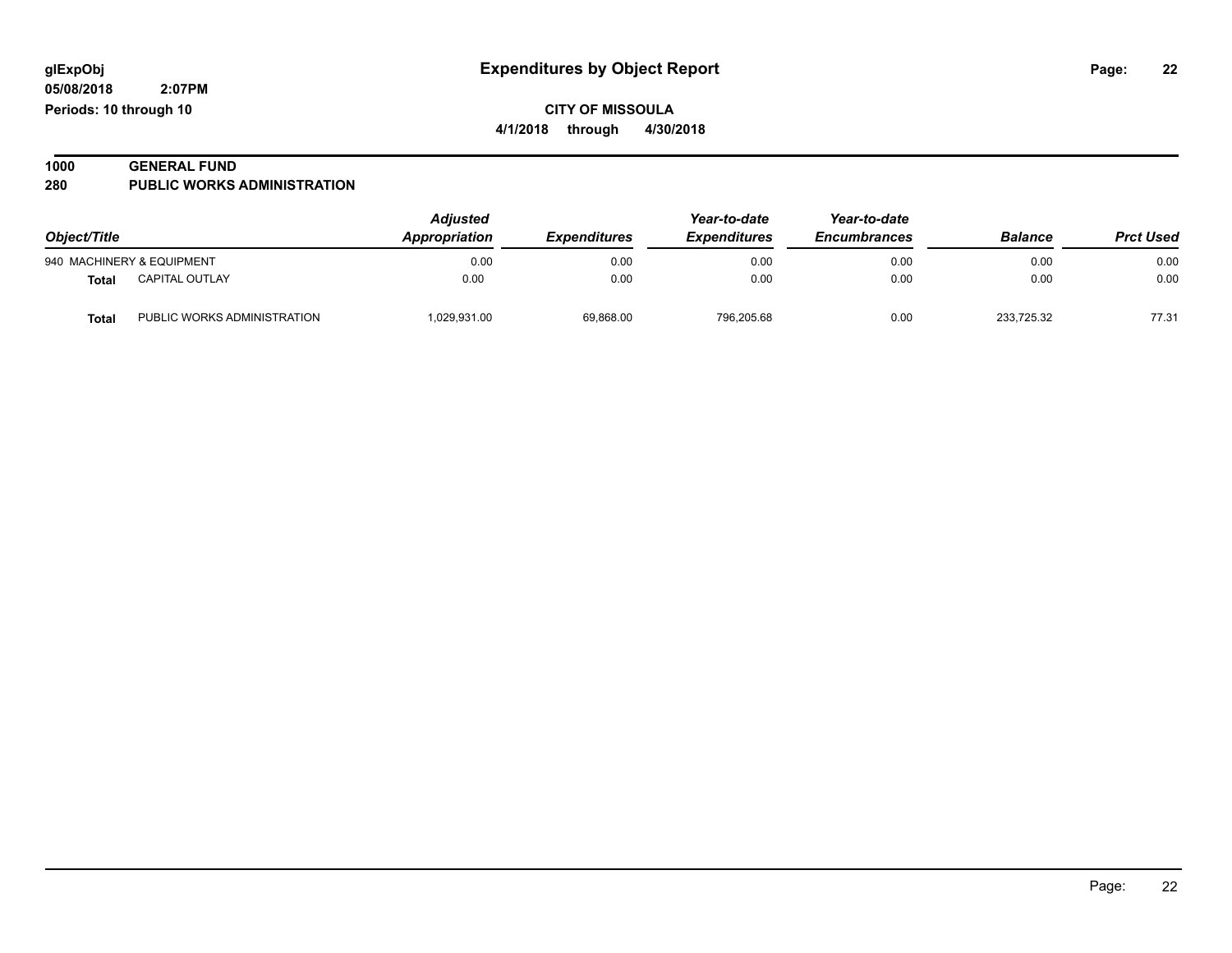**glExpObj** **Expenditures by Object Report**

**05/08/2018 2:07PM**

**Periods: 10 through 10**

**CITY OF MISSOULA**

**4/1/2018 through 4/30/2018**

**1000 GENERAL FUND**

**280 PUBLIC WORKS ADMINISTRATION**

| Object/Title | | Adjusted Appropriation | Expenditures | Year-to-date Expenditures | Year-to-date Encumbrances | Balance | Prct Used |
|---|---|---|---|---|---|---|---|
| 940 MACHINERY & EQUIPMENT | | 0.00 | 0.00 | 0.00 | 0.00 | 0.00 | 0.00 |
| **Total** | CAPITAL OUTLAY | 0.00 | 0.00 | 0.00 | 0.00 | 0.00 | 0.00 |
| **Total** | PUBLIC WORKS ADMINISTRATION | 1,029,931.00 | 69,868.00 | 796,205.68 | 0.00 | 233,725.32 | 77.31 |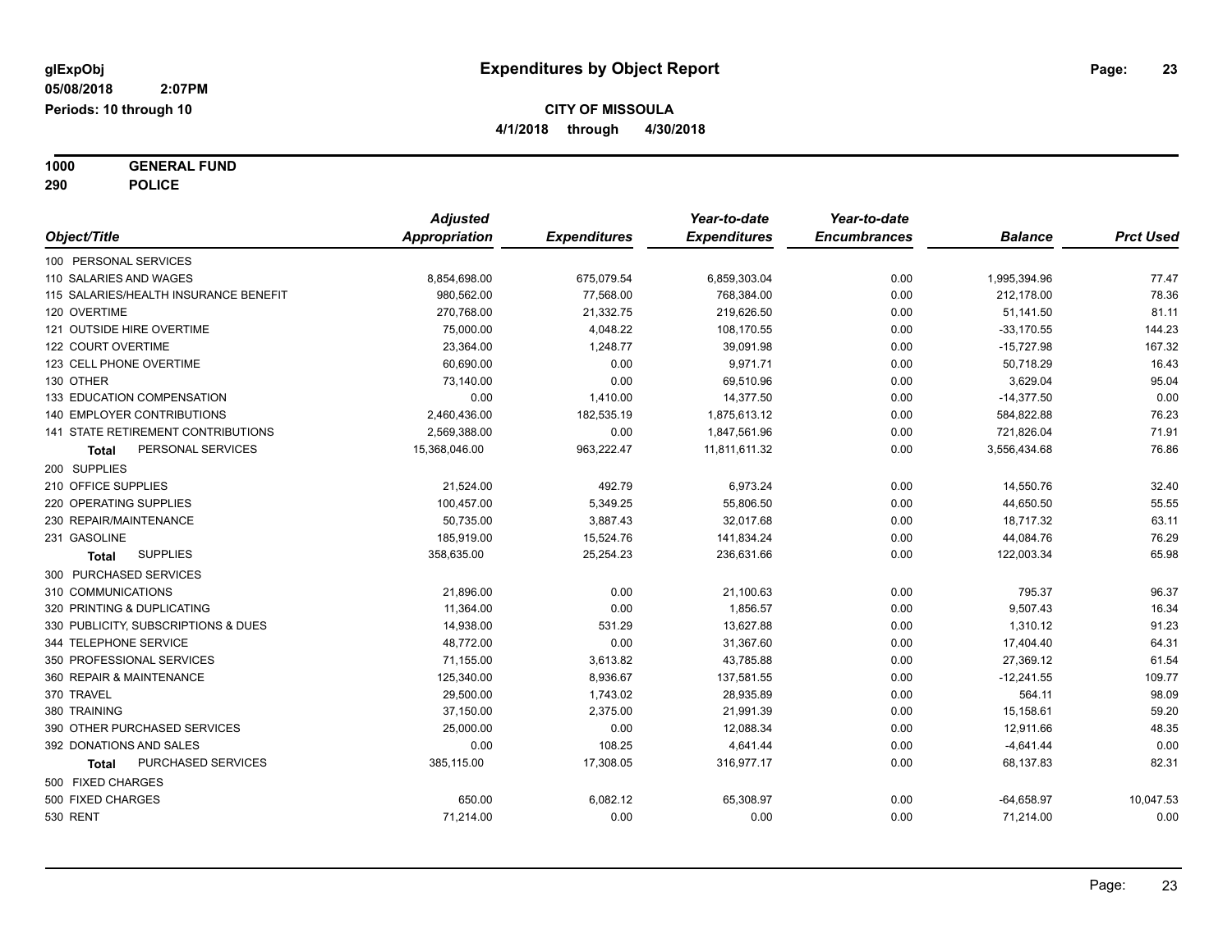**glExpObj** **Expenditures by Object Report**

**05/08/2018 2:07PM**

**Periods: 10 through 10**

**CITY OF MISSOULA**

**4/1/2018 through 4/30/2018**

**1000 GENERAL FUND**

**290 POLICE**

| Object/Title | Adjusted Appropriation | Expenditures | Year-to-date Expenditures | Year-to-date Encumbrances | Balance | Prct Used |
|---|---|---|---|---|---|---|
| 100 PERSONAL SERVICES | | | | | | |
| 110 SALARIES AND WAGES | 8,854,698.00 | 675,079.54 | 6,859,303.04 | 0.00 | 1,995,394.96 | 77.47 |
| 115 SALARIES/HEALTH INSURANCE BENEFIT | 980,562.00 | 77,568.00 | 768,384.00 | 0.00 | 212,178.00 | 78.36 |
| 120 OVERTIME | 270,768.00 | 21,332.75 | 219,626.50 | 0.00 | 51,141.50 | 81.11 |
| 121 OUTSIDE HIRE OVERTIME | 75,000.00 | 4,048.22 | 108,170.55 | 0.00 | -33,170.55 | 144.23 |
| 122 COURT OVERTIME | 23,364.00 | 1,248.77 | 39,091.98 | 0.00 | -15,727.98 | 167.32 |
| 123 CELL PHONE OVERTIME | 60,690.00 | 0.00 | 9,971.71 | 0.00 | 50,718.29 | 16.43 |
| 130 OTHER | 73,140.00 | 0.00 | 69,510.96 | 0.00 | 3,629.04 | 95.04 |
| 133 EDUCATION COMPENSATION | 0.00 | 1,410.00 | 14,377.50 | 0.00 | -14,377.50 | 0.00 |
| 140 EMPLOYER CONTRIBUTIONS | 2,460,436.00 | 182,535.19 | 1,875,613.12 | 0.00 | 584,822.88 | 76.23 |
| 141 STATE RETIREMENT CONTRIBUTIONS | 2,569,388.00 | 0.00 | 1,847,561.96 | 0.00 | 721,826.04 | 71.91 |
| **Total** PERSONAL SERVICES | 15,368,046.00 | 963,222.47 | 11,811,611.32 | 0.00 | 3,556,434.68 | 76.86 |
| 200 SUPPLIES | | | | | | |
| 210 OFFICE SUPPLIES | 21,524.00 | 492.79 | 6,973.24 | 0.00 | 14,550.76 | 32.40 |
| 220 OPERATING SUPPLIES | 100,457.00 | 5,349.25 | 55,806.50 | 0.00 | 44,650.50 | 55.55 |
| 230 REPAIR/MAINTENANCE | 50,735.00 | 3,887.43 | 32,017.68 | 0.00 | 18,717.32 | 63.11 |
| 231 GASOLINE | 185,919.00 | 15,524.76 | 141,834.24 | 0.00 | 44,084.76 | 76.29 |
| **Total** SUPPLIES | 358,635.00 | 25,254.23 | 236,631.66 | 0.00 | 122,003.34 | 65.98 |
| 300 PURCHASED SERVICES | | | | | | |
| 310 COMMUNICATIONS | 21,896.00 | 0.00 | 21,100.63 | 0.00 | 795.37 | 96.37 |
| 320 PRINTING & DUPLICATING | 11,364.00 | 0.00 | 1,856.57 | 0.00 | 9,507.43 | 16.34 |
| 330 PUBLICITY, SUBSCRIPTIONS & DUES | 14,938.00 | 531.29 | 13,627.88 | 0.00 | 1,310.12 | 91.23 |
| 344 TELEPHONE SERVICE | 48,772.00 | 0.00 | 31,367.60 | 0.00 | 17,404.40 | 64.31 |
| 350 PROFESSIONAL SERVICES | 71,155.00 | 3,613.82 | 43,785.88 | 0.00 | 27,369.12 | 61.54 |
| 360 REPAIR & MAINTENANCE | 125,340.00 | 8,936.67 | 137,581.55 | 0.00 | -12,241.55 | 109.77 |
| 370 TRAVEL | 29,500.00 | 1,743.02 | 28,935.89 | 0.00 | 564.11 | 98.09 |
| 380 TRAINING | 37,150.00 | 2,375.00 | 21,991.39 | 0.00 | 15,158.61 | 59.20 |
| 390 OTHER PURCHASED SERVICES | 25,000.00 | 0.00 | 12,088.34 | 0.00 | 12,911.66 | 48.35 |
| 392 DONATIONS AND SALES | 0.00 | 108.25 | 4,641.44 | 0.00 | -4,641.44 | 0.00 |
| **Total** PURCHASED SERVICES | 385,115.00 | 17,308.05 | 316,977.17 | 0.00 | 68,137.83 | 82.31 |
| 500 FIXED CHARGES | | | | | | |
| 500 FIXED CHARGES | 650.00 | 6,082.12 | 65,308.97 | 0.00 | -64,658.97 | 10,047.53 |
| 530 RENT | 71,214.00 | 0.00 | 0.00 | 0.00 | 71,214.00 | 0.00 |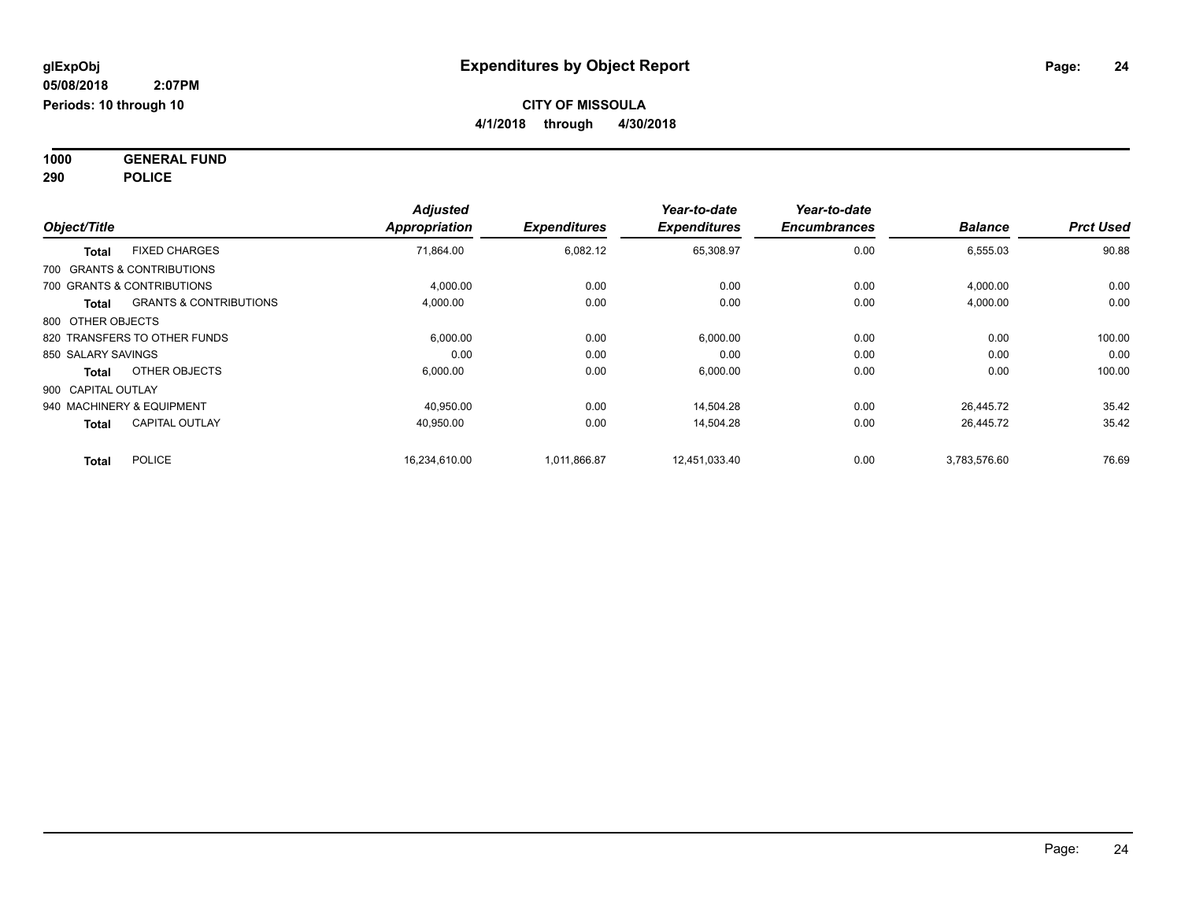# Expenditures by Object Report

**glExpObj**
**05/08/2018 2:07PM**
**Periods: 10 through 10**

**CITY OF MISSOULA**
**4/1/2018 through 4/30/2018**

**1000 GENERAL FUND**
**290 POLICE**

| Object/Title | | Adjusted Appropriation | Expenditures | Year-to-date Expenditures | Year-to-date Encumbrances | Balance | Prct Used |
|---|---|---|---|---|---|---|---|
| **Total** | FIXED CHARGES | 71,864.00 | 6,082.12 | 65,308.97 | 0.00 | 6,555.03 | 90.88 |
| 700 GRANTS & CONTRIBUTIONS | | | | | | | |
| 700 GRANTS & CONTRIBUTIONS | | 4,000.00 | 0.00 | 0.00 | 0.00 | 4,000.00 | 0.00 |
| **Total** | GRANTS & CONTRIBUTIONS | 4,000.00 | 0.00 | 0.00 | 0.00 | 4,000.00 | 0.00 |
| 800 OTHER OBJECTS | | | | | | | |
| 820 TRANSFERS TO OTHER FUNDS | | 6,000.00 | 0.00 | 6,000.00 | 0.00 | 0.00 | 100.00 |
| 850 SALARY SAVINGS | | 0.00 | 0.00 | 0.00 | 0.00 | 0.00 | 0.00 |
| **Total** | OTHER OBJECTS | 6,000.00 | 0.00 | 6,000.00 | 0.00 | 0.00 | 100.00 |
| 900 CAPITAL OUTLAY | | | | | | | |
| 940 MACHINERY & EQUIPMENT | | 40,950.00 | 0.00 | 14,504.28 | 0.00 | 26,445.72 | 35.42 |
| **Total** | CAPITAL OUTLAY | 40,950.00 | 0.00 | 14,504.28 | 0.00 | 26,445.72 | 35.42 |
| **Total** | POLICE | 16,234,610.00 | 1,011,866.87 | 12,451,033.40 | 0.00 | 3,783,576.60 | 76.69 |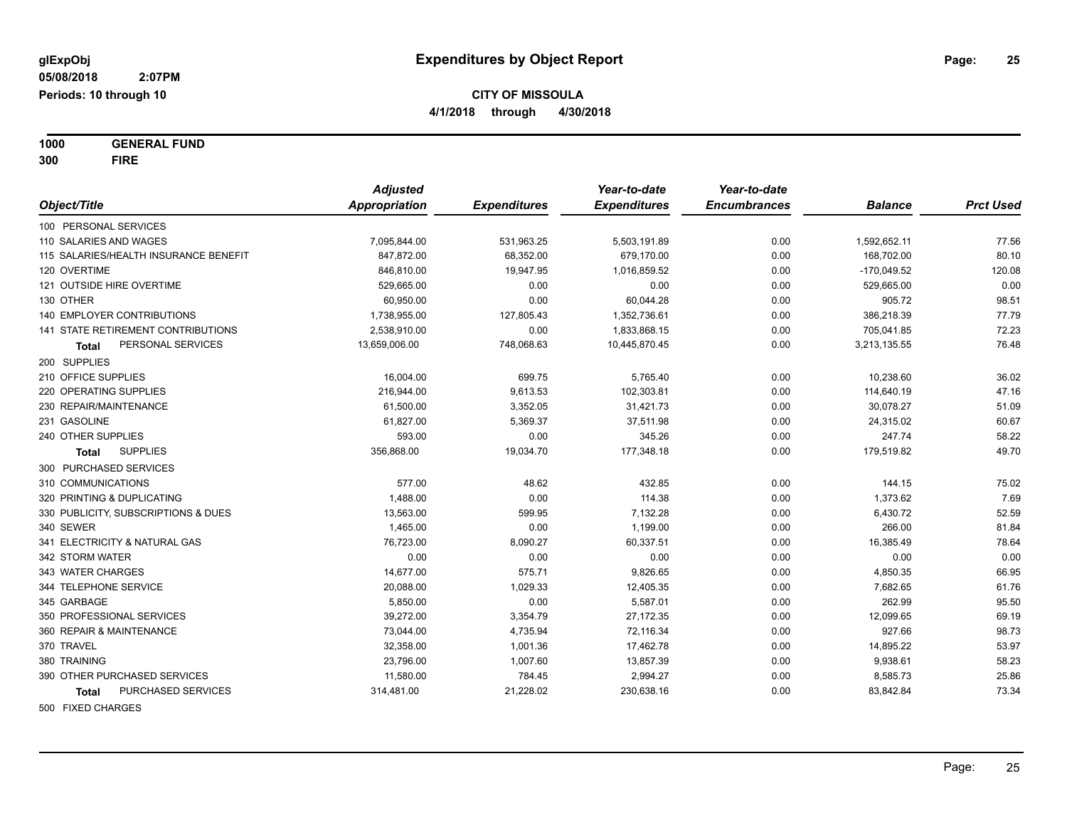glExpObj
05/08/2018 2:07PM
Periods: 10 through 10

# Expenditures by Object Report

**CITY OF MISSOULA**
**4/1/2018 through 4/30/2018**

**1000 GENERAL FUND**
**300 FIRE**

| Object/Title | Adjusted Appropriation | Expenditures | Year-to-date Expenditures | Year-to-date Encumbrances | Balance | Prct Used |
|---|---|---|---|---|---|---|
| 100 PERSONAL SERVICES | | | | | | |
| 110 SALARIES AND WAGES | 7,095,844.00 | 531,963.25 | 5,503,191.89 | 0.00 | 1,592,652.11 | 77.56 |
| 115 SALARIES/HEALTH INSURANCE BENEFIT | 847,872.00 | 68,352.00 | 679,170.00 | 0.00 | 168,702.00 | 80.10 |
| 120 OVERTIME | 846,810.00 | 19,947.95 | 1,016,859.52 | 0.00 | -170,049.52 | 120.08 |
| 121 OUTSIDE HIRE OVERTIME | 529,665.00 | 0.00 | 0.00 | 0.00 | 529,665.00 | 0.00 |
| 130 OTHER | 60,950.00 | 0.00 | 60,044.28 | 0.00 | 905.72 | 98.51 |
| 140 EMPLOYER CONTRIBUTIONS | 1,738,955.00 | 127,805.43 | 1,352,736.61 | 0.00 | 386,218.39 | 77.79 |
| 141 STATE RETIREMENT CONTRIBUTIONS | 2,538,910.00 | 0.00 | 1,833,868.15 | 0.00 | 705,041.85 | 72.23 |
| **Total** PERSONAL SERVICES | 13,659,006.00 | 748,068.63 | 10,445,870.45 | 0.00 | 3,213,135.55 | 76.48 |
| 200 SUPPLIES | | | | | | |
| 210 OFFICE SUPPLIES | 16,004.00 | 699.75 | 5,765.40 | 0.00 | 10,238.60 | 36.02 |
| 220 OPERATING SUPPLIES | 216,944.00 | 9,613.53 | 102,303.81 | 0.00 | 114,640.19 | 47.16 |
| 230 REPAIR/MAINTENANCE | 61,500.00 | 3,352.05 | 31,421.73 | 0.00 | 30,078.27 | 51.09 |
| 231 GASOLINE | 61,827.00 | 5,369.37 | 37,511.98 | 0.00 | 24,315.02 | 60.67 |
| 240 OTHER SUPPLIES | 593.00 | 0.00 | 345.26 | 0.00 | 247.74 | 58.22 |
| **Total** SUPPLIES | 356,868.00 | 19,034.70 | 177,348.18 | 0.00 | 179,519.82 | 49.70 |
| 300 PURCHASED SERVICES | | | | | | |
| 310 COMMUNICATIONS | 577.00 | 48.62 | 432.85 | 0.00 | 144.15 | 75.02 |
| 320 PRINTING & DUPLICATING | 1,488.00 | 0.00 | 114.38 | 0.00 | 1,373.62 | 7.69 |
| 330 PUBLICITY, SUBSCRIPTIONS & DUES | 13,563.00 | 599.95 | 7,132.28 | 0.00 | 6,430.72 | 52.59 |
| 340 SEWER | 1,465.00 | 0.00 | 1,199.00 | 0.00 | 266.00 | 81.84 |
| 341 ELECTRICITY & NATURAL GAS | 76,723.00 | 8,090.27 | 60,337.51 | 0.00 | 16,385.49 | 78.64 |
| 342 STORM WATER | 0.00 | 0.00 | 0.00 | 0.00 | 0.00 | 0.00 |
| 343 WATER CHARGES | 14,677.00 | 575.71 | 9,826.65 | 0.00 | 4,850.35 | 66.95 |
| 344 TELEPHONE SERVICE | 20,088.00 | 1,029.33 | 12,405.35 | 0.00 | 7,682.65 | 61.76 |
| 345 GARBAGE | 5,850.00 | 0.00 | 5,587.01 | 0.00 | 262.99 | 95.50 |
| 350 PROFESSIONAL SERVICES | 39,272.00 | 3,354.79 | 27,172.35 | 0.00 | 12,099.65 | 69.19 |
| 360 REPAIR & MAINTENANCE | 73,044.00 | 4,735.94 | 72,116.34 | 0.00 | 927.66 | 98.73 |
| 370 TRAVEL | 32,358.00 | 1,001.36 | 17,462.78 | 0.00 | 14,895.22 | 53.97 |
| 380 TRAINING | 23,796.00 | 1,007.60 | 13,857.39 | 0.00 | 9,938.61 | 58.23 |
| 390 OTHER PURCHASED SERVICES | 11,580.00 | 784.45 | 2,994.27 | 0.00 | 8,585.73 | 25.86 |
| **Total** PURCHASED SERVICES | 314,481.00 | 21,228.02 | 230,638.16 | 0.00 | 83,842.84 | 73.34 |
| 500 FIXED CHARGES | | | | | | |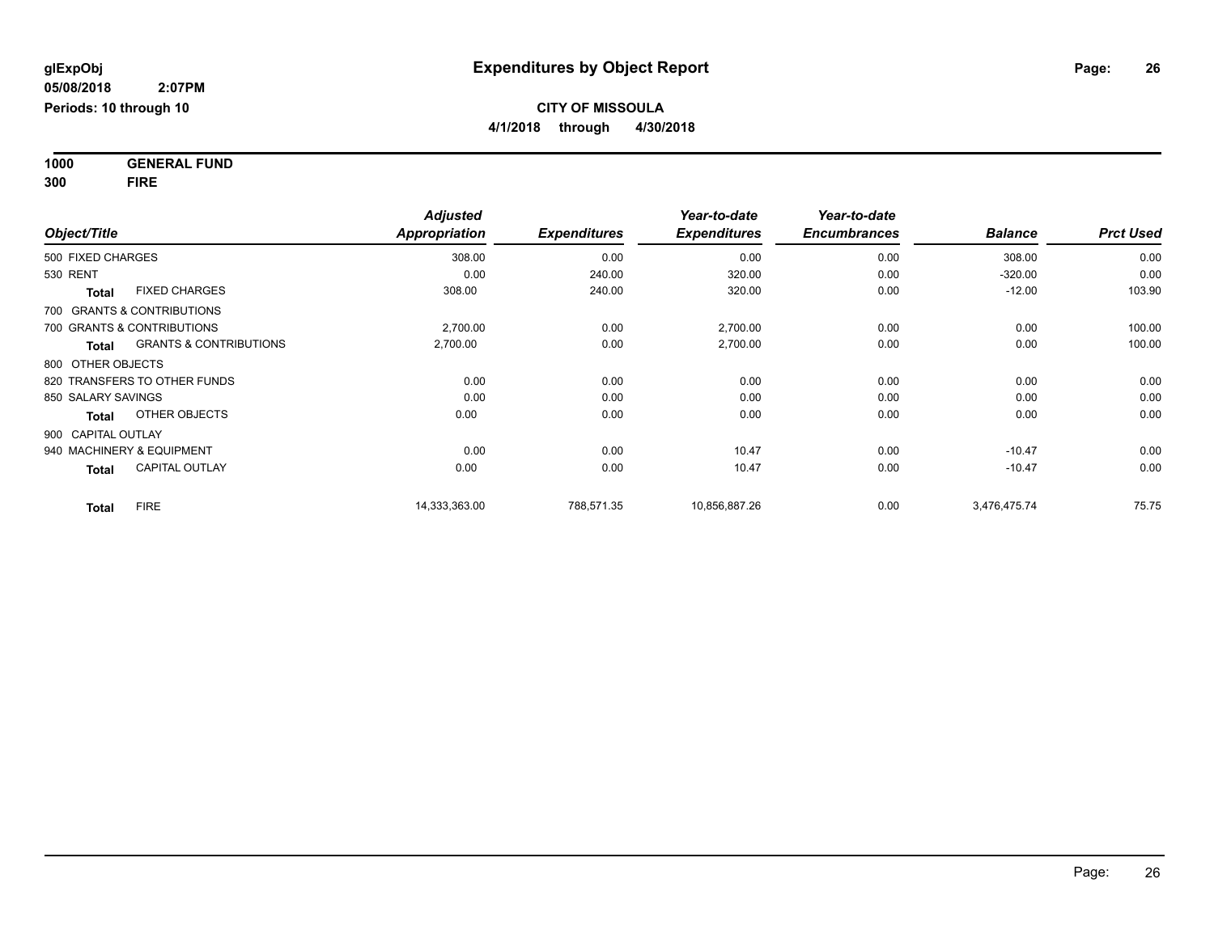# Expenditures by Object Report

glExpObj
05/08/2018 2:07PM
Periods: 10 through 10

**CITY OF MISSOULA**
**4/1/2018 through 4/30/2018**

**1000 GENERAL FUND**
**300 FIRE**

| Object/Title | | Adjusted Appropriation | Expenditures | Year-to-date Expenditures | Year-to-date Encumbrances | Balance | Prct Used |
|---|---|---|---|---|---|---|---|
| 500 FIXED CHARGES | | 308.00 | 0.00 | 0.00 | 0.00 | 308.00 | 0.00 |
| 530 RENT | | 0.00 | 240.00 | 320.00 | 0.00 | -320.00 | 0.00 |
| **Total** | FIXED CHARGES | 308.00 | 240.00 | 320.00 | 0.00 | -12.00 | 103.90 |
| 700 GRANTS & CONTRIBUTIONS | | | | | | | |
| 700 GRANTS & CONTRIBUTIONS | | 2,700.00 | 0.00 | 2,700.00 | 0.00 | 0.00 | 100.00 |
| **Total** | GRANTS & CONTRIBUTIONS | 2,700.00 | 0.00 | 2,700.00 | 0.00 | 0.00 | 100.00 |
| 800 OTHER OBJECTS | | | | | | | |
| 820 TRANSFERS TO OTHER FUNDS | | 0.00 | 0.00 | 0.00 | 0.00 | 0.00 | 0.00 |
| 850 SALARY SAVINGS | | 0.00 | 0.00 | 0.00 | 0.00 | 0.00 | 0.00 |
| **Total** | OTHER OBJECTS | 0.00 | 0.00 | 0.00 | 0.00 | 0.00 | 0.00 |
| 900 CAPITAL OUTLAY | | | | | | | |
| 940 MACHINERY & EQUIPMENT | | 0.00 | 0.00 | 10.47 | 0.00 | -10.47 | 0.00 |
| **Total** | CAPITAL OUTLAY | 0.00 | 0.00 | 10.47 | 0.00 | -10.47 | 0.00 |
| **Total** | FIRE | 14,333,363.00 | 788,571.35 | 10,856,887.26 | 0.00 | 3,476,475.74 | 75.75 |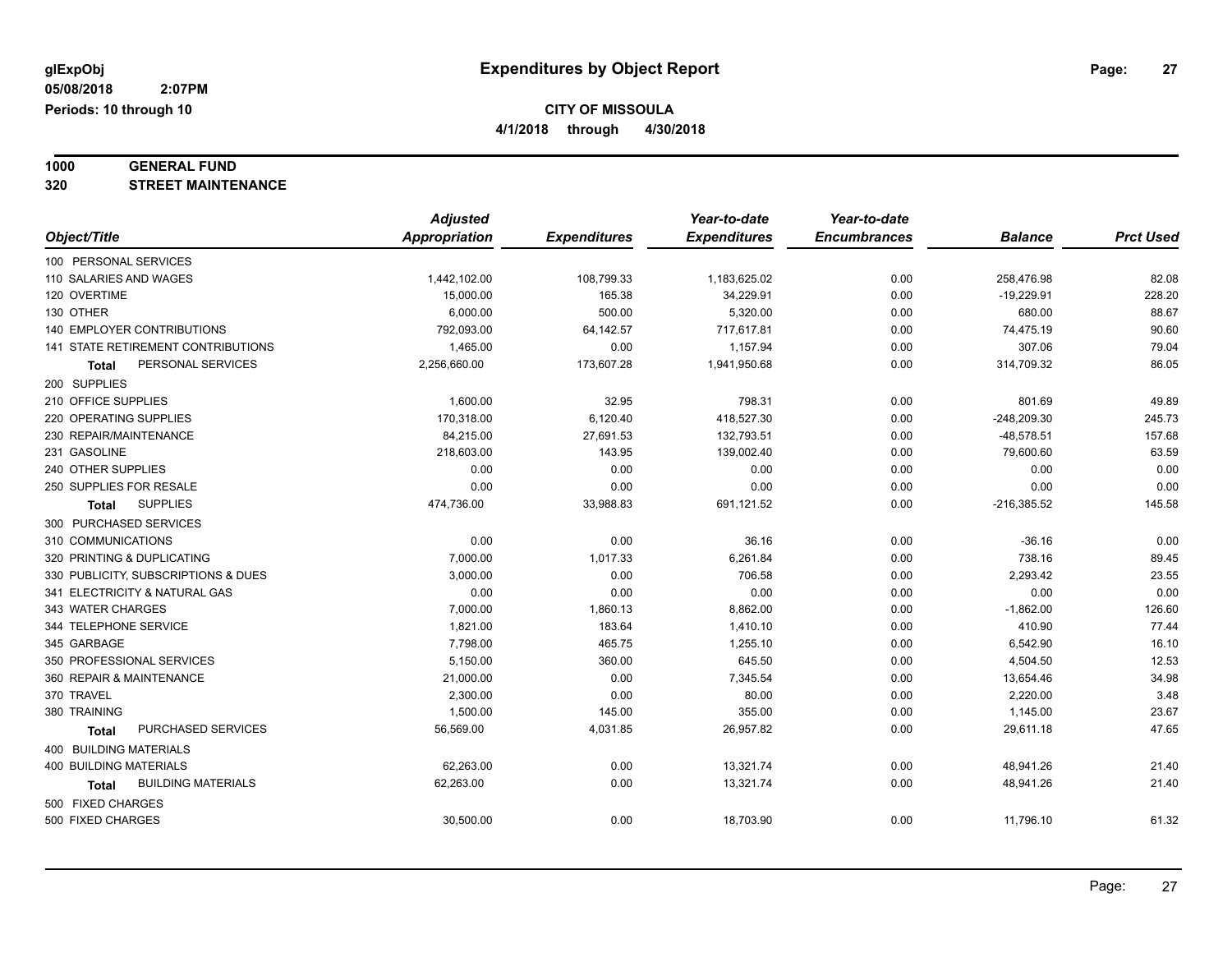**glExpObj** | **Expenditures by Object Report**

**05/08/2018 2:07PM**

**Periods: 10 through 10**

**CITY OF MISSOULA**

**4/1/2018 through 4/30/2018**

**1000 GENERAL FUND**

**320 STREET MAINTENANCE**

| Object/Title | Adjusted Appropriation | Expenditures | Year-to-date Expenditures | Year-to-date Encumbrances | Balance | Prct Used |
|---|---|---|---|---|---|---|
| 100 PERSONAL SERVICES | | | | | | |
| 110 SALARIES AND WAGES | 1,442,102.00 | 108,799.33 | 1,183,625.02 | 0.00 | 258,476.98 | 82.08 |
| 120 OVERTIME | 15,000.00 | 165.38 | 34,229.91 | 0.00 | -19,229.91 | 228.20 |
| 130 OTHER | 6,000.00 | 500.00 | 5,320.00 | 0.00 | 680.00 | 88.67 |
| 140 EMPLOYER CONTRIBUTIONS | 792,093.00 | 64,142.57 | 717,617.81 | 0.00 | 74,475.19 | 90.60 |
| 141 STATE RETIREMENT CONTRIBUTIONS | 1,465.00 | 0.00 | 1,157.94 | 0.00 | 307.06 | 79.04 |
| **Total** PERSONAL SERVICES | 2,256,660.00 | 173,607.28 | 1,941,950.68 | 0.00 | 314,709.32 | 86.05 |
| 200 SUPPLIES | | | | | | |
| 210 OFFICE SUPPLIES | 1,600.00 | 32.95 | 798.31 | 0.00 | 801.69 | 49.89 |
| 220 OPERATING SUPPLIES | 170,318.00 | 6,120.40 | 418,527.30 | 0.00 | -248,209.30 | 245.73 |
| 230 REPAIR/MAINTENANCE | 84,215.00 | 27,691.53 | 132,793.51 | 0.00 | -48,578.51 | 157.68 |
| 231 GASOLINE | 218,603.00 | 143.95 | 139,002.40 | 0.00 | 79,600.60 | 63.59 |
| 240 OTHER SUPPLIES | 0.00 | 0.00 | 0.00 | 0.00 | 0.00 | 0.00 |
| 250 SUPPLIES FOR RESALE | 0.00 | 0.00 | 0.00 | 0.00 | 0.00 | 0.00 |
| **Total** SUPPLIES | 474,736.00 | 33,988.83 | 691,121.52 | 0.00 | -216,385.52 | 145.58 |
| 300 PURCHASED SERVICES | | | | | | |
| 310 COMMUNICATIONS | 0.00 | 0.00 | 36.16 | 0.00 | -36.16 | 0.00 |
| 320 PRINTING & DUPLICATING | 7,000.00 | 1,017.33 | 6,261.84 | 0.00 | 738.16 | 89.45 |
| 330 PUBLICITY, SUBSCRIPTIONS & DUES | 3,000.00 | 0.00 | 706.58 | 0.00 | 2,293.42 | 23.55 |
| 341 ELECTRICITY & NATURAL GAS | 0.00 | 0.00 | 0.00 | 0.00 | 0.00 | 0.00 |
| 343 WATER CHARGES | 7,000.00 | 1,860.13 | 8,862.00 | 0.00 | -1,862.00 | 126.60 |
| 344 TELEPHONE SERVICE | 1,821.00 | 183.64 | 1,410.10 | 0.00 | 410.90 | 77.44 |
| 345 GARBAGE | 7,798.00 | 465.75 | 1,255.10 | 0.00 | 6,542.90 | 16.10 |
| 350 PROFESSIONAL SERVICES | 5,150.00 | 360.00 | 645.50 | 0.00 | 4,504.50 | 12.53 |
| 360 REPAIR & MAINTENANCE | 21,000.00 | 0.00 | 7,345.54 | 0.00 | 13,654.46 | 34.98 |
| 370 TRAVEL | 2,300.00 | 0.00 | 80.00 | 0.00 | 2,220.00 | 3.48 |
| 380 TRAINING | 1,500.00 | 145.00 | 355.00 | 0.00 | 1,145.00 | 23.67 |
| **Total** PURCHASED SERVICES | 56,569.00 | 4,031.85 | 26,957.82 | 0.00 | 29,611.18 | 47.65 |
| 400 BUILDING MATERIALS | | | | | | |
| 400 BUILDING MATERIALS | 62,263.00 | 0.00 | 13,321.74 | 0.00 | 48,941.26 | 21.40 |
| **Total** BUILDING MATERIALS | 62,263.00 | 0.00 | 13,321.74 | 0.00 | 48,941.26 | 21.40 |
| 500 FIXED CHARGES | | | | | | |
| 500 FIXED CHARGES | 30,500.00 | 0.00 | 18,703.90 | 0.00 | 11,796.10 | 61.32 |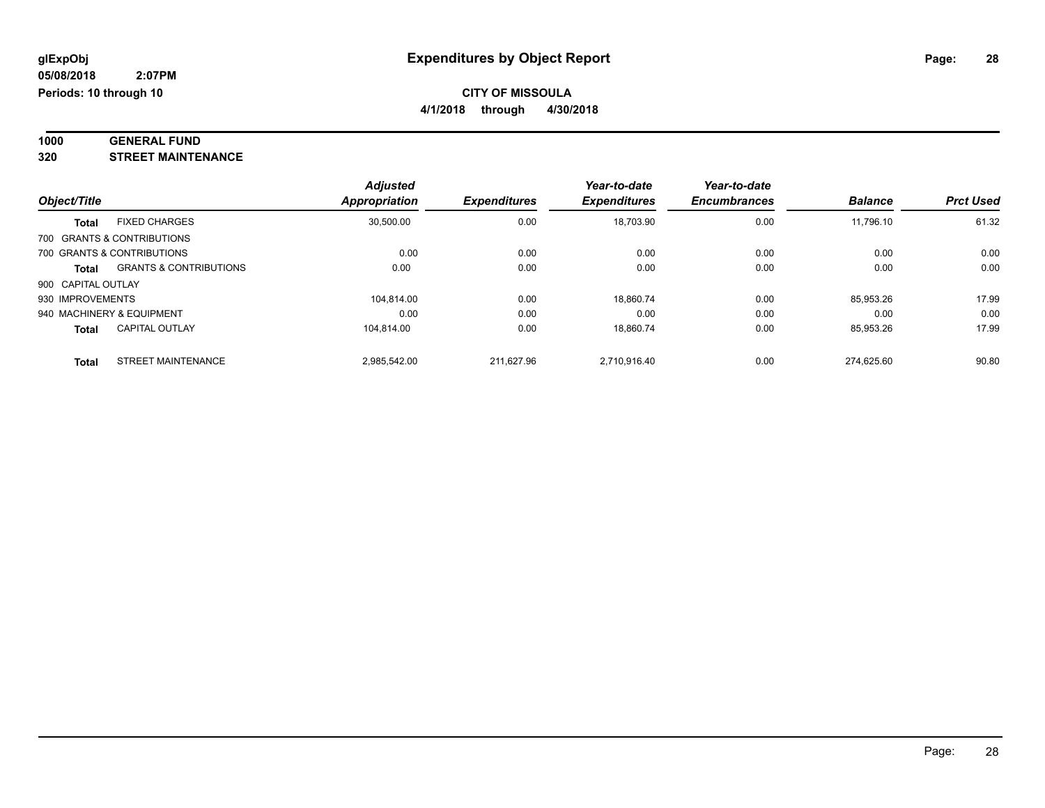**glExpObj** **Expenditures by Object Report**

**05/08/2018 2:07PM**

**Periods: 10 through 10**

**CITY OF MISSOULA**

**4/1/2018 through 4/30/2018**

## 1000 GENERAL FUND
## 320 STREET MAINTENANCE

| Object/Title | | Adjusted Appropriation | Expenditures | Year-to-date Expenditures | Year-to-date Encumbrances | Balance | Prct Used |
|---|---|---|---|---|---|---|---|
| **Total** | FIXED CHARGES | 30,500.00 | 0.00 | 18,703.90 | 0.00 | 11,796.10 | 61.32 |
| 700 GRANTS & CONTRIBUTIONS | | | | | | | |
| 700 GRANTS & CONTRIBUTIONS | | 0.00 | 0.00 | 0.00 | 0.00 | 0.00 | 0.00 |
| **Total** | GRANTS & CONTRIBUTIONS | 0.00 | 0.00 | 0.00 | 0.00 | 0.00 | 0.00 |
| 900 CAPITAL OUTLAY | | | | | | | |
| 930 IMPROVEMENTS | | 104,814.00 | 0.00 | 18,860.74 | 0.00 | 85,953.26 | 17.99 |
| 940 MACHINERY & EQUIPMENT | | 0.00 | 0.00 | 0.00 | 0.00 | 0.00 | 0.00 |
| **Total** | CAPITAL OUTLAY | 104,814.00 | 0.00 | 18,860.74 | 0.00 | 85,953.26 | 17.99 |
| **Total** | STREET MAINTENANCE | 2,985,542.00 | 211,627.96 | 2,710,916.40 | 0.00 | 274,625.60 | 90.80 |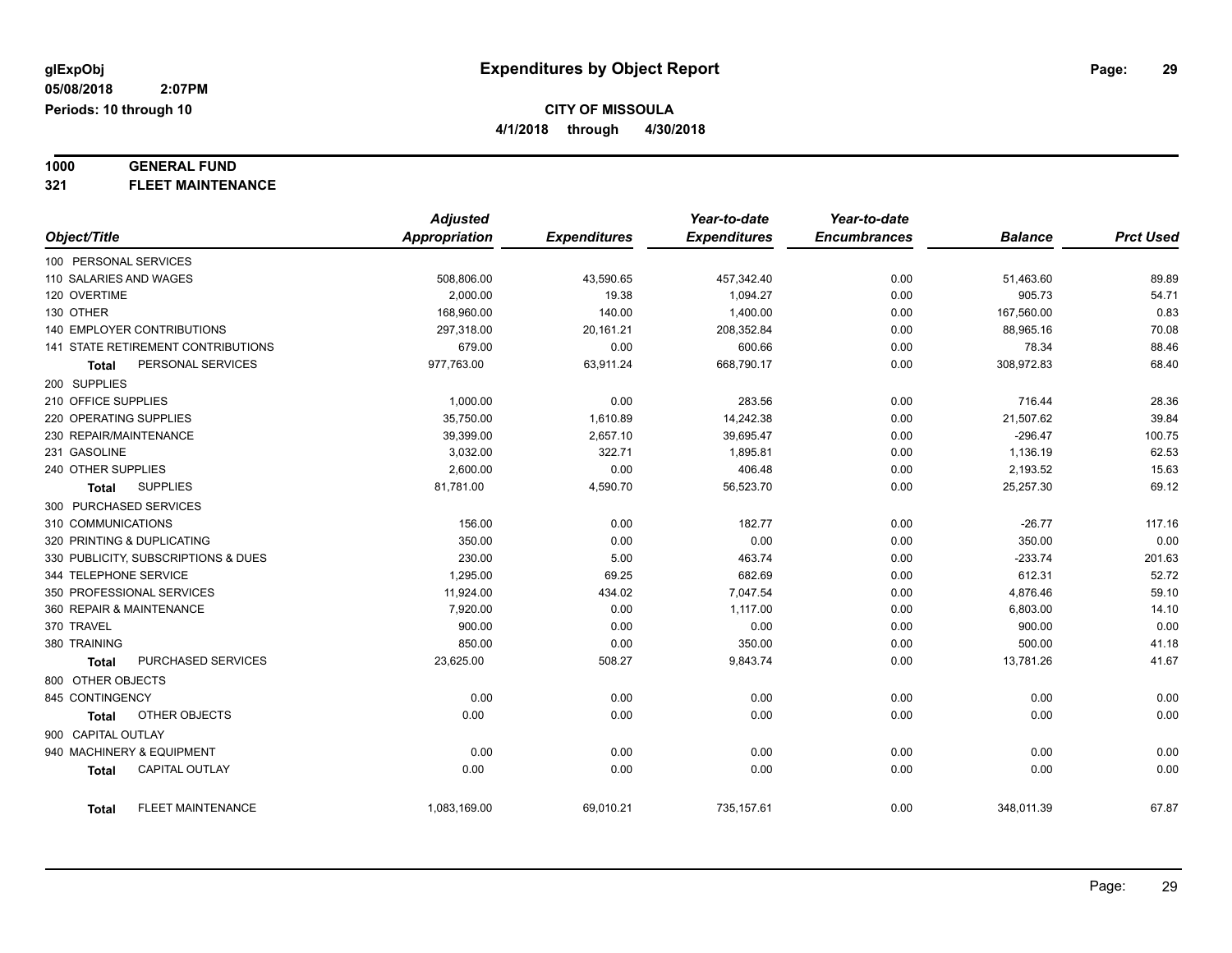# Expenditures by Object Report

glExpObj
05/08/2018 2:07PM
Periods: 10 through 10

**CITY OF MISSOULA**
**4/1/2018 through 4/30/2018**

**1000 GENERAL FUND**
**321 FLEET MAINTENANCE**

| Object/Title | Adjusted Appropriation | Expenditures | Year-to-date Expenditures | Year-to-date Encumbrances | Balance | Prct Used |
|---|---|---|---|---|---|---|
| 100 PERSONAL SERVICES | | | | | | |
| 110 SALARIES AND WAGES | 508,806.00 | 43,590.65 | 457,342.40 | 0.00 | 51,463.60 | 89.89 |
| 120 OVERTIME | 2,000.00 | 19.38 | 1,094.27 | 0.00 | 905.73 | 54.71 |
| 130 OTHER | 168,960.00 | 140.00 | 1,400.00 | 0.00 | 167,560.00 | 0.83 |
| 140 EMPLOYER CONTRIBUTIONS | 297,318.00 | 20,161.21 | 208,352.84 | 0.00 | 88,965.16 | 70.08 |
| 141 STATE RETIREMENT CONTRIBUTIONS | 679.00 | 0.00 | 600.66 | 0.00 | 78.34 | 88.46 |
| **Total** PERSONAL SERVICES | 977,763.00 | 63,911.24 | 668,790.17 | 0.00 | 308,972.83 | 68.40 |
| 200 SUPPLIES | | | | | | |
| 210 OFFICE SUPPLIES | 1,000.00 | 0.00 | 283.56 | 0.00 | 716.44 | 28.36 |
| 220 OPERATING SUPPLIES | 35,750.00 | 1,610.89 | 14,242.38 | 0.00 | 21,507.62 | 39.84 |
| 230 REPAIR/MAINTENANCE | 39,399.00 | 2,657.10 | 39,695.47 | 0.00 | -296.47 | 100.75 |
| 231 GASOLINE | 3,032.00 | 322.71 | 1,895.81 | 0.00 | 1,136.19 | 62.53 |
| 240 OTHER SUPPLIES | 2,600.00 | 0.00 | 406.48 | 0.00 | 2,193.52 | 15.63 |
| **Total** SUPPLIES | 81,781.00 | 4,590.70 | 56,523.70 | 0.00 | 25,257.30 | 69.12 |
| 300 PURCHASED SERVICES | | | | | | |
| 310 COMMUNICATIONS | 156.00 | 0.00 | 182.77 | 0.00 | -26.77 | 117.16 |
| 320 PRINTING & DUPLICATING | 350.00 | 0.00 | 0.00 | 0.00 | 350.00 | 0.00 |
| 330 PUBLICITY, SUBSCRIPTIONS & DUES | 230.00 | 5.00 | 463.74 | 0.00 | -233.74 | 201.63 |
| 344 TELEPHONE SERVICE | 1,295.00 | 69.25 | 682.69 | 0.00 | 612.31 | 52.72 |
| 350 PROFESSIONAL SERVICES | 11,924.00 | 434.02 | 7,047.54 | 0.00 | 4,876.46 | 59.10 |
| 360 REPAIR & MAINTENANCE | 7,920.00 | 0.00 | 1,117.00 | 0.00 | 6,803.00 | 14.10 |
| 370 TRAVEL | 900.00 | 0.00 | 0.00 | 0.00 | 900.00 | 0.00 |
| 380 TRAINING | 850.00 | 0.00 | 350.00 | 0.00 | 500.00 | 41.18 |
| **Total** PURCHASED SERVICES | 23,625.00 | 508.27 | 9,843.74 | 0.00 | 13,781.26 | 41.67 |
| 800 OTHER OBJECTS | | | | | | |
| 845 CONTINGENCY | 0.00 | 0.00 | 0.00 | 0.00 | 0.00 | 0.00 |
| **Total** OTHER OBJECTS | 0.00 | 0.00 | 0.00 | 0.00 | 0.00 | 0.00 |
| 900 CAPITAL OUTLAY | | | | | | |
| 940 MACHINERY & EQUIPMENT | 0.00 | 0.00 | 0.00 | 0.00 | 0.00 | 0.00 |
| **Total** CAPITAL OUTLAY | 0.00 | 0.00 | 0.00 | 0.00 | 0.00 | 0.00 |
| **Total** FLEET MAINTENANCE | 1,083,169.00 | 69,010.21 | 735,157.61 | 0.00 | 348,011.39 | 67.87 |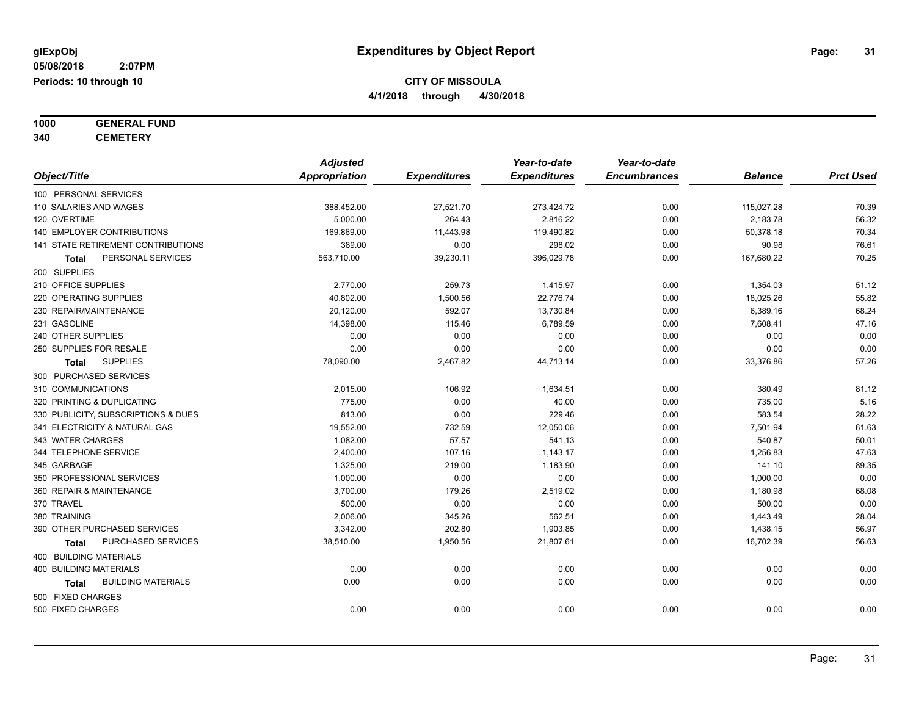**glExpObj** **Expenditures by Object Report**

**05/08/2018 2:07PM**

**Periods: 10 through 10**

**CITY OF MISSOULA**

**4/1/2018 through 4/30/2018**

**1000 GENERAL FUND**

**340 CEMETERY**

| Object/Title | Adjusted Appropriation | Expenditures | Year-to-date Expenditures | Year-to-date Encumbrances | Balance | Prct Used |
|---|---|---|---|---|---|---|
| 100 PERSONAL SERVICES | | | | | | |
| 110 SALARIES AND WAGES | 388,452.00 | 27,521.70 | 273,424.72 | 0.00 | 115,027.28 | 70.39 |
| 120 OVERTIME | 5,000.00 | 264.43 | 2,816.22 | 0.00 | 2,183.78 | 56.32 |
| 140 EMPLOYER CONTRIBUTIONS | 169,869.00 | 11,443.98 | 119,490.82 | 0.00 | 50,378.18 | 70.34 |
| 141 STATE RETIREMENT CONTRIBUTIONS | 389.00 | 0.00 | 298.02 | 0.00 | 90.98 | 76.61 |
| **Total** PERSONAL SERVICES | 563,710.00 | 39,230.11 | 396,029.78 | 0.00 | 167,680.22 | 70.25 |
| 200 SUPPLIES | | | | | | |
| 210 OFFICE SUPPLIES | 2,770.00 | 259.73 | 1,415.97 | 0.00 | 1,354.03 | 51.12 |
| 220 OPERATING SUPPLIES | 40,802.00 | 1,500.56 | 22,776.74 | 0.00 | 18,025.26 | 55.82 |
| 230 REPAIR/MAINTENANCE | 20,120.00 | 592.07 | 13,730.84 | 0.00 | 6,389.16 | 68.24 |
| 231 GASOLINE | 14,398.00 | 115.46 | 6,789.59 | 0.00 | 7,608.41 | 47.16 |
| 240 OTHER SUPPLIES | 0.00 | 0.00 | 0.00 | 0.00 | 0.00 | 0.00 |
| 250 SUPPLIES FOR RESALE | 0.00 | 0.00 | 0.00 | 0.00 | 0.00 | 0.00 |
| **Total** SUPPLIES | 78,090.00 | 2,467.82 | 44,713.14 | 0.00 | 33,376.86 | 57.26 |
| 300 PURCHASED SERVICES | | | | | | |
| 310 COMMUNICATIONS | 2,015.00 | 106.92 | 1,634.51 | 0.00 | 380.49 | 81.12 |
| 320 PRINTING & DUPLICATING | 775.00 | 0.00 | 40.00 | 0.00 | 735.00 | 5.16 |
| 330 PUBLICITY, SUBSCRIPTIONS & DUES | 813.00 | 0.00 | 229.46 | 0.00 | 583.54 | 28.22 |
| 341 ELECTRICITY & NATURAL GAS | 19,552.00 | 732.59 | 12,050.06 | 0.00 | 7,501.94 | 61.63 |
| 343 WATER CHARGES | 1,082.00 | 57.57 | 541.13 | 0.00 | 540.87 | 50.01 |
| 344 TELEPHONE SERVICE | 2,400.00 | 107.16 | 1,143.17 | 0.00 | 1,256.83 | 47.63 |
| 345 GARBAGE | 1,325.00 | 219.00 | 1,183.90 | 0.00 | 141.10 | 89.35 |
| 350 PROFESSIONAL SERVICES | 1,000.00 | 0.00 | 0.00 | 0.00 | 1,000.00 | 0.00 |
| 360 REPAIR & MAINTENANCE | 3,700.00 | 179.26 | 2,519.02 | 0.00 | 1,180.98 | 68.08 |
| 370 TRAVEL | 500.00 | 0.00 | 0.00 | 0.00 | 500.00 | 0.00 |
| 380 TRAINING | 2,006.00 | 345.26 | 562.51 | 0.00 | 1,443.49 | 28.04 |
| 390 OTHER PURCHASED SERVICES | 3,342.00 | 202.80 | 1,903.85 | 0.00 | 1,438.15 | 56.97 |
| **Total** PURCHASED SERVICES | 38,510.00 | 1,950.56 | 21,807.61 | 0.00 | 16,702.39 | 56.63 |
| 400 BUILDING MATERIALS | | | | | | |
| 400 BUILDING MATERIALS | 0.00 | 0.00 | 0.00 | 0.00 | 0.00 | 0.00 |
| **Total** BUILDING MATERIALS | 0.00 | 0.00 | 0.00 | 0.00 | 0.00 | 0.00 |
| 500 FIXED CHARGES | | | | | | |
| 500 FIXED CHARGES | 0.00 | 0.00 | 0.00 | 0.00 | 0.00 | 0.00 |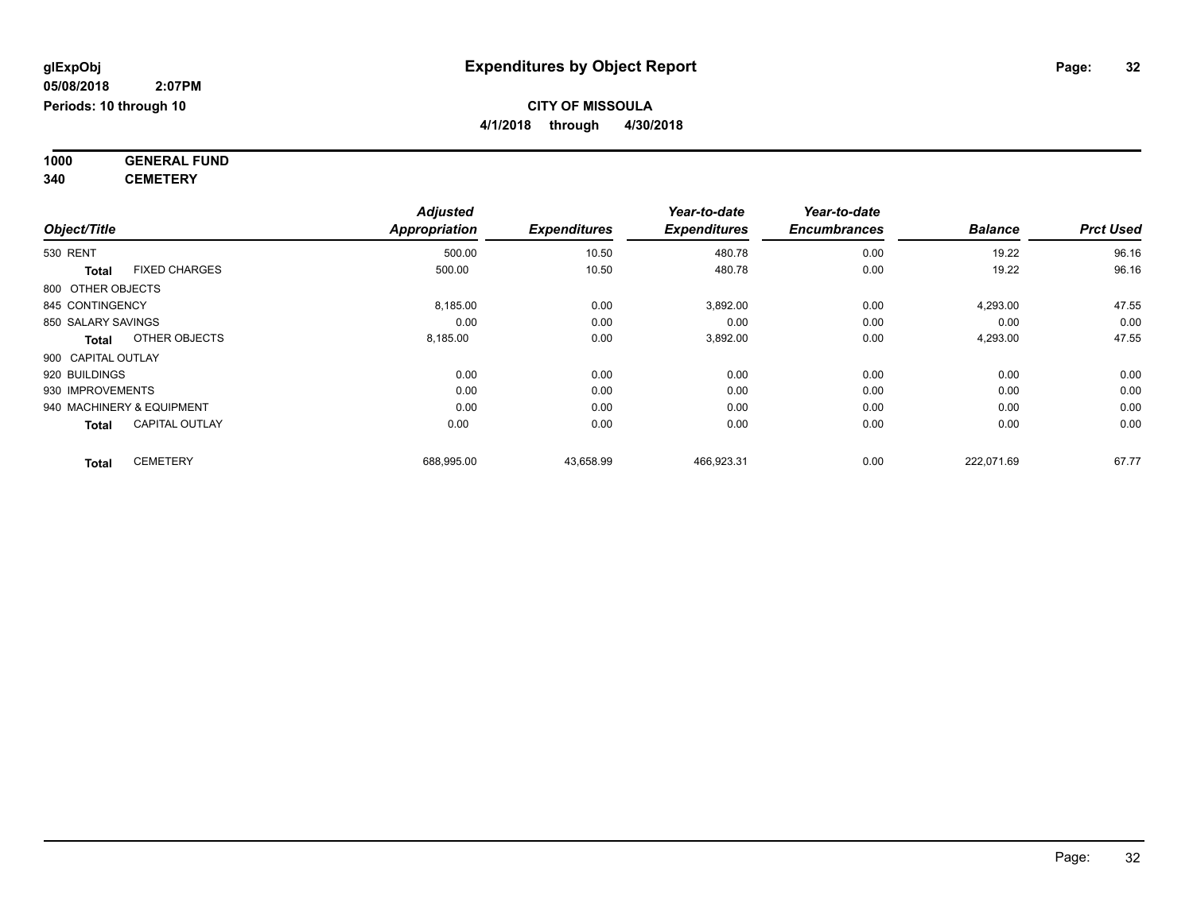**glExpObj**
**05/08/2018 2:07PM**
**Periods: 10 through 10**

# Expenditures by Object Report

**CITY OF MISSOULA**
**4/1/2018 through 4/30/2018**

**1000 GENERAL FUND**
**340 CEMETERY**

| Object/Title | | Adjusted Appropriation | Expenditures | Year-to-date Expenditures | Year-to-date Encumbrances | Balance | Prct Used |
|---|---|---|---|---|---|---|---|
| 530 RENT | | 500.00 | 10.50 | 480.78 | 0.00 | 19.22 | 96.16 |
| **Total** | FIXED CHARGES | 500.00 | 10.50 | 480.78 | 0.00 | 19.22 | 96.16 |
| 800 OTHER OBJECTS | | | | | | | |
| 845 CONTINGENCY | | 8,185.00 | 0.00 | 3,892.00 | 0.00 | 4,293.00 | 47.55 |
| 850 SALARY SAVINGS | | 0.00 | 0.00 | 0.00 | 0.00 | 0.00 | 0.00 |
| **Total** | OTHER OBJECTS | 8,185.00 | 0.00 | 3,892.00 | 0.00 | 4,293.00 | 47.55 |
| 900 CAPITAL OUTLAY | | | | | | | |
| 920 BUILDINGS | | 0.00 | 0.00 | 0.00 | 0.00 | 0.00 | 0.00 |
| 930 IMPROVEMENTS | | 0.00 | 0.00 | 0.00 | 0.00 | 0.00 | 0.00 |
| 940 MACHINERY & EQUIPMENT | | 0.00 | 0.00 | 0.00 | 0.00 | 0.00 | 0.00 |
| **Total** | CAPITAL OUTLAY | 0.00 | 0.00 | 0.00 | 0.00 | 0.00 | 0.00 |
| **Total** | CEMETERY | 688,995.00 | 43,658.99 | 466,923.31 | 0.00 | 222,071.69 | 67.77 |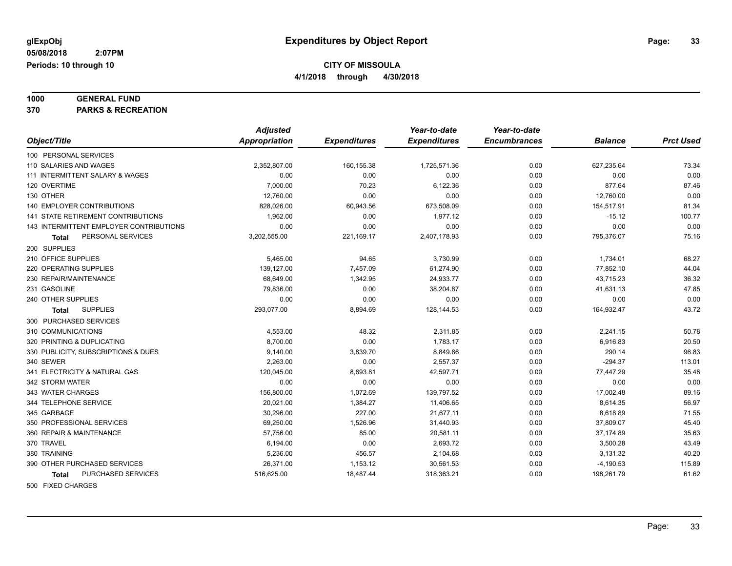**glExpObj**
**05/08/2018 2:07PM**
**Periods: 10 through 10**

# Expenditures by Object Report

**CITY OF MISSOULA**
**4/1/2018 through 4/30/2018**

**1000 GENERAL FUND**
**370 PARKS & RECREATION**

| Object/Title | Adjusted Appropriation | Expenditures | Year-to-date Expenditures | Year-to-date Encumbrances | Balance | Prct Used |
|---|---|---|---|---|---|---|
| 100 PERSONAL SERVICES | | | | | | |
| 110 SALARIES AND WAGES | 2,352,807.00 | 160,155.38 | 1,725,571.36 | 0.00 | 627,235.64 | 73.34 |
| 111 INTERMITTENT SALARY & WAGES | 0.00 | 0.00 | 0.00 | 0.00 | 0.00 | 0.00 |
| 120 OVERTIME | 7,000.00 | 70.23 | 6,122.36 | 0.00 | 877.64 | 87.46 |
| 130 OTHER | 12,760.00 | 0.00 | 0.00 | 0.00 | 12,760.00 | 0.00 |
| 140 EMPLOYER CONTRIBUTIONS | 828,026.00 | 60,943.56 | 673,508.09 | 0.00 | 154,517.91 | 81.34 |
| 141 STATE RETIREMENT CONTRIBUTIONS | 1,962.00 | 0.00 | 1,977.12 | 0.00 | -15.12 | 100.77 |
| 143 INTERMITTENT EMPLOYER CONTRIBUTIONS | 0.00 | 0.00 | 0.00 | 0.00 | 0.00 | 0.00 |
| **Total** PERSONAL SERVICES | 3,202,555.00 | 221,169.17 | 2,407,178.93 | 0.00 | 795,376.07 | 75.16 |
| 200 SUPPLIES | | | | | | |
| 210 OFFICE SUPPLIES | 5,465.00 | 94.65 | 3,730.99 | 0.00 | 1,734.01 | 68.27 |
| 220 OPERATING SUPPLIES | 139,127.00 | 7,457.09 | 61,274.90 | 0.00 | 77,852.10 | 44.04 |
| 230 REPAIR/MAINTENANCE | 68,649.00 | 1,342.95 | 24,933.77 | 0.00 | 43,715.23 | 36.32 |
| 231 GASOLINE | 79,836.00 | 0.00 | 38,204.87 | 0.00 | 41,631.13 | 47.85 |
| 240 OTHER SUPPLIES | 0.00 | 0.00 | 0.00 | 0.00 | 0.00 | 0.00 |
| **Total** SUPPLIES | 293,077.00 | 8,894.69 | 128,144.53 | 0.00 | 164,932.47 | 43.72 |
| 300 PURCHASED SERVICES | | | | | | |
| 310 COMMUNICATIONS | 4,553.00 | 48.32 | 2,311.85 | 0.00 | 2,241.15 | 50.78 |
| 320 PRINTING & DUPLICATING | 8,700.00 | 0.00 | 1,783.17 | 0.00 | 6,916.83 | 20.50 |
| 330 PUBLICITY, SUBSCRIPTIONS & DUES | 9,140.00 | 3,839.70 | 8,849.86 | 0.00 | 290.14 | 96.83 |
| 340 SEWER | 2,263.00 | 0.00 | 2,557.37 | 0.00 | -294.37 | 113.01 |
| 341 ELECTRICITY & NATURAL GAS | 120,045.00 | 8,693.81 | 42,597.71 | 0.00 | 77,447.29 | 35.48 |
| 342 STORM WATER | 0.00 | 0.00 | 0.00 | 0.00 | 0.00 | 0.00 |
| 343 WATER CHARGES | 156,800.00 | 1,072.69 | 139,797.52 | 0.00 | 17,002.48 | 89.16 |
| 344 TELEPHONE SERVICE | 20,021.00 | 1,384.27 | 11,406.65 | 0.00 | 8,614.35 | 56.97 |
| 345 GARBAGE | 30,296.00 | 227.00 | 21,677.11 | 0.00 | 8,618.89 | 71.55 |
| 350 PROFESSIONAL SERVICES | 69,250.00 | 1,526.96 | 31,440.93 | 0.00 | 37,809.07 | 45.40 |
| 360 REPAIR & MAINTENANCE | 57,756.00 | 85.00 | 20,581.11 | 0.00 | 37,174.89 | 35.63 |
| 370 TRAVEL | 6,194.00 | 0.00 | 2,693.72 | 0.00 | 3,500.28 | 43.49 |
| 380 TRAINING | 5,236.00 | 456.57 | 2,104.68 | 0.00 | 3,131.32 | 40.20 |
| 390 OTHER PURCHASED SERVICES | 26,371.00 | 1,153.12 | 30,561.53 | 0.00 | -4,190.53 | 115.89 |
| **Total** PURCHASED SERVICES | 516,625.00 | 18,487.44 | 318,363.21 | 0.00 | 198,261.79 | 61.62 |
| 500 FIXED CHARGES | | | | | | |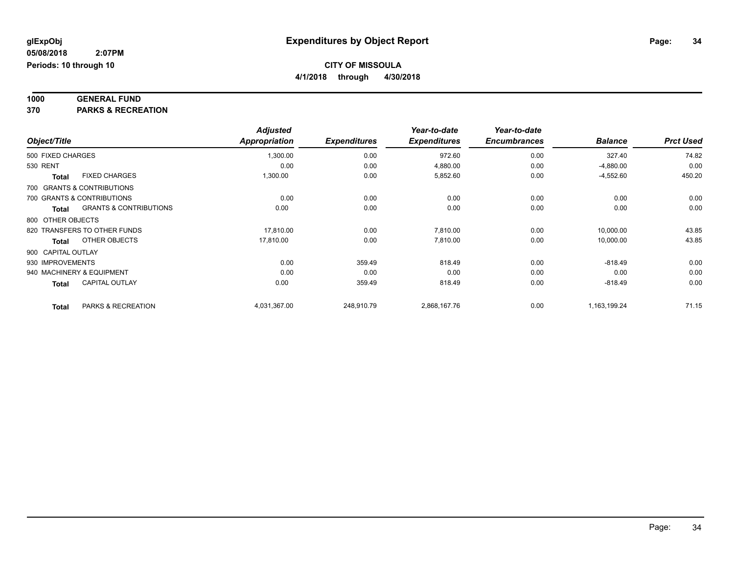# Expenditures by Object Report

glExpObj
05/08/2018 2:07PM
Periods: 10 through 10

**CITY OF MISSOULA**
**4/1/2018 through 4/30/2018**

**1000 GENERAL FUND**
**370 PARKS & RECREATION**

| Object/Title | | Adjusted Appropriation | Expenditures | Year-to-date Expenditures | Year-to-date Encumbrances | Balance | Prct Used |
|---|---|---|---|---|---|---|---|
| 500 FIXED CHARGES | | 1,300.00 | 0.00 | 972.60 | 0.00 | 327.40 | 74.82 |
| 530 RENT | | 0.00 | 0.00 | 4,880.00 | 0.00 | -4,880.00 | 0.00 |
| **Total** | FIXED CHARGES | 1,300.00 | 0.00 | 5,852.60 | 0.00 | -4,552.60 | 450.20 |
| 700 GRANTS & CONTRIBUTIONS | | | | | | | |
| 700 GRANTS & CONTRIBUTIONS | | 0.00 | 0.00 | 0.00 | 0.00 | 0.00 | 0.00 |
| **Total** | GRANTS & CONTRIBUTIONS | 0.00 | 0.00 | 0.00 | 0.00 | 0.00 | 0.00 |
| 800 OTHER OBJECTS | | | | | | | |
| 820 TRANSFERS TO OTHER FUNDS | | 17,810.00 | 0.00 | 7,810.00 | 0.00 | 10,000.00 | 43.85 |
| **Total** | OTHER OBJECTS | 17,810.00 | 0.00 | 7,810.00 | 0.00 | 10,000.00 | 43.85 |
| 900 CAPITAL OUTLAY | | | | | | | |
| 930 IMPROVEMENTS | | 0.00 | 359.49 | 818.49 | 0.00 | -818.49 | 0.00 |
| 940 MACHINERY & EQUIPMENT | | 0.00 | 0.00 | 0.00 | 0.00 | 0.00 | 0.00 |
| **Total** | CAPITAL OUTLAY | 0.00 | 359.49 | 818.49 | 0.00 | -818.49 | 0.00 |
| **Total** | PARKS & RECREATION | 4,031,367.00 | 248,910.79 | 2,868,167.76 | 0.00 | 1,163,199.24 | 71.15 |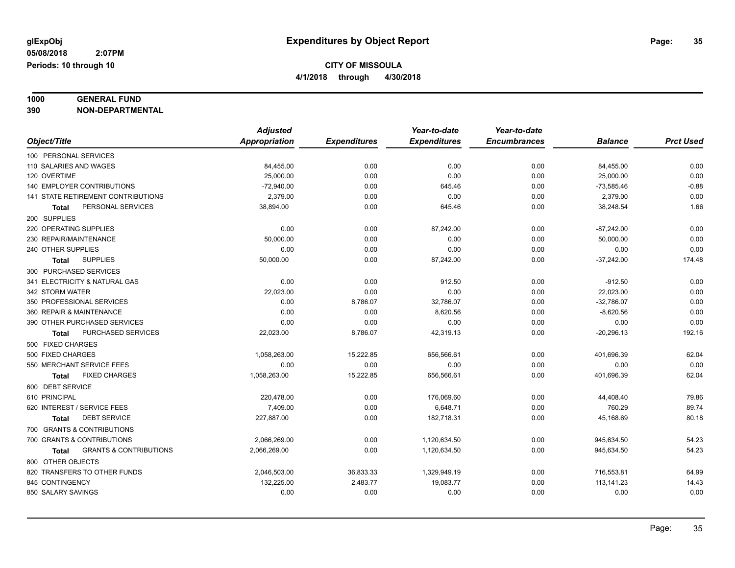**glExpObj** | **Expenditures by Object Report**

**05/08/2018 2:07PM**

**Periods: 10 through 10**

**CITY OF MISSOULA**

**4/1/2018 through 4/30/2018**

**1000 GENERAL FUND**

**390 NON-DEPARTMENTAL**

| Object/Title | Adjusted Appropriation | Expenditures | Year-to-date Expenditures | Year-to-date Encumbrances | Balance | Prct Used |
|---|---|---|---|---|---|---|
| 100 PERSONAL SERVICES | | | | | | |
| 110 SALARIES AND WAGES | 84,455.00 | 0.00 | 0.00 | 0.00 | 84,455.00 | 0.00 |
| 120 OVERTIME | 25,000.00 | 0.00 | 0.00 | 0.00 | 25,000.00 | 0.00 |
| 140 EMPLOYER CONTRIBUTIONS | -72,940.00 | 0.00 | 645.46 | 0.00 | -73,585.46 | -0.88 |
| 141 STATE RETIREMENT CONTRIBUTIONS | 2,379.00 | 0.00 | 0.00 | 0.00 | 2,379.00 | 0.00 |
| **Total** PERSONAL SERVICES | 38,894.00 | 0.00 | 645.46 | 0.00 | 38,248.54 | 1.66 |
| 200 SUPPLIES | | | | | | |
| 220 OPERATING SUPPLIES | 0.00 | 0.00 | 87,242.00 | 0.00 | -87,242.00 | 0.00 |
| 230 REPAIR/MAINTENANCE | 50,000.00 | 0.00 | 0.00 | 0.00 | 50,000.00 | 0.00 |
| 240 OTHER SUPPLIES | 0.00 | 0.00 | 0.00 | 0.00 | 0.00 | 0.00 |
| **Total** SUPPLIES | 50,000.00 | 0.00 | 87,242.00 | 0.00 | -37,242.00 | 174.48 |
| 300 PURCHASED SERVICES | | | | | | |
| 341 ELECTRICITY & NATURAL GAS | 0.00 | 0.00 | 912.50 | 0.00 | -912.50 | 0.00 |
| 342 STORM WATER | 22,023.00 | 0.00 | 0.00 | 0.00 | 22,023.00 | 0.00 |
| 350 PROFESSIONAL SERVICES | 0.00 | 8,786.07 | 32,786.07 | 0.00 | -32,786.07 | 0.00 |
| 360 REPAIR & MAINTENANCE | 0.00 | 0.00 | 8,620.56 | 0.00 | -8,620.56 | 0.00 |
| 390 OTHER PURCHASED SERVICES | 0.00 | 0.00 | 0.00 | 0.00 | 0.00 | 0.00 |
| **Total** PURCHASED SERVICES | 22,023.00 | 8,786.07 | 42,319.13 | 0.00 | -20,296.13 | 192.16 |
| 500 FIXED CHARGES | | | | | | |
| 500 FIXED CHARGES | 1,058,263.00 | 15,222.85 | 656,566.61 | 0.00 | 401,696.39 | 62.04 |
| 550 MERCHANT SERVICE FEES | 0.00 | 0.00 | 0.00 | 0.00 | 0.00 | 0.00 |
| **Total** FIXED CHARGES | 1,058,263.00 | 15,222.85 | 656,566.61 | 0.00 | 401,696.39 | 62.04 |
| 600 DEBT SERVICE | | | | | | |
| 610 PRINCIPAL | 220,478.00 | 0.00 | 176,069.60 | 0.00 | 44,408.40 | 79.86 |
| 620 INTEREST / SERVICE FEES | 7,409.00 | 0.00 | 6,648.71 | 0.00 | 760.29 | 89.74 |
| **Total** DEBT SERVICE | 227,887.00 | 0.00 | 182,718.31 | 0.00 | 45,168.69 | 80.18 |
| 700 GRANTS & CONTRIBUTIONS | | | | | | |
| 700 GRANTS & CONTRIBUTIONS | 2,066,269.00 | 0.00 | 1,120,634.50 | 0.00 | 945,634.50 | 54.23 |
| **Total** GRANTS & CONTRIBUTIONS | 2,066,269.00 | 0.00 | 1,120,634.50 | 0.00 | 945,634.50 | 54.23 |
| 800 OTHER OBJECTS | | | | | | |
| 820 TRANSFERS TO OTHER FUNDS | 2,046,503.00 | 36,833.33 | 1,329,949.19 | 0.00 | 716,553.81 | 64.99 |
| 845 CONTINGENCY | 132,225.00 | 2,483.77 | 19,083.77 | 0.00 | 113,141.23 | 14.43 |
| 850 SALARY SAVINGS | 0.00 | 0.00 | 0.00 | 0.00 | 0.00 | 0.00 |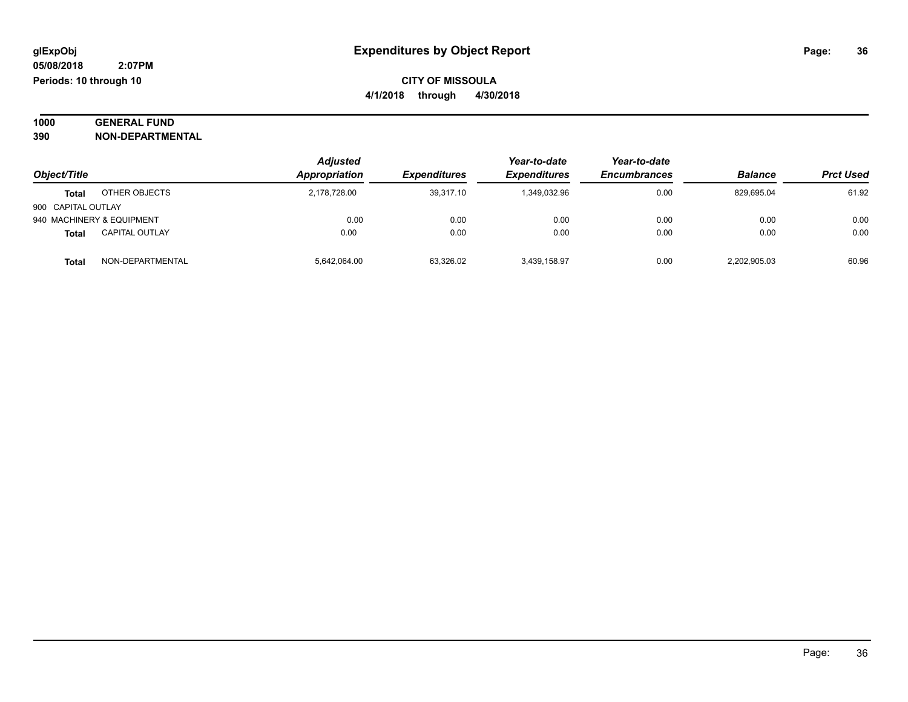**CITY OF MISSOULA**

**4/1/2018 through 4/30/2018**

**1000 GENERAL FUND**

**390 NON-DEPARTMENTAL**

| Object/Title | | Adjusted Appropriation | Expenditures | Year-to-date Expenditures | Year-to-date Encumbrances | Balance | Prct Used |
|---|---|---|---|---|---|---|---|
| **Total** | OTHER OBJECTS | 2,178,728.00 | 39,317.10 | 1,349,032.96 | 0.00 | 829,695.04 | 61.92 |
| 900 CAPITAL OUTLAY | | | | | | | |
| 940 MACHINERY & EQUIPMENT | | 0.00 | 0.00 | 0.00 | 0.00 | 0.00 | 0.00 |
| **Total** | CAPITAL OUTLAY | 0.00 | 0.00 | 0.00 | 0.00 | 0.00 | 0.00 |
| **Total** | NON-DEPARTMENTAL | 5,642,064.00 | 63,326.02 | 3,439,158.97 | 0.00 | 2,202,905.03 | 60.96 |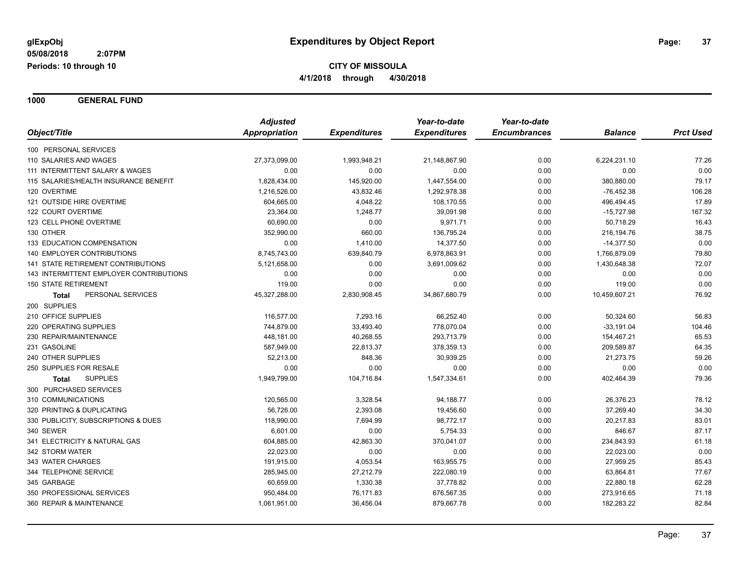**glExpObj** | **Expenditures by Object Report**

**05/08/2018 2:07PM**

**Periods: 10 through 10**

**CITY OF MISSOULA**

**4/1/2018 through 4/30/2018**

**1000 GENERAL FUND**

| Object/Title | Adjusted Appropriation | Expenditures | Year-to-date Expenditures | Year-to-date Encumbrances | Balance | Prct Used |
|---|---|---|---|---|---|---|
| 100 PERSONAL SERVICES | | | | | | |
| 110 SALARIES AND WAGES | 27,373,099.00 | 1,993,948.21 | 21,148,867.90 | 0.00 | 6,224,231.10 | 77.26 |
| 111 INTERMITTENT SALARY & WAGES | 0.00 | 0.00 | 0.00 | 0.00 | 0.00 | 0.00 |
| 115 SALARIES/HEALTH INSURANCE BENEFIT | 1,828,434.00 | 145,920.00 | 1,447,554.00 | 0.00 | 380,880.00 | 79.17 |
| 120 OVERTIME | 1,216,526.00 | 43,832.46 | 1,292,978.38 | 0.00 | -76,452.38 | 106.28 |
| 121 OUTSIDE HIRE OVERTIME | 604,665.00 | 4,048.22 | 108,170.55 | 0.00 | 496,494.45 | 17.89 |
| 122 COURT OVERTIME | 23,364.00 | 1,248.77 | 39,091.98 | 0.00 | -15,727.98 | 167.32 |
| 123 CELL PHONE OVERTIME | 60,690.00 | 0.00 | 9,971.71 | 0.00 | 50,718.29 | 16.43 |
| 130 OTHER | 352,990.00 | 660.00 | 136,795.24 | 0.00 | 216,194.76 | 38.75 |
| 133 EDUCATION COMPENSATION | 0.00 | 1,410.00 | 14,377.50 | 0.00 | -14,377.50 | 0.00 |
| 140 EMPLOYER CONTRIBUTIONS | 8,745,743.00 | 639,840.79 | 6,978,863.91 | 0.00 | 1,766,879.09 | 79.80 |
| 141 STATE RETIREMENT CONTRIBUTIONS | 5,121,658.00 | 0.00 | 3,691,009.62 | 0.00 | 1,430,648.38 | 72.07 |
| 143 INTERMITTENT EMPLOYER CONTRIBUTIONS | 0.00 | 0.00 | 0.00 | 0.00 | 0.00 | 0.00 |
| 150 STATE RETIREMENT | 119.00 | 0.00 | 0.00 | 0.00 | 119.00 | 0.00 |
| **Total** PERSONAL SERVICES | 45,327,288.00 | 2,830,908.45 | 34,867,680.79 | 0.00 | 10,459,607.21 | 76.92 |
| 200 SUPPLIES | | | | | | |
| 210 OFFICE SUPPLIES | 116,577.00 | 7,293.16 | 66,252.40 | 0.00 | 50,324.60 | 56.83 |
| 220 OPERATING SUPPLIES | 744,879.00 | 33,493.40 | 778,070.04 | 0.00 | -33,191.04 | 104.46 |
| 230 REPAIR/MAINTENANCE | 448,181.00 | 40,268.55 | 293,713.79 | 0.00 | 154,467.21 | 65.53 |
| 231 GASOLINE | 587,949.00 | 22,813.37 | 378,359.13 | 0.00 | 209,589.87 | 64.35 |
| 240 OTHER SUPPLIES | 52,213.00 | 848.36 | 30,939.25 | 0.00 | 21,273.75 | 59.26 |
| 250 SUPPLIES FOR RESALE | 0.00 | 0.00 | 0.00 | 0.00 | 0.00 | 0.00 |
| **Total** SUPPLIES | 1,949,799.00 | 104,716.84 | 1,547,334.61 | 0.00 | 402,464.39 | 79.36 |
| 300 PURCHASED SERVICES | | | | | | |
| 310 COMMUNICATIONS | 120,565.00 | 3,328.54 | 94,188.77 | 0.00 | 26,376.23 | 78.12 |
| 320 PRINTING & DUPLICATING | 56,726.00 | 2,393.08 | 19,456.60 | 0.00 | 37,269.40 | 34.30 |
| 330 PUBLICITY, SUBSCRIPTIONS & DUES | 118,990.00 | 7,694.99 | 98,772.17 | 0.00 | 20,217.83 | 83.01 |
| 340 SEWER | 6,601.00 | 0.00 | 5,754.33 | 0.00 | 846.67 | 87.17 |
| 341 ELECTRICITY & NATURAL GAS | 604,885.00 | 42,863.30 | 370,041.07 | 0.00 | 234,843.93 | 61.18 |
| 342 STORM WATER | 22,023.00 | 0.00 | 0.00 | 0.00 | 22,023.00 | 0.00 |
| 343 WATER CHARGES | 191,915.00 | 4,053.54 | 163,955.75 | 0.00 | 27,959.25 | 85.43 |
| 344 TELEPHONE SERVICE | 285,945.00 | 27,212.79 | 222,080.19 | 0.00 | 63,864.81 | 77.67 |
| 345 GARBAGE | 60,659.00 | 1,330.38 | 37,778.82 | 0.00 | 22,880.18 | 62.28 |
| 350 PROFESSIONAL SERVICES | 950,484.00 | 76,171.83 | 676,567.35 | 0.00 | 273,916.65 | 71.18 |
| 360 REPAIR & MAINTENANCE | 1,061,951.00 | 36,456.04 | 879,667.78 | 0.00 | 182,283.22 | 82.84 |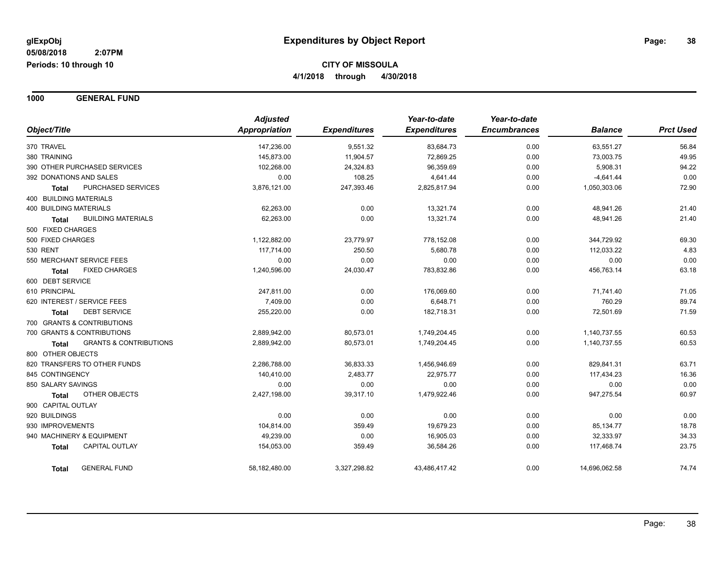glExpObj
05/08/2018 2:07PM
Periods: 10 through 10

# Expenditures by Object Report

**CITY OF MISSOULA**
**4/1/2018 through 4/30/2018**

## 1000 GENERAL FUND

| Object/Title | Adjusted Appropriation | Expenditures | Year-to-date Expenditures | Year-to-date Encumbrances | Balance | Prct Used |
|---|---|---|---|---|---|---|
| 370 TRAVEL | 147,236.00 | 9,551.32 | 83,684.73 | 0.00 | 63,551.27 | 56.84 |
| 380 TRAINING | 145,873.00 | 11,904.57 | 72,869.25 | 0.00 | 73,003.75 | 49.95 |
| 390 OTHER PURCHASED SERVICES | 102,268.00 | 24,324.83 | 96,359.69 | 0.00 | 5,908.31 | 94.22 |
| 392 DONATIONS AND SALES | 0.00 | 108.25 | 4,641.44 | 0.00 | -4,641.44 | 0.00 |
| **Total** PURCHASED SERVICES | 3,876,121.00 | 247,393.46 | 2,825,817.94 | 0.00 | 1,050,303.06 | 72.90 |
| 400 BUILDING MATERIALS | | | | | | |
| 400 BUILDING MATERIALS | 62,263.00 | 0.00 | 13,321.74 | 0.00 | 48,941.26 | 21.40 |
| **Total** BUILDING MATERIALS | 62,263.00 | 0.00 | 13,321.74 | 0.00 | 48,941.26 | 21.40 |
| 500 FIXED CHARGES | | | | | | |
| 500 FIXED CHARGES | 1,122,882.00 | 23,779.97 | 778,152.08 | 0.00 | 344,729.92 | 69.30 |
| 530 RENT | 117,714.00 | 250.50 | 5,680.78 | 0.00 | 112,033.22 | 4.83 |
| 550 MERCHANT SERVICE FEES | 0.00 | 0.00 | 0.00 | 0.00 | 0.00 | 0.00 |
| **Total** FIXED CHARGES | 1,240,596.00 | 24,030.47 | 783,832.86 | 0.00 | 456,763.14 | 63.18 |
| 600 DEBT SERVICE | | | | | | |
| 610 PRINCIPAL | 247,811.00 | 0.00 | 176,069.60 | 0.00 | 71,741.40 | 71.05 |
| 620 INTEREST / SERVICE FEES | 7,409.00 | 0.00 | 6,648.71 | 0.00 | 760.29 | 89.74 |
| **Total** DEBT SERVICE | 255,220.00 | 0.00 | 182,718.31 | 0.00 | 72,501.69 | 71.59 |
| 700 GRANTS & CONTRIBUTIONS | | | | | | |
| 700 GRANTS & CONTRIBUTIONS | 2,889,942.00 | 80,573.01 | 1,749,204.45 | 0.00 | 1,140,737.55 | 60.53 |
| **Total** GRANTS & CONTRIBUTIONS | 2,889,942.00 | 80,573.01 | 1,749,204.45 | 0.00 | 1,140,737.55 | 60.53 |
| 800 OTHER OBJECTS | | | | | | |
| 820 TRANSFERS TO OTHER FUNDS | 2,286,788.00 | 36,833.33 | 1,456,946.69 | 0.00 | 829,841.31 | 63.71 |
| 845 CONTINGENCY | 140,410.00 | 2,483.77 | 22,975.77 | 0.00 | 117,434.23 | 16.36 |
| 850 SALARY SAVINGS | 0.00 | 0.00 | 0.00 | 0.00 | 0.00 | 0.00 |
| **Total** OTHER OBJECTS | 2,427,198.00 | 39,317.10 | 1,479,922.46 | 0.00 | 947,275.54 | 60.97 |
| 900 CAPITAL OUTLAY | | | | | | |
| 920 BUILDINGS | 0.00 | 0.00 | 0.00 | 0.00 | 0.00 | 0.00 |
| 930 IMPROVEMENTS | 104,814.00 | 359.49 | 19,679.23 | 0.00 | 85,134.77 | 18.78 |
| 940 MACHINERY & EQUIPMENT | 49,239.00 | 0.00 | 16,905.03 | 0.00 | 32,333.97 | 34.33 |
| **Total** CAPITAL OUTLAY | 154,053.00 | 359.49 | 36,584.26 | 0.00 | 117,468.74 | 23.75 |
| **Total** GENERAL FUND | 58,182,480.00 | 3,327,298.82 | 43,486,417.42 | 0.00 | 14,696,062.58 | 74.74 |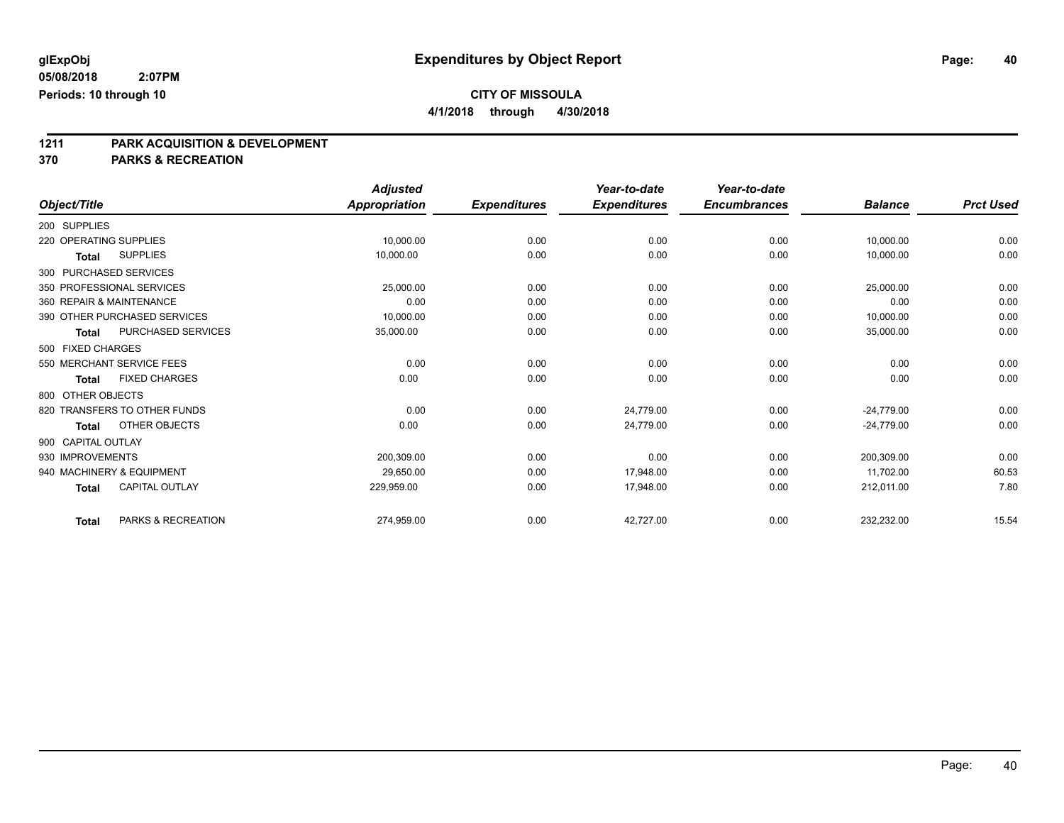**glExpObj**
**05/08/2018 2:07PM**
**Periods: 10 through 10**

# Expenditures by Object Report

**CITY OF MISSOULA**
**4/1/2018 through 4/30/2018**

## 1211 PARK ACQUISITION & DEVELOPMENT
## 370 PARKS & RECREATION

| Object/Title | Adjusted Appropriation | Expenditures | Year-to-date Expenditures | Year-to-date Encumbrances | Balance | Prct Used |
|---|---|---|---|---|---|---|
| 200 SUPPLIES | | | | | | |
| 220 OPERATING SUPPLIES | 10,000.00 | 0.00 | 0.00 | 0.00 | 10,000.00 | 0.00 |
| **Total** SUPPLIES | 10,000.00 | 0.00 | 0.00 | 0.00 | 10,000.00 | 0.00 |
| 300 PURCHASED SERVICES | | | | | | |
| 350 PROFESSIONAL SERVICES | 25,000.00 | 0.00 | 0.00 | 0.00 | 25,000.00 | 0.00 |
| 360 REPAIR & MAINTENANCE | 0.00 | 0.00 | 0.00 | 0.00 | 0.00 | 0.00 |
| 390 OTHER PURCHASED SERVICES | 10,000.00 | 0.00 | 0.00 | 0.00 | 10,000.00 | 0.00 |
| **Total** PURCHASED SERVICES | 35,000.00 | 0.00 | 0.00 | 0.00 | 35,000.00 | 0.00 |
| 500 FIXED CHARGES | | | | | | |
| 550 MERCHANT SERVICE FEES | 0.00 | 0.00 | 0.00 | 0.00 | 0.00 | 0.00 |
| **Total** FIXED CHARGES | 0.00 | 0.00 | 0.00 | 0.00 | 0.00 | 0.00 |
| 800 OTHER OBJECTS | | | | | | |
| 820 TRANSFERS TO OTHER FUNDS | 0.00 | 0.00 | 24,779.00 | 0.00 | -24,779.00 | 0.00 |
| **Total** OTHER OBJECTS | 0.00 | 0.00 | 24,779.00 | 0.00 | -24,779.00 | 0.00 |
| 900 CAPITAL OUTLAY | | | | | | |
| 930 IMPROVEMENTS | 200,309.00 | 0.00 | 0.00 | 0.00 | 200,309.00 | 0.00 |
| 940 MACHINERY & EQUIPMENT | 29,650.00 | 0.00 | 17,948.00 | 0.00 | 11,702.00 | 60.53 |
| **Total** CAPITAL OUTLAY | 229,959.00 | 0.00 | 17,948.00 | 0.00 | 212,011.00 | 7.80 |
| **Total** PARKS & RECREATION | 274,959.00 | 0.00 | 42,727.00 | 0.00 | 232,232.00 | 15.54 |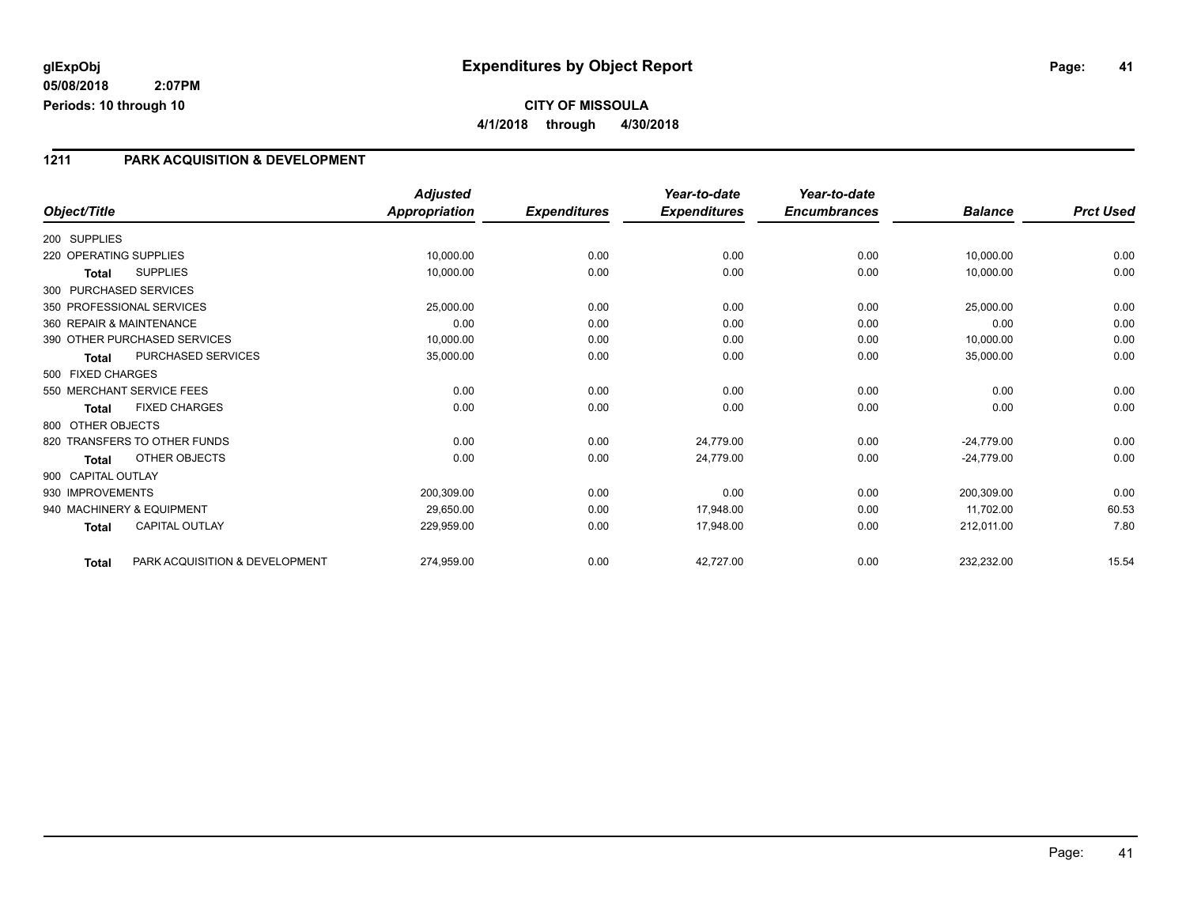**glExpObj** **Expenditures by Object Report**

**05/08/2018 2:07PM**

**Periods: 10 through 10**

**CITY OF MISSOULA**

**4/1/2018 through 4/30/2018**

## 1211 PARK ACQUISITION & DEVELOPMENT

| Object/Title | | Adjusted Appropriation | Expenditures | Year-to-date Expenditures | Year-to-date Encumbrances | Balance | Prct Used |
|---|---|---|---|---|---|---|---|
| 200 SUPPLIES | | | | | | | |
| 220 OPERATING SUPPLIES | | 10,000.00 | 0.00 | 0.00 | 0.00 | 10,000.00 | 0.00 |
| **Total** | SUPPLIES | 10,000.00 | 0.00 | 0.00 | 0.00 | 10,000.00 | 0.00 |
| 300 PURCHASED SERVICES | | | | | | | |
| 350 PROFESSIONAL SERVICES | | 25,000.00 | 0.00 | 0.00 | 0.00 | 25,000.00 | 0.00 |
| 360 REPAIR & MAINTENANCE | | 0.00 | 0.00 | 0.00 | 0.00 | 0.00 | 0.00 |
| 390 OTHER PURCHASED SERVICES | | 10,000.00 | 0.00 | 0.00 | 0.00 | 10,000.00 | 0.00 |
| **Total** | PURCHASED SERVICES | 35,000.00 | 0.00 | 0.00 | 0.00 | 35,000.00 | 0.00 |
| 500 FIXED CHARGES | | | | | | | |
| 550 MERCHANT SERVICE FEES | | 0.00 | 0.00 | 0.00 | 0.00 | 0.00 | 0.00 |
| **Total** | FIXED CHARGES | 0.00 | 0.00 | 0.00 | 0.00 | 0.00 | 0.00 |
| 800 OTHER OBJECTS | | | | | | | |
| 820 TRANSFERS TO OTHER FUNDS | | 0.00 | 0.00 | 24,779.00 | 0.00 | -24,779.00 | 0.00 |
| **Total** | OTHER OBJECTS | 0.00 | 0.00 | 24,779.00 | 0.00 | -24,779.00 | 0.00 |
| 900 CAPITAL OUTLAY | | | | | | | |
| 930 IMPROVEMENTS | | 200,309.00 | 0.00 | 0.00 | 0.00 | 200,309.00 | 0.00 |
| 940 MACHINERY & EQUIPMENT | | 29,650.00 | 0.00 | 17,948.00 | 0.00 | 11,702.00 | 60.53 |
| **Total** | CAPITAL OUTLAY | 229,959.00 | 0.00 | 17,948.00 | 0.00 | 212,011.00 | 7.80 |
| **Total** | PARK ACQUISITION & DEVELOPMENT | 274,959.00 | 0.00 | 42,727.00 | 0.00 | 232,232.00 | 15.54 |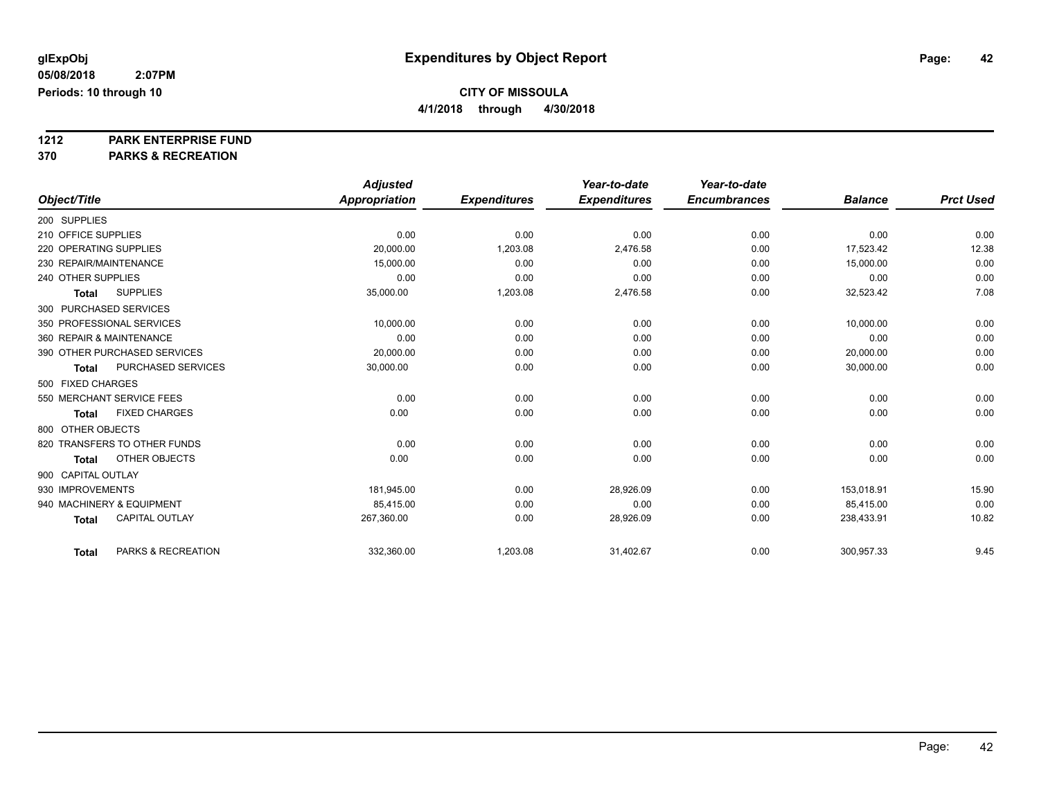# Expenditures by Object Report

glExpObj
05/08/2018 2:07PM
Periods: 10 through 10

**CITY OF MISSOULA**
**4/1/2018 through 4/30/2018**

**1212 PARK ENTERPRISE FUND**
**370 PARKS & RECREATION**

| Object/Title | Adjusted Appropriation | Expenditures | Year-to-date Expenditures | Year-to-date Encumbrances | Balance | Prct Used |
|---|---|---|---|---|---|---|
| 200 SUPPLIES | | | | | | |
| 210 OFFICE SUPPLIES | 0.00 | 0.00 | 0.00 | 0.00 | 0.00 | 0.00 |
| 220 OPERATING SUPPLIES | 20,000.00 | 1,203.08 | 2,476.58 | 0.00 | 17,523.42 | 12.38 |
| 230 REPAIR/MAINTENANCE | 15,000.00 | 0.00 | 0.00 | 0.00 | 15,000.00 | 0.00 |
| 240 OTHER SUPPLIES | 0.00 | 0.00 | 0.00 | 0.00 | 0.00 | 0.00 |
| **Total** SUPPLIES | 35,000.00 | 1,203.08 | 2,476.58 | 0.00 | 32,523.42 | 7.08 |
| 300 PURCHASED SERVICES | | | | | | |
| 350 PROFESSIONAL SERVICES | 10,000.00 | 0.00 | 0.00 | 0.00 | 10,000.00 | 0.00 |
| 360 REPAIR & MAINTENANCE | 0.00 | 0.00 | 0.00 | 0.00 | 0.00 | 0.00 |
| 390 OTHER PURCHASED SERVICES | 20,000.00 | 0.00 | 0.00 | 0.00 | 20,000.00 | 0.00 |
| **Total** PURCHASED SERVICES | 30,000.00 | 0.00 | 0.00 | 0.00 | 30,000.00 | 0.00 |
| 500 FIXED CHARGES | | | | | | |
| 550 MERCHANT SERVICE FEES | 0.00 | 0.00 | 0.00 | 0.00 | 0.00 | 0.00 |
| **Total** FIXED CHARGES | 0.00 | 0.00 | 0.00 | 0.00 | 0.00 | 0.00 |
| 800 OTHER OBJECTS | | | | | | |
| 820 TRANSFERS TO OTHER FUNDS | 0.00 | 0.00 | 0.00 | 0.00 | 0.00 | 0.00 |
| **Total** OTHER OBJECTS | 0.00 | 0.00 | 0.00 | 0.00 | 0.00 | 0.00 |
| 900 CAPITAL OUTLAY | | | | | | |
| 930 IMPROVEMENTS | 181,945.00 | 0.00 | 28,926.09 | 0.00 | 153,018.91 | 15.90 |
| 940 MACHINERY & EQUIPMENT | 85,415.00 | 0.00 | 0.00 | 0.00 | 85,415.00 | 0.00 |
| **Total** CAPITAL OUTLAY | 267,360.00 | 0.00 | 28,926.09 | 0.00 | 238,433.91 | 10.82 |
| **Total** PARKS & RECREATION | 332,360.00 | 1,203.08 | 31,402.67 | 0.00 | 300,957.33 | 9.45 |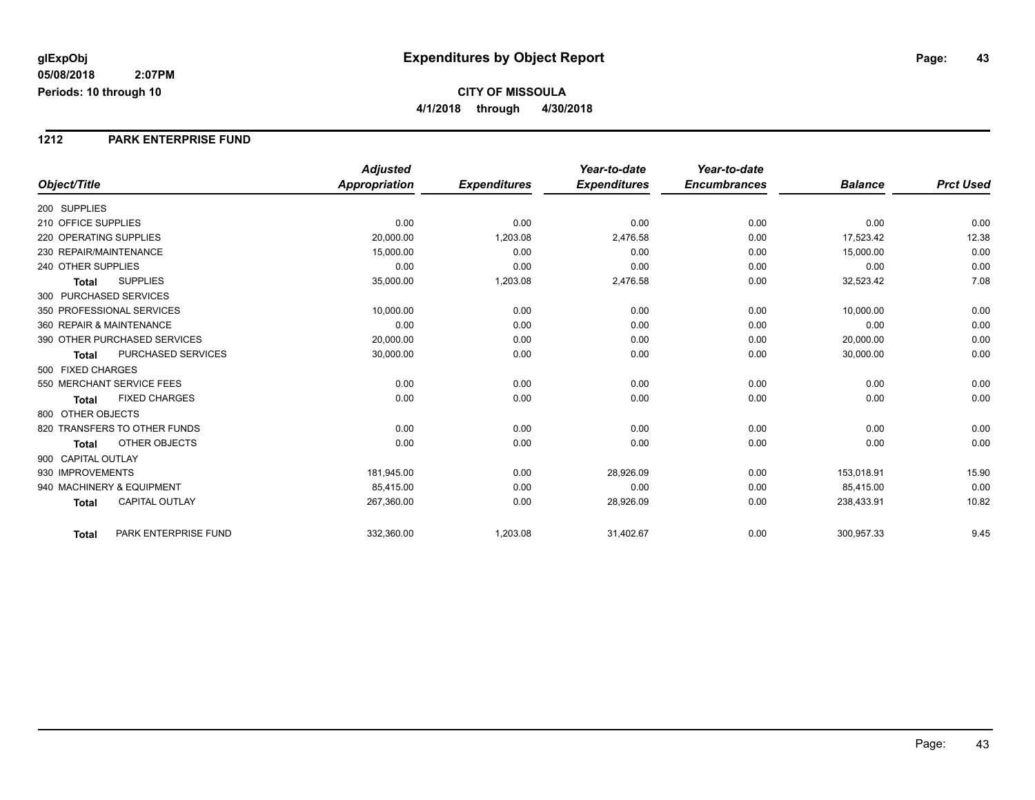glExpObj
05/08/2018 2:07PM
Periods: 10 through 10

# Expenditures by Object Report

**CITY OF MISSOULA**
**4/1/2018 through 4/30/2018**

## 1212 PARK ENTERPRISE FUND

| Object/Title | Adjusted Appropriation | Expenditures | Year-to-date Expenditures | Year-to-date Encumbrances | Balance | Prct Used |
|---|---|---|---|---|---|---|
| 200 SUPPLIES | | | | | | |
| 210 OFFICE SUPPLIES | 0.00 | 0.00 | 0.00 | 0.00 | 0.00 | 0.00 |
| 220 OPERATING SUPPLIES | 20,000.00 | 1,203.08 | 2,476.58 | 0.00 | 17,523.42 | 12.38 |
| 230 REPAIR/MAINTENANCE | 15,000.00 | 0.00 | 0.00 | 0.00 | 15,000.00 | 0.00 |
| 240 OTHER SUPPLIES | 0.00 | 0.00 | 0.00 | 0.00 | 0.00 | 0.00 |
| **Total** SUPPLIES | 35,000.00 | 1,203.08 | 2,476.58 | 0.00 | 32,523.42 | 7.08 |
| 300 PURCHASED SERVICES | | | | | | |
| 350 PROFESSIONAL SERVICES | 10,000.00 | 0.00 | 0.00 | 0.00 | 10,000.00 | 0.00 |
| 360 REPAIR & MAINTENANCE | 0.00 | 0.00 | 0.00 | 0.00 | 0.00 | 0.00 |
| 390 OTHER PURCHASED SERVICES | 20,000.00 | 0.00 | 0.00 | 0.00 | 20,000.00 | 0.00 |
| **Total** PURCHASED SERVICES | 30,000.00 | 0.00 | 0.00 | 0.00 | 30,000.00 | 0.00 |
| 500 FIXED CHARGES | | | | | | |
| 550 MERCHANT SERVICE FEES | 0.00 | 0.00 | 0.00 | 0.00 | 0.00 | 0.00 |
| **Total** FIXED CHARGES | 0.00 | 0.00 | 0.00 | 0.00 | 0.00 | 0.00 |
| 800 OTHER OBJECTS | | | | | | |
| 820 TRANSFERS TO OTHER FUNDS | 0.00 | 0.00 | 0.00 | 0.00 | 0.00 | 0.00 |
| **Total** OTHER OBJECTS | 0.00 | 0.00 | 0.00 | 0.00 | 0.00 | 0.00 |
| 900 CAPITAL OUTLAY | | | | | | |
| 930 IMPROVEMENTS | 181,945.00 | 0.00 | 28,926.09 | 0.00 | 153,018.91 | 15.90 |
| 940 MACHINERY & EQUIPMENT | 85,415.00 | 0.00 | 0.00 | 0.00 | 85,415.00 | 0.00 |
| **Total** CAPITAL OUTLAY | 267,360.00 | 0.00 | 28,926.09 | 0.00 | 238,433.91 | 10.82 |
| **Total** PARK ENTERPRISE FUND | 332,360.00 | 1,203.08 | 31,402.67 | 0.00 | 300,957.33 | 9.45 |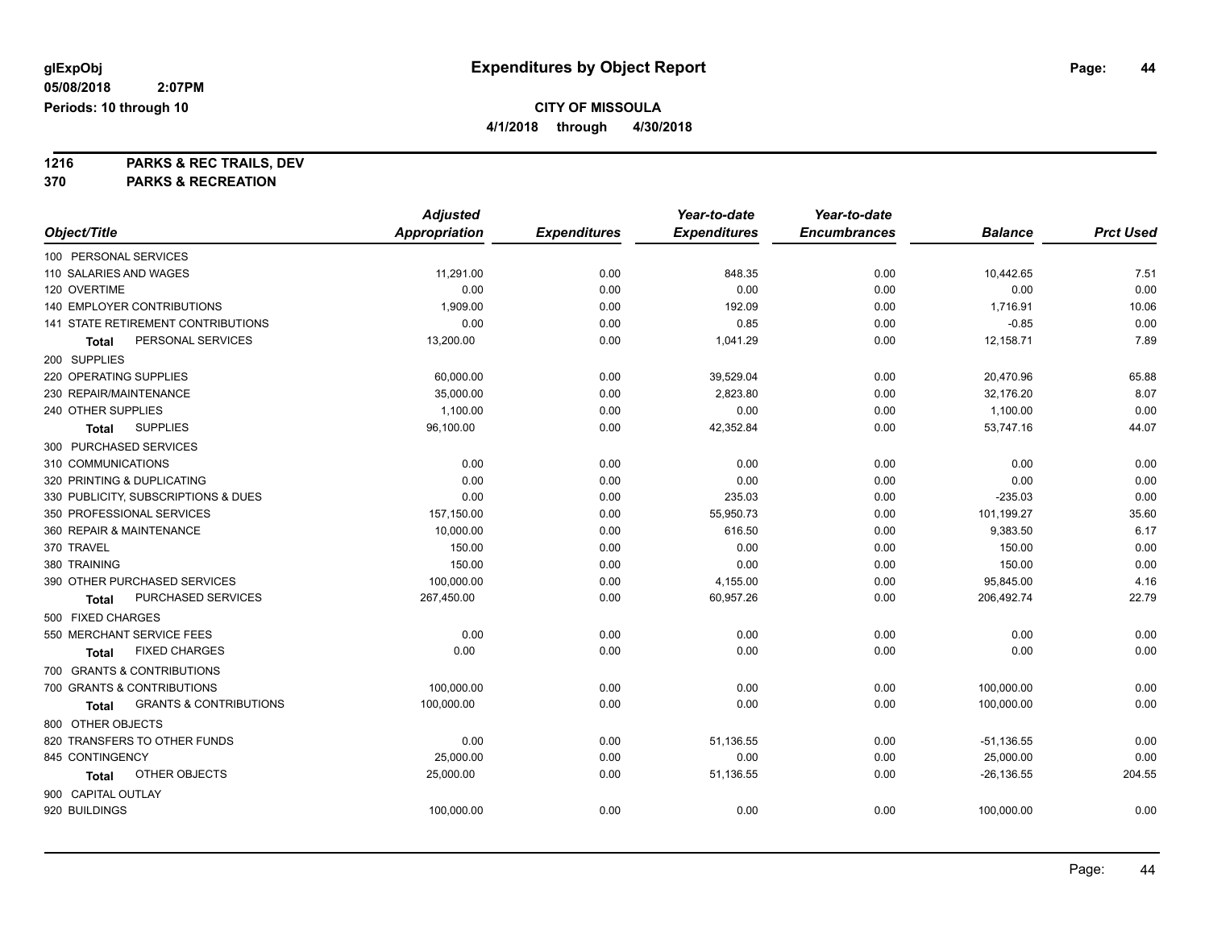glExpObj
05/08/2018 2:07PM
Periods: 10 through 10

# Expenditures by Object Report

**CITY OF MISSOULA**
**4/1/2018 through 4/30/2018**

**1216 PARKS & REC TRAILS, DEV**
**370 PARKS & RECREATION**

| Object/Title | Adjusted Appropriation | Expenditures | Year-to-date Expenditures | Year-to-date Encumbrances | Balance | Prct Used |
|---|---|---|---|---|---|---|
| 100 PERSONAL SERVICES | | | | | | |
| 110 SALARIES AND WAGES | 11,291.00 | 0.00 | 848.35 | 0.00 | 10,442.65 | 7.51 |
| 120 OVERTIME | 0.00 | 0.00 | 0.00 | 0.00 | 0.00 | 0.00 |
| 140 EMPLOYER CONTRIBUTIONS | 1,909.00 | 0.00 | 192.09 | 0.00 | 1,716.91 | 10.06 |
| 141 STATE RETIREMENT CONTRIBUTIONS | 0.00 | 0.00 | 0.85 | 0.00 | -0.85 | 0.00 |
| **Total** PERSONAL SERVICES | 13,200.00 | 0.00 | 1,041.29 | 0.00 | 12,158.71 | 7.89 |
| 200 SUPPLIES | | | | | | |
| 220 OPERATING SUPPLIES | 60,000.00 | 0.00 | 39,529.04 | 0.00 | 20,470.96 | 65.88 |
| 230 REPAIR/MAINTENANCE | 35,000.00 | 0.00 | 2,823.80 | 0.00 | 32,176.20 | 8.07 |
| 240 OTHER SUPPLIES | 1,100.00 | 0.00 | 0.00 | 0.00 | 1,100.00 | 0.00 |
| **Total** SUPPLIES | 96,100.00 | 0.00 | 42,352.84 | 0.00 | 53,747.16 | 44.07 |
| 300 PURCHASED SERVICES | | | | | | |
| 310 COMMUNICATIONS | 0.00 | 0.00 | 0.00 | 0.00 | 0.00 | 0.00 |
| 320 PRINTING & DUPLICATING | 0.00 | 0.00 | 0.00 | 0.00 | 0.00 | 0.00 |
| 330 PUBLICITY, SUBSCRIPTIONS & DUES | 0.00 | 0.00 | 235.03 | 0.00 | -235.03 | 0.00 |
| 350 PROFESSIONAL SERVICES | 157,150.00 | 0.00 | 55,950.73 | 0.00 | 101,199.27 | 35.60 |
| 360 REPAIR & MAINTENANCE | 10,000.00 | 0.00 | 616.50 | 0.00 | 9,383.50 | 6.17 |
| 370 TRAVEL | 150.00 | 0.00 | 0.00 | 0.00 | 150.00 | 0.00 |
| 380 TRAINING | 150.00 | 0.00 | 0.00 | 0.00 | 150.00 | 0.00 |
| 390 OTHER PURCHASED SERVICES | 100,000.00 | 0.00 | 4,155.00 | 0.00 | 95,845.00 | 4.16 |
| **Total** PURCHASED SERVICES | 267,450.00 | 0.00 | 60,957.26 | 0.00 | 206,492.74 | 22.79 |
| 500 FIXED CHARGES | | | | | | |
| 550 MERCHANT SERVICE FEES | 0.00 | 0.00 | 0.00 | 0.00 | 0.00 | 0.00 |
| **Total** FIXED CHARGES | 0.00 | 0.00 | 0.00 | 0.00 | 0.00 | 0.00 |
| 700 GRANTS & CONTRIBUTIONS | | | | | | |
| 700 GRANTS & CONTRIBUTIONS | 100,000.00 | 0.00 | 0.00 | 0.00 | 100,000.00 | 0.00 |
| **Total** GRANTS & CONTRIBUTIONS | 100,000.00 | 0.00 | 0.00 | 0.00 | 100,000.00 | 0.00 |
| 800 OTHER OBJECTS | | | | | | |
| 820 TRANSFERS TO OTHER FUNDS | 0.00 | 0.00 | 51,136.55 | 0.00 | -51,136.55 | 0.00 |
| 845 CONTINGENCY | 25,000.00 | 0.00 | 0.00 | 0.00 | 25,000.00 | 0.00 |
| **Total** OTHER OBJECTS | 25,000.00 | 0.00 | 51,136.55 | 0.00 | -26,136.55 | 204.55 |
| 900 CAPITAL OUTLAY | | | | | | |
| 920 BUILDINGS | 100,000.00 | 0.00 | 0.00 | 0.00 | 100,000.00 | 0.00 |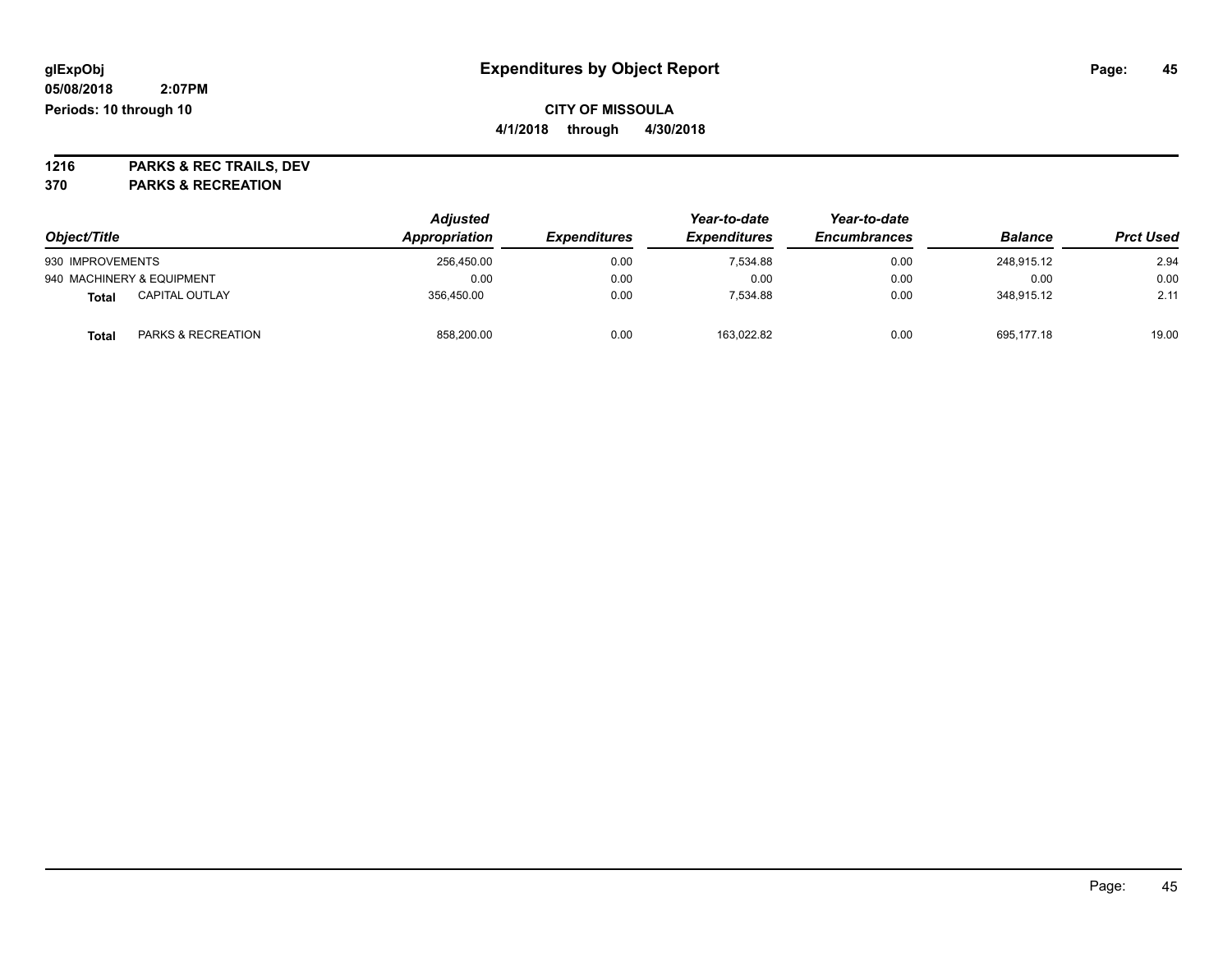**glExpObj** **Expenditures by Object Report**
**05/08/2018 2:07PM**
**Periods: 10 through 10**

**CITY OF MISSOULA**
**4/1/2018 through 4/30/2018**

**1216 PARKS & REC TRAILS, DEV**
**370 PARKS & RECREATION**

| Object/Title | | Adjusted Appropriation | Expenditures | Year-to-date Expenditures | Year-to-date Encumbrances | Balance | Prct Used |
|---|---|---|---|---|---|---|---|
| 930 IMPROVEMENTS | | 256,450.00 | 0.00 | 7,534.88 | 0.00 | 248,915.12 | 2.94 |
| 940 MACHINERY & EQUIPMENT | | 0.00 | 0.00 | 0.00 | 0.00 | 0.00 | 0.00 |
| **Total** | CAPITAL OUTLAY | 356,450.00 | 0.00 | 7,534.88 | 0.00 | 348,915.12 | 2.11 |
| **Total** | PARKS & RECREATION | 858,200.00 | 0.00 | 163,022.82 | 0.00 | 695,177.18 | 19.00 |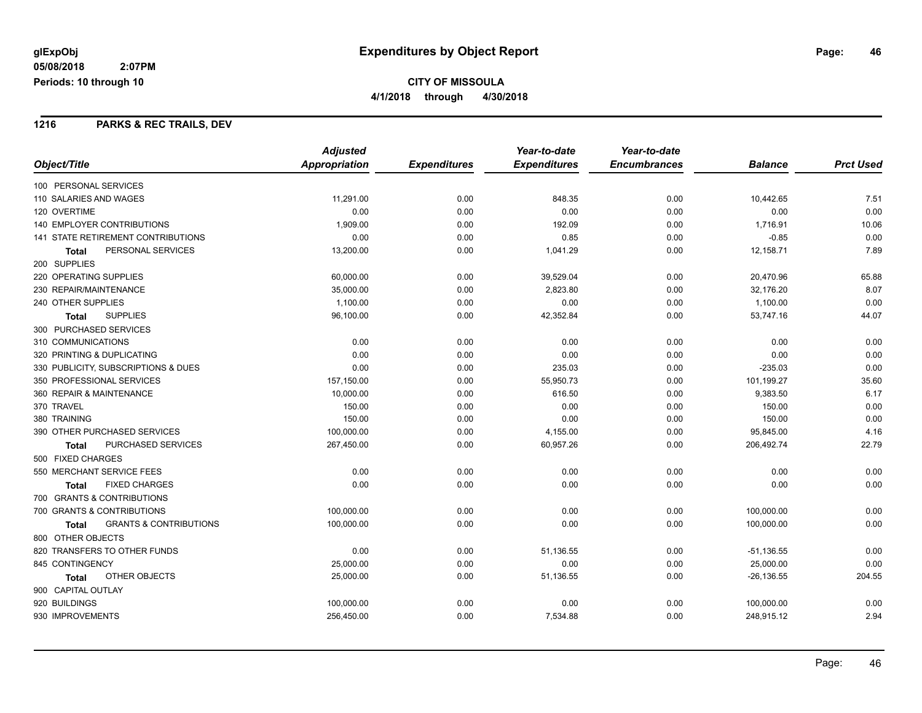# Expenditures by Object Report

glExpObj
05/08/2018 2:07PM
Periods: 10 through 10

**CITY OF MISSOULA**
**4/1/2018 through 4/30/2018**

## 1216 PARKS & REC TRAILS, DEV

| Object/Title | Adjusted Appropriation | Expenditures | Year-to-date Expenditures | Year-to-date Encumbrances | Balance | Prct Used |
|---|---|---|---|---|---|---|
| 100 PERSONAL SERVICES | | | | | | |
| 110 SALARIES AND WAGES | 11,291.00 | 0.00 | 848.35 | 0.00 | 10,442.65 | 7.51 |
| 120 OVERTIME | 0.00 | 0.00 | 0.00 | 0.00 | 0.00 | 0.00 |
| 140 EMPLOYER CONTRIBUTIONS | 1,909.00 | 0.00 | 192.09 | 0.00 | 1,716.91 | 10.06 |
| 141 STATE RETIREMENT CONTRIBUTIONS | 0.00 | 0.00 | 0.85 | 0.00 | -0.85 | 0.00 |
| **Total** PERSONAL SERVICES | 13,200.00 | 0.00 | 1,041.29 | 0.00 | 12,158.71 | 7.89 |
| 200 SUPPLIES | | | | | | |
| 220 OPERATING SUPPLIES | 60,000.00 | 0.00 | 39,529.04 | 0.00 | 20,470.96 | 65.88 |
| 230 REPAIR/MAINTENANCE | 35,000.00 | 0.00 | 2,823.80 | 0.00 | 32,176.20 | 8.07 |
| 240 OTHER SUPPLIES | 1,100.00 | 0.00 | 0.00 | 0.00 | 1,100.00 | 0.00 |
| **Total** SUPPLIES | 96,100.00 | 0.00 | 42,352.84 | 0.00 | 53,747.16 | 44.07 |
| 300 PURCHASED SERVICES | | | | | | |
| 310 COMMUNICATIONS | 0.00 | 0.00 | 0.00 | 0.00 | 0.00 | 0.00 |
| 320 PRINTING & DUPLICATING | 0.00 | 0.00 | 0.00 | 0.00 | 0.00 | 0.00 |
| 330 PUBLICITY, SUBSCRIPTIONS & DUES | 0.00 | 0.00 | 235.03 | 0.00 | -235.03 | 0.00 |
| 350 PROFESSIONAL SERVICES | 157,150.00 | 0.00 | 55,950.73 | 0.00 | 101,199.27 | 35.60 |
| 360 REPAIR & MAINTENANCE | 10,000.00 | 0.00 | 616.50 | 0.00 | 9,383.50 | 6.17 |
| 370 TRAVEL | 150.00 | 0.00 | 0.00 | 0.00 | 150.00 | 0.00 |
| 380 TRAINING | 150.00 | 0.00 | 0.00 | 0.00 | 150.00 | 0.00 |
| 390 OTHER PURCHASED SERVICES | 100,000.00 | 0.00 | 4,155.00 | 0.00 | 95,845.00 | 4.16 |
| **Total** PURCHASED SERVICES | 267,450.00 | 0.00 | 60,957.26 | 0.00 | 206,492.74 | 22.79 |
| 500 FIXED CHARGES | | | | | | |
| 550 MERCHANT SERVICE FEES | 0.00 | 0.00 | 0.00 | 0.00 | 0.00 | 0.00 |
| **Total** FIXED CHARGES | 0.00 | 0.00 | 0.00 | 0.00 | 0.00 | 0.00 |
| 700 GRANTS & CONTRIBUTIONS | | | | | | |
| 700 GRANTS & CONTRIBUTIONS | 100,000.00 | 0.00 | 0.00 | 0.00 | 100,000.00 | 0.00 |
| **Total** GRANTS & CONTRIBUTIONS | 100,000.00 | 0.00 | 0.00 | 0.00 | 100,000.00 | 0.00 |
| 800 OTHER OBJECTS | | | | | | |
| 820 TRANSFERS TO OTHER FUNDS | 0.00 | 0.00 | 51,136.55 | 0.00 | -51,136.55 | 0.00 |
| 845 CONTINGENCY | 25,000.00 | 0.00 | 0.00 | 0.00 | 25,000.00 | 0.00 |
| **Total** OTHER OBJECTS | 25,000.00 | 0.00 | 51,136.55 | 0.00 | -26,136.55 | 204.55 |
| 900 CAPITAL OUTLAY | | | | | | |
| 920 BUILDINGS | 100,000.00 | 0.00 | 0.00 | 0.00 | 100,000.00 | 0.00 |
| 930 IMPROVEMENTS | 256,450.00 | 0.00 | 7,534.88 | 0.00 | 248,915.12 | 2.94 |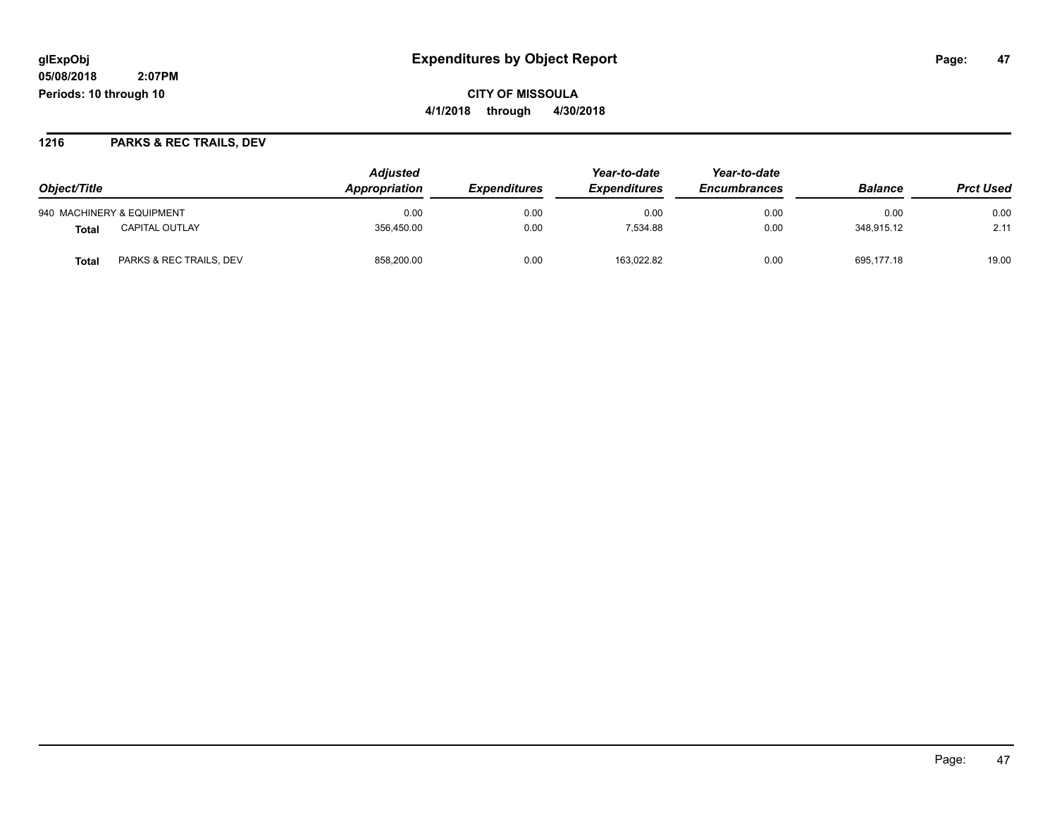**CITY OF MISSOULA**

**4/1/2018 through 4/30/2018**

## 1216 PARKS & REC TRAILS, DEV

| Object/Title | | Adjusted Appropriation | Expenditures | Year-to-date Expenditures | Year-to-date Encumbrances | Balance | Prct Used |
|---|---|---|---|---|---|---|---|
| 940 MACHINERY & EQUIPMENT | | 0.00 | 0.00 | 0.00 | 0.00 | 0.00 | 0.00 |
| **Total** | CAPITAL OUTLAY | 356,450.00 | 0.00 | 7,534.88 | 0.00 | 348,915.12 | 2.11 |
| **Total** | PARKS & REC TRAILS, DEV | 858,200.00 | 0.00 | 163,022.82 | 0.00 | 695,177.18 | 19.00 |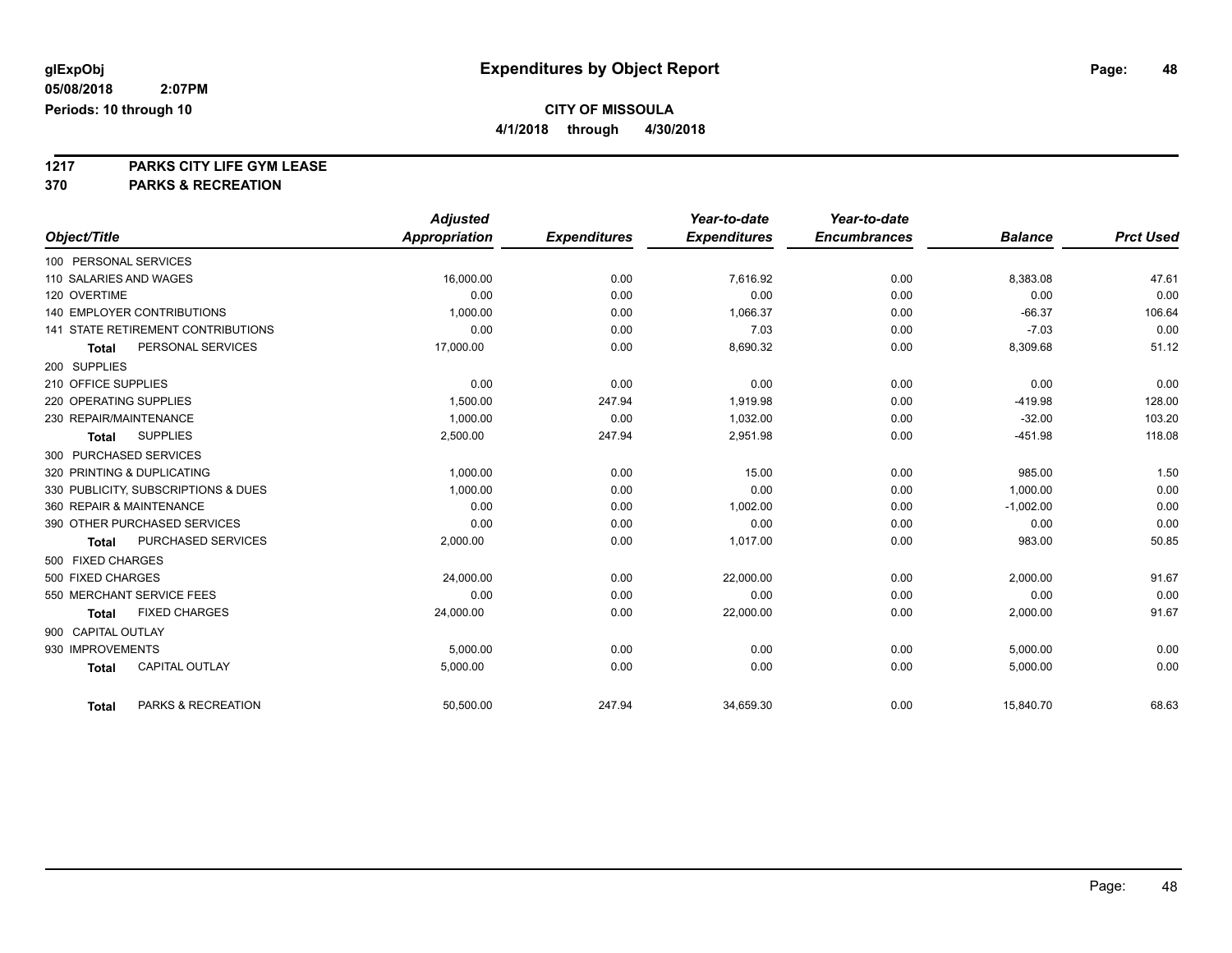**glExpObj**
**05/08/2018 2:07PM**
**Periods: 10 through 10**

# Expenditures by Object Report

**CITY OF MISSOULA**
**4/1/2018 through 4/30/2018**

**1217 PARKS CITY LIFE GYM LEASE**
**370 PARKS & RECREATION**

| Object/Title | Adjusted Appropriation | Expenditures | Year-to-date Expenditures | Year-to-date Encumbrances | Balance | Prct Used |
|---|---|---|---|---|---|---|
| 100 PERSONAL SERVICES | | | | | | |
| 110 SALARIES AND WAGES | 16,000.00 | 0.00 | 7,616.92 | 0.00 | 8,383.08 | 47.61 |
| 120 OVERTIME | 0.00 | 0.00 | 0.00 | 0.00 | 0.00 | 0.00 |
| 140 EMPLOYER CONTRIBUTIONS | 1,000.00 | 0.00 | 1,066.37 | 0.00 | -66.37 | 106.64 |
| 141 STATE RETIREMENT CONTRIBUTIONS | 0.00 | 0.00 | 7.03 | 0.00 | -7.03 | 0.00 |
| **Total** PERSONAL SERVICES | 17,000.00 | 0.00 | 8,690.32 | 0.00 | 8,309.68 | 51.12 |
| 200 SUPPLIES | | | | | | |
| 210 OFFICE SUPPLIES | 0.00 | 0.00 | 0.00 | 0.00 | 0.00 | 0.00 |
| 220 OPERATING SUPPLIES | 1,500.00 | 247.94 | 1,919.98 | 0.00 | -419.98 | 128.00 |
| 230 REPAIR/MAINTENANCE | 1,000.00 | 0.00 | 1,032.00 | 0.00 | -32.00 | 103.20 |
| **Total** SUPPLIES | 2,500.00 | 247.94 | 2,951.98 | 0.00 | -451.98 | 118.08 |
| 300 PURCHASED SERVICES | | | | | | |
| 320 PRINTING & DUPLICATING | 1,000.00 | 0.00 | 15.00 | 0.00 | 985.00 | 1.50 |
| 330 PUBLICITY, SUBSCRIPTIONS & DUES | 1,000.00 | 0.00 | 0.00 | 0.00 | 1,000.00 | 0.00 |
| 360 REPAIR & MAINTENANCE | 0.00 | 0.00 | 1,002.00 | 0.00 | -1,002.00 | 0.00 |
| 390 OTHER PURCHASED SERVICES | 0.00 | 0.00 | 0.00 | 0.00 | 0.00 | 0.00 |
| **Total** PURCHASED SERVICES | 2,000.00 | 0.00 | 1,017.00 | 0.00 | 983.00 | 50.85 |
| 500 FIXED CHARGES | | | | | | |
| 500 FIXED CHARGES | 24,000.00 | 0.00 | 22,000.00 | 0.00 | 2,000.00 | 91.67 |
| 550 MERCHANT SERVICE FEES | 0.00 | 0.00 | 0.00 | 0.00 | 0.00 | 0.00 |
| **Total** FIXED CHARGES | 24,000.00 | 0.00 | 22,000.00 | 0.00 | 2,000.00 | 91.67 |
| 900 CAPITAL OUTLAY | | | | | | |
| 930 IMPROVEMENTS | 5,000.00 | 0.00 | 0.00 | 0.00 | 5,000.00 | 0.00 |
| **Total** CAPITAL OUTLAY | 5,000.00 | 0.00 | 0.00 | 0.00 | 5,000.00 | 0.00 |
| **Total** PARKS & RECREATION | 50,500.00 | 247.94 | 34,659.30 | 0.00 | 15,840.70 | 68.63 |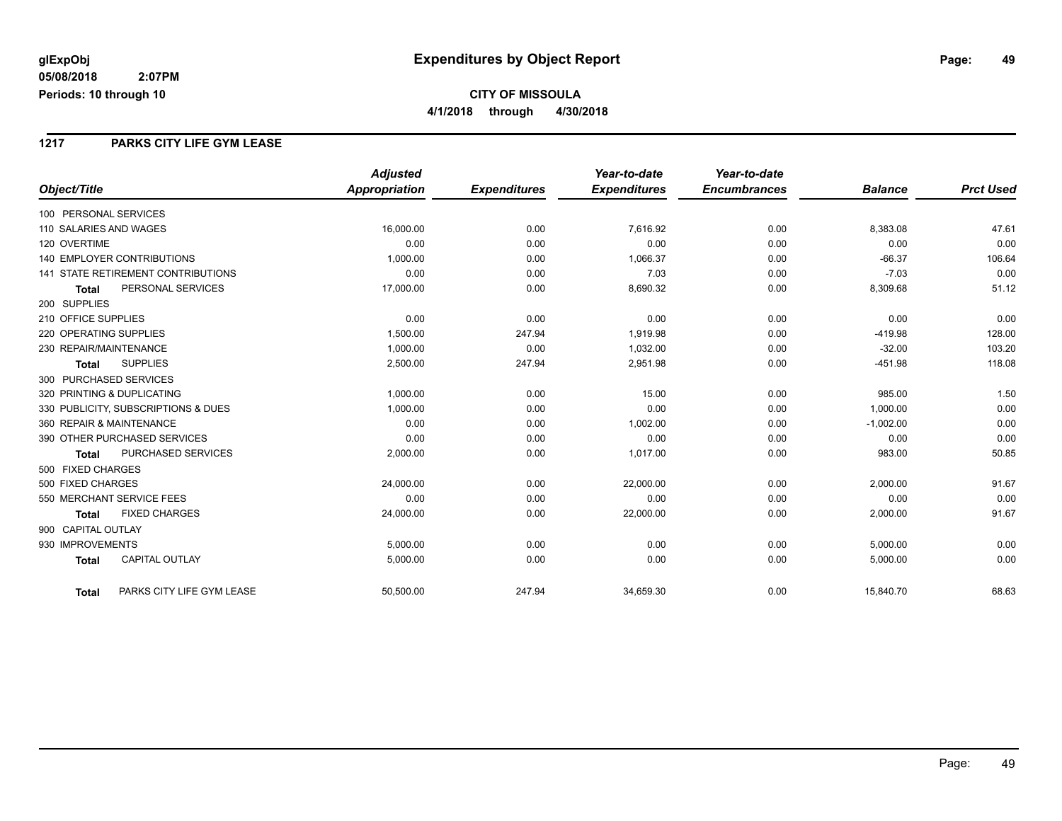**glExpObj** **Expenditures by Object Report**

**05/08/2018 2:07PM**

**Periods: 10 through 10**

**CITY OF MISSOULA**

**4/1/2018 through 4/30/2018**

## 1217 PARKS CITY LIFE GYM LEASE

| Object/Title | Adjusted Appropriation | Expenditures | Year-to-date Expenditures | Year-to-date Encumbrances | Balance | Prct Used |
|---|---|---|---|---|---|---|
| 100 PERSONAL SERVICES | | | | | | |
| 110 SALARIES AND WAGES | 16,000.00 | 0.00 | 7,616.92 | 0.00 | 8,383.08 | 47.61 |
| 120 OVERTIME | 0.00 | 0.00 | 0.00 | 0.00 | 0.00 | 0.00 |
| 140 EMPLOYER CONTRIBUTIONS | 1,000.00 | 0.00 | 1,066.37 | 0.00 | -66.37 | 106.64 |
| 141 STATE RETIREMENT CONTRIBUTIONS | 0.00 | 0.00 | 7.03 | 0.00 | -7.03 | 0.00 |
| **Total** PERSONAL SERVICES | 17,000.00 | 0.00 | 8,690.32 | 0.00 | 8,309.68 | 51.12 |
| 200 SUPPLIES | | | | | | |
| 210 OFFICE SUPPLIES | 0.00 | 0.00 | 0.00 | 0.00 | 0.00 | 0.00 |
| 220 OPERATING SUPPLIES | 1,500.00 | 247.94 | 1,919.98 | 0.00 | -419.98 | 128.00 |
| 230 REPAIR/MAINTENANCE | 1,000.00 | 0.00 | 1,032.00 | 0.00 | -32.00 | 103.20 |
| **Total** SUPPLIES | 2,500.00 | 247.94 | 2,951.98 | 0.00 | -451.98 | 118.08 |
| 300 PURCHASED SERVICES | | | | | | |
| 320 PRINTING & DUPLICATING | 1,000.00 | 0.00 | 15.00 | 0.00 | 985.00 | 1.50 |
| 330 PUBLICITY, SUBSCRIPTIONS & DUES | 1,000.00 | 0.00 | 0.00 | 0.00 | 1,000.00 | 0.00 |
| 360 REPAIR & MAINTENANCE | 0.00 | 0.00 | 1,002.00 | 0.00 | -1,002.00 | 0.00 |
| 390 OTHER PURCHASED SERVICES | 0.00 | 0.00 | 0.00 | 0.00 | 0.00 | 0.00 |
| **Total** PURCHASED SERVICES | 2,000.00 | 0.00 | 1,017.00 | 0.00 | 983.00 | 50.85 |
| 500 FIXED CHARGES | | | | | | |
| 500 FIXED CHARGES | 24,000.00 | 0.00 | 22,000.00 | 0.00 | 2,000.00 | 91.67 |
| 550 MERCHANT SERVICE FEES | 0.00 | 0.00 | 0.00 | 0.00 | 0.00 | 0.00 |
| **Total** FIXED CHARGES | 24,000.00 | 0.00 | 22,000.00 | 0.00 | 2,000.00 | 91.67 |
| 900 CAPITAL OUTLAY | | | | | | |
| 930 IMPROVEMENTS | 5,000.00 | 0.00 | 0.00 | 0.00 | 5,000.00 | 0.00 |
| **Total** CAPITAL OUTLAY | 5,000.00 | 0.00 | 0.00 | 0.00 | 5,000.00 | 0.00 |
| **Total** PARKS CITY LIFE GYM LEASE | 50,500.00 | 247.94 | 34,659.30 | 0.00 | 15,840.70 | 68.63 |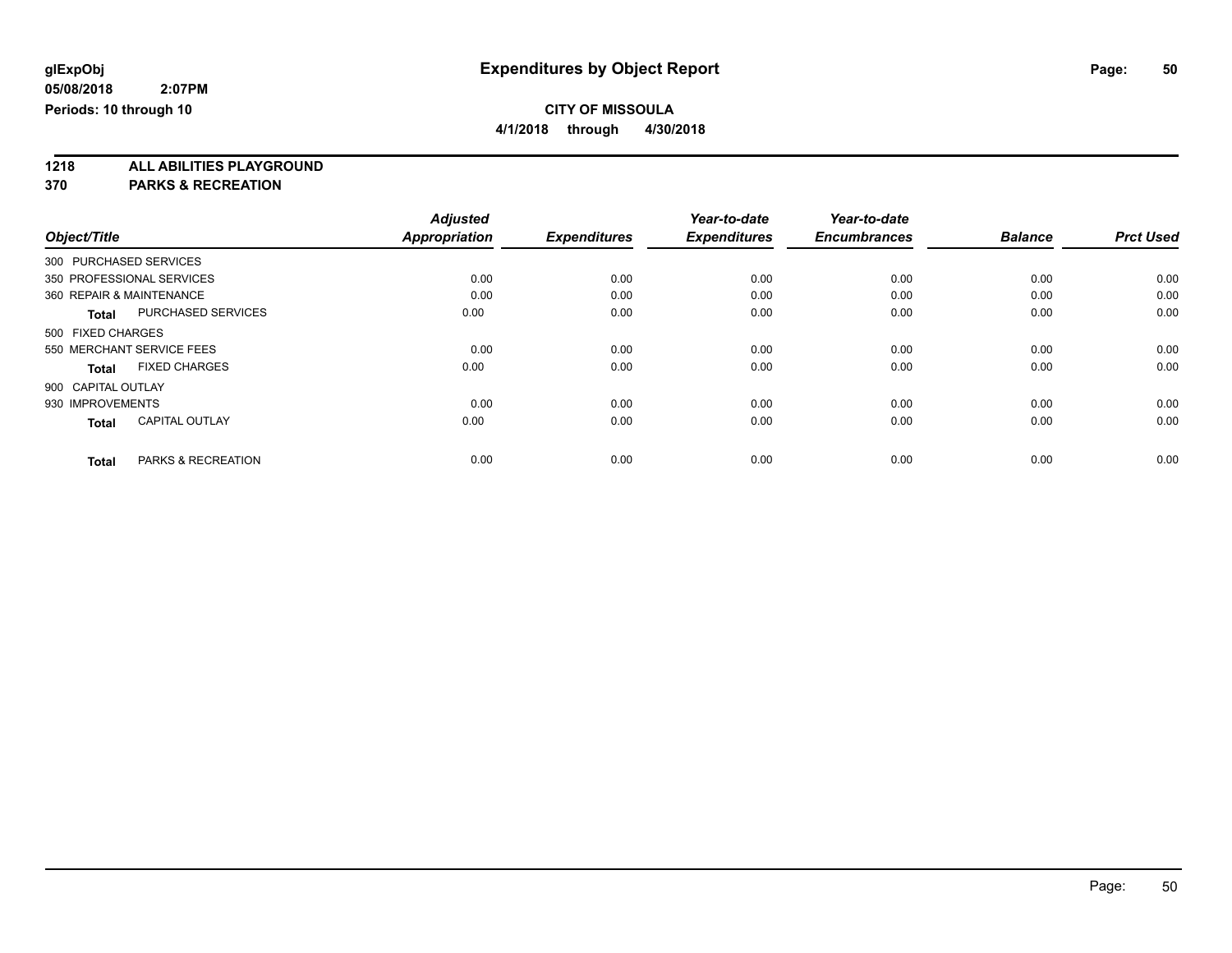**glExpObj**
**05/08/2018 2:07PM**
**Periods: 10 through 10**

# Expenditures by Object Report

**CITY OF MISSOULA**
**4/1/2018 through 4/30/2018**

**1218 ALL ABILITIES PLAYGROUND**
**370 PARKS & RECREATION**

| Object/Title | Adjusted Appropriation | Expenditures | Year-to-date Expenditures | Year-to-date Encumbrances | Balance | Prct Used |
|---|---|---|---|---|---|---|
| 300 PURCHASED SERVICES | | | | | | |
| 350 PROFESSIONAL SERVICES | 0.00 | 0.00 | 0.00 | 0.00 | 0.00 | 0.00 |
| 360 REPAIR & MAINTENANCE | 0.00 | 0.00 | 0.00 | 0.00 | 0.00 | 0.00 |
| **Total** PURCHASED SERVICES | 0.00 | 0.00 | 0.00 | 0.00 | 0.00 | 0.00 |
| 500 FIXED CHARGES | | | | | | |
| 550 MERCHANT SERVICE FEES | 0.00 | 0.00 | 0.00 | 0.00 | 0.00 | 0.00 |
| **Total** FIXED CHARGES | 0.00 | 0.00 | 0.00 | 0.00 | 0.00 | 0.00 |
| 900 CAPITAL OUTLAY | | | | | | |
| 930 IMPROVEMENTS | 0.00 | 0.00 | 0.00 | 0.00 | 0.00 | 0.00 |
| **Total** CAPITAL OUTLAY | 0.00 | 0.00 | 0.00 | 0.00 | 0.00 | 0.00 |
| **Total** PARKS & RECREATION | 0.00 | 0.00 | 0.00 | 0.00 | 0.00 | 0.00 |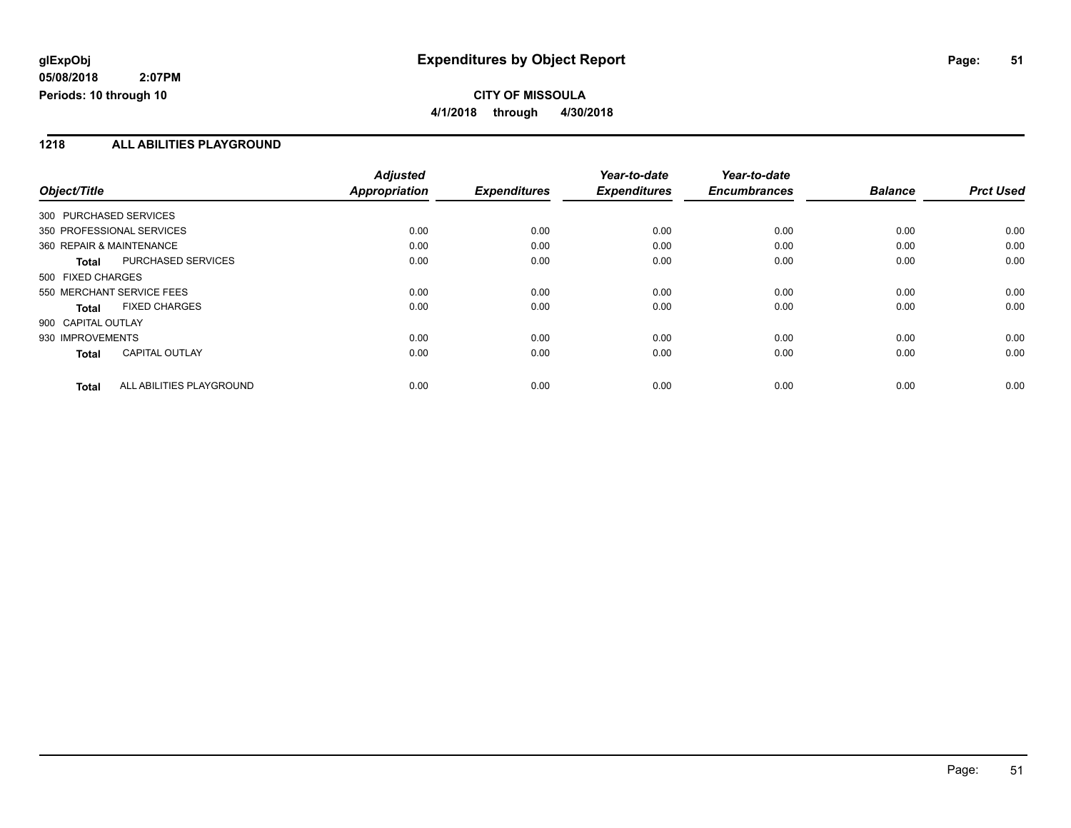**glExpObj**
**05/08/2018 2:07PM**
**Periods: 10 through 10**

# Expenditures by Object Report

**CITY OF MISSOULA**
**4/1/2018 through 4/30/2018**

## 1218 ALL ABILITIES PLAYGROUND

| Object/Title | | Adjusted Appropriation | Expenditures | Year-to-date Expenditures | Year-to-date Encumbrances | Balance | Prct Used |
|---|---|---|---|---|---|---|---|
| 300 PURCHASED SERVICES | | | | | | | |
| 350 PROFESSIONAL SERVICES | | 0.00 | 0.00 | 0.00 | 0.00 | 0.00 | 0.00 |
| 360 REPAIR & MAINTENANCE | | 0.00 | 0.00 | 0.00 | 0.00 | 0.00 | 0.00 |
| **Total** | PURCHASED SERVICES | 0.00 | 0.00 | 0.00 | 0.00 | 0.00 | 0.00 |
| 500 FIXED CHARGES | | | | | | | |
| 550 MERCHANT SERVICE FEES | | 0.00 | 0.00 | 0.00 | 0.00 | 0.00 | 0.00 |
| **Total** | FIXED CHARGES | 0.00 | 0.00 | 0.00 | 0.00 | 0.00 | 0.00 |
| 900 CAPITAL OUTLAY | | | | | | | |
| 930 IMPROVEMENTS | | 0.00 | 0.00 | 0.00 | 0.00 | 0.00 | 0.00 |
| **Total** | CAPITAL OUTLAY | 0.00 | 0.00 | 0.00 | 0.00 | 0.00 | 0.00 |
| **Total** | ALL ABILITIES PLAYGROUND | 0.00 | 0.00 | 0.00 | 0.00 | 0.00 | 0.00 |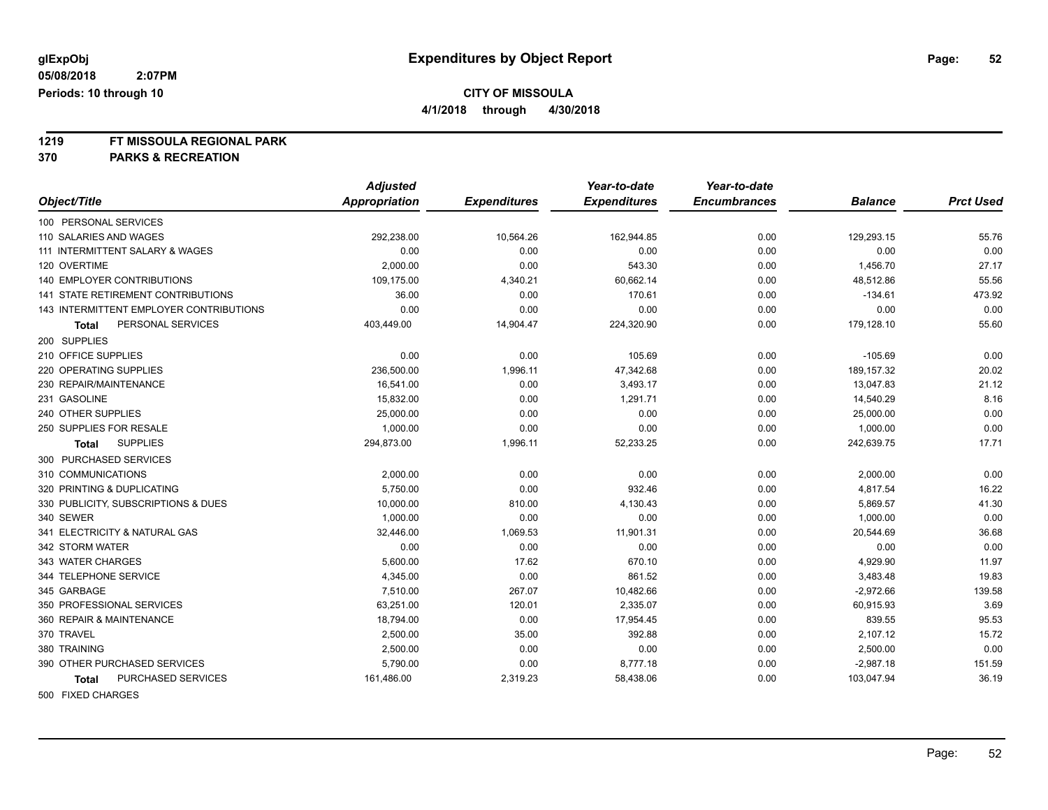**glExpObj**
**05/08/2018 2:07PM**
**Periods: 10 through 10**

# Expenditures by Object Report

**CITY OF MISSOULA**
**4/1/2018 through 4/30/2018**

**1219 FT MISSOULA REGIONAL PARK**
**370 PARKS & RECREATION**

| Object/Title | Adjusted Appropriation | Expenditures | Year-to-date Expenditures | Year-to-date Encumbrances | Balance | Prct Used |
|---|---|---|---|---|---|---|
| 100 PERSONAL SERVICES | | | | | | |
| 110 SALARIES AND WAGES | 292,238.00 | 10,564.26 | 162,944.85 | 0.00 | 129,293.15 | 55.76 |
| 111 INTERMITTENT SALARY & WAGES | 0.00 | 0.00 | 0.00 | 0.00 | 0.00 | 0.00 |
| 120 OVERTIME | 2,000.00 | 0.00 | 543.30 | 0.00 | 1,456.70 | 27.17 |
| 140 EMPLOYER CONTRIBUTIONS | 109,175.00 | 4,340.21 | 60,662.14 | 0.00 | 48,512.86 | 55.56 |
| 141 STATE RETIREMENT CONTRIBUTIONS | 36.00 | 0.00 | 170.61 | 0.00 | -134.61 | 473.92 |
| 143 INTERMITTENT EMPLOYER CONTRIBUTIONS | 0.00 | 0.00 | 0.00 | 0.00 | 0.00 | 0.00 |
| **Total** PERSONAL SERVICES | 403,449.00 | 14,904.47 | 224,320.90 | 0.00 | 179,128.10 | 55.60 |
| 200 SUPPLIES | | | | | | |
| 210 OFFICE SUPPLIES | 0.00 | 0.00 | 105.69 | 0.00 | -105.69 | 0.00 |
| 220 OPERATING SUPPLIES | 236,500.00 | 1,996.11 | 47,342.68 | 0.00 | 189,157.32 | 20.02 |
| 230 REPAIR/MAINTENANCE | 16,541.00 | 0.00 | 3,493.17 | 0.00 | 13,047.83 | 21.12 |
| 231 GASOLINE | 15,832.00 | 0.00 | 1,291.71 | 0.00 | 14,540.29 | 8.16 |
| 240 OTHER SUPPLIES | 25,000.00 | 0.00 | 0.00 | 0.00 | 25,000.00 | 0.00 |
| 250 SUPPLIES FOR RESALE | 1,000.00 | 0.00 | 0.00 | 0.00 | 1,000.00 | 0.00 |
| **Total** SUPPLIES | 294,873.00 | 1,996.11 | 52,233.25 | 0.00 | 242,639.75 | 17.71 |
| 300 PURCHASED SERVICES | | | | | | |
| 310 COMMUNICATIONS | 2,000.00 | 0.00 | 0.00 | 0.00 | 2,000.00 | 0.00 |
| 320 PRINTING & DUPLICATING | 5,750.00 | 0.00 | 932.46 | 0.00 | 4,817.54 | 16.22 |
| 330 PUBLICITY, SUBSCRIPTIONS & DUES | 10,000.00 | 810.00 | 4,130.43 | 0.00 | 5,869.57 | 41.30 |
| 340 SEWER | 1,000.00 | 0.00 | 0.00 | 0.00 | 1,000.00 | 0.00 |
| 341 ELECTRICITY & NATURAL GAS | 32,446.00 | 1,069.53 | 11,901.31 | 0.00 | 20,544.69 | 36.68 |
| 342 STORM WATER | 0.00 | 0.00 | 0.00 | 0.00 | 0.00 | 0.00 |
| 343 WATER CHARGES | 5,600.00 | 17.62 | 670.10 | 0.00 | 4,929.90 | 11.97 |
| 344 TELEPHONE SERVICE | 4,345.00 | 0.00 | 861.52 | 0.00 | 3,483.48 | 19.83 |
| 345 GARBAGE | 7,510.00 | 267.07 | 10,482.66 | 0.00 | -2,972.66 | 139.58 |
| 350 PROFESSIONAL SERVICES | 63,251.00 | 120.01 | 2,335.07 | 0.00 | 60,915.93 | 3.69 |
| 360 REPAIR & MAINTENANCE | 18,794.00 | 0.00 | 17,954.45 | 0.00 | 839.55 | 95.53 |
| 370 TRAVEL | 2,500.00 | 35.00 | 392.88 | 0.00 | 2,107.12 | 15.72 |
| 380 TRAINING | 2,500.00 | 0.00 | 0.00 | 0.00 | 2,500.00 | 0.00 |
| 390 OTHER PURCHASED SERVICES | 5,790.00 | 0.00 | 8,777.18 | 0.00 | -2,987.18 | 151.59 |
| **Total** PURCHASED SERVICES | 161,486.00 | 2,319.23 | 58,438.06 | 0.00 | 103,047.94 | 36.19 |
| 500 FIXED CHARGES | | | | | | |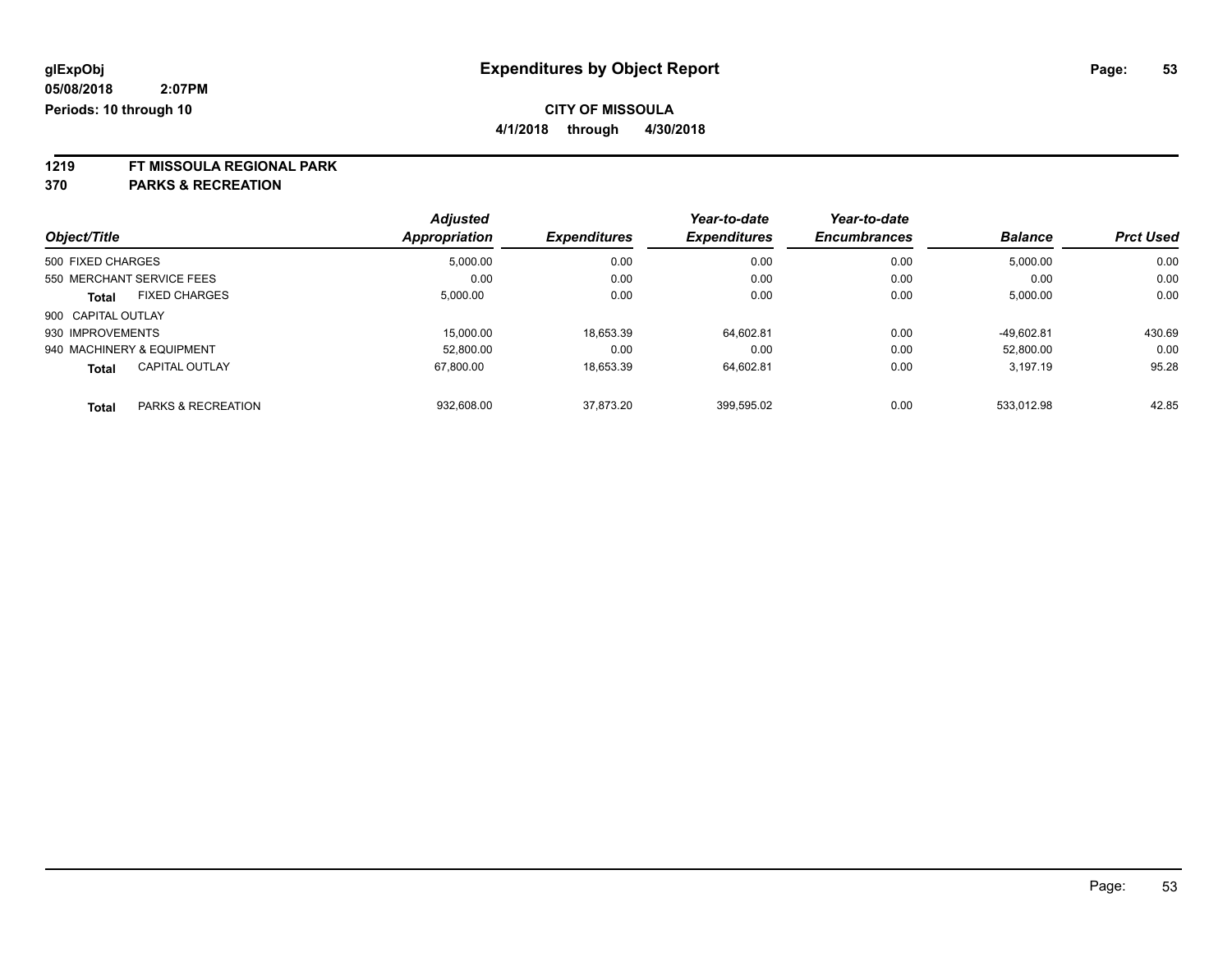**glExpObj**
**05/08/2018 2:07PM**
**Periods: 10 through 10**

# Expenditures by Object Report

**CITY OF MISSOULA**
**4/1/2018 through 4/30/2018**

**1219 FT MISSOULA REGIONAL PARK**
**370 PARKS & RECREATION**

| Object/Title | Adjusted Appropriation | Expenditures | Year-to-date Expenditures | Year-to-date Encumbrances | Balance | Prct Used |
|---|---|---|---|---|---|---|
| 500 FIXED CHARGES | 5,000.00 | 0.00 | 0.00 | 0.00 | 5,000.00 | 0.00 |
| 550 MERCHANT SERVICE FEES | 0.00 | 0.00 | 0.00 | 0.00 | 0.00 | 0.00 |
| **Total** FIXED CHARGES | 5,000.00 | 0.00 | 0.00 | 0.00 | 5,000.00 | 0.00 |
| 900 CAPITAL OUTLAY | | | | | | |
| 930 IMPROVEMENTS | 15,000.00 | 18,653.39 | 64,602.81 | 0.00 | -49,602.81 | 430.69 |
| 940 MACHINERY & EQUIPMENT | 52,800.00 | 0.00 | 0.00 | 0.00 | 52,800.00 | 0.00 |
| **Total** CAPITAL OUTLAY | 67,800.00 | 18,653.39 | 64,602.81 | 0.00 | 3,197.19 | 95.28 |
| **Total** PARKS & RECREATION | 932,608.00 | 37,873.20 | 399,595.02 | 0.00 | 533,012.98 | 42.85 |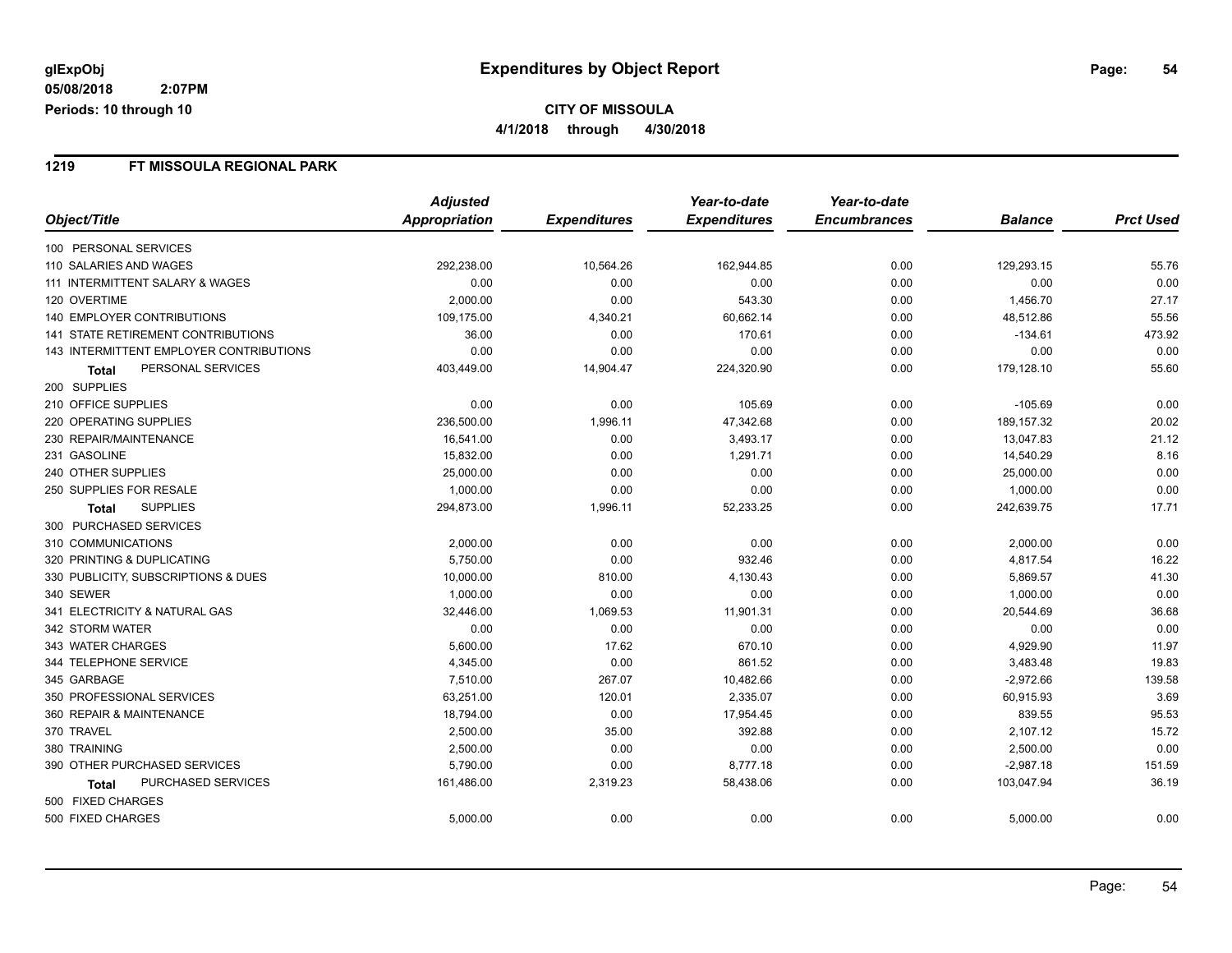**glExpObj** 05/08/2018 2:07PM
**Periods: 10 through 10**

# Expenditures by Object Report

**CITY OF MISSOULA**
**4/1/2018 through 4/30/2018**

## 1219 FT MISSOULA REGIONAL PARK

| Object/Title | Adjusted Appropriation | Expenditures | Year-to-date Expenditures | Year-to-date Encumbrances | Balance | Prct Used |
|---|---|---|---|---|---|---|
| 100 PERSONAL SERVICES | | | | | | |
| 110 SALARIES AND WAGES | 292,238.00 | 10,564.26 | 162,944.85 | 0.00 | 129,293.15 | 55.76 |
| 111 INTERMITTENT SALARY & WAGES | 0.00 | 0.00 | 0.00 | 0.00 | 0.00 | 0.00 |
| 120 OVERTIME | 2,000.00 | 0.00 | 543.30 | 0.00 | 1,456.70 | 27.17 |
| 140 EMPLOYER CONTRIBUTIONS | 109,175.00 | 4,340.21 | 60,662.14 | 0.00 | 48,512.86 | 55.56 |
| 141 STATE RETIREMENT CONTRIBUTIONS | 36.00 | 0.00 | 170.61 | 0.00 | -134.61 | 473.92 |
| 143 INTERMITTENT EMPLOYER CONTRIBUTIONS | 0.00 | 0.00 | 0.00 | 0.00 | 0.00 | 0.00 |
| **Total** PERSONAL SERVICES | 403,449.00 | 14,904.47 | 224,320.90 | 0.00 | 179,128.10 | 55.60 |
| 200 SUPPLIES | | | | | | |
| 210 OFFICE SUPPLIES | 0.00 | 0.00 | 105.69 | 0.00 | -105.69 | 0.00 |
| 220 OPERATING SUPPLIES | 236,500.00 | 1,996.11 | 47,342.68 | 0.00 | 189,157.32 | 20.02 |
| 230 REPAIR/MAINTENANCE | 16,541.00 | 0.00 | 3,493.17 | 0.00 | 13,047.83 | 21.12 |
| 231 GASOLINE | 15,832.00 | 0.00 | 1,291.71 | 0.00 | 14,540.29 | 8.16 |
| 240 OTHER SUPPLIES | 25,000.00 | 0.00 | 0.00 | 0.00 | 25,000.00 | 0.00 |
| 250 SUPPLIES FOR RESALE | 1,000.00 | 0.00 | 0.00 | 0.00 | 1,000.00 | 0.00 |
| **Total** SUPPLIES | 294,873.00 | 1,996.11 | 52,233.25 | 0.00 | 242,639.75 | 17.71 |
| 300 PURCHASED SERVICES | | | | | | |
| 310 COMMUNICATIONS | 2,000.00 | 0.00 | 0.00 | 0.00 | 2,000.00 | 0.00 |
| 320 PRINTING & DUPLICATING | 5,750.00 | 0.00 | 932.46 | 0.00 | 4,817.54 | 16.22 |
| 330 PUBLICITY, SUBSCRIPTIONS & DUES | 10,000.00 | 810.00 | 4,130.43 | 0.00 | 5,869.57 | 41.30 |
| 340 SEWER | 1,000.00 | 0.00 | 0.00 | 0.00 | 1,000.00 | 0.00 |
| 341 ELECTRICITY & NATURAL GAS | 32,446.00 | 1,069.53 | 11,901.31 | 0.00 | 20,544.69 | 36.68 |
| 342 STORM WATER | 0.00 | 0.00 | 0.00 | 0.00 | 0.00 | 0.00 |
| 343 WATER CHARGES | 5,600.00 | 17.62 | 670.10 | 0.00 | 4,929.90 | 11.97 |
| 344 TELEPHONE SERVICE | 4,345.00 | 0.00 | 861.52 | 0.00 | 3,483.48 | 19.83 |
| 345 GARBAGE | 7,510.00 | 267.07 | 10,482.66 | 0.00 | -2,972.66 | 139.58 |
| 350 PROFESSIONAL SERVICES | 63,251.00 | 120.01 | 2,335.07 | 0.00 | 60,915.93 | 3.69 |
| 360 REPAIR & MAINTENANCE | 18,794.00 | 0.00 | 17,954.45 | 0.00 | 839.55 | 95.53 |
| 370 TRAVEL | 2,500.00 | 35.00 | 392.88 | 0.00 | 2,107.12 | 15.72 |
| 380 TRAINING | 2,500.00 | 0.00 | 0.00 | 0.00 | 2,500.00 | 0.00 |
| 390 OTHER PURCHASED SERVICES | 5,790.00 | 0.00 | 8,777.18 | 0.00 | -2,987.18 | 151.59 |
| **Total** PURCHASED SERVICES | 161,486.00 | 2,319.23 | 58,438.06 | 0.00 | 103,047.94 | 36.19 |
| 500 FIXED CHARGES | | | | | | |
| 500 FIXED CHARGES | 5,000.00 | 0.00 | 0.00 | 0.00 | 5,000.00 | 0.00 |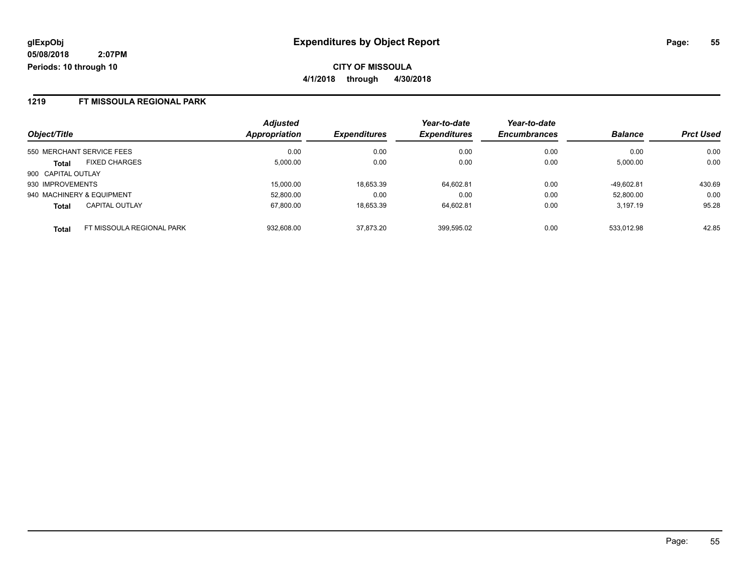**glExpObj** **Expenditures by Object Report**

**05/08/2018 2:07PM**

**Periods: 10 through 10**

**CITY OF MISSOULA**

**4/1/2018 through 4/30/2018**

## 1219 FT MISSOULA REGIONAL PARK

| Object/Title | Adjusted Appropriation | Expenditures | Year-to-date Expenditures | Year-to-date Encumbrances | Balance | Prct Used |
|---|---|---|---|---|---|---|
| 550 MERCHANT SERVICE FEES | 0.00 | 0.00 | 0.00 | 0.00 | 0.00 | 0.00 |
| **Total** FIXED CHARGES | 5,000.00 | 0.00 | 0.00 | 0.00 | 5,000.00 | 0.00 |
| 900 CAPITAL OUTLAY | | | | | | |
| 930 IMPROVEMENTS | 15,000.00 | 18,653.39 | 64,602.81 | 0.00 | -49,602.81 | 430.69 |
| 940 MACHINERY & EQUIPMENT | 52,800.00 | 0.00 | 0.00 | 0.00 | 52,800.00 | 0.00 |
| **Total** CAPITAL OUTLAY | 67,800.00 | 18,653.39 | 64,602.81 | 0.00 | 3,197.19 | 95.28 |
| **Total** FT MISSOULA REGIONAL PARK | 932,608.00 | 37,873.20 | 399,595.02 | 0.00 | 533,012.98 | 42.85 |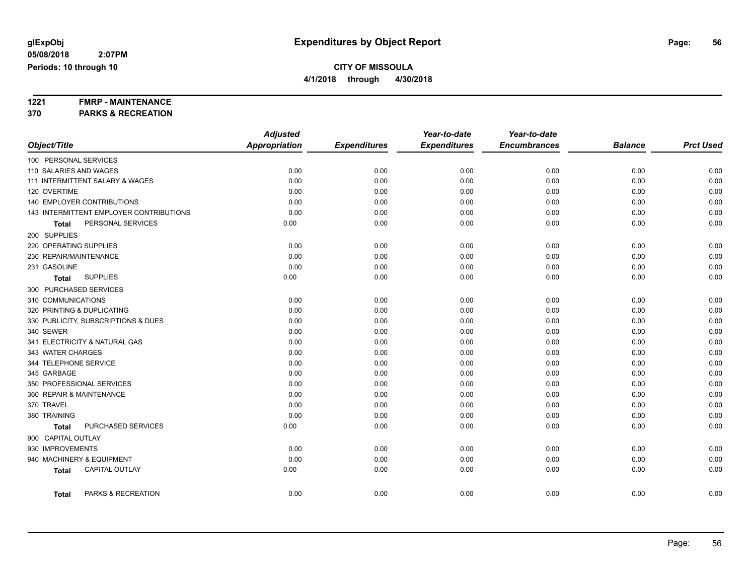glExpObj
05/08/2018 2:07PM
Periods: 10 through 10

# Expenditures by Object Report

**CITY OF MISSOULA**
**4/1/2018 through 4/30/2018**

**1221 FMRP - MAINTENANCE**
**370 PARKS & RECREATION**

| Object/Title | Adjusted Appropriation | Expenditures | Year-to-date Expenditures | Year-to-date Encumbrances | Balance | Prct Used |
|---|---|---|---|---|---|---|
| 100 PERSONAL SERVICES | | | | | | |
| 110 SALARIES AND WAGES | 0.00 | 0.00 | 0.00 | 0.00 | 0.00 | 0.00 |
| 111 INTERMITTENT SALARY & WAGES | 0.00 | 0.00 | 0.00 | 0.00 | 0.00 | 0.00 |
| 120 OVERTIME | 0.00 | 0.00 | 0.00 | 0.00 | 0.00 | 0.00 |
| 140 EMPLOYER CONTRIBUTIONS | 0.00 | 0.00 | 0.00 | 0.00 | 0.00 | 0.00 |
| 143 INTERMITTENT EMPLOYER CONTRIBUTIONS | 0.00 | 0.00 | 0.00 | 0.00 | 0.00 | 0.00 |
| **Total** PERSONAL SERVICES | 0.00 | 0.00 | 0.00 | 0.00 | 0.00 | 0.00 |
| 200 SUPPLIES | | | | | | |
| 220 OPERATING SUPPLIES | 0.00 | 0.00 | 0.00 | 0.00 | 0.00 | 0.00 |
| 230 REPAIR/MAINTENANCE | 0.00 | 0.00 | 0.00 | 0.00 | 0.00 | 0.00 |
| 231 GASOLINE | 0.00 | 0.00 | 0.00 | 0.00 | 0.00 | 0.00 |
| **Total** SUPPLIES | 0.00 | 0.00 | 0.00 | 0.00 | 0.00 | 0.00 |
| 300 PURCHASED SERVICES | | | | | | |
| 310 COMMUNICATIONS | 0.00 | 0.00 | 0.00 | 0.00 | 0.00 | 0.00 |
| 320 PRINTING & DUPLICATING | 0.00 | 0.00 | 0.00 | 0.00 | 0.00 | 0.00 |
| 330 PUBLICITY, SUBSCRIPTIONS & DUES | 0.00 | 0.00 | 0.00 | 0.00 | 0.00 | 0.00 |
| 340 SEWER | 0.00 | 0.00 | 0.00 | 0.00 | 0.00 | 0.00 |
| 341 ELECTRICITY & NATURAL GAS | 0.00 | 0.00 | 0.00 | 0.00 | 0.00 | 0.00 |
| 343 WATER CHARGES | 0.00 | 0.00 | 0.00 | 0.00 | 0.00 | 0.00 |
| 344 TELEPHONE SERVICE | 0.00 | 0.00 | 0.00 | 0.00 | 0.00 | 0.00 |
| 345 GARBAGE | 0.00 | 0.00 | 0.00 | 0.00 | 0.00 | 0.00 |
| 350 PROFESSIONAL SERVICES | 0.00 | 0.00 | 0.00 | 0.00 | 0.00 | 0.00 |
| 360 REPAIR & MAINTENANCE | 0.00 | 0.00 | 0.00 | 0.00 | 0.00 | 0.00 |
| 370 TRAVEL | 0.00 | 0.00 | 0.00 | 0.00 | 0.00 | 0.00 |
| 380 TRAINING | 0.00 | 0.00 | 0.00 | 0.00 | 0.00 | 0.00 |
| **Total** PURCHASED SERVICES | 0.00 | 0.00 | 0.00 | 0.00 | 0.00 | 0.00 |
| 900 CAPITAL OUTLAY | | | | | | |
| 930 IMPROVEMENTS | 0.00 | 0.00 | 0.00 | 0.00 | 0.00 | 0.00 |
| 940 MACHINERY & EQUIPMENT | 0.00 | 0.00 | 0.00 | 0.00 | 0.00 | 0.00 |
| **Total** CAPITAL OUTLAY | 0.00 | 0.00 | 0.00 | 0.00 | 0.00 | 0.00 |
| **Total** PARKS & RECREATION | 0.00 | 0.00 | 0.00 | 0.00 | 0.00 | 0.00 |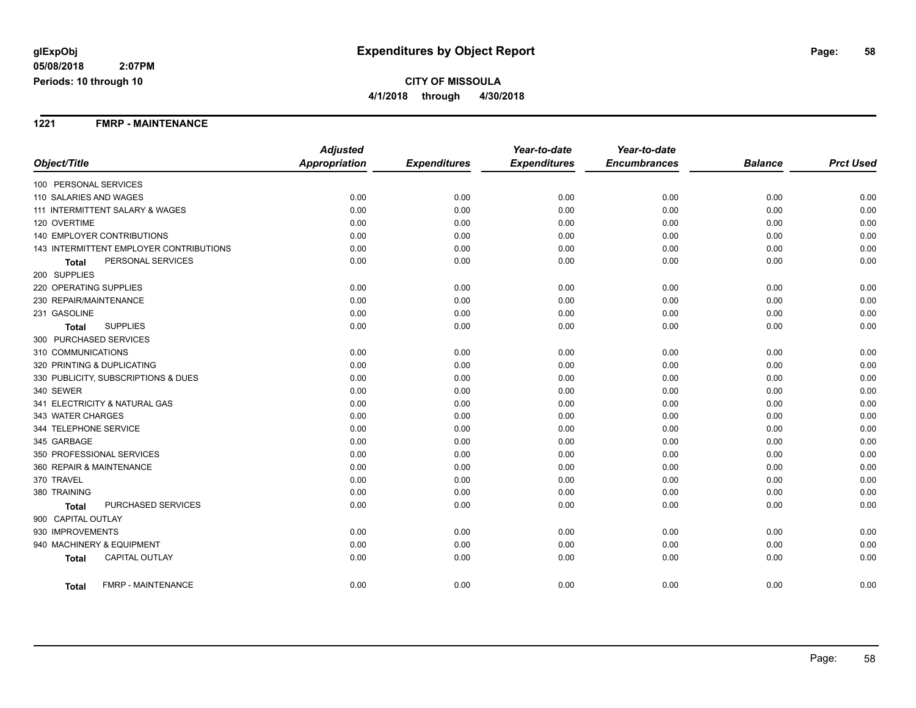**glExpObj**
**05/08/2018 2:07PM**
**Periods: 10 through 10**

# Expenditures by Object Report

**CITY OF MISSOULA**
**4/1/2018 through 4/30/2018**

## 1221 FMRP - MAINTENANCE

| Object/Title | Adjusted Appropriation | Expenditures | Year-to-date Expenditures | Year-to-date Encumbrances | Balance | Prct Used |
|---|---|---|---|---|---|---|
| 100 PERSONAL SERVICES | | | | | | |
| 110 SALARIES AND WAGES | 0.00 | 0.00 | 0.00 | 0.00 | 0.00 | 0.00 |
| 111 INTERMITTENT SALARY & WAGES | 0.00 | 0.00 | 0.00 | 0.00 | 0.00 | 0.00 |
| 120 OVERTIME | 0.00 | 0.00 | 0.00 | 0.00 | 0.00 | 0.00 |
| 140 EMPLOYER CONTRIBUTIONS | 0.00 | 0.00 | 0.00 | 0.00 | 0.00 | 0.00 |
| 143 INTERMITTENT EMPLOYER CONTRIBUTIONS | 0.00 | 0.00 | 0.00 | 0.00 | 0.00 | 0.00 |
| **Total** PERSONAL SERVICES | 0.00 | 0.00 | 0.00 | 0.00 | 0.00 | 0.00 |
| 200 SUPPLIES | | | | | | |
| 220 OPERATING SUPPLIES | 0.00 | 0.00 | 0.00 | 0.00 | 0.00 | 0.00 |
| 230 REPAIR/MAINTENANCE | 0.00 | 0.00 | 0.00 | 0.00 | 0.00 | 0.00 |
| 231 GASOLINE | 0.00 | 0.00 | 0.00 | 0.00 | 0.00 | 0.00 |
| **Total** SUPPLIES | 0.00 | 0.00 | 0.00 | 0.00 | 0.00 | 0.00 |
| 300 PURCHASED SERVICES | | | | | | |
| 310 COMMUNICATIONS | 0.00 | 0.00 | 0.00 | 0.00 | 0.00 | 0.00 |
| 320 PRINTING & DUPLICATING | 0.00 | 0.00 | 0.00 | 0.00 | 0.00 | 0.00 |
| 330 PUBLICITY, SUBSCRIPTIONS & DUES | 0.00 | 0.00 | 0.00 | 0.00 | 0.00 | 0.00 |
| 340 SEWER | 0.00 | 0.00 | 0.00 | 0.00 | 0.00 | 0.00 |
| 341 ELECTRICITY & NATURAL GAS | 0.00 | 0.00 | 0.00 | 0.00 | 0.00 | 0.00 |
| 343 WATER CHARGES | 0.00 | 0.00 | 0.00 | 0.00 | 0.00 | 0.00 |
| 344 TELEPHONE SERVICE | 0.00 | 0.00 | 0.00 | 0.00 | 0.00 | 0.00 |
| 345 GARBAGE | 0.00 | 0.00 | 0.00 | 0.00 | 0.00 | 0.00 |
| 350 PROFESSIONAL SERVICES | 0.00 | 0.00 | 0.00 | 0.00 | 0.00 | 0.00 |
| 360 REPAIR & MAINTENANCE | 0.00 | 0.00 | 0.00 | 0.00 | 0.00 | 0.00 |
| 370 TRAVEL | 0.00 | 0.00 | 0.00 | 0.00 | 0.00 | 0.00 |
| 380 TRAINING | 0.00 | 0.00 | 0.00 | 0.00 | 0.00 | 0.00 |
| **Total** PURCHASED SERVICES | 0.00 | 0.00 | 0.00 | 0.00 | 0.00 | 0.00 |
| 900 CAPITAL OUTLAY | | | | | | |
| 930 IMPROVEMENTS | 0.00 | 0.00 | 0.00 | 0.00 | 0.00 | 0.00 |
| 940 MACHINERY & EQUIPMENT | 0.00 | 0.00 | 0.00 | 0.00 | 0.00 | 0.00 |
| **Total** CAPITAL OUTLAY | 0.00 | 0.00 | 0.00 | 0.00 | 0.00 | 0.00 |
| **Total** FMRP - MAINTENANCE | 0.00 | 0.00 | 0.00 | 0.00 | 0.00 | 0.00 |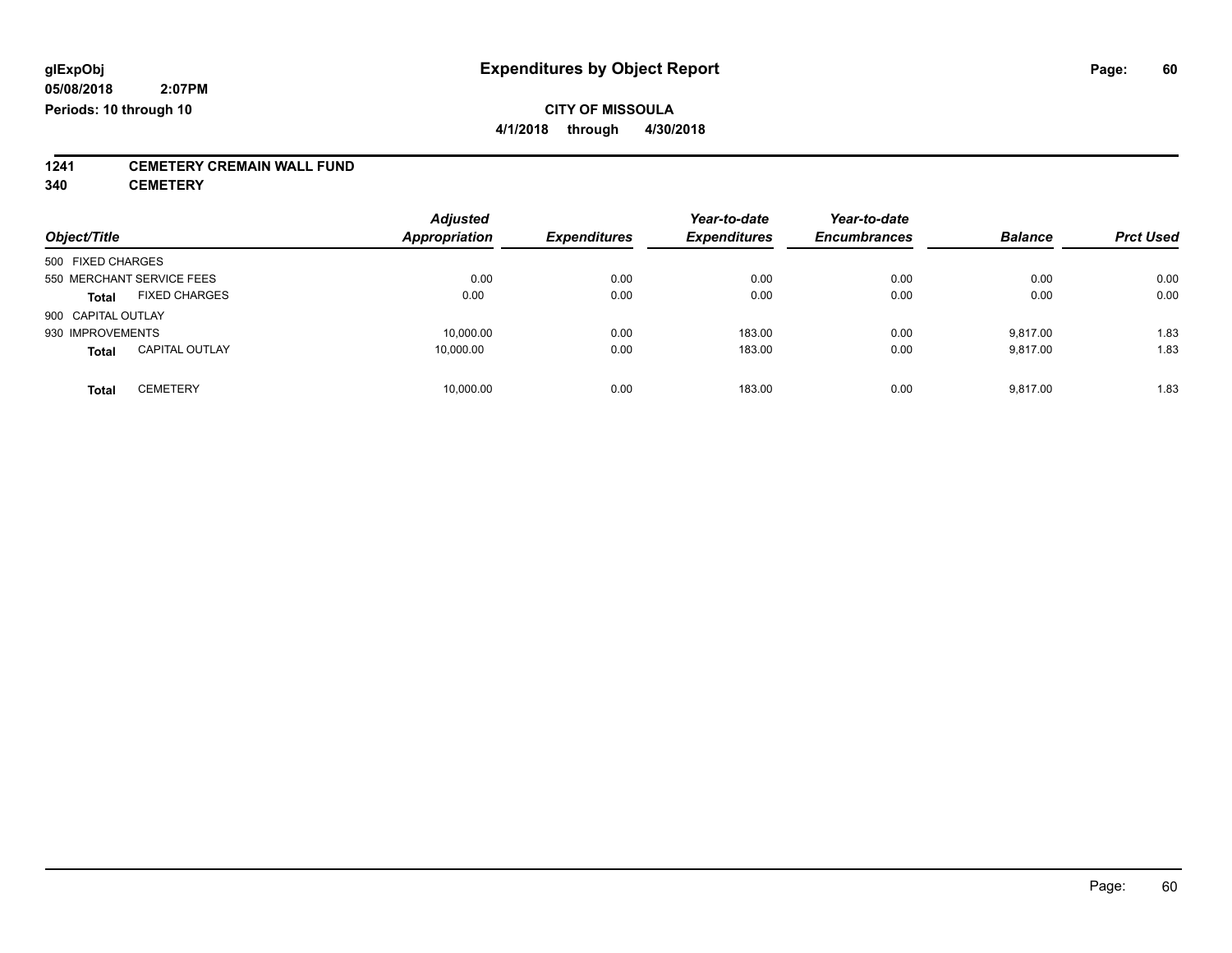**glExpObj**
**05/08/2018 2:07PM**
**Periods: 10 through 10**

# Expenditures by Object Report

**CITY OF MISSOULA**
**4/1/2018 through 4/30/2018**

**1241 CEMETERY CREMAIN WALL FUND**
**340 CEMETERY**

| Object/Title | *Adjusted Appropriation* | *Expenditures* | *Year-to-date Expenditures* | *Year-to-date Encumbrances* | *Balance* | *Prct Used* |
|---|---|---|---|---|---|---|
| 500 FIXED CHARGES | | | | | | |
| 550 MERCHANT SERVICE FEES | 0.00 | 0.00 | 0.00 | 0.00 | 0.00 | 0.00 |
| **Total** FIXED CHARGES | 0.00 | 0.00 | 0.00 | 0.00 | 0.00 | 0.00 |
| 900 CAPITAL OUTLAY | | | | | | |
| 930 IMPROVEMENTS | 10,000.00 | 0.00 | 183.00 | 0.00 | 9,817.00 | 1.83 |
| **Total** CAPITAL OUTLAY | 10,000.00 | 0.00 | 183.00 | 0.00 | 9,817.00 | 1.83 |
| **Total** CEMETERY | 10,000.00 | 0.00 | 183.00 | 0.00 | 9,817.00 | 1.83 |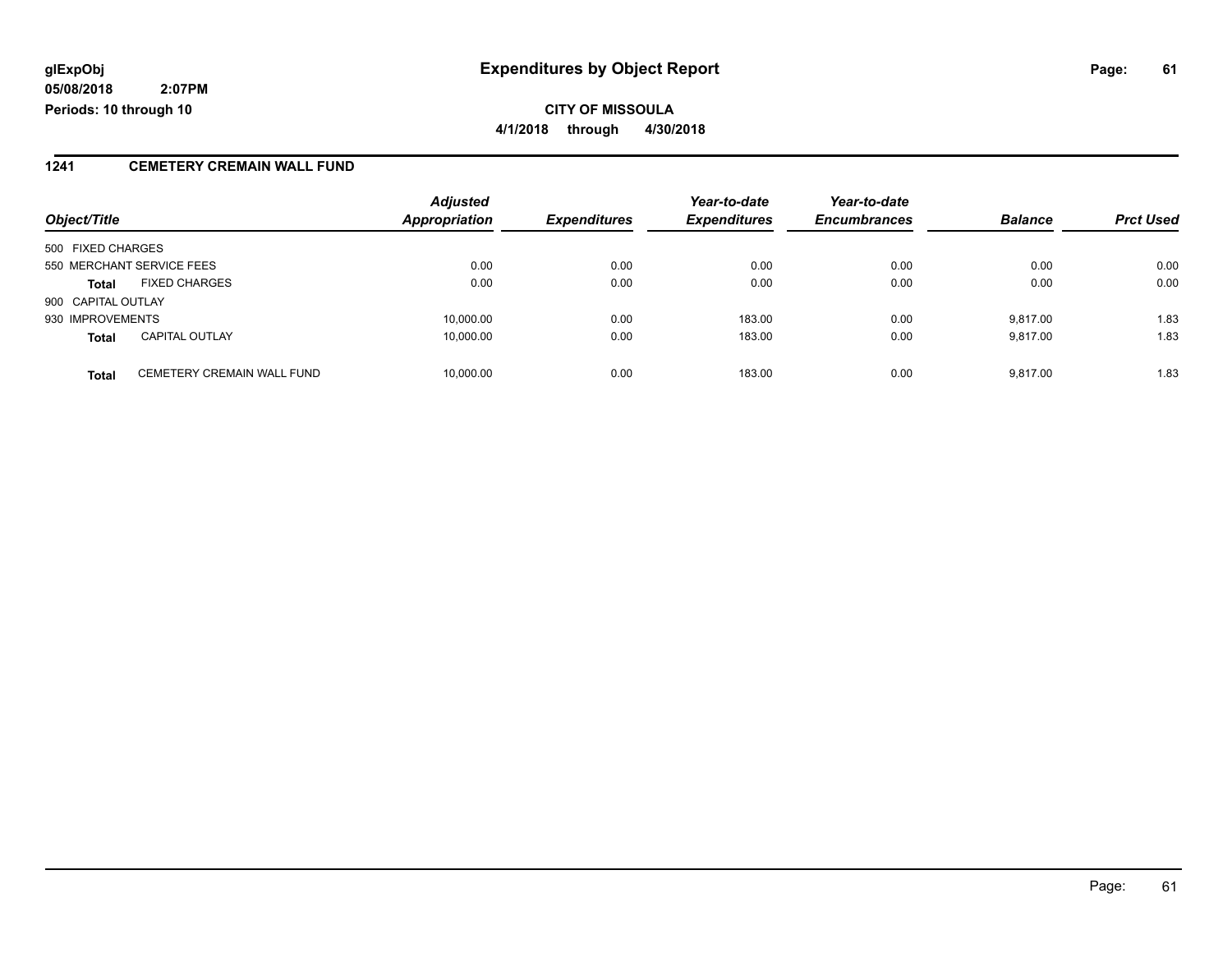# Expenditures by Object Report

glExpObj
05/08/2018 2:07PM
Periods: 10 through 10

**CITY OF MISSOULA**
**4/1/2018 through 4/30/2018**

## 1241 CEMETERY CREMAIN WALL FUND

| Object/Title | | Adjusted Appropriation | Expenditures | Year-to-date Expenditures | Year-to-date Encumbrances | Balance | Prct Used |
|---|---|---|---|---|---|---|---|
| 500 FIXED CHARGES | | | | | | | |
| 550 MERCHANT SERVICE FEES | | 0.00 | 0.00 | 0.00 | 0.00 | 0.00 | 0.00 |
| **Total** | FIXED CHARGES | 0.00 | 0.00 | 0.00 | 0.00 | 0.00 | 0.00 |
| 900 CAPITAL OUTLAY | | | | | | | |
| 930 IMPROVEMENTS | | 10,000.00 | 0.00 | 183.00 | 0.00 | 9,817.00 | 1.83 |
| **Total** | CAPITAL OUTLAY | 10,000.00 | 0.00 | 183.00 | 0.00 | 9,817.00 | 1.83 |
| **Total** | CEMETERY CREMAIN WALL FUND | 10,000.00 | 0.00 | 183.00 | 0.00 | 9,817.00 | 1.83 |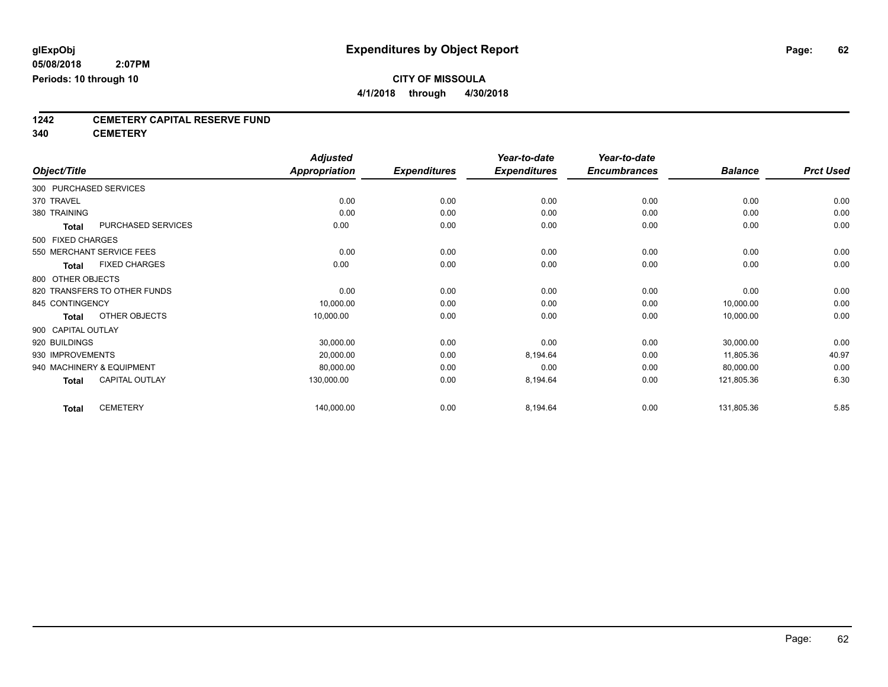**glExpObj** | **Expenditures by Object Report**

**05/08/2018 2:07PM**

**Periods: 10 through 10**

**CITY OF MISSOULA**

**4/1/2018 through 4/30/2018**

## 1242 CEMETERY CAPITAL RESERVE FUND

## 340 CEMETERY

| Object/Title | Adjusted Appropriation | Expenditures | Year-to-date Expenditures | Year-to-date Encumbrances | Balance | Prct Used |
|---|---|---|---|---|---|---|
| 300 PURCHASED SERVICES | | | | | | |
| 370 TRAVEL | 0.00 | 0.00 | 0.00 | 0.00 | 0.00 | 0.00 |
| 380 TRAINING | 0.00 | 0.00 | 0.00 | 0.00 | 0.00 | 0.00 |
| **Total** PURCHASED SERVICES | 0.00 | 0.00 | 0.00 | 0.00 | 0.00 | 0.00 |
| 500 FIXED CHARGES | | | | | | |
| 550 MERCHANT SERVICE FEES | 0.00 | 0.00 | 0.00 | 0.00 | 0.00 | 0.00 |
| **Total** FIXED CHARGES | 0.00 | 0.00 | 0.00 | 0.00 | 0.00 | 0.00 |
| 800 OTHER OBJECTS | | | | | | |
| 820 TRANSFERS TO OTHER FUNDS | 0.00 | 0.00 | 0.00 | 0.00 | 0.00 | 0.00 |
| 845 CONTINGENCY | 10,000.00 | 0.00 | 0.00 | 0.00 | 10,000.00 | 0.00 |
| **Total** OTHER OBJECTS | 10,000.00 | 0.00 | 0.00 | 0.00 | 10,000.00 | 0.00 |
| 900 CAPITAL OUTLAY | | | | | | |
| 920 BUILDINGS | 30,000.00 | 0.00 | 0.00 | 0.00 | 30,000.00 | 0.00 |
| 930 IMPROVEMENTS | 20,000.00 | 0.00 | 8,194.64 | 0.00 | 11,805.36 | 40.97 |
| 940 MACHINERY & EQUIPMENT | 80,000.00 | 0.00 | 0.00 | 0.00 | 80,000.00 | 0.00 |
| **Total** CAPITAL OUTLAY | 130,000.00 | 0.00 | 8,194.64 | 0.00 | 121,805.36 | 6.30 |
| **Total** CEMETERY | 140,000.00 | 0.00 | 8,194.64 | 0.00 | 131,805.36 | 5.85 |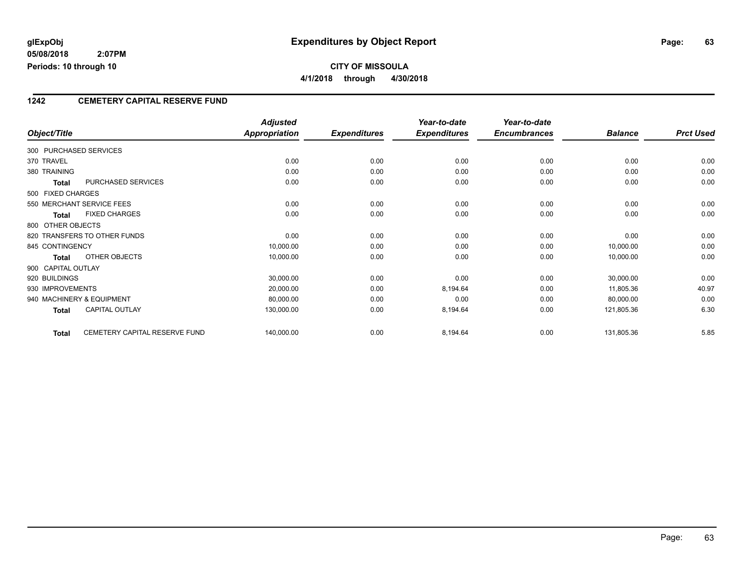**glExpObj**
**05/08/2018 2:07PM**
**Periods: 10 through 10**

# Expenditures by Object Report

**CITY OF MISSOULA**
**4/1/2018 through 4/30/2018**

## 1242 CEMETERY CAPITAL RESERVE FUND

| Object/Title | | Adjusted Appropriation | Expenditures | Year-to-date Expenditures | Year-to-date Encumbrances | Balance | Prct Used |
|---|---|---|---|---|---|---|---|
| 300 PURCHASED SERVICES | | | | | | | |
| 370 TRAVEL | | 0.00 | 0.00 | 0.00 | 0.00 | 0.00 | 0.00 |
| 380 TRAINING | | 0.00 | 0.00 | 0.00 | 0.00 | 0.00 | 0.00 |
| **Total** | PURCHASED SERVICES | 0.00 | 0.00 | 0.00 | 0.00 | 0.00 | 0.00 |
| 500 FIXED CHARGES | | | | | | | |
| 550 MERCHANT SERVICE FEES | | 0.00 | 0.00 | 0.00 | 0.00 | 0.00 | 0.00 |
| **Total** | FIXED CHARGES | 0.00 | 0.00 | 0.00 | 0.00 | 0.00 | 0.00 |
| 800 OTHER OBJECTS | | | | | | | |
| 820 TRANSFERS TO OTHER FUNDS | | 0.00 | 0.00 | 0.00 | 0.00 | 0.00 | 0.00 |
| 845 CONTINGENCY | | 10,000.00 | 0.00 | 0.00 | 0.00 | 10,000.00 | 0.00 |
| **Total** | OTHER OBJECTS | 10,000.00 | 0.00 | 0.00 | 0.00 | 10,000.00 | 0.00 |
| 900 CAPITAL OUTLAY | | | | | | | |
| 920 BUILDINGS | | 30,000.00 | 0.00 | 0.00 | 0.00 | 30,000.00 | 0.00 |
| 930 IMPROVEMENTS | | 20,000.00 | 0.00 | 8,194.64 | 0.00 | 11,805.36 | 40.97 |
| 940 MACHINERY & EQUIPMENT | | 80,000.00 | 0.00 | 0.00 | 0.00 | 80,000.00 | 0.00 |
| **Total** | CAPITAL OUTLAY | 130,000.00 | 0.00 | 8,194.64 | 0.00 | 121,805.36 | 6.30 |
| **Total** | CEMETERY CAPITAL RESERVE FUND | 140,000.00 | 0.00 | 8,194.64 | 0.00 | 131,805.36 | 5.85 |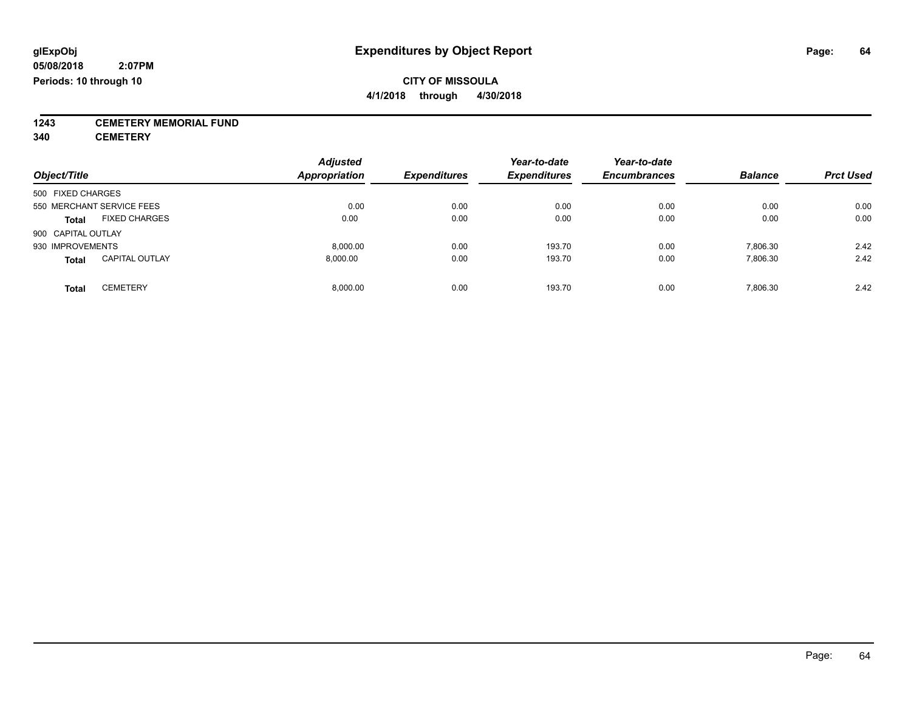**glExpObj**
**05/08/2018 2:07PM**
**Periods: 10 through 10**

# Expenditures by Object Report

**CITY OF MISSOULA**
**4/1/2018 through 4/30/2018**

**1243 CEMETERY MEMORIAL FUND**
**340 CEMETERY**

| Object/Title | | Adjusted Appropriation | Expenditures | Year-to-date Expenditures | Year-to-date Encumbrances | Balance | Prct Used |
|---|---|---|---|---|---|---|---|
| 500 FIXED CHARGES | | | | | | | |
| 550 MERCHANT SERVICE FEES | | 0.00 | 0.00 | 0.00 | 0.00 | 0.00 | 0.00 |
| **Total** | FIXED CHARGES | 0.00 | 0.00 | 0.00 | 0.00 | 0.00 | 0.00 |
| 900 CAPITAL OUTLAY | | | | | | | |
| 930 IMPROVEMENTS | | 8,000.00 | 0.00 | 193.70 | 0.00 | 7,806.30 | 2.42 |
| **Total** | CAPITAL OUTLAY | 8,000.00 | 0.00 | 193.70 | 0.00 | 7,806.30 | 2.42 |
| **Total** | CEMETERY | 8,000.00 | 0.00 | 193.70 | 0.00 | 7,806.30 | 2.42 |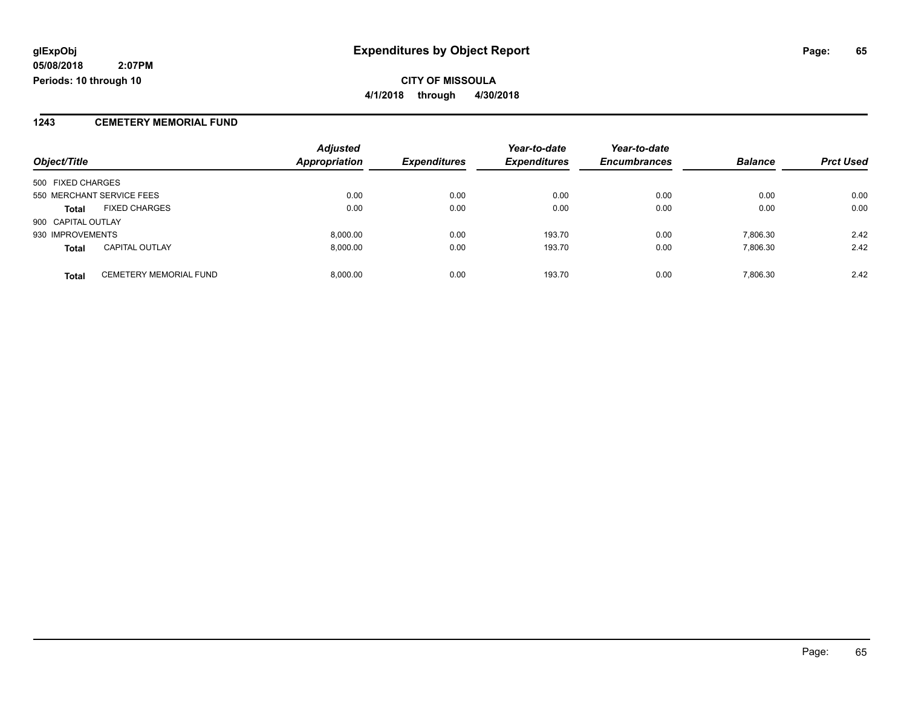glExpObj
05/08/2018 2:07PM
Periods: 10 through 10

# Expenditures by Object Report

**CITY OF MISSOULA**
**4/1/2018 through 4/30/2018**

## 1243 CEMETERY MEMORIAL FUND

| Object/Title | | Adjusted Appropriation | Expenditures | Year-to-date Expenditures | Year-to-date Encumbrances | Balance | Prct Used |
|---|---|---|---|---|---|---|---|
| 500 FIXED CHARGES | | | | | | | |
| 550 MERCHANT SERVICE FEES | | 0.00 | 0.00 | 0.00 | 0.00 | 0.00 | 0.00 |
| **Total** | FIXED CHARGES | 0.00 | 0.00 | 0.00 | 0.00 | 0.00 | 0.00 |
| 900 CAPITAL OUTLAY | | | | | | | |
| 930 IMPROVEMENTS | | 8,000.00 | 0.00 | 193.70 | 0.00 | 7,806.30 | 2.42 |
| **Total** | CAPITAL OUTLAY | 8,000.00 | 0.00 | 193.70 | 0.00 | 7,806.30 | 2.42 |
| **Total** | CEMETERY MEMORIAL FUND | 8,000.00 | 0.00 | 193.70 | 0.00 | 7,806.30 | 2.42 |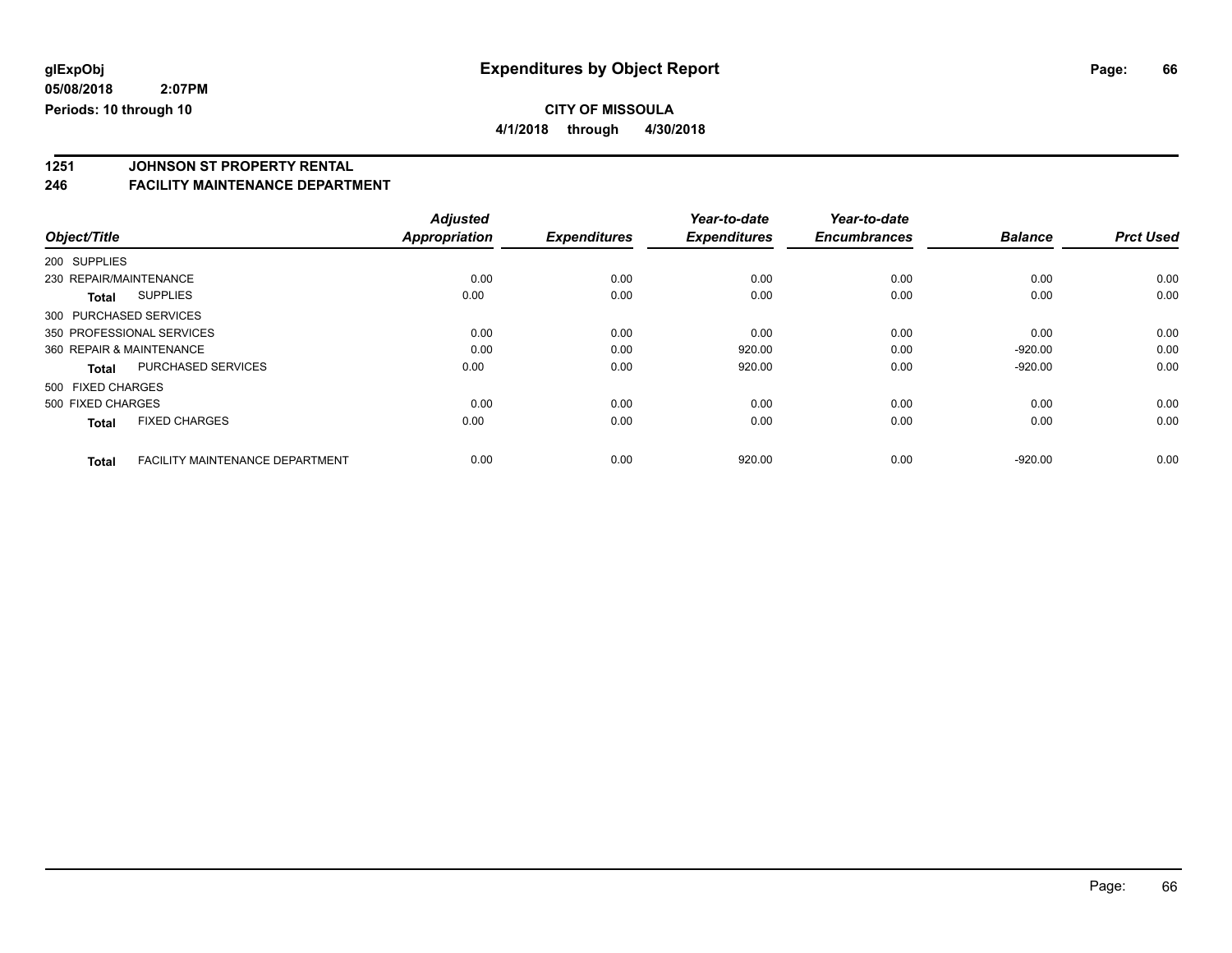**glExpObj** **Expenditures by Object Report**

**05/08/2018 2:07PM**

**Periods: 10 through 10**

**CITY OF MISSOULA**

**4/1/2018 through 4/30/2018**

## 1251 JOHNSON ST PROPERTY RENTAL
## 246 FACILITY MAINTENANCE DEPARTMENT

| Object/Title | | Adjusted Appropriation | Expenditures | Year-to-date Expenditures | Year-to-date Encumbrances | Balance | Prct Used |
|---|---|---|---|---|---|---|---|
| 200 SUPPLIES | | | | | | | |
| 230 REPAIR/MAINTENANCE | | 0.00 | 0.00 | 0.00 | 0.00 | 0.00 | 0.00 |
| **Total** | SUPPLIES | 0.00 | 0.00 | 0.00 | 0.00 | 0.00 | 0.00 |
| 300 PURCHASED SERVICES | | | | | | | |
| 350 PROFESSIONAL SERVICES | | 0.00 | 0.00 | 0.00 | 0.00 | 0.00 | 0.00 |
| 360 REPAIR & MAINTENANCE | | 0.00 | 0.00 | 920.00 | 0.00 | -920.00 | 0.00 |
| **Total** | PURCHASED SERVICES | 0.00 | 0.00 | 920.00 | 0.00 | -920.00 | 0.00 |
| 500 FIXED CHARGES | | | | | | | |
| 500 FIXED CHARGES | | 0.00 | 0.00 | 0.00 | 0.00 | 0.00 | 0.00 |
| **Total** | FIXED CHARGES | 0.00 | 0.00 | 0.00 | 0.00 | 0.00 | 0.00 |
| **Total** | FACILITY MAINTENANCE DEPARTMENT | 0.00 | 0.00 | 920.00 | 0.00 | -920.00 | 0.00 |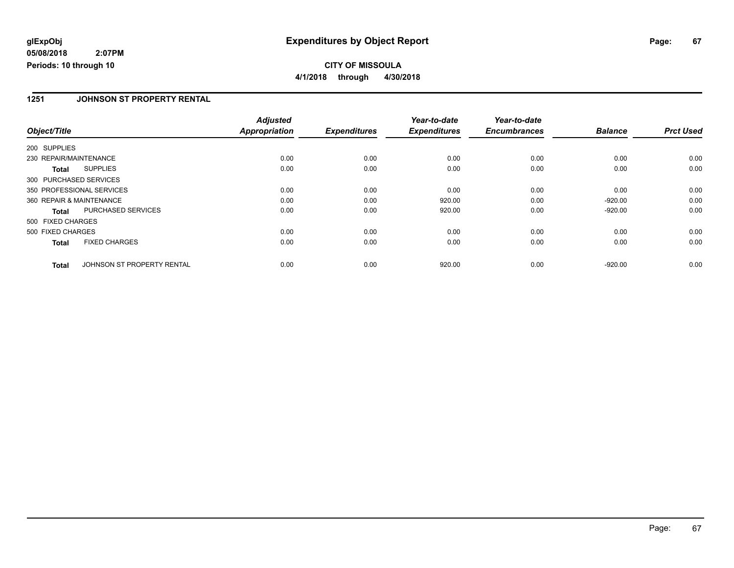**glExpObj** | **Expenditures by Object Report**

**05/08/2018 2:07PM**

**Periods: 10 through 10**

**CITY OF MISSOULA**

**4/1/2018 through 4/30/2018**

## 1251 JOHNSON ST PROPERTY RENTAL

| Object/Title | | Adjusted Appropriation | Expenditures | Year-to-date Expenditures | Year-to-date Encumbrances | Balance | Prct Used |
|---|---|---|---|---|---|---|---|
| 200 SUPPLIES | | | | | | | |
| 230 REPAIR/MAINTENANCE | | 0.00 | 0.00 | 0.00 | 0.00 | 0.00 | 0.00 |
| **Total** | SUPPLIES | 0.00 | 0.00 | 0.00 | 0.00 | 0.00 | 0.00 |
| 300 PURCHASED SERVICES | | | | | | | |
| 350 PROFESSIONAL SERVICES | | 0.00 | 0.00 | 0.00 | 0.00 | 0.00 | 0.00 |
| 360 REPAIR & MAINTENANCE | | 0.00 | 0.00 | 920.00 | 0.00 | -920.00 | 0.00 |
| **Total** | PURCHASED SERVICES | 0.00 | 0.00 | 920.00 | 0.00 | -920.00 | 0.00 |
| 500 FIXED CHARGES | | | | | | | |
| 500 FIXED CHARGES | | 0.00 | 0.00 | 0.00 | 0.00 | 0.00 | 0.00 |
| **Total** | FIXED CHARGES | 0.00 | 0.00 | 0.00 | 0.00 | 0.00 | 0.00 |
| **Total** | JOHNSON ST PROPERTY RENTAL | 0.00 | 0.00 | 920.00 | 0.00 | -920.00 | 0.00 |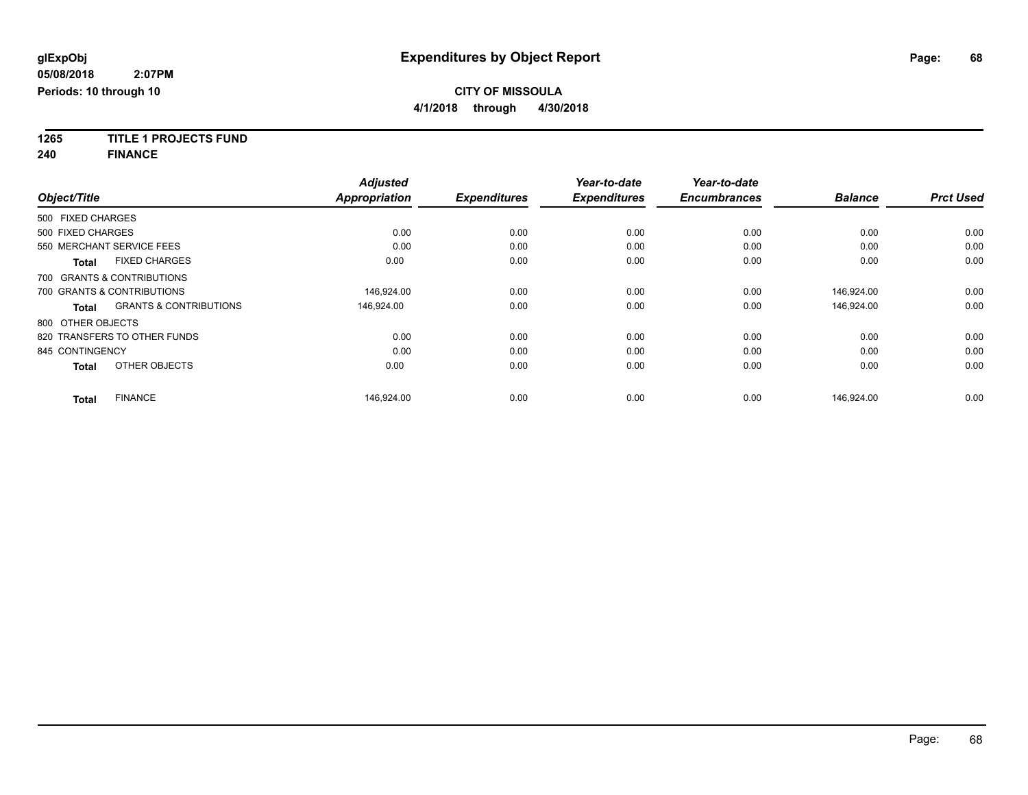# Expenditures by Object Report

glExpObj
05/08/2018 2:07PM
Periods: 10 through 10

**CITY OF MISSOULA**
**4/1/2018 through 4/30/2018**

**1265 TITLE 1 PROJECTS FUND**
**240 FINANCE**

| Object/Title | Adjusted Appropriation | Expenditures | Year-to-date Expenditures | Year-to-date Encumbrances | Balance | Prct Used |
|---|---|---|---|---|---|---|
| 500 FIXED CHARGES | | | | | | |
| 500 FIXED CHARGES | 0.00 | 0.00 | 0.00 | 0.00 | 0.00 | 0.00 |
| 550 MERCHANT SERVICE FEES | 0.00 | 0.00 | 0.00 | 0.00 | 0.00 | 0.00 |
| **Total** FIXED CHARGES | 0.00 | 0.00 | 0.00 | 0.00 | 0.00 | 0.00 |
| 700 GRANTS & CONTRIBUTIONS | | | | | | |
| 700 GRANTS & CONTRIBUTIONS | 146,924.00 | 0.00 | 0.00 | 0.00 | 146,924.00 | 0.00 |
| **Total** GRANTS & CONTRIBUTIONS | 146,924.00 | 0.00 | 0.00 | 0.00 | 146,924.00 | 0.00 |
| 800 OTHER OBJECTS | | | | | | |
| 820 TRANSFERS TO OTHER FUNDS | 0.00 | 0.00 | 0.00 | 0.00 | 0.00 | 0.00 |
| 845 CONTINGENCY | 0.00 | 0.00 | 0.00 | 0.00 | 0.00 | 0.00 |
| **Total** OTHER OBJECTS | 0.00 | 0.00 | 0.00 | 0.00 | 0.00 | 0.00 |
| **Total** FINANCE | 146,924.00 | 0.00 | 0.00 | 0.00 | 146,924.00 | 0.00 |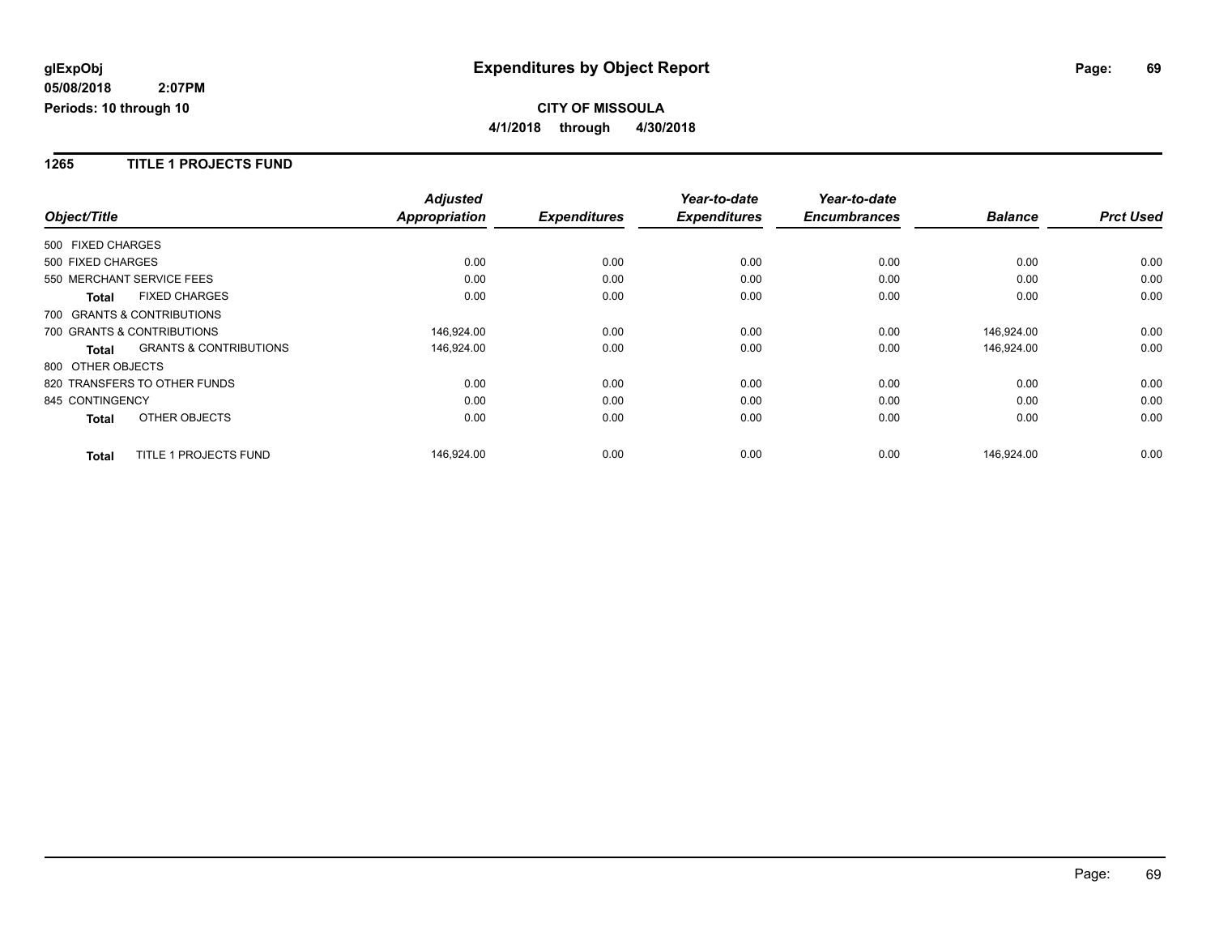**glExpObj**
**05/08/2018 2:07PM**
**Periods: 10 through 10**

# Expenditures by Object Report

**CITY OF MISSOULA**
**4/1/2018 through 4/30/2018**

## 1265 TITLE 1 PROJECTS FUND

| Object/Title | Adjusted Appropriation | Expenditures | Year-to-date Expenditures | Year-to-date Encumbrances | Balance | Prct Used |
|---|---|---|---|---|---|---|
| 500 FIXED CHARGES | | | | | | |
| 500 FIXED CHARGES | 0.00 | 0.00 | 0.00 | 0.00 | 0.00 | 0.00 |
| 550 MERCHANT SERVICE FEES | 0.00 | 0.00 | 0.00 | 0.00 | 0.00 | 0.00 |
| **Total** FIXED CHARGES | 0.00 | 0.00 | 0.00 | 0.00 | 0.00 | 0.00 |
| 700 GRANTS & CONTRIBUTIONS | | | | | | |
| 700 GRANTS & CONTRIBUTIONS | 146,924.00 | 0.00 | 0.00 | 0.00 | 146,924.00 | 0.00 |
| **Total** GRANTS & CONTRIBUTIONS | 146,924.00 | 0.00 | 0.00 | 0.00 | 146,924.00 | 0.00 |
| 800 OTHER OBJECTS | | | | | | |
| 820 TRANSFERS TO OTHER FUNDS | 0.00 | 0.00 | 0.00 | 0.00 | 0.00 | 0.00 |
| 845 CONTINGENCY | 0.00 | 0.00 | 0.00 | 0.00 | 0.00 | 0.00 |
| **Total** OTHER OBJECTS | 0.00 | 0.00 | 0.00 | 0.00 | 0.00 | 0.00 |
| **Total** TITLE 1 PROJECTS FUND | 146,924.00 | 0.00 | 0.00 | 0.00 | 146,924.00 | 0.00 |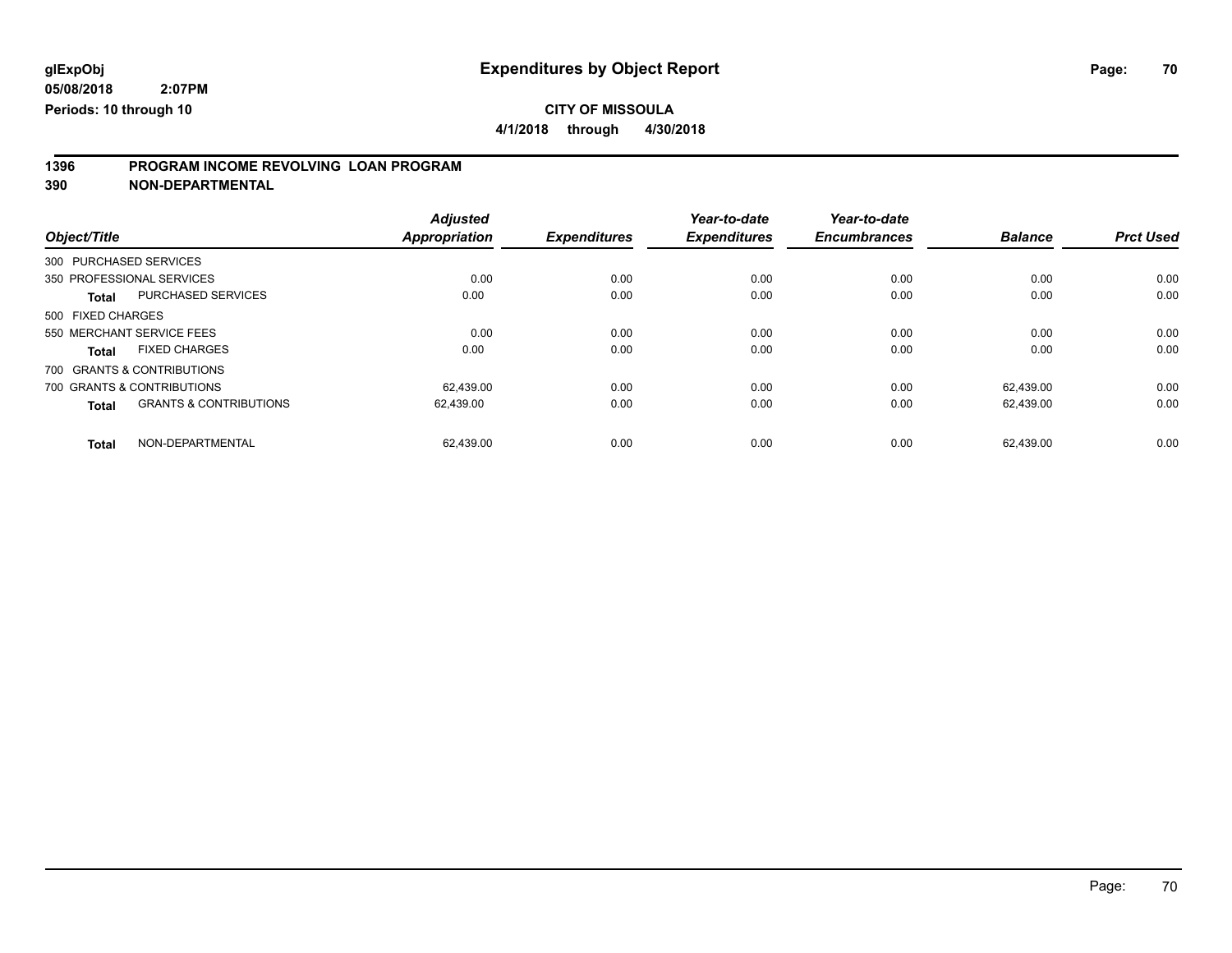**glExpObj**
**05/08/2018 2:07PM**
**Periods: 10 through 10**

# Expenditures by Object Report

**CITY OF MISSOULA**
**4/1/2018 through 4/30/2018**

## 1396 PROGRAM INCOME REVOLVING LOAN PROGRAM
## 390 NON-DEPARTMENTAL

| Object/Title | | Adjusted Appropriation | Expenditures | Year-to-date Expenditures | Year-to-date Encumbrances | Balance | Prct Used |
|---|---|---|---|---|---|---|---|
| 300 PURCHASED SERVICES | | | | | | | |
| 350 PROFESSIONAL SERVICES | | 0.00 | 0.00 | 0.00 | 0.00 | 0.00 | 0.00 |
| **Total** | PURCHASED SERVICES | 0.00 | 0.00 | 0.00 | 0.00 | 0.00 | 0.00 |
| 500 FIXED CHARGES | | | | | | | |
| 550 MERCHANT SERVICE FEES | | 0.00 | 0.00 | 0.00 | 0.00 | 0.00 | 0.00 |
| **Total** | FIXED CHARGES | 0.00 | 0.00 | 0.00 | 0.00 | 0.00 | 0.00 |
| 700 GRANTS & CONTRIBUTIONS | | | | | | | |
| 700 GRANTS & CONTRIBUTIONS | | 62,439.00 | 0.00 | 0.00 | 0.00 | 62,439.00 | 0.00 |
| **Total** | GRANTS & CONTRIBUTIONS | 62,439.00 | 0.00 | 0.00 | 0.00 | 62,439.00 | 0.00 |
| **Total** | NON-DEPARTMENTAL | 62,439.00 | 0.00 | 0.00 | 0.00 | 62,439.00 | 0.00 |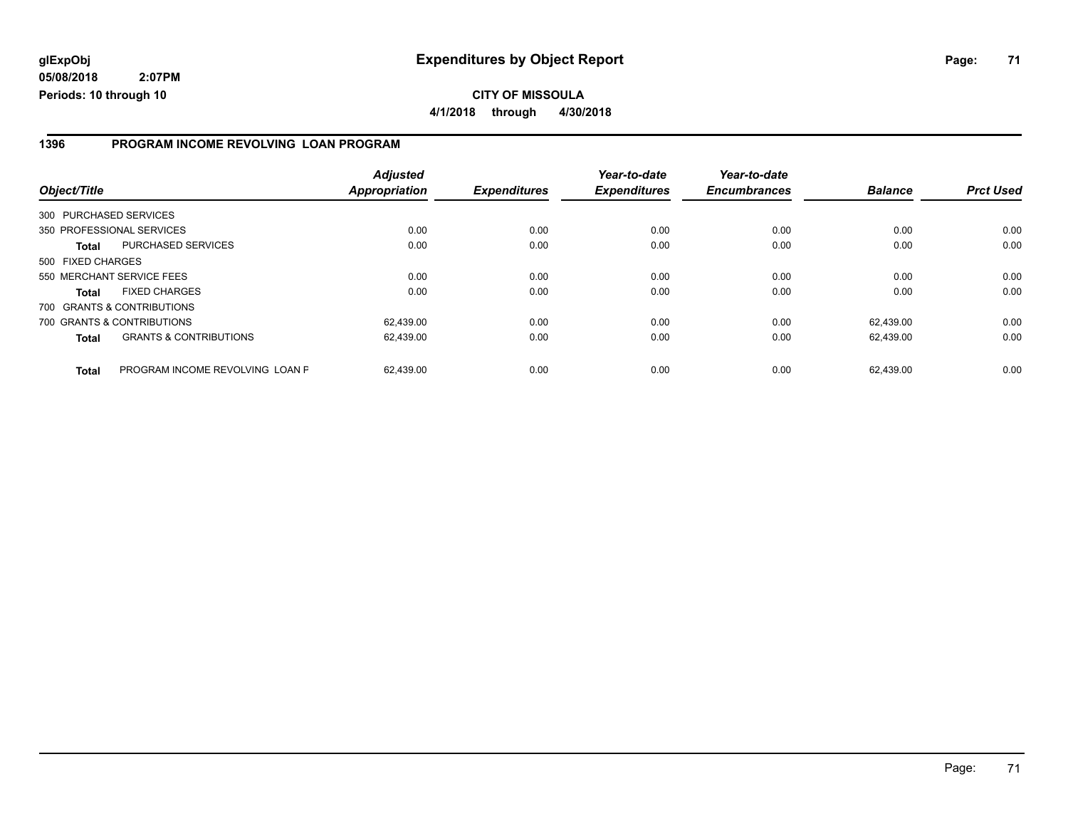**glExpObj**
**05/08/2018 2:07PM**
**Periods: 10 through 10**

# Expenditures by Object Report

**CITY OF MISSOULA**
**4/1/2018 through 4/30/2018**

## 1396 PROGRAM INCOME REVOLVING LOAN PROGRAM

| Object/Title | | Adjusted Appropriation | Expenditures | Year-to-date Expenditures | Year-to-date Encumbrances | Balance | Prct Used |
|---|---|---|---|---|---|---|---|
| 300 PURCHASED SERVICES | | | | | | | |
| 350 PROFESSIONAL SERVICES | | 0.00 | 0.00 | 0.00 | 0.00 | 0.00 | 0.00 |
| **Total** | PURCHASED SERVICES | 0.00 | 0.00 | 0.00 | 0.00 | 0.00 | 0.00 |
| 500 FIXED CHARGES | | | | | | | |
| 550 MERCHANT SERVICE FEES | | 0.00 | 0.00 | 0.00 | 0.00 | 0.00 | 0.00 |
| **Total** | FIXED CHARGES | 0.00 | 0.00 | 0.00 | 0.00 | 0.00 | 0.00 |
| 700 GRANTS & CONTRIBUTIONS | | | | | | | |
| 700 GRANTS & CONTRIBUTIONS | | 62,439.00 | 0.00 | 0.00 | 0.00 | 62,439.00 | 0.00 |
| **Total** | GRANTS & CONTRIBUTIONS | 62,439.00 | 0.00 | 0.00 | 0.00 | 62,439.00 | 0.00 |
| **Total** | PROGRAM INCOME REVOLVING LOAN F | 62,439.00 | 0.00 | 0.00 | 0.00 | 62,439.00 | 0.00 |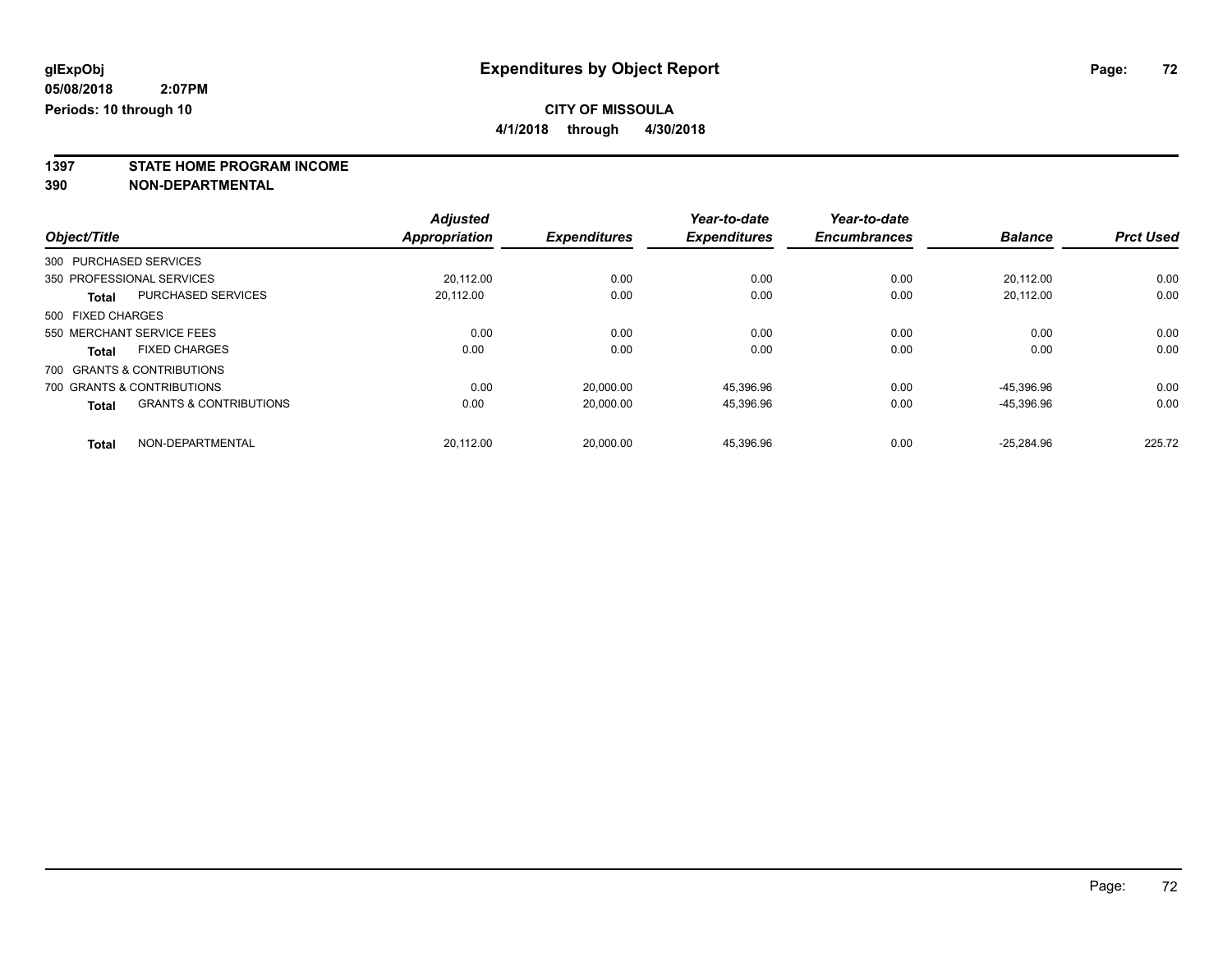**glExpObj**
**05/08/2018 2:07PM**
**Periods: 10 through 10**

# Expenditures by Object Report

**CITY OF MISSOULA**
**4/1/2018 through 4/30/2018**

**1397 STATE HOME PROGRAM INCOME**
**390 NON-DEPARTMENTAL**

| Object/Title | Adjusted Appropriation | Expenditures | Year-to-date Expenditures | Year-to-date Encumbrances | Balance | Prct Used |
|---|---|---|---|---|---|---|
| 300 PURCHASED SERVICES | | | | | | |
| 350 PROFESSIONAL SERVICES | 20,112.00 | 0.00 | 0.00 | 0.00 | 20,112.00 | 0.00 |
| **Total** PURCHASED SERVICES | 20,112.00 | 0.00 | 0.00 | 0.00 | 20,112.00 | 0.00 |
| 500 FIXED CHARGES | | | | | | |
| 550 MERCHANT SERVICE FEES | 0.00 | 0.00 | 0.00 | 0.00 | 0.00 | 0.00 |
| **Total** FIXED CHARGES | 0.00 | 0.00 | 0.00 | 0.00 | 0.00 | 0.00 |
| 700 GRANTS & CONTRIBUTIONS | | | | | | |
| 700 GRANTS & CONTRIBUTIONS | 0.00 | 20,000.00 | 45,396.96 | 0.00 | -45,396.96 | 0.00 |
| **Total** GRANTS & CONTRIBUTIONS | 0.00 | 20,000.00 | 45,396.96 | 0.00 | -45,396.96 | 0.00 |
| **Total** NON-DEPARTMENTAL | 20,112.00 | 20,000.00 | 45,396.96 | 0.00 | -25,284.96 | 225.72 |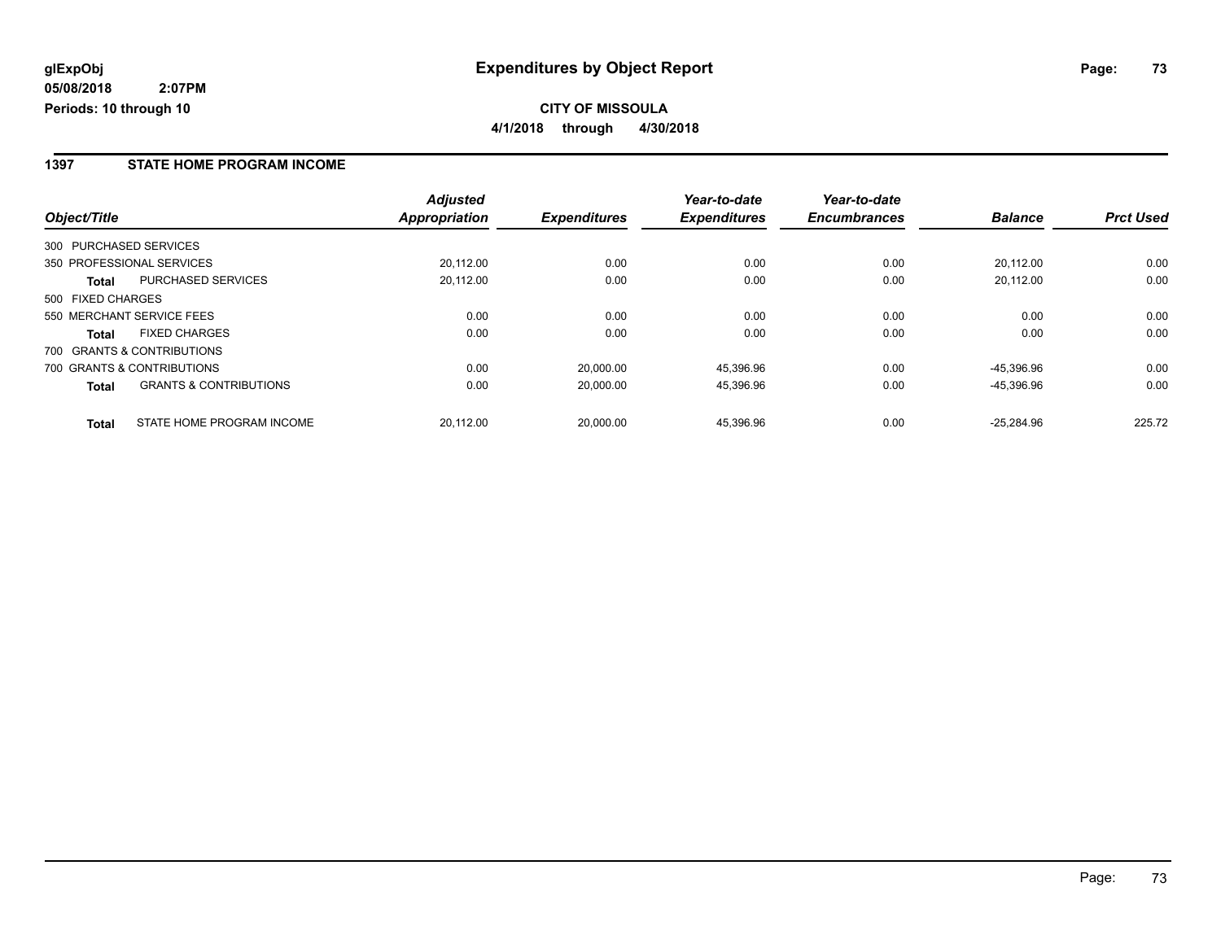**glExpObj**
**05/08/2018 2:07PM**
**Periods: 10 through 10**

# Expenditures by Object Report

**CITY OF MISSOULA**
**4/1/2018 through 4/30/2018**

## 1397 STATE HOME PROGRAM INCOME

| Object/Title | | Adjusted Appropriation | Expenditures | Year-to-date Expenditures | Year-to-date Encumbrances | Balance | Prct Used |
|---|---|---|---|---|---|---|---|
| 300 PURCHASED SERVICES | | | | | | | |
| 350 PROFESSIONAL SERVICES | | 20,112.00 | 0.00 | 0.00 | 0.00 | 20,112.00 | 0.00 |
| **Total** | PURCHASED SERVICES | 20,112.00 | 0.00 | 0.00 | 0.00 | 20,112.00 | 0.00 |
| 500 FIXED CHARGES | | | | | | | |
| 550 MERCHANT SERVICE FEES | | 0.00 | 0.00 | 0.00 | 0.00 | 0.00 | 0.00 |
| **Total** | FIXED CHARGES | 0.00 | 0.00 | 0.00 | 0.00 | 0.00 | 0.00 |
| 700 GRANTS & CONTRIBUTIONS | | | | | | | |
| 700 GRANTS & CONTRIBUTIONS | | 0.00 | 20,000.00 | 45,396.96 | 0.00 | -45,396.96 | 0.00 |
| **Total** | GRANTS & CONTRIBUTIONS | 0.00 | 20,000.00 | 45,396.96 | 0.00 | -45,396.96 | 0.00 |
| **Total** | STATE HOME PROGRAM INCOME | 20,112.00 | 20,000.00 | 45,396.96 | 0.00 | -25,284.96 | 225.72 |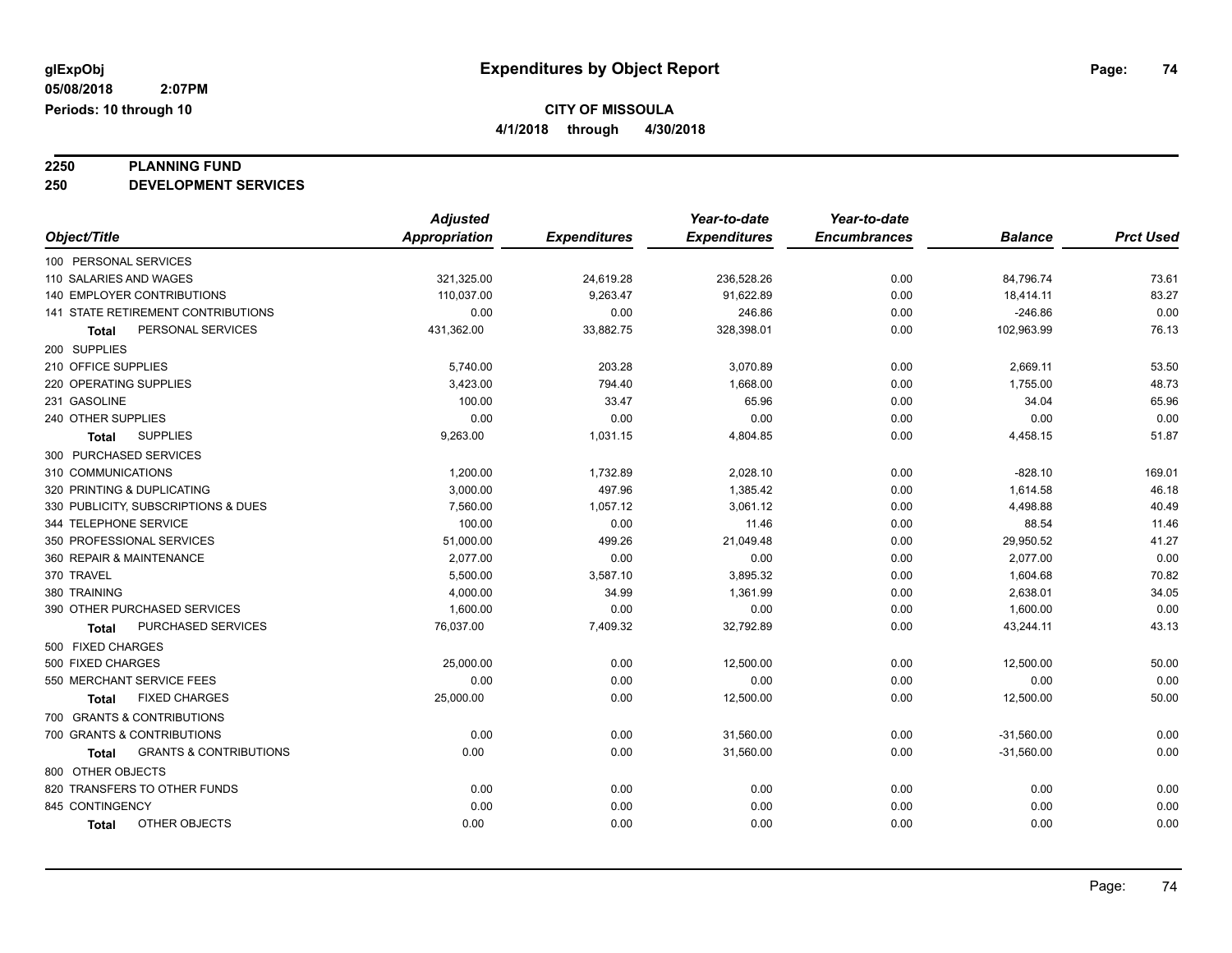# Expenditures by Object Report

glExpObj
05/08/2018 2:07PM
Periods: 10 through 10

**CITY OF MISSOULA**
**4/1/2018 through 4/30/2018**

**2250 PLANNING FUND**
**250 DEVELOPMENT SERVICES**

| Object/Title | Adjusted Appropriation | Expenditures | Year-to-date Expenditures | Year-to-date Encumbrances | Balance | Prct Used |
|---|---|---|---|---|---|---|
| 100 PERSONAL SERVICES | | | | | | |
| 110 SALARIES AND WAGES | 321,325.00 | 24,619.28 | 236,528.26 | 0.00 | 84,796.74 | 73.61 |
| 140 EMPLOYER CONTRIBUTIONS | 110,037.00 | 9,263.47 | 91,622.89 | 0.00 | 18,414.11 | 83.27 |
| 141 STATE RETIREMENT CONTRIBUTIONS | 0.00 | 0.00 | 246.86 | 0.00 | -246.86 | 0.00 |
| **Total** PERSONAL SERVICES | 431,362.00 | 33,882.75 | 328,398.01 | 0.00 | 102,963.99 | 76.13 |
| 200 SUPPLIES | | | | | | |
| 210 OFFICE SUPPLIES | 5,740.00 | 203.28 | 3,070.89 | 0.00 | 2,669.11 | 53.50 |
| 220 OPERATING SUPPLIES | 3,423.00 | 794.40 | 1,668.00 | 0.00 | 1,755.00 | 48.73 |
| 231 GASOLINE | 100.00 | 33.47 | 65.96 | 0.00 | 34.04 | 65.96 |
| 240 OTHER SUPPLIES | 0.00 | 0.00 | 0.00 | 0.00 | 0.00 | 0.00 |
| **Total** SUPPLIES | 9,263.00 | 1,031.15 | 4,804.85 | 0.00 | 4,458.15 | 51.87 |
| 300 PURCHASED SERVICES | | | | | | |
| 310 COMMUNICATIONS | 1,200.00 | 1,732.89 | 2,028.10 | 0.00 | -828.10 | 169.01 |
| 320 PRINTING & DUPLICATING | 3,000.00 | 497.96 | 1,385.42 | 0.00 | 1,614.58 | 46.18 |
| 330 PUBLICITY, SUBSCRIPTIONS & DUES | 7,560.00 | 1,057.12 | 3,061.12 | 0.00 | 4,498.88 | 40.49 |
| 344 TELEPHONE SERVICE | 100.00 | 0.00 | 11.46 | 0.00 | 88.54 | 11.46 |
| 350 PROFESSIONAL SERVICES | 51,000.00 | 499.26 | 21,049.48 | 0.00 | 29,950.52 | 41.27 |
| 360 REPAIR & MAINTENANCE | 2,077.00 | 0.00 | 0.00 | 0.00 | 2,077.00 | 0.00 |
| 370 TRAVEL | 5,500.00 | 3,587.10 | 3,895.32 | 0.00 | 1,604.68 | 70.82 |
| 380 TRAINING | 4,000.00 | 34.99 | 1,361.99 | 0.00 | 2,638.01 | 34.05 |
| 390 OTHER PURCHASED SERVICES | 1,600.00 | 0.00 | 0.00 | 0.00 | 1,600.00 | 0.00 |
| **Total** PURCHASED SERVICES | 76,037.00 | 7,409.32 | 32,792.89 | 0.00 | 43,244.11 | 43.13 |
| 500 FIXED CHARGES | | | | | | |
| 500 FIXED CHARGES | 25,000.00 | 0.00 | 12,500.00 | 0.00 | 12,500.00 | 50.00 |
| 550 MERCHANT SERVICE FEES | 0.00 | 0.00 | 0.00 | 0.00 | 0.00 | 0.00 |
| **Total** FIXED CHARGES | 25,000.00 | 0.00 | 12,500.00 | 0.00 | 12,500.00 | 50.00 |
| 700 GRANTS & CONTRIBUTIONS | | | | | | |
| 700 GRANTS & CONTRIBUTIONS | 0.00 | 0.00 | 31,560.00 | 0.00 | -31,560.00 | 0.00 |
| **Total** GRANTS & CONTRIBUTIONS | 0.00 | 0.00 | 31,560.00 | 0.00 | -31,560.00 | 0.00 |
| 800 OTHER OBJECTS | | | | | | |
| 820 TRANSFERS TO OTHER FUNDS | 0.00 | 0.00 | 0.00 | 0.00 | 0.00 | 0.00 |
| 845 CONTINGENCY | 0.00 | 0.00 | 0.00 | 0.00 | 0.00 | 0.00 |
| **Total** OTHER OBJECTS | 0.00 | 0.00 | 0.00 | 0.00 | 0.00 | 0.00 |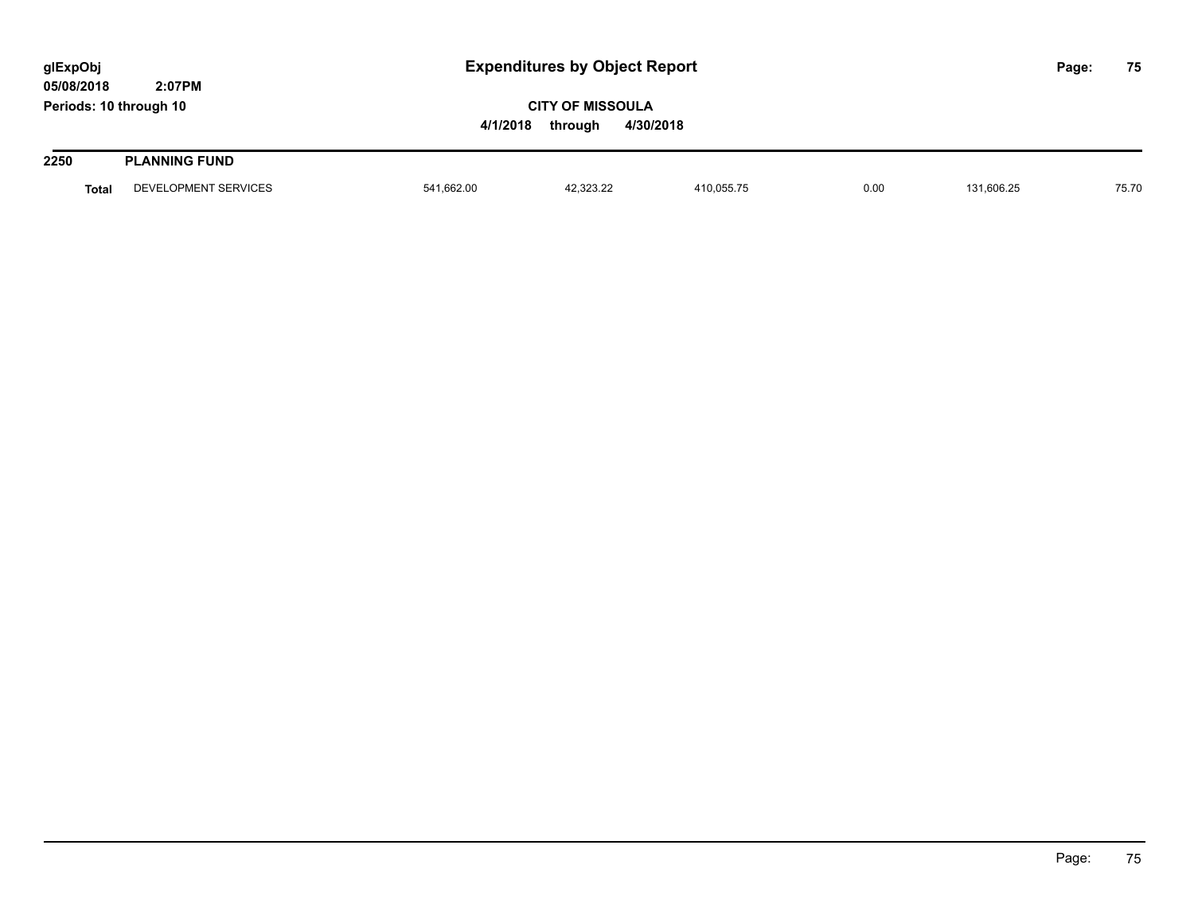# Expenditures by Object Report

glExpObj
05/08/2018 2:07PM
Periods: 10 through 10

**CITY OF MISSOULA**

**4/1/2018 through 4/30/2018**

| **2250** | **PLANNING FUND** | | | | | | |
|---|---|---|---|---|---|---|---|
| **Total** | DEVELOPMENT SERVICES | 541,662.00 | 42,323.22 | 410,055.75 | 0.00 | 131,606.25 | 75.70 |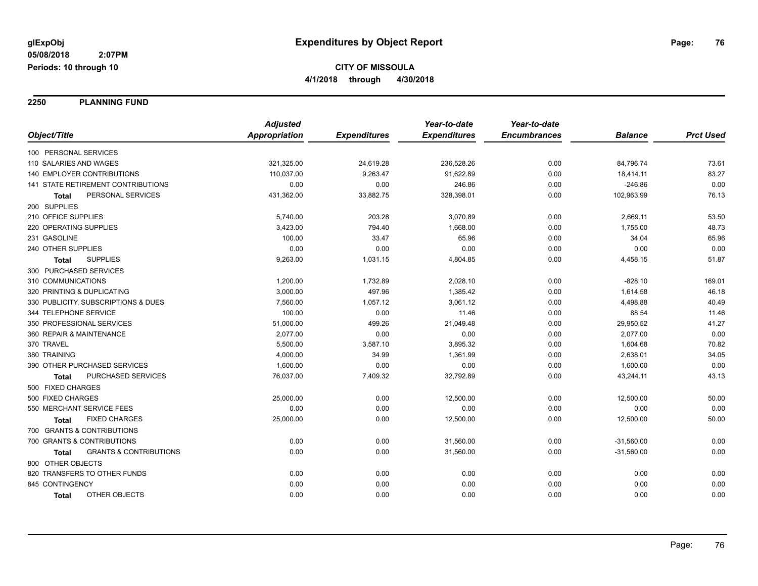**glExpObj** | **Expenditures by Object Report**
**05/08/2018 2:07PM**
**Periods: 10 through 10**

**CITY OF MISSOULA**
**4/1/2018 through 4/30/2018**

## 2250 PLANNING FUND

| Object/Title | Adjusted Appropriation | Expenditures | Year-to-date Expenditures | Year-to-date Encumbrances | Balance | Prct Used |
|---|---|---|---|---|---|---|
| 100 PERSONAL SERVICES | | | | | | |
| 110 SALARIES AND WAGES | 321,325.00 | 24,619.28 | 236,528.26 | 0.00 | 84,796.74 | 73.61 |
| 140 EMPLOYER CONTRIBUTIONS | 110,037.00 | 9,263.47 | 91,622.89 | 0.00 | 18,414.11 | 83.27 |
| 141 STATE RETIREMENT CONTRIBUTIONS | 0.00 | 0.00 | 246.86 | 0.00 | -246.86 | 0.00 |
| **Total** PERSONAL SERVICES | 431,362.00 | 33,882.75 | 328,398.01 | 0.00 | 102,963.99 | 76.13 |
| 200 SUPPLIES | | | | | | |
| 210 OFFICE SUPPLIES | 5,740.00 | 203.28 | 3,070.89 | 0.00 | 2,669.11 | 53.50 |
| 220 OPERATING SUPPLIES | 3,423.00 | 794.40 | 1,668.00 | 0.00 | 1,755.00 | 48.73 |
| 231 GASOLINE | 100.00 | 33.47 | 65.96 | 0.00 | 34.04 | 65.96 |
| 240 OTHER SUPPLIES | 0.00 | 0.00 | 0.00 | 0.00 | 0.00 | 0.00 |
| **Total** SUPPLIES | 9,263.00 | 1,031.15 | 4,804.85 | 0.00 | 4,458.15 | 51.87 |
| 300 PURCHASED SERVICES | | | | | | |
| 310 COMMUNICATIONS | 1,200.00 | 1,732.89 | 2,028.10 | 0.00 | -828.10 | 169.01 |
| 320 PRINTING & DUPLICATING | 3,000.00 | 497.96 | 1,385.42 | 0.00 | 1,614.58 | 46.18 |
| 330 PUBLICITY, SUBSCRIPTIONS & DUES | 7,560.00 | 1,057.12 | 3,061.12 | 0.00 | 4,498.88 | 40.49 |
| 344 TELEPHONE SERVICE | 100.00 | 0.00 | 11.46 | 0.00 | 88.54 | 11.46 |
| 350 PROFESSIONAL SERVICES | 51,000.00 | 499.26 | 21,049.48 | 0.00 | 29,950.52 | 41.27 |
| 360 REPAIR & MAINTENANCE | 2,077.00 | 0.00 | 0.00 | 0.00 | 2,077.00 | 0.00 |
| 370 TRAVEL | 5,500.00 | 3,587.10 | 3,895.32 | 0.00 | 1,604.68 | 70.82 |
| 380 TRAINING | 4,000.00 | 34.99 | 1,361.99 | 0.00 | 2,638.01 | 34.05 |
| 390 OTHER PURCHASED SERVICES | 1,600.00 | 0.00 | 0.00 | 0.00 | 1,600.00 | 0.00 |
| **Total** PURCHASED SERVICES | 76,037.00 | 7,409.32 | 32,792.89 | 0.00 | 43,244.11 | 43.13 |
| 500 FIXED CHARGES | | | | | | |
| 500 FIXED CHARGES | 25,000.00 | 0.00 | 12,500.00 | 0.00 | 12,500.00 | 50.00 |
| 550 MERCHANT SERVICE FEES | 0.00 | 0.00 | 0.00 | 0.00 | 0.00 | 0.00 |
| **Total** FIXED CHARGES | 25,000.00 | 0.00 | 12,500.00 | 0.00 | 12,500.00 | 50.00 |
| 700 GRANTS & CONTRIBUTIONS | | | | | | |
| 700 GRANTS & CONTRIBUTIONS | 0.00 | 0.00 | 31,560.00 | 0.00 | -31,560.00 | 0.00 |
| **Total** GRANTS & CONTRIBUTIONS | 0.00 | 0.00 | 31,560.00 | 0.00 | -31,560.00 | 0.00 |
| 800 OTHER OBJECTS | | | | | | |
| 820 TRANSFERS TO OTHER FUNDS | 0.00 | 0.00 | 0.00 | 0.00 | 0.00 | 0.00 |
| 845 CONTINGENCY | 0.00 | 0.00 | 0.00 | 0.00 | 0.00 | 0.00 |
| **Total** OTHER OBJECTS | 0.00 | 0.00 | 0.00 | 0.00 | 0.00 | 0.00 |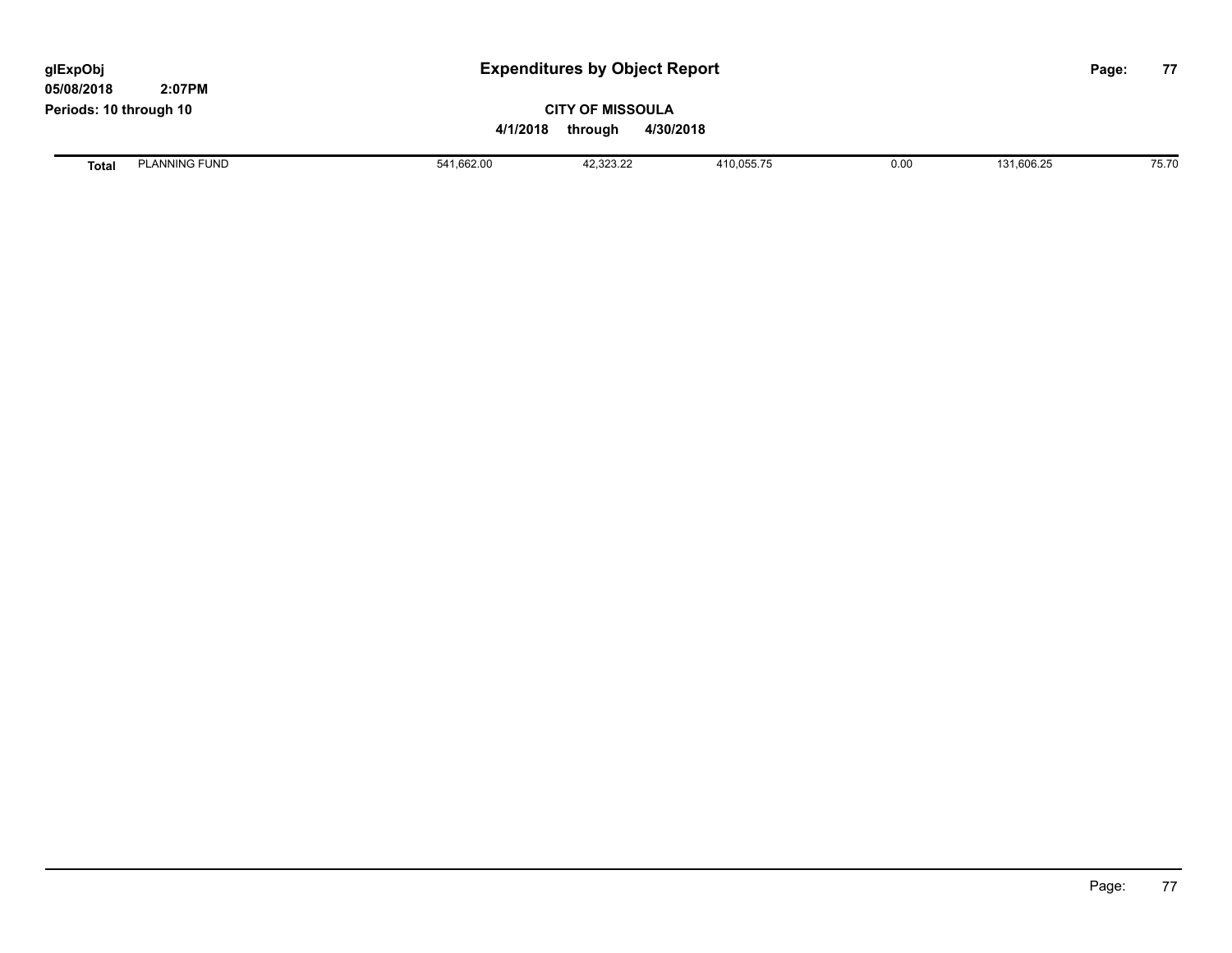# Expenditures by Object Report

glExpObj
05/08/2018 2:07PM
Periods: 10 through 10

**CITY OF MISSOULA**

**4/1/2018 through 4/30/2018**

| | | | | | | | |
|---|---|---|---|---|---|---|---|
| **Total** | PLANNING FUND | 541,662.00 | 42,323.22 | 410,055.75 | 0.00 | 131,606.25 | 75.70 |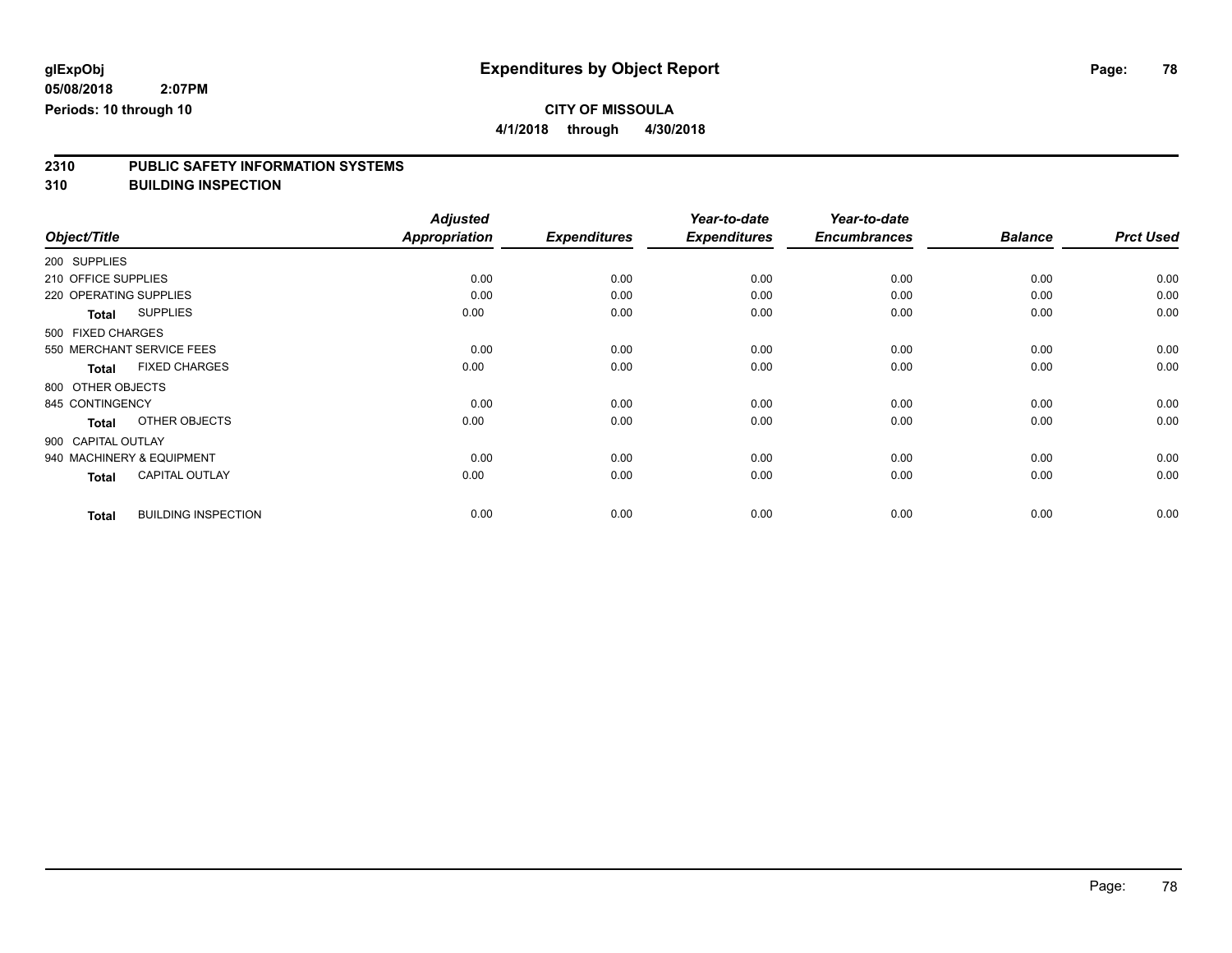glExpObj
05/08/2018 2:07PM
Periods: 10 through 10

# Expenditures by Object Report

**CITY OF MISSOULA**
**4/1/2018 through 4/30/2018**

## 2310 PUBLIC SAFETY INFORMATION SYSTEMS
## 310 BUILDING INSPECTION

| Object/Title | | Adjusted Appropriation | Expenditures | Year-to-date Expenditures | Year-to-date Encumbrances | Balance | Prct Used |
|---|---|---|---|---|---|---|---|
| 200 SUPPLIES | | | | | | | |
| 210 OFFICE SUPPLIES | | 0.00 | 0.00 | 0.00 | 0.00 | 0.00 | 0.00 |
| 220 OPERATING SUPPLIES | | 0.00 | 0.00 | 0.00 | 0.00 | 0.00 | 0.00 |
| **Total** | SUPPLIES | 0.00 | 0.00 | 0.00 | 0.00 | 0.00 | 0.00 |
| 500 FIXED CHARGES | | | | | | | |
| 550 MERCHANT SERVICE FEES | | 0.00 | 0.00 | 0.00 | 0.00 | 0.00 | 0.00 |
| **Total** | FIXED CHARGES | 0.00 | 0.00 | 0.00 | 0.00 | 0.00 | 0.00 |
| 800 OTHER OBJECTS | | | | | | | |
| 845 CONTINGENCY | | 0.00 | 0.00 | 0.00 | 0.00 | 0.00 | 0.00 |
| **Total** | OTHER OBJECTS | 0.00 | 0.00 | 0.00 | 0.00 | 0.00 | 0.00 |
| 900 CAPITAL OUTLAY | | | | | | | |
| 940 MACHINERY & EQUIPMENT | | 0.00 | 0.00 | 0.00 | 0.00 | 0.00 | 0.00 |
| **Total** | CAPITAL OUTLAY | 0.00 | 0.00 | 0.00 | 0.00 | 0.00 | 0.00 |
| **Total** | BUILDING INSPECTION | 0.00 | 0.00 | 0.00 | 0.00 | 0.00 | 0.00 |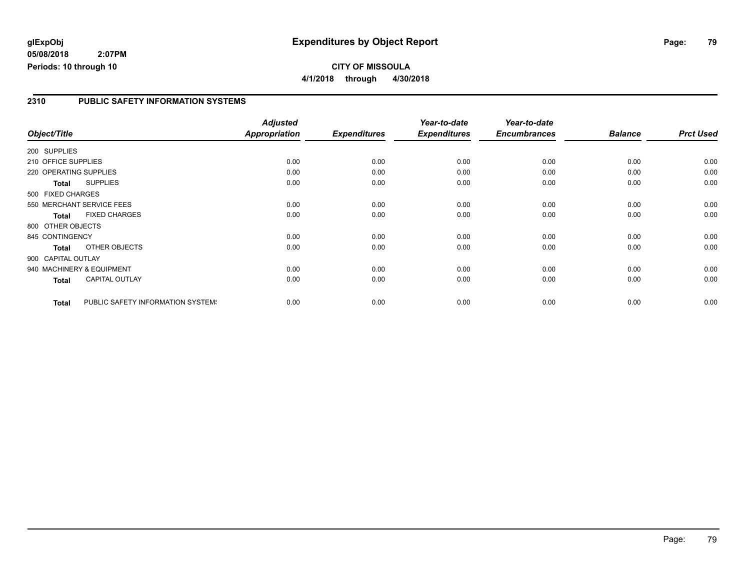# Expenditures by Object Report

glExpObj
05/08/2018 2:07PM
Periods: 10 through 10

**CITY OF MISSOULA**

**4/1/2018 through 4/30/2018**

## 2310 PUBLIC SAFETY INFORMATION SYSTEMS

| Object/Title | Adjusted Appropriation | Expenditures | Year-to-date Expenditures | Year-to-date Encumbrances | Balance | Prct Used |
|---|---|---|---|---|---|---|
| 200 SUPPLIES | | | | | | |
| 210 OFFICE SUPPLIES | 0.00 | 0.00 | 0.00 | 0.00 | 0.00 | 0.00 |
| 220 OPERATING SUPPLIES | 0.00 | 0.00 | 0.00 | 0.00 | 0.00 | 0.00 |
| **Total** SUPPLIES | 0.00 | 0.00 | 0.00 | 0.00 | 0.00 | 0.00 |
| 500 FIXED CHARGES | | | | | | |
| 550 MERCHANT SERVICE FEES | 0.00 | 0.00 | 0.00 | 0.00 | 0.00 | 0.00 |
| **Total** FIXED CHARGES | 0.00 | 0.00 | 0.00 | 0.00 | 0.00 | 0.00 |
| 800 OTHER OBJECTS | | | | | | |
| 845 CONTINGENCY | 0.00 | 0.00 | 0.00 | 0.00 | 0.00 | 0.00 |
| **Total** OTHER OBJECTS | 0.00 | 0.00 | 0.00 | 0.00 | 0.00 | 0.00 |
| 900 CAPITAL OUTLAY | | | | | | |
| 940 MACHINERY & EQUIPMENT | 0.00 | 0.00 | 0.00 | 0.00 | 0.00 | 0.00 |
| **Total** CAPITAL OUTLAY | 0.00 | 0.00 | 0.00 | 0.00 | 0.00 | 0.00 |
| **Total** PUBLIC SAFETY INFORMATION SYSTEMS | 0.00 | 0.00 | 0.00 | 0.00 | 0.00 | 0.00 |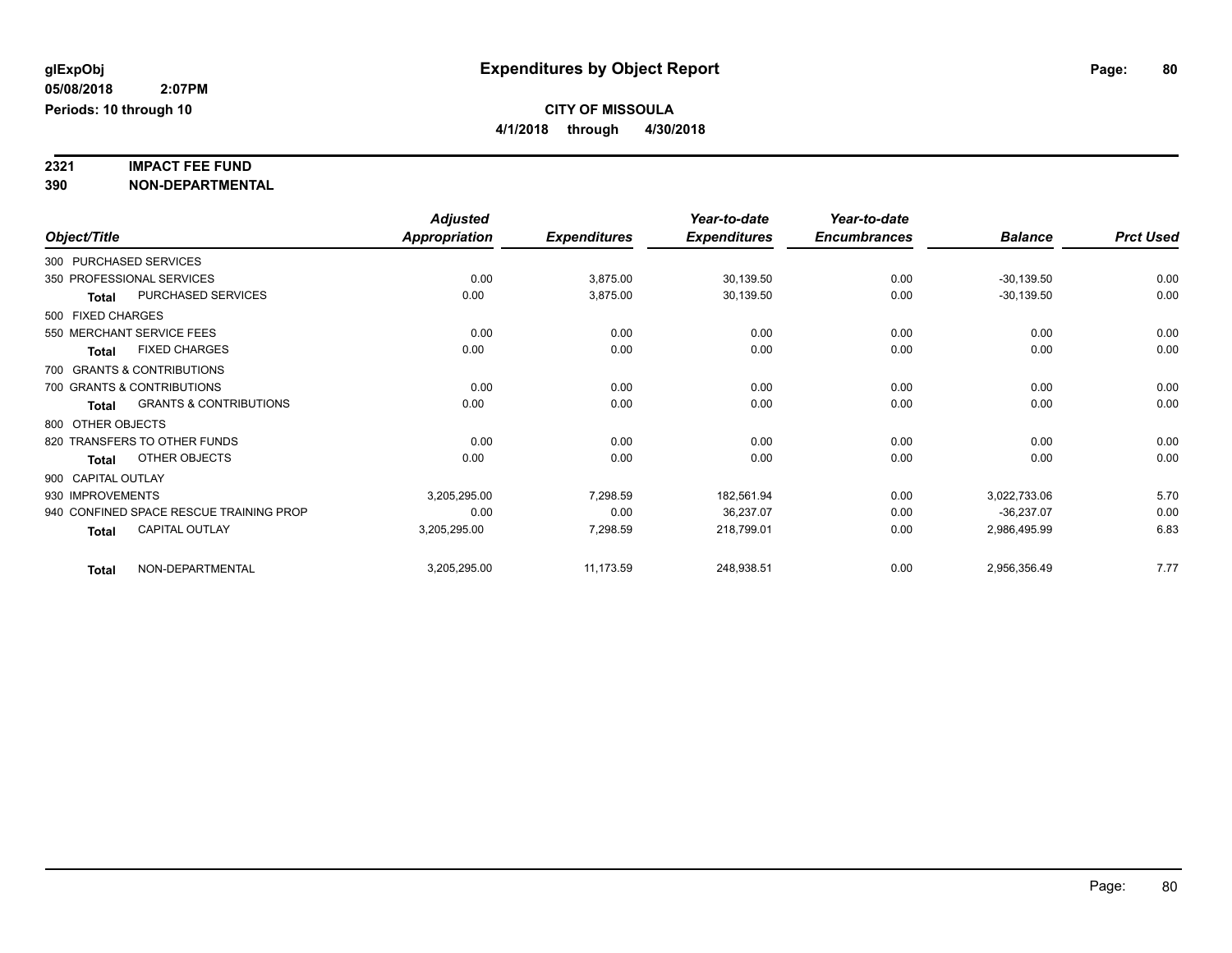**glExpObj**
**05/08/2018 2:07PM**
**Periods: 10 through 10**

# Expenditures by Object Report

**CITY OF MISSOULA**
**4/1/2018 through 4/30/2018**

**2321 IMPACT FEE FUND**
**390 NON-DEPARTMENTAL**

| Object/Title | Adjusted Appropriation | Expenditures | Year-to-date Expenditures | Year-to-date Encumbrances | Balance | Prct Used |
|---|---|---|---|---|---|---|
| 300 PURCHASED SERVICES | | | | | | |
| 350 PROFESSIONAL SERVICES | 0.00 | 3,875.00 | 30,139.50 | 0.00 | -30,139.50 | 0.00 |
| **Total** PURCHASED SERVICES | 0.00 | 3,875.00 | 30,139.50 | 0.00 | -30,139.50 | 0.00 |
| 500 FIXED CHARGES | | | | | | |
| 550 MERCHANT SERVICE FEES | 0.00 | 0.00 | 0.00 | 0.00 | 0.00 | 0.00 |
| **Total** FIXED CHARGES | 0.00 | 0.00 | 0.00 | 0.00 | 0.00 | 0.00 |
| 700 GRANTS & CONTRIBUTIONS | | | | | | |
| 700 GRANTS & CONTRIBUTIONS | 0.00 | 0.00 | 0.00 | 0.00 | 0.00 | 0.00 |
| **Total** GRANTS & CONTRIBUTIONS | 0.00 | 0.00 | 0.00 | 0.00 | 0.00 | 0.00 |
| 800 OTHER OBJECTS | | | | | | |
| 820 TRANSFERS TO OTHER FUNDS | 0.00 | 0.00 | 0.00 | 0.00 | 0.00 | 0.00 |
| **Total** OTHER OBJECTS | 0.00 | 0.00 | 0.00 | 0.00 | 0.00 | 0.00 |
| 900 CAPITAL OUTLAY | | | | | | |
| 930 IMPROVEMENTS | 3,205,295.00 | 7,298.59 | 182,561.94 | 0.00 | 3,022,733.06 | 5.70 |
| 940 CONFINED SPACE RESCUE TRAINING PROP | 0.00 | 0.00 | 36,237.07 | 0.00 | -36,237.07 | 0.00 |
| **Total** CAPITAL OUTLAY | 3,205,295.00 | 7,298.59 | 218,799.01 | 0.00 | 2,986,495.99 | 6.83 |
| **Total** NON-DEPARTMENTAL | 3,205,295.00 | 11,173.59 | 248,938.51 | 0.00 | 2,956,356.49 | 7.77 |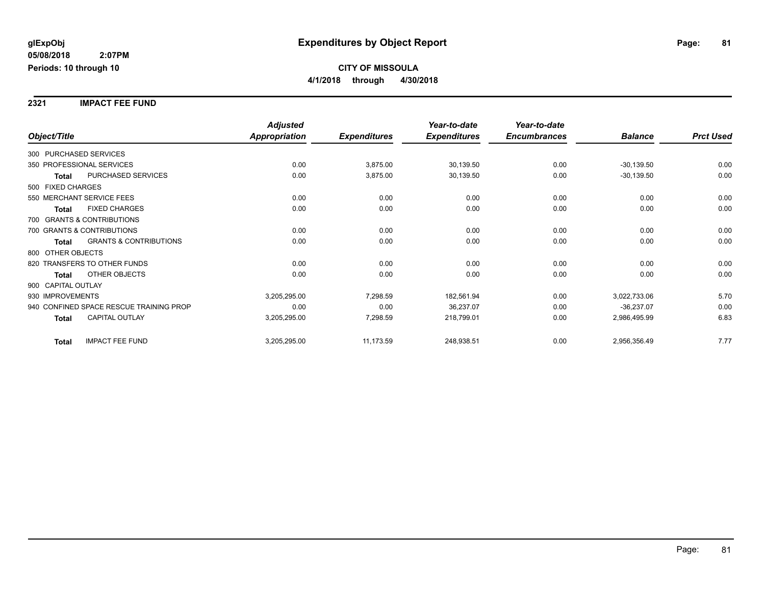**glExpObj** **Expenditures by Object Report**

**05/08/2018 2:07PM**

**Periods: 10 through 10**

**CITY OF MISSOULA**

**4/1/2018 through 4/30/2018**

## 2321 IMPACT FEE FUND

| Object/Title | Adjusted Appropriation | Expenditures | Year-to-date Expenditures | Year-to-date Encumbrances | Balance | Prct Used |
|---|---|---|---|---|---|---|
| 300 PURCHASED SERVICES | | | | | | |
| 350 PROFESSIONAL SERVICES | 0.00 | 3,875.00 | 30,139.50 | 0.00 | -30,139.50 | 0.00 |
| **Total** PURCHASED SERVICES | 0.00 | 3,875.00 | 30,139.50 | 0.00 | -30,139.50 | 0.00 |
| 500 FIXED CHARGES | | | | | | |
| 550 MERCHANT SERVICE FEES | 0.00 | 0.00 | 0.00 | 0.00 | 0.00 | 0.00 |
| **Total** FIXED CHARGES | 0.00 | 0.00 | 0.00 | 0.00 | 0.00 | 0.00 |
| 700 GRANTS & CONTRIBUTIONS | | | | | | |
| 700 GRANTS & CONTRIBUTIONS | 0.00 | 0.00 | 0.00 | 0.00 | 0.00 | 0.00 |
| **Total** GRANTS & CONTRIBUTIONS | 0.00 | 0.00 | 0.00 | 0.00 | 0.00 | 0.00 |
| 800 OTHER OBJECTS | | | | | | |
| 820 TRANSFERS TO OTHER FUNDS | 0.00 | 0.00 | 0.00 | 0.00 | 0.00 | 0.00 |
| **Total** OTHER OBJECTS | 0.00 | 0.00 | 0.00 | 0.00 | 0.00 | 0.00 |
| 900 CAPITAL OUTLAY | | | | | | |
| 930 IMPROVEMENTS | 3,205,295.00 | 7,298.59 | 182,561.94 | 0.00 | 3,022,733.06 | 5.70 |
| 940 CONFINED SPACE RESCUE TRAINING PROP | 0.00 | 0.00 | 36,237.07 | 0.00 | -36,237.07 | 0.00 |
| **Total** CAPITAL OUTLAY | 3,205,295.00 | 7,298.59 | 218,799.01 | 0.00 | 2,986,495.99 | 6.83 |
| **Total** IMPACT FEE FUND | 3,205,295.00 | 11,173.59 | 248,938.51 | 0.00 | 2,956,356.49 | 7.77 |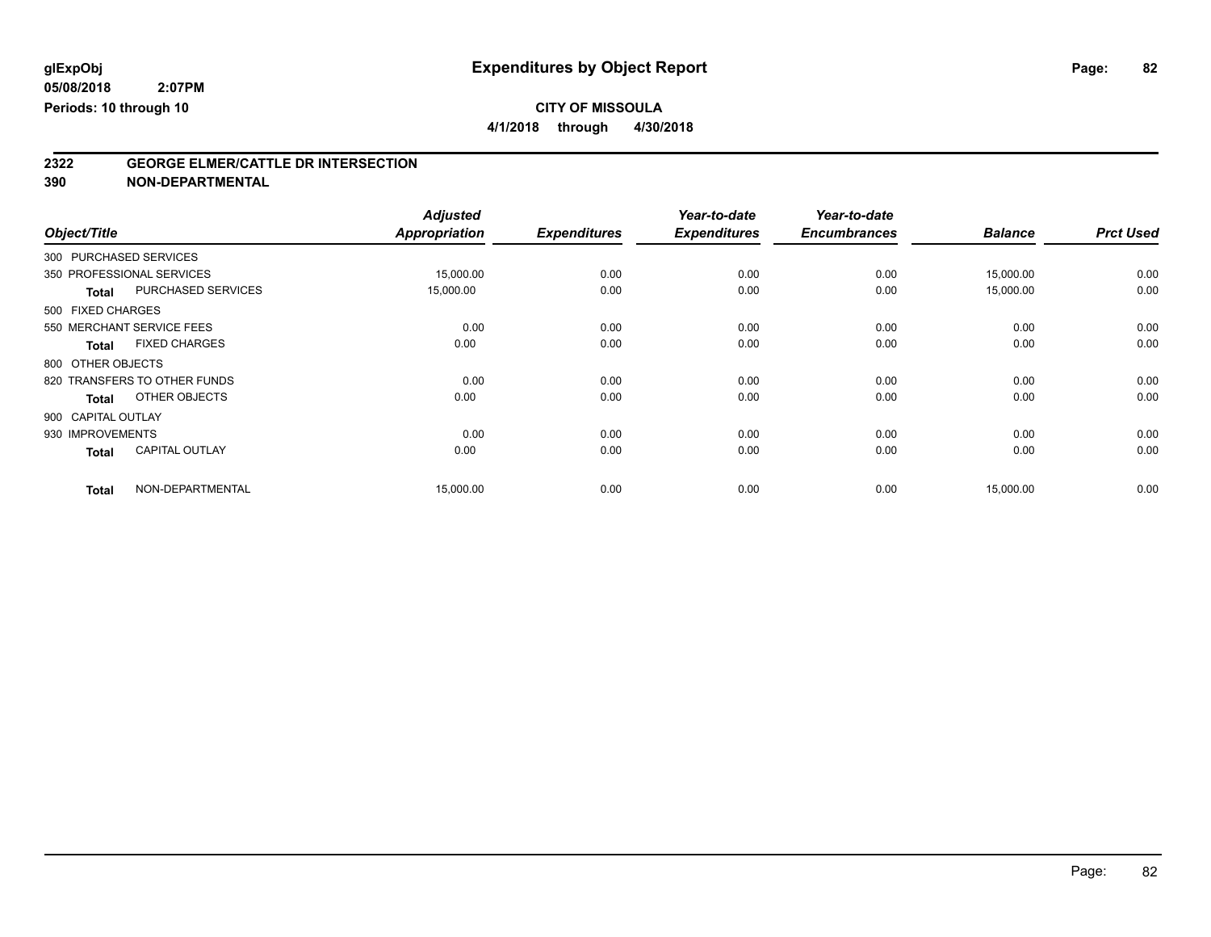# Expenditures by Object Report

glExpObj
05/08/2018 2:07PM
Periods: 10 through 10

**CITY OF MISSOULA**
**4/1/2018 through 4/30/2018**

## 2322 GEORGE ELMER/CATTLE DR INTERSECTION
## 390 NON-DEPARTMENTAL

| Object/Title | | Adjusted Appropriation | Expenditures | Year-to-date Expenditures | Year-to-date Encumbrances | Balance | Prct Used |
|---|---|---|---|---|---|---|---|
| 300 PURCHASED SERVICES | | | | | | | |
| 350 PROFESSIONAL SERVICES | | 15,000.00 | 0.00 | 0.00 | 0.00 | 15,000.00 | 0.00 |
| **Total** | PURCHASED SERVICES | 15,000.00 | 0.00 | 0.00 | 0.00 | 15,000.00 | 0.00 |
| 500 FIXED CHARGES | | | | | | | |
| 550 MERCHANT SERVICE FEES | | 0.00 | 0.00 | 0.00 | 0.00 | 0.00 | 0.00 |
| **Total** | FIXED CHARGES | 0.00 | 0.00 | 0.00 | 0.00 | 0.00 | 0.00 |
| 800 OTHER OBJECTS | | | | | | | |
| 820 TRANSFERS TO OTHER FUNDS | | 0.00 | 0.00 | 0.00 | 0.00 | 0.00 | 0.00 |
| **Total** | OTHER OBJECTS | 0.00 | 0.00 | 0.00 | 0.00 | 0.00 | 0.00 |
| 900 CAPITAL OUTLAY | | | | | | | |
| 930 IMPROVEMENTS | | 0.00 | 0.00 | 0.00 | 0.00 | 0.00 | 0.00 |
| **Total** | CAPITAL OUTLAY | 0.00 | 0.00 | 0.00 | 0.00 | 0.00 | 0.00 |
| **Total** | NON-DEPARTMENTAL | 15,000.00 | 0.00 | 0.00 | 0.00 | 15,000.00 | 0.00 |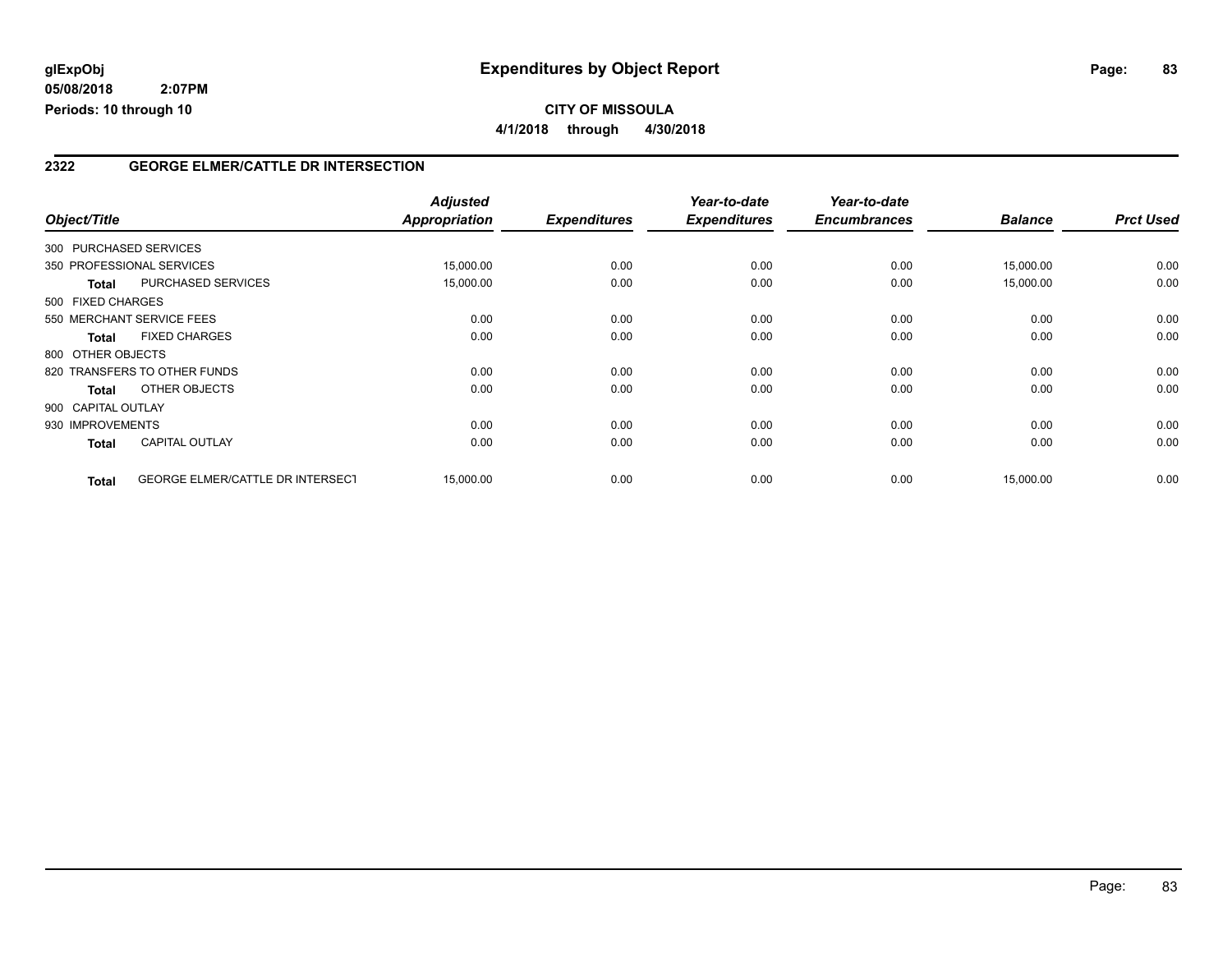**glExpObj**
**05/08/2018 2:07PM**
**Periods: 10 through 10**

# Expenditures by Object Report

**CITY OF MISSOULA**
**4/1/2018 through 4/30/2018**

## 2322 GEORGE ELMER/CATTLE DR INTERSECTION

| Object/Title | | Adjusted Appropriation | Expenditures | Year-to-date Expenditures | Year-to-date Encumbrances | Balance | Prct Used |
|---|---|---|---|---|---|---|---|
| 300 PURCHASED SERVICES | | | | | | | |
| 350 PROFESSIONAL SERVICES | | 15,000.00 | 0.00 | 0.00 | 0.00 | 15,000.00 | 0.00 |
| **Total** | PURCHASED SERVICES | 15,000.00 | 0.00 | 0.00 | 0.00 | 15,000.00 | 0.00 |
| 500 FIXED CHARGES | | | | | | | |
| 550 MERCHANT SERVICE FEES | | 0.00 | 0.00 | 0.00 | 0.00 | 0.00 | 0.00 |
| **Total** | FIXED CHARGES | 0.00 | 0.00 | 0.00 | 0.00 | 0.00 | 0.00 |
| 800 OTHER OBJECTS | | | | | | | |
| 820 TRANSFERS TO OTHER FUNDS | | 0.00 | 0.00 | 0.00 | 0.00 | 0.00 | 0.00 |
| **Total** | OTHER OBJECTS | 0.00 | 0.00 | 0.00 | 0.00 | 0.00 | 0.00 |
| 900 CAPITAL OUTLAY | | | | | | | |
| 930 IMPROVEMENTS | | 0.00 | 0.00 | 0.00 | 0.00 | 0.00 | 0.00 |
| **Total** | CAPITAL OUTLAY | 0.00 | 0.00 | 0.00 | 0.00 | 0.00 | 0.00 |
| **Total** | GEORGE ELMER/CATTLE DR INTERSECT | 15,000.00 | 0.00 | 0.00 | 0.00 | 15,000.00 | 0.00 |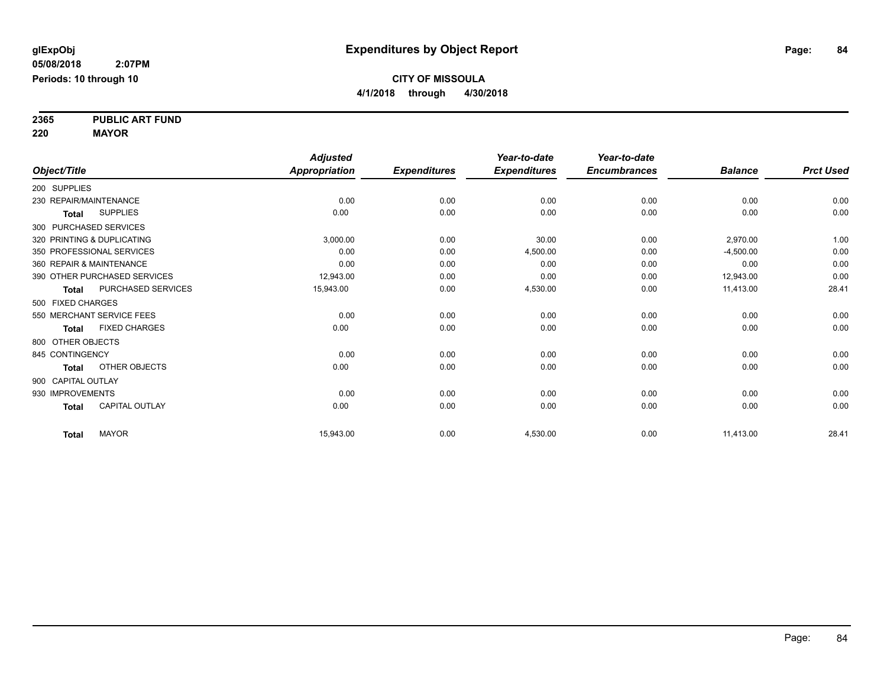# Expenditures by Object Report

glExpObj
05/08/2018 2:07PM
Periods: 10 through 10

**CITY OF MISSOULA**
**4/1/2018 through 4/30/2018**

**2365 PUBLIC ART FUND**
**220 MAYOR**

| Object/Title | Adjusted Appropriation | Expenditures | Year-to-date Expenditures | Year-to-date Encumbrances | Balance | Prct Used |
|---|---|---|---|---|---|---|
| 200 SUPPLIES | | | | | | |
| 230 REPAIR/MAINTENANCE | 0.00 | 0.00 | 0.00 | 0.00 | 0.00 | 0.00 |
| **Total** SUPPLIES | 0.00 | 0.00 | 0.00 | 0.00 | 0.00 | 0.00 |
| 300 PURCHASED SERVICES | | | | | | |
| 320 PRINTING & DUPLICATING | 3,000.00 | 0.00 | 30.00 | 0.00 | 2,970.00 | 1.00 |
| 350 PROFESSIONAL SERVICES | 0.00 | 0.00 | 4,500.00 | 0.00 | -4,500.00 | 0.00 |
| 360 REPAIR & MAINTENANCE | 0.00 | 0.00 | 0.00 | 0.00 | 0.00 | 0.00 |
| 390 OTHER PURCHASED SERVICES | 12,943.00 | 0.00 | 0.00 | 0.00 | 12,943.00 | 0.00 |
| **Total** PURCHASED SERVICES | 15,943.00 | 0.00 | 4,530.00 | 0.00 | 11,413.00 | 28.41 |
| 500 FIXED CHARGES | | | | | | |
| 550 MERCHANT SERVICE FEES | 0.00 | 0.00 | 0.00 | 0.00 | 0.00 | 0.00 |
| **Total** FIXED CHARGES | 0.00 | 0.00 | 0.00 | 0.00 | 0.00 | 0.00 |
| 800 OTHER OBJECTS | | | | | | |
| 845 CONTINGENCY | 0.00 | 0.00 | 0.00 | 0.00 | 0.00 | 0.00 |
| **Total** OTHER OBJECTS | 0.00 | 0.00 | 0.00 | 0.00 | 0.00 | 0.00 |
| 900 CAPITAL OUTLAY | | | | | | |
| 930 IMPROVEMENTS | 0.00 | 0.00 | 0.00 | 0.00 | 0.00 | 0.00 |
| **Total** CAPITAL OUTLAY | 0.00 | 0.00 | 0.00 | 0.00 | 0.00 | 0.00 |
| **Total** MAYOR | 15,943.00 | 0.00 | 4,530.00 | 0.00 | 11,413.00 | 28.41 |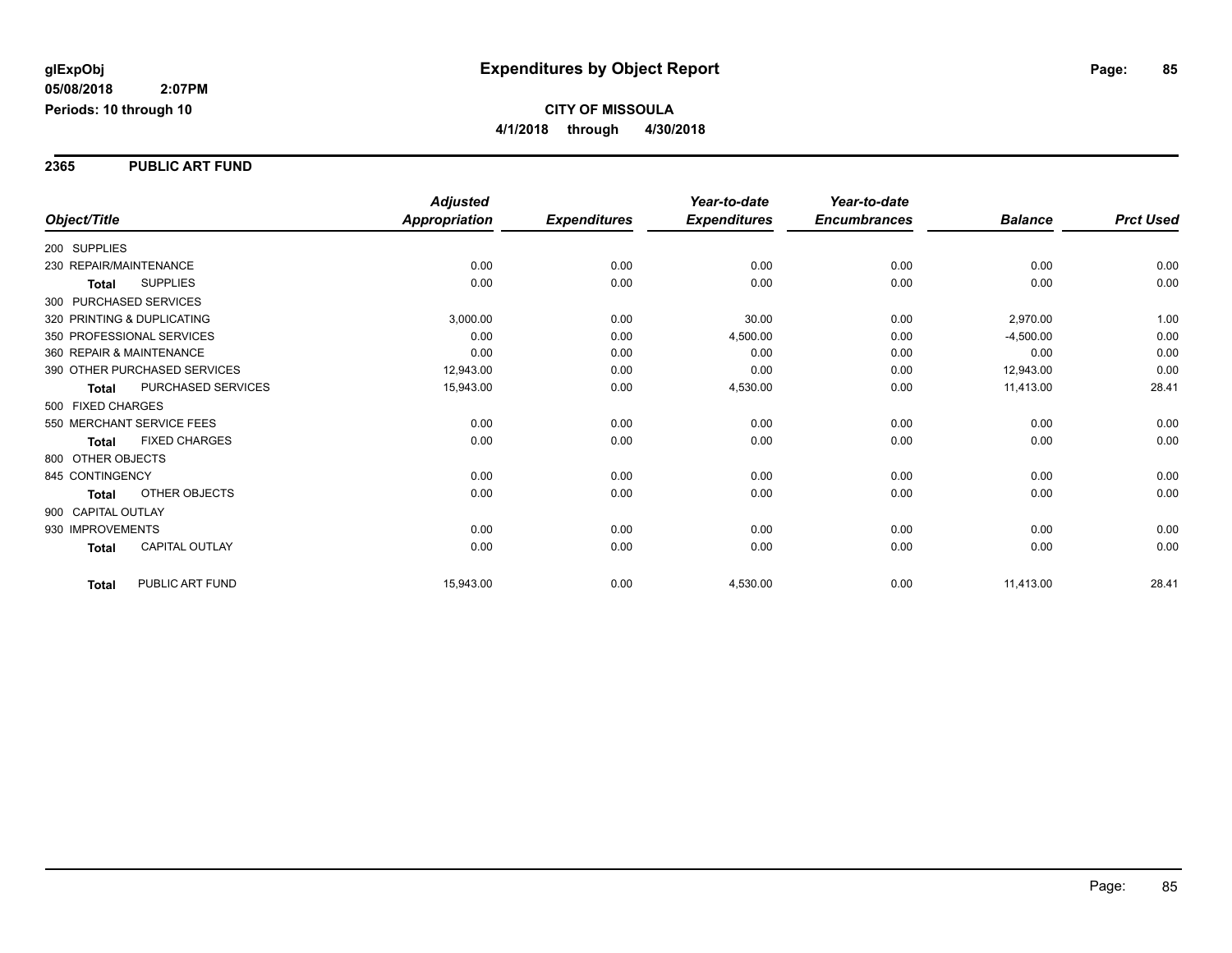**glExpObj**
**05/08/2018 2:07PM**
**Periods: 10 through 10**

# Expenditures by Object Report

**CITY OF MISSOULA**
**4/1/2018 through 4/30/2018**

## 2365 PUBLIC ART FUND

| Object/Title | | Adjusted Appropriation | Expenditures | Year-to-date Expenditures | Year-to-date Encumbrances | Balance | Prct Used |
|---|---|---|---|---|---|---|---|
| 200 SUPPLIES | | | | | | | |
| 230 REPAIR/MAINTENANCE | | 0.00 | 0.00 | 0.00 | 0.00 | 0.00 | 0.00 |
| **Total** | SUPPLIES | 0.00 | 0.00 | 0.00 | 0.00 | 0.00 | 0.00 |
| 300 PURCHASED SERVICES | | | | | | | |
| 320 PRINTING & DUPLICATING | | 3,000.00 | 0.00 | 30.00 | 0.00 | 2,970.00 | 1.00 |
| 350 PROFESSIONAL SERVICES | | 0.00 | 0.00 | 4,500.00 | 0.00 | -4,500.00 | 0.00 |
| 360 REPAIR & MAINTENANCE | | 0.00 | 0.00 | 0.00 | 0.00 | 0.00 | 0.00 |
| 390 OTHER PURCHASED SERVICES | | 12,943.00 | 0.00 | 0.00 | 0.00 | 12,943.00 | 0.00 |
| **Total** | PURCHASED SERVICES | 15,943.00 | 0.00 | 4,530.00 | 0.00 | 11,413.00 | 28.41 |
| 500 FIXED CHARGES | | | | | | | |
| 550 MERCHANT SERVICE FEES | | 0.00 | 0.00 | 0.00 | 0.00 | 0.00 | 0.00 |
| **Total** | FIXED CHARGES | 0.00 | 0.00 | 0.00 | 0.00 | 0.00 | 0.00 |
| 800 OTHER OBJECTS | | | | | | | |
| 845 CONTINGENCY | | 0.00 | 0.00 | 0.00 | 0.00 | 0.00 | 0.00 |
| **Total** | OTHER OBJECTS | 0.00 | 0.00 | 0.00 | 0.00 | 0.00 | 0.00 |
| 900 CAPITAL OUTLAY | | | | | | | |
| 930 IMPROVEMENTS | | 0.00 | 0.00 | 0.00 | 0.00 | 0.00 | 0.00 |
| **Total** | CAPITAL OUTLAY | 0.00 | 0.00 | 0.00 | 0.00 | 0.00 | 0.00 |
| **Total** | PUBLIC ART FUND | 15,943.00 | 0.00 | 4,530.00 | 0.00 | 11,413.00 | 28.41 |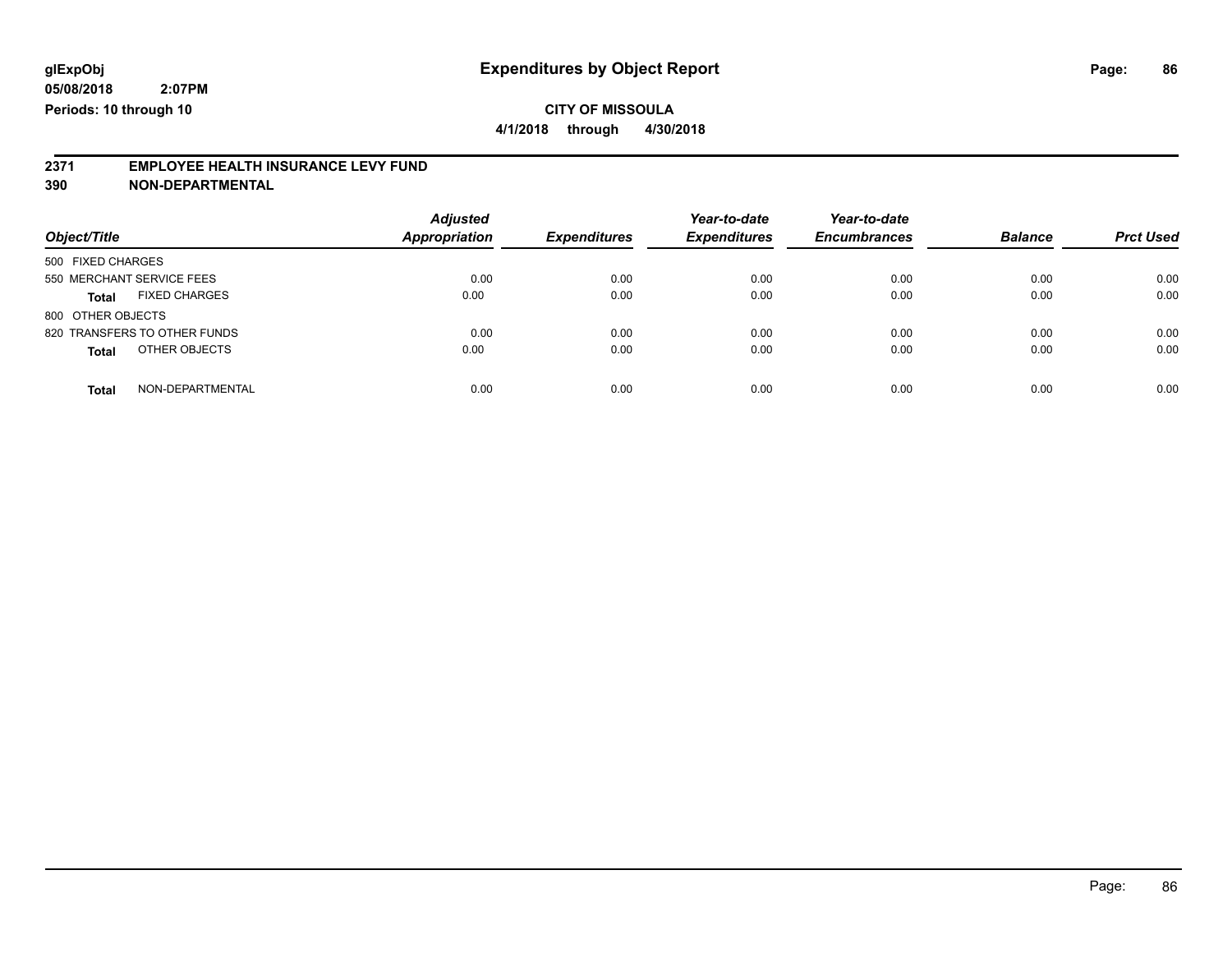**glExpObj**
**05/08/2018 2:07PM**
**Periods: 10 through 10**

# Expenditures by Object Report

**CITY OF MISSOULA**
**4/1/2018 through 4/30/2018**

**2371 EMPLOYEE HEALTH INSURANCE LEVY FUND**
**390 NON-DEPARTMENTAL**

| Object/Title | Adjusted Appropriation | Expenditures | Year-to-date Expenditures | Year-to-date Encumbrances | Balance | Prct Used |
|---|---|---|---|---|---|---|
| 500 FIXED CHARGES | | | | | | |
| 550 MERCHANT SERVICE FEES | 0.00 | 0.00 | 0.00 | 0.00 | 0.00 | 0.00 |
| **Total** FIXED CHARGES | 0.00 | 0.00 | 0.00 | 0.00 | 0.00 | 0.00 |
| 800 OTHER OBJECTS | | | | | | |
| 820 TRANSFERS TO OTHER FUNDS | 0.00 | 0.00 | 0.00 | 0.00 | 0.00 | 0.00 |
| **Total** OTHER OBJECTS | 0.00 | 0.00 | 0.00 | 0.00 | 0.00 | 0.00 |
| **Total** NON-DEPARTMENTAL | 0.00 | 0.00 | 0.00 | 0.00 | 0.00 | 0.00 |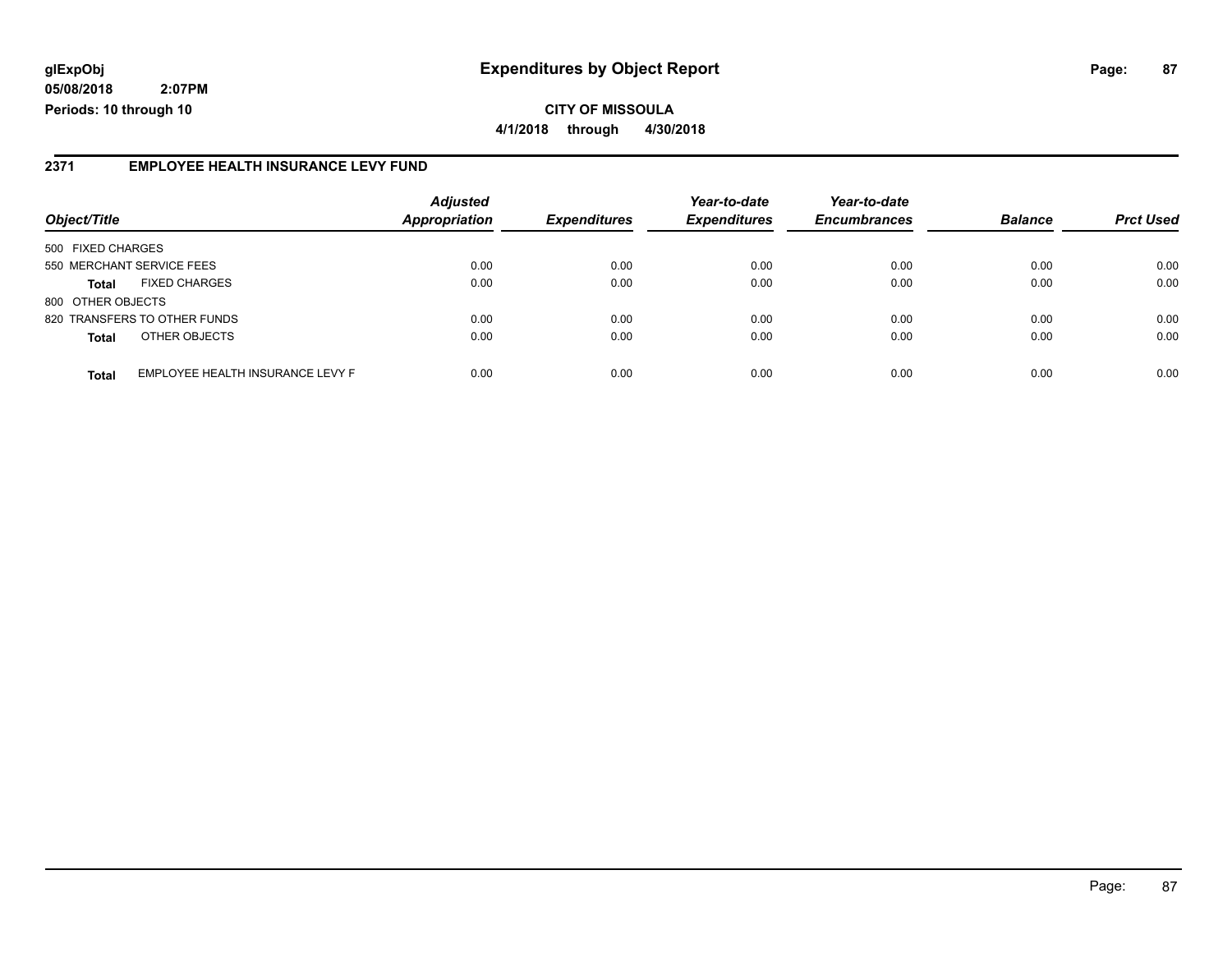# Expenditures by Object Report

glExpObj
05/08/2018 2:07PM
Periods: 10 through 10

**CITY OF MISSOULA**

**4/1/2018 through 4/30/2018**

## 2371 EMPLOYEE HEALTH INSURANCE LEVY FUND

| Object/Title | | Adjusted Appropriation | Expenditures | Year-to-date Expenditures | Year-to-date Encumbrances | Balance | Prct Used |
|---|---|---|---|---|---|---|---|
| 500 FIXED CHARGES | | | | | | | |
| 550 MERCHANT SERVICE FEES | | 0.00 | 0.00 | 0.00 | 0.00 | 0.00 | 0.00 |
| **Total** | FIXED CHARGES | 0.00 | 0.00 | 0.00 | 0.00 | 0.00 | 0.00 |
| 800 OTHER OBJECTS | | | | | | | |
| 820 TRANSFERS TO OTHER FUNDS | | 0.00 | 0.00 | 0.00 | 0.00 | 0.00 | 0.00 |
| **Total** | OTHER OBJECTS | 0.00 | 0.00 | 0.00 | 0.00 | 0.00 | 0.00 |
| **Total** | EMPLOYEE HEALTH INSURANCE LEVY F | 0.00 | 0.00 | 0.00 | 0.00 | 0.00 | 0.00 |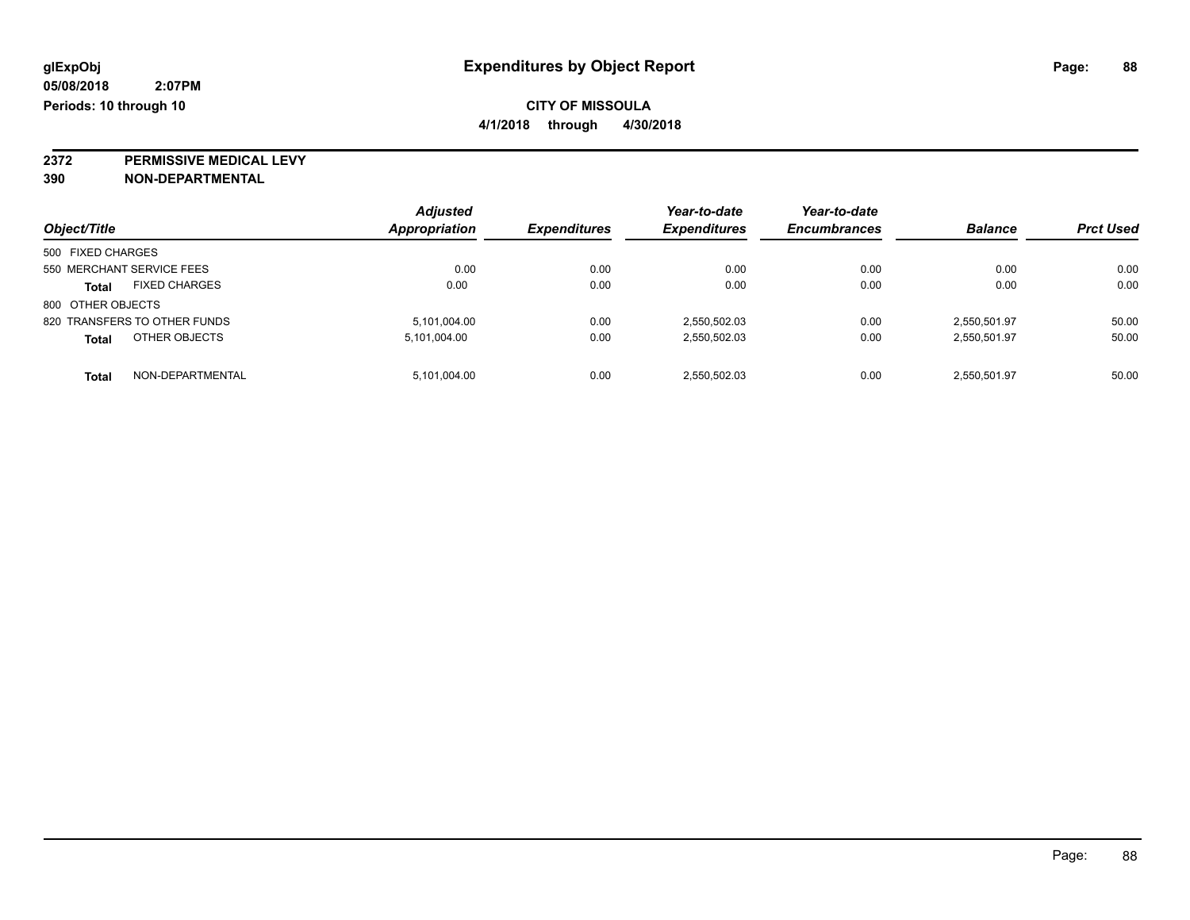glExpObj
05/08/2018 2:07PM
Periods: 10 through 10

# Expenditures by Object Report

**CITY OF MISSOULA**
**4/1/2018 through 4/30/2018**

**2372 PERMISSIVE MEDICAL LEVY**
**390 NON-DEPARTMENTAL**

| Object/Title | Adjusted Appropriation | Expenditures | Year-to-date Expenditures | Year-to-date Encumbrances | Balance | Prct Used |
|---|---|---|---|---|---|---|
| 500 FIXED CHARGES | | | | | | |
| 550 MERCHANT SERVICE FEES | 0.00 | 0.00 | 0.00 | 0.00 | 0.00 | 0.00 |
| **Total** FIXED CHARGES | 0.00 | 0.00 | 0.00 | 0.00 | 0.00 | 0.00 |
| 800 OTHER OBJECTS | | | | | | |
| 820 TRANSFERS TO OTHER FUNDS | 5,101,004.00 | 0.00 | 2,550,502.03 | 0.00 | 2,550,501.97 | 50.00 |
| **Total** OTHER OBJECTS | 5,101,004.00 | 0.00 | 2,550,502.03 | 0.00 | 2,550,501.97 | 50.00 |
| **Total** NON-DEPARTMENTAL | 5,101,004.00 | 0.00 | 2,550,502.03 | 0.00 | 2,550,501.97 | 50.00 |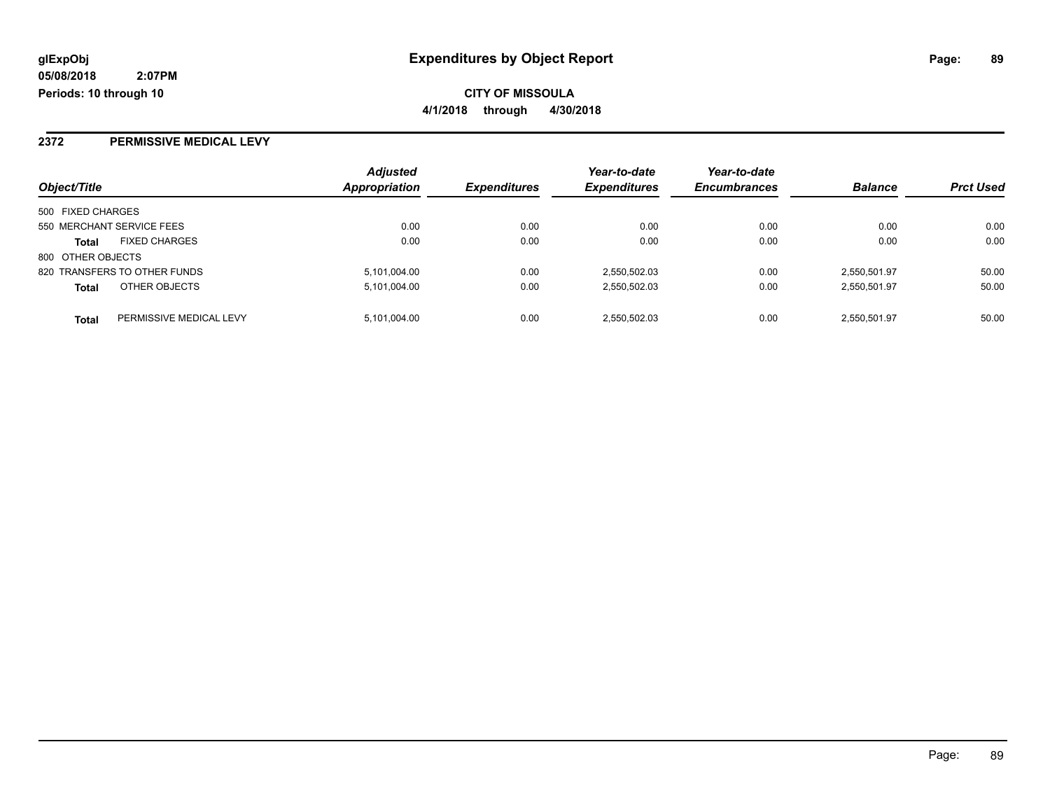# Expenditures by Object Report

glExpObj
05/08/2018 2:07PM
Periods: 10 through 10

**CITY OF MISSOULA**
**4/1/2018 through 4/30/2018**

## 2372 PERMISSIVE MEDICAL LEVY

| Object/Title | | Adjusted Appropriation | Expenditures | Year-to-date Expenditures | Year-to-date Encumbrances | Balance | Prct Used |
|---|---|---|---|---|---|---|---|
| 500 FIXED CHARGES | | | | | | | |
| 550 MERCHANT SERVICE FEES | | 0.00 | 0.00 | 0.00 | 0.00 | 0.00 | 0.00 |
| **Total** | FIXED CHARGES | 0.00 | 0.00 | 0.00 | 0.00 | 0.00 | 0.00 |
| 800 OTHER OBJECTS | | | | | | | |
| 820 TRANSFERS TO OTHER FUNDS | | 5,101,004.00 | 0.00 | 2,550,502.03 | 0.00 | 2,550,501.97 | 50.00 |
| **Total** | OTHER OBJECTS | 5,101,004.00 | 0.00 | 2,550,502.03 | 0.00 | 2,550,501.97 | 50.00 |
| **Total** | PERMISSIVE MEDICAL LEVY | 5,101,004.00 | 0.00 | 2,550,502.03 | 0.00 | 2,550,501.97 | 50.00 |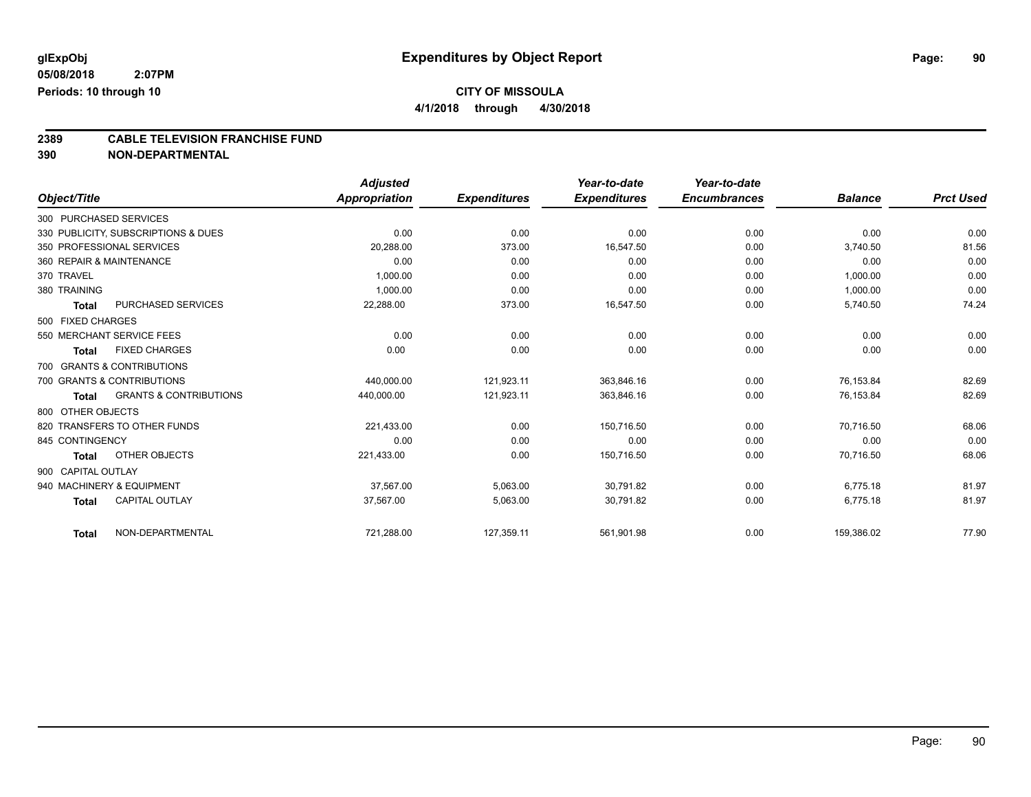# Expenditures by Object Report

glExpObj
05/08/2018 2:07PM
Periods: 10 through 10

**CITY OF MISSOULA**
**4/1/2018 through 4/30/2018**

**2389 CABLE TELEVISION FRANCHISE FUND**
**390 NON-DEPARTMENTAL**

| Object/Title | Adjusted Appropriation | Expenditures | Year-to-date Expenditures | Year-to-date Encumbrances | Balance | Prct Used |
|---|---|---|---|---|---|---|
| 300 PURCHASED SERVICES | | | | | | |
| 330 PUBLICITY, SUBSCRIPTIONS & DUES | 0.00 | 0.00 | 0.00 | 0.00 | 0.00 | 0.00 |
| 350 PROFESSIONAL SERVICES | 20,288.00 | 373.00 | 16,547.50 | 0.00 | 3,740.50 | 81.56 |
| 360 REPAIR & MAINTENANCE | 0.00 | 0.00 | 0.00 | 0.00 | 0.00 | 0.00 |
| 370 TRAVEL | 1,000.00 | 0.00 | 0.00 | 0.00 | 1,000.00 | 0.00 |
| 380 TRAINING | 1,000.00 | 0.00 | 0.00 | 0.00 | 1,000.00 | 0.00 |
| **Total** PURCHASED SERVICES | 22,288.00 | 373.00 | 16,547.50 | 0.00 | 5,740.50 | 74.24 |
| 500 FIXED CHARGES | | | | | | |
| 550 MERCHANT SERVICE FEES | 0.00 | 0.00 | 0.00 | 0.00 | 0.00 | 0.00 |
| **Total** FIXED CHARGES | 0.00 | 0.00 | 0.00 | 0.00 | 0.00 | 0.00 |
| 700 GRANTS & CONTRIBUTIONS | | | | | | |
| 700 GRANTS & CONTRIBUTIONS | 440,000.00 | 121,923.11 | 363,846.16 | 0.00 | 76,153.84 | 82.69 |
| **Total** GRANTS & CONTRIBUTIONS | 440,000.00 | 121,923.11 | 363,846.16 | 0.00 | 76,153.84 | 82.69 |
| 800 OTHER OBJECTS | | | | | | |
| 820 TRANSFERS TO OTHER FUNDS | 221,433.00 | 0.00 | 150,716.50 | 0.00 | 70,716.50 | 68.06 |
| 845 CONTINGENCY | 0.00 | 0.00 | 0.00 | 0.00 | 0.00 | 0.00 |
| **Total** OTHER OBJECTS | 221,433.00 | 0.00 | 150,716.50 | 0.00 | 70,716.50 | 68.06 |
| 900 CAPITAL OUTLAY | | | | | | |
| 940 MACHINERY & EQUIPMENT | 37,567.00 | 5,063.00 | 30,791.82 | 0.00 | 6,775.18 | 81.97 |
| **Total** CAPITAL OUTLAY | 37,567.00 | 5,063.00 | 30,791.82 | 0.00 | 6,775.18 | 81.97 |
| **Total** NON-DEPARTMENTAL | 721,288.00 | 127,359.11 | 561,901.98 | 0.00 | 159,386.02 | 77.90 |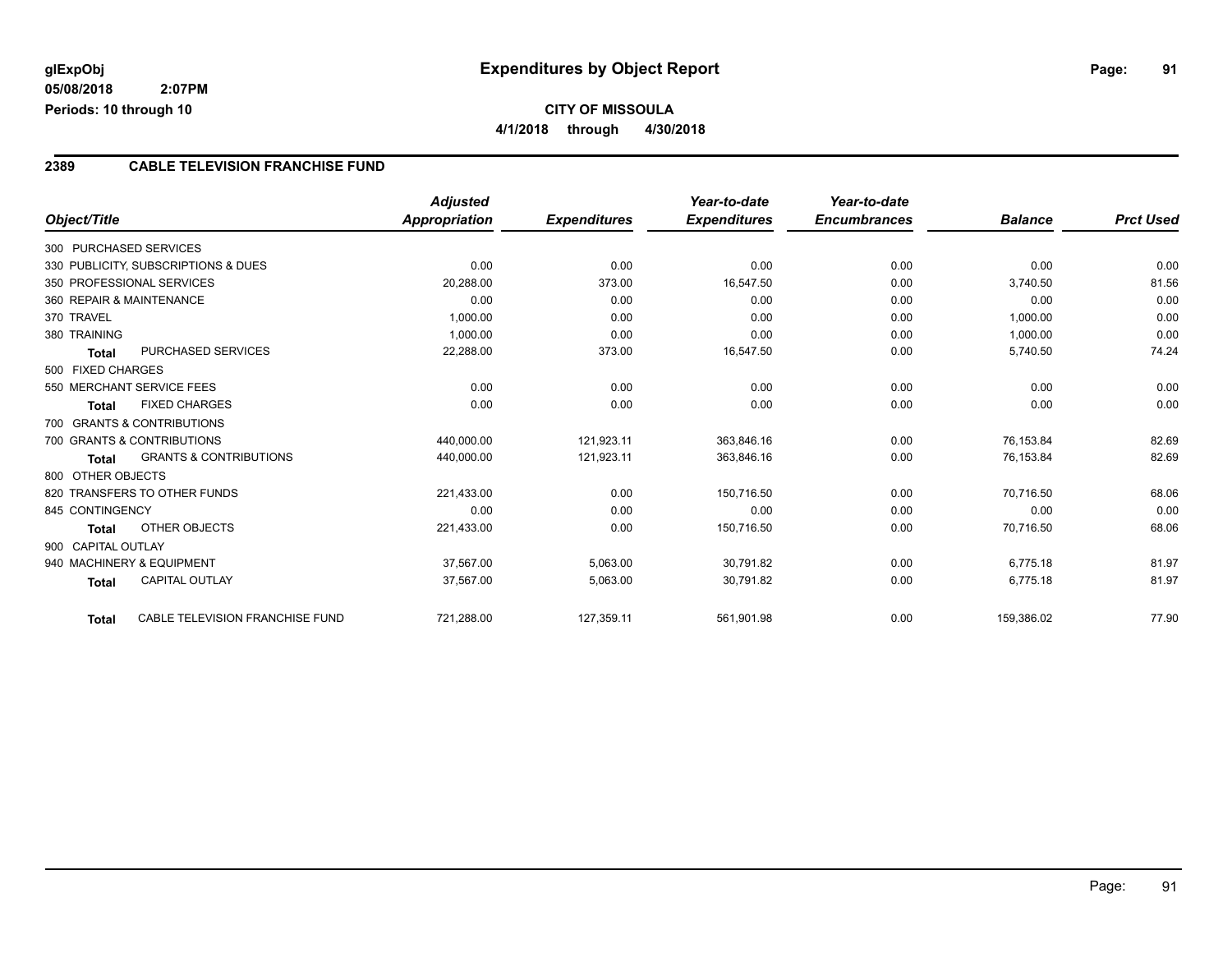**glExpObj**
**05/08/2018 2:07PM**
**Periods: 10 through 10**

# Expenditures by Object Report

**CITY OF MISSOULA**
**4/1/2018 through 4/30/2018**

## 2389 CABLE TELEVISION FRANCHISE FUND

| Object/Title | | *Adjusted Appropriation* | *Expenditures* | *Year-to-date Expenditures* | *Year-to-date Encumbrances* | *Balance* | *Prct Used* |
|---|---|---|---|---|---|---|---|
| 300 PURCHASED SERVICES | | | | | | | |
| 330 PUBLICITY, SUBSCRIPTIONS & DUES | | 0.00 | 0.00 | 0.00 | 0.00 | 0.00 | 0.00 |
| 350 PROFESSIONAL SERVICES | | 20,288.00 | 373.00 | 16,547.50 | 0.00 | 3,740.50 | 81.56 |
| 360 REPAIR & MAINTENANCE | | 0.00 | 0.00 | 0.00 | 0.00 | 0.00 | 0.00 |
| 370 TRAVEL | | 1,000.00 | 0.00 | 0.00 | 0.00 | 1,000.00 | 0.00 |
| 380 TRAINING | | 1,000.00 | 0.00 | 0.00 | 0.00 | 1,000.00 | 0.00 |
| **Total** | PURCHASED SERVICES | 22,288.00 | 373.00 | 16,547.50 | 0.00 | 5,740.50 | 74.24 |
| 500 FIXED CHARGES | | | | | | | |
| 550 MERCHANT SERVICE FEES | | 0.00 | 0.00 | 0.00 | 0.00 | 0.00 | 0.00 |
| **Total** | FIXED CHARGES | 0.00 | 0.00 | 0.00 | 0.00 | 0.00 | 0.00 |
| 700 GRANTS & CONTRIBUTIONS | | | | | | | |
| 700 GRANTS & CONTRIBUTIONS | | 440,000.00 | 121,923.11 | 363,846.16 | 0.00 | 76,153.84 | 82.69 |
| **Total** | GRANTS & CONTRIBUTIONS | 440,000.00 | 121,923.11 | 363,846.16 | 0.00 | 76,153.84 | 82.69 |
| 800 OTHER OBJECTS | | | | | | | |
| 820 TRANSFERS TO OTHER FUNDS | | 221,433.00 | 0.00 | 150,716.50 | 0.00 | 70,716.50 | 68.06 |
| 845 CONTINGENCY | | 0.00 | 0.00 | 0.00 | 0.00 | 0.00 | 0.00 |
| **Total** | OTHER OBJECTS | 221,433.00 | 0.00 | 150,716.50 | 0.00 | 70,716.50 | 68.06 |
| 900 CAPITAL OUTLAY | | | | | | | |
| 940 MACHINERY & EQUIPMENT | | 37,567.00 | 5,063.00 | 30,791.82 | 0.00 | 6,775.18 | 81.97 |
| **Total** | CAPITAL OUTLAY | 37,567.00 | 5,063.00 | 30,791.82 | 0.00 | 6,775.18 | 81.97 |
| **Total** | CABLE TELEVISION FRANCHISE FUND | 721,288.00 | 127,359.11 | 561,901.98 | 0.00 | 159,386.02 | 77.90 |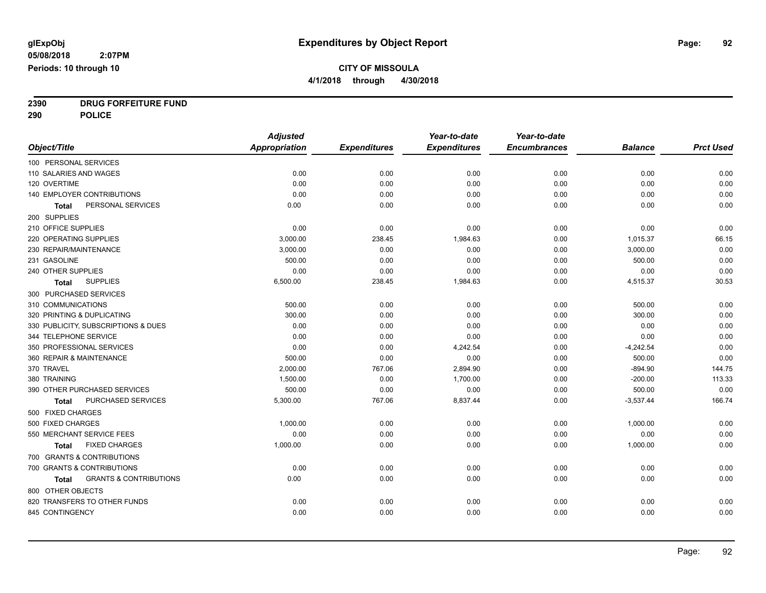**glExpObj**
**05/08/2018 2:07PM**
**Periods: 10 through 10**

# Expenditures by Object Report

**CITY OF MISSOULA**
**4/1/2018 through 4/30/2018**

**2390 DRUG FORFEITURE FUND**
**290 POLICE**

| Object/Title | Adjusted Appropriation | Expenditures | Year-to-date Expenditures | Year-to-date Encumbrances | Balance | Prct Used |
|---|---|---|---|---|---|---|
| 100 PERSONAL SERVICES | | | | | | |
| 110 SALARIES AND WAGES | 0.00 | 0.00 | 0.00 | 0.00 | 0.00 | 0.00 |
| 120 OVERTIME | 0.00 | 0.00 | 0.00 | 0.00 | 0.00 | 0.00 |
| 140 EMPLOYER CONTRIBUTIONS | 0.00 | 0.00 | 0.00 | 0.00 | 0.00 | 0.00 |
| **Total** PERSONAL SERVICES | 0.00 | 0.00 | 0.00 | 0.00 | 0.00 | 0.00 |
| 200 SUPPLIES | | | | | | |
| 210 OFFICE SUPPLIES | 0.00 | 0.00 | 0.00 | 0.00 | 0.00 | 0.00 |
| 220 OPERATING SUPPLIES | 3,000.00 | 238.45 | 1,984.63 | 0.00 | 1,015.37 | 66.15 |
| 230 REPAIR/MAINTENANCE | 3,000.00 | 0.00 | 0.00 | 0.00 | 3,000.00 | 0.00 |
| 231 GASOLINE | 500.00 | 0.00 | 0.00 | 0.00 | 500.00 | 0.00 |
| 240 OTHER SUPPLIES | 0.00 | 0.00 | 0.00 | 0.00 | 0.00 | 0.00 |
| **Total** SUPPLIES | 6,500.00 | 238.45 | 1,984.63 | 0.00 | 4,515.37 | 30.53 |
| 300 PURCHASED SERVICES | | | | | | |
| 310 COMMUNICATIONS | 500.00 | 0.00 | 0.00 | 0.00 | 500.00 | 0.00 |
| 320 PRINTING & DUPLICATING | 300.00 | 0.00 | 0.00 | 0.00 | 300.00 | 0.00 |
| 330 PUBLICITY, SUBSCRIPTIONS & DUES | 0.00 | 0.00 | 0.00 | 0.00 | 0.00 | 0.00 |
| 344 TELEPHONE SERVICE | 0.00 | 0.00 | 0.00 | 0.00 | 0.00 | 0.00 |
| 350 PROFESSIONAL SERVICES | 0.00 | 0.00 | 4,242.54 | 0.00 | -4,242.54 | 0.00 |
| 360 REPAIR & MAINTENANCE | 500.00 | 0.00 | 0.00 | 0.00 | 500.00 | 0.00 |
| 370 TRAVEL | 2,000.00 | 767.06 | 2,894.90 | 0.00 | -894.90 | 144.75 |
| 380 TRAINING | 1,500.00 | 0.00 | 1,700.00 | 0.00 | -200.00 | 113.33 |
| 390 OTHER PURCHASED SERVICES | 500.00 | 0.00 | 0.00 | 0.00 | 500.00 | 0.00 |
| **Total** PURCHASED SERVICES | 5,300.00 | 767.06 | 8,837.44 | 0.00 | -3,537.44 | 166.74 |
| 500 FIXED CHARGES | | | | | | |
| 500 FIXED CHARGES | 1,000.00 | 0.00 | 0.00 | 0.00 | 1,000.00 | 0.00 |
| 550 MERCHANT SERVICE FEES | 0.00 | 0.00 | 0.00 | 0.00 | 0.00 | 0.00 |
| **Total** FIXED CHARGES | 1,000.00 | 0.00 | 0.00 | 0.00 | 1,000.00 | 0.00 |
| 700 GRANTS & CONTRIBUTIONS | | | | | | |
| 700 GRANTS & CONTRIBUTIONS | 0.00 | 0.00 | 0.00 | 0.00 | 0.00 | 0.00 |
| **Total** GRANTS & CONTRIBUTIONS | 0.00 | 0.00 | 0.00 | 0.00 | 0.00 | 0.00 |
| 800 OTHER OBJECTS | | | | | | |
| 820 TRANSFERS TO OTHER FUNDS | 0.00 | 0.00 | 0.00 | 0.00 | 0.00 | 0.00 |
| 845 CONTINGENCY | 0.00 | 0.00 | 0.00 | 0.00 | 0.00 | 0.00 |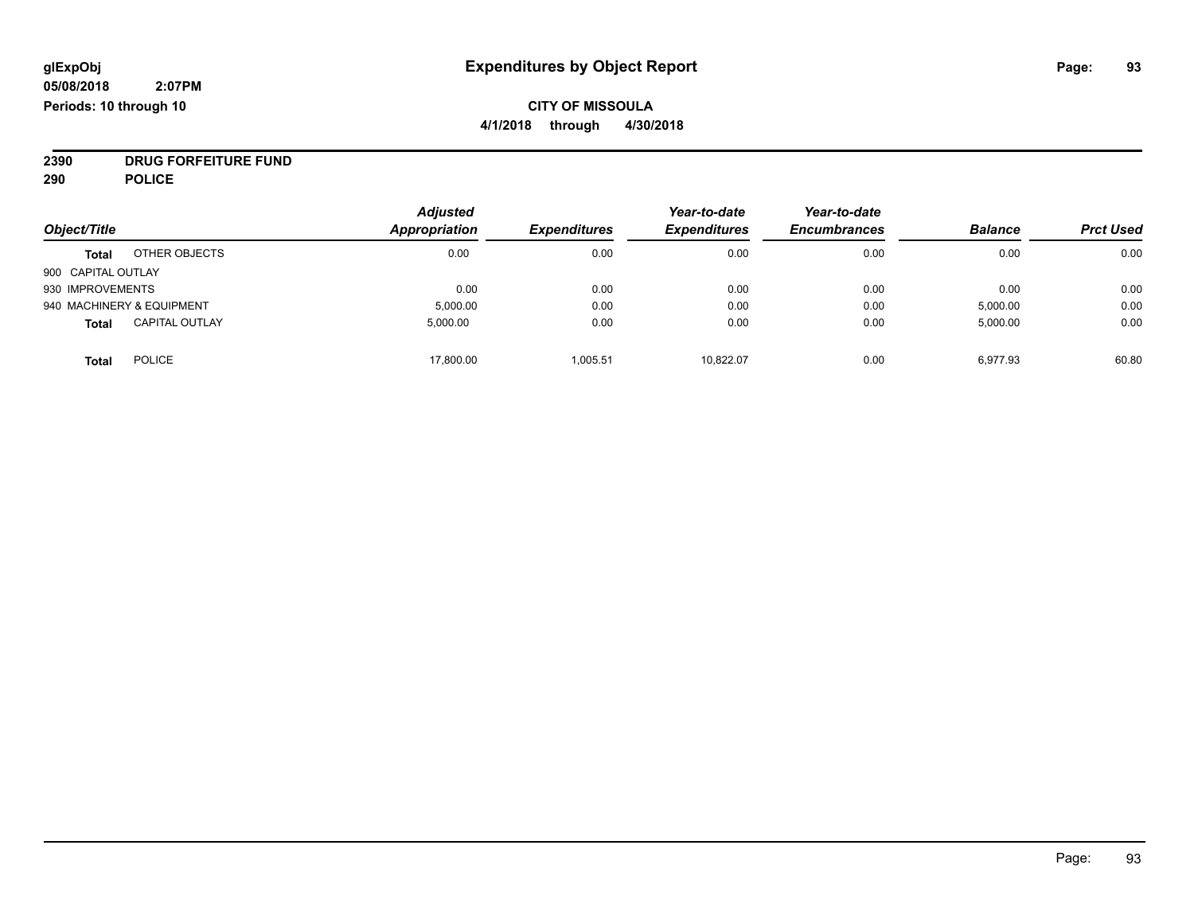glExpObj
05/08/2018 2:07PM
Periods: 10 through 10

# Expenditures by Object Report

**CITY OF MISSOULA**
**4/1/2018 through 4/30/2018**

**2390 DRUG FORFEITURE FUND**
**290 POLICE**

| Object/Title | | Adjusted Appropriation | Expenditures | Year-to-date Expenditures | Year-to-date Encumbrances | Balance | Prct Used |
|---|---|---|---|---|---|---|---|
| **Total** | OTHER OBJECTS | 0.00 | 0.00 | 0.00 | 0.00 | 0.00 | 0.00 |
| 900 CAPITAL OUTLAY | | | | | | | |
| 930 IMPROVEMENTS | | 0.00 | 0.00 | 0.00 | 0.00 | 0.00 | 0.00 |
| 940 MACHINERY & EQUIPMENT | | 5,000.00 | 0.00 | 0.00 | 0.00 | 5,000.00 | 0.00 |
| **Total** | CAPITAL OUTLAY | 5,000.00 | 0.00 | 0.00 | 0.00 | 5,000.00 | 0.00 |
| **Total** | POLICE | 17,800.00 | 1,005.51 | 10,822.07 | 0.00 | 6,977.93 | 60.80 |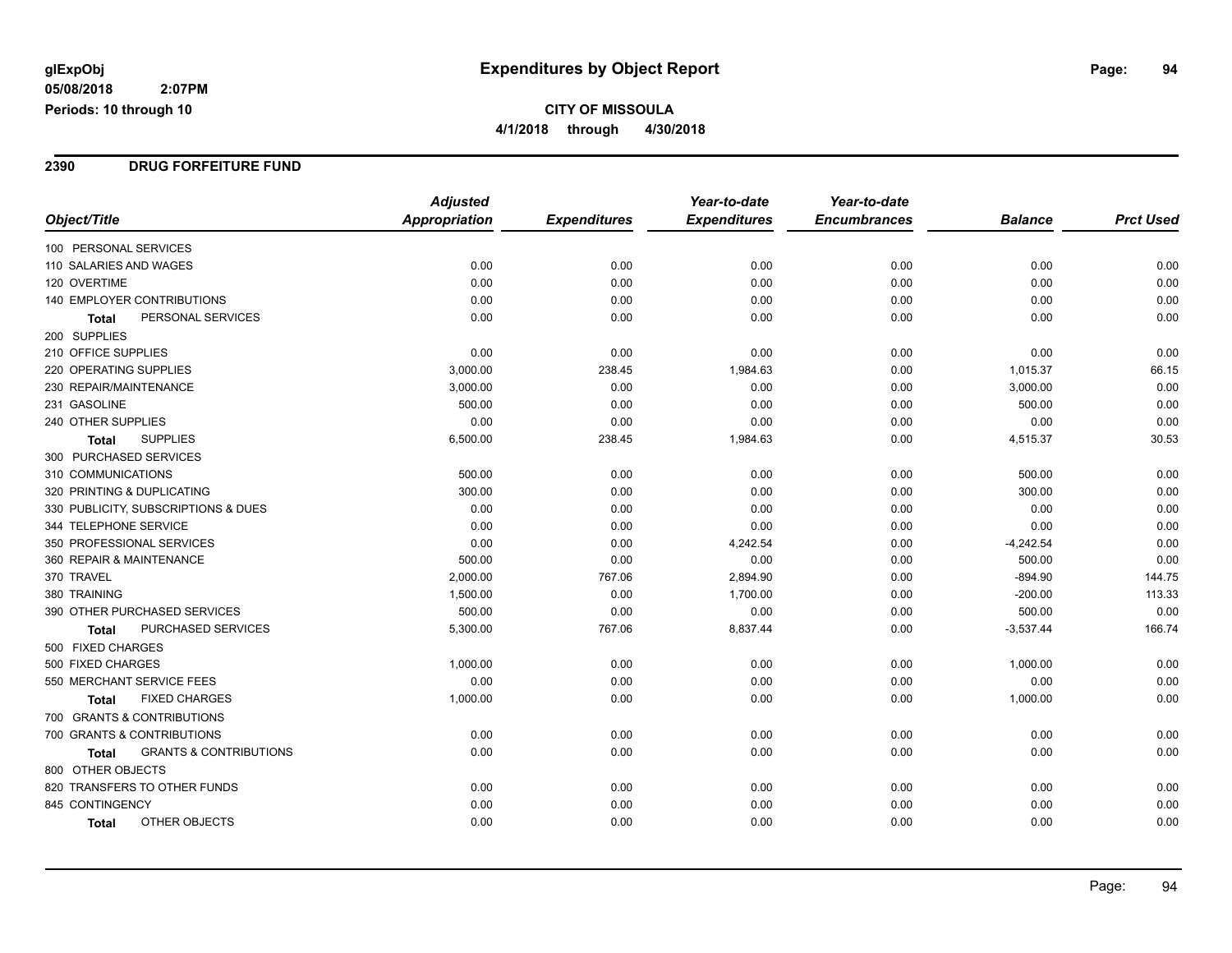glExpObj
05/08/2018 2:07PM
Periods: 10 through 10

# Expenditures by Object Report

**CITY OF MISSOULA**

**4/1/2018 through 4/30/2018**

## 2390 DRUG FORFEITURE FUND

| Object/Title | Adjusted Appropriation | Expenditures | Year-to-date Expenditures | Year-to-date Encumbrances | Balance | Prct Used |
|---|---|---|---|---|---|---|
| 100 PERSONAL SERVICES | | | | | | |
| 110 SALARIES AND WAGES | 0.00 | 0.00 | 0.00 | 0.00 | 0.00 | 0.00 |
| 120 OVERTIME | 0.00 | 0.00 | 0.00 | 0.00 | 0.00 | 0.00 |
| 140 EMPLOYER CONTRIBUTIONS | 0.00 | 0.00 | 0.00 | 0.00 | 0.00 | 0.00 |
| **Total** PERSONAL SERVICES | 0.00 | 0.00 | 0.00 | 0.00 | 0.00 | 0.00 |
| 200 SUPPLIES | | | | | | |
| 210 OFFICE SUPPLIES | 0.00 | 0.00 | 0.00 | 0.00 | 0.00 | 0.00 |
| 220 OPERATING SUPPLIES | 3,000.00 | 238.45 | 1,984.63 | 0.00 | 1,015.37 | 66.15 |
| 230 REPAIR/MAINTENANCE | 3,000.00 | 0.00 | 0.00 | 0.00 | 3,000.00 | 0.00 |
| 231 GASOLINE | 500.00 | 0.00 | 0.00 | 0.00 | 500.00 | 0.00 |
| 240 OTHER SUPPLIES | 0.00 | 0.00 | 0.00 | 0.00 | 0.00 | 0.00 |
| **Total** SUPPLIES | 6,500.00 | 238.45 | 1,984.63 | 0.00 | 4,515.37 | 30.53 |
| 300 PURCHASED SERVICES | | | | | | |
| 310 COMMUNICATIONS | 500.00 | 0.00 | 0.00 | 0.00 | 500.00 | 0.00 |
| 320 PRINTING & DUPLICATING | 300.00 | 0.00 | 0.00 | 0.00 | 300.00 | 0.00 |
| 330 PUBLICITY, SUBSCRIPTIONS & DUES | 0.00 | 0.00 | 0.00 | 0.00 | 0.00 | 0.00 |
| 344 TELEPHONE SERVICE | 0.00 | 0.00 | 0.00 | 0.00 | 0.00 | 0.00 |
| 350 PROFESSIONAL SERVICES | 0.00 | 0.00 | 4,242.54 | 0.00 | -4,242.54 | 0.00 |
| 360 REPAIR & MAINTENANCE | 500.00 | 0.00 | 0.00 | 0.00 | 500.00 | 0.00 |
| 370 TRAVEL | 2,000.00 | 767.06 | 2,894.90 | 0.00 | -894.90 | 144.75 |
| 380 TRAINING | 1,500.00 | 0.00 | 1,700.00 | 0.00 | -200.00 | 113.33 |
| 390 OTHER PURCHASED SERVICES | 500.00 | 0.00 | 0.00 | 0.00 | 500.00 | 0.00 |
| **Total** PURCHASED SERVICES | 5,300.00 | 767.06 | 8,837.44 | 0.00 | -3,537.44 | 166.74 |
| 500 FIXED CHARGES | | | | | | |
| 500 FIXED CHARGES | 1,000.00 | 0.00 | 0.00 | 0.00 | 1,000.00 | 0.00 |
| 550 MERCHANT SERVICE FEES | 0.00 | 0.00 | 0.00 | 0.00 | 0.00 | 0.00 |
| **Total** FIXED CHARGES | 1,000.00 | 0.00 | 0.00 | 0.00 | 1,000.00 | 0.00 |
| 700 GRANTS & CONTRIBUTIONS | | | | | | |
| 700 GRANTS & CONTRIBUTIONS | 0.00 | 0.00 | 0.00 | 0.00 | 0.00 | 0.00 |
| **Total** GRANTS & CONTRIBUTIONS | 0.00 | 0.00 | 0.00 | 0.00 | 0.00 | 0.00 |
| 800 OTHER OBJECTS | | | | | | |
| 820 TRANSFERS TO OTHER FUNDS | 0.00 | 0.00 | 0.00 | 0.00 | 0.00 | 0.00 |
| 845 CONTINGENCY | 0.00 | 0.00 | 0.00 | 0.00 | 0.00 | 0.00 |
| **Total** OTHER OBJECTS | 0.00 | 0.00 | 0.00 | 0.00 | 0.00 | 0.00 |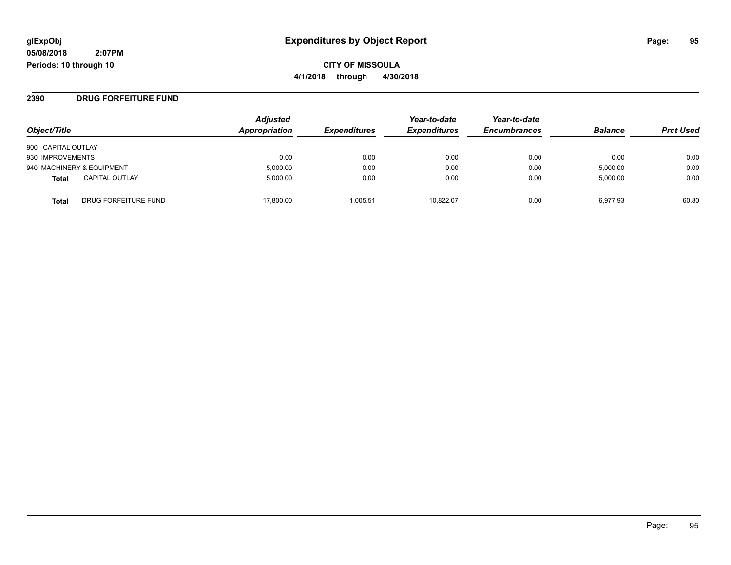# Expenditures by Object Report

glExpObj
05/08/2018 2:07PM
Periods: 10 through 10

**CITY OF MISSOULA**
**4/1/2018 through 4/30/2018**

## 2390 DRUG FORFEITURE FUND

| Object/Title | | Adjusted Appropriation | Expenditures | Year-to-date Expenditures | Year-to-date Encumbrances | Balance | Prct Used |
|---|---|---|---|---|---|---|---|
| 900 CAPITAL OUTLAY | | | | | | | |
| 930 IMPROVEMENTS | | 0.00 | 0.00 | 0.00 | 0.00 | 0.00 | 0.00 |
| 940 MACHINERY & EQUIPMENT | | 5,000.00 | 0.00 | 0.00 | 0.00 | 5,000.00 | 0.00 |
| **Total** | CAPITAL OUTLAY | 5,000.00 | 0.00 | 0.00 | 0.00 | 5,000.00 | 0.00 |
| **Total** | DRUG FORFEITURE FUND | 17,800.00 | 1,005.51 | 10,822.07 | 0.00 | 6,977.93 | 60.80 |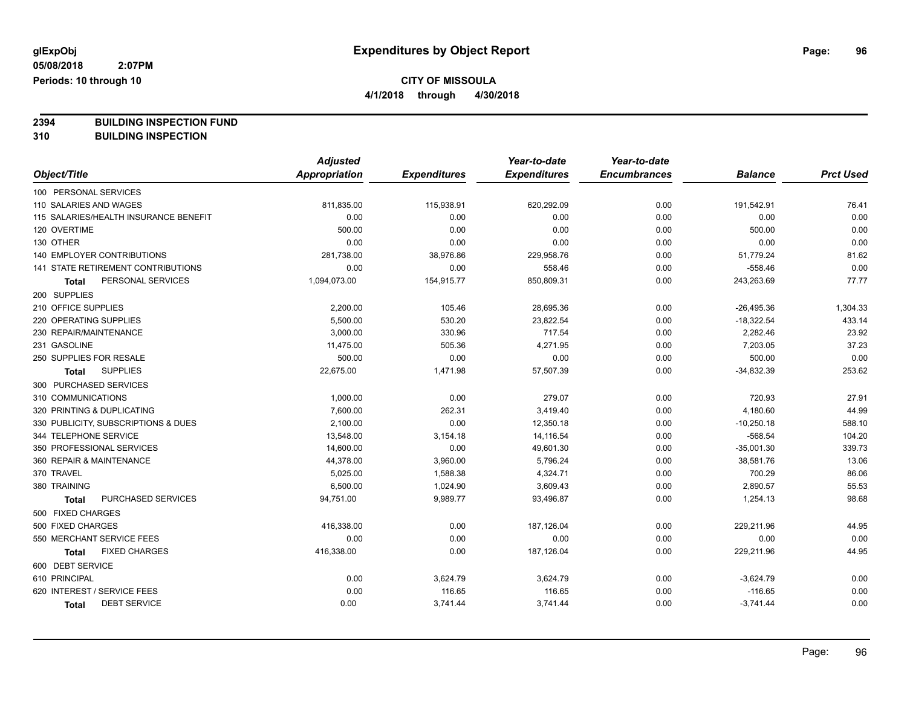**glExpObj**
**05/08/2018 2:07PM**
**Periods: 10 through 10**

# Expenditures by Object Report

**CITY OF MISSOULA**
**4/1/2018 through 4/30/2018**

**2394 BUILDING INSPECTION FUND**
**310 BUILDING INSPECTION**

| Object/Title | Adjusted Appropriation | Expenditures | Year-to-date Expenditures | Year-to-date Encumbrances | Balance | Prct Used |
|---|---|---|---|---|---|---|
| 100 PERSONAL SERVICES | | | | | | |
| 110 SALARIES AND WAGES | 811,835.00 | 115,938.91 | 620,292.09 | 0.00 | 191,542.91 | 76.41 |
| 115 SALARIES/HEALTH INSURANCE BENEFIT | 0.00 | 0.00 | 0.00 | 0.00 | 0.00 | 0.00 |
| 120 OVERTIME | 500.00 | 0.00 | 0.00 | 0.00 | 500.00 | 0.00 |
| 130 OTHER | 0.00 | 0.00 | 0.00 | 0.00 | 0.00 | 0.00 |
| 140 EMPLOYER CONTRIBUTIONS | 281,738.00 | 38,976.86 | 229,958.76 | 0.00 | 51,779.24 | 81.62 |
| 141 STATE RETIREMENT CONTRIBUTIONS | 0.00 | 0.00 | 558.46 | 0.00 | -558.46 | 0.00 |
| **Total** PERSONAL SERVICES | 1,094,073.00 | 154,915.77 | 850,809.31 | 0.00 | 243,263.69 | 77.77 |
| 200 SUPPLIES | | | | | | |
| 210 OFFICE SUPPLIES | 2,200.00 | 105.46 | 28,695.36 | 0.00 | -26,495.36 | 1,304.33 |
| 220 OPERATING SUPPLIES | 5,500.00 | 530.20 | 23,822.54 | 0.00 | -18,322.54 | 433.14 |
| 230 REPAIR/MAINTENANCE | 3,000.00 | 330.96 | 717.54 | 0.00 | 2,282.46 | 23.92 |
| 231 GASOLINE | 11,475.00 | 505.36 | 4,271.95 | 0.00 | 7,203.05 | 37.23 |
| 250 SUPPLIES FOR RESALE | 500.00 | 0.00 | 0.00 | 0.00 | 500.00 | 0.00 |
| **Total** SUPPLIES | 22,675.00 | 1,471.98 | 57,507.39 | 0.00 | -34,832.39 | 253.62 |
| 300 PURCHASED SERVICES | | | | | | |
| 310 COMMUNICATIONS | 1,000.00 | 0.00 | 279.07 | 0.00 | 720.93 | 27.91 |
| 320 PRINTING & DUPLICATING | 7,600.00 | 262.31 | 3,419.40 | 0.00 | 4,180.60 | 44.99 |
| 330 PUBLICITY, SUBSCRIPTIONS & DUES | 2,100.00 | 0.00 | 12,350.18 | 0.00 | -10,250.18 | 588.10 |
| 344 TELEPHONE SERVICE | 13,548.00 | 3,154.18 | 14,116.54 | 0.00 | -568.54 | 104.20 |
| 350 PROFESSIONAL SERVICES | 14,600.00 | 0.00 | 49,601.30 | 0.00 | -35,001.30 | 339.73 |
| 360 REPAIR & MAINTENANCE | 44,378.00 | 3,960.00 | 5,796.24 | 0.00 | 38,581.76 | 13.06 |
| 370 TRAVEL | 5,025.00 | 1,588.38 | 4,324.71 | 0.00 | 700.29 | 86.06 |
| 380 TRAINING | 6,500.00 | 1,024.90 | 3,609.43 | 0.00 | 2,890.57 | 55.53 |
| **Total** PURCHASED SERVICES | 94,751.00 | 9,989.77 | 93,496.87 | 0.00 | 1,254.13 | 98.68 |
| 500 FIXED CHARGES | | | | | | |
| 500 FIXED CHARGES | 416,338.00 | 0.00 | 187,126.04 | 0.00 | 229,211.96 | 44.95 |
| 550 MERCHANT SERVICE FEES | 0.00 | 0.00 | 0.00 | 0.00 | 0.00 | 0.00 |
| **Total** FIXED CHARGES | 416,338.00 | 0.00 | 187,126.04 | 0.00 | 229,211.96 | 44.95 |
| 600 DEBT SERVICE | | | | | | |
| 610 PRINCIPAL | 0.00 | 3,624.79 | 3,624.79 | 0.00 | -3,624.79 | 0.00 |
| 620 INTEREST / SERVICE FEES | 0.00 | 116.65 | 116.65 | 0.00 | -116.65 | 0.00 |
| **Total** DEBT SERVICE | 0.00 | 3,741.44 | 3,741.44 | 0.00 | -3,741.44 | 0.00 |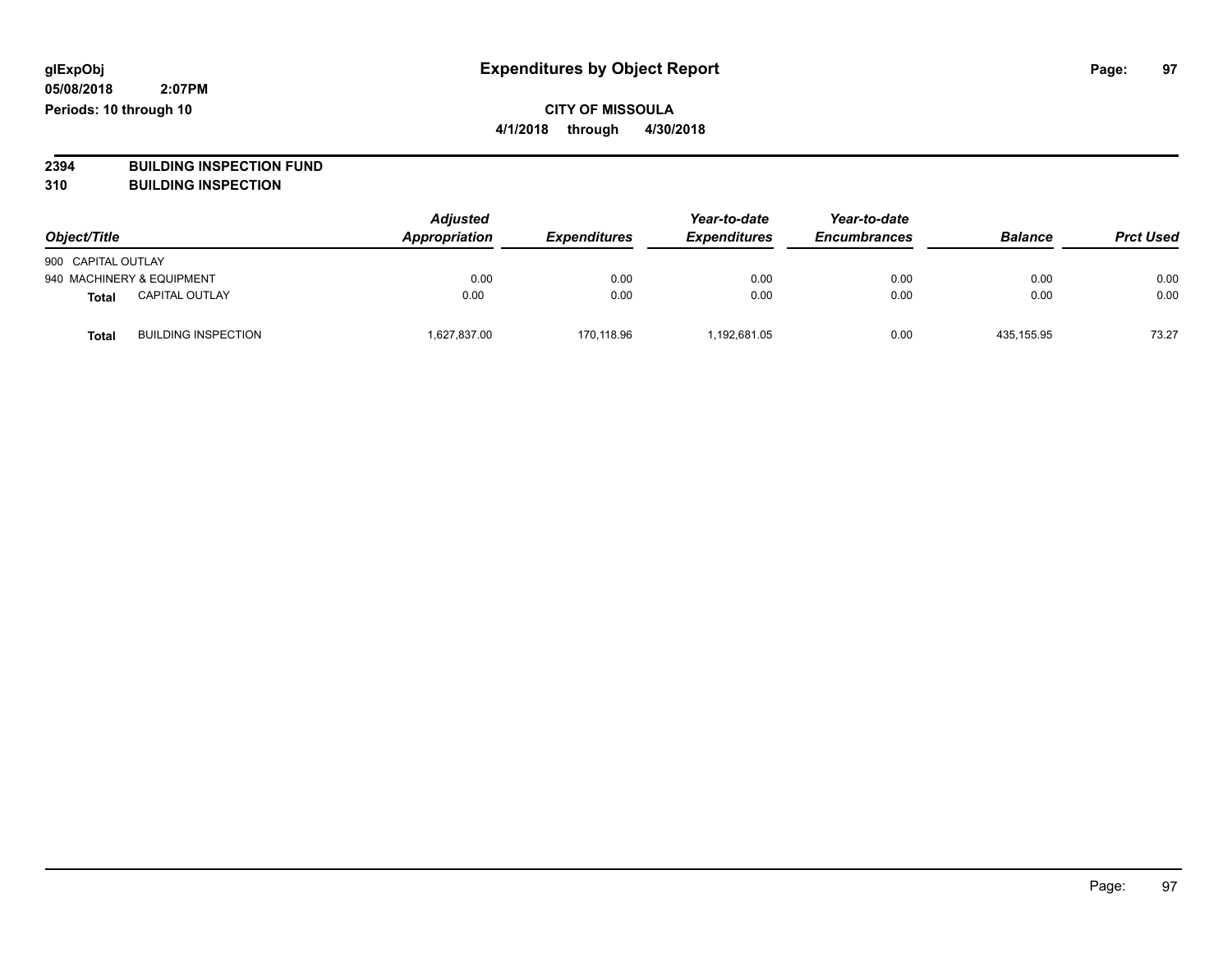# Expenditures by Object Report

glExpObj
05/08/2018 2:07PM
Periods: 10 through 10

**CITY OF MISSOULA**
**4/1/2018 through 4/30/2018**

**2394 BUILDING INSPECTION FUND**
**310 BUILDING INSPECTION**

| Object/Title | | Adjusted Appropriation | Expenditures | Year-to-date Expenditures | Year-to-date Encumbrances | Balance | Prct Used |
|---|---|---|---|---|---|---|---|
| 900 CAPITAL OUTLAY | | | | | | | |
| 940 MACHINERY & EQUIPMENT | | 0.00 | 0.00 | 0.00 | 0.00 | 0.00 | 0.00 |
| **Total** | CAPITAL OUTLAY | 0.00 | 0.00 | 0.00 | 0.00 | 0.00 | 0.00 |
| **Total** | BUILDING INSPECTION | 1,627,837.00 | 170,118.96 | 1,192,681.05 | 0.00 | 435,155.95 | 73.27 |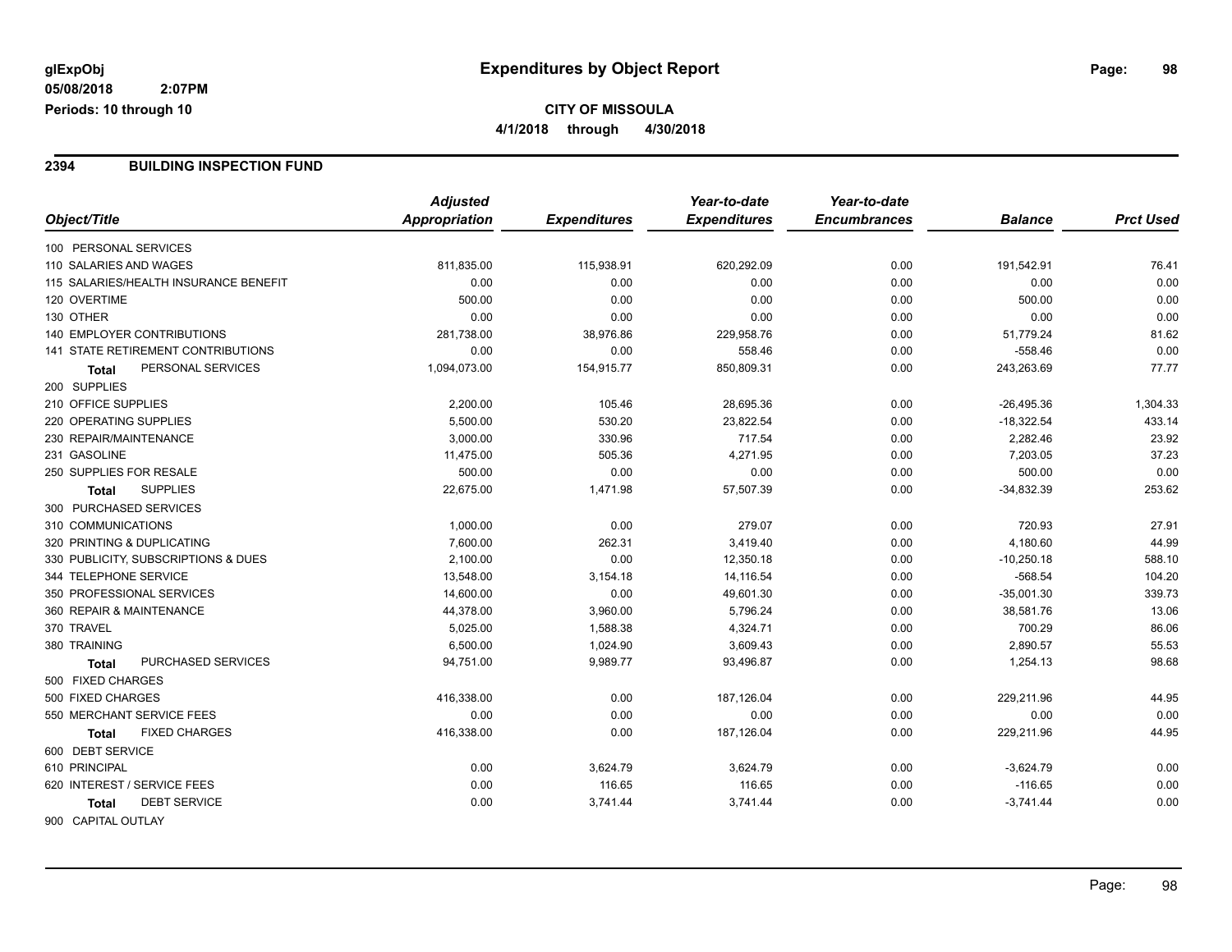**glExpObj** — **Expenditures by Object Report**

**05/08/2018 2:07PM**

**Periods: 10 through 10**

**CITY OF MISSOULA**

**4/1/2018 through 4/30/2018**

## 2394 BUILDING INSPECTION FUND

| Object/Title | Adjusted Appropriation | Expenditures | Year-to-date Expenditures | Year-to-date Encumbrances | Balance | Prct Used |
|---|---|---|---|---|---|---|
| 100 PERSONAL SERVICES | | | | | | |
| 110 SALARIES AND WAGES | 811,835.00 | 115,938.91 | 620,292.09 | 0.00 | 191,542.91 | 76.41 |
| 115 SALARIES/HEALTH INSURANCE BENEFIT | 0.00 | 0.00 | 0.00 | 0.00 | 0.00 | 0.00 |
| 120 OVERTIME | 500.00 | 0.00 | 0.00 | 0.00 | 500.00 | 0.00 |
| 130 OTHER | 0.00 | 0.00 | 0.00 | 0.00 | 0.00 | 0.00 |
| 140 EMPLOYER CONTRIBUTIONS | 281,738.00 | 38,976.86 | 229,958.76 | 0.00 | 51,779.24 | 81.62 |
| 141 STATE RETIREMENT CONTRIBUTIONS | 0.00 | 0.00 | 558.46 | 0.00 | -558.46 | 0.00 |
| **Total** PERSONAL SERVICES | 1,094,073.00 | 154,915.77 | 850,809.31 | 0.00 | 243,263.69 | 77.77 |
| 200 SUPPLIES | | | | | | |
| 210 OFFICE SUPPLIES | 2,200.00 | 105.46 | 28,695.36 | 0.00 | -26,495.36 | 1,304.33 |
| 220 OPERATING SUPPLIES | 5,500.00 | 530.20 | 23,822.54 | 0.00 | -18,322.54 | 433.14 |
| 230 REPAIR/MAINTENANCE | 3,000.00 | 330.96 | 717.54 | 0.00 | 2,282.46 | 23.92 |
| 231 GASOLINE | 11,475.00 | 505.36 | 4,271.95 | 0.00 | 7,203.05 | 37.23 |
| 250 SUPPLIES FOR RESALE | 500.00 | 0.00 | 0.00 | 0.00 | 500.00 | 0.00 |
| **Total** SUPPLIES | 22,675.00 | 1,471.98 | 57,507.39 | 0.00 | -34,832.39 | 253.62 |
| 300 PURCHASED SERVICES | | | | | | |
| 310 COMMUNICATIONS | 1,000.00 | 0.00 | 279.07 | 0.00 | 720.93 | 27.91 |
| 320 PRINTING & DUPLICATING | 7,600.00 | 262.31 | 3,419.40 | 0.00 | 4,180.60 | 44.99 |
| 330 PUBLICITY, SUBSCRIPTIONS & DUES | 2,100.00 | 0.00 | 12,350.18 | 0.00 | -10,250.18 | 588.10 |
| 344 TELEPHONE SERVICE | 13,548.00 | 3,154.18 | 14,116.54 | 0.00 | -568.54 | 104.20 |
| 350 PROFESSIONAL SERVICES | 14,600.00 | 0.00 | 49,601.30 | 0.00 | -35,001.30 | 339.73 |
| 360 REPAIR & MAINTENANCE | 44,378.00 | 3,960.00 | 5,796.24 | 0.00 | 38,581.76 | 13.06 |
| 370 TRAVEL | 5,025.00 | 1,588.38 | 4,324.71 | 0.00 | 700.29 | 86.06 |
| 380 TRAINING | 6,500.00 | 1,024.90 | 3,609.43 | 0.00 | 2,890.57 | 55.53 |
| **Total** PURCHASED SERVICES | 94,751.00 | 9,989.77 | 93,496.87 | 0.00 | 1,254.13 | 98.68 |
| 500 FIXED CHARGES | | | | | | |
| 500 FIXED CHARGES | 416,338.00 | 0.00 | 187,126.04 | 0.00 | 229,211.96 | 44.95 |
| 550 MERCHANT SERVICE FEES | 0.00 | 0.00 | 0.00 | 0.00 | 0.00 | 0.00 |
| **Total** FIXED CHARGES | 416,338.00 | 0.00 | 187,126.04 | 0.00 | 229,211.96 | 44.95 |
| 600 DEBT SERVICE | | | | | | |
| 610 PRINCIPAL | 0.00 | 3,624.79 | 3,624.79 | 0.00 | -3,624.79 | 0.00 |
| 620 INTEREST / SERVICE FEES | 0.00 | 116.65 | 116.65 | 0.00 | -116.65 | 0.00 |
| **Total** DEBT SERVICE | 0.00 | 3,741.44 | 3,741.44 | 0.00 | -3,741.44 | 0.00 |
| 900 CAPITAL OUTLAY | | | | | | |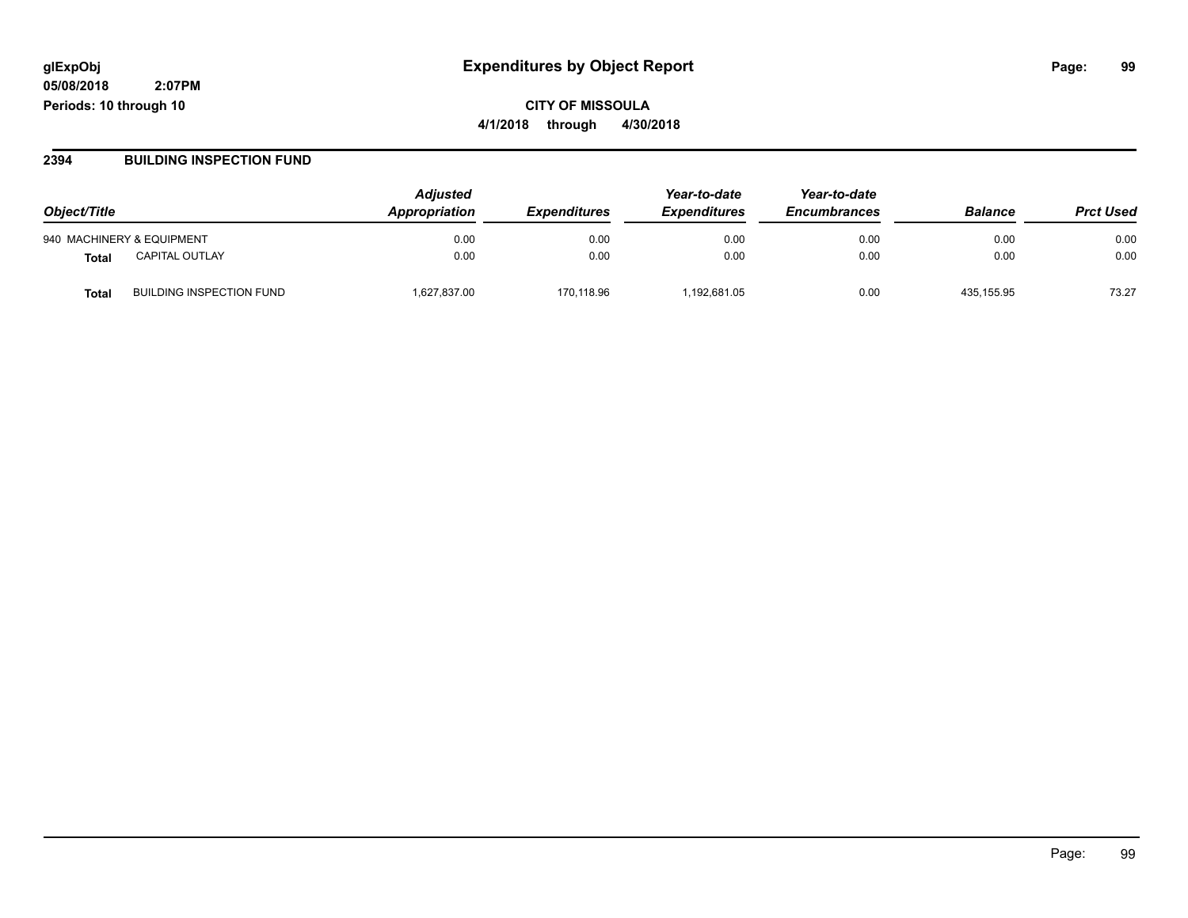**glExpObj** **Expenditures by Object Report**

**05/08/2018 2:07PM**

**Periods: 10 through 10**

**CITY OF MISSOULA**

**4/1/2018 through 4/30/2018**

## 2394 BUILDING INSPECTION FUND

| Object/Title | | Adjusted Appropriation | Expenditures | Year-to-date Expenditures | Year-to-date Encumbrances | Balance | Prct Used |
|---|---|---|---|---|---|---|---|
| 940 MACHINERY & EQUIPMENT | | 0.00 | 0.00 | 0.00 | 0.00 | 0.00 | 0.00 |
| **Total** | CAPITAL OUTLAY | 0.00 | 0.00 | 0.00 | 0.00 | 0.00 | 0.00 |
| **Total** | BUILDING INSPECTION FUND | 1,627,837.00 | 170,118.96 | 1,192,681.05 | 0.00 | 435,155.95 | 73.27 |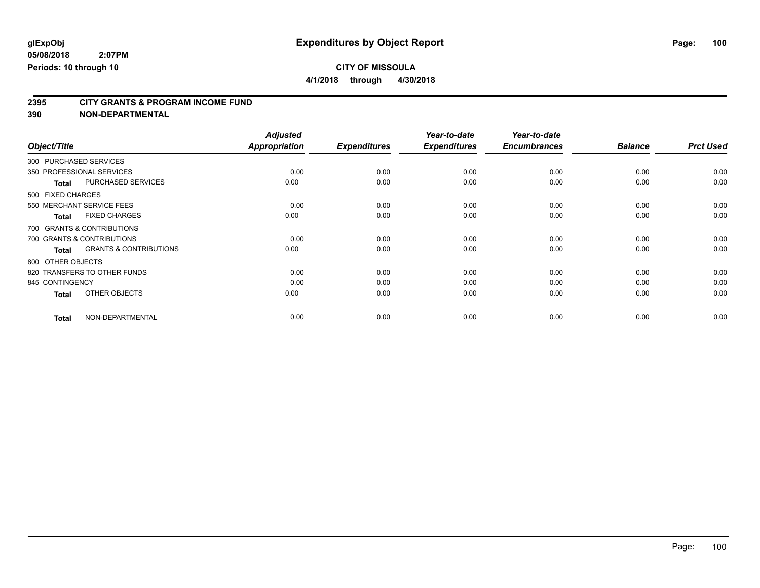glExpObj
05/08/2018 2:07PM
Periods: 10 through 10

# Expenditures by Object Report

**CITY OF MISSOULA**
**4/1/2018 through 4/30/2018**

**2395 CITY GRANTS & PROGRAM INCOME FUND**
**390 NON-DEPARTMENTAL**

| Object/Title | | *Adjusted Appropriation* | *Expenditures* | *Year-to-date Expenditures* | *Year-to-date Encumbrances* | *Balance* | *Prct Used* |
|---|---|---|---|---|---|---|---|
| 300 PURCHASED SERVICES | | | | | | | |
| 350 PROFESSIONAL SERVICES | | 0.00 | 0.00 | 0.00 | 0.00 | 0.00 | 0.00 |
| **Total** | PURCHASED SERVICES | 0.00 | 0.00 | 0.00 | 0.00 | 0.00 | 0.00 |
| 500 FIXED CHARGES | | | | | | | |
| 550 MERCHANT SERVICE FEES | | 0.00 | 0.00 | 0.00 | 0.00 | 0.00 | 0.00 |
| **Total** | FIXED CHARGES | 0.00 | 0.00 | 0.00 | 0.00 | 0.00 | 0.00 |
| 700 GRANTS & CONTRIBUTIONS | | | | | | | |
| 700 GRANTS & CONTRIBUTIONS | | 0.00 | 0.00 | 0.00 | 0.00 | 0.00 | 0.00 |
| **Total** | GRANTS & CONTRIBUTIONS | 0.00 | 0.00 | 0.00 | 0.00 | 0.00 | 0.00 |
| 800 OTHER OBJECTS | | | | | | | |
| 820 TRANSFERS TO OTHER FUNDS | | 0.00 | 0.00 | 0.00 | 0.00 | 0.00 | 0.00 |
| 845 CONTINGENCY | | 0.00 | 0.00 | 0.00 | 0.00 | 0.00 | 0.00 |
| **Total** | OTHER OBJECTS | 0.00 | 0.00 | 0.00 | 0.00 | 0.00 | 0.00 |
| **Total** | NON-DEPARTMENTAL | 0.00 | 0.00 | 0.00 | 0.00 | 0.00 | 0.00 |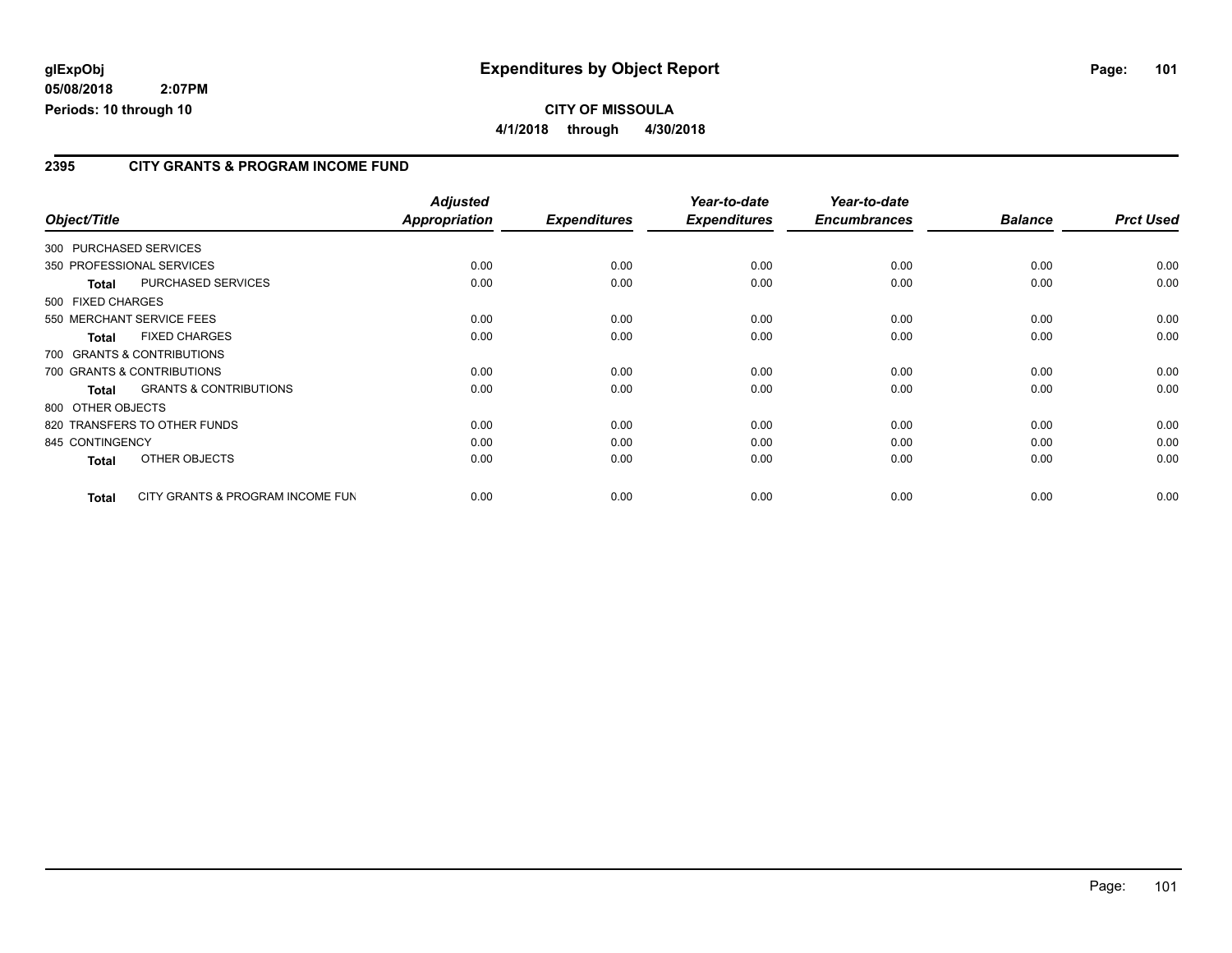**glExpObj** 
**05/08/2018 2:07PM** 
**Periods: 10 through 10**

# Expenditures by Object Report

**CITY OF MISSOULA** 
**4/1/2018 through 4/30/2018**

## 2395 CITY GRANTS & PROGRAM INCOME FUND

| Object/Title | Adjusted Appropriation | Expenditures | Year-to-date Expenditures | Year-to-date Encumbrances | Balance | Prct Used |
|---|---|---|---|---|---|---|
| 300 PURCHASED SERVICES | | | | | | |
| 350 PROFESSIONAL SERVICES | 0.00 | 0.00 | 0.00 | 0.00 | 0.00 | 0.00 |
| **Total** PURCHASED SERVICES | 0.00 | 0.00 | 0.00 | 0.00 | 0.00 | 0.00 |
| 500 FIXED CHARGES | | | | | | |
| 550 MERCHANT SERVICE FEES | 0.00 | 0.00 | 0.00 | 0.00 | 0.00 | 0.00 |
| **Total** FIXED CHARGES | 0.00 | 0.00 | 0.00 | 0.00 | 0.00 | 0.00 |
| 700 GRANTS & CONTRIBUTIONS | | | | | | |
| 700 GRANTS & CONTRIBUTIONS | 0.00 | 0.00 | 0.00 | 0.00 | 0.00 | 0.00 |
| **Total** GRANTS & CONTRIBUTIONS | 0.00 | 0.00 | 0.00 | 0.00 | 0.00 | 0.00 |
| 800 OTHER OBJECTS | | | | | | |
| 820 TRANSFERS TO OTHER FUNDS | 0.00 | 0.00 | 0.00 | 0.00 | 0.00 | 0.00 |
| 845 CONTINGENCY | 0.00 | 0.00 | 0.00 | 0.00 | 0.00 | 0.00 |
| **Total** OTHER OBJECTS | 0.00 | 0.00 | 0.00 | 0.00 | 0.00 | 0.00 |
| **Total** CITY GRANTS & PROGRAM INCOME FUN | 0.00 | 0.00 | 0.00 | 0.00 | 0.00 | 0.00 |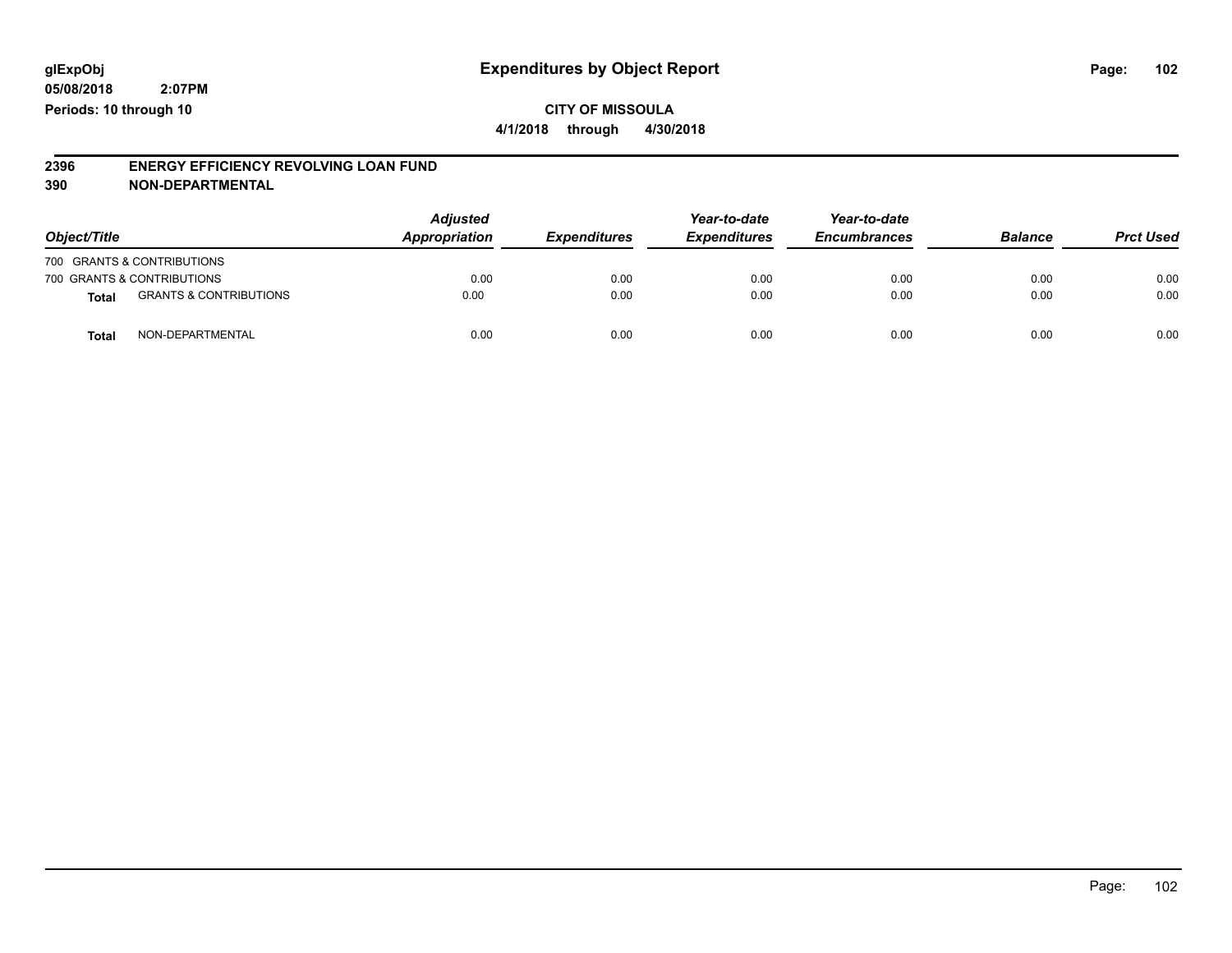glExpObj
05/08/2018 2:07PM
Periods: 10 through 10

# Expenditures by Object Report

**CITY OF MISSOULA**
**4/1/2018 through 4/30/2018**

**2396 ENERGY EFFICIENCY REVOLVING LOAN FUND**
**390 NON-DEPARTMENTAL**

| Object/Title | | Adjusted Appropriation | Expenditures | Year-to-date Expenditures | Year-to-date Encumbrances | Balance | Prct Used |
|---|---|---|---|---|---|---|---|
| 700 GRANTS & CONTRIBUTIONS | | | | | | | |
| 700 GRANTS & CONTRIBUTIONS | | 0.00 | 0.00 | 0.00 | 0.00 | 0.00 | 0.00 |
| **Total** | GRANTS & CONTRIBUTIONS | 0.00 | 0.00 | 0.00 | 0.00 | 0.00 | 0.00 |
| **Total** | NON-DEPARTMENTAL | 0.00 | 0.00 | 0.00 | 0.00 | 0.00 | 0.00 |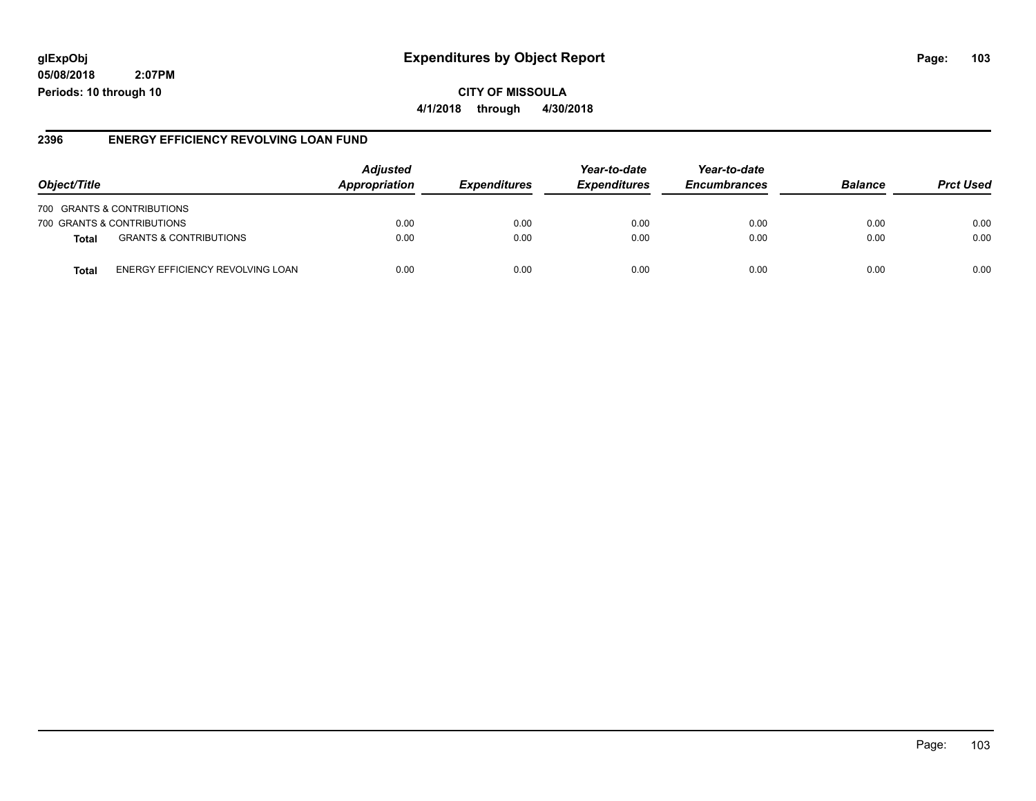**glExpObj**
**05/08/2018 2:07PM**
**Periods: 10 through 10**

# Expenditures by Object Report

**CITY OF MISSOULA**
**4/1/2018 through 4/30/2018**

## 2396 ENERGY EFFICIENCY REVOLVING LOAN FUND

| Object/Title | | Adjusted Appropriation | Expenditures | Year-to-date Expenditures | Year-to-date Encumbrances | Balance | Prct Used |
|---|---|---|---|---|---|---|---|
| 700 GRANTS & CONTRIBUTIONS | | | | | | | |
| 700 GRANTS & CONTRIBUTIONS | | 0.00 | 0.00 | 0.00 | 0.00 | 0.00 | 0.00 |
| **Total** | GRANTS & CONTRIBUTIONS | 0.00 | 0.00 | 0.00 | 0.00 | 0.00 | 0.00 |
| **Total** | ENERGY EFFICIENCY REVOLVING LOAN | 0.00 | 0.00 | 0.00 | 0.00 | 0.00 | 0.00 |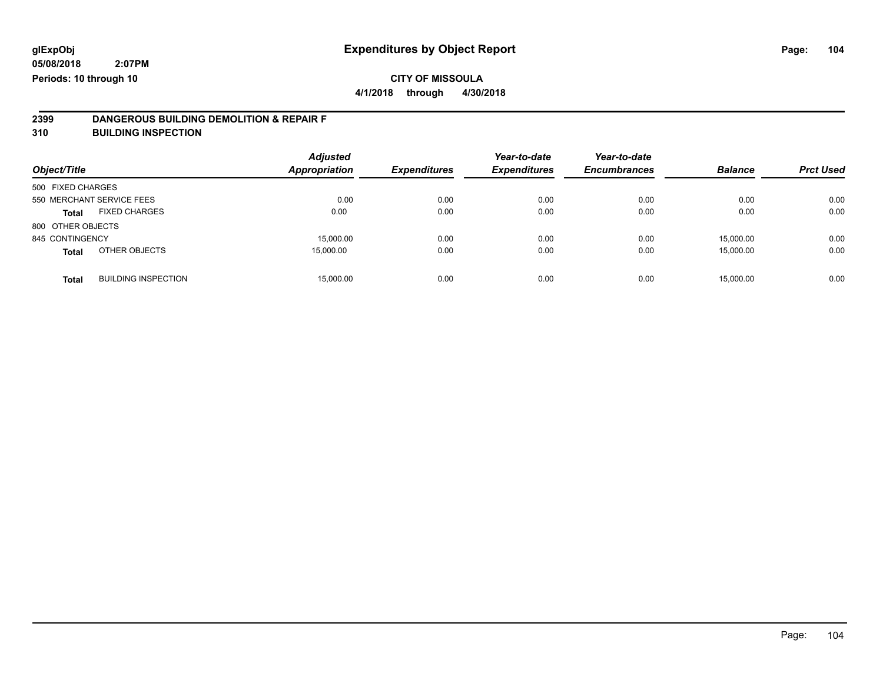**glExpObj** **Expenditures by Object Report**

**05/08/2018 2:07PM**

**Periods: 10 through 10**

**CITY OF MISSOULA**

**4/1/2018 through 4/30/2018**

## 2399 DANGEROUS BUILDING DEMOLITION & REPAIR F
## 310 BUILDING INSPECTION

| Object/Title | Adjusted Appropriation | Expenditures | Year-to-date Expenditures | Year-to-date Encumbrances | Balance | Prct Used |
|---|---|---|---|---|---|---|
| 500 FIXED CHARGES | | | | | | |
| 550 MERCHANT SERVICE FEES | 0.00 | 0.00 | 0.00 | 0.00 | 0.00 | 0.00 |
| **Total** FIXED CHARGES | 0.00 | 0.00 | 0.00 | 0.00 | 0.00 | 0.00 |
| 800 OTHER OBJECTS | | | | | | |
| 845 CONTINGENCY | 15,000.00 | 0.00 | 0.00 | 0.00 | 15,000.00 | 0.00 |
| **Total** OTHER OBJECTS | 15,000.00 | 0.00 | 0.00 | 0.00 | 15,000.00 | 0.00 |
| **Total** BUILDING INSPECTION | 15,000.00 | 0.00 | 0.00 | 0.00 | 15,000.00 | 0.00 |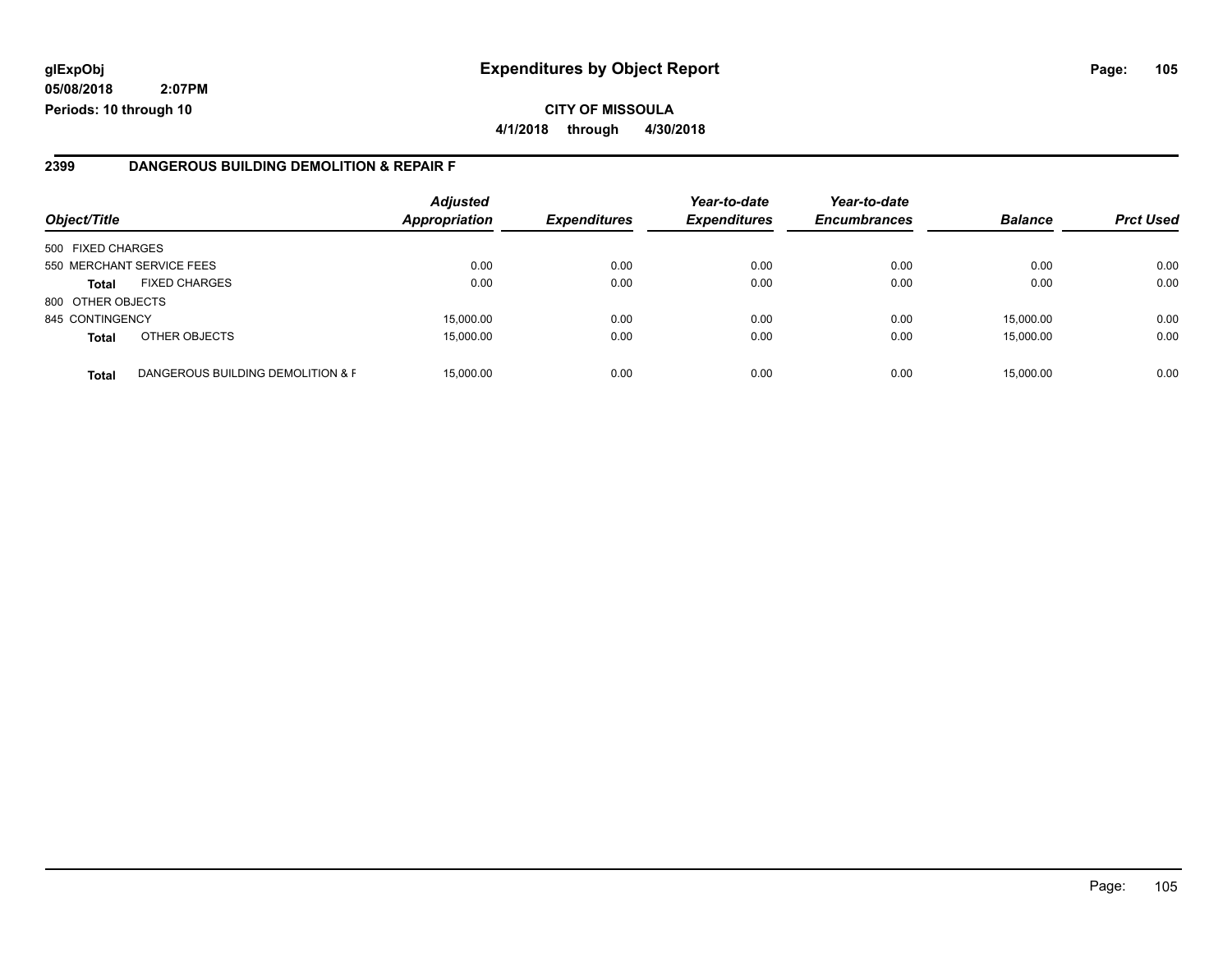**glExpObj**
**05/08/2018 2:07PM**
**Periods: 10 through 10**

# Expenditures by Object Report

**CITY OF MISSOULA**
**4/1/2018 through 4/30/2018**

## 2399 DANGEROUS BUILDING DEMOLITION & REPAIR F

| Object/Title | | Adjusted Appropriation | Expenditures | Year-to-date Expenditures | Year-to-date Encumbrances | Balance | Prct Used |
|---|---|---|---|---|---|---|---|
| 500 FIXED CHARGES | | | | | | | |
| 550 MERCHANT SERVICE FEES | | 0.00 | 0.00 | 0.00 | 0.00 | 0.00 | 0.00 |
| **Total** | FIXED CHARGES | 0.00 | 0.00 | 0.00 | 0.00 | 0.00 | 0.00 |
| 800 OTHER OBJECTS | | | | | | | |
| 845 CONTINGENCY | | 15,000.00 | 0.00 | 0.00 | 0.00 | 15,000.00 | 0.00 |
| **Total** | OTHER OBJECTS | 15,000.00 | 0.00 | 0.00 | 0.00 | 15,000.00 | 0.00 |
| **Total** | DANGEROUS BUILDING DEMOLITION & F | 15,000.00 | 0.00 | 0.00 | 0.00 | 15,000.00 | 0.00 |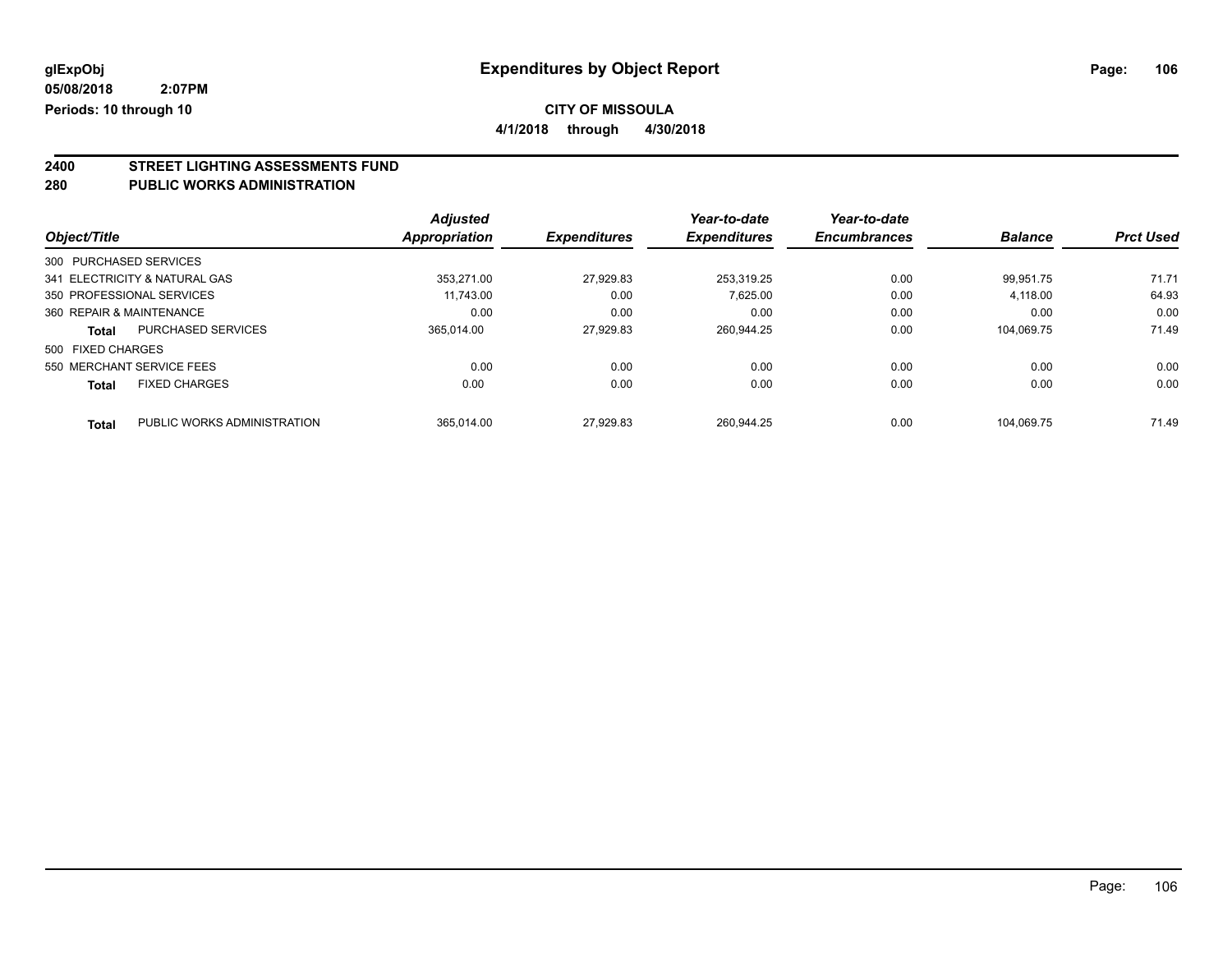**glExpObj** **Expenditures by Object Report**

**05/08/2018 2:07PM**

**Periods: 10 through 10**

**CITY OF MISSOULA**

**4/1/2018 through 4/30/2018**

## 2400 STREET LIGHTING ASSESSMENTS FUND
## 280 PUBLIC WORKS ADMINISTRATION

| Object/Title | | Adjusted Appropriation | Expenditures | Year-to-date Expenditures | Year-to-date Encumbrances | Balance | Prct Used |
|---|---|---|---|---|---|---|---|
| 300 PURCHASED SERVICES | | | | | | | |
| 341 ELECTRICITY & NATURAL GAS | | 353,271.00 | 27,929.83 | 253,319.25 | 0.00 | 99,951.75 | 71.71 |
| 350 PROFESSIONAL SERVICES | | 11,743.00 | 0.00 | 7,625.00 | 0.00 | 4,118.00 | 64.93 |
| 360 REPAIR & MAINTENANCE | | 0.00 | 0.00 | 0.00 | 0.00 | 0.00 | 0.00 |
| **Total** | PURCHASED SERVICES | 365,014.00 | 27,929.83 | 260,944.25 | 0.00 | 104,069.75 | 71.49 |
| 500 FIXED CHARGES | | | | | | | |
| 550 MERCHANT SERVICE FEES | | 0.00 | 0.00 | 0.00 | 0.00 | 0.00 | 0.00 |
| **Total** | FIXED CHARGES | 0.00 | 0.00 | 0.00 | 0.00 | 0.00 | 0.00 |
| **Total** | PUBLIC WORKS ADMINISTRATION | 365,014.00 | 27,929.83 | 260,944.25 | 0.00 | 104,069.75 | 71.49 |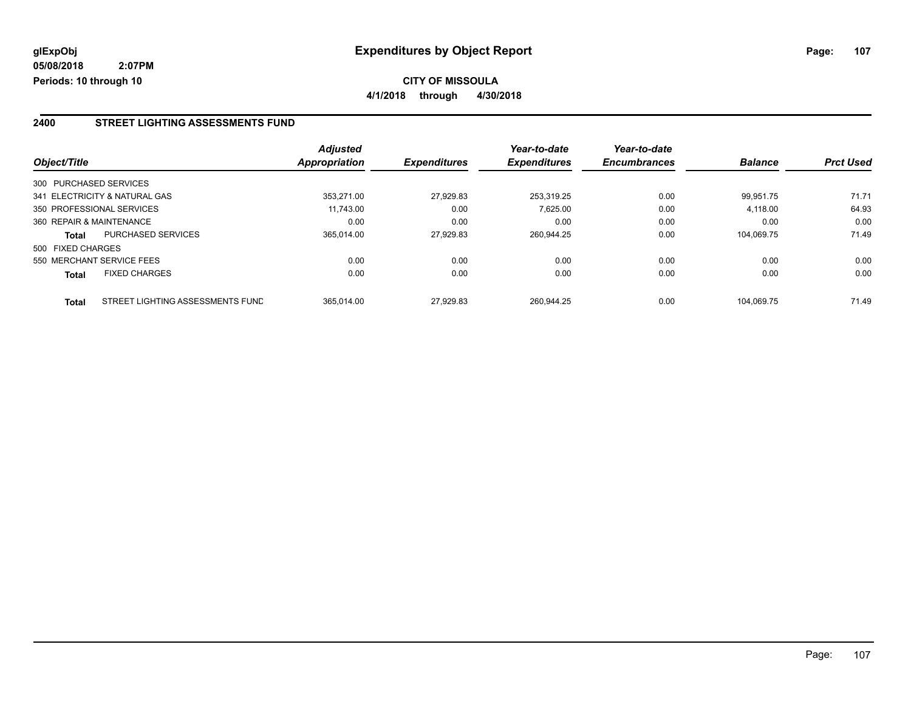glExpObj
05/08/2018 2:07PM
Periods: 10 through 10

# Expenditures by Object Report

**CITY OF MISSOULA**
**4/1/2018 through 4/30/2018**

## 2400 STREET LIGHTING ASSESSMENTS FUND

| Object/Title | Adjusted Appropriation | Expenditures | Year-to-date Expenditures | Year-to-date Encumbrances | Balance | Prct Used |
|---|---|---|---|---|---|---|
| 300 PURCHASED SERVICES | | | | | | |
| 341 ELECTRICITY & NATURAL GAS | 353,271.00 | 27,929.83 | 253,319.25 | 0.00 | 99,951.75 | 71.71 |
| 350 PROFESSIONAL SERVICES | 11,743.00 | 0.00 | 7,625.00 | 0.00 | 4,118.00 | 64.93 |
| 360 REPAIR & MAINTENANCE | 0.00 | 0.00 | 0.00 | 0.00 | 0.00 | 0.00 |
| **Total** PURCHASED SERVICES | 365,014.00 | 27,929.83 | 260,944.25 | 0.00 | 104,069.75 | 71.49 |
| 500 FIXED CHARGES | | | | | | |
| 550 MERCHANT SERVICE FEES | 0.00 | 0.00 | 0.00 | 0.00 | 0.00 | 0.00 |
| **Total** FIXED CHARGES | 0.00 | 0.00 | 0.00 | 0.00 | 0.00 | 0.00 |
| **Total** STREET LIGHTING ASSESSMENTS FUND | 365,014.00 | 27,929.83 | 260,944.25 | 0.00 | 104,069.75 | 71.49 |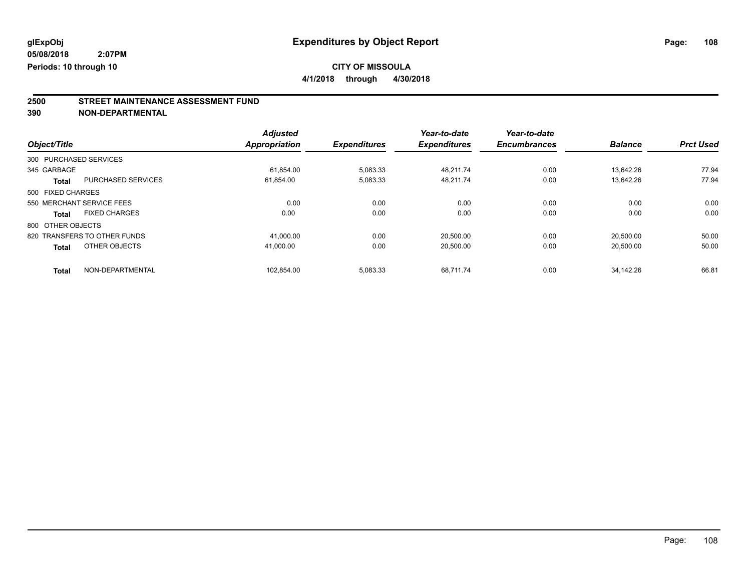**glExpObj** — **Expenditures by Object Report**

**05/08/2018 2:07PM**

**Periods: 10 through 10**

**CITY OF MISSOULA**

**4/1/2018 through 4/30/2018**

## 2500 STREET MAINTENANCE ASSESSMENT FUND
## 390 NON-DEPARTMENTAL

| Object/Title | | Adjusted Appropriation | Expenditures | Year-to-date Expenditures | Year-to-date Encumbrances | Balance | Prct Used |
|---|---|---|---|---|---|---|---|
| 300 PURCHASED SERVICES | | | | | | | |
| 345 GARBAGE | | 61,854.00 | 5,083.33 | 48,211.74 | 0.00 | 13,642.26 | 77.94 |
| **Total** | PURCHASED SERVICES | 61,854.00 | 5,083.33 | 48,211.74 | 0.00 | 13,642.26 | 77.94 |
| 500 FIXED CHARGES | | | | | | | |
| 550 MERCHANT SERVICE FEES | | 0.00 | 0.00 | 0.00 | 0.00 | 0.00 | 0.00 |
| **Total** | FIXED CHARGES | 0.00 | 0.00 | 0.00 | 0.00 | 0.00 | 0.00 |
| 800 OTHER OBJECTS | | | | | | | |
| 820 TRANSFERS TO OTHER FUNDS | | 41,000.00 | 0.00 | 20,500.00 | 0.00 | 20,500.00 | 50.00 |
| **Total** | OTHER OBJECTS | 41,000.00 | 0.00 | 20,500.00 | 0.00 | 20,500.00 | 50.00 |
| **Total** | NON-DEPARTMENTAL | 102,854.00 | 5,083.33 | 68,711.74 | 0.00 | 34,142.26 | 66.81 |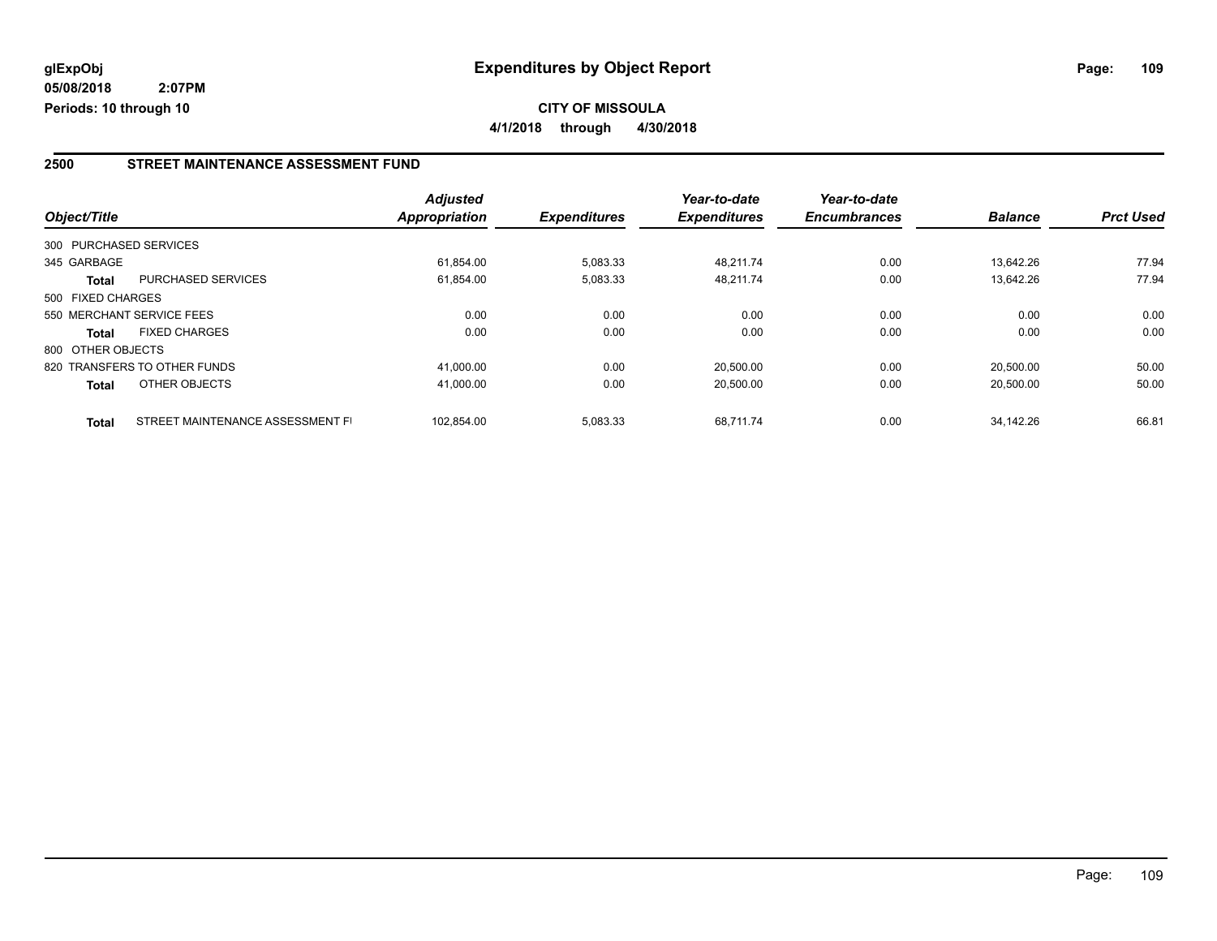# Expenditures by Object Report

glExpObj
05/08/2018 2:07PM
Periods: 10 through 10

**CITY OF MISSOULA**
**4/1/2018 through 4/30/2018**

## 2500 STREET MAINTENANCE ASSESSMENT FUND

| Object/Title | | Adjusted Appropriation | Expenditures | Year-to-date Expenditures | Year-to-date Encumbrances | Balance | Prct Used |
|---|---|---|---|---|---|---|---|
| 300 PURCHASED SERVICES | | | | | | | |
| 345 GARBAGE | | 61,854.00 | 5,083.33 | 48,211.74 | 0.00 | 13,642.26 | 77.94 |
| **Total** | PURCHASED SERVICES | 61,854.00 | 5,083.33 | 48,211.74 | 0.00 | 13,642.26 | 77.94 |
| 500 FIXED CHARGES | | | | | | | |
| 550 MERCHANT SERVICE FEES | | 0.00 | 0.00 | 0.00 | 0.00 | 0.00 | 0.00 |
| **Total** | FIXED CHARGES | 0.00 | 0.00 | 0.00 | 0.00 | 0.00 | 0.00 |
| 800 OTHER OBJECTS | | | | | | | |
| 820 TRANSFERS TO OTHER FUNDS | | 41,000.00 | 0.00 | 20,500.00 | 0.00 | 20,500.00 | 50.00 |
| **Total** | OTHER OBJECTS | 41,000.00 | 0.00 | 20,500.00 | 0.00 | 20,500.00 | 50.00 |
| **Total** | STREET MAINTENANCE ASSESSMENT FI | 102,854.00 | 5,083.33 | 68,711.74 | 0.00 | 34,142.26 | 66.81 |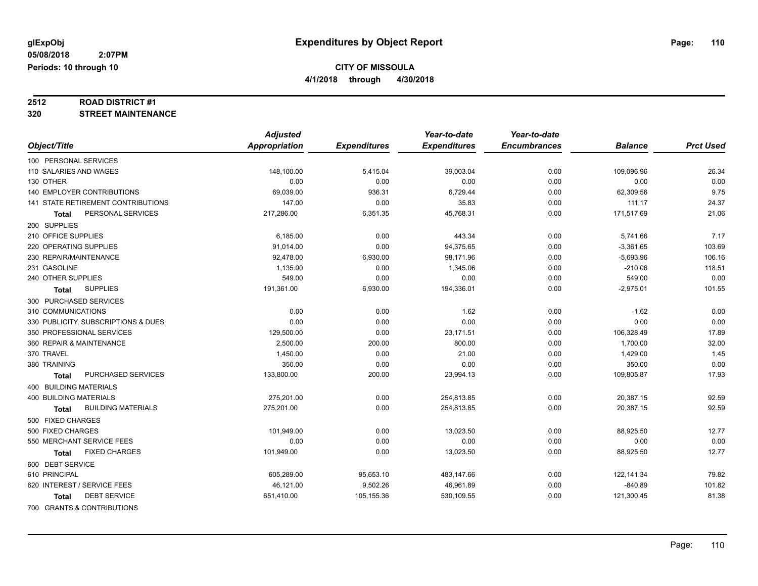**glExpObj** 05/08/2018 2:07PM
**Periods: 10 through 10**

# Expenditures by Object Report

**CITY OF MISSOULA**
**4/1/2018 through 4/30/2018**

## 2512 ROAD DISTRICT #1
## 320 STREET MAINTENANCE

| Object/Title | Adjusted Appropriation | Expenditures | Year-to-date Expenditures | Year-to-date Encumbrances | Balance | Prct Used |
|---|---|---|---|---|---|---|
| 100 PERSONAL SERVICES | | | | | | |
| 110 SALARIES AND WAGES | 148,100.00 | 5,415.04 | 39,003.04 | 0.00 | 109,096.96 | 26.34 |
| 130 OTHER | 0.00 | 0.00 | 0.00 | 0.00 | 0.00 | 0.00 |
| 140 EMPLOYER CONTRIBUTIONS | 69,039.00 | 936.31 | 6,729.44 | 0.00 | 62,309.56 | 9.75 |
| 141 STATE RETIREMENT CONTRIBUTIONS | 147.00 | 0.00 | 35.83 | 0.00 | 111.17 | 24.37 |
| **Total** PERSONAL SERVICES | 217,286.00 | 6,351.35 | 45,768.31 | 0.00 | 171,517.69 | 21.06 |
| 200 SUPPLIES | | | | | | |
| 210 OFFICE SUPPLIES | 6,185.00 | 0.00 | 443.34 | 0.00 | 5,741.66 | 7.17 |
| 220 OPERATING SUPPLIES | 91,014.00 | 0.00 | 94,375.65 | 0.00 | -3,361.65 | 103.69 |
| 230 REPAIR/MAINTENANCE | 92,478.00 | 6,930.00 | 98,171.96 | 0.00 | -5,693.96 | 106.16 |
| 231 GASOLINE | 1,135.00 | 0.00 | 1,345.06 | 0.00 | -210.06 | 118.51 |
| 240 OTHER SUPPLIES | 549.00 | 0.00 | 0.00 | 0.00 | 549.00 | 0.00 |
| **Total** SUPPLIES | 191,361.00 | 6,930.00 | 194,336.01 | 0.00 | -2,975.01 | 101.55 |
| 300 PURCHASED SERVICES | | | | | | |
| 310 COMMUNICATIONS | 0.00 | 0.00 | 1.62 | 0.00 | -1.62 | 0.00 |
| 330 PUBLICITY, SUBSCRIPTIONS & DUES | 0.00 | 0.00 | 0.00 | 0.00 | 0.00 | 0.00 |
| 350 PROFESSIONAL SERVICES | 129,500.00 | 0.00 | 23,171.51 | 0.00 | 106,328.49 | 17.89 |
| 360 REPAIR & MAINTENANCE | 2,500.00 | 200.00 | 800.00 | 0.00 | 1,700.00 | 32.00 |
| 370 TRAVEL | 1,450.00 | 0.00 | 21.00 | 0.00 | 1,429.00 | 1.45 |
| 380 TRAINING | 350.00 | 0.00 | 0.00 | 0.00 | 350.00 | 0.00 |
| **Total** PURCHASED SERVICES | 133,800.00 | 200.00 | 23,994.13 | 0.00 | 109,805.87 | 17.93 |
| 400 BUILDING MATERIALS | | | | | | |
| 400 BUILDING MATERIALS | 275,201.00 | 0.00 | 254,813.85 | 0.00 | 20,387.15 | 92.59 |
| **Total** BUILDING MATERIALS | 275,201.00 | 0.00 | 254,813.85 | 0.00 | 20,387.15 | 92.59 |
| 500 FIXED CHARGES | | | | | | |
| 500 FIXED CHARGES | 101,949.00 | 0.00 | 13,023.50 | 0.00 | 88,925.50 | 12.77 |
| 550 MERCHANT SERVICE FEES | 0.00 | 0.00 | 0.00 | 0.00 | 0.00 | 0.00 |
| **Total** FIXED CHARGES | 101,949.00 | 0.00 | 13,023.50 | 0.00 | 88,925.50 | 12.77 |
| 600 DEBT SERVICE | | | | | | |
| 610 PRINCIPAL | 605,289.00 | 95,653.10 | 483,147.66 | 0.00 | 122,141.34 | 79.82 |
| 620 INTEREST / SERVICE FEES | 46,121.00 | 9,502.26 | 46,961.89 | 0.00 | -840.89 | 101.82 |
| **Total** DEBT SERVICE | 651,410.00 | 105,155.36 | 530,109.55 | 0.00 | 121,300.45 | 81.38 |
| 700 GRANTS & CONTRIBUTIONS | | | | | | |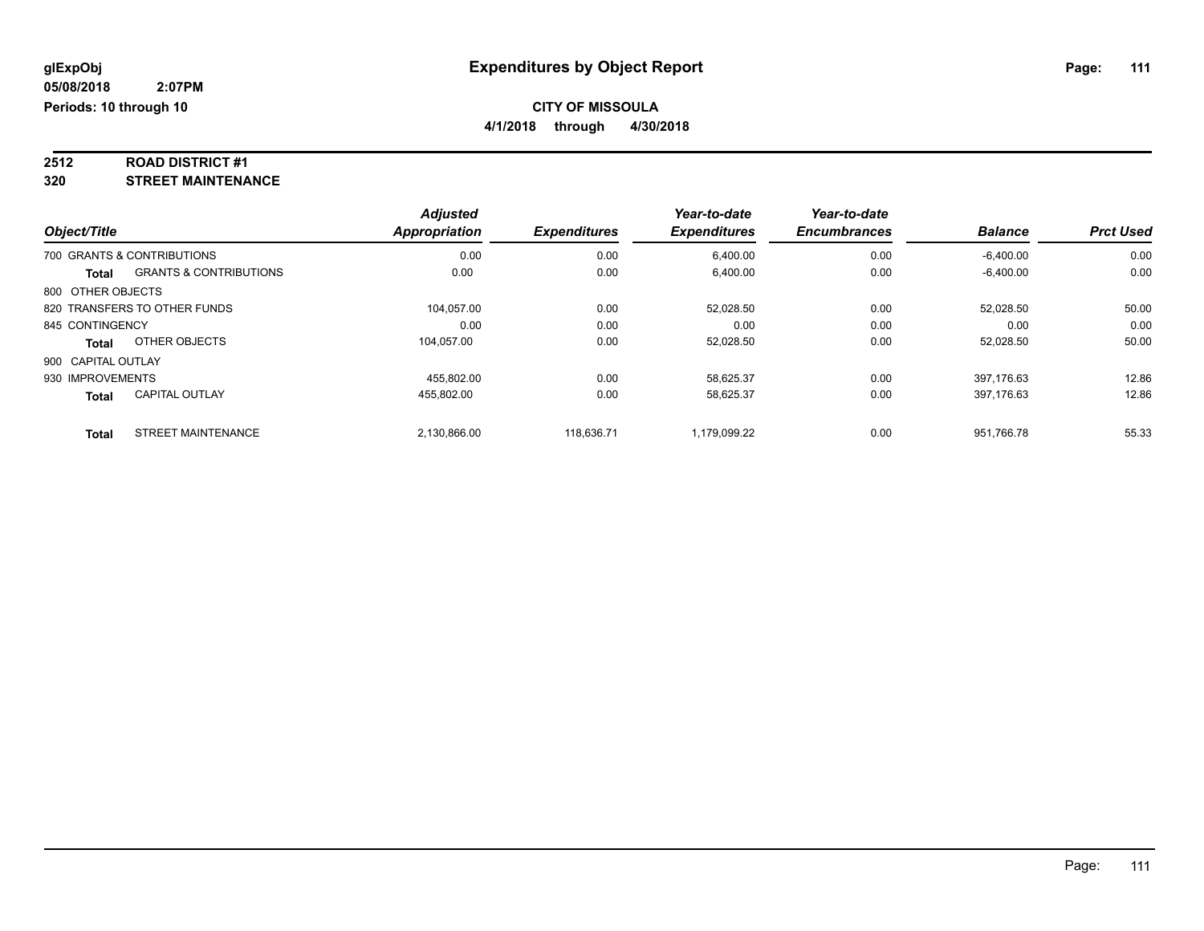# Expenditures by Object Report

glExpObj
05/08/2018 2:07PM
Periods: 10 through 10

**CITY OF MISSOULA**
**4/1/2018 through 4/30/2018**

## 2512 ROAD DISTRICT #1
## 320 STREET MAINTENANCE

| Object/Title | | Adjusted Appropriation | Expenditures | Year-to-date Expenditures | Year-to-date Encumbrances | Balance | Prct Used |
|---|---|---|---|---|---|---|---|
| 700 GRANTS & CONTRIBUTIONS | | 0.00 | 0.00 | 6,400.00 | 0.00 | -6,400.00 | 0.00 |
| **Total** | GRANTS & CONTRIBUTIONS | 0.00 | 0.00 | 6,400.00 | 0.00 | -6,400.00 | 0.00 |
| 800 OTHER OBJECTS | | | | | | | |
| 820 TRANSFERS TO OTHER FUNDS | | 104,057.00 | 0.00 | 52,028.50 | 0.00 | 52,028.50 | 50.00 |
| 845 CONTINGENCY | | 0.00 | 0.00 | 0.00 | 0.00 | 0.00 | 0.00 |
| **Total** | OTHER OBJECTS | 104,057.00 | 0.00 | 52,028.50 | 0.00 | 52,028.50 | 50.00 |
| 900 CAPITAL OUTLAY | | | | | | | |
| 930 IMPROVEMENTS | | 455,802.00 | 0.00 | 58,625.37 | 0.00 | 397,176.63 | 12.86 |
| **Total** | CAPITAL OUTLAY | 455,802.00 | 0.00 | 58,625.37 | 0.00 | 397,176.63 | 12.86 |
| **Total** | STREET MAINTENANCE | 2,130,866.00 | 118,636.71 | 1,179,099.22 | 0.00 | 951,766.78 | 55.33 |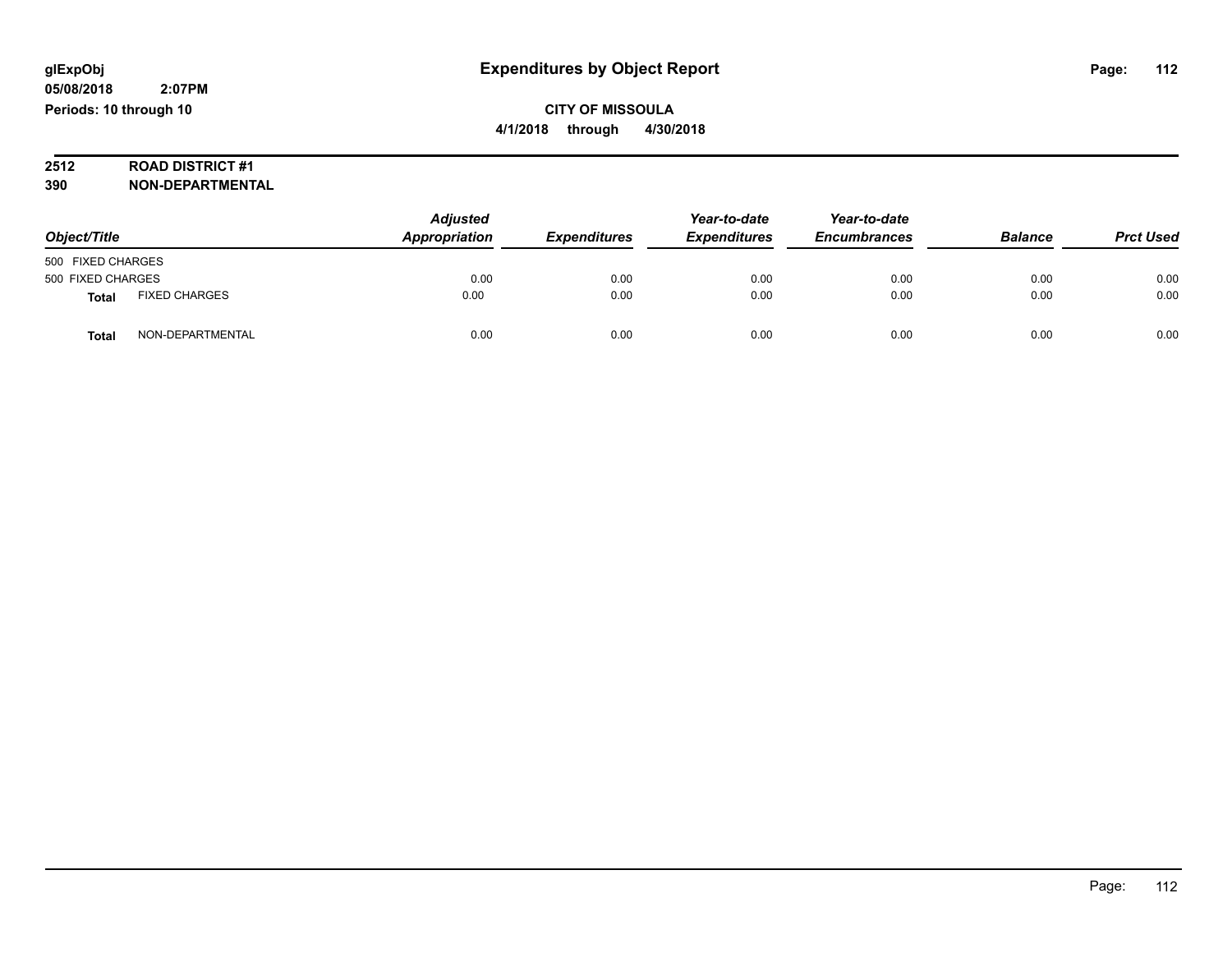**glExpObj** **Expenditures by Object Report**
**05/08/2018 2:07PM**
**Periods: 10 through 10**

**CITY OF MISSOULA**
**4/1/2018 through 4/30/2018**

**2512 ROAD DISTRICT #1**
**390 NON-DEPARTMENTAL**

| Object/Title | | Adjusted Appropriation | Expenditures | Year-to-date Expenditures | Year-to-date Encumbrances | Balance | Prct Used |
|---|---|---|---|---|---|---|---|
| 500 FIXED CHARGES | | | | | | | |
| 500 FIXED CHARGES | | 0.00 | 0.00 | 0.00 | 0.00 | 0.00 | 0.00 |
| **Total** | FIXED CHARGES | 0.00 | 0.00 | 0.00 | 0.00 | 0.00 | 0.00 |
| **Total** | NON-DEPARTMENTAL | 0.00 | 0.00 | 0.00 | 0.00 | 0.00 | 0.00 |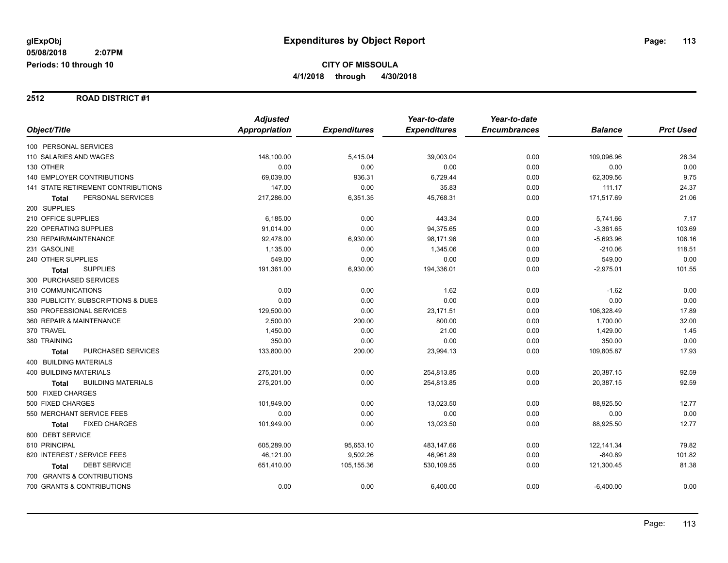# Expenditures by Object Report

glExpObj
05/08/2018 2:07PM
Periods: 10 through 10

**CITY OF MISSOULA**
**4/1/2018 through 4/30/2018**

## 2512 ROAD DISTRICT #1

| Object/Title | Adjusted Appropriation | Expenditures | Year-to-date Expenditures | Year-to-date Encumbrances | Balance | Prct Used |
|---|---|---|---|---|---|---|
| 100 PERSONAL SERVICES | | | | | | |
| 110 SALARIES AND WAGES | 148,100.00 | 5,415.04 | 39,003.04 | 0.00 | 109,096.96 | 26.34 |
| 130 OTHER | 0.00 | 0.00 | 0.00 | 0.00 | 0.00 | 0.00 |
| 140 EMPLOYER CONTRIBUTIONS | 69,039.00 | 936.31 | 6,729.44 | 0.00 | 62,309.56 | 9.75 |
| 141 STATE RETIREMENT CONTRIBUTIONS | 147.00 | 0.00 | 35.83 | 0.00 | 111.17 | 24.37 |
| **Total** PERSONAL SERVICES | 217,286.00 | 6,351.35 | 45,768.31 | 0.00 | 171,517.69 | 21.06 |
| 200 SUPPLIES | | | | | | |
| 210 OFFICE SUPPLIES | 6,185.00 | 0.00 | 443.34 | 0.00 | 5,741.66 | 7.17 |
| 220 OPERATING SUPPLIES | 91,014.00 | 0.00 | 94,375.65 | 0.00 | -3,361.65 | 103.69 |
| 230 REPAIR/MAINTENANCE | 92,478.00 | 6,930.00 | 98,171.96 | 0.00 | -5,693.96 | 106.16 |
| 231 GASOLINE | 1,135.00 | 0.00 | 1,345.06 | 0.00 | -210.06 | 118.51 |
| 240 OTHER SUPPLIES | 549.00 | 0.00 | 0.00 | 0.00 | 549.00 | 0.00 |
| **Total** SUPPLIES | 191,361.00 | 6,930.00 | 194,336.01 | 0.00 | -2,975.01 | 101.55 |
| 300 PURCHASED SERVICES | | | | | | |
| 310 COMMUNICATIONS | 0.00 | 0.00 | 1.62 | 0.00 | -1.62 | 0.00 |
| 330 PUBLICITY, SUBSCRIPTIONS & DUES | 0.00 | 0.00 | 0.00 | 0.00 | 0.00 | 0.00 |
| 350 PROFESSIONAL SERVICES | 129,500.00 | 0.00 | 23,171.51 | 0.00 | 106,328.49 | 17.89 |
| 360 REPAIR & MAINTENANCE | 2,500.00 | 200.00 | 800.00 | 0.00 | 1,700.00 | 32.00 |
| 370 TRAVEL | 1,450.00 | 0.00 | 21.00 | 0.00 | 1,429.00 | 1.45 |
| 380 TRAINING | 350.00 | 0.00 | 0.00 | 0.00 | 350.00 | 0.00 |
| **Total** PURCHASED SERVICES | 133,800.00 | 200.00 | 23,994.13 | 0.00 | 109,805.87 | 17.93 |
| 400 BUILDING MATERIALS | | | | | | |
| 400 BUILDING MATERIALS | 275,201.00 | 0.00 | 254,813.85 | 0.00 | 20,387.15 | 92.59 |
| **Total** BUILDING MATERIALS | 275,201.00 | 0.00 | 254,813.85 | 0.00 | 20,387.15 | 92.59 |
| 500 FIXED CHARGES | | | | | | |
| 500 FIXED CHARGES | 101,949.00 | 0.00 | 13,023.50 | 0.00 | 88,925.50 | 12.77 |
| 550 MERCHANT SERVICE FEES | 0.00 | 0.00 | 0.00 | 0.00 | 0.00 | 0.00 |
| **Total** FIXED CHARGES | 101,949.00 | 0.00 | 13,023.50 | 0.00 | 88,925.50 | 12.77 |
| 600 DEBT SERVICE | | | | | | |
| 610 PRINCIPAL | 605,289.00 | 95,653.10 | 483,147.66 | 0.00 | 122,141.34 | 79.82 |
| 620 INTEREST / SERVICE FEES | 46,121.00 | 9,502.26 | 46,961.89 | 0.00 | -840.89 | 101.82 |
| **Total** DEBT SERVICE | 651,410.00 | 105,155.36 | 530,109.55 | 0.00 | 121,300.45 | 81.38 |
| 700 GRANTS & CONTRIBUTIONS | | | | | | |
| 700 GRANTS & CONTRIBUTIONS | 0.00 | 0.00 | 6,400.00 | 0.00 | -6,400.00 | 0.00 |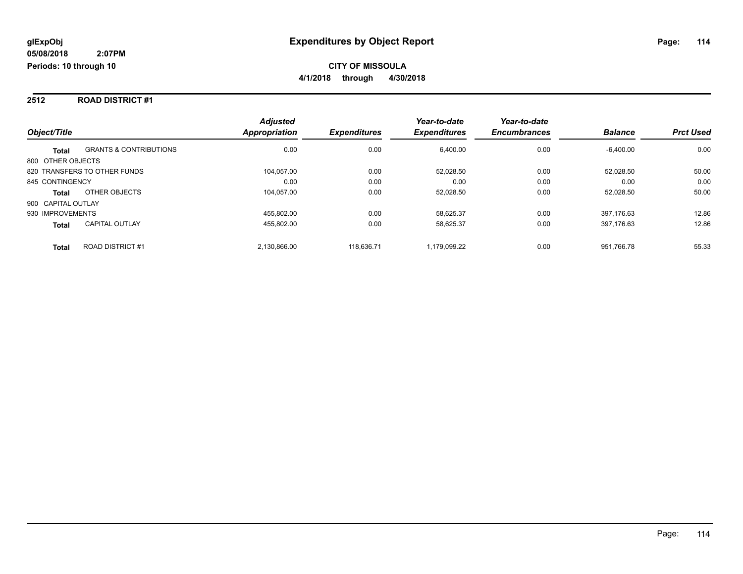**glExpObj**
**05/08/2018 2:07PM**
**Periods: 10 through 10**

# Expenditures by Object Report

**CITY OF MISSOULA**
**4/1/2018 through 4/30/2018**

## 2512 ROAD DISTRICT #1

| Object/Title | | Adjusted Appropriation | Expenditures | Year-to-date Expenditures | Year-to-date Encumbrances | Balance | Prct Used |
|---|---|---|---|---|---|---|---|
| **Total** | GRANTS & CONTRIBUTIONS | 0.00 | 0.00 | 6,400.00 | 0.00 | -6,400.00 | 0.00 |
| 800 OTHER OBJECTS | | | | | | | |
| 820 TRANSFERS TO OTHER FUNDS | | 104,057.00 | 0.00 | 52,028.50 | 0.00 | 52,028.50 | 50.00 |
| 845 CONTINGENCY | | 0.00 | 0.00 | 0.00 | 0.00 | 0.00 | 0.00 |
| **Total** | OTHER OBJECTS | 104,057.00 | 0.00 | 52,028.50 | 0.00 | 52,028.50 | 50.00 |
| 900 CAPITAL OUTLAY | | | | | | | |
| 930 IMPROVEMENTS | | 455,802.00 | 0.00 | 58,625.37 | 0.00 | 397,176.63 | 12.86 |
| **Total** | CAPITAL OUTLAY | 455,802.00 | 0.00 | 58,625.37 | 0.00 | 397,176.63 | 12.86 |
| **Total** | ROAD DISTRICT #1 | 2,130,866.00 | 118,636.71 | 1,179,099.22 | 0.00 | 951,766.78 | 55.33 |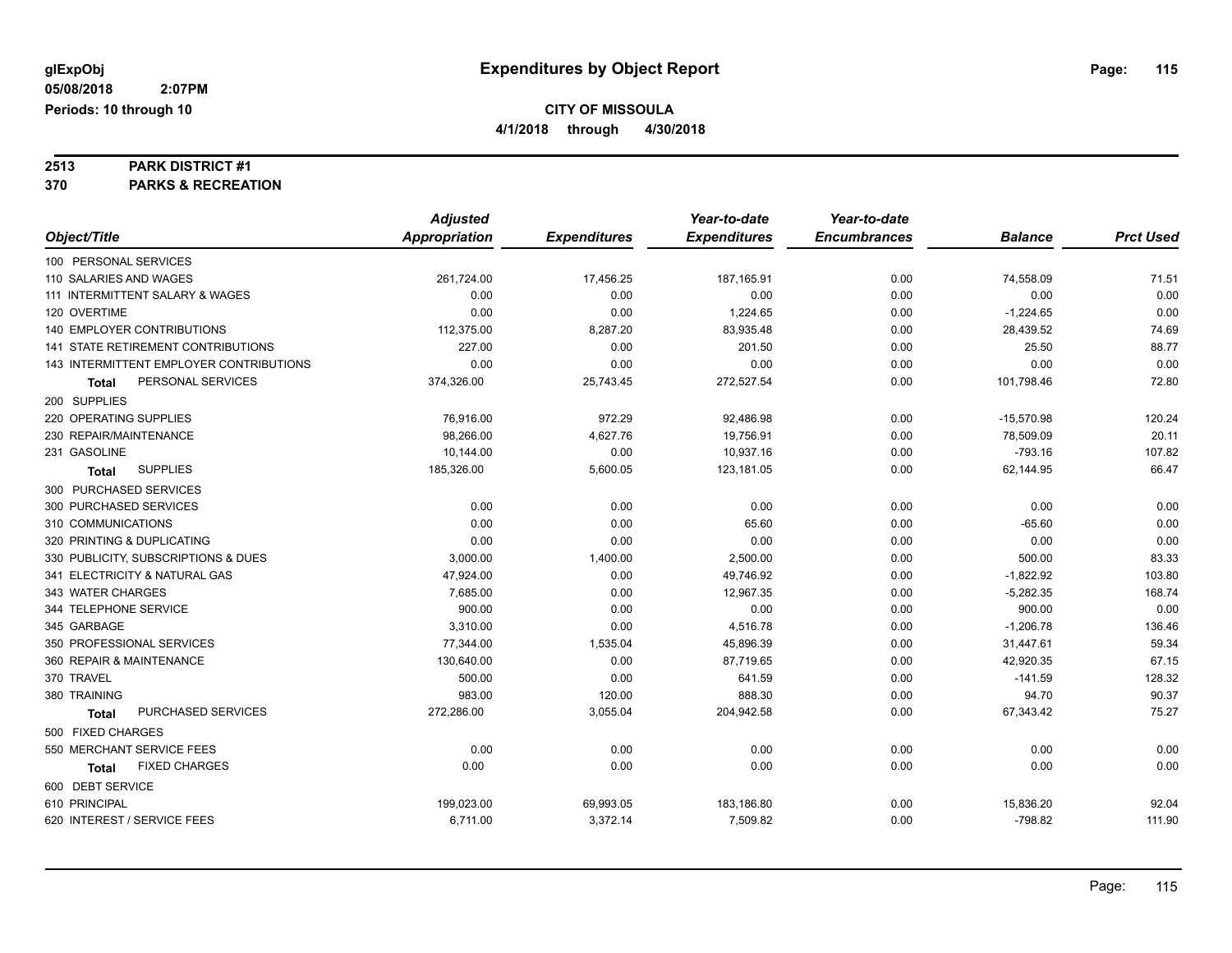glExpObj
05/08/2018 2:07PM
Periods: 10 through 10

# Expenditures by Object Report

**CITY OF MISSOULA**
**4/1/2018 through 4/30/2018**

**2513 PARK DISTRICT #1**
**370 PARKS & RECREATION**

| Object/Title | Adjusted Appropriation | Expenditures | Year-to-date Expenditures | Year-to-date Encumbrances | Balance | Prct Used |
|---|---|---|---|---|---|---|
| 100 PERSONAL SERVICES | | | | | | |
| 110 SALARIES AND WAGES | 261,724.00 | 17,456.25 | 187,165.91 | 0.00 | 74,558.09 | 71.51 |
| 111 INTERMITTENT SALARY & WAGES | 0.00 | 0.00 | 0.00 | 0.00 | 0.00 | 0.00 |
| 120 OVERTIME | 0.00 | 0.00 | 1,224.65 | 0.00 | -1,224.65 | 0.00 |
| 140 EMPLOYER CONTRIBUTIONS | 112,375.00 | 8,287.20 | 83,935.48 | 0.00 | 28,439.52 | 74.69 |
| 141 STATE RETIREMENT CONTRIBUTIONS | 227.00 | 0.00 | 201.50 | 0.00 | 25.50 | 88.77 |
| 143 INTERMITTENT EMPLOYER CONTRIBUTIONS | 0.00 | 0.00 | 0.00 | 0.00 | 0.00 | 0.00 |
| **Total** PERSONAL SERVICES | 374,326.00 | 25,743.45 | 272,527.54 | 0.00 | 101,798.46 | 72.80 |
| 200 SUPPLIES | | | | | | |
| 220 OPERATING SUPPLIES | 76,916.00 | 972.29 | 92,486.98 | 0.00 | -15,570.98 | 120.24 |
| 230 REPAIR/MAINTENANCE | 98,266.00 | 4,627.76 | 19,756.91 | 0.00 | 78,509.09 | 20.11 |
| 231 GASOLINE | 10,144.00 | 0.00 | 10,937.16 | 0.00 | -793.16 | 107.82 |
| **Total** SUPPLIES | 185,326.00 | 5,600.05 | 123,181.05 | 0.00 | 62,144.95 | 66.47 |
| 300 PURCHASED SERVICES | | | | | | |
| 300 PURCHASED SERVICES | 0.00 | 0.00 | 0.00 | 0.00 | 0.00 | 0.00 |
| 310 COMMUNICATIONS | 0.00 | 0.00 | 65.60 | 0.00 | -65.60 | 0.00 |
| 320 PRINTING & DUPLICATING | 0.00 | 0.00 | 0.00 | 0.00 | 0.00 | 0.00 |
| 330 PUBLICITY, SUBSCRIPTIONS & DUES | 3,000.00 | 1,400.00 | 2,500.00 | 0.00 | 500.00 | 83.33 |
| 341 ELECTRICITY & NATURAL GAS | 47,924.00 | 0.00 | 49,746.92 | 0.00 | -1,822.92 | 103.80 |
| 343 WATER CHARGES | 7,685.00 | 0.00 | 12,967.35 | 0.00 | -5,282.35 | 168.74 |
| 344 TELEPHONE SERVICE | 900.00 | 0.00 | 0.00 | 0.00 | 900.00 | 0.00 |
| 345 GARBAGE | 3,310.00 | 0.00 | 4,516.78 | 0.00 | -1,206.78 | 136.46 |
| 350 PROFESSIONAL SERVICES | 77,344.00 | 1,535.04 | 45,896.39 | 0.00 | 31,447.61 | 59.34 |
| 360 REPAIR & MAINTENANCE | 130,640.00 | 0.00 | 87,719.65 | 0.00 | 42,920.35 | 67.15 |
| 370 TRAVEL | 500.00 | 0.00 | 641.59 | 0.00 | -141.59 | 128.32 |
| 380 TRAINING | 983.00 | 120.00 | 888.30 | 0.00 | 94.70 | 90.37 |
| **Total** PURCHASED SERVICES | 272,286.00 | 3,055.04 | 204,942.58 | 0.00 | 67,343.42 | 75.27 |
| 500 FIXED CHARGES | | | | | | |
| 550 MERCHANT SERVICE FEES | 0.00 | 0.00 | 0.00 | 0.00 | 0.00 | 0.00 |
| **Total** FIXED CHARGES | 0.00 | 0.00 | 0.00 | 0.00 | 0.00 | 0.00 |
| 600 DEBT SERVICE | | | | | | |
| 610 PRINCIPAL | 199,023.00 | 69,993.05 | 183,186.80 | 0.00 | 15,836.20 | 92.04 |
| 620 INTEREST / SERVICE FEES | 6,711.00 | 3,372.14 | 7,509.82 | 0.00 | -798.82 | 111.90 |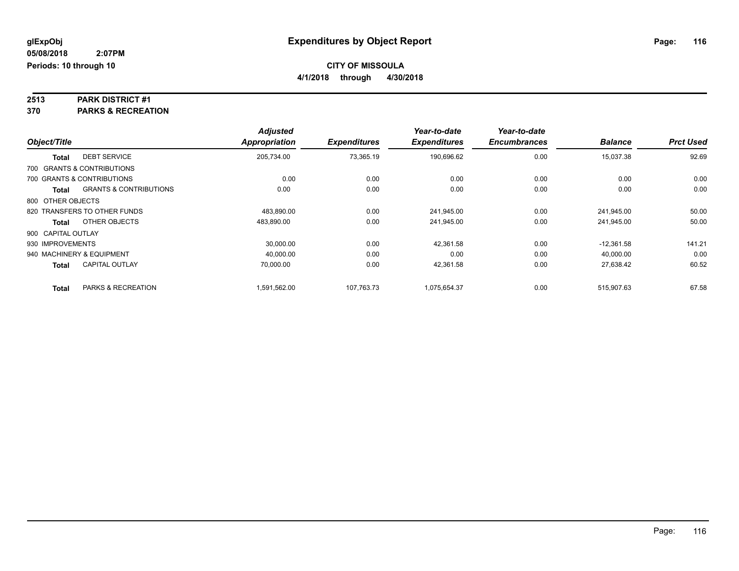# Expenditures by Object Report

glExpObj
05/08/2018 2:07PM
Periods: 10 through 10

**CITY OF MISSOULA**
**4/1/2018 through 4/30/2018**

**2513 PARK DISTRICT #1**
**370 PARKS & RECREATION**

| Object/Title | | Adjusted Appropriation | Expenditures | Year-to-date Expenditures | Year-to-date Encumbrances | Balance | Prct Used |
|---|---|---|---|---|---|---|---|
| **Total** | DEBT SERVICE | 205,734.00 | 73,365.19 | 190,696.62 | 0.00 | 15,037.38 | 92.69 |
| 700 GRANTS & CONTRIBUTIONS | | | | | | | |
| 700 GRANTS & CONTRIBUTIONS | | 0.00 | 0.00 | 0.00 | 0.00 | 0.00 | 0.00 |
| **Total** | GRANTS & CONTRIBUTIONS | 0.00 | 0.00 | 0.00 | 0.00 | 0.00 | 0.00 |
| 800 OTHER OBJECTS | | | | | | | |
| 820 TRANSFERS TO OTHER FUNDS | | 483,890.00 | 0.00 | 241,945.00 | 0.00 | 241,945.00 | 50.00 |
| **Total** | OTHER OBJECTS | 483,890.00 | 0.00 | 241,945.00 | 0.00 | 241,945.00 | 50.00 |
| 900 CAPITAL OUTLAY | | | | | | | |
| 930 IMPROVEMENTS | | 30,000.00 | 0.00 | 42,361.58 | 0.00 | -12,361.58 | 141.21 |
| 940 MACHINERY & EQUIPMENT | | 40,000.00 | 0.00 | 0.00 | 0.00 | 40,000.00 | 0.00 |
| **Total** | CAPITAL OUTLAY | 70,000.00 | 0.00 | 42,361.58 | 0.00 | 27,638.42 | 60.52 |
| **Total** | PARKS & RECREATION | 1,591,562.00 | 107,763.73 | 1,075,654.37 | 0.00 | 515,907.63 | 67.58 |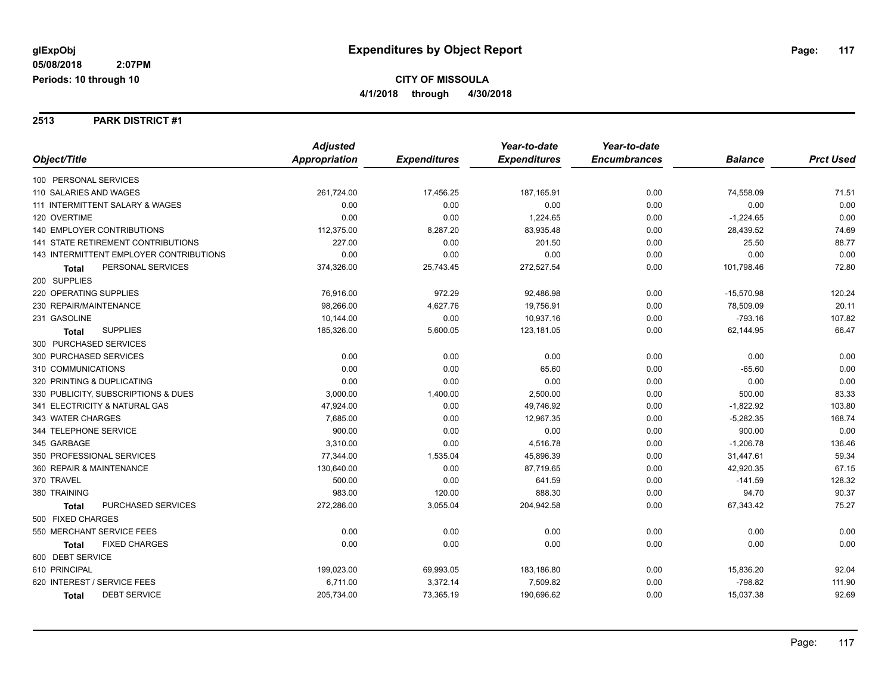**glExpObj** **Expenditures by Object Report**
**05/08/2018 2:07PM**
**Periods: 10 through 10**

**CITY OF MISSOULA**
**4/1/2018 through 4/30/2018**

## 2513 PARK DISTRICT #1

| Object/Title | Adjusted Appropriation | Expenditures | Year-to-date Expenditures | Year-to-date Encumbrances | Balance | Prct Used |
|---|---|---|---|---|---|---|
| 100 PERSONAL SERVICES | | | | | | |
| 110 SALARIES AND WAGES | 261,724.00 | 17,456.25 | 187,165.91 | 0.00 | 74,558.09 | 71.51 |
| 111 INTERMITTENT SALARY & WAGES | 0.00 | 0.00 | 0.00 | 0.00 | 0.00 | 0.00 |
| 120 OVERTIME | 0.00 | 0.00 | 1,224.65 | 0.00 | -1,224.65 | 0.00 |
| 140 EMPLOYER CONTRIBUTIONS | 112,375.00 | 8,287.20 | 83,935.48 | 0.00 | 28,439.52 | 74.69 |
| 141 STATE RETIREMENT CONTRIBUTIONS | 227.00 | 0.00 | 201.50 | 0.00 | 25.50 | 88.77 |
| 143 INTERMITTENT EMPLOYER CONTRIBUTIONS | 0.00 | 0.00 | 0.00 | 0.00 | 0.00 | 0.00 |
| **Total** PERSONAL SERVICES | 374,326.00 | 25,743.45 | 272,527.54 | 0.00 | 101,798.46 | 72.80 |
| 200 SUPPLIES | | | | | | |
| 220 OPERATING SUPPLIES | 76,916.00 | 972.29 | 92,486.98 | 0.00 | -15,570.98 | 120.24 |
| 230 REPAIR/MAINTENANCE | 98,266.00 | 4,627.76 | 19,756.91 | 0.00 | 78,509.09 | 20.11 |
| 231 GASOLINE | 10,144.00 | 0.00 | 10,937.16 | 0.00 | -793.16 | 107.82 |
| **Total** SUPPLIES | 185,326.00 | 5,600.05 | 123,181.05 | 0.00 | 62,144.95 | 66.47 |
| 300 PURCHASED SERVICES | | | | | | |
| 300 PURCHASED SERVICES | 0.00 | 0.00 | 0.00 | 0.00 | 0.00 | 0.00 |
| 310 COMMUNICATIONS | 0.00 | 0.00 | 65.60 | 0.00 | -65.60 | 0.00 |
| 320 PRINTING & DUPLICATING | 0.00 | 0.00 | 0.00 | 0.00 | 0.00 | 0.00 |
| 330 PUBLICITY, SUBSCRIPTIONS & DUES | 3,000.00 | 1,400.00 | 2,500.00 | 0.00 | 500.00 | 83.33 |
| 341 ELECTRICITY & NATURAL GAS | 47,924.00 | 0.00 | 49,746.92 | 0.00 | -1,822.92 | 103.80 |
| 343 WATER CHARGES | 7,685.00 | 0.00 | 12,967.35 | 0.00 | -5,282.35 | 168.74 |
| 344 TELEPHONE SERVICE | 900.00 | 0.00 | 0.00 | 0.00 | 900.00 | 0.00 |
| 345 GARBAGE | 3,310.00 | 0.00 | 4,516.78 | 0.00 | -1,206.78 | 136.46 |
| 350 PROFESSIONAL SERVICES | 77,344.00 | 1,535.04 | 45,896.39 | 0.00 | 31,447.61 | 59.34 |
| 360 REPAIR & MAINTENANCE | 130,640.00 | 0.00 | 87,719.65 | 0.00 | 42,920.35 | 67.15 |
| 370 TRAVEL | 500.00 | 0.00 | 641.59 | 0.00 | -141.59 | 128.32 |
| 380 TRAINING | 983.00 | 120.00 | 888.30 | 0.00 | 94.70 | 90.37 |
| **Total** PURCHASED SERVICES | 272,286.00 | 3,055.04 | 204,942.58 | 0.00 | 67,343.42 | 75.27 |
| 500 FIXED CHARGES | | | | | | |
| 550 MERCHANT SERVICE FEES | 0.00 | 0.00 | 0.00 | 0.00 | 0.00 | 0.00 |
| **Total** FIXED CHARGES | 0.00 | 0.00 | 0.00 | 0.00 | 0.00 | 0.00 |
| 600 DEBT SERVICE | | | | | | |
| 610 PRINCIPAL | 199,023.00 | 69,993.05 | 183,186.80 | 0.00 | 15,836.20 | 92.04 |
| 620 INTEREST / SERVICE FEES | 6,711.00 | 3,372.14 | 7,509.82 | 0.00 | -798.82 | 111.90 |
| **Total** DEBT SERVICE | 205,734.00 | 73,365.19 | 190,696.62 | 0.00 | 15,037.38 | 92.69 |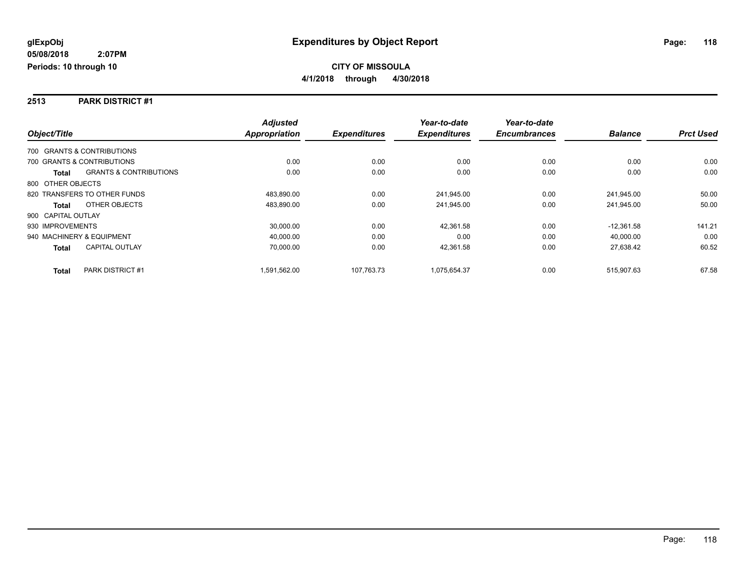**glExpObj** **Expenditures by Object Report**

**05/08/2018 2:07PM**

**Periods: 10 through 10**

**CITY OF MISSOULA**

**4/1/2018 through 4/30/2018**

## 2513 PARK DISTRICT #1

| Object/Title | | Adjusted Appropriation | Expenditures | Year-to-date Expenditures | Year-to-date Encumbrances | Balance | Prct Used |
|---|---|---|---|---|---|---|---|
| 700 GRANTS & CONTRIBUTIONS | | | | | | | |
| 700 GRANTS & CONTRIBUTIONS | | 0.00 | 0.00 | 0.00 | 0.00 | 0.00 | 0.00 |
| **Total** | GRANTS & CONTRIBUTIONS | 0.00 | 0.00 | 0.00 | 0.00 | 0.00 | 0.00 |
| 800 OTHER OBJECTS | | | | | | | |
| 820 TRANSFERS TO OTHER FUNDS | | 483,890.00 | 0.00 | 241,945.00 | 0.00 | 241,945.00 | 50.00 |
| **Total** | OTHER OBJECTS | 483,890.00 | 0.00 | 241,945.00 | 0.00 | 241,945.00 | 50.00 |
| 900 CAPITAL OUTLAY | | | | | | | |
| 930 IMPROVEMENTS | | 30,000.00 | 0.00 | 42,361.58 | 0.00 | -12,361.58 | 141.21 |
| 940 MACHINERY & EQUIPMENT | | 40,000.00 | 0.00 | 0.00 | 0.00 | 40,000.00 | 0.00 |
| **Total** | CAPITAL OUTLAY | 70,000.00 | 0.00 | 42,361.58 | 0.00 | 27,638.42 | 60.52 |
| **Total** | PARK DISTRICT #1 | 1,591,562.00 | 107,763.73 | 1,075,654.37 | 0.00 | 515,907.63 | 67.58 |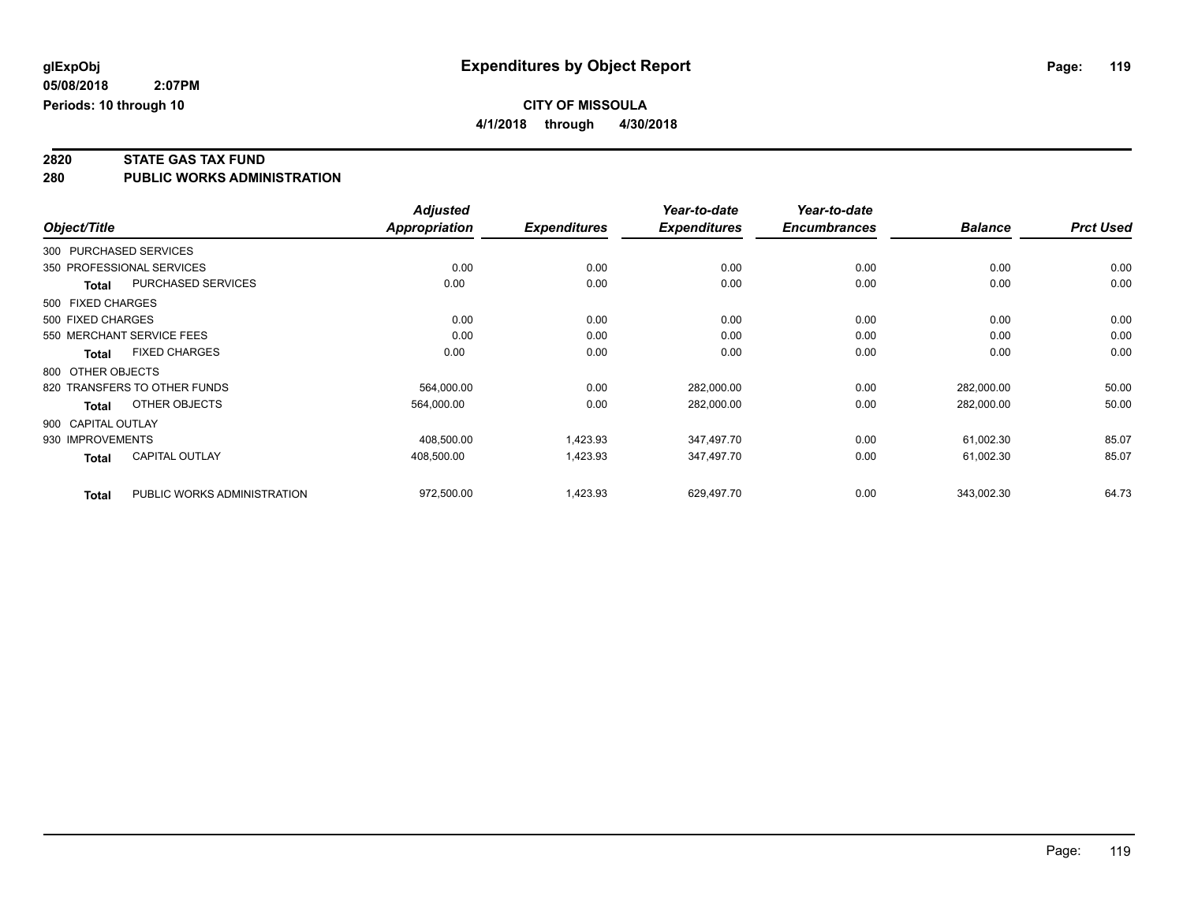**glExpObj**
**05/08/2018 2:07PM**
**Periods: 10 through 10**

# Expenditures by Object Report

**CITY OF MISSOULA**
**4/1/2018 through 4/30/2018**

## 2820 STATE GAS TAX FUND
## 280 PUBLIC WORKS ADMINISTRATION

| Object/Title | | Adjusted Appropriation | Expenditures | Year-to-date Expenditures | Year-to-date Encumbrances | Balance | Prct Used |
|---|---|---|---|---|---|---|---|
| 300 PURCHASED SERVICES | | | | | | | |
| 350 PROFESSIONAL SERVICES | | 0.00 | 0.00 | 0.00 | 0.00 | 0.00 | 0.00 |
| **Total** | PURCHASED SERVICES | 0.00 | 0.00 | 0.00 | 0.00 | 0.00 | 0.00 |
| 500 FIXED CHARGES | | | | | | | |
| 500 FIXED CHARGES | | 0.00 | 0.00 | 0.00 | 0.00 | 0.00 | 0.00 |
| 550 MERCHANT SERVICE FEES | | 0.00 | 0.00 | 0.00 | 0.00 | 0.00 | 0.00 |
| **Total** | FIXED CHARGES | 0.00 | 0.00 | 0.00 | 0.00 | 0.00 | 0.00 |
| 800 OTHER OBJECTS | | | | | | | |
| 820 TRANSFERS TO OTHER FUNDS | | 564,000.00 | 0.00 | 282,000.00 | 0.00 | 282,000.00 | 50.00 |
| **Total** | OTHER OBJECTS | 564,000.00 | 0.00 | 282,000.00 | 0.00 | 282,000.00 | 50.00 |
| 900 CAPITAL OUTLAY | | | | | | | |
| 930 IMPROVEMENTS | | 408,500.00 | 1,423.93 | 347,497.70 | 0.00 | 61,002.30 | 85.07 |
| **Total** | CAPITAL OUTLAY | 408,500.00 | 1,423.93 | 347,497.70 | 0.00 | 61,002.30 | 85.07 |
| **Total** | PUBLIC WORKS ADMINISTRATION | 972,500.00 | 1,423.93 | 629,497.70 | 0.00 | 343,002.30 | 64.73 |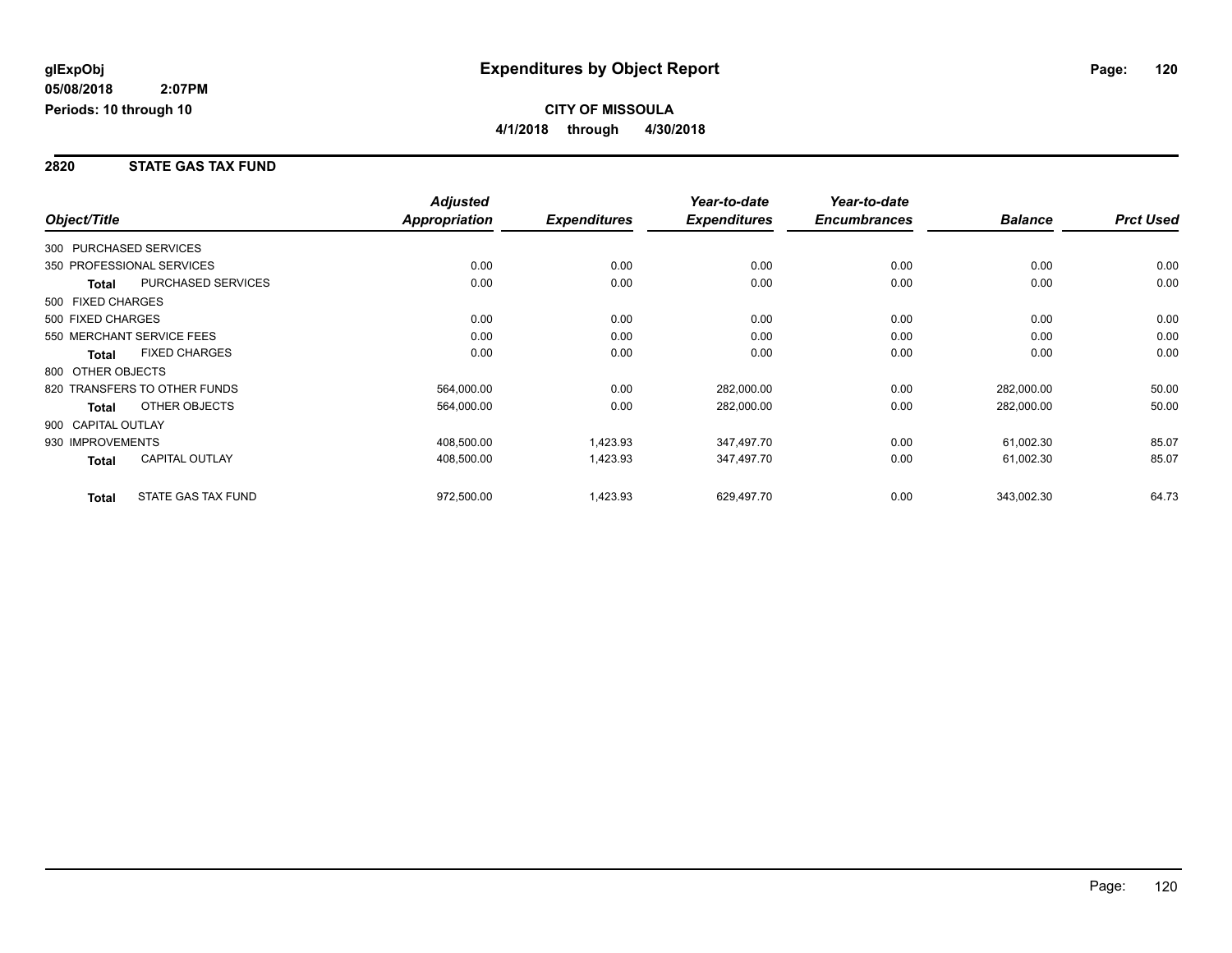# Expenditures by Object Report

glExpObj
05/08/2018 2:07PM
Periods: 10 through 10

**CITY OF MISSOULA**
**4/1/2018 through 4/30/2018**

## 2820 STATE GAS TAX FUND

| Object/Title | | Adjusted Appropriation | Expenditures | Year-to-date Expenditures | Year-to-date Encumbrances | Balance | Prct Used |
|---|---|---|---|---|---|---|---|
| 300 PURCHASED SERVICES | | | | | | | |
| 350 PROFESSIONAL SERVICES | | 0.00 | 0.00 | 0.00 | 0.00 | 0.00 | 0.00 |
| **Total** | PURCHASED SERVICES | 0.00 | 0.00 | 0.00 | 0.00 | 0.00 | 0.00 |
| 500 FIXED CHARGES | | | | | | | |
| 500 FIXED CHARGES | | 0.00 | 0.00 | 0.00 | 0.00 | 0.00 | 0.00 |
| 550 MERCHANT SERVICE FEES | | 0.00 | 0.00 | 0.00 | 0.00 | 0.00 | 0.00 |
| **Total** | FIXED CHARGES | 0.00 | 0.00 | 0.00 | 0.00 | 0.00 | 0.00 |
| 800 OTHER OBJECTS | | | | | | | |
| 820 TRANSFERS TO OTHER FUNDS | | 564,000.00 | 0.00 | 282,000.00 | 0.00 | 282,000.00 | 50.00 |
| **Total** | OTHER OBJECTS | 564,000.00 | 0.00 | 282,000.00 | 0.00 | 282,000.00 | 50.00 |
| 900 CAPITAL OUTLAY | | | | | | | |
| 930 IMPROVEMENTS | | 408,500.00 | 1,423.93 | 347,497.70 | 0.00 | 61,002.30 | 85.07 |
| **Total** | CAPITAL OUTLAY | 408,500.00 | 1,423.93 | 347,497.70 | 0.00 | 61,002.30 | 85.07 |
| **Total** | STATE GAS TAX FUND | 972,500.00 | 1,423.93 | 629,497.70 | 0.00 | 343,002.30 | 64.73 |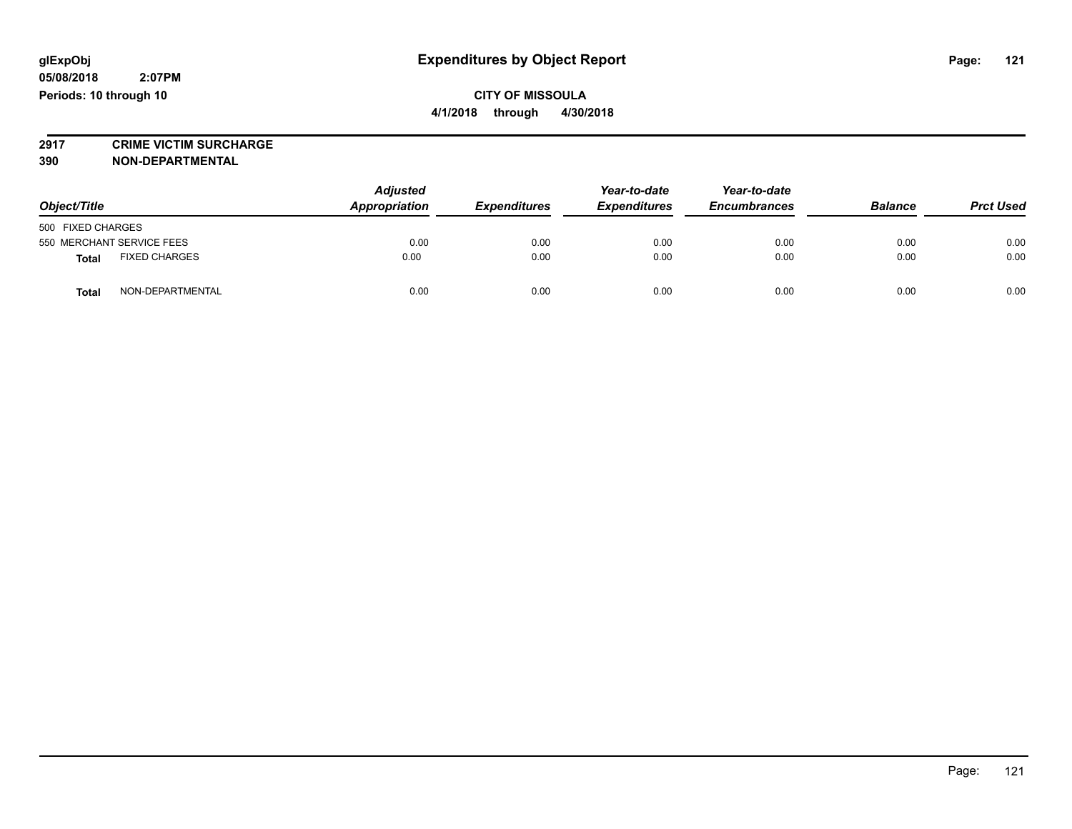glExpObj
05/08/2018 2:07PM
Periods: 10 through 10

# Expenditures by Object Report

**CITY OF MISSOULA**
**4/1/2018 through 4/30/2018**

**2917 CRIME VICTIM SURCHARGE**
**390 NON-DEPARTMENTAL**

| Object/Title | Adjusted Appropriation | Expenditures | Year-to-date Expenditures | Year-to-date Encumbrances | Balance | Prct Used |
|---|---|---|---|---|---|---|
| 500 FIXED CHARGES | | | | | | |
| 550 MERCHANT SERVICE FEES | 0.00 | 0.00 | 0.00 | 0.00 | 0.00 | 0.00 |
| **Total** FIXED CHARGES | 0.00 | 0.00 | 0.00 | 0.00 | 0.00 | 0.00 |
| **Total** NON-DEPARTMENTAL | 0.00 | 0.00 | 0.00 | 0.00 | 0.00 | 0.00 |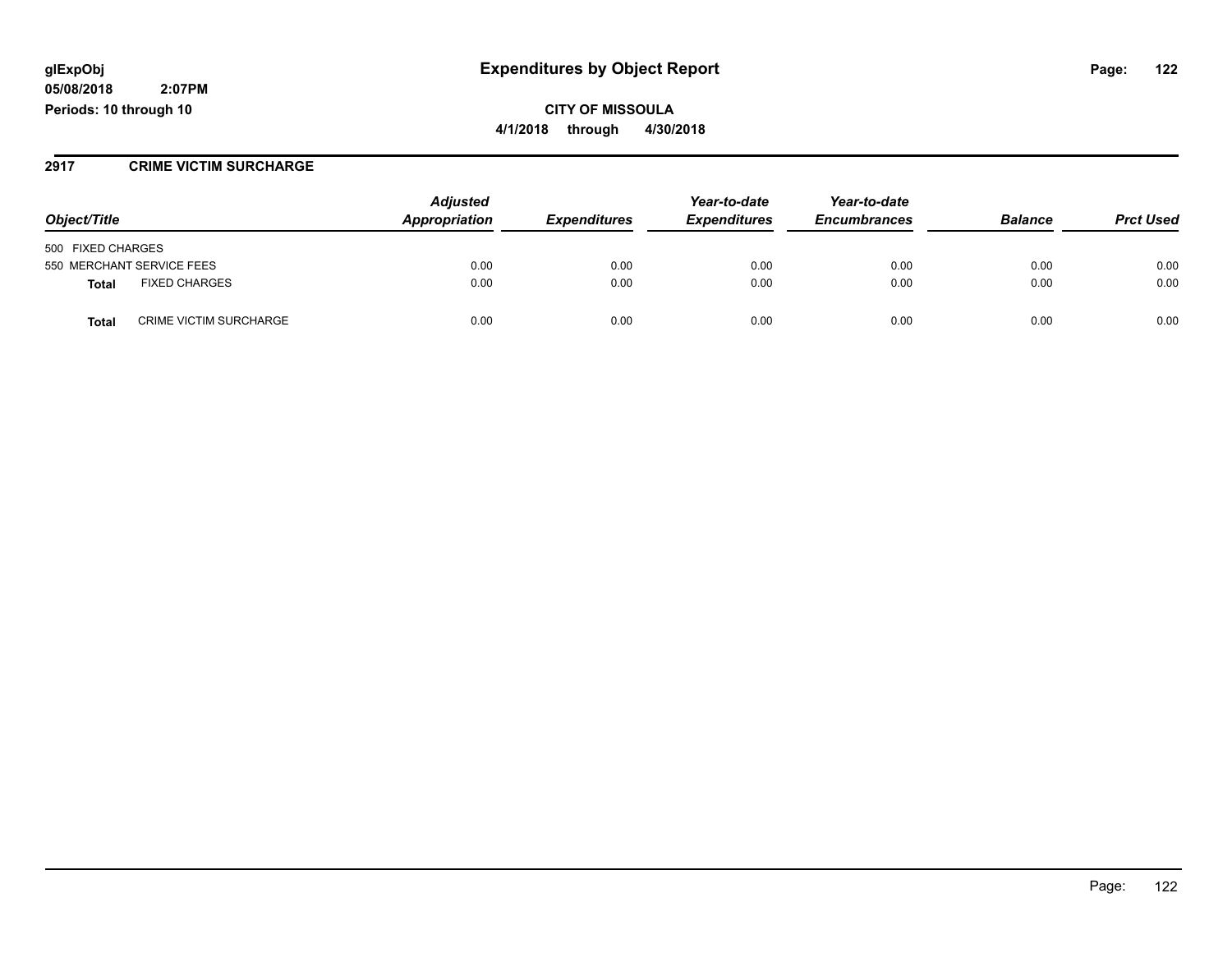**glExpObj**
**05/08/2018 2:07PM**
**Periods: 10 through 10**

# Expenditures by Object Report

**CITY OF MISSOULA**
**4/1/2018 through 4/30/2018**

## 2917 CRIME VICTIM SURCHARGE

| Object/Title | | Adjusted Appropriation | Expenditures | Year-to-date Expenditures | Year-to-date Encumbrances | Balance | Prct Used |
|---|---|---|---|---|---|---|---|
| 500 FIXED CHARGES | | | | | | | |
| 550 MERCHANT SERVICE FEES | | 0.00 | 0.00 | 0.00 | 0.00 | 0.00 | 0.00 |
| **Total** | FIXED CHARGES | 0.00 | 0.00 | 0.00 | 0.00 | 0.00 | 0.00 |
| **Total** | CRIME VICTIM SURCHARGE | 0.00 | 0.00 | 0.00 | 0.00 | 0.00 | 0.00 |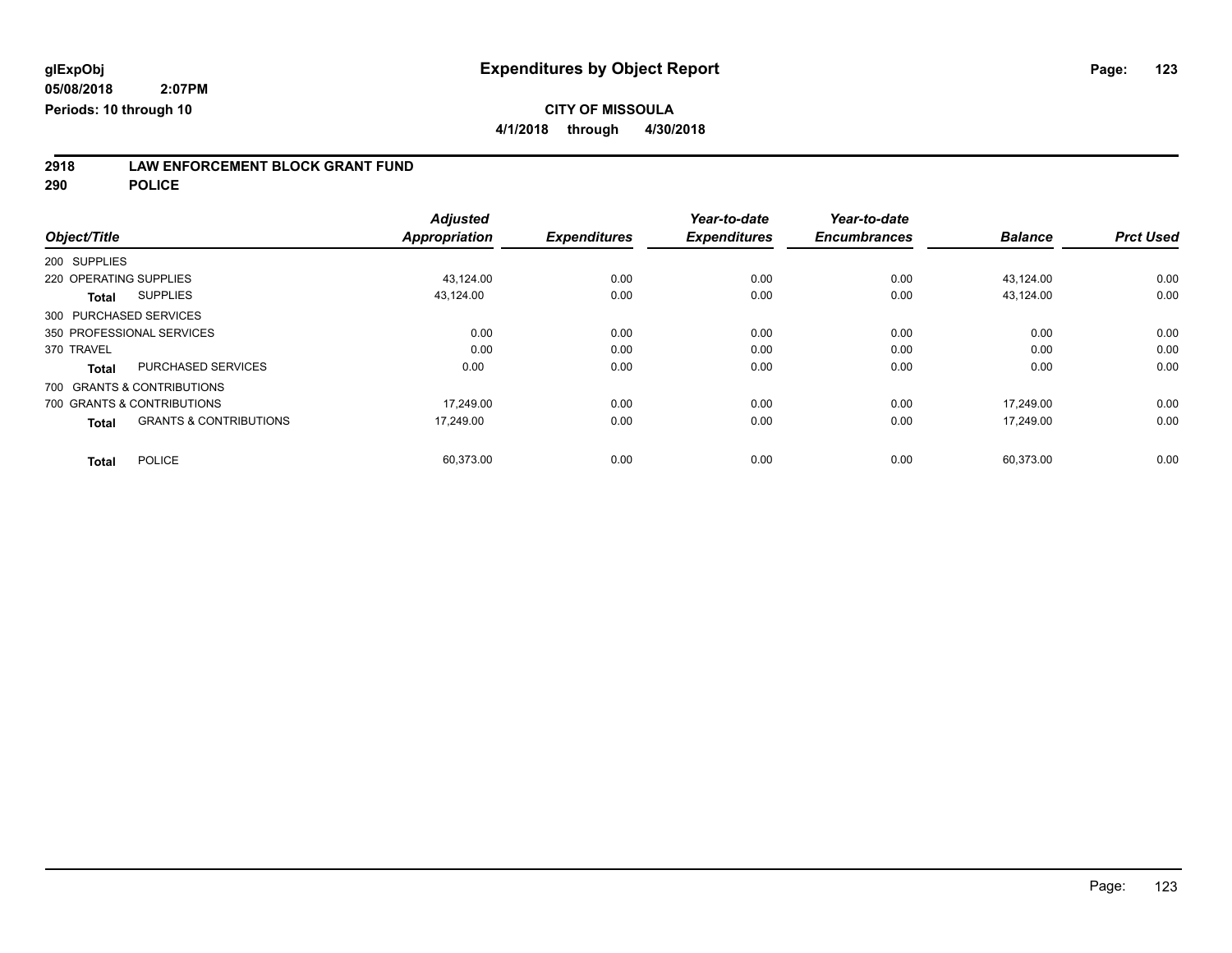glExpObj
05/08/2018 2:07PM
Periods: 10 through 10

# Expenditures by Object Report

**CITY OF MISSOULA**
**4/1/2018 through 4/30/2018**

## 2918 LAW ENFORCEMENT BLOCK GRANT FUND
## 290 POLICE

| Object/Title | Adjusted Appropriation | Expenditures | Year-to-date Expenditures | Year-to-date Encumbrances | Balance | Prct Used |
|---|---|---|---|---|---|---|
| 200 SUPPLIES | | | | | | |
| 220 OPERATING SUPPLIES | 43,124.00 | 0.00 | 0.00 | 0.00 | 43,124.00 | 0.00 |
| **Total** SUPPLIES | 43,124.00 | 0.00 | 0.00 | 0.00 | 43,124.00 | 0.00 |
| 300 PURCHASED SERVICES | | | | | | |
| 350 PROFESSIONAL SERVICES | 0.00 | 0.00 | 0.00 | 0.00 | 0.00 | 0.00 |
| 370 TRAVEL | 0.00 | 0.00 | 0.00 | 0.00 | 0.00 | 0.00 |
| **Total** PURCHASED SERVICES | 0.00 | 0.00 | 0.00 | 0.00 | 0.00 | 0.00 |
| 700 GRANTS & CONTRIBUTIONS | | | | | | |
| 700 GRANTS & CONTRIBUTIONS | 17,249.00 | 0.00 | 0.00 | 0.00 | 17,249.00 | 0.00 |
| **Total** GRANTS & CONTRIBUTIONS | 17,249.00 | 0.00 | 0.00 | 0.00 | 17,249.00 | 0.00 |
| **Total** POLICE | 60,373.00 | 0.00 | 0.00 | 0.00 | 60,373.00 | 0.00 |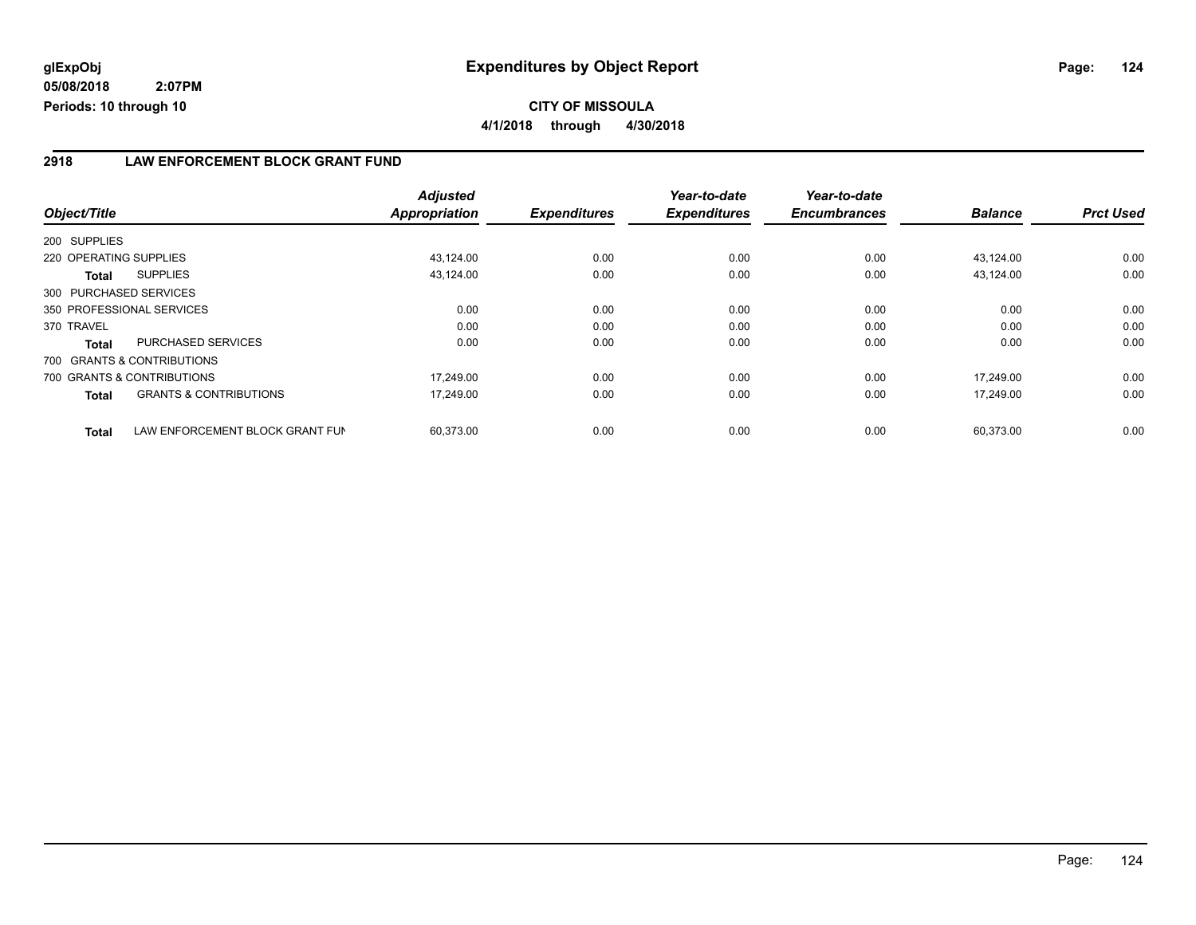**glExpObj**
**05/08/2018 2:07PM**
**Periods: 10 through 10**

# Expenditures by Object Report

**CITY OF MISSOULA**
**4/1/2018 through 4/30/2018**

## 2918 LAW ENFORCEMENT BLOCK GRANT FUND

| Object/Title | | *Adjusted Appropriation* | *Expenditures* | *Year-to-date Expenditures* | *Year-to-date Encumbrances* | *Balance* | *Prct Used* |
|---|---|---|---|---|---|---|---|
| 200 SUPPLIES | | | | | | | |
| 220 OPERATING SUPPLIES | | 43,124.00 | 0.00 | 0.00 | 0.00 | 43,124.00 | 0.00 |
| **Total** | SUPPLIES | 43,124.00 | 0.00 | 0.00 | 0.00 | 43,124.00 | 0.00 |
| 300 PURCHASED SERVICES | | | | | | | |
| 350 PROFESSIONAL SERVICES | | 0.00 | 0.00 | 0.00 | 0.00 | 0.00 | 0.00 |
| 370 TRAVEL | | 0.00 | 0.00 | 0.00 | 0.00 | 0.00 | 0.00 |
| **Total** | PURCHASED SERVICES | 0.00 | 0.00 | 0.00 | 0.00 | 0.00 | 0.00 |
| 700 GRANTS & CONTRIBUTIONS | | | | | | | |
| 700 GRANTS & CONTRIBUTIONS | | 17,249.00 | 0.00 | 0.00 | 0.00 | 17,249.00 | 0.00 |
| **Total** | GRANTS & CONTRIBUTIONS | 17,249.00 | 0.00 | 0.00 | 0.00 | 17,249.00 | 0.00 |
| **Total** | LAW ENFORCEMENT BLOCK GRANT FUN | 60,373.00 | 0.00 | 0.00 | 0.00 | 60,373.00 | 0.00 |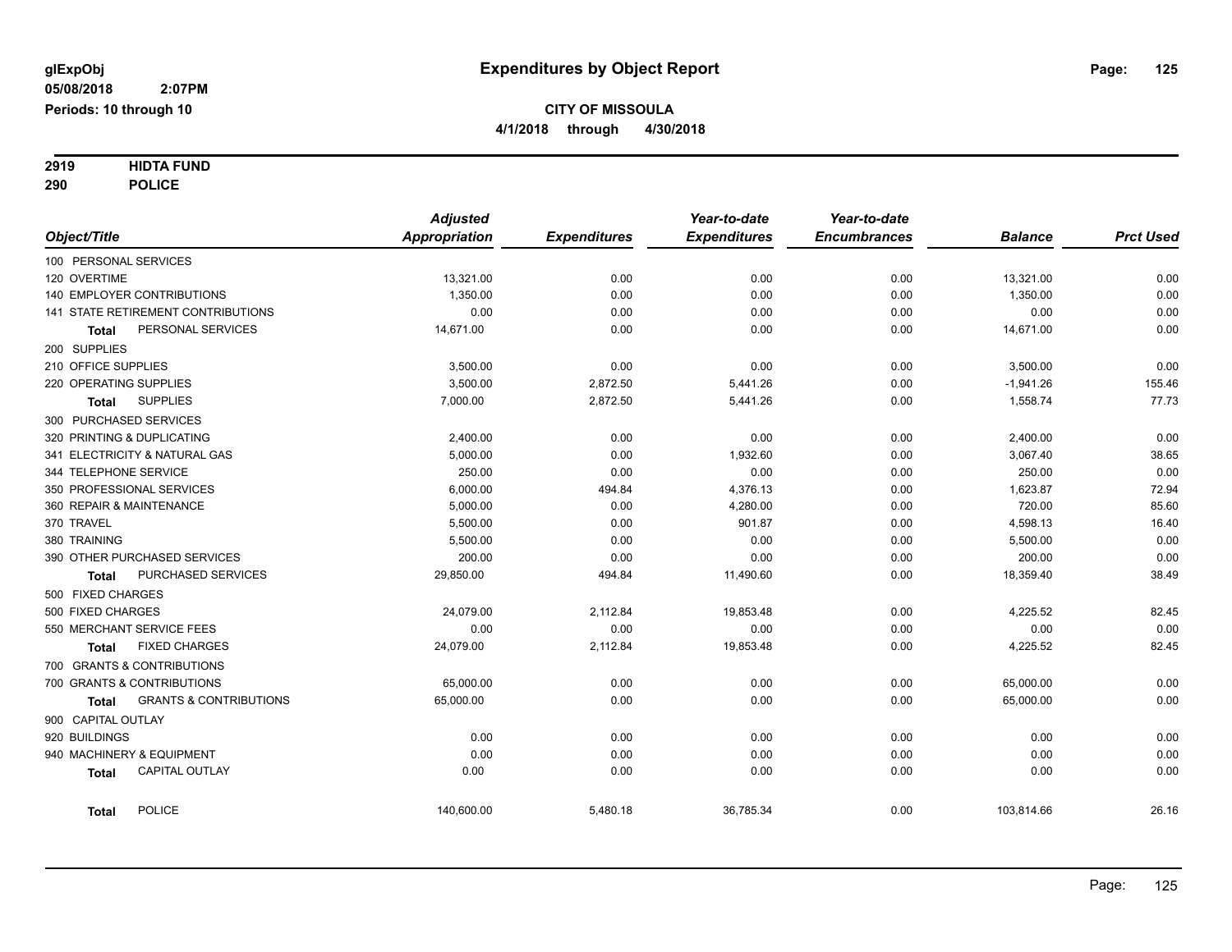# Expenditures by Object Report

glExpObj
05/08/2018 2:07PM
Periods: 10 through 10

**CITY OF MISSOULA**
**4/1/2018 through 4/30/2018**

**2919 HIDTA FUND**
**290 POLICE**

| Object/Title | Adjusted Appropriation | Expenditures | Year-to-date Expenditures | Year-to-date Encumbrances | Balance | Prct Used |
|---|---|---|---|---|---|---|
| 100 PERSONAL SERVICES | | | | | | |
| 120 OVERTIME | 13,321.00 | 0.00 | 0.00 | 0.00 | 13,321.00 | 0.00 |
| 140 EMPLOYER CONTRIBUTIONS | 1,350.00 | 0.00 | 0.00 | 0.00 | 1,350.00 | 0.00 |
| 141 STATE RETIREMENT CONTRIBUTIONS | 0.00 | 0.00 | 0.00 | 0.00 | 0.00 | 0.00 |
| **Total** PERSONAL SERVICES | 14,671.00 | 0.00 | 0.00 | 0.00 | 14,671.00 | 0.00 |
| 200 SUPPLIES | | | | | | |
| 210 OFFICE SUPPLIES | 3,500.00 | 0.00 | 0.00 | 0.00 | 3,500.00 | 0.00 |
| 220 OPERATING SUPPLIES | 3,500.00 | 2,872.50 | 5,441.26 | 0.00 | -1,941.26 | 155.46 |
| **Total** SUPPLIES | 7,000.00 | 2,872.50 | 5,441.26 | 0.00 | 1,558.74 | 77.73 |
| 300 PURCHASED SERVICES | | | | | | |
| 320 PRINTING & DUPLICATING | 2,400.00 | 0.00 | 0.00 | 0.00 | 2,400.00 | 0.00 |
| 341 ELECTRICITY & NATURAL GAS | 5,000.00 | 0.00 | 1,932.60 | 0.00 | 3,067.40 | 38.65 |
| 344 TELEPHONE SERVICE | 250.00 | 0.00 | 0.00 | 0.00 | 250.00 | 0.00 |
| 350 PROFESSIONAL SERVICES | 6,000.00 | 494.84 | 4,376.13 | 0.00 | 1,623.87 | 72.94 |
| 360 REPAIR & MAINTENANCE | 5,000.00 | 0.00 | 4,280.00 | 0.00 | 720.00 | 85.60 |
| 370 TRAVEL | 5,500.00 | 0.00 | 901.87 | 0.00 | 4,598.13 | 16.40 |
| 380 TRAINING | 5,500.00 | 0.00 | 0.00 | 0.00 | 5,500.00 | 0.00 |
| 390 OTHER PURCHASED SERVICES | 200.00 | 0.00 | 0.00 | 0.00 | 200.00 | 0.00 |
| **Total** PURCHASED SERVICES | 29,850.00 | 494.84 | 11,490.60 | 0.00 | 18,359.40 | 38.49 |
| 500 FIXED CHARGES | | | | | | |
| 500 FIXED CHARGES | 24,079.00 | 2,112.84 | 19,853.48 | 0.00 | 4,225.52 | 82.45 |
| 550 MERCHANT SERVICE FEES | 0.00 | 0.00 | 0.00 | 0.00 | 0.00 | 0.00 |
| **Total** FIXED CHARGES | 24,079.00 | 2,112.84 | 19,853.48 | 0.00 | 4,225.52 | 82.45 |
| 700 GRANTS & CONTRIBUTIONS | | | | | | |
| 700 GRANTS & CONTRIBUTIONS | 65,000.00 | 0.00 | 0.00 | 0.00 | 65,000.00 | 0.00 |
| **Total** GRANTS & CONTRIBUTIONS | 65,000.00 | 0.00 | 0.00 | 0.00 | 65,000.00 | 0.00 |
| 900 CAPITAL OUTLAY | | | | | | |
| 920 BUILDINGS | 0.00 | 0.00 | 0.00 | 0.00 | 0.00 | 0.00 |
| 940 MACHINERY & EQUIPMENT | 0.00 | 0.00 | 0.00 | 0.00 | 0.00 | 0.00 |
| **Total** CAPITAL OUTLAY | 0.00 | 0.00 | 0.00 | 0.00 | 0.00 | 0.00 |
| **Total** POLICE | 140,600.00 | 5,480.18 | 36,785.34 | 0.00 | 103,814.66 | 26.16 |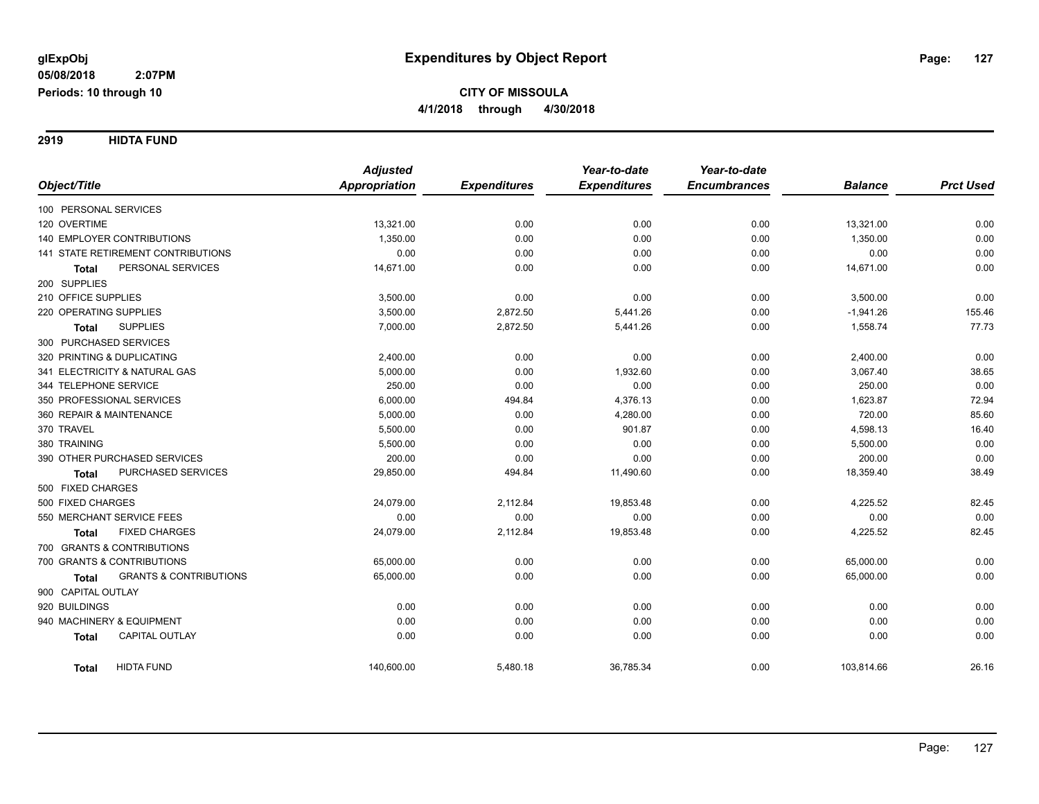**glExpObj**
**05/08/2018 2:07PM**
**Periods: 10 through 10**

# Expenditures by Object Report

**CITY OF MISSOULA**
**4/1/2018 through 4/30/2018**

## 2919 HIDTA FUND

| Object/Title | | Adjusted Appropriation | Expenditures | Year-to-date Expenditures | Year-to-date Encumbrances | Balance | Prct Used |
|---|---|---|---|---|---|---|---|
| 100 PERSONAL SERVICES | | | | | | | |
| 120 OVERTIME | | 13,321.00 | 0.00 | 0.00 | 0.00 | 13,321.00 | 0.00 |
| 140 EMPLOYER CONTRIBUTIONS | | 1,350.00 | 0.00 | 0.00 | 0.00 | 1,350.00 | 0.00 |
| 141 STATE RETIREMENT CONTRIBUTIONS | | 0.00 | 0.00 | 0.00 | 0.00 | 0.00 | 0.00 |
| **Total** | PERSONAL SERVICES | 14,671.00 | 0.00 | 0.00 | 0.00 | 14,671.00 | 0.00 |
| 200 SUPPLIES | | | | | | | |
| 210 OFFICE SUPPLIES | | 3,500.00 | 0.00 | 0.00 | 0.00 | 3,500.00 | 0.00 |
| 220 OPERATING SUPPLIES | | 3,500.00 | 2,872.50 | 5,441.26 | 0.00 | -1,941.26 | 155.46 |
| **Total** | SUPPLIES | 7,000.00 | 2,872.50 | 5,441.26 | 0.00 | 1,558.74 | 77.73 |
| 300 PURCHASED SERVICES | | | | | | | |
| 320 PRINTING & DUPLICATING | | 2,400.00 | 0.00 | 0.00 | 0.00 | 2,400.00 | 0.00 |
| 341 ELECTRICITY & NATURAL GAS | | 5,000.00 | 0.00 | 1,932.60 | 0.00 | 3,067.40 | 38.65 |
| 344 TELEPHONE SERVICE | | 250.00 | 0.00 | 0.00 | 0.00 | 250.00 | 0.00 |
| 350 PROFESSIONAL SERVICES | | 6,000.00 | 494.84 | 4,376.13 | 0.00 | 1,623.87 | 72.94 |
| 360 REPAIR & MAINTENANCE | | 5,000.00 | 0.00 | 4,280.00 | 0.00 | 720.00 | 85.60 |
| 370 TRAVEL | | 5,500.00 | 0.00 | 901.87 | 0.00 | 4,598.13 | 16.40 |
| 380 TRAINING | | 5,500.00 | 0.00 | 0.00 | 0.00 | 5,500.00 | 0.00 |
| 390 OTHER PURCHASED SERVICES | | 200.00 | 0.00 | 0.00 | 0.00 | 200.00 | 0.00 |
| **Total** | PURCHASED SERVICES | 29,850.00 | 494.84 | 11,490.60 | 0.00 | 18,359.40 | 38.49 |
| 500 FIXED CHARGES | | | | | | | |
| 500 FIXED CHARGES | | 24,079.00 | 2,112.84 | 19,853.48 | 0.00 | 4,225.52 | 82.45 |
| 550 MERCHANT SERVICE FEES | | 0.00 | 0.00 | 0.00 | 0.00 | 0.00 | 0.00 |
| **Total** | FIXED CHARGES | 24,079.00 | 2,112.84 | 19,853.48 | 0.00 | 4,225.52 | 82.45 |
| 700 GRANTS & CONTRIBUTIONS | | | | | | | |
| 700 GRANTS & CONTRIBUTIONS | | 65,000.00 | 0.00 | 0.00 | 0.00 | 65,000.00 | 0.00 |
| **Total** | GRANTS & CONTRIBUTIONS | 65,000.00 | 0.00 | 0.00 | 0.00 | 65,000.00 | 0.00 |
| 900 CAPITAL OUTLAY | | | | | | | |
| 920 BUILDINGS | | 0.00 | 0.00 | 0.00 | 0.00 | 0.00 | 0.00 |
| 940 MACHINERY & EQUIPMENT | | 0.00 | 0.00 | 0.00 | 0.00 | 0.00 | 0.00 |
| **Total** | CAPITAL OUTLAY | 0.00 | 0.00 | 0.00 | 0.00 | 0.00 | 0.00 |
| **Total** | HIDTA FUND | 140,600.00 | 5,480.18 | 36,785.34 | 0.00 | 103,814.66 | 26.16 |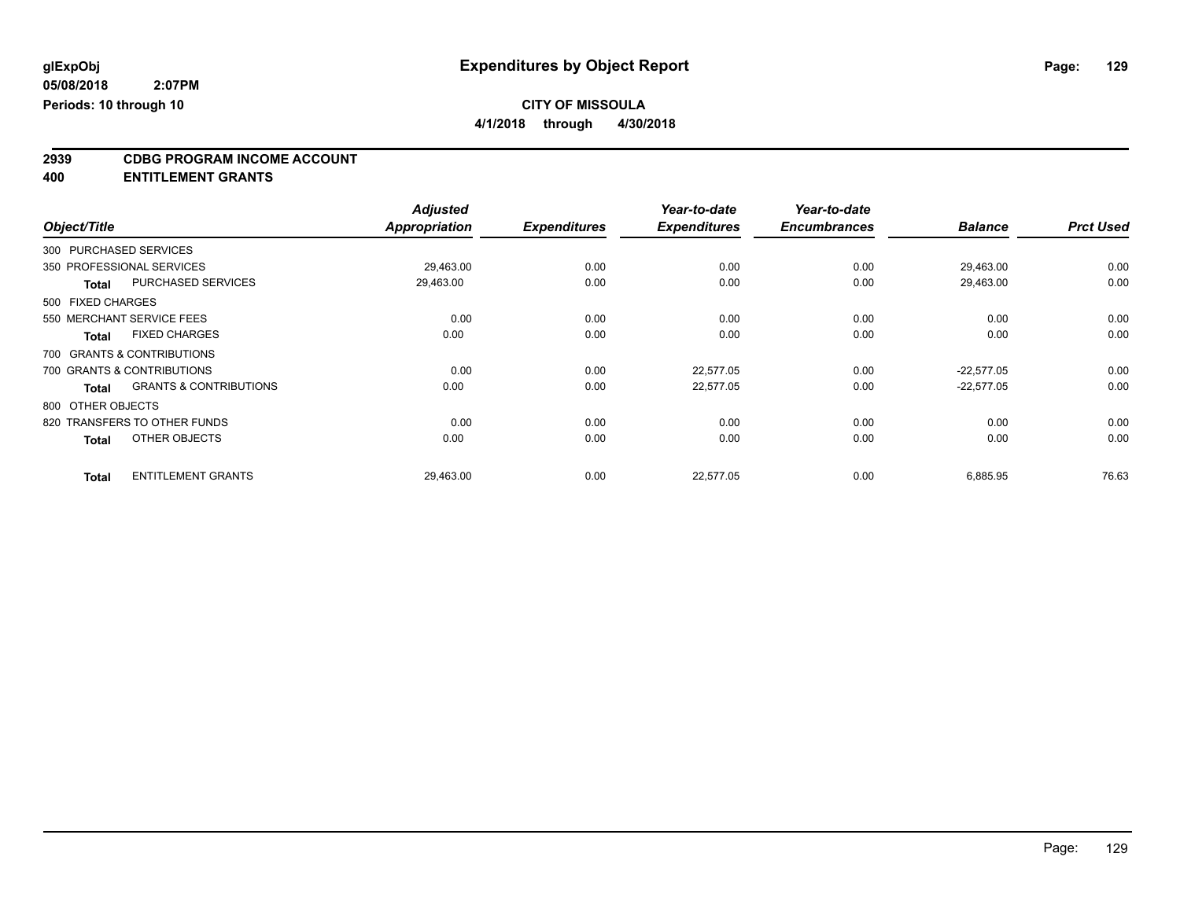**glExpObj** **Expenditures by Object Report**
**05/08/2018 2:07PM**
**Periods: 10 through 10**

**CITY OF MISSOULA**
**4/1/2018 through 4/30/2018**

**2939 CDBG PROGRAM INCOME ACCOUNT**
**400 ENTITLEMENT GRANTS**

| Object/Title | | Adjusted Appropriation | Expenditures | Year-to-date Expenditures | Year-to-date Encumbrances | Balance | Prct Used |
|---|---|---|---|---|---|---|---|
| 300 PURCHASED SERVICES | | | | | | | |
| 350 PROFESSIONAL SERVICES | | 29,463.00 | 0.00 | 0.00 | 0.00 | 29,463.00 | 0.00 |
| Total | PURCHASED SERVICES | 29,463.00 | 0.00 | 0.00 | 0.00 | 29,463.00 | 0.00 |
| 500 FIXED CHARGES | | | | | | | |
| 550 MERCHANT SERVICE FEES | | 0.00 | 0.00 | 0.00 | 0.00 | 0.00 | 0.00 |
| Total | FIXED CHARGES | 0.00 | 0.00 | 0.00 | 0.00 | 0.00 | 0.00 |
| 700 GRANTS & CONTRIBUTIONS | | | | | | | |
| 700 GRANTS & CONTRIBUTIONS | | 0.00 | 0.00 | 22,577.05 | 0.00 | -22,577.05 | 0.00 |
| Total | GRANTS & CONTRIBUTIONS | 0.00 | 0.00 | 22,577.05 | 0.00 | -22,577.05 | 0.00 |
| 800 OTHER OBJECTS | | | | | | | |
| 820 TRANSFERS TO OTHER FUNDS | | 0.00 | 0.00 | 0.00 | 0.00 | 0.00 | 0.00 |
| Total | OTHER OBJECTS | 0.00 | 0.00 | 0.00 | 0.00 | 0.00 | 0.00 |
| Total | ENTITLEMENT GRANTS | 29,463.00 | 0.00 | 22,577.05 | 0.00 | 6,885.95 | 76.63 |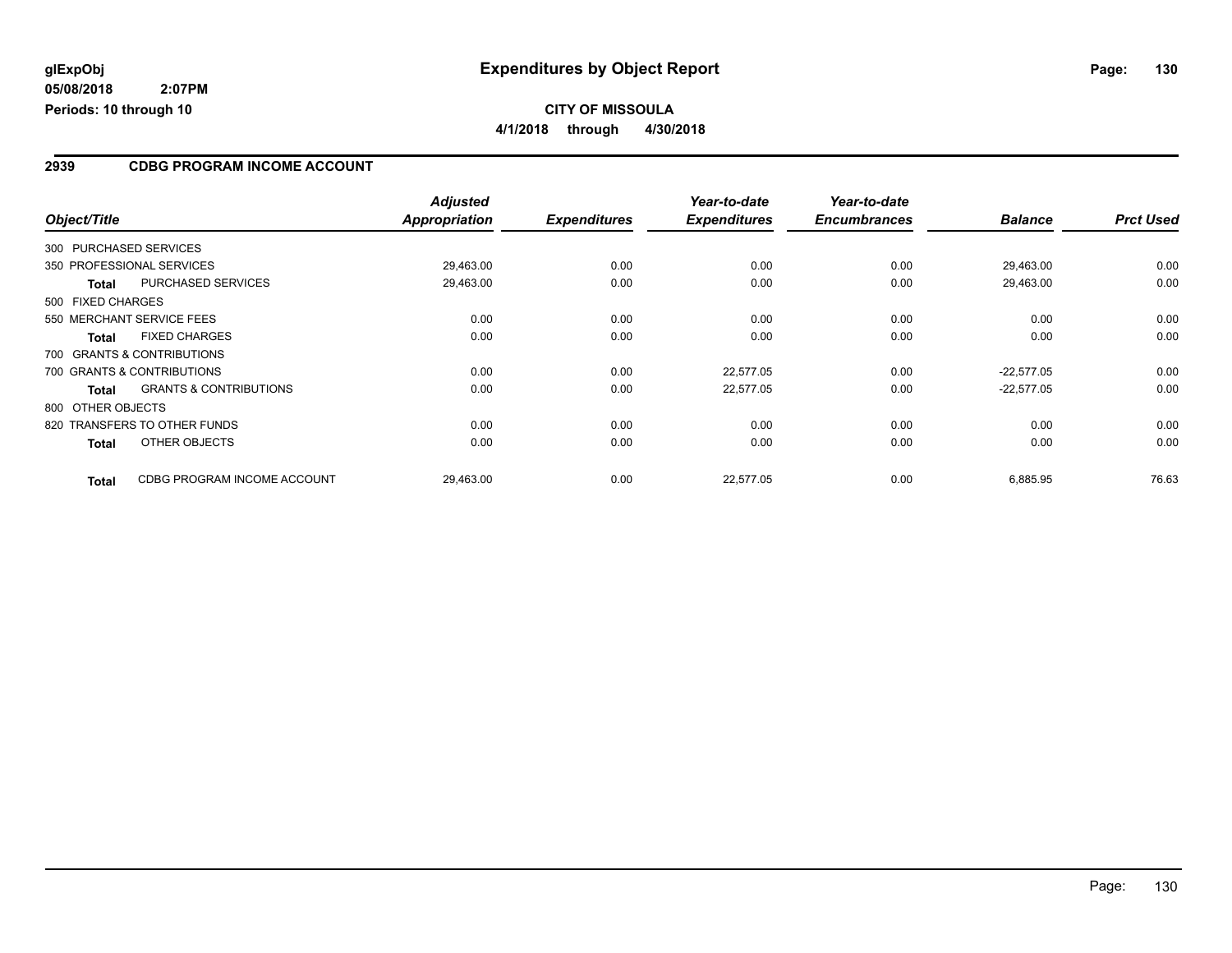**glExpObj** **Expenditures by Object Report**
**05/08/2018 2:07PM**
**Periods: 10 through 10**

**CITY OF MISSOULA**
**4/1/2018 through 4/30/2018**

## 2939 CDBG PROGRAM INCOME ACCOUNT

| Object/Title | | Adjusted Appropriation | Expenditures | Year-to-date Expenditures | Year-to-date Encumbrances | Balance | Prct Used |
|---|---|---|---|---|---|---|---|
| 300 PURCHASED SERVICES | | | | | | | |
| 350 PROFESSIONAL SERVICES | | 29,463.00 | 0.00 | 0.00 | 0.00 | 29,463.00 | 0.00 |
| **Total** | PURCHASED SERVICES | 29,463.00 | 0.00 | 0.00 | 0.00 | 29,463.00 | 0.00 |
| 500 FIXED CHARGES | | | | | | | |
| 550 MERCHANT SERVICE FEES | | 0.00 | 0.00 | 0.00 | 0.00 | 0.00 | 0.00 |
| **Total** | FIXED CHARGES | 0.00 | 0.00 | 0.00 | 0.00 | 0.00 | 0.00 |
| 700 GRANTS & CONTRIBUTIONS | | | | | | | |
| 700 GRANTS & CONTRIBUTIONS | | 0.00 | 0.00 | 22,577.05 | 0.00 | -22,577.05 | 0.00 |
| **Total** | GRANTS & CONTRIBUTIONS | 0.00 | 0.00 | 22,577.05 | 0.00 | -22,577.05 | 0.00 |
| 800 OTHER OBJECTS | | | | | | | |
| 820 TRANSFERS TO OTHER FUNDS | | 0.00 | 0.00 | 0.00 | 0.00 | 0.00 | 0.00 |
| **Total** | OTHER OBJECTS | 0.00 | 0.00 | 0.00 | 0.00 | 0.00 | 0.00 |
| **Total** | CDBG PROGRAM INCOME ACCOUNT | 29,463.00 | 0.00 | 22,577.05 | 0.00 | 6,885.95 | 76.63 |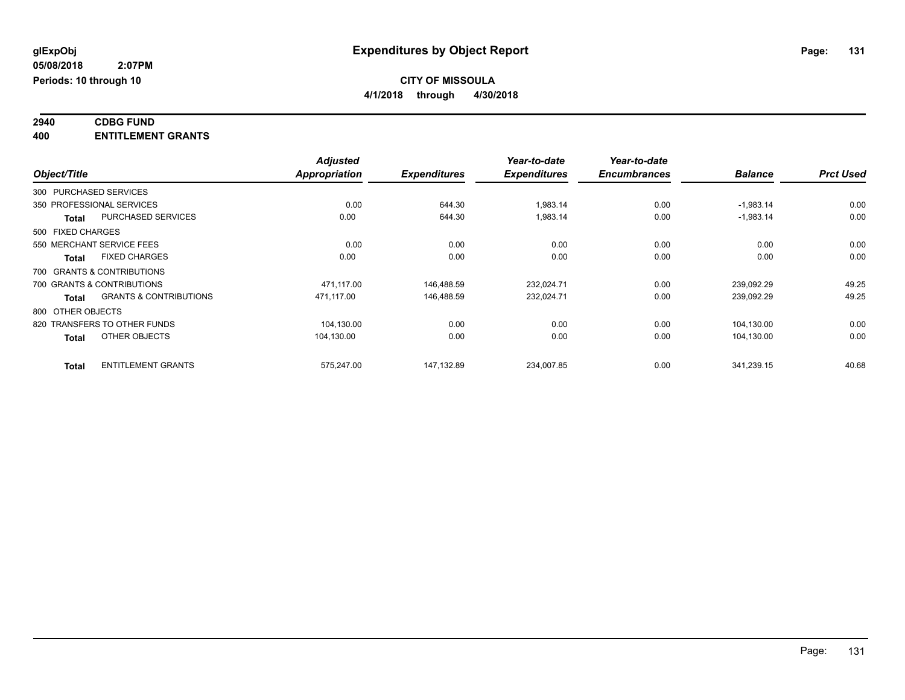# Expenditures by Object Report

**CITY OF MISSOULA**

**4/1/2018 through 4/30/2018**

glExpObj
05/08/2018 2:07PM
Periods: 10 through 10

**2940 CDBG FUND**
**400 ENTITLEMENT GRANTS**

| Object/Title | Adjusted Appropriation | Expenditures | Year-to-date Expenditures | Year-to-date Encumbrances | Balance | Prct Used |
|---|---|---|---|---|---|---|
| 300 PURCHASED SERVICES | | | | | | |
| 350 PROFESSIONAL SERVICES | 0.00 | 644.30 | 1,983.14 | 0.00 | -1,983.14 | 0.00 |
| **Total** PURCHASED SERVICES | 0.00 | 644.30 | 1,983.14 | 0.00 | -1,983.14 | 0.00 |
| 500 FIXED CHARGES | | | | | | |
| 550 MERCHANT SERVICE FEES | 0.00 | 0.00 | 0.00 | 0.00 | 0.00 | 0.00 |
| **Total** FIXED CHARGES | 0.00 | 0.00 | 0.00 | 0.00 | 0.00 | 0.00 |
| 700 GRANTS & CONTRIBUTIONS | | | | | | |
| 700 GRANTS & CONTRIBUTIONS | 471,117.00 | 146,488.59 | 232,024.71 | 0.00 | 239,092.29 | 49.25 |
| **Total** GRANTS & CONTRIBUTIONS | 471,117.00 | 146,488.59 | 232,024.71 | 0.00 | 239,092.29 | 49.25 |
| 800 OTHER OBJECTS | | | | | | |
| 820 TRANSFERS TO OTHER FUNDS | 104,130.00 | 0.00 | 0.00 | 0.00 | 104,130.00 | 0.00 |
| **Total** OTHER OBJECTS | 104,130.00 | 0.00 | 0.00 | 0.00 | 104,130.00 | 0.00 |
| **Total** ENTITLEMENT GRANTS | 575,247.00 | 147,132.89 | 234,007.85 | 0.00 | 341,239.15 | 40.68 |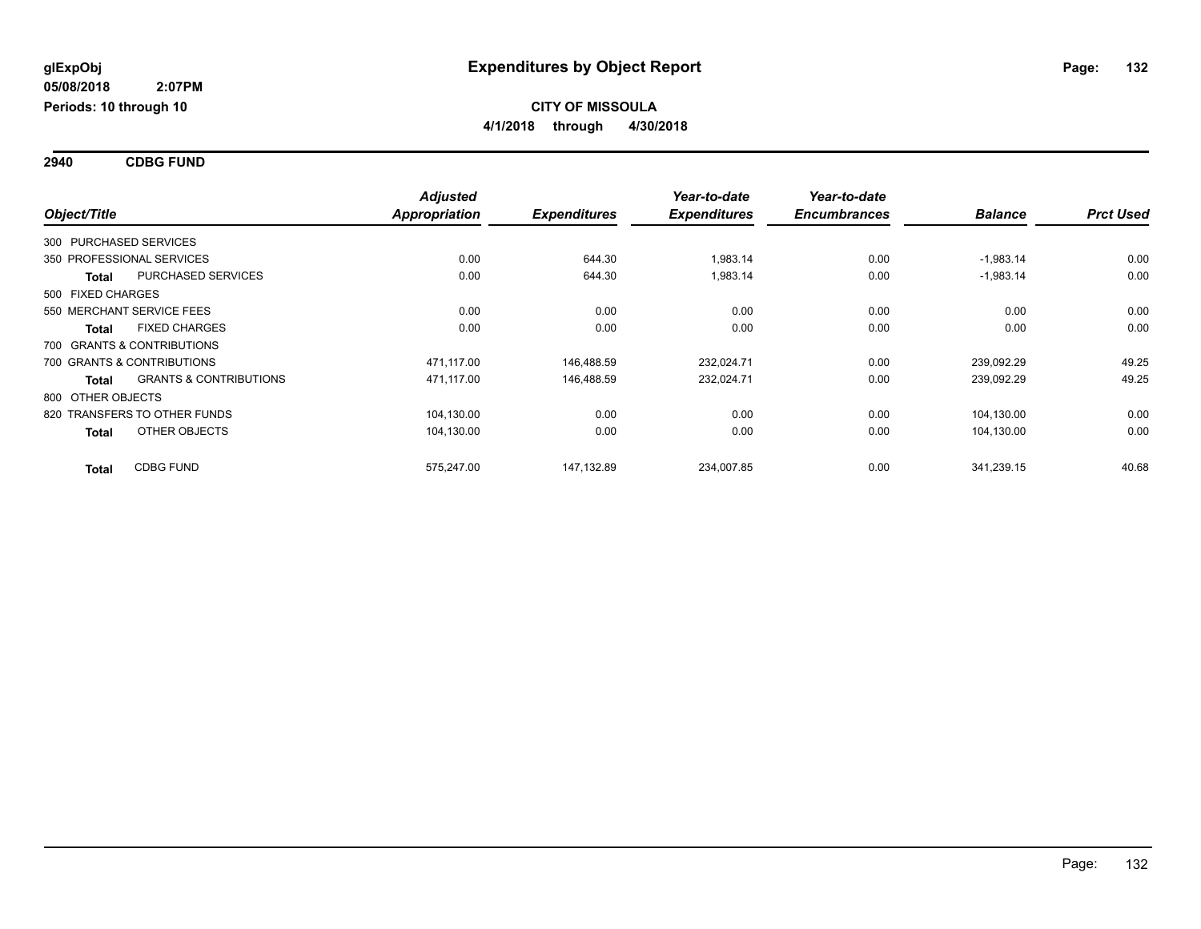glExpObj
05/08/2018 2:07PM
Periods: 10 through 10

# Expenditures by Object Report

**CITY OF MISSOULA**
**4/1/2018 through 4/30/2018**

## 2940 CDBG FUND

| Object/Title | | Adjusted Appropriation | Expenditures | Year-to-date Expenditures | Year-to-date Encumbrances | Balance | Prct Used |
|---|---|---|---|---|---|---|---|
| 300 PURCHASED SERVICES | | | | | | | |
| 350 PROFESSIONAL SERVICES | | 0.00 | 644.30 | 1,983.14 | 0.00 | -1,983.14 | 0.00 |
| **Total** | PURCHASED SERVICES | 0.00 | 644.30 | 1,983.14 | 0.00 | -1,983.14 | 0.00 |
| 500 FIXED CHARGES | | | | | | | |
| 550 MERCHANT SERVICE FEES | | 0.00 | 0.00 | 0.00 | 0.00 | 0.00 | 0.00 |
| **Total** | FIXED CHARGES | 0.00 | 0.00 | 0.00 | 0.00 | 0.00 | 0.00 |
| 700 GRANTS & CONTRIBUTIONS | | | | | | | |
| 700 GRANTS & CONTRIBUTIONS | | 471,117.00 | 146,488.59 | 232,024.71 | 0.00 | 239,092.29 | 49.25 |
| **Total** | GRANTS & CONTRIBUTIONS | 471,117.00 | 146,488.59 | 232,024.71 | 0.00 | 239,092.29 | 49.25 |
| 800 OTHER OBJECTS | | | | | | | |
| 820 TRANSFERS TO OTHER FUNDS | | 104,130.00 | 0.00 | 0.00 | 0.00 | 104,130.00 | 0.00 |
| **Total** | OTHER OBJECTS | 104,130.00 | 0.00 | 0.00 | 0.00 | 104,130.00 | 0.00 |
| **Total** | CDBG FUND | 575,247.00 | 147,132.89 | 234,007.85 | 0.00 | 341,239.15 | 40.68 |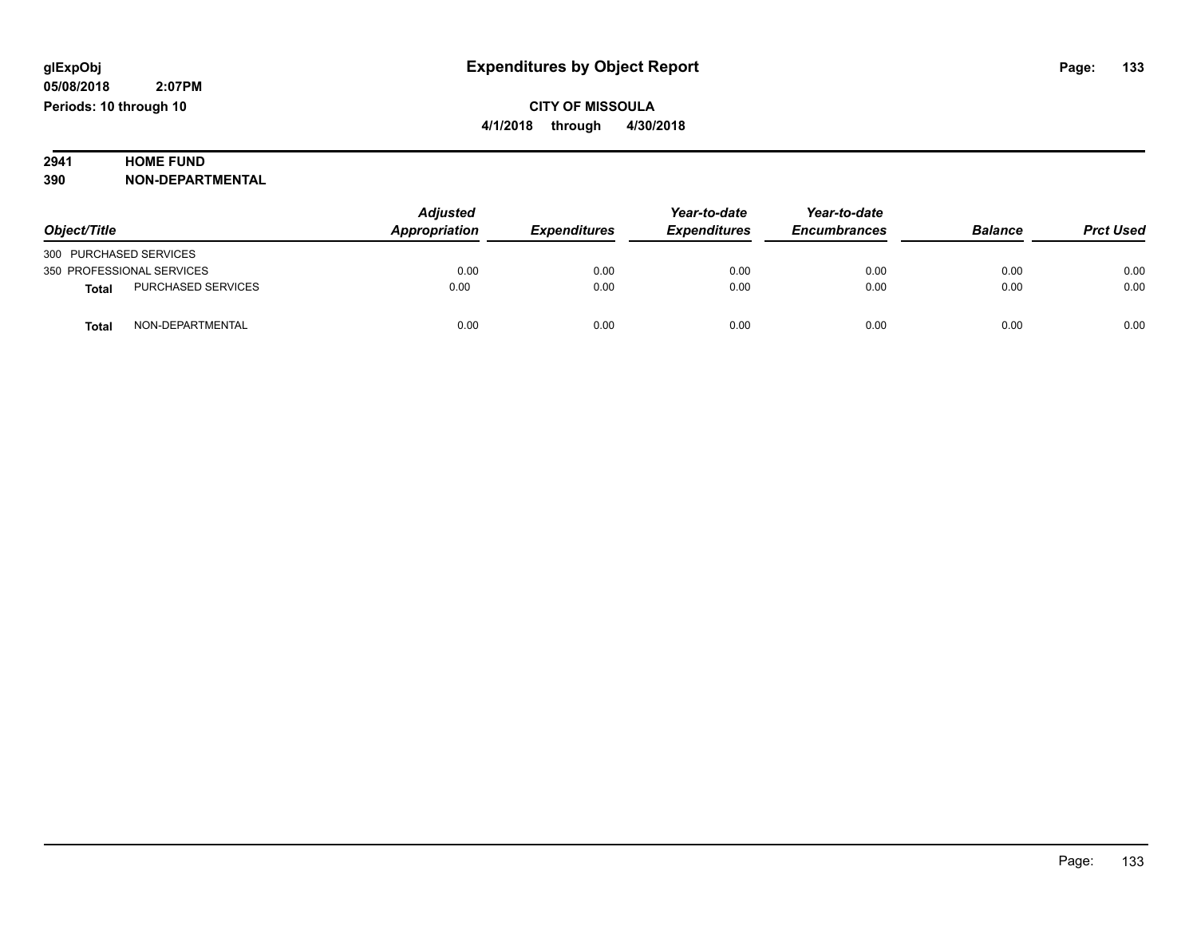**glExpObj**
**05/08/2018 2:07PM**
**Periods: 10 through 10**

# Expenditures by Object Report

**CITY OF MISSOULA**
**4/1/2018 through 4/30/2018**

**2941 HOME FUND**
**390 NON-DEPARTMENTAL**

| Object/Title | Adjusted Appropriation | Expenditures | Year-to-date Expenditures | Year-to-date Encumbrances | Balance | Prct Used |
|---|---|---|---|---|---|---|
| 300 PURCHASED SERVICES | | | | | | |
| 350 PROFESSIONAL SERVICES | 0.00 | 0.00 | 0.00 | 0.00 | 0.00 | 0.00 |
| **Total** PURCHASED SERVICES | 0.00 | 0.00 | 0.00 | 0.00 | 0.00 | 0.00 |
| **Total** NON-DEPARTMENTAL | 0.00 | 0.00 | 0.00 | 0.00 | 0.00 | 0.00 |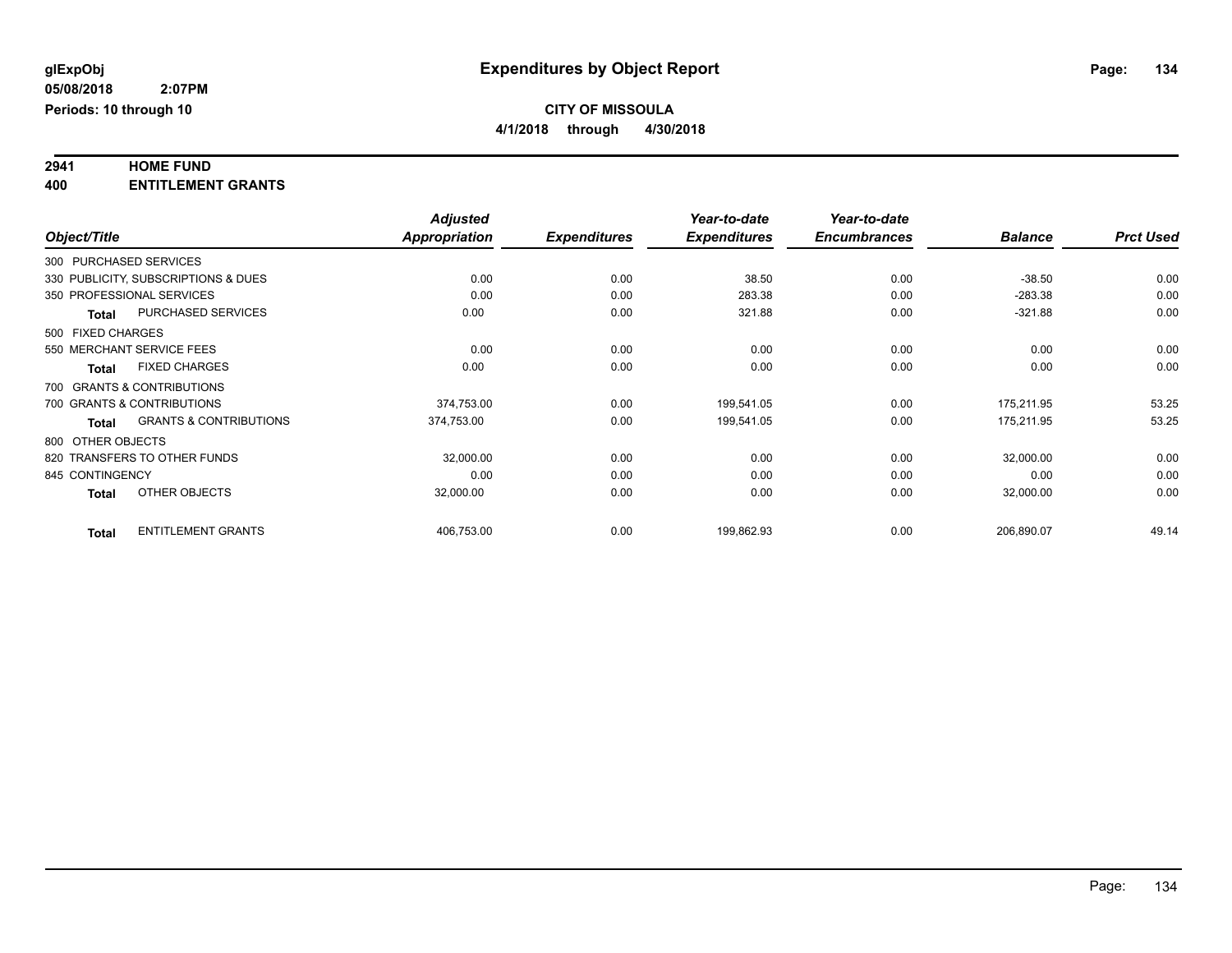**glExpObj** | **Expenditures by Object Report**

**05/08/2018 2:07PM**

**Periods: 10 through 10**

**CITY OF MISSOULA**

**4/1/2018 through 4/30/2018**

**2941 HOME FUND**

**400 ENTITLEMENT GRANTS**

| Object/Title | Adjusted Appropriation | Expenditures | Year-to-date Expenditures | Year-to-date Encumbrances | Balance | Prct Used |
|---|---|---|---|---|---|---|
| 300 PURCHASED SERVICES | | | | | | |
| 330 PUBLICITY, SUBSCRIPTIONS & DUES | 0.00 | 0.00 | 38.50 | 0.00 | -38.50 | 0.00 |
| 350 PROFESSIONAL SERVICES | 0.00 | 0.00 | 283.38 | 0.00 | -283.38 | 0.00 |
| **Total** PURCHASED SERVICES | 0.00 | 0.00 | 321.88 | 0.00 | -321.88 | 0.00 |
| 500 FIXED CHARGES | | | | | | |
| 550 MERCHANT SERVICE FEES | 0.00 | 0.00 | 0.00 | 0.00 | 0.00 | 0.00 |
| **Total** FIXED CHARGES | 0.00 | 0.00 | 0.00 | 0.00 | 0.00 | 0.00 |
| 700 GRANTS & CONTRIBUTIONS | | | | | | |
| 700 GRANTS & CONTRIBUTIONS | 374,753.00 | 0.00 | 199,541.05 | 0.00 | 175,211.95 | 53.25 |
| **Total** GRANTS & CONTRIBUTIONS | 374,753.00 | 0.00 | 199,541.05 | 0.00 | 175,211.95 | 53.25 |
| 800 OTHER OBJECTS | | | | | | |
| 820 TRANSFERS TO OTHER FUNDS | 32,000.00 | 0.00 | 0.00 | 0.00 | 32,000.00 | 0.00 |
| 845 CONTINGENCY | 0.00 | 0.00 | 0.00 | 0.00 | 0.00 | 0.00 |
| **Total** OTHER OBJECTS | 32,000.00 | 0.00 | 0.00 | 0.00 | 32,000.00 | 0.00 |
| **Total** ENTITLEMENT GRANTS | 406,753.00 | 0.00 | 199,862.93 | 0.00 | 206,890.07 | 49.14 |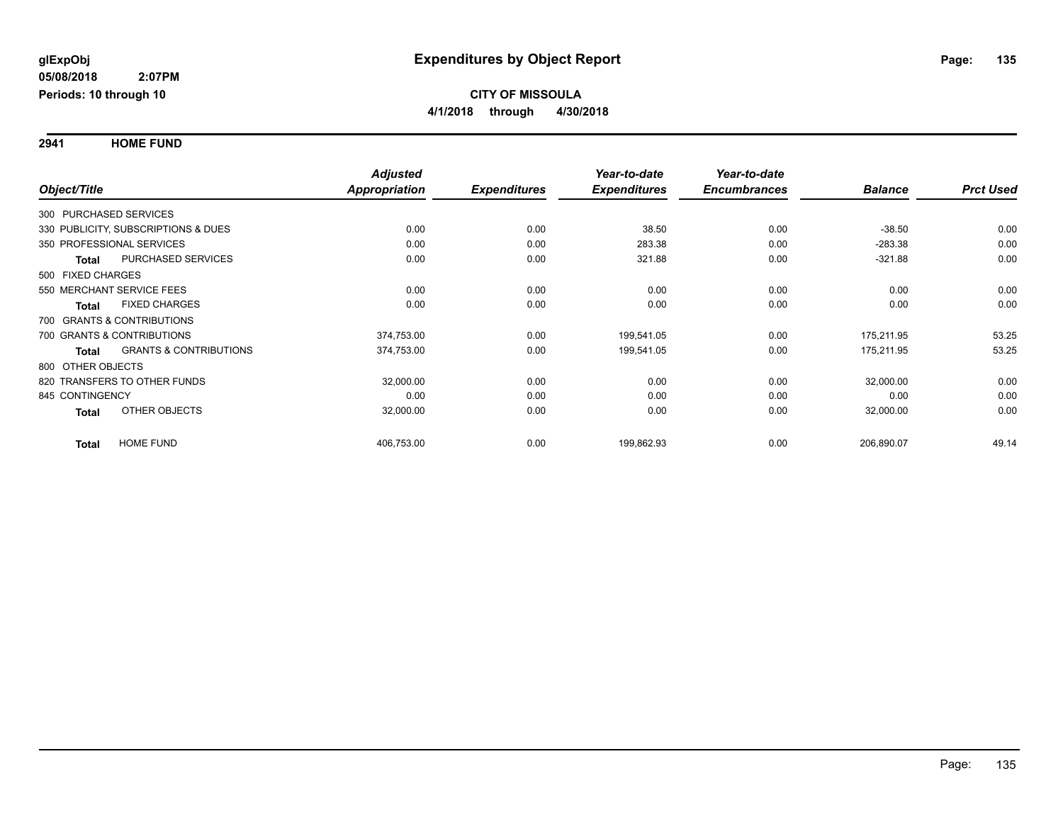**glExpObj**
**05/08/2018 2:07PM**
**Periods: 10 through 10**

# Expenditures by Object Report

**CITY OF MISSOULA**
**4/1/2018 through 4/30/2018**

## 2941 HOME FUND

| Object/Title | | Adjusted Appropriation | Expenditures | Year-to-date Expenditures | Year-to-date Encumbrances | Balance | Prct Used |
|---|---|---|---|---|---|---|---|
| 300 PURCHASED SERVICES | | | | | | | |
| 330 PUBLICITY, SUBSCRIPTIONS & DUES | | 0.00 | 0.00 | 38.50 | 0.00 | -38.50 | 0.00 |
| 350 PROFESSIONAL SERVICES | | 0.00 | 0.00 | 283.38 | 0.00 | -283.38 | 0.00 |
| **Total** | PURCHASED SERVICES | 0.00 | 0.00 | 321.88 | 0.00 | -321.88 | 0.00 |
| 500 FIXED CHARGES | | | | | | | |
| 550 MERCHANT SERVICE FEES | | 0.00 | 0.00 | 0.00 | 0.00 | 0.00 | 0.00 |
| **Total** | FIXED CHARGES | 0.00 | 0.00 | 0.00 | 0.00 | 0.00 | 0.00 |
| 700 GRANTS & CONTRIBUTIONS | | | | | | | |
| 700 GRANTS & CONTRIBUTIONS | | 374,753.00 | 0.00 | 199,541.05 | 0.00 | 175,211.95 | 53.25 |
| **Total** | GRANTS & CONTRIBUTIONS | 374,753.00 | 0.00 | 199,541.05 | 0.00 | 175,211.95 | 53.25 |
| 800 OTHER OBJECTS | | | | | | | |
| 820 TRANSFERS TO OTHER FUNDS | | 32,000.00 | 0.00 | 0.00 | 0.00 | 32,000.00 | 0.00 |
| 845 CONTINGENCY | | 0.00 | 0.00 | 0.00 | 0.00 | 0.00 | 0.00 |
| **Total** | OTHER OBJECTS | 32,000.00 | 0.00 | 0.00 | 0.00 | 32,000.00 | 0.00 |
| **Total** | HOME FUND | 406,753.00 | 0.00 | 199,862.93 | 0.00 | 206,890.07 | 49.14 |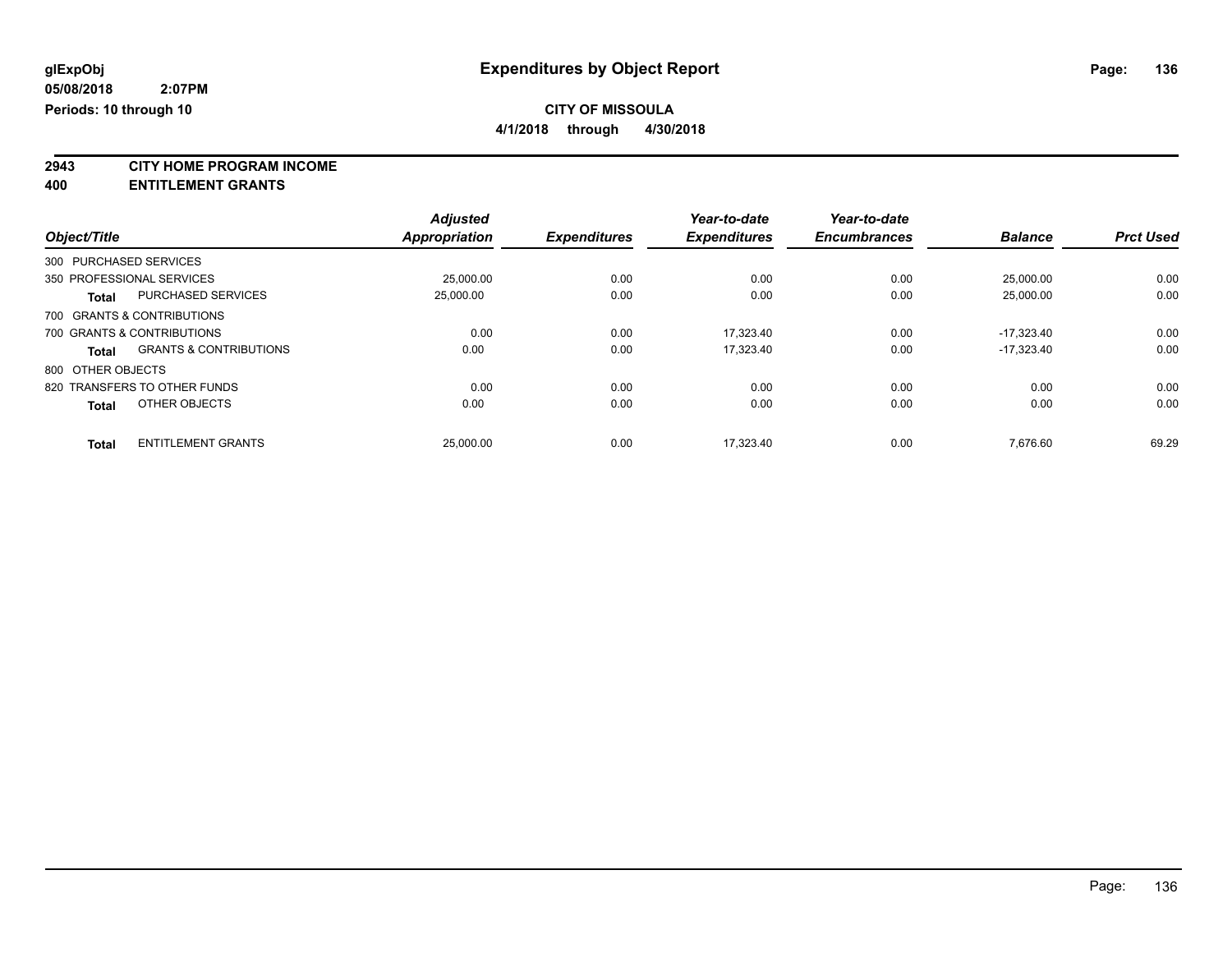**glExpObj**
**05/08/2018 2:07PM**
**Periods: 10 through 10**

# Expenditures by Object Report

**CITY OF MISSOULA**
**4/1/2018 through 4/30/2018**

## 2943 CITY HOME PROGRAM INCOME
## 400 ENTITLEMENT GRANTS

| Object/Title | | Adjusted Appropriation | Expenditures | Year-to-date Expenditures | Year-to-date Encumbrances | Balance | Prct Used |
|---|---|---|---|---|---|---|---|
| 300 PURCHASED SERVICES | | | | | | | |
| 350 PROFESSIONAL SERVICES | | 25,000.00 | 0.00 | 0.00 | 0.00 | 25,000.00 | 0.00 |
| Total | PURCHASED SERVICES | 25,000.00 | 0.00 | 0.00 | 0.00 | 25,000.00 | 0.00 |
| 700 GRANTS & CONTRIBUTIONS | | | | | | | |
| 700 GRANTS & CONTRIBUTIONS | | 0.00 | 0.00 | 17,323.40 | 0.00 | -17,323.40 | 0.00 |
| Total | GRANTS & CONTRIBUTIONS | 0.00 | 0.00 | 17,323.40 | 0.00 | -17,323.40 | 0.00 |
| 800 OTHER OBJECTS | | | | | | | |
| 820 TRANSFERS TO OTHER FUNDS | | 0.00 | 0.00 | 0.00 | 0.00 | 0.00 | 0.00 |
| Total | OTHER OBJECTS | 0.00 | 0.00 | 0.00 | 0.00 | 0.00 | 0.00 |
| Total | ENTITLEMENT GRANTS | 25,000.00 | 0.00 | 17,323.40 | 0.00 | 7,676.60 | 69.29 |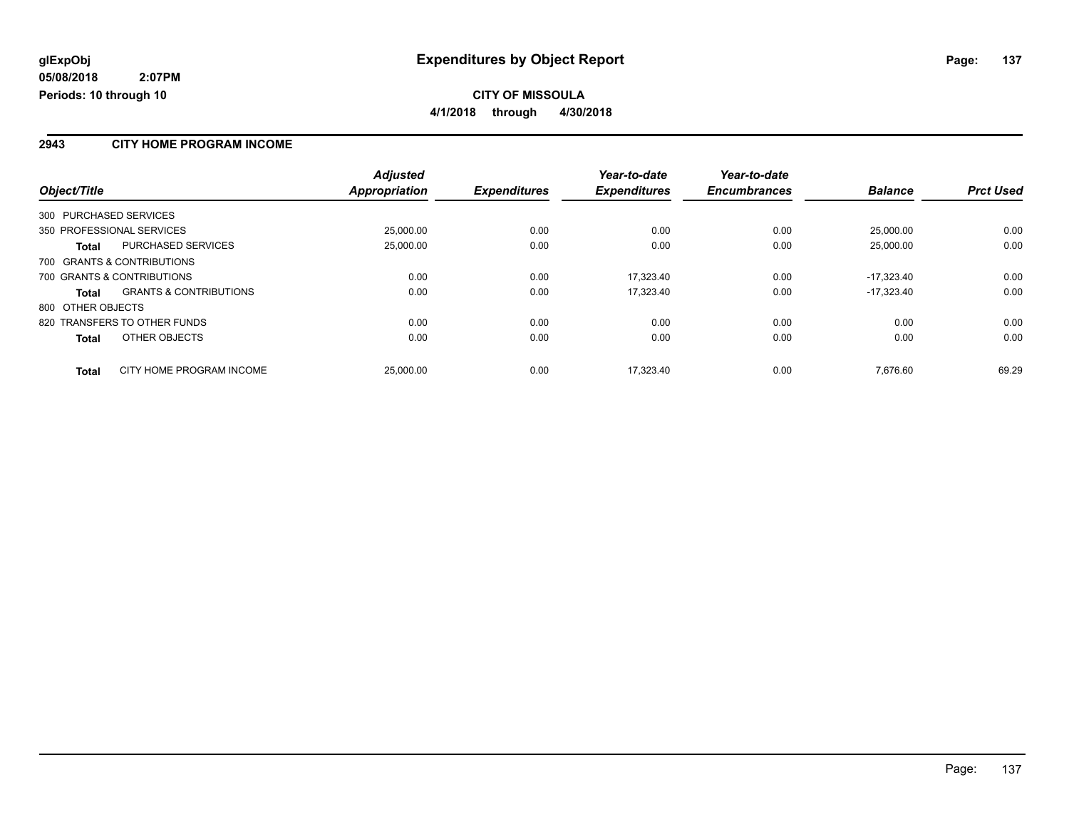# Expenditures by Object Report

**glExpObj**
**05/08/2018 2:07PM**
**Periods: 10 through 10**

**CITY OF MISSOULA**
**4/1/2018 through 4/30/2018**

## 2943 CITY HOME PROGRAM INCOME

| Object/Title | | Adjusted Appropriation | Expenditures | Year-to-date Expenditures | Year-to-date Encumbrances | Balance | Prct Used |
|---|---|---|---|---|---|---|---|
| 300 PURCHASED SERVICES | | | | | | | |
| 350 PROFESSIONAL SERVICES | | 25,000.00 | 0.00 | 0.00 | 0.00 | 25,000.00 | 0.00 |
| **Total** | PURCHASED SERVICES | 25,000.00 | 0.00 | 0.00 | 0.00 | 25,000.00 | 0.00 |
| 700 GRANTS & CONTRIBUTIONS | | | | | | | |
| 700 GRANTS & CONTRIBUTIONS | | 0.00 | 0.00 | 17,323.40 | 0.00 | -17,323.40 | 0.00 |
| **Total** | GRANTS & CONTRIBUTIONS | 0.00 | 0.00 | 17,323.40 | 0.00 | -17,323.40 | 0.00 |
| 800 OTHER OBJECTS | | | | | | | |
| 820 TRANSFERS TO OTHER FUNDS | | 0.00 | 0.00 | 0.00 | 0.00 | 0.00 | 0.00 |
| **Total** | OTHER OBJECTS | 0.00 | 0.00 | 0.00 | 0.00 | 0.00 | 0.00 |
| **Total** | CITY HOME PROGRAM INCOME | 25,000.00 | 0.00 | 17,323.40 | 0.00 | 7,676.60 | 69.29 |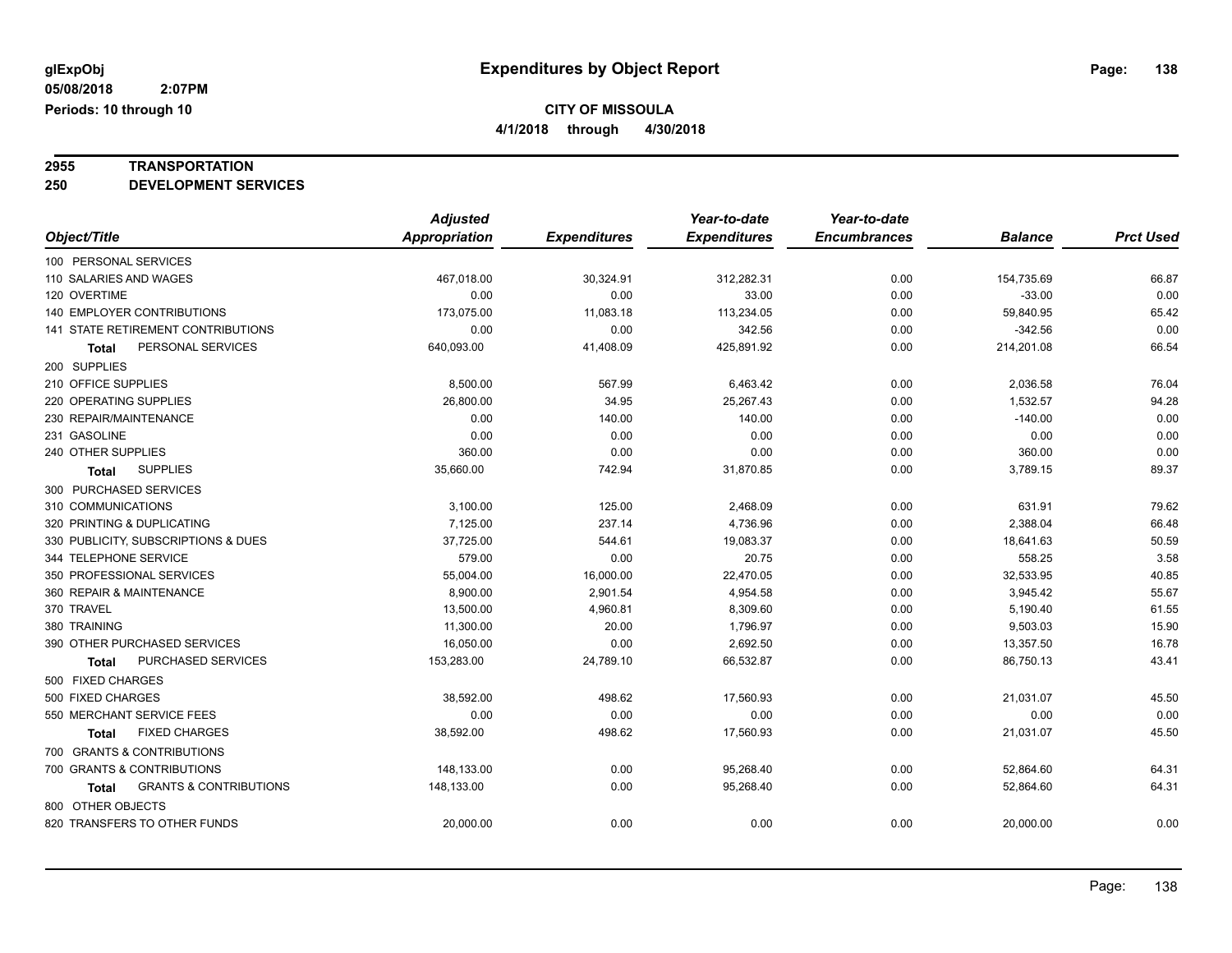**glExpObj**
**05/08/2018 2:07PM**
**Periods: 10 through 10**

# Expenditures by Object Report

**CITY OF MISSOULA**
**4/1/2018 through 4/30/2018**

**2955 TRANSPORTATION**
**250 DEVELOPMENT SERVICES**

| Object/Title | Adjusted Appropriation | Expenditures | Year-to-date Expenditures | Year-to-date Encumbrances | Balance | Prct Used |
|---|---|---|---|---|---|---|
| 100 PERSONAL SERVICES | | | | | | |
| 110 SALARIES AND WAGES | 467,018.00 | 30,324.91 | 312,282.31 | 0.00 | 154,735.69 | 66.87 |
| 120 OVERTIME | 0.00 | 0.00 | 33.00 | 0.00 | -33.00 | 0.00 |
| 140 EMPLOYER CONTRIBUTIONS | 173,075.00 | 11,083.18 | 113,234.05 | 0.00 | 59,840.95 | 65.42 |
| 141 STATE RETIREMENT CONTRIBUTIONS | 0.00 | 0.00 | 342.56 | 0.00 | -342.56 | 0.00 |
| **Total** PERSONAL SERVICES | 640,093.00 | 41,408.09 | 425,891.92 | 0.00 | 214,201.08 | 66.54 |
| 200 SUPPLIES | | | | | | |
| 210 OFFICE SUPPLIES | 8,500.00 | 567.99 | 6,463.42 | 0.00 | 2,036.58 | 76.04 |
| 220 OPERATING SUPPLIES | 26,800.00 | 34.95 | 25,267.43 | 0.00 | 1,532.57 | 94.28 |
| 230 REPAIR/MAINTENANCE | 0.00 | 140.00 | 140.00 | 0.00 | -140.00 | 0.00 |
| 231 GASOLINE | 0.00 | 0.00 | 0.00 | 0.00 | 0.00 | 0.00 |
| 240 OTHER SUPPLIES | 360.00 | 0.00 | 0.00 | 0.00 | 360.00 | 0.00 |
| **Total** SUPPLIES | 35,660.00 | 742.94 | 31,870.85 | 0.00 | 3,789.15 | 89.37 |
| 300 PURCHASED SERVICES | | | | | | |
| 310 COMMUNICATIONS | 3,100.00 | 125.00 | 2,468.09 | 0.00 | 631.91 | 79.62 |
| 320 PRINTING & DUPLICATING | 7,125.00 | 237.14 | 4,736.96 | 0.00 | 2,388.04 | 66.48 |
| 330 PUBLICITY, SUBSCRIPTIONS & DUES | 37,725.00 | 544.61 | 19,083.37 | 0.00 | 18,641.63 | 50.59 |
| 344 TELEPHONE SERVICE | 579.00 | 0.00 | 20.75 | 0.00 | 558.25 | 3.58 |
| 350 PROFESSIONAL SERVICES | 55,004.00 | 16,000.00 | 22,470.05 | 0.00 | 32,533.95 | 40.85 |
| 360 REPAIR & MAINTENANCE | 8,900.00 | 2,901.54 | 4,954.58 | 0.00 | 3,945.42 | 55.67 |
| 370 TRAVEL | 13,500.00 | 4,960.81 | 8,309.60 | 0.00 | 5,190.40 | 61.55 |
| 380 TRAINING | 11,300.00 | 20.00 | 1,796.97 | 0.00 | 9,503.03 | 15.90 |
| 390 OTHER PURCHASED SERVICES | 16,050.00 | 0.00 | 2,692.50 | 0.00 | 13,357.50 | 16.78 |
| **Total** PURCHASED SERVICES | 153,283.00 | 24,789.10 | 66,532.87 | 0.00 | 86,750.13 | 43.41 |
| 500 FIXED CHARGES | | | | | | |
| 500 FIXED CHARGES | 38,592.00 | 498.62 | 17,560.93 | 0.00 | 21,031.07 | 45.50 |
| 550 MERCHANT SERVICE FEES | 0.00 | 0.00 | 0.00 | 0.00 | 0.00 | 0.00 |
| **Total** FIXED CHARGES | 38,592.00 | 498.62 | 17,560.93 | 0.00 | 21,031.07 | 45.50 |
| 700 GRANTS & CONTRIBUTIONS | | | | | | |
| 700 GRANTS & CONTRIBUTIONS | 148,133.00 | 0.00 | 95,268.40 | 0.00 | 52,864.60 | 64.31 |
| **Total** GRANTS & CONTRIBUTIONS | 148,133.00 | 0.00 | 95,268.40 | 0.00 | 52,864.60 | 64.31 |
| 800 OTHER OBJECTS | | | | | | |
| 820 TRANSFERS TO OTHER FUNDS | 20,000.00 | 0.00 | 0.00 | 0.00 | 20,000.00 | 0.00 |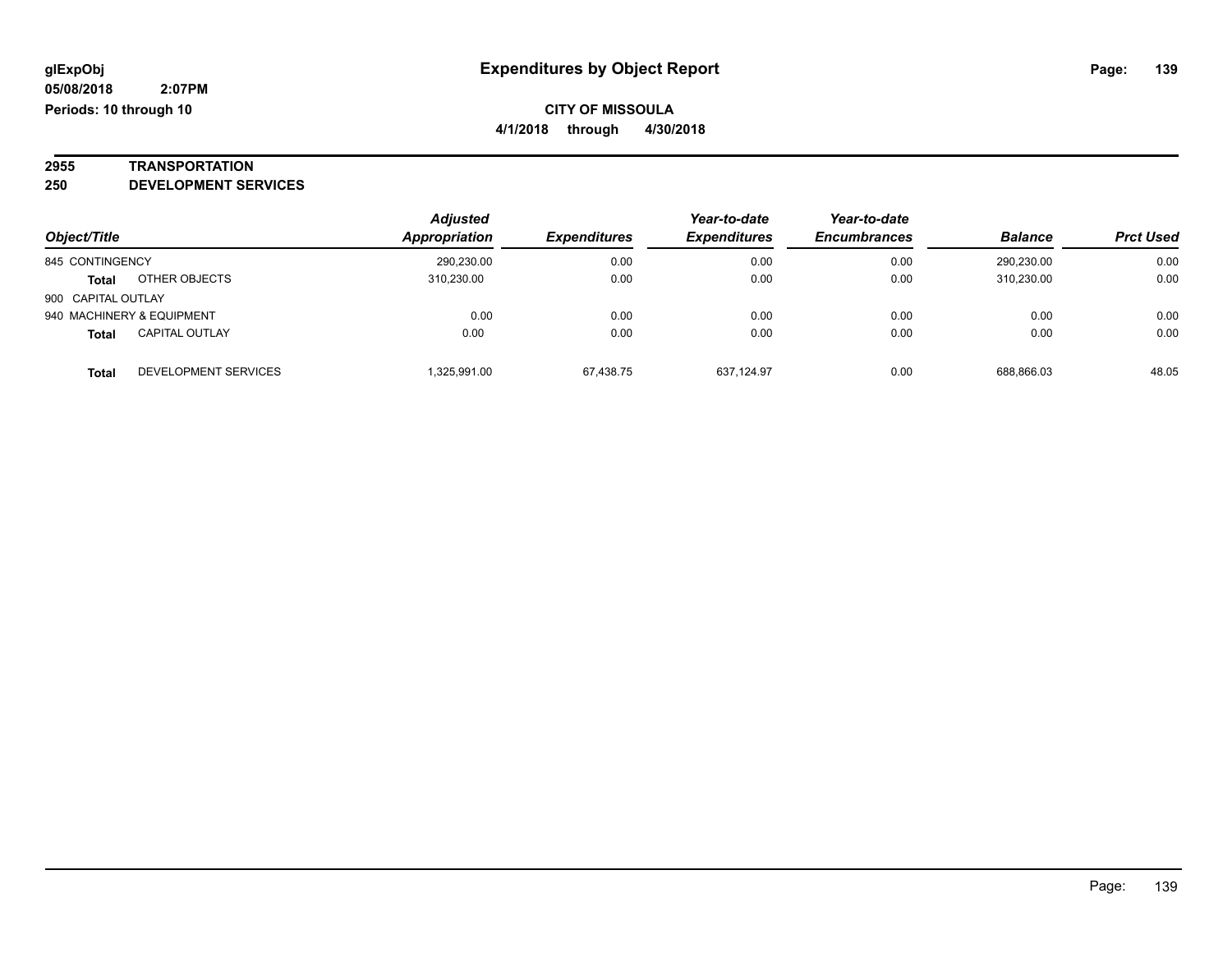**CITY OF MISSOULA**

**4/1/2018 through 4/30/2018**

**2955 TRANSPORTATION**

**250 DEVELOPMENT SERVICES**

| Object/Title | | Adjusted Appropriation | Expenditures | Year-to-date Expenditures | Year-to-date Encumbrances | Balance | Prct Used |
|---|---|---|---|---|---|---|---|
| 845 CONTINGENCY | | 290,230.00 | 0.00 | 0.00 | 0.00 | 290,230.00 | 0.00 |
| **Total** | OTHER OBJECTS | 310,230.00 | 0.00 | 0.00 | 0.00 | 310,230.00 | 0.00 |
| 900 CAPITAL OUTLAY | | | | | | | |
| 940 MACHINERY & EQUIPMENT | | 0.00 | 0.00 | 0.00 | 0.00 | 0.00 | 0.00 |
| **Total** | CAPITAL OUTLAY | 0.00 | 0.00 | 0.00 | 0.00 | 0.00 | 0.00 |
| **Total** | DEVELOPMENT SERVICES | 1,325,991.00 | 67,438.75 | 637,124.97 | 0.00 | 688,866.03 | 48.05 |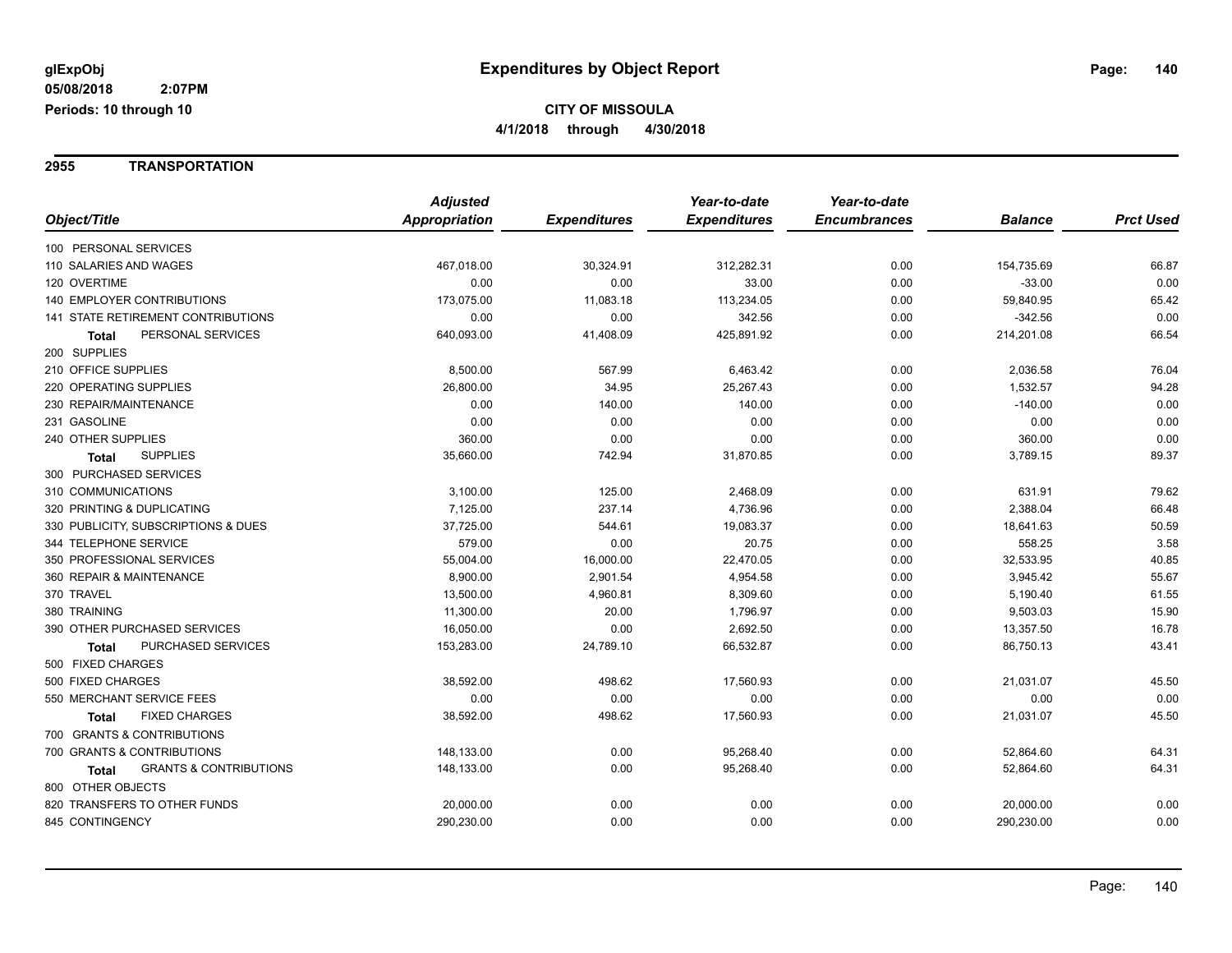**glExpObj**
**05/08/2018 2:07PM**
**Periods: 10 through 10**

# Expenditures by Object Report

**CITY OF MISSOULA**
**4/1/2018 through 4/30/2018**

## 2955 TRANSPORTATION

| Object/Title | Adjusted Appropriation | Expenditures | Year-to-date Expenditures | Year-to-date Encumbrances | Balance | Prct Used |
|---|---|---|---|---|---|---|
| 100 PERSONAL SERVICES | | | | | | |
| 110 SALARIES AND WAGES | 467,018.00 | 30,324.91 | 312,282.31 | 0.00 | 154,735.69 | 66.87 |
| 120 OVERTIME | 0.00 | 0.00 | 33.00 | 0.00 | -33.00 | 0.00 |
| 140 EMPLOYER CONTRIBUTIONS | 173,075.00 | 11,083.18 | 113,234.05 | 0.00 | 59,840.95 | 65.42 |
| 141 STATE RETIREMENT CONTRIBUTIONS | 0.00 | 0.00 | 342.56 | 0.00 | -342.56 | 0.00 |
| **Total** PERSONAL SERVICES | 640,093.00 | 41,408.09 | 425,891.92 | 0.00 | 214,201.08 | 66.54 |
| 200 SUPPLIES | | | | | | |
| 210 OFFICE SUPPLIES | 8,500.00 | 567.99 | 6,463.42 | 0.00 | 2,036.58 | 76.04 |
| 220 OPERATING SUPPLIES | 26,800.00 | 34.95 | 25,267.43 | 0.00 | 1,532.57 | 94.28 |
| 230 REPAIR/MAINTENANCE | 0.00 | 140.00 | 140.00 | 0.00 | -140.00 | 0.00 |
| 231 GASOLINE | 0.00 | 0.00 | 0.00 | 0.00 | 0.00 | 0.00 |
| 240 OTHER SUPPLIES | 360.00 | 0.00 | 0.00 | 0.00 | 360.00 | 0.00 |
| **Total** SUPPLIES | 35,660.00 | 742.94 | 31,870.85 | 0.00 | 3,789.15 | 89.37 |
| 300 PURCHASED SERVICES | | | | | | |
| 310 COMMUNICATIONS | 3,100.00 | 125.00 | 2,468.09 | 0.00 | 631.91 | 79.62 |
| 320 PRINTING & DUPLICATING | 7,125.00 | 237.14 | 4,736.96 | 0.00 | 2,388.04 | 66.48 |
| 330 PUBLICITY, SUBSCRIPTIONS & DUES | 37,725.00 | 544.61 | 19,083.37 | 0.00 | 18,641.63 | 50.59 |
| 344 TELEPHONE SERVICE | 579.00 | 0.00 | 20.75 | 0.00 | 558.25 | 3.58 |
| 350 PROFESSIONAL SERVICES | 55,004.00 | 16,000.00 | 22,470.05 | 0.00 | 32,533.95 | 40.85 |
| 360 REPAIR & MAINTENANCE | 8,900.00 | 2,901.54 | 4,954.58 | 0.00 | 3,945.42 | 55.67 |
| 370 TRAVEL | 13,500.00 | 4,960.81 | 8,309.60 | 0.00 | 5,190.40 | 61.55 |
| 380 TRAINING | 11,300.00 | 20.00 | 1,796.97 | 0.00 | 9,503.03 | 15.90 |
| 390 OTHER PURCHASED SERVICES | 16,050.00 | 0.00 | 2,692.50 | 0.00 | 13,357.50 | 16.78 |
| **Total** PURCHASED SERVICES | 153,283.00 | 24,789.10 | 66,532.87 | 0.00 | 86,750.13 | 43.41 |
| 500 FIXED CHARGES | | | | | | |
| 500 FIXED CHARGES | 38,592.00 | 498.62 | 17,560.93 | 0.00 | 21,031.07 | 45.50 |
| 550 MERCHANT SERVICE FEES | 0.00 | 0.00 | 0.00 | 0.00 | 0.00 | 0.00 |
| **Total** FIXED CHARGES | 38,592.00 | 498.62 | 17,560.93 | 0.00 | 21,031.07 | 45.50 |
| 700 GRANTS & CONTRIBUTIONS | | | | | | |
| 700 GRANTS & CONTRIBUTIONS | 148,133.00 | 0.00 | 95,268.40 | 0.00 | 52,864.60 | 64.31 |
| **Total** GRANTS & CONTRIBUTIONS | 148,133.00 | 0.00 | 95,268.40 | 0.00 | 52,864.60 | 64.31 |
| 800 OTHER OBJECTS | | | | | | |
| 820 TRANSFERS TO OTHER FUNDS | 20,000.00 | 0.00 | 0.00 | 0.00 | 20,000.00 | 0.00 |
| 845 CONTINGENCY | 290,230.00 | 0.00 | 0.00 | 0.00 | 290,230.00 | 0.00 |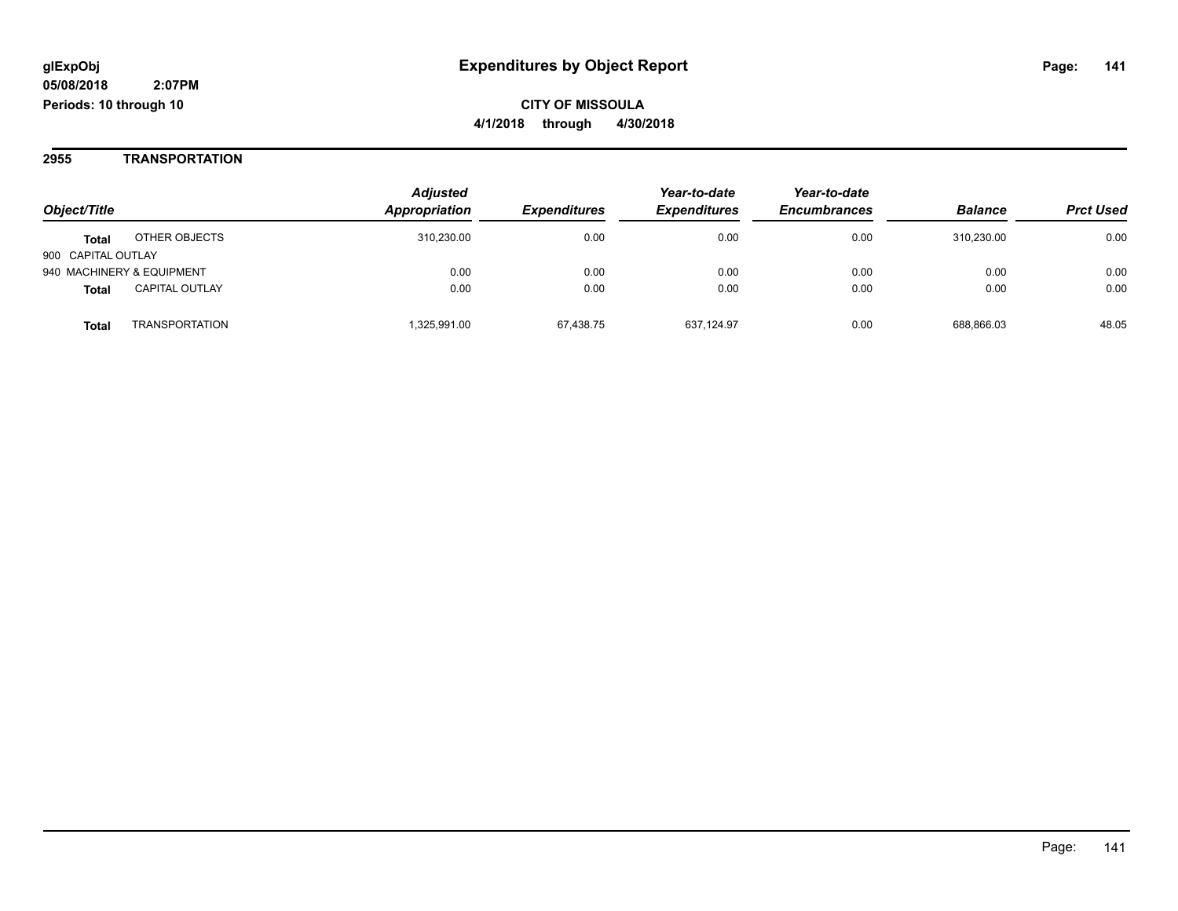# Expenditures by Object Report

glExpObj
05/08/2018 2:07PM
Periods: 10 through 10

**CITY OF MISSOULA**
**4/1/2018 through 4/30/2018**

## 2955 TRANSPORTATION

| Object/Title | | Adjusted Appropriation | Expenditures | Year-to-date Expenditures | Year-to-date Encumbrances | Balance | Prct Used |
|---|---|---|---|---|---|---|---|
| **Total** | OTHER OBJECTS | 310,230.00 | 0.00 | 0.00 | 0.00 | 310,230.00 | 0.00 |
| 900 CAPITAL OUTLAY | | | | | | | |
| 940 MACHINERY & EQUIPMENT | | 0.00 | 0.00 | 0.00 | 0.00 | 0.00 | 0.00 |
| **Total** | CAPITAL OUTLAY | 0.00 | 0.00 | 0.00 | 0.00 | 0.00 | 0.00 |
| **Total** | TRANSPORTATION | 1,325,991.00 | 67,438.75 | 637,124.97 | 0.00 | 688,866.03 | 48.05 |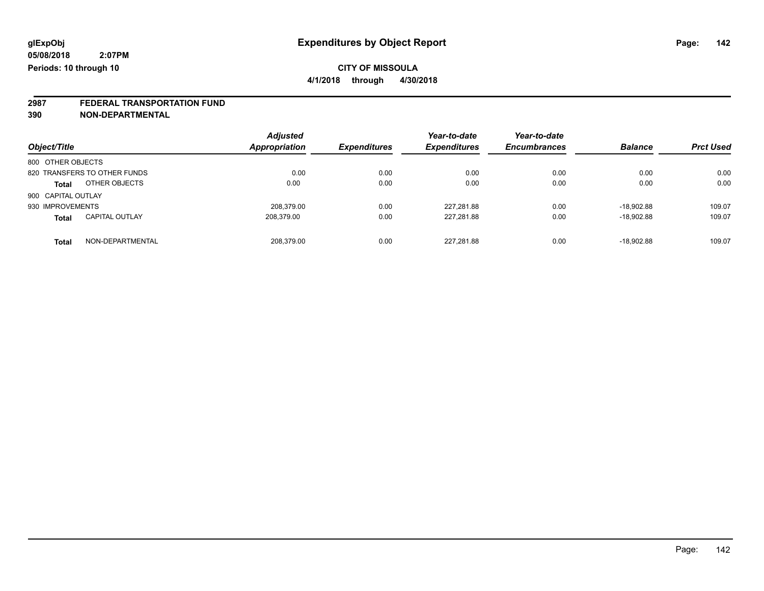glExpObj
05/08/2018 2:07PM
Periods: 10 through 10

# Expenditures by Object Report

**CITY OF MISSOULA**
**4/1/2018 through 4/30/2018**

## 2987 FEDERAL TRANSPORTATION FUND
## 390 NON-DEPARTMENTAL

| Object/Title | Adjusted Appropriation | Expenditures | Year-to-date Expenditures | Year-to-date Encumbrances | Balance | Prct Used |
|---|---|---|---|---|---|---|
| 800 OTHER OBJECTS | | | | | | |
| 820 TRANSFERS TO OTHER FUNDS | 0.00 | 0.00 | 0.00 | 0.00 | 0.00 | 0.00 |
| **Total** OTHER OBJECTS | 0.00 | 0.00 | 0.00 | 0.00 | 0.00 | 0.00 |
| 900 CAPITAL OUTLAY | | | | | | |
| 930 IMPROVEMENTS | 208,379.00 | 0.00 | 227,281.88 | 0.00 | -18,902.88 | 109.07 |
| **Total** CAPITAL OUTLAY | 208,379.00 | 0.00 | 227,281.88 | 0.00 | -18,902.88 | 109.07 |
| **Total** NON-DEPARTMENTAL | 208,379.00 | 0.00 | 227,281.88 | 0.00 | -18,902.88 | 109.07 |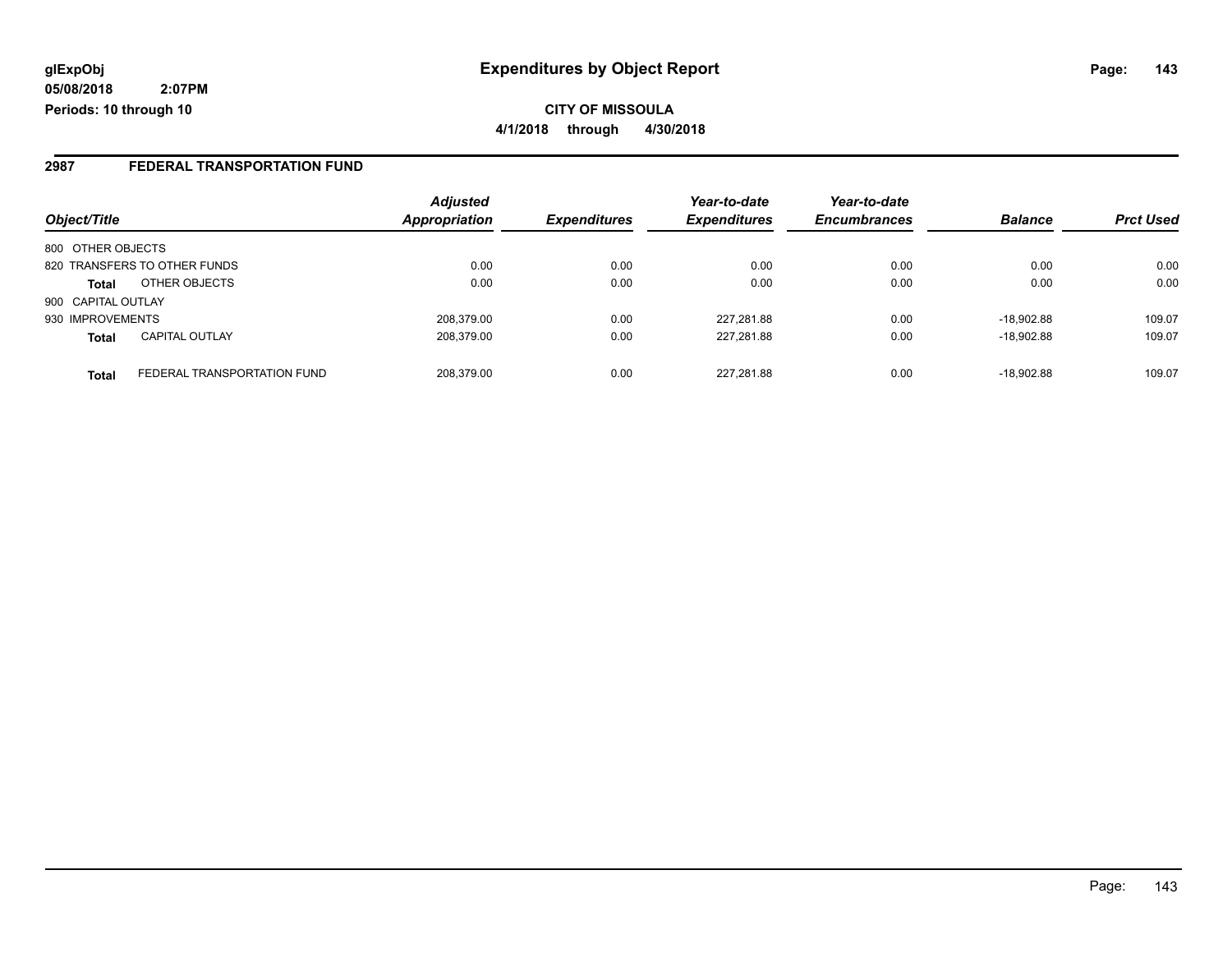**glExpObj**
**05/08/2018 2:07PM**
**Periods: 10 through 10**

# Expenditures by Object Report

**CITY OF MISSOULA**
**4/1/2018 through 4/30/2018**

## 2987 FEDERAL TRANSPORTATION FUND

| Object/Title | | Adjusted Appropriation | Expenditures | Year-to-date Expenditures | Year-to-date Encumbrances | Balance | Prct Used |
|---|---|---|---|---|---|---|---|
| 800 OTHER OBJECTS | | | | | | | |
| 820 TRANSFERS TO OTHER FUNDS | | 0.00 | 0.00 | 0.00 | 0.00 | 0.00 | 0.00 |
| **Total** | OTHER OBJECTS | 0.00 | 0.00 | 0.00 | 0.00 | 0.00 | 0.00 |
| 900 CAPITAL OUTLAY | | | | | | | |
| 930 IMPROVEMENTS | | 208,379.00 | 0.00 | 227,281.88 | 0.00 | -18,902.88 | 109.07 |
| **Total** | CAPITAL OUTLAY | 208,379.00 | 0.00 | 227,281.88 | 0.00 | -18,902.88 | 109.07 |
| **Total** | FEDERAL TRANSPORTATION FUND | 208,379.00 | 0.00 | 227,281.88 | 0.00 | -18,902.88 | 109.07 |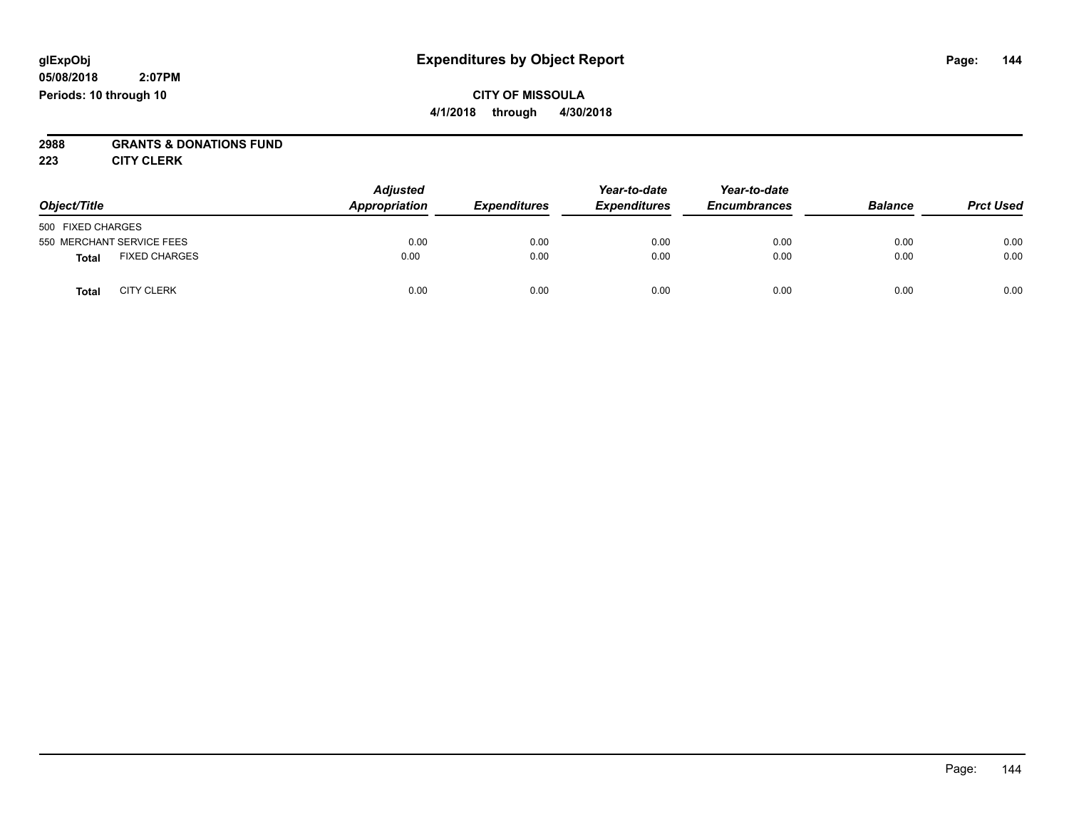# Expenditures by Object Report

glExpObj
05/08/2018 2:07PM
Periods: 10 through 10

**CITY OF MISSOULA**
**4/1/2018 through 4/30/2018**

**2988 GRANTS & DONATIONS FUND**
**223 CITY CLERK**

| Object/Title | Adjusted Appropriation | Expenditures | Year-to-date Expenditures | Year-to-date Encumbrances | Balance | Prct Used |
|---|---|---|---|---|---|---|
| 500 FIXED CHARGES | | | | | | |
| 550 MERCHANT SERVICE FEES | 0.00 | 0.00 | 0.00 | 0.00 | 0.00 | 0.00 |
| **Total** FIXED CHARGES | 0.00 | 0.00 | 0.00 | 0.00 | 0.00 | 0.00 |
| **Total** CITY CLERK | 0.00 | 0.00 | 0.00 | 0.00 | 0.00 | 0.00 |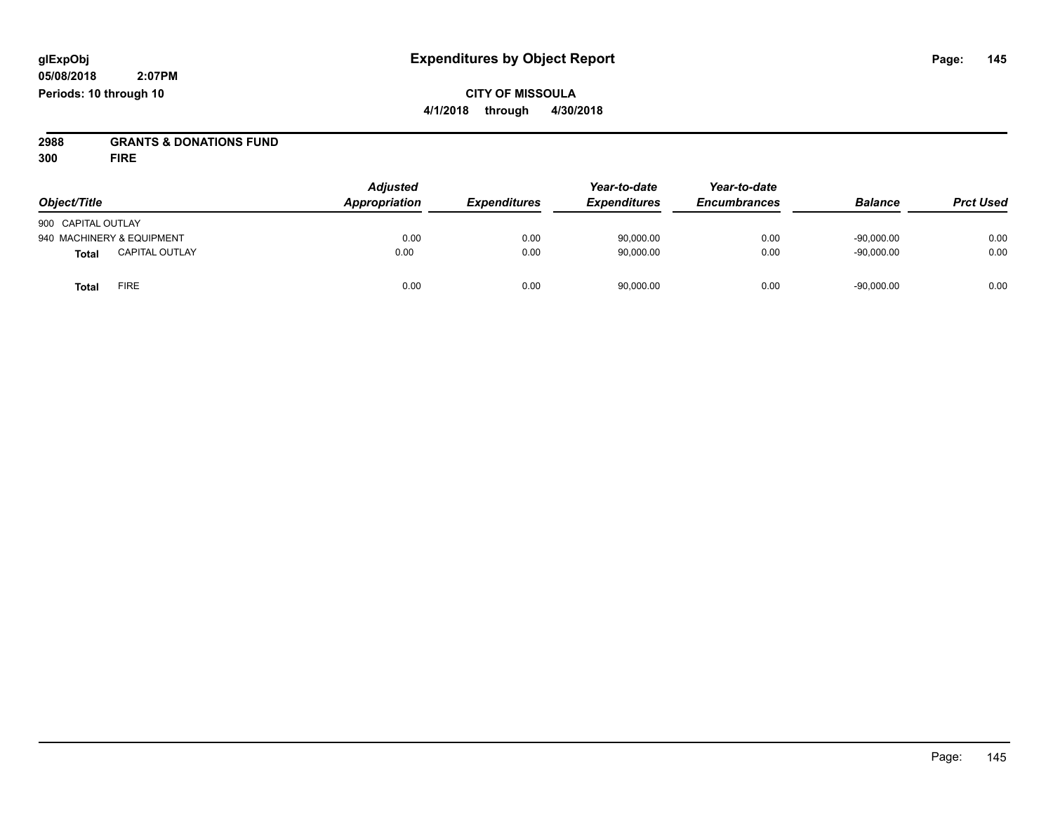**glExpObj**
**05/08/2018 2:07PM**
**Periods: 10 through 10**

# Expenditures by Object Report

**CITY OF MISSOULA**
**4/1/2018 through 4/30/2018**

**2988 GRANTS & DONATIONS FUND**
**300 FIRE**

| Object/Title | Adjusted Appropriation | Expenditures | Year-to-date Expenditures | Year-to-date Encumbrances | Balance | Prct Used |
|---|---|---|---|---|---|---|
| 900 CAPITAL OUTLAY | | | | | | |
| 940 MACHINERY & EQUIPMENT | 0.00 | 0.00 | 90,000.00 | 0.00 | -90,000.00 | 0.00 |
| **Total** CAPITAL OUTLAY | 0.00 | 0.00 | 90,000.00 | 0.00 | -90,000.00 | 0.00 |
| **Total** FIRE | 0.00 | 0.00 | 90,000.00 | 0.00 | -90,000.00 | 0.00 |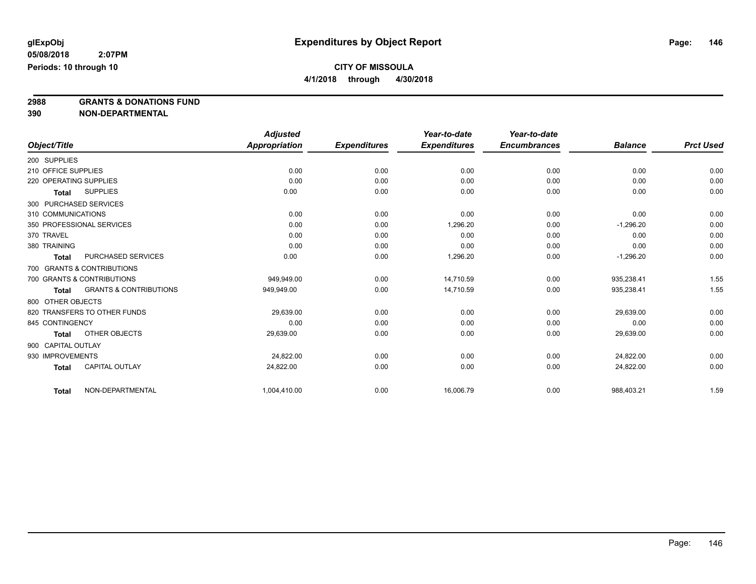glExpObj **Expenditures by Object Report**

05/08/2018 2:07PM

Periods: 10 through 10

**CITY OF MISSOULA**

**4/1/2018 through 4/30/2018**

**2988 GRANTS & DONATIONS FUND**

**390 NON-DEPARTMENTAL**

| Object/Title | | Adjusted Appropriation | Expenditures | Year-to-date Expenditures | Year-to-date Encumbrances | Balance | Prct Used |
|---|---|---|---|---|---|---|---|
| 200 SUPPLIES | | | | | | | |
| 210 OFFICE SUPPLIES | | 0.00 | 0.00 | 0.00 | 0.00 | 0.00 | 0.00 |
| 220 OPERATING SUPPLIES | | 0.00 | 0.00 | 0.00 | 0.00 | 0.00 | 0.00 |
| **Total** | SUPPLIES | 0.00 | 0.00 | 0.00 | 0.00 | 0.00 | 0.00 |
| 300 PURCHASED SERVICES | | | | | | | |
| 310 COMMUNICATIONS | | 0.00 | 0.00 | 0.00 | 0.00 | 0.00 | 0.00 |
| 350 PROFESSIONAL SERVICES | | 0.00 | 0.00 | 1,296.20 | 0.00 | -1,296.20 | 0.00 |
| 370 TRAVEL | | 0.00 | 0.00 | 0.00 | 0.00 | 0.00 | 0.00 |
| 380 TRAINING | | 0.00 | 0.00 | 0.00 | 0.00 | 0.00 | 0.00 |
| **Total** | PURCHASED SERVICES | 0.00 | 0.00 | 1,296.20 | 0.00 | -1,296.20 | 0.00 |
| 700 GRANTS & CONTRIBUTIONS | | | | | | | |
| 700 GRANTS & CONTRIBUTIONS | | 949,949.00 | 0.00 | 14,710.59 | 0.00 | 935,238.41 | 1.55 |
| **Total** | GRANTS & CONTRIBUTIONS | 949,949.00 | 0.00 | 14,710.59 | 0.00 | 935,238.41 | 1.55 |
| 800 OTHER OBJECTS | | | | | | | |
| 820 TRANSFERS TO OTHER FUNDS | | 29,639.00 | 0.00 | 0.00 | 0.00 | 29,639.00 | 0.00 |
| 845 CONTINGENCY | | 0.00 | 0.00 | 0.00 | 0.00 | 0.00 | 0.00 |
| **Total** | OTHER OBJECTS | 29,639.00 | 0.00 | 0.00 | 0.00 | 29,639.00 | 0.00 |
| 900 CAPITAL OUTLAY | | | | | | | |
| 930 IMPROVEMENTS | | 24,822.00 | 0.00 | 0.00 | 0.00 | 24,822.00 | 0.00 |
| **Total** | CAPITAL OUTLAY | 24,822.00 | 0.00 | 0.00 | 0.00 | 24,822.00 | 0.00 |
| **Total** | NON-DEPARTMENTAL | 1,004,410.00 | 0.00 | 16,006.79 | 0.00 | 988,403.21 | 1.59 |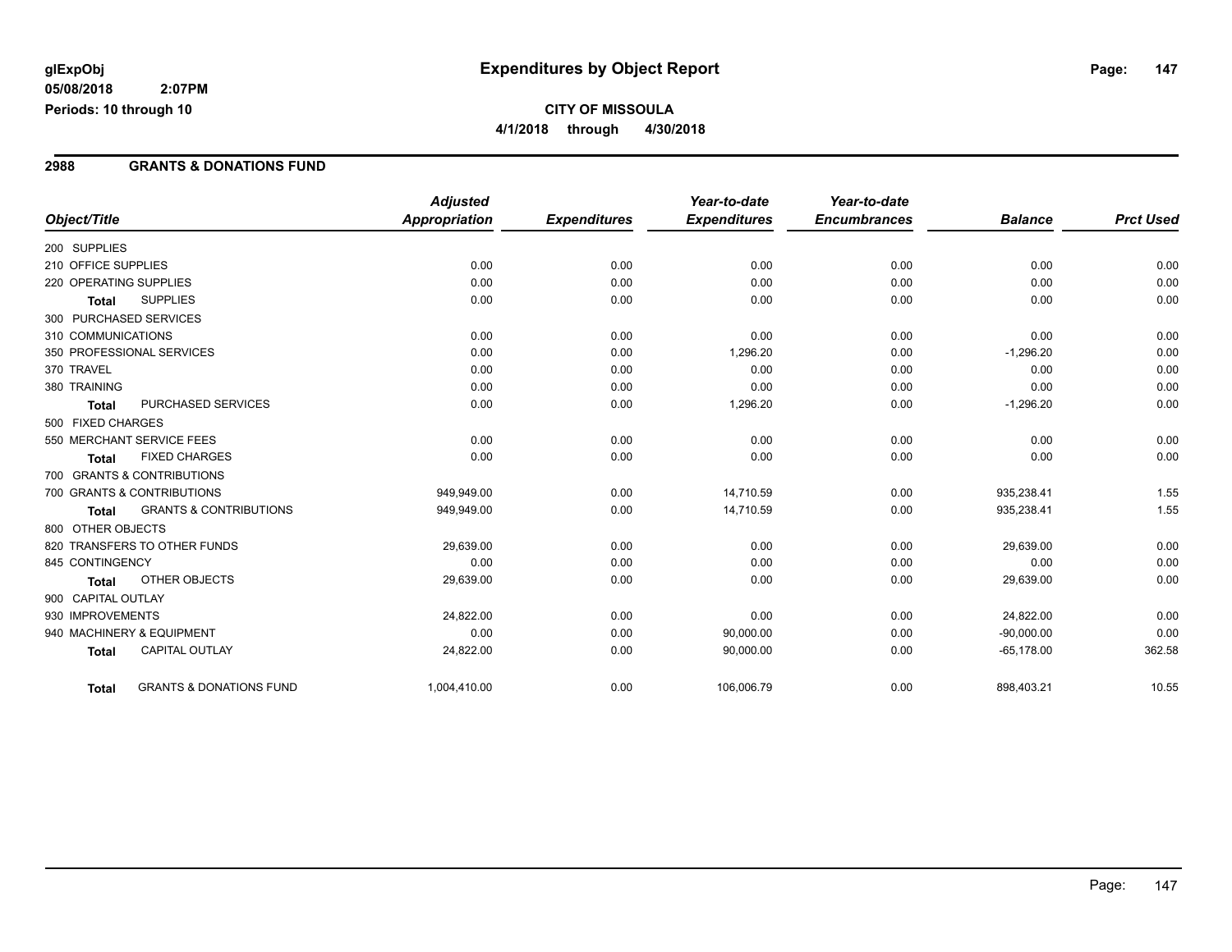**glExpObj**
**05/08/2018 2:07PM**
**Periods: 10 through 10**

# Expenditures by Object Report

**CITY OF MISSOULA**
**4/1/2018 through 4/30/2018**

## 2988 GRANTS & DONATIONS FUND

| Object/Title | Adjusted Appropriation | Expenditures | Year-to-date Expenditures | Year-to-date Encumbrances | Balance | Prct Used |
|---|---|---|---|---|---|---|
| 200 SUPPLIES | | | | | | |
| 210 OFFICE SUPPLIES | 0.00 | 0.00 | 0.00 | 0.00 | 0.00 | 0.00 |
| 220 OPERATING SUPPLIES | 0.00 | 0.00 | 0.00 | 0.00 | 0.00 | 0.00 |
| **Total** SUPPLIES | 0.00 | 0.00 | 0.00 | 0.00 | 0.00 | 0.00 |
| 300 PURCHASED SERVICES | | | | | | |
| 310 COMMUNICATIONS | 0.00 | 0.00 | 0.00 | 0.00 | 0.00 | 0.00 |
| 350 PROFESSIONAL SERVICES | 0.00 | 0.00 | 1,296.20 | 0.00 | -1,296.20 | 0.00 |
| 370 TRAVEL | 0.00 | 0.00 | 0.00 | 0.00 | 0.00 | 0.00 |
| 380 TRAINING | 0.00 | 0.00 | 0.00 | 0.00 | 0.00 | 0.00 |
| **Total** PURCHASED SERVICES | 0.00 | 0.00 | 1,296.20 | 0.00 | -1,296.20 | 0.00 |
| 500 FIXED CHARGES | | | | | | |
| 550 MERCHANT SERVICE FEES | 0.00 | 0.00 | 0.00 | 0.00 | 0.00 | 0.00 |
| **Total** FIXED CHARGES | 0.00 | 0.00 | 0.00 | 0.00 | 0.00 | 0.00 |
| 700 GRANTS & CONTRIBUTIONS | | | | | | |
| 700 GRANTS & CONTRIBUTIONS | 949,949.00 | 0.00 | 14,710.59 | 0.00 | 935,238.41 | 1.55 |
| **Total** GRANTS & CONTRIBUTIONS | 949,949.00 | 0.00 | 14,710.59 | 0.00 | 935,238.41 | 1.55 |
| 800 OTHER OBJECTS | | | | | | |
| 820 TRANSFERS TO OTHER FUNDS | 29,639.00 | 0.00 | 0.00 | 0.00 | 29,639.00 | 0.00 |
| 845 CONTINGENCY | 0.00 | 0.00 | 0.00 | 0.00 | 0.00 | 0.00 |
| **Total** OTHER OBJECTS | 29,639.00 | 0.00 | 0.00 | 0.00 | 29,639.00 | 0.00 |
| 900 CAPITAL OUTLAY | | | | | | |
| 930 IMPROVEMENTS | 24,822.00 | 0.00 | 0.00 | 0.00 | 24,822.00 | 0.00 |
| 940 MACHINERY & EQUIPMENT | 0.00 | 0.00 | 90,000.00 | 0.00 | -90,000.00 | 0.00 |
| **Total** CAPITAL OUTLAY | 24,822.00 | 0.00 | 90,000.00 | 0.00 | -65,178.00 | 362.58 |
| **Total** GRANTS & DONATIONS FUND | 1,004,410.00 | 0.00 | 106,006.79 | 0.00 | 898,403.21 | 10.55 |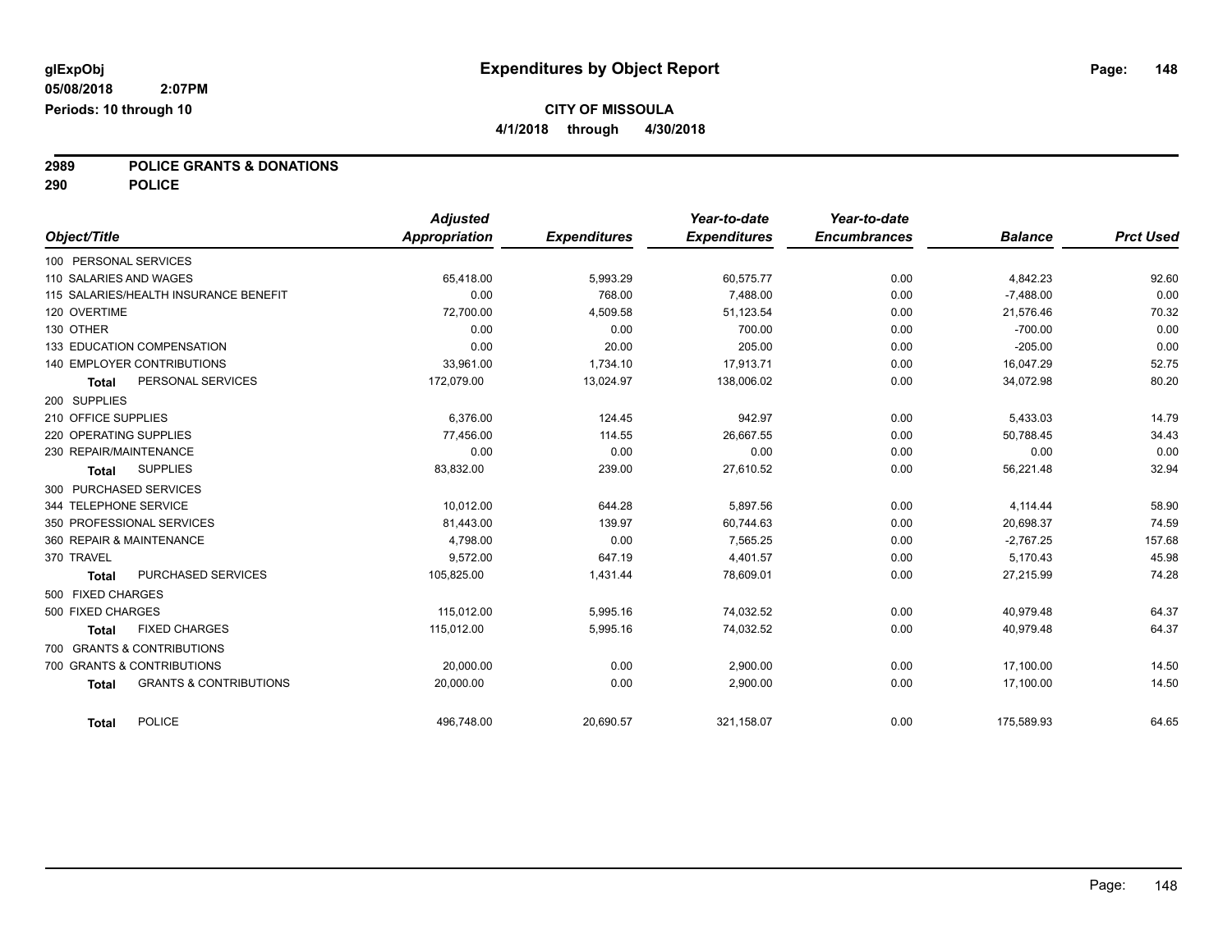**glExpObj** | **Expenditures by Object Report**

**05/08/2018 2:07PM**

**Periods: 10 through 10**

**CITY OF MISSOULA**

**4/1/2018 through 4/30/2018**

## 2989 POLICE GRANTS & DONATIONS
## 290 POLICE

| Object/Title | Adjusted Appropriation | Expenditures | Year-to-date Expenditures | Year-to-date Encumbrances | Balance | Prct Used |
|---|---|---|---|---|---|---|
| 100 PERSONAL SERVICES | | | | | | |
| 110 SALARIES AND WAGES | 65,418.00 | 5,993.29 | 60,575.77 | 0.00 | 4,842.23 | 92.60 |
| 115 SALARIES/HEALTH INSURANCE BENEFIT | 0.00 | 768.00 | 7,488.00 | 0.00 | -7,488.00 | 0.00 |
| 120 OVERTIME | 72,700.00 | 4,509.58 | 51,123.54 | 0.00 | 21,576.46 | 70.32 |
| 130 OTHER | 0.00 | 0.00 | 700.00 | 0.00 | -700.00 | 0.00 |
| 133 EDUCATION COMPENSATION | 0.00 | 20.00 | 205.00 | 0.00 | -205.00 | 0.00 |
| 140 EMPLOYER CONTRIBUTIONS | 33,961.00 | 1,734.10 | 17,913.71 | 0.00 | 16,047.29 | 52.75 |
| **Total** PERSONAL SERVICES | 172,079.00 | 13,024.97 | 138,006.02 | 0.00 | 34,072.98 | 80.20 |
| 200 SUPPLIES | | | | | | |
| 210 OFFICE SUPPLIES | 6,376.00 | 124.45 | 942.97 | 0.00 | 5,433.03 | 14.79 |
| 220 OPERATING SUPPLIES | 77,456.00 | 114.55 | 26,667.55 | 0.00 | 50,788.45 | 34.43 |
| 230 REPAIR/MAINTENANCE | 0.00 | 0.00 | 0.00 | 0.00 | 0.00 | 0.00 |
| **Total** SUPPLIES | 83,832.00 | 239.00 | 27,610.52 | 0.00 | 56,221.48 | 32.94 |
| 300 PURCHASED SERVICES | | | | | | |
| 344 TELEPHONE SERVICE | 10,012.00 | 644.28 | 5,897.56 | 0.00 | 4,114.44 | 58.90 |
| 350 PROFESSIONAL SERVICES | 81,443.00 | 139.97 | 60,744.63 | 0.00 | 20,698.37 | 74.59 |
| 360 REPAIR & MAINTENANCE | 4,798.00 | 0.00 | 7,565.25 | 0.00 | -2,767.25 | 157.68 |
| 370 TRAVEL | 9,572.00 | 647.19 | 4,401.57 | 0.00 | 5,170.43 | 45.98 |
| **Total** PURCHASED SERVICES | 105,825.00 | 1,431.44 | 78,609.01 | 0.00 | 27,215.99 | 74.28 |
| 500 FIXED CHARGES | | | | | | |
| 500 FIXED CHARGES | 115,012.00 | 5,995.16 | 74,032.52 | 0.00 | 40,979.48 | 64.37 |
| **Total** FIXED CHARGES | 115,012.00 | 5,995.16 | 74,032.52 | 0.00 | 40,979.48 | 64.37 |
| 700 GRANTS & CONTRIBUTIONS | | | | | | |
| 700 GRANTS & CONTRIBUTIONS | 20,000.00 | 0.00 | 2,900.00 | 0.00 | 17,100.00 | 14.50 |
| **Total** GRANTS & CONTRIBUTIONS | 20,000.00 | 0.00 | 2,900.00 | 0.00 | 17,100.00 | 14.50 |
| **Total** POLICE | 496,748.00 | 20,690.57 | 321,158.07 | 0.00 | 175,589.93 | 64.65 |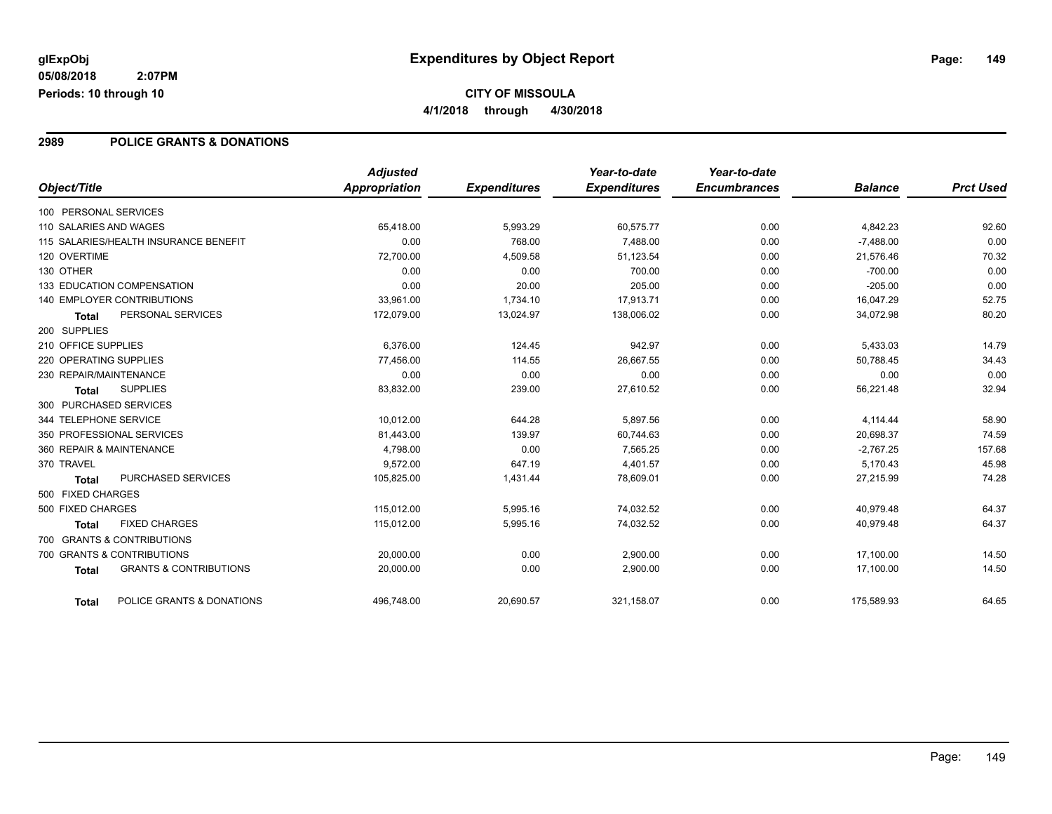# Expenditures by Object Report

glExpObj
05/08/2018 2:07PM
Periods: 10 through 10

**CITY OF MISSOULA**
**4/1/2018 through 4/30/2018**

## 2989 POLICE GRANTS & DONATIONS

| Object/Title | | Adjusted Appropriation | Expenditures | Year-to-date Expenditures | Year-to-date Encumbrances | Balance | Prct Used |
|---|---|---|---|---|---|---|---|
| 100 PERSONAL SERVICES | | | | | | | |
| 110 SALARIES AND WAGES | | 65,418.00 | 5,993.29 | 60,575.77 | 0.00 | 4,842.23 | 92.60 |
| 115 SALARIES/HEALTH INSURANCE BENEFIT | | 0.00 | 768.00 | 7,488.00 | 0.00 | -7,488.00 | 0.00 |
| 120 OVERTIME | | 72,700.00 | 4,509.58 | 51,123.54 | 0.00 | 21,576.46 | 70.32 |
| 130 OTHER | | 0.00 | 0.00 | 700.00 | 0.00 | -700.00 | 0.00 |
| 133 EDUCATION COMPENSATION | | 0.00 | 20.00 | 205.00 | 0.00 | -205.00 | 0.00 |
| 140 EMPLOYER CONTRIBUTIONS | | 33,961.00 | 1,734.10 | 17,913.71 | 0.00 | 16,047.29 | 52.75 |
| **Total** | PERSONAL SERVICES | 172,079.00 | 13,024.97 | 138,006.02 | 0.00 | 34,072.98 | 80.20 |
| 200 SUPPLIES | | | | | | | |
| 210 OFFICE SUPPLIES | | 6,376.00 | 124.45 | 942.97 | 0.00 | 5,433.03 | 14.79 |
| 220 OPERATING SUPPLIES | | 77,456.00 | 114.55 | 26,667.55 | 0.00 | 50,788.45 | 34.43 |
| 230 REPAIR/MAINTENANCE | | 0.00 | 0.00 | 0.00 | 0.00 | 0.00 | 0.00 |
| **Total** | SUPPLIES | 83,832.00 | 239.00 | 27,610.52 | 0.00 | 56,221.48 | 32.94 |
| 300 PURCHASED SERVICES | | | | | | | |
| 344 TELEPHONE SERVICE | | 10,012.00 | 644.28 | 5,897.56 | 0.00 | 4,114.44 | 58.90 |
| 350 PROFESSIONAL SERVICES | | 81,443.00 | 139.97 | 60,744.63 | 0.00 | 20,698.37 | 74.59 |
| 360 REPAIR & MAINTENANCE | | 4,798.00 | 0.00 | 7,565.25 | 0.00 | -2,767.25 | 157.68 |
| 370 TRAVEL | | 9,572.00 | 647.19 | 4,401.57 | 0.00 | 5,170.43 | 45.98 |
| **Total** | PURCHASED SERVICES | 105,825.00 | 1,431.44 | 78,609.01 | 0.00 | 27,215.99 | 74.28 |
| 500 FIXED CHARGES | | | | | | | |
| 500 FIXED CHARGES | | 115,012.00 | 5,995.16 | 74,032.52 | 0.00 | 40,979.48 | 64.37 |
| **Total** | FIXED CHARGES | 115,012.00 | 5,995.16 | 74,032.52 | 0.00 | 40,979.48 | 64.37 |
| 700 GRANTS & CONTRIBUTIONS | | | | | | | |
| 700 GRANTS & CONTRIBUTIONS | | 20,000.00 | 0.00 | 2,900.00 | 0.00 | 17,100.00 | 14.50 |
| **Total** | GRANTS & CONTRIBUTIONS | 20,000.00 | 0.00 | 2,900.00 | 0.00 | 17,100.00 | 14.50 |
| **Total** | POLICE GRANTS & DONATIONS | 496,748.00 | 20,690.57 | 321,158.07 | 0.00 | 175,589.93 | 64.65 |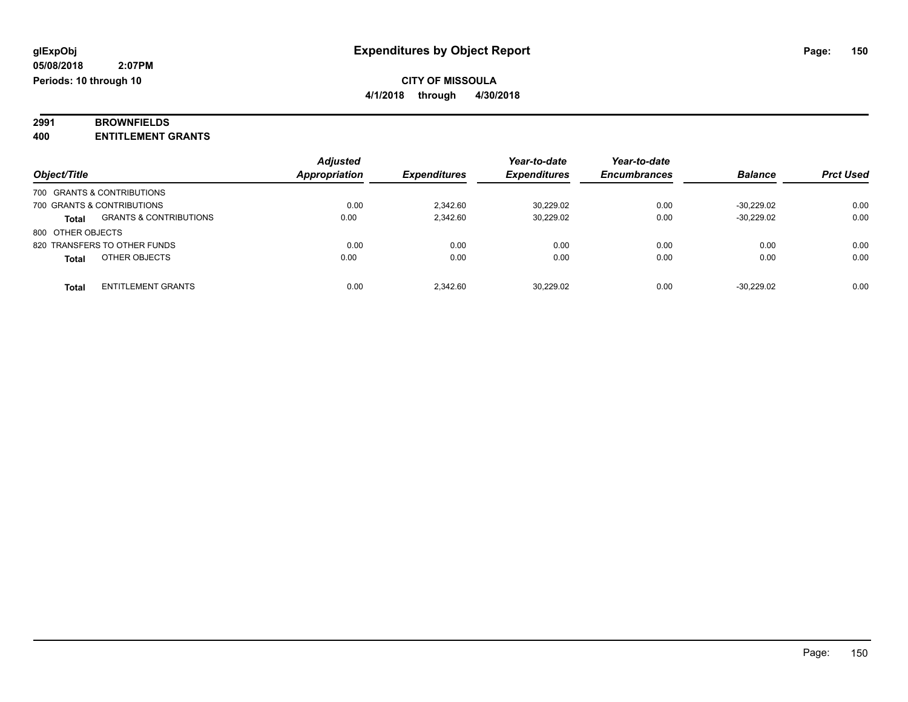# Expenditures by Object Report

glExpObj
05/08/2018 2:07PM
Periods: 10 through 10

**CITY OF MISSOULA**
**4/1/2018 through 4/30/2018**

**2991 BROWNFIELDS**
**400 ENTITLEMENT GRANTS**

| Object/Title | Adjusted Appropriation | Expenditures | Year-to-date Expenditures | Year-to-date Encumbrances | Balance | Prct Used |
|---|---|---|---|---|---|---|
| 700 GRANTS & CONTRIBUTIONS | | | | | | |
| 700 GRANTS & CONTRIBUTIONS | 0.00 | 2,342.60 | 30,229.02 | 0.00 | -30,229.02 | 0.00 |
| **Total** GRANTS & CONTRIBUTIONS | 0.00 | 2,342.60 | 30,229.02 | 0.00 | -30,229.02 | 0.00 |
| 800 OTHER OBJECTS | | | | | | |
| 820 TRANSFERS TO OTHER FUNDS | 0.00 | 0.00 | 0.00 | 0.00 | 0.00 | 0.00 |
| **Total** OTHER OBJECTS | 0.00 | 0.00 | 0.00 | 0.00 | 0.00 | 0.00 |
| **Total** ENTITLEMENT GRANTS | 0.00 | 2,342.60 | 30,229.02 | 0.00 | -30,229.02 | 0.00 |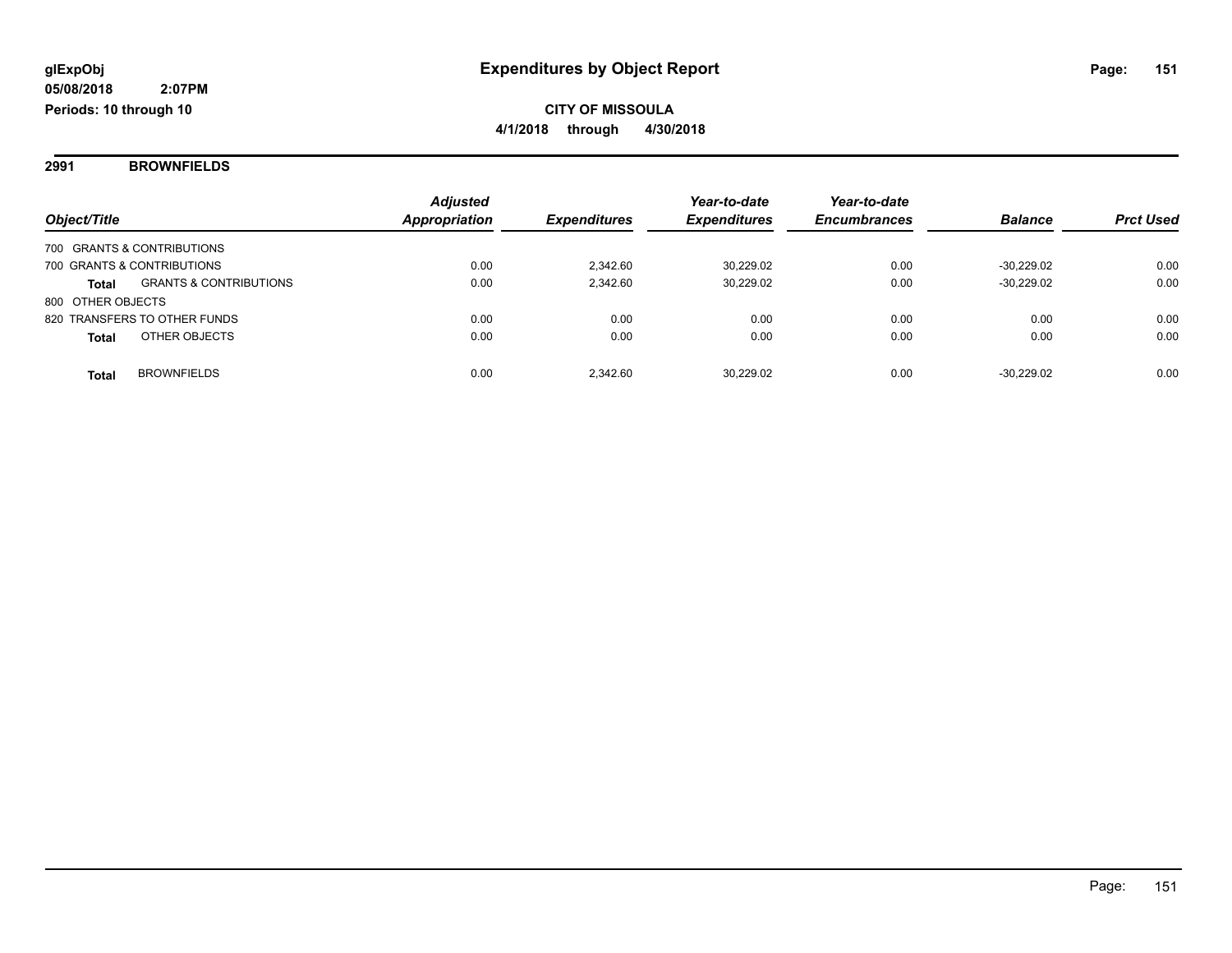**glExpObj**
**05/08/2018 2:07PM**
**Periods: 10 through 10**

# Expenditures by Object Report

**CITY OF MISSOULA**
**4/1/2018 through 4/30/2018**

## 2991 BROWNFIELDS

| Object/Title | | Adjusted Appropriation | Expenditures | Year-to-date Expenditures | Year-to-date Encumbrances | Balance | Prct Used |
|---|---|---|---|---|---|---|---|
| 700 GRANTS & CONTRIBUTIONS | | | | | | | |
| 700 GRANTS & CONTRIBUTIONS | | 0.00 | 2,342.60 | 30,229.02 | 0.00 | -30,229.02 | 0.00 |
| **Total** | GRANTS & CONTRIBUTIONS | 0.00 | 2,342.60 | 30,229.02 | 0.00 | -30,229.02 | 0.00 |
| 800 OTHER OBJECTS | | | | | | | |
| 820 TRANSFERS TO OTHER FUNDS | | 0.00 | 0.00 | 0.00 | 0.00 | 0.00 | 0.00 |
| **Total** | OTHER OBJECTS | 0.00 | 0.00 | 0.00 | 0.00 | 0.00 | 0.00 |
| **Total** | BROWNFIELDS | 0.00 | 2,342.60 | 30,229.02 | 0.00 | -30,229.02 | 0.00 |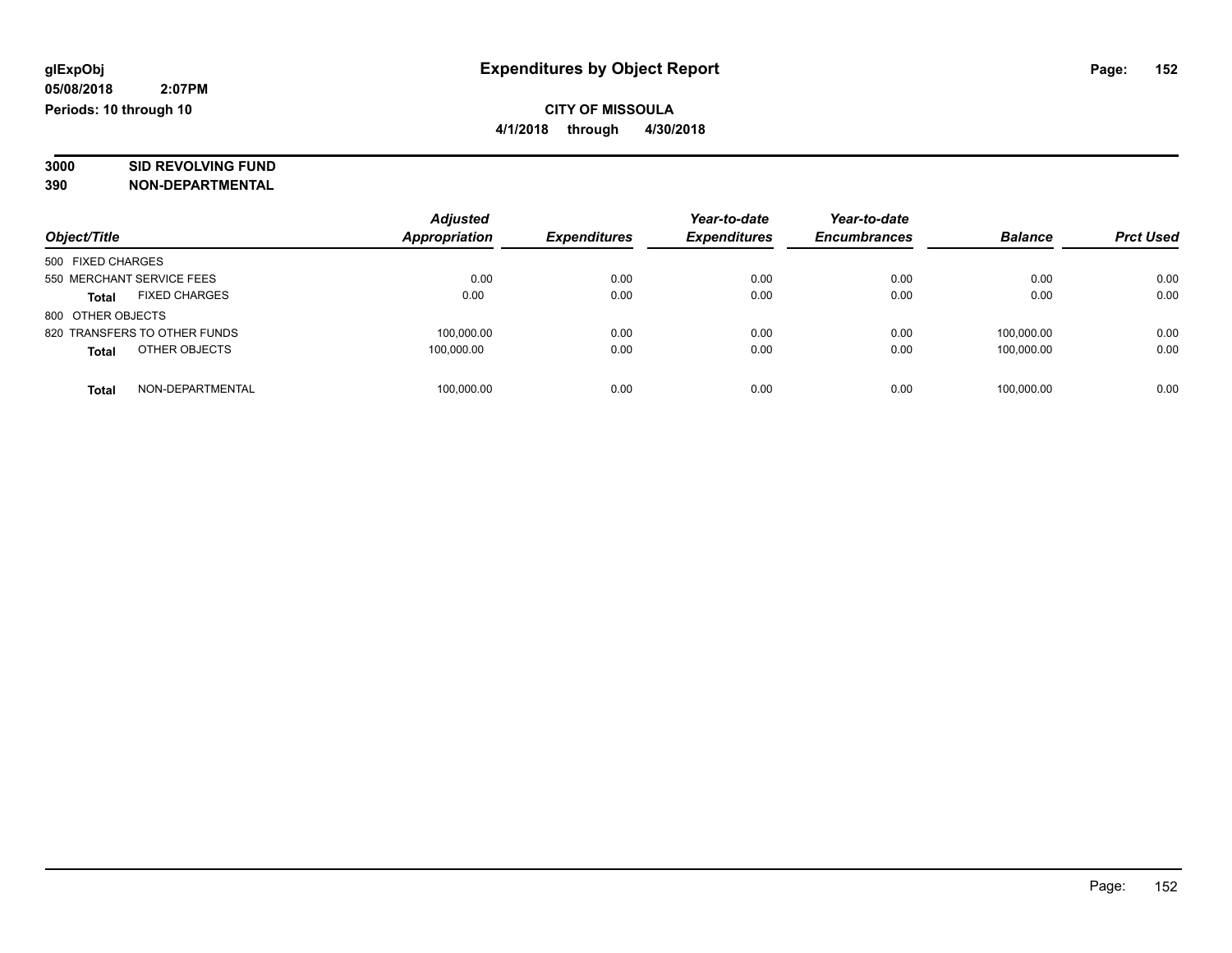# Expenditures by Object Report

glExpObj
05/08/2018 2:07PM
Periods: 10 through 10

**CITY OF MISSOULA**
**4/1/2018 through 4/30/2018**

**3000 SID REVOLVING FUND**
**390 NON-DEPARTMENTAL**

| Object/Title | Adjusted Appropriation | Expenditures | Year-to-date Expenditures | Year-to-date Encumbrances | Balance | Prct Used |
|---|---|---|---|---|---|---|
| 500 FIXED CHARGES | | | | | | |
| 550 MERCHANT SERVICE FEES | 0.00 | 0.00 | 0.00 | 0.00 | 0.00 | 0.00 |
| **Total** FIXED CHARGES | 0.00 | 0.00 | 0.00 | 0.00 | 0.00 | 0.00 |
| 800 OTHER OBJECTS | | | | | | |
| 820 TRANSFERS TO OTHER FUNDS | 100,000.00 | 0.00 | 0.00 | 0.00 | 100,000.00 | 0.00 |
| **Total** OTHER OBJECTS | 100,000.00 | 0.00 | 0.00 | 0.00 | 100,000.00 | 0.00 |
| **Total** NON-DEPARTMENTAL | 100,000.00 | 0.00 | 0.00 | 0.00 | 100,000.00 | 0.00 |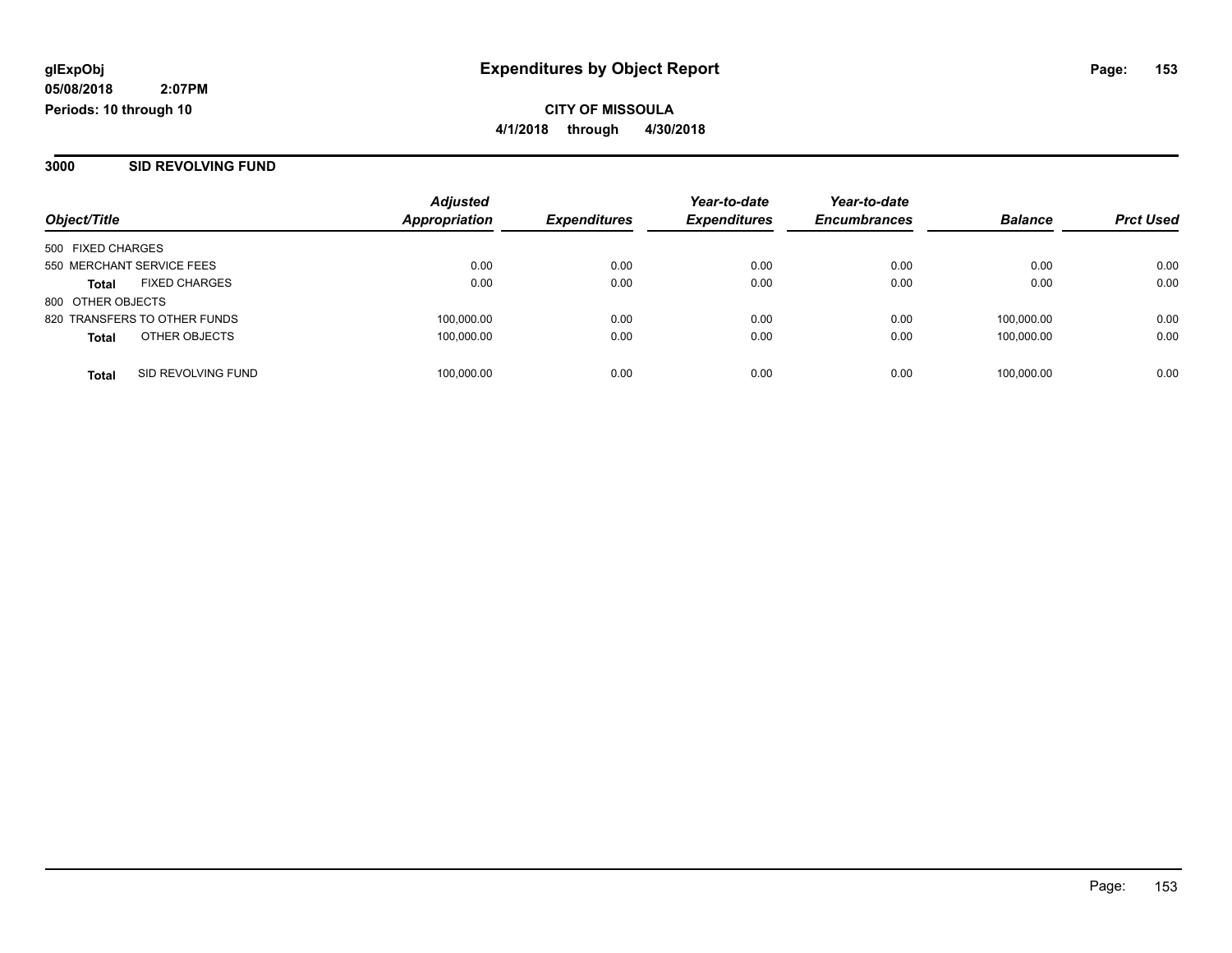# Expenditures by Object Report

glExpObj
05/08/2018 2:07PM
Periods: 10 through 10

**CITY OF MISSOULA**
**4/1/2018 through 4/30/2018**

## 3000 SID REVOLVING FUND

| Object/Title | Adjusted Appropriation | Expenditures | Year-to-date Expenditures | Year-to-date Encumbrances | Balance | Prct Used |
|---|---|---|---|---|---|---|
| 500 FIXED CHARGES | | | | | | |
| 550 MERCHANT SERVICE FEES | 0.00 | 0.00 | 0.00 | 0.00 | 0.00 | 0.00 |
| **Total** FIXED CHARGES | 0.00 | 0.00 | 0.00 | 0.00 | 0.00 | 0.00 |
| 800 OTHER OBJECTS | | | | | | |
| 820 TRANSFERS TO OTHER FUNDS | 100,000.00 | 0.00 | 0.00 | 0.00 | 100,000.00 | 0.00 |
| **Total** OTHER OBJECTS | 100,000.00 | 0.00 | 0.00 | 0.00 | 100,000.00 | 0.00 |
| **Total** SID REVOLVING FUND | 100,000.00 | 0.00 | 0.00 | 0.00 | 100,000.00 | 0.00 |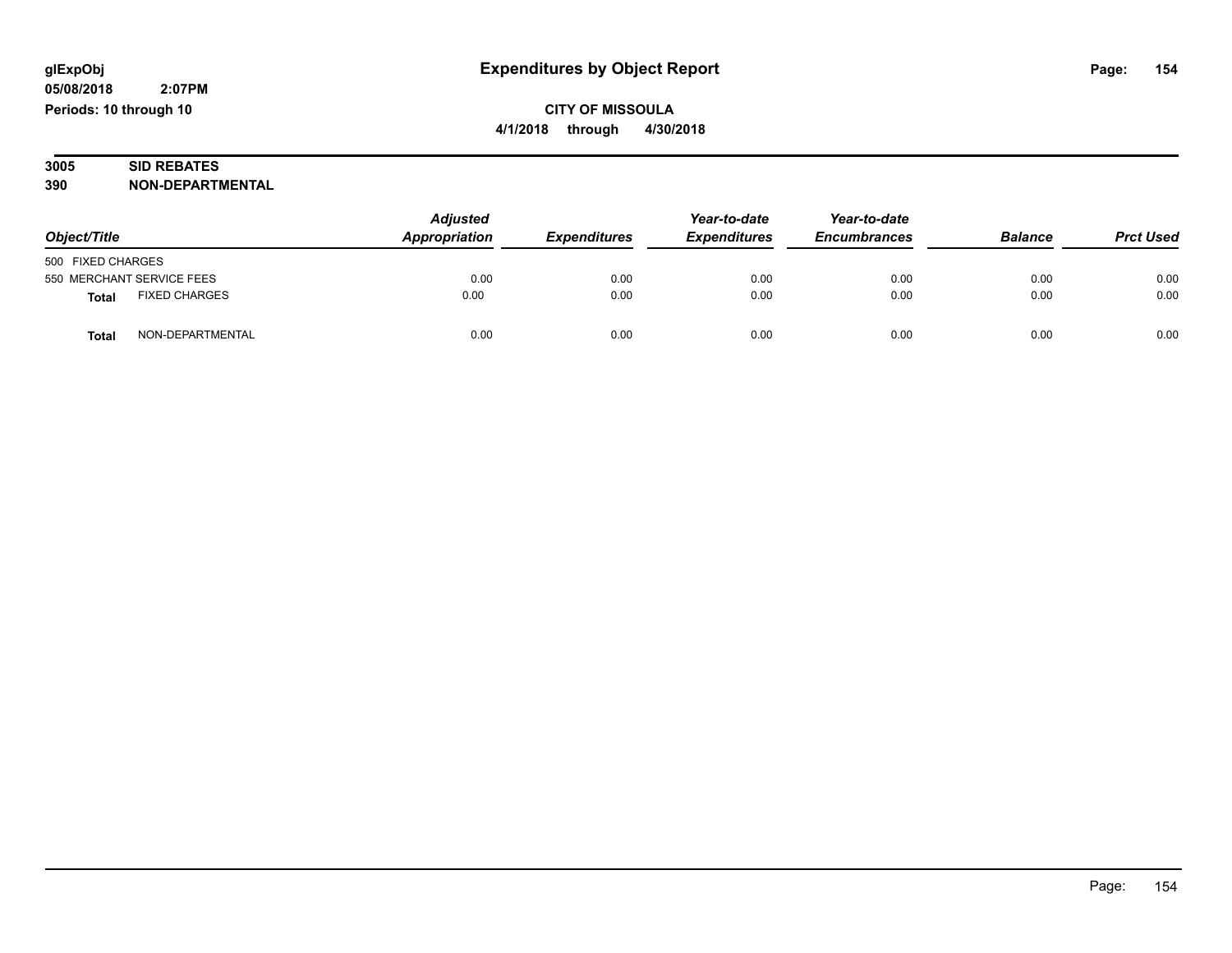glExpObj
05/08/2018 2:07PM
Periods: 10 through 10

# Expenditures by Object Report

**CITY OF MISSOULA**
**4/1/2018 through 4/30/2018**

**3005 SID REBATES**
**390 NON-DEPARTMENTAL**

| Object/Title | | Adjusted Appropriation | Expenditures | Year-to-date Expenditures | Year-to-date Encumbrances | Balance | Prct Used |
|---|---|---|---|---|---|---|---|
| 500 FIXED CHARGES | | | | | | | |
| 550 MERCHANT SERVICE FEES | | 0.00 | 0.00 | 0.00 | 0.00 | 0.00 | 0.00 |
| **Total** | FIXED CHARGES | 0.00 | 0.00 | 0.00 | 0.00 | 0.00 | 0.00 |
| **Total** | NON-DEPARTMENTAL | 0.00 | 0.00 | 0.00 | 0.00 | 0.00 | 0.00 |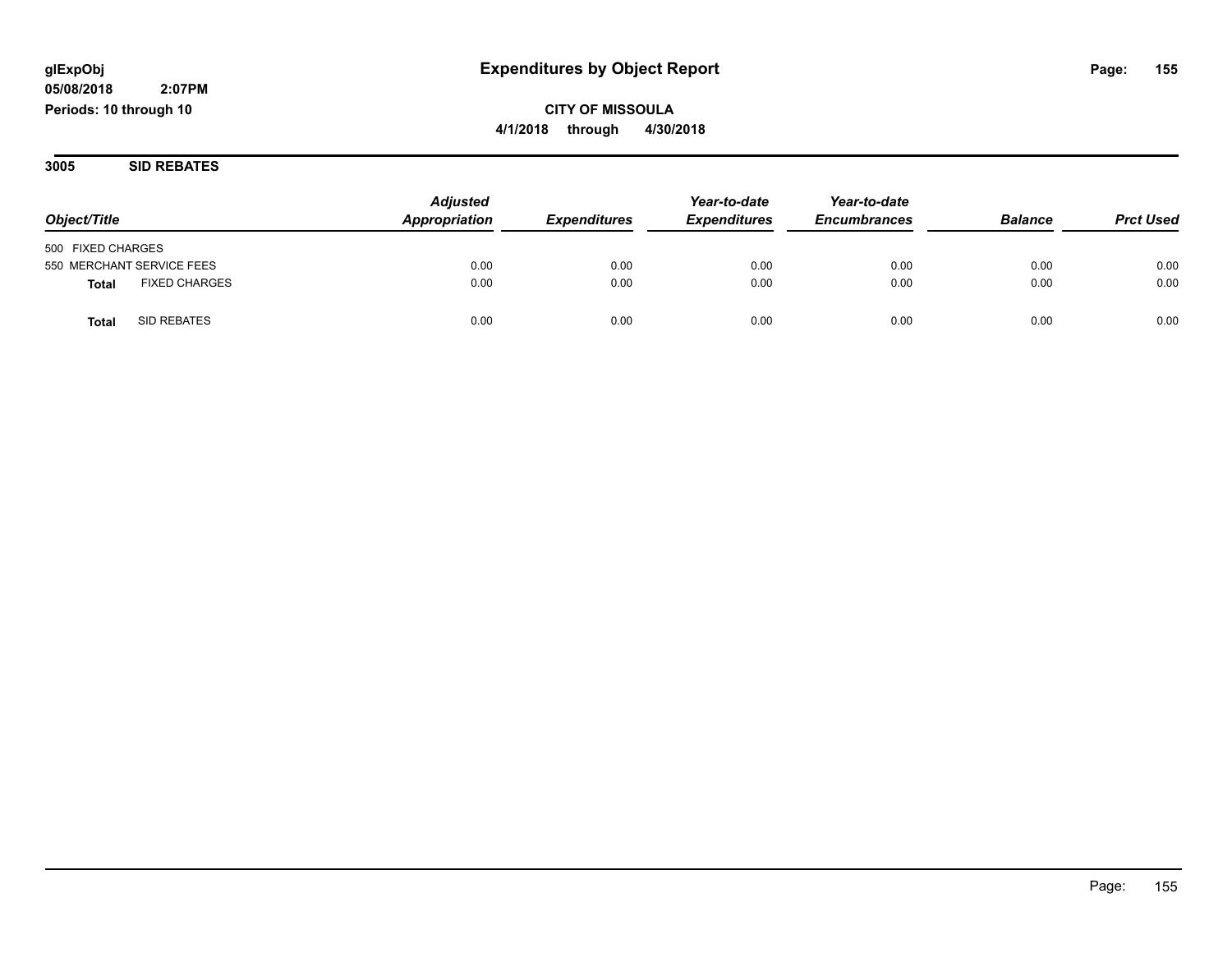**glExpObj**
**05/08/2018 2:07PM**
**Periods: 10 through 10**

# Expenditures by Object Report

**CITY OF MISSOULA**
**4/1/2018 through 4/30/2018**

## 3005 SID REBATES

| Object/Title | Adjusted Appropriation | Expenditures | Year-to-date Expenditures | Year-to-date Encumbrances | Balance | Prct Used |
|---|---|---|---|---|---|---|
| 500 FIXED CHARGES | | | | | | |
| 550 MERCHANT SERVICE FEES | 0.00 | 0.00 | 0.00 | 0.00 | 0.00 | 0.00 |
| **Total** FIXED CHARGES | 0.00 | 0.00 | 0.00 | 0.00 | 0.00 | 0.00 |
| **Total** SID REBATES | 0.00 | 0.00 | 0.00 | 0.00 | 0.00 | 0.00 |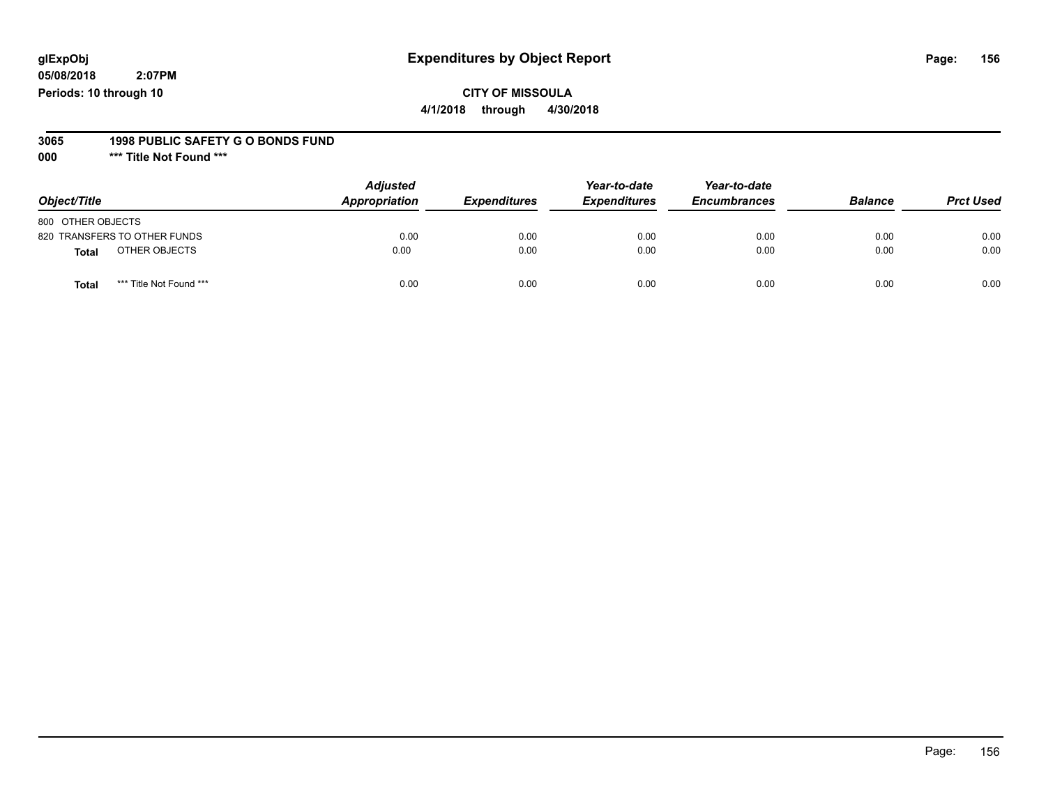# Expenditures by Object Report

glExpObj
05/08/2018 2:07PM
Periods: 10 through 10

**CITY OF MISSOULA**
**4/1/2018 through 4/30/2018**

**3065 1998 PUBLIC SAFETY G O BONDS FUND**
**000 *** Title Not Found *****

| Object/Title | Adjusted Appropriation | Expenditures | Year-to-date Expenditures | Year-to-date Encumbrances | Balance | Prct Used |
|---|---|---|---|---|---|---|
| 800 OTHER OBJECTS | | | | | | |
| 820 TRANSFERS TO OTHER FUNDS | 0.00 | 0.00 | 0.00 | 0.00 | 0.00 | 0.00 |
| **Total** OTHER OBJECTS | 0.00 | 0.00 | 0.00 | 0.00 | 0.00 | 0.00 |
| **Total** *** Title Not Found *** | 0.00 | 0.00 | 0.00 | 0.00 | 0.00 | 0.00 |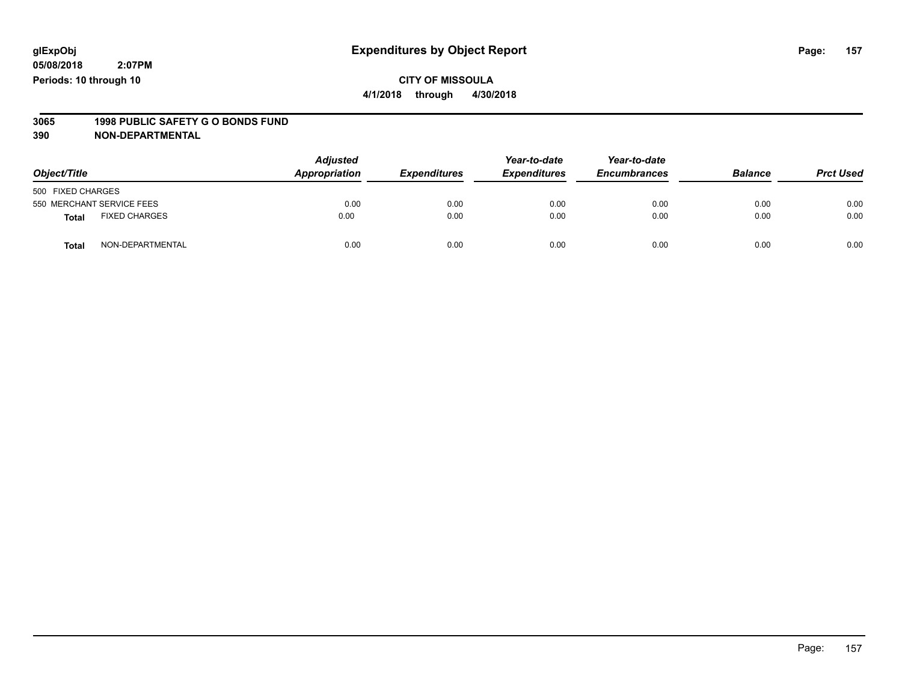# Expenditures by Object Report

**CITY OF MISSOULA**

**4/1/2018 through 4/30/2018**

glExpObj
05/08/2018 2:07PM
Periods: 10 through 10

**3065 1998 PUBLIC SAFETY G O BONDS FUND**
**390 NON-DEPARTMENTAL**

| Object/Title | Adjusted Appropriation | Expenditures | Year-to-date Expenditures | Year-to-date Encumbrances | Balance | Prct Used |
|---|---|---|---|---|---|---|
| 500 FIXED CHARGES | | | | | | |
| 550 MERCHANT SERVICE FEES | 0.00 | 0.00 | 0.00 | 0.00 | 0.00 | 0.00 |
| **Total** FIXED CHARGES | 0.00 | 0.00 | 0.00 | 0.00 | 0.00 | 0.00 |
| **Total** NON-DEPARTMENTAL | 0.00 | 0.00 | 0.00 | 0.00 | 0.00 | 0.00 |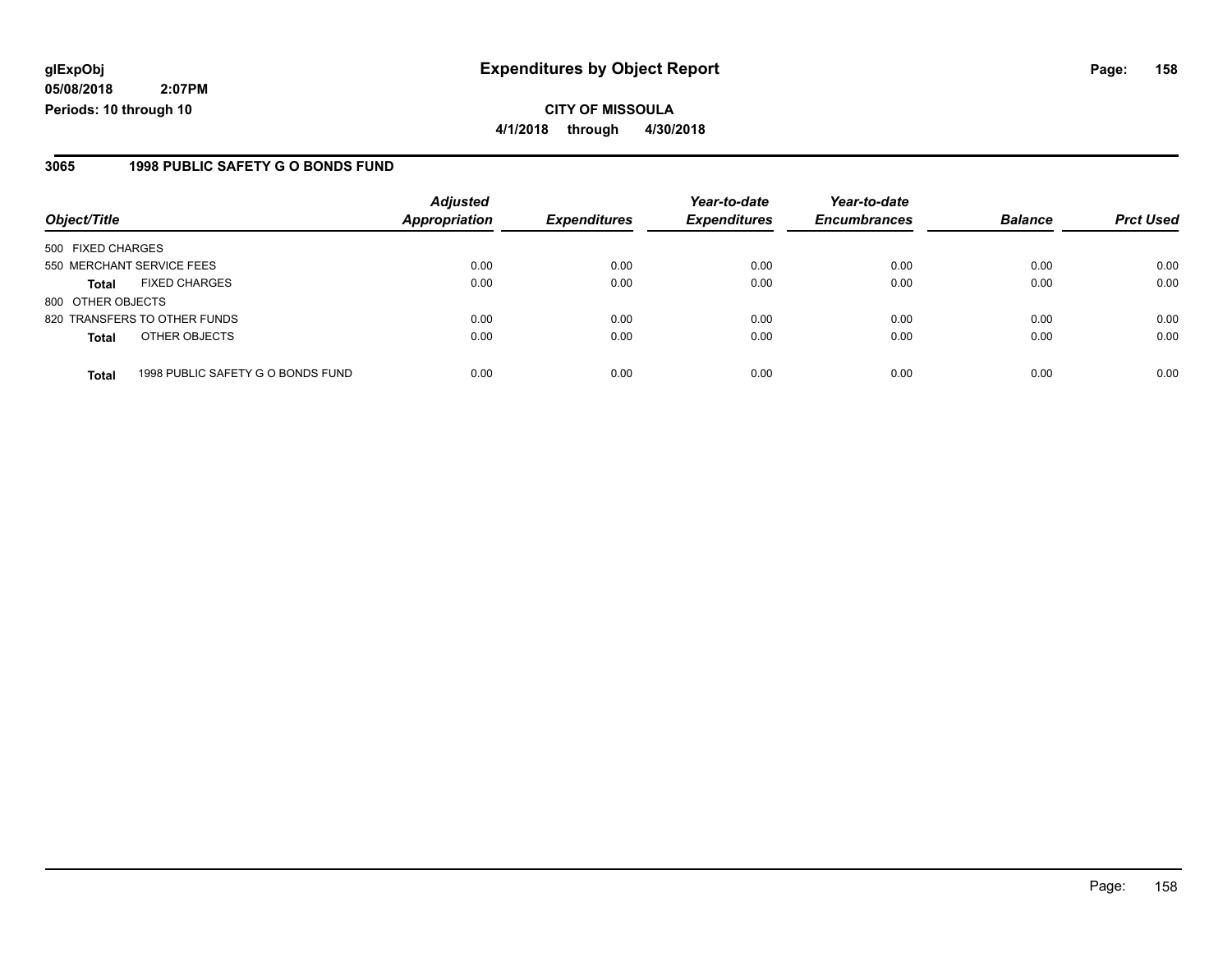# Expenditures by Object Report

**glExpObj**
**05/08/2018 2:07PM**
**Periods: 10 through 10**

**CITY OF MISSOULA**
**4/1/2018 through 4/30/2018**

## 3065 1998 PUBLIC SAFETY G O BONDS FUND

| Object/Title | Adjusted Appropriation | Expenditures | Year-to-date Expenditures | Year-to-date Encumbrances | Balance | Prct Used |
|---|---|---|---|---|---|---|
| 500 FIXED CHARGES | | | | | | |
| 550 MERCHANT SERVICE FEES | 0.00 | 0.00 | 0.00 | 0.00 | 0.00 | 0.00 |
| **Total** FIXED CHARGES | 0.00 | 0.00 | 0.00 | 0.00 | 0.00 | 0.00 |
| 800 OTHER OBJECTS | | | | | | |
| 820 TRANSFERS TO OTHER FUNDS | 0.00 | 0.00 | 0.00 | 0.00 | 0.00 | 0.00 |
| **Total** OTHER OBJECTS | 0.00 | 0.00 | 0.00 | 0.00 | 0.00 | 0.00 |
| **Total** 1998 PUBLIC SAFETY G O BONDS FUND | 0.00 | 0.00 | 0.00 | 0.00 | 0.00 | 0.00 |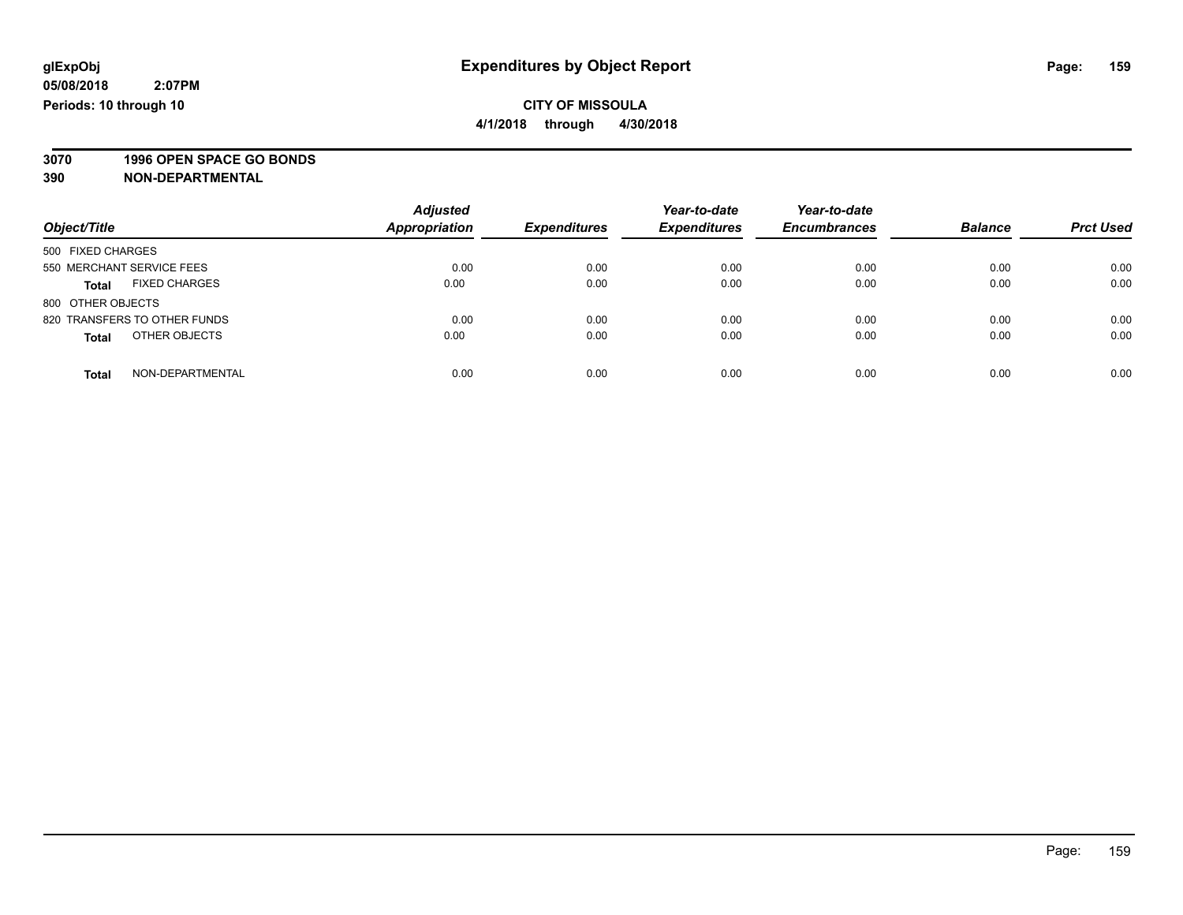**glExpObj** **Expenditures by Object Report**

**05/08/2018 2:07PM**

**Periods: 10 through 10**

**CITY OF MISSOULA**

**4/1/2018 through 4/30/2018**

**3070 1996 OPEN SPACE GO BONDS**

**390 NON-DEPARTMENTAL**

| Object/Title | | Adjusted Appropriation | Expenditures | Year-to-date Expenditures | Year-to-date Encumbrances | Balance | Prct Used |
|---|---|---|---|---|---|---|---|
| 500 FIXED CHARGES | | | | | | | |
| 550 MERCHANT SERVICE FEES | | 0.00 | 0.00 | 0.00 | 0.00 | 0.00 | 0.00 |
| **Total** | FIXED CHARGES | 0.00 | 0.00 | 0.00 | 0.00 | 0.00 | 0.00 |
| 800 OTHER OBJECTS | | | | | | | |
| 820 TRANSFERS TO OTHER FUNDS | | 0.00 | 0.00 | 0.00 | 0.00 | 0.00 | 0.00 |
| **Total** | OTHER OBJECTS | 0.00 | 0.00 | 0.00 | 0.00 | 0.00 | 0.00 |
| **Total** | NON-DEPARTMENTAL | 0.00 | 0.00 | 0.00 | 0.00 | 0.00 | 0.00 |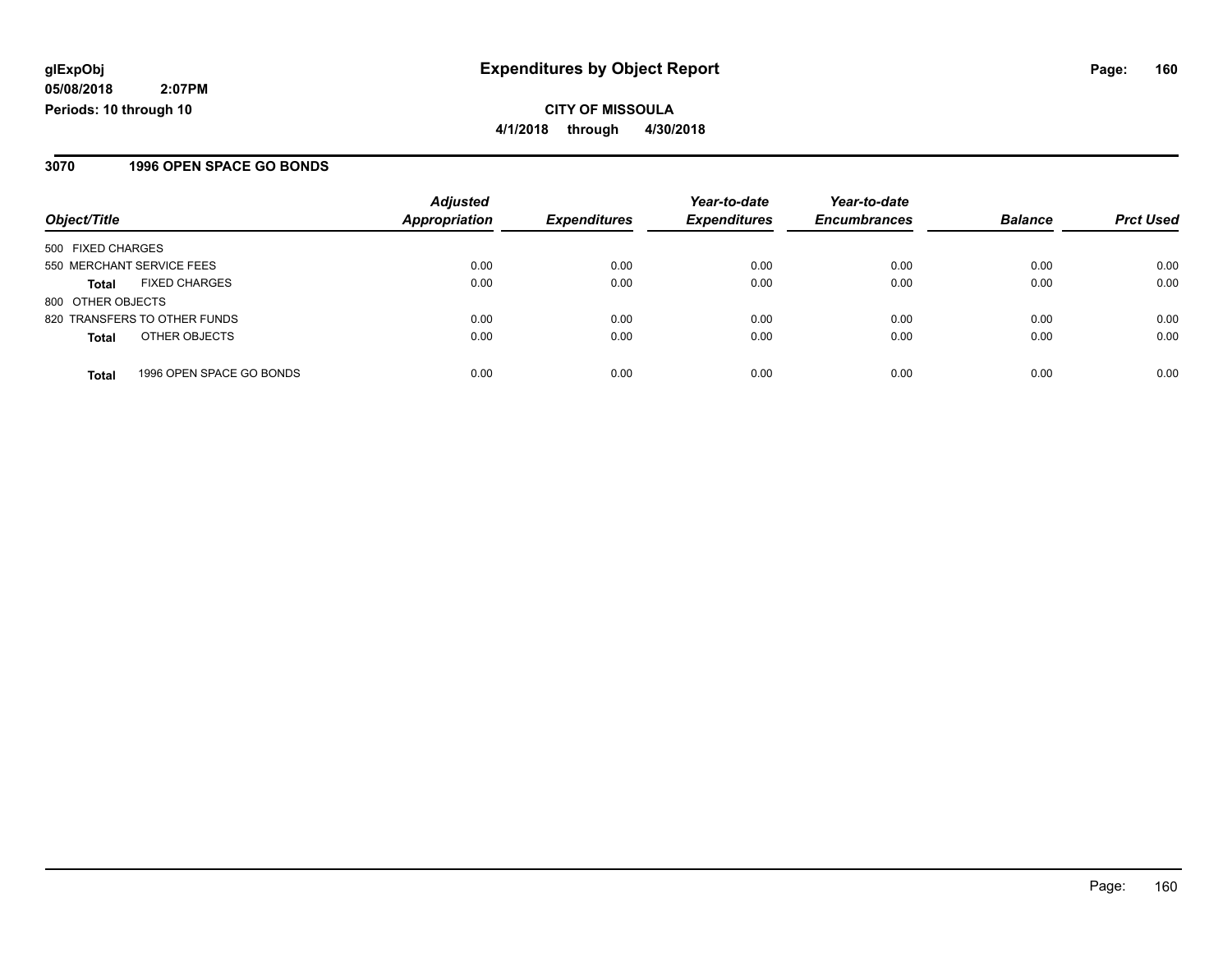# Expenditures by Object Report

glExpObj
05/08/2018 2:07PM
Periods: 10 through 10

**CITY OF MISSOULA**
**4/1/2018 through 4/30/2018**

## 3070 1996 OPEN SPACE GO BONDS

| Object/Title | Adjusted Appropriation | Expenditures | Year-to-date Expenditures | Year-to-date Encumbrances | Balance | Prct Used |
|---|---|---|---|---|---|---|
| 500 FIXED CHARGES | | | | | | |
| 550 MERCHANT SERVICE FEES | 0.00 | 0.00 | 0.00 | 0.00 | 0.00 | 0.00 |
| **Total** FIXED CHARGES | 0.00 | 0.00 | 0.00 | 0.00 | 0.00 | 0.00 |
| 800 OTHER OBJECTS | | | | | | |
| 820 TRANSFERS TO OTHER FUNDS | 0.00 | 0.00 | 0.00 | 0.00 | 0.00 | 0.00 |
| **Total** OTHER OBJECTS | 0.00 | 0.00 | 0.00 | 0.00 | 0.00 | 0.00 |
| **Total** 1996 OPEN SPACE GO BONDS | 0.00 | 0.00 | 0.00 | 0.00 | 0.00 | 0.00 |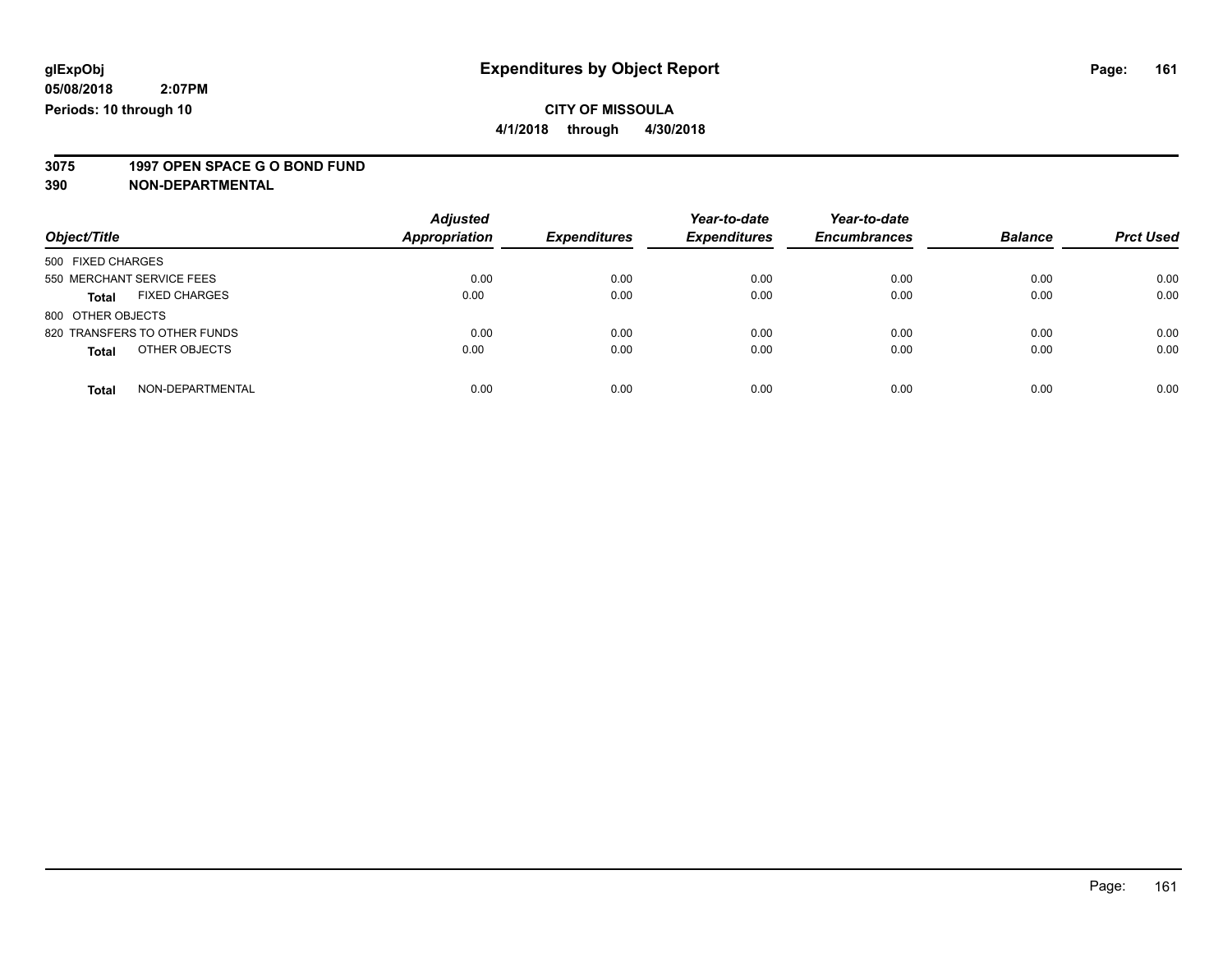**glExpObj**
**05/08/2018 2:07PM**
**Periods: 10 through 10**

# Expenditures by Object Report

**CITY OF MISSOULA**
**4/1/2018 through 4/30/2018**

**3075 1997 OPEN SPACE G O BOND FUND**
**390 NON-DEPARTMENTAL**

| Object/Title | | Adjusted Appropriation | Expenditures | Year-to-date Expenditures | Year-to-date Encumbrances | Balance | Prct Used |
|---|---|---|---|---|---|---|---|
| 500 FIXED CHARGES | | | | | | | |
| 550 MERCHANT SERVICE FEES | | 0.00 | 0.00 | 0.00 | 0.00 | 0.00 | 0.00 |
| **Total** | FIXED CHARGES | 0.00 | 0.00 | 0.00 | 0.00 | 0.00 | 0.00 |
| 800 OTHER OBJECTS | | | | | | | |
| 820 TRANSFERS TO OTHER FUNDS | | 0.00 | 0.00 | 0.00 | 0.00 | 0.00 | 0.00 |
| **Total** | OTHER OBJECTS | 0.00 | 0.00 | 0.00 | 0.00 | 0.00 | 0.00 |
| **Total** | NON-DEPARTMENTAL | 0.00 | 0.00 | 0.00 | 0.00 | 0.00 | 0.00 |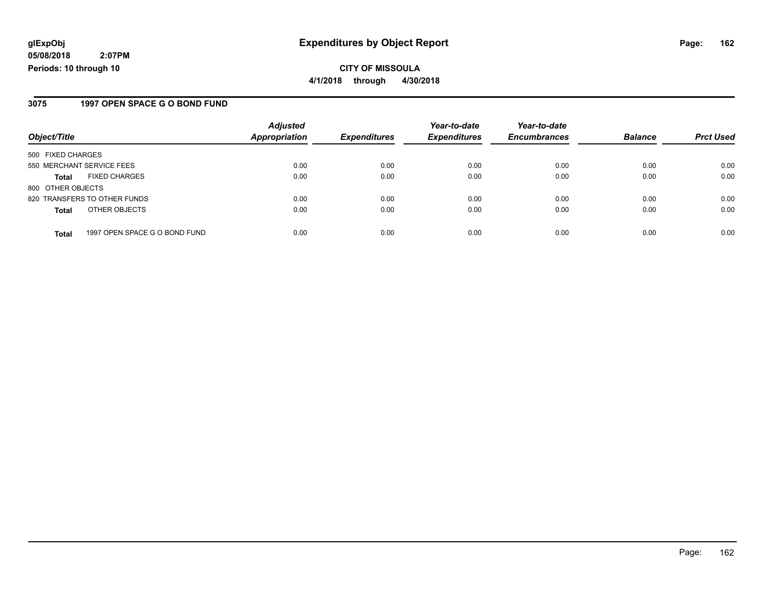**glExpObj**
**05/08/2018 2:07PM**
**Periods: 10 through 10**

# Expenditures by Object Report

**CITY OF MISSOULA**
**4/1/2018 through 4/30/2018**

## 3075 1997 OPEN SPACE G O BOND FUND

| Object/Title | | Adjusted Appropriation | Expenditures | Year-to-date Expenditures | Year-to-date Encumbrances | Balance | Prct Used |
|---|---|---|---|---|---|---|---|
| 500 FIXED CHARGES | | | | | | | |
| 550 MERCHANT SERVICE FEES | | 0.00 | 0.00 | 0.00 | 0.00 | 0.00 | 0.00 |
| **Total** | FIXED CHARGES | 0.00 | 0.00 | 0.00 | 0.00 | 0.00 | 0.00 |
| 800 OTHER OBJECTS | | | | | | | |
| 820 TRANSFERS TO OTHER FUNDS | | 0.00 | 0.00 | 0.00 | 0.00 | 0.00 | 0.00 |
| **Total** | OTHER OBJECTS | 0.00 | 0.00 | 0.00 | 0.00 | 0.00 | 0.00 |
| **Total** | 1997 OPEN SPACE G O BOND FUND | 0.00 | 0.00 | 0.00 | 0.00 | 0.00 | 0.00 |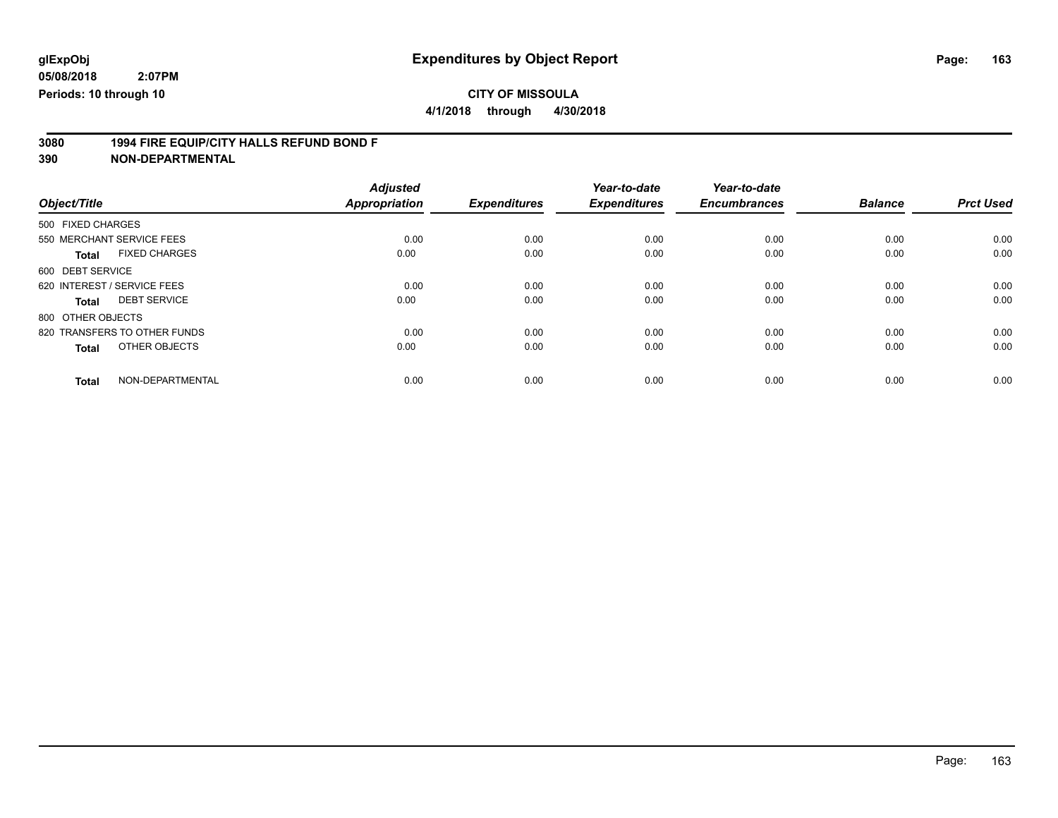**glExpObj**
**05/08/2018 2:07PM**
**Periods: 10 through 10**

# Expenditures by Object Report

**CITY OF MISSOULA**
**4/1/2018 through 4/30/2018**

## 3080 1994 FIRE EQUIP/CITY HALLS REFUND BOND F
## 390 NON-DEPARTMENTAL

| Object/Title | Adjusted Appropriation | Expenditures | Year-to-date Expenditures | Year-to-date Encumbrances | Balance | Prct Used |
|---|---|---|---|---|---|---|
| 500 FIXED CHARGES | | | | | | |
| 550 MERCHANT SERVICE FEES | 0.00 | 0.00 | 0.00 | 0.00 | 0.00 | 0.00 |
| **Total** FIXED CHARGES | 0.00 | 0.00 | 0.00 | 0.00 | 0.00 | 0.00 |
| 600 DEBT SERVICE | | | | | | |
| 620 INTEREST / SERVICE FEES | 0.00 | 0.00 | 0.00 | 0.00 | 0.00 | 0.00 |
| **Total** DEBT SERVICE | 0.00 | 0.00 | 0.00 | 0.00 | 0.00 | 0.00 |
| 800 OTHER OBJECTS | | | | | | |
| 820 TRANSFERS TO OTHER FUNDS | 0.00 | 0.00 | 0.00 | 0.00 | 0.00 | 0.00 |
| **Total** OTHER OBJECTS | 0.00 | 0.00 | 0.00 | 0.00 | 0.00 | 0.00 |
| **Total** NON-DEPARTMENTAL | 0.00 | 0.00 | 0.00 | 0.00 | 0.00 | 0.00 |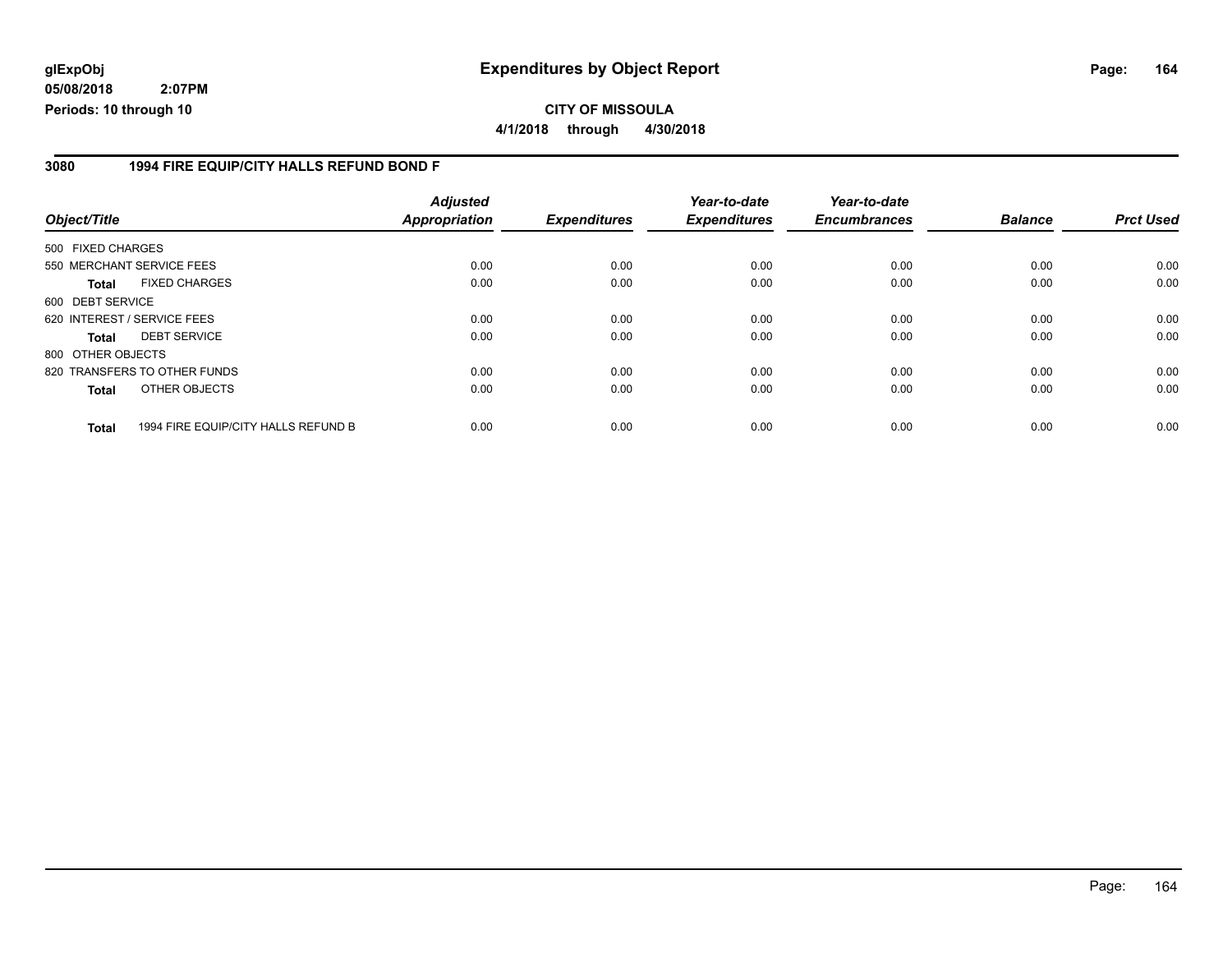# Expenditures by Object Report

glExpObj
05/08/2018 2:07PM
Periods: 10 through 10

**CITY OF MISSOULA**
**4/1/2018 through 4/30/2018**

## 3080 1994 FIRE EQUIP/CITY HALLS REFUND BOND F

| Object/Title | Adjusted Appropriation | Expenditures | Year-to-date Expenditures | Year-to-date Encumbrances | Balance | Prct Used |
|---|---|---|---|---|---|---|
| 500 FIXED CHARGES | | | | | | |
| 550 MERCHANT SERVICE FEES | 0.00 | 0.00 | 0.00 | 0.00 | 0.00 | 0.00 |
| **Total** FIXED CHARGES | 0.00 | 0.00 | 0.00 | 0.00 | 0.00 | 0.00 |
| 600 DEBT SERVICE | | | | | | |
| 620 INTEREST / SERVICE FEES | 0.00 | 0.00 | 0.00 | 0.00 | 0.00 | 0.00 |
| **Total** DEBT SERVICE | 0.00 | 0.00 | 0.00 | 0.00 | 0.00 | 0.00 |
| 800 OTHER OBJECTS | | | | | | |
| 820 TRANSFERS TO OTHER FUNDS | 0.00 | 0.00 | 0.00 | 0.00 | 0.00 | 0.00 |
| **Total** OTHER OBJECTS | 0.00 | 0.00 | 0.00 | 0.00 | 0.00 | 0.00 |
| **Total** 1994 FIRE EQUIP/CITY HALLS REFUND B | 0.00 | 0.00 | 0.00 | 0.00 | 0.00 | 0.00 |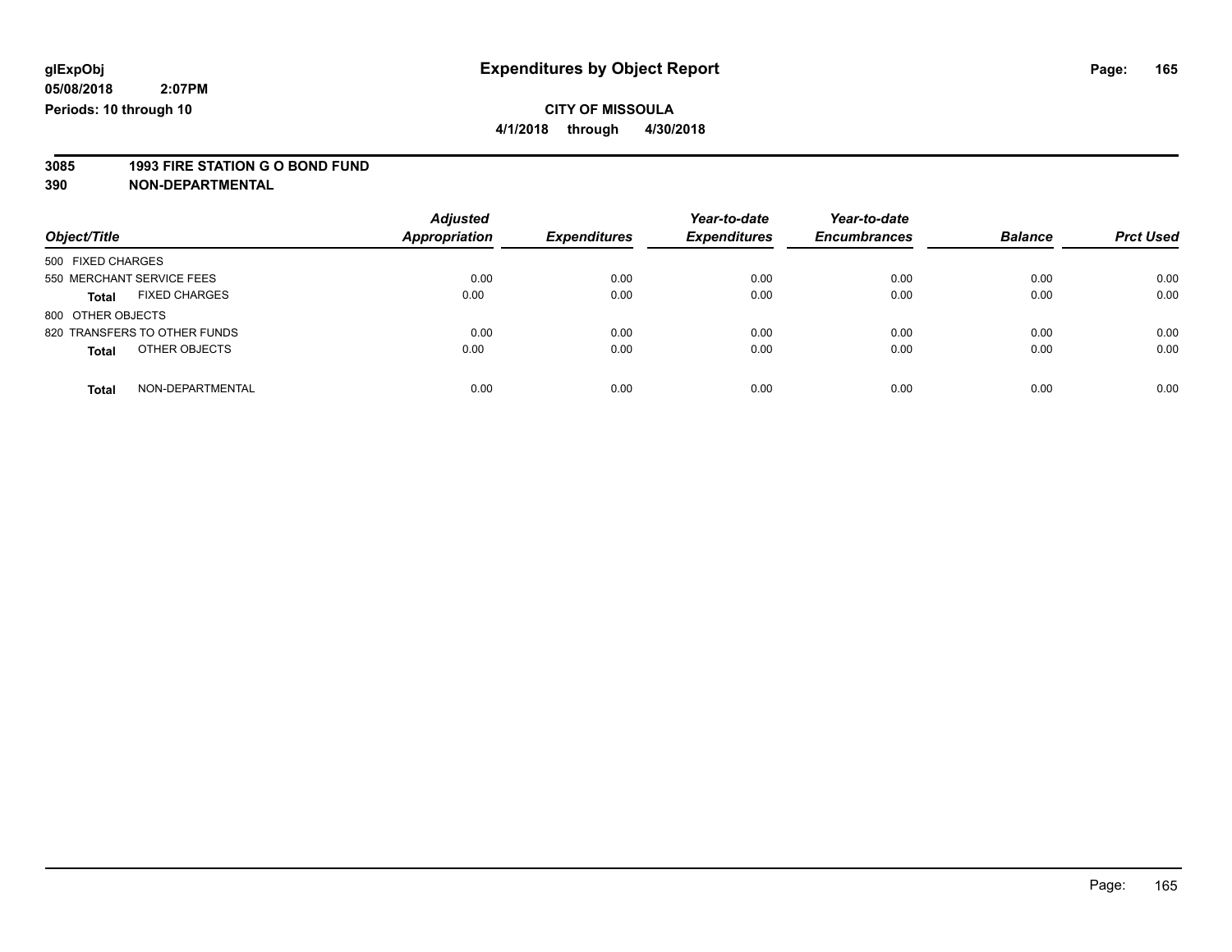glExpObj
05/08/2018 2:07PM
Periods: 10 through 10

# Expenditures by Object Report

**CITY OF MISSOULA**

**4/1/2018 through 4/30/2018**

**3085 1993 FIRE STATION G O BOND FUND**

**390 NON-DEPARTMENTAL**

| Object/Title | Adjusted Appropriation | Expenditures | Year-to-date Expenditures | Year-to-date Encumbrances | Balance | Prct Used |
|---|---|---|---|---|---|---|
| 500 FIXED CHARGES | | | | | | |
| 550 MERCHANT SERVICE FEES | 0.00 | 0.00 | 0.00 | 0.00 | 0.00 | 0.00 |
| **Total** FIXED CHARGES | 0.00 | 0.00 | 0.00 | 0.00 | 0.00 | 0.00 |
| 800 OTHER OBJECTS | | | | | | |
| 820 TRANSFERS TO OTHER FUNDS | 0.00 | 0.00 | 0.00 | 0.00 | 0.00 | 0.00 |
| **Total** OTHER OBJECTS | 0.00 | 0.00 | 0.00 | 0.00 | 0.00 | 0.00 |
| **Total** NON-DEPARTMENTAL | 0.00 | 0.00 | 0.00 | 0.00 | 0.00 | 0.00 |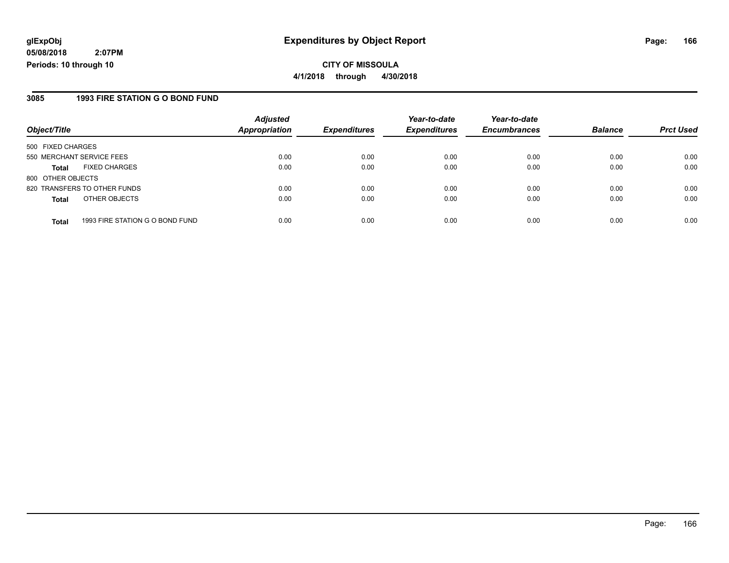**glExpObj**
**05/08/2018 2:07PM**
**Periods: 10 through 10**

# Expenditures by Object Report

**CITY OF MISSOULA**
**4/1/2018 through 4/30/2018**

## 3085 1993 FIRE STATION G O BOND FUND

| Object/Title | | Adjusted Appropriation | Expenditures | Year-to-date Expenditures | Year-to-date Encumbrances | Balance | Prct Used |
|---|---|---|---|---|---|---|---|
| 500 FIXED CHARGES | | | | | | | |
| 550 MERCHANT SERVICE FEES | | 0.00 | 0.00 | 0.00 | 0.00 | 0.00 | 0.00 |
| **Total** | FIXED CHARGES | 0.00 | 0.00 | 0.00 | 0.00 | 0.00 | 0.00 |
| 800 OTHER OBJECTS | | | | | | | |
| 820 TRANSFERS TO OTHER FUNDS | | 0.00 | 0.00 | 0.00 | 0.00 | 0.00 | 0.00 |
| **Total** | OTHER OBJECTS | 0.00 | 0.00 | 0.00 | 0.00 | 0.00 | 0.00 |
| **Total** | 1993 FIRE STATION G O BOND FUND | 0.00 | 0.00 | 0.00 | 0.00 | 0.00 | 0.00 |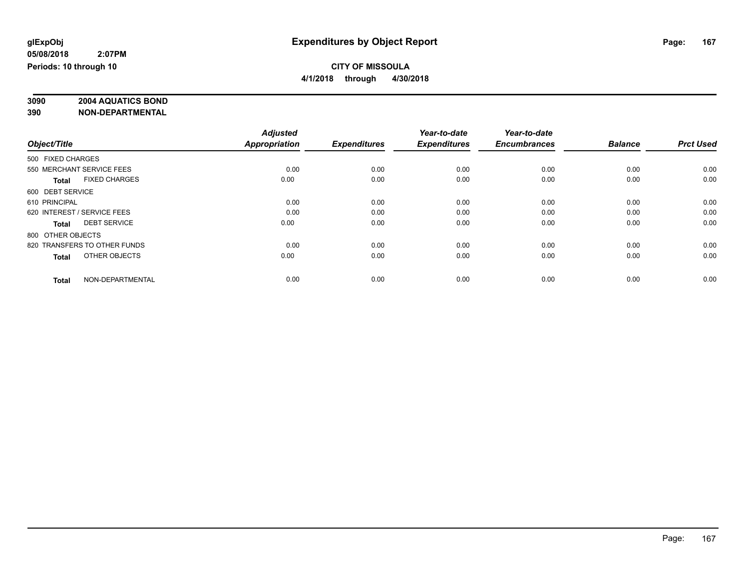# Expenditures by Object Report

**glExpObj**
**05/08/2018 2:07PM**
**Periods: 10 through 10**

**CITY OF MISSOULA**
**4/1/2018 through 4/30/2018**

**3090 2004 AQUATICS BOND**
**390 NON-DEPARTMENTAL**

| Object/Title | Adjusted Appropriation | Expenditures | Year-to-date Expenditures | Year-to-date Encumbrances | Balance | Prct Used |
|---|---|---|---|---|---|---|
| 500 FIXED CHARGES | | | | | | |
| 550 MERCHANT SERVICE FEES | 0.00 | 0.00 | 0.00 | 0.00 | 0.00 | 0.00 |
| **Total** FIXED CHARGES | 0.00 | 0.00 | 0.00 | 0.00 | 0.00 | 0.00 |
| 600 DEBT SERVICE | | | | | | |
| 610 PRINCIPAL | 0.00 | 0.00 | 0.00 | 0.00 | 0.00 | 0.00 |
| 620 INTEREST / SERVICE FEES | 0.00 | 0.00 | 0.00 | 0.00 | 0.00 | 0.00 |
| **Total** DEBT SERVICE | 0.00 | 0.00 | 0.00 | 0.00 | 0.00 | 0.00 |
| 800 OTHER OBJECTS | | | | | | |
| 820 TRANSFERS TO OTHER FUNDS | 0.00 | 0.00 | 0.00 | 0.00 | 0.00 | 0.00 |
| **Total** OTHER OBJECTS | 0.00 | 0.00 | 0.00 | 0.00 | 0.00 | 0.00 |
| **Total** NON-DEPARTMENTAL | 0.00 | 0.00 | 0.00 | 0.00 | 0.00 | 0.00 |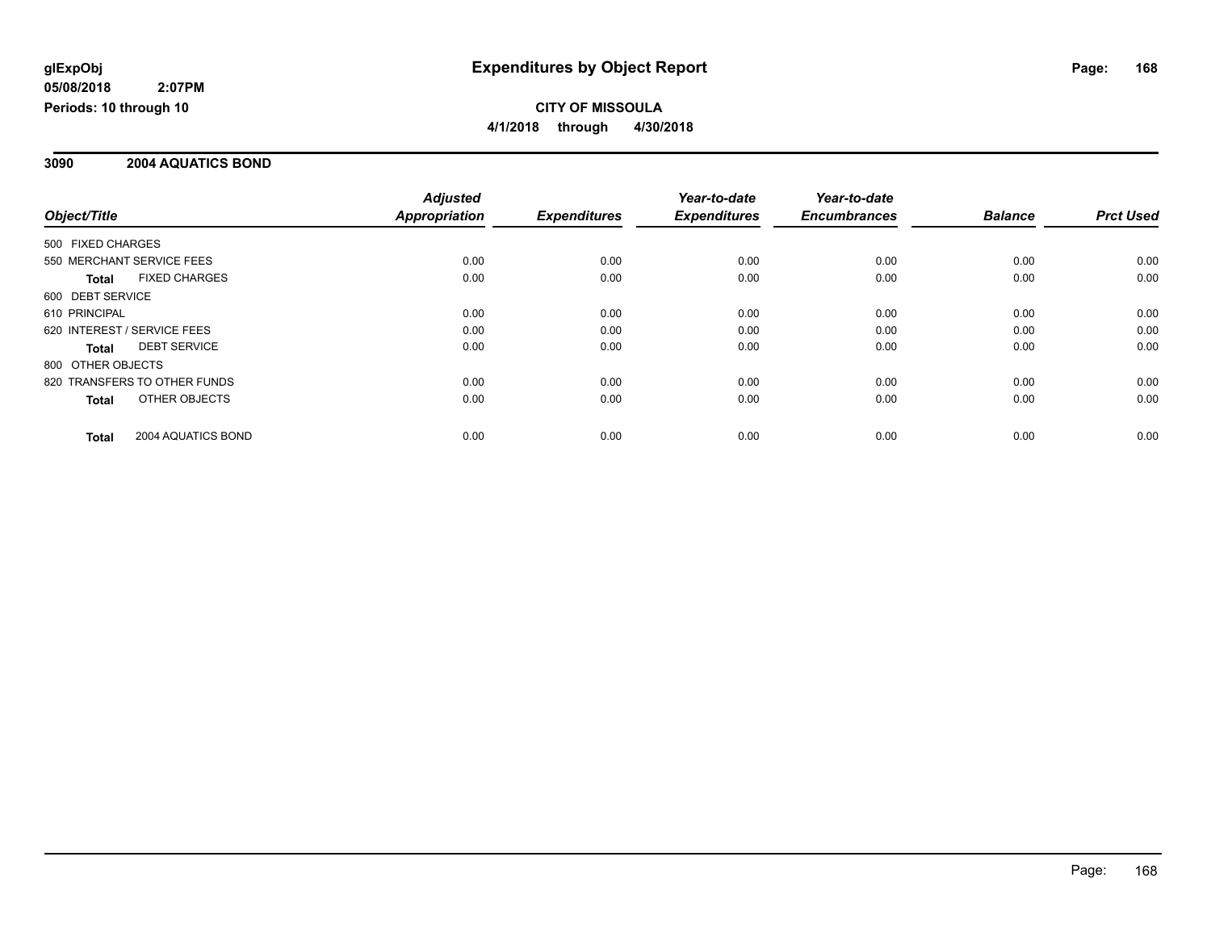**glExpObj**
**05/08/2018 2:07PM**
**Periods: 10 through 10**

# Expenditures by Object Report

**CITY OF MISSOULA**
**4/1/2018 through 4/30/2018**

## 3090 2004 AQUATICS BOND

| Object/Title | Adjusted Appropriation | Expenditures | Year-to-date Expenditures | Year-to-date Encumbrances | Balance | Prct Used |
|---|---|---|---|---|---|---|
| 500 FIXED CHARGES | | | | | | |
| 550 MERCHANT SERVICE FEES | 0.00 | 0.00 | 0.00 | 0.00 | 0.00 | 0.00 |
| **Total** FIXED CHARGES | 0.00 | 0.00 | 0.00 | 0.00 | 0.00 | 0.00 |
| 600 DEBT SERVICE | | | | | | |
| 610 PRINCIPAL | 0.00 | 0.00 | 0.00 | 0.00 | 0.00 | 0.00 |
| 620 INTEREST / SERVICE FEES | 0.00 | 0.00 | 0.00 | 0.00 | 0.00 | 0.00 |
| **Total** DEBT SERVICE | 0.00 | 0.00 | 0.00 | 0.00 | 0.00 | 0.00 |
| 800 OTHER OBJECTS | | | | | | |
| 820 TRANSFERS TO OTHER FUNDS | 0.00 | 0.00 | 0.00 | 0.00 | 0.00 | 0.00 |
| **Total** OTHER OBJECTS | 0.00 | 0.00 | 0.00 | 0.00 | 0.00 | 0.00 |
| **Total** 2004 AQUATICS BOND | 0.00 | 0.00 | 0.00 | 0.00 | 0.00 | 0.00 |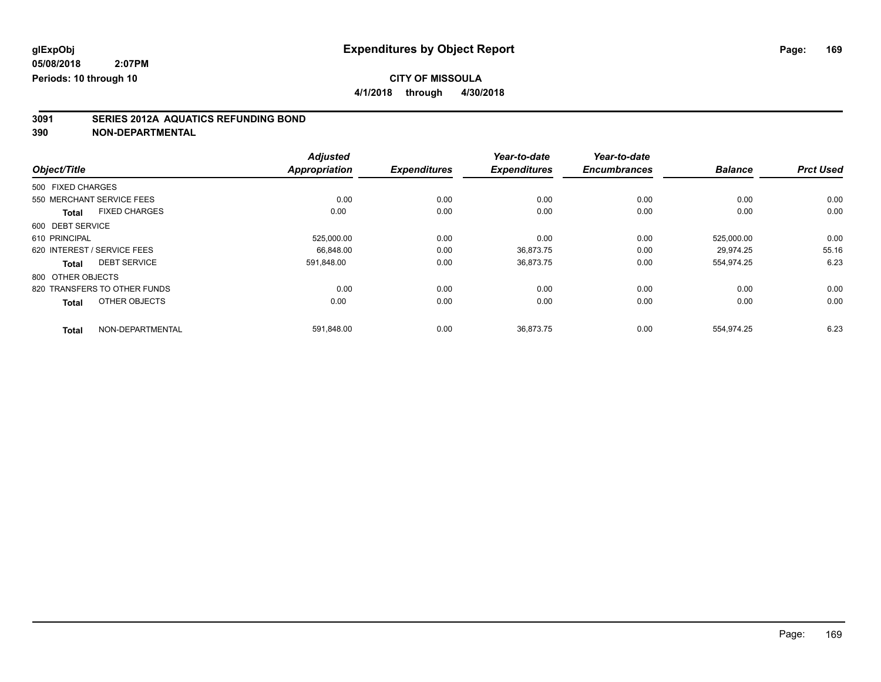glExpObj
05/08/2018 2:07PM
Periods: 10 through 10

# Expenditures by Object Report

**CITY OF MISSOULA**

**4/1/2018 through 4/30/2018**

## 3091 SERIES 2012A AQUATICS REFUNDING BOND
## 390 NON-DEPARTMENTAL

| Object/Title | Adjusted Appropriation | Expenditures | Year-to-date Expenditures | Year-to-date Encumbrances | Balance | Prct Used |
|---|---|---|---|---|---|---|
| 500 FIXED CHARGES | | | | | | |
| 550 MERCHANT SERVICE FEES | 0.00 | 0.00 | 0.00 | 0.00 | 0.00 | 0.00 |
| **Total** FIXED CHARGES | 0.00 | 0.00 | 0.00 | 0.00 | 0.00 | 0.00 |
| 600 DEBT SERVICE | | | | | | |
| 610 PRINCIPAL | 525,000.00 | 0.00 | 0.00 | 0.00 | 525,000.00 | 0.00 |
| 620 INTEREST / SERVICE FEES | 66,848.00 | 0.00 | 36,873.75 | 0.00 | 29,974.25 | 55.16 |
| **Total** DEBT SERVICE | 591,848.00 | 0.00 | 36,873.75 | 0.00 | 554,974.25 | 6.23 |
| 800 OTHER OBJECTS | | | | | | |
| 820 TRANSFERS TO OTHER FUNDS | 0.00 | 0.00 | 0.00 | 0.00 | 0.00 | 0.00 |
| **Total** OTHER OBJECTS | 0.00 | 0.00 | 0.00 | 0.00 | 0.00 | 0.00 |
| **Total** NON-DEPARTMENTAL | 591,848.00 | 0.00 | 36,873.75 | 0.00 | 554,974.25 | 6.23 |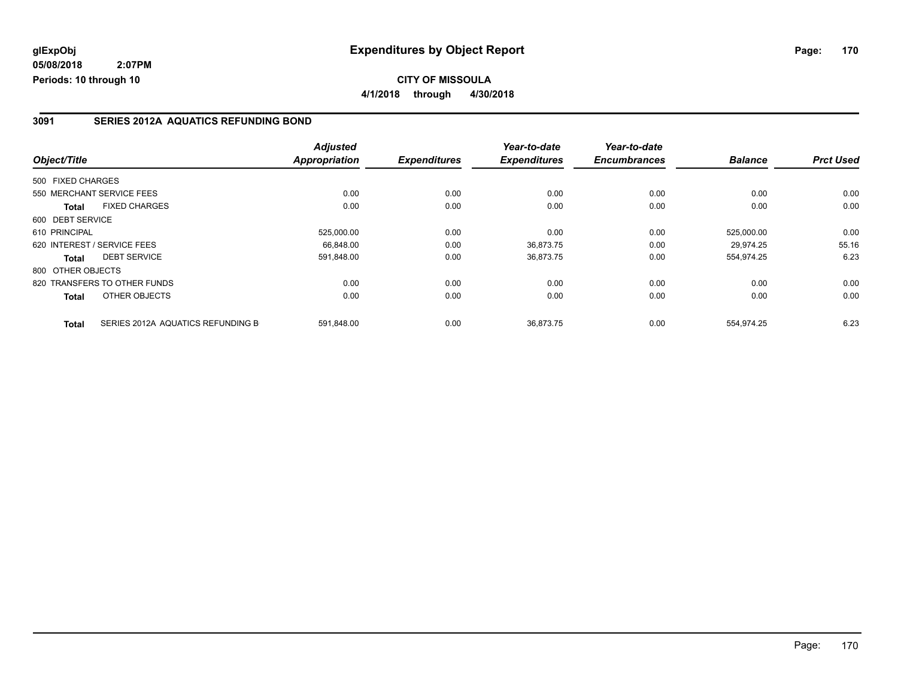**glExpObj**
**05/08/2018 2:07PM**
**Periods: 10 through 10**

# Expenditures by Object Report

**CITY OF MISSOULA**
**4/1/2018 through 4/30/2018**

## 3091 SERIES 2012A AQUATICS REFUNDING BOND

| Object/Title | | Adjusted Appropriation | Expenditures | Year-to-date Expenditures | Year-to-date Encumbrances | Balance | Prct Used |
|---|---|---|---|---|---|---|---|
| 500 FIXED CHARGES | | | | | | | |
| 550 MERCHANT SERVICE FEES | | 0.00 | 0.00 | 0.00 | 0.00 | 0.00 | 0.00 |
| **Total** | FIXED CHARGES | 0.00 | 0.00 | 0.00 | 0.00 | 0.00 | 0.00 |
| 600 DEBT SERVICE | | | | | | | |
| 610 PRINCIPAL | | 525,000.00 | 0.00 | 0.00 | 0.00 | 525,000.00 | 0.00 |
| 620 INTEREST / SERVICE FEES | | 66,848.00 | 0.00 | 36,873.75 | 0.00 | 29,974.25 | 55.16 |
| **Total** | DEBT SERVICE | 591,848.00 | 0.00 | 36,873.75 | 0.00 | 554,974.25 | 6.23 |
| 800 OTHER OBJECTS | | | | | | | |
| 820 TRANSFERS TO OTHER FUNDS | | 0.00 | 0.00 | 0.00 | 0.00 | 0.00 | 0.00 |
| **Total** | OTHER OBJECTS | 0.00 | 0.00 | 0.00 | 0.00 | 0.00 | 0.00 |
| **Total** | SERIES 2012A AQUATICS REFUNDING B | 591,848.00 | 0.00 | 36,873.75 | 0.00 | 554,974.25 | 6.23 |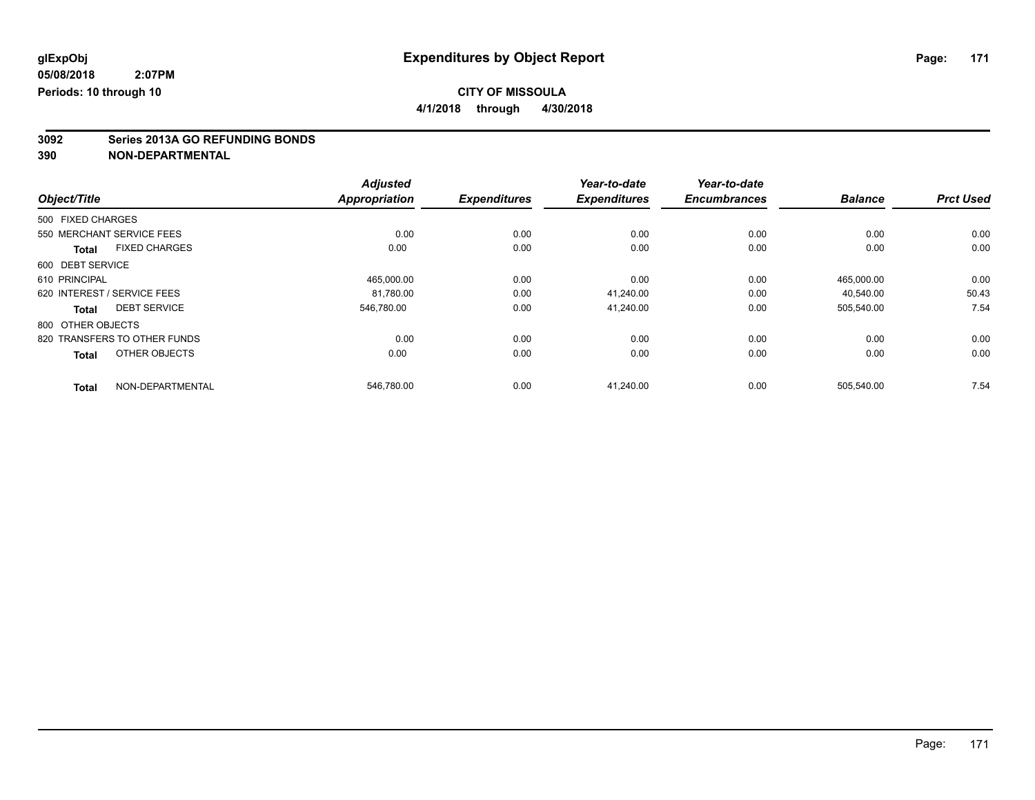**glExpObj** **Expenditures by Object Report**

**05/08/2018 2:07PM**

**Periods: 10 through 10**

**CITY OF MISSOULA**

**4/1/2018 through 4/30/2018**

**3092 Series 2013A GO REFUNDING BONDS**

**390 NON-DEPARTMENTAL**

| Object/Title | Adjusted Appropriation | Expenditures | Year-to-date Expenditures | Year-to-date Encumbrances | Balance | Prct Used |
|---|---|---|---|---|---|---|
| 500 FIXED CHARGES | | | | | | |
| 550 MERCHANT SERVICE FEES | 0.00 | 0.00 | 0.00 | 0.00 | 0.00 | 0.00 |
| **Total** FIXED CHARGES | 0.00 | 0.00 | 0.00 | 0.00 | 0.00 | 0.00 |
| 600 DEBT SERVICE | | | | | | |
| 610 PRINCIPAL | 465,000.00 | 0.00 | 0.00 | 0.00 | 465,000.00 | 0.00 |
| 620 INTEREST / SERVICE FEES | 81,780.00 | 0.00 | 41,240.00 | 0.00 | 40,540.00 | 50.43 |
| **Total** DEBT SERVICE | 546,780.00 | 0.00 | 41,240.00 | 0.00 | 505,540.00 | 7.54 |
| 800 OTHER OBJECTS | | | | | | |
| 820 TRANSFERS TO OTHER FUNDS | 0.00 | 0.00 | 0.00 | 0.00 | 0.00 | 0.00 |
| **Total** OTHER OBJECTS | 0.00 | 0.00 | 0.00 | 0.00 | 0.00 | 0.00 |
| **Total** NON-DEPARTMENTAL | 546,780.00 | 0.00 | 41,240.00 | 0.00 | 505,540.00 | 7.54 |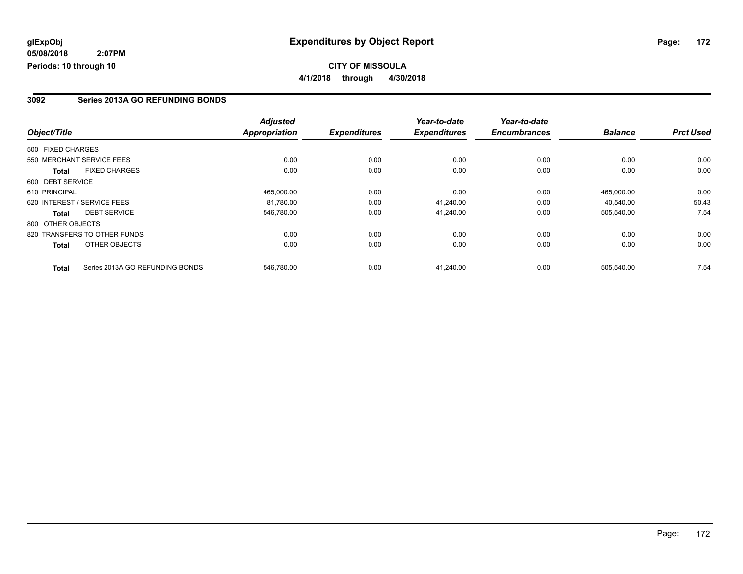**glExpObj**
**05/08/2018 2:07PM**
**Periods: 10 through 10**

# Expenditures by Object Report

**CITY OF MISSOULA**
**4/1/2018 through 4/30/2018**

## 3092 Series 2013A GO REFUNDING BONDS

| Object/Title | Adjusted Appropriation | Expenditures | Year-to-date Expenditures | Year-to-date Encumbrances | Balance | Prct Used |
|---|---|---|---|---|---|---|
| 500 FIXED CHARGES | | | | | | |
| 550 MERCHANT SERVICE FEES | 0.00 | 0.00 | 0.00 | 0.00 | 0.00 | 0.00 |
| **Total** FIXED CHARGES | 0.00 | 0.00 | 0.00 | 0.00 | 0.00 | 0.00 |
| 600 DEBT SERVICE | | | | | | |
| 610 PRINCIPAL | 465,000.00 | 0.00 | 0.00 | 0.00 | 465,000.00 | 0.00 |
| 620 INTEREST / SERVICE FEES | 81,780.00 | 0.00 | 41,240.00 | 0.00 | 40,540.00 | 50.43 |
| **Total** DEBT SERVICE | 546,780.00 | 0.00 | 41,240.00 | 0.00 | 505,540.00 | 7.54 |
| 800 OTHER OBJECTS | | | | | | |
| 820 TRANSFERS TO OTHER FUNDS | 0.00 | 0.00 | 0.00 | 0.00 | 0.00 | 0.00 |
| **Total** OTHER OBJECTS | 0.00 | 0.00 | 0.00 | 0.00 | 0.00 | 0.00 |
| **Total** Series 2013A GO REFUNDING BONDS | 546,780.00 | 0.00 | 41,240.00 | 0.00 | 505,540.00 | 7.54 |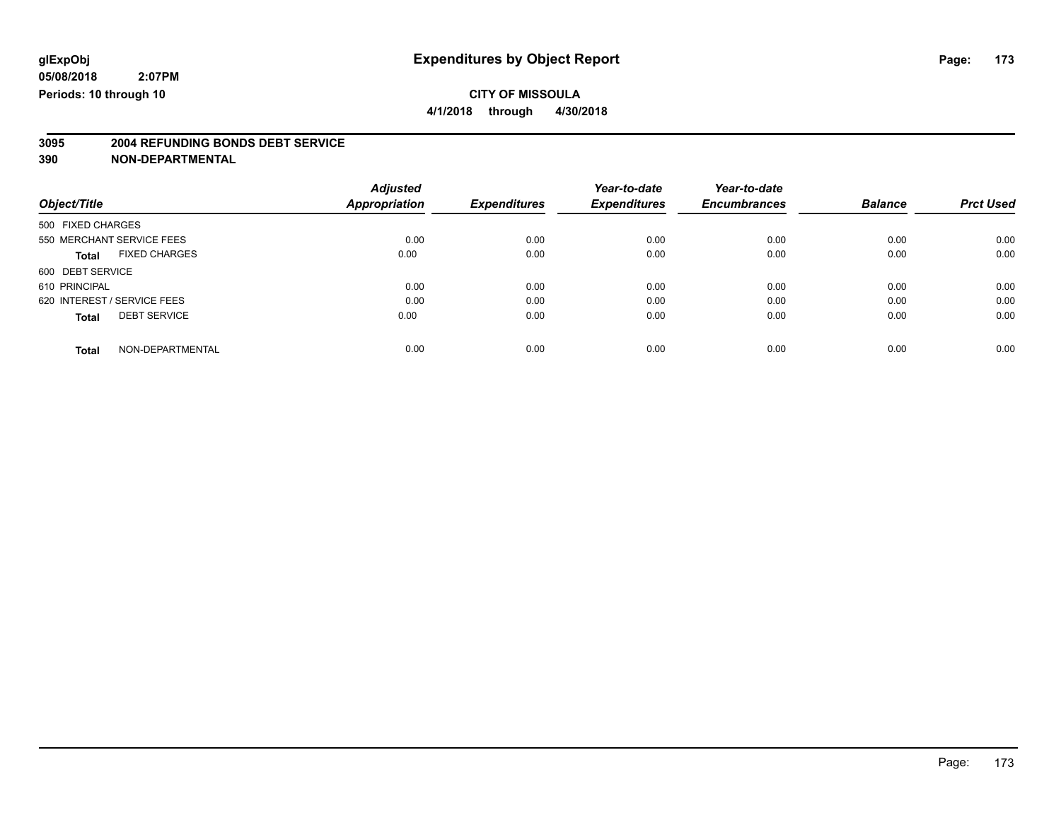glExpObj
05/08/2018 2:07PM
Periods: 10 through 10

# Expenditures by Object Report

**CITY OF MISSOULA**

**4/1/2018 through 4/30/2018**

**3095 2004 REFUNDING BONDS DEBT SERVICE**
**390 NON-DEPARTMENTAL**

| Object/Title | Adjusted Appropriation | Expenditures | Year-to-date Expenditures | Year-to-date Encumbrances | Balance | Prct Used |
|---|---|---|---|---|---|---|
| 500 FIXED CHARGES | | | | | | |
| 550 MERCHANT SERVICE FEES | 0.00 | 0.00 | 0.00 | 0.00 | 0.00 | 0.00 |
| **Total** FIXED CHARGES | 0.00 | 0.00 | 0.00 | 0.00 | 0.00 | 0.00 |
| 600 DEBT SERVICE | | | | | | |
| 610 PRINCIPAL | 0.00 | 0.00 | 0.00 | 0.00 | 0.00 | 0.00 |
| 620 INTEREST / SERVICE FEES | 0.00 | 0.00 | 0.00 | 0.00 | 0.00 | 0.00 |
| **Total** DEBT SERVICE | 0.00 | 0.00 | 0.00 | 0.00 | 0.00 | 0.00 |
| **Total** NON-DEPARTMENTAL | 0.00 | 0.00 | 0.00 | 0.00 | 0.00 | 0.00 |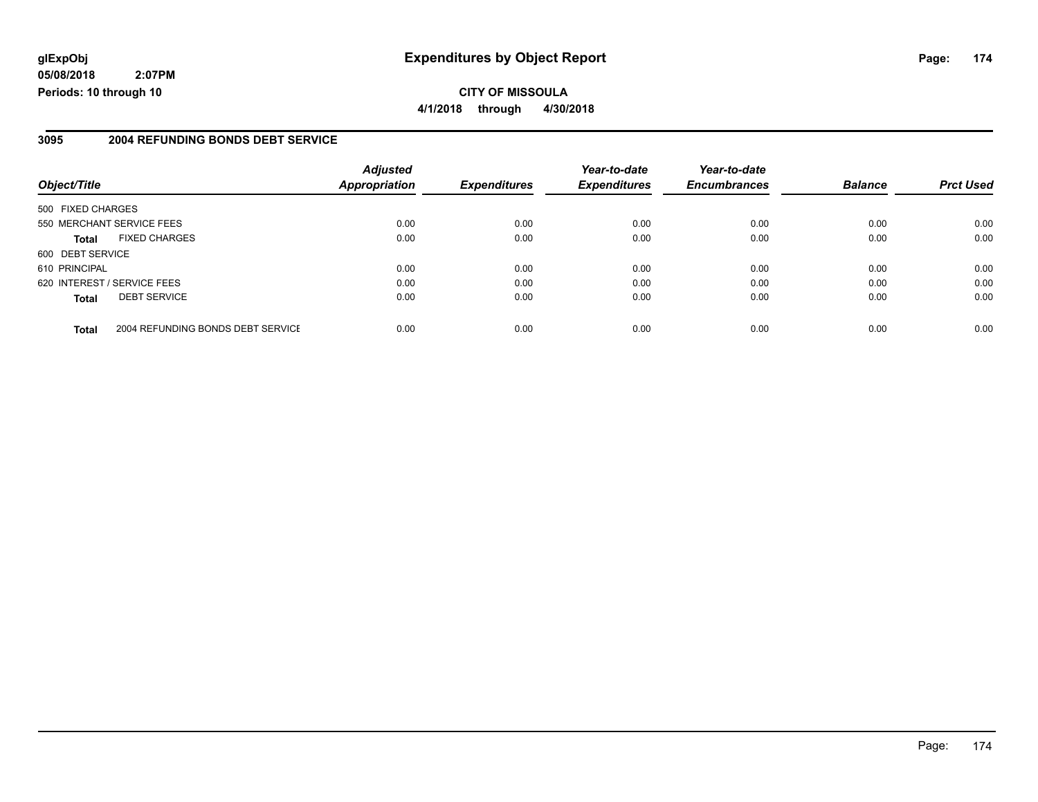**glExpObj**
**05/08/2018 2:07PM**
**Periods: 10 through 10**

# Expenditures by Object Report

**CITY OF MISSOULA**
**4/1/2018 through 4/30/2018**

## 3095 2004 REFUNDING BONDS DEBT SERVICE

| Object/Title | | Adjusted Appropriation | Expenditures | Year-to-date Expenditures | Year-to-date Encumbrances | Balance | Prct Used |
|---|---|---|---|---|---|---|---|
| 500 FIXED CHARGES | | | | | | | |
| 550 MERCHANT SERVICE FEES | | 0.00 | 0.00 | 0.00 | 0.00 | 0.00 | 0.00 |
| **Total** | FIXED CHARGES | 0.00 | 0.00 | 0.00 | 0.00 | 0.00 | 0.00 |
| 600 DEBT SERVICE | | | | | | | |
| 610 PRINCIPAL | | 0.00 | 0.00 | 0.00 | 0.00 | 0.00 | 0.00 |
| 620 INTEREST / SERVICE FEES | | 0.00 | 0.00 | 0.00 | 0.00 | 0.00 | 0.00 |
| **Total** | DEBT SERVICE | 0.00 | 0.00 | 0.00 | 0.00 | 0.00 | 0.00 |
| **Total** | 2004 REFUNDING BONDS DEBT SERVICE | 0.00 | 0.00 | 0.00 | 0.00 | 0.00 | 0.00 |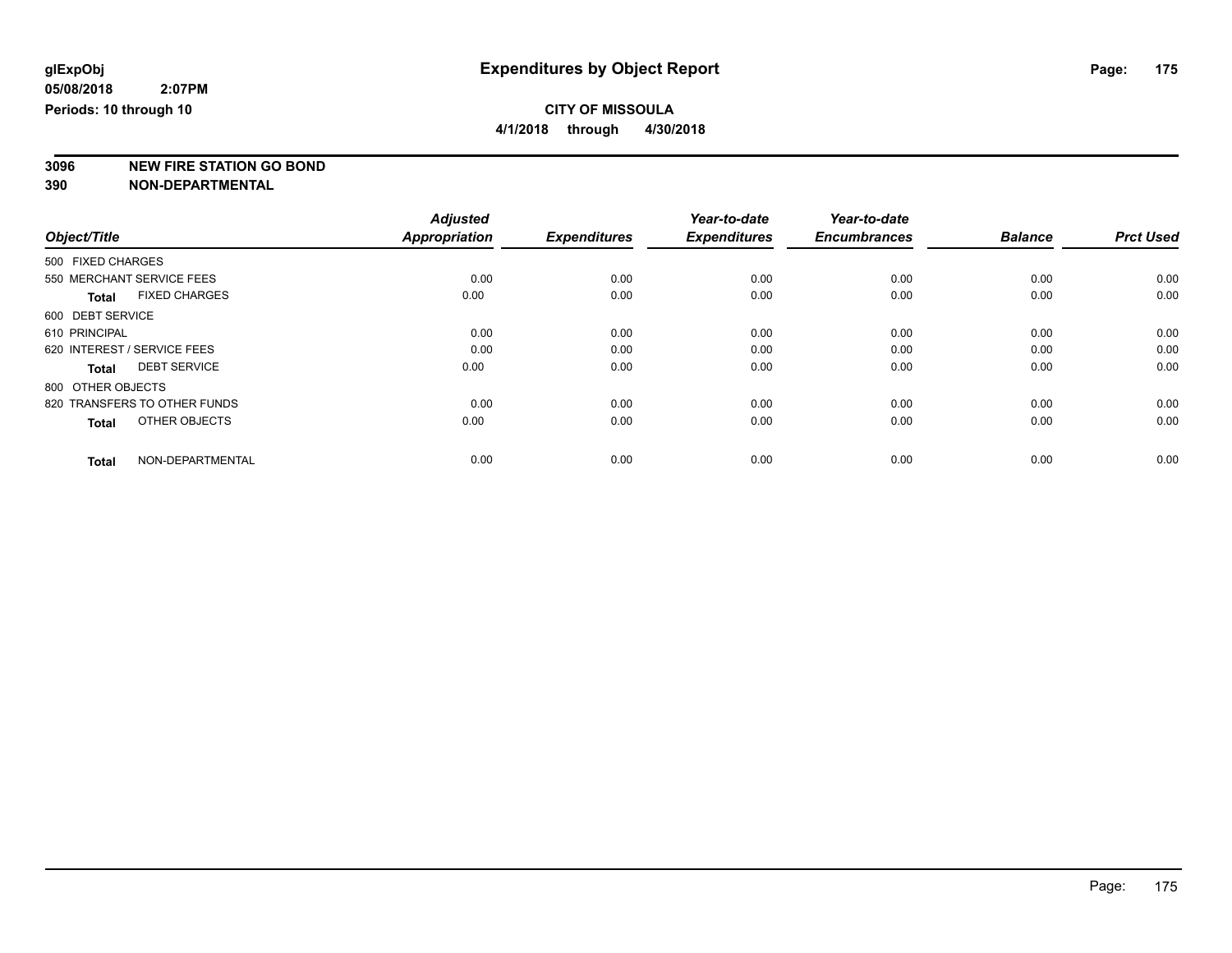# Expenditures by Object Report

glExpObj
05/08/2018 2:07PM
Periods: 10 through 10

**CITY OF MISSOULA**
**4/1/2018 through 4/30/2018**

**3096 NEW FIRE STATION GO BOND**
**390 NON-DEPARTMENTAL**

| Object/Title | Adjusted Appropriation | Expenditures | Year-to-date Expenditures | Year-to-date Encumbrances | Balance | Prct Used |
|---|---|---|---|---|---|---|
| 500 FIXED CHARGES | | | | | | |
| 550 MERCHANT SERVICE FEES | 0.00 | 0.00 | 0.00 | 0.00 | 0.00 | 0.00 |
| **Total** FIXED CHARGES | 0.00 | 0.00 | 0.00 | 0.00 | 0.00 | 0.00 |
| 600 DEBT SERVICE | | | | | | |
| 610 PRINCIPAL | 0.00 | 0.00 | 0.00 | 0.00 | 0.00 | 0.00 |
| 620 INTEREST / SERVICE FEES | 0.00 | 0.00 | 0.00 | 0.00 | 0.00 | 0.00 |
| **Total** DEBT SERVICE | 0.00 | 0.00 | 0.00 | 0.00 | 0.00 | 0.00 |
| 800 OTHER OBJECTS | | | | | | |
| 820 TRANSFERS TO OTHER FUNDS | 0.00 | 0.00 | 0.00 | 0.00 | 0.00 | 0.00 |
| **Total** OTHER OBJECTS | 0.00 | 0.00 | 0.00 | 0.00 | 0.00 | 0.00 |
| **Total** NON-DEPARTMENTAL | 0.00 | 0.00 | 0.00 | 0.00 | 0.00 | 0.00 |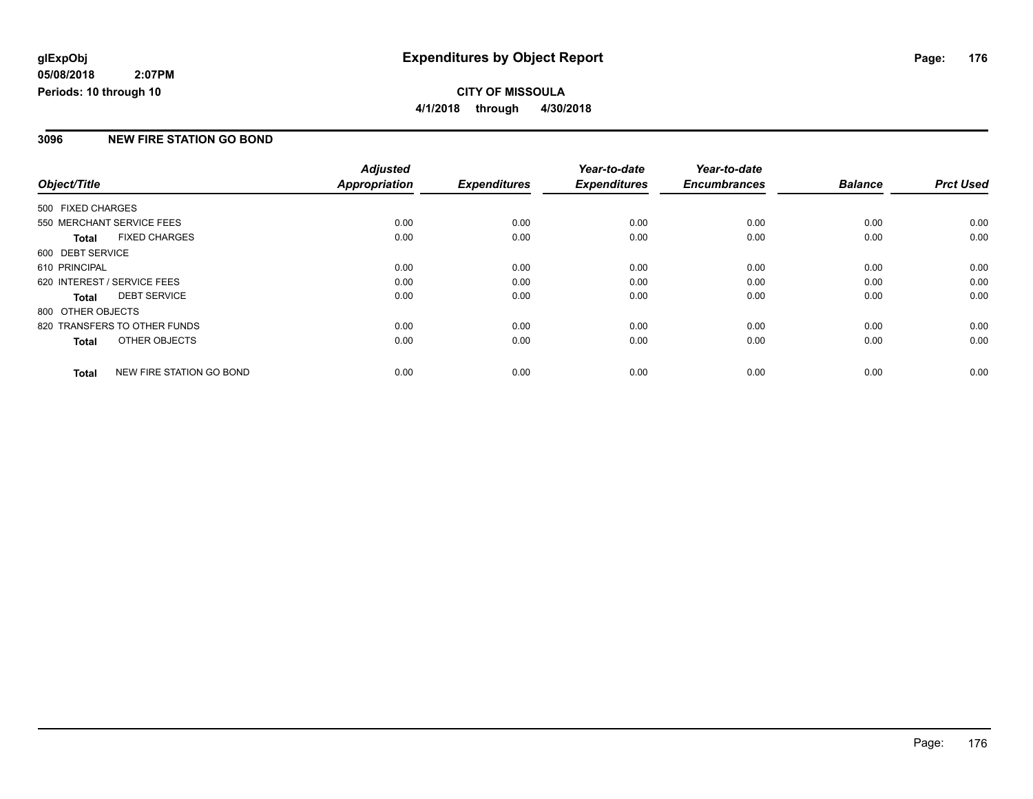# Expenditures by Object Report

glExpObj
05/08/2018 2:07PM
Periods: 10 through 10

**CITY OF MISSOULA**

**4/1/2018 through 4/30/2018**

## 3096 NEW FIRE STATION GO BOND

| Object/Title | | Adjusted Appropriation | Expenditures | Year-to-date Expenditures | Year-to-date Encumbrances | Balance | Prct Used |
|---|---|---|---|---|---|---|---|
| 500 FIXED CHARGES | | | | | | | |
| 550 MERCHANT SERVICE FEES | | 0.00 | 0.00 | 0.00 | 0.00 | 0.00 | 0.00 |
| **Total** | FIXED CHARGES | 0.00 | 0.00 | 0.00 | 0.00 | 0.00 | 0.00 |
| 600 DEBT SERVICE | | | | | | | |
| 610 PRINCIPAL | | 0.00 | 0.00 | 0.00 | 0.00 | 0.00 | 0.00 |
| 620 INTEREST / SERVICE FEES | | 0.00 | 0.00 | 0.00 | 0.00 | 0.00 | 0.00 |
| **Total** | DEBT SERVICE | 0.00 | 0.00 | 0.00 | 0.00 | 0.00 | 0.00 |
| 800 OTHER OBJECTS | | | | | | | |
| 820 TRANSFERS TO OTHER FUNDS | | 0.00 | 0.00 | 0.00 | 0.00 | 0.00 | 0.00 |
| **Total** | OTHER OBJECTS | 0.00 | 0.00 | 0.00 | 0.00 | 0.00 | 0.00 |
| **Total** | NEW FIRE STATION GO BOND | 0.00 | 0.00 | 0.00 | 0.00 | 0.00 | 0.00 |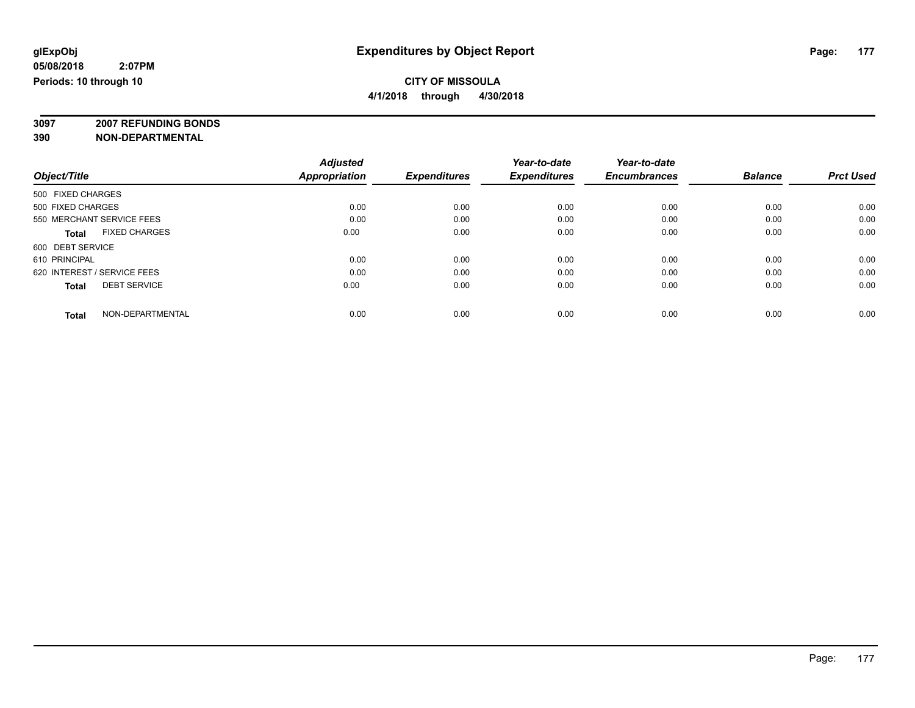**glExpObj**
**05/08/2018 2:07PM**
**Periods: 10 through 10**

# Expenditures by Object Report

**CITY OF MISSOULA**
**4/1/2018 through 4/30/2018**

**3097 2007 REFUNDING BONDS**
**390 NON-DEPARTMENTAL**

| Object/Title | Adjusted Appropriation | Expenditures | Year-to-date Expenditures | Year-to-date Encumbrances | Balance | Prct Used |
|---|---|---|---|---|---|---|
| 500 FIXED CHARGES | | | | | | |
| 500 FIXED CHARGES | 0.00 | 0.00 | 0.00 | 0.00 | 0.00 | 0.00 |
| 550 MERCHANT SERVICE FEES | 0.00 | 0.00 | 0.00 | 0.00 | 0.00 | 0.00 |
| **Total** FIXED CHARGES | 0.00 | 0.00 | 0.00 | 0.00 | 0.00 | 0.00 |
| 600 DEBT SERVICE | | | | | | |
| 610 PRINCIPAL | 0.00 | 0.00 | 0.00 | 0.00 | 0.00 | 0.00 |
| 620 INTEREST / SERVICE FEES | 0.00 | 0.00 | 0.00 | 0.00 | 0.00 | 0.00 |
| **Total** DEBT SERVICE | 0.00 | 0.00 | 0.00 | 0.00 | 0.00 | 0.00 |
| **Total** NON-DEPARTMENTAL | 0.00 | 0.00 | 0.00 | 0.00 | 0.00 | 0.00 |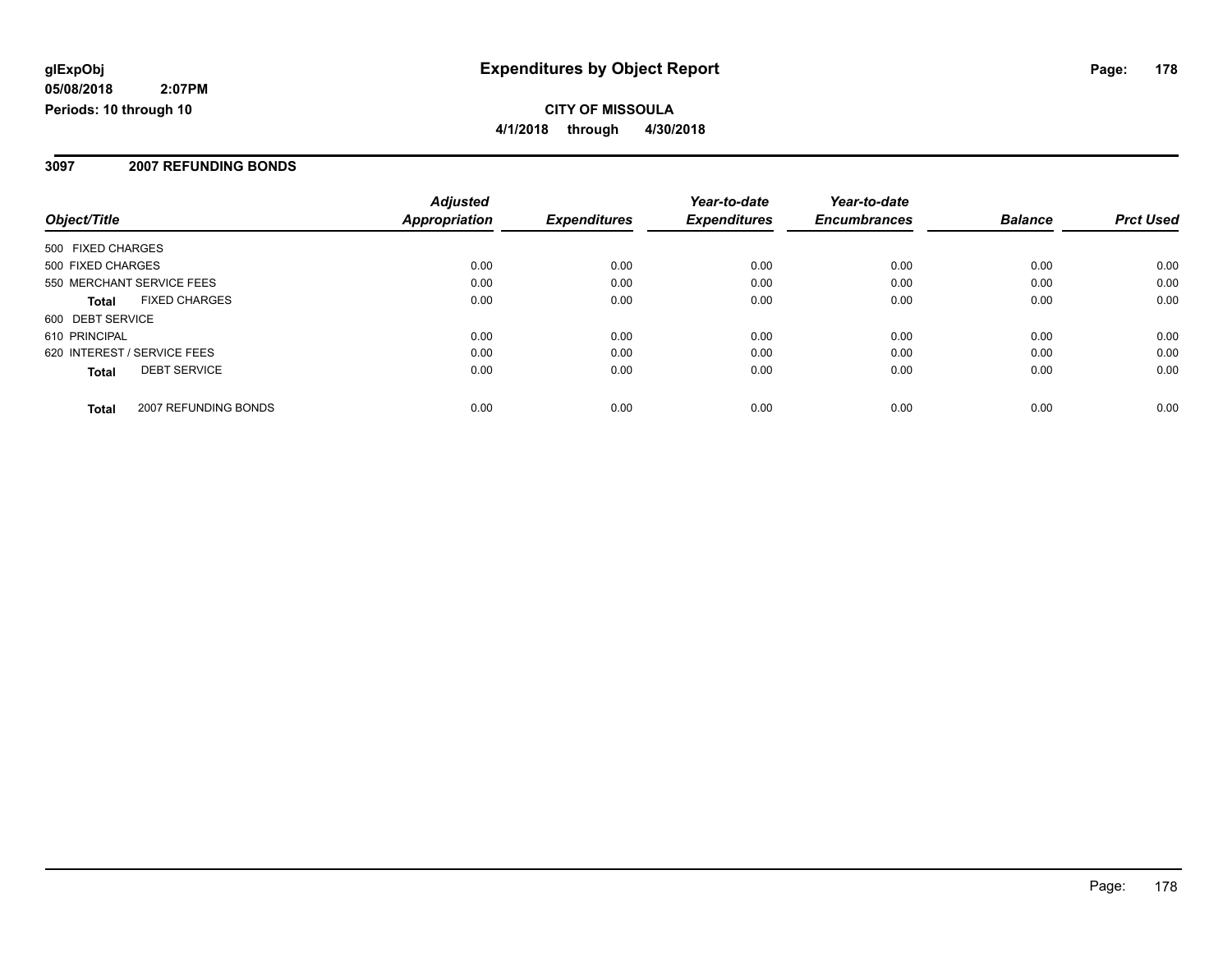**glExpObj**
**05/08/2018 2:07PM**
**Periods: 10 through 10**

# Expenditures by Object Report

**CITY OF MISSOULA**
**4/1/2018 through 4/30/2018**

## 3097 2007 REFUNDING BONDS

| Object/Title | | Adjusted Appropriation | Expenditures | Year-to-date Expenditures | Year-to-date Encumbrances | Balance | Prct Used |
|---|---|---|---|---|---|---|---|
| 500 FIXED CHARGES | | | | | | | |
| 500 FIXED CHARGES | | 0.00 | 0.00 | 0.00 | 0.00 | 0.00 | 0.00 |
| 550 MERCHANT SERVICE FEES | | 0.00 | 0.00 | 0.00 | 0.00 | 0.00 | 0.00 |
| **Total** | FIXED CHARGES | 0.00 | 0.00 | 0.00 | 0.00 | 0.00 | 0.00 |
| 600 DEBT SERVICE | | | | | | | |
| 610 PRINCIPAL | | 0.00 | 0.00 | 0.00 | 0.00 | 0.00 | 0.00 |
| 620 INTEREST / SERVICE FEES | | 0.00 | 0.00 | 0.00 | 0.00 | 0.00 | 0.00 |
| **Total** | DEBT SERVICE | 0.00 | 0.00 | 0.00 | 0.00 | 0.00 | 0.00 |
| **Total** | 2007 REFUNDING BONDS | 0.00 | 0.00 | 0.00 | 0.00 | 0.00 | 0.00 |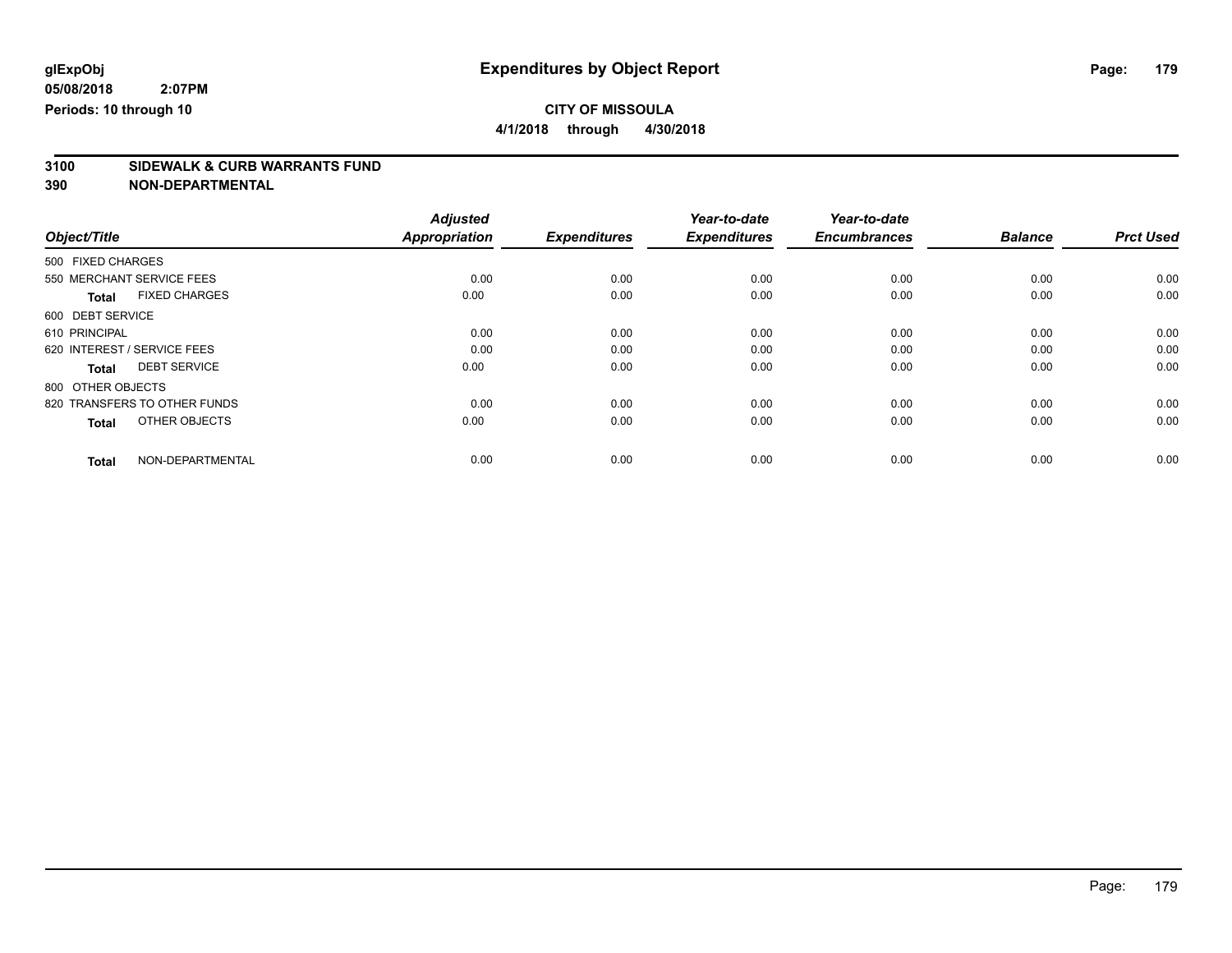**glExpObj** **Expenditures by Object Report**

**05/08/2018 2:07PM**

**Periods: 10 through 10**

**CITY OF MISSOULA**

**4/1/2018 through 4/30/2018**

**3100 SIDEWALK & CURB WARRANTS FUND**

**390 NON-DEPARTMENTAL**

| Object/Title | Adjusted Appropriation | Expenditures | Year-to-date Expenditures | Year-to-date Encumbrances | Balance | Prct Used |
|---|---|---|---|---|---|---|
| 500 FIXED CHARGES | | | | | | |
| 550 MERCHANT SERVICE FEES | 0.00 | 0.00 | 0.00 | 0.00 | 0.00 | 0.00 |
| **Total** FIXED CHARGES | 0.00 | 0.00 | 0.00 | 0.00 | 0.00 | 0.00 |
| 600 DEBT SERVICE | | | | | | |
| 610 PRINCIPAL | 0.00 | 0.00 | 0.00 | 0.00 | 0.00 | 0.00 |
| 620 INTEREST / SERVICE FEES | 0.00 | 0.00 | 0.00 | 0.00 | 0.00 | 0.00 |
| **Total** DEBT SERVICE | 0.00 | 0.00 | 0.00 | 0.00 | 0.00 | 0.00 |
| 800 OTHER OBJECTS | | | | | | |
| 820 TRANSFERS TO OTHER FUNDS | 0.00 | 0.00 | 0.00 | 0.00 | 0.00 | 0.00 |
| **Total** OTHER OBJECTS | 0.00 | 0.00 | 0.00 | 0.00 | 0.00 | 0.00 |
| **Total** NON-DEPARTMENTAL | 0.00 | 0.00 | 0.00 | 0.00 | 0.00 | 0.00 |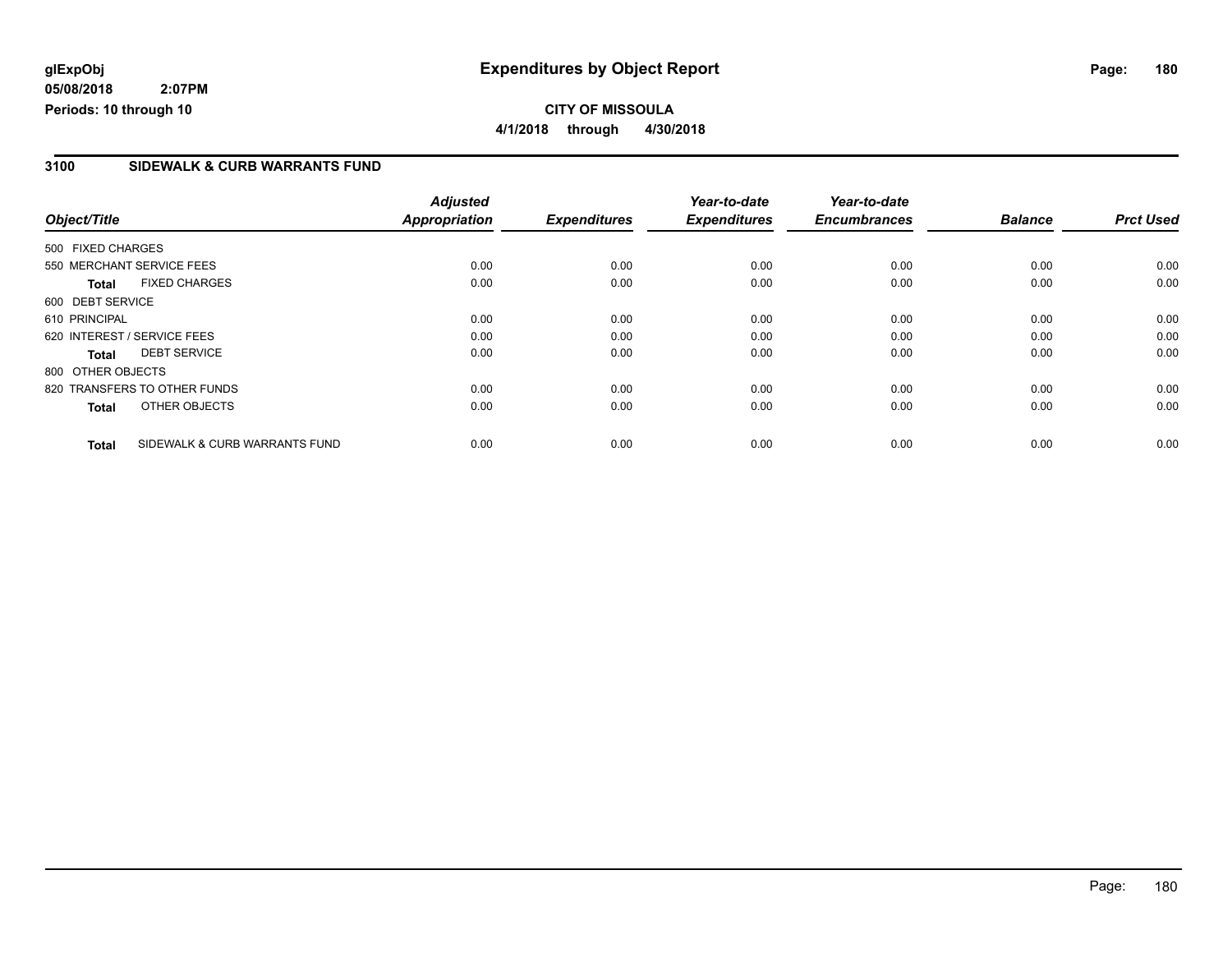glExpObj
05/08/2018 2:07PM
Periods: 10 through 10

# Expenditures by Object Report

**CITY OF MISSOULA**
**4/1/2018 through 4/30/2018**

## 3100 SIDEWALK & CURB WARRANTS FUND

| Object/Title | | Adjusted Appropriation | Expenditures | Year-to-date Expenditures | Year-to-date Encumbrances | Balance | Prct Used |
|---|---|---|---|---|---|---|---|
| 500 FIXED CHARGES | | | | | | | |
| 550 MERCHANT SERVICE FEES | | 0.00 | 0.00 | 0.00 | 0.00 | 0.00 | 0.00 |
| **Total** | FIXED CHARGES | 0.00 | 0.00 | 0.00 | 0.00 | 0.00 | 0.00 |
| 600 DEBT SERVICE | | | | | | | |
| 610 PRINCIPAL | | 0.00 | 0.00 | 0.00 | 0.00 | 0.00 | 0.00 |
| 620 INTEREST / SERVICE FEES | | 0.00 | 0.00 | 0.00 | 0.00 | 0.00 | 0.00 |
| **Total** | DEBT SERVICE | 0.00 | 0.00 | 0.00 | 0.00 | 0.00 | 0.00 |
| 800 OTHER OBJECTS | | | | | | | |
| 820 TRANSFERS TO OTHER FUNDS | | 0.00 | 0.00 | 0.00 | 0.00 | 0.00 | 0.00 |
| **Total** | OTHER OBJECTS | 0.00 | 0.00 | 0.00 | 0.00 | 0.00 | 0.00 |
| **Total** | SIDEWALK & CURB WARRANTS FUND | 0.00 | 0.00 | 0.00 | 0.00 | 0.00 | 0.00 |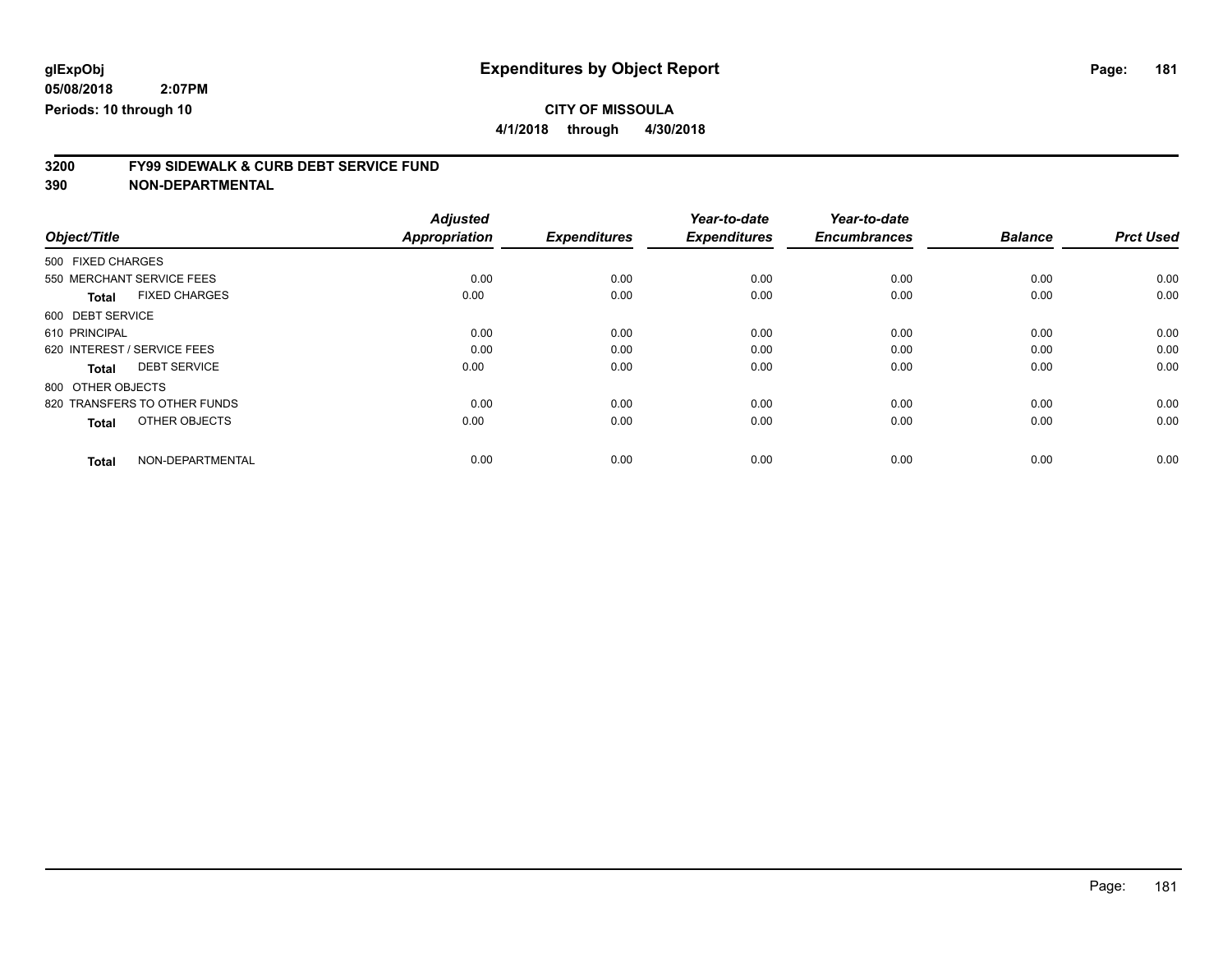**glExpObj**
**05/08/2018 2:07PM**
**Periods: 10 through 10**

# Expenditures by Object Report

**CITY OF MISSOULA**
**4/1/2018 through 4/30/2018**

## 3200 FY99 SIDEWALK & CURB DEBT SERVICE FUND
## 390 NON-DEPARTMENTAL

| Object/Title | Adjusted Appropriation | Expenditures | Year-to-date Expenditures | Year-to-date Encumbrances | Balance | Prct Used |
|---|---|---|---|---|---|---|
| 500 FIXED CHARGES | | | | | | |
| 550 MERCHANT SERVICE FEES | 0.00 | 0.00 | 0.00 | 0.00 | 0.00 | 0.00 |
| **Total** FIXED CHARGES | 0.00 | 0.00 | 0.00 | 0.00 | 0.00 | 0.00 |
| 600 DEBT SERVICE | | | | | | |
| 610 PRINCIPAL | 0.00 | 0.00 | 0.00 | 0.00 | 0.00 | 0.00 |
| 620 INTEREST / SERVICE FEES | 0.00 | 0.00 | 0.00 | 0.00 | 0.00 | 0.00 |
| **Total** DEBT SERVICE | 0.00 | 0.00 | 0.00 | 0.00 | 0.00 | 0.00 |
| 800 OTHER OBJECTS | | | | | | |
| 820 TRANSFERS TO OTHER FUNDS | 0.00 | 0.00 | 0.00 | 0.00 | 0.00 | 0.00 |
| **Total** OTHER OBJECTS | 0.00 | 0.00 | 0.00 | 0.00 | 0.00 | 0.00 |
| **Total** NON-DEPARTMENTAL | 0.00 | 0.00 | 0.00 | 0.00 | 0.00 | 0.00 |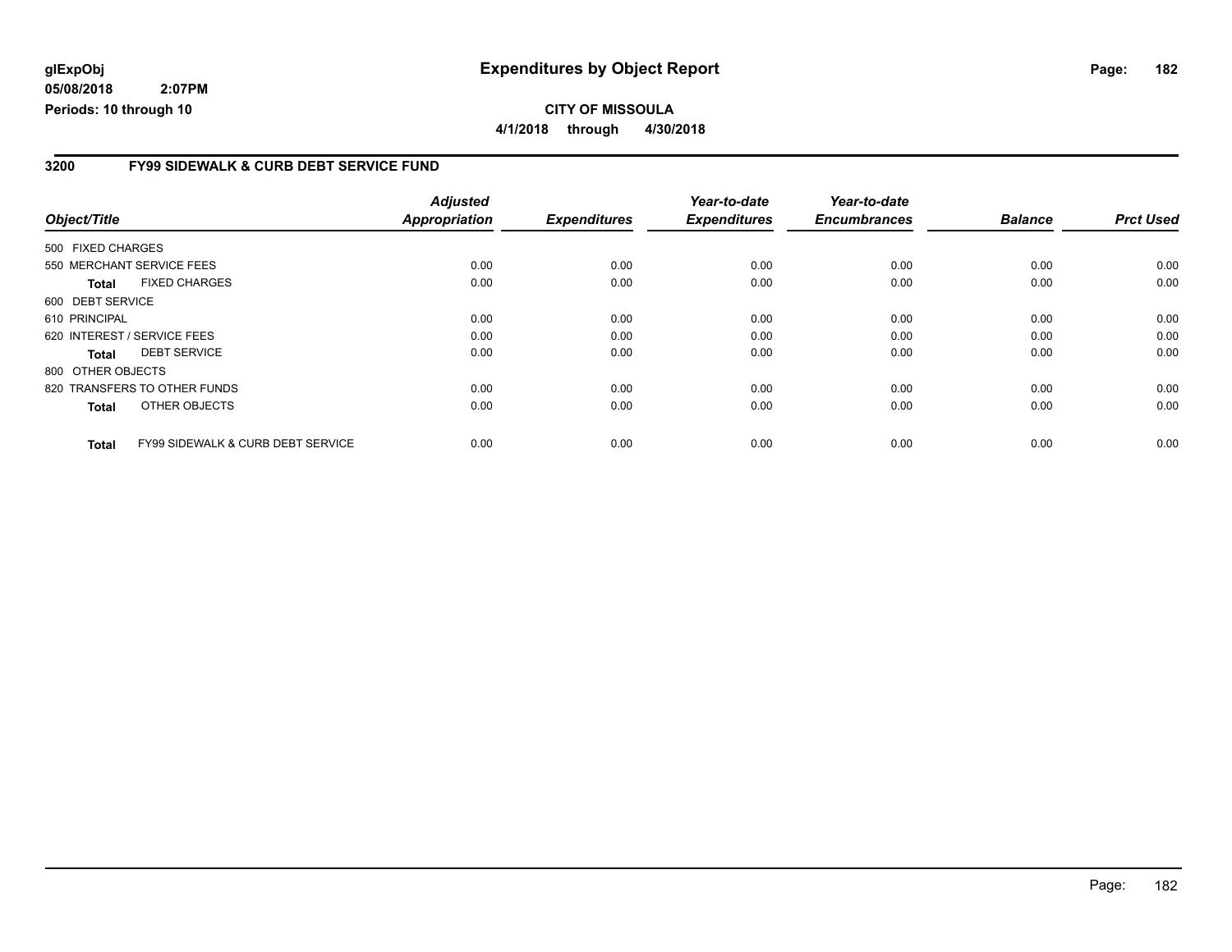**glExpObj**
**05/08/2018 2:07PM**
**Periods: 10 through 10**

# Expenditures by Object Report

**CITY OF MISSOULA**
**4/1/2018 through 4/30/2018**

## 3200 FY99 SIDEWALK & CURB DEBT SERVICE FUND

| Object/Title | Adjusted Appropriation | Expenditures | Year-to-date Expenditures | Year-to-date Encumbrances | Balance | Prct Used |
|---|---|---|---|---|---|---|
| 500 FIXED CHARGES | | | | | | |
| 550 MERCHANT SERVICE FEES | 0.00 | 0.00 | 0.00 | 0.00 | 0.00 | 0.00 |
| **Total** FIXED CHARGES | 0.00 | 0.00 | 0.00 | 0.00 | 0.00 | 0.00 |
| 600 DEBT SERVICE | | | | | | |
| 610 PRINCIPAL | 0.00 | 0.00 | 0.00 | 0.00 | 0.00 | 0.00 |
| 620 INTEREST / SERVICE FEES | 0.00 | 0.00 | 0.00 | 0.00 | 0.00 | 0.00 |
| **Total** DEBT SERVICE | 0.00 | 0.00 | 0.00 | 0.00 | 0.00 | 0.00 |
| 800 OTHER OBJECTS | | | | | | |
| 820 TRANSFERS TO OTHER FUNDS | 0.00 | 0.00 | 0.00 | 0.00 | 0.00 | 0.00 |
| **Total** OTHER OBJECTS | 0.00 | 0.00 | 0.00 | 0.00 | 0.00 | 0.00 |
| **Total** FY99 SIDEWALK & CURB DEBT SERVICE | 0.00 | 0.00 | 0.00 | 0.00 | 0.00 | 0.00 |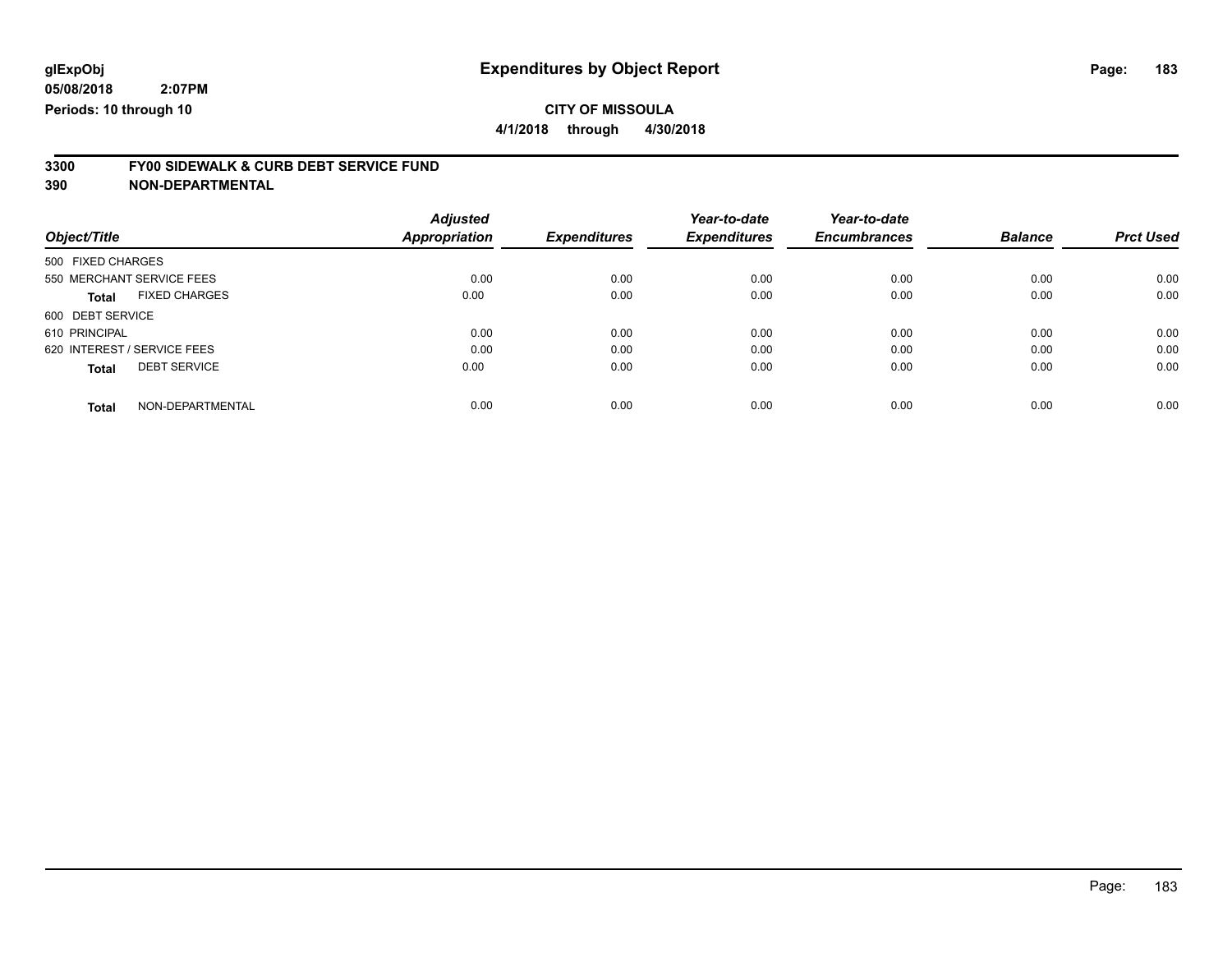glExpObj
05/08/2018 2:07PM
Periods: 10 through 10

# Expenditures by Object Report

**CITY OF MISSOULA**
**4/1/2018 through 4/30/2018**

**3300 FY00 SIDEWALK & CURB DEBT SERVICE FUND**
**390 NON-DEPARTMENTAL**

| Object/Title | | Adjusted Appropriation | Expenditures | Year-to-date Expenditures | Year-to-date Encumbrances | Balance | Prct Used |
|---|---|---|---|---|---|---|---|
| 500 FIXED CHARGES | | | | | | | |
| 550 MERCHANT SERVICE FEES | | 0.00 | 0.00 | 0.00 | 0.00 | 0.00 | 0.00 |
| **Total** | FIXED CHARGES | 0.00 | 0.00 | 0.00 | 0.00 | 0.00 | 0.00 |
| 600 DEBT SERVICE | | | | | | | |
| 610 PRINCIPAL | | 0.00 | 0.00 | 0.00 | 0.00 | 0.00 | 0.00 |
| 620 INTEREST / SERVICE FEES | | 0.00 | 0.00 | 0.00 | 0.00 | 0.00 | 0.00 |
| **Total** | DEBT SERVICE | 0.00 | 0.00 | 0.00 | 0.00 | 0.00 | 0.00 |
| **Total** | NON-DEPARTMENTAL | 0.00 | 0.00 | 0.00 | 0.00 | 0.00 | 0.00 |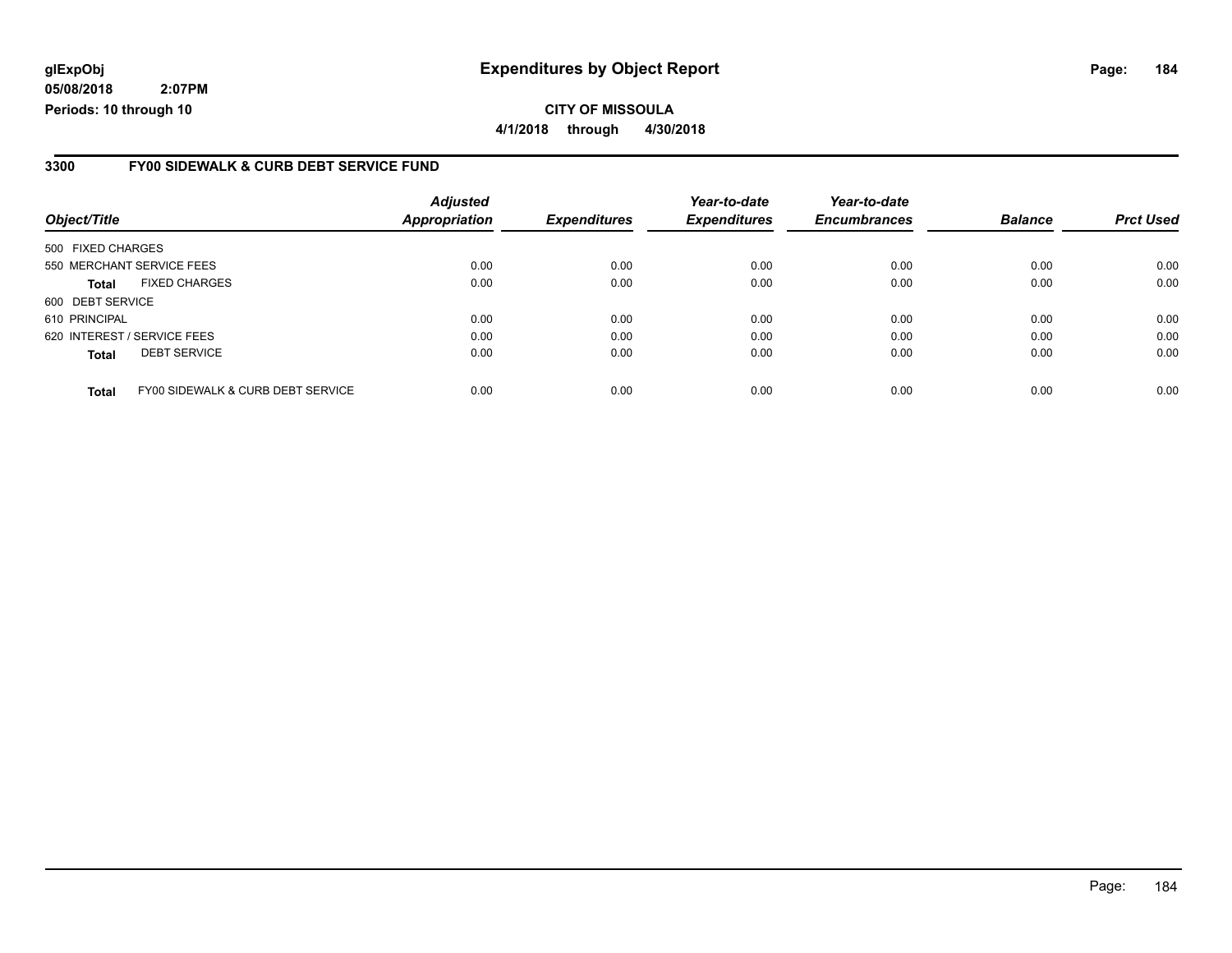# Expenditures by Object Report

glExpObj
05/08/2018 2:07PM
Periods: 10 through 10

**CITY OF MISSOULA**
**4/1/2018 through 4/30/2018**

## 3300 FY00 SIDEWALK & CURB DEBT SERVICE FUND

| Object/Title | | Adjusted Appropriation | Expenditures | Year-to-date Expenditures | Year-to-date Encumbrances | Balance | Prct Used |
|---|---|---|---|---|---|---|---|
| 500 FIXED CHARGES | | | | | | | |
| 550 MERCHANT SERVICE FEES | | 0.00 | 0.00 | 0.00 | 0.00 | 0.00 | 0.00 |
| **Total** | FIXED CHARGES | 0.00 | 0.00 | 0.00 | 0.00 | 0.00 | 0.00 |
| 600 DEBT SERVICE | | | | | | | |
| 610 PRINCIPAL | | 0.00 | 0.00 | 0.00 | 0.00 | 0.00 | 0.00 |
| 620 INTEREST / SERVICE FEES | | 0.00 | 0.00 | 0.00 | 0.00 | 0.00 | 0.00 |
| **Total** | DEBT SERVICE | 0.00 | 0.00 | 0.00 | 0.00 | 0.00 | 0.00 |
| **Total** | FY00 SIDEWALK & CURB DEBT SERVICE | 0.00 | 0.00 | 0.00 | 0.00 | 0.00 | 0.00 |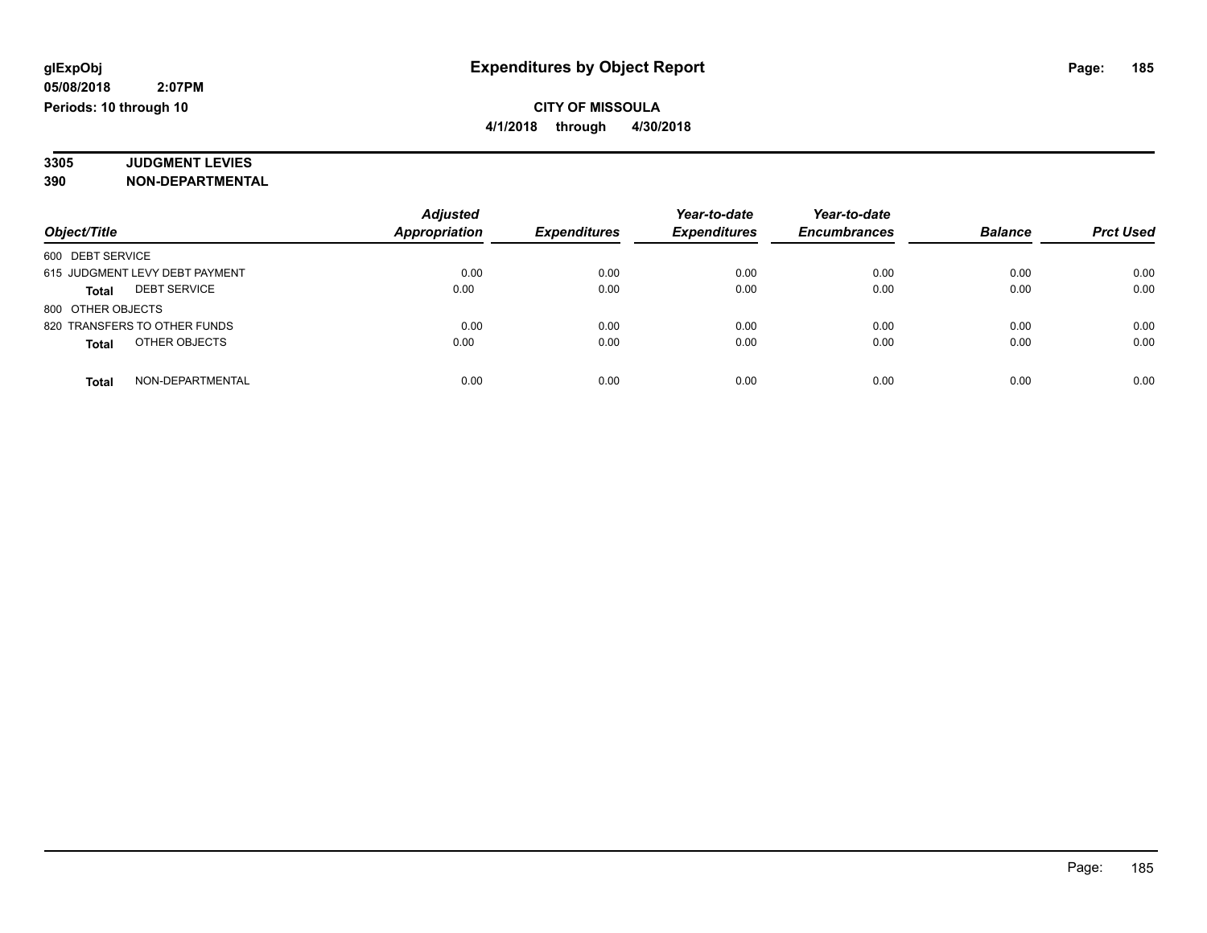**glExpObj**
**05/08/2018 2:07PM**
**Periods: 10 through 10**

# Expenditures by Object Report

**CITY OF MISSOULA**
**4/1/2018 through 4/30/2018**

**3305 JUDGMENT LEVIES**
**390 NON-DEPARTMENTAL**

| Object/Title | Adjusted Appropriation | Expenditures | Year-to-date Expenditures | Year-to-date Encumbrances | Balance | Prct Used |
|---|---|---|---|---|---|---|
| 600 DEBT SERVICE | | | | | | |
| 615 JUDGMENT LEVY DEBT PAYMENT | 0.00 | 0.00 | 0.00 | 0.00 | 0.00 | 0.00 |
| **Total** DEBT SERVICE | 0.00 | 0.00 | 0.00 | 0.00 | 0.00 | 0.00 |
| 800 OTHER OBJECTS | | | | | | |
| 820 TRANSFERS TO OTHER FUNDS | 0.00 | 0.00 | 0.00 | 0.00 | 0.00 | 0.00 |
| **Total** OTHER OBJECTS | 0.00 | 0.00 | 0.00 | 0.00 | 0.00 | 0.00 |
| **Total** NON-DEPARTMENTAL | 0.00 | 0.00 | 0.00 | 0.00 | 0.00 | 0.00 |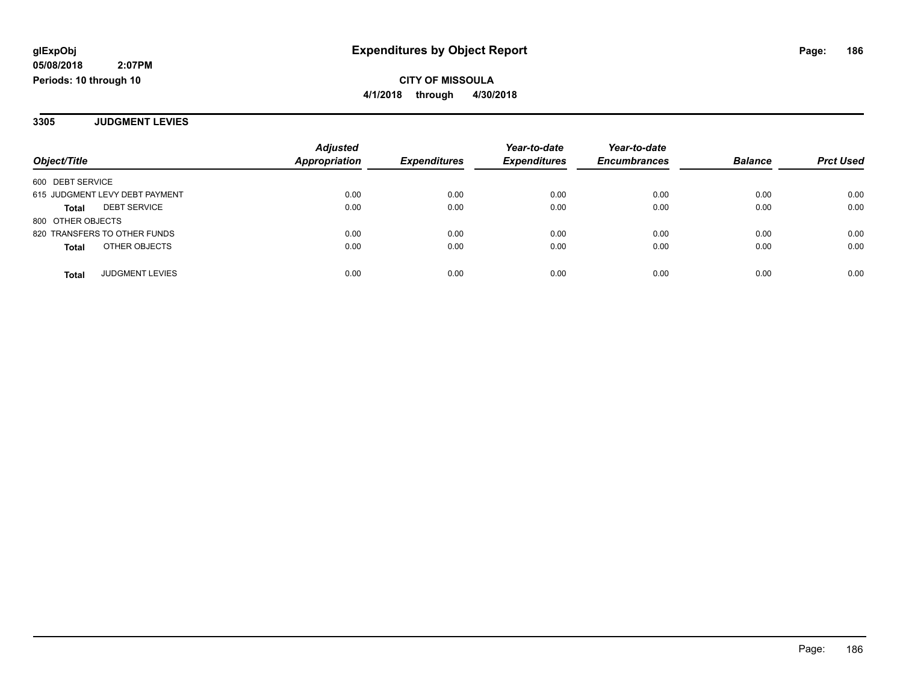**glExpObj**
**05/08/2018 2:07PM**
**Periods: 10 through 10**

# Expenditures by Object Report

**CITY OF MISSOULA**
**4/1/2018 through 4/30/2018**

## 3305 JUDGMENT LEVIES

| Object/Title | Adjusted Appropriation | Expenditures | Year-to-date Expenditures | Year-to-date Encumbrances | Balance | Prct Used |
|---|---|---|---|---|---|---|
| 600 DEBT SERVICE | | | | | | |
| 615 JUDGMENT LEVY DEBT PAYMENT | 0.00 | 0.00 | 0.00 | 0.00 | 0.00 | 0.00 |
| **Total** DEBT SERVICE | 0.00 | 0.00 | 0.00 | 0.00 | 0.00 | 0.00 |
| 800 OTHER OBJECTS | | | | | | |
| 820 TRANSFERS TO OTHER FUNDS | 0.00 | 0.00 | 0.00 | 0.00 | 0.00 | 0.00 |
| **Total** OTHER OBJECTS | 0.00 | 0.00 | 0.00 | 0.00 | 0.00 | 0.00 |
| **Total** JUDGMENT LEVIES | 0.00 | 0.00 | 0.00 | 0.00 | 0.00 | 0.00 |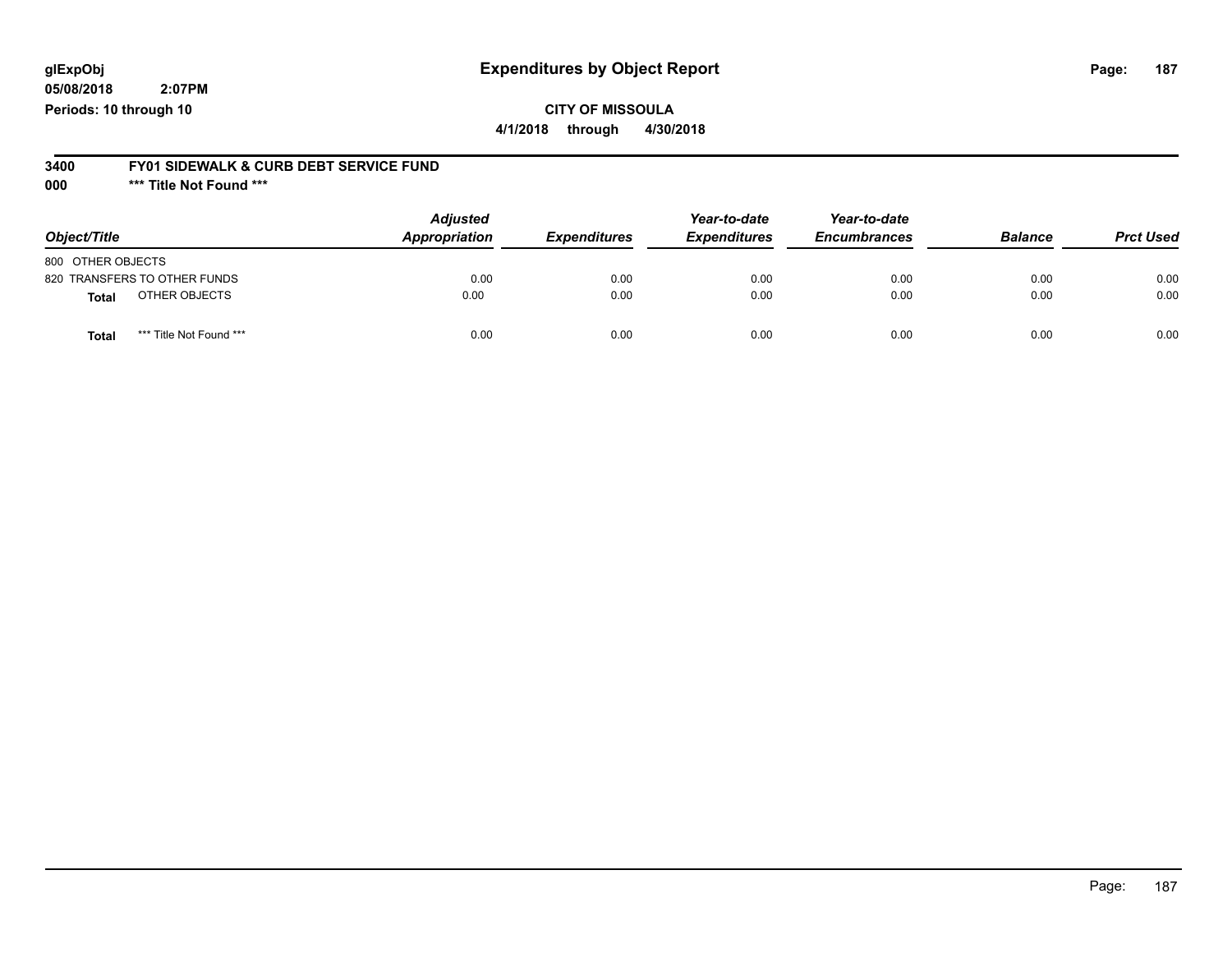glExpObj
05/08/2018 2:07PM
Periods: 10 through 10

# Expenditures by Object Report

**CITY OF MISSOULA**

**4/1/2018 through 4/30/2018**

**3400 FY01 SIDEWALK & CURB DEBT SERVICE FUND**

**000 \*\*\* Title Not Found \*\*\***

| Object/Title | Adjusted Appropriation | Expenditures | Year-to-date Expenditures | Year-to-date Encumbrances | Balance | Prct Used |
|---|---|---|---|---|---|---|
| 800 OTHER OBJECTS | | | | | | |
| 820 TRANSFERS TO OTHER FUNDS | 0.00 | 0.00 | 0.00 | 0.00 | 0.00 | 0.00 |
| **Total** OTHER OBJECTS | 0.00 | 0.00 | 0.00 | 0.00 | 0.00 | 0.00 |
| **Total** *** Title Not Found *** | 0.00 | 0.00 | 0.00 | 0.00 | 0.00 | 0.00 |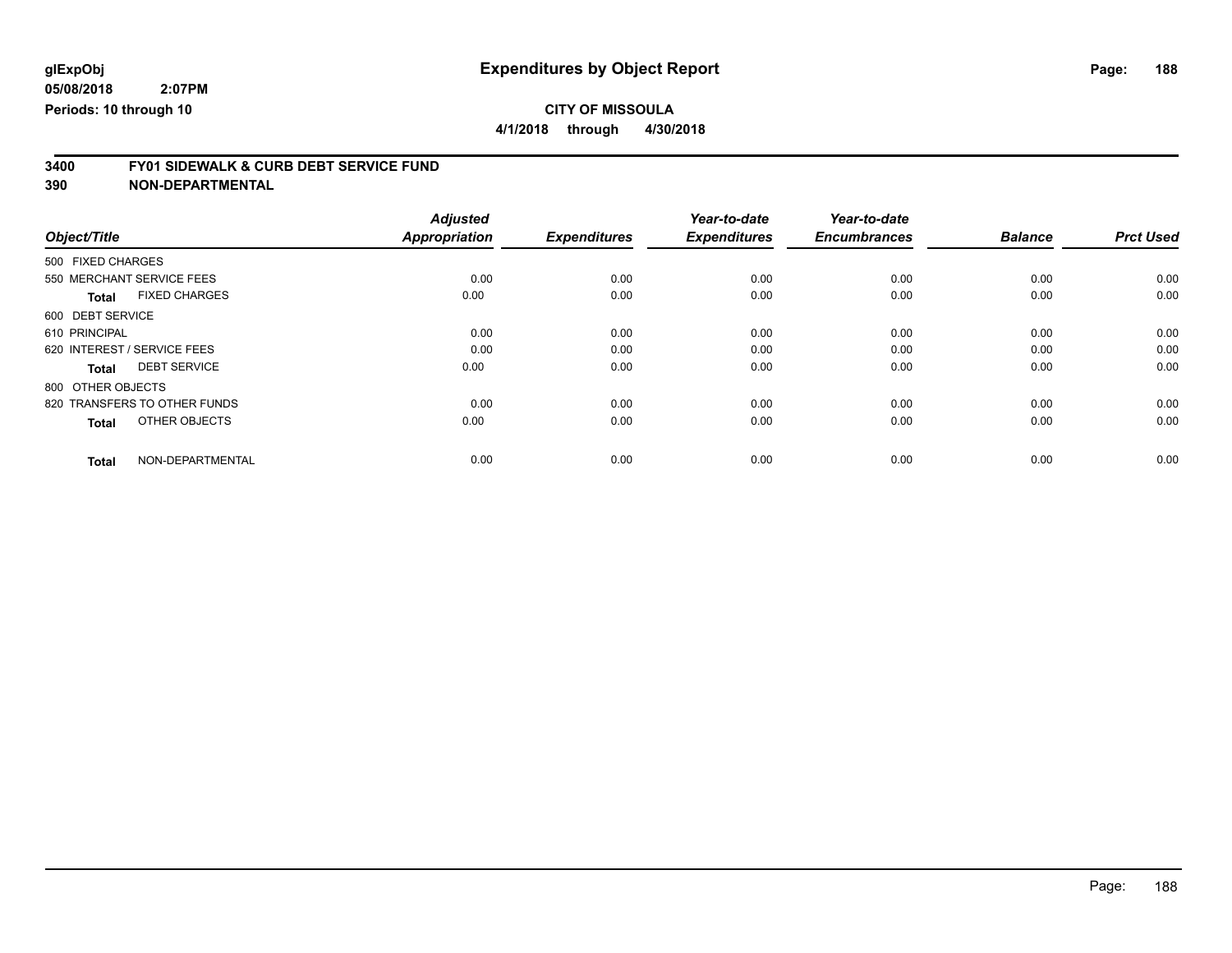**glExpObj**
**05/08/2018 2:07PM**
**Periods: 10 through 10**

# Expenditures by Object Report

**CITY OF MISSOULA**
**4/1/2018 through 4/30/2018**

## 3400 FY01 SIDEWALK & CURB DEBT SERVICE FUND
## 390 NON-DEPARTMENTAL

| Object/Title | Adjusted Appropriation | Expenditures | Year-to-date Expenditures | Year-to-date Encumbrances | Balance | Prct Used |
|---|---|---|---|---|---|---|
| 500 FIXED CHARGES | | | | | | |
| 550 MERCHANT SERVICE FEES | 0.00 | 0.00 | 0.00 | 0.00 | 0.00 | 0.00 |
| **Total** FIXED CHARGES | 0.00 | 0.00 | 0.00 | 0.00 | 0.00 | 0.00 |
| 600 DEBT SERVICE | | | | | | |
| 610 PRINCIPAL | 0.00 | 0.00 | 0.00 | 0.00 | 0.00 | 0.00 |
| 620 INTEREST / SERVICE FEES | 0.00 | 0.00 | 0.00 | 0.00 | 0.00 | 0.00 |
| **Total** DEBT SERVICE | 0.00 | 0.00 | 0.00 | 0.00 | 0.00 | 0.00 |
| 800 OTHER OBJECTS | | | | | | |
| 820 TRANSFERS TO OTHER FUNDS | 0.00 | 0.00 | 0.00 | 0.00 | 0.00 | 0.00 |
| **Total** OTHER OBJECTS | 0.00 | 0.00 | 0.00 | 0.00 | 0.00 | 0.00 |
| **Total** NON-DEPARTMENTAL | 0.00 | 0.00 | 0.00 | 0.00 | 0.00 | 0.00 |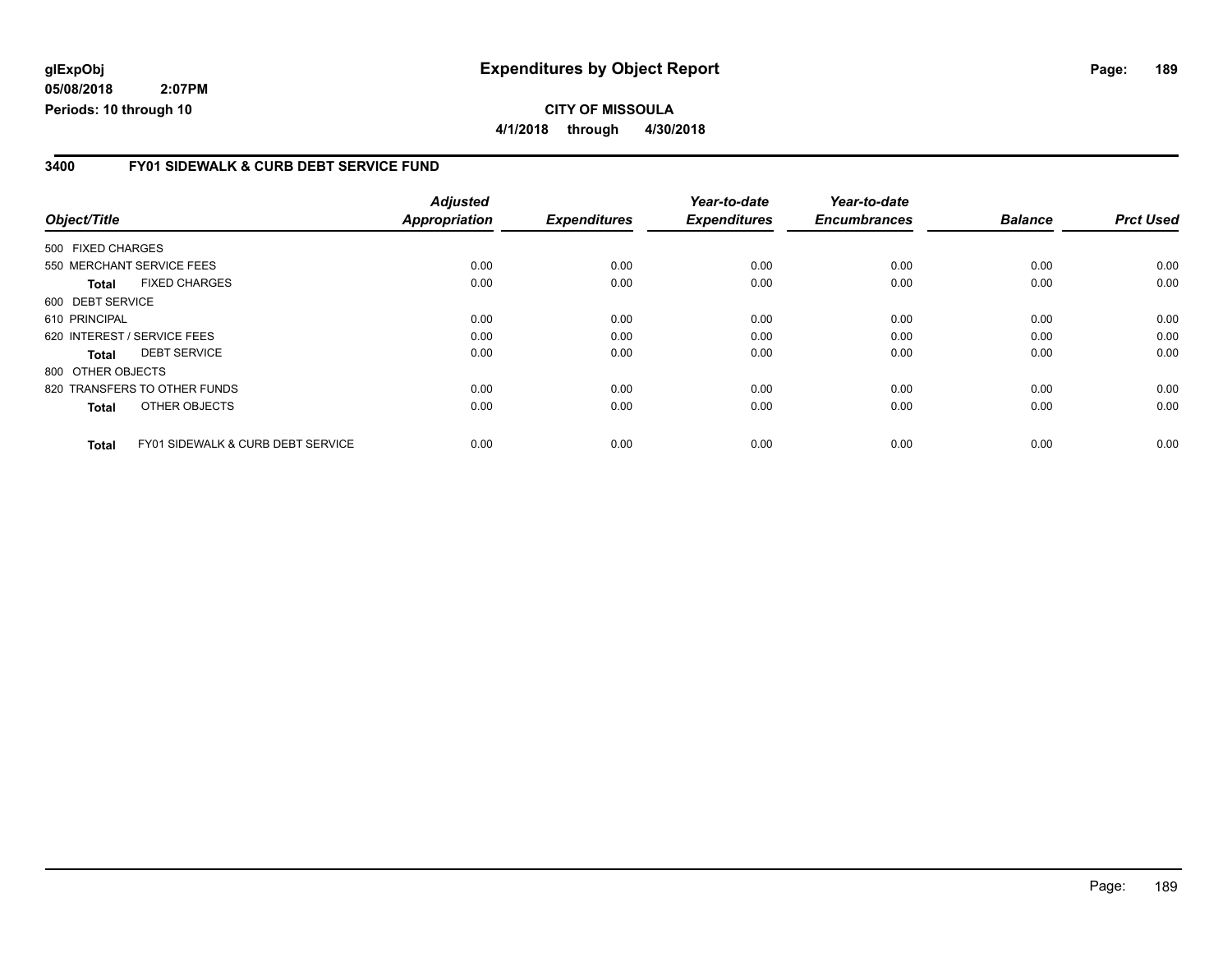**Expenditures by Object Report**

**CITY OF MISSOULA**

**4/1/2018 through 4/30/2018**

glExpObj
05/08/2018 2:07PM
Periods: 10 through 10

## 3400 FY01 SIDEWALK & CURB DEBT SERVICE FUND

| Object/Title | Adjusted Appropriation | Expenditures | Year-to-date Expenditures | Year-to-date Encumbrances | Balance | Prct Used |
|---|---|---|---|---|---|---|
| 500 FIXED CHARGES | | | | | | |
| 550 MERCHANT SERVICE FEES | 0.00 | 0.00 | 0.00 | 0.00 | 0.00 | 0.00 |
| **Total** FIXED CHARGES | 0.00 | 0.00 | 0.00 | 0.00 | 0.00 | 0.00 |
| 600 DEBT SERVICE | | | | | | |
| 610 PRINCIPAL | 0.00 | 0.00 | 0.00 | 0.00 | 0.00 | 0.00 |
| 620 INTEREST / SERVICE FEES | 0.00 | 0.00 | 0.00 | 0.00 | 0.00 | 0.00 |
| **Total** DEBT SERVICE | 0.00 | 0.00 | 0.00 | 0.00 | 0.00 | 0.00 |
| 800 OTHER OBJECTS | | | | | | |
| 820 TRANSFERS TO OTHER FUNDS | 0.00 | 0.00 | 0.00 | 0.00 | 0.00 | 0.00 |
| **Total** OTHER OBJECTS | 0.00 | 0.00 | 0.00 | 0.00 | 0.00 | 0.00 |
| **Total** FY01 SIDEWALK & CURB DEBT SERVICE | 0.00 | 0.00 | 0.00 | 0.00 | 0.00 | 0.00 |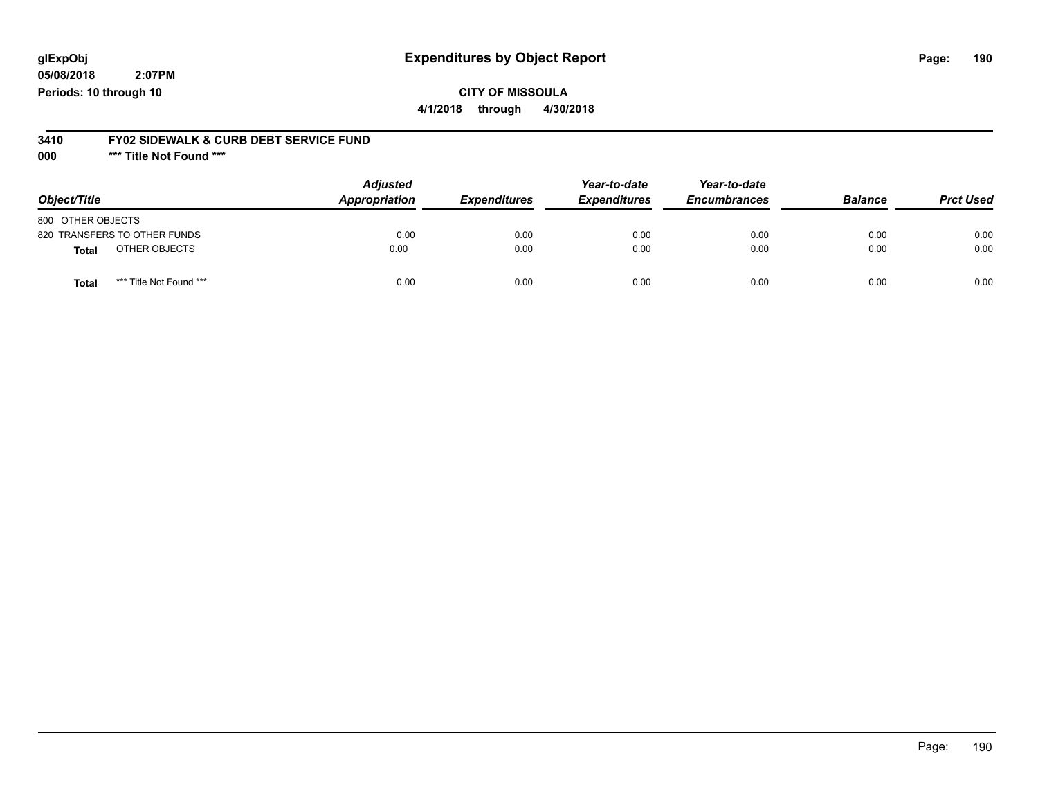# Expenditures by Object Report

glExpObj
05/08/2018 2:07PM
Periods: 10 through 10

**CITY OF MISSOULA**
**4/1/2018 through 4/30/2018**

**3410 FY02 SIDEWALK & CURB DEBT SERVICE FUND**
**000 \*\*\* Title Not Found \*\*\***

| Object/Title | Adjusted Appropriation | Expenditures | Year-to-date Expenditures | Year-to-date Encumbrances | Balance | Prct Used |
|---|---|---|---|---|---|---|
| 800 OTHER OBJECTS | | | | | | |
| 820 TRANSFERS TO OTHER FUNDS | 0.00 | 0.00 | 0.00 | 0.00 | 0.00 | 0.00 |
| **Total** OTHER OBJECTS | 0.00 | 0.00 | 0.00 | 0.00 | 0.00 | 0.00 |
| **Total** *** Title Not Found *** | 0.00 | 0.00 | 0.00 | 0.00 | 0.00 | 0.00 |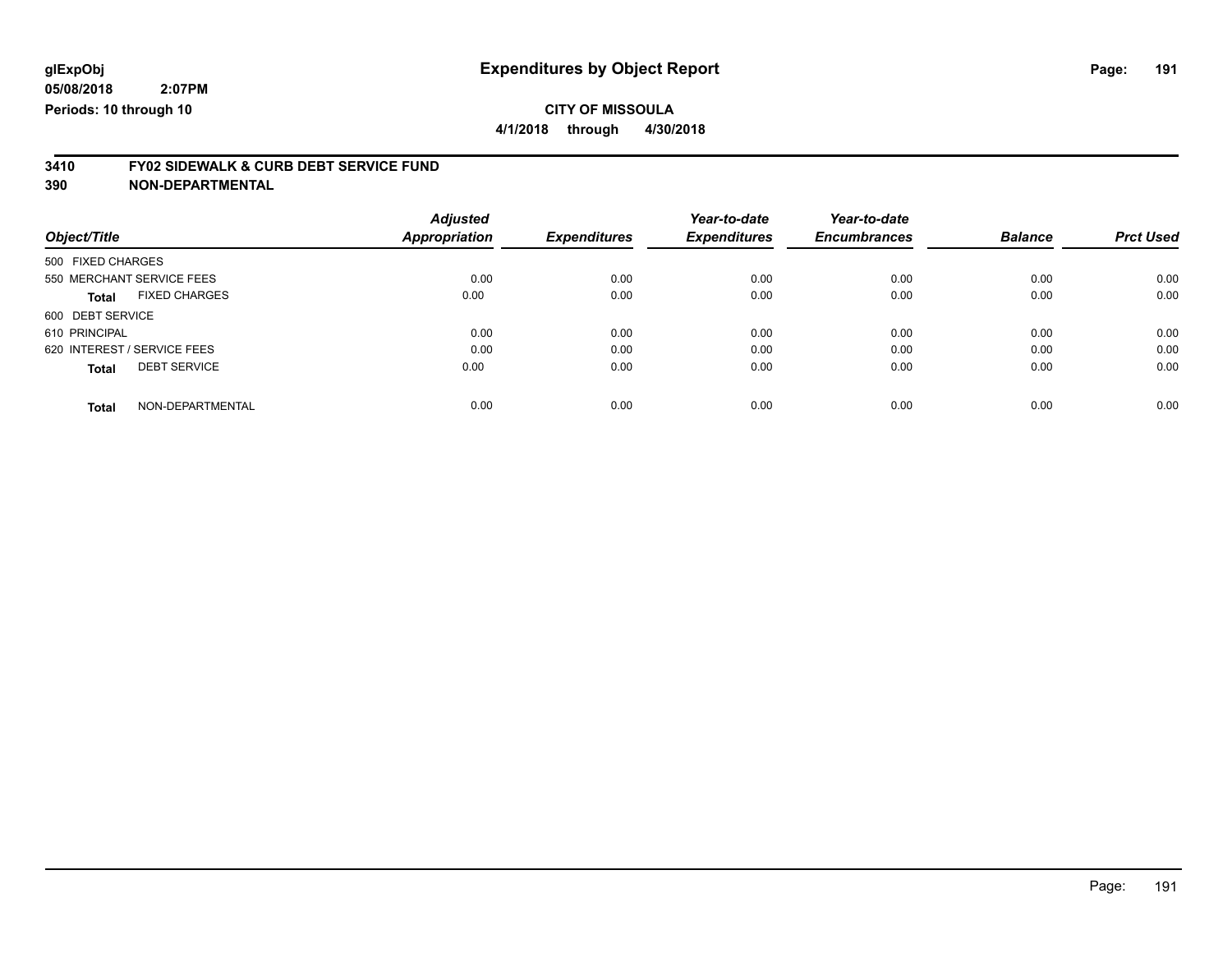**glExpObj** **Expenditures by Object Report**

**05/08/2018 2:07PM**

**Periods: 10 through 10**

**CITY OF MISSOULA**

**4/1/2018 through 4/30/2018**

## 3410 FY02 SIDEWALK & CURB DEBT SERVICE FUND

## 390 NON-DEPARTMENTAL

| Object/Title | | Adjusted Appropriation | Expenditures | Year-to-date Expenditures | Year-to-date Encumbrances | Balance | Prct Used |
|---|---|---|---|---|---|---|---|
| 500 FIXED CHARGES | | | | | | | |
| 550 MERCHANT SERVICE FEES | | 0.00 | 0.00 | 0.00 | 0.00 | 0.00 | 0.00 |
| **Total** | FIXED CHARGES | 0.00 | 0.00 | 0.00 | 0.00 | 0.00 | 0.00 |
| 600 DEBT SERVICE | | | | | | | |
| 610 PRINCIPAL | | 0.00 | 0.00 | 0.00 | 0.00 | 0.00 | 0.00 |
| 620 INTEREST / SERVICE FEES | | 0.00 | 0.00 | 0.00 | 0.00 | 0.00 | 0.00 |
| **Total** | DEBT SERVICE | 0.00 | 0.00 | 0.00 | 0.00 | 0.00 | 0.00 |
| **Total** | NON-DEPARTMENTAL | 0.00 | 0.00 | 0.00 | 0.00 | 0.00 | 0.00 |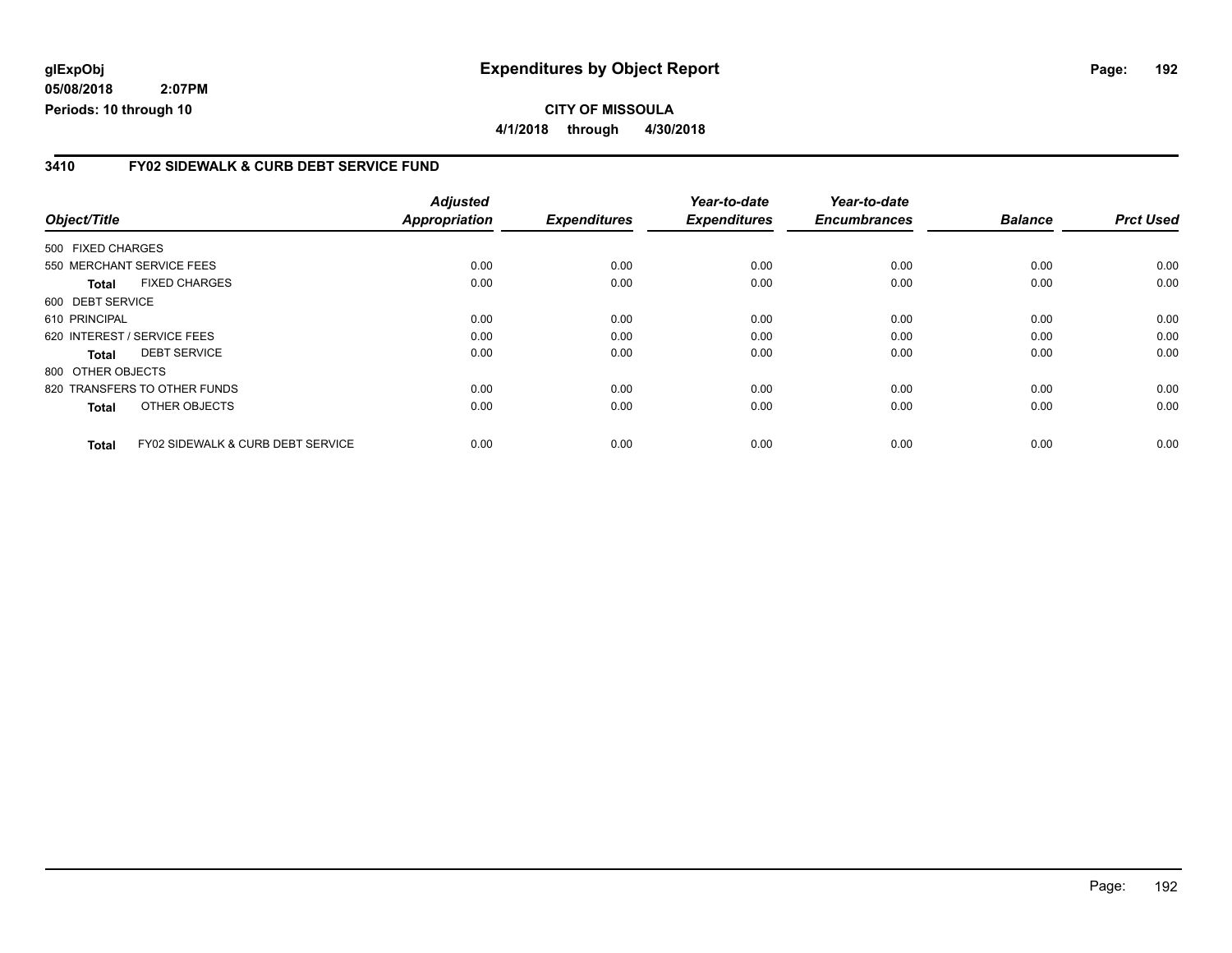# Expenditures by Object Report

glExpObj
05/08/2018 2:07PM
Periods: 10 through 10

**CITY OF MISSOULA**
**4/1/2018 through 4/30/2018**

## 3410 FY02 SIDEWALK & CURB DEBT SERVICE FUND

| Object/Title | | Adjusted Appropriation | Expenditures | Year-to-date Expenditures | Year-to-date Encumbrances | Balance | Prct Used |
|---|---|---|---|---|---|---|---|
| 500 FIXED CHARGES | | | | | | | |
| 550 MERCHANT SERVICE FEES | | 0.00 | 0.00 | 0.00 | 0.00 | 0.00 | 0.00 |
| **Total** | FIXED CHARGES | 0.00 | 0.00 | 0.00 | 0.00 | 0.00 | 0.00 |
| 600 DEBT SERVICE | | | | | | | |
| 610 PRINCIPAL | | 0.00 | 0.00 | 0.00 | 0.00 | 0.00 | 0.00 |
| 620 INTEREST / SERVICE FEES | | 0.00 | 0.00 | 0.00 | 0.00 | 0.00 | 0.00 |
| **Total** | DEBT SERVICE | 0.00 | 0.00 | 0.00 | 0.00 | 0.00 | 0.00 |
| 800 OTHER OBJECTS | | | | | | | |
| 820 TRANSFERS TO OTHER FUNDS | | 0.00 | 0.00 | 0.00 | 0.00 | 0.00 | 0.00 |
| **Total** | OTHER OBJECTS | 0.00 | 0.00 | 0.00 | 0.00 | 0.00 | 0.00 |
| **Total** | FY02 SIDEWALK & CURB DEBT SERVICE | 0.00 | 0.00 | 0.00 | 0.00 | 0.00 | 0.00 |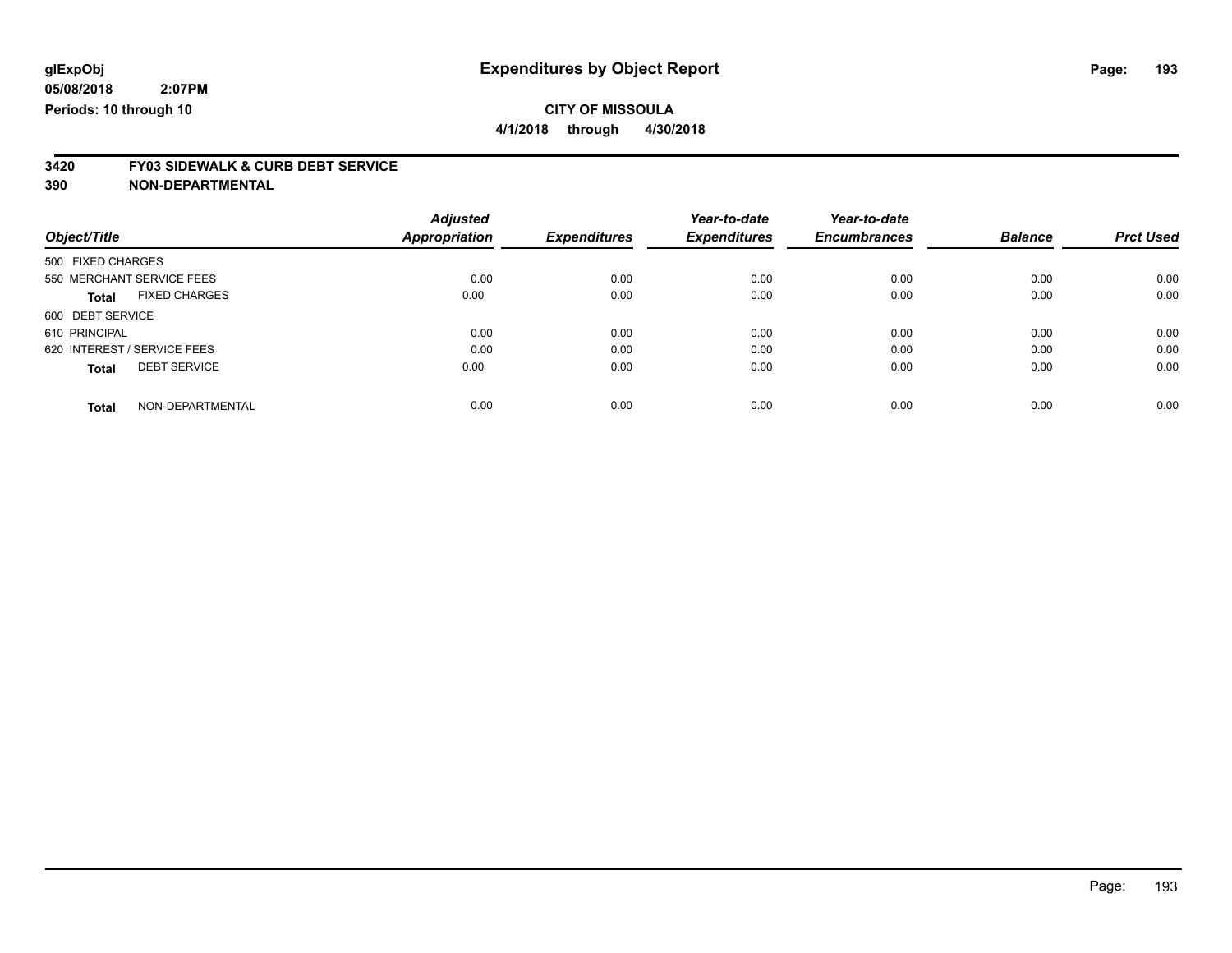**glExpObj** **Expenditures by Object Report**
**05/08/2018 2:07PM**
**Periods: 10 through 10**

**CITY OF MISSOULA**
**4/1/2018 through 4/30/2018**

## 3420 FY03 SIDEWALK & CURB DEBT SERVICE
## 390 NON-DEPARTMENTAL

| Object/Title | Adjusted Appropriation | Expenditures | Year-to-date Expenditures | Year-to-date Encumbrances | Balance | Prct Used |
|---|---|---|---|---|---|---|
| 500 FIXED CHARGES | | | | | | |
| 550 MERCHANT SERVICE FEES | 0.00 | 0.00 | 0.00 | 0.00 | 0.00 | 0.00 |
| **Total** FIXED CHARGES | 0.00 | 0.00 | 0.00 | 0.00 | 0.00 | 0.00 |
| 600 DEBT SERVICE | | | | | | |
| 610 PRINCIPAL | 0.00 | 0.00 | 0.00 | 0.00 | 0.00 | 0.00 |
| 620 INTEREST / SERVICE FEES | 0.00 | 0.00 | 0.00 | 0.00 | 0.00 | 0.00 |
| **Total** DEBT SERVICE | 0.00 | 0.00 | 0.00 | 0.00 | 0.00 | 0.00 |
| **Total** NON-DEPARTMENTAL | 0.00 | 0.00 | 0.00 | 0.00 | 0.00 | 0.00 |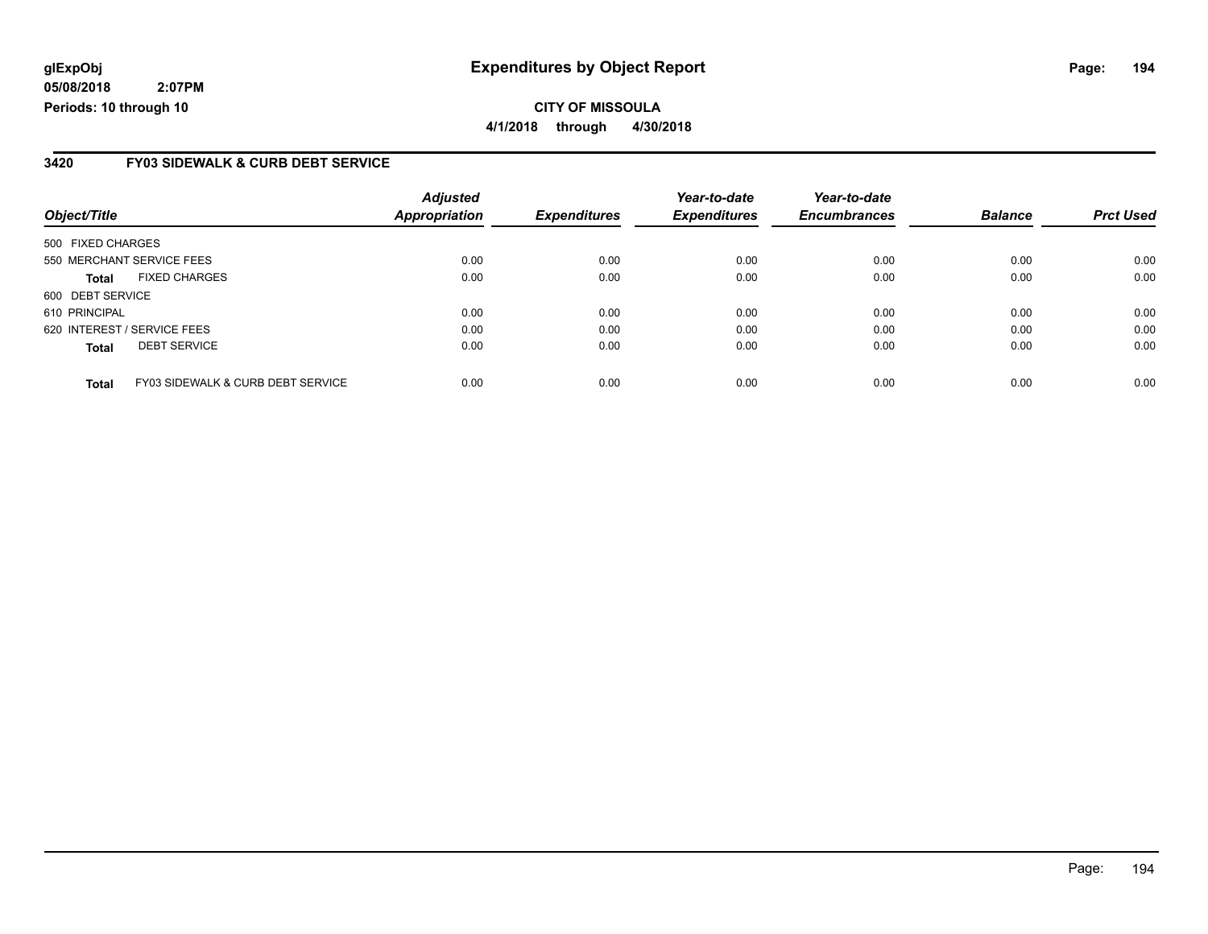**glExpObj** **Expenditures by Object Report**
**05/08/2018 2:07PM**
**Periods: 10 through 10**

**CITY OF MISSOULA**
**4/1/2018 through 4/30/2018**

## 3420 FY03 SIDEWALK & CURB DEBT SERVICE

| Object/Title | | Adjusted Appropriation | Expenditures | Year-to-date Expenditures | Year-to-date Encumbrances | Balance | Prct Used |
|---|---|---|---|---|---|---|---|
| 500 FIXED CHARGES | | | | | | | |
| 550 MERCHANT SERVICE FEES | | 0.00 | 0.00 | 0.00 | 0.00 | 0.00 | 0.00 |
| **Total** | FIXED CHARGES | 0.00 | 0.00 | 0.00 | 0.00 | 0.00 | 0.00 |
| 600 DEBT SERVICE | | | | | | | |
| 610 PRINCIPAL | | 0.00 | 0.00 | 0.00 | 0.00 | 0.00 | 0.00 |
| 620 INTEREST / SERVICE FEES | | 0.00 | 0.00 | 0.00 | 0.00 | 0.00 | 0.00 |
| **Total** | DEBT SERVICE | 0.00 | 0.00 | 0.00 | 0.00 | 0.00 | 0.00 |
| **Total** | FY03 SIDEWALK & CURB DEBT SERVICE | 0.00 | 0.00 | 0.00 | 0.00 | 0.00 | 0.00 |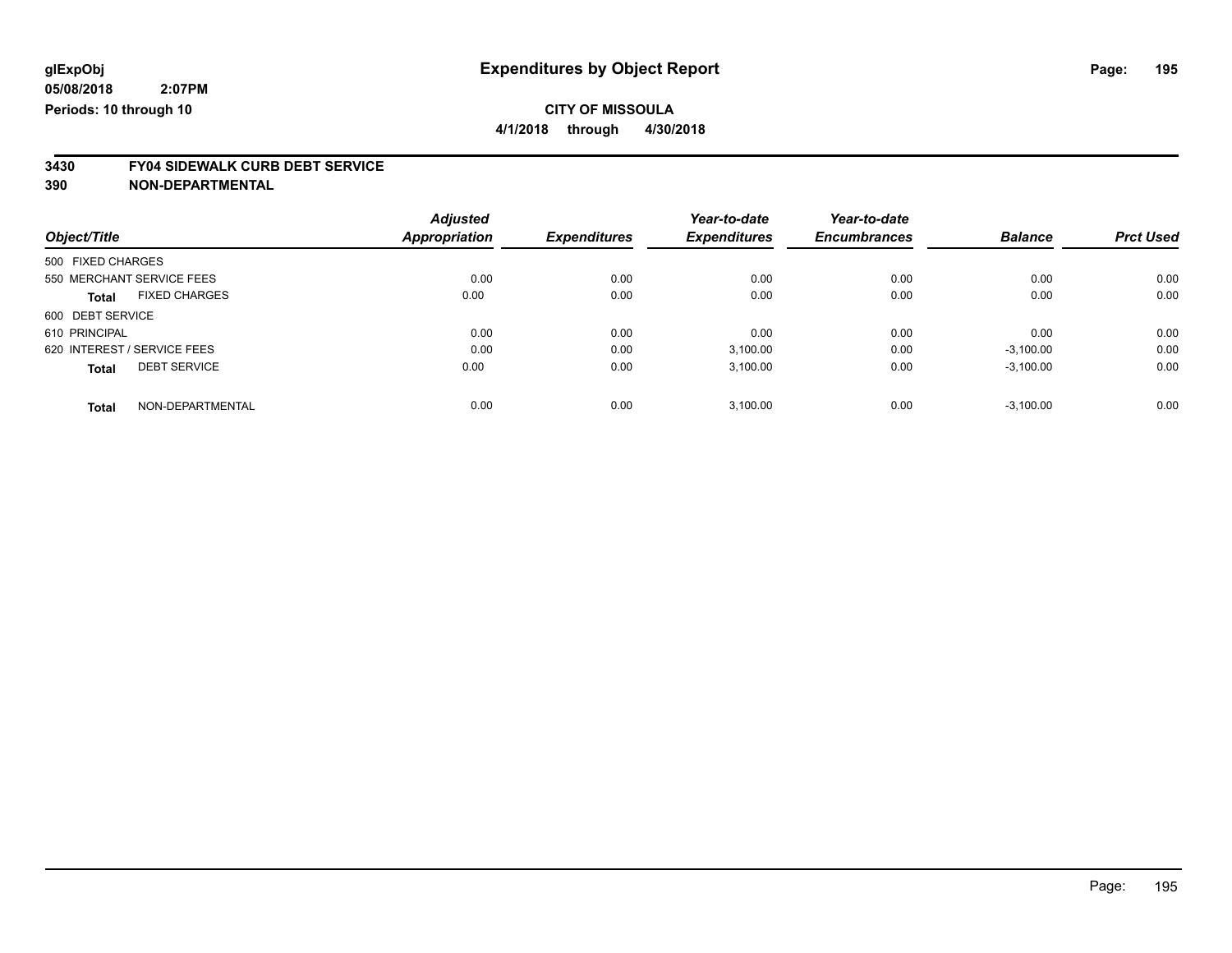# Expenditures by Object Report

glExpObj
05/08/2018 2:07PM
Periods: 10 through 10

**CITY OF MISSOULA**
**4/1/2018 through 4/30/2018**

**3430 FY04 SIDEWALK CURB DEBT SERVICE**
**390 NON-DEPARTMENTAL**

| Object/Title | | Adjusted Appropriation | Expenditures | Year-to-date Expenditures | Year-to-date Encumbrances | Balance | Prct Used |
|---|---|---|---|---|---|---|---|
| 500 FIXED CHARGES | | | | | | | |
| 550 MERCHANT SERVICE FEES | | 0.00 | 0.00 | 0.00 | 0.00 | 0.00 | 0.00 |
| **Total** | FIXED CHARGES | 0.00 | 0.00 | 0.00 | 0.00 | 0.00 | 0.00 |
| 600 DEBT SERVICE | | | | | | | |
| 610 PRINCIPAL | | 0.00 | 0.00 | 0.00 | 0.00 | 0.00 | 0.00 |
| 620 INTEREST / SERVICE FEES | | 0.00 | 0.00 | 3,100.00 | 0.00 | -3,100.00 | 0.00 |
| **Total** | DEBT SERVICE | 0.00 | 0.00 | 3,100.00 | 0.00 | -3,100.00 | 0.00 |
| **Total** | NON-DEPARTMENTAL | 0.00 | 0.00 | 3,100.00 | 0.00 | -3,100.00 | 0.00 |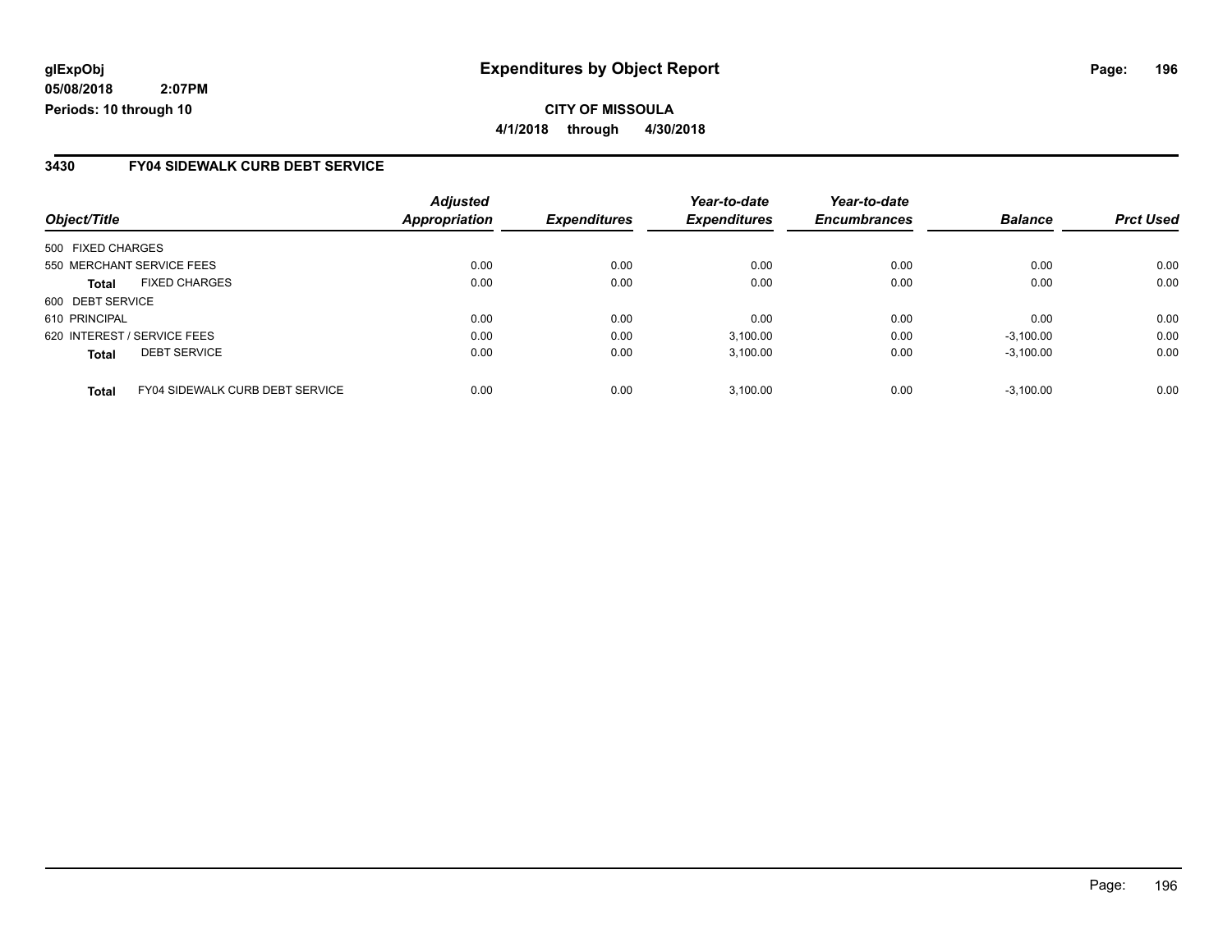**glExpObj**
**05/08/2018 2:07PM**
**Periods: 10 through 10**

# Expenditures by Object Report

**CITY OF MISSOULA**
**4/1/2018 through 4/30/2018**

## 3430 FY04 SIDEWALK CURB DEBT SERVICE

| Object/Title | | *Adjusted Appropriation* | *Expenditures* | *Year-to-date Expenditures* | *Year-to-date Encumbrances* | *Balance* | *Prct Used* |
|---|---|---|---|---|---|---|---|
| 500 FIXED CHARGES | | | | | | | |
| 550 MERCHANT SERVICE FEES | | 0.00 | 0.00 | 0.00 | 0.00 | 0.00 | 0.00 |
| **Total** | FIXED CHARGES | 0.00 | 0.00 | 0.00 | 0.00 | 0.00 | 0.00 |
| 600 DEBT SERVICE | | | | | | | |
| 610 PRINCIPAL | | 0.00 | 0.00 | 0.00 | 0.00 | 0.00 | 0.00 |
| 620 INTEREST / SERVICE FEES | | 0.00 | 0.00 | 3,100.00 | 0.00 | -3,100.00 | 0.00 |
| **Total** | DEBT SERVICE | 0.00 | 0.00 | 3,100.00 | 0.00 | -3,100.00 | 0.00 |
| **Total** | FY04 SIDEWALK CURB DEBT SERVICE | 0.00 | 0.00 | 3,100.00 | 0.00 | -3,100.00 | 0.00 |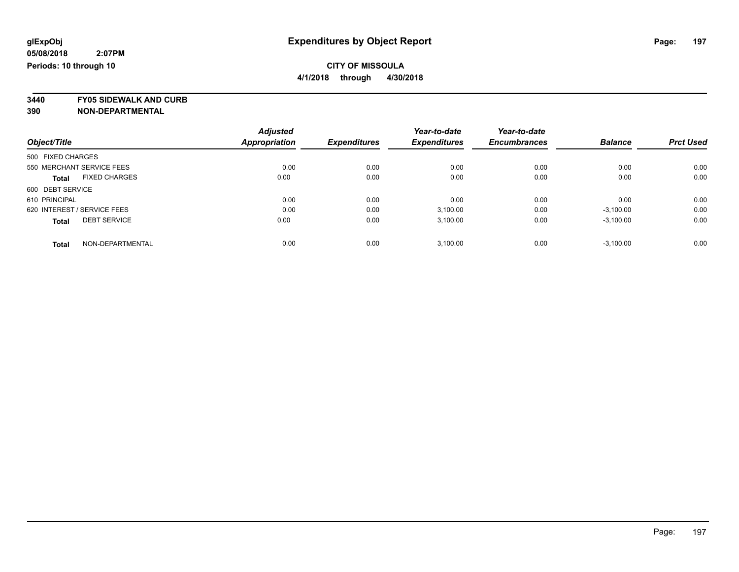glExpObj
05/08/2018 2:07PM
Periods: 10 through 10

# Expenditures by Object Report

**CITY OF MISSOULA**

**4/1/2018 through 4/30/2018**

**3440 FY05 SIDEWALK AND CURB**
**390 NON-DEPARTMENTAL**

| Object/Title | Adjusted Appropriation | Expenditures | Year-to-date Expenditures | Year-to-date Encumbrances | Balance | Prct Used |
|---|---|---|---|---|---|---|
| 500 FIXED CHARGES | | | | | | |
| 550 MERCHANT SERVICE FEES | 0.00 | 0.00 | 0.00 | 0.00 | 0.00 | 0.00 |
| **Total** FIXED CHARGES | 0.00 | 0.00 | 0.00 | 0.00 | 0.00 | 0.00 |
| 600 DEBT SERVICE | | | | | | |
| 610 PRINCIPAL | 0.00 | 0.00 | 0.00 | 0.00 | 0.00 | 0.00 |
| 620 INTEREST / SERVICE FEES | 0.00 | 0.00 | 3,100.00 | 0.00 | -3,100.00 | 0.00 |
| **Total** DEBT SERVICE | 0.00 | 0.00 | 3,100.00 | 0.00 | -3,100.00 | 0.00 |
| **Total** NON-DEPARTMENTAL | 0.00 | 0.00 | 3,100.00 | 0.00 | -3,100.00 | 0.00 |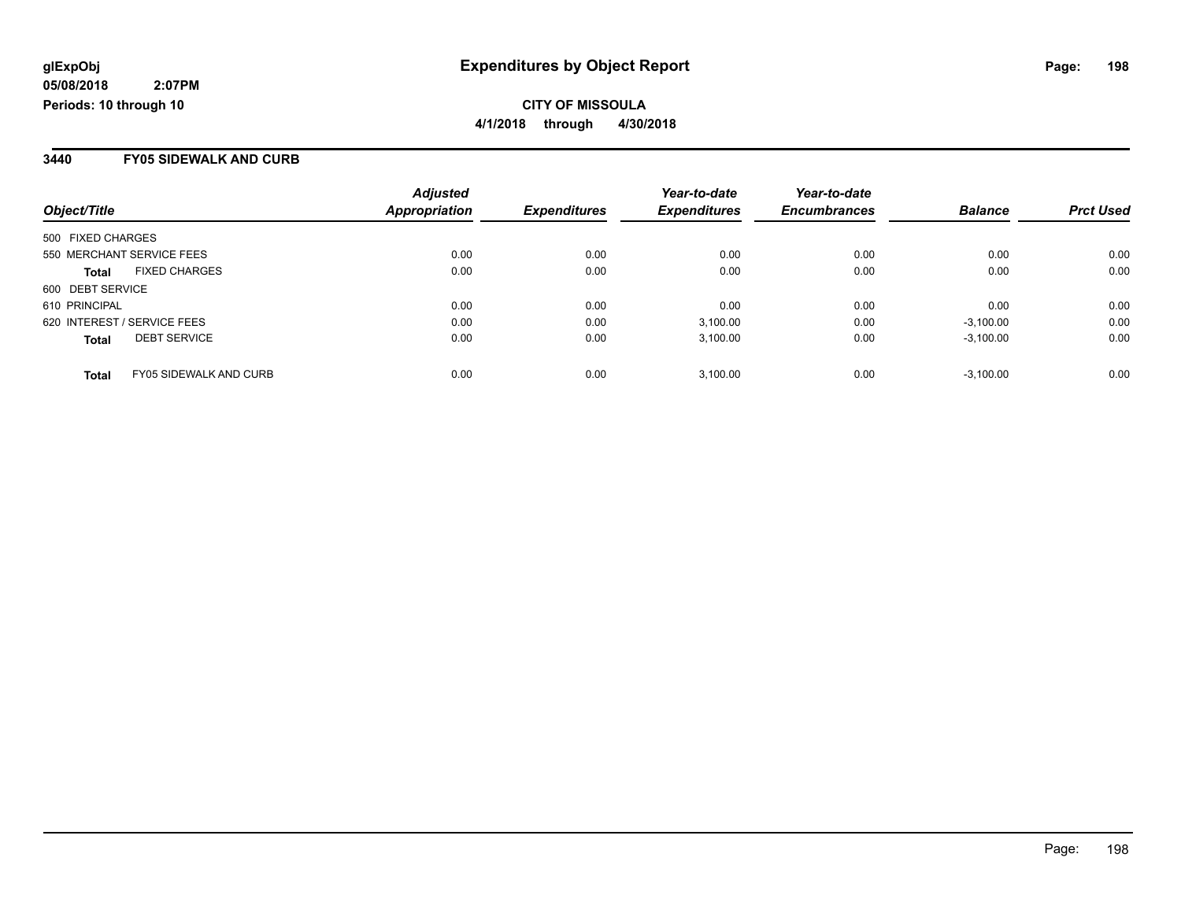glExpObj
05/08/2018 2:07PM
Periods: 10 through 10

# Expenditures by Object Report

**CITY OF MISSOULA**

**4/1/2018 through 4/30/2018**

## 3440 FY05 SIDEWALK AND CURB

| Object/Title | | Adjusted Appropriation | Expenditures | Year-to-date Expenditures | Year-to-date Encumbrances | Balance | Prct Used |
|---|---|---|---|---|---|---|---|
| 500 FIXED CHARGES | | | | | | | |
| 550 MERCHANT SERVICE FEES | | 0.00 | 0.00 | 0.00 | 0.00 | 0.00 | 0.00 |
| **Total** | FIXED CHARGES | 0.00 | 0.00 | 0.00 | 0.00 | 0.00 | 0.00 |
| 600 DEBT SERVICE | | | | | | | |
| 610 PRINCIPAL | | 0.00 | 0.00 | 0.00 | 0.00 | 0.00 | 0.00 |
| 620 INTEREST / SERVICE FEES | | 0.00 | 0.00 | 3,100.00 | 0.00 | -3,100.00 | 0.00 |
| **Total** | DEBT SERVICE | 0.00 | 0.00 | 3,100.00 | 0.00 | -3,100.00 | 0.00 |
| **Total** | FY05 SIDEWALK AND CURB | 0.00 | 0.00 | 3,100.00 | 0.00 | -3,100.00 | 0.00 |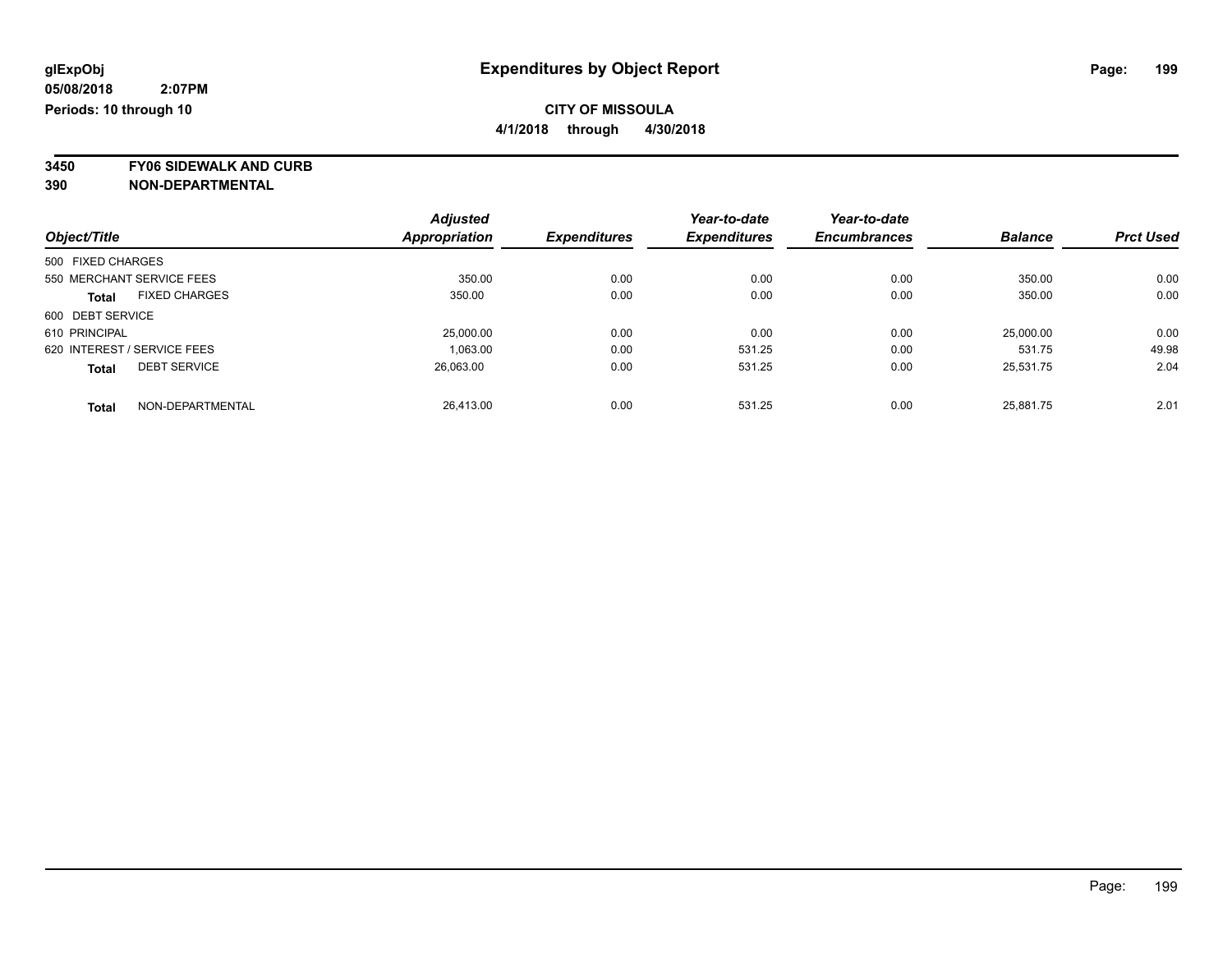glExpObj
05/08/2018 2:07PM
Periods: 10 through 10

# Expenditures by Object Report

**CITY OF MISSOULA**

**4/1/2018 through 4/30/2018**

**3450 FY06 SIDEWALK AND CURB**
**390 NON-DEPARTMENTAL**

| Object/Title | Adjusted Appropriation | Expenditures | Year-to-date Expenditures | Year-to-date Encumbrances | Balance | Prct Used |
|---|---|---|---|---|---|---|
| 500 FIXED CHARGES | | | | | | |
| 550 MERCHANT SERVICE FEES | 350.00 | 0.00 | 0.00 | 0.00 | 350.00 | 0.00 |
| **Total** FIXED CHARGES | 350.00 | 0.00 | 0.00 | 0.00 | 350.00 | 0.00 |
| 600 DEBT SERVICE | | | | | | |
| 610 PRINCIPAL | 25,000.00 | 0.00 | 0.00 | 0.00 | 25,000.00 | 0.00 |
| 620 INTEREST / SERVICE FEES | 1,063.00 | 0.00 | 531.25 | 0.00 | 531.75 | 49.98 |
| **Total** DEBT SERVICE | 26,063.00 | 0.00 | 531.25 | 0.00 | 25,531.75 | 2.04 |
| **Total** NON-DEPARTMENTAL | 26,413.00 | 0.00 | 531.25 | 0.00 | 25,881.75 | 2.01 |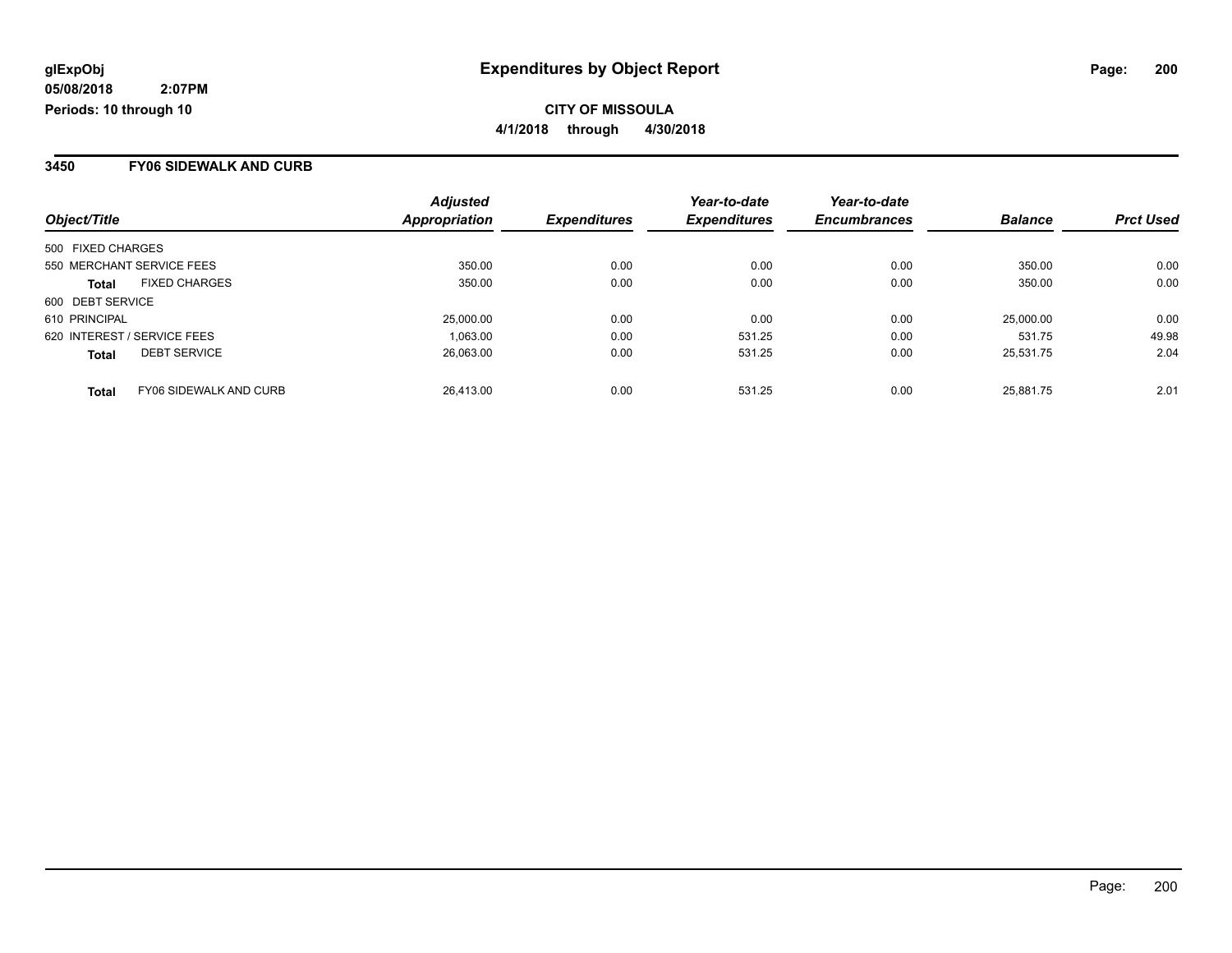glExpObj
05/08/2018 2:07PM
Periods: 10 through 10

# Expenditures by Object Report

**CITY OF MISSOULA**
**4/1/2018 through 4/30/2018**

## 3450 FY06 SIDEWALK AND CURB

| Object/Title | | Adjusted Appropriation | Expenditures | Year-to-date Expenditures | Year-to-date Encumbrances | Balance | Prct Used |
|---|---|---|---|---|---|---|---|
| 500 FIXED CHARGES | | | | | | | |
| 550 MERCHANT SERVICE FEES | | 350.00 | 0.00 | 0.00 | 0.00 | 350.00 | 0.00 |
| **Total** | FIXED CHARGES | 350.00 | 0.00 | 0.00 | 0.00 | 350.00 | 0.00 |
| 600 DEBT SERVICE | | | | | | | |
| 610 PRINCIPAL | | 25,000.00 | 0.00 | 0.00 | 0.00 | 25,000.00 | 0.00 |
| 620 INTEREST / SERVICE FEES | | 1,063.00 | 0.00 | 531.25 | 0.00 | 531.75 | 49.98 |
| **Total** | DEBT SERVICE | 26,063.00 | 0.00 | 531.25 | 0.00 | 25,531.75 | 2.04 |
| **Total** | FY06 SIDEWALK AND CURB | 26,413.00 | 0.00 | 531.25 | 0.00 | 25,881.75 | 2.01 |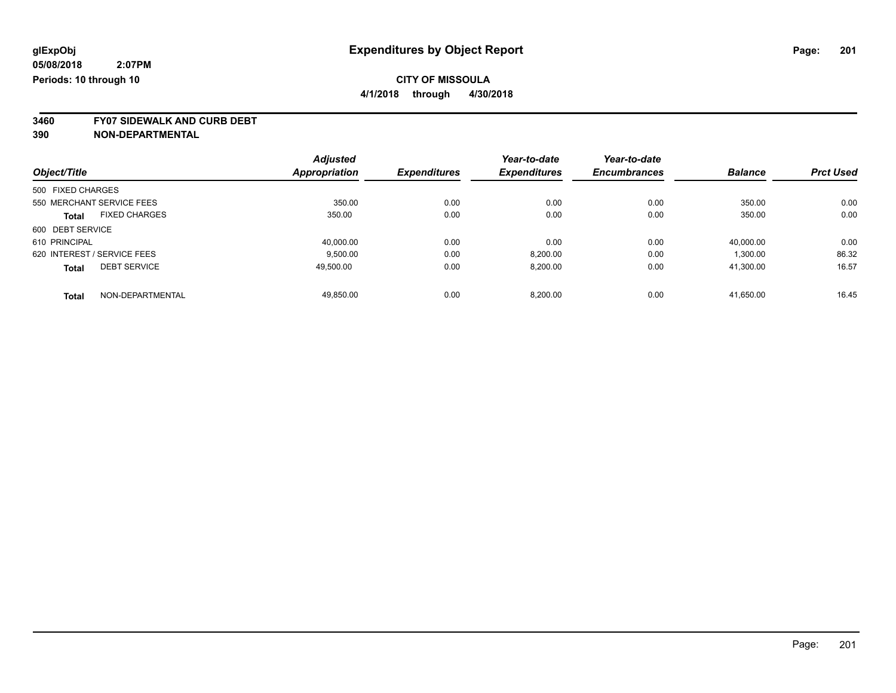**glExpObj**
**05/08/2018 2:07PM**
**Periods: 10 through 10**

# Expenditures by Object Report

**CITY OF MISSOULA**
**4/1/2018 through 4/30/2018**

**3460 FY07 SIDEWALK AND CURB DEBT**
**390 NON-DEPARTMENTAL**

| Object/Title | Adjusted Appropriation | Expenditures | Year-to-date Expenditures | Year-to-date Encumbrances | Balance | Prct Used |
|---|---|---|---|---|---|---|
| 500 FIXED CHARGES | | | | | | |
| 550 MERCHANT SERVICE FEES | 350.00 | 0.00 | 0.00 | 0.00 | 350.00 | 0.00 |
| **Total** FIXED CHARGES | 350.00 | 0.00 | 0.00 | 0.00 | 350.00 | 0.00 |
| 600 DEBT SERVICE | | | | | | |
| 610 PRINCIPAL | 40,000.00 | 0.00 | 0.00 | 0.00 | 40,000.00 | 0.00 |
| 620 INTEREST / SERVICE FEES | 9,500.00 | 0.00 | 8,200.00 | 0.00 | 1,300.00 | 86.32 |
| **Total** DEBT SERVICE | 49,500.00 | 0.00 | 8,200.00 | 0.00 | 41,300.00 | 16.57 |
| **Total** NON-DEPARTMENTAL | 49,850.00 | 0.00 | 8,200.00 | 0.00 | 41,650.00 | 16.45 |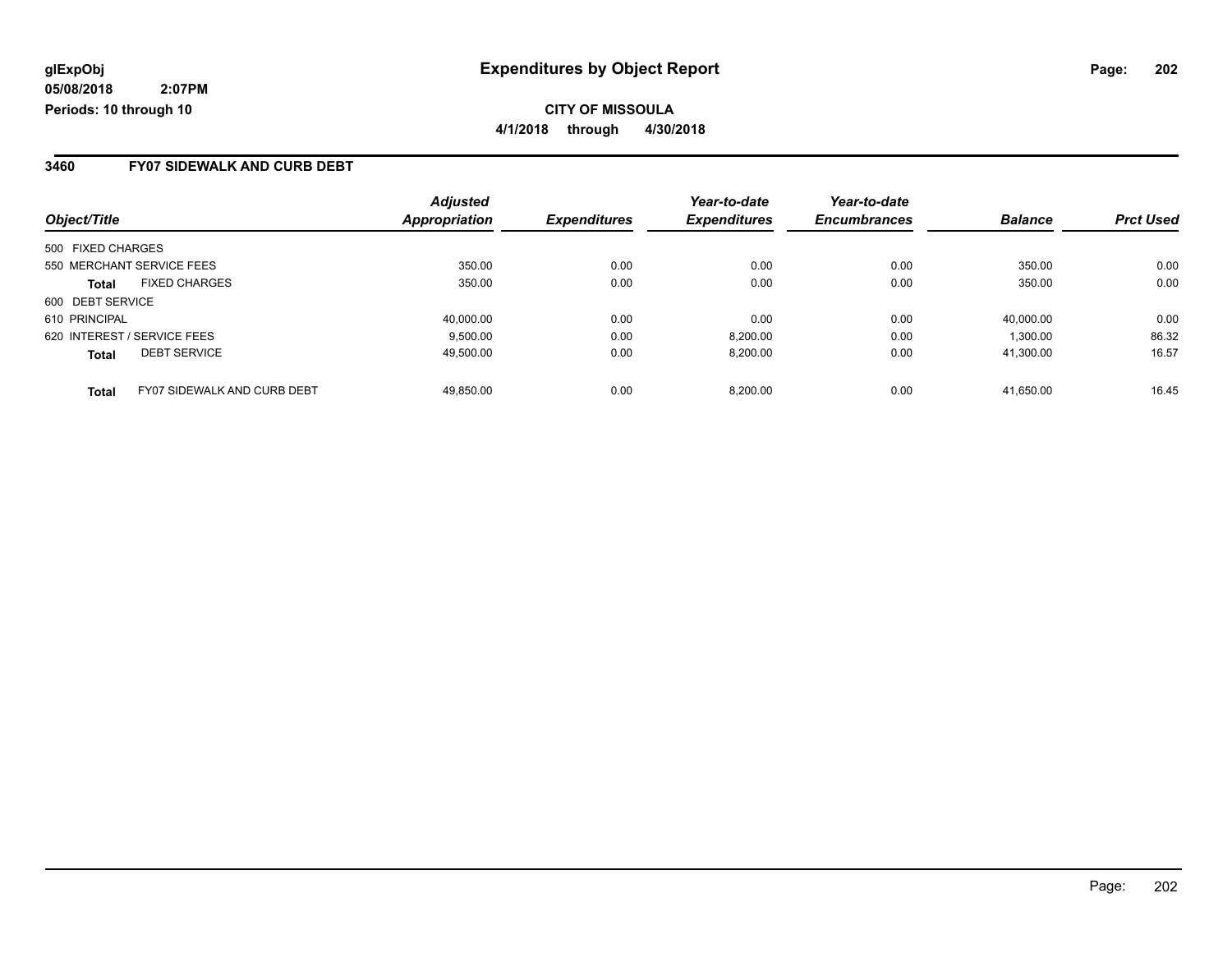**glExpObj**
**05/08/2018 2:07PM**
**Periods: 10 through 10**

# Expenditures by Object Report

**CITY OF MISSOULA**
**4/1/2018 through 4/30/2018**

## 3460 FY07 SIDEWALK AND CURB DEBT

| Object/Title | | Adjusted Appropriation | Expenditures | Year-to-date Expenditures | Year-to-date Encumbrances | Balance | Prct Used |
|---|---|---|---|---|---|---|---|
| 500 FIXED CHARGES | | | | | | | |
| 550 MERCHANT SERVICE FEES | | 350.00 | 0.00 | 0.00 | 0.00 | 350.00 | 0.00 |
| **Total** | FIXED CHARGES | 350.00 | 0.00 | 0.00 | 0.00 | 350.00 | 0.00 |
| 600 DEBT SERVICE | | | | | | | |
| 610 PRINCIPAL | | 40,000.00 | 0.00 | 0.00 | 0.00 | 40,000.00 | 0.00 |
| 620 INTEREST / SERVICE FEES | | 9,500.00 | 0.00 | 8,200.00 | 0.00 | 1,300.00 | 86.32 |
| **Total** | DEBT SERVICE | 49,500.00 | 0.00 | 8,200.00 | 0.00 | 41,300.00 | 16.57 |
| **Total** | FY07 SIDEWALK AND CURB DEBT | 49,850.00 | 0.00 | 8,200.00 | 0.00 | 41,650.00 | 16.45 |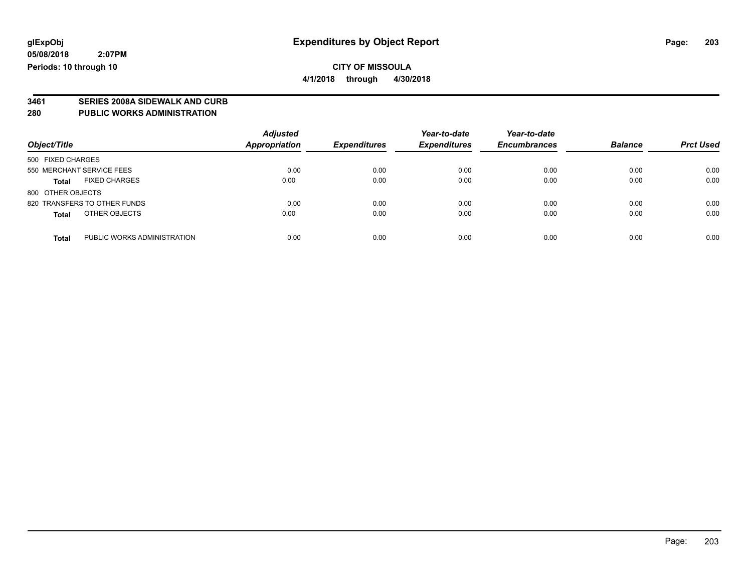# Expenditures by Object Report

glExpObj
05/08/2018 2:07PM
Periods: 10 through 10

**CITY OF MISSOULA**
**4/1/2018 through 4/30/2018**

**3461 SERIES 2008A SIDEWALK AND CURB**
**280 PUBLIC WORKS ADMINISTRATION**

| Object/Title | | Adjusted Appropriation | Expenditures | Year-to-date Expenditures | Year-to-date Encumbrances | Balance | Prct Used |
|---|---|---|---|---|---|---|---|
| 500 FIXED CHARGES | | | | | | | |
| 550 MERCHANT SERVICE FEES | | 0.00 | 0.00 | 0.00 | 0.00 | 0.00 | 0.00 |
| **Total** | FIXED CHARGES | 0.00 | 0.00 | 0.00 | 0.00 | 0.00 | 0.00 |
| 800 OTHER OBJECTS | | | | | | | |
| 820 TRANSFERS TO OTHER FUNDS | | 0.00 | 0.00 | 0.00 | 0.00 | 0.00 | 0.00 |
| **Total** | OTHER OBJECTS | 0.00 | 0.00 | 0.00 | 0.00 | 0.00 | 0.00 |
| **Total** | PUBLIC WORKS ADMINISTRATION | 0.00 | 0.00 | 0.00 | 0.00 | 0.00 | 0.00 |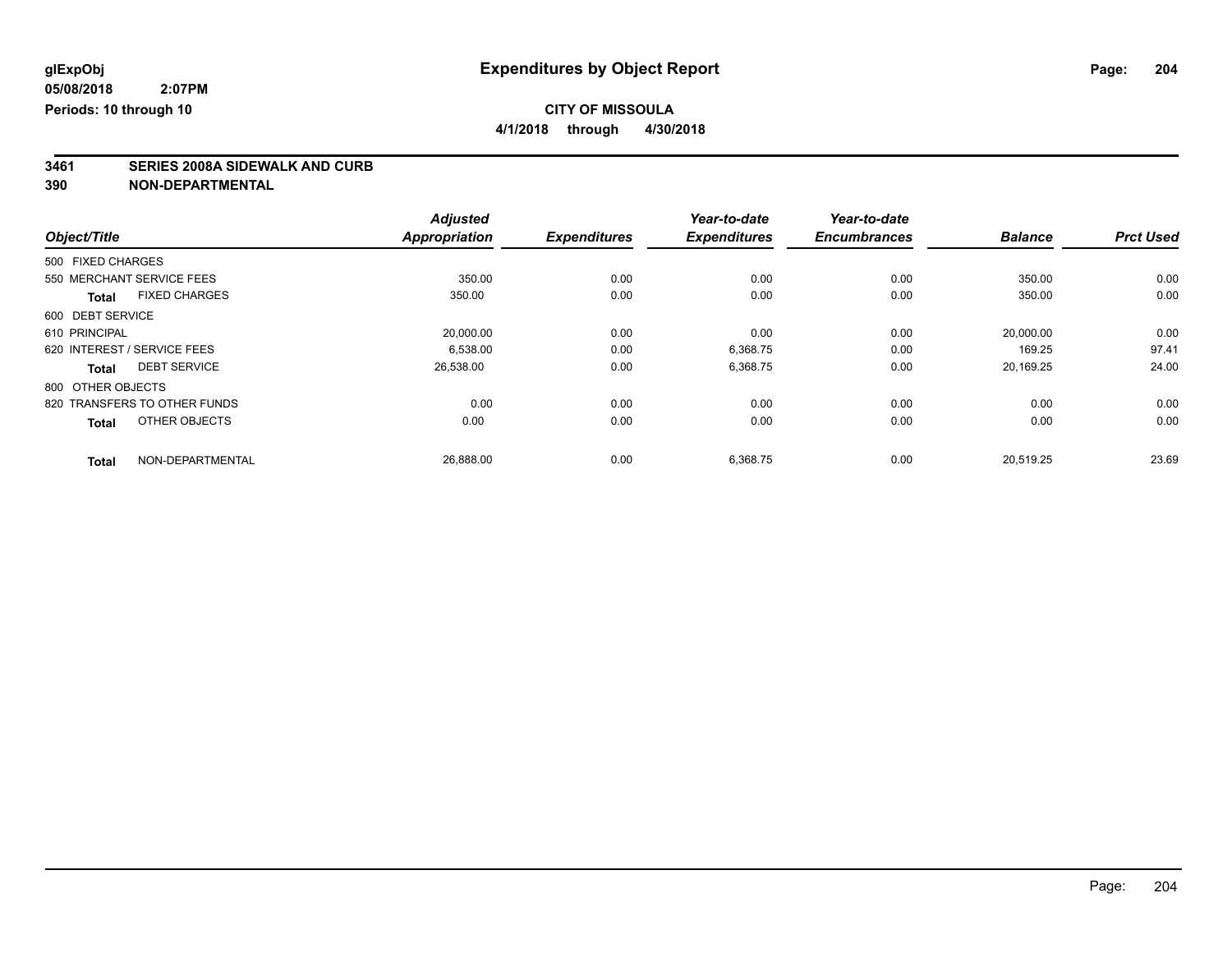**glExpObj**
**05/08/2018 2:07PM**
**Periods: 10 through 10**

# Expenditures by Object Report

**CITY OF MISSOULA**
**4/1/2018 through 4/30/2018**

## 3461 SERIES 2008A SIDEWALK AND CURB
## 390 NON-DEPARTMENTAL

| Object/Title | | Adjusted Appropriation | Expenditures | Year-to-date Expenditures | Year-to-date Encumbrances | Balance | Prct Used |
|---|---|---|---|---|---|---|---|
| 500 FIXED CHARGES | | | | | | | |
| 550 MERCHANT SERVICE FEES | | 350.00 | 0.00 | 0.00 | 0.00 | 350.00 | 0.00 |
| **Total** | FIXED CHARGES | 350.00 | 0.00 | 0.00 | 0.00 | 350.00 | 0.00 |
| 600 DEBT SERVICE | | | | | | | |
| 610 PRINCIPAL | | 20,000.00 | 0.00 | 0.00 | 0.00 | 20,000.00 | 0.00 |
| 620 INTEREST / SERVICE FEES | | 6,538.00 | 0.00 | 6,368.75 | 0.00 | 169.25 | 97.41 |
| **Total** | DEBT SERVICE | 26,538.00 | 0.00 | 6,368.75 | 0.00 | 20,169.25 | 24.00 |
| 800 OTHER OBJECTS | | | | | | | |
| 820 TRANSFERS TO OTHER FUNDS | | 0.00 | 0.00 | 0.00 | 0.00 | 0.00 | 0.00 |
| **Total** | OTHER OBJECTS | 0.00 | 0.00 | 0.00 | 0.00 | 0.00 | 0.00 |
| **Total** | NON-DEPARTMENTAL | 26,888.00 | 0.00 | 6,368.75 | 0.00 | 20,519.25 | 23.69 |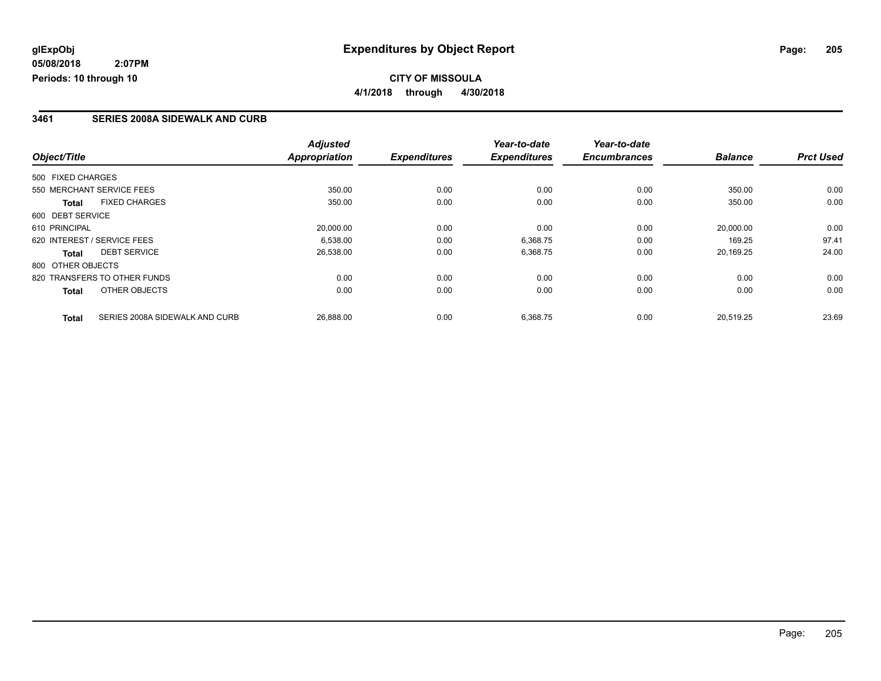**glExpObj**
**05/08/2018 2:07PM**
**Periods: 10 through 10**

# Expenditures by Object Report

**CITY OF MISSOULA**
**4/1/2018 through 4/30/2018**

## 3461 SERIES 2008A SIDEWALK AND CURB

| Object/Title | | Adjusted Appropriation | Expenditures | Year-to-date Expenditures | Year-to-date Encumbrances | Balance | Prct Used |
|---|---|---|---|---|---|---|---|
| 500 FIXED CHARGES | | | | | | | |
| 550 MERCHANT SERVICE FEES | | 350.00 | 0.00 | 0.00 | 0.00 | 350.00 | 0.00 |
| **Total** | FIXED CHARGES | 350.00 | 0.00 | 0.00 | 0.00 | 350.00 | 0.00 |
| 600 DEBT SERVICE | | | | | | | |
| 610 PRINCIPAL | | 20,000.00 | 0.00 | 0.00 | 0.00 | 20,000.00 | 0.00 |
| 620 INTEREST / SERVICE FEES | | 6,538.00 | 0.00 | 6,368.75 | 0.00 | 169.25 | 97.41 |
| **Total** | DEBT SERVICE | 26,538.00 | 0.00 | 6,368.75 | 0.00 | 20,169.25 | 24.00 |
| 800 OTHER OBJECTS | | | | | | | |
| 820 TRANSFERS TO OTHER FUNDS | | 0.00 | 0.00 | 0.00 | 0.00 | 0.00 | 0.00 |
| **Total** | OTHER OBJECTS | 0.00 | 0.00 | 0.00 | 0.00 | 0.00 | 0.00 |
| **Total** | SERIES 2008A SIDEWALK AND CURB | 26,888.00 | 0.00 | 6,368.75 | 0.00 | 20,519.25 | 23.69 |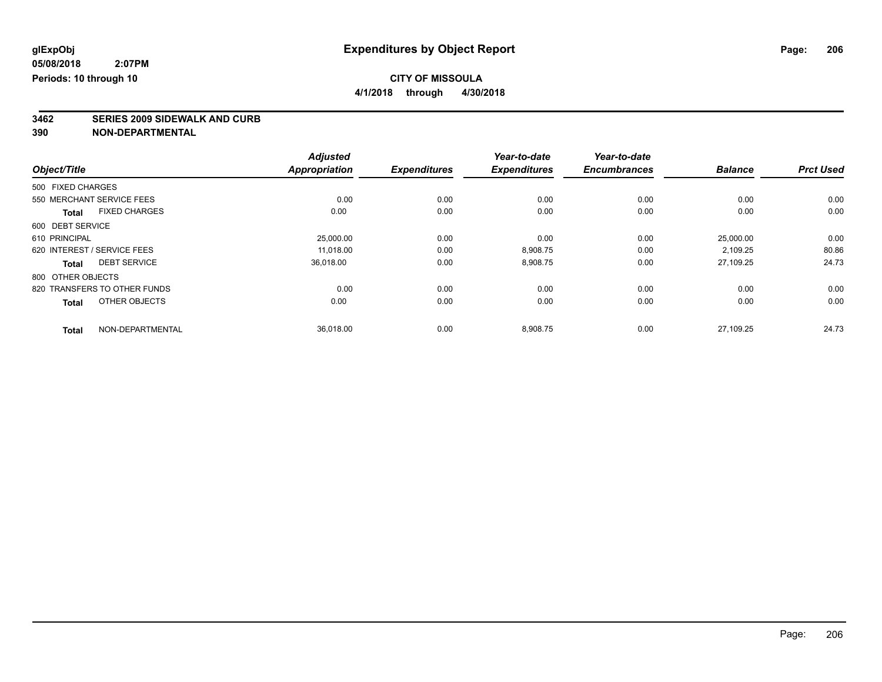**glExpObj** 
**05/08/2018 2:07PM** 
**Periods: 10 through 10**

# Expenditures by Object Report

**CITY OF MISSOULA** 
**4/1/2018 through 4/30/2018**

**3462 SERIES 2009 SIDEWALK AND CURB** 
**390 NON-DEPARTMENTAL**

| Object/Title | Adjusted Appropriation | Expenditures | Year-to-date Expenditures | Year-to-date Encumbrances | Balance | Prct Used |
|---|---|---|---|---|---|---|
| 500 FIXED CHARGES | | | | | | |
| 550 MERCHANT SERVICE FEES | 0.00 | 0.00 | 0.00 | 0.00 | 0.00 | 0.00 |
| **Total** FIXED CHARGES | 0.00 | 0.00 | 0.00 | 0.00 | 0.00 | 0.00 |
| 600 DEBT SERVICE | | | | | | |
| 610 PRINCIPAL | 25,000.00 | 0.00 | 0.00 | 0.00 | 25,000.00 | 0.00 |
| 620 INTEREST / SERVICE FEES | 11,018.00 | 0.00 | 8,908.75 | 0.00 | 2,109.25 | 80.86 |
| **Total** DEBT SERVICE | 36,018.00 | 0.00 | 8,908.75 | 0.00 | 27,109.25 | 24.73 |
| 800 OTHER OBJECTS | | | | | | |
| 820 TRANSFERS TO OTHER FUNDS | 0.00 | 0.00 | 0.00 | 0.00 | 0.00 | 0.00 |
| **Total** OTHER OBJECTS | 0.00 | 0.00 | 0.00 | 0.00 | 0.00 | 0.00 |
| **Total** NON-DEPARTMENTAL | 36,018.00 | 0.00 | 8,908.75 | 0.00 | 27,109.25 | 24.73 |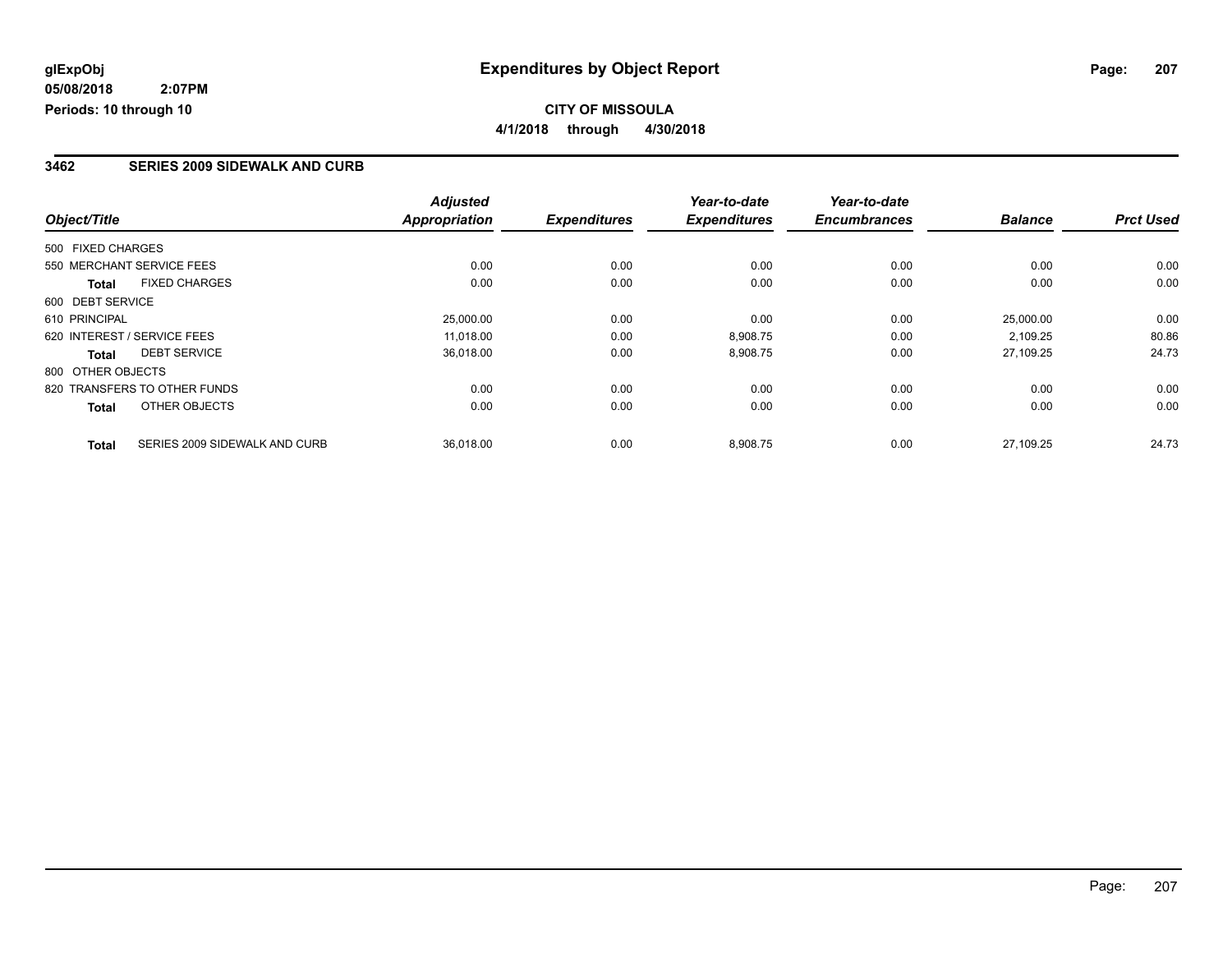**glExpObj**
**05/08/2018 2:07PM**
**Periods: 10 through 10**

# Expenditures by Object Report

**CITY OF MISSOULA**
**4/1/2018 through 4/30/2018**

## 3462 SERIES 2009 SIDEWALK AND CURB

| Object/Title | | *Adjusted Appropriation* | *Expenditures* | *Year-to-date Expenditures* | *Year-to-date Encumbrances* | *Balance* | *Prct Used* |
|---|---|---|---|---|---|---|---|
| 500 FIXED CHARGES | | | | | | | |
| 550 MERCHANT SERVICE FEES | | 0.00 | 0.00 | 0.00 | 0.00 | 0.00 | 0.00 |
| **Total** | FIXED CHARGES | 0.00 | 0.00 | 0.00 | 0.00 | 0.00 | 0.00 |
| 600 DEBT SERVICE | | | | | | | |
| 610 PRINCIPAL | | 25,000.00 | 0.00 | 0.00 | 0.00 | 25,000.00 | 0.00 |
| 620 INTEREST / SERVICE FEES | | 11,018.00 | 0.00 | 8,908.75 | 0.00 | 2,109.25 | 80.86 |
| **Total** | DEBT SERVICE | 36,018.00 | 0.00 | 8,908.75 | 0.00 | 27,109.25 | 24.73 |
| 800 OTHER OBJECTS | | | | | | | |
| 820 TRANSFERS TO OTHER FUNDS | | 0.00 | 0.00 | 0.00 | 0.00 | 0.00 | 0.00 |
| **Total** | OTHER OBJECTS | 0.00 | 0.00 | 0.00 | 0.00 | 0.00 | 0.00 |
| **Total** | SERIES 2009 SIDEWALK AND CURB | 36,018.00 | 0.00 | 8,908.75 | 0.00 | 27,109.25 | 24.73 |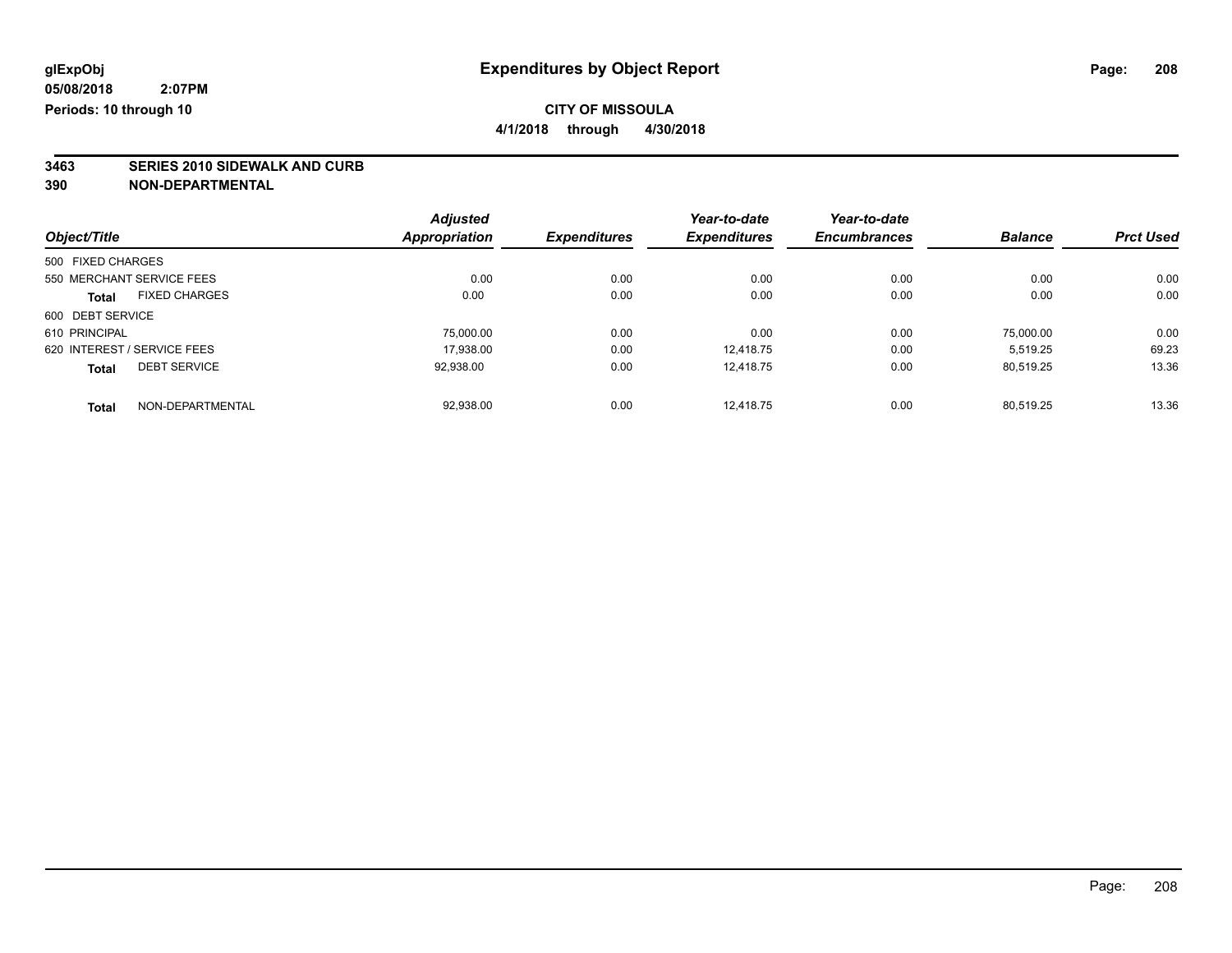# Expenditures by Object Report

glExpObj
05/08/2018 2:07PM
Periods: 10 through 10

**CITY OF MISSOULA**
**4/1/2018 through 4/30/2018**

**3463 SERIES 2010 SIDEWALK AND CURB**
**390 NON-DEPARTMENTAL**

| Object/Title | Adjusted Appropriation | Expenditures | Year-to-date Expenditures | Year-to-date Encumbrances | Balance | Prct Used |
|---|---|---|---|---|---|---|
| 500 FIXED CHARGES | | | | | | |
| 550 MERCHANT SERVICE FEES | 0.00 | 0.00 | 0.00 | 0.00 | 0.00 | 0.00 |
| **Total** FIXED CHARGES | 0.00 | 0.00 | 0.00 | 0.00 | 0.00 | 0.00 |
| 600 DEBT SERVICE | | | | | | |
| 610 PRINCIPAL | 75,000.00 | 0.00 | 0.00 | 0.00 | 75,000.00 | 0.00 |
| 620 INTEREST / SERVICE FEES | 17,938.00 | 0.00 | 12,418.75 | 0.00 | 5,519.25 | 69.23 |
| **Total** DEBT SERVICE | 92,938.00 | 0.00 | 12,418.75 | 0.00 | 80,519.25 | 13.36 |
| **Total** NON-DEPARTMENTAL | 92,938.00 | 0.00 | 12,418.75 | 0.00 | 80,519.25 | 13.36 |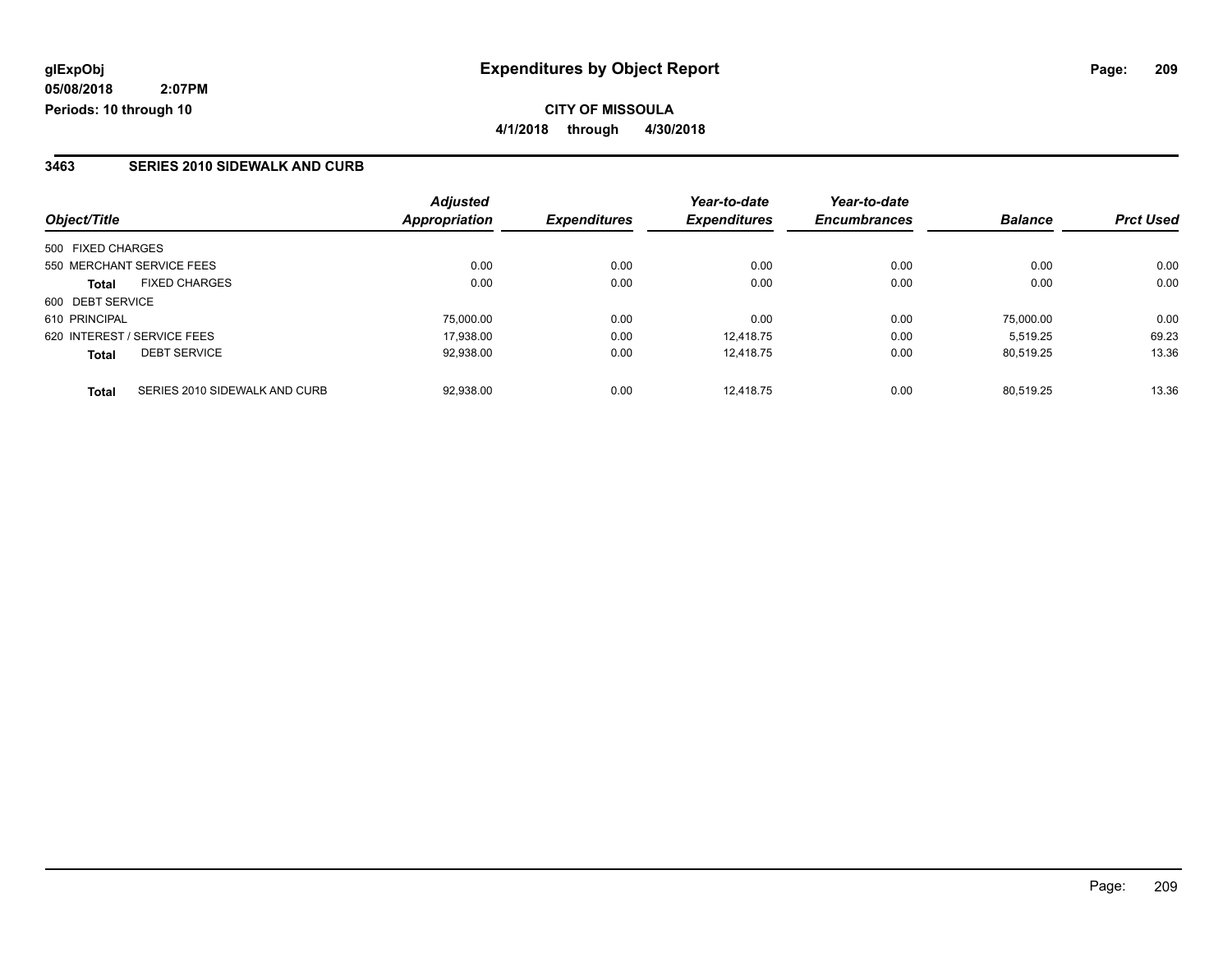**glExpObj**
**05/08/2018 2:07PM**
**Periods: 10 through 10**

# Expenditures by Object Report

**CITY OF MISSOULA**
**4/1/2018 through 4/30/2018**

## 3463 SERIES 2010 SIDEWALK AND CURB

| Object/Title | | Adjusted Appropriation | Expenditures | Year-to-date Expenditures | Year-to-date Encumbrances | Balance | Prct Used |
|---|---|---|---|---|---|---|---|
| 500 FIXED CHARGES | | | | | | | |
| 550 MERCHANT SERVICE FEES | | 0.00 | 0.00 | 0.00 | 0.00 | 0.00 | 0.00 |
| **Total** | FIXED CHARGES | 0.00 | 0.00 | 0.00 | 0.00 | 0.00 | 0.00 |
| 600 DEBT SERVICE | | | | | | | |
| 610 PRINCIPAL | | 75,000.00 | 0.00 | 0.00 | 0.00 | 75,000.00 | 0.00 |
| 620 INTEREST / SERVICE FEES | | 17,938.00 | 0.00 | 12,418.75 | 0.00 | 5,519.25 | 69.23 |
| **Total** | DEBT SERVICE | 92,938.00 | 0.00 | 12,418.75 | 0.00 | 80,519.25 | 13.36 |
| **Total** | SERIES 2010 SIDEWALK AND CURB | 92,938.00 | 0.00 | 12,418.75 | 0.00 | 80,519.25 | 13.36 |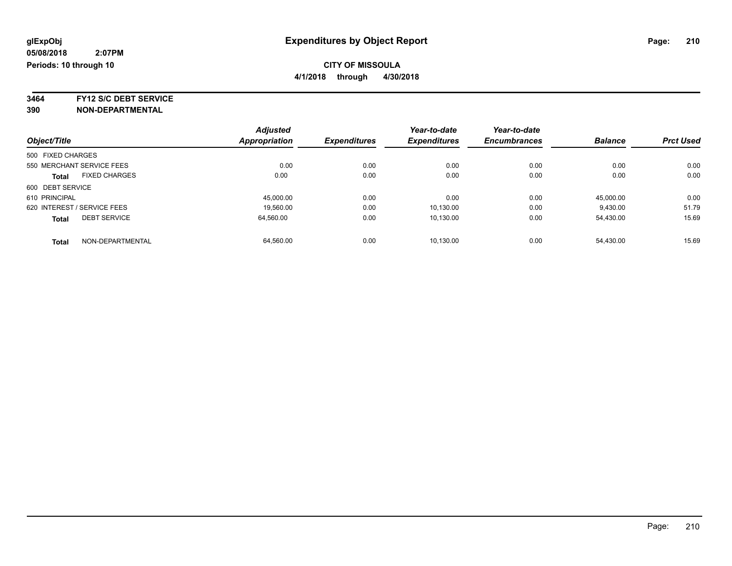**glExpObj** **Expenditures by Object Report**

**05/08/2018 2:07PM**

**Periods: 10 through 10**

**CITY OF MISSOULA**

**4/1/2018 through 4/30/2018**

**3464 FY12 S/C DEBT SERVICE**

**390 NON-DEPARTMENTAL**

| Object/Title | Adjusted Appropriation | Expenditures | Year-to-date Expenditures | Year-to-date Encumbrances | Balance | Prct Used |
|---|---|---|---|---|---|---|
| 500 FIXED CHARGES | | | | | | |
| 550 MERCHANT SERVICE FEES | 0.00 | 0.00 | 0.00 | 0.00 | 0.00 | 0.00 |
| **Total** FIXED CHARGES | 0.00 | 0.00 | 0.00 | 0.00 | 0.00 | 0.00 |
| 600 DEBT SERVICE | | | | | | |
| 610 PRINCIPAL | 45,000.00 | 0.00 | 0.00 | 0.00 | 45,000.00 | 0.00 |
| 620 INTEREST / SERVICE FEES | 19,560.00 | 0.00 | 10,130.00 | 0.00 | 9,430.00 | 51.79 |
| **Total** DEBT SERVICE | 64,560.00 | 0.00 | 10,130.00 | 0.00 | 54,430.00 | 15.69 |
| **Total** NON-DEPARTMENTAL | 64,560.00 | 0.00 | 10,130.00 | 0.00 | 54,430.00 | 15.69 |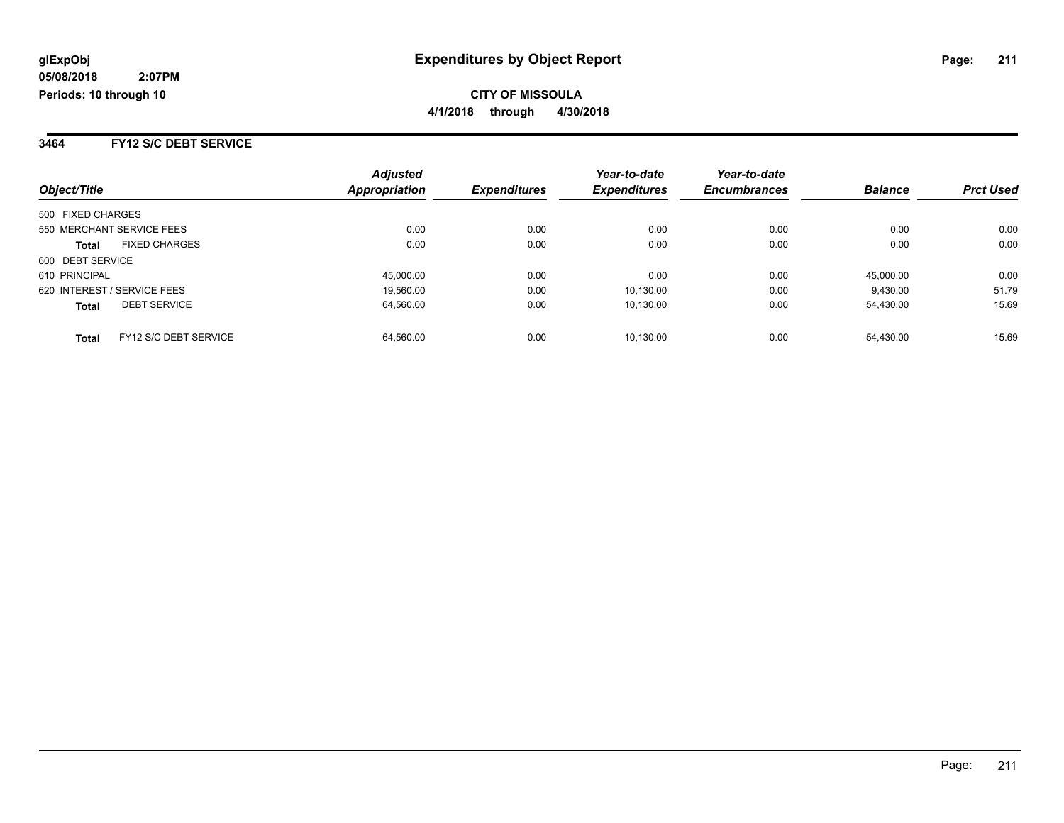**glExpObj**
**05/08/2018 2:07PM**
**Periods: 10 through 10**

# Expenditures by Object Report

**CITY OF MISSOULA**
**4/1/2018 through 4/30/2018**

## 3464 FY12 S/C DEBT SERVICE

| Object/Title | | *Adjusted Appropriation* | *Expenditures* | *Year-to-date Expenditures* | *Year-to-date Encumbrances* | *Balance* | *Prct Used* |
|---|---|---|---|---|---|---|---|
| 500 FIXED CHARGES | | | | | | | |
| 550 MERCHANT SERVICE FEES | | 0.00 | 0.00 | 0.00 | 0.00 | 0.00 | 0.00 |
| **Total** | FIXED CHARGES | 0.00 | 0.00 | 0.00 | 0.00 | 0.00 | 0.00 |
| 600 DEBT SERVICE | | | | | | | |
| 610 PRINCIPAL | | 45,000.00 | 0.00 | 0.00 | 0.00 | 45,000.00 | 0.00 |
| 620 INTEREST / SERVICE FEES | | 19,560.00 | 0.00 | 10,130.00 | 0.00 | 9,430.00 | 51.79 |
| **Total** | DEBT SERVICE | 64,560.00 | 0.00 | 10,130.00 | 0.00 | 54,430.00 | 15.69 |
| **Total** | FY12 S/C DEBT SERVICE | 64,560.00 | 0.00 | 10,130.00 | 0.00 | 54,430.00 | 15.69 |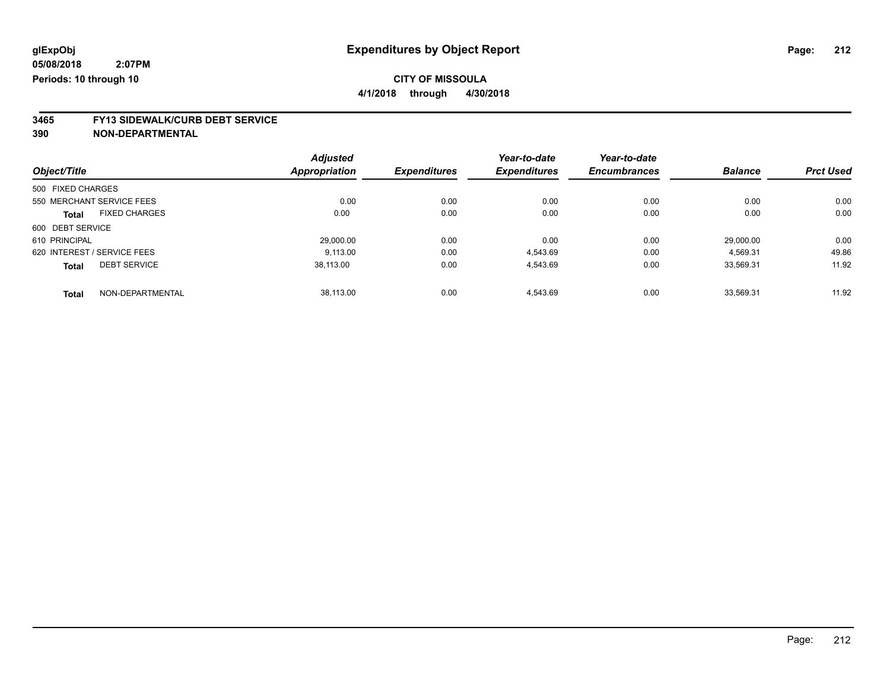glExpObj
05/08/2018 2:07PM
Periods: 10 through 10

# Expenditures by Object Report

**CITY OF MISSOULA**
**4/1/2018 through 4/30/2018**

## 3465 FY13 SIDEWALK/CURB DEBT SERVICE
## 390 NON-DEPARTMENTAL

| Object/Title | Adjusted Appropriation | Expenditures | Year-to-date Expenditures | Year-to-date Encumbrances | Balance | Prct Used |
|---|---|---|---|---|---|---|
| 500 FIXED CHARGES | | | | | | |
| 550 MERCHANT SERVICE FEES | 0.00 | 0.00 | 0.00 | 0.00 | 0.00 | 0.00 |
| **Total** FIXED CHARGES | 0.00 | 0.00 | 0.00 | 0.00 | 0.00 | 0.00 |
| 600 DEBT SERVICE | | | | | | |
| 610 PRINCIPAL | 29,000.00 | 0.00 | 0.00 | 0.00 | 29,000.00 | 0.00 |
| 620 INTEREST / SERVICE FEES | 9,113.00 | 0.00 | 4,543.69 | 0.00 | 4,569.31 | 49.86 |
| **Total** DEBT SERVICE | 38,113.00 | 0.00 | 4,543.69 | 0.00 | 33,569.31 | 11.92 |
| **Total** NON-DEPARTMENTAL | 38,113.00 | 0.00 | 4,543.69 | 0.00 | 33,569.31 | 11.92 |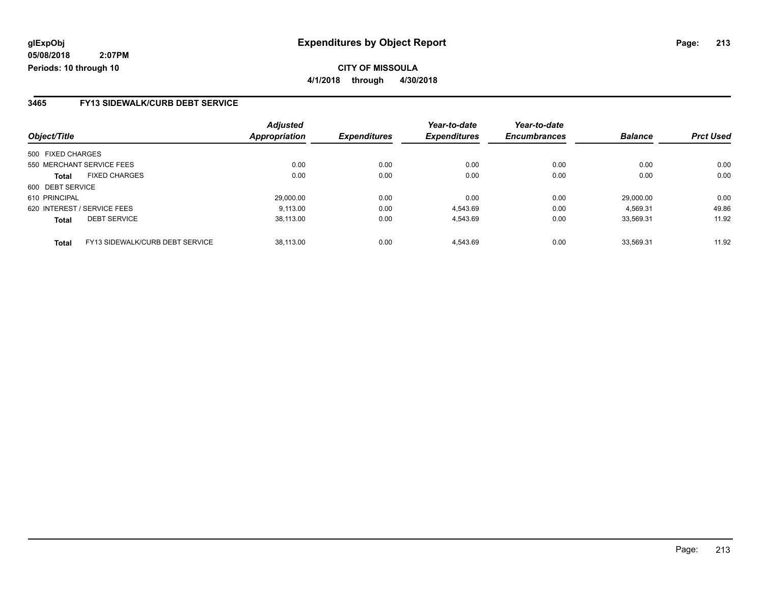# Expenditures by Object Report

glExpObj
05/08/2018 2:07PM
Periods: 10 through 10

**CITY OF MISSOULA**
**4/1/2018 through 4/30/2018**

## 3465 FY13 SIDEWALK/CURB DEBT SERVICE

| Object/Title | | Adjusted Appropriation | Expenditures | Year-to-date Expenditures | Year-to-date Encumbrances | Balance | Prct Used |
|---|---|---|---|---|---|---|---|
| 500 FIXED CHARGES | | | | | | | |
| 550 MERCHANT SERVICE FEES | | 0.00 | 0.00 | 0.00 | 0.00 | 0.00 | 0.00 |
| **Total** | FIXED CHARGES | 0.00 | 0.00 | 0.00 | 0.00 | 0.00 | 0.00 |
| 600 DEBT SERVICE | | | | | | | |
| 610 PRINCIPAL | | 29,000.00 | 0.00 | 0.00 | 0.00 | 29,000.00 | 0.00 |
| 620 INTEREST / SERVICE FEES | | 9,113.00 | 0.00 | 4,543.69 | 0.00 | 4,569.31 | 49.86 |
| **Total** | DEBT SERVICE | 38,113.00 | 0.00 | 4,543.69 | 0.00 | 33,569.31 | 11.92 |
| **Total** | FY13 SIDEWALK/CURB DEBT SERVICE | 38,113.00 | 0.00 | 4,543.69 | 0.00 | 33,569.31 | 11.92 |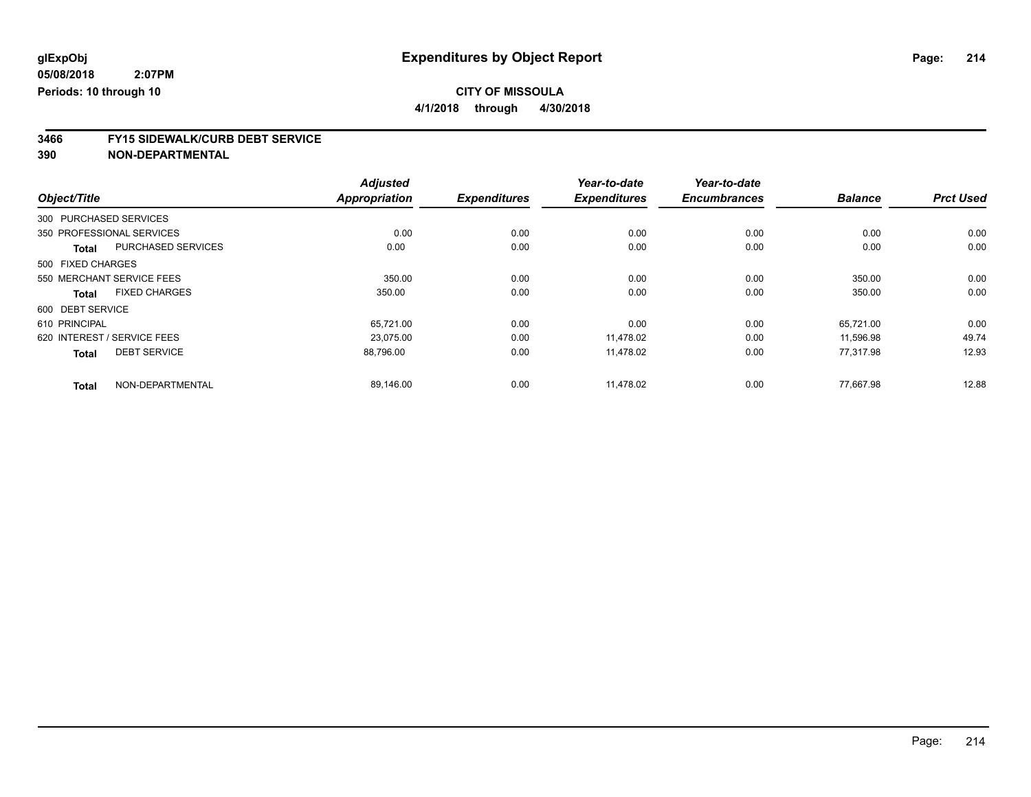# Expenditures by Object Report

glExpObj
05/08/2018 2:07PM
Periods: 10 through 10

**CITY OF MISSOULA**
**4/1/2018 through 4/30/2018**

## 3466 FY15 SIDEWALK/CURB DEBT SERVICE
## 390 NON-DEPARTMENTAL

| Object/Title | Adjusted Appropriation | Expenditures | Year-to-date Expenditures | Year-to-date Encumbrances | Balance | Prct Used |
|---|---|---|---|---|---|---|
| 300 PURCHASED SERVICES | | | | | | |
| 350 PROFESSIONAL SERVICES | 0.00 | 0.00 | 0.00 | 0.00 | 0.00 | 0.00 |
| **Total** PURCHASED SERVICES | 0.00 | 0.00 | 0.00 | 0.00 | 0.00 | 0.00 |
| 500 FIXED CHARGES | | | | | | |
| 550 MERCHANT SERVICE FEES | 350.00 | 0.00 | 0.00 | 0.00 | 350.00 | 0.00 |
| **Total** FIXED CHARGES | 350.00 | 0.00 | 0.00 | 0.00 | 350.00 | 0.00 |
| 600 DEBT SERVICE | | | | | | |
| 610 PRINCIPAL | 65,721.00 | 0.00 | 0.00 | 0.00 | 65,721.00 | 0.00 |
| 620 INTEREST / SERVICE FEES | 23,075.00 | 0.00 | 11,478.02 | 0.00 | 11,596.98 | 49.74 |
| **Total** DEBT SERVICE | 88,796.00 | 0.00 | 11,478.02 | 0.00 | 77,317.98 | 12.93 |
| **Total** NON-DEPARTMENTAL | 89,146.00 | 0.00 | 11,478.02 | 0.00 | 77,667.98 | 12.88 |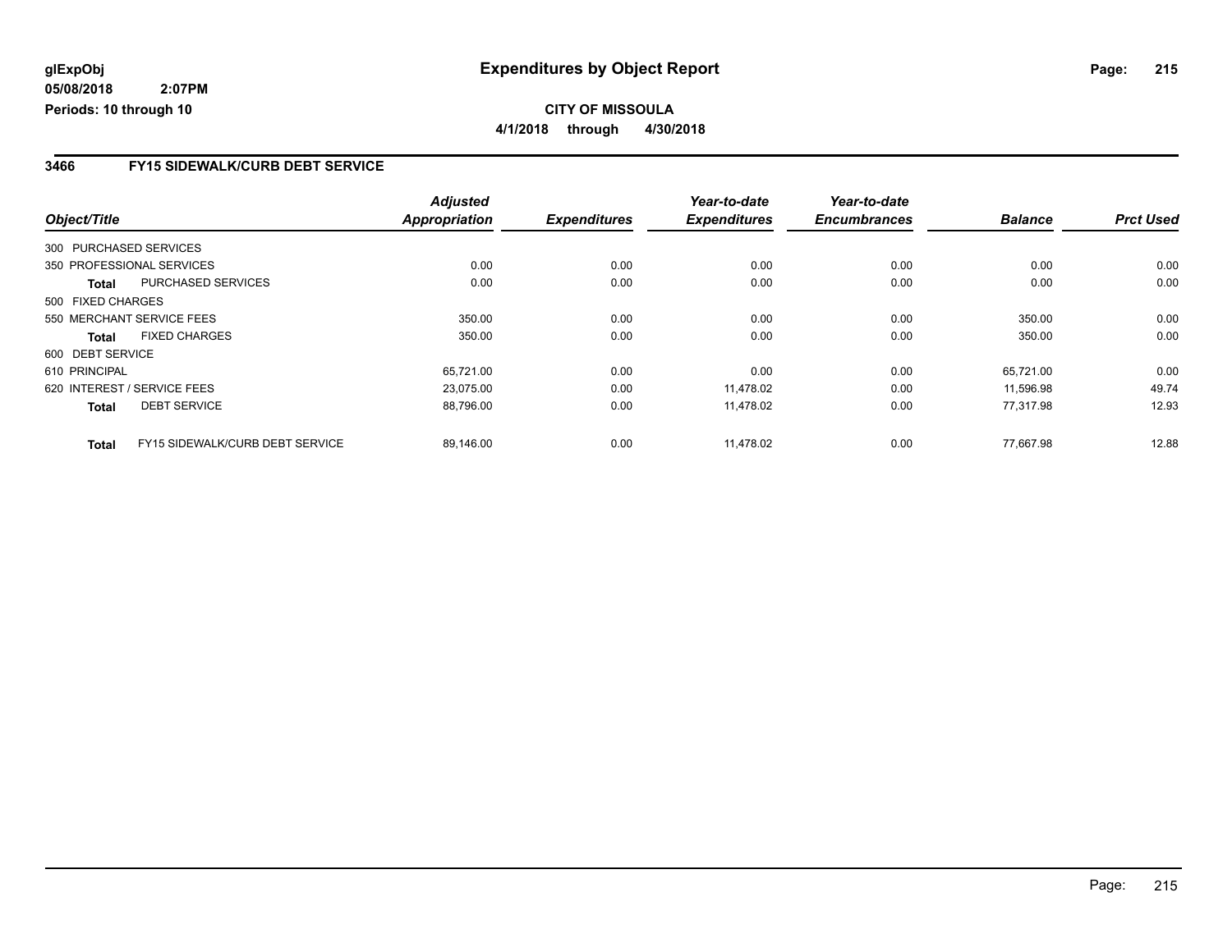**glExpObj** | **Expenditures by Object Report**

**05/08/2018 2:07PM**

**Periods: 10 through 10**

**CITY OF MISSOULA**

**4/1/2018 through 4/30/2018**

## 3466 FY15 SIDEWALK/CURB DEBT SERVICE

| Object/Title | | Adjusted Appropriation | Expenditures | Year-to-date Expenditures | Year-to-date Encumbrances | Balance | Prct Used |
|---|---|---|---|---|---|---|---|
| 300 PURCHASED SERVICES | | | | | | | |
| 350 PROFESSIONAL SERVICES | | 0.00 | 0.00 | 0.00 | 0.00 | 0.00 | 0.00 |
| **Total** | PURCHASED SERVICES | 0.00 | 0.00 | 0.00 | 0.00 | 0.00 | 0.00 |
| 500 FIXED CHARGES | | | | | | | |
| 550 MERCHANT SERVICE FEES | | 350.00 | 0.00 | 0.00 | 0.00 | 350.00 | 0.00 |
| **Total** | FIXED CHARGES | 350.00 | 0.00 | 0.00 | 0.00 | 350.00 | 0.00 |
| 600 DEBT SERVICE | | | | | | | |
| 610 PRINCIPAL | | 65,721.00 | 0.00 | 0.00 | 0.00 | 65,721.00 | 0.00 |
| 620 INTEREST / SERVICE FEES | | 23,075.00 | 0.00 | 11,478.02 | 0.00 | 11,596.98 | 49.74 |
| **Total** | DEBT SERVICE | 88,796.00 | 0.00 | 11,478.02 | 0.00 | 77,317.98 | 12.93 |
| **Total** | FY15 SIDEWALK/CURB DEBT SERVICE | 89,146.00 | 0.00 | 11,478.02 | 0.00 | 77,667.98 | 12.88 |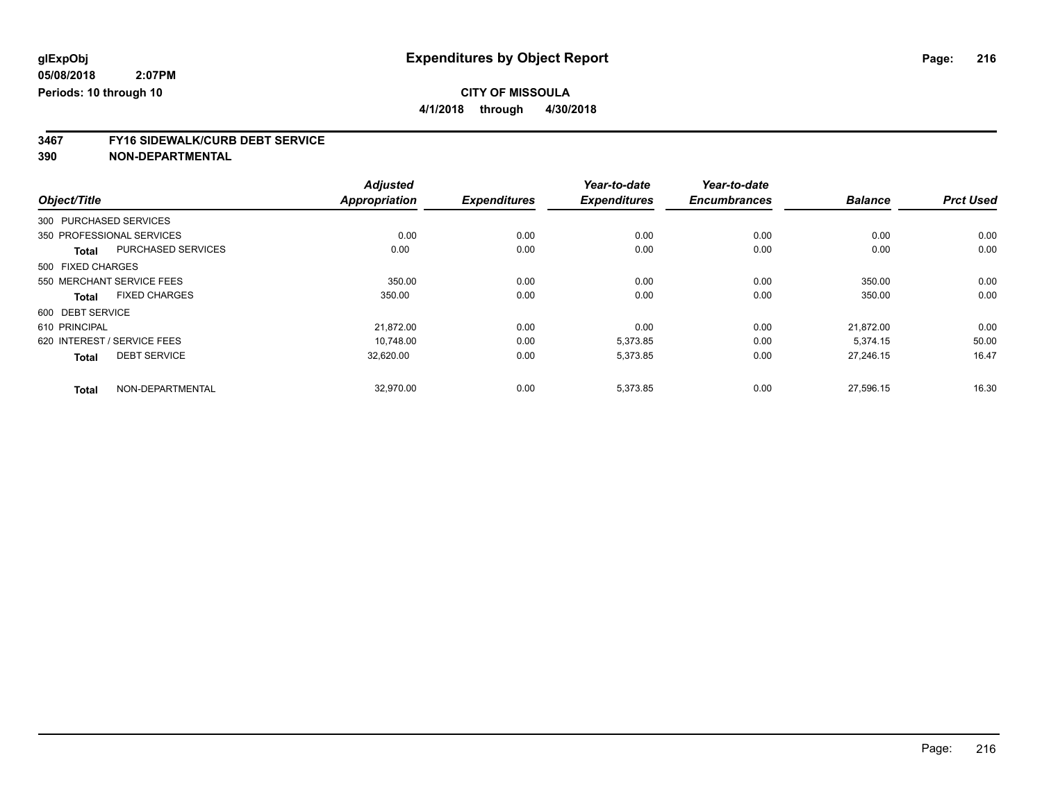glExpObj
05/08/2018 2:07PM
Periods: 10 through 10

# Expenditures by Object Report

**CITY OF MISSOULA**
**4/1/2018 through 4/30/2018**

**3467 FY16 SIDEWALK/CURB DEBT SERVICE**
**390 NON-DEPARTMENTAL**

| Object/Title | | Adjusted Appropriation | Expenditures | Year-to-date Expenditures | Year-to-date Encumbrances | Balance | Prct Used |
|---|---|---|---|---|---|---|---|
| 300 PURCHASED SERVICES | | | | | | | |
| 350 PROFESSIONAL SERVICES | | 0.00 | 0.00 | 0.00 | 0.00 | 0.00 | 0.00 |
| **Total** | PURCHASED SERVICES | 0.00 | 0.00 | 0.00 | 0.00 | 0.00 | 0.00 |
| 500 FIXED CHARGES | | | | | | | |
| 550 MERCHANT SERVICE FEES | | 350.00 | 0.00 | 0.00 | 0.00 | 350.00 | 0.00 |
| **Total** | FIXED CHARGES | 350.00 | 0.00 | 0.00 | 0.00 | 350.00 | 0.00 |
| 600 DEBT SERVICE | | | | | | | |
| 610 PRINCIPAL | | 21,872.00 | 0.00 | 0.00 | 0.00 | 21,872.00 | 0.00 |
| 620 INTEREST / SERVICE FEES | | 10,748.00 | 0.00 | 5,373.85 | 0.00 | 5,374.15 | 50.00 |
| **Total** | DEBT SERVICE | 32,620.00 | 0.00 | 5,373.85 | 0.00 | 27,246.15 | 16.47 |
| **Total** | NON-DEPARTMENTAL | 32,970.00 | 0.00 | 5,373.85 | 0.00 | 27,596.15 | 16.30 |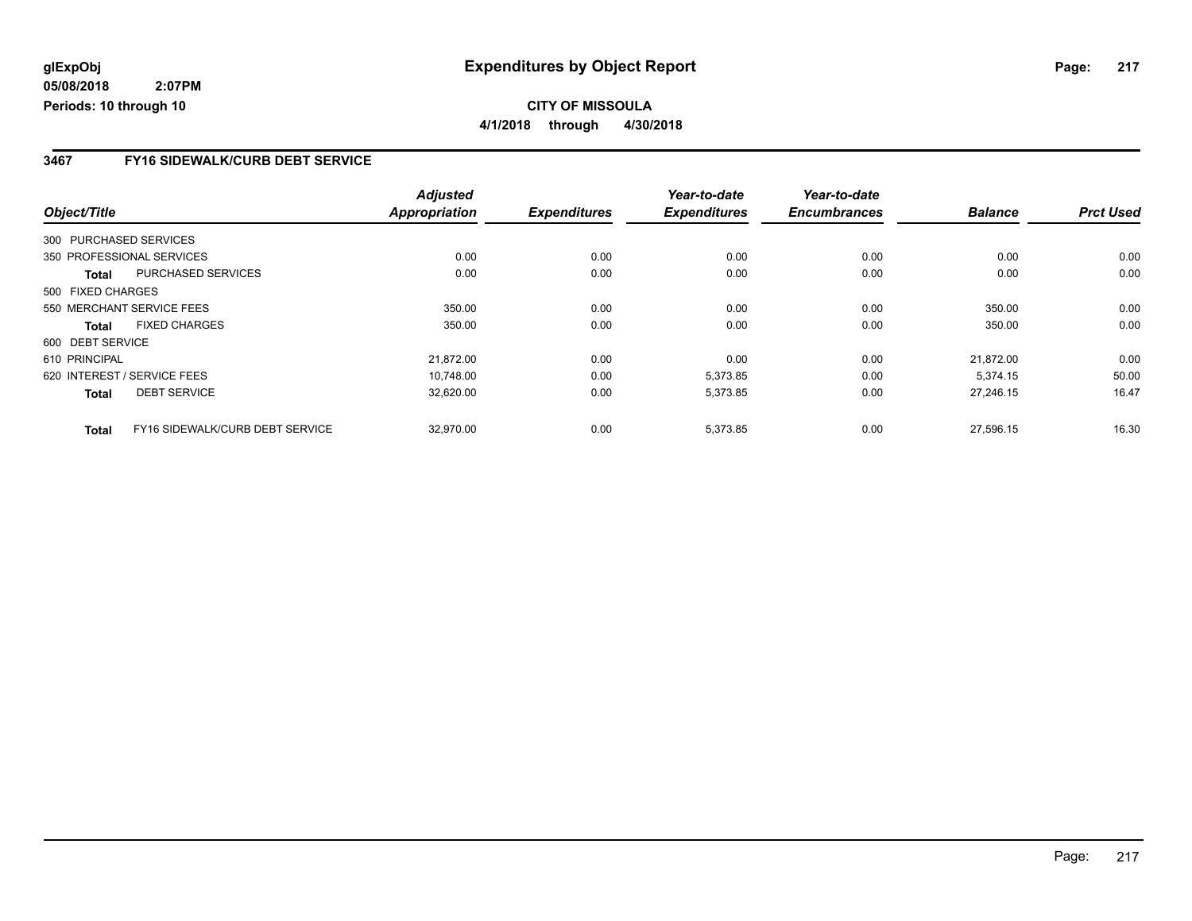**glExpObj** 05/08/2018 2:07PM
**Periods: 10 through 10**

# Expenditures by Object Report

**CITY OF MISSOULA**
**4/1/2018 through 4/30/2018**

### 3467 FY16 SIDEWALK/CURB DEBT SERVICE

| Object/Title | | Adjusted Appropriation | Expenditures | Year-to-date Expenditures | Year-to-date Encumbrances | Balance | Prct Used |
|---|---|---|---|---|---|---|---|
| 300 PURCHASED SERVICES | | | | | | | |
| 350 PROFESSIONAL SERVICES | | 0.00 | 0.00 | 0.00 | 0.00 | 0.00 | 0.00 |
| Total | PURCHASED SERVICES | 0.00 | 0.00 | 0.00 | 0.00 | 0.00 | 0.00 |
| 500 FIXED CHARGES | | | | | | | |
| 550 MERCHANT SERVICE FEES | | 350.00 | 0.00 | 0.00 | 0.00 | 350.00 | 0.00 |
| Total | FIXED CHARGES | 350.00 | 0.00 | 0.00 | 0.00 | 350.00 | 0.00 |
| 600 DEBT SERVICE | | | | | | | |
| 610 PRINCIPAL | | 21,872.00 | 0.00 | 0.00 | 0.00 | 21,872.00 | 0.00 |
| 620 INTEREST / SERVICE FEES | | 10,748.00 | 0.00 | 5,373.85 | 0.00 | 5,374.15 | 50.00 |
| Total | DEBT SERVICE | 32,620.00 | 0.00 | 5,373.85 | 0.00 | 27,246.15 | 16.47 |
| Total | FY16 SIDEWALK/CURB DEBT SERVICE | 32,970.00 | 0.00 | 5,373.85 | 0.00 | 27,596.15 | 16.30 |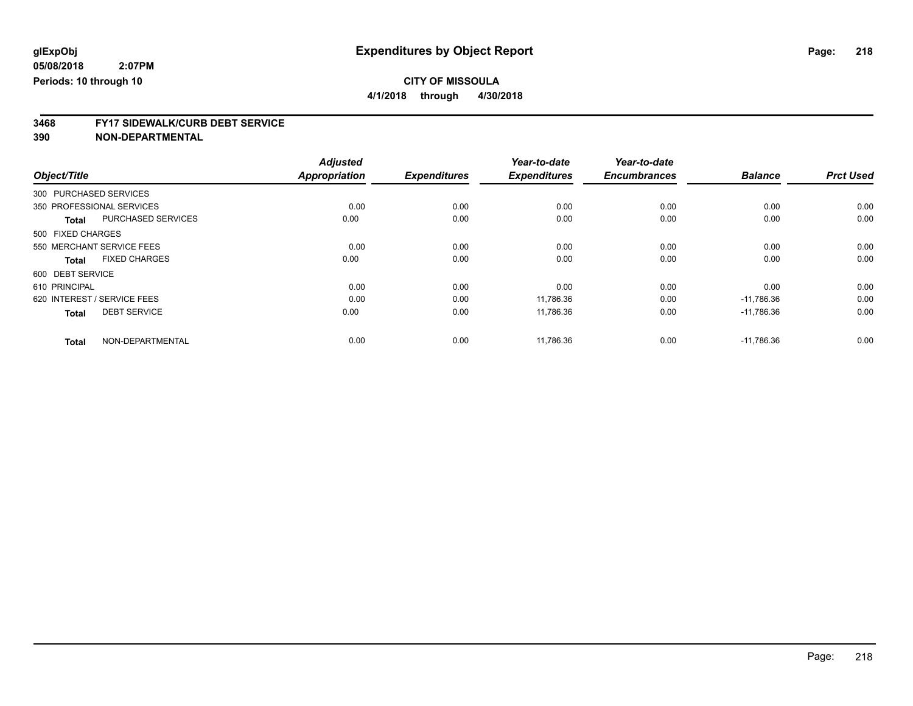**glExpObj**
**05/08/2018 2:07PM**
**Periods: 10 through 10**

# Expenditures by Object Report

**CITY OF MISSOULA**
**4/1/2018 through 4/30/2018**

## 3468 FY17 SIDEWALK/CURB DEBT SERVICE
## 390 NON-DEPARTMENTAL

| Object/Title | | Adjusted Appropriation | Expenditures | Year-to-date Expenditures | Year-to-date Encumbrances | Balance | Prct Used |
|---|---|---|---|---|---|---|---|
| 300 PURCHASED SERVICES | | | | | | | |
| 350 PROFESSIONAL SERVICES | | 0.00 | 0.00 | 0.00 | 0.00 | 0.00 | 0.00 |
| **Total** | PURCHASED SERVICES | 0.00 | 0.00 | 0.00 | 0.00 | 0.00 | 0.00 |
| 500 FIXED CHARGES | | | | | | | |
| 550 MERCHANT SERVICE FEES | | 0.00 | 0.00 | 0.00 | 0.00 | 0.00 | 0.00 |
| **Total** | FIXED CHARGES | 0.00 | 0.00 | 0.00 | 0.00 | 0.00 | 0.00 |
| 600 DEBT SERVICE | | | | | | | |
| 610 PRINCIPAL | | 0.00 | 0.00 | 0.00 | 0.00 | 0.00 | 0.00 |
| 620 INTEREST / SERVICE FEES | | 0.00 | 0.00 | 11,786.36 | 0.00 | -11,786.36 | 0.00 |
| **Total** | DEBT SERVICE | 0.00 | 0.00 | 11,786.36 | 0.00 | -11,786.36 | 0.00 |
| **Total** | NON-DEPARTMENTAL | 0.00 | 0.00 | 11,786.36 | 0.00 | -11,786.36 | 0.00 |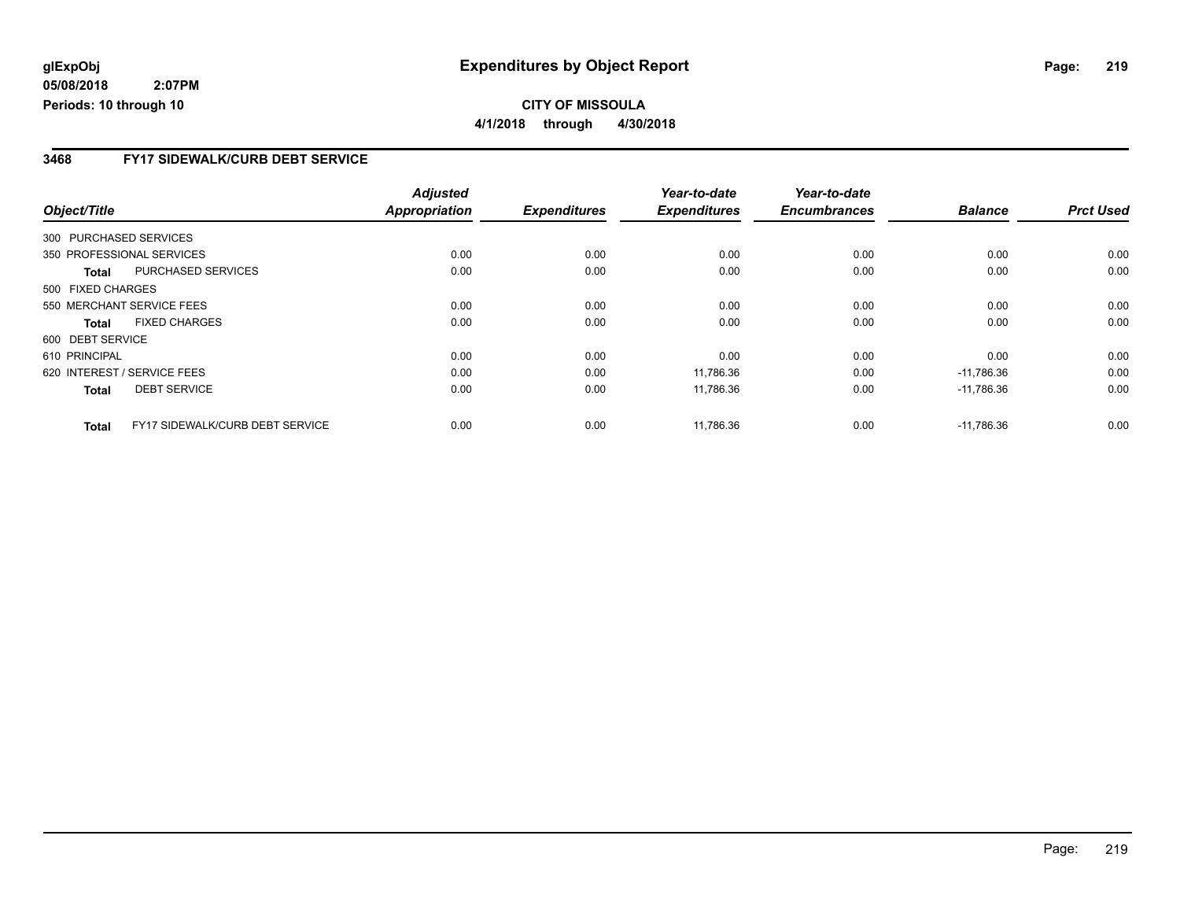**glExpObj** | **Expenditures by Object Report**

**05/08/2018 2:07PM**

**Periods: 10 through 10**

**CITY OF MISSOULA**

**4/1/2018 through 4/30/2018**

## 3468 FY17 SIDEWALK/CURB DEBT SERVICE

| Object/Title | | Adjusted Appropriation | Expenditures | Year-to-date Expenditures | Year-to-date Encumbrances | Balance | Prct Used |
|---|---|---|---|---|---|---|---|
| 300 PURCHASED SERVICES | | | | | | | |
| 350 PROFESSIONAL SERVICES | | 0.00 | 0.00 | 0.00 | 0.00 | 0.00 | 0.00 |
| **Total** | PURCHASED SERVICES | 0.00 | 0.00 | 0.00 | 0.00 | 0.00 | 0.00 |
| 500 FIXED CHARGES | | | | | | | |
| 550 MERCHANT SERVICE FEES | | 0.00 | 0.00 | 0.00 | 0.00 | 0.00 | 0.00 |
| **Total** | FIXED CHARGES | 0.00 | 0.00 | 0.00 | 0.00 | 0.00 | 0.00 |
| 600 DEBT SERVICE | | | | | | | |
| 610 PRINCIPAL | | 0.00 | 0.00 | 0.00 | 0.00 | 0.00 | 0.00 |
| 620 INTEREST / SERVICE FEES | | 0.00 | 0.00 | 11,786.36 | 0.00 | -11,786.36 | 0.00 |
| **Total** | DEBT SERVICE | 0.00 | 0.00 | 11,786.36 | 0.00 | -11,786.36 | 0.00 |
| **Total** | FY17 SIDEWALK/CURB DEBT SERVICE | 0.00 | 0.00 | 11,786.36 | 0.00 | -11,786.36 | 0.00 |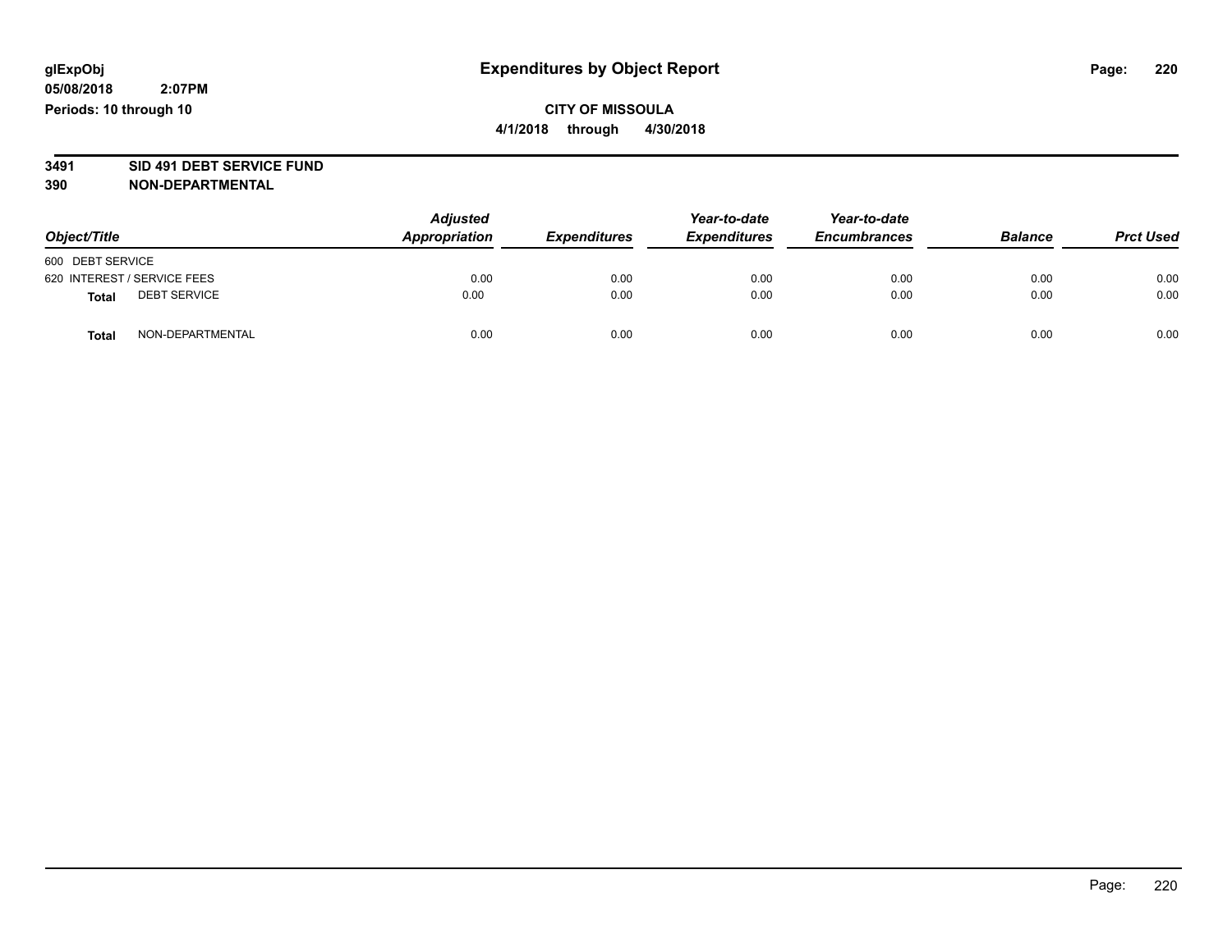**glExpObj**
**05/08/2018 2:07PM**
**Periods: 10 through 10**

# Expenditures by Object Report

**CITY OF MISSOULA**
**4/1/2018 through 4/30/2018**

**3491 SID 491 DEBT SERVICE FUND**
**390 NON-DEPARTMENTAL**

| Object/Title | | Adjusted Appropriation | Expenditures | Year-to-date Expenditures | Year-to-date Encumbrances | Balance | Prct Used |
|---|---|---|---|---|---|---|---|
| 600 DEBT SERVICE | | | | | | | |
| 620 INTEREST / SERVICE FEES | | 0.00 | 0.00 | 0.00 | 0.00 | 0.00 | 0.00 |
| **Total** | DEBT SERVICE | 0.00 | 0.00 | 0.00 | 0.00 | 0.00 | 0.00 |
| **Total** | NON-DEPARTMENTAL | 0.00 | 0.00 | 0.00 | 0.00 | 0.00 | 0.00 |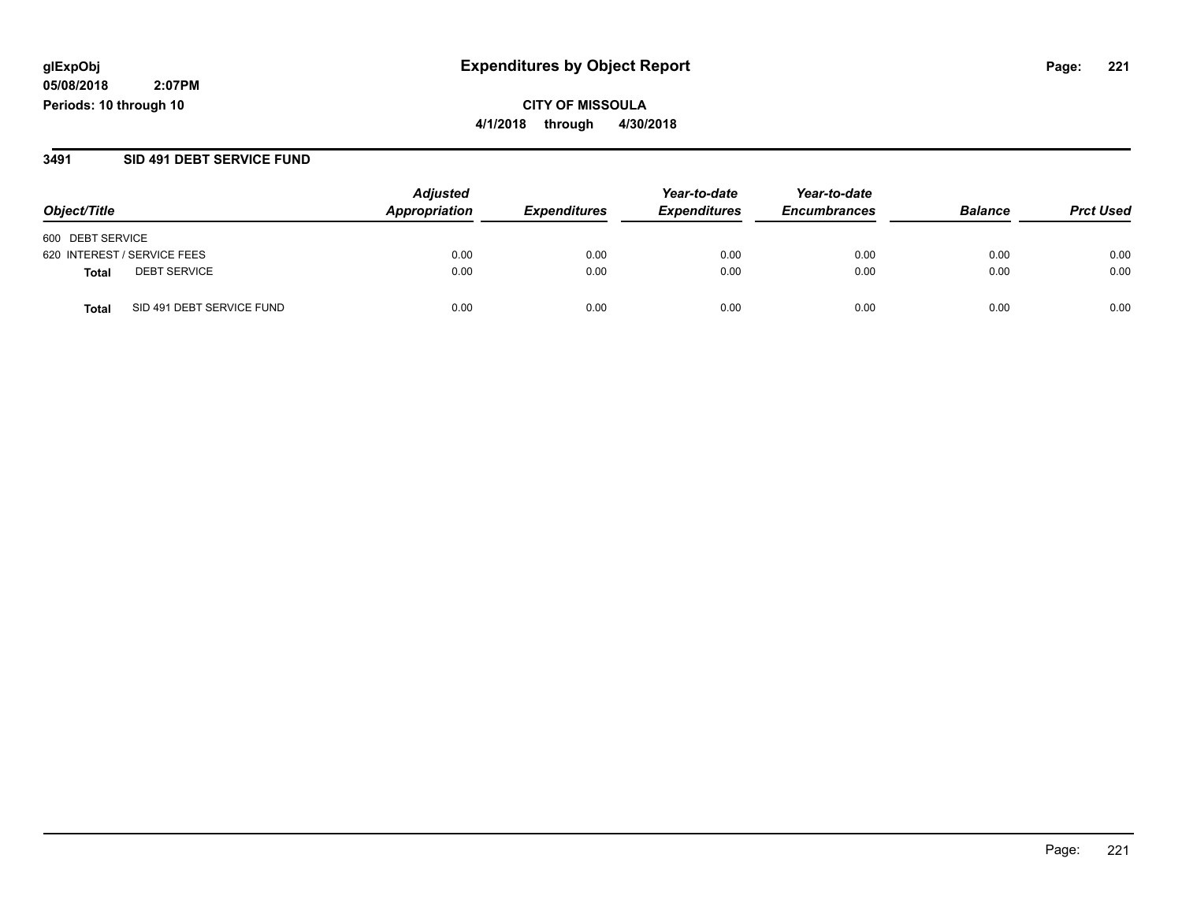**glExpObj** **Expenditures by Object Report**

**05/08/2018 2:07PM**

**Periods: 10 through 10**

**CITY OF MISSOULA**

**4/1/2018 through 4/30/2018**

## 3491 SID 491 DEBT SERVICE FUND

| Object/Title | | Adjusted Appropriation | Expenditures | Year-to-date Expenditures | Year-to-date Encumbrances | Balance | Prct Used |
|---|---|---|---|---|---|---|---|
| 600 DEBT SERVICE | | | | | | | |
| 620 INTEREST / SERVICE FEES | | 0.00 | 0.00 | 0.00 | 0.00 | 0.00 | 0.00 |
| **Total** | DEBT SERVICE | 0.00 | 0.00 | 0.00 | 0.00 | 0.00 | 0.00 |
| **Total** | SID 491 DEBT SERVICE FUND | 0.00 | 0.00 | 0.00 | 0.00 | 0.00 | 0.00 |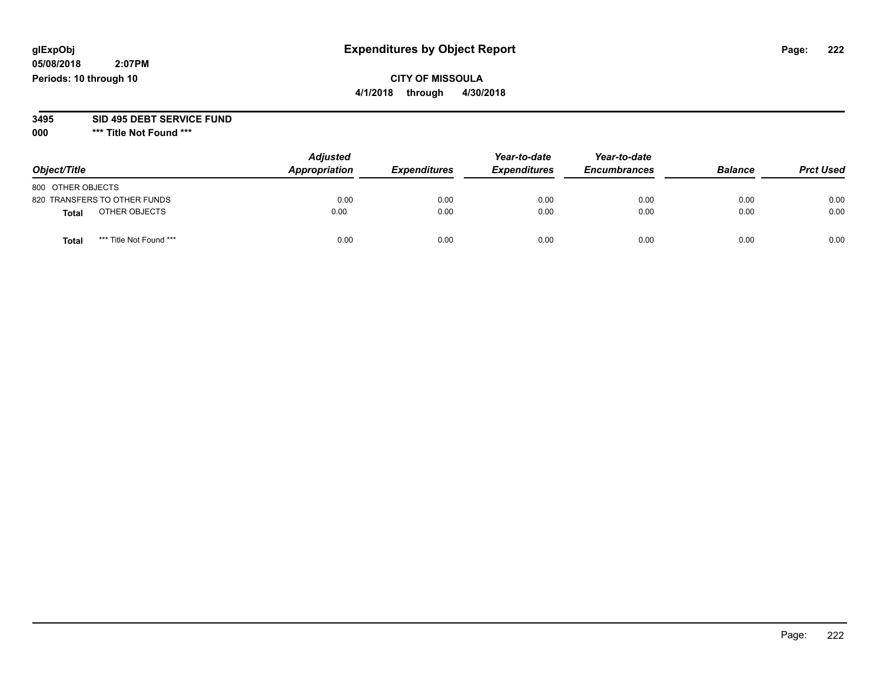glExpObj
05/08/2018 2:07PM
Periods: 10 through 10

# Expenditures by Object Report

**CITY OF MISSOULA**
**4/1/2018 through 4/30/2018**

**3495 SID 495 DEBT SERVICE FUND**
**000 \*\*\* Title Not Found \*\*\***

| Object/Title | Adjusted Appropriation | Expenditures | Year-to-date Expenditures | Year-to-date Encumbrances | Balance | Prct Used |
|---|---|---|---|---|---|---|
| 800 OTHER OBJECTS | | | | | | |
| 820 TRANSFERS TO OTHER FUNDS | 0.00 | 0.00 | 0.00 | 0.00 | 0.00 | 0.00 |
| **Total** OTHER OBJECTS | 0.00 | 0.00 | 0.00 | 0.00 | 0.00 | 0.00 |
| **Total** *** Title Not Found *** | 0.00 | 0.00 | 0.00 | 0.00 | 0.00 | 0.00 |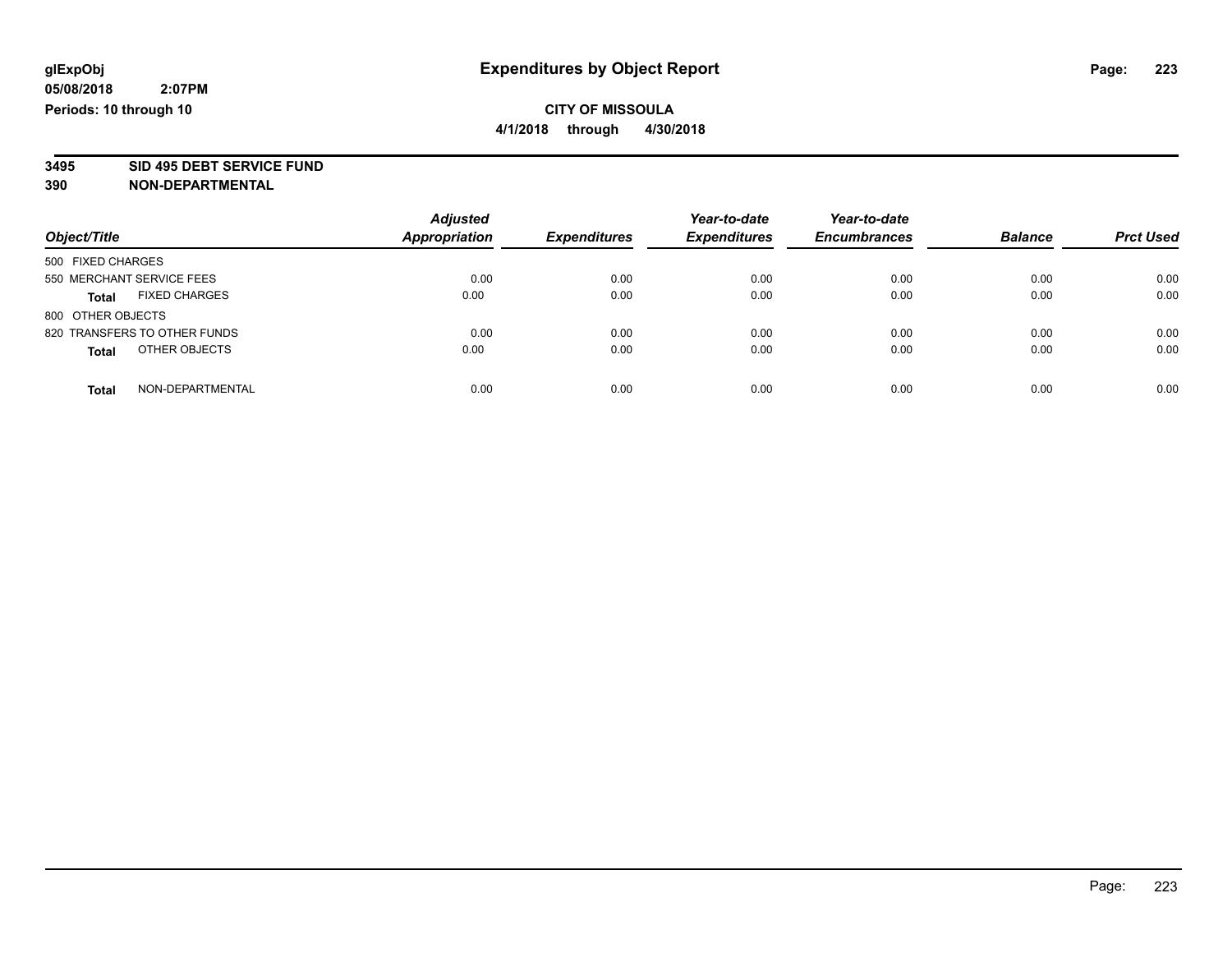**glExpObj** **Expenditures by Object Report**

**05/08/2018 2:07PM**

**Periods: 10 through 10**

**CITY OF MISSOULA**

**4/1/2018 through 4/30/2018**

**3495 SID 495 DEBT SERVICE FUND**

**390 NON-DEPARTMENTAL**

| Object/Title | Adjusted Appropriation | Expenditures | Year-to-date Expenditures | Year-to-date Encumbrances | Balance | Prct Used |
|---|---|---|---|---|---|---|
| 500 FIXED CHARGES | | | | | | |
| 550 MERCHANT SERVICE FEES | 0.00 | 0.00 | 0.00 | 0.00 | 0.00 | 0.00 |
| **Total** FIXED CHARGES | 0.00 | 0.00 | 0.00 | 0.00 | 0.00 | 0.00 |
| 800 OTHER OBJECTS | | | | | | |
| 820 TRANSFERS TO OTHER FUNDS | 0.00 | 0.00 | 0.00 | 0.00 | 0.00 | 0.00 |
| **Total** OTHER OBJECTS | 0.00 | 0.00 | 0.00 | 0.00 | 0.00 | 0.00 |
| **Total** NON-DEPARTMENTAL | 0.00 | 0.00 | 0.00 | 0.00 | 0.00 | 0.00 |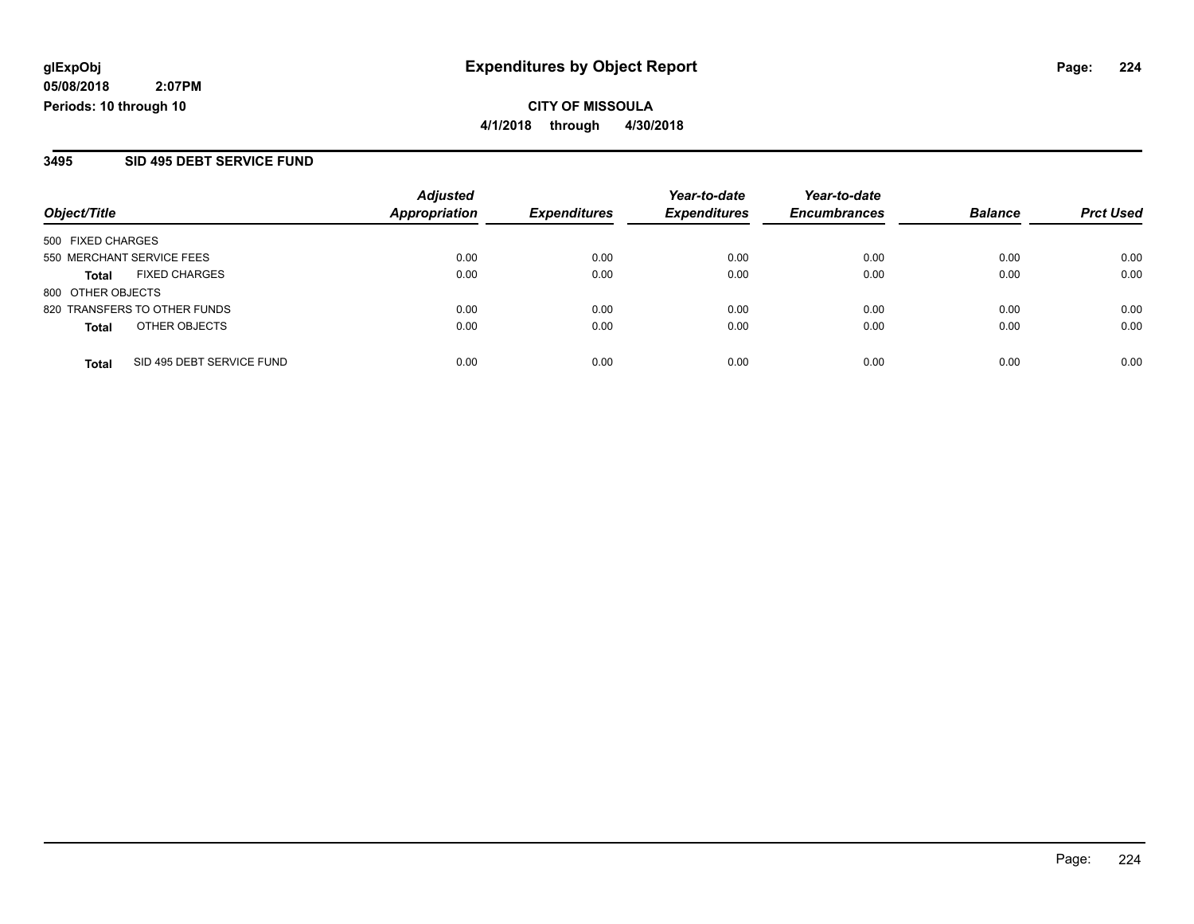glExpObj
05/08/2018 2:07PM
Periods: 10 through 10

# Expenditures by Object Report

**CITY OF MISSOULA**
**4/1/2018 through 4/30/2018**

## 3495 SID 495 DEBT SERVICE FUND

| Object/Title | | Adjusted Appropriation | Expenditures | Year-to-date Expenditures | Year-to-date Encumbrances | Balance | Prct Used |
|---|---|---|---|---|---|---|---|
| 500 FIXED CHARGES | | | | | | | |
| 550 MERCHANT SERVICE FEES | | 0.00 | 0.00 | 0.00 | 0.00 | 0.00 | 0.00 |
| **Total** | FIXED CHARGES | 0.00 | 0.00 | 0.00 | 0.00 | 0.00 | 0.00 |
| 800 OTHER OBJECTS | | | | | | | |
| 820 TRANSFERS TO OTHER FUNDS | | 0.00 | 0.00 | 0.00 | 0.00 | 0.00 | 0.00 |
| **Total** | OTHER OBJECTS | 0.00 | 0.00 | 0.00 | 0.00 | 0.00 | 0.00 |
| **Total** | SID 495 DEBT SERVICE FUND | 0.00 | 0.00 | 0.00 | 0.00 | 0.00 | 0.00 |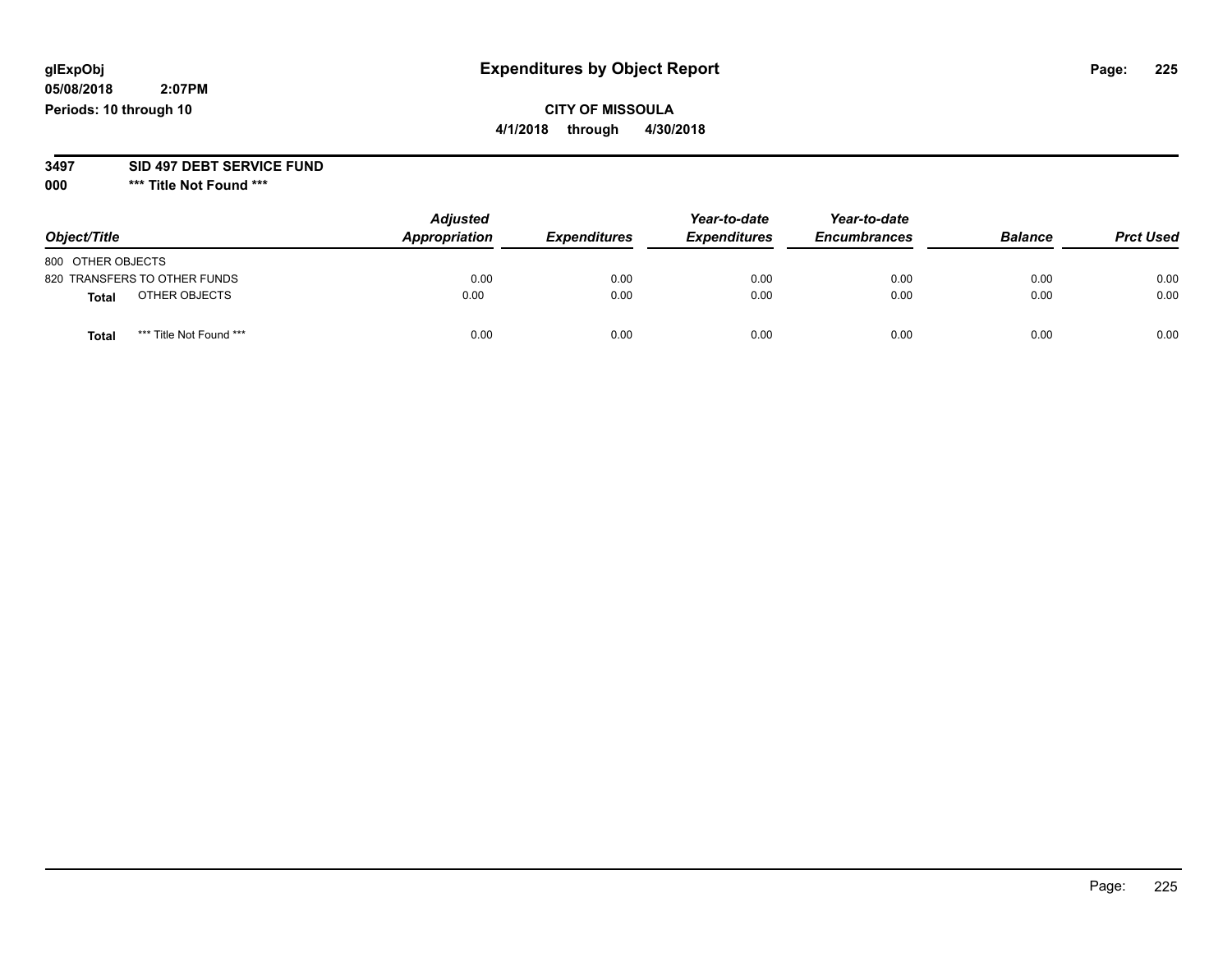# Expenditures by Object Report

glExpObj
05/08/2018 2:07PM
Periods: 10 through 10

**CITY OF MISSOULA**
**4/1/2018 through 4/30/2018**

**3497 SID 497 DEBT SERVICE FUND**
**000 \*\*\* Title Not Found \*\*\***

| Object/Title | Adjusted Appropriation | Expenditures | Year-to-date Expenditures | Year-to-date Encumbrances | Balance | Prct Used |
|---|---|---|---|---|---|---|
| 800 OTHER OBJECTS | | | | | | |
| 820 TRANSFERS TO OTHER FUNDS | 0.00 | 0.00 | 0.00 | 0.00 | 0.00 | 0.00 |
| **Total** OTHER OBJECTS | 0.00 | 0.00 | 0.00 | 0.00 | 0.00 | 0.00 |
| **Total** *** Title Not Found *** | 0.00 | 0.00 | 0.00 | 0.00 | 0.00 | 0.00 |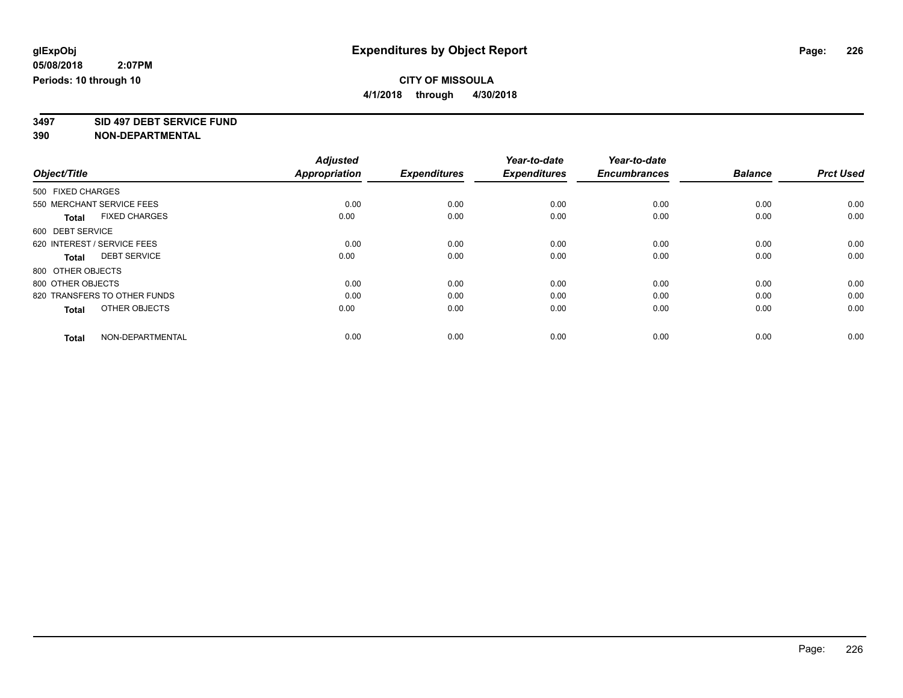**glExpObj**
**05/08/2018 2:07PM**
**Periods: 10 through 10**

# Expenditures by Object Report

**CITY OF MISSOULA**
**4/1/2018 through 4/30/2018**

**3497 SID 497 DEBT SERVICE FUND**
**390 NON-DEPARTMENTAL**

| Object/Title | Adjusted Appropriation | Expenditures | Year-to-date Expenditures | Year-to-date Encumbrances | Balance | Prct Used |
|---|---|---|---|---|---|---|
| 500 FIXED CHARGES | | | | | | |
| 550 MERCHANT SERVICE FEES | 0.00 | 0.00 | 0.00 | 0.00 | 0.00 | 0.00 |
| **Total** FIXED CHARGES | 0.00 | 0.00 | 0.00 | 0.00 | 0.00 | 0.00 |
| 600 DEBT SERVICE | | | | | | |
| 620 INTEREST / SERVICE FEES | 0.00 | 0.00 | 0.00 | 0.00 | 0.00 | 0.00 |
| **Total** DEBT SERVICE | 0.00 | 0.00 | 0.00 | 0.00 | 0.00 | 0.00 |
| 800 OTHER OBJECTS | | | | | | |
| 800 OTHER OBJECTS | 0.00 | 0.00 | 0.00 | 0.00 | 0.00 | 0.00 |
| 820 TRANSFERS TO OTHER FUNDS | 0.00 | 0.00 | 0.00 | 0.00 | 0.00 | 0.00 |
| **Total** OTHER OBJECTS | 0.00 | 0.00 | 0.00 | 0.00 | 0.00 | 0.00 |
| **Total** NON-DEPARTMENTAL | 0.00 | 0.00 | 0.00 | 0.00 | 0.00 | 0.00 |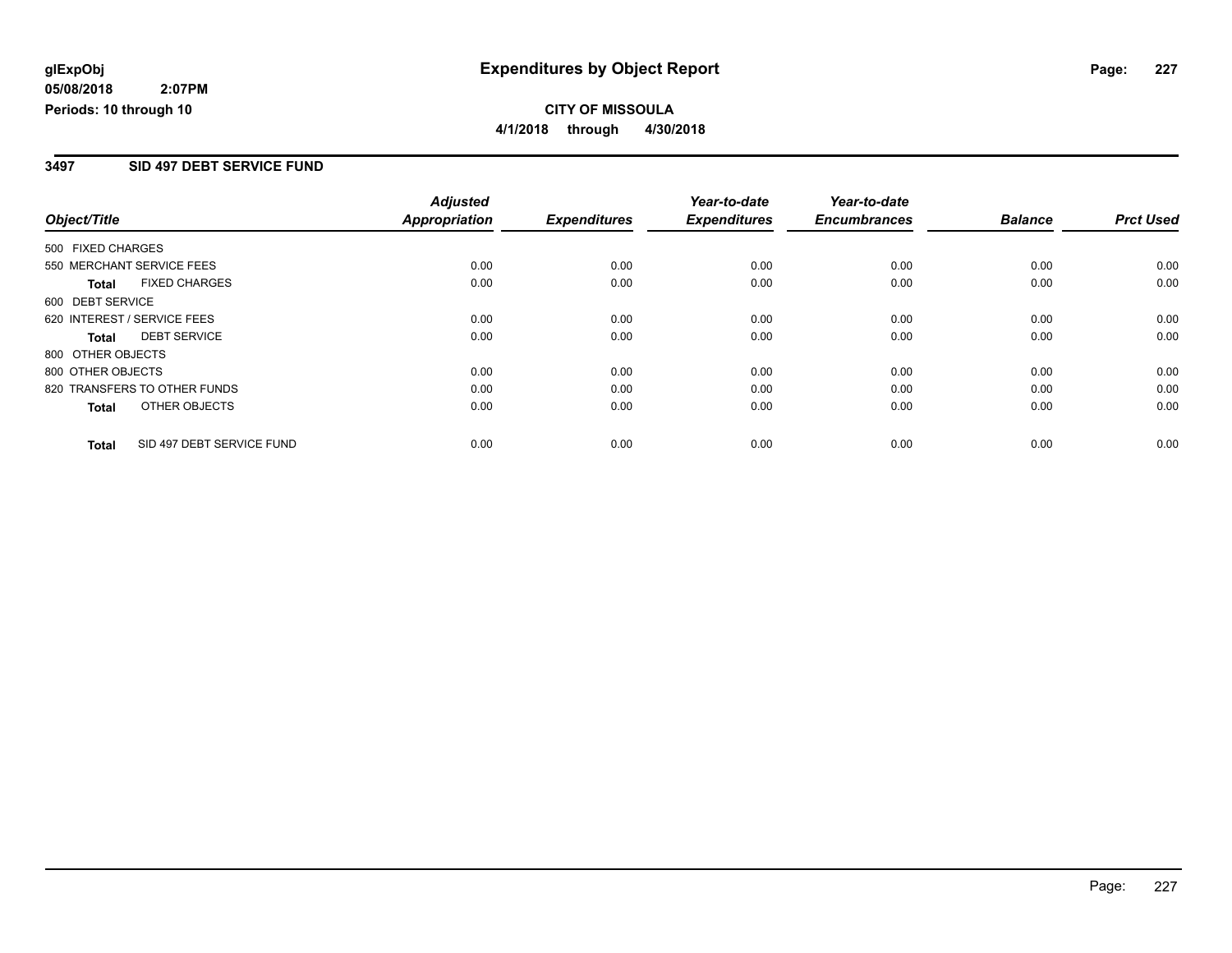# Expenditures by Object Report

**glExpObj**
**05/08/2018 2:07PM**
**Periods: 10 through 10**

**CITY OF MISSOULA**
**4/1/2018 through 4/30/2018**

## 3497 SID 497 DEBT SERVICE FUND

| Object/Title | Adjusted Appropriation | Expenditures | Year-to-date Expenditures | Year-to-date Encumbrances | Balance | Prct Used |
|---|---|---|---|---|---|---|
| 500 FIXED CHARGES | | | | | | |
| 550 MERCHANT SERVICE FEES | 0.00 | 0.00 | 0.00 | 0.00 | 0.00 | 0.00 |
| **Total** FIXED CHARGES | 0.00 | 0.00 | 0.00 | 0.00 | 0.00 | 0.00 |
| 600 DEBT SERVICE | | | | | | |
| 620 INTEREST / SERVICE FEES | 0.00 | 0.00 | 0.00 | 0.00 | 0.00 | 0.00 |
| **Total** DEBT SERVICE | 0.00 | 0.00 | 0.00 | 0.00 | 0.00 | 0.00 |
| 800 OTHER OBJECTS | | | | | | |
| 800 OTHER OBJECTS | 0.00 | 0.00 | 0.00 | 0.00 | 0.00 | 0.00 |
| 820 TRANSFERS TO OTHER FUNDS | 0.00 | 0.00 | 0.00 | 0.00 | 0.00 | 0.00 |
| **Total** OTHER OBJECTS | 0.00 | 0.00 | 0.00 | 0.00 | 0.00 | 0.00 |
| **Total** SID 497 DEBT SERVICE FUND | 0.00 | 0.00 | 0.00 | 0.00 | 0.00 | 0.00 |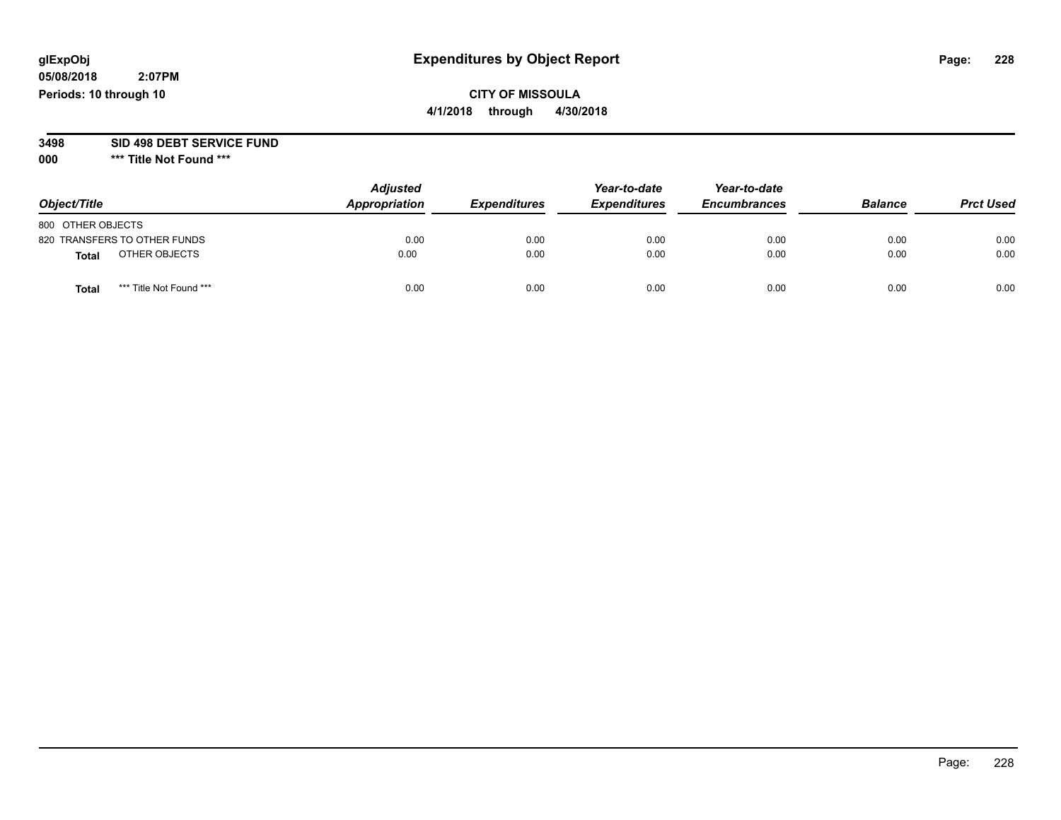glExpObj
05/08/2018 2:07PM
Periods: 10 through 10

# Expenditures by Object Report

**CITY OF MISSOULA**
**4/1/2018 through 4/30/2018**

**3498 SID 498 DEBT SERVICE FUND**
**000 \*\*\* Title Not Found \*\*\***

| Object/Title | Adjusted Appropriation | Expenditures | Year-to-date Expenditures | Year-to-date Encumbrances | Balance | Prct Used |
|---|---|---|---|---|---|---|
| 800 OTHER OBJECTS | | | | | | |
| 820 TRANSFERS TO OTHER FUNDS | 0.00 | 0.00 | 0.00 | 0.00 | 0.00 | 0.00 |
| **Total** OTHER OBJECTS | 0.00 | 0.00 | 0.00 | 0.00 | 0.00 | 0.00 |
| **Total** \*\*\* Title Not Found \*\*\* | 0.00 | 0.00 | 0.00 | 0.00 | 0.00 | 0.00 |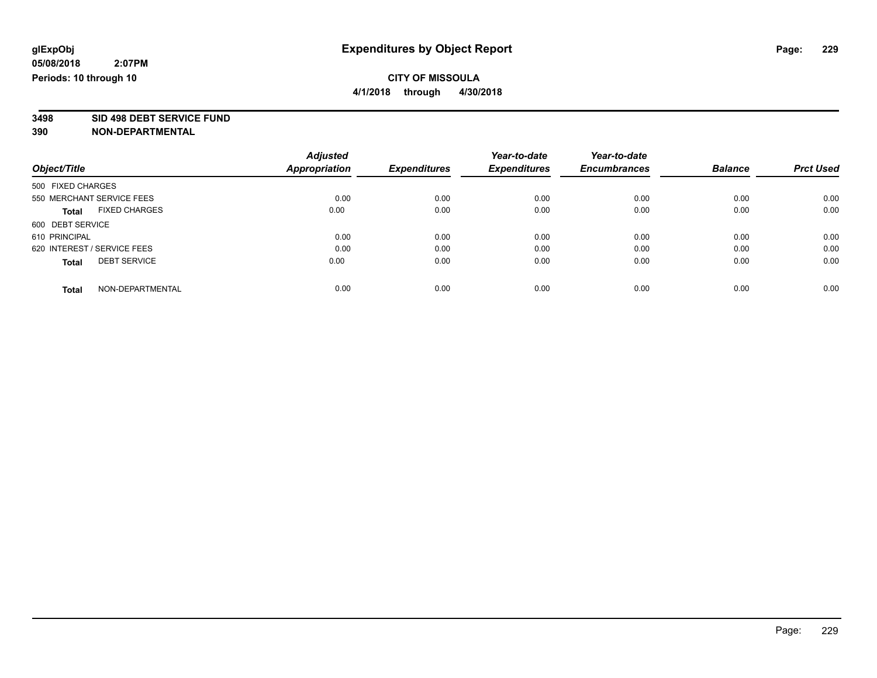**glExpObj** **Expenditures by Object Report**

**05/08/2018 2:07PM**

**Periods: 10 through 10**

**CITY OF MISSOULA**

**4/1/2018 through 4/30/2018**

**3498 SID 498 DEBT SERVICE FUND**

**390 NON-DEPARTMENTAL**

| Object/Title | Adjusted Appropriation | Expenditures | Year-to-date Expenditures | Year-to-date Encumbrances | Balance | Prct Used |
|---|---|---|---|---|---|---|
| 500 FIXED CHARGES | | | | | | |
| 550 MERCHANT SERVICE FEES | 0.00 | 0.00 | 0.00 | 0.00 | 0.00 | 0.00 |
| **Total** FIXED CHARGES | 0.00 | 0.00 | 0.00 | 0.00 | 0.00 | 0.00 |
| 600 DEBT SERVICE | | | | | | |
| 610 PRINCIPAL | 0.00 | 0.00 | 0.00 | 0.00 | 0.00 | 0.00 |
| 620 INTEREST / SERVICE FEES | 0.00 | 0.00 | 0.00 | 0.00 | 0.00 | 0.00 |
| **Total** DEBT SERVICE | 0.00 | 0.00 | 0.00 | 0.00 | 0.00 | 0.00 |
| **Total** NON-DEPARTMENTAL | 0.00 | 0.00 | 0.00 | 0.00 | 0.00 | 0.00 |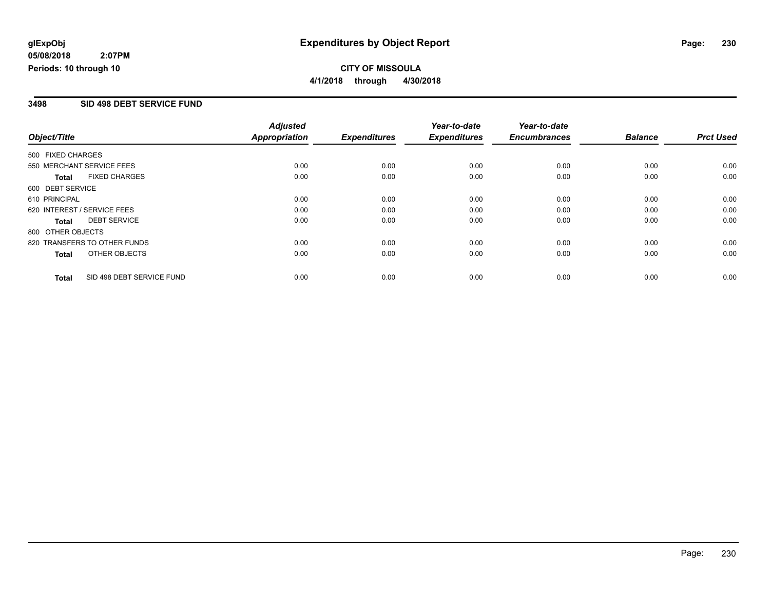**glExpObj**
**05/08/2018 2:07PM**
**Periods: 10 through 10**

# Expenditures by Object Report

**CITY OF MISSOULA**
**4/1/2018 through 4/30/2018**

## 3498 SID 498 DEBT SERVICE FUND

| Object/Title | Adjusted Appropriation | Expenditures | Year-to-date Expenditures | Year-to-date Encumbrances | Balance | Prct Used |
|---|---|---|---|---|---|---|
| 500 FIXED CHARGES | | | | | | |
| 550 MERCHANT SERVICE FEES | 0.00 | 0.00 | 0.00 | 0.00 | 0.00 | 0.00 |
| **Total** FIXED CHARGES | 0.00 | 0.00 | 0.00 | 0.00 | 0.00 | 0.00 |
| 600 DEBT SERVICE | | | | | | |
| 610 PRINCIPAL | 0.00 | 0.00 | 0.00 | 0.00 | 0.00 | 0.00 |
| 620 INTEREST / SERVICE FEES | 0.00 | 0.00 | 0.00 | 0.00 | 0.00 | 0.00 |
| **Total** DEBT SERVICE | 0.00 | 0.00 | 0.00 | 0.00 | 0.00 | 0.00 |
| 800 OTHER OBJECTS | | | | | | |
| 820 TRANSFERS TO OTHER FUNDS | 0.00 | 0.00 | 0.00 | 0.00 | 0.00 | 0.00 |
| **Total** OTHER OBJECTS | 0.00 | 0.00 | 0.00 | 0.00 | 0.00 | 0.00 |
| **Total** SID 498 DEBT SERVICE FUND | 0.00 | 0.00 | 0.00 | 0.00 | 0.00 | 0.00 |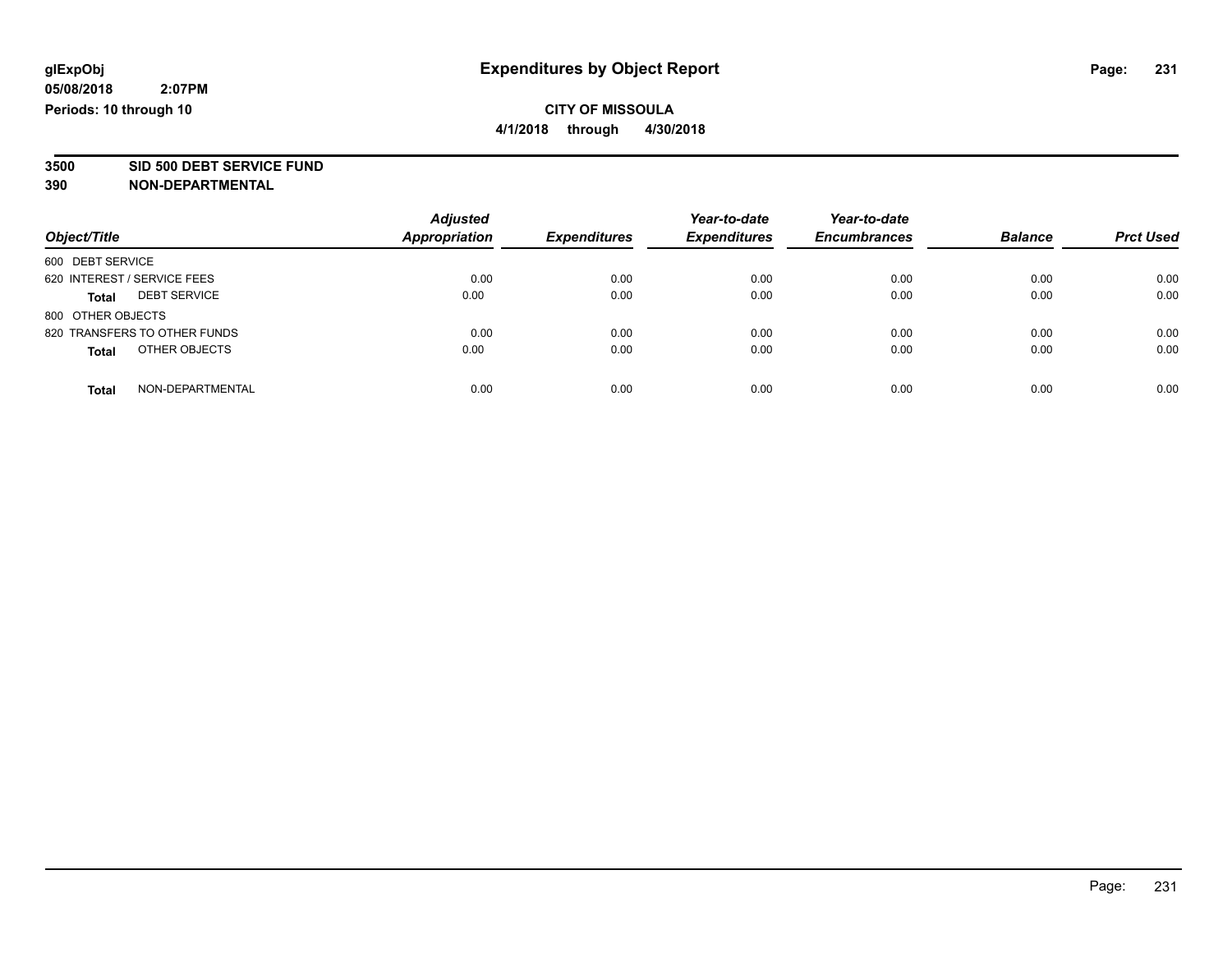glExpObj
05/08/2018 2:07PM
Periods: 10 through 10

# Expenditures by Object Report

**CITY OF MISSOULA**
**4/1/2018 through 4/30/2018**

**3500 SID 500 DEBT SERVICE FUND**
**390 NON-DEPARTMENTAL**

| Object/Title | Adjusted Appropriation | Expenditures | Year-to-date Expenditures | Year-to-date Encumbrances | Balance | Prct Used |
|---|---|---|---|---|---|---|
| 600 DEBT SERVICE | | | | | | |
| 620 INTEREST / SERVICE FEES | 0.00 | 0.00 | 0.00 | 0.00 | 0.00 | 0.00 |
| **Total** DEBT SERVICE | 0.00 | 0.00 | 0.00 | 0.00 | 0.00 | 0.00 |
| 800 OTHER OBJECTS | | | | | | |
| 820 TRANSFERS TO OTHER FUNDS | 0.00 | 0.00 | 0.00 | 0.00 | 0.00 | 0.00 |
| **Total** OTHER OBJECTS | 0.00 | 0.00 | 0.00 | 0.00 | 0.00 | 0.00 |
| **Total** NON-DEPARTMENTAL | 0.00 | 0.00 | 0.00 | 0.00 | 0.00 | 0.00 |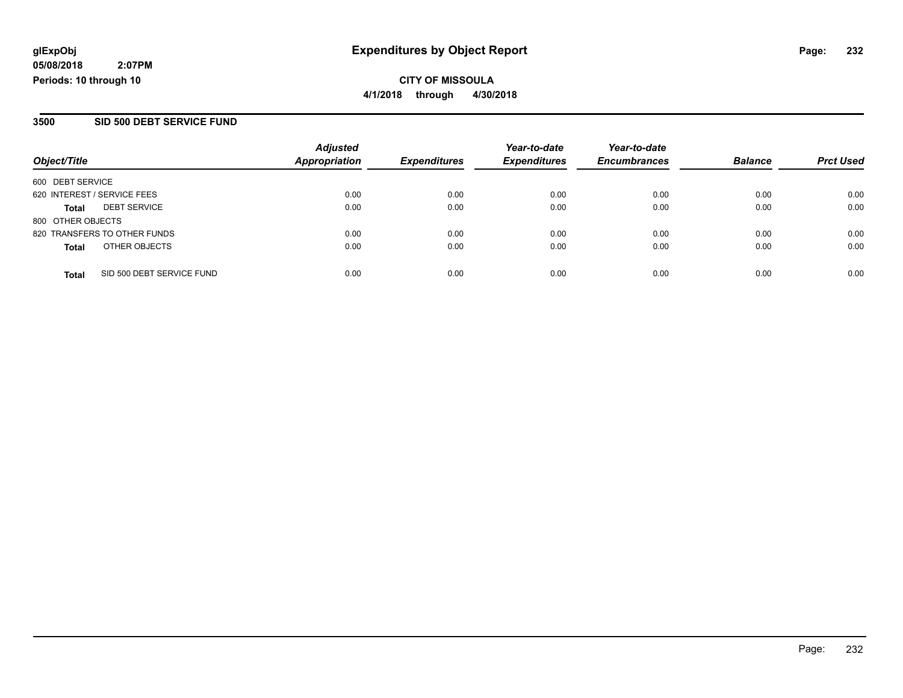# Expenditures by Object Report

**glExpObj**
**05/08/2018 2:07PM**
**Periods: 10 through 10**

**CITY OF MISSOULA**
**4/1/2018 through 4/30/2018**

## 3500 SID 500 DEBT SERVICE FUND

| Object/Title | Adjusted Appropriation | Expenditures | Year-to-date Expenditures | Year-to-date Encumbrances | Balance | Prct Used |
|---|---|---|---|---|---|---|
| 600 DEBT SERVICE | | | | | | |
| 620 INTEREST / SERVICE FEES | 0.00 | 0.00 | 0.00 | 0.00 | 0.00 | 0.00 |
| **Total** DEBT SERVICE | 0.00 | 0.00 | 0.00 | 0.00 | 0.00 | 0.00 |
| 800 OTHER OBJECTS | | | | | | |
| 820 TRANSFERS TO OTHER FUNDS | 0.00 | 0.00 | 0.00 | 0.00 | 0.00 | 0.00 |
| **Total** OTHER OBJECTS | 0.00 | 0.00 | 0.00 | 0.00 | 0.00 | 0.00 |
| **Total** SID 500 DEBT SERVICE FUND | 0.00 | 0.00 | 0.00 | 0.00 | 0.00 | 0.00 |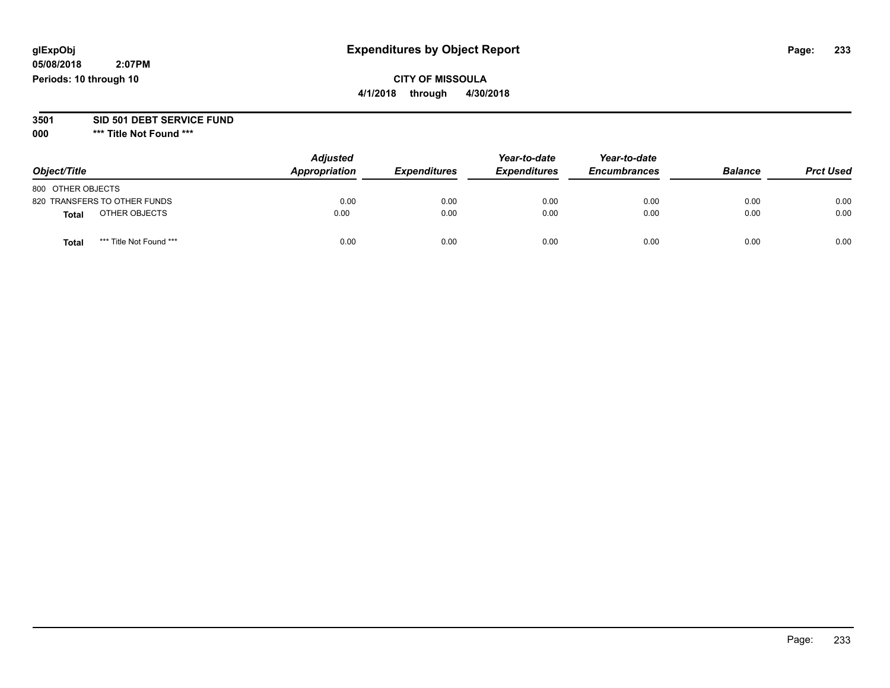glExpObj

05/08/2018 2:07PM

Periods: 10 through 10

# Expenditures by Object Report

**CITY OF MISSOULA**

**4/1/2018 through 4/30/2018**

**3501 SID 501 DEBT SERVICE FUND**

**000 \*\*\* Title Not Found \*\*\***

| Object/Title | Adjusted Appropriation | Expenditures | Year-to-date Expenditures | Year-to-date Encumbrances | Balance | Prct Used |
|---|---|---|---|---|---|---|
| 800 OTHER OBJECTS | | | | | | |
| 820 TRANSFERS TO OTHER FUNDS | 0.00 | 0.00 | 0.00 | 0.00 | 0.00 | 0.00 |
| **Total** OTHER OBJECTS | 0.00 | 0.00 | 0.00 | 0.00 | 0.00 | 0.00 |
| **Total** *** Title Not Found *** | 0.00 | 0.00 | 0.00 | 0.00 | 0.00 | 0.00 |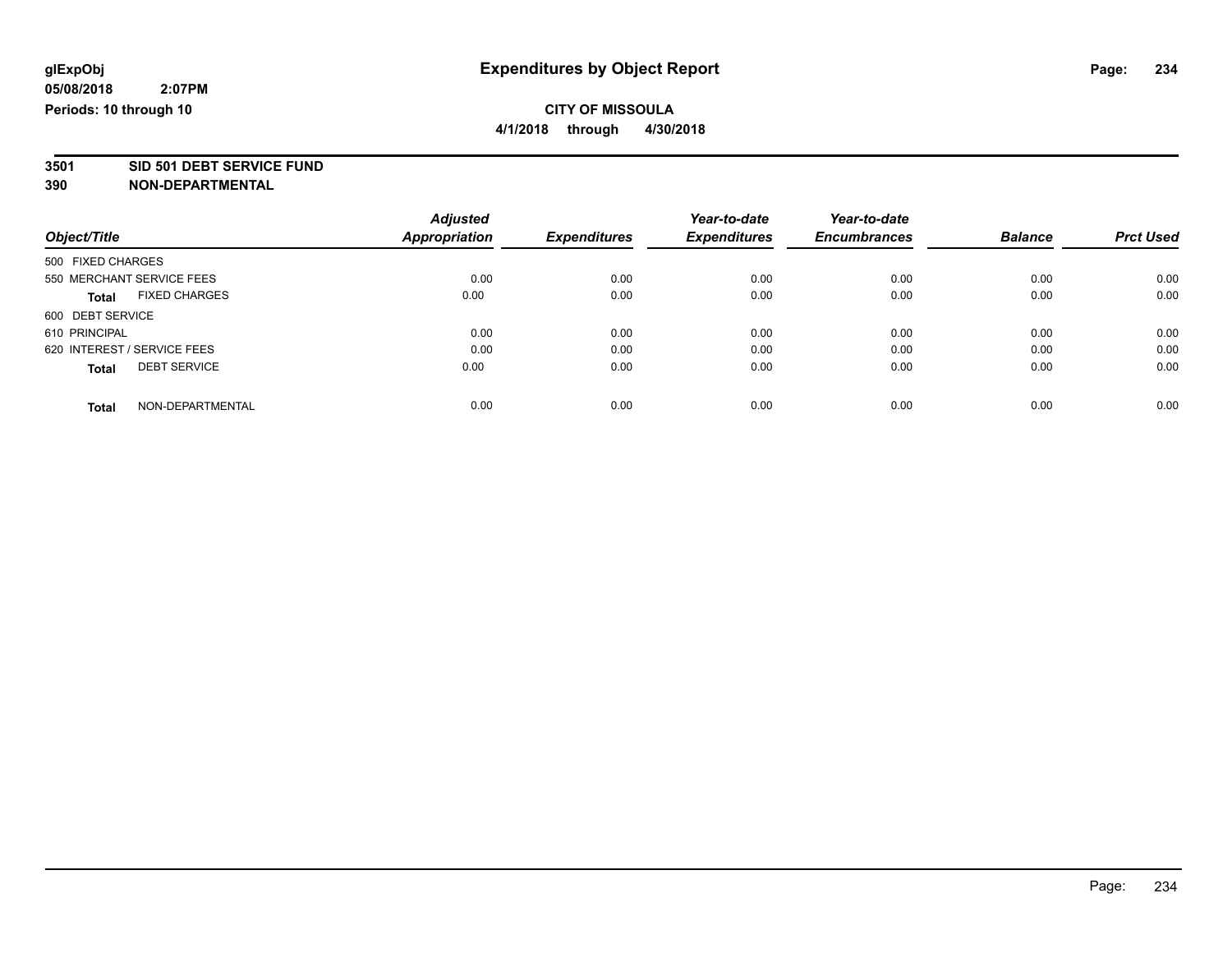# Expenditures by Object Report

glExpObj
05/08/2018 2:07PM
Periods: 10 through 10

**CITY OF MISSOULA**
**4/1/2018 through 4/30/2018**

**3501 SID 501 DEBT SERVICE FUND**
**390 NON-DEPARTMENTAL**

| Object/Title | Adjusted Appropriation | Expenditures | Year-to-date Expenditures | Year-to-date Encumbrances | Balance | Prct Used |
|---|---|---|---|---|---|---|
| 500 FIXED CHARGES | | | | | | |
| 550 MERCHANT SERVICE FEES | 0.00 | 0.00 | 0.00 | 0.00 | 0.00 | 0.00 |
| **Total** FIXED CHARGES | 0.00 | 0.00 | 0.00 | 0.00 | 0.00 | 0.00 |
| 600 DEBT SERVICE | | | | | | |
| 610 PRINCIPAL | 0.00 | 0.00 | 0.00 | 0.00 | 0.00 | 0.00 |
| 620 INTEREST / SERVICE FEES | 0.00 | 0.00 | 0.00 | 0.00 | 0.00 | 0.00 |
| **Total** DEBT SERVICE | 0.00 | 0.00 | 0.00 | 0.00 | 0.00 | 0.00 |
| **Total** NON-DEPARTMENTAL | 0.00 | 0.00 | 0.00 | 0.00 | 0.00 | 0.00 |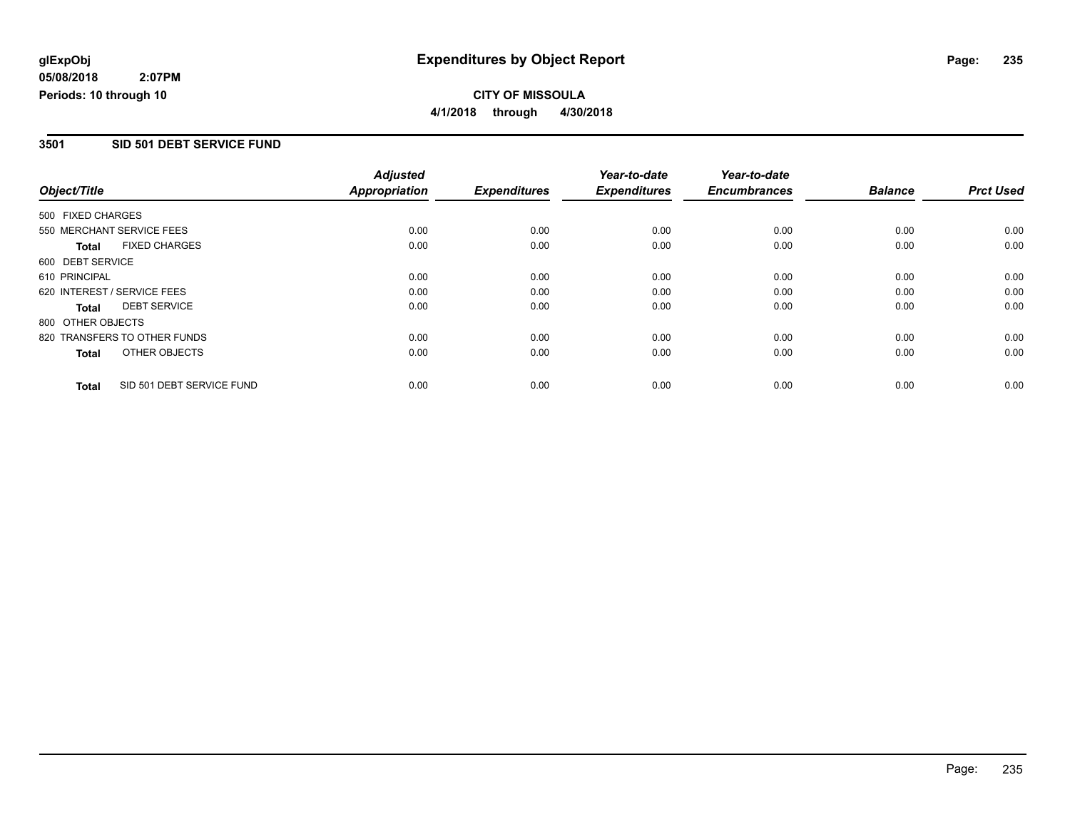**glExpObj** **Expenditures by Object Report**

**05/08/2018 2:07PM**

**Periods: 10 through 10**

**CITY OF MISSOULA**

**4/1/2018 through 4/30/2018**

## 3501 SID 501 DEBT SERVICE FUND

| Object/Title | Adjusted Appropriation | Expenditures | Year-to-date Expenditures | Year-to-date Encumbrances | Balance | Prct Used |
|---|---|---|---|---|---|---|
| 500 FIXED CHARGES | | | | | | |
| 550 MERCHANT SERVICE FEES | 0.00 | 0.00 | 0.00 | 0.00 | 0.00 | 0.00 |
| **Total** FIXED CHARGES | 0.00 | 0.00 | 0.00 | 0.00 | 0.00 | 0.00 |
| 600 DEBT SERVICE | | | | | | |
| 610 PRINCIPAL | 0.00 | 0.00 | 0.00 | 0.00 | 0.00 | 0.00 |
| 620 INTEREST / SERVICE FEES | 0.00 | 0.00 | 0.00 | 0.00 | 0.00 | 0.00 |
| **Total** DEBT SERVICE | 0.00 | 0.00 | 0.00 | 0.00 | 0.00 | 0.00 |
| 800 OTHER OBJECTS | | | | | | |
| 820 TRANSFERS TO OTHER FUNDS | 0.00 | 0.00 | 0.00 | 0.00 | 0.00 | 0.00 |
| **Total** OTHER OBJECTS | 0.00 | 0.00 | 0.00 | 0.00 | 0.00 | 0.00 |
| **Total** SID 501 DEBT SERVICE FUND | 0.00 | 0.00 | 0.00 | 0.00 | 0.00 | 0.00 |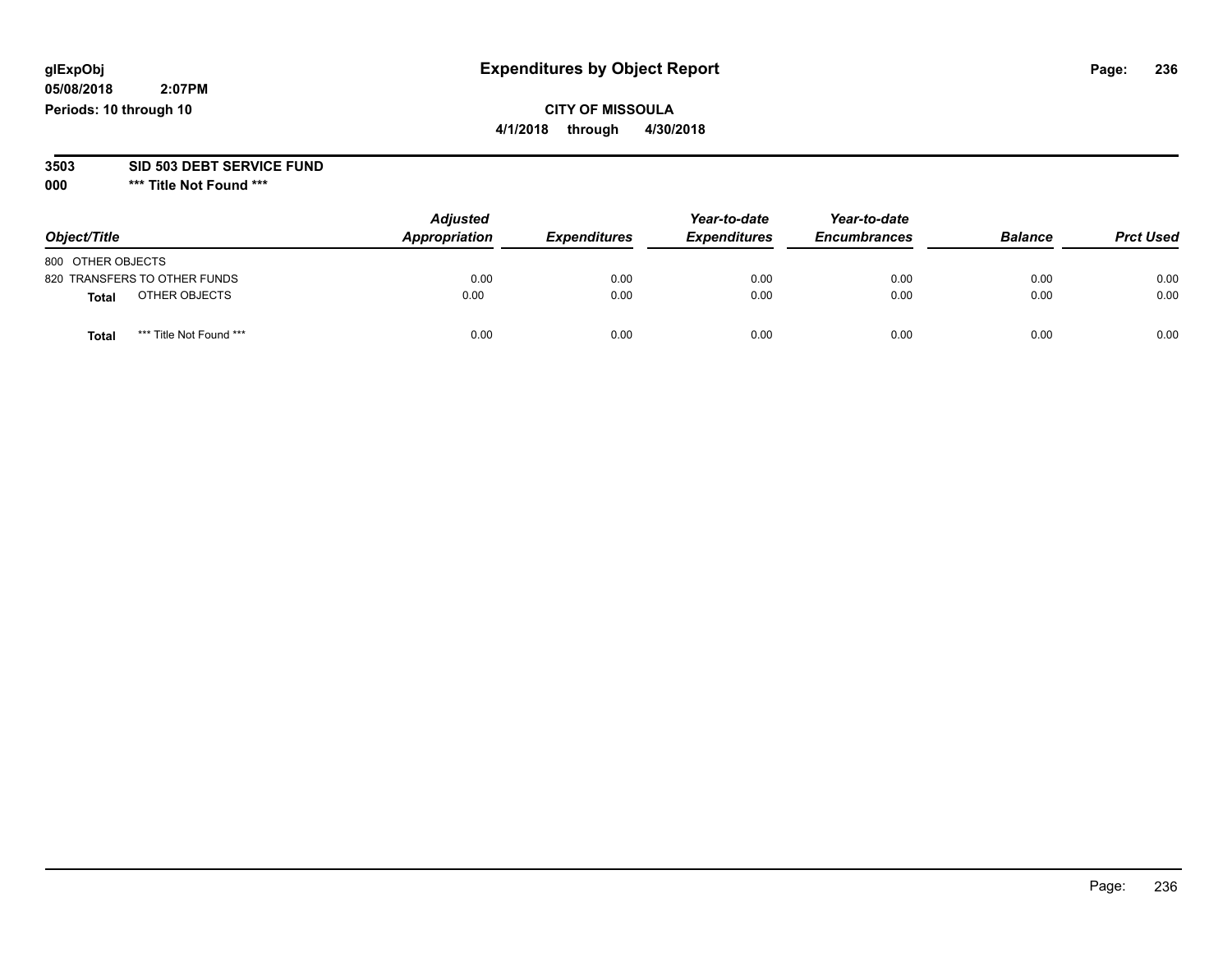glExpObj
05/08/2018 2:07PM
Periods: 10 through 10

# Expenditures by Object Report

**CITY OF MISSOULA**
**4/1/2018 through 4/30/2018**

**3503 SID 503 DEBT SERVICE FUND**
**000 *** Title Not Found *****

| Object/Title | Adjusted Appropriation | Expenditures | Year-to-date Expenditures | Year-to-date Encumbrances | Balance | Prct Used |
|---|---|---|---|---|---|---|
| 800 OTHER OBJECTS | | | | | | |
| 820 TRANSFERS TO OTHER FUNDS | 0.00 | 0.00 | 0.00 | 0.00 | 0.00 | 0.00 |
| **Total** OTHER OBJECTS | 0.00 | 0.00 | 0.00 | 0.00 | 0.00 | 0.00 |
| **Total** *** Title Not Found *** | 0.00 | 0.00 | 0.00 | 0.00 | 0.00 | 0.00 |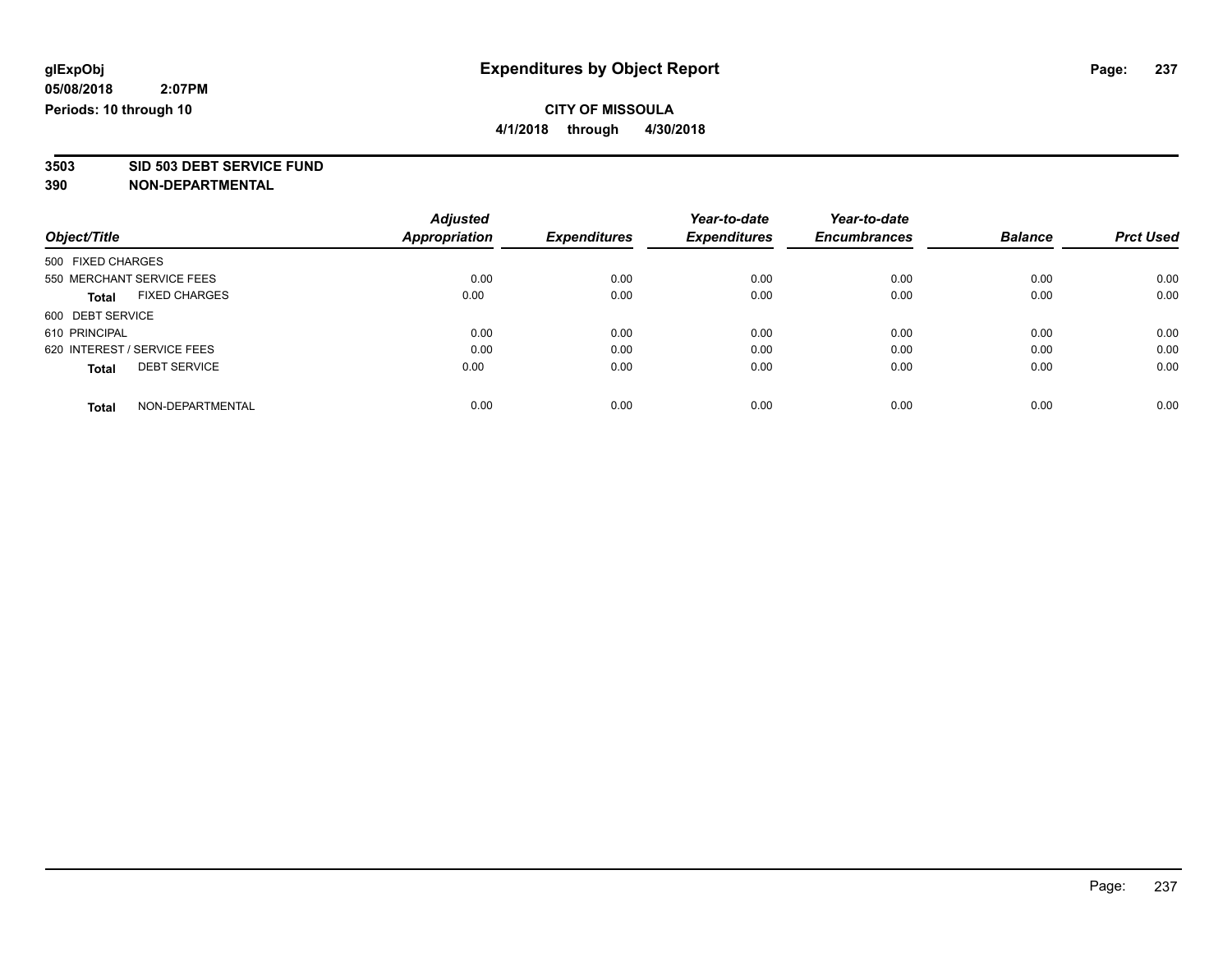**glExpObj**
**05/08/2018 2:07PM**
**Periods: 10 through 10**

# Expenditures by Object Report

**CITY OF MISSOULA**
**4/1/2018 through 4/30/2018**

**3503 SID 503 DEBT SERVICE FUND**
**390 NON-DEPARTMENTAL**

| Object/Title | Adjusted Appropriation | Expenditures | Year-to-date Expenditures | Year-to-date Encumbrances | Balance | Prct Used |
|---|---|---|---|---|---|---|
| 500 FIXED CHARGES | | | | | | |
| 550 MERCHANT SERVICE FEES | 0.00 | 0.00 | 0.00 | 0.00 | 0.00 | 0.00 |
| **Total** FIXED CHARGES | 0.00 | 0.00 | 0.00 | 0.00 | 0.00 | 0.00 |
| 600 DEBT SERVICE | | | | | | |
| 610 PRINCIPAL | 0.00 | 0.00 | 0.00 | 0.00 | 0.00 | 0.00 |
| 620 INTEREST / SERVICE FEES | 0.00 | 0.00 | 0.00 | 0.00 | 0.00 | 0.00 |
| **Total** DEBT SERVICE | 0.00 | 0.00 | 0.00 | 0.00 | 0.00 | 0.00 |
| **Total** NON-DEPARTMENTAL | 0.00 | 0.00 | 0.00 | 0.00 | 0.00 | 0.00 |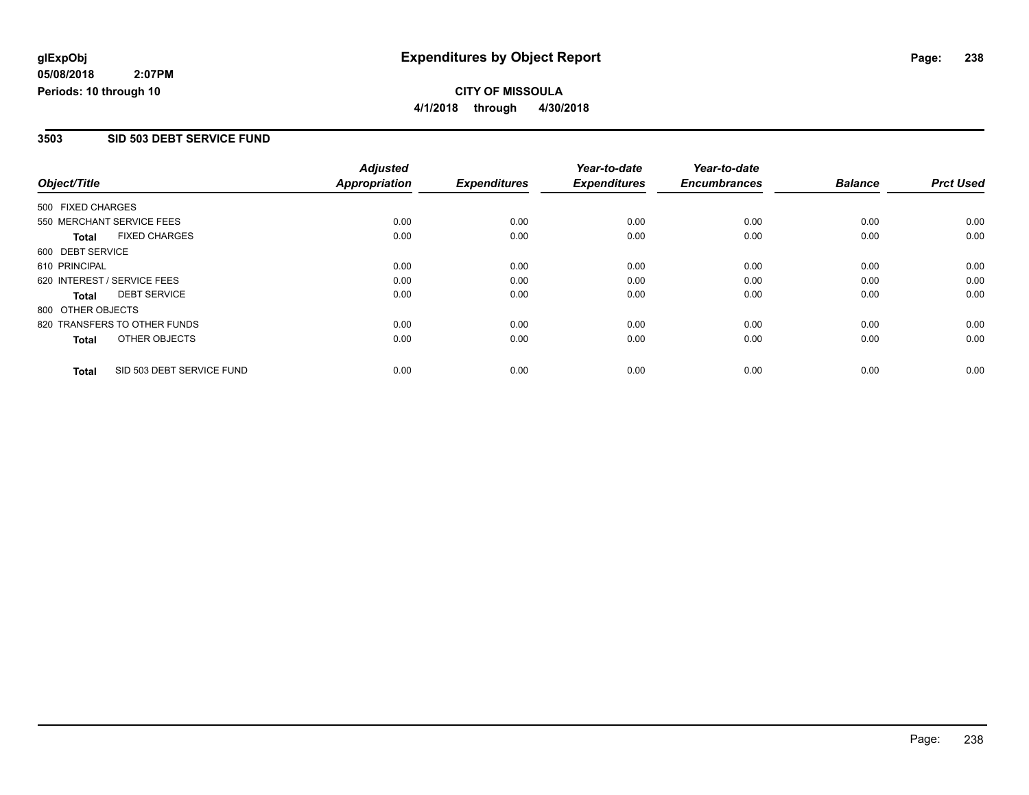**glExpObj**
**05/08/2018 2:07PM**
**Periods: 10 through 10**

# Expenditures by Object Report

**CITY OF MISSOULA**
**4/1/2018 through 4/30/2018**

## 3503 SID 503 DEBT SERVICE FUND

| Object/Title | Adjusted Appropriation | Expenditures | Year-to-date Expenditures | Year-to-date Encumbrances | Balance | Prct Used |
|---|---|---|---|---|---|---|
| 500 FIXED CHARGES | | | | | | |
| 550 MERCHANT SERVICE FEES | 0.00 | 0.00 | 0.00 | 0.00 | 0.00 | 0.00 |
| **Total** FIXED CHARGES | 0.00 | 0.00 | 0.00 | 0.00 | 0.00 | 0.00 |
| 600 DEBT SERVICE | | | | | | |
| 610 PRINCIPAL | 0.00 | 0.00 | 0.00 | 0.00 | 0.00 | 0.00 |
| 620 INTEREST / SERVICE FEES | 0.00 | 0.00 | 0.00 | 0.00 | 0.00 | 0.00 |
| **Total** DEBT SERVICE | 0.00 | 0.00 | 0.00 | 0.00 | 0.00 | 0.00 |
| 800 OTHER OBJECTS | | | | | | |
| 820 TRANSFERS TO OTHER FUNDS | 0.00 | 0.00 | 0.00 | 0.00 | 0.00 | 0.00 |
| **Total** OTHER OBJECTS | 0.00 | 0.00 | 0.00 | 0.00 | 0.00 | 0.00 |
| **Total** SID 503 DEBT SERVICE FUND | 0.00 | 0.00 | 0.00 | 0.00 | 0.00 | 0.00 |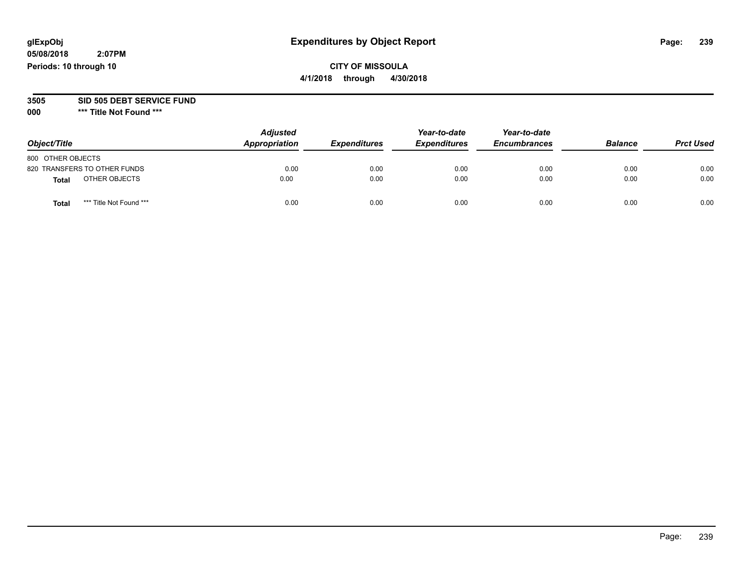glExpObj
05/08/2018 2:07PM
Periods: 10 through 10

# Expenditures by Object Report

**CITY OF MISSOULA**
**4/1/2018 through 4/30/2018**

**3505 SID 505 DEBT SERVICE FUND**
**000 \*\*\* Title Not Found \*\*\***

| Object/Title | Adjusted Appropriation | Expenditures | Year-to-date Expenditures | Year-to-date Encumbrances | Balance | Prct Used |
|---|---|---|---|---|---|---|
| 800 OTHER OBJECTS | | | | | | |
| 820 TRANSFERS TO OTHER FUNDS | 0.00 | 0.00 | 0.00 | 0.00 | 0.00 | 0.00 |
| **Total** OTHER OBJECTS | 0.00 | 0.00 | 0.00 | 0.00 | 0.00 | 0.00 |
| **Total** *** Title Not Found *** | 0.00 | 0.00 | 0.00 | 0.00 | 0.00 | 0.00 |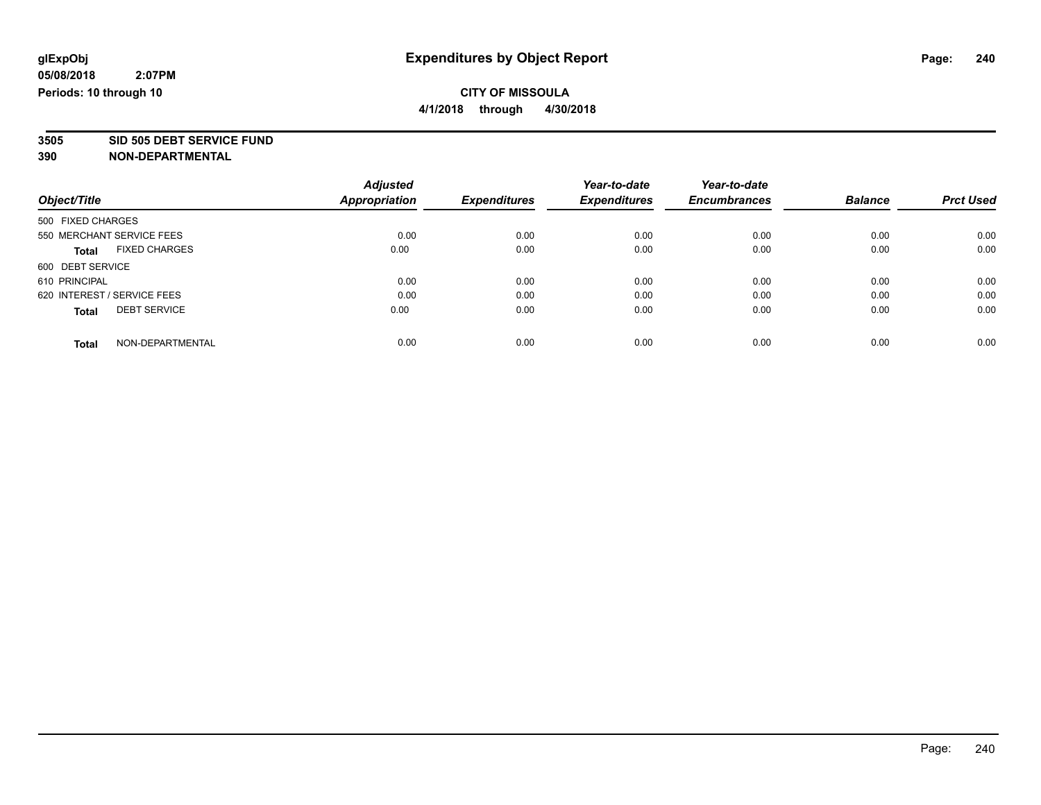# Expenditures by Object Report

glExpObj
05/08/2018 2:07PM
Periods: 10 through 10

**CITY OF MISSOULA**
**4/1/2018 through 4/30/2018**

**3505 SID 505 DEBT SERVICE FUND**
**390 NON-DEPARTMENTAL**

| Object/Title | Adjusted Appropriation | Expenditures | Year-to-date Expenditures | Year-to-date Encumbrances | Balance | Prct Used |
|---|---|---|---|---|---|---|
| 500 FIXED CHARGES | | | | | | |
| 550 MERCHANT SERVICE FEES | 0.00 | 0.00 | 0.00 | 0.00 | 0.00 | 0.00 |
| **Total** FIXED CHARGES | 0.00 | 0.00 | 0.00 | 0.00 | 0.00 | 0.00 |
| 600 DEBT SERVICE | | | | | | |
| 610 PRINCIPAL | 0.00 | 0.00 | 0.00 | 0.00 | 0.00 | 0.00 |
| 620 INTEREST / SERVICE FEES | 0.00 | 0.00 | 0.00 | 0.00 | 0.00 | 0.00 |
| **Total** DEBT SERVICE | 0.00 | 0.00 | 0.00 | 0.00 | 0.00 | 0.00 |
| **Total** NON-DEPARTMENTAL | 0.00 | 0.00 | 0.00 | 0.00 | 0.00 | 0.00 |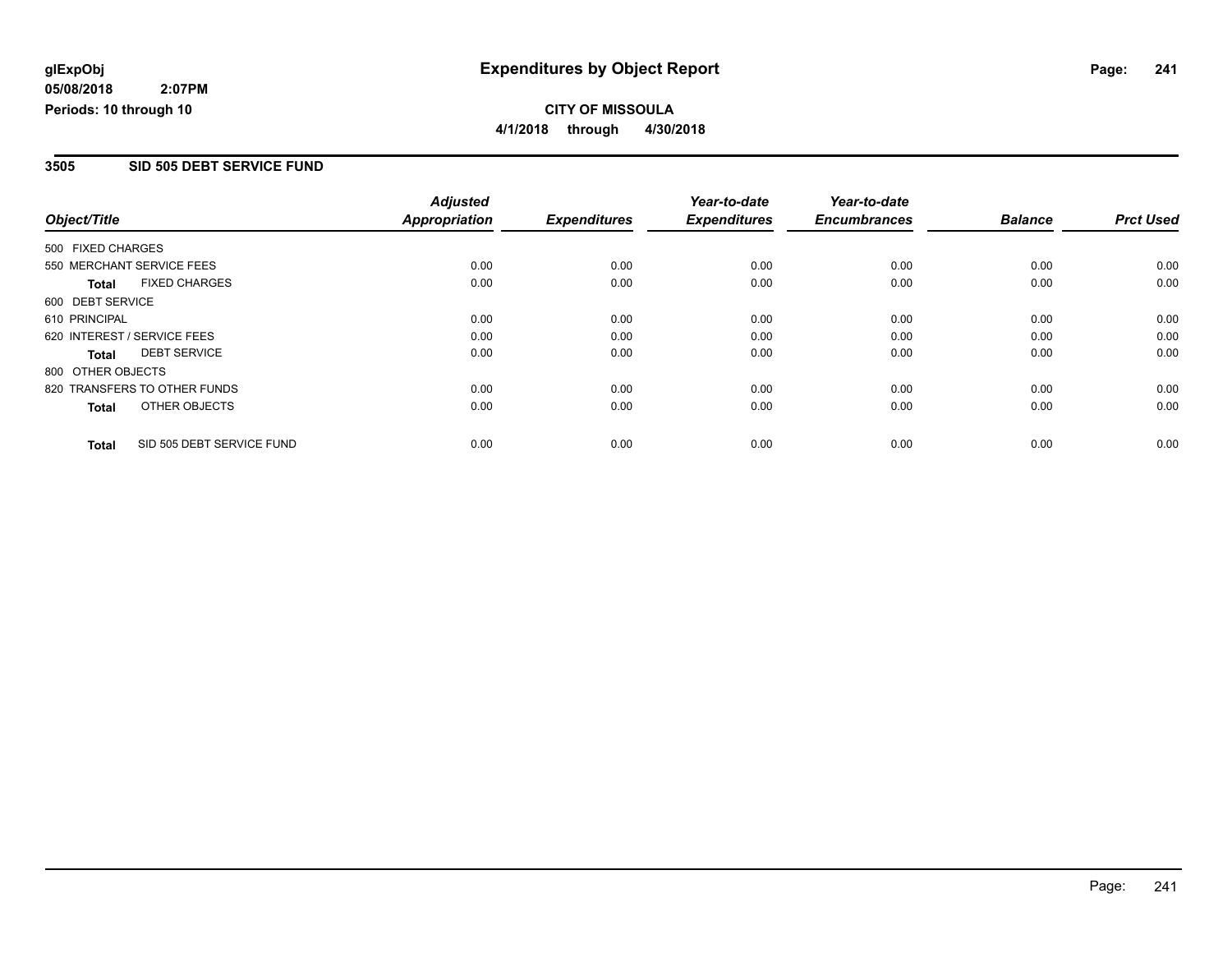**glExpObj**
**05/08/2018 2:07PM**
**Periods: 10 through 10**

# Expenditures by Object Report

**CITY OF MISSOULA**
**4/1/2018 through 4/30/2018**

## 3505 SID 505 DEBT SERVICE FUND

| Object/Title | | Adjusted Appropriation | Expenditures | Year-to-date Expenditures | Year-to-date Encumbrances | Balance | Prct Used |
|---|---|---|---|---|---|---|---|
| 500 FIXED CHARGES | | | | | | | |
| 550 MERCHANT SERVICE FEES | | 0.00 | 0.00 | 0.00 | 0.00 | 0.00 | 0.00 |
| **Total** | FIXED CHARGES | 0.00 | 0.00 | 0.00 | 0.00 | 0.00 | 0.00 |
| 600 DEBT SERVICE | | | | | | | |
| 610 PRINCIPAL | | 0.00 | 0.00 | 0.00 | 0.00 | 0.00 | 0.00 |
| 620 INTEREST / SERVICE FEES | | 0.00 | 0.00 | 0.00 | 0.00 | 0.00 | 0.00 |
| **Total** | DEBT SERVICE | 0.00 | 0.00 | 0.00 | 0.00 | 0.00 | 0.00 |
| 800 OTHER OBJECTS | | | | | | | |
| 820 TRANSFERS TO OTHER FUNDS | | 0.00 | 0.00 | 0.00 | 0.00 | 0.00 | 0.00 |
| **Total** | OTHER OBJECTS | 0.00 | 0.00 | 0.00 | 0.00 | 0.00 | 0.00 |
| **Total** | SID 505 DEBT SERVICE FUND | 0.00 | 0.00 | 0.00 | 0.00 | 0.00 | 0.00 |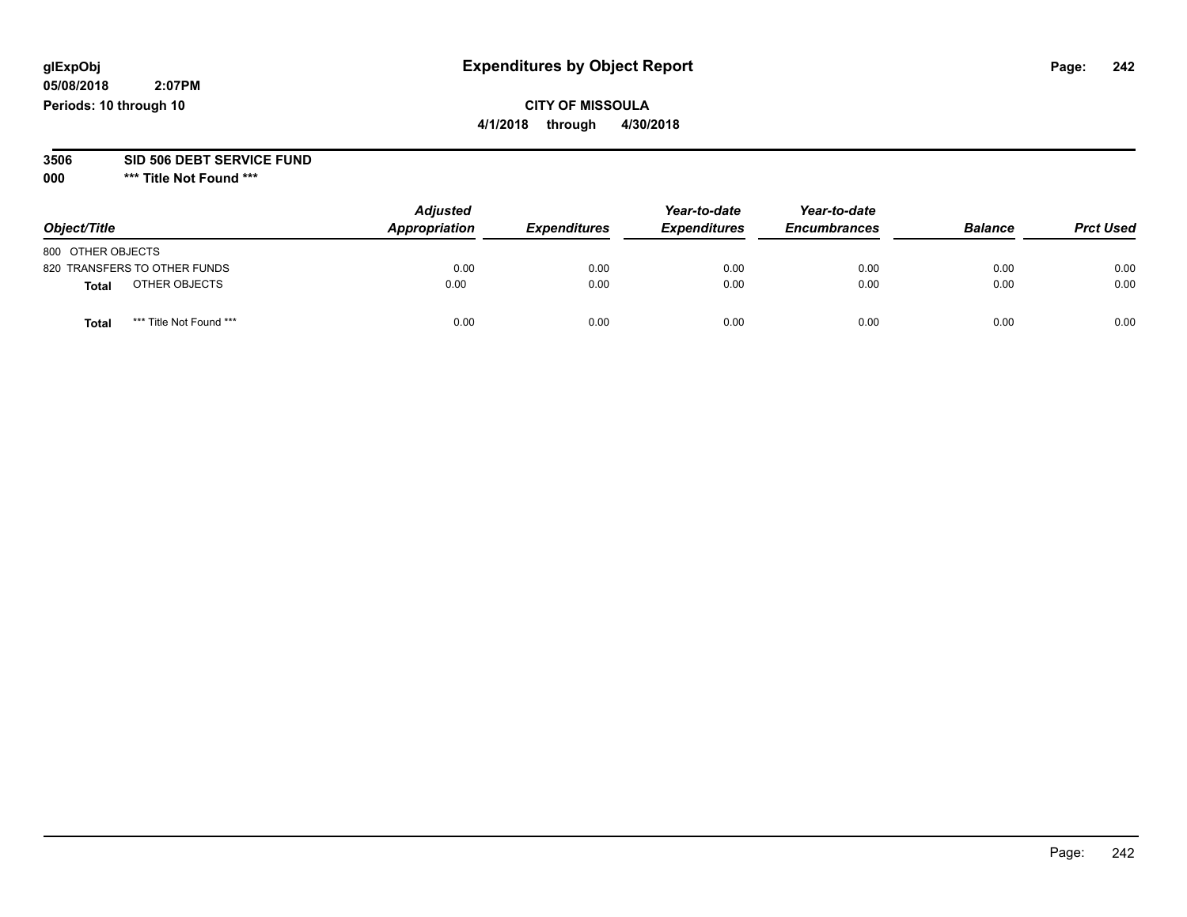**glExpObj**
**05/08/2018 2:07PM**
**Periods: 10 through 10**

# Expenditures by Object Report

**CITY OF MISSOULA**
**4/1/2018 through 4/30/2018**

**3506 SID 506 DEBT SERVICE FUND**
**000 *** Title Not Found *****

| Object/Title | Adjusted Appropriation | Expenditures | Year-to-date Expenditures | Year-to-date Encumbrances | Balance | Prct Used |
|---|---|---|---|---|---|---|
| 800 OTHER OBJECTS | | | | | | |
| 820 TRANSFERS TO OTHER FUNDS | 0.00 | 0.00 | 0.00 | 0.00 | 0.00 | 0.00 |
| **Total** OTHER OBJECTS | 0.00 | 0.00 | 0.00 | 0.00 | 0.00 | 0.00 |
| **Total** *** Title Not Found *** | 0.00 | 0.00 | 0.00 | 0.00 | 0.00 | 0.00 |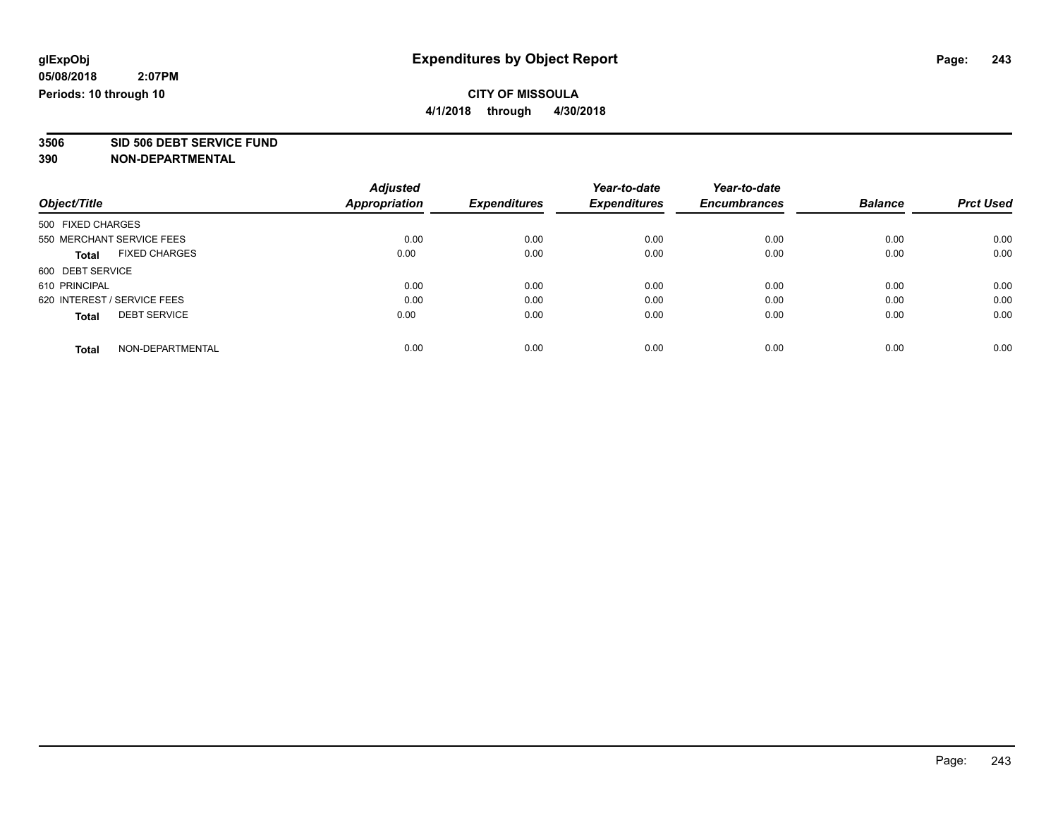glExpObj
05/08/2018 2:07PM
Periods: 10 through 10

# Expenditures by Object Report

**CITY OF MISSOULA**
**4/1/2018 through 4/30/2018**

**3506 SID 506 DEBT SERVICE FUND**
**390 NON-DEPARTMENTAL**

| Object/Title | | Adjusted Appropriation | Expenditures | Year-to-date Expenditures | Year-to-date Encumbrances | Balance | Prct Used |
|---|---|---|---|---|---|---|---|
| 500 FIXED CHARGES | | | | | | | |
| 550 MERCHANT SERVICE FEES | | 0.00 | 0.00 | 0.00 | 0.00 | 0.00 | 0.00 |
| **Total** | FIXED CHARGES | 0.00 | 0.00 | 0.00 | 0.00 | 0.00 | 0.00 |
| 600 DEBT SERVICE | | | | | | | |
| 610 PRINCIPAL | | 0.00 | 0.00 | 0.00 | 0.00 | 0.00 | 0.00 |
| 620 INTEREST / SERVICE FEES | | 0.00 | 0.00 | 0.00 | 0.00 | 0.00 | 0.00 |
| **Total** | DEBT SERVICE | 0.00 | 0.00 | 0.00 | 0.00 | 0.00 | 0.00 |
| **Total** | NON-DEPARTMENTAL | 0.00 | 0.00 | 0.00 | 0.00 | 0.00 | 0.00 |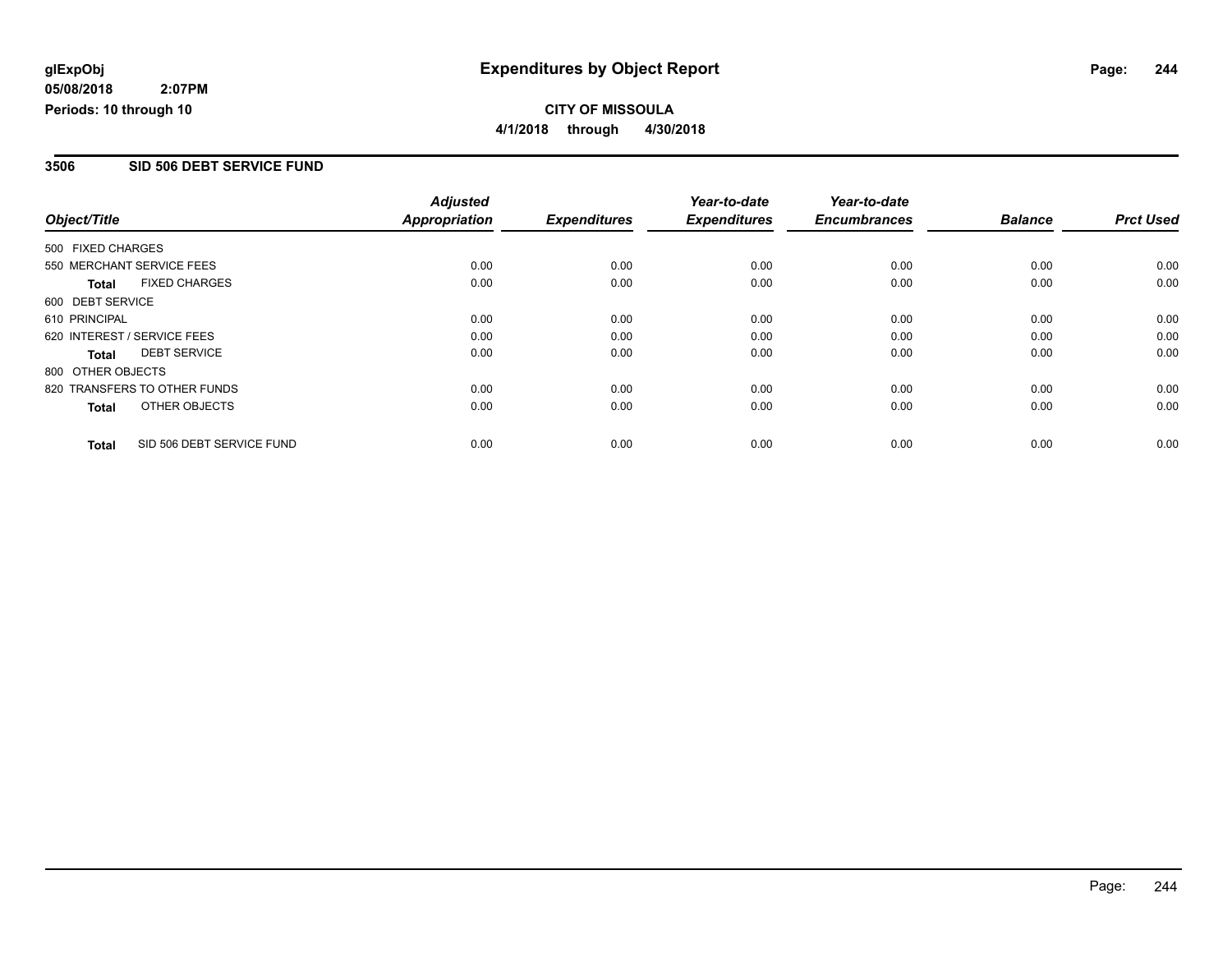# Expenditures by Object Report

glExpObj
05/08/2018 2:07PM
Periods: 10 through 10

**CITY OF MISSOULA**
**4/1/2018 through 4/30/2018**

## 3506 SID 506 DEBT SERVICE FUND

| Object/Title | Adjusted Appropriation | Expenditures | Year-to-date Expenditures | Year-to-date Encumbrances | Balance | Prct Used |
|---|---|---|---|---|---|---|
| 500 FIXED CHARGES | | | | | | |
| 550 MERCHANT SERVICE FEES | 0.00 | 0.00 | 0.00 | 0.00 | 0.00 | 0.00 |
| **Total** FIXED CHARGES | 0.00 | 0.00 | 0.00 | 0.00 | 0.00 | 0.00 |
| 600 DEBT SERVICE | | | | | | |
| 610 PRINCIPAL | 0.00 | 0.00 | 0.00 | 0.00 | 0.00 | 0.00 |
| 620 INTEREST / SERVICE FEES | 0.00 | 0.00 | 0.00 | 0.00 | 0.00 | 0.00 |
| **Total** DEBT SERVICE | 0.00 | 0.00 | 0.00 | 0.00 | 0.00 | 0.00 |
| 800 OTHER OBJECTS | | | | | | |
| 820 TRANSFERS TO OTHER FUNDS | 0.00 | 0.00 | 0.00 | 0.00 | 0.00 | 0.00 |
| **Total** OTHER OBJECTS | 0.00 | 0.00 | 0.00 | 0.00 | 0.00 | 0.00 |
| **Total** SID 506 DEBT SERVICE FUND | 0.00 | 0.00 | 0.00 | 0.00 | 0.00 | 0.00 |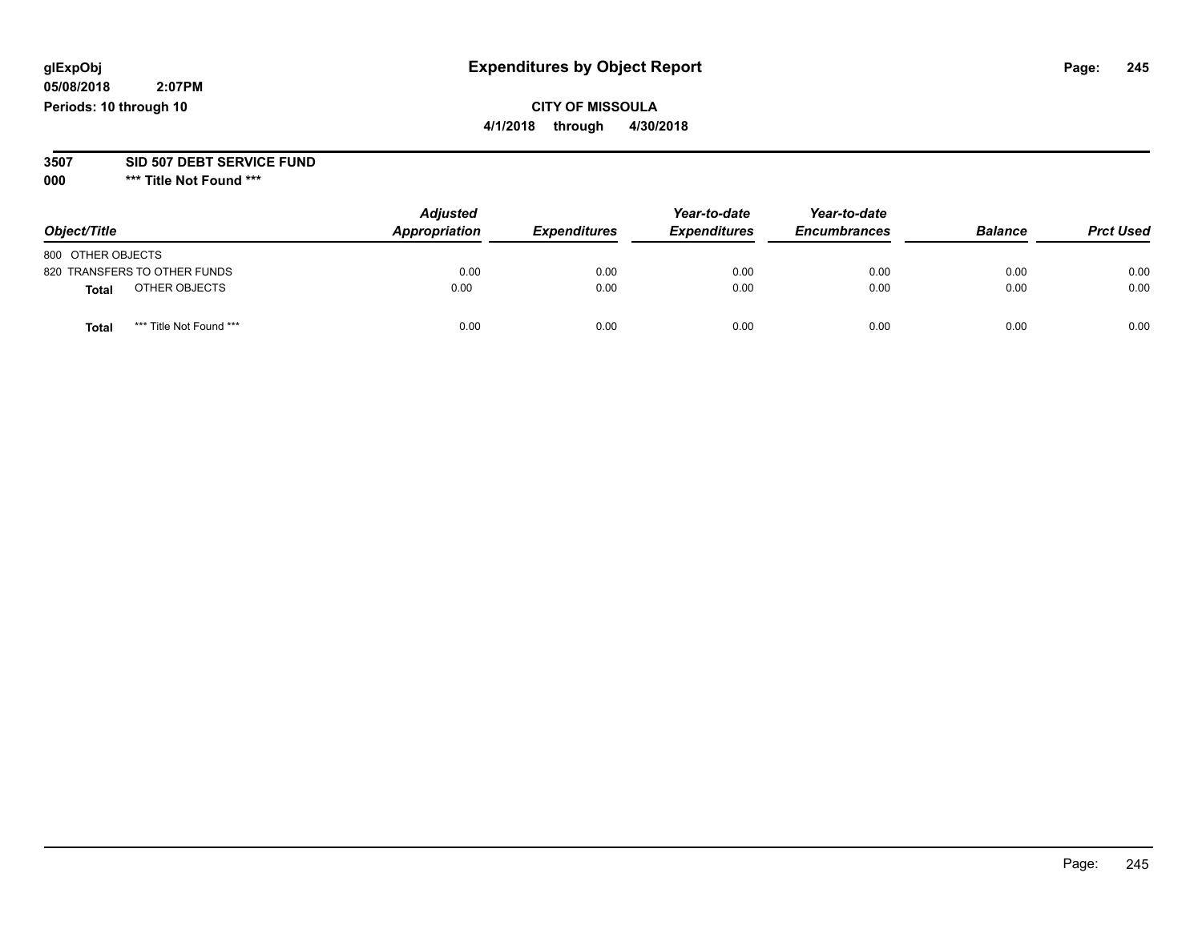glExpObj
05/08/2018 2:07PM
Periods: 10 through 10

# Expenditures by Object Report

**CITY OF MISSOULA**
**4/1/2018 through 4/30/2018**

**3507 SID 507 DEBT SERVICE FUND**
**000 *** Title Not Found *****

| Object/Title | Adjusted Appropriation | Expenditures | Year-to-date Expenditures | Year-to-date Encumbrances | Balance | Prct Used |
|---|---|---|---|---|---|---|
| 800 OTHER OBJECTS | | | | | | |
| 820 TRANSFERS TO OTHER FUNDS | 0.00 | 0.00 | 0.00 | 0.00 | 0.00 | 0.00 |
| **Total** OTHER OBJECTS | 0.00 | 0.00 | 0.00 | 0.00 | 0.00 | 0.00 |
| **Total** *** Title Not Found *** | 0.00 | 0.00 | 0.00 | 0.00 | 0.00 | 0.00 |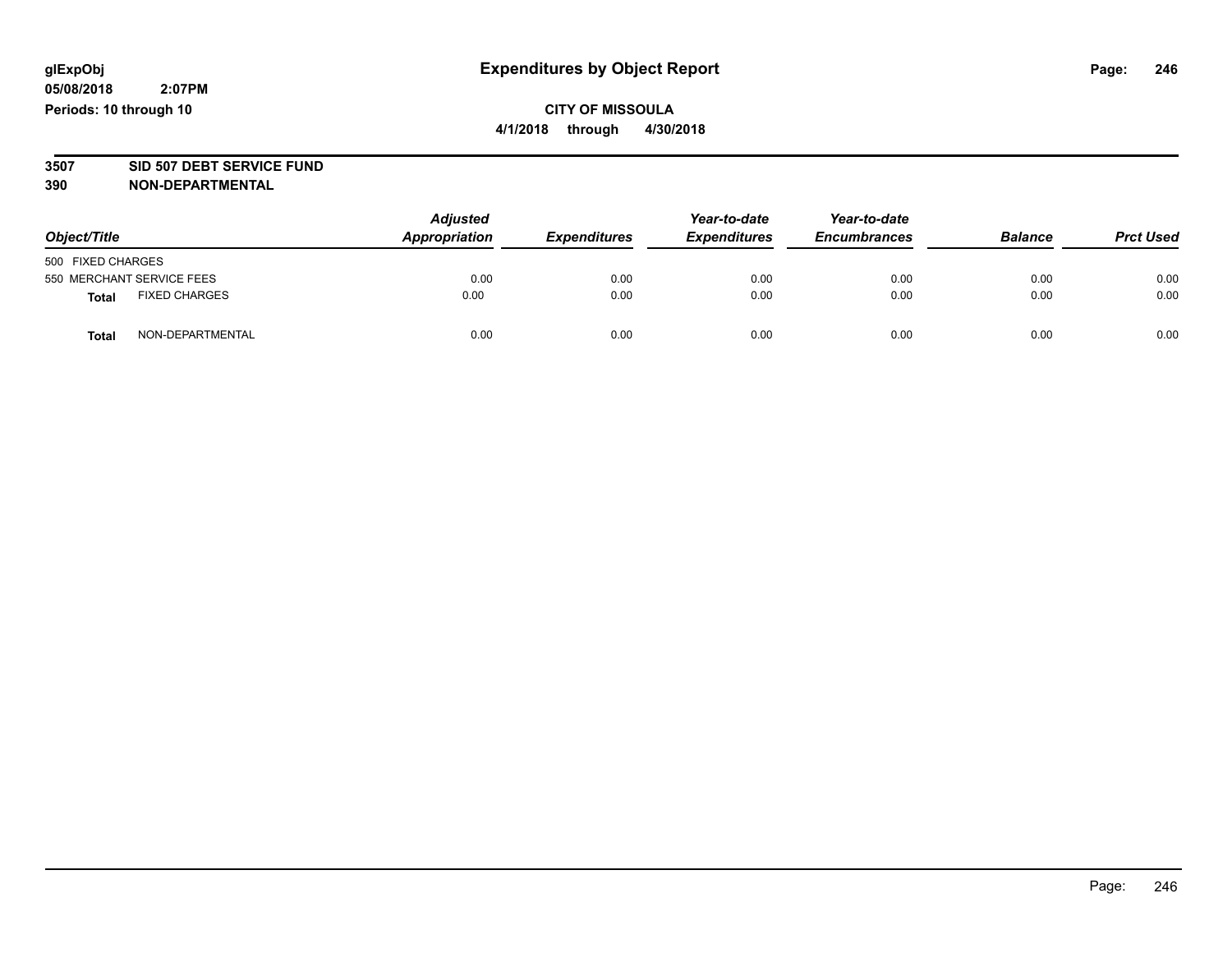# Expenditures by Object Report

glExpObj
05/08/2018 2:07PM
Periods: 10 through 10

**CITY OF MISSOULA**
**4/1/2018 through 4/30/2018**

**3507 SID 507 DEBT SERVICE FUND**
**390 NON-DEPARTMENTAL**

| Object/Title | Adjusted Appropriation | Expenditures | Year-to-date Expenditures | Year-to-date Encumbrances | Balance | Prct Used |
|---|---|---|---|---|---|---|
| 500 FIXED CHARGES | | | | | | |
| 550 MERCHANT SERVICE FEES | 0.00 | 0.00 | 0.00 | 0.00 | 0.00 | 0.00 |
| **Total** FIXED CHARGES | 0.00 | 0.00 | 0.00 | 0.00 | 0.00 | 0.00 |
| **Total** NON-DEPARTMENTAL | 0.00 | 0.00 | 0.00 | 0.00 | 0.00 | 0.00 |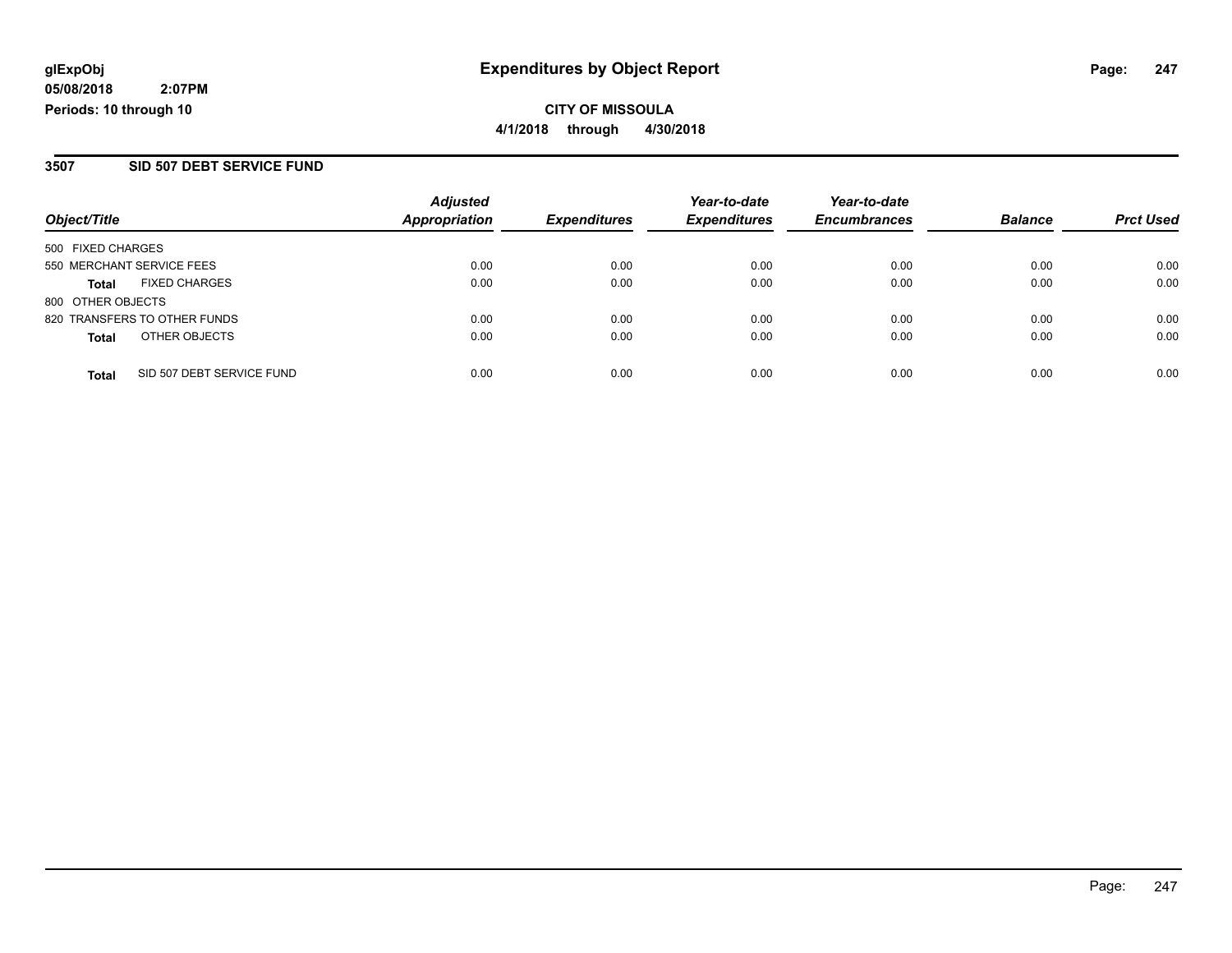# Expenditures by Object Report

glExpObj
05/08/2018 2:07PM
Periods: 10 through 10

**CITY OF MISSOULA**
**4/1/2018 through 4/30/2018**

## 3507 SID 507 DEBT SERVICE FUND

| Object/Title | | Adjusted Appropriation | Expenditures | Year-to-date Expenditures | Year-to-date Encumbrances | Balance | Prct Used |
|---|---|---|---|---|---|---|---|
| 500 FIXED CHARGES | | | | | | | |
| 550 MERCHANT SERVICE FEES | | 0.00 | 0.00 | 0.00 | 0.00 | 0.00 | 0.00 |
| **Total** | FIXED CHARGES | 0.00 | 0.00 | 0.00 | 0.00 | 0.00 | 0.00 |
| 800 OTHER OBJECTS | | | | | | | |
| 820 TRANSFERS TO OTHER FUNDS | | 0.00 | 0.00 | 0.00 | 0.00 | 0.00 | 0.00 |
| **Total** | OTHER OBJECTS | 0.00 | 0.00 | 0.00 | 0.00 | 0.00 | 0.00 |
| **Total** | SID 507 DEBT SERVICE FUND | 0.00 | 0.00 | 0.00 | 0.00 | 0.00 | 0.00 |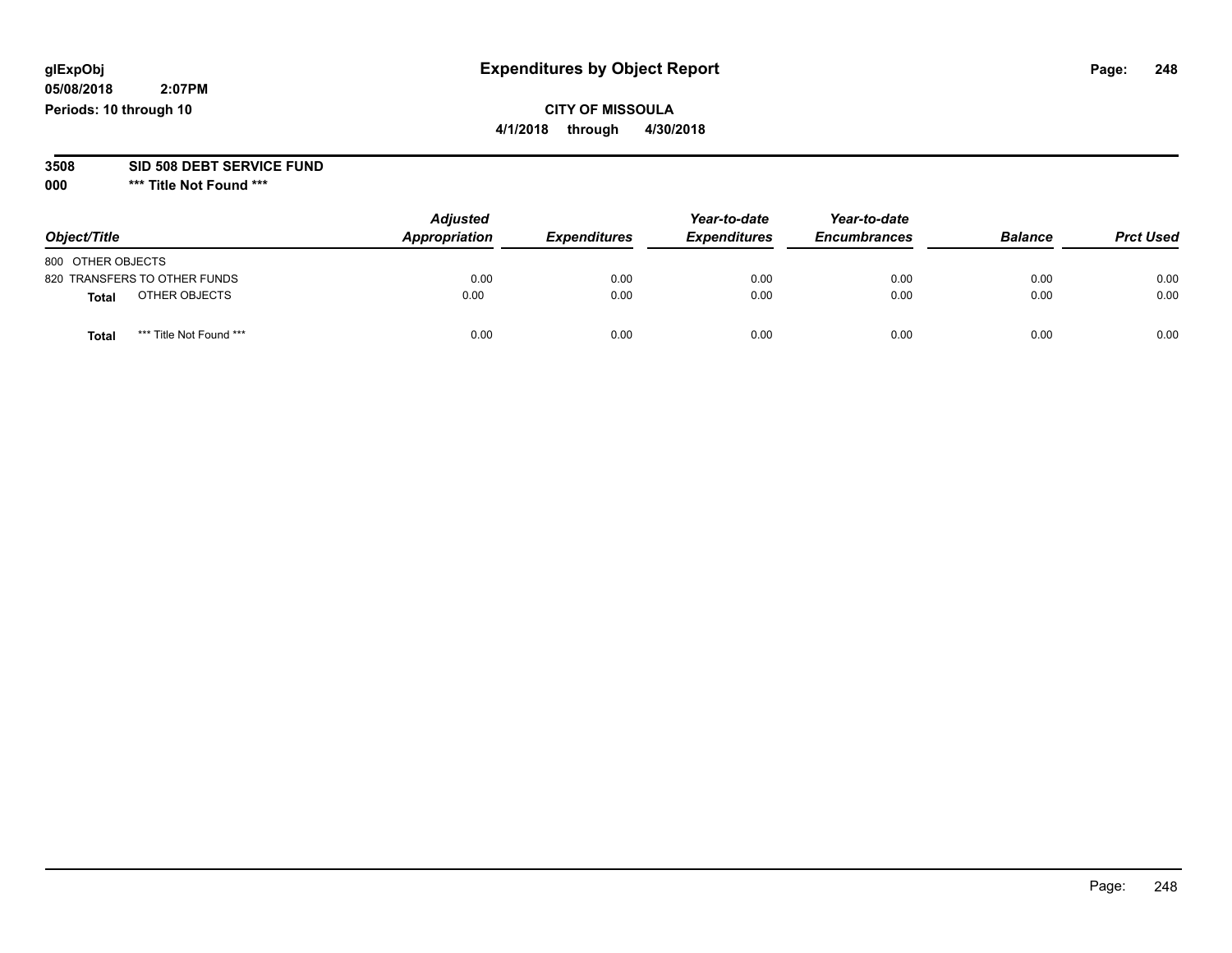glExpObj
05/08/2018 2:07PM
Periods: 10 through 10

# Expenditures by Object Report

**CITY OF MISSOULA**
**4/1/2018 through 4/30/2018**

**3508 SID 508 DEBT SERVICE FUND**
**000 *** Title Not Found *****

| Object/Title | Adjusted Appropriation | Expenditures | Year-to-date Expenditures | Year-to-date Encumbrances | Balance | Prct Used |
|---|---|---|---|---|---|---|
| 800 OTHER OBJECTS | | | | | | |
| 820 TRANSFERS TO OTHER FUNDS | 0.00 | 0.00 | 0.00 | 0.00 | 0.00 | 0.00 |
| **Total** OTHER OBJECTS | 0.00 | 0.00 | 0.00 | 0.00 | 0.00 | 0.00 |
| **Total** *** Title Not Found *** | 0.00 | 0.00 | 0.00 | 0.00 | 0.00 | 0.00 |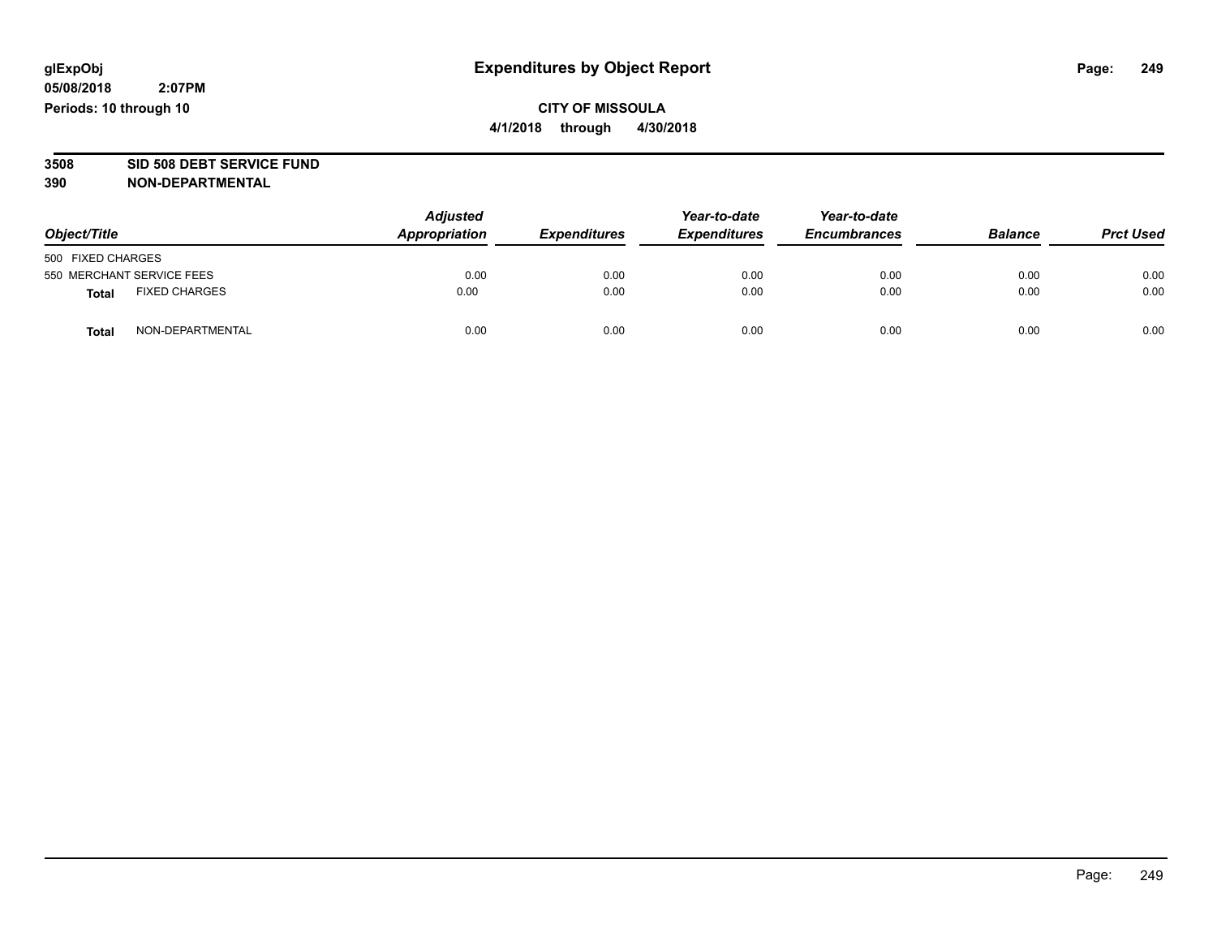**glExpObj**
**05/08/2018 2:07PM**
**Periods: 10 through 10**

# Expenditures by Object Report

**CITY OF MISSOULA**
**4/1/2018 through 4/30/2018**

**3508 SID 508 DEBT SERVICE FUND**
**390 NON-DEPARTMENTAL**

| Object/Title | | *Adjusted Appropriation* | *Expenditures* | *Year-to-date Expenditures* | *Year-to-date Encumbrances* | *Balance* | *Prct Used* |
|---|---|---|---|---|---|---|---|
| 500 FIXED CHARGES | | | | | | | |
| 550 MERCHANT SERVICE FEES | | 0.00 | 0.00 | 0.00 | 0.00 | 0.00 | 0.00 |
| **Total** | FIXED CHARGES | 0.00 | 0.00 | 0.00 | 0.00 | 0.00 | 0.00 |
| **Total** | NON-DEPARTMENTAL | 0.00 | 0.00 | 0.00 | 0.00 | 0.00 | 0.00 |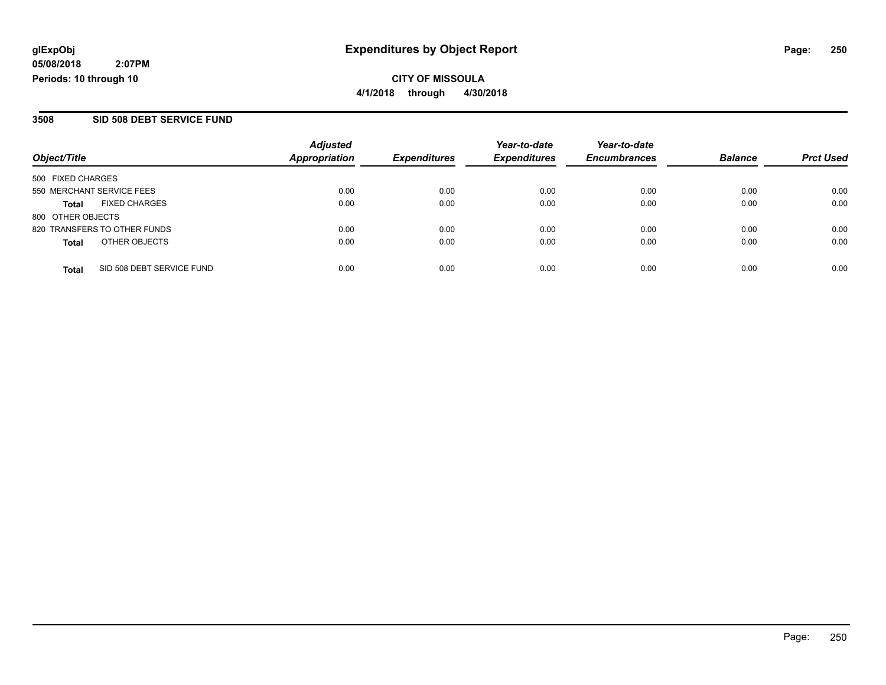# Expenditures by Object Report

glExpObj
05/08/2018 2:07PM
Periods: 10 through 10

**CITY OF MISSOULA**
**4/1/2018 through 4/30/2018**

## 3508 SID 508 DEBT SERVICE FUND

| Object/Title | | Adjusted Appropriation | Expenditures | Year-to-date Expenditures | Year-to-date Encumbrances | Balance | Prct Used |
|---|---|---|---|---|---|---|---|
| 500 FIXED CHARGES | | | | | | | |
| 550 MERCHANT SERVICE FEES | | 0.00 | 0.00 | 0.00 | 0.00 | 0.00 | 0.00 |
| **Total** | FIXED CHARGES | 0.00 | 0.00 | 0.00 | 0.00 | 0.00 | 0.00 |
| 800 OTHER OBJECTS | | | | | | | |
| 820 TRANSFERS TO OTHER FUNDS | | 0.00 | 0.00 | 0.00 | 0.00 | 0.00 | 0.00 |
| **Total** | OTHER OBJECTS | 0.00 | 0.00 | 0.00 | 0.00 | 0.00 | 0.00 |
| **Total** | SID 508 DEBT SERVICE FUND | 0.00 | 0.00 | 0.00 | 0.00 | 0.00 | 0.00 |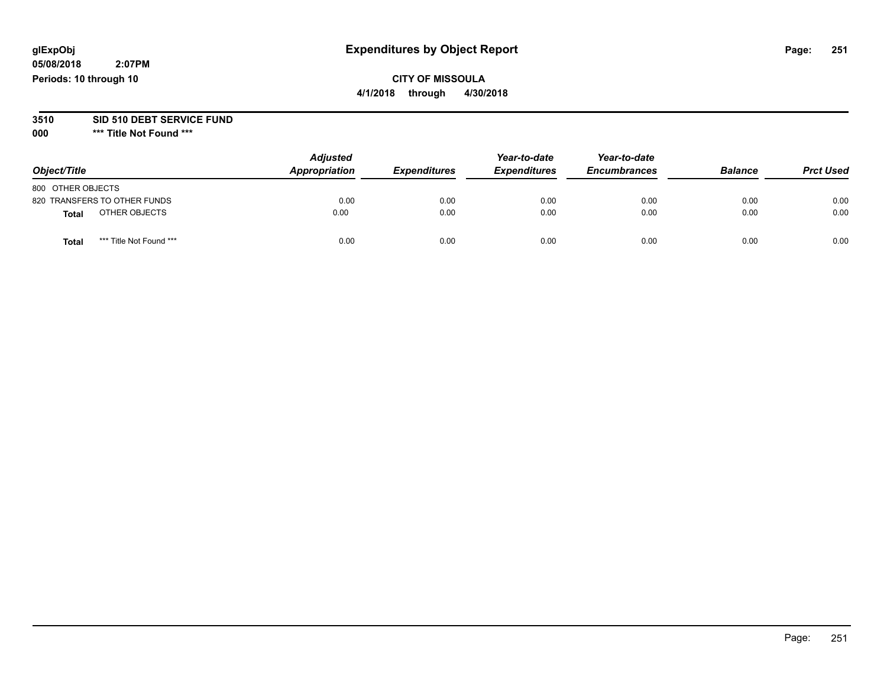# Expenditures by Object Report

glExpObj
05/08/2018 2:07PM
Periods: 10 through 10

**CITY OF MISSOULA**
**4/1/2018 through 4/30/2018**

**3510 SID 510 DEBT SERVICE FUND**
**000 \*\*\* Title Not Found \*\*\***

| Object/Title | Adjusted Appropriation | Expenditures | Year-to-date Expenditures | Year-to-date Encumbrances | Balance | Prct Used |
|---|---|---|---|---|---|---|
| 800 OTHER OBJECTS | | | | | | |
| 820 TRANSFERS TO OTHER FUNDS | 0.00 | 0.00 | 0.00 | 0.00 | 0.00 | 0.00 |
| **Total** OTHER OBJECTS | 0.00 | 0.00 | 0.00 | 0.00 | 0.00 | 0.00 |
| **Total** *** Title Not Found *** | 0.00 | 0.00 | 0.00 | 0.00 | 0.00 | 0.00 |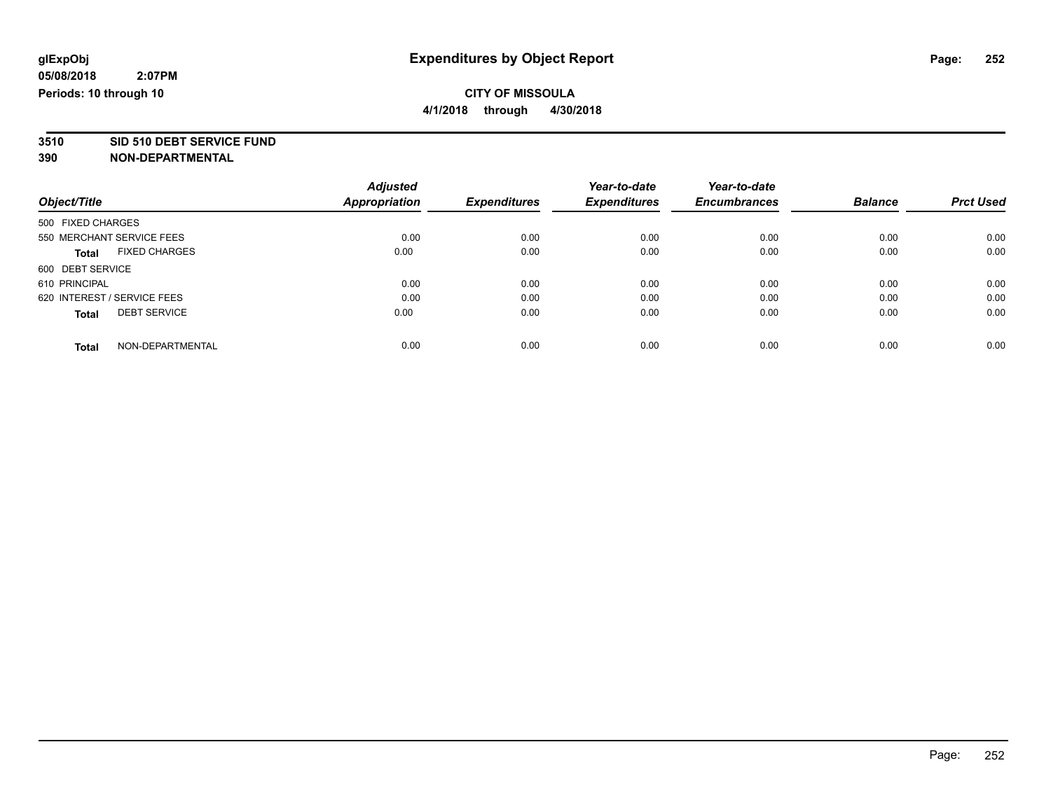glExpObj
05/08/2018 2:07PM
Periods: 10 through 10

# Expenditures by Object Report

**CITY OF MISSOULA**
**4/1/2018 through 4/30/2018**

**3510 SID 510 DEBT SERVICE FUND**
**390 NON-DEPARTMENTAL**

| Object/Title | Adjusted Appropriation | Expenditures | Year-to-date Expenditures | Year-to-date Encumbrances | Balance | Prct Used |
|---|---|---|---|---|---|---|
| 500 FIXED CHARGES | | | | | | |
| 550 MERCHANT SERVICE FEES | 0.00 | 0.00 | 0.00 | 0.00 | 0.00 | 0.00 |
| **Total** FIXED CHARGES | 0.00 | 0.00 | 0.00 | 0.00 | 0.00 | 0.00 |
| 600 DEBT SERVICE | | | | | | |
| 610 PRINCIPAL | 0.00 | 0.00 | 0.00 | 0.00 | 0.00 | 0.00 |
| 620 INTEREST / SERVICE FEES | 0.00 | 0.00 | 0.00 | 0.00 | 0.00 | 0.00 |
| **Total** DEBT SERVICE | 0.00 | 0.00 | 0.00 | 0.00 | 0.00 | 0.00 |
| **Total** NON-DEPARTMENTAL | 0.00 | 0.00 | 0.00 | 0.00 | 0.00 | 0.00 |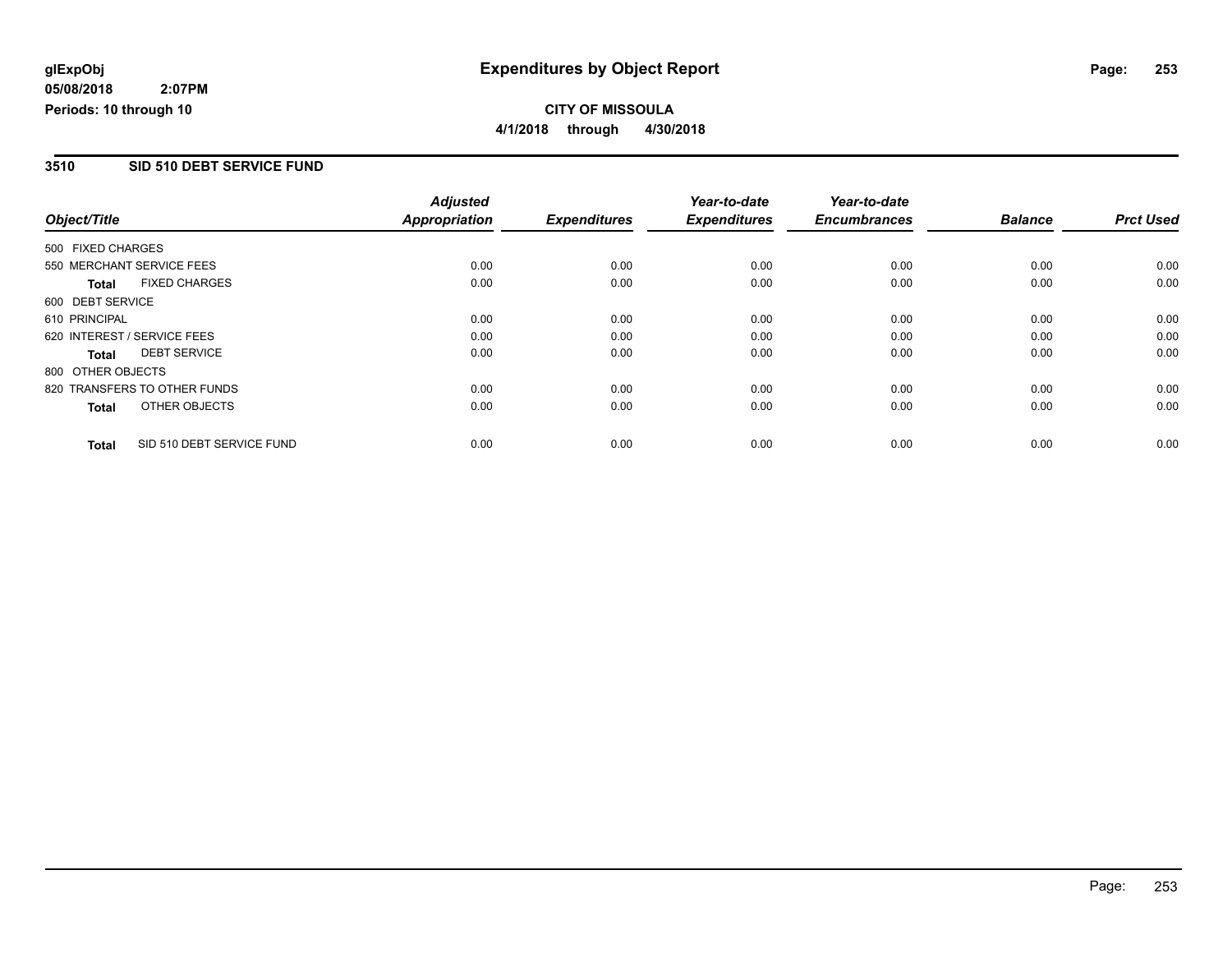**glExpObj**
**05/08/2018 2:07PM**
**Periods: 10 through 10**

# Expenditures by Object Report

**CITY OF MISSOULA**
**4/1/2018 through 4/30/2018**

## 3510 SID 510 DEBT SERVICE FUND

| Object/Title | Adjusted Appropriation | Expenditures | Year-to-date Expenditures | Year-to-date Encumbrances | Balance | Prct Used |
|---|---|---|---|---|---|---|
| 500 FIXED CHARGES | | | | | | |
| 550 MERCHANT SERVICE FEES | 0.00 | 0.00 | 0.00 | 0.00 | 0.00 | 0.00 |
| **Total** FIXED CHARGES | 0.00 | 0.00 | 0.00 | 0.00 | 0.00 | 0.00 |
| 600 DEBT SERVICE | | | | | | |
| 610 PRINCIPAL | 0.00 | 0.00 | 0.00 | 0.00 | 0.00 | 0.00 |
| 620 INTEREST / SERVICE FEES | 0.00 | 0.00 | 0.00 | 0.00 | 0.00 | 0.00 |
| **Total** DEBT SERVICE | 0.00 | 0.00 | 0.00 | 0.00 | 0.00 | 0.00 |
| 800 OTHER OBJECTS | | | | | | |
| 820 TRANSFERS TO OTHER FUNDS | 0.00 | 0.00 | 0.00 | 0.00 | 0.00 | 0.00 |
| **Total** OTHER OBJECTS | 0.00 | 0.00 | 0.00 | 0.00 | 0.00 | 0.00 |
| **Total** SID 510 DEBT SERVICE FUND | 0.00 | 0.00 | 0.00 | 0.00 | 0.00 | 0.00 |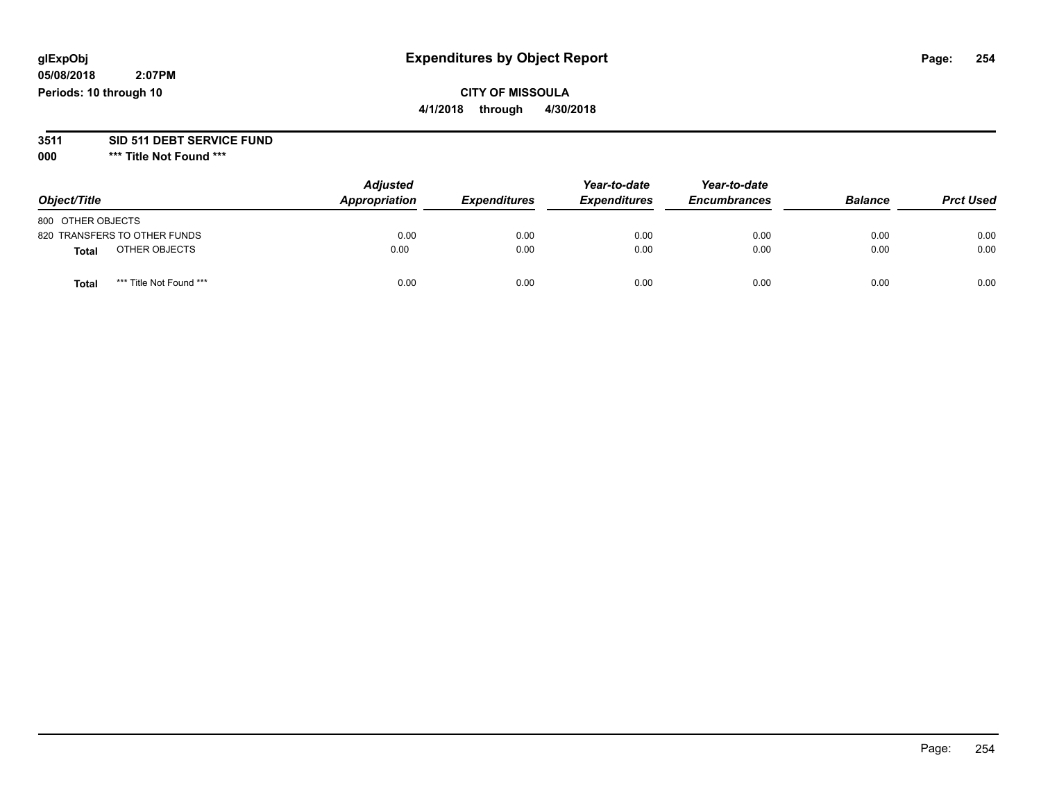glExpObj
05/08/2018 2:07PM
Periods: 10 through 10

# Expenditures by Object Report

**CITY OF MISSOULA**
**4/1/2018 through 4/30/2018**

**3511 SID 511 DEBT SERVICE FUND**
**000 \*\*\* Title Not Found \*\*\***

| Object/Title | Adjusted Appropriation | Expenditures | Year-to-date Expenditures | Year-to-date Encumbrances | Balance | Prct Used |
|---|---|---|---|---|---|---|
| 800 OTHER OBJECTS | | | | | | |
| 820 TRANSFERS TO OTHER FUNDS | 0.00 | 0.00 | 0.00 | 0.00 | 0.00 | 0.00 |
| **Total** OTHER OBJECTS | 0.00 | 0.00 | 0.00 | 0.00 | 0.00 | 0.00 |
| **Total** *** Title Not Found *** | 0.00 | 0.00 | 0.00 | 0.00 | 0.00 | 0.00 |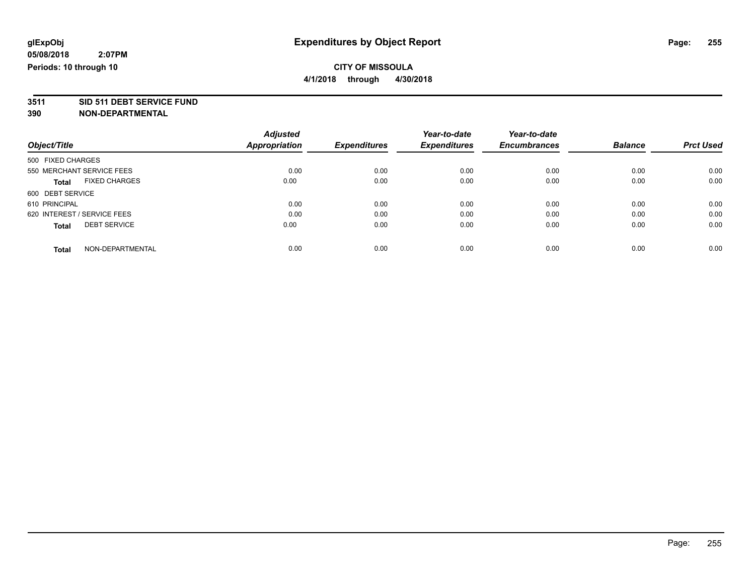**glExpObj** **Expenditures by Object Report**

**05/08/2018 2:07PM**

**Periods: 10 through 10**

**CITY OF MISSOULA**

**4/1/2018 through 4/30/2018**

**3511 SID 511 DEBT SERVICE FUND**

**390 NON-DEPARTMENTAL**

| Object/Title | | Adjusted Appropriation | Expenditures | Year-to-date Expenditures | Year-to-date Encumbrances | Balance | Prct Used |
|---|---|---|---|---|---|---|---|
| 500 FIXED CHARGES | | | | | | | |
| 550 MERCHANT SERVICE FEES | | 0.00 | 0.00 | 0.00 | 0.00 | 0.00 | 0.00 |
| **Total** | FIXED CHARGES | 0.00 | 0.00 | 0.00 | 0.00 | 0.00 | 0.00 |
| 600 DEBT SERVICE | | | | | | | |
| 610 PRINCIPAL | | 0.00 | 0.00 | 0.00 | 0.00 | 0.00 | 0.00 |
| 620 INTEREST / SERVICE FEES | | 0.00 | 0.00 | 0.00 | 0.00 | 0.00 | 0.00 |
| **Total** | DEBT SERVICE | 0.00 | 0.00 | 0.00 | 0.00 | 0.00 | 0.00 |
| **Total** | NON-DEPARTMENTAL | 0.00 | 0.00 | 0.00 | 0.00 | 0.00 | 0.00 |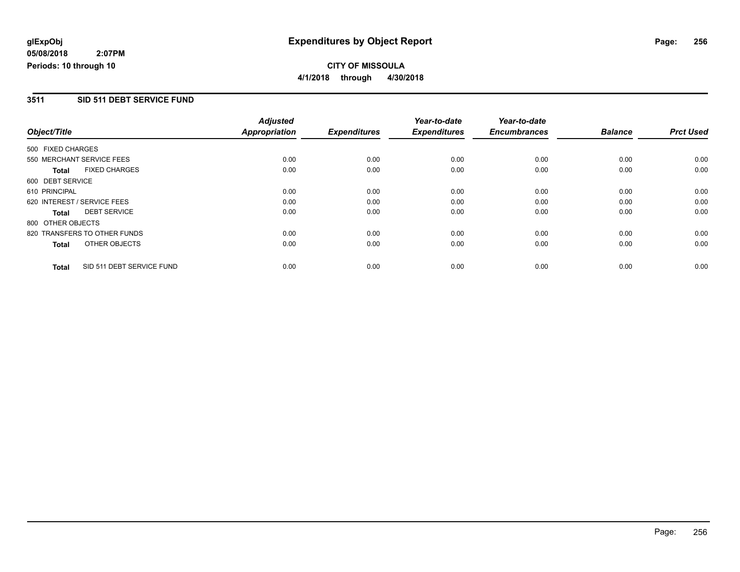glExpObj
05/08/2018 2:07PM
Periods: 10 through 10

# Expenditures by Object Report

**CITY OF MISSOULA**
**4/1/2018 through 4/30/2018**

## 3511 SID 511 DEBT SERVICE FUND

| Object/Title | | Adjusted Appropriation | Expenditures | Year-to-date Expenditures | Year-to-date Encumbrances | Balance | Prct Used |
|---|---|---|---|---|---|---|---|
| 500 FIXED CHARGES | | | | | | | |
| 550 MERCHANT SERVICE FEES | | 0.00 | 0.00 | 0.00 | 0.00 | 0.00 | 0.00 |
| **Total** | FIXED CHARGES | 0.00 | 0.00 | 0.00 | 0.00 | 0.00 | 0.00 |
| 600 DEBT SERVICE | | | | | | | |
| 610 PRINCIPAL | | 0.00 | 0.00 | 0.00 | 0.00 | 0.00 | 0.00 |
| 620 INTEREST / SERVICE FEES | | 0.00 | 0.00 | 0.00 | 0.00 | 0.00 | 0.00 |
| **Total** | DEBT SERVICE | 0.00 | 0.00 | 0.00 | 0.00 | 0.00 | 0.00 |
| 800 OTHER OBJECTS | | | | | | | |
| 820 TRANSFERS TO OTHER FUNDS | | 0.00 | 0.00 | 0.00 | 0.00 | 0.00 | 0.00 |
| **Total** | OTHER OBJECTS | 0.00 | 0.00 | 0.00 | 0.00 | 0.00 | 0.00 |
| **Total** | SID 511 DEBT SERVICE FUND | 0.00 | 0.00 | 0.00 | 0.00 | 0.00 | 0.00 |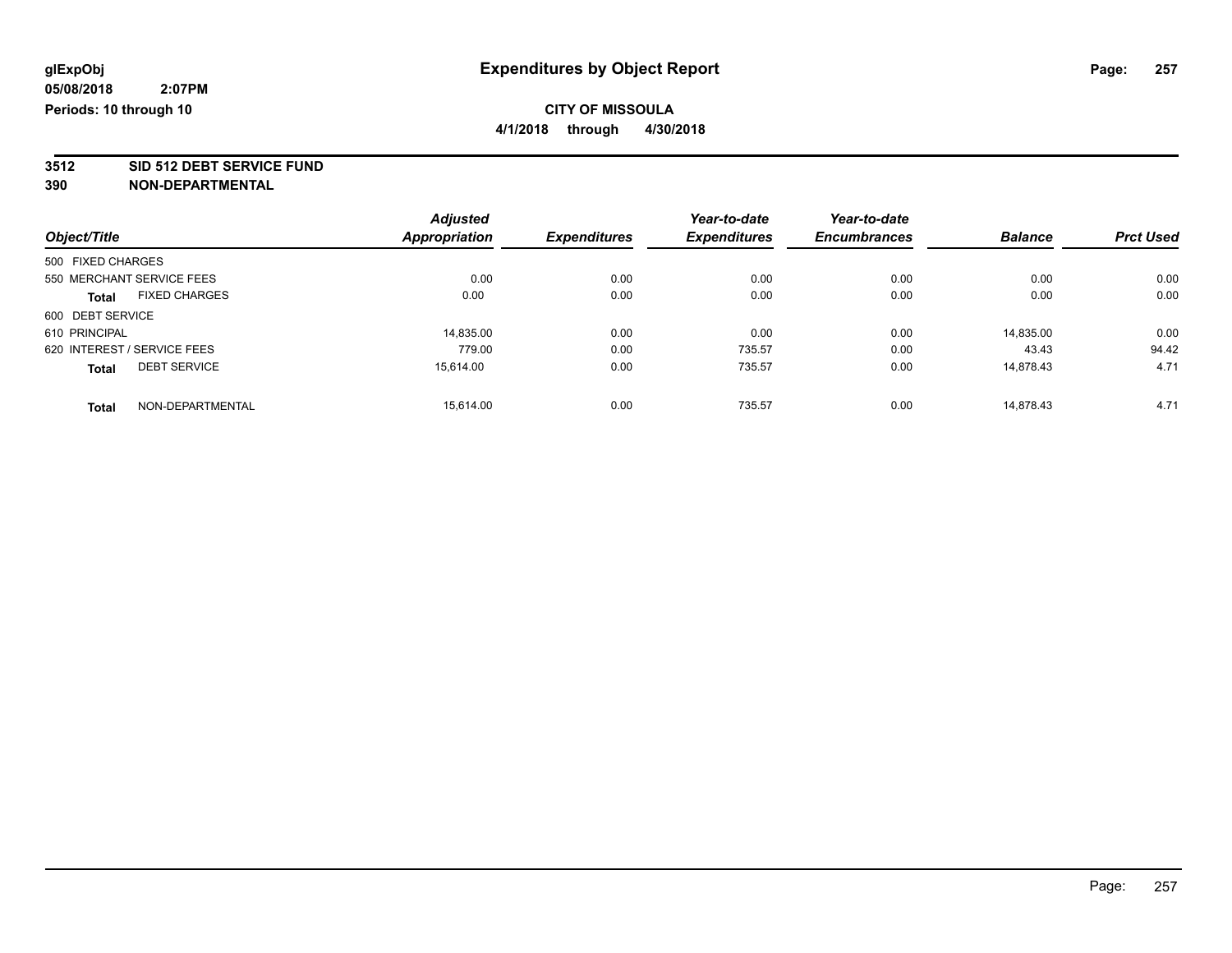glExpObj
05/08/2018 2:07PM
Periods: 10 through 10

# Expenditures by Object Report

**CITY OF MISSOULA**
**4/1/2018 through 4/30/2018**

**3512 SID 512 DEBT SERVICE FUND**
**390 NON-DEPARTMENTAL**

| Object/Title | | Adjusted Appropriation | Expenditures | Year-to-date Expenditures | Year-to-date Encumbrances | Balance | Prct Used |
|---|---|---|---|---|---|---|---|
| 500 FIXED CHARGES | | | | | | | |
| 550 MERCHANT SERVICE FEES | | 0.00 | 0.00 | 0.00 | 0.00 | 0.00 | 0.00 |
| **Total** | FIXED CHARGES | 0.00 | 0.00 | 0.00 | 0.00 | 0.00 | 0.00 |
| 600 DEBT SERVICE | | | | | | | |
| 610 PRINCIPAL | | 14,835.00 | 0.00 | 0.00 | 0.00 | 14,835.00 | 0.00 |
| 620 INTEREST / SERVICE FEES | | 779.00 | 0.00 | 735.57 | 0.00 | 43.43 | 94.42 |
| **Total** | DEBT SERVICE | 15,614.00 | 0.00 | 735.57 | 0.00 | 14,878.43 | 4.71 |
| **Total** | NON-DEPARTMENTAL | 15,614.00 | 0.00 | 735.57 | 0.00 | 14,878.43 | 4.71 |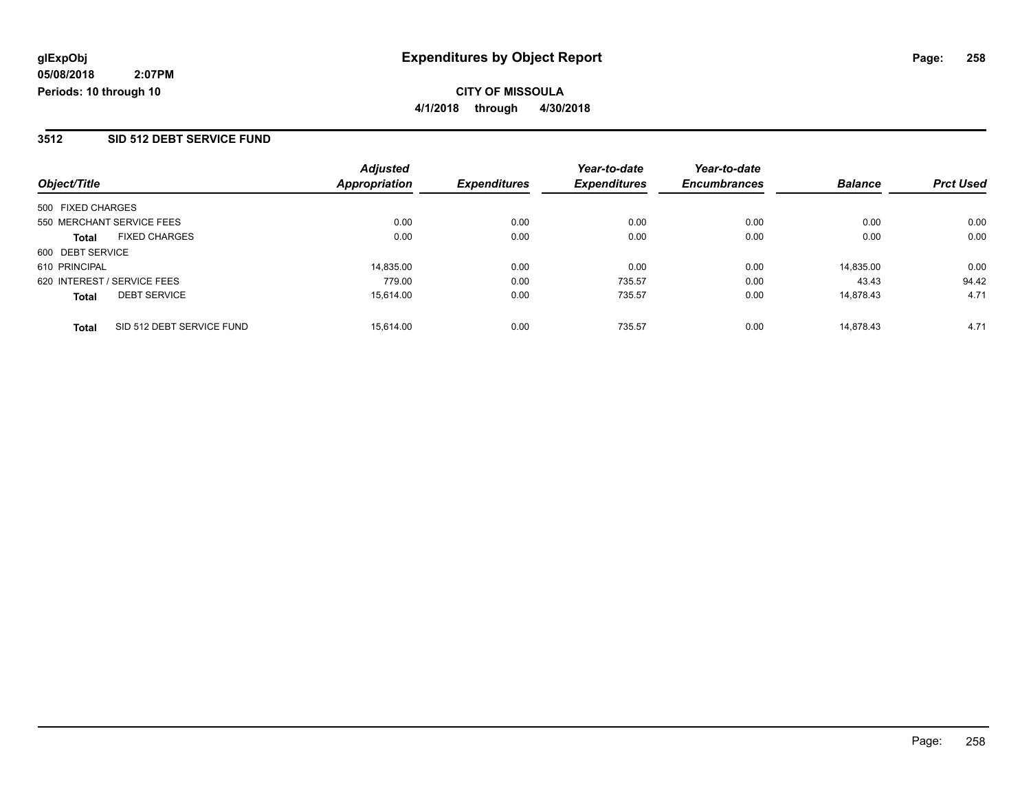glExpObj
05/08/2018 2:07PM
Periods: 10 through 10

# Expenditures by Object Report

**CITY OF MISSOULA**
**4/1/2018 through 4/30/2018**

## 3512 SID 512 DEBT SERVICE FUND

| Object/Title | | Adjusted Appropriation | Expenditures | Year-to-date Expenditures | Year-to-date Encumbrances | Balance | Prct Used |
|---|---|---|---|---|---|---|---|
| 500 FIXED CHARGES | | | | | | | |
| 550 MERCHANT SERVICE FEES | | 0.00 | 0.00 | 0.00 | 0.00 | 0.00 | 0.00 |
| **Total** | FIXED CHARGES | 0.00 | 0.00 | 0.00 | 0.00 | 0.00 | 0.00 |
| 600 DEBT SERVICE | | | | | | | |
| 610 PRINCIPAL | | 14,835.00 | 0.00 | 0.00 | 0.00 | 14,835.00 | 0.00 |
| 620 INTEREST / SERVICE FEES | | 779.00 | 0.00 | 735.57 | 0.00 | 43.43 | 94.42 |
| **Total** | DEBT SERVICE | 15,614.00 | 0.00 | 735.57 | 0.00 | 14,878.43 | 4.71 |
| **Total** | SID 512 DEBT SERVICE FUND | 15,614.00 | 0.00 | 735.57 | 0.00 | 14,878.43 | 4.71 |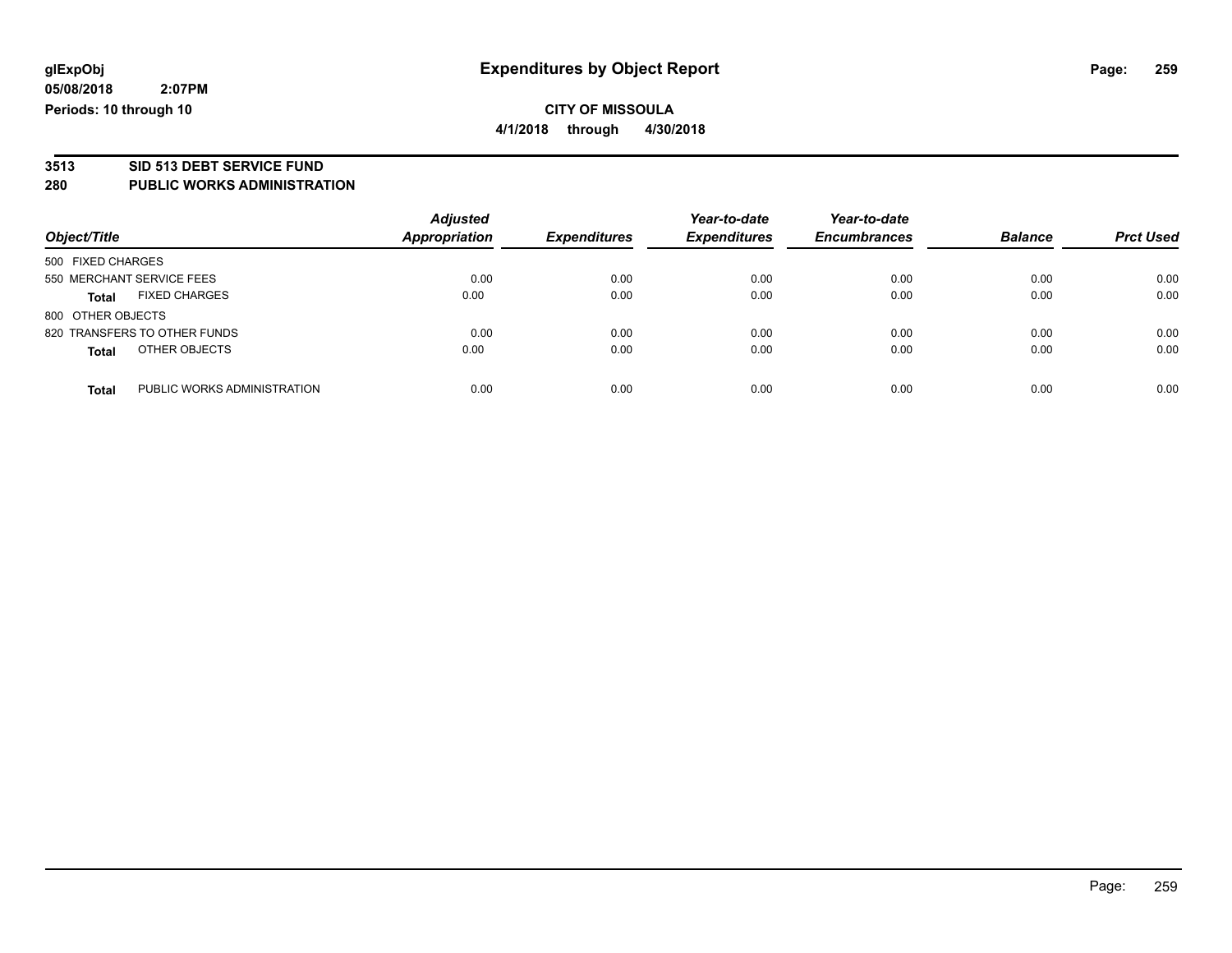**glExpObj** | **Expenditures by Object Report**
**05/08/2018 2:07PM**
**Periods: 10 through 10**

**CITY OF MISSOULA**
**4/1/2018 through 4/30/2018**

## 3513 SID 513 DEBT SERVICE FUND
## 280 PUBLIC WORKS ADMINISTRATION

| Object/Title | | *Adjusted Appropriation* | *Expenditures* | *Year-to-date Expenditures* | *Year-to-date Encumbrances* | *Balance* | *Prct Used* |
|---|---|---|---|---|---|---|---|
| 500 FIXED CHARGES | | | | | | | |
| 550 MERCHANT SERVICE FEES | | 0.00 | 0.00 | 0.00 | 0.00 | 0.00 | 0.00 |
| **Total** | FIXED CHARGES | 0.00 | 0.00 | 0.00 | 0.00 | 0.00 | 0.00 |
| 800 OTHER OBJECTS | | | | | | | |
| 820 TRANSFERS TO OTHER FUNDS | | 0.00 | 0.00 | 0.00 | 0.00 | 0.00 | 0.00 |
| **Total** | OTHER OBJECTS | 0.00 | 0.00 | 0.00 | 0.00 | 0.00 | 0.00 |
| **Total** | PUBLIC WORKS ADMINISTRATION | 0.00 | 0.00 | 0.00 | 0.00 | 0.00 | 0.00 |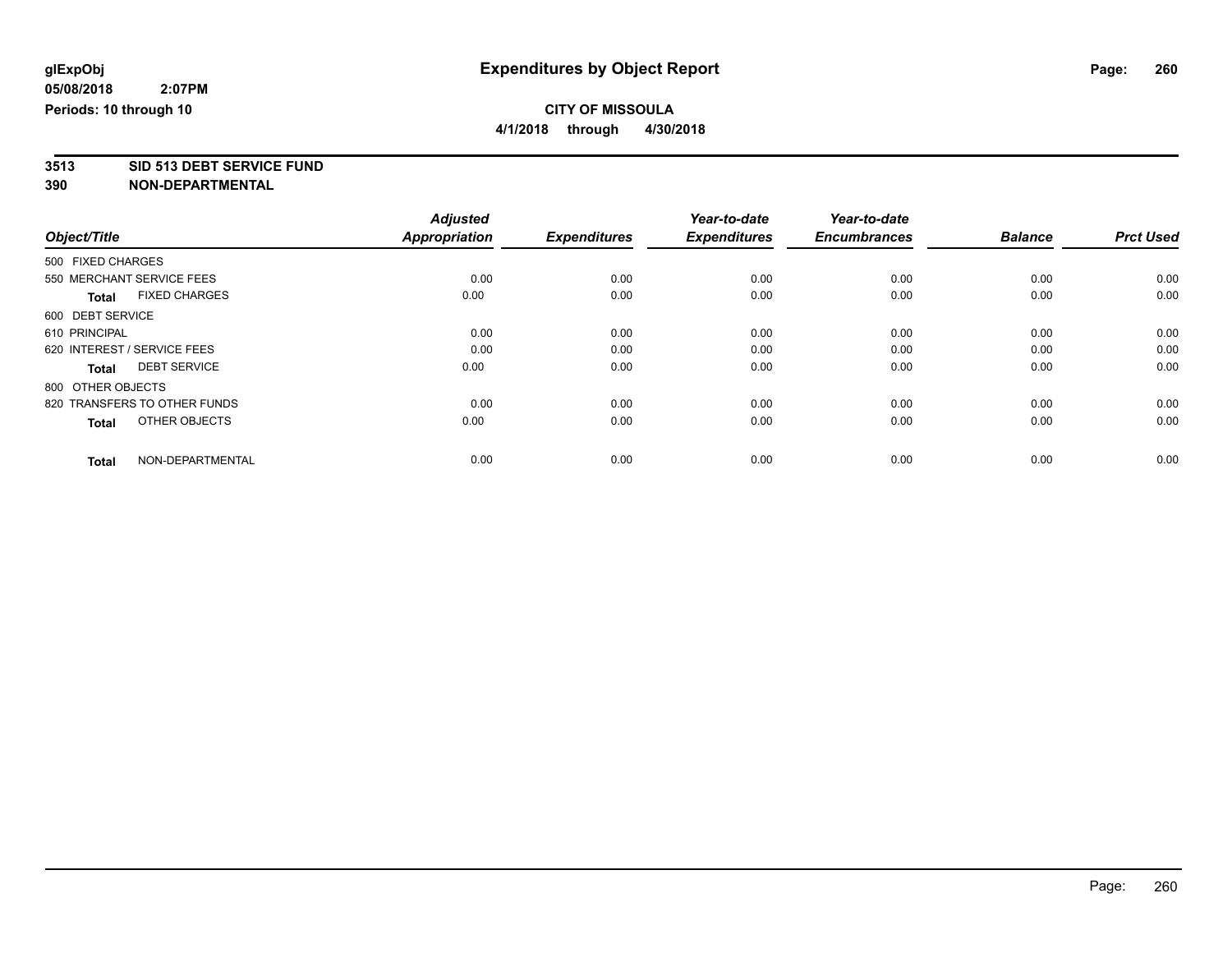**glExpObj** **Expenditures by Object Report**

**05/08/2018 2:07PM**

**Periods: 10 through 10**

**CITY OF MISSOULA**

**4/1/2018 through 4/30/2018**

**3513 SID 513 DEBT SERVICE FUND**

**390 NON-DEPARTMENTAL**

| Object/Title | Adjusted Appropriation | Expenditures | Year-to-date Expenditures | Year-to-date Encumbrances | Balance | Prct Used |
|---|---|---|---|---|---|---|
| 500 FIXED CHARGES | | | | | | |
| 550 MERCHANT SERVICE FEES | 0.00 | 0.00 | 0.00 | 0.00 | 0.00 | 0.00 |
| **Total** FIXED CHARGES | 0.00 | 0.00 | 0.00 | 0.00 | 0.00 | 0.00 |
| 600 DEBT SERVICE | | | | | | |
| 610 PRINCIPAL | 0.00 | 0.00 | 0.00 | 0.00 | 0.00 | 0.00 |
| 620 INTEREST / SERVICE FEES | 0.00 | 0.00 | 0.00 | 0.00 | 0.00 | 0.00 |
| **Total** DEBT SERVICE | 0.00 | 0.00 | 0.00 | 0.00 | 0.00 | 0.00 |
| 800 OTHER OBJECTS | | | | | | |
| 820 TRANSFERS TO OTHER FUNDS | 0.00 | 0.00 | 0.00 | 0.00 | 0.00 | 0.00 |
| **Total** OTHER OBJECTS | 0.00 | 0.00 | 0.00 | 0.00 | 0.00 | 0.00 |
| **Total** NON-DEPARTMENTAL | 0.00 | 0.00 | 0.00 | 0.00 | 0.00 | 0.00 |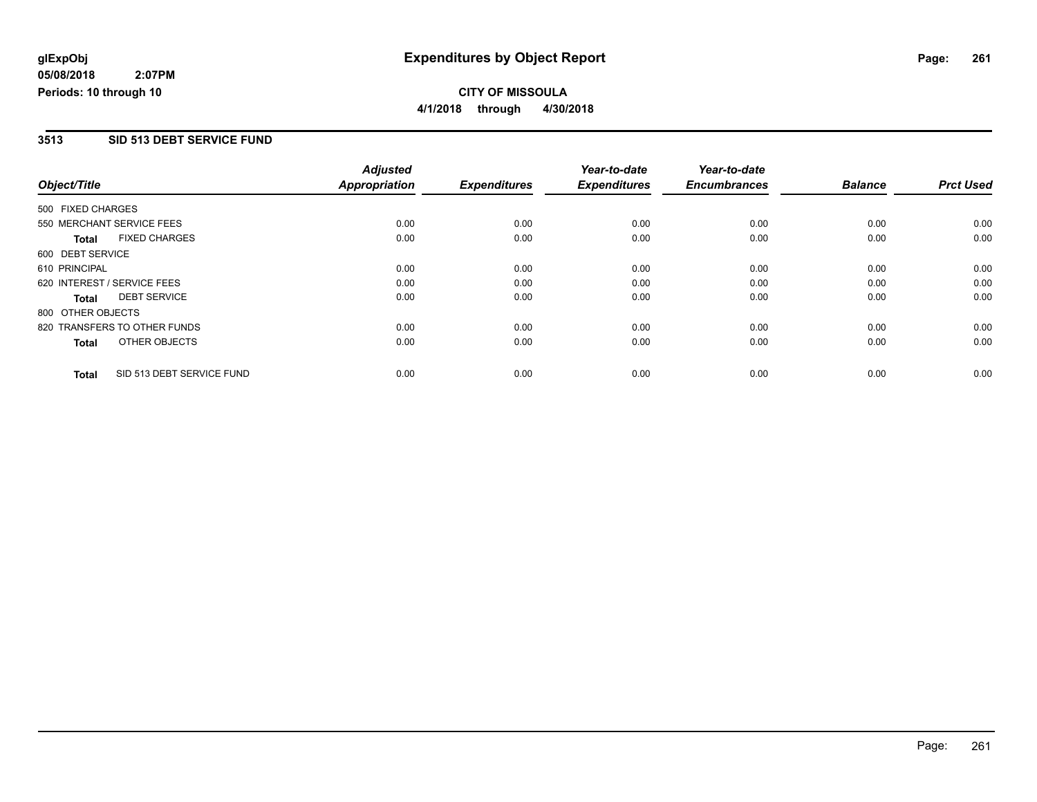glExpObj
05/08/2018 2:07PM
Periods: 10 through 10

# Expenditures by Object Report

**CITY OF MISSOULA**
**4/1/2018 through 4/30/2018**

## 3513 SID 513 DEBT SERVICE FUND

| Object/Title | Adjusted Appropriation | Expenditures | Year-to-date Expenditures | Year-to-date Encumbrances | Balance | Prct Used |
|---|---|---|---|---|---|---|
| 500 FIXED CHARGES | | | | | | |
| 550 MERCHANT SERVICE FEES | 0.00 | 0.00 | 0.00 | 0.00 | 0.00 | 0.00 |
| **Total** FIXED CHARGES | 0.00 | 0.00 | 0.00 | 0.00 | 0.00 | 0.00 |
| 600 DEBT SERVICE | | | | | | |
| 610 PRINCIPAL | 0.00 | 0.00 | 0.00 | 0.00 | 0.00 | 0.00 |
| 620 INTEREST / SERVICE FEES | 0.00 | 0.00 | 0.00 | 0.00 | 0.00 | 0.00 |
| **Total** DEBT SERVICE | 0.00 | 0.00 | 0.00 | 0.00 | 0.00 | 0.00 |
| 800 OTHER OBJECTS | | | | | | |
| 820 TRANSFERS TO OTHER FUNDS | 0.00 | 0.00 | 0.00 | 0.00 | 0.00 | 0.00 |
| **Total** OTHER OBJECTS | 0.00 | 0.00 | 0.00 | 0.00 | 0.00 | 0.00 |
| **Total** SID 513 DEBT SERVICE FUND | 0.00 | 0.00 | 0.00 | 0.00 | 0.00 | 0.00 |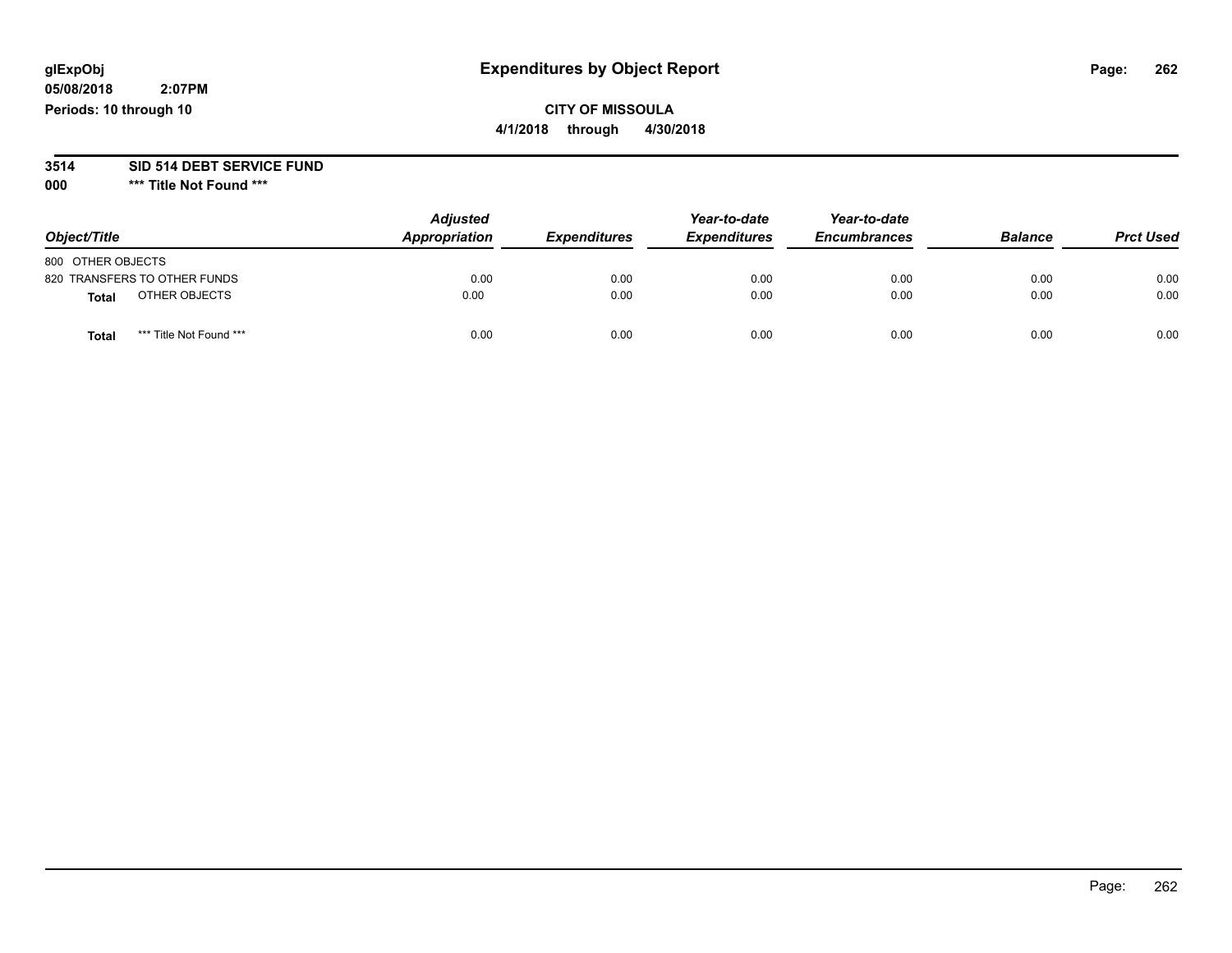# Expenditures by Object Report

glExpObj
05/08/2018 2:07PM
Periods: 10 through 10

**CITY OF MISSOULA**
**4/1/2018 through 4/30/2018**

**3514 SID 514 DEBT SERVICE FUND**
**000 *** Title Not Found *****

| Object/Title | Adjusted Appropriation | Expenditures | Year-to-date Expenditures | Year-to-date Encumbrances | Balance | Prct Used |
|---|---|---|---|---|---|---|
| 800 OTHER OBJECTS | | | | | | |
| 820 TRANSFERS TO OTHER FUNDS | 0.00 | 0.00 | 0.00 | 0.00 | 0.00 | 0.00 |
| **Total** OTHER OBJECTS | 0.00 | 0.00 | 0.00 | 0.00 | 0.00 | 0.00 |
| **Total** *** Title Not Found *** | 0.00 | 0.00 | 0.00 | 0.00 | 0.00 | 0.00 |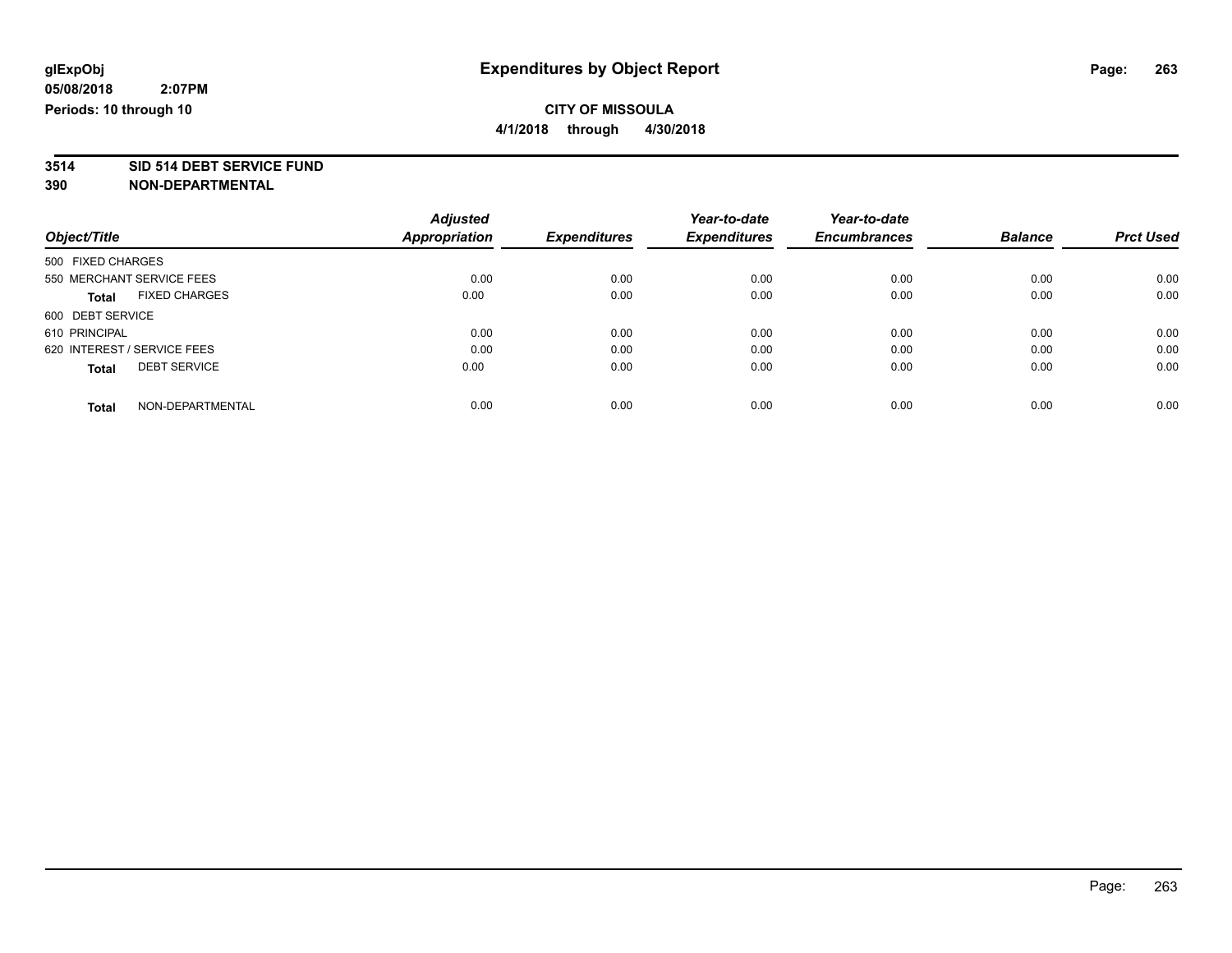**glExpObj**
**05/08/2018 2:07PM**
**Periods: 10 through 10**

# Expenditures by Object Report

**CITY OF MISSOULA**
**4/1/2018 through 4/30/2018**

**3514 SID 514 DEBT SERVICE FUND**
**390 NON-DEPARTMENTAL**

| Object/Title | Adjusted Appropriation | Expenditures | Year-to-date Expenditures | Year-to-date Encumbrances | Balance | Prct Used |
|---|---|---|---|---|---|---|
| 500 FIXED CHARGES | | | | | | |
| 550 MERCHANT SERVICE FEES | 0.00 | 0.00 | 0.00 | 0.00 | 0.00 | 0.00 |
| **Total** FIXED CHARGES | 0.00 | 0.00 | 0.00 | 0.00 | 0.00 | 0.00 |
| 600 DEBT SERVICE | | | | | | |
| 610 PRINCIPAL | 0.00 | 0.00 | 0.00 | 0.00 | 0.00 | 0.00 |
| 620 INTEREST / SERVICE FEES | 0.00 | 0.00 | 0.00 | 0.00 | 0.00 | 0.00 |
| **Total** DEBT SERVICE | 0.00 | 0.00 | 0.00 | 0.00 | 0.00 | 0.00 |
| **Total** NON-DEPARTMENTAL | 0.00 | 0.00 | 0.00 | 0.00 | 0.00 | 0.00 |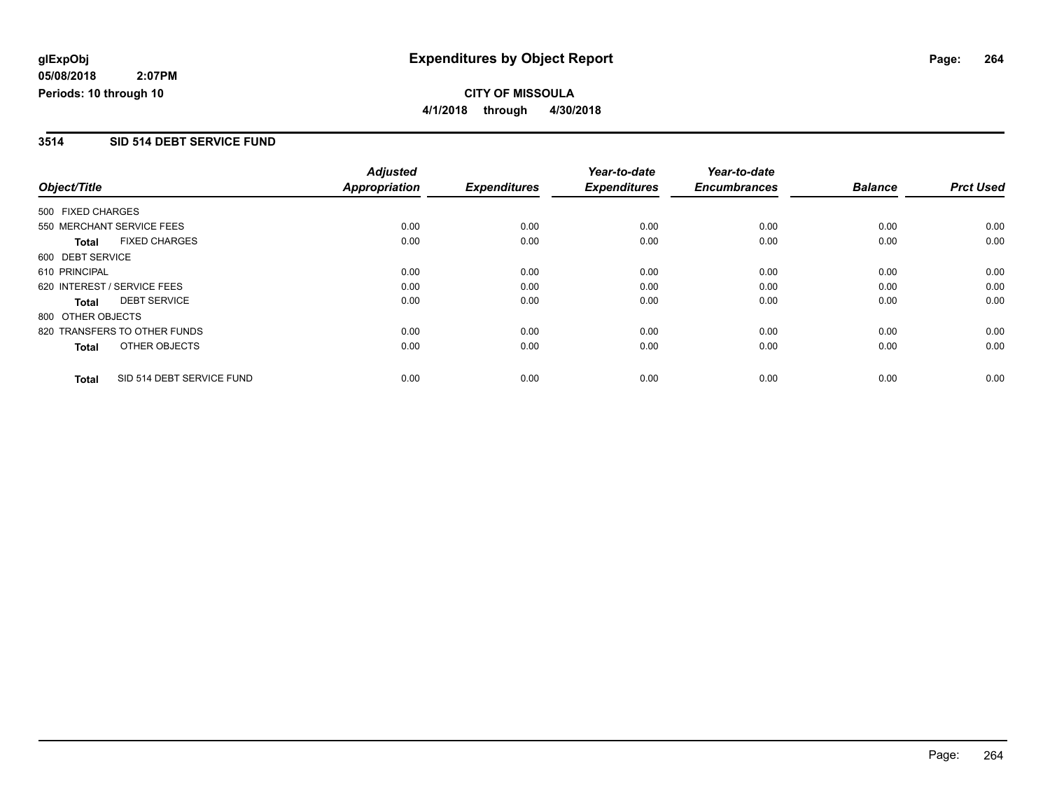**glExpObj**
**05/08/2018 2:07PM**
**Periods: 10 through 10**

# Expenditures by Object Report

**CITY OF MISSOULA**
**4/1/2018 through 4/30/2018**

## 3514 SID 514 DEBT SERVICE FUND

| Object/Title | Adjusted Appropriation | Expenditures | Year-to-date Expenditures | Year-to-date Encumbrances | Balance | Prct Used |
|---|---|---|---|---|---|---|
| 500 FIXED CHARGES | | | | | | |
| 550 MERCHANT SERVICE FEES | 0.00 | 0.00 | 0.00 | 0.00 | 0.00 | 0.00 |
| **Total** FIXED CHARGES | 0.00 | 0.00 | 0.00 | 0.00 | 0.00 | 0.00 |
| 600 DEBT SERVICE | | | | | | |
| 610 PRINCIPAL | 0.00 | 0.00 | 0.00 | 0.00 | 0.00 | 0.00 |
| 620 INTEREST / SERVICE FEES | 0.00 | 0.00 | 0.00 | 0.00 | 0.00 | 0.00 |
| **Total** DEBT SERVICE | 0.00 | 0.00 | 0.00 | 0.00 | 0.00 | 0.00 |
| 800 OTHER OBJECTS | | | | | | |
| 820 TRANSFERS TO OTHER FUNDS | 0.00 | 0.00 | 0.00 | 0.00 | 0.00 | 0.00 |
| **Total** OTHER OBJECTS | 0.00 | 0.00 | 0.00 | 0.00 | 0.00 | 0.00 |
| **Total** SID 514 DEBT SERVICE FUND | 0.00 | 0.00 | 0.00 | 0.00 | 0.00 | 0.00 |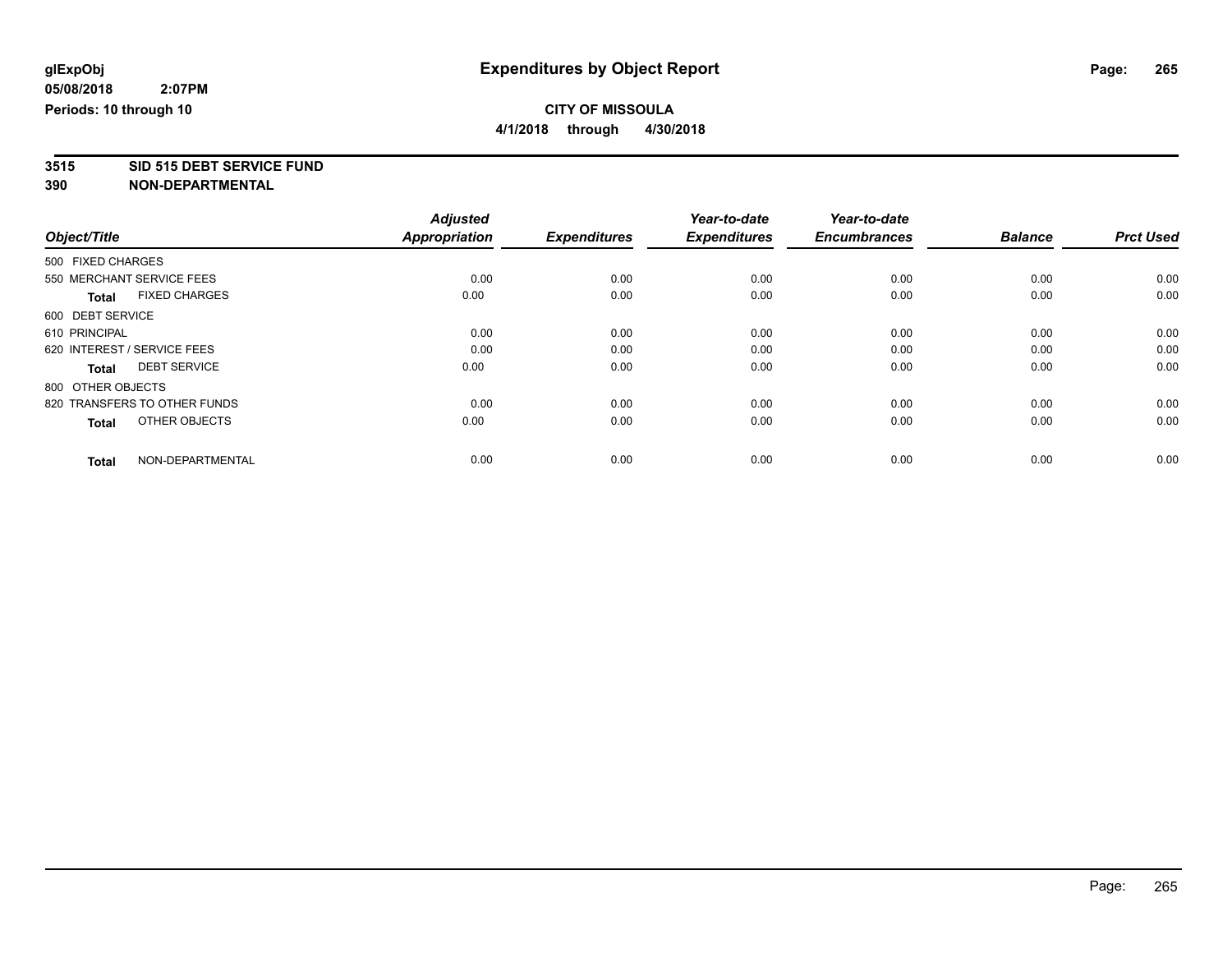**glExpObj** **Expenditures by Object Report**

**05/08/2018 2:07PM**

**Periods: 10 through 10**

**CITY OF MISSOULA**

**4/1/2018 through 4/30/2018**

**3515 SID 515 DEBT SERVICE FUND**

**390 NON-DEPARTMENTAL**

| Object/Title | Adjusted Appropriation | Expenditures | Year-to-date Expenditures | Year-to-date Encumbrances | Balance | Prct Used |
|---|---|---|---|---|---|---|
| 500 FIXED CHARGES | | | | | | |
| 550 MERCHANT SERVICE FEES | 0.00 | 0.00 | 0.00 | 0.00 | 0.00 | 0.00 |
| **Total** FIXED CHARGES | 0.00 | 0.00 | 0.00 | 0.00 | 0.00 | 0.00 |
| 600 DEBT SERVICE | | | | | | |
| 610 PRINCIPAL | 0.00 | 0.00 | 0.00 | 0.00 | 0.00 | 0.00 |
| 620 INTEREST / SERVICE FEES | 0.00 | 0.00 | 0.00 | 0.00 | 0.00 | 0.00 |
| **Total** DEBT SERVICE | 0.00 | 0.00 | 0.00 | 0.00 | 0.00 | 0.00 |
| 800 OTHER OBJECTS | | | | | | |
| 820 TRANSFERS TO OTHER FUNDS | 0.00 | 0.00 | 0.00 | 0.00 | 0.00 | 0.00 |
| **Total** OTHER OBJECTS | 0.00 | 0.00 | 0.00 | 0.00 | 0.00 | 0.00 |
| **Total** NON-DEPARTMENTAL | 0.00 | 0.00 | 0.00 | 0.00 | 0.00 | 0.00 |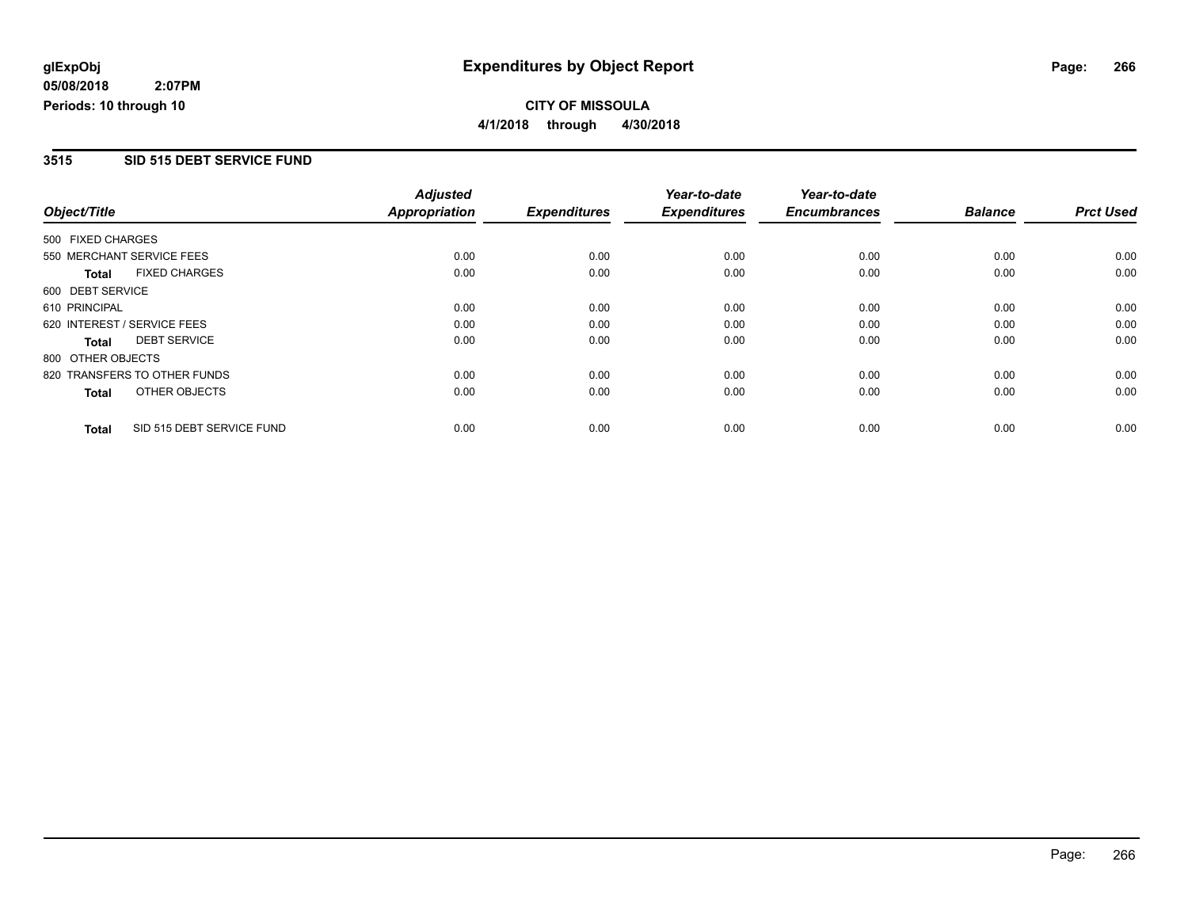# Expenditures by Object Report

glExpObj
05/08/2018 2:07PM
Periods: 10 through 10

**CITY OF MISSOULA**
**4/1/2018 through 4/30/2018**

## 3515 SID 515 DEBT SERVICE FUND

| Object/Title | Adjusted Appropriation | Expenditures | Year-to-date Expenditures | Year-to-date Encumbrances | Balance | Prct Used |
|---|---|---|---|---|---|---|
| 500 FIXED CHARGES | | | | | | |
| 550 MERCHANT SERVICE FEES | 0.00 | 0.00 | 0.00 | 0.00 | 0.00 | 0.00 |
| **Total** FIXED CHARGES | 0.00 | 0.00 | 0.00 | 0.00 | 0.00 | 0.00 |
| 600 DEBT SERVICE | | | | | | |
| 610 PRINCIPAL | 0.00 | 0.00 | 0.00 | 0.00 | 0.00 | 0.00 |
| 620 INTEREST / SERVICE FEES | 0.00 | 0.00 | 0.00 | 0.00 | 0.00 | 0.00 |
| **Total** DEBT SERVICE | 0.00 | 0.00 | 0.00 | 0.00 | 0.00 | 0.00 |
| 800 OTHER OBJECTS | | | | | | |
| 820 TRANSFERS TO OTHER FUNDS | 0.00 | 0.00 | 0.00 | 0.00 | 0.00 | 0.00 |
| **Total** OTHER OBJECTS | 0.00 | 0.00 | 0.00 | 0.00 | 0.00 | 0.00 |
| **Total** SID 515 DEBT SERVICE FUND | 0.00 | 0.00 | 0.00 | 0.00 | 0.00 | 0.00 |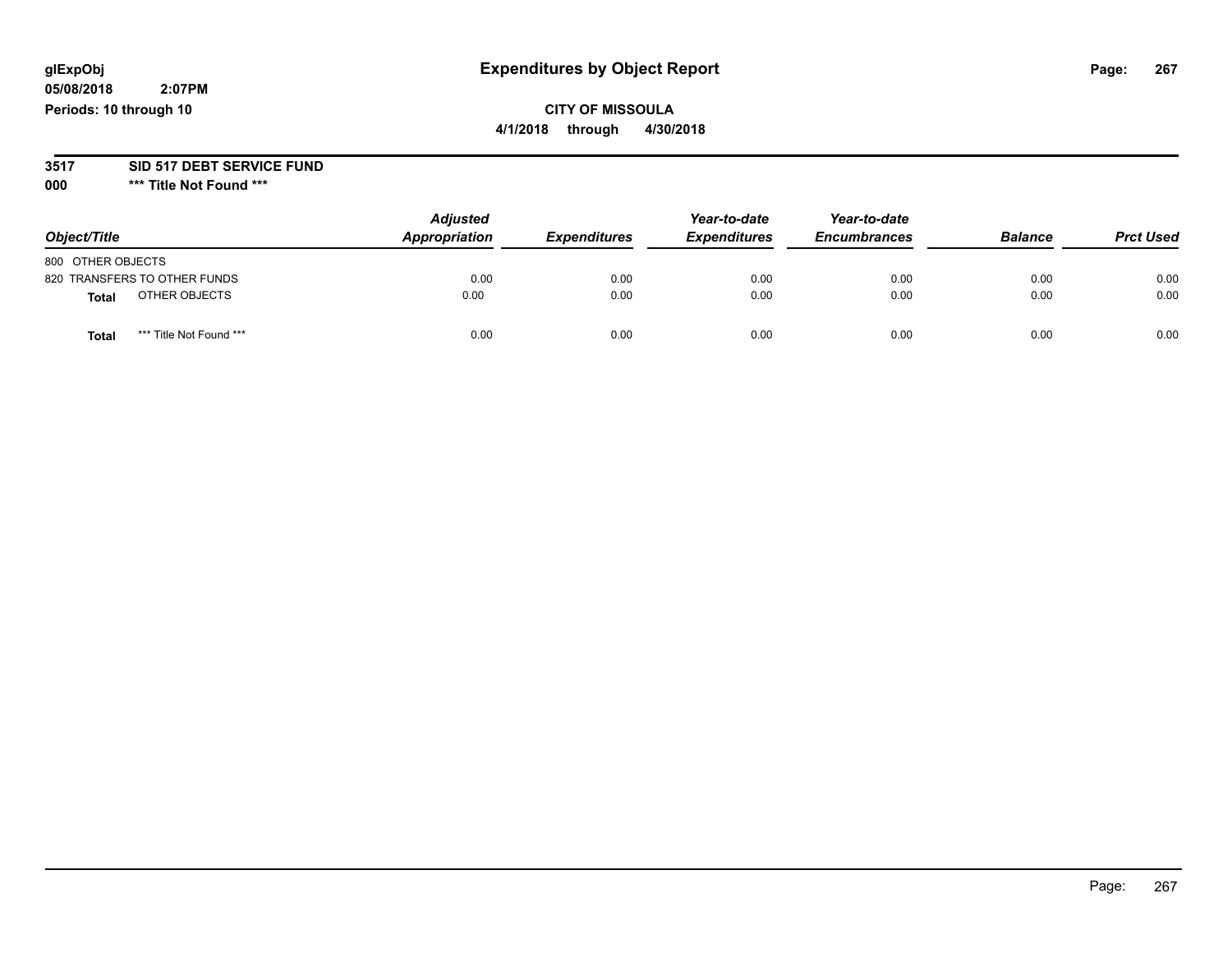# Expenditures by Object Report

glExpObj
05/08/2018 2:07PM
Periods: 10 through 10

**CITY OF MISSOULA**
**4/1/2018 through 4/30/2018**

**3517 SID 517 DEBT SERVICE FUND**
**000 *** Title Not Found *****

| Object/Title | Adjusted Appropriation | Expenditures | Year-to-date Expenditures | Year-to-date Encumbrances | Balance | Prct Used |
|---|---|---|---|---|---|---|
| 800 OTHER OBJECTS | | | | | | |
| 820 TRANSFERS TO OTHER FUNDS | 0.00 | 0.00 | 0.00 | 0.00 | 0.00 | 0.00 |
| **Total** OTHER OBJECTS | 0.00 | 0.00 | 0.00 | 0.00 | 0.00 | 0.00 |
| **Total** *** Title Not Found *** | 0.00 | 0.00 | 0.00 | 0.00 | 0.00 | 0.00 |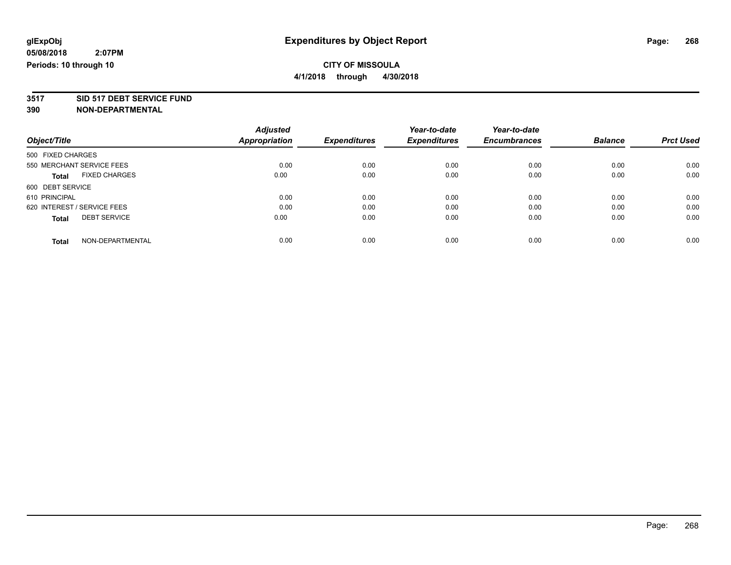**glExpObj**
**05/08/2018 2:07PM**
**Periods: 10 through 10**

# Expenditures by Object Report

**CITY OF MISSOULA**
**4/1/2018 through 4/30/2018**

**3517 SID 517 DEBT SERVICE FUND**
**390 NON-DEPARTMENTAL**

| Object/Title | Adjusted Appropriation | Expenditures | Year-to-date Expenditures | Year-to-date Encumbrances | Balance | Prct Used |
|---|---|---|---|---|---|---|
| 500 FIXED CHARGES | | | | | | |
| 550 MERCHANT SERVICE FEES | 0.00 | 0.00 | 0.00 | 0.00 | 0.00 | 0.00 |
| **Total** FIXED CHARGES | 0.00 | 0.00 | 0.00 | 0.00 | 0.00 | 0.00 |
| 600 DEBT SERVICE | | | | | | |
| 610 PRINCIPAL | 0.00 | 0.00 | 0.00 | 0.00 | 0.00 | 0.00 |
| 620 INTEREST / SERVICE FEES | 0.00 | 0.00 | 0.00 | 0.00 | 0.00 | 0.00 |
| **Total** DEBT SERVICE | 0.00 | 0.00 | 0.00 | 0.00 | 0.00 | 0.00 |
| **Total** NON-DEPARTMENTAL | 0.00 | 0.00 | 0.00 | 0.00 | 0.00 | 0.00 |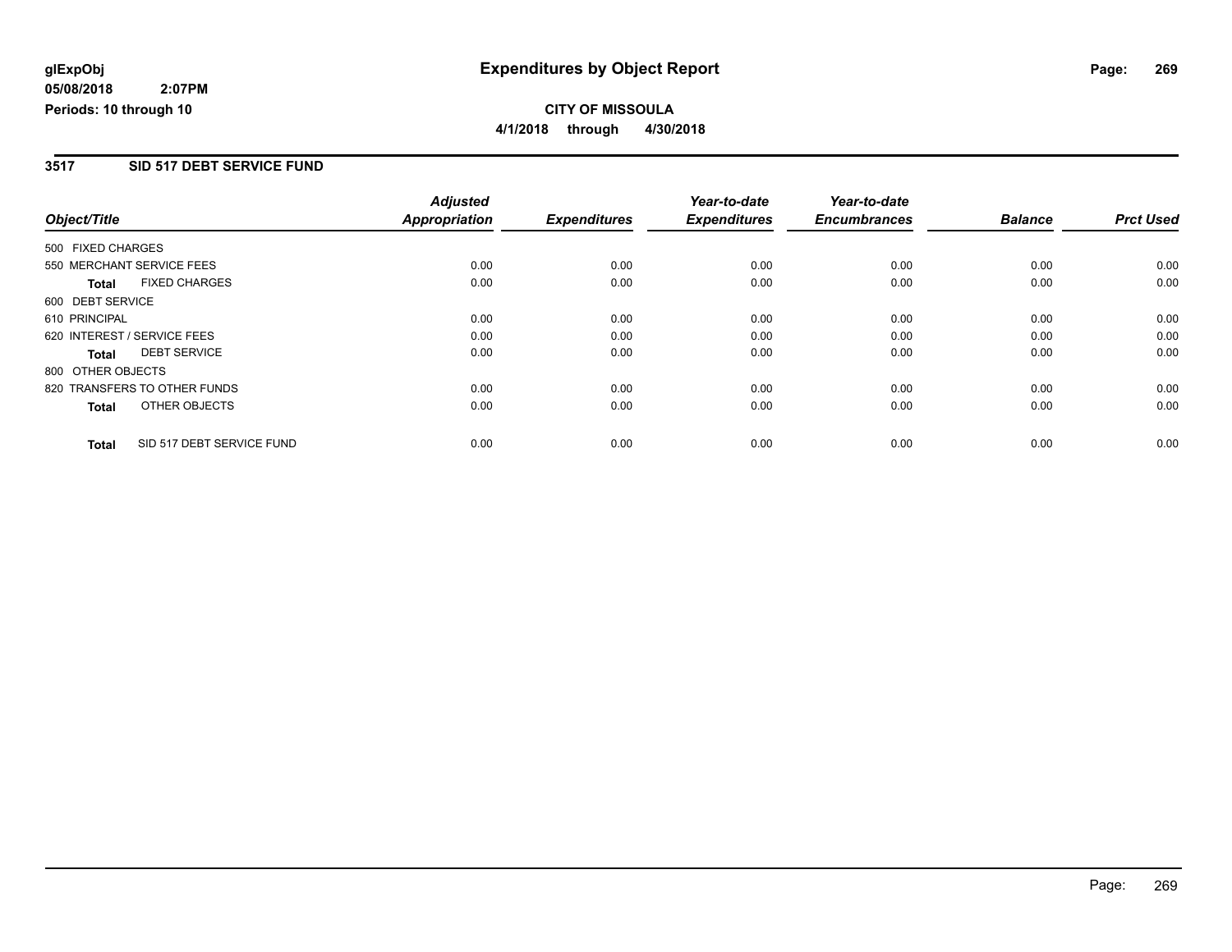glExpObj
05/08/2018 2:07PM
Periods: 10 through 10

# Expenditures by Object Report

**CITY OF MISSOULA**

**4/1/2018 through 4/30/2018**

## 3517 SID 517 DEBT SERVICE FUND

| Object/Title | Adjusted Appropriation | Expenditures | Year-to-date Expenditures | Year-to-date Encumbrances | Balance | Prct Used |
|---|---|---|---|---|---|---|
| 500 FIXED CHARGES | | | | | | |
| 550 MERCHANT SERVICE FEES | 0.00 | 0.00 | 0.00 | 0.00 | 0.00 | 0.00 |
| **Total** FIXED CHARGES | 0.00 | 0.00 | 0.00 | 0.00 | 0.00 | 0.00 |
| 600 DEBT SERVICE | | | | | | |
| 610 PRINCIPAL | 0.00 | 0.00 | 0.00 | 0.00 | 0.00 | 0.00 |
| 620 INTEREST / SERVICE FEES | 0.00 | 0.00 | 0.00 | 0.00 | 0.00 | 0.00 |
| **Total** DEBT SERVICE | 0.00 | 0.00 | 0.00 | 0.00 | 0.00 | 0.00 |
| 800 OTHER OBJECTS | | | | | | |
| 820 TRANSFERS TO OTHER FUNDS | 0.00 | 0.00 | 0.00 | 0.00 | 0.00 | 0.00 |
| **Total** OTHER OBJECTS | 0.00 | 0.00 | 0.00 | 0.00 | 0.00 | 0.00 |
| **Total** SID 517 DEBT SERVICE FUND | 0.00 | 0.00 | 0.00 | 0.00 | 0.00 | 0.00 |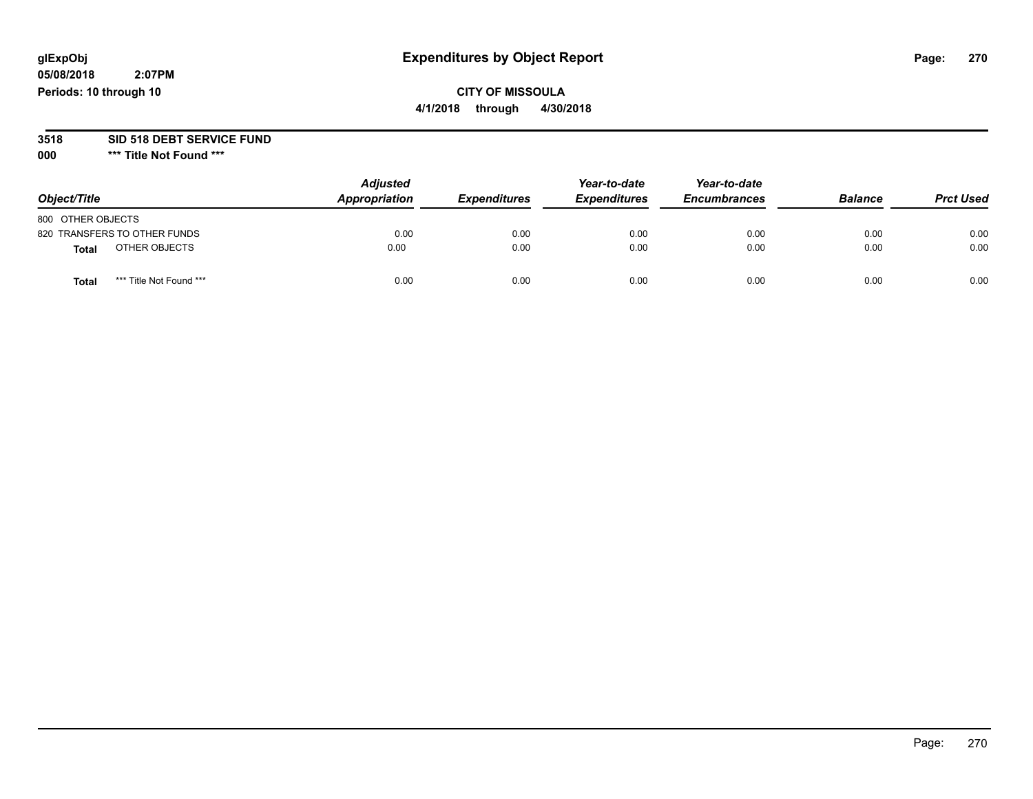glExpObj
05/08/2018 2:07PM
Periods: 10 through 10

# Expenditures by Object Report

**CITY OF MISSOULA**
**4/1/2018 through 4/30/2018**

**3518 SID 518 DEBT SERVICE FUND**
**000 *** Title Not Found *****

| Object/Title | Adjusted Appropriation | Expenditures | Year-to-date Expenditures | Year-to-date Encumbrances | Balance | Prct Used |
|---|---|---|---|---|---|---|
| 800 OTHER OBJECTS | | | | | | |
| 820 TRANSFERS TO OTHER FUNDS | 0.00 | 0.00 | 0.00 | 0.00 | 0.00 | 0.00 |
| **Total** OTHER OBJECTS | 0.00 | 0.00 | 0.00 | 0.00 | 0.00 | 0.00 |
| **Total** *** Title Not Found *** | 0.00 | 0.00 | 0.00 | 0.00 | 0.00 | 0.00 |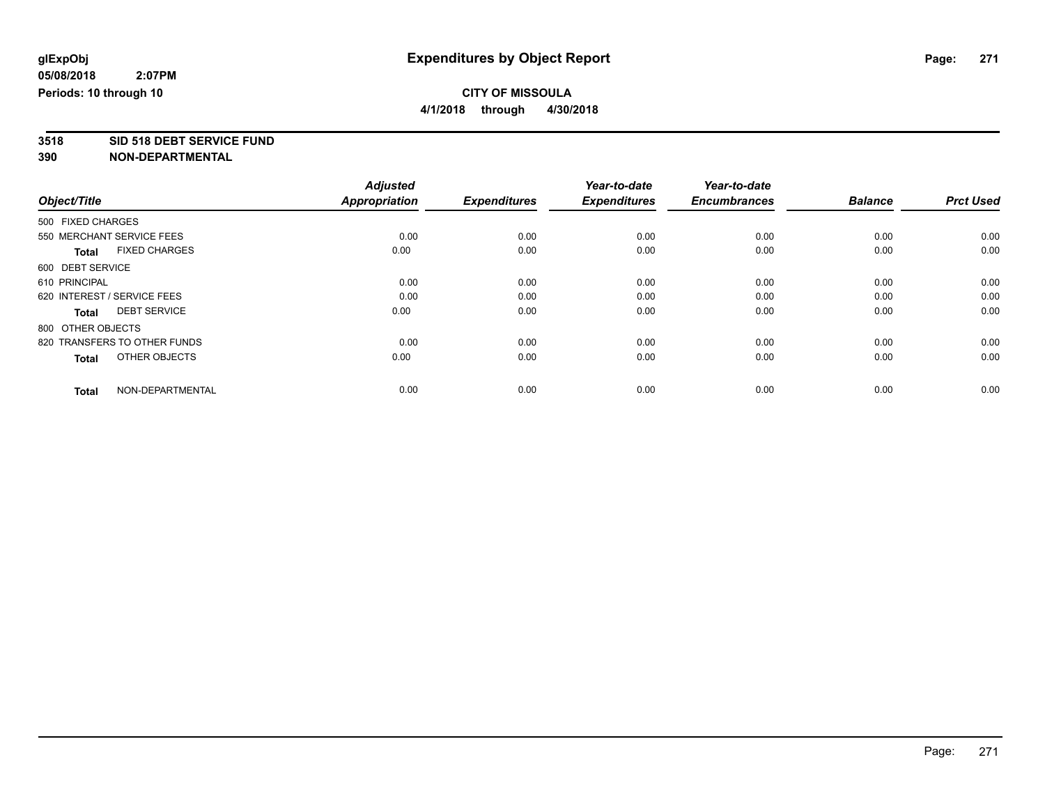**glExpObj**
**05/08/2018 2:07PM**
**Periods: 10 through 10**

# Expenditures by Object Report

**CITY OF MISSOULA**
**4/1/2018 through 4/30/2018**

**3518 SID 518 DEBT SERVICE FUND**
**390 NON-DEPARTMENTAL**

| Object/Title | Adjusted Appropriation | Expenditures | Year-to-date Expenditures | Year-to-date Encumbrances | Balance | Prct Used |
|---|---|---|---|---|---|---|
| 500 FIXED CHARGES | | | | | | |
| 550 MERCHANT SERVICE FEES | 0.00 | 0.00 | 0.00 | 0.00 | 0.00 | 0.00 |
| **Total** FIXED CHARGES | 0.00 | 0.00 | 0.00 | 0.00 | 0.00 | 0.00 |
| 600 DEBT SERVICE | | | | | | |
| 610 PRINCIPAL | 0.00 | 0.00 | 0.00 | 0.00 | 0.00 | 0.00 |
| 620 INTEREST / SERVICE FEES | 0.00 | 0.00 | 0.00 | 0.00 | 0.00 | 0.00 |
| **Total** DEBT SERVICE | 0.00 | 0.00 | 0.00 | 0.00 | 0.00 | 0.00 |
| 800 OTHER OBJECTS | | | | | | |
| 820 TRANSFERS TO OTHER FUNDS | 0.00 | 0.00 | 0.00 | 0.00 | 0.00 | 0.00 |
| **Total** OTHER OBJECTS | 0.00 | 0.00 | 0.00 | 0.00 | 0.00 | 0.00 |
| **Total** NON-DEPARTMENTAL | 0.00 | 0.00 | 0.00 | 0.00 | 0.00 | 0.00 |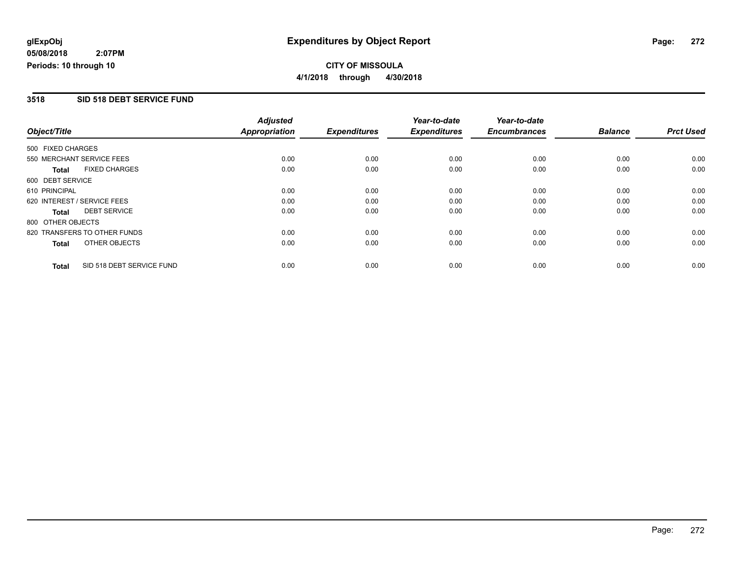glExpObj
05/08/2018 2:07PM
Periods: 10 through 10

# Expenditures by Object Report

**CITY OF MISSOULA**

**4/1/2018 through 4/30/2018**

## 3518 SID 518 DEBT SERVICE FUND

| Object/Title | | Adjusted Appropriation | Expenditures | Year-to-date Expenditures | Year-to-date Encumbrances | Balance | Prct Used |
|---|---|---|---|---|---|---|---|
| 500 FIXED CHARGES | | | | | | | |
| 550 MERCHANT SERVICE FEES | | 0.00 | 0.00 | 0.00 | 0.00 | 0.00 | 0.00 |
| **Total** | FIXED CHARGES | 0.00 | 0.00 | 0.00 | 0.00 | 0.00 | 0.00 |
| 600 DEBT SERVICE | | | | | | | |
| 610 PRINCIPAL | | 0.00 | 0.00 | 0.00 | 0.00 | 0.00 | 0.00 |
| 620 INTEREST / SERVICE FEES | | 0.00 | 0.00 | 0.00 | 0.00 | 0.00 | 0.00 |
| **Total** | DEBT SERVICE | 0.00 | 0.00 | 0.00 | 0.00 | 0.00 | 0.00 |
| 800 OTHER OBJECTS | | | | | | | |
| 820 TRANSFERS TO OTHER FUNDS | | 0.00 | 0.00 | 0.00 | 0.00 | 0.00 | 0.00 |
| **Total** | OTHER OBJECTS | 0.00 | 0.00 | 0.00 | 0.00 | 0.00 | 0.00 |
| **Total** | SID 518 DEBT SERVICE FUND | 0.00 | 0.00 | 0.00 | 0.00 | 0.00 | 0.00 |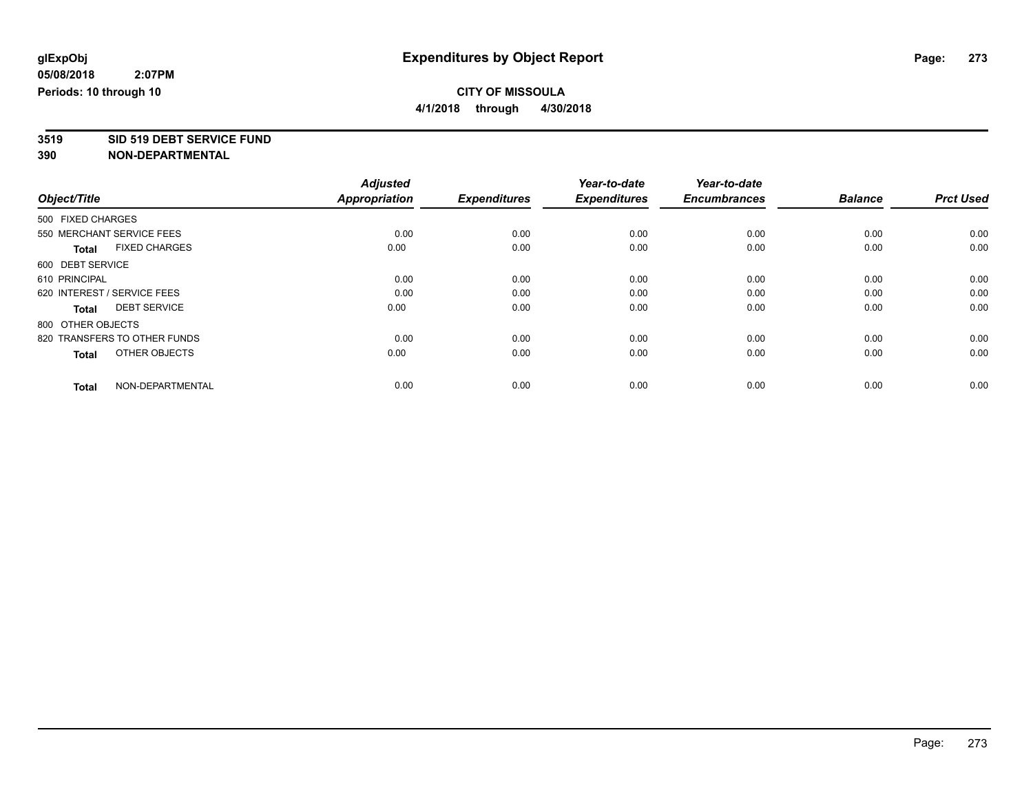**glExpObj**
**05/08/2018 2:07PM**
**Periods: 10 through 10**

# Expenditures by Object Report

**CITY OF MISSOULA**
**4/1/2018 through 4/30/2018**

**3519 SID 519 DEBT SERVICE FUND**
**390 NON-DEPARTMENTAL**

| Object/Title | Adjusted Appropriation | Expenditures | Year-to-date Expenditures | Year-to-date Encumbrances | Balance | Prct Used |
|---|---|---|---|---|---|---|
| 500 FIXED CHARGES | | | | | | |
| 550 MERCHANT SERVICE FEES | 0.00 | 0.00 | 0.00 | 0.00 | 0.00 | 0.00 |
| **Total** FIXED CHARGES | 0.00 | 0.00 | 0.00 | 0.00 | 0.00 | 0.00 |
| 600 DEBT SERVICE | | | | | | |
| 610 PRINCIPAL | 0.00 | 0.00 | 0.00 | 0.00 | 0.00 | 0.00 |
| 620 INTEREST / SERVICE FEES | 0.00 | 0.00 | 0.00 | 0.00 | 0.00 | 0.00 |
| **Total** DEBT SERVICE | 0.00 | 0.00 | 0.00 | 0.00 | 0.00 | 0.00 |
| 800 OTHER OBJECTS | | | | | | |
| 820 TRANSFERS TO OTHER FUNDS | 0.00 | 0.00 | 0.00 | 0.00 | 0.00 | 0.00 |
| **Total** OTHER OBJECTS | 0.00 | 0.00 | 0.00 | 0.00 | 0.00 | 0.00 |
| **Total** NON-DEPARTMENTAL | 0.00 | 0.00 | 0.00 | 0.00 | 0.00 | 0.00 |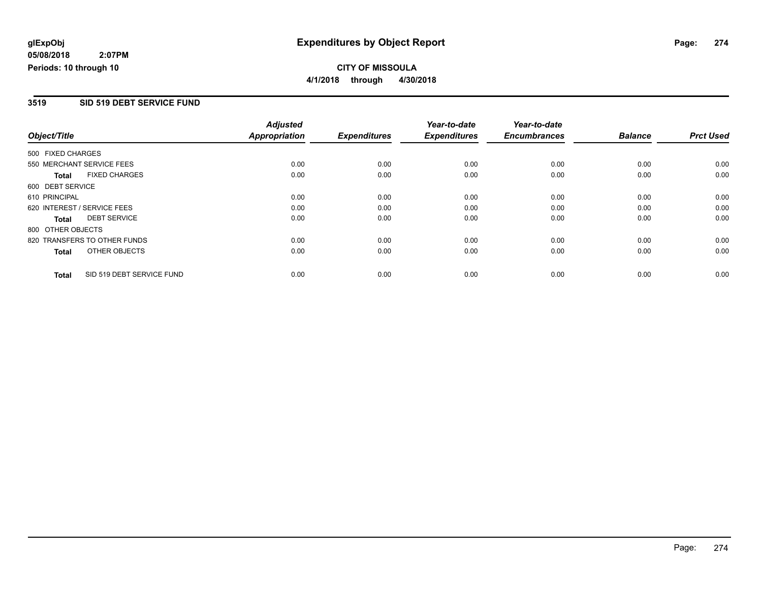**glExpObj**
**05/08/2018 2:07PM**
**Periods: 10 through 10**

# Expenditures by Object Report

**CITY OF MISSOULA**
**4/1/2018 through 4/30/2018**

## 3519 SID 519 DEBT SERVICE FUND

| Object/Title | Adjusted Appropriation | Expenditures | Year-to-date Expenditures | Year-to-date Encumbrances | Balance | Prct Used |
|---|---|---|---|---|---|---|
| 500 FIXED CHARGES | | | | | | |
| 550 MERCHANT SERVICE FEES | 0.00 | 0.00 | 0.00 | 0.00 | 0.00 | 0.00 |
| **Total** FIXED CHARGES | 0.00 | 0.00 | 0.00 | 0.00 | 0.00 | 0.00 |
| 600 DEBT SERVICE | | | | | | |
| 610 PRINCIPAL | 0.00 | 0.00 | 0.00 | 0.00 | 0.00 | 0.00 |
| 620 INTEREST / SERVICE FEES | 0.00 | 0.00 | 0.00 | 0.00 | 0.00 | 0.00 |
| **Total** DEBT SERVICE | 0.00 | 0.00 | 0.00 | 0.00 | 0.00 | 0.00 |
| 800 OTHER OBJECTS | | | | | | |
| 820 TRANSFERS TO OTHER FUNDS | 0.00 | 0.00 | 0.00 | 0.00 | 0.00 | 0.00 |
| **Total** OTHER OBJECTS | 0.00 | 0.00 | 0.00 | 0.00 | 0.00 | 0.00 |
| **Total** SID 519 DEBT SERVICE FUND | 0.00 | 0.00 | 0.00 | 0.00 | 0.00 | 0.00 |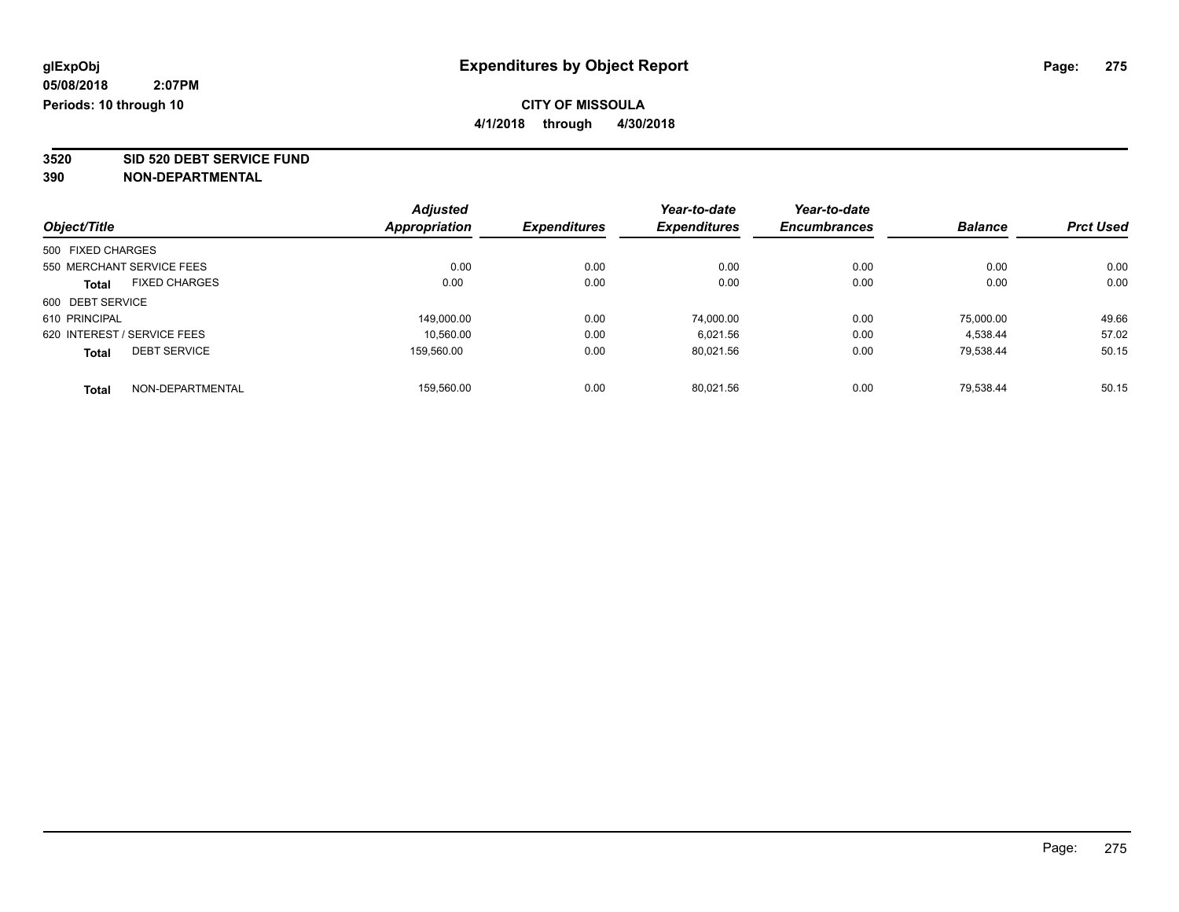# Expenditures by Object Report

glExpObj
05/08/2018 2:07PM
Periods: 10 through 10

**CITY OF MISSOULA**
**4/1/2018 through 4/30/2018**

## 3520 SID 520 DEBT SERVICE FUND
## 390 NON-DEPARTMENTAL

| Object/Title | Adjusted Appropriation | Expenditures | Year-to-date Expenditures | Year-to-date Encumbrances | Balance | Prct Used |
|---|---|---|---|---|---|---|
| 500 FIXED CHARGES | | | | | | |
| 550 MERCHANT SERVICE FEES | 0.00 | 0.00 | 0.00 | 0.00 | 0.00 | 0.00 |
| **Total** FIXED CHARGES | 0.00 | 0.00 | 0.00 | 0.00 | 0.00 | 0.00 |
| 600 DEBT SERVICE | | | | | | |
| 610 PRINCIPAL | 149,000.00 | 0.00 | 74,000.00 | 0.00 | 75,000.00 | 49.66 |
| 620 INTEREST / SERVICE FEES | 10,560.00 | 0.00 | 6,021.56 | 0.00 | 4,538.44 | 57.02 |
| **Total** DEBT SERVICE | 159,560.00 | 0.00 | 80,021.56 | 0.00 | 79,538.44 | 50.15 |
| **Total** NON-DEPARTMENTAL | 159,560.00 | 0.00 | 80,021.56 | 0.00 | 79,538.44 | 50.15 |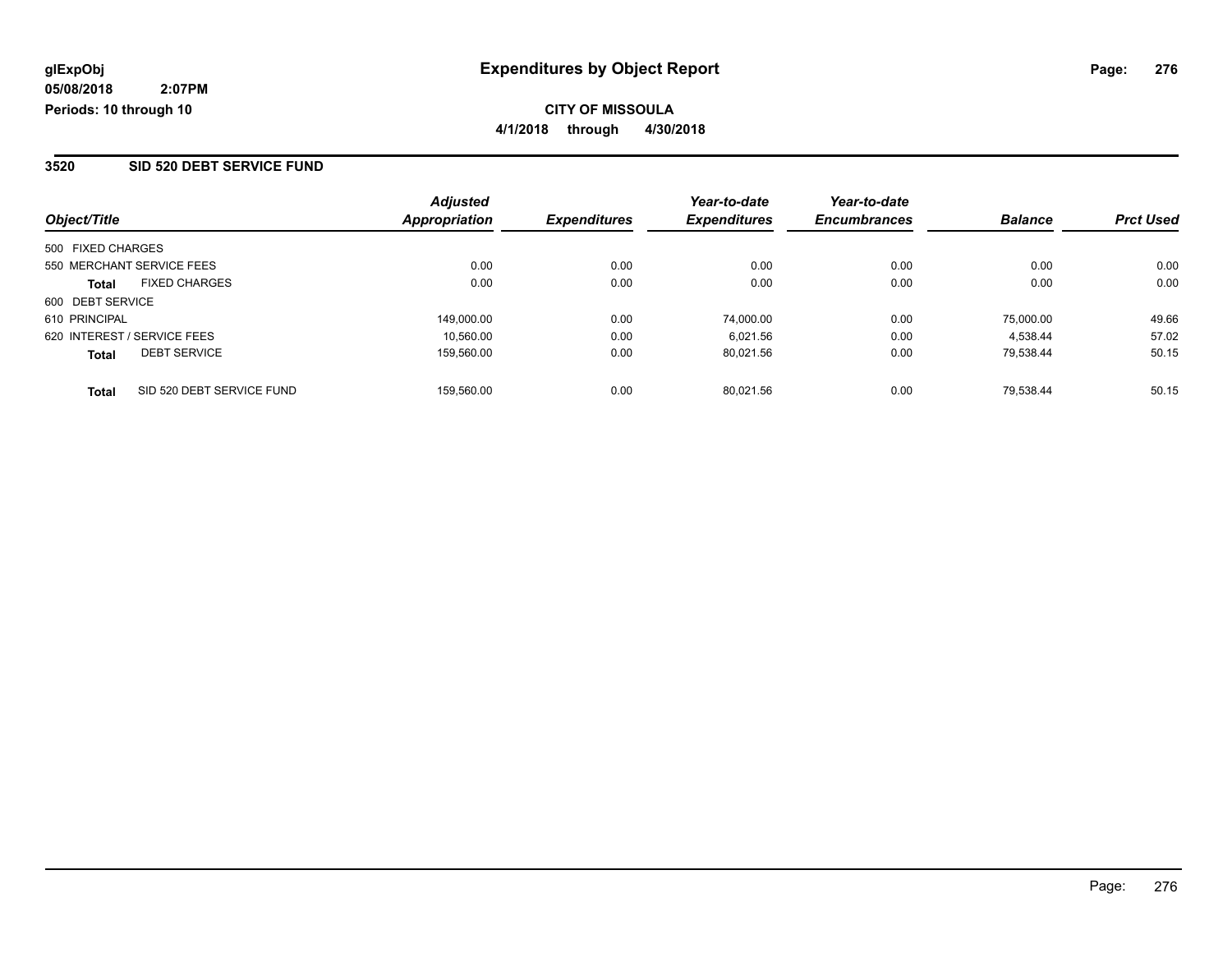# Expenditures by Object Report

glExpObj
05/08/2018 2:07PM
Periods: 10 through 10

**CITY OF MISSOULA**
**4/1/2018 through 4/30/2018**

## 3520 SID 520 DEBT SERVICE FUND

| Object/Title | Adjusted Appropriation | Expenditures | Year-to-date Expenditures | Year-to-date Encumbrances | Balance | Prct Used |
|---|---|---|---|---|---|---|
| 500 FIXED CHARGES | | | | | | |
| 550 MERCHANT SERVICE FEES | 0.00 | 0.00 | 0.00 | 0.00 | 0.00 | 0.00 |
| **Total** FIXED CHARGES | 0.00 | 0.00 | 0.00 | 0.00 | 0.00 | 0.00 |
| 600 DEBT SERVICE | | | | | | |
| 610 PRINCIPAL | 149,000.00 | 0.00 | 74,000.00 | 0.00 | 75,000.00 | 49.66 |
| 620 INTEREST / SERVICE FEES | 10,560.00 | 0.00 | 6,021.56 | 0.00 | 4,538.44 | 57.02 |
| **Total** DEBT SERVICE | 159,560.00 | 0.00 | 80,021.56 | 0.00 | 79,538.44 | 50.15 |
| **Total** SID 520 DEBT SERVICE FUND | 159,560.00 | 0.00 | 80,021.56 | 0.00 | 79,538.44 | 50.15 |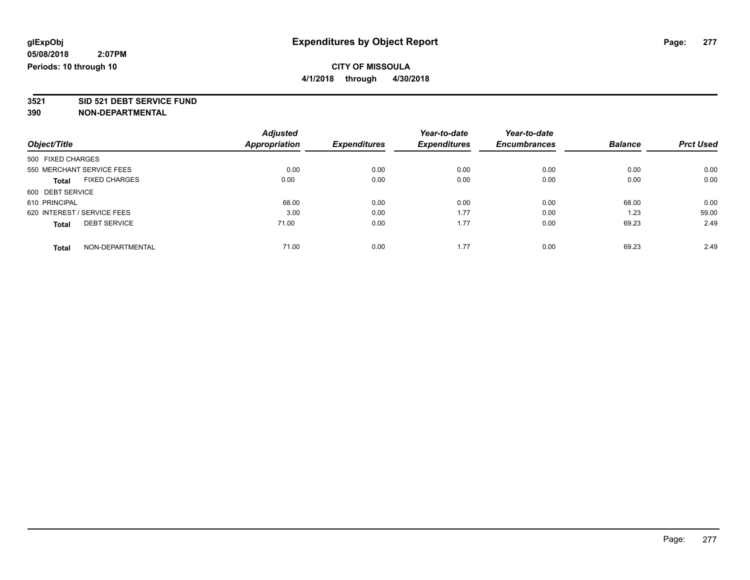glExpObj
05/08/2018 2:07PM
Periods: 10 through 10

# Expenditures by Object Report

**CITY OF MISSOULA**
**4/1/2018 through 4/30/2018**

**3521 SID 521 DEBT SERVICE FUND**
**390 NON-DEPARTMENTAL**

| Object/Title | Adjusted Appropriation | Expenditures | Year-to-date Expenditures | Year-to-date Encumbrances | Balance | Prct Used |
|---|---|---|---|---|---|---|
| 500 FIXED CHARGES | | | | | | |
| 550 MERCHANT SERVICE FEES | 0.00 | 0.00 | 0.00 | 0.00 | 0.00 | 0.00 |
| **Total** FIXED CHARGES | 0.00 | 0.00 | 0.00 | 0.00 | 0.00 | 0.00 |
| 600 DEBT SERVICE | | | | | | |
| 610 PRINCIPAL | 68.00 | 0.00 | 0.00 | 0.00 | 68.00 | 0.00 |
| 620 INTEREST / SERVICE FEES | 3.00 | 0.00 | 1.77 | 0.00 | 1.23 | 59.00 |
| **Total** DEBT SERVICE | 71.00 | 0.00 | 1.77 | 0.00 | 69.23 | 2.49 |
| **Total** NON-DEPARTMENTAL | 71.00 | 0.00 | 1.77 | 0.00 | 69.23 | 2.49 |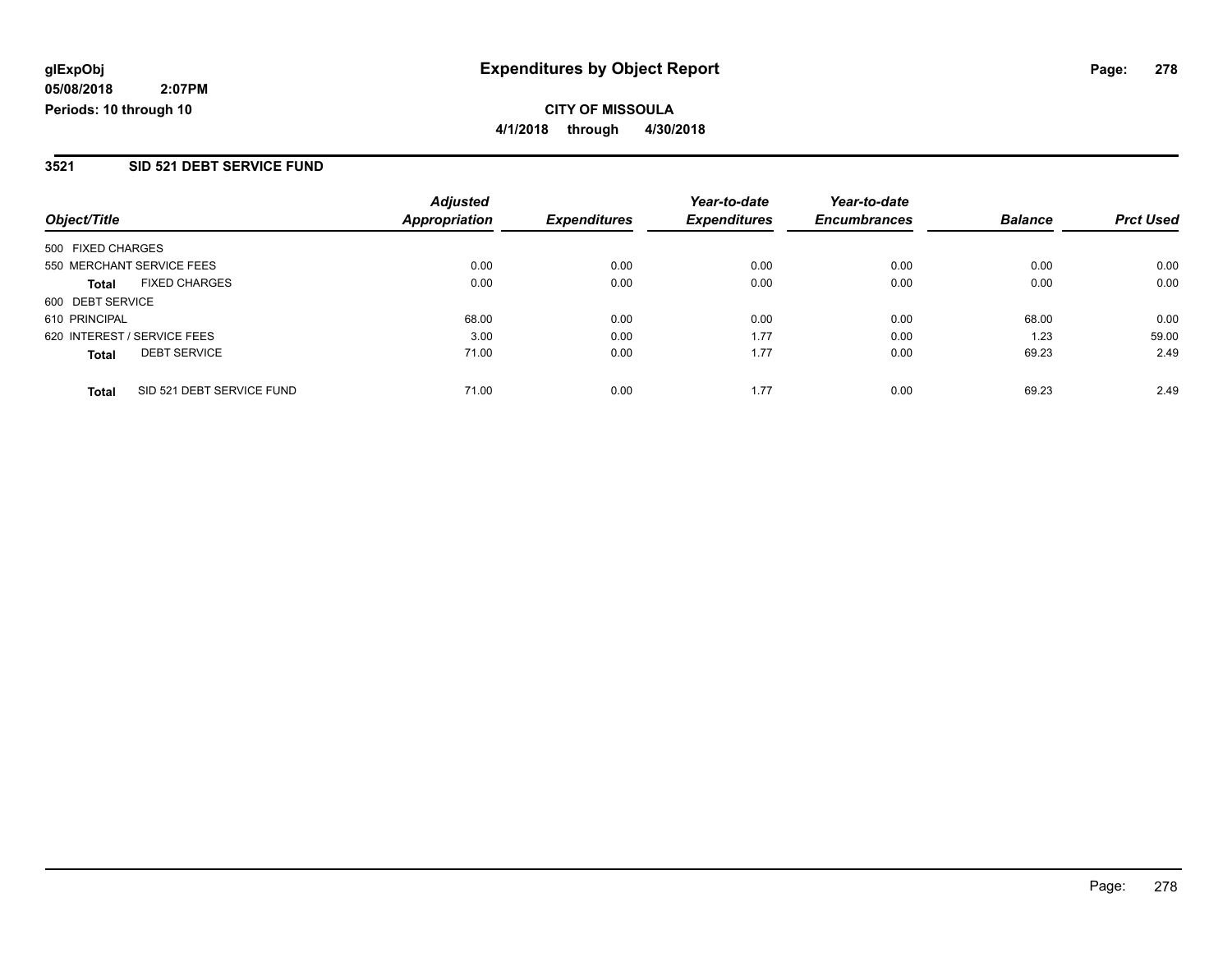**glExpObj**
**05/08/2018 2:07PM**
**Periods: 10 through 10**

# Expenditures by Object Report

**CITY OF MISSOULA**
**4/1/2018 through 4/30/2018**

## 3521 SID 521 DEBT SERVICE FUND

| Object/Title | Adjusted Appropriation | Expenditures | Year-to-date Expenditures | Year-to-date Encumbrances | Balance | Prct Used |
|---|---|---|---|---|---|---|
| 500 FIXED CHARGES | | | | | | |
| 550 MERCHANT SERVICE FEES | 0.00 | 0.00 | 0.00 | 0.00 | 0.00 | 0.00 |
| **Total** FIXED CHARGES | 0.00 | 0.00 | 0.00 | 0.00 | 0.00 | 0.00 |
| 600 DEBT SERVICE | | | | | | |
| 610 PRINCIPAL | 68.00 | 0.00 | 0.00 | 0.00 | 68.00 | 0.00 |
| 620 INTEREST / SERVICE FEES | 3.00 | 0.00 | 1.77 | 0.00 | 1.23 | 59.00 |
| **Total** DEBT SERVICE | 71.00 | 0.00 | 1.77 | 0.00 | 69.23 | 2.49 |
| **Total** SID 521 DEBT SERVICE FUND | 71.00 | 0.00 | 1.77 | 0.00 | 69.23 | 2.49 |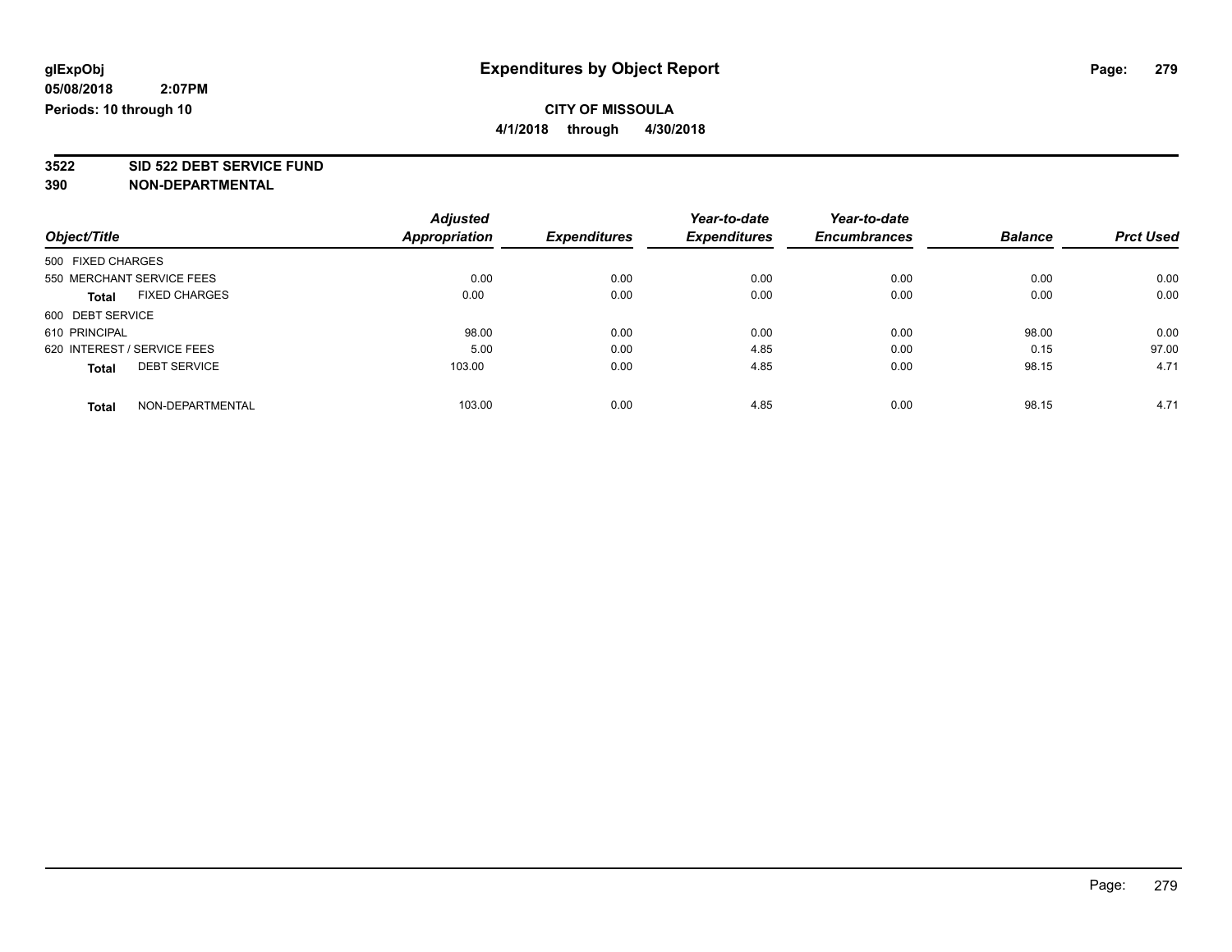**glExpObj**
**05/08/2018 2:07PM**
**Periods: 10 through 10**

# Expenditures by Object Report

**CITY OF MISSOULA**
**4/1/2018 through 4/30/2018**

## 3522 SID 522 DEBT SERVICE FUND
## 390 NON-DEPARTMENTAL

| Object/Title | Adjusted Appropriation | Expenditures | Year-to-date Expenditures | Year-to-date Encumbrances | Balance | Prct Used |
|---|---|---|---|---|---|---|
| 500 FIXED CHARGES | | | | | | |
| 550 MERCHANT SERVICE FEES | 0.00 | 0.00 | 0.00 | 0.00 | 0.00 | 0.00 |
| **Total** FIXED CHARGES | 0.00 | 0.00 | 0.00 | 0.00 | 0.00 | 0.00 |
| 600 DEBT SERVICE | | | | | | |
| 610 PRINCIPAL | 98.00 | 0.00 | 0.00 | 0.00 | 98.00 | 0.00 |
| 620 INTEREST / SERVICE FEES | 5.00 | 0.00 | 4.85 | 0.00 | 0.15 | 97.00 |
| **Total** DEBT SERVICE | 103.00 | 0.00 | 4.85 | 0.00 | 98.15 | 4.71 |
| **Total** NON-DEPARTMENTAL | 103.00 | 0.00 | 4.85 | 0.00 | 98.15 | 4.71 |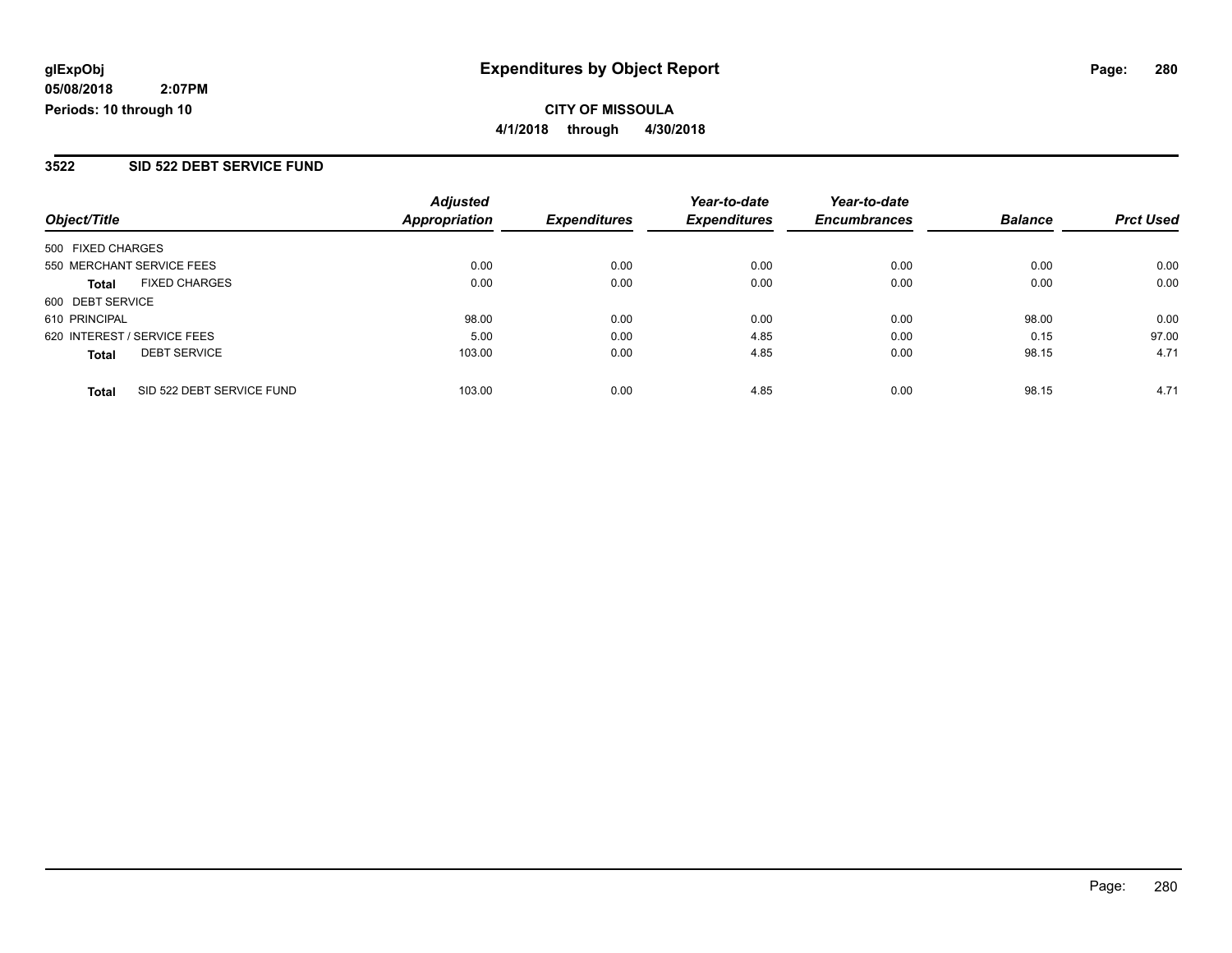**glExpObj**
**05/08/2018 2:07PM**
**Periods: 10 through 10**

# Expenditures by Object Report

**CITY OF MISSOULA**
**4/1/2018 through 4/30/2018**

## 3522 SID 522 DEBT SERVICE FUND

| Object/Title | Adjusted Appropriation | Expenditures | Year-to-date Expenditures | Year-to-date Encumbrances | Balance | Prct Used |
|---|---|---|---|---|---|---|
| 500 FIXED CHARGES | | | | | | |
| 550 MERCHANT SERVICE FEES | 0.00 | 0.00 | 0.00 | 0.00 | 0.00 | 0.00 |
| **Total** FIXED CHARGES | 0.00 | 0.00 | 0.00 | 0.00 | 0.00 | 0.00 |
| 600 DEBT SERVICE | | | | | | |
| 610 PRINCIPAL | 98.00 | 0.00 | 0.00 | 0.00 | 98.00 | 0.00 |
| 620 INTEREST / SERVICE FEES | 5.00 | 0.00 | 4.85 | 0.00 | 0.15 | 97.00 |
| **Total** DEBT SERVICE | 103.00 | 0.00 | 4.85 | 0.00 | 98.15 | 4.71 |
| **Total** SID 522 DEBT SERVICE FUND | 103.00 | 0.00 | 4.85 | 0.00 | 98.15 | 4.71 |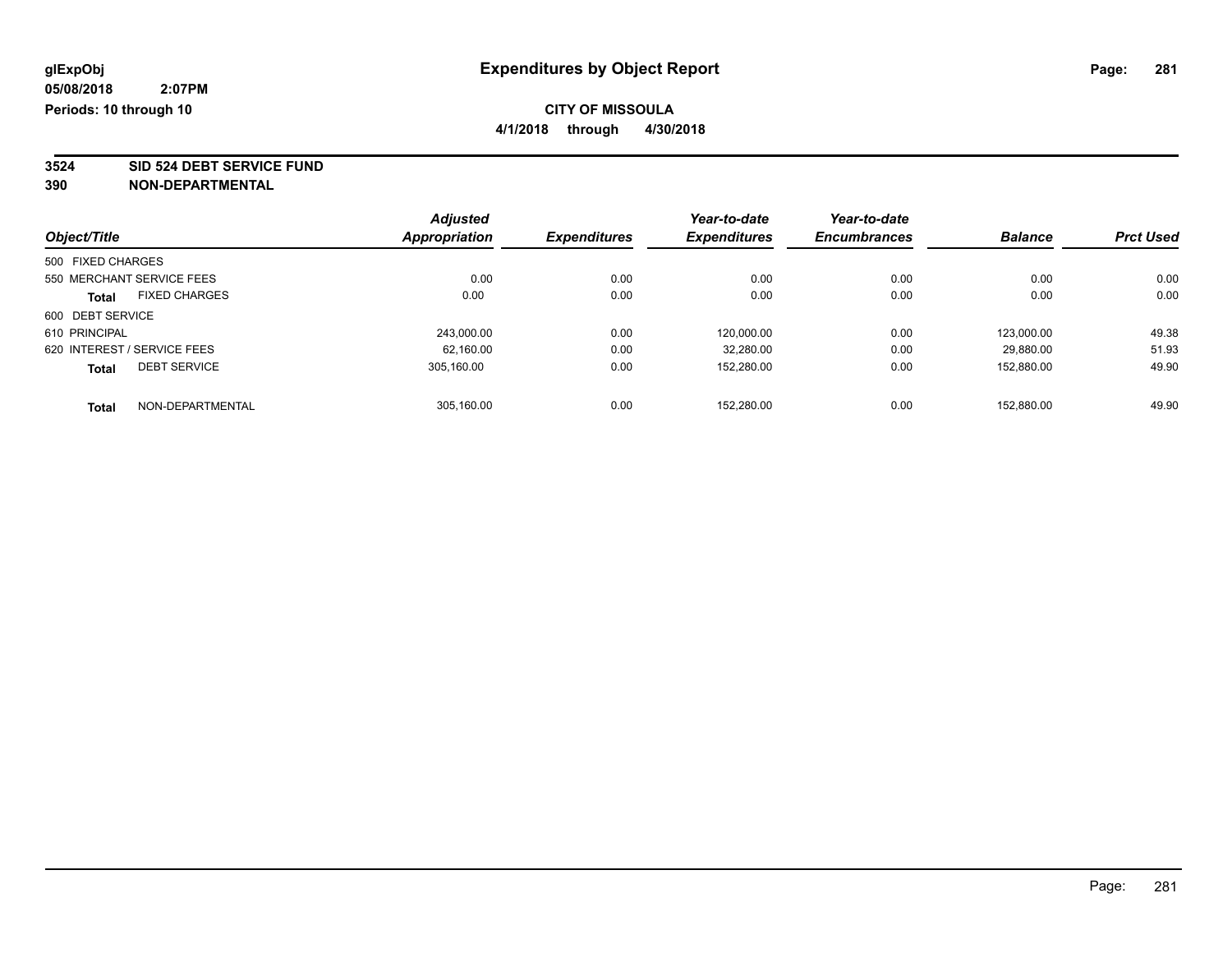# Expenditures by Object Report

**glExpObj**
**05/08/2018 2:07PM**
**Periods: 10 through 10**

**CITY OF MISSOULA**
**4/1/2018 through 4/30/2018**

**3524 SID 524 DEBT SERVICE FUND**
**390 NON-DEPARTMENTAL**

| Object/Title | Adjusted Appropriation | Expenditures | Year-to-date Expenditures | Year-to-date Encumbrances | Balance | Prct Used |
|---|---|---|---|---|---|---|
| 500 FIXED CHARGES | | | | | | |
| 550 MERCHANT SERVICE FEES | 0.00 | 0.00 | 0.00 | 0.00 | 0.00 | 0.00 |
| **Total** FIXED CHARGES | 0.00 | 0.00 | 0.00 | 0.00 | 0.00 | 0.00 |
| 600 DEBT SERVICE | | | | | | |
| 610 PRINCIPAL | 243,000.00 | 0.00 | 120,000.00 | 0.00 | 123,000.00 | 49.38 |
| 620 INTEREST / SERVICE FEES | 62,160.00 | 0.00 | 32,280.00 | 0.00 | 29,880.00 | 51.93 |
| **Total** DEBT SERVICE | 305,160.00 | 0.00 | 152,280.00 | 0.00 | 152,880.00 | 49.90 |
| **Total** NON-DEPARTMENTAL | 305,160.00 | 0.00 | 152,280.00 | 0.00 | 152,880.00 | 49.90 |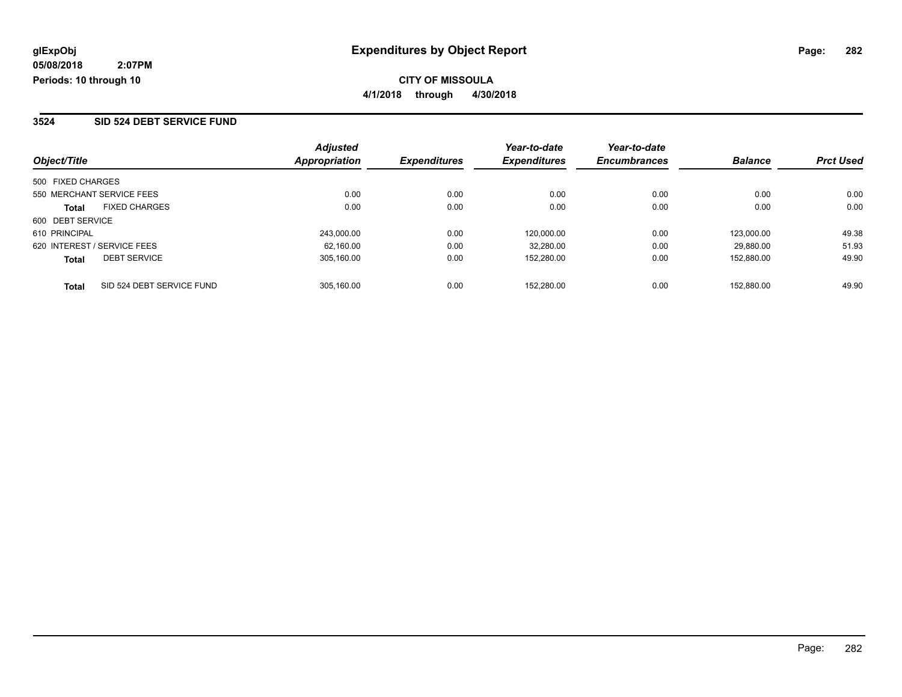glExpObj
05/08/2018 2:07PM
Periods: 10 through 10

# Expenditures by Object Report

**CITY OF MISSOULA**
**4/1/2018 through 4/30/2018**

## 3524 SID 524 DEBT SERVICE FUND

| Object/Title | | Adjusted Appropriation | Expenditures | Year-to-date Expenditures | Year-to-date Encumbrances | Balance | Prct Used |
|---|---|---|---|---|---|---|---|
| 500 FIXED CHARGES | | | | | | | |
| 550 MERCHANT SERVICE FEES | | 0.00 | 0.00 | 0.00 | 0.00 | 0.00 | 0.00 |
| **Total** | FIXED CHARGES | 0.00 | 0.00 | 0.00 | 0.00 | 0.00 | 0.00 |
| 600 DEBT SERVICE | | | | | | | |
| 610 PRINCIPAL | | 243,000.00 | 0.00 | 120,000.00 | 0.00 | 123,000.00 | 49.38 |
| 620 INTEREST / SERVICE FEES | | 62,160.00 | 0.00 | 32,280.00 | 0.00 | 29,880.00 | 51.93 |
| **Total** | DEBT SERVICE | 305,160.00 | 0.00 | 152,280.00 | 0.00 | 152,880.00 | 49.90 |
| **Total** | SID 524 DEBT SERVICE FUND | 305,160.00 | 0.00 | 152,280.00 | 0.00 | 152,880.00 | 49.90 |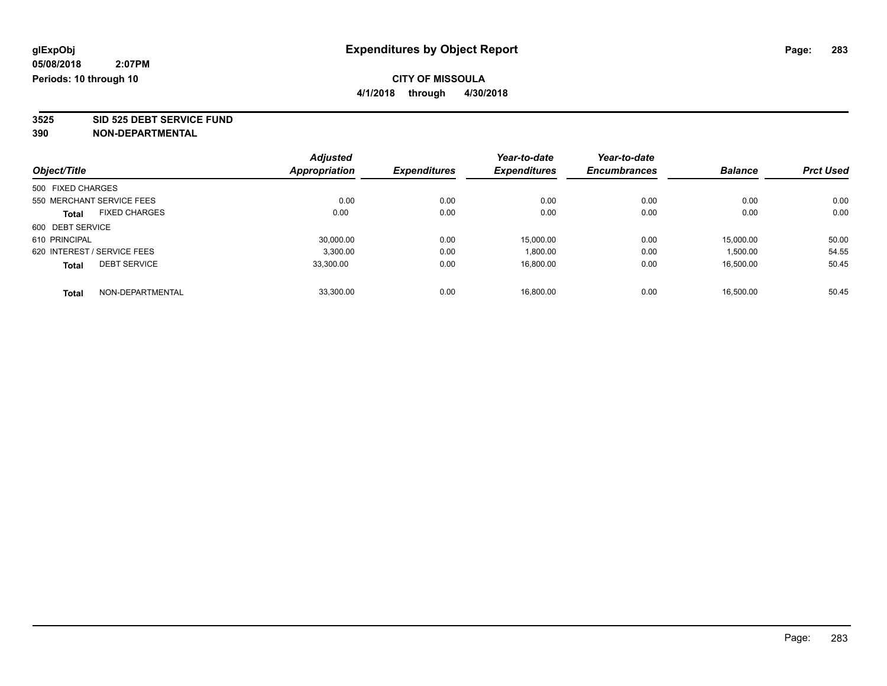**glExpObj** **Expenditures by Object Report**

**05/08/2018 2:07PM**

**Periods: 10 through 10**

**CITY OF MISSOULA**

**4/1/2018 through 4/30/2018**

**3525 SID 525 DEBT SERVICE FUND**

**390 NON-DEPARTMENTAL**

| Object/Title | | Adjusted Appropriation | Expenditures | Year-to-date Expenditures | Year-to-date Encumbrances | Balance | Prct Used |
|---|---|---|---|---|---|---|---|
| 500 FIXED CHARGES | | | | | | | |
| 550 MERCHANT SERVICE FEES | | 0.00 | 0.00 | 0.00 | 0.00 | 0.00 | 0.00 |
| **Total** | FIXED CHARGES | 0.00 | 0.00 | 0.00 | 0.00 | 0.00 | 0.00 |
| 600 DEBT SERVICE | | | | | | | |
| 610 PRINCIPAL | | 30,000.00 | 0.00 | 15,000.00 | 0.00 | 15,000.00 | 50.00 |
| 620 INTEREST / SERVICE FEES | | 3,300.00 | 0.00 | 1,800.00 | 0.00 | 1,500.00 | 54.55 |
| **Total** | DEBT SERVICE | 33,300.00 | 0.00 | 16,800.00 | 0.00 | 16,500.00 | 50.45 |
| **Total** | NON-DEPARTMENTAL | 33,300.00 | 0.00 | 16,800.00 | 0.00 | 16,500.00 | 50.45 |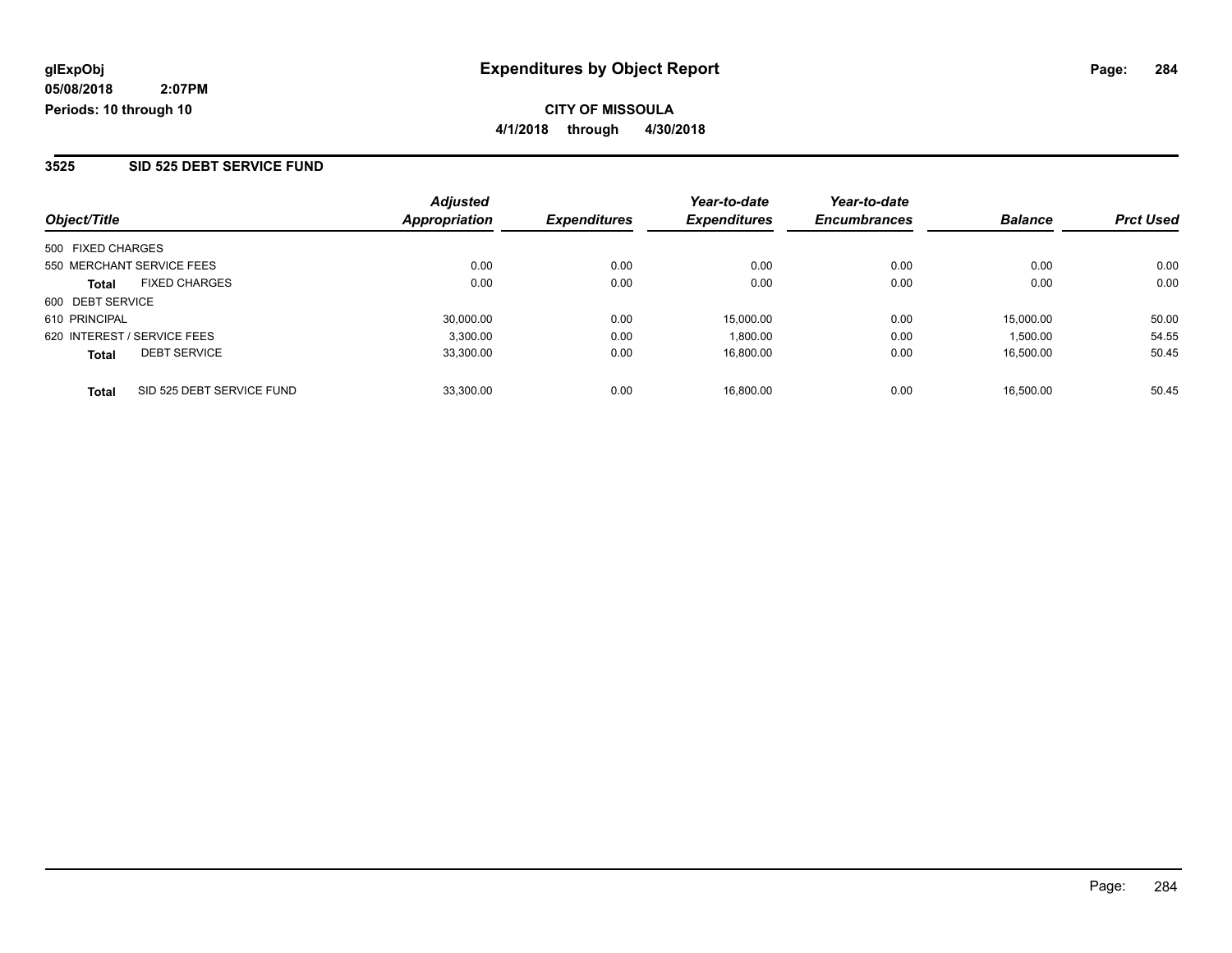glExpObj
05/08/2018 2:07PM
Periods: 10 through 10

# Expenditures by Object Report

**CITY OF MISSOULA**
**4/1/2018 through 4/30/2018**

## 3525 SID 525 DEBT SERVICE FUND

| Object/Title | | Adjusted Appropriation | Expenditures | Year-to-date Expenditures | Year-to-date Encumbrances | Balance | Prct Used |
|---|---|---|---|---|---|---|---|
| 500 FIXED CHARGES | | | | | | | |
| 550 MERCHANT SERVICE FEES | | 0.00 | 0.00 | 0.00 | 0.00 | 0.00 | 0.00 |
| **Total** | FIXED CHARGES | 0.00 | 0.00 | 0.00 | 0.00 | 0.00 | 0.00 |
| 600 DEBT SERVICE | | | | | | | |
| 610 PRINCIPAL | | 30,000.00 | 0.00 | 15,000.00 | 0.00 | 15,000.00 | 50.00 |
| 620 INTEREST / SERVICE FEES | | 3,300.00 | 0.00 | 1,800.00 | 0.00 | 1,500.00 | 54.55 |
| **Total** | DEBT SERVICE | 33,300.00 | 0.00 | 16,800.00 | 0.00 | 16,500.00 | 50.45 |
| **Total** | SID 525 DEBT SERVICE FUND | 33,300.00 | 0.00 | 16,800.00 | 0.00 | 16,500.00 | 50.45 |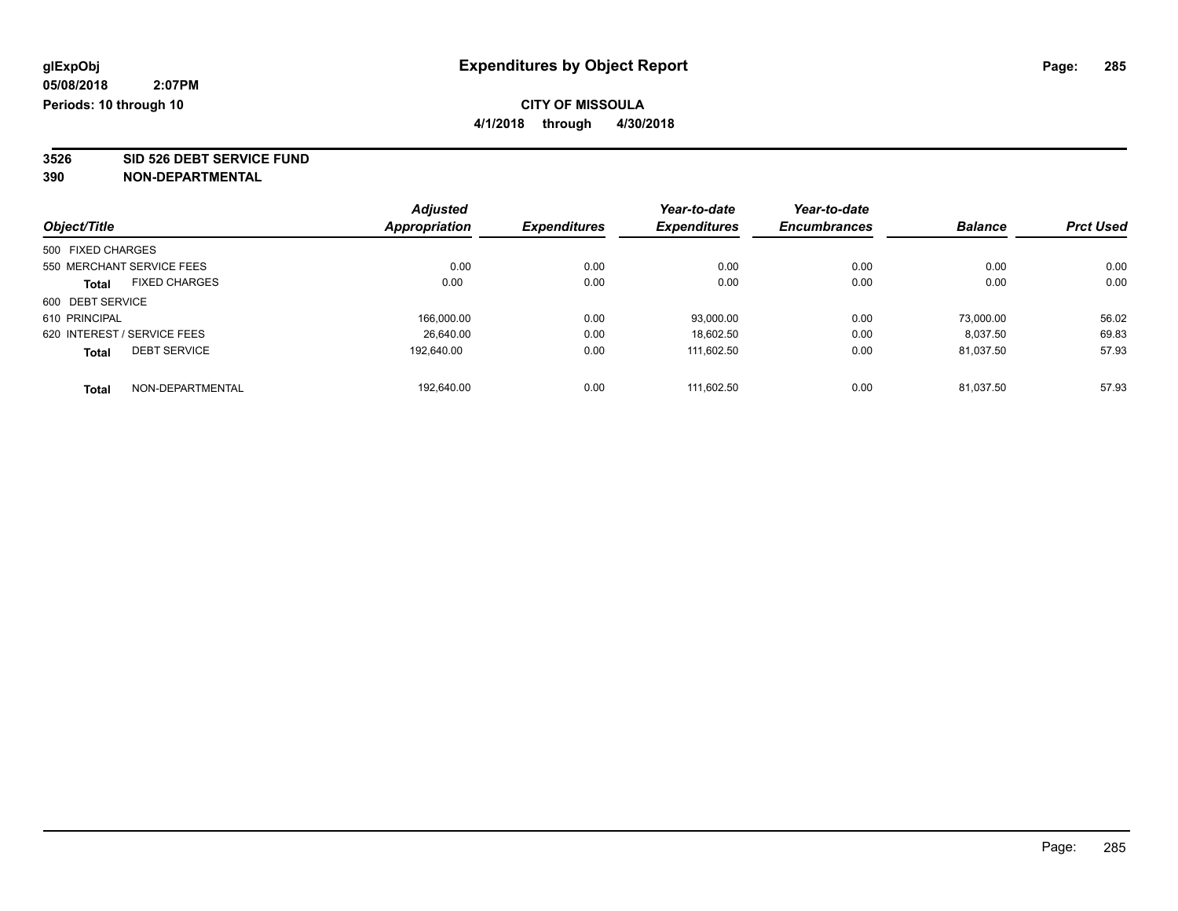glExpObj
05/08/2018 2:07PM
Periods: 10 through 10

# Expenditures by Object Report

**CITY OF MISSOULA**

**4/1/2018 through 4/30/2018**

**3526 SID 526 DEBT SERVICE FUND**

**390 NON-DEPARTMENTAL**

| Object/Title | Adjusted Appropriation | Expenditures | Year-to-date Expenditures | Year-to-date Encumbrances | Balance | Prct Used |
|---|---|---|---|---|---|---|
| 500 FIXED CHARGES | | | | | | |
| 550 MERCHANT SERVICE FEES | 0.00 | 0.00 | 0.00 | 0.00 | 0.00 | 0.00 |
| **Total** FIXED CHARGES | 0.00 | 0.00 | 0.00 | 0.00 | 0.00 | 0.00 |
| 600 DEBT SERVICE | | | | | | |
| 610 PRINCIPAL | 166,000.00 | 0.00 | 93,000.00 | 0.00 | 73,000.00 | 56.02 |
| 620 INTEREST / SERVICE FEES | 26,640.00 | 0.00 | 18,602.50 | 0.00 | 8,037.50 | 69.83 |
| **Total** DEBT SERVICE | 192,640.00 | 0.00 | 111,602.50 | 0.00 | 81,037.50 | 57.93 |
| **Total** NON-DEPARTMENTAL | 192,640.00 | 0.00 | 111,602.50 | 0.00 | 81,037.50 | 57.93 |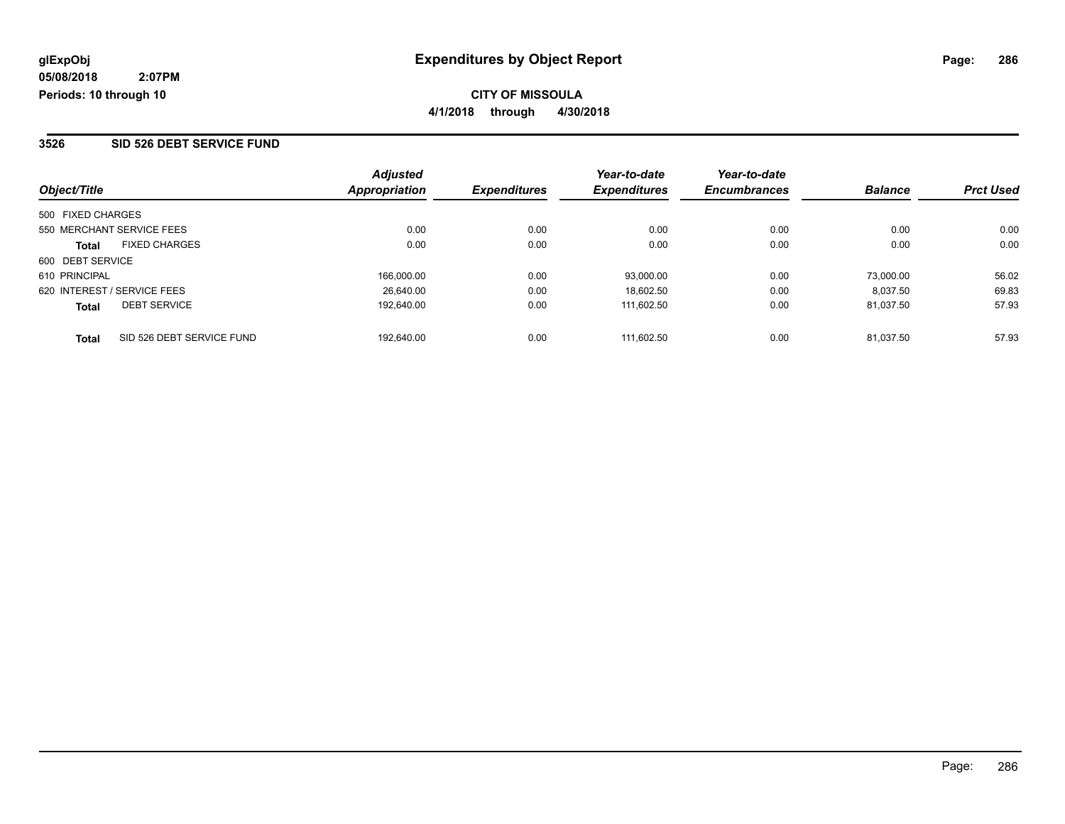**glExpObj**
**05/08/2018 2:07PM**
**Periods: 10 through 10**

# Expenditures by Object Report

**CITY OF MISSOULA**
**4/1/2018 through 4/30/2018**

## 3526 SID 526 DEBT SERVICE FUND

| Object/Title | Adjusted Appropriation | Expenditures | Year-to-date Expenditures | Year-to-date Encumbrances | Balance | Prct Used |
|---|---|---|---|---|---|---|
| 500 FIXED CHARGES | | | | | | |
| 550 MERCHANT SERVICE FEES | 0.00 | 0.00 | 0.00 | 0.00 | 0.00 | 0.00 |
| **Total** FIXED CHARGES | 0.00 | 0.00 | 0.00 | 0.00 | 0.00 | 0.00 |
| 600 DEBT SERVICE | | | | | | |
| 610 PRINCIPAL | 166,000.00 | 0.00 | 93,000.00 | 0.00 | 73,000.00 | 56.02 |
| 620 INTEREST / SERVICE FEES | 26,640.00 | 0.00 | 18,602.50 | 0.00 | 8,037.50 | 69.83 |
| **Total** DEBT SERVICE | 192,640.00 | 0.00 | 111,602.50 | 0.00 | 81,037.50 | 57.93 |
| **Total** SID 526 DEBT SERVICE FUND | 192,640.00 | 0.00 | 111,602.50 | 0.00 | 81,037.50 | 57.93 |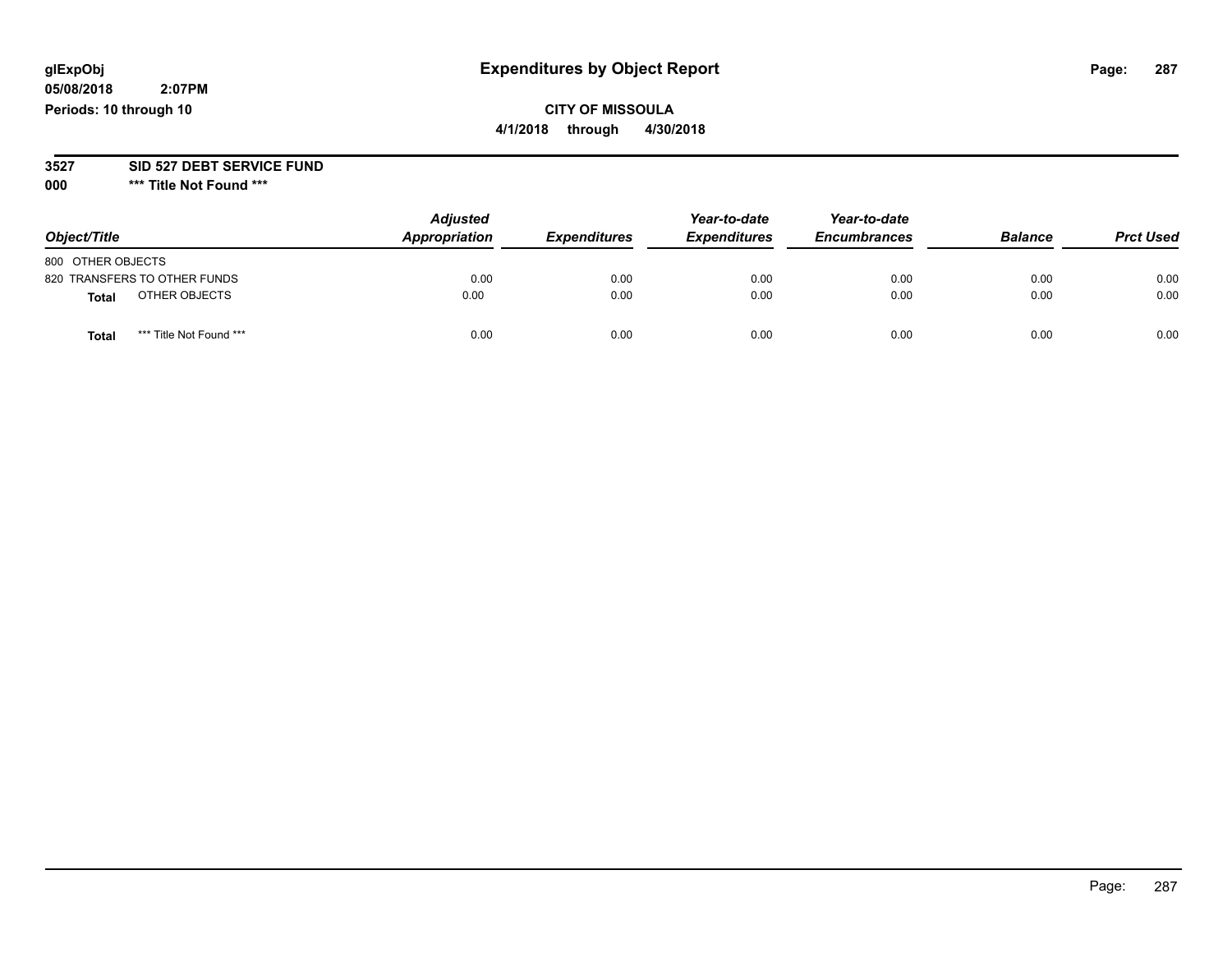glExpObj
05/08/2018 2:07PM
Periods: 10 through 10

# Expenditures by Object Report

**CITY OF MISSOULA**
**4/1/2018 through 4/30/2018**

**3527 SID 527 DEBT SERVICE FUND**
**000 \*\*\* Title Not Found \*\*\***

| Object/Title | Adjusted Appropriation | Expenditures | Year-to-date Expenditures | Year-to-date Encumbrances | Balance | Prct Used |
|---|---|---|---|---|---|---|
| 800 OTHER OBJECTS | | | | | | |
| 820 TRANSFERS TO OTHER FUNDS | 0.00 | 0.00 | 0.00 | 0.00 | 0.00 | 0.00 |
| **Total** OTHER OBJECTS | 0.00 | 0.00 | 0.00 | 0.00 | 0.00 | 0.00 |
| **Total** *** Title Not Found *** | 0.00 | 0.00 | 0.00 | 0.00 | 0.00 | 0.00 |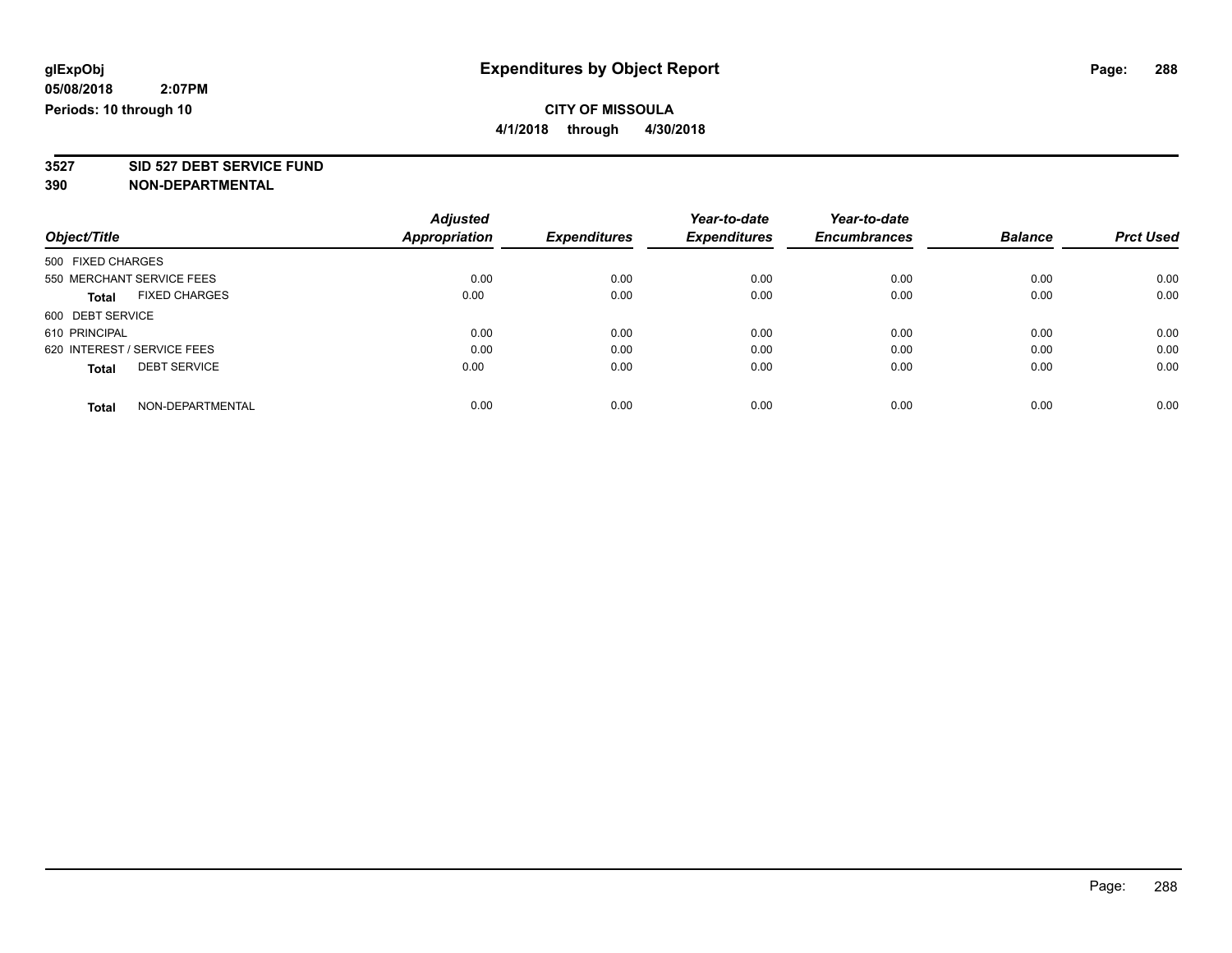glExpObj
05/08/2018 2:07PM
Periods: 10 through 10

# Expenditures by Object Report

**CITY OF MISSOULA**
**4/1/2018 through 4/30/2018**

**3527 SID 527 DEBT SERVICE FUND**
**390 NON-DEPARTMENTAL**

| Object/Title | Adjusted Appropriation | Expenditures | Year-to-date Expenditures | Year-to-date Encumbrances | Balance | Prct Used |
|---|---|---|---|---|---|---|
| 500 FIXED CHARGES | | | | | | |
| 550 MERCHANT SERVICE FEES | 0.00 | 0.00 | 0.00 | 0.00 | 0.00 | 0.00 |
| **Total** FIXED CHARGES | 0.00 | 0.00 | 0.00 | 0.00 | 0.00 | 0.00 |
| 600 DEBT SERVICE | | | | | | |
| 610 PRINCIPAL | 0.00 | 0.00 | 0.00 | 0.00 | 0.00 | 0.00 |
| 620 INTEREST / SERVICE FEES | 0.00 | 0.00 | 0.00 | 0.00 | 0.00 | 0.00 |
| **Total** DEBT SERVICE | 0.00 | 0.00 | 0.00 | 0.00 | 0.00 | 0.00 |
| **Total** NON-DEPARTMENTAL | 0.00 | 0.00 | 0.00 | 0.00 | 0.00 | 0.00 |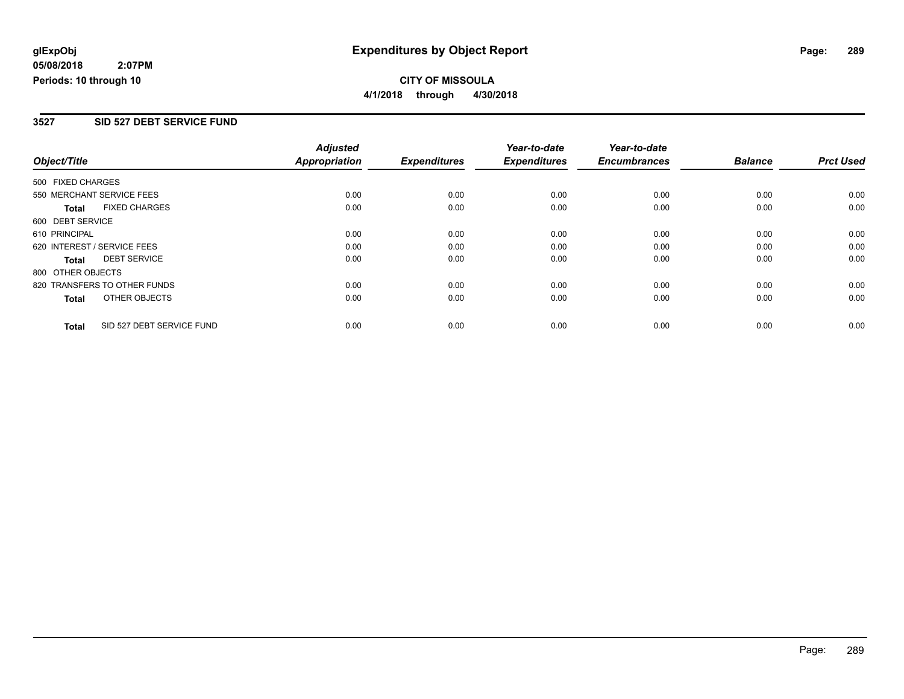glExpObj
05/08/2018 2:07PM
Periods: 10 through 10

# Expenditures by Object Report

**CITY OF MISSOULA**
**4/1/2018 through 4/30/2018**

## 3527 SID 527 DEBT SERVICE FUND

| Object/Title | | Adjusted Appropriation | Expenditures | Year-to-date Expenditures | Year-to-date Encumbrances | Balance | Prct Used |
|---|---|---|---|---|---|---|---|
| 500 FIXED CHARGES | | | | | | | |
| 550 MERCHANT SERVICE FEES | | 0.00 | 0.00 | 0.00 | 0.00 | 0.00 | 0.00 |
| Total | FIXED CHARGES | 0.00 | 0.00 | 0.00 | 0.00 | 0.00 | 0.00 |
| 600 DEBT SERVICE | | | | | | | |
| 610 PRINCIPAL | | 0.00 | 0.00 | 0.00 | 0.00 | 0.00 | 0.00 |
| 620 INTEREST / SERVICE FEES | | 0.00 | 0.00 | 0.00 | 0.00 | 0.00 | 0.00 |
| Total | DEBT SERVICE | 0.00 | 0.00 | 0.00 | 0.00 | 0.00 | 0.00 |
| 800 OTHER OBJECTS | | | | | | | |
| 820 TRANSFERS TO OTHER FUNDS | | 0.00 | 0.00 | 0.00 | 0.00 | 0.00 | 0.00 |
| Total | OTHER OBJECTS | 0.00 | 0.00 | 0.00 | 0.00 | 0.00 | 0.00 |
| Total | SID 527 DEBT SERVICE FUND | 0.00 | 0.00 | 0.00 | 0.00 | 0.00 | 0.00 |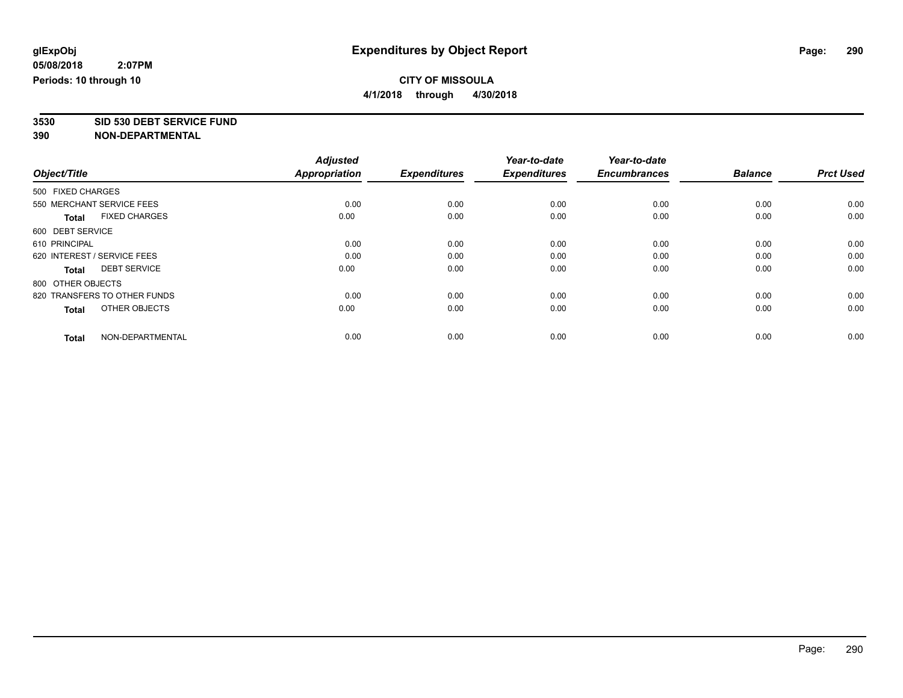**glExpObj** **Expenditures by Object Report**

**05/08/2018 2:07PM**

**Periods: 10 through 10**

**CITY OF MISSOULA**

**4/1/2018 through 4/30/2018**

**3530 SID 530 DEBT SERVICE FUND**

**390 NON-DEPARTMENTAL**

| Object/Title | Adjusted Appropriation | Expenditures | Year-to-date Expenditures | Year-to-date Encumbrances | Balance | Prct Used |
|---|---|---|---|---|---|---|
| 500 FIXED CHARGES | | | | | | |
| 550 MERCHANT SERVICE FEES | 0.00 | 0.00 | 0.00 | 0.00 | 0.00 | 0.00 |
| **Total** FIXED CHARGES | 0.00 | 0.00 | 0.00 | 0.00 | 0.00 | 0.00 |
| 600 DEBT SERVICE | | | | | | |
| 610 PRINCIPAL | 0.00 | 0.00 | 0.00 | 0.00 | 0.00 | 0.00 |
| 620 INTEREST / SERVICE FEES | 0.00 | 0.00 | 0.00 | 0.00 | 0.00 | 0.00 |
| **Total** DEBT SERVICE | 0.00 | 0.00 | 0.00 | 0.00 | 0.00 | 0.00 |
| 800 OTHER OBJECTS | | | | | | |
| 820 TRANSFERS TO OTHER FUNDS | 0.00 | 0.00 | 0.00 | 0.00 | 0.00 | 0.00 |
| **Total** OTHER OBJECTS | 0.00 | 0.00 | 0.00 | 0.00 | 0.00 | 0.00 |
| **Total** NON-DEPARTMENTAL | 0.00 | 0.00 | 0.00 | 0.00 | 0.00 | 0.00 |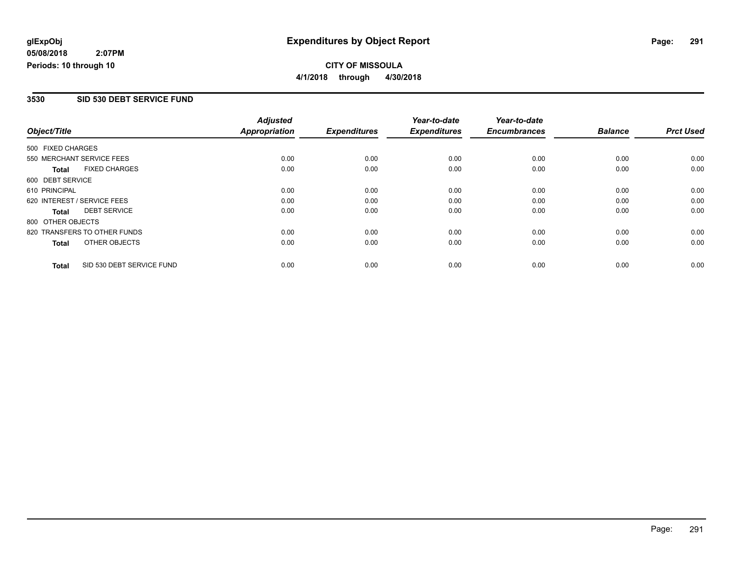**glExpObj** — **Expenditures by Object Report**

**05/08/2018 2:07PM**

**Periods: 10 through 10**

**CITY OF MISSOULA**

**4/1/2018 through 4/30/2018**

## 3530 SID 530 DEBT SERVICE FUND

| Object/Title | Adjusted Appropriation | Expenditures | Year-to-date Expenditures | Year-to-date Encumbrances | Balance | Prct Used |
|---|---|---|---|---|---|---|
| 500 FIXED CHARGES | | | | | | |
| 550 MERCHANT SERVICE FEES | 0.00 | 0.00 | 0.00 | 0.00 | 0.00 | 0.00 |
| **Total** FIXED CHARGES | 0.00 | 0.00 | 0.00 | 0.00 | 0.00 | 0.00 |
| 600 DEBT SERVICE | | | | | | |
| 610 PRINCIPAL | 0.00 | 0.00 | 0.00 | 0.00 | 0.00 | 0.00 |
| 620 INTEREST / SERVICE FEES | 0.00 | 0.00 | 0.00 | 0.00 | 0.00 | 0.00 |
| **Total** DEBT SERVICE | 0.00 | 0.00 | 0.00 | 0.00 | 0.00 | 0.00 |
| 800 OTHER OBJECTS | | | | | | |
| 820 TRANSFERS TO OTHER FUNDS | 0.00 | 0.00 | 0.00 | 0.00 | 0.00 | 0.00 |
| **Total** OTHER OBJECTS | 0.00 | 0.00 | 0.00 | 0.00 | 0.00 | 0.00 |
| **Total** SID 530 DEBT SERVICE FUND | 0.00 | 0.00 | 0.00 | 0.00 | 0.00 | 0.00 |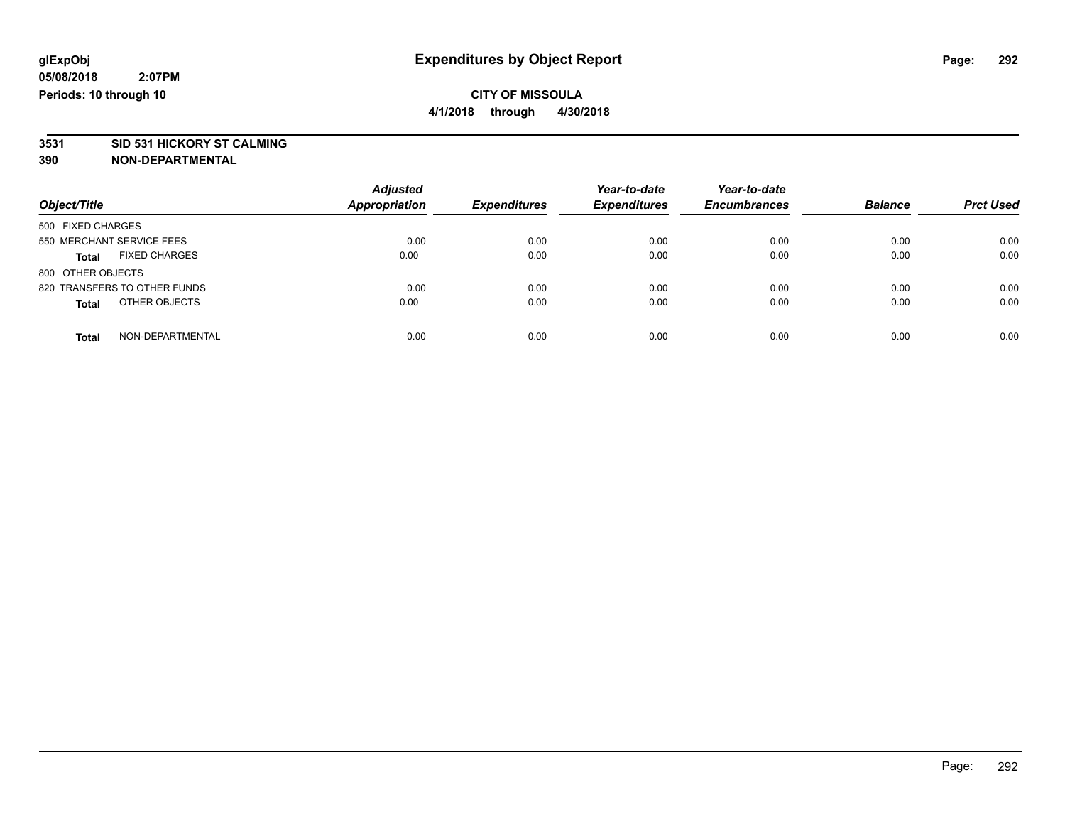**glExpObj**
**05/08/2018 2:07PM**
**Periods: 10 through 10**

# Expenditures by Object Report

**CITY OF MISSOULA**
**4/1/2018 through 4/30/2018**

**3531 SID 531 HICKORY ST CALMING**
**390 NON-DEPARTMENTAL**

| Object/Title | Adjusted Appropriation | Expenditures | Year-to-date Expenditures | Year-to-date Encumbrances | Balance | Prct Used |
|---|---|---|---|---|---|---|
| 500 FIXED CHARGES | | | | | | |
| 550 MERCHANT SERVICE FEES | 0.00 | 0.00 | 0.00 | 0.00 | 0.00 | 0.00 |
| **Total** FIXED CHARGES | 0.00 | 0.00 | 0.00 | 0.00 | 0.00 | 0.00 |
| 800 OTHER OBJECTS | | | | | | |
| 820 TRANSFERS TO OTHER FUNDS | 0.00 | 0.00 | 0.00 | 0.00 | 0.00 | 0.00 |
| **Total** OTHER OBJECTS | 0.00 | 0.00 | 0.00 | 0.00 | 0.00 | 0.00 |
| **Total** NON-DEPARTMENTAL | 0.00 | 0.00 | 0.00 | 0.00 | 0.00 | 0.00 |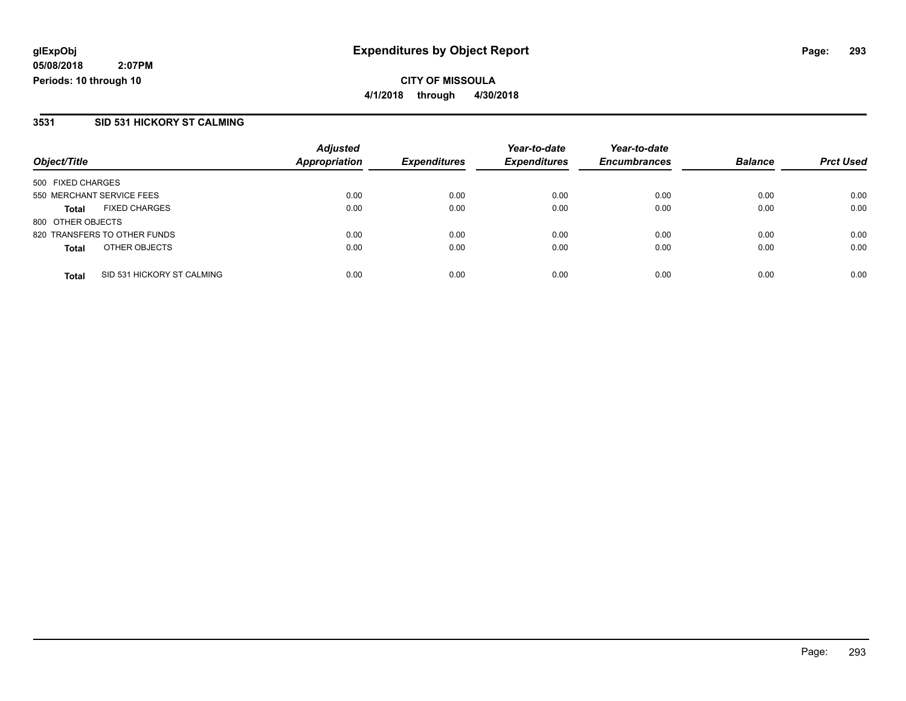glExpObj
05/08/2018 2:07PM
Periods: 10 through 10

# Expenditures by Object Report

**CITY OF MISSOULA**
**4/1/2018 through 4/30/2018**

## 3531 SID 531 HICKORY ST CALMING

| Object/Title | | Adjusted Appropriation | Expenditures | Year-to-date Expenditures | Year-to-date Encumbrances | Balance | Prct Used |
|---|---|---|---|---|---|---|---|
| 500 FIXED CHARGES | | | | | | | |
| 550 MERCHANT SERVICE FEES | | 0.00 | 0.00 | 0.00 | 0.00 | 0.00 | 0.00 |
| **Total** | FIXED CHARGES | 0.00 | 0.00 | 0.00 | 0.00 | 0.00 | 0.00 |
| 800 OTHER OBJECTS | | | | | | | |
| 820 TRANSFERS TO OTHER FUNDS | | 0.00 | 0.00 | 0.00 | 0.00 | 0.00 | 0.00 |
| **Total** | OTHER OBJECTS | 0.00 | 0.00 | 0.00 | 0.00 | 0.00 | 0.00 |
| **Total** | SID 531 HICKORY ST CALMING | 0.00 | 0.00 | 0.00 | 0.00 | 0.00 | 0.00 |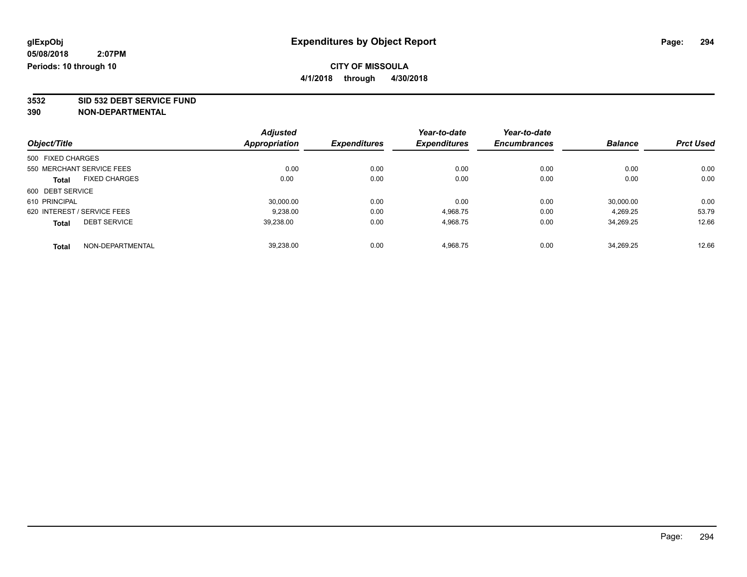# Expenditures by Object Report

glExpObj
05/08/2018 2:07PM
Periods: 10 through 10

**CITY OF MISSOULA**
**4/1/2018 through 4/30/2018**

**3532 SID 532 DEBT SERVICE FUND**
**390 NON-DEPARTMENTAL**

| Object/Title | Adjusted Appropriation | Expenditures | Year-to-date Expenditures | Year-to-date Encumbrances | Balance | Prct Used |
|---|---|---|---|---|---|---|
| 500 FIXED CHARGES | | | | | | |
| 550 MERCHANT SERVICE FEES | 0.00 | 0.00 | 0.00 | 0.00 | 0.00 | 0.00 |
| **Total** FIXED CHARGES | 0.00 | 0.00 | 0.00 | 0.00 | 0.00 | 0.00 |
| 600 DEBT SERVICE | | | | | | |
| 610 PRINCIPAL | 30,000.00 | 0.00 | 0.00 | 0.00 | 30,000.00 | 0.00 |
| 620 INTEREST / SERVICE FEES | 9,238.00 | 0.00 | 4,968.75 | 0.00 | 4,269.25 | 53.79 |
| **Total** DEBT SERVICE | 39,238.00 | 0.00 | 4,968.75 | 0.00 | 34,269.25 | 12.66 |
| **Total** NON-DEPARTMENTAL | 39,238.00 | 0.00 | 4,968.75 | 0.00 | 34,269.25 | 12.66 |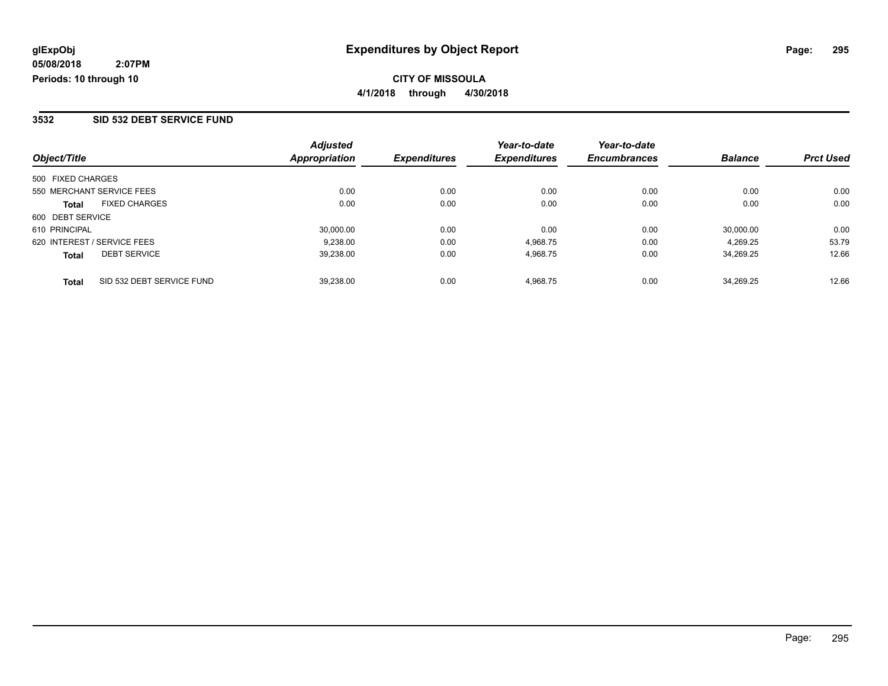glExpObj
05/08/2018 2:07PM
Periods: 10 through 10

# Expenditures by Object Report

**CITY OF MISSOULA**
**4/1/2018 through 4/30/2018**

## 3532 SID 532 DEBT SERVICE FUND

| Object/Title | Adjusted Appropriation | Expenditures | Year-to-date Expenditures | Year-to-date Encumbrances | Balance | Prct Used |
|---|---|---|---|---|---|---|
| 500 FIXED CHARGES | | | | | | |
| 550 MERCHANT SERVICE FEES | 0.00 | 0.00 | 0.00 | 0.00 | 0.00 | 0.00 |
| **Total** FIXED CHARGES | 0.00 | 0.00 | 0.00 | 0.00 | 0.00 | 0.00 |
| 600 DEBT SERVICE | | | | | | |
| 610 PRINCIPAL | 30,000.00 | 0.00 | 0.00 | 0.00 | 30,000.00 | 0.00 |
| 620 INTEREST / SERVICE FEES | 9,238.00 | 0.00 | 4,968.75 | 0.00 | 4,269.25 | 53.79 |
| **Total** DEBT SERVICE | 39,238.00 | 0.00 | 4,968.75 | 0.00 | 34,269.25 | 12.66 |
| **Total** SID 532 DEBT SERVICE FUND | 39,238.00 | 0.00 | 4,968.75 | 0.00 | 34,269.25 | 12.66 |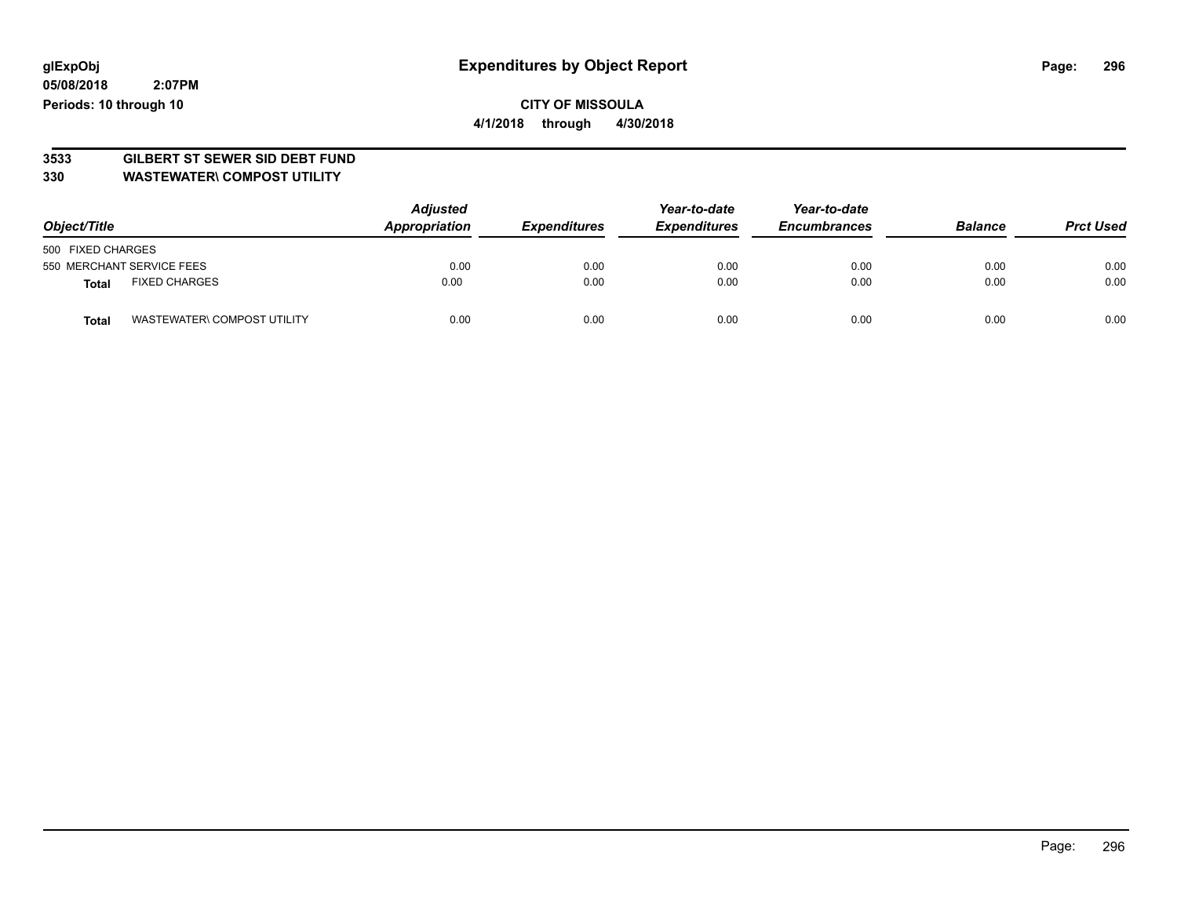**glExpObj**
**05/08/2018 2:07PM**
**Periods: 10 through 10**

# Expenditures by Object Report

**CITY OF MISSOULA**
**4/1/2018 through 4/30/2018**

## 3533 GILBERT ST SEWER SID DEBT FUND
## 330 WASTEWATER\ COMPOST UTILITY

| Object/Title | | Adjusted Appropriation | Expenditures | Year-to-date Expenditures | Year-to-date Encumbrances | Balance | Prct Used |
|---|---|---|---|---|---|---|---|
| 500 FIXED CHARGES | | | | | | | |
| 550 MERCHANT SERVICE FEES | | 0.00 | 0.00 | 0.00 | 0.00 | 0.00 | 0.00 |
| **Total** | FIXED CHARGES | 0.00 | 0.00 | 0.00 | 0.00 | 0.00 | 0.00 |
| **Total** | WASTEWATER\ COMPOST UTILITY | 0.00 | 0.00 | 0.00 | 0.00 | 0.00 | 0.00 |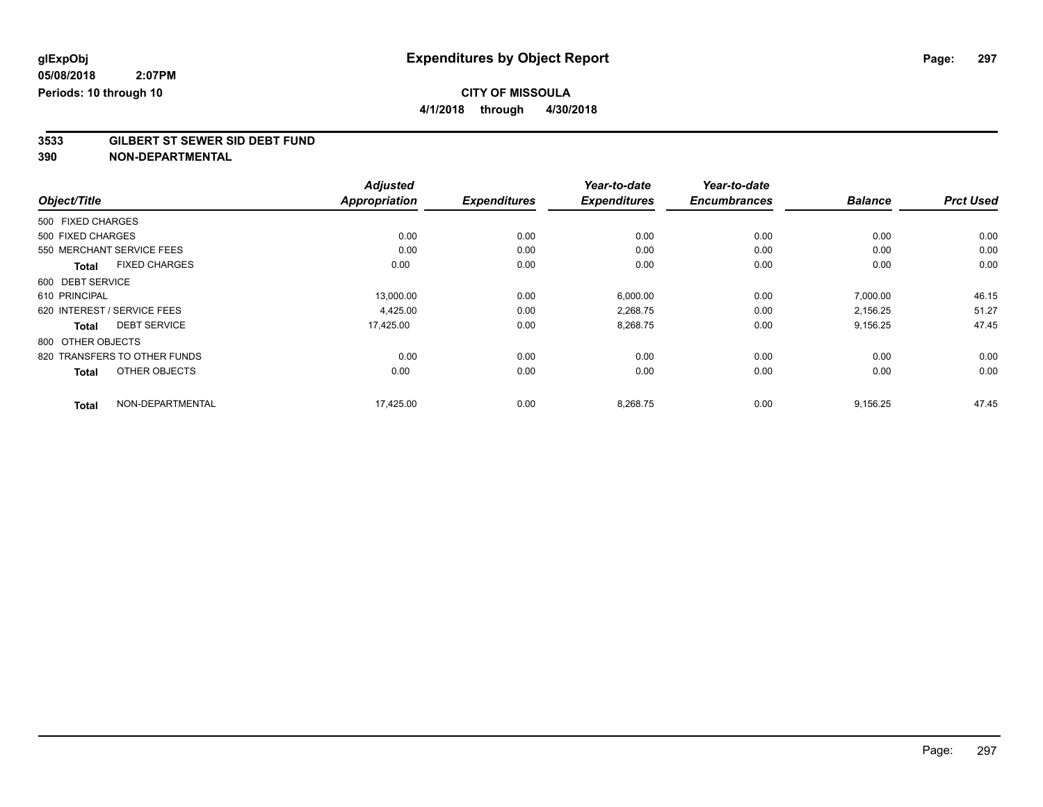# Expenditures by Object Report

glExpObj
05/08/2018 2:07PM
Periods: 10 through 10

**CITY OF MISSOULA**
**4/1/2018 through 4/30/2018**

**3533 GILBERT ST SEWER SID DEBT FUND**
**390 NON-DEPARTMENTAL**

| Object/Title | Adjusted Appropriation | Expenditures | Year-to-date Expenditures | Year-to-date Encumbrances | Balance | Prct Used |
|---|---|---|---|---|---|---|
| 500 FIXED CHARGES | | | | | | |
| 500 FIXED CHARGES | 0.00 | 0.00 | 0.00 | 0.00 | 0.00 | 0.00 |
| 550 MERCHANT SERVICE FEES | 0.00 | 0.00 | 0.00 | 0.00 | 0.00 | 0.00 |
| **Total** FIXED CHARGES | 0.00 | 0.00 | 0.00 | 0.00 | 0.00 | 0.00 |
| 600 DEBT SERVICE | | | | | | |
| 610 PRINCIPAL | 13,000.00 | 0.00 | 6,000.00 | 0.00 | 7,000.00 | 46.15 |
| 620 INTEREST / SERVICE FEES | 4,425.00 | 0.00 | 2,268.75 | 0.00 | 2,156.25 | 51.27 |
| **Total** DEBT SERVICE | 17,425.00 | 0.00 | 8,268.75 | 0.00 | 9,156.25 | 47.45 |
| 800 OTHER OBJECTS | | | | | | |
| 820 TRANSFERS TO OTHER FUNDS | 0.00 | 0.00 | 0.00 | 0.00 | 0.00 | 0.00 |
| **Total** OTHER OBJECTS | 0.00 | 0.00 | 0.00 | 0.00 | 0.00 | 0.00 |
| **Total** NON-DEPARTMENTAL | 17,425.00 | 0.00 | 8,268.75 | 0.00 | 9,156.25 | 47.45 |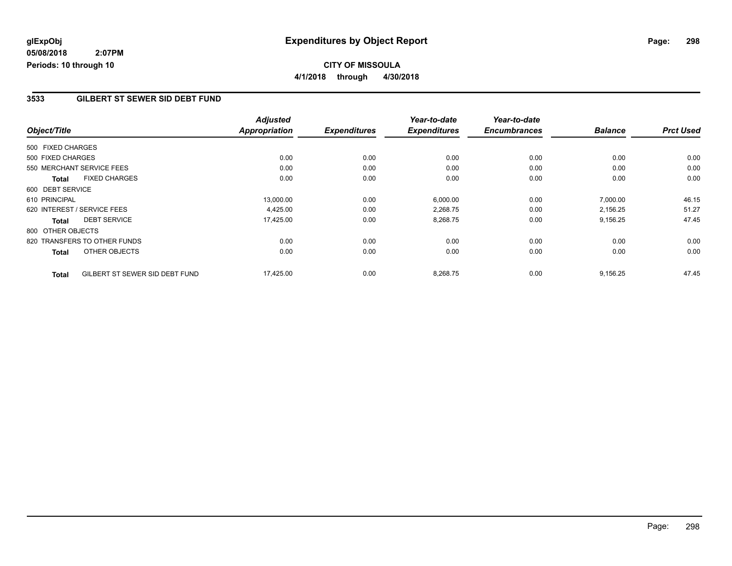glExpObj
05/08/2018 2:07PM
Periods: 10 through 10

# Expenditures by Object Report

**CITY OF MISSOULA**

**4/1/2018 through 4/30/2018**

## 3533 GILBERT ST SEWER SID DEBT FUND

| Object/Title | | Adjusted Appropriation | Expenditures | Year-to-date Expenditures | Year-to-date Encumbrances | Balance | Prct Used |
|---|---|---|---|---|---|---|---|
| 500 FIXED CHARGES | | | | | | | |
| 500 FIXED CHARGES | | 0.00 | 0.00 | 0.00 | 0.00 | 0.00 | 0.00 |
| 550 MERCHANT SERVICE FEES | | 0.00 | 0.00 | 0.00 | 0.00 | 0.00 | 0.00 |
| **Total** | FIXED CHARGES | 0.00 | 0.00 | 0.00 | 0.00 | 0.00 | 0.00 |
| 600 DEBT SERVICE | | | | | | | |
| 610 PRINCIPAL | | 13,000.00 | 0.00 | 6,000.00 | 0.00 | 7,000.00 | 46.15 |
| 620 INTEREST / SERVICE FEES | | 4,425.00 | 0.00 | 2,268.75 | 0.00 | 2,156.25 | 51.27 |
| **Total** | DEBT SERVICE | 17,425.00 | 0.00 | 8,268.75 | 0.00 | 9,156.25 | 47.45 |
| 800 OTHER OBJECTS | | | | | | | |
| 820 TRANSFERS TO OTHER FUNDS | | 0.00 | 0.00 | 0.00 | 0.00 | 0.00 | 0.00 |
| **Total** | OTHER OBJECTS | 0.00 | 0.00 | 0.00 | 0.00 | 0.00 | 0.00 |
| **Total** | GILBERT ST SEWER SID DEBT FUND | 17,425.00 | 0.00 | 8,268.75 | 0.00 | 9,156.25 | 47.45 |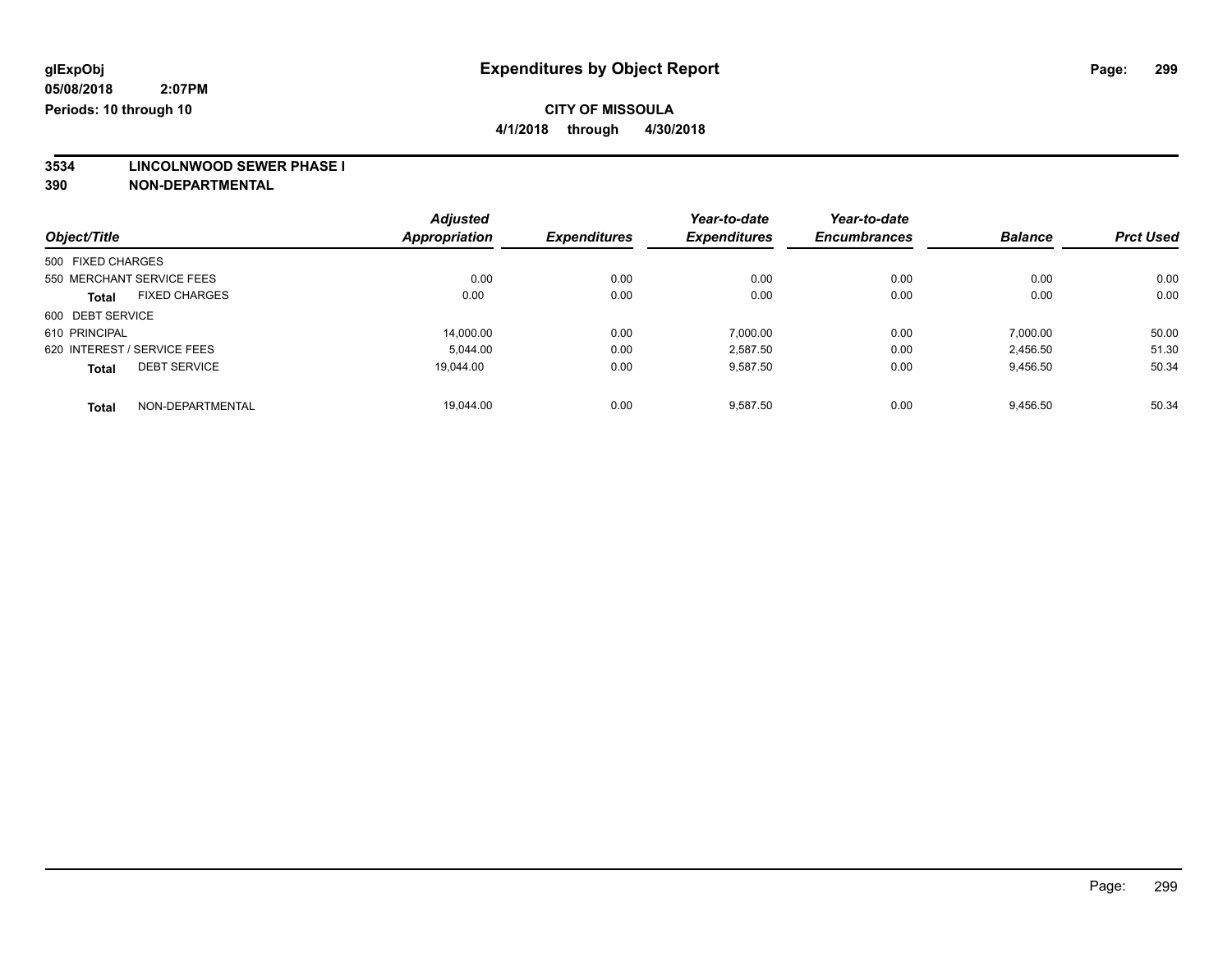**glExpObj** **Expenditures by Object Report**

**05/08/2018 2:07PM**

**Periods: 10 through 10**

**CITY OF MISSOULA**

**4/1/2018 through 4/30/2018**

**3534 LINCOLNWOOD SEWER PHASE I**

**390 NON-DEPARTMENTAL**

| Object/Title | Adjusted Appropriation | Expenditures | Year-to-date Expenditures | Year-to-date Encumbrances | Balance | Prct Used |
|---|---|---|---|---|---|---|
| 500 FIXED CHARGES | | | | | | |
| 550 MERCHANT SERVICE FEES | 0.00 | 0.00 | 0.00 | 0.00 | 0.00 | 0.00 |
| **Total** FIXED CHARGES | 0.00 | 0.00 | 0.00 | 0.00 | 0.00 | 0.00 |
| 600 DEBT SERVICE | | | | | | |
| 610 PRINCIPAL | 14,000.00 | 0.00 | 7,000.00 | 0.00 | 7,000.00 | 50.00 |
| 620 INTEREST / SERVICE FEES | 5,044.00 | 0.00 | 2,587.50 | 0.00 | 2,456.50 | 51.30 |
| **Total** DEBT SERVICE | 19,044.00 | 0.00 | 9,587.50 | 0.00 | 9,456.50 | 50.34 |
| **Total** NON-DEPARTMENTAL | 19,044.00 | 0.00 | 9,587.50 | 0.00 | 9,456.50 | 50.34 |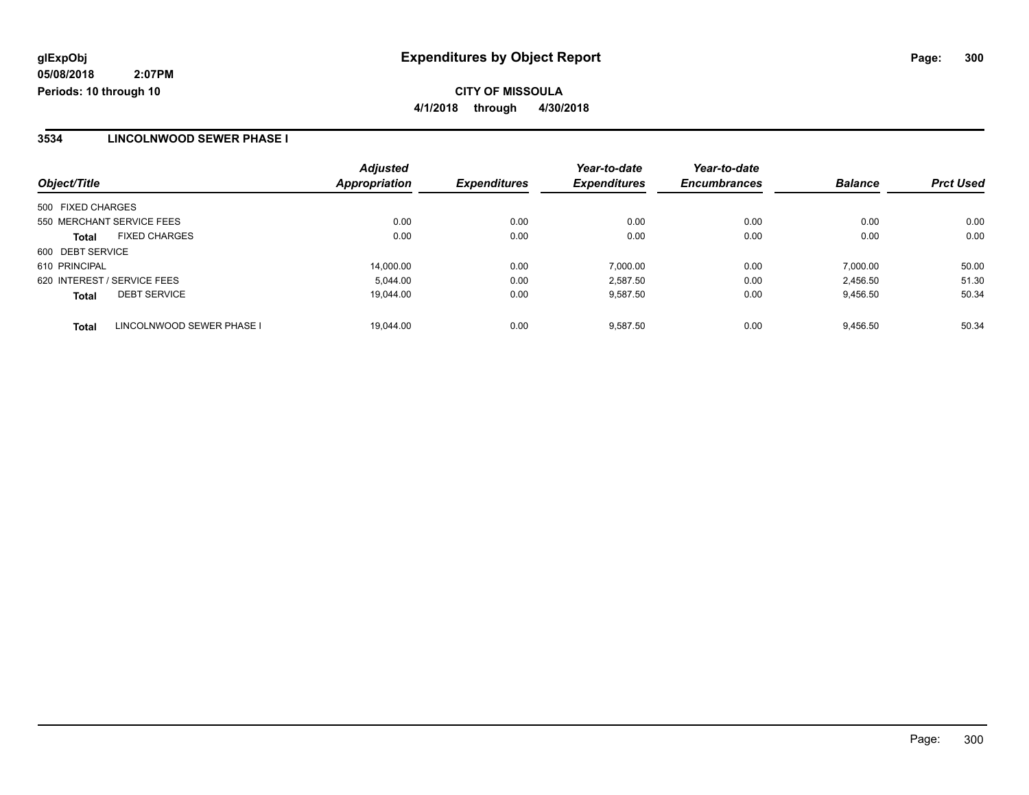# Expenditures by Object Report

glExpObj
05/08/2018 2:07PM
Periods: 10 through 10

**CITY OF MISSOULA**
**4/1/2018 through 4/30/2018**

## 3534 LINCOLNWOOD SEWER PHASE I

| Object/Title | Adjusted Appropriation | Expenditures | Year-to-date Expenditures | Year-to-date Encumbrances | Balance | Prct Used |
|---|---|---|---|---|---|---|
| 500 FIXED CHARGES | | | | | | |
| 550 MERCHANT SERVICE FEES | 0.00 | 0.00 | 0.00 | 0.00 | 0.00 | 0.00 |
| **Total** FIXED CHARGES | 0.00 | 0.00 | 0.00 | 0.00 | 0.00 | 0.00 |
| 600 DEBT SERVICE | | | | | | |
| 610 PRINCIPAL | 14,000.00 | 0.00 | 7,000.00 | 0.00 | 7,000.00 | 50.00 |
| 620 INTEREST / SERVICE FEES | 5,044.00 | 0.00 | 2,587.50 | 0.00 | 2,456.50 | 51.30 |
| **Total** DEBT SERVICE | 19,044.00 | 0.00 | 9,587.50 | 0.00 | 9,456.50 | 50.34 |
| **Total** LINCOLNWOOD SEWER PHASE I | 19,044.00 | 0.00 | 9,587.50 | 0.00 | 9,456.50 | 50.34 |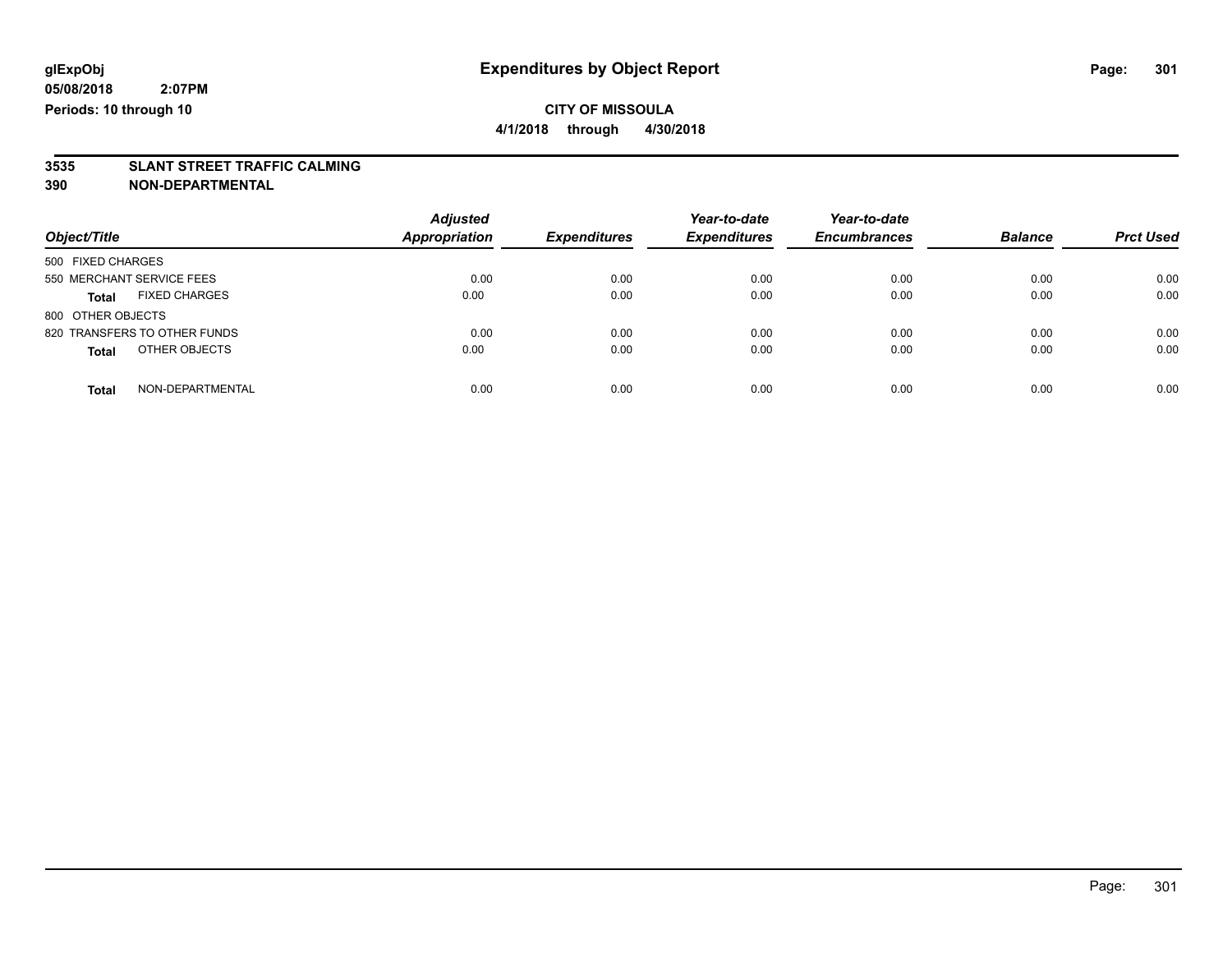**glExpObj** **Expenditures by Object Report**

**05/08/2018 2:07PM**

**Periods: 10 through 10**

**CITY OF MISSOULA**

**4/1/2018 through 4/30/2018**

## 3535 SLANT STREET TRAFFIC CALMING
## 390 NON-DEPARTMENTAL

| Object/Title | Adjusted Appropriation | Expenditures | Year-to-date Expenditures | Year-to-date Encumbrances | Balance | Prct Used |
|---|---|---|---|---|---|---|
| 500 FIXED CHARGES | | | | | | |
| 550 MERCHANT SERVICE FEES | 0.00 | 0.00 | 0.00 | 0.00 | 0.00 | 0.00 |
| **Total** FIXED CHARGES | 0.00 | 0.00 | 0.00 | 0.00 | 0.00 | 0.00 |
| 800 OTHER OBJECTS | | | | | | |
| 820 TRANSFERS TO OTHER FUNDS | 0.00 | 0.00 | 0.00 | 0.00 | 0.00 | 0.00 |
| **Total** OTHER OBJECTS | 0.00 | 0.00 | 0.00 | 0.00 | 0.00 | 0.00 |
| **Total** NON-DEPARTMENTAL | 0.00 | 0.00 | 0.00 | 0.00 | 0.00 | 0.00 |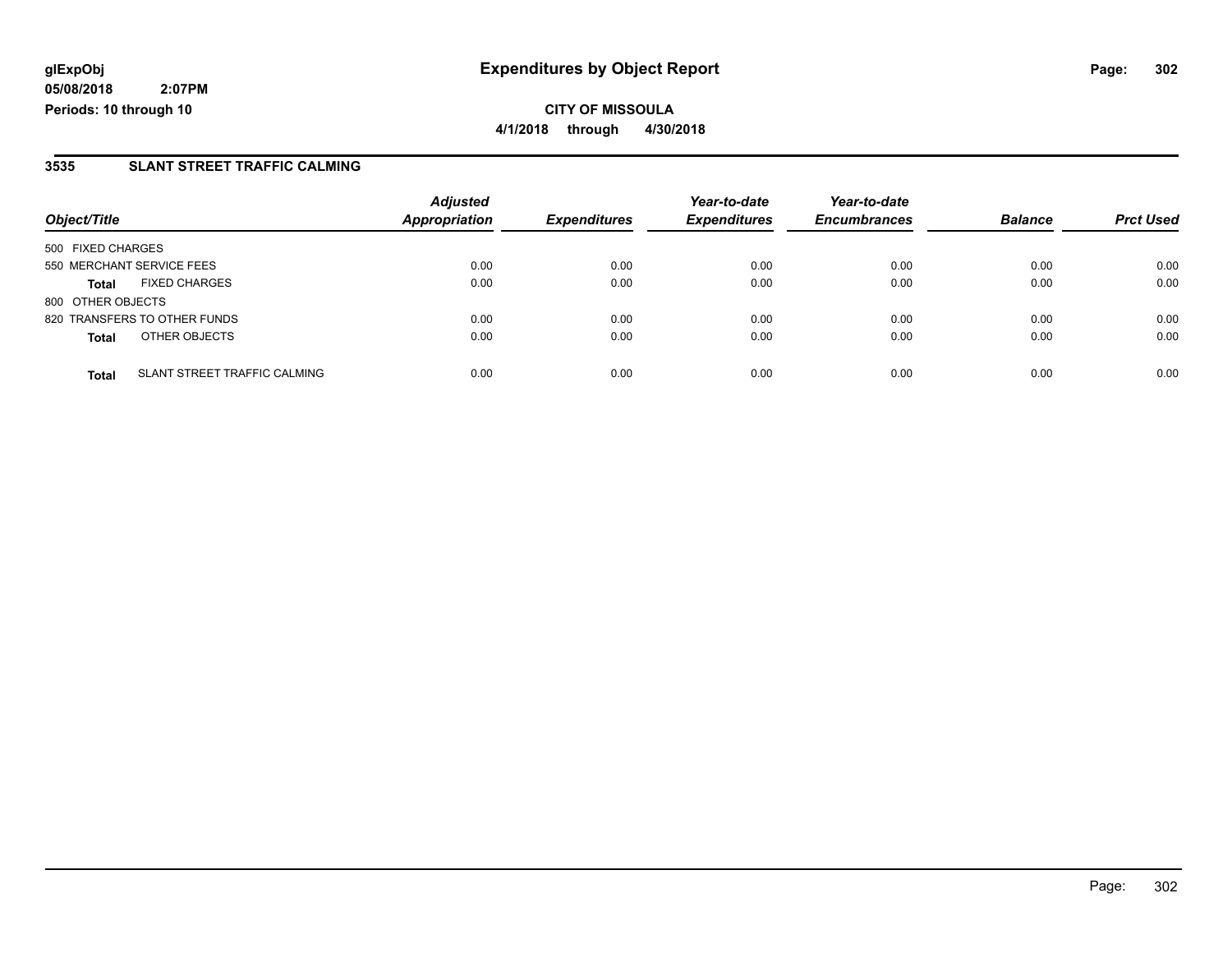**glExpObj**
**05/08/2018 2:07PM**
**Periods: 10 through 10**

# Expenditures by Object Report

**CITY OF MISSOULA**
**4/1/2018 through 4/30/2018**

## 3535 SLANT STREET TRAFFIC CALMING

| Object/Title | Adjusted Appropriation | Expenditures | Year-to-date Expenditures | Year-to-date Encumbrances | Balance | Prct Used |
|---|---|---|---|---|---|---|
| 500 FIXED CHARGES | | | | | | |
| 550 MERCHANT SERVICE FEES | 0.00 | 0.00 | 0.00 | 0.00 | 0.00 | 0.00 |
| **Total** FIXED CHARGES | 0.00 | 0.00 | 0.00 | 0.00 | 0.00 | 0.00 |
| 800 OTHER OBJECTS | | | | | | |
| 820 TRANSFERS TO OTHER FUNDS | 0.00 | 0.00 | 0.00 | 0.00 | 0.00 | 0.00 |
| **Total** OTHER OBJECTS | 0.00 | 0.00 | 0.00 | 0.00 | 0.00 | 0.00 |
| **Total** SLANT STREET TRAFFIC CALMING | 0.00 | 0.00 | 0.00 | 0.00 | 0.00 | 0.00 |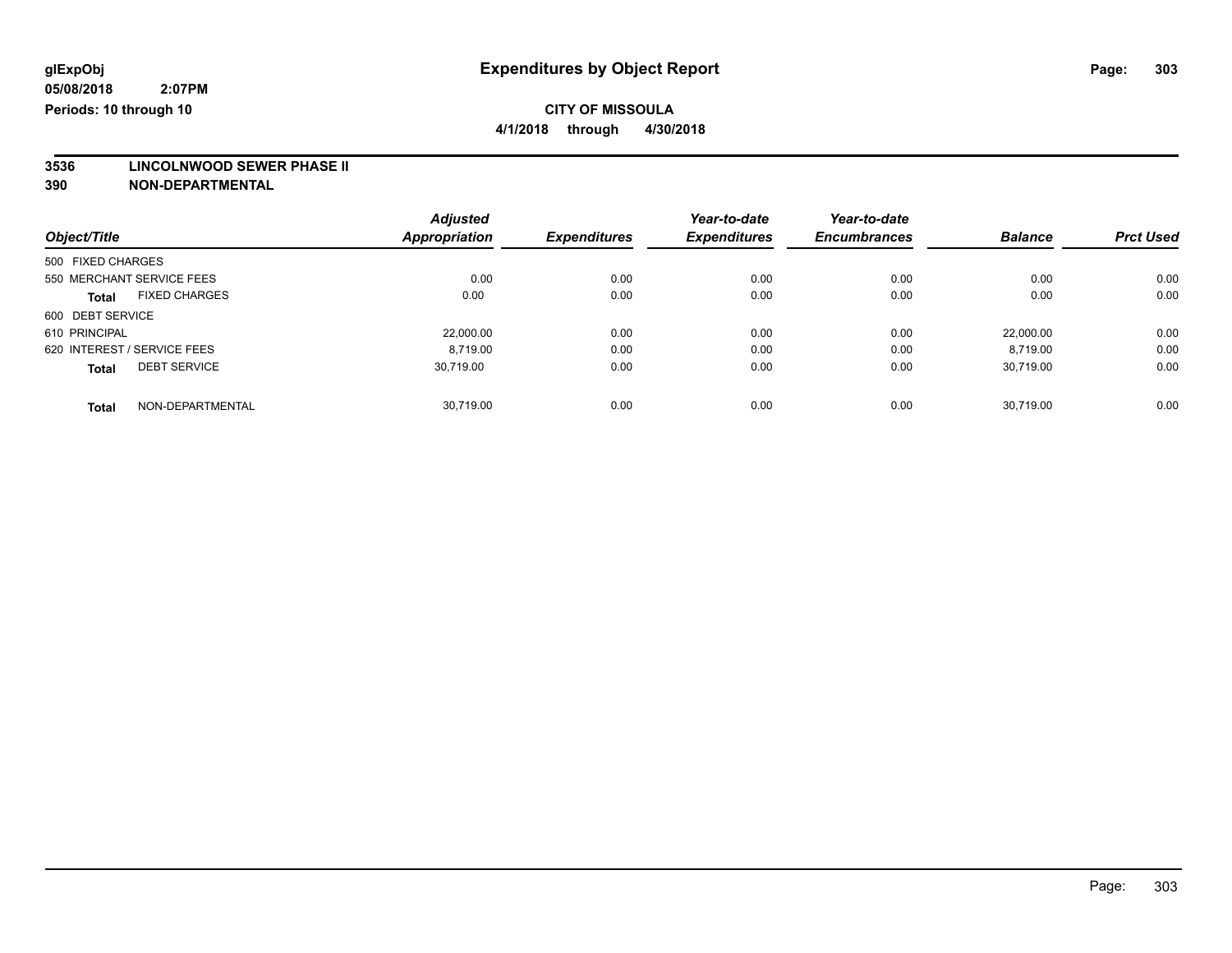glExpObj
05/08/2018 2:07PM
Periods: 10 through 10

# Expenditures by Object Report

**CITY OF MISSOULA**
**4/1/2018 through 4/30/2018**

**3536 LINCOLNWOOD SEWER PHASE II**
**390 NON-DEPARTMENTAL**

| Object/Title | Adjusted Appropriation | Expenditures | Year-to-date Expenditures | Year-to-date Encumbrances | Balance | Prct Used |
|---|---|---|---|---|---|---|
| 500 FIXED CHARGES | | | | | | |
| 550 MERCHANT SERVICE FEES | 0.00 | 0.00 | 0.00 | 0.00 | 0.00 | 0.00 |
| **Total** FIXED CHARGES | 0.00 | 0.00 | 0.00 | 0.00 | 0.00 | 0.00 |
| 600 DEBT SERVICE | | | | | | |
| 610 PRINCIPAL | 22,000.00 | 0.00 | 0.00 | 0.00 | 22,000.00 | 0.00 |
| 620 INTEREST / SERVICE FEES | 8,719.00 | 0.00 | 0.00 | 0.00 | 8,719.00 | 0.00 |
| **Total** DEBT SERVICE | 30,719.00 | 0.00 | 0.00 | 0.00 | 30,719.00 | 0.00 |
| **Total** NON-DEPARTMENTAL | 30,719.00 | 0.00 | 0.00 | 0.00 | 30,719.00 | 0.00 |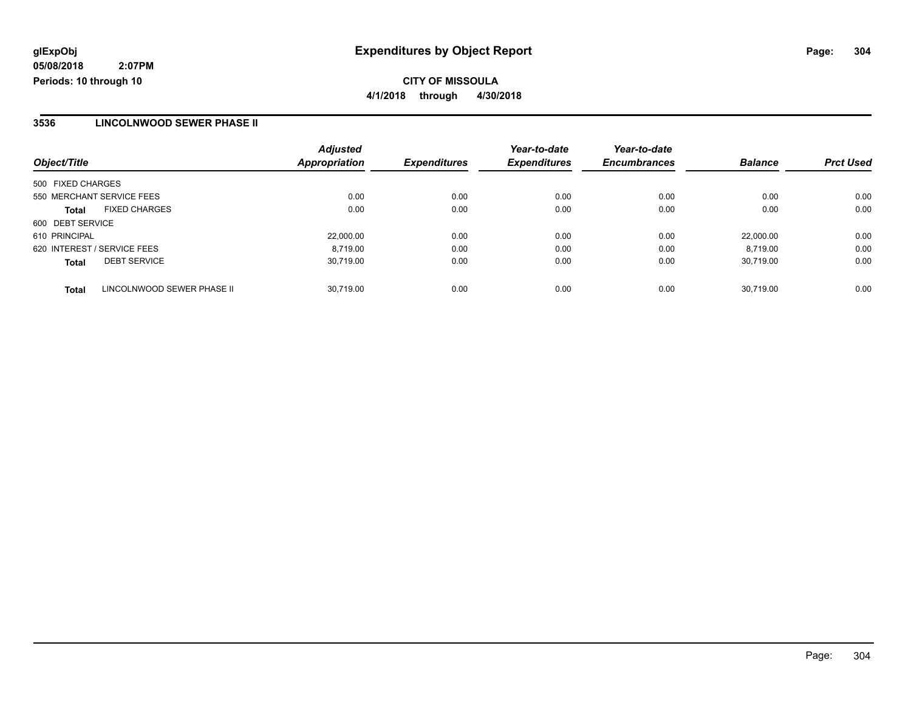**glExpObj**
**05/08/2018 2:07PM**
**Periods: 10 through 10**

# Expenditures by Object Report

**CITY OF MISSOULA**
**4/1/2018 through 4/30/2018**

## 3536 LINCOLNWOOD SEWER PHASE II

| Object/Title | | Adjusted Appropriation | Expenditures | Year-to-date Expenditures | Year-to-date Encumbrances | Balance | Prct Used |
|---|---|---|---|---|---|---|---|
| 500 FIXED CHARGES | | | | | | | |
| 550 MERCHANT SERVICE FEES | | 0.00 | 0.00 | 0.00 | 0.00 | 0.00 | 0.00 |
| **Total** | FIXED CHARGES | 0.00 | 0.00 | 0.00 | 0.00 | 0.00 | 0.00 |
| 600 DEBT SERVICE | | | | | | | |
| 610 PRINCIPAL | | 22,000.00 | 0.00 | 0.00 | 0.00 | 22,000.00 | 0.00 |
| 620 INTEREST / SERVICE FEES | | 8,719.00 | 0.00 | 0.00 | 0.00 | 8,719.00 | 0.00 |
| **Total** | DEBT SERVICE | 30,719.00 | 0.00 | 0.00 | 0.00 | 30,719.00 | 0.00 |
| **Total** | LINCOLNWOOD SEWER PHASE II | 30,719.00 | 0.00 | 0.00 | 0.00 | 30,719.00 | 0.00 |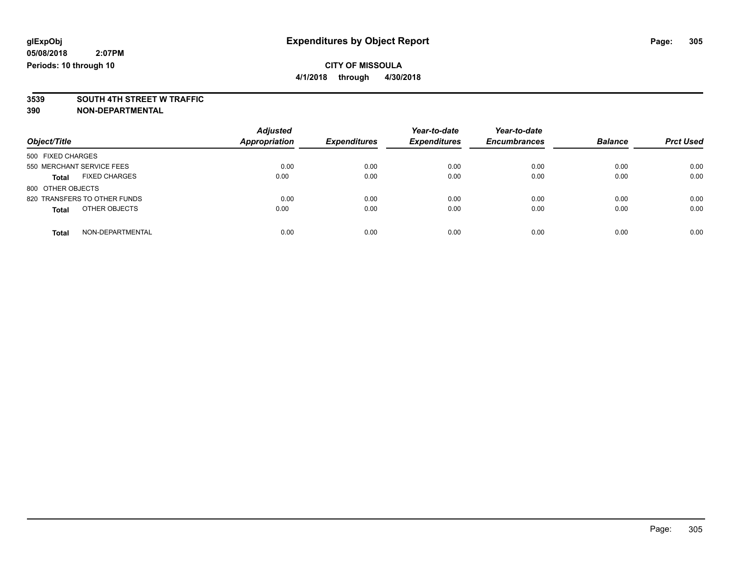**glExpObj**
**05/08/2018 2:07PM**
**Periods: 10 through 10**

# Expenditures by Object Report

**CITY OF MISSOULA**
**4/1/2018 through 4/30/2018**

**3539 SOUTH 4TH STREET W TRAFFIC**
**390 NON-DEPARTMENTAL**

| Object/Title | | *Adjusted Appropriation* | *Expenditures* | *Year-to-date Expenditures* | *Year-to-date Encumbrances* | *Balance* | *Prct Used* |
|---|---|---|---|---|---|---|---|
| 500 FIXED CHARGES | | | | | | | |
| 550 MERCHANT SERVICE FEES | | 0.00 | 0.00 | 0.00 | 0.00 | 0.00 | 0.00 |
| **Total** | FIXED CHARGES | 0.00 | 0.00 | 0.00 | 0.00 | 0.00 | 0.00 |
| 800 OTHER OBJECTS | | | | | | | |
| 820 TRANSFERS TO OTHER FUNDS | | 0.00 | 0.00 | 0.00 | 0.00 | 0.00 | 0.00 |
| **Total** | OTHER OBJECTS | 0.00 | 0.00 | 0.00 | 0.00 | 0.00 | 0.00 |
| **Total** | NON-DEPARTMENTAL | 0.00 | 0.00 | 0.00 | 0.00 | 0.00 | 0.00 |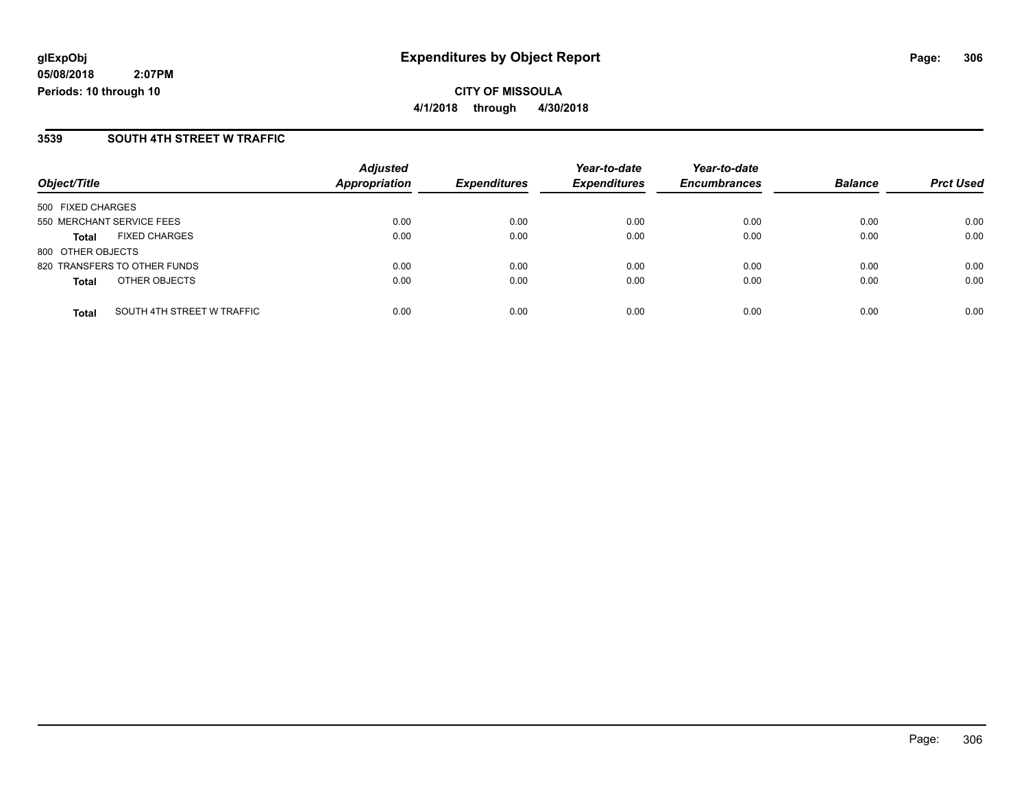**glExpObj**
**05/08/2018 2:07PM**
**Periods: 10 through 10**

# Expenditures by Object Report

**CITY OF MISSOULA**
**4/1/2018 through 4/30/2018**

## 3539 SOUTH 4TH STREET W TRAFFIC

| Object/Title | Adjusted Appropriation | Expenditures | Year-to-date Expenditures | Year-to-date Encumbrances | Balance | Prct Used |
|---|---|---|---|---|---|---|
| 500 FIXED CHARGES | | | | | | |
| 550 MERCHANT SERVICE FEES | 0.00 | 0.00 | 0.00 | 0.00 | 0.00 | 0.00 |
| **Total** FIXED CHARGES | 0.00 | 0.00 | 0.00 | 0.00 | 0.00 | 0.00 |
| 800 OTHER OBJECTS | | | | | | |
| 820 TRANSFERS TO OTHER FUNDS | 0.00 | 0.00 | 0.00 | 0.00 | 0.00 | 0.00 |
| **Total** OTHER OBJECTS | 0.00 | 0.00 | 0.00 | 0.00 | 0.00 | 0.00 |
| **Total** SOUTH 4TH STREET W TRAFFIC | 0.00 | 0.00 | 0.00 | 0.00 | 0.00 | 0.00 |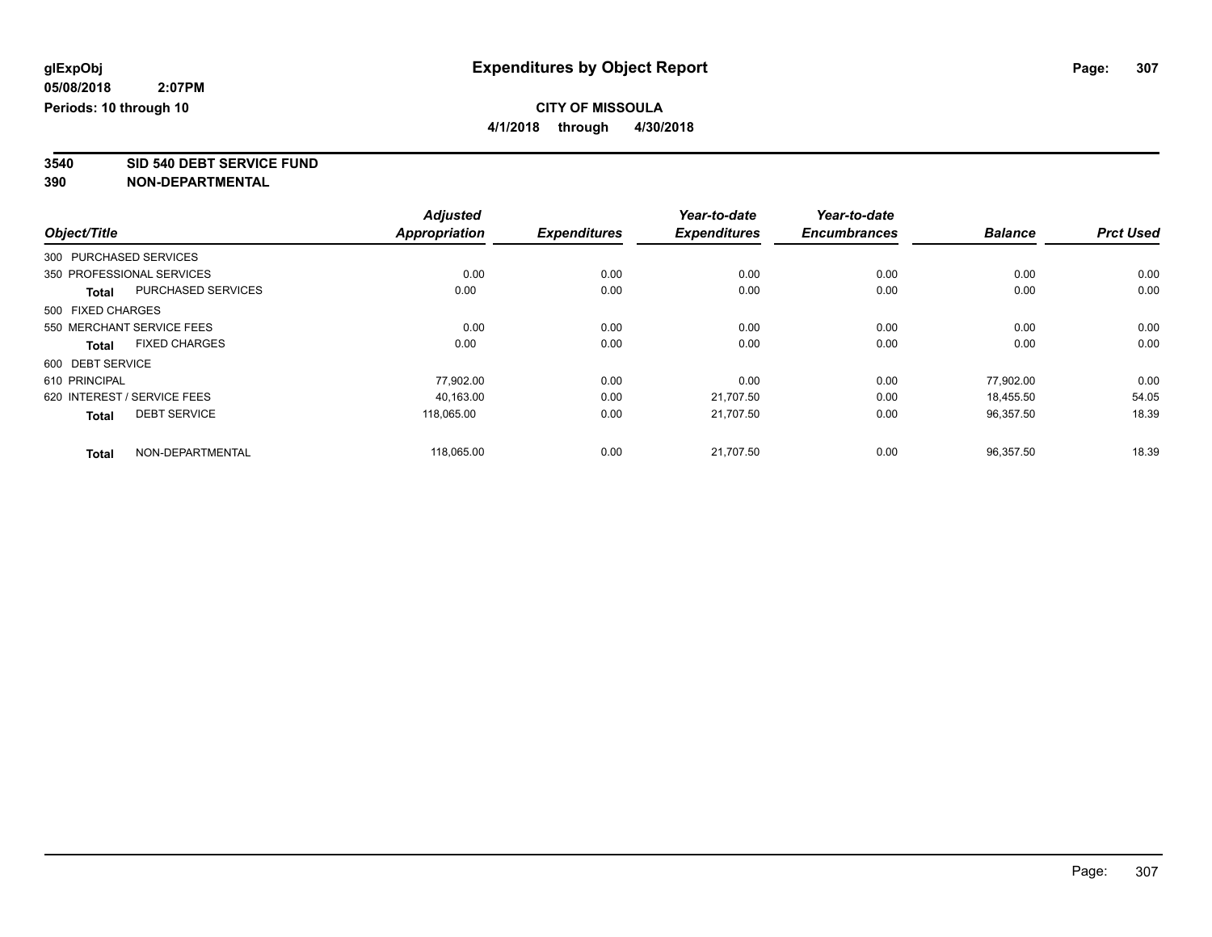**glExpObj**
**05/08/2018 2:07PM**
**Periods: 10 through 10**

# Expenditures by Object Report

**CITY OF MISSOULA**
**4/1/2018 through 4/30/2018**

**3540 SID 540 DEBT SERVICE FUND**
**390 NON-DEPARTMENTAL**

| Object/Title | | Adjusted Appropriation | Expenditures | Year-to-date Expenditures | Year-to-date Encumbrances | Balance | Prct Used |
|---|---|---|---|---|---|---|---|
| 300 PURCHASED SERVICES | | | | | | | |
| 350 PROFESSIONAL SERVICES | | 0.00 | 0.00 | 0.00 | 0.00 | 0.00 | 0.00 |
| **Total** | PURCHASED SERVICES | 0.00 | 0.00 | 0.00 | 0.00 | 0.00 | 0.00 |
| 500 FIXED CHARGES | | | | | | | |
| 550 MERCHANT SERVICE FEES | | 0.00 | 0.00 | 0.00 | 0.00 | 0.00 | 0.00 |
| **Total** | FIXED CHARGES | 0.00 | 0.00 | 0.00 | 0.00 | 0.00 | 0.00 |
| 600 DEBT SERVICE | | | | | | | |
| 610 PRINCIPAL | | 77,902.00 | 0.00 | 0.00 | 0.00 | 77,902.00 | 0.00 |
| 620 INTEREST / SERVICE FEES | | 40,163.00 | 0.00 | 21,707.50 | 0.00 | 18,455.50 | 54.05 |
| **Total** | DEBT SERVICE | 118,065.00 | 0.00 | 21,707.50 | 0.00 | 96,357.50 | 18.39 |
| **Total** | NON-DEPARTMENTAL | 118,065.00 | 0.00 | 21,707.50 | 0.00 | 96,357.50 | 18.39 |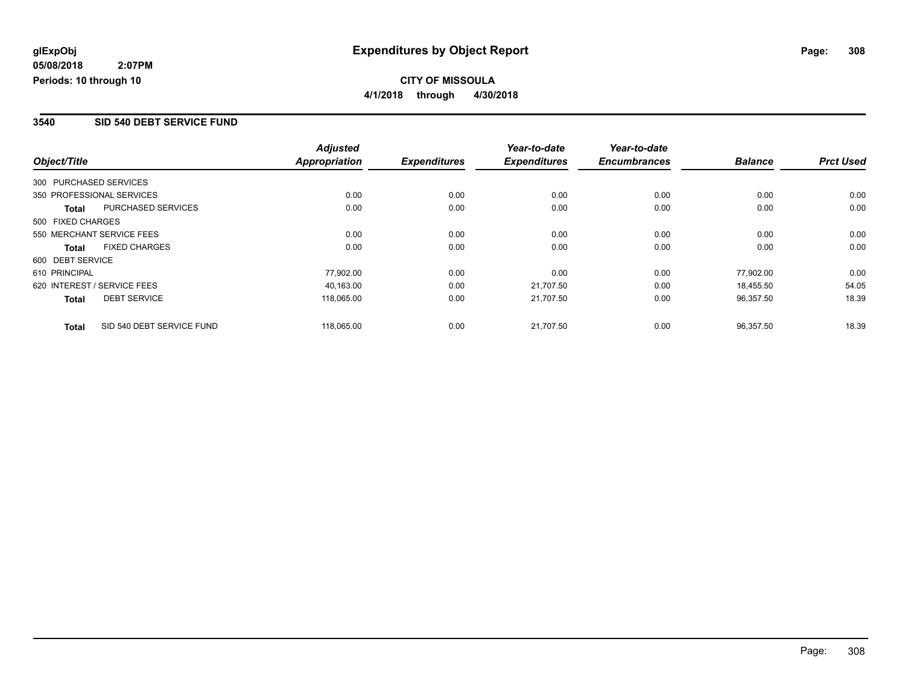**glExpObj**
**05/08/2018 2:07PM**
**Periods: 10 through 10**

# Expenditures by Object Report

**CITY OF MISSOULA**
**4/1/2018 through 4/30/2018**

## 3540 SID 540 DEBT SERVICE FUND

| Object/Title | | Adjusted Appropriation | Expenditures | Year-to-date Expenditures | Year-to-date Encumbrances | Balance | Prct Used |
|---|---|---|---|---|---|---|---|
| 300 PURCHASED SERVICES | | | | | | | |
| 350 PROFESSIONAL SERVICES | | 0.00 | 0.00 | 0.00 | 0.00 | 0.00 | 0.00 |
| **Total** | PURCHASED SERVICES | 0.00 | 0.00 | 0.00 | 0.00 | 0.00 | 0.00 |
| 500 FIXED CHARGES | | | | | | | |
| 550 MERCHANT SERVICE FEES | | 0.00 | 0.00 | 0.00 | 0.00 | 0.00 | 0.00 |
| **Total** | FIXED CHARGES | 0.00 | 0.00 | 0.00 | 0.00 | 0.00 | 0.00 |
| 600 DEBT SERVICE | | | | | | | |
| 610 PRINCIPAL | | 77,902.00 | 0.00 | 0.00 | 0.00 | 77,902.00 | 0.00 |
| 620 INTEREST / SERVICE FEES | | 40,163.00 | 0.00 | 21,707.50 | 0.00 | 18,455.50 | 54.05 |
| **Total** | DEBT SERVICE | 118,065.00 | 0.00 | 21,707.50 | 0.00 | 96,357.50 | 18.39 |
| **Total** | SID 540 DEBT SERVICE FUND | 118,065.00 | 0.00 | 21,707.50 | 0.00 | 96,357.50 | 18.39 |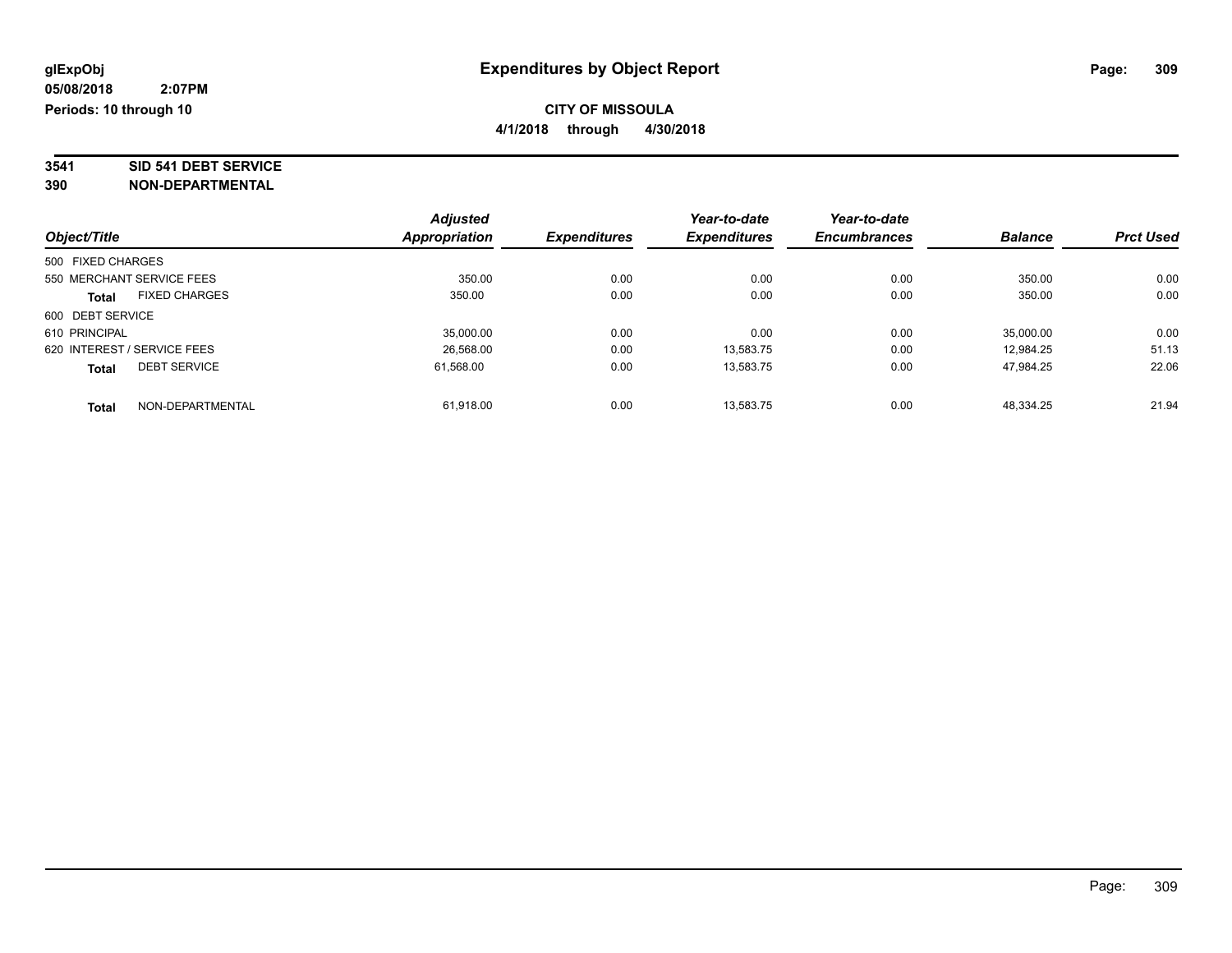# Expenditures by Object Report

glExpObj
05/08/2018 2:07PM
Periods: 10 through 10

**CITY OF MISSOULA**
**4/1/2018 through 4/30/2018**

**3541 SID 541 DEBT SERVICE**
**390 NON-DEPARTMENTAL**

| Object/Title | Adjusted Appropriation | Expenditures | Year-to-date Expenditures | Year-to-date Encumbrances | Balance | Prct Used |
|---|---|---|---|---|---|---|
| 500 FIXED CHARGES | | | | | | |
| 550 MERCHANT SERVICE FEES | 350.00 | 0.00 | 0.00 | 0.00 | 350.00 | 0.00 |
| **Total** FIXED CHARGES | 350.00 | 0.00 | 0.00 | 0.00 | 350.00 | 0.00 |
| 600 DEBT SERVICE | | | | | | |
| 610 PRINCIPAL | 35,000.00 | 0.00 | 0.00 | 0.00 | 35,000.00 | 0.00 |
| 620 INTEREST / SERVICE FEES | 26,568.00 | 0.00 | 13,583.75 | 0.00 | 12,984.25 | 51.13 |
| **Total** DEBT SERVICE | 61,568.00 | 0.00 | 13,583.75 | 0.00 | 47,984.25 | 22.06 |
| **Total** NON-DEPARTMENTAL | 61,918.00 | 0.00 | 13,583.75 | 0.00 | 48,334.25 | 21.94 |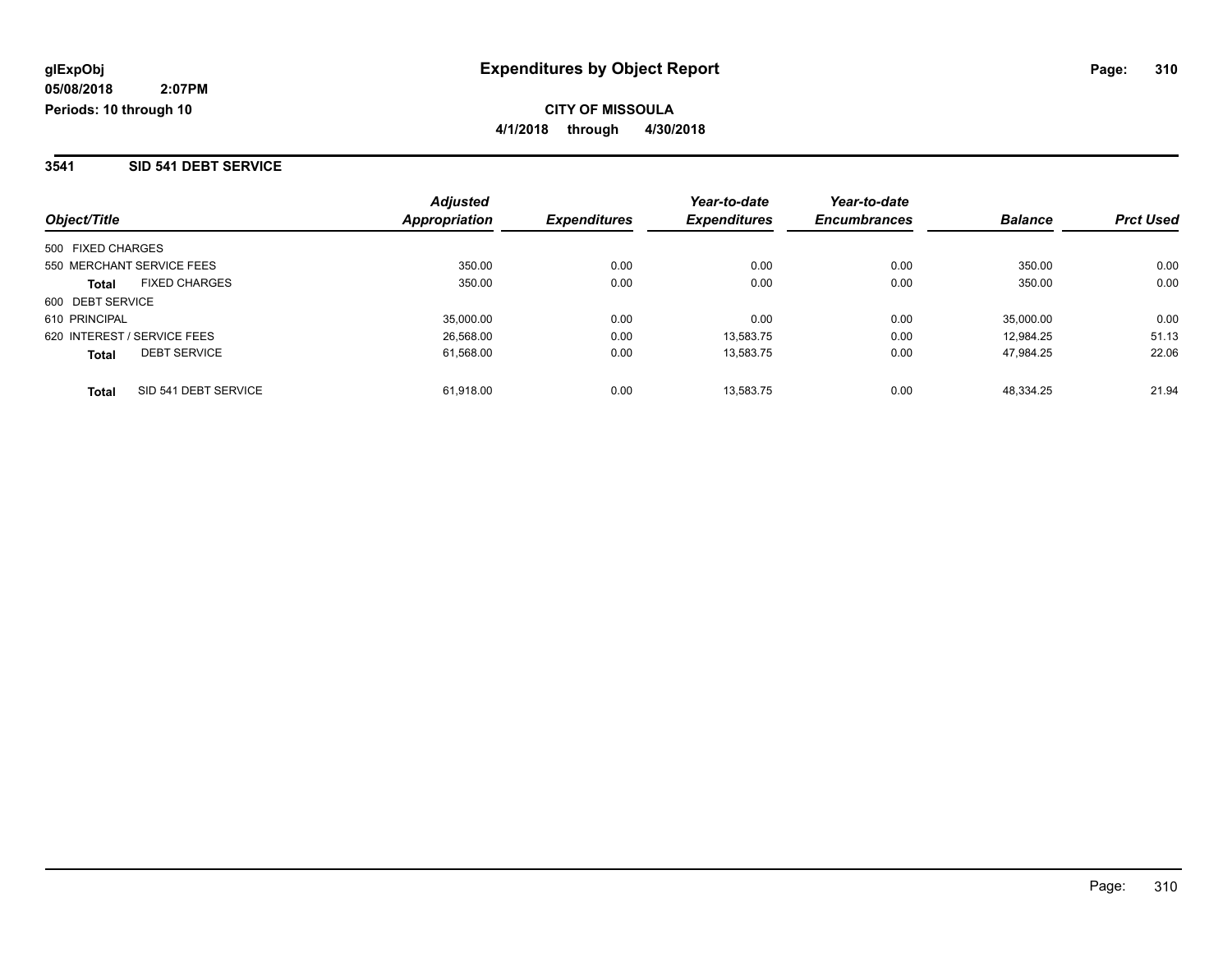# Expenditures by Object Report

glExpObj
05/08/2018 2:07PM
Periods: 10 through 10

**CITY OF MISSOULA**
**4/1/2018 through 4/30/2018**

## 3541 SID 541 DEBT SERVICE

| Object/Title | Adjusted Appropriation | Expenditures | Year-to-date Expenditures | Year-to-date Encumbrances | Balance | Prct Used |
|---|---|---|---|---|---|---|
| 500 FIXED CHARGES | | | | | | |
| 550 MERCHANT SERVICE FEES | 350.00 | 0.00 | 0.00 | 0.00 | 350.00 | 0.00 |
| **Total** FIXED CHARGES | 350.00 | 0.00 | 0.00 | 0.00 | 350.00 | 0.00 |
| 600 DEBT SERVICE | | | | | | |
| 610 PRINCIPAL | 35,000.00 | 0.00 | 0.00 | 0.00 | 35,000.00 | 0.00 |
| 620 INTEREST / SERVICE FEES | 26,568.00 | 0.00 | 13,583.75 | 0.00 | 12,984.25 | 51.13 |
| **Total** DEBT SERVICE | 61,568.00 | 0.00 | 13,583.75 | 0.00 | 47,984.25 | 22.06 |
| **Total** SID 541 DEBT SERVICE | 61,918.00 | 0.00 | 13,583.75 | 0.00 | 48,334.25 | 21.94 |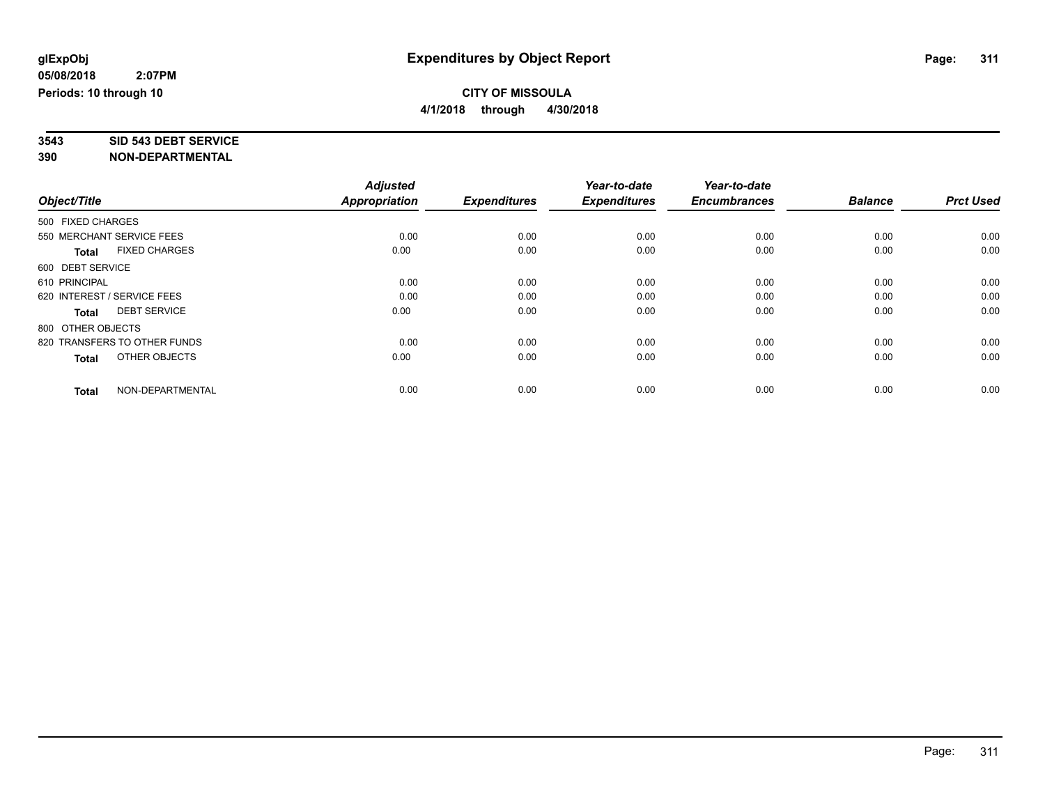**glExpObj**
**05/08/2018 2:07PM**
**Periods: 10 through 10**

# Expenditures by Object Report

**CITY OF MISSOULA**
**4/1/2018 through 4/30/2018**

**3543 SID 543 DEBT SERVICE**
**390 NON-DEPARTMENTAL**

| Object/Title | Adjusted Appropriation | Expenditures | Year-to-date Expenditures | Year-to-date Encumbrances | Balance | Prct Used |
|---|---|---|---|---|---|---|
| 500 FIXED CHARGES | | | | | | |
| 550 MERCHANT SERVICE FEES | 0.00 | 0.00 | 0.00 | 0.00 | 0.00 | 0.00 |
| **Total** FIXED CHARGES | 0.00 | 0.00 | 0.00 | 0.00 | 0.00 | 0.00 |
| 600 DEBT SERVICE | | | | | | |
| 610 PRINCIPAL | 0.00 | 0.00 | 0.00 | 0.00 | 0.00 | 0.00 |
| 620 INTEREST / SERVICE FEES | 0.00 | 0.00 | 0.00 | 0.00 | 0.00 | 0.00 |
| **Total** DEBT SERVICE | 0.00 | 0.00 | 0.00 | 0.00 | 0.00 | 0.00 |
| 800 OTHER OBJECTS | | | | | | |
| 820 TRANSFERS TO OTHER FUNDS | 0.00 | 0.00 | 0.00 | 0.00 | 0.00 | 0.00 |
| **Total** OTHER OBJECTS | 0.00 | 0.00 | 0.00 | 0.00 | 0.00 | 0.00 |
| **Total** NON-DEPARTMENTAL | 0.00 | 0.00 | 0.00 | 0.00 | 0.00 | 0.00 |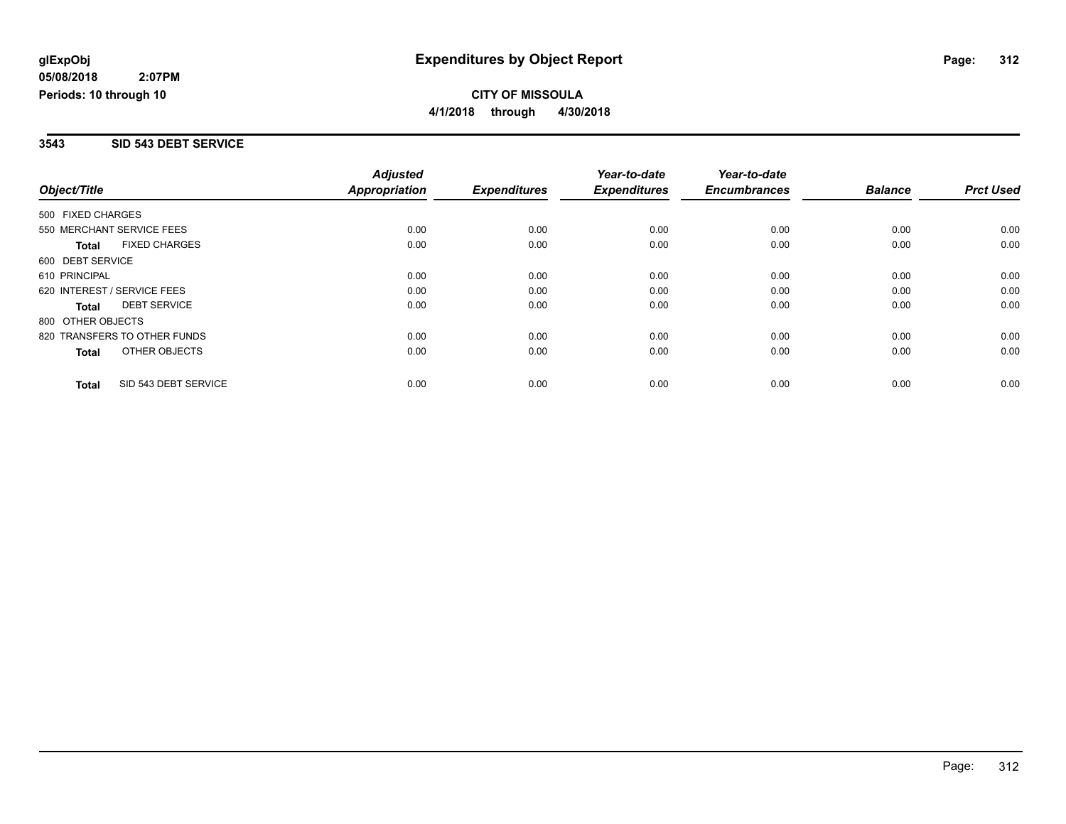**glExpObj** **Expenditures by Object Report**

**05/08/2018 2:07PM**

**Periods: 10 through 10**

**CITY OF MISSOULA**

**4/1/2018 through 4/30/2018**

## 3543 SID 543 DEBT SERVICE

| Object/Title | Adjusted Appropriation | Expenditures | Year-to-date Expenditures | Year-to-date Encumbrances | Balance | Prct Used |
|---|---|---|---|---|---|---|
| 500 FIXED CHARGES | | | | | | |
| 550 MERCHANT SERVICE FEES | 0.00 | 0.00 | 0.00 | 0.00 | 0.00 | 0.00 |
| **Total** FIXED CHARGES | 0.00 | 0.00 | 0.00 | 0.00 | 0.00 | 0.00 |
| 600 DEBT SERVICE | | | | | | |
| 610 PRINCIPAL | 0.00 | 0.00 | 0.00 | 0.00 | 0.00 | 0.00 |
| 620 INTEREST / SERVICE FEES | 0.00 | 0.00 | 0.00 | 0.00 | 0.00 | 0.00 |
| **Total** DEBT SERVICE | 0.00 | 0.00 | 0.00 | 0.00 | 0.00 | 0.00 |
| 800 OTHER OBJECTS | | | | | | |
| 820 TRANSFERS TO OTHER FUNDS | 0.00 | 0.00 | 0.00 | 0.00 | 0.00 | 0.00 |
| **Total** OTHER OBJECTS | 0.00 | 0.00 | 0.00 | 0.00 | 0.00 | 0.00 |
| **Total** SID 543 DEBT SERVICE | 0.00 | 0.00 | 0.00 | 0.00 | 0.00 | 0.00 |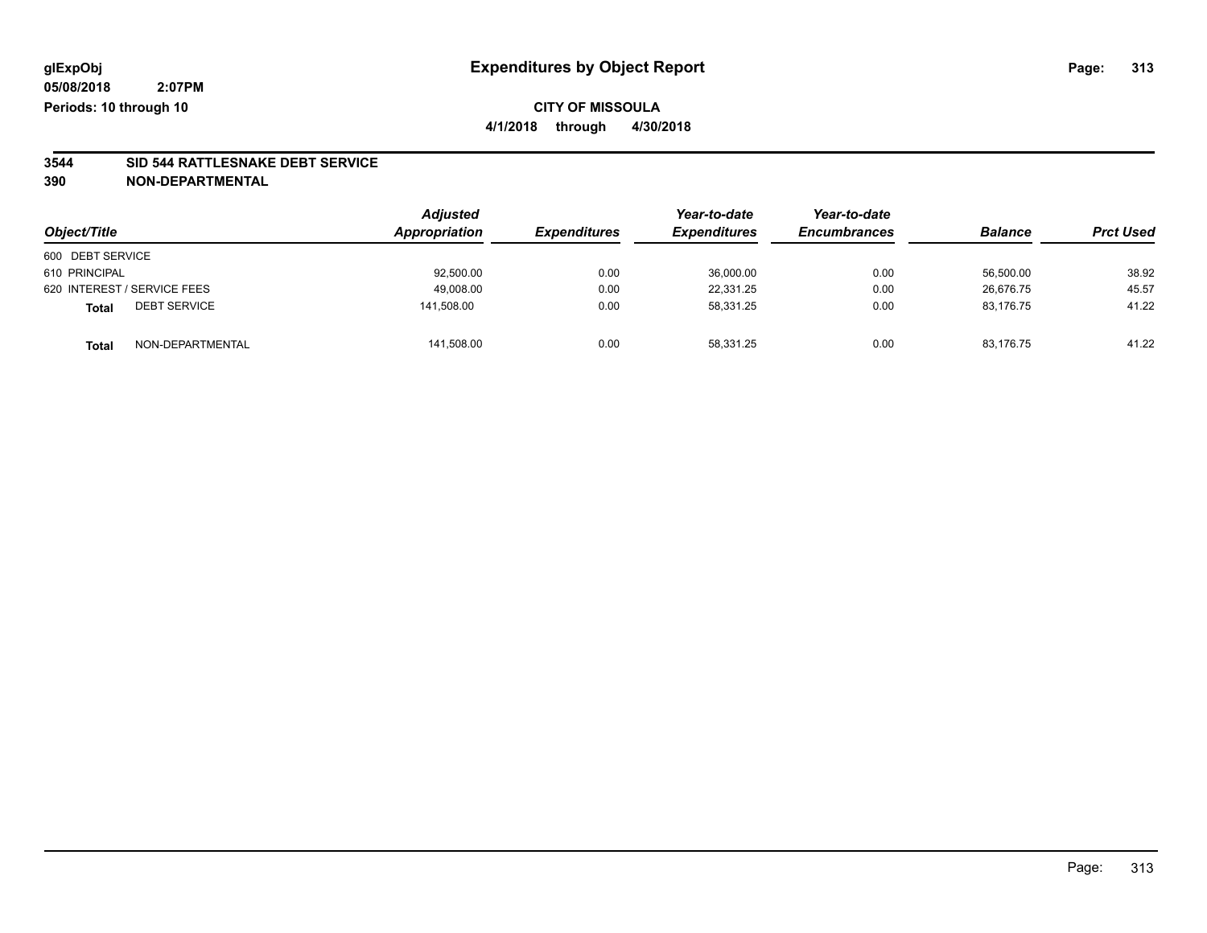# Expenditures by Object Report

glExpObj
05/08/2018 2:07PM
Periods: 10 through 10

**CITY OF MISSOULA**
4/1/2018 through 4/30/2018

**3544 SID 544 RATTLESNAKE DEBT SERVICE**
**390 NON-DEPARTMENTAL**

| Object/Title | Adjusted Appropriation | Expenditures | Year-to-date Expenditures | Year-to-date Encumbrances | Balance | Prct Used |
|---|---|---|---|---|---|---|
| 600 DEBT SERVICE | | | | | | |
| 610 PRINCIPAL | 92,500.00 | 0.00 | 36,000.00 | 0.00 | 56,500.00 | 38.92 |
| 620 INTEREST / SERVICE FEES | 49,008.00 | 0.00 | 22,331.25 | 0.00 | 26,676.75 | 45.57 |
| **Total** DEBT SERVICE | 141,508.00 | 0.00 | 58,331.25 | 0.00 | 83,176.75 | 41.22 |
| **Total** NON-DEPARTMENTAL | 141,508.00 | 0.00 | 58,331.25 | 0.00 | 83,176.75 | 41.22 |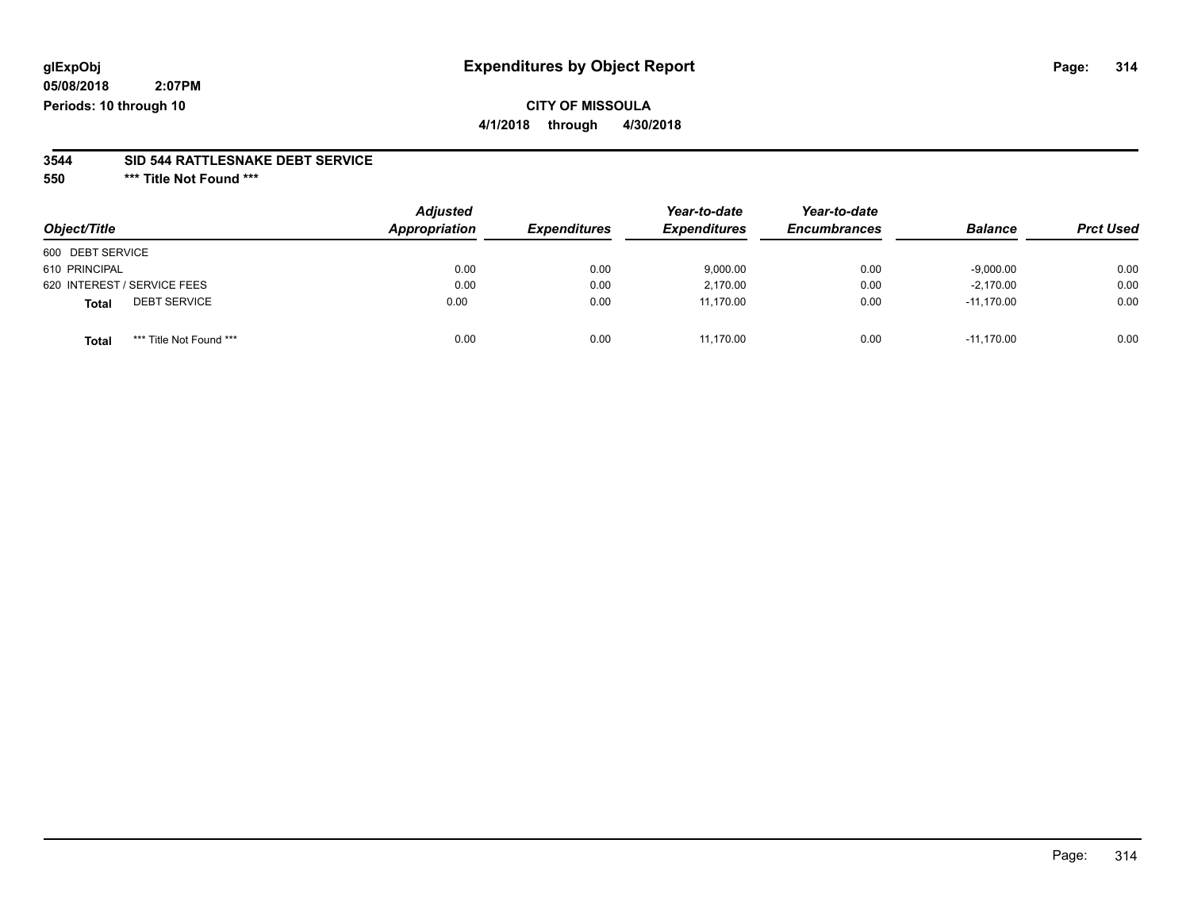**glExpObj**
**05/08/2018 2:07PM**
**Periods: 10 through 10**

# Expenditures by Object Report

**CITY OF MISSOULA**
**4/1/2018 through 4/30/2018**

**3544 SID 544 RATTLESNAKE DEBT SERVICE**
**550 \*\*\* Title Not Found \*\*\***

| Object/Title | Adjusted Appropriation | Expenditures | Year-to-date Expenditures | Year-to-date Encumbrances | Balance | Prct Used |
|---|---|---|---|---|---|---|
| 600 DEBT SERVICE | | | | | | |
| 610 PRINCIPAL | 0.00 | 0.00 | 9,000.00 | 0.00 | -9,000.00 | 0.00 |
| 620 INTEREST / SERVICE FEES | 0.00 | 0.00 | 2,170.00 | 0.00 | -2,170.00 | 0.00 |
| **Total** DEBT SERVICE | 0.00 | 0.00 | 11,170.00 | 0.00 | -11,170.00 | 0.00 |
| **Total** \*\*\* Title Not Found \*\*\* | 0.00 | 0.00 | 11,170.00 | 0.00 | -11,170.00 | 0.00 |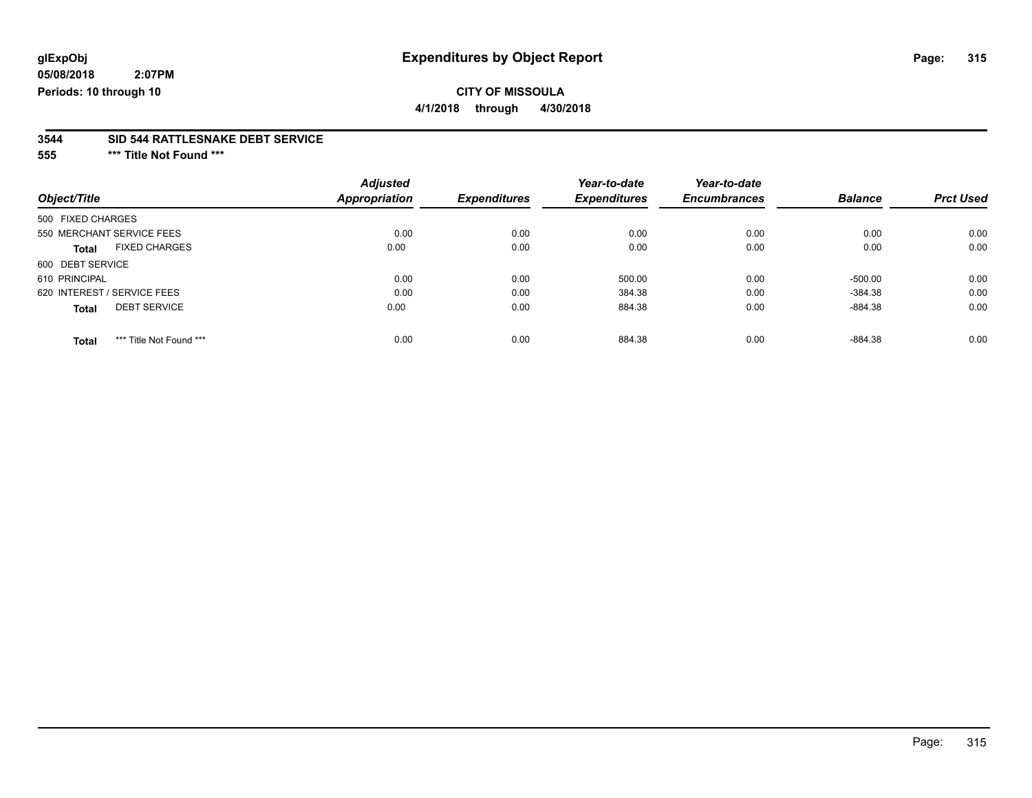**glExpObj** **Expenditures by Object Report**

**05/08/2018 2:07PM**

**Periods: 10 through 10**

**CITY OF MISSOULA**

**4/1/2018 through 4/30/2018**

## 3544 SID 544 RATTLESNAKE DEBT SERVICE

### 555 *** Title Not Found ***

| Object/Title | Adjusted Appropriation | Expenditures | Year-to-date Expenditures | Year-to-date Encumbrances | Balance | Prct Used |
|---|---|---|---|---|---|---|
| 500 FIXED CHARGES | | | | | | |
| 550 MERCHANT SERVICE FEES | 0.00 | 0.00 | 0.00 | 0.00 | 0.00 | 0.00 |
| **Total** FIXED CHARGES | 0.00 | 0.00 | 0.00 | 0.00 | 0.00 | 0.00 |
| 600 DEBT SERVICE | | | | | | |
| 610 PRINCIPAL | 0.00 | 0.00 | 500.00 | 0.00 | -500.00 | 0.00 |
| 620 INTEREST / SERVICE FEES | 0.00 | 0.00 | 384.38 | 0.00 | -384.38 | 0.00 |
| **Total** DEBT SERVICE | 0.00 | 0.00 | 884.38 | 0.00 | -884.38 | 0.00 |
| **Total** *** Title Not Found *** | 0.00 | 0.00 | 884.38 | 0.00 | -884.38 | 0.00 |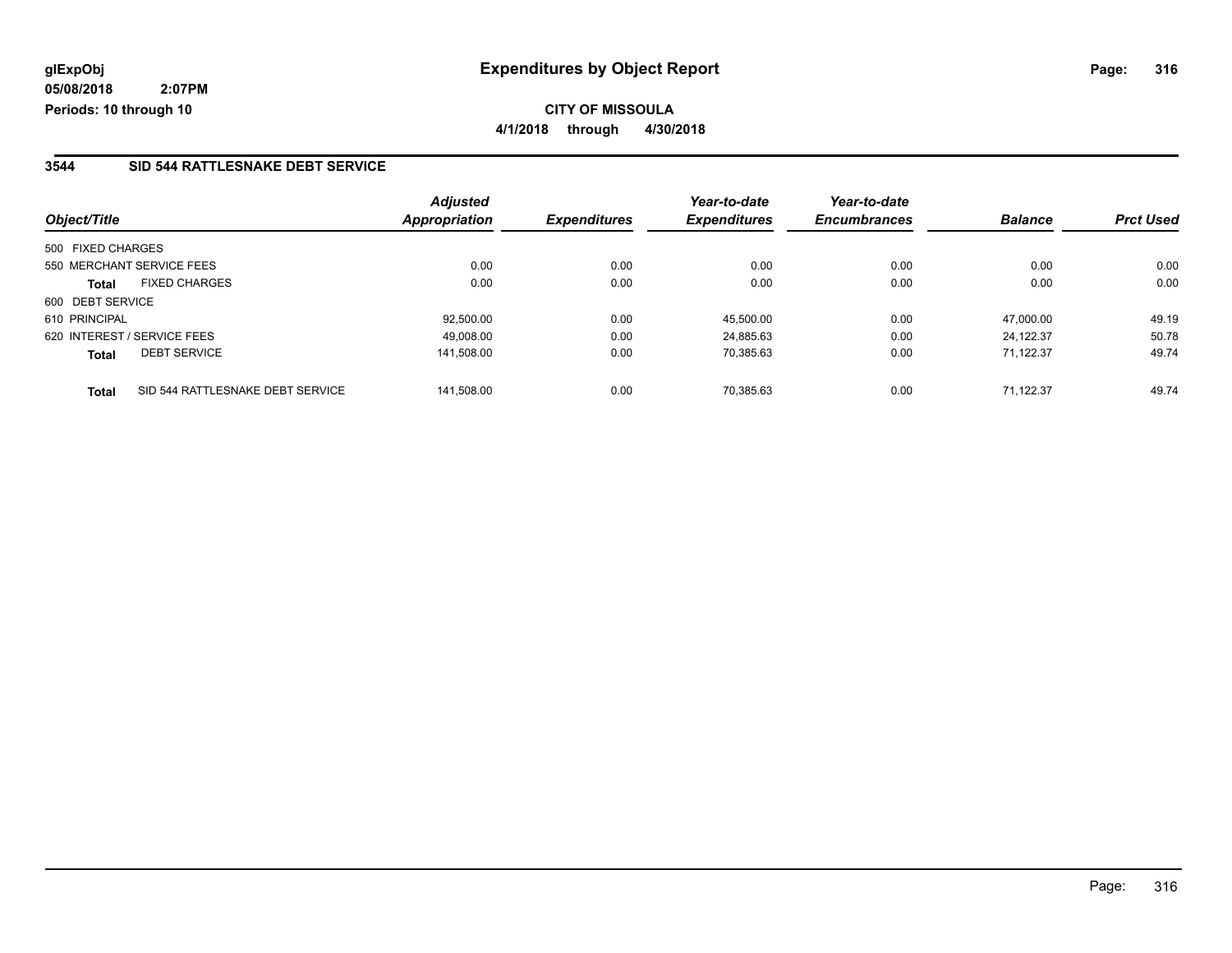**glExpObj** **Expenditures by Object Report**

**05/08/2018 2:07PM**

**Periods: 10 through 10**

**CITY OF MISSOULA**

**4/1/2018 through 4/30/2018**

## 3544 SID 544 RATTLESNAKE DEBT SERVICE

| Object/Title | Adjusted Appropriation | Expenditures | Year-to-date Expenditures | Year-to-date Encumbrances | Balance | Prct Used |
|---|---|---|---|---|---|---|
| 500 FIXED CHARGES | | | | | | |
| 550 MERCHANT SERVICE FEES | 0.00 | 0.00 | 0.00 | 0.00 | 0.00 | 0.00 |
| **Total** FIXED CHARGES | 0.00 | 0.00 | 0.00 | 0.00 | 0.00 | 0.00 |
| 600 DEBT SERVICE | | | | | | |
| 610 PRINCIPAL | 92,500.00 | 0.00 | 45,500.00 | 0.00 | 47,000.00 | 49.19 |
| 620 INTEREST / SERVICE FEES | 49,008.00 | 0.00 | 24,885.63 | 0.00 | 24,122.37 | 50.78 |
| **Total** DEBT SERVICE | 141,508.00 | 0.00 | 70,385.63 | 0.00 | 71,122.37 | 49.74 |
| **Total** SID 544 RATTLESNAKE DEBT SERVICE | 141,508.00 | 0.00 | 70,385.63 | 0.00 | 71,122.37 | 49.74 |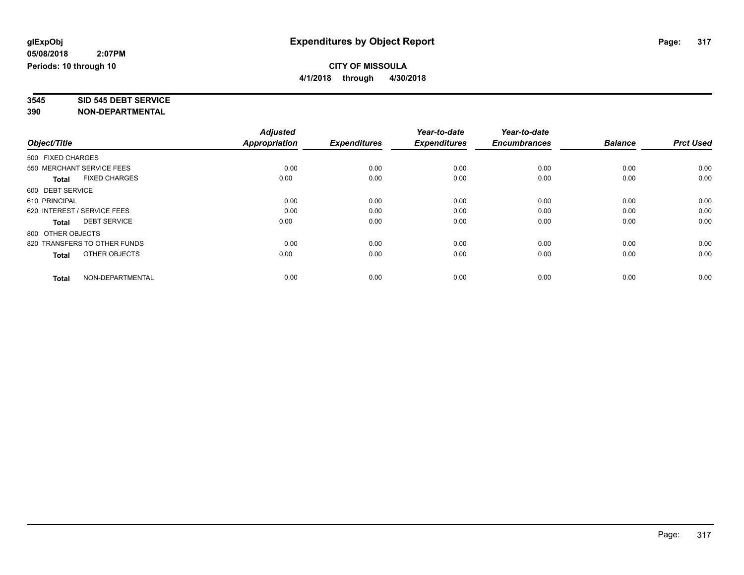**glExpObj**
**05/08/2018 2:07PM**
**Periods: 10 through 10**

# Expenditures by Object Report

**CITY OF MISSOULA**
**4/1/2018 through 4/30/2018**

**3545 SID 545 DEBT SERVICE**
**390 NON-DEPARTMENTAL**

| Object/Title | Adjusted Appropriation | Expenditures | Year-to-date Expenditures | Year-to-date Encumbrances | Balance | Prct Used |
|---|---|---|---|---|---|---|
| 500 FIXED CHARGES | | | | | | |
| 550 MERCHANT SERVICE FEES | 0.00 | 0.00 | 0.00 | 0.00 | 0.00 | 0.00 |
| **Total** FIXED CHARGES | 0.00 | 0.00 | 0.00 | 0.00 | 0.00 | 0.00 |
| 600 DEBT SERVICE | | | | | | |
| 610 PRINCIPAL | 0.00 | 0.00 | 0.00 | 0.00 | 0.00 | 0.00 |
| 620 INTEREST / SERVICE FEES | 0.00 | 0.00 | 0.00 | 0.00 | 0.00 | 0.00 |
| **Total** DEBT SERVICE | 0.00 | 0.00 | 0.00 | 0.00 | 0.00 | 0.00 |
| 800 OTHER OBJECTS | | | | | | |
| 820 TRANSFERS TO OTHER FUNDS | 0.00 | 0.00 | 0.00 | 0.00 | 0.00 | 0.00 |
| **Total** OTHER OBJECTS | 0.00 | 0.00 | 0.00 | 0.00 | 0.00 | 0.00 |
| **Total** NON-DEPARTMENTAL | 0.00 | 0.00 | 0.00 | 0.00 | 0.00 | 0.00 |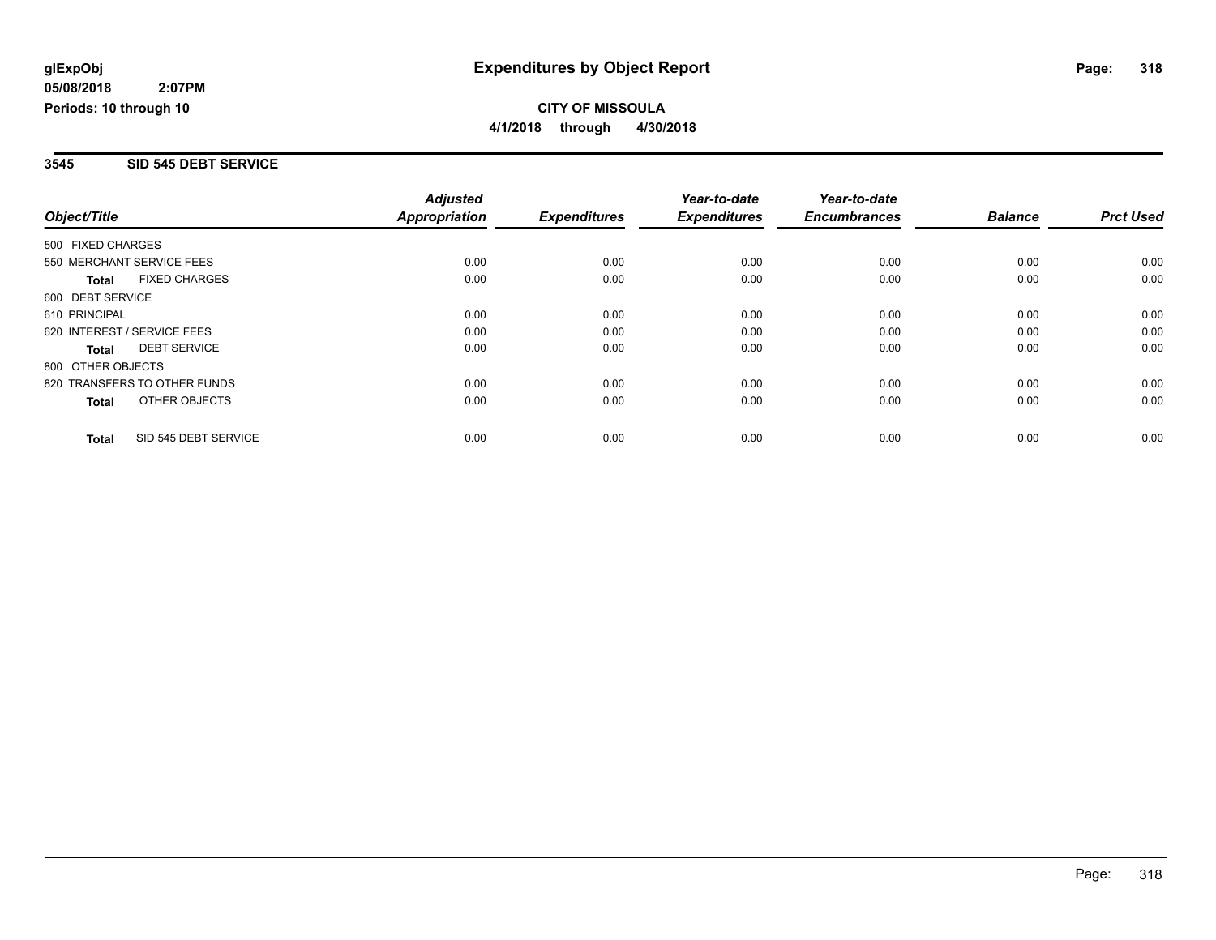# Expenditures by Object Report

glExpObj
05/08/2018 2:07PM
Periods: 10 through 10

**CITY OF MISSOULA**
**4/1/2018 through 4/30/2018**

## 3545 SID 545 DEBT SERVICE

| Object/Title | | Adjusted Appropriation | Expenditures | Year-to-date Expenditures | Year-to-date Encumbrances | Balance | Prct Used |
|---|---|---|---|---|---|---|---|
| 500 FIXED CHARGES | | | | | | | |
| 550 MERCHANT SERVICE FEES | | 0.00 | 0.00 | 0.00 | 0.00 | 0.00 | 0.00 |
| **Total** | FIXED CHARGES | 0.00 | 0.00 | 0.00 | 0.00 | 0.00 | 0.00 |
| 600 DEBT SERVICE | | | | | | | |
| 610 PRINCIPAL | | 0.00 | 0.00 | 0.00 | 0.00 | 0.00 | 0.00 |
| 620 INTEREST / SERVICE FEES | | 0.00 | 0.00 | 0.00 | 0.00 | 0.00 | 0.00 |
| **Total** | DEBT SERVICE | 0.00 | 0.00 | 0.00 | 0.00 | 0.00 | 0.00 |
| 800 OTHER OBJECTS | | | | | | | |
| 820 TRANSFERS TO OTHER FUNDS | | 0.00 | 0.00 | 0.00 | 0.00 | 0.00 | 0.00 |
| **Total** | OTHER OBJECTS | 0.00 | 0.00 | 0.00 | 0.00 | 0.00 | 0.00 |
| **Total** | SID 545 DEBT SERVICE | 0.00 | 0.00 | 0.00 | 0.00 | 0.00 | 0.00 |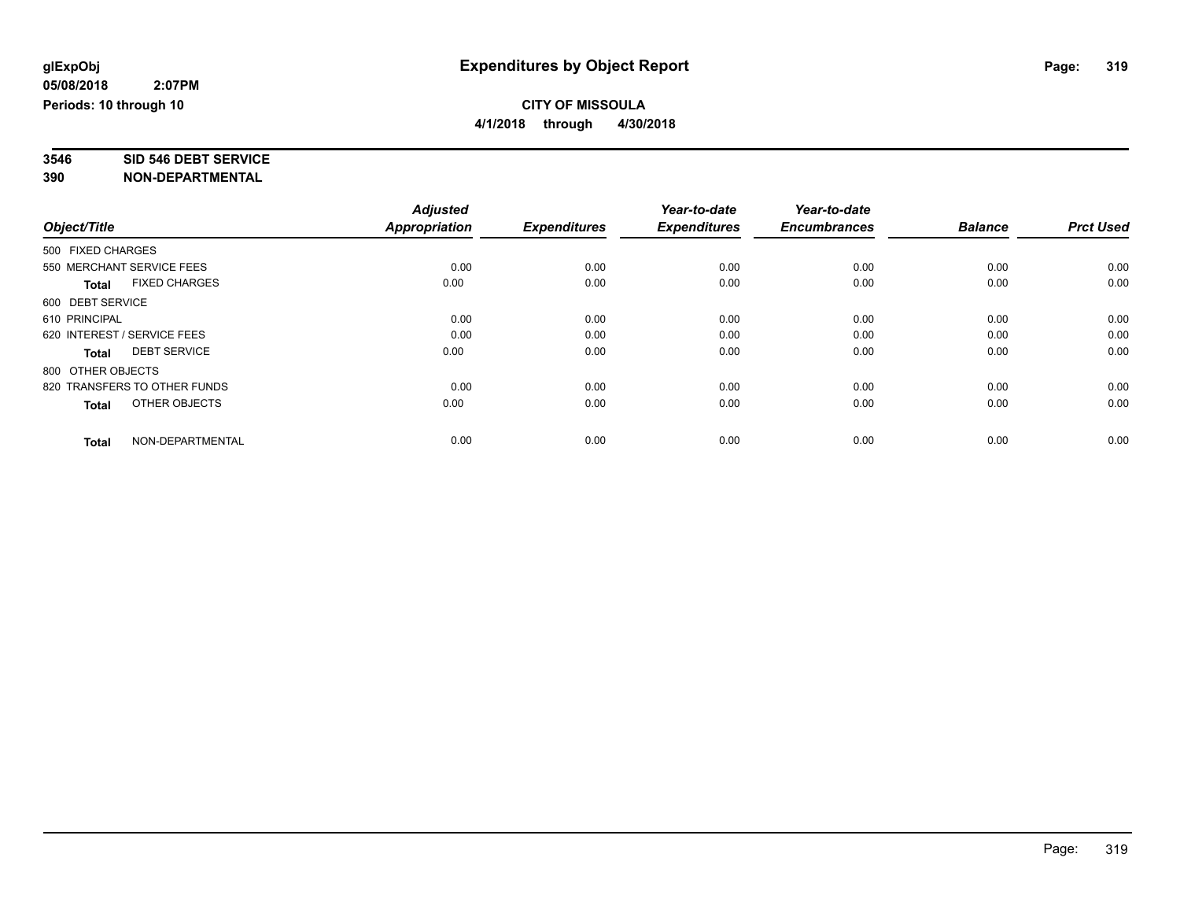**glExpObj** **Expenditures by Object Report**

**05/08/2018 2:07PM**

**Periods: 10 through 10**

**CITY OF MISSOULA**

**4/1/2018 through 4/30/2018**

**3546 SID 546 DEBT SERVICE**

**390 NON-DEPARTMENTAL**

| Object/Title | Adjusted Appropriation | Expenditures | Year-to-date Expenditures | Year-to-date Encumbrances | Balance | Prct Used |
|---|---|---|---|---|---|---|
| 500 FIXED CHARGES | | | | | | |
| 550 MERCHANT SERVICE FEES | 0.00 | 0.00 | 0.00 | 0.00 | 0.00 | 0.00 |
| **Total** FIXED CHARGES | 0.00 | 0.00 | 0.00 | 0.00 | 0.00 | 0.00 |
| 600 DEBT SERVICE | | | | | | |
| 610 PRINCIPAL | 0.00 | 0.00 | 0.00 | 0.00 | 0.00 | 0.00 |
| 620 INTEREST / SERVICE FEES | 0.00 | 0.00 | 0.00 | 0.00 | 0.00 | 0.00 |
| **Total** DEBT SERVICE | 0.00 | 0.00 | 0.00 | 0.00 | 0.00 | 0.00 |
| 800 OTHER OBJECTS | | | | | | |
| 820 TRANSFERS TO OTHER FUNDS | 0.00 | 0.00 | 0.00 | 0.00 | 0.00 | 0.00 |
| **Total** OTHER OBJECTS | 0.00 | 0.00 | 0.00 | 0.00 | 0.00 | 0.00 |
| **Total** NON-DEPARTMENTAL | 0.00 | 0.00 | 0.00 | 0.00 | 0.00 | 0.00 |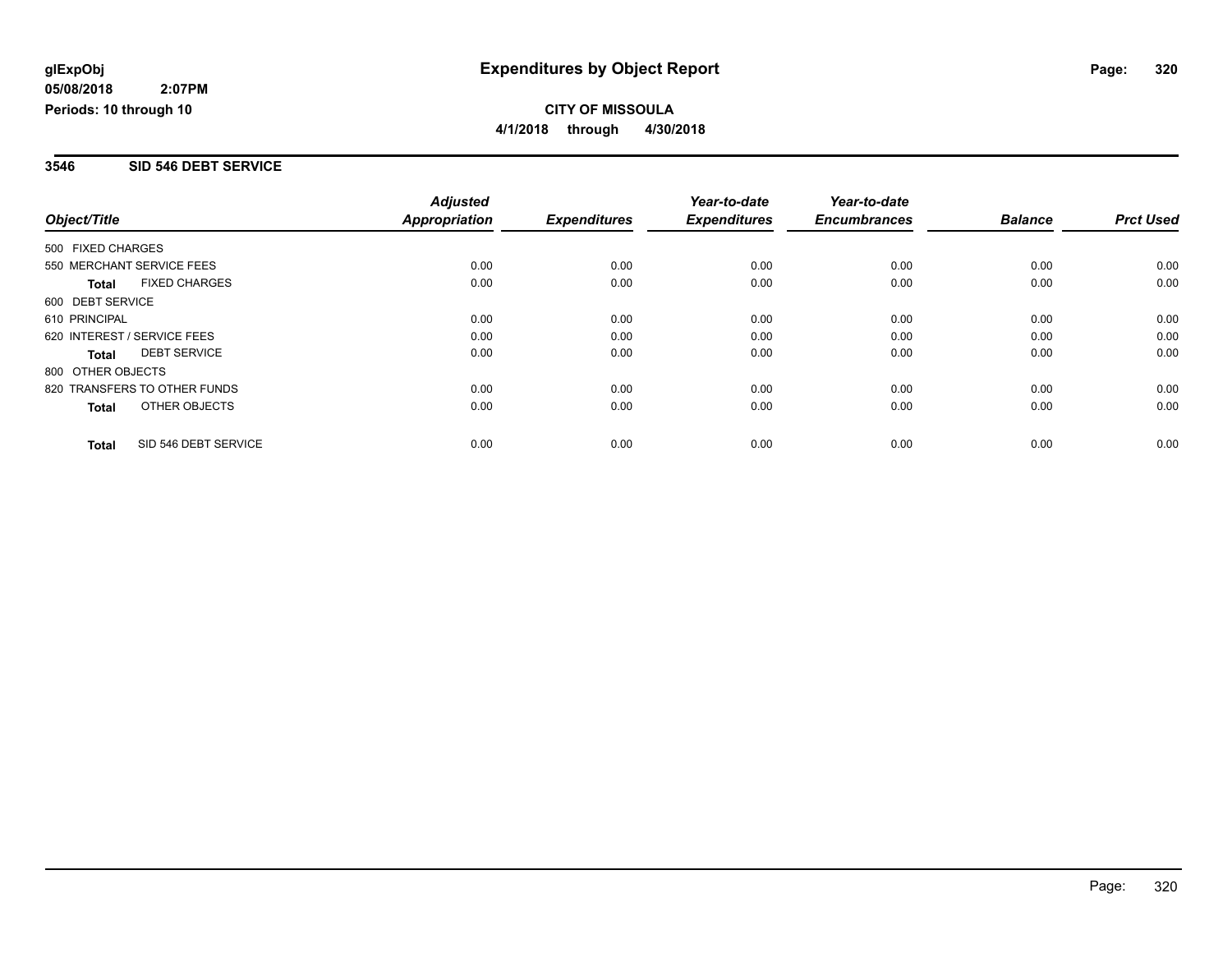glExpObj
05/08/2018 2:07PM
Periods: 10 through 10

# Expenditures by Object Report

**CITY OF MISSOULA**
**4/1/2018 through 4/30/2018**

## 3546 SID 546 DEBT SERVICE

| Object/Title | | Adjusted Appropriation | Expenditures | Year-to-date Expenditures | Year-to-date Encumbrances | Balance | Prct Used |
|---|---|---|---|---|---|---|---|
| 500 FIXED CHARGES | | | | | | | |
| 550 MERCHANT SERVICE FEES | | 0.00 | 0.00 | 0.00 | 0.00 | 0.00 | 0.00 |
| **Total** | FIXED CHARGES | 0.00 | 0.00 | 0.00 | 0.00 | 0.00 | 0.00 |
| 600 DEBT SERVICE | | | | | | | |
| 610 PRINCIPAL | | 0.00 | 0.00 | 0.00 | 0.00 | 0.00 | 0.00 |
| 620 INTEREST / SERVICE FEES | | 0.00 | 0.00 | 0.00 | 0.00 | 0.00 | 0.00 |
| **Total** | DEBT SERVICE | 0.00 | 0.00 | 0.00 | 0.00 | 0.00 | 0.00 |
| 800 OTHER OBJECTS | | | | | | | |
| 820 TRANSFERS TO OTHER FUNDS | | 0.00 | 0.00 | 0.00 | 0.00 | 0.00 | 0.00 |
| **Total** | OTHER OBJECTS | 0.00 | 0.00 | 0.00 | 0.00 | 0.00 | 0.00 |
| **Total** | SID 546 DEBT SERVICE | 0.00 | 0.00 | 0.00 | 0.00 | 0.00 | 0.00 |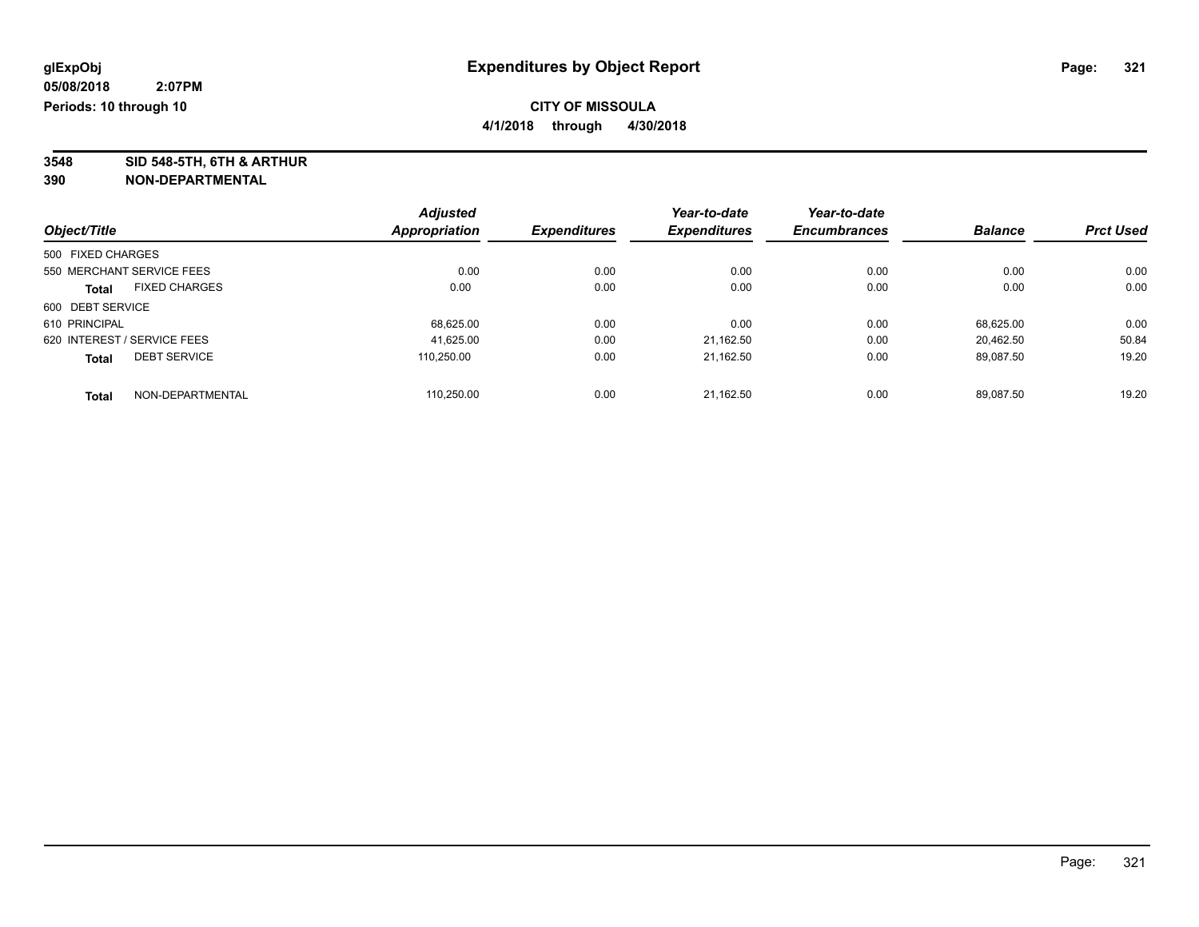glExpObj
05/08/2018 2:07PM
Periods: 10 through 10

# Expenditures by Object Report

**CITY OF MISSOULA**
**4/1/2018 through 4/30/2018**

**3548 SID 548-5TH, 6TH & ARTHUR**
**390 NON-DEPARTMENTAL**

| Object/Title | | Adjusted Appropriation | Expenditures | Year-to-date Expenditures | Year-to-date Encumbrances | Balance | Prct Used |
|---|---|---|---|---|---|---|---|
| 500 FIXED CHARGES | | | | | | | |
| 550 MERCHANT SERVICE FEES | | 0.00 | 0.00 | 0.00 | 0.00 | 0.00 | 0.00 |
| **Total** | FIXED CHARGES | 0.00 | 0.00 | 0.00 | 0.00 | 0.00 | 0.00 |
| 600 DEBT SERVICE | | | | | | | |
| 610 PRINCIPAL | | 68,625.00 | 0.00 | 0.00 | 0.00 | 68,625.00 | 0.00 |
| 620 INTEREST / SERVICE FEES | | 41,625.00 | 0.00 | 21,162.50 | 0.00 | 20,462.50 | 50.84 |
| **Total** | DEBT SERVICE | 110,250.00 | 0.00 | 21,162.50 | 0.00 | 89,087.50 | 19.20 |
| **Total** | NON-DEPARTMENTAL | 110,250.00 | 0.00 | 21,162.50 | 0.00 | 89,087.50 | 19.20 |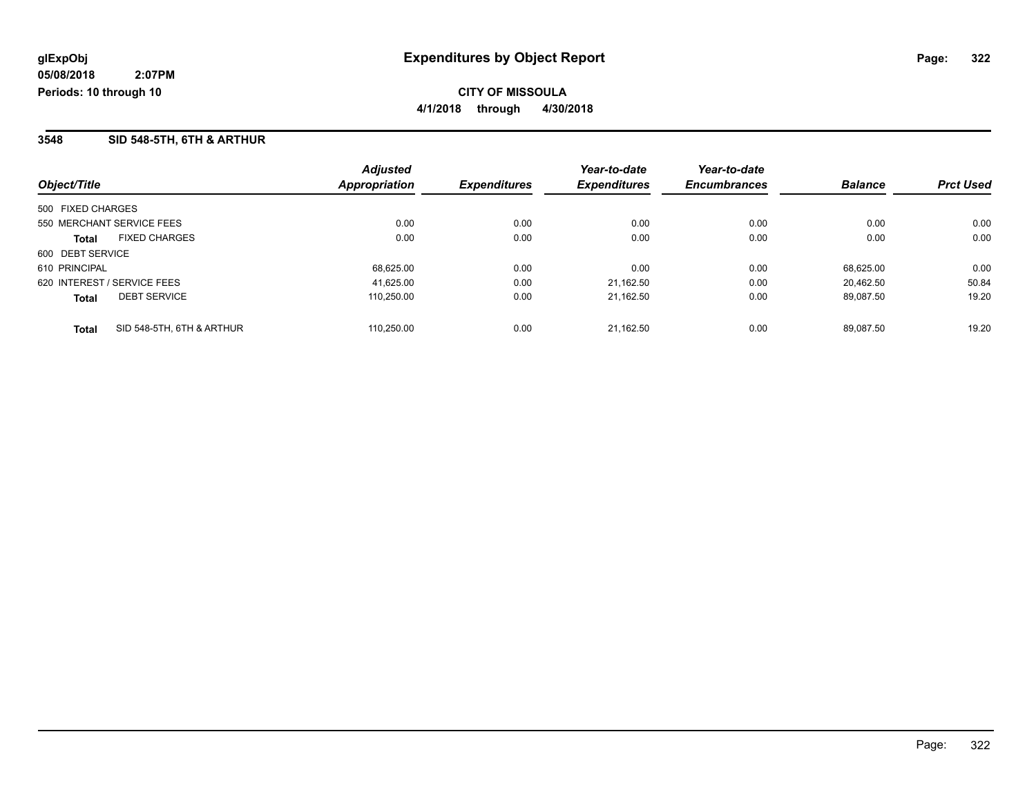glExpObj
05/08/2018 2:07PM
Periods: 10 through 10

# Expenditures by Object Report

**CITY OF MISSOULA**

**4/1/2018 through 4/30/2018**

## 3548 SID 548-5TH, 6TH & ARTHUR

| Object/Title | Adjusted Appropriation | Expenditures | Year-to-date Expenditures | Year-to-date Encumbrances | Balance | Prct Used |
|---|---|---|---|---|---|---|
| 500 FIXED CHARGES | | | | | | |
| 550 MERCHANT SERVICE FEES | 0.00 | 0.00 | 0.00 | 0.00 | 0.00 | 0.00 |
| **Total** FIXED CHARGES | 0.00 | 0.00 | 0.00 | 0.00 | 0.00 | 0.00 |
| 600 DEBT SERVICE | | | | | | |
| 610 PRINCIPAL | 68,625.00 | 0.00 | 0.00 | 0.00 | 68,625.00 | 0.00 |
| 620 INTEREST / SERVICE FEES | 41,625.00 | 0.00 | 21,162.50 | 0.00 | 20,462.50 | 50.84 |
| **Total** DEBT SERVICE | 110,250.00 | 0.00 | 21,162.50 | 0.00 | 89,087.50 | 19.20 |
| **Total** SID 548-5TH, 6TH & ARTHUR | 110,250.00 | 0.00 | 21,162.50 | 0.00 | 89,087.50 | 19.20 |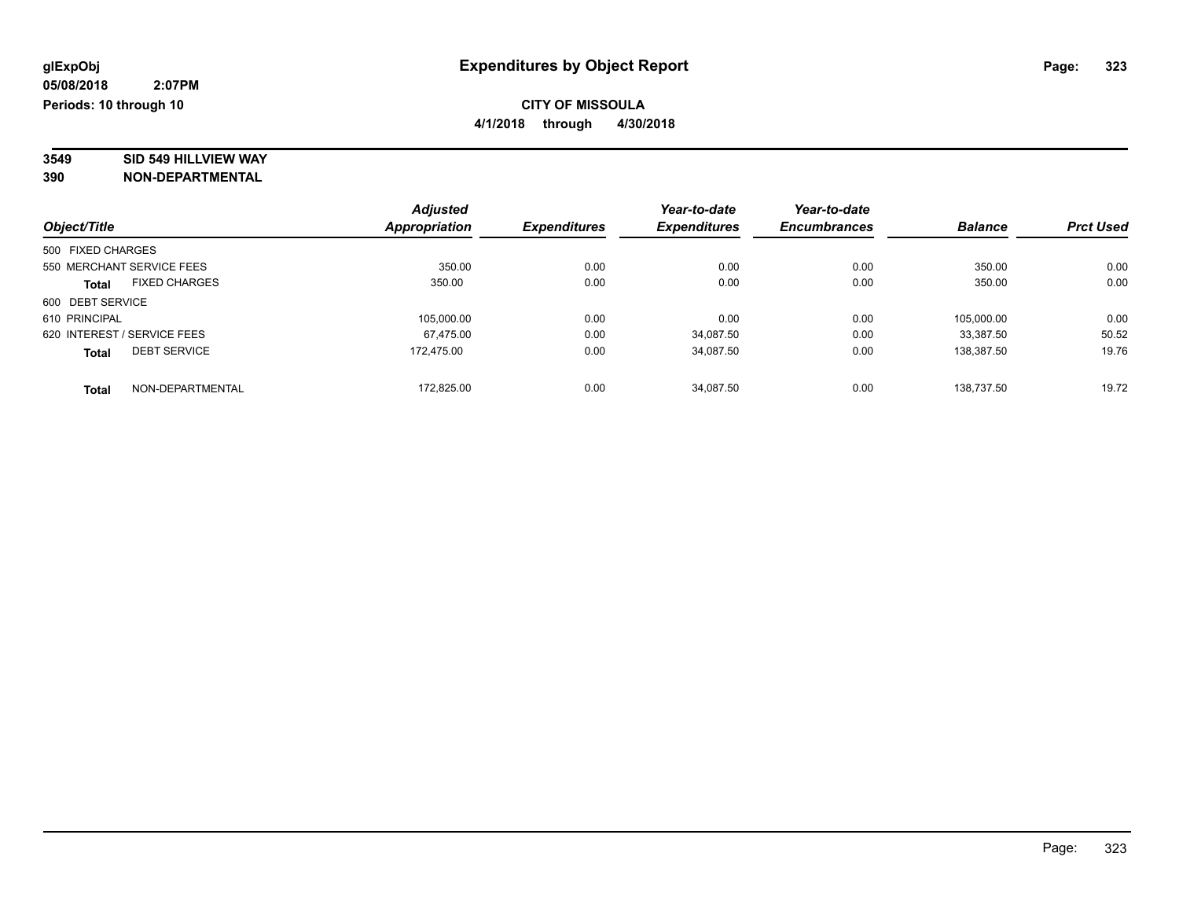glExpObj
05/08/2018 2:07PM
Periods: 10 through 10

# Expenditures by Object Report

**CITY OF MISSOULA**
**4/1/2018 through 4/30/2018**

**3549 SID 549 HILLVIEW WAY**
**390 NON-DEPARTMENTAL**

| Object/Title | | Adjusted Appropriation | Expenditures | Year-to-date Expenditures | Year-to-date Encumbrances | Balance | Prct Used |
|---|---|---|---|---|---|---|---|
| 500 FIXED CHARGES | | | | | | | |
| 550 MERCHANT SERVICE FEES | | 350.00 | 0.00 | 0.00 | 0.00 | 350.00 | 0.00 |
| **Total** | FIXED CHARGES | 350.00 | 0.00 | 0.00 | 0.00 | 350.00 | 0.00 |
| 600 DEBT SERVICE | | | | | | | |
| 610 PRINCIPAL | | 105,000.00 | 0.00 | 0.00 | 0.00 | 105,000.00 | 0.00 |
| 620 INTEREST / SERVICE FEES | | 67,475.00 | 0.00 | 34,087.50 | 0.00 | 33,387.50 | 50.52 |
| **Total** | DEBT SERVICE | 172,475.00 | 0.00 | 34,087.50 | 0.00 | 138,387.50 | 19.76 |
| **Total** | NON-DEPARTMENTAL | 172,825.00 | 0.00 | 34,087.50 | 0.00 | 138,737.50 | 19.72 |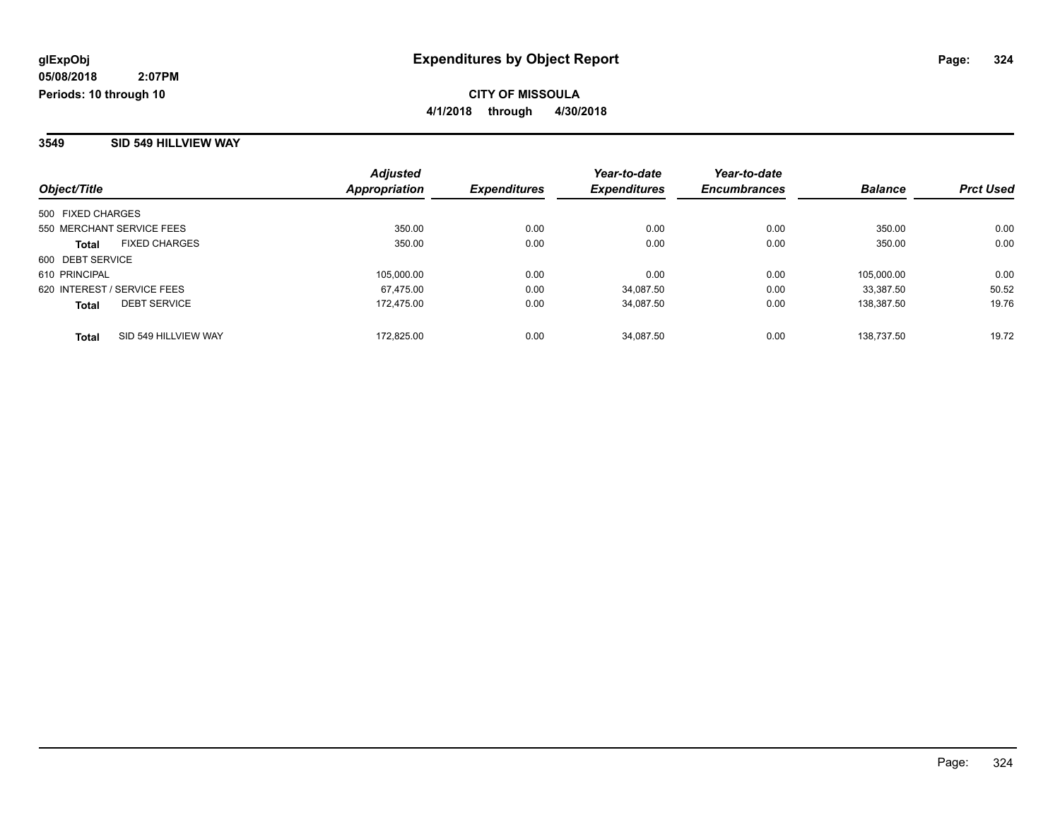# Expenditures by Object Report

glExpObj
05/08/2018 2:07PM
Periods: 10 through 10

**CITY OF MISSOULA**
**4/1/2018 through 4/30/2018**

## 3549 SID 549 HILLVIEW WAY

| Object/Title | Adjusted Appropriation | Expenditures | Year-to-date Expenditures | Year-to-date Encumbrances | Balance | Prct Used |
|---|---|---|---|---|---|---|
| 500 FIXED CHARGES | | | | | | |
| 550 MERCHANT SERVICE FEES | 350.00 | 0.00 | 0.00 | 0.00 | 350.00 | 0.00 |
| **Total** FIXED CHARGES | 350.00 | 0.00 | 0.00 | 0.00 | 350.00 | 0.00 |
| 600 DEBT SERVICE | | | | | | |
| 610 PRINCIPAL | 105,000.00 | 0.00 | 0.00 | 0.00 | 105,000.00 | 0.00 |
| 620 INTEREST / SERVICE FEES | 67,475.00 | 0.00 | 34,087.50 | 0.00 | 33,387.50 | 50.52 |
| **Total** DEBT SERVICE | 172,475.00 | 0.00 | 34,087.50 | 0.00 | 138,387.50 | 19.76 |
| **Total** SID 549 HILLVIEW WAY | 172,825.00 | 0.00 | 34,087.50 | 0.00 | 138,737.50 | 19.72 |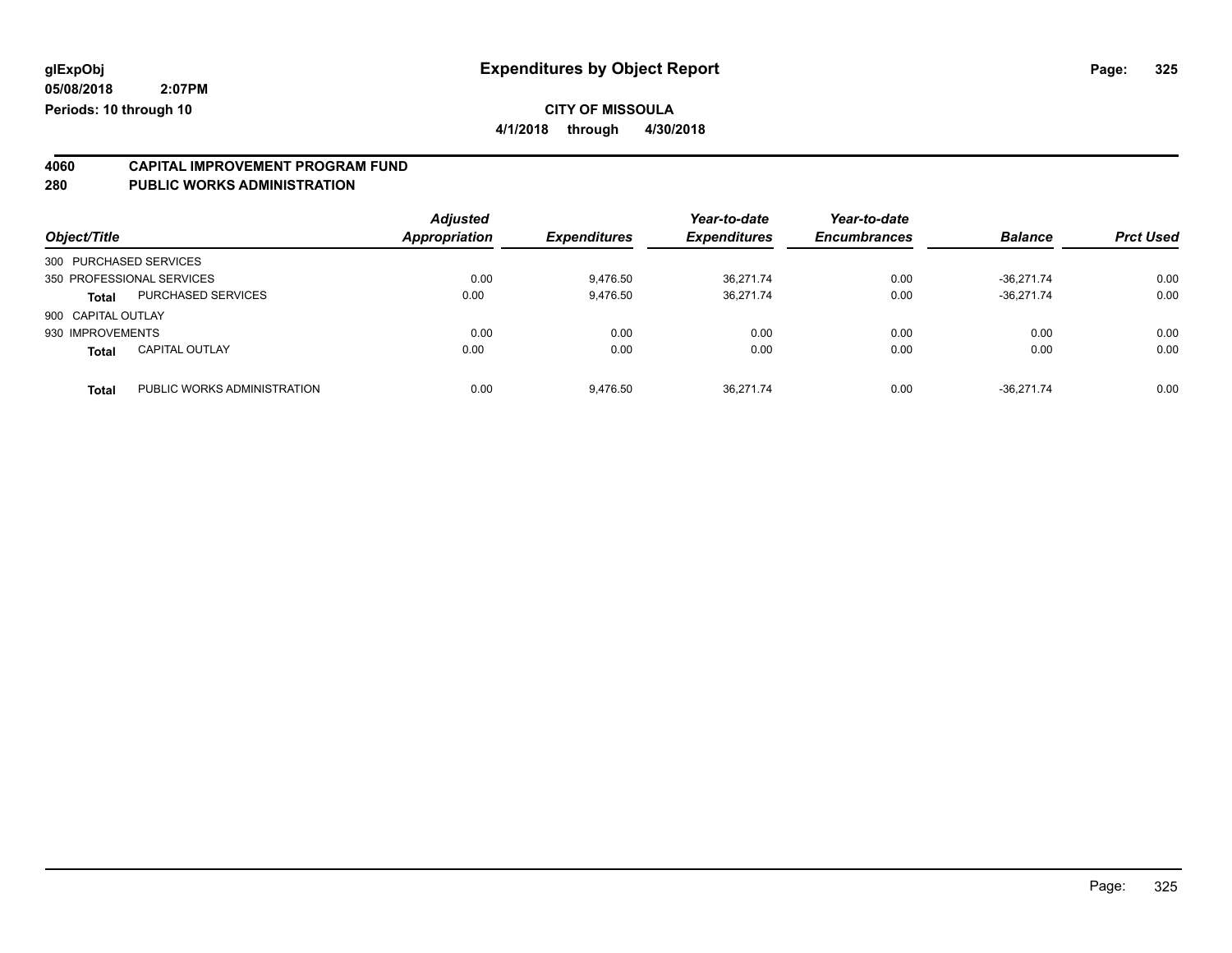# Expenditures by Object Report

glExpObj
05/08/2018 2:07PM
Periods: 10 through 10

**CITY OF MISSOULA**
**4/1/2018 through 4/30/2018**

## 4060 CAPITAL IMPROVEMENT PROGRAM FUND
## 280 PUBLIC WORKS ADMINISTRATION

| Object/Title | | Adjusted Appropriation | Expenditures | Year-to-date Expenditures | Year-to-date Encumbrances | Balance | Prct Used |
|---|---|---|---|---|---|---|---|
| 300 PURCHASED SERVICES | | | | | | | |
| 350 PROFESSIONAL SERVICES | | 0.00 | 9,476.50 | 36,271.74 | 0.00 | -36,271.74 | 0.00 |
| **Total** | PURCHASED SERVICES | 0.00 | 9,476.50 | 36,271.74 | 0.00 | -36,271.74 | 0.00 |
| 900 CAPITAL OUTLAY | | | | | | | |
| 930 IMPROVEMENTS | | 0.00 | 0.00 | 0.00 | 0.00 | 0.00 | 0.00 |
| **Total** | CAPITAL OUTLAY | 0.00 | 0.00 | 0.00 | 0.00 | 0.00 | 0.00 |
| **Total** | PUBLIC WORKS ADMINISTRATION | 0.00 | 9,476.50 | 36,271.74 | 0.00 | -36,271.74 | 0.00 |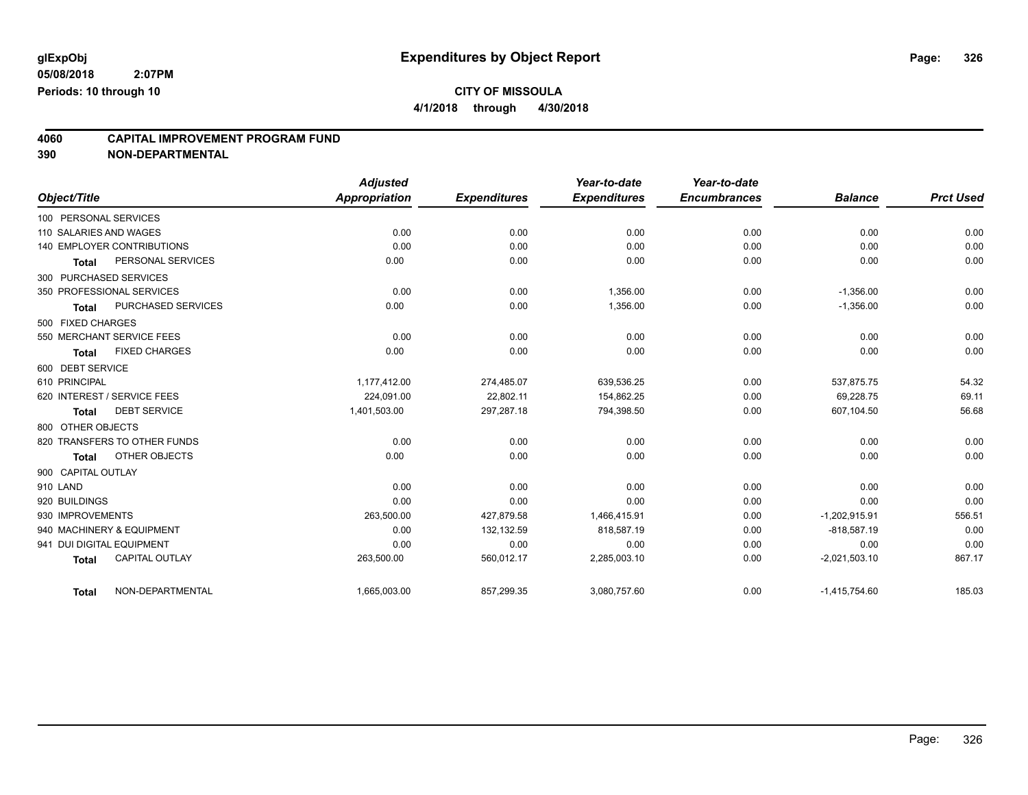**glExpObj** **Expenditures by Object Report**

**05/08/2018 2:07PM**

**Periods: 10 through 10**

**CITY OF MISSOULA**

**4/1/2018 through 4/30/2018**

## 4060 CAPITAL IMPROVEMENT PROGRAM FUND
## 390 NON-DEPARTMENTAL

| Object/Title | Adjusted Appropriation | Expenditures | Year-to-date Expenditures | Year-to-date Encumbrances | Balance | Prct Used |
|---|---|---|---|---|---|---|
| 100 PERSONAL SERVICES | | | | | | |
| 110 SALARIES AND WAGES | 0.00 | 0.00 | 0.00 | 0.00 | 0.00 | 0.00 |
| 140 EMPLOYER CONTRIBUTIONS | 0.00 | 0.00 | 0.00 | 0.00 | 0.00 | 0.00 |
| **Total** PERSONAL SERVICES | 0.00 | 0.00 | 0.00 | 0.00 | 0.00 | 0.00 |
| 300 PURCHASED SERVICES | | | | | | |
| 350 PROFESSIONAL SERVICES | 0.00 | 0.00 | 1,356.00 | 0.00 | -1,356.00 | 0.00 |
| **Total** PURCHASED SERVICES | 0.00 | 0.00 | 1,356.00 | 0.00 | -1,356.00 | 0.00 |
| 500 FIXED CHARGES | | | | | | |
| 550 MERCHANT SERVICE FEES | 0.00 | 0.00 | 0.00 | 0.00 | 0.00 | 0.00 |
| **Total** FIXED CHARGES | 0.00 | 0.00 | 0.00 | 0.00 | 0.00 | 0.00 |
| 600 DEBT SERVICE | | | | | | |
| 610 PRINCIPAL | 1,177,412.00 | 274,485.07 | 639,536.25 | 0.00 | 537,875.75 | 54.32 |
| 620 INTEREST / SERVICE FEES | 224,091.00 | 22,802.11 | 154,862.25 | 0.00 | 69,228.75 | 69.11 |
| **Total** DEBT SERVICE | 1,401,503.00 | 297,287.18 | 794,398.50 | 0.00 | 607,104.50 | 56.68 |
| 800 OTHER OBJECTS | | | | | | |
| 820 TRANSFERS TO OTHER FUNDS | 0.00 | 0.00 | 0.00 | 0.00 | 0.00 | 0.00 |
| **Total** OTHER OBJECTS | 0.00 | 0.00 | 0.00 | 0.00 | 0.00 | 0.00 |
| 900 CAPITAL OUTLAY | | | | | | |
| 910 LAND | 0.00 | 0.00 | 0.00 | 0.00 | 0.00 | 0.00 |
| 920 BUILDINGS | 0.00 | 0.00 | 0.00 | 0.00 | 0.00 | 0.00 |
| 930 IMPROVEMENTS | 263,500.00 | 427,879.58 | 1,466,415.91 | 0.00 | -1,202,915.91 | 556.51 |
| 940 MACHINERY & EQUIPMENT | 0.00 | 132,132.59 | 818,587.19 | 0.00 | -818,587.19 | 0.00 |
| 941 DUI DIGITAL EQUIPMENT | 0.00 | 0.00 | 0.00 | 0.00 | 0.00 | 0.00 |
| **Total** CAPITAL OUTLAY | 263,500.00 | 560,012.17 | 2,285,003.10 | 0.00 | -2,021,503.10 | 867.17 |
| **Total** NON-DEPARTMENTAL | 1,665,003.00 | 857,299.35 | 3,080,757.60 | 0.00 | -1,415,754.60 | 185.03 |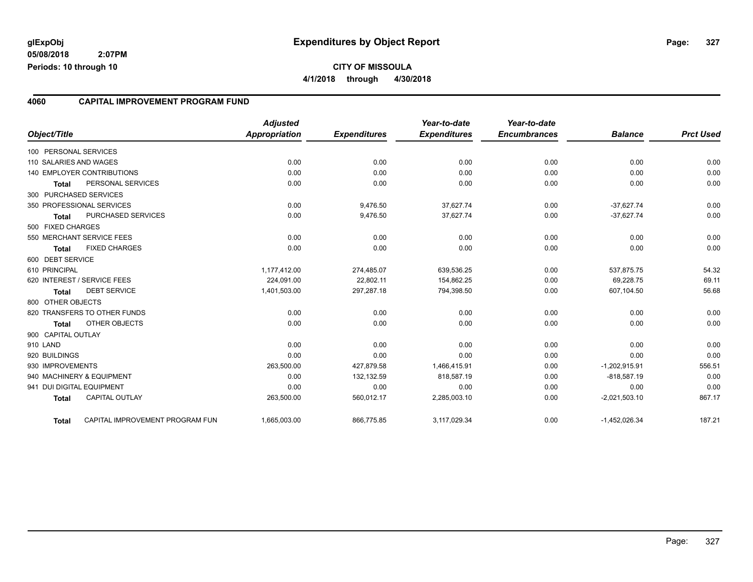# Expenditures by Object Report

**glExpObj**
**05/08/2018 2:07PM**
**Periods: 10 through 10**

**CITY OF MISSOULA**
**4/1/2018 through 4/30/2018**

## 4060 CAPITAL IMPROVEMENT PROGRAM FUND

| Object/Title | | Adjusted Appropriation | Expenditures | Year-to-date Expenditures | Year-to-date Encumbrances | Balance | Prct Used |
|---|---|---|---|---|---|---|---|
| 100 PERSONAL SERVICES | | | | | | | |
| 110 SALARIES AND WAGES | | 0.00 | 0.00 | 0.00 | 0.00 | 0.00 | 0.00 |
| 140 EMPLOYER CONTRIBUTIONS | | 0.00 | 0.00 | 0.00 | 0.00 | 0.00 | 0.00 |
| **Total** | PERSONAL SERVICES | 0.00 | 0.00 | 0.00 | 0.00 | 0.00 | 0.00 |
| 300 PURCHASED SERVICES | | | | | | | |
| 350 PROFESSIONAL SERVICES | | 0.00 | 9,476.50 | 37,627.74 | 0.00 | -37,627.74 | 0.00 |
| **Total** | PURCHASED SERVICES | 0.00 | 9,476.50 | 37,627.74 | 0.00 | -37,627.74 | 0.00 |
| 500 FIXED CHARGES | | | | | | | |
| 550 MERCHANT SERVICE FEES | | 0.00 | 0.00 | 0.00 | 0.00 | 0.00 | 0.00 |
| **Total** | FIXED CHARGES | 0.00 | 0.00 | 0.00 | 0.00 | 0.00 | 0.00 |
| 600 DEBT SERVICE | | | | | | | |
| 610 PRINCIPAL | | 1,177,412.00 | 274,485.07 | 639,536.25 | 0.00 | 537,875.75 | 54.32 |
| 620 INTEREST / SERVICE FEES | | 224,091.00 | 22,802.11 | 154,862.25 | 0.00 | 69,228.75 | 69.11 |
| **Total** | DEBT SERVICE | 1,401,503.00 | 297,287.18 | 794,398.50 | 0.00 | 607,104.50 | 56.68 |
| 800 OTHER OBJECTS | | | | | | | |
| 820 TRANSFERS TO OTHER FUNDS | | 0.00 | 0.00 | 0.00 | 0.00 | 0.00 | 0.00 |
| **Total** | OTHER OBJECTS | 0.00 | 0.00 | 0.00 | 0.00 | 0.00 | 0.00 |
| 900 CAPITAL OUTLAY | | | | | | | |
| 910 LAND | | 0.00 | 0.00 | 0.00 | 0.00 | 0.00 | 0.00 |
| 920 BUILDINGS | | 0.00 | 0.00 | 0.00 | 0.00 | 0.00 | 0.00 |
| 930 IMPROVEMENTS | | 263,500.00 | 427,879.58 | 1,466,415.91 | 0.00 | -1,202,915.91 | 556.51 |
| 940 MACHINERY & EQUIPMENT | | 0.00 | 132,132.59 | 818,587.19 | 0.00 | -818,587.19 | 0.00 |
| 941 DUI DIGITAL EQUIPMENT | | 0.00 | 0.00 | 0.00 | 0.00 | 0.00 | 0.00 |
| **Total** | CAPITAL OUTLAY | 263,500.00 | 560,012.17 | 2,285,003.10 | 0.00 | -2,021,503.10 | 867.17 |
| **Total** | CAPITAL IMPROVEMENT PROGRAM FUN | 1,665,003.00 | 866,775.85 | 3,117,029.34 | 0.00 | -1,452,026.34 | 187.21 |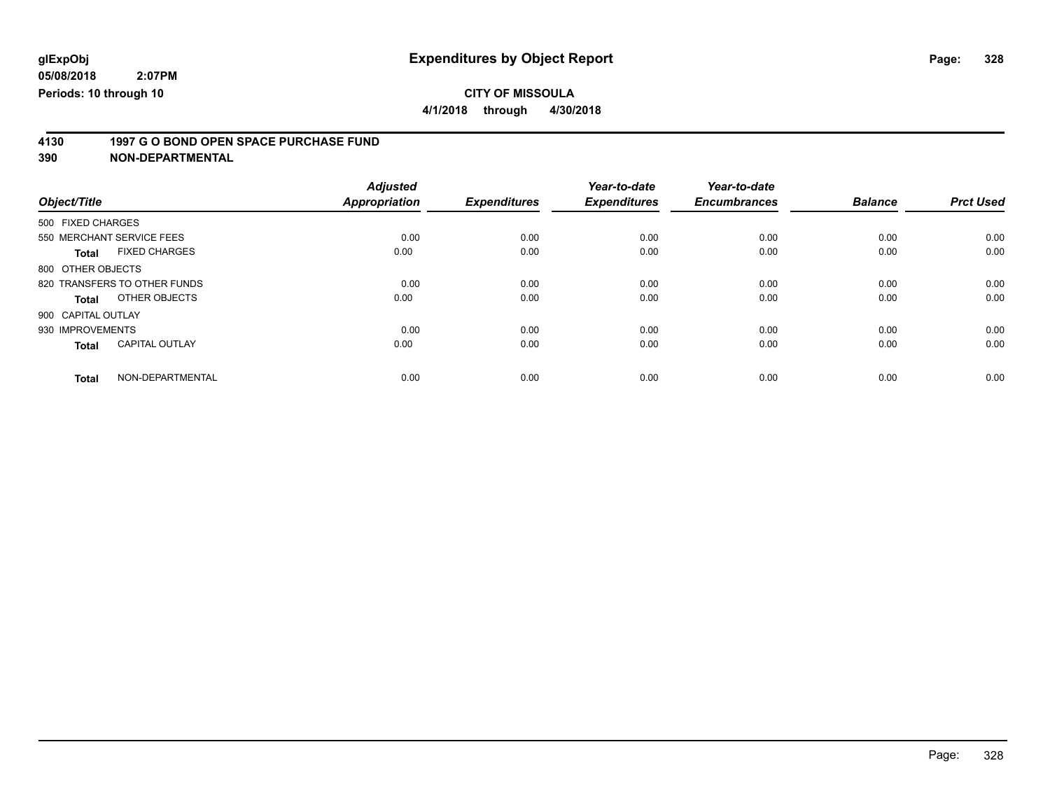**glExpObj** | **Expenditures by Object Report**

**05/08/2018 2:07PM**

**Periods: 10 through 10**

**CITY OF MISSOULA**

**4/1/2018 through 4/30/2018**

## 4130 1997 G O BOND OPEN SPACE PURCHASE FUND

## 390 NON-DEPARTMENTAL

| Object/Title | | Adjusted Appropriation | Expenditures | Year-to-date Expenditures | Year-to-date Encumbrances | Balance | Prct Used |
|---|---|---|---|---|---|---|---|
| 500 FIXED CHARGES | | | | | | | |
| 550 MERCHANT SERVICE FEES | | 0.00 | 0.00 | 0.00 | 0.00 | 0.00 | 0.00 |
| **Total** | FIXED CHARGES | 0.00 | 0.00 | 0.00 | 0.00 | 0.00 | 0.00 |
| 800 OTHER OBJECTS | | | | | | | |
| 820 TRANSFERS TO OTHER FUNDS | | 0.00 | 0.00 | 0.00 | 0.00 | 0.00 | 0.00 |
| **Total** | OTHER OBJECTS | 0.00 | 0.00 | 0.00 | 0.00 | 0.00 | 0.00 |
| 900 CAPITAL OUTLAY | | | | | | | |
| 930 IMPROVEMENTS | | 0.00 | 0.00 | 0.00 | 0.00 | 0.00 | 0.00 |
| **Total** | CAPITAL OUTLAY | 0.00 | 0.00 | 0.00 | 0.00 | 0.00 | 0.00 |
| **Total** | NON-DEPARTMENTAL | 0.00 | 0.00 | 0.00 | 0.00 | 0.00 | 0.00 |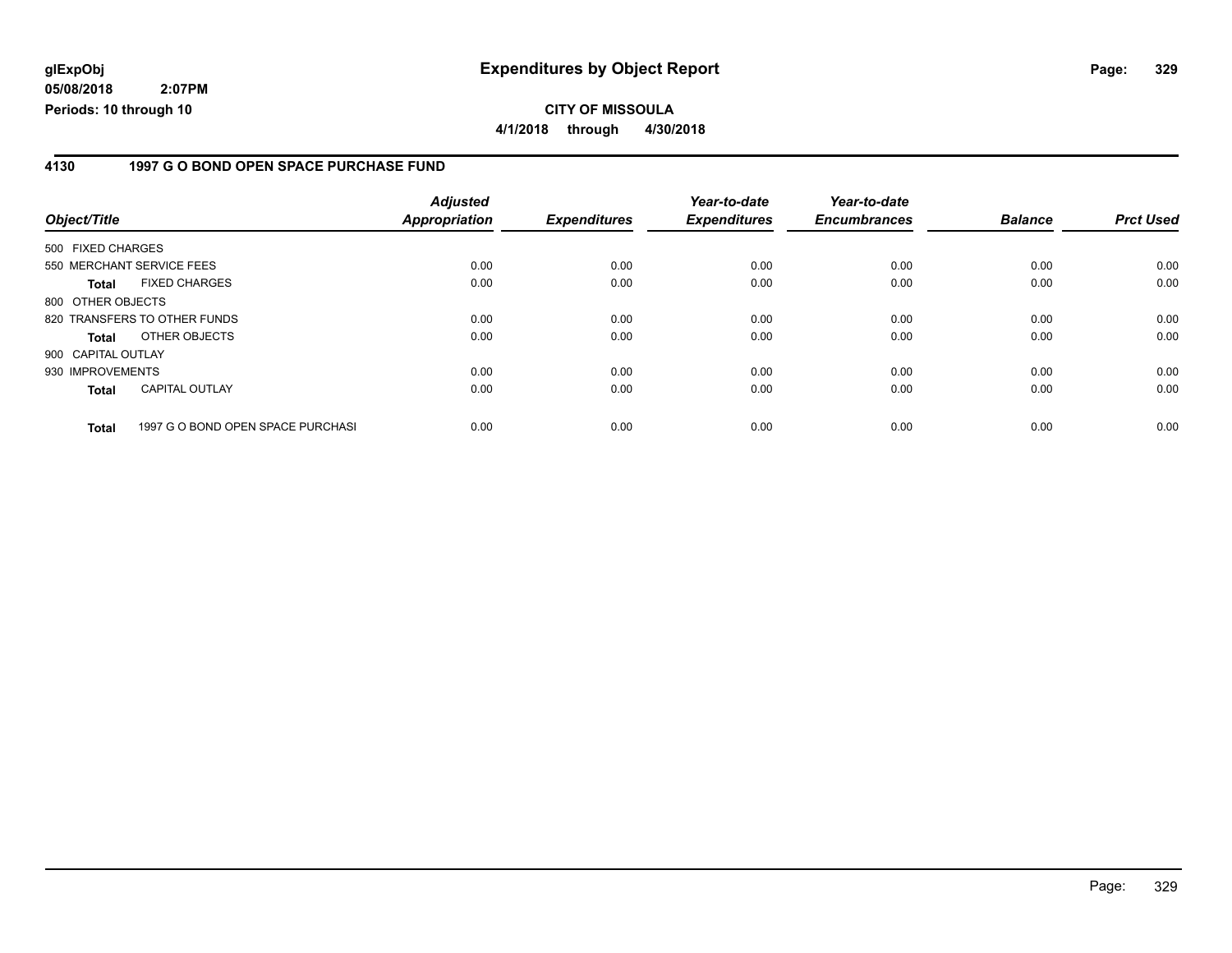glExpObj
05/08/2018 2:07PM
Periods: 10 through 10

# Expenditures by Object Report

**CITY OF MISSOULA**

**4/1/2018 through 4/30/2018**

## 4130 1997 G O BOND OPEN SPACE PURCHASE FUND

| Object/Title | Adjusted Appropriation | Expenditures | Year-to-date Expenditures | Year-to-date Encumbrances | Balance | Prct Used |
|---|---|---|---|---|---|---|
| 500 FIXED CHARGES | | | | | | |
| 550 MERCHANT SERVICE FEES | 0.00 | 0.00 | 0.00 | 0.00 | 0.00 | 0.00 |
| **Total** FIXED CHARGES | 0.00 | 0.00 | 0.00 | 0.00 | 0.00 | 0.00 |
| 800 OTHER OBJECTS | | | | | | |
| 820 TRANSFERS TO OTHER FUNDS | 0.00 | 0.00 | 0.00 | 0.00 | 0.00 | 0.00 |
| **Total** OTHER OBJECTS | 0.00 | 0.00 | 0.00 | 0.00 | 0.00 | 0.00 |
| 900 CAPITAL OUTLAY | | | | | | |
| 930 IMPROVEMENTS | 0.00 | 0.00 | 0.00 | 0.00 | 0.00 | 0.00 |
| **Total** CAPITAL OUTLAY | 0.00 | 0.00 | 0.00 | 0.00 | 0.00 | 0.00 |
| **Total** 1997 G O BOND OPEN SPACE PURCHASI | 0.00 | 0.00 | 0.00 | 0.00 | 0.00 | 0.00 |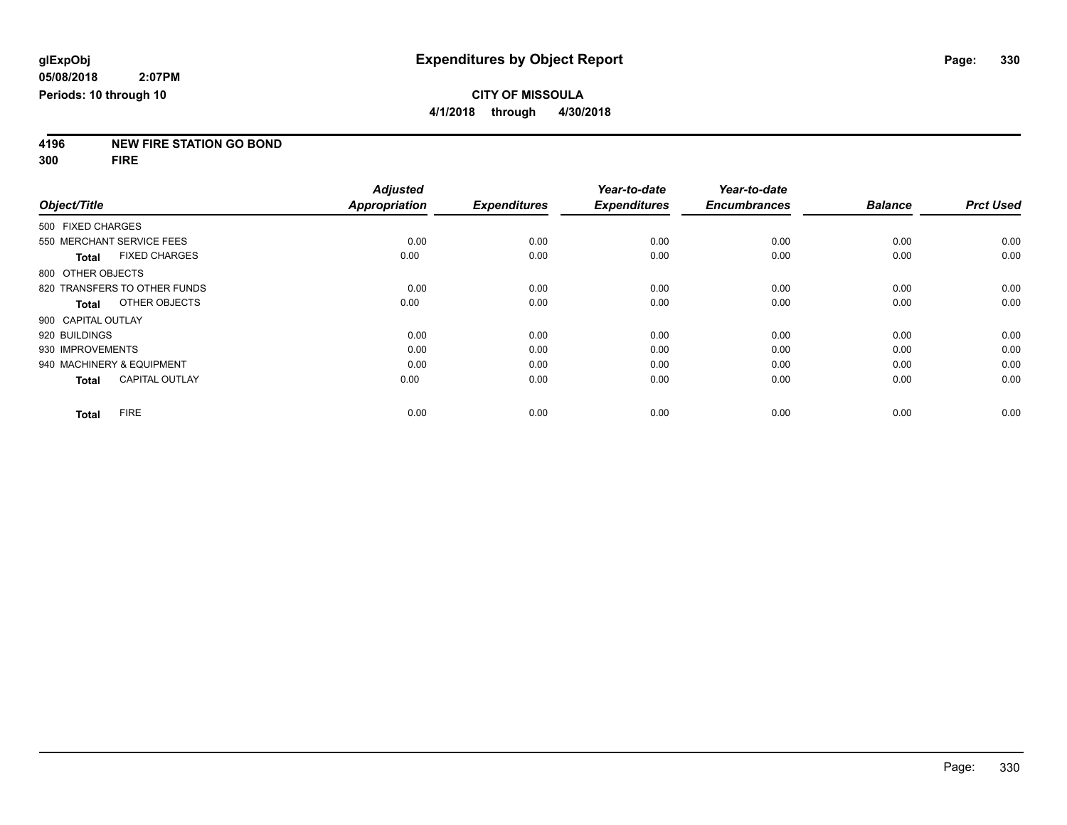**glExpObj** | **Expenditures by Object Report**

**05/08/2018 2:07PM**

**Periods: 10 through 10**

**CITY OF MISSOULA**

**4/1/2018 through 4/30/2018**

**4196 NEW FIRE STATION GO BOND**

**300 FIRE**

| Object/Title | Adjusted Appropriation | Expenditures | Year-to-date Expenditures | Year-to-date Encumbrances | Balance | Prct Used |
|---|---|---|---|---|---|---|
| 500 FIXED CHARGES | | | | | | |
| 550 MERCHANT SERVICE FEES | 0.00 | 0.00 | 0.00 | 0.00 | 0.00 | 0.00 |
| **Total** FIXED CHARGES | 0.00 | 0.00 | 0.00 | 0.00 | 0.00 | 0.00 |
| 800 OTHER OBJECTS | | | | | | |
| 820 TRANSFERS TO OTHER FUNDS | 0.00 | 0.00 | 0.00 | 0.00 | 0.00 | 0.00 |
| **Total** OTHER OBJECTS | 0.00 | 0.00 | 0.00 | 0.00 | 0.00 | 0.00 |
| 900 CAPITAL OUTLAY | | | | | | |
| 920 BUILDINGS | 0.00 | 0.00 | 0.00 | 0.00 | 0.00 | 0.00 |
| 930 IMPROVEMENTS | 0.00 | 0.00 | 0.00 | 0.00 | 0.00 | 0.00 |
| 940 MACHINERY & EQUIPMENT | 0.00 | 0.00 | 0.00 | 0.00 | 0.00 | 0.00 |
| **Total** CAPITAL OUTLAY | 0.00 | 0.00 | 0.00 | 0.00 | 0.00 | 0.00 |
| **Total** FIRE | 0.00 | 0.00 | 0.00 | 0.00 | 0.00 | 0.00 |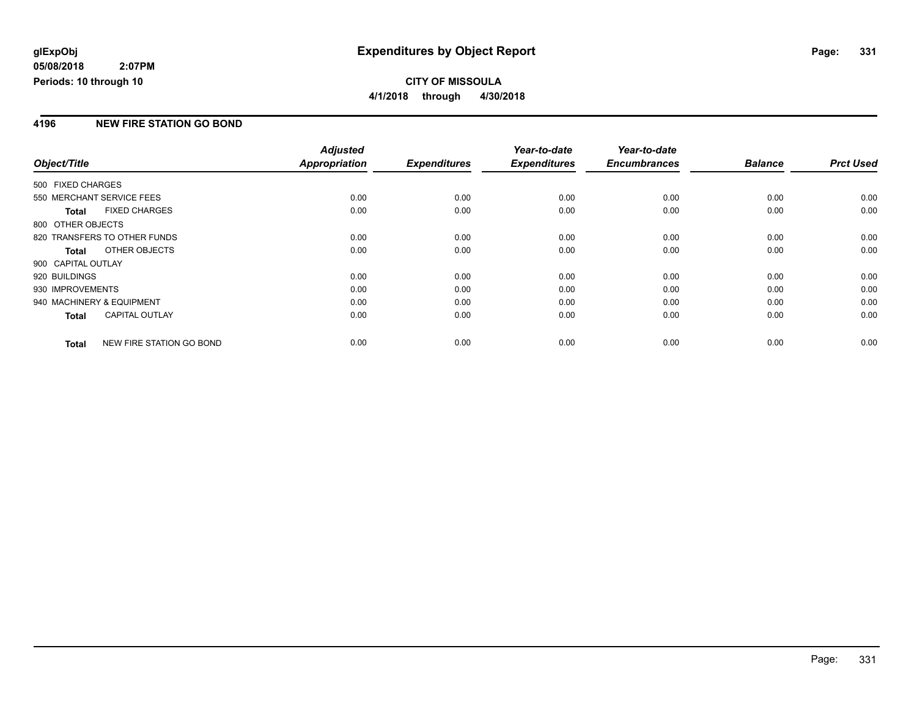**glExpObj**
**05/08/2018 2:07PM**
**Periods: 10 through 10**

# Expenditures by Object Report

**CITY OF MISSOULA**
**4/1/2018 through 4/30/2018**

## 4196 NEW FIRE STATION GO BOND

| Object/Title | Adjusted Appropriation | Expenditures | Year-to-date Expenditures | Year-to-date Encumbrances | Balance | Prct Used |
|---|---|---|---|---|---|---|
| 500 FIXED CHARGES | | | | | | |
| 550 MERCHANT SERVICE FEES | 0.00 | 0.00 | 0.00 | 0.00 | 0.00 | 0.00 |
| **Total** FIXED CHARGES | 0.00 | 0.00 | 0.00 | 0.00 | 0.00 | 0.00 |
| 800 OTHER OBJECTS | | | | | | |
| 820 TRANSFERS TO OTHER FUNDS | 0.00 | 0.00 | 0.00 | 0.00 | 0.00 | 0.00 |
| **Total** OTHER OBJECTS | 0.00 | 0.00 | 0.00 | 0.00 | 0.00 | 0.00 |
| 900 CAPITAL OUTLAY | | | | | | |
| 920 BUILDINGS | 0.00 | 0.00 | 0.00 | 0.00 | 0.00 | 0.00 |
| 930 IMPROVEMENTS | 0.00 | 0.00 | 0.00 | 0.00 | 0.00 | 0.00 |
| 940 MACHINERY & EQUIPMENT | 0.00 | 0.00 | 0.00 | 0.00 | 0.00 | 0.00 |
| **Total** CAPITAL OUTLAY | 0.00 | 0.00 | 0.00 | 0.00 | 0.00 | 0.00 |
| **Total** NEW FIRE STATION GO BOND | 0.00 | 0.00 | 0.00 | 0.00 | 0.00 | 0.00 |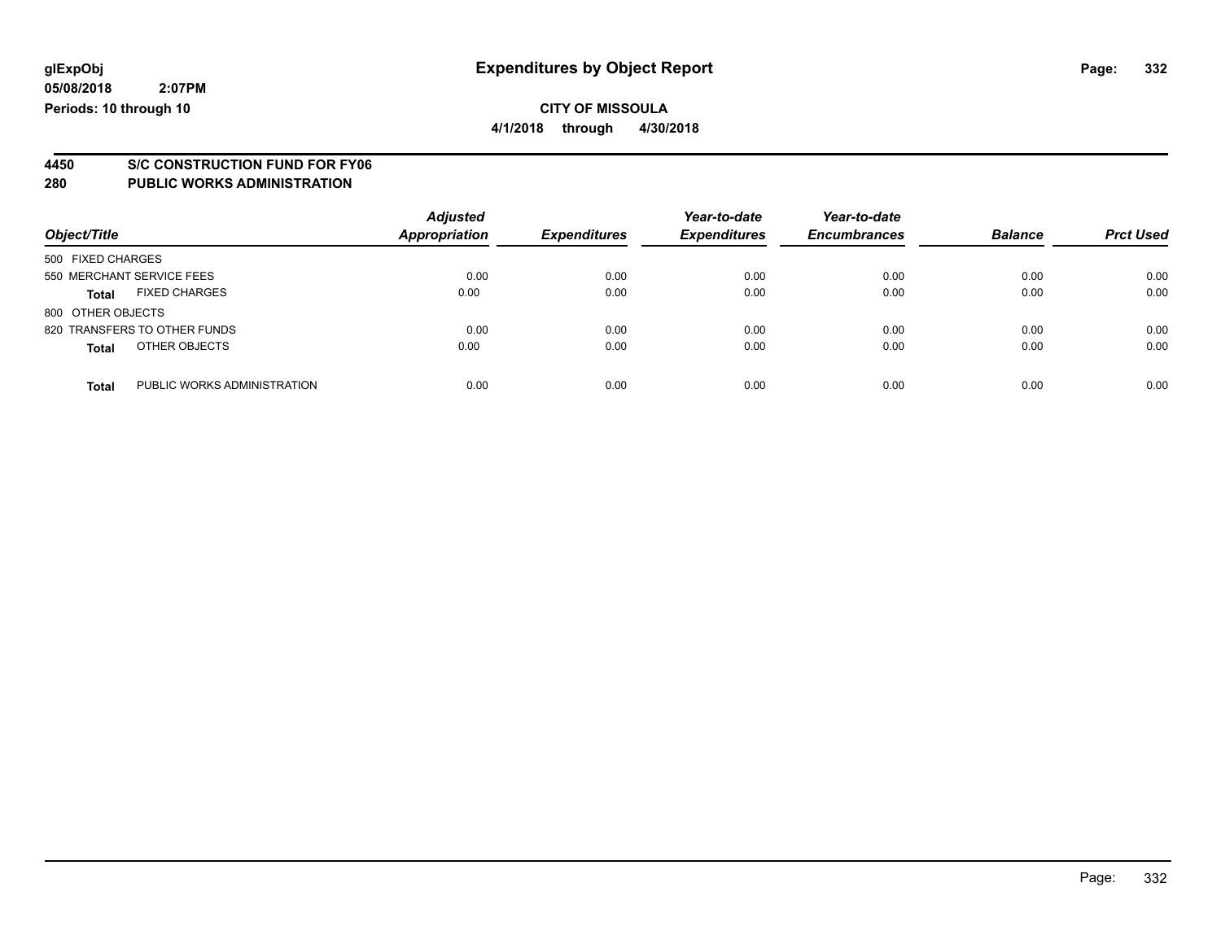# Expenditures by Object Report

glExpObj
05/08/2018 2:07PM
Periods: 10 through 10

**CITY OF MISSOULA**
**4/1/2018 through 4/30/2018**

## 4450 S/C CONSTRUCTION FUND FOR FY06
## 280 PUBLIC WORKS ADMINISTRATION

| Object/Title | | Adjusted Appropriation | Expenditures | Year-to-date Expenditures | Year-to-date Encumbrances | Balance | Prct Used |
|---|---|---|---|---|---|---|---|
| 500 FIXED CHARGES | | | | | | | |
| 550 MERCHANT SERVICE FEES | | 0.00 | 0.00 | 0.00 | 0.00 | 0.00 | 0.00 |
| **Total** | FIXED CHARGES | 0.00 | 0.00 | 0.00 | 0.00 | 0.00 | 0.00 |
| 800 OTHER OBJECTS | | | | | | | |
| 820 TRANSFERS TO OTHER FUNDS | | 0.00 | 0.00 | 0.00 | 0.00 | 0.00 | 0.00 |
| **Total** | OTHER OBJECTS | 0.00 | 0.00 | 0.00 | 0.00 | 0.00 | 0.00 |
| **Total** | PUBLIC WORKS ADMINISTRATION | 0.00 | 0.00 | 0.00 | 0.00 | 0.00 | 0.00 |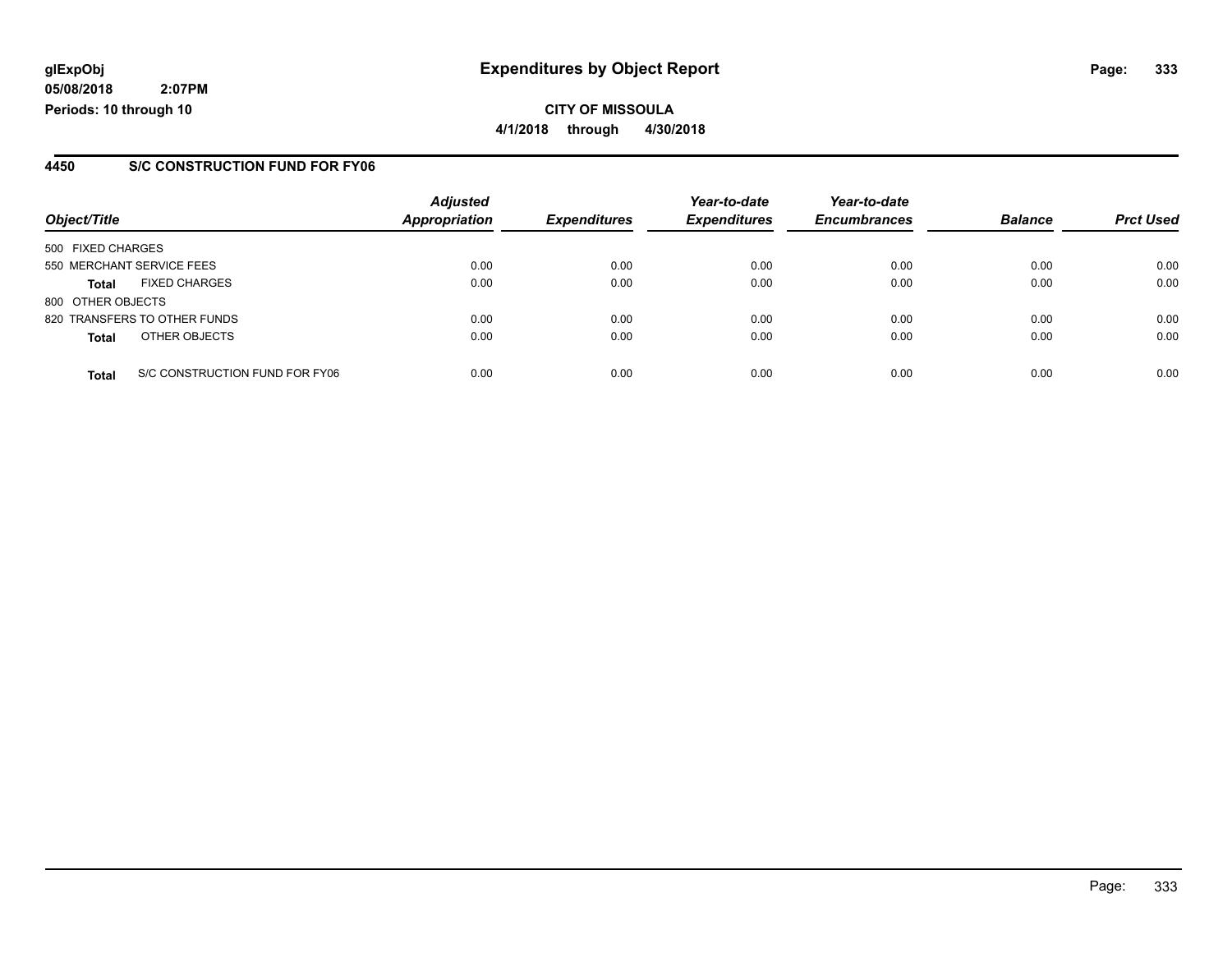**glExpObj**
**05/08/2018 2:07PM**
**Periods: 10 through 10**

# Expenditures by Object Report

**CITY OF MISSOULA**
**4/1/2018 through 4/30/2018**

## 4450 S/C CONSTRUCTION FUND FOR FY06

| Object/Title | | Adjusted Appropriation | Expenditures | Year-to-date Expenditures | Year-to-date Encumbrances | Balance | Prct Used |
|---|---|---|---|---|---|---|---|
| 500 FIXED CHARGES | | | | | | | |
| 550 MERCHANT SERVICE FEES | | 0.00 | 0.00 | 0.00 | 0.00 | 0.00 | 0.00 |
| **Total** | FIXED CHARGES | 0.00 | 0.00 | 0.00 | 0.00 | 0.00 | 0.00 |
| 800 OTHER OBJECTS | | | | | | | |
| 820 TRANSFERS TO OTHER FUNDS | | 0.00 | 0.00 | 0.00 | 0.00 | 0.00 | 0.00 |
| **Total** | OTHER OBJECTS | 0.00 | 0.00 | 0.00 | 0.00 | 0.00 | 0.00 |
| **Total** | S/C CONSTRUCTION FUND FOR FY06 | 0.00 | 0.00 | 0.00 | 0.00 | 0.00 | 0.00 |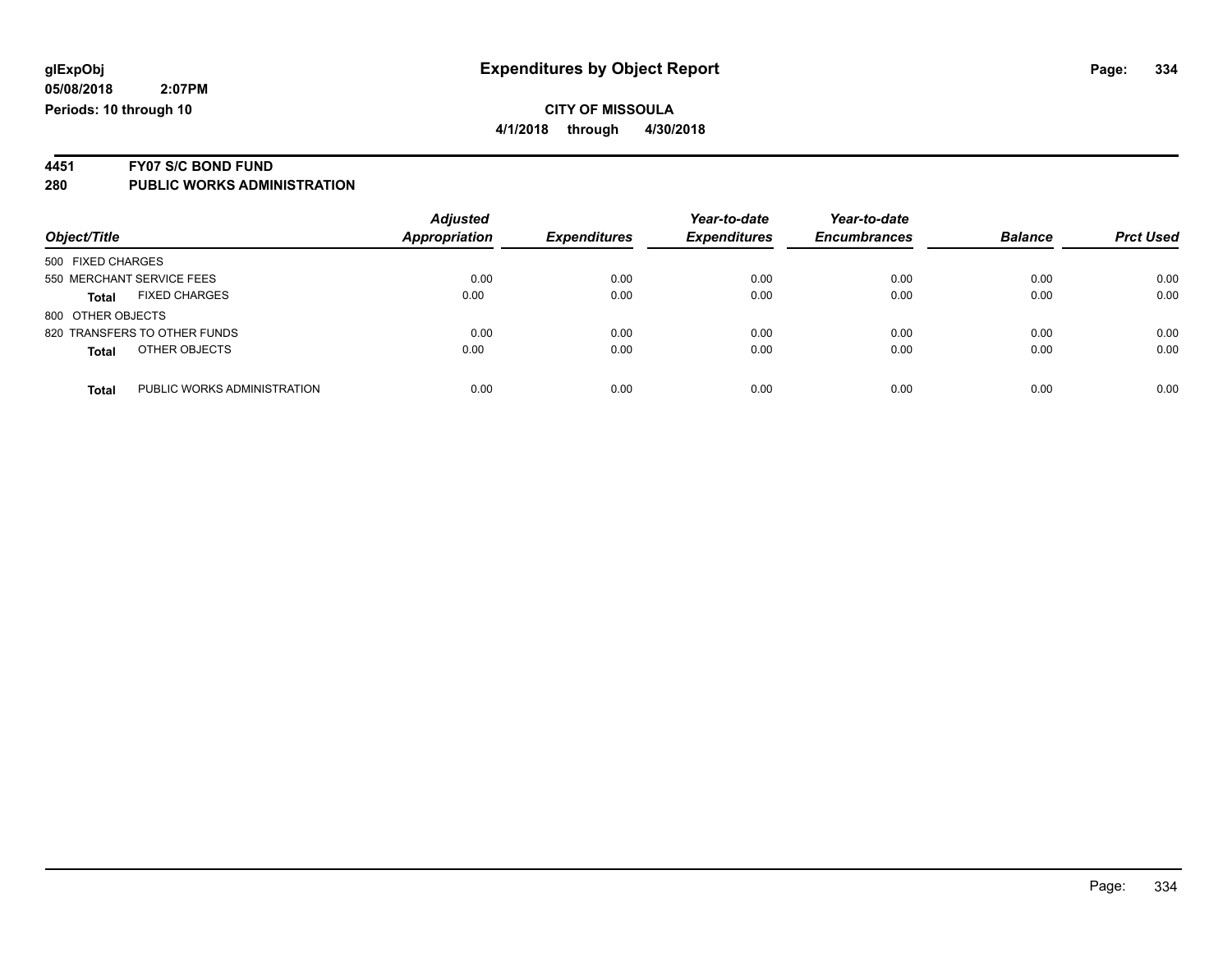**glExpObj**
**05/08/2018 2:07PM**
**Periods: 10 through 10**

# Expenditures by Object Report

**CITY OF MISSOULA**
**4/1/2018 through 4/30/2018**

**4451 FY07 S/C BOND FUND**
**280 PUBLIC WORKS ADMINISTRATION**

| Object/Title | | *Adjusted Appropriation* | *Expenditures* | *Year-to-date Expenditures* | *Year-to-date Encumbrances* | *Balance* | *Prct Used* |
|---|---|---|---|---|---|---|---|
| 500 FIXED CHARGES | | | | | | | |
| 550 MERCHANT SERVICE FEES | | 0.00 | 0.00 | 0.00 | 0.00 | 0.00 | 0.00 |
| **Total** | FIXED CHARGES | 0.00 | 0.00 | 0.00 | 0.00 | 0.00 | 0.00 |
| 800 OTHER OBJECTS | | | | | | | |
| 820 TRANSFERS TO OTHER FUNDS | | 0.00 | 0.00 | 0.00 | 0.00 | 0.00 | 0.00 |
| **Total** | OTHER OBJECTS | 0.00 | 0.00 | 0.00 | 0.00 | 0.00 | 0.00 |
| **Total** | PUBLIC WORKS ADMINISTRATION | 0.00 | 0.00 | 0.00 | 0.00 | 0.00 | 0.00 |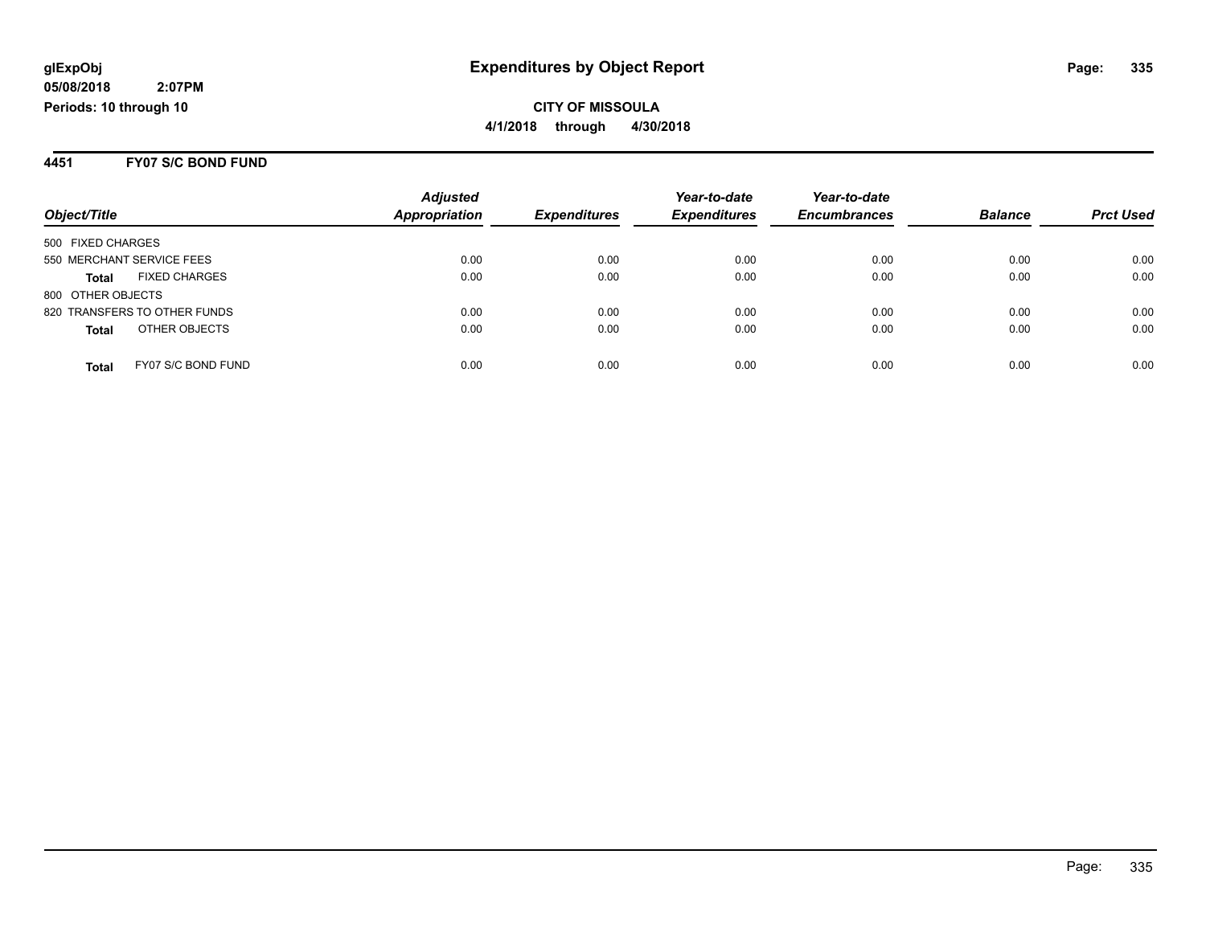glExpObj
05/08/2018 2:07PM
Periods: 10 through 10

# Expenditures by Object Report

**CITY OF MISSOULA**
**4/1/2018 through 4/30/2018**

## 4451 FY07 S/C BOND FUND

| Object/Title | Adjusted Appropriation | Expenditures | Year-to-date Expenditures | Year-to-date Encumbrances | Balance | Prct Used |
|---|---|---|---|---|---|---|
| 500 FIXED CHARGES | | | | | | |
| 550 MERCHANT SERVICE FEES | 0.00 | 0.00 | 0.00 | 0.00 | 0.00 | 0.00 |
| **Total** FIXED CHARGES | 0.00 | 0.00 | 0.00 | 0.00 | 0.00 | 0.00 |
| 800 OTHER OBJECTS | | | | | | |
| 820 TRANSFERS TO OTHER FUNDS | 0.00 | 0.00 | 0.00 | 0.00 | 0.00 | 0.00 |
| **Total** OTHER OBJECTS | 0.00 | 0.00 | 0.00 | 0.00 | 0.00 | 0.00 |
| **Total** FY07 S/C BOND FUND | 0.00 | 0.00 | 0.00 | 0.00 | 0.00 | 0.00 |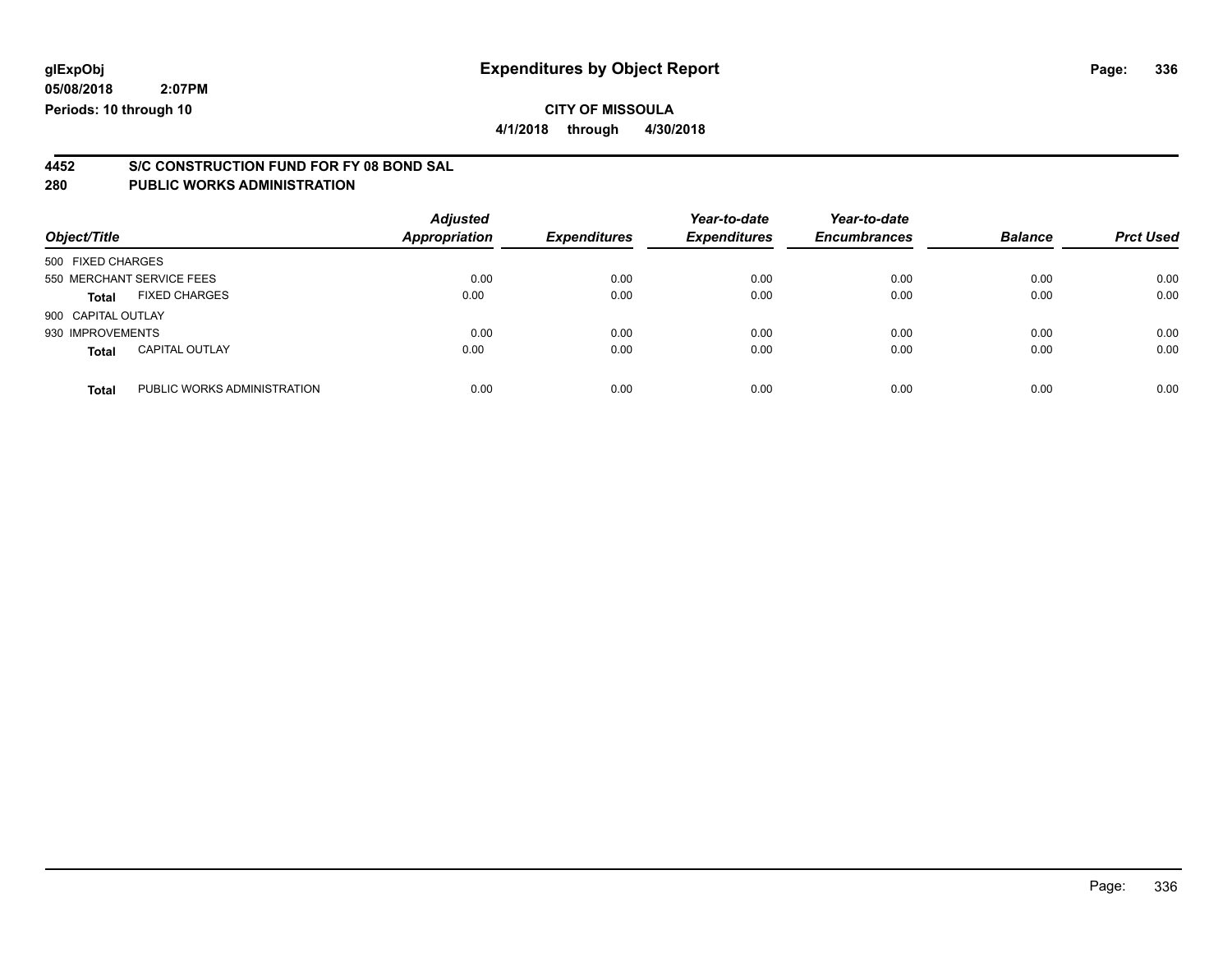# Expenditures by Object Report

**glExpObj**
**05/08/2018 2:07PM**
**Periods: 10 through 10**

**CITY OF MISSOULA**
**4/1/2018 through 4/30/2018**

## 4452 S/C CONSTRUCTION FUND FOR FY 08 BOND SAL
## 280 PUBLIC WORKS ADMINISTRATION

| Object/Title | | Adjusted Appropriation | Expenditures | Year-to-date Expenditures | Year-to-date Encumbrances | Balance | Prct Used |
|---|---|---|---|---|---|---|---|
| 500 FIXED CHARGES | | | | | | | |
| 550 MERCHANT SERVICE FEES | | 0.00 | 0.00 | 0.00 | 0.00 | 0.00 | 0.00 |
| **Total** | FIXED CHARGES | 0.00 | 0.00 | 0.00 | 0.00 | 0.00 | 0.00 |
| 900 CAPITAL OUTLAY | | | | | | | |
| 930 IMPROVEMENTS | | 0.00 | 0.00 | 0.00 | 0.00 | 0.00 | 0.00 |
| **Total** | CAPITAL OUTLAY | 0.00 | 0.00 | 0.00 | 0.00 | 0.00 | 0.00 |
| **Total** | PUBLIC WORKS ADMINISTRATION | 0.00 | 0.00 | 0.00 | 0.00 | 0.00 | 0.00 |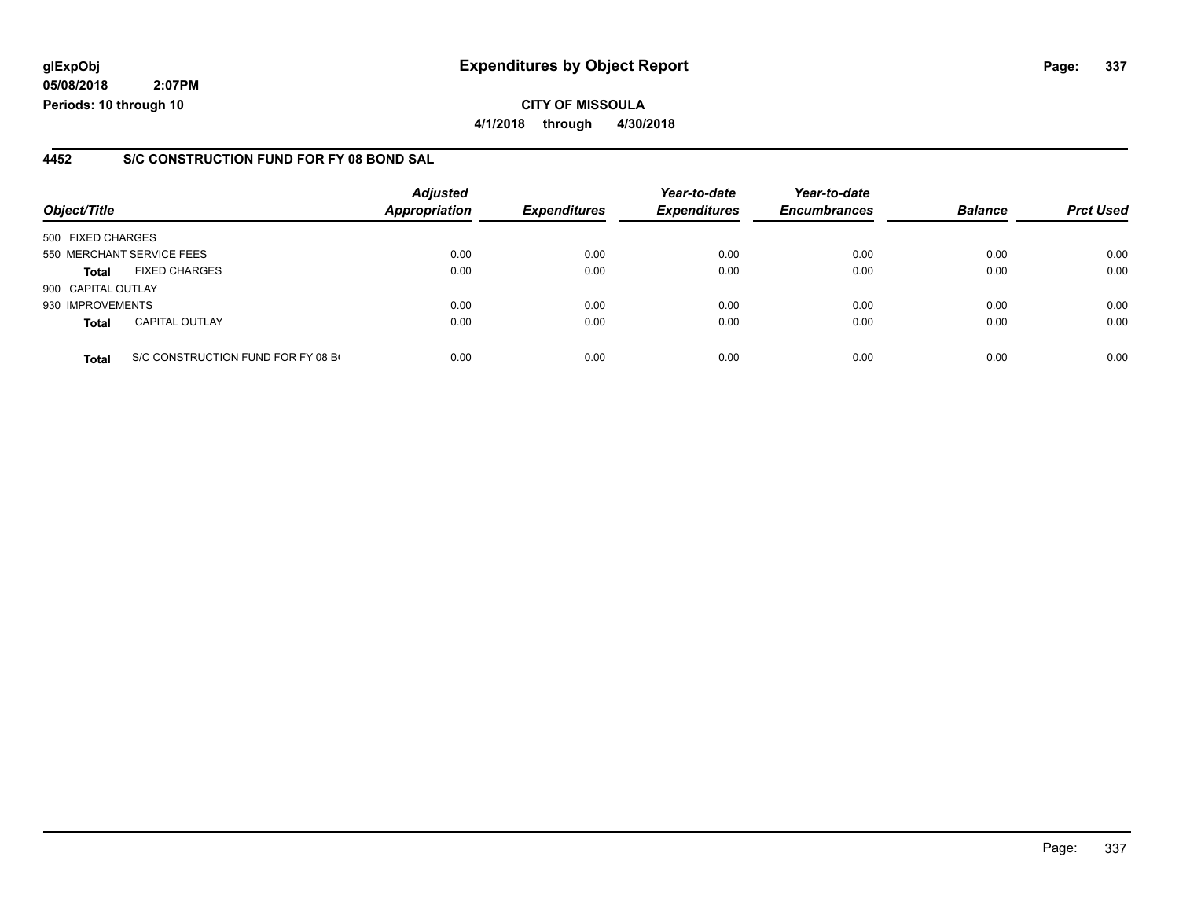**glExpObj**
**05/08/2018 2:07PM**
**Periods: 10 through 10**

# Expenditures by Object Report

**CITY OF MISSOULA**
**4/1/2018 through 4/30/2018**

## 4452 S/C CONSTRUCTION FUND FOR FY 08 BOND SAL

| Object/Title | | Adjusted Appropriation | Expenditures | Year-to-date Expenditures | Year-to-date Encumbrances | Balance | Prct Used |
|---|---|---|---|---|---|---|---|
| 500 FIXED CHARGES | | | | | | | |
| 550 MERCHANT SERVICE FEES | | 0.00 | 0.00 | 0.00 | 0.00 | 0.00 | 0.00 |
| **Total** | FIXED CHARGES | 0.00 | 0.00 | 0.00 | 0.00 | 0.00 | 0.00 |
| 900 CAPITAL OUTLAY | | | | | | | |
| 930 IMPROVEMENTS | | 0.00 | 0.00 | 0.00 | 0.00 | 0.00 | 0.00 |
| **Total** | CAPITAL OUTLAY | 0.00 | 0.00 | 0.00 | 0.00 | 0.00 | 0.00 |
| **Total** | S/C CONSTRUCTION FUND FOR FY 08 B( | 0.00 | 0.00 | 0.00 | 0.00 | 0.00 | 0.00 |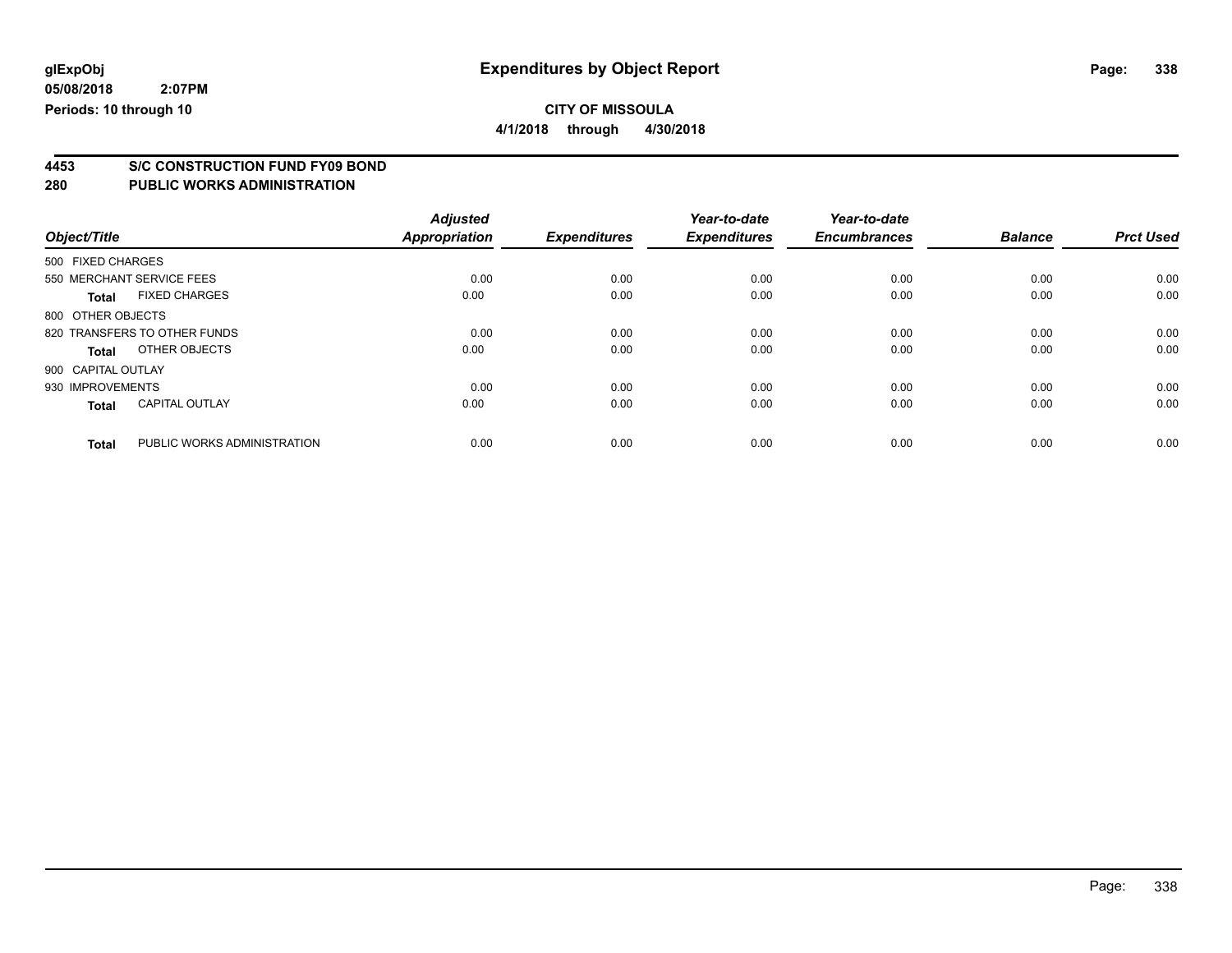**glExpObj**
**05/08/2018 2:07PM**
**Periods: 10 through 10**

# Expenditures by Object Report

**CITY OF MISSOULA**
**4/1/2018 through 4/30/2018**

## 4453 S/C CONSTRUCTION FUND FY09 BOND
## 280 PUBLIC WORKS ADMINISTRATION

| Object/Title | | Adjusted Appropriation | Expenditures | Year-to-date Expenditures | Year-to-date Encumbrances | Balance | Prct Used |
|---|---|---|---|---|---|---|---|
| 500 FIXED CHARGES | | | | | | | |
| 550 MERCHANT SERVICE FEES | | 0.00 | 0.00 | 0.00 | 0.00 | 0.00 | 0.00 |
| **Total** | FIXED CHARGES | 0.00 | 0.00 | 0.00 | 0.00 | 0.00 | 0.00 |
| 800 OTHER OBJECTS | | | | | | | |
| 820 TRANSFERS TO OTHER FUNDS | | 0.00 | 0.00 | 0.00 | 0.00 | 0.00 | 0.00 |
| **Total** | OTHER OBJECTS | 0.00 | 0.00 | 0.00 | 0.00 | 0.00 | 0.00 |
| 900 CAPITAL OUTLAY | | | | | | | |
| 930 IMPROVEMENTS | | 0.00 | 0.00 | 0.00 | 0.00 | 0.00 | 0.00 |
| **Total** | CAPITAL OUTLAY | 0.00 | 0.00 | 0.00 | 0.00 | 0.00 | 0.00 |
| **Total** | PUBLIC WORKS ADMINISTRATION | 0.00 | 0.00 | 0.00 | 0.00 | 0.00 | 0.00 |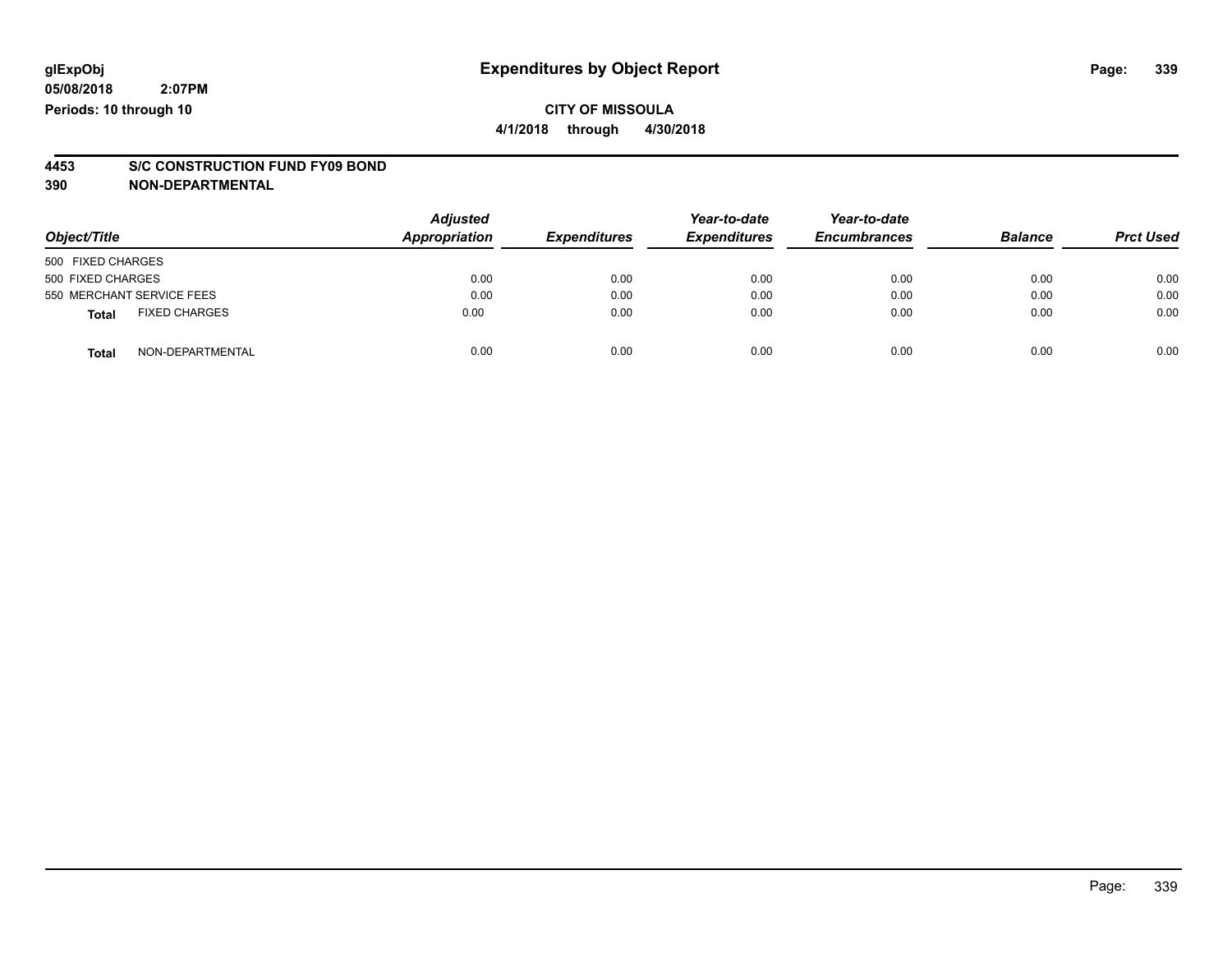**glExpObj** **Expenditures by Object Report**

**05/08/2018 2:07PM**

**Periods: 10 through 10**

**CITY OF MISSOULA**

**4/1/2018 through 4/30/2018**

## 4453 S/C CONSTRUCTION FUND FY09 BOND

## 390 NON-DEPARTMENTAL

| Object/Title | Adjusted Appropriation | Expenditures | Year-to-date Expenditures | Year-to-date Encumbrances | Balance | Prct Used |
|---|---|---|---|---|---|---|
| 500 FIXED CHARGES | | | | | | |
| 500 FIXED CHARGES | 0.00 | 0.00 | 0.00 | 0.00 | 0.00 | 0.00 |
| 550 MERCHANT SERVICE FEES | 0.00 | 0.00 | 0.00 | 0.00 | 0.00 | 0.00 |
| **Total** FIXED CHARGES | 0.00 | 0.00 | 0.00 | 0.00 | 0.00 | 0.00 |
| **Total** NON-DEPARTMENTAL | 0.00 | 0.00 | 0.00 | 0.00 | 0.00 | 0.00 |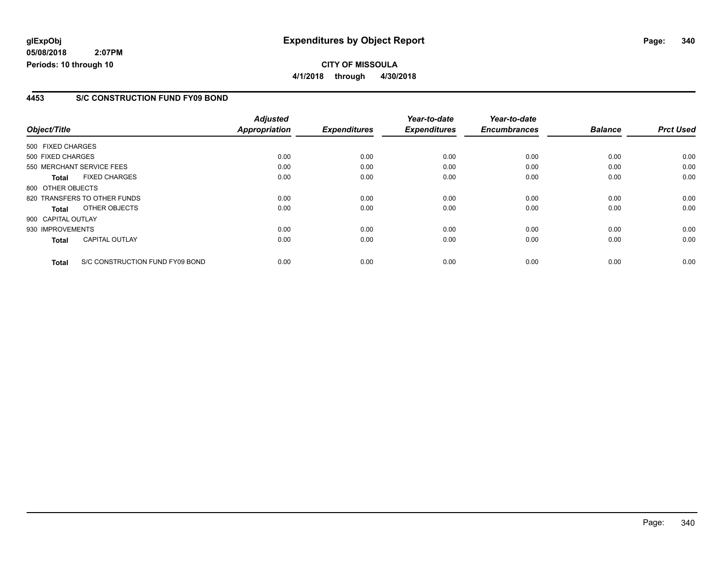**glExpObj**
**05/08/2018 2:07PM**
**Periods: 10 through 10**

# Expenditures by Object Report

**CITY OF MISSOULA**
**4/1/2018 through 4/30/2018**

## 4453 S/C CONSTRUCTION FUND FY09 BOND

| Object/Title | Adjusted Appropriation | Expenditures | Year-to-date Expenditures | Year-to-date Encumbrances | Balance | Prct Used |
|---|---|---|---|---|---|---|
| 500 FIXED CHARGES | | | | | | |
| 500 FIXED CHARGES | 0.00 | 0.00 | 0.00 | 0.00 | 0.00 | 0.00 |
| 550 MERCHANT SERVICE FEES | 0.00 | 0.00 | 0.00 | 0.00 | 0.00 | 0.00 |
| **Total** FIXED CHARGES | 0.00 | 0.00 | 0.00 | 0.00 | 0.00 | 0.00 |
| 800 OTHER OBJECTS | | | | | | |
| 820 TRANSFERS TO OTHER FUNDS | 0.00 | 0.00 | 0.00 | 0.00 | 0.00 | 0.00 |
| **Total** OTHER OBJECTS | 0.00 | 0.00 | 0.00 | 0.00 | 0.00 | 0.00 |
| 900 CAPITAL OUTLAY | | | | | | |
| 930 IMPROVEMENTS | 0.00 | 0.00 | 0.00 | 0.00 | 0.00 | 0.00 |
| **Total** CAPITAL OUTLAY | 0.00 | 0.00 | 0.00 | 0.00 | 0.00 | 0.00 |
| **Total** S/C CONSTRUCTION FUND FY09 BOND | 0.00 | 0.00 | 0.00 | 0.00 | 0.00 | 0.00 |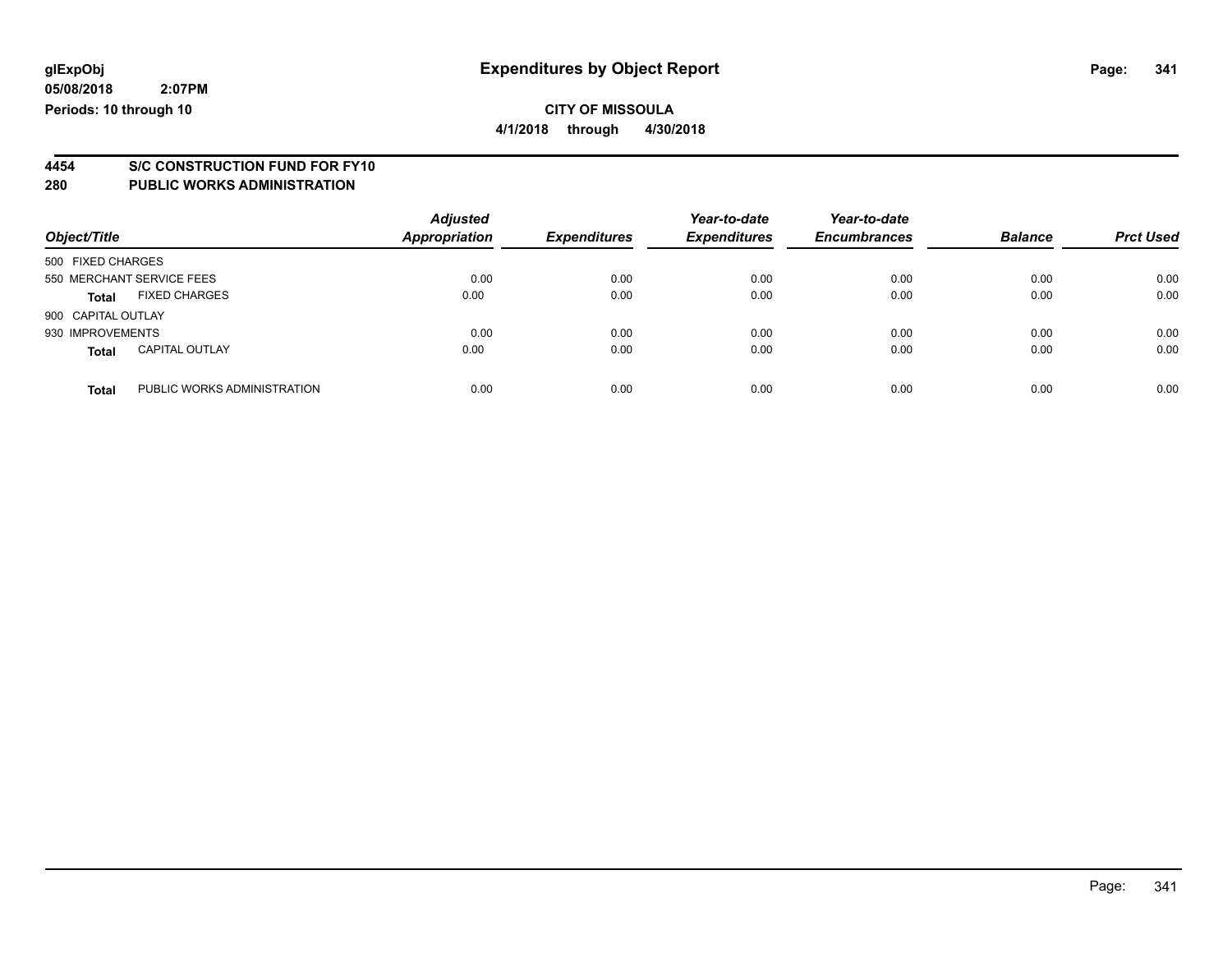**glExpObj**
**05/08/2018 2:07PM**
**Periods: 10 through 10**

# Expenditures by Object Report

**CITY OF MISSOULA**
**4/1/2018 through 4/30/2018**

## 4454 S/C CONSTRUCTION FUND FOR FY10
## 280 PUBLIC WORKS ADMINISTRATION

| Object/Title | | Adjusted Appropriation | Expenditures | Year-to-date Expenditures | Year-to-date Encumbrances | Balance | Prct Used |
|---|---|---|---|---|---|---|---|
| 500 FIXED CHARGES | | | | | | | |
| 550 MERCHANT SERVICE FEES | | 0.00 | 0.00 | 0.00 | 0.00 | 0.00 | 0.00 |
| **Total** | FIXED CHARGES | 0.00 | 0.00 | 0.00 | 0.00 | 0.00 | 0.00 |
| 900 CAPITAL OUTLAY | | | | | | | |
| 930 IMPROVEMENTS | | 0.00 | 0.00 | 0.00 | 0.00 | 0.00 | 0.00 |
| **Total** | CAPITAL OUTLAY | 0.00 | 0.00 | 0.00 | 0.00 | 0.00 | 0.00 |
| **Total** | PUBLIC WORKS ADMINISTRATION | 0.00 | 0.00 | 0.00 | 0.00 | 0.00 | 0.00 |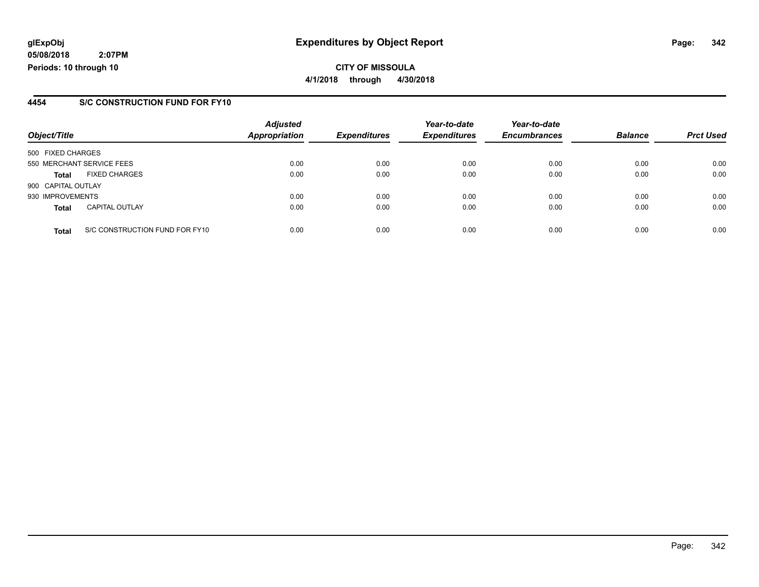**glExpObj**
**05/08/2018 2:07PM**
**Periods: 10 through 10**

# Expenditures by Object Report

**CITY OF MISSOULA**
**4/1/2018 through 4/30/2018**

## 4454 S/C CONSTRUCTION FUND FOR FY10

| Object/Title | | Adjusted Appropriation | Expenditures | Year-to-date Expenditures | Year-to-date Encumbrances | Balance | Prct Used |
|---|---|---|---|---|---|---|---|
| 500 FIXED CHARGES | | | | | | | |
| 550 MERCHANT SERVICE FEES | | 0.00 | 0.00 | 0.00 | 0.00 | 0.00 | 0.00 |
| **Total** | FIXED CHARGES | 0.00 | 0.00 | 0.00 | 0.00 | 0.00 | 0.00 |
| 900 CAPITAL OUTLAY | | | | | | | |
| 930 IMPROVEMENTS | | 0.00 | 0.00 | 0.00 | 0.00 | 0.00 | 0.00 |
| **Total** | CAPITAL OUTLAY | 0.00 | 0.00 | 0.00 | 0.00 | 0.00 | 0.00 |
| **Total** | S/C CONSTRUCTION FUND FOR FY10 | 0.00 | 0.00 | 0.00 | 0.00 | 0.00 | 0.00 |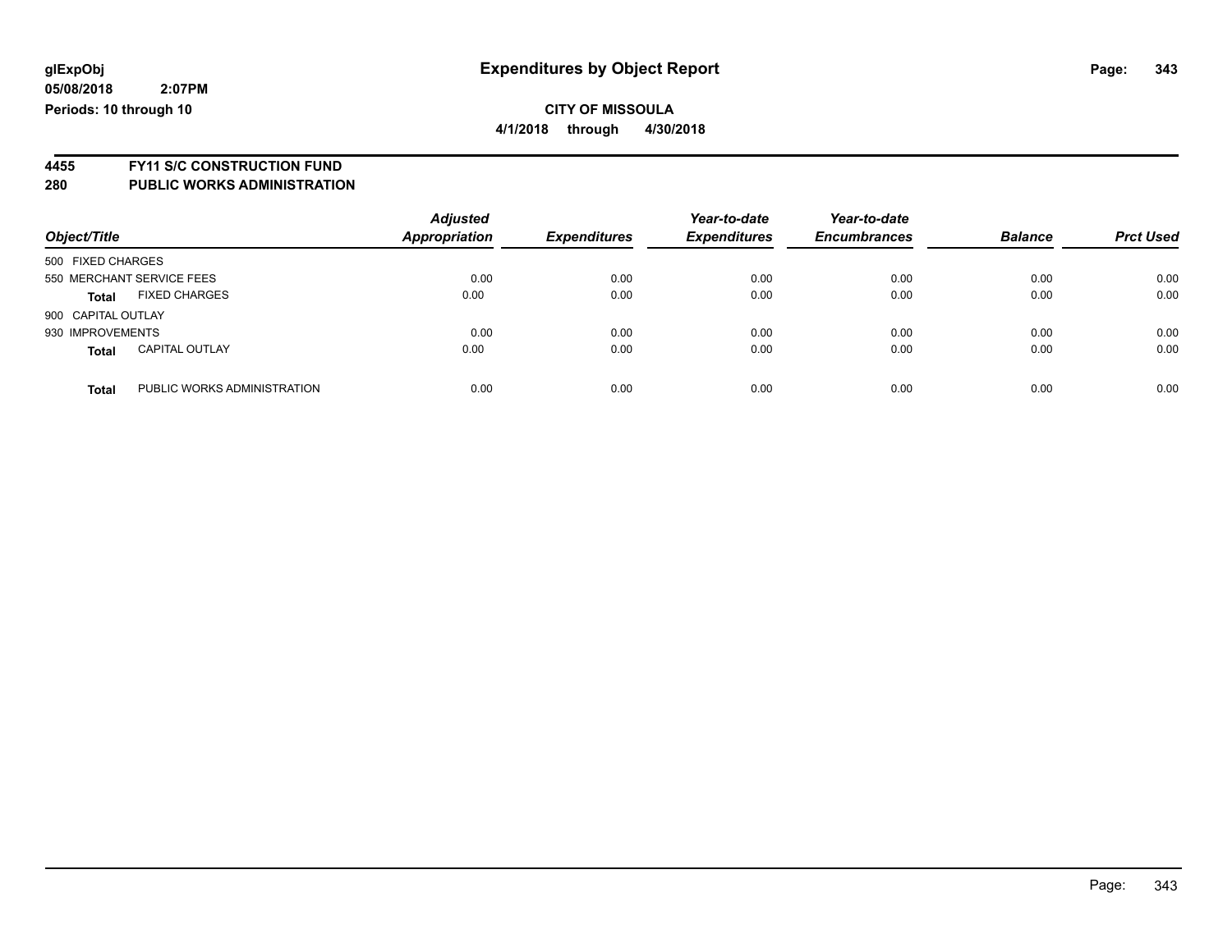# Expenditures by Object Report

glExpObj
05/08/2018 2:07PM
Periods: 10 through 10

**CITY OF MISSOULA**
**4/1/2018 through 4/30/2018**

**4455 FY11 S/C CONSTRUCTION FUND**
**280 PUBLIC WORKS ADMINISTRATION**

| Object/Title | | Adjusted Appropriation | Expenditures | Year-to-date Expenditures | Year-to-date Encumbrances | Balance | Prct Used |
|---|---|---|---|---|---|---|---|
| 500 FIXED CHARGES | | | | | | | |
| 550 MERCHANT SERVICE FEES | | 0.00 | 0.00 | 0.00 | 0.00 | 0.00 | 0.00 |
| **Total** | FIXED CHARGES | 0.00 | 0.00 | 0.00 | 0.00 | 0.00 | 0.00 |
| 900 CAPITAL OUTLAY | | | | | | | |
| 930 IMPROVEMENTS | | 0.00 | 0.00 | 0.00 | 0.00 | 0.00 | 0.00 |
| **Total** | CAPITAL OUTLAY | 0.00 | 0.00 | 0.00 | 0.00 | 0.00 | 0.00 |
| **Total** | PUBLIC WORKS ADMINISTRATION | 0.00 | 0.00 | 0.00 | 0.00 | 0.00 | 0.00 |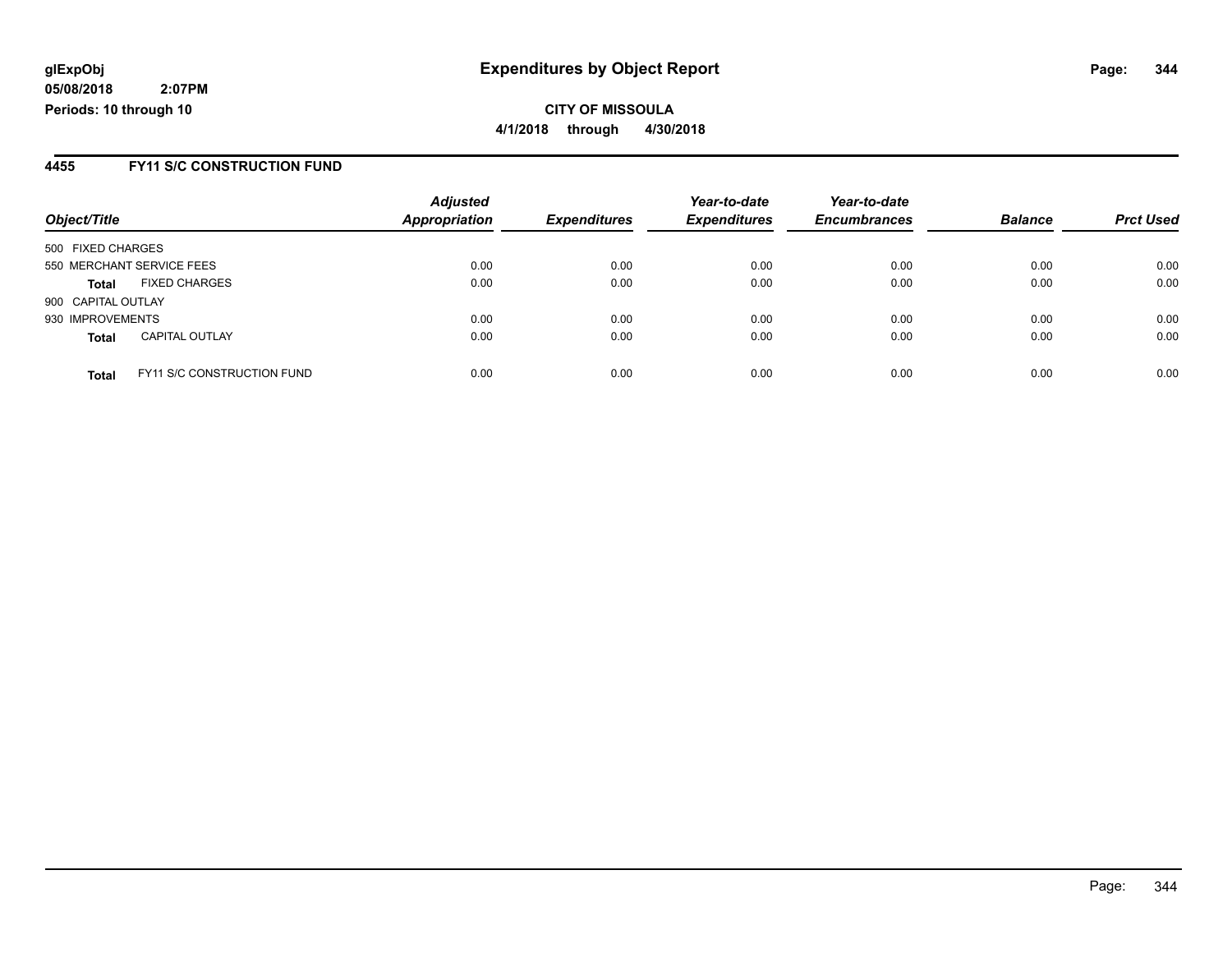**glExpObj** **Expenditures by Object Report**

**05/08/2018 2:07PM**

**Periods: 10 through 10**

**CITY OF MISSOULA**

**4/1/2018 through 4/30/2018**

## 4455 FY11 S/C CONSTRUCTION FUND

| Object/Title | | Adjusted Appropriation | Expenditures | Year-to-date Expenditures | Year-to-date Encumbrances | Balance | Prct Used |
|---|---|---|---|---|---|---|---|
| 500 FIXED CHARGES | | | | | | | |
| 550 MERCHANT SERVICE FEES | | 0.00 | 0.00 | 0.00 | 0.00 | 0.00 | 0.00 |
| **Total** | FIXED CHARGES | 0.00 | 0.00 | 0.00 | 0.00 | 0.00 | 0.00 |
| 900 CAPITAL OUTLAY | | | | | | | |
| 930 IMPROVEMENTS | | 0.00 | 0.00 | 0.00 | 0.00 | 0.00 | 0.00 |
| **Total** | CAPITAL OUTLAY | 0.00 | 0.00 | 0.00 | 0.00 | 0.00 | 0.00 |
| **Total** | FY11 S/C CONSTRUCTION FUND | 0.00 | 0.00 | 0.00 | 0.00 | 0.00 | 0.00 |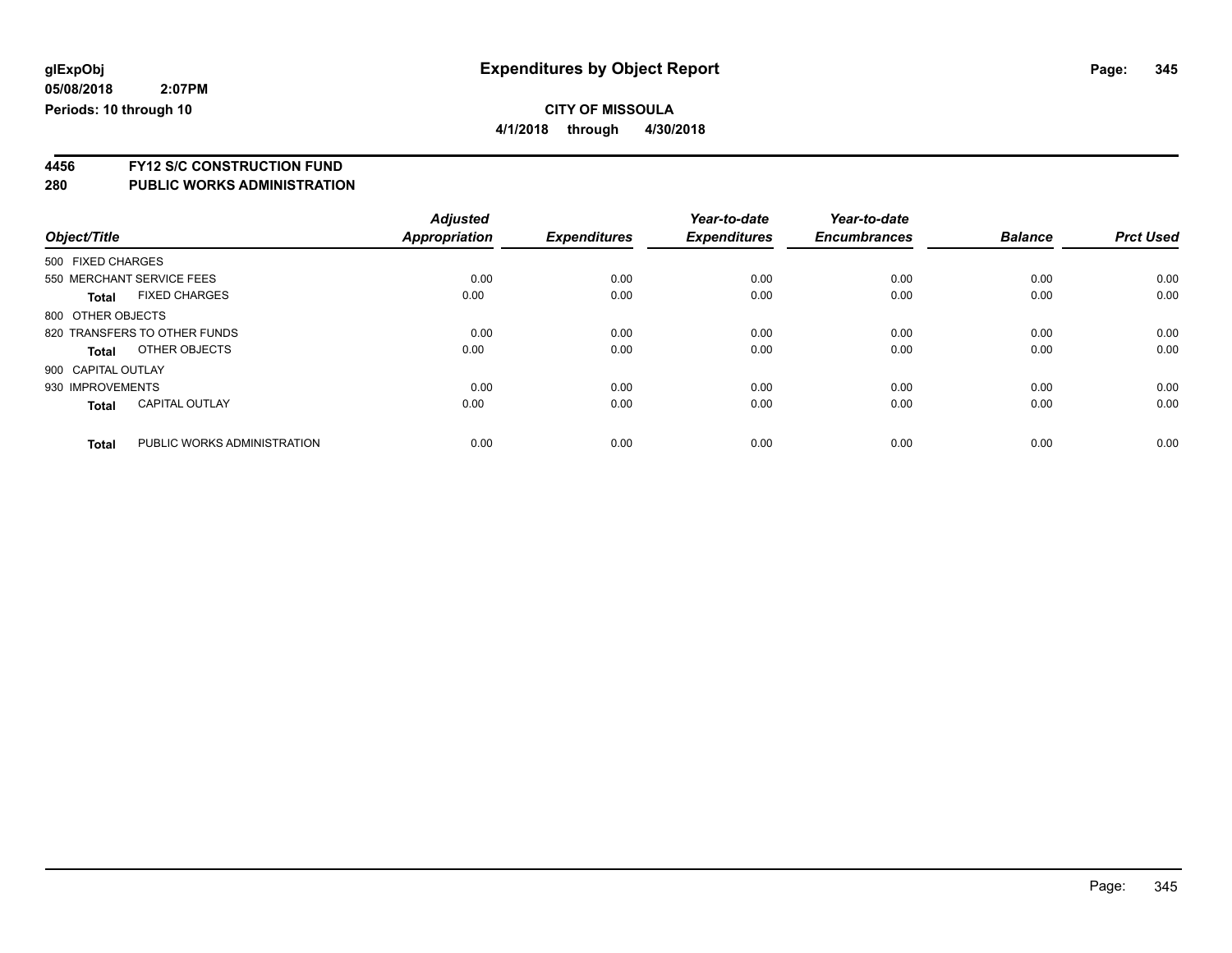**glExpObj**
**05/08/2018 2:07PM**
**Periods: 10 through 10**

# Expenditures by Object Report

**CITY OF MISSOULA**
**4/1/2018 through 4/30/2018**

## 4456 FY12 S/C CONSTRUCTION FUND
## 280 PUBLIC WORKS ADMINISTRATION

| Object/Title | | Adjusted Appropriation | Expenditures | Year-to-date Expenditures | Year-to-date Encumbrances | Balance | Prct Used |
|---|---|---|---|---|---|---|---|
| 500 FIXED CHARGES | | | | | | | |
| 550 MERCHANT SERVICE FEES | | 0.00 | 0.00 | 0.00 | 0.00 | 0.00 | 0.00 |
| **Total** | FIXED CHARGES | 0.00 | 0.00 | 0.00 | 0.00 | 0.00 | 0.00 |
| 800 OTHER OBJECTS | | | | | | | |
| 820 TRANSFERS TO OTHER FUNDS | | 0.00 | 0.00 | 0.00 | 0.00 | 0.00 | 0.00 |
| **Total** | OTHER OBJECTS | 0.00 | 0.00 | 0.00 | 0.00 | 0.00 | 0.00 |
| 900 CAPITAL OUTLAY | | | | | | | |
| 930 IMPROVEMENTS | | 0.00 | 0.00 | 0.00 | 0.00 | 0.00 | 0.00 |
| **Total** | CAPITAL OUTLAY | 0.00 | 0.00 | 0.00 | 0.00 | 0.00 | 0.00 |
| **Total** | PUBLIC WORKS ADMINISTRATION | 0.00 | 0.00 | 0.00 | 0.00 | 0.00 | 0.00 |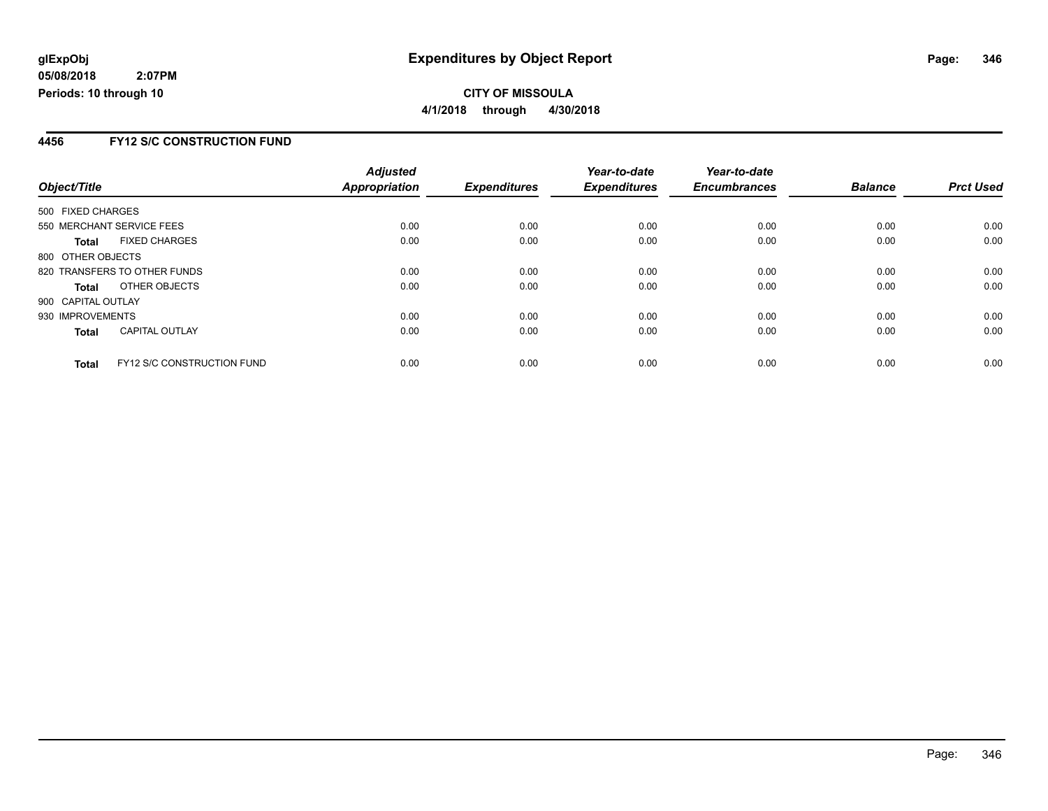**glExpObj**
**05/08/2018 2:07PM**
**Periods: 10 through 10**

# Expenditures by Object Report

**CITY OF MISSOULA**
**4/1/2018 through 4/30/2018**

## 4456 FY12 S/C CONSTRUCTION FUND

| Object/Title | Adjusted Appropriation | Expenditures | Year-to-date Expenditures | Year-to-date Encumbrances | Balance | Prct Used |
|---|---|---|---|---|---|---|
| 500 FIXED CHARGES | | | | | | |
| 550 MERCHANT SERVICE FEES | 0.00 | 0.00 | 0.00 | 0.00 | 0.00 | 0.00 |
| **Total** FIXED CHARGES | 0.00 | 0.00 | 0.00 | 0.00 | 0.00 | 0.00 |
| 800 OTHER OBJECTS | | | | | | |
| 820 TRANSFERS TO OTHER FUNDS | 0.00 | 0.00 | 0.00 | 0.00 | 0.00 | 0.00 |
| **Total** OTHER OBJECTS | 0.00 | 0.00 | 0.00 | 0.00 | 0.00 | 0.00 |
| 900 CAPITAL OUTLAY | | | | | | |
| 930 IMPROVEMENTS | 0.00 | 0.00 | 0.00 | 0.00 | 0.00 | 0.00 |
| **Total** CAPITAL OUTLAY | 0.00 | 0.00 | 0.00 | 0.00 | 0.00 | 0.00 |
| **Total** FY12 S/C CONSTRUCTION FUND | 0.00 | 0.00 | 0.00 | 0.00 | 0.00 | 0.00 |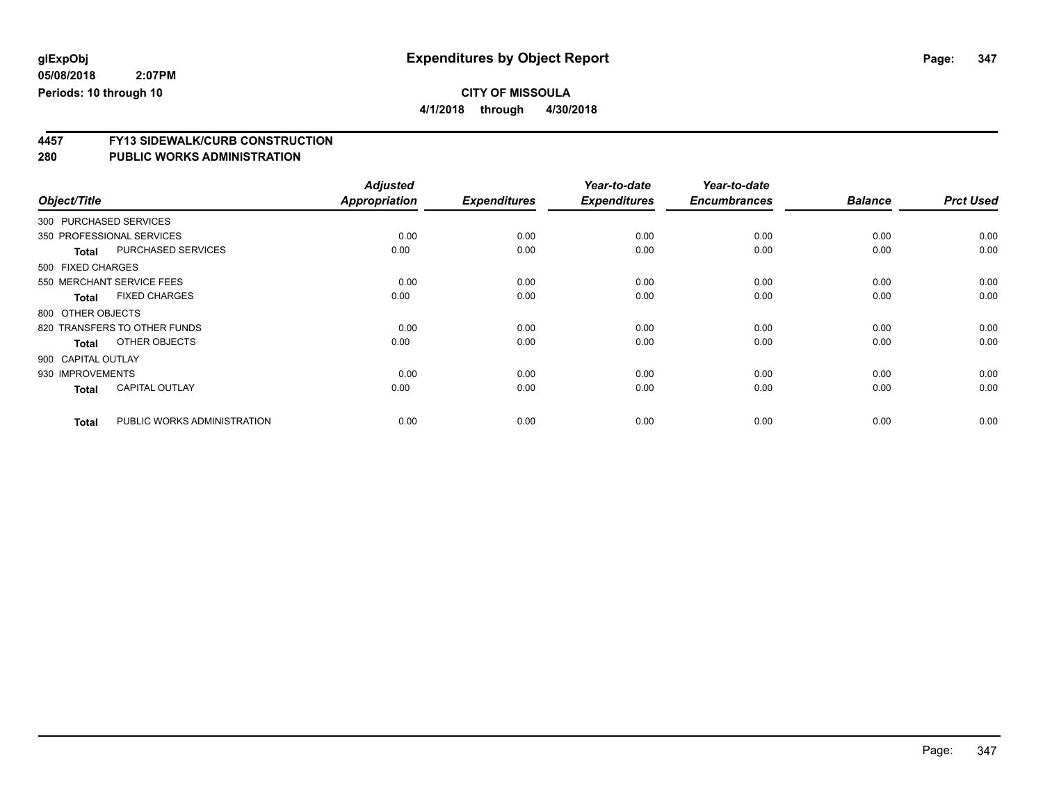glExpObj
05/08/2018 2:07PM
Periods: 10 through 10

# Expenditures by Object Report

**CITY OF MISSOULA**
**4/1/2018 through 4/30/2018**

## 4457 FY13 SIDEWALK/CURB CONSTRUCTION
## 280 PUBLIC WORKS ADMINISTRATION

| Object/Title | | Adjusted Appropriation | Expenditures | Year-to-date Expenditures | Year-to-date Encumbrances | Balance | Prct Used |
|---|---|---|---|---|---|---|---|
| 300 PURCHASED SERVICES | | | | | | | |
| 350 PROFESSIONAL SERVICES | | 0.00 | 0.00 | 0.00 | 0.00 | 0.00 | 0.00 |
| **Total** | PURCHASED SERVICES | 0.00 | 0.00 | 0.00 | 0.00 | 0.00 | 0.00 |
| 500 FIXED CHARGES | | | | | | | |
| 550 MERCHANT SERVICE FEES | | 0.00 | 0.00 | 0.00 | 0.00 | 0.00 | 0.00 |
| **Total** | FIXED CHARGES | 0.00 | 0.00 | 0.00 | 0.00 | 0.00 | 0.00 |
| 800 OTHER OBJECTS | | | | | | | |
| 820 TRANSFERS TO OTHER FUNDS | | 0.00 | 0.00 | 0.00 | 0.00 | 0.00 | 0.00 |
| **Total** | OTHER OBJECTS | 0.00 | 0.00 | 0.00 | 0.00 | 0.00 | 0.00 |
| 900 CAPITAL OUTLAY | | | | | | | |
| 930 IMPROVEMENTS | | 0.00 | 0.00 | 0.00 | 0.00 | 0.00 | 0.00 |
| **Total** | CAPITAL OUTLAY | 0.00 | 0.00 | 0.00 | 0.00 | 0.00 | 0.00 |
| **Total** | PUBLIC WORKS ADMINISTRATION | 0.00 | 0.00 | 0.00 | 0.00 | 0.00 | 0.00 |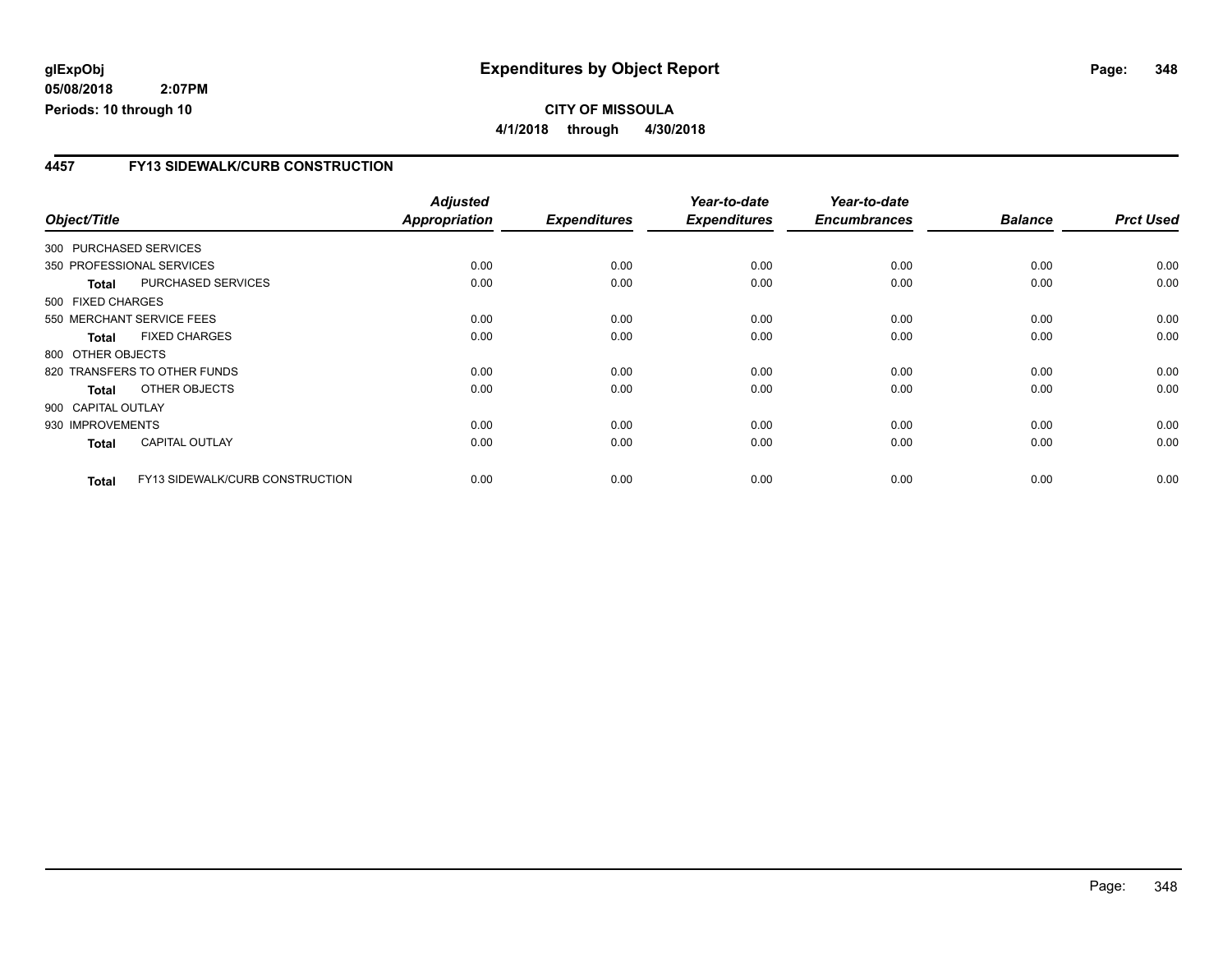**glExpObj**
**05/08/2018 2:07PM**
**Periods: 10 through 10**

# Expenditures by Object Report

**CITY OF MISSOULA**
**4/1/2018 through 4/30/2018**

## 4457 FY13 SIDEWALK/CURB CONSTRUCTION

| Object/Title | | Adjusted Appropriation | Expenditures | Year-to-date Expenditures | Year-to-date Encumbrances | Balance | Prct Used |
|---|---|---|---|---|---|---|---|
| 300 PURCHASED SERVICES | | | | | | | |
| 350 PROFESSIONAL SERVICES | | 0.00 | 0.00 | 0.00 | 0.00 | 0.00 | 0.00 |
| **Total** | PURCHASED SERVICES | 0.00 | 0.00 | 0.00 | 0.00 | 0.00 | 0.00 |
| 500 FIXED CHARGES | | | | | | | |
| 550 MERCHANT SERVICE FEES | | 0.00 | 0.00 | 0.00 | 0.00 | 0.00 | 0.00 |
| **Total** | FIXED CHARGES | 0.00 | 0.00 | 0.00 | 0.00 | 0.00 | 0.00 |
| 800 OTHER OBJECTS | | | | | | | |
| 820 TRANSFERS TO OTHER FUNDS | | 0.00 | 0.00 | 0.00 | 0.00 | 0.00 | 0.00 |
| **Total** | OTHER OBJECTS | 0.00 | 0.00 | 0.00 | 0.00 | 0.00 | 0.00 |
| 900 CAPITAL OUTLAY | | | | | | | |
| 930 IMPROVEMENTS | | 0.00 | 0.00 | 0.00 | 0.00 | 0.00 | 0.00 |
| **Total** | CAPITAL OUTLAY | 0.00 | 0.00 | 0.00 | 0.00 | 0.00 | 0.00 |
| **Total** | FY13 SIDEWALK/CURB CONSTRUCTION | 0.00 | 0.00 | 0.00 | 0.00 | 0.00 | 0.00 |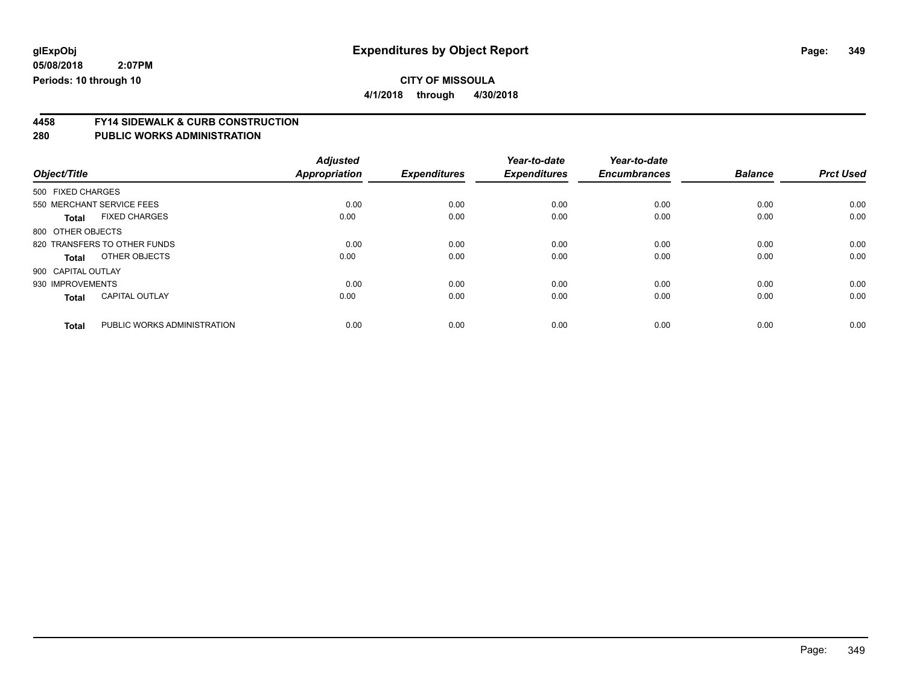# Expenditures by Object Report

**CITY OF MISSOULA**

**4/1/2018 through 4/30/2018**

glExpObj
05/08/2018 2:07PM
Periods: 10 through 10

## 4458 FY14 SIDEWALK & CURB CONSTRUCTION
## 280 PUBLIC WORKS ADMINISTRATION

| Object/Title | | Adjusted Appropriation | Expenditures | Year-to-date Expenditures | Year-to-date Encumbrances | Balance | Prct Used |
|---|---|---|---|---|---|---|---|
| 500 FIXED CHARGES | | | | | | | |
| 550 MERCHANT SERVICE FEES | | 0.00 | 0.00 | 0.00 | 0.00 | 0.00 | 0.00 |
| **Total** | FIXED CHARGES | 0.00 | 0.00 | 0.00 | 0.00 | 0.00 | 0.00 |
| 800 OTHER OBJECTS | | | | | | | |
| 820 TRANSFERS TO OTHER FUNDS | | 0.00 | 0.00 | 0.00 | 0.00 | 0.00 | 0.00 |
| **Total** | OTHER OBJECTS | 0.00 | 0.00 | 0.00 | 0.00 | 0.00 | 0.00 |
| 900 CAPITAL OUTLAY | | | | | | | |
| 930 IMPROVEMENTS | | 0.00 | 0.00 | 0.00 | 0.00 | 0.00 | 0.00 |
| **Total** | CAPITAL OUTLAY | 0.00 | 0.00 | 0.00 | 0.00 | 0.00 | 0.00 |
| **Total** | PUBLIC WORKS ADMINISTRATION | 0.00 | 0.00 | 0.00 | 0.00 | 0.00 | 0.00 |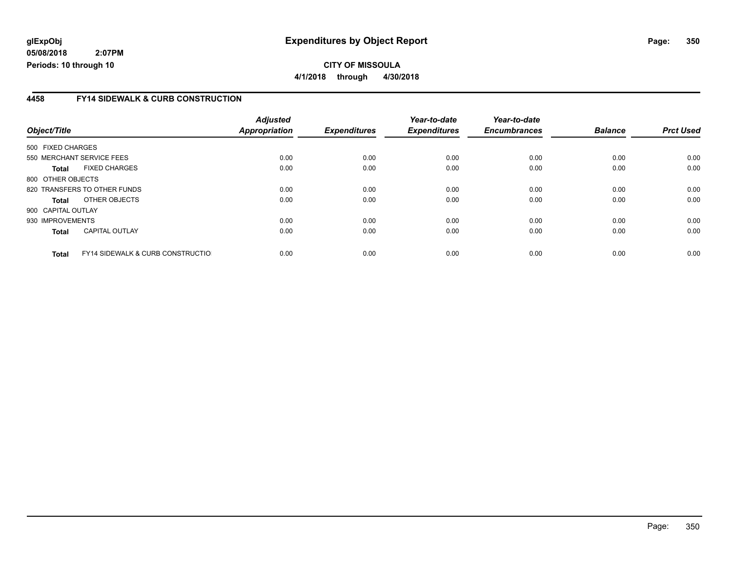# Expenditures by Object Report

**CITY OF MISSOULA**

**4/1/2018 through 4/30/2018**

glExpObj
05/08/2018 2:07PM
Periods: 10 through 10

## 4458 FY14 SIDEWALK & CURB CONSTRUCTION

| Object/Title | | Adjusted Appropriation | Expenditures | Year-to-date Expenditures | Year-to-date Encumbrances | Balance | Prct Used |
|---|---|---|---|---|---|---|---|
| 500 FIXED CHARGES | | | | | | | |
| 550 MERCHANT SERVICE FEES | | 0.00 | 0.00 | 0.00 | 0.00 | 0.00 | 0.00 |
| **Total** | FIXED CHARGES | 0.00 | 0.00 | 0.00 | 0.00 | 0.00 | 0.00 |
| 800 OTHER OBJECTS | | | | | | | |
| 820 TRANSFERS TO OTHER FUNDS | | 0.00 | 0.00 | 0.00 | 0.00 | 0.00 | 0.00 |
| **Total** | OTHER OBJECTS | 0.00 | 0.00 | 0.00 | 0.00 | 0.00 | 0.00 |
| 900 CAPITAL OUTLAY | | | | | | | |
| 930 IMPROVEMENTS | | 0.00 | 0.00 | 0.00 | 0.00 | 0.00 | 0.00 |
| **Total** | CAPITAL OUTLAY | 0.00 | 0.00 | 0.00 | 0.00 | 0.00 | 0.00 |
| **Total** | FY14 SIDEWALK & CURB CONSTRUCTIO | 0.00 | 0.00 | 0.00 | 0.00 | 0.00 | 0.00 |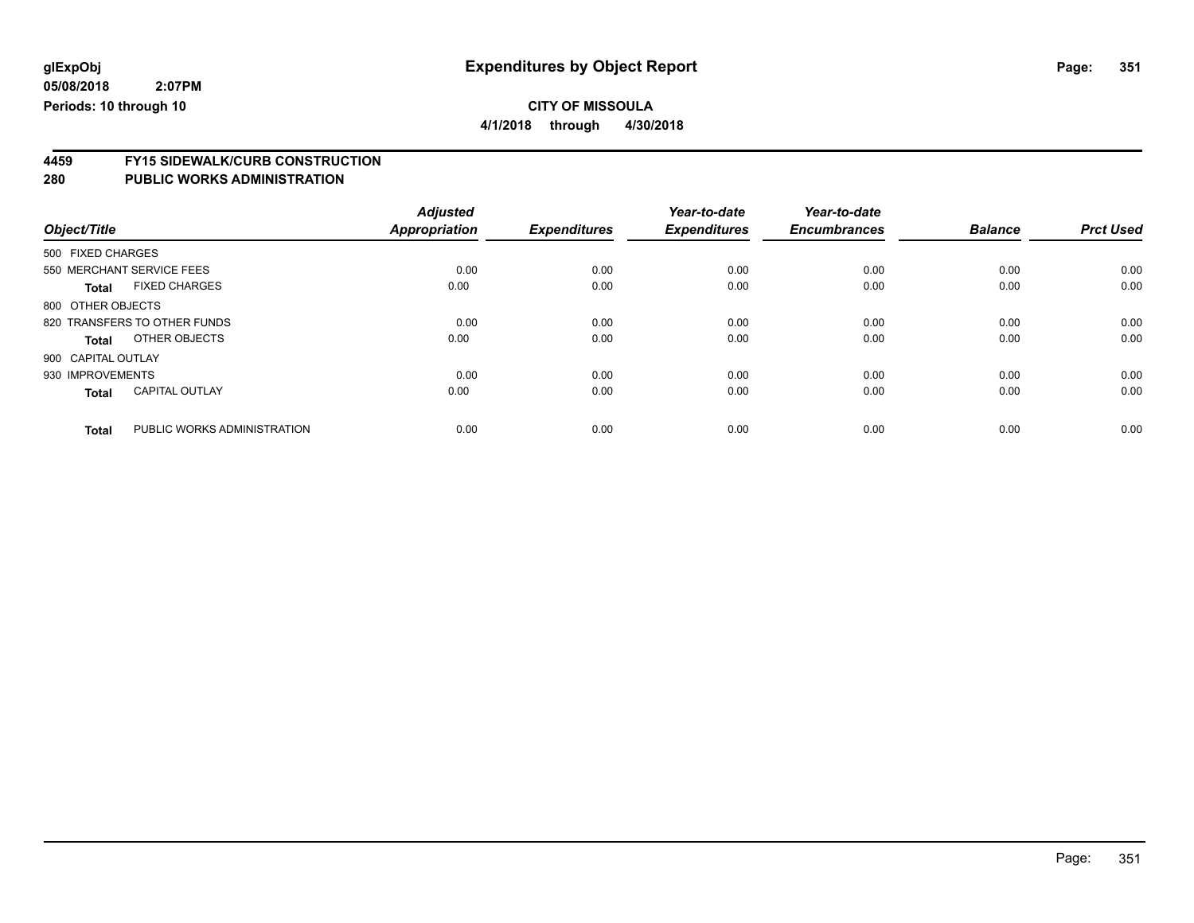# Expenditures by Object Report

glExpObj
05/08/2018 2:07PM
Periods: 10 through 10

**CITY OF MISSOULA**
**4/1/2018 through 4/30/2018**

## 4459 FY15 SIDEWALK/CURB CONSTRUCTION
## 280 PUBLIC WORKS ADMINISTRATION

| Object/Title | | Adjusted Appropriation | Expenditures | Year-to-date Expenditures | Year-to-date Encumbrances | Balance | Prct Used |
|---|---|---|---|---|---|---|---|
| 500 FIXED CHARGES | | | | | | | |
| 550 MERCHANT SERVICE FEES | | 0.00 | 0.00 | 0.00 | 0.00 | 0.00 | 0.00 |
| **Total** | FIXED CHARGES | 0.00 | 0.00 | 0.00 | 0.00 | 0.00 | 0.00 |
| 800 OTHER OBJECTS | | | | | | | |
| 820 TRANSFERS TO OTHER FUNDS | | 0.00 | 0.00 | 0.00 | 0.00 | 0.00 | 0.00 |
| **Total** | OTHER OBJECTS | 0.00 | 0.00 | 0.00 | 0.00 | 0.00 | 0.00 |
| 900 CAPITAL OUTLAY | | | | | | | |
| 930 IMPROVEMENTS | | 0.00 | 0.00 | 0.00 | 0.00 | 0.00 | 0.00 |
| **Total** | CAPITAL OUTLAY | 0.00 | 0.00 | 0.00 | 0.00 | 0.00 | 0.00 |
| **Total** | PUBLIC WORKS ADMINISTRATION | 0.00 | 0.00 | 0.00 | 0.00 | 0.00 | 0.00 |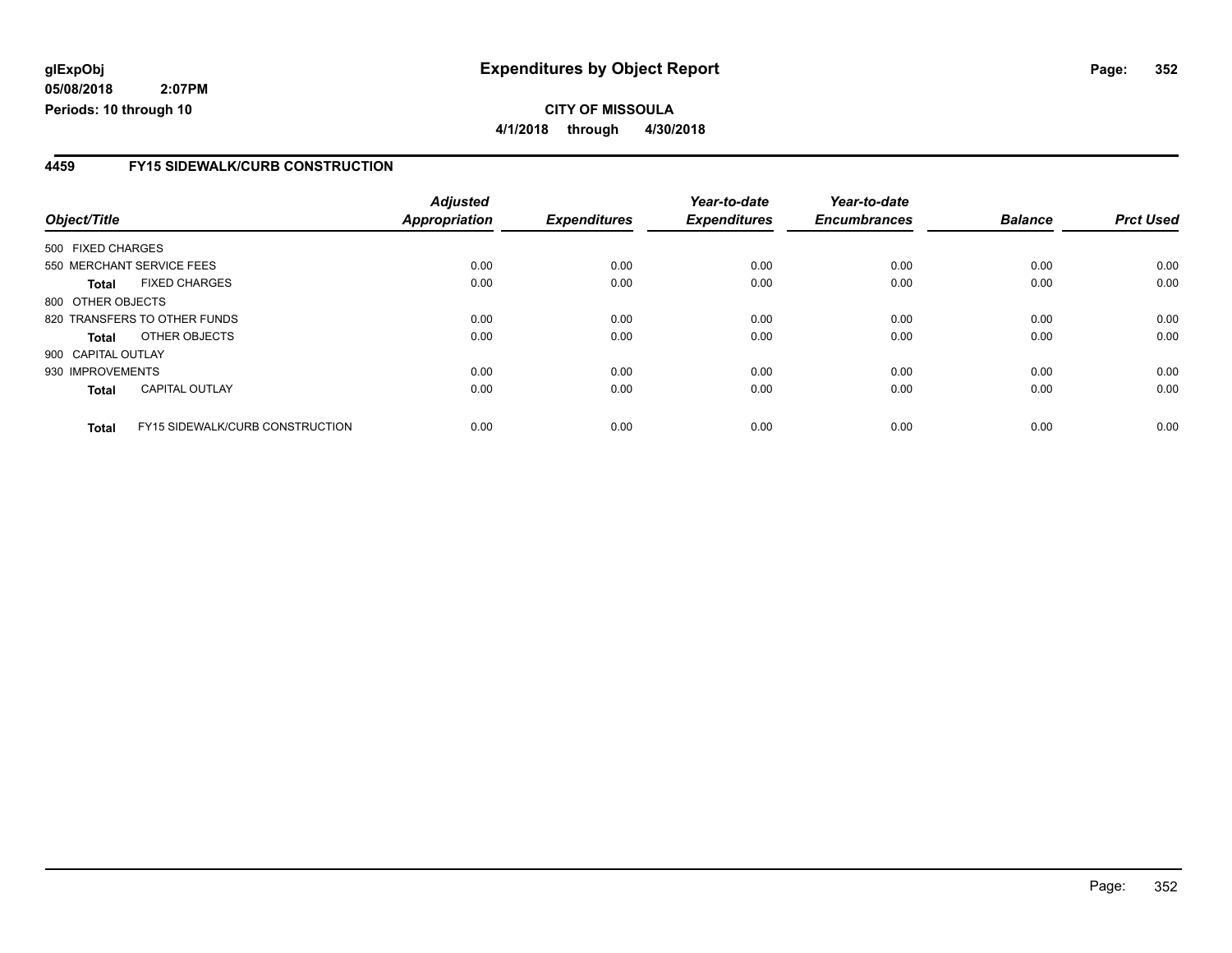glExpObj
05/08/2018 2:07PM
Periods: 10 through 10

# Expenditures by Object Report

**CITY OF MISSOULA**

**4/1/2018 through 4/30/2018**

## 4459 FY15 SIDEWALK/CURB CONSTRUCTION

| Object/Title | | Adjusted Appropriation | Expenditures | Year-to-date Expenditures | Year-to-date Encumbrances | Balance | Prct Used |
|---|---|---|---|---|---|---|---|
| 500 FIXED CHARGES | | | | | | | |
| 550 MERCHANT SERVICE FEES | | 0.00 | 0.00 | 0.00 | 0.00 | 0.00 | 0.00 |
| **Total** | FIXED CHARGES | 0.00 | 0.00 | 0.00 | 0.00 | 0.00 | 0.00 |
| 800 OTHER OBJECTS | | | | | | | |
| 820 TRANSFERS TO OTHER FUNDS | | 0.00 | 0.00 | 0.00 | 0.00 | 0.00 | 0.00 |
| **Total** | OTHER OBJECTS | 0.00 | 0.00 | 0.00 | 0.00 | 0.00 | 0.00 |
| 900 CAPITAL OUTLAY | | | | | | | |
| 930 IMPROVEMENTS | | 0.00 | 0.00 | 0.00 | 0.00 | 0.00 | 0.00 |
| **Total** | CAPITAL OUTLAY | 0.00 | 0.00 | 0.00 | 0.00 | 0.00 | 0.00 |
| **Total** | FY15 SIDEWALK/CURB CONSTRUCTION | 0.00 | 0.00 | 0.00 | 0.00 | 0.00 | 0.00 |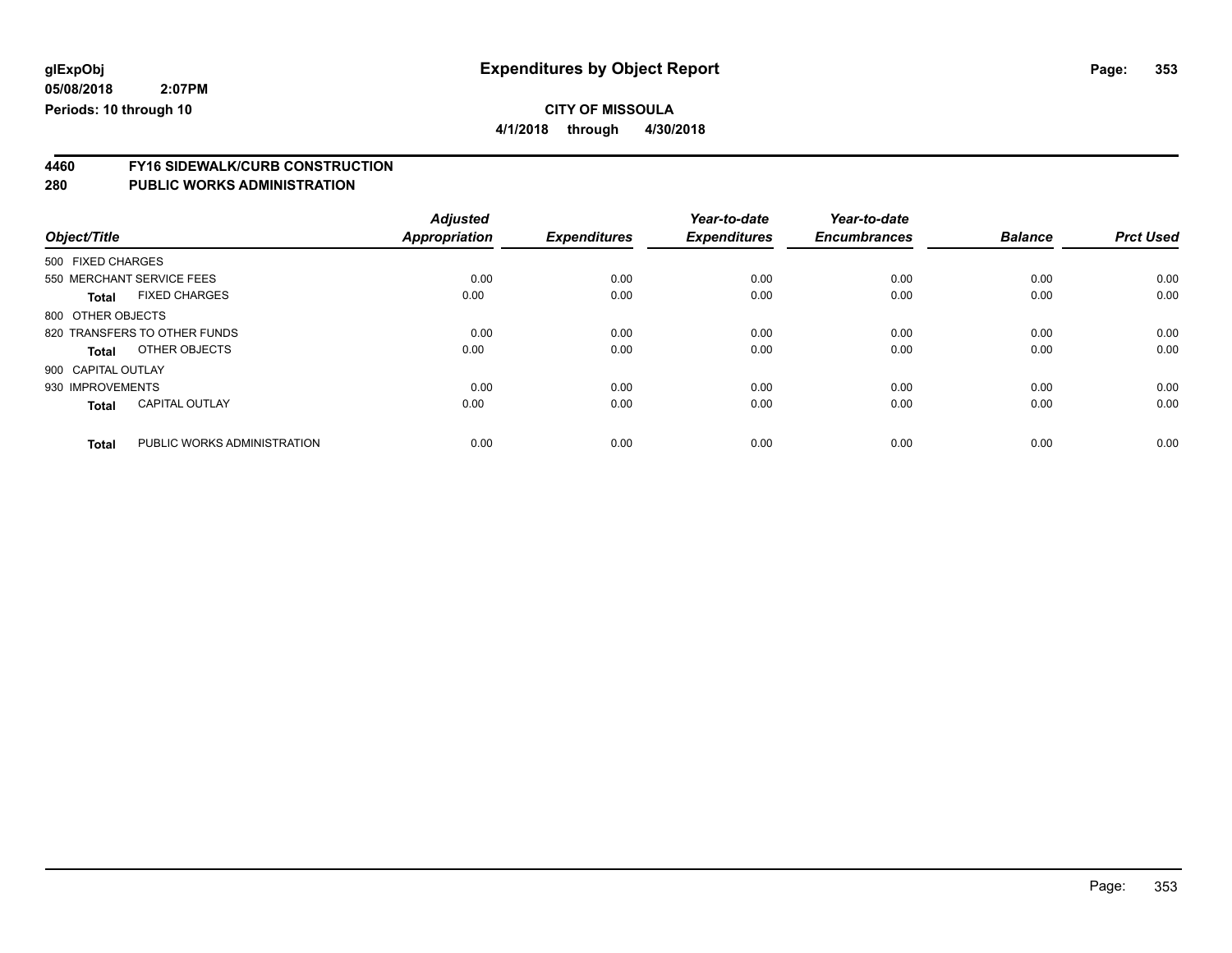**glExpObj**
**05/08/2018 2:07PM**
**Periods: 10 through 10**

# Expenditures by Object Report

**CITY OF MISSOULA**
**4/1/2018 through 4/30/2018**

## 4460 FY16 SIDEWALK/CURB CONSTRUCTION
## 280 PUBLIC WORKS ADMINISTRATION

| Object/Title | | Adjusted Appropriation | Expenditures | Year-to-date Expenditures | Year-to-date Encumbrances | Balance | Prct Used |
|---|---|---|---|---|---|---|---|
| 500 FIXED CHARGES | | | | | | | |
| 550 MERCHANT SERVICE FEES | | 0.00 | 0.00 | 0.00 | 0.00 | 0.00 | 0.00 |
| **Total** | FIXED CHARGES | 0.00 | 0.00 | 0.00 | 0.00 | 0.00 | 0.00 |
| 800 OTHER OBJECTS | | | | | | | |
| 820 TRANSFERS TO OTHER FUNDS | | 0.00 | 0.00 | 0.00 | 0.00 | 0.00 | 0.00 |
| **Total** | OTHER OBJECTS | 0.00 | 0.00 | 0.00 | 0.00 | 0.00 | 0.00 |
| 900 CAPITAL OUTLAY | | | | | | | |
| 930 IMPROVEMENTS | | 0.00 | 0.00 | 0.00 | 0.00 | 0.00 | 0.00 |
| **Total** | CAPITAL OUTLAY | 0.00 | 0.00 | 0.00 | 0.00 | 0.00 | 0.00 |
| **Total** | PUBLIC WORKS ADMINISTRATION | 0.00 | 0.00 | 0.00 | 0.00 | 0.00 | 0.00 |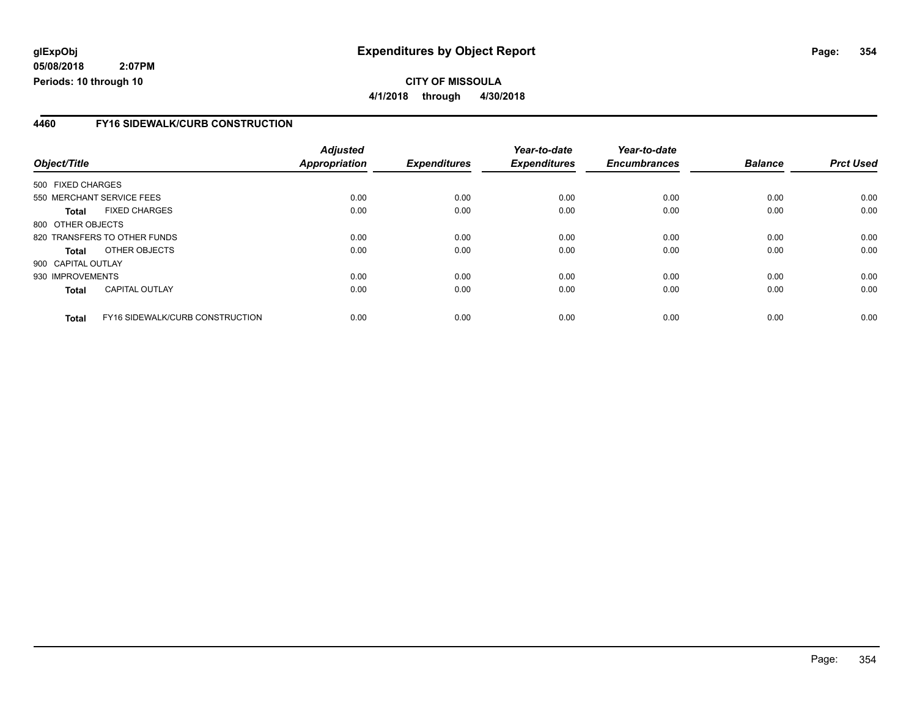**glExpObj**
**05/08/2018 2:07PM**
**Periods: 10 through 10**

# Expenditures by Object Report

**CITY OF MISSOULA**
**4/1/2018 through 4/30/2018**

## 4460 FY16 SIDEWALK/CURB CONSTRUCTION

| Object/Title | | Adjusted Appropriation | Expenditures | Year-to-date Expenditures | Year-to-date Encumbrances | Balance | Prct Used |
|---|---|---|---|---|---|---|---|
| 500 FIXED CHARGES | | | | | | | |
| 550 MERCHANT SERVICE FEES | | 0.00 | 0.00 | 0.00 | 0.00 | 0.00 | 0.00 |
| **Total** | FIXED CHARGES | 0.00 | 0.00 | 0.00 | 0.00 | 0.00 | 0.00 |
| 800 OTHER OBJECTS | | | | | | | |
| 820 TRANSFERS TO OTHER FUNDS | | 0.00 | 0.00 | 0.00 | 0.00 | 0.00 | 0.00 |
| **Total** | OTHER OBJECTS | 0.00 | 0.00 | 0.00 | 0.00 | 0.00 | 0.00 |
| 900 CAPITAL OUTLAY | | | | | | | |
| 930 IMPROVEMENTS | | 0.00 | 0.00 | 0.00 | 0.00 | 0.00 | 0.00 |
| **Total** | CAPITAL OUTLAY | 0.00 | 0.00 | 0.00 | 0.00 | 0.00 | 0.00 |
| **Total** | FY16 SIDEWALK/CURB CONSTRUCTION | 0.00 | 0.00 | 0.00 | 0.00 | 0.00 | 0.00 |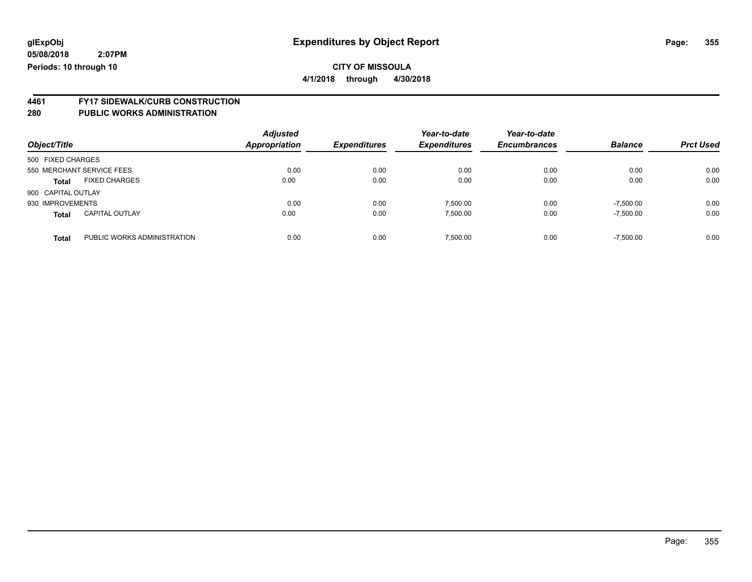# Expenditures by Object Report

glExpObj
05/08/2018 2:07PM
Periods: 10 through 10

**CITY OF MISSOULA**
**4/1/2018 through 4/30/2018**

## 4461 FY17 SIDEWALK/CURB CONSTRUCTION
## 280 PUBLIC WORKS ADMINISTRATION

| Object/Title | | Adjusted Appropriation | Expenditures | Year-to-date Expenditures | Year-to-date Encumbrances | Balance | Prct Used |
|---|---|---|---|---|---|---|---|
| 500 FIXED CHARGES | | | | | | | |
| 550 MERCHANT SERVICE FEES | | 0.00 | 0.00 | 0.00 | 0.00 | 0.00 | 0.00 |
| **Total** | FIXED CHARGES | 0.00 | 0.00 | 0.00 | 0.00 | 0.00 | 0.00 |
| 900 CAPITAL OUTLAY | | | | | | | |
| 930 IMPROVEMENTS | | 0.00 | 0.00 | 7,500.00 | 0.00 | -7,500.00 | 0.00 |
| **Total** | CAPITAL OUTLAY | 0.00 | 0.00 | 7,500.00 | 0.00 | -7,500.00 | 0.00 |
| **Total** | PUBLIC WORKS ADMINISTRATION | 0.00 | 0.00 | 7,500.00 | 0.00 | -7,500.00 | 0.00 |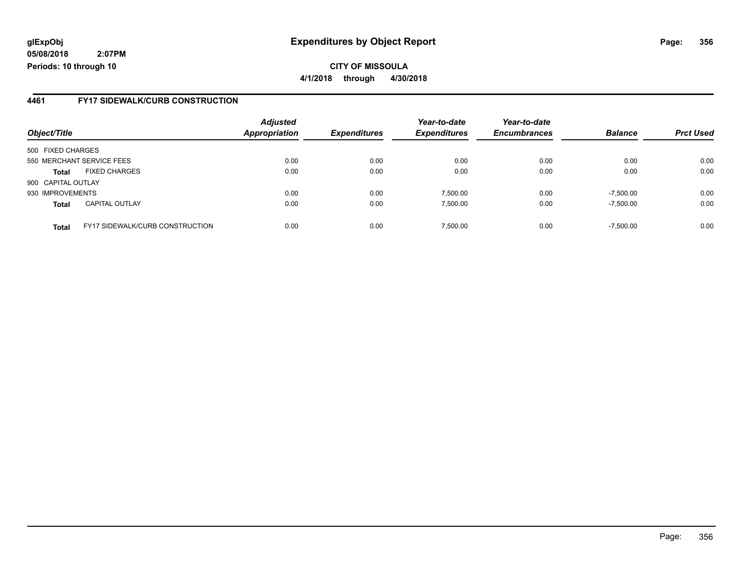**glExpObj**
**05/08/2018 2:07PM**
**Periods: 10 through 10**

# Expenditures by Object Report

**CITY OF MISSOULA**
**4/1/2018 through 4/30/2018**

## 4461 FY17 SIDEWALK/CURB CONSTRUCTION

| Object/Title | | Adjusted Appropriation | Expenditures | Year-to-date Expenditures | Year-to-date Encumbrances | Balance | Prct Used |
|---|---|---|---|---|---|---|---|
| 500 FIXED CHARGES | | | | | | | |
| 550 MERCHANT SERVICE FEES | | 0.00 | 0.00 | 0.00 | 0.00 | 0.00 | 0.00 |
| **Total** | FIXED CHARGES | 0.00 | 0.00 | 0.00 | 0.00 | 0.00 | 0.00 |
| 900 CAPITAL OUTLAY | | | | | | | |
| 930 IMPROVEMENTS | | 0.00 | 0.00 | 7,500.00 | 0.00 | -7,500.00 | 0.00 |
| **Total** | CAPITAL OUTLAY | 0.00 | 0.00 | 7,500.00 | 0.00 | -7,500.00 | 0.00 |
| **Total** | FY17 SIDEWALK/CURB CONSTRUCTION | 0.00 | 0.00 | 7,500.00 | 0.00 | -7,500.00 | 0.00 |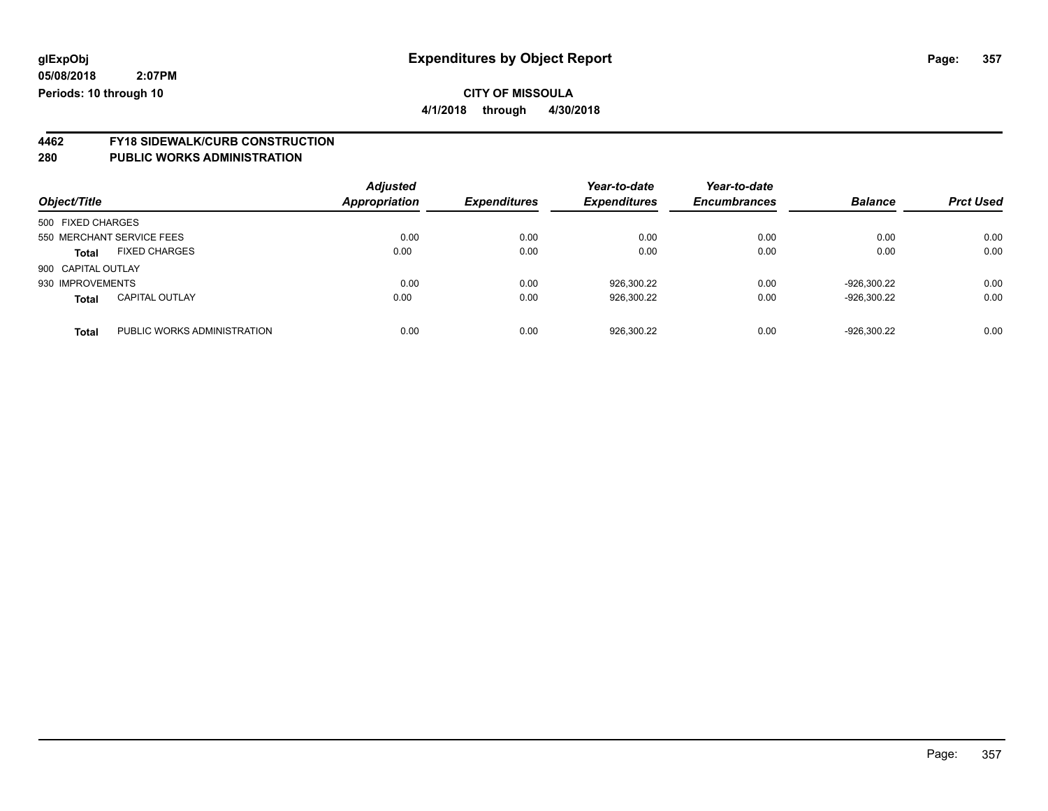# Expenditures by Object Report

glExpObj
05/08/2018 2:07PM
Periods: 10 through 10

**CITY OF MISSOULA**
**4/1/2018 through 4/30/2018**

## 4462 FY18 SIDEWALK/CURB CONSTRUCTION
## 280 PUBLIC WORKS ADMINISTRATION

| Object/Title | | Adjusted Appropriation | Expenditures | Year-to-date Expenditures | Year-to-date Encumbrances | Balance | Prct Used |
|---|---|---|---|---|---|---|---|
| 500 FIXED CHARGES | | | | | | | |
| 550 MERCHANT SERVICE FEES | | 0.00 | 0.00 | 0.00 | 0.00 | 0.00 | 0.00 |
| **Total** | FIXED CHARGES | 0.00 | 0.00 | 0.00 | 0.00 | 0.00 | 0.00 |
| 900 CAPITAL OUTLAY | | | | | | | |
| 930 IMPROVEMENTS | | 0.00 | 0.00 | 926,300.22 | 0.00 | -926,300.22 | 0.00 |
| **Total** | CAPITAL OUTLAY | 0.00 | 0.00 | 926,300.22 | 0.00 | -926,300.22 | 0.00 |
| **Total** | PUBLIC WORKS ADMINISTRATION | 0.00 | 0.00 | 926,300.22 | 0.00 | -926,300.22 | 0.00 |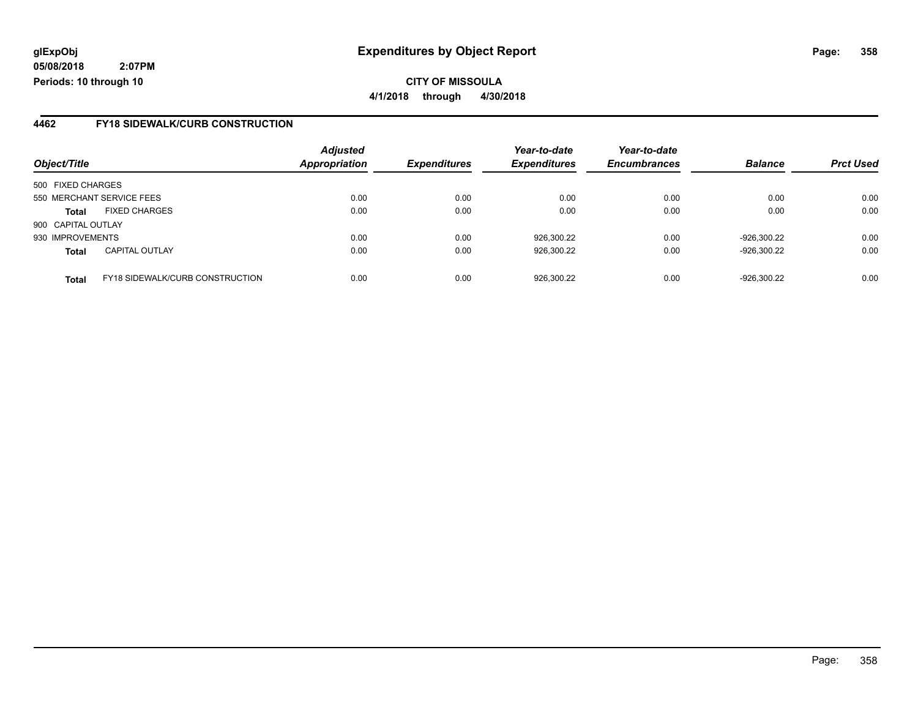**glExpObj** 
**05/08/2018 2:07PM** 
**Periods: 10 through 10**

# Expenditures by Object Report

**CITY OF MISSOULA**

**4/1/2018 through 4/30/2018**

## 4462 FY18 SIDEWALK/CURB CONSTRUCTION

| Object/Title | | Adjusted Appropriation | Expenditures | Year-to-date Expenditures | Year-to-date Encumbrances | Balance | Prct Used |
|---|---|---|---|---|---|---|---|
| 500 FIXED CHARGES | | | | | | | |
| 550 MERCHANT SERVICE FEES | | 0.00 | 0.00 | 0.00 | 0.00 | 0.00 | 0.00 |
| **Total** | FIXED CHARGES | 0.00 | 0.00 | 0.00 | 0.00 | 0.00 | 0.00 |
| 900 CAPITAL OUTLAY | | | | | | | |
| 930 IMPROVEMENTS | | 0.00 | 0.00 | 926,300.22 | 0.00 | -926,300.22 | 0.00 |
| **Total** | CAPITAL OUTLAY | 0.00 | 0.00 | 926,300.22 | 0.00 | -926,300.22 | 0.00 |
| **Total** | FY18 SIDEWALK/CURB CONSTRUCTION | 0.00 | 0.00 | 926,300.22 | 0.00 | -926,300.22 | 0.00 |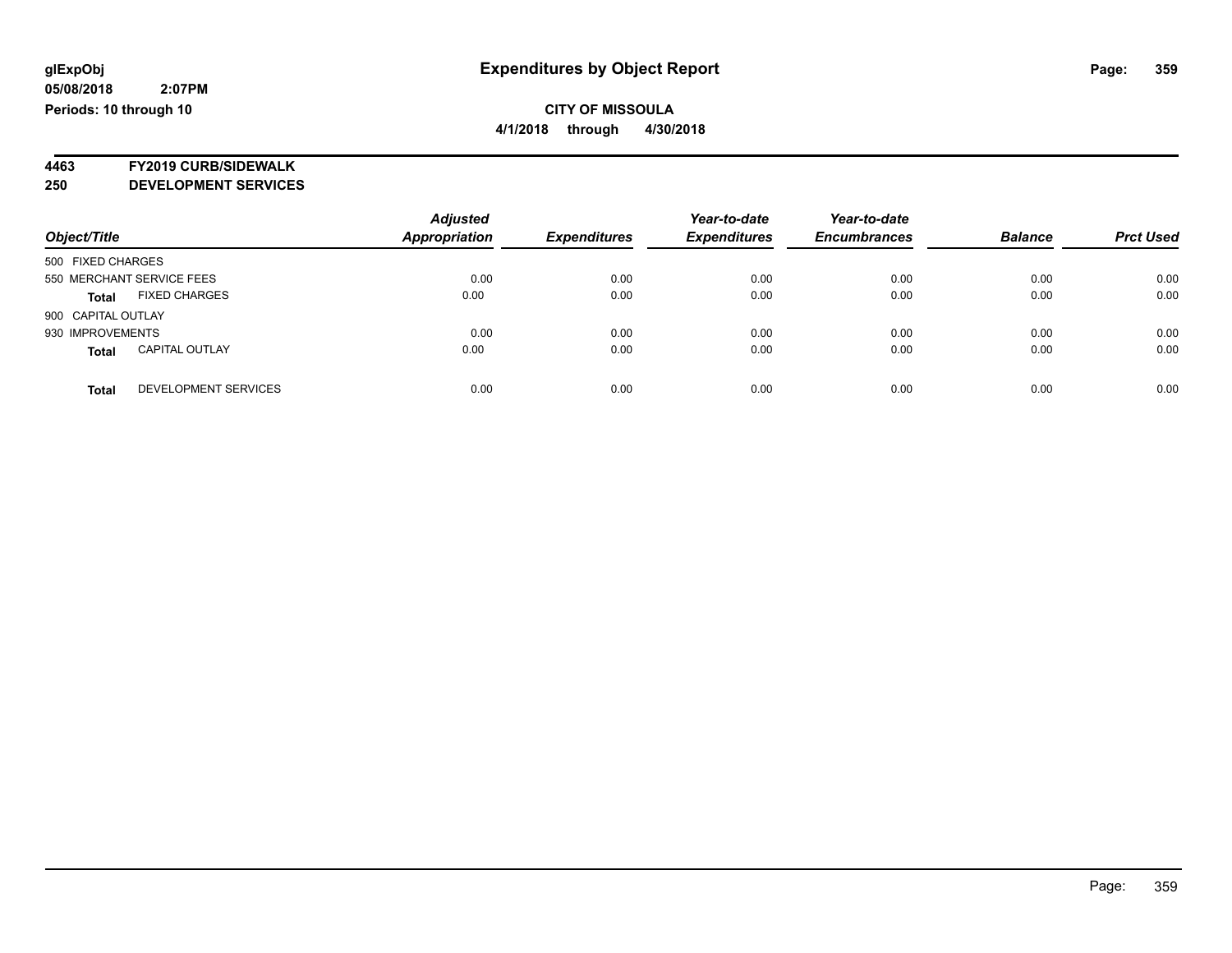glExpObj
05/08/2018 2:07PM
Periods: 10 through 10

# Expenditures by Object Report

**CITY OF MISSOULA**
**4/1/2018 through 4/30/2018**

**4463 FY2019 CURB/SIDEWALK**
**250 DEVELOPMENT SERVICES**

| Object/Title | | Adjusted Appropriation | Expenditures | Year-to-date Expenditures | Year-to-date Encumbrances | Balance | Prct Used |
|---|---|---|---|---|---|---|---|
| 500 FIXED CHARGES | | | | | | | |
| 550 MERCHANT SERVICE FEES | | 0.00 | 0.00 | 0.00 | 0.00 | 0.00 | 0.00 |
| **Total** | FIXED CHARGES | 0.00 | 0.00 | 0.00 | 0.00 | 0.00 | 0.00 |
| 900 CAPITAL OUTLAY | | | | | | | |
| 930 IMPROVEMENTS | | 0.00 | 0.00 | 0.00 | 0.00 | 0.00 | 0.00 |
| **Total** | CAPITAL OUTLAY | 0.00 | 0.00 | 0.00 | 0.00 | 0.00 | 0.00 |
| **Total** | DEVELOPMENT SERVICES | 0.00 | 0.00 | 0.00 | 0.00 | 0.00 | 0.00 |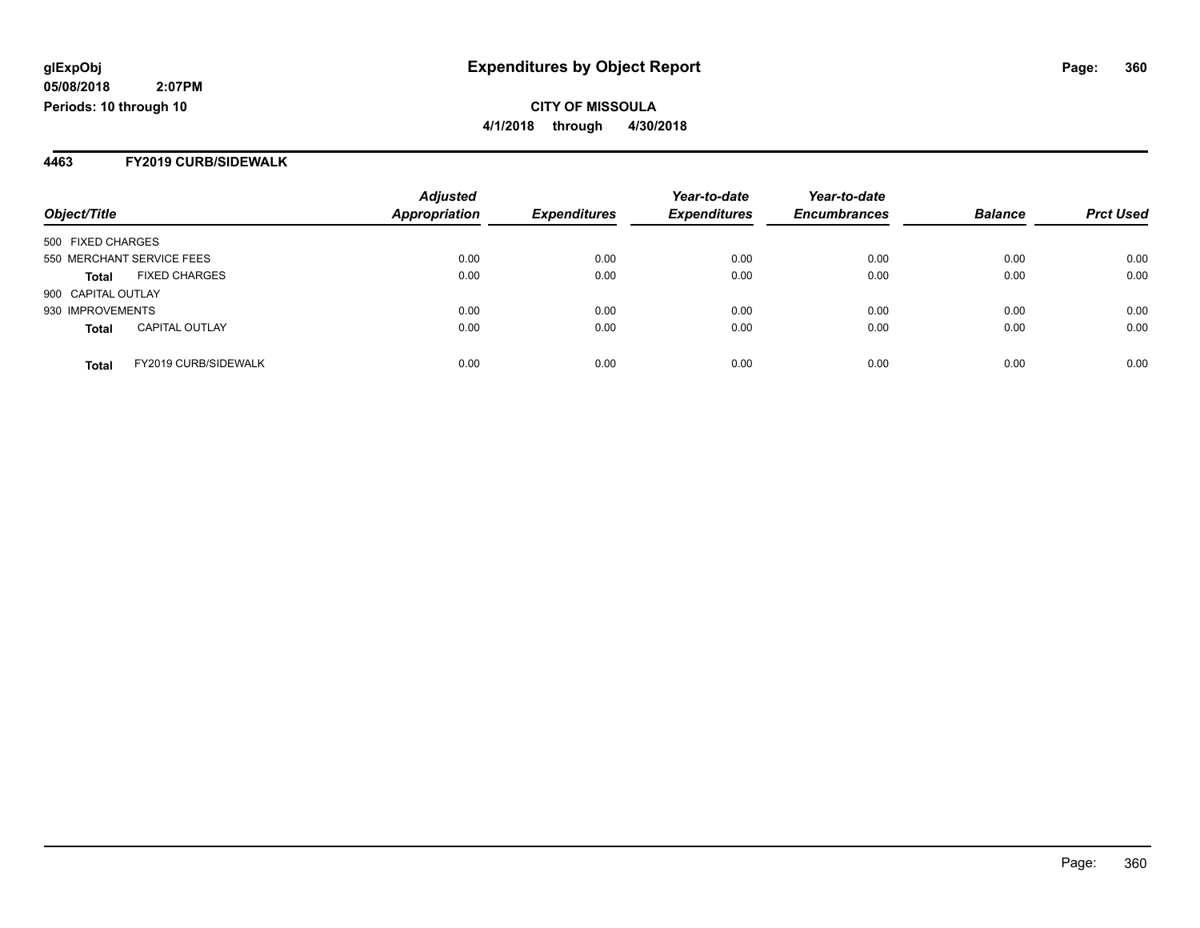# Expenditures by Object Report

glExpObj
05/08/2018 2:07PM
Periods: 10 through 10

**CITY OF MISSOULA**
**4/1/2018 through 4/30/2018**

## 4463 FY2019 CURB/SIDEWALK

| Object/Title | | Adjusted Appropriation | Expenditures | Year-to-date Expenditures | Year-to-date Encumbrances | Balance | Prct Used |
|---|---|---|---|---|---|---|---|
| 500 FIXED CHARGES | | | | | | | |
| 550 MERCHANT SERVICE FEES | | 0.00 | 0.00 | 0.00 | 0.00 | 0.00 | 0.00 |
| **Total** | FIXED CHARGES | 0.00 | 0.00 | 0.00 | 0.00 | 0.00 | 0.00 |
| 900 CAPITAL OUTLAY | | | | | | | |
| 930 IMPROVEMENTS | | 0.00 | 0.00 | 0.00 | 0.00 | 0.00 | 0.00 |
| **Total** | CAPITAL OUTLAY | 0.00 | 0.00 | 0.00 | 0.00 | 0.00 | 0.00 |
| **Total** | FY2019 CURB/SIDEWALK | 0.00 | 0.00 | 0.00 | 0.00 | 0.00 | 0.00 |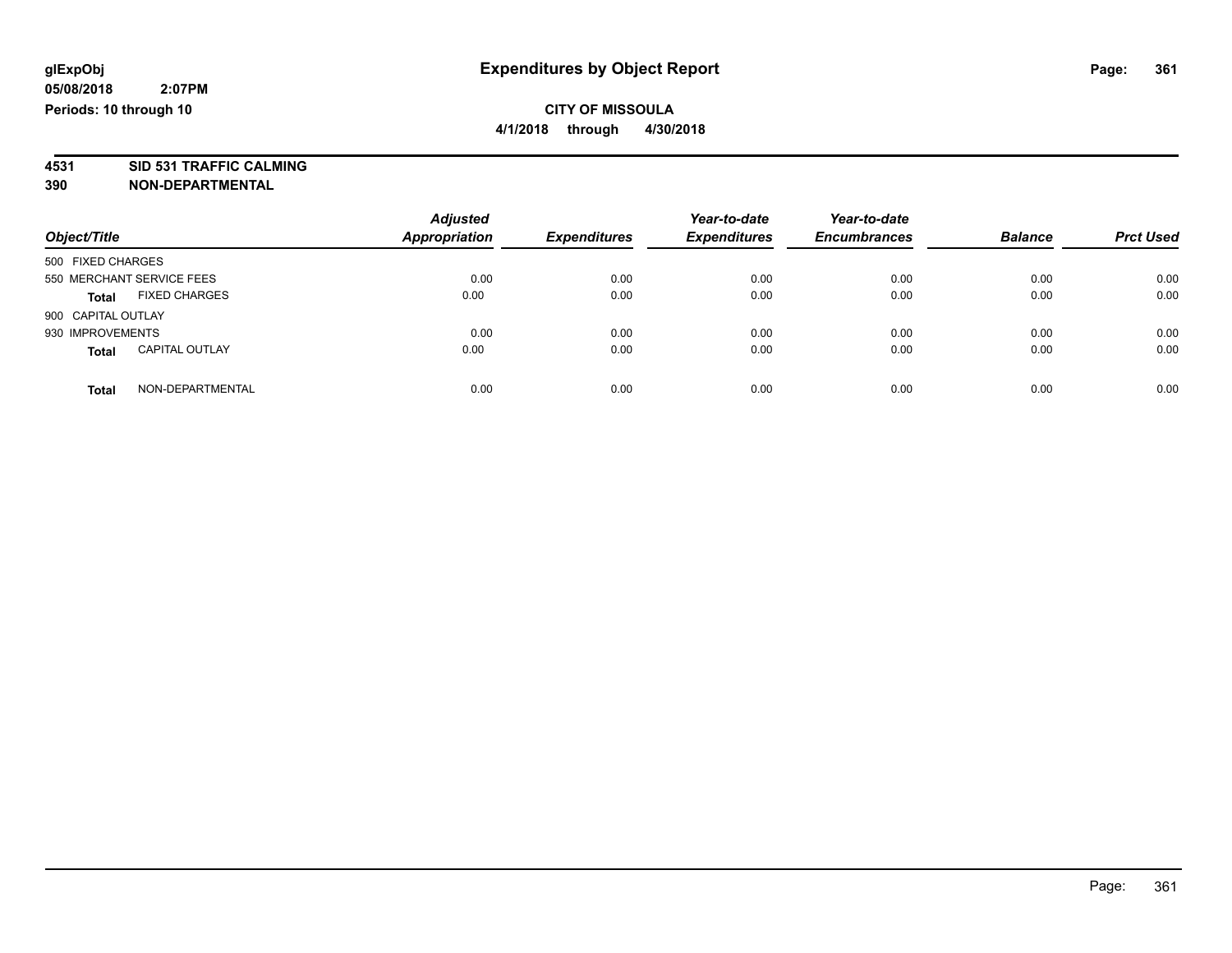**glExpObj**
**05/08/2018 2:07PM**
**Periods: 10 through 10**

# Expenditures by Object Report

**CITY OF MISSOULA**
**4/1/2018 through 4/30/2018**

**4531 SID 531 TRAFFIC CALMING**
**390 NON-DEPARTMENTAL**

| Object/Title | Adjusted Appropriation | Expenditures | Year-to-date Expenditures | Year-to-date Encumbrances | Balance | Prct Used |
|---|---|---|---|---|---|---|
| 500 FIXED CHARGES | | | | | | |
| 550 MERCHANT SERVICE FEES | 0.00 | 0.00 | 0.00 | 0.00 | 0.00 | 0.00 |
| **Total** FIXED CHARGES | 0.00 | 0.00 | 0.00 | 0.00 | 0.00 | 0.00 |
| 900 CAPITAL OUTLAY | | | | | | |
| 930 IMPROVEMENTS | 0.00 | 0.00 | 0.00 | 0.00 | 0.00 | 0.00 |
| **Total** CAPITAL OUTLAY | 0.00 | 0.00 | 0.00 | 0.00 | 0.00 | 0.00 |
| **Total** NON-DEPARTMENTAL | 0.00 | 0.00 | 0.00 | 0.00 | 0.00 | 0.00 |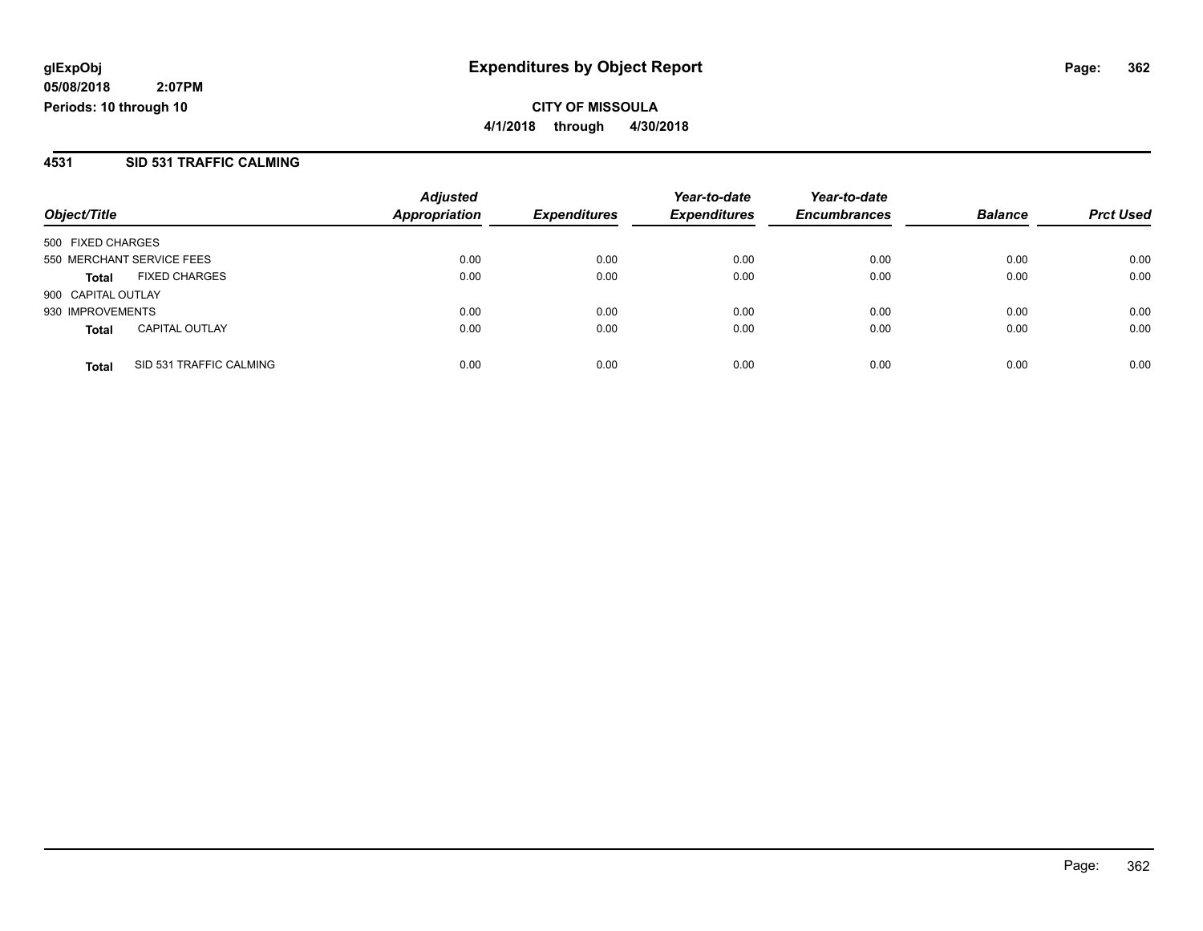# Expenditures by Object Report

glExpObj
05/08/2018 2:07PM
Periods: 10 through 10

**CITY OF MISSOULA**
**4/1/2018 through 4/30/2018**

## 4531 SID 531 TRAFFIC CALMING

| Object/Title | Adjusted Appropriation | Expenditures | Year-to-date Expenditures | Year-to-date Encumbrances | Balance | Prct Used |
|---|---|---|---|---|---|---|
| 500 FIXED CHARGES | | | | | | |
| 550 MERCHANT SERVICE FEES | 0.00 | 0.00 | 0.00 | 0.00 | 0.00 | 0.00 |
| **Total** FIXED CHARGES | 0.00 | 0.00 | 0.00 | 0.00 | 0.00 | 0.00 |
| 900 CAPITAL OUTLAY | | | | | | |
| 930 IMPROVEMENTS | 0.00 | 0.00 | 0.00 | 0.00 | 0.00 | 0.00 |
| **Total** CAPITAL OUTLAY | 0.00 | 0.00 | 0.00 | 0.00 | 0.00 | 0.00 |
| **Total** SID 531 TRAFFIC CALMING | 0.00 | 0.00 | 0.00 | 0.00 | 0.00 | 0.00 |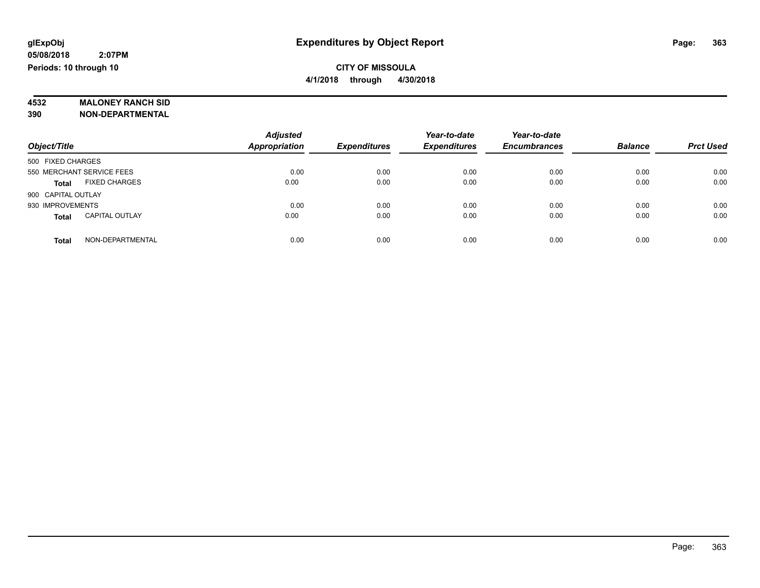glExpObj
05/08/2018 2:07PM
Periods: 10 through 10

# Expenditures by Object Report

**CITY OF MISSOULA**
**4/1/2018 through 4/30/2018**

**4532 MALONEY RANCH SID**
**390 NON-DEPARTMENTAL**

| Object/Title | Adjusted Appropriation | Expenditures | Year-to-date Expenditures | Year-to-date Encumbrances | Balance | Prct Used |
|---|---|---|---|---|---|---|
| 500 FIXED CHARGES | | | | | | |
| 550 MERCHANT SERVICE FEES | 0.00 | 0.00 | 0.00 | 0.00 | 0.00 | 0.00 |
| **Total** FIXED CHARGES | 0.00 | 0.00 | 0.00 | 0.00 | 0.00 | 0.00 |
| 900 CAPITAL OUTLAY | | | | | | |
| 930 IMPROVEMENTS | 0.00 | 0.00 | 0.00 | 0.00 | 0.00 | 0.00 |
| **Total** CAPITAL OUTLAY | 0.00 | 0.00 | 0.00 | 0.00 | 0.00 | 0.00 |
| **Total** NON-DEPARTMENTAL | 0.00 | 0.00 | 0.00 | 0.00 | 0.00 | 0.00 |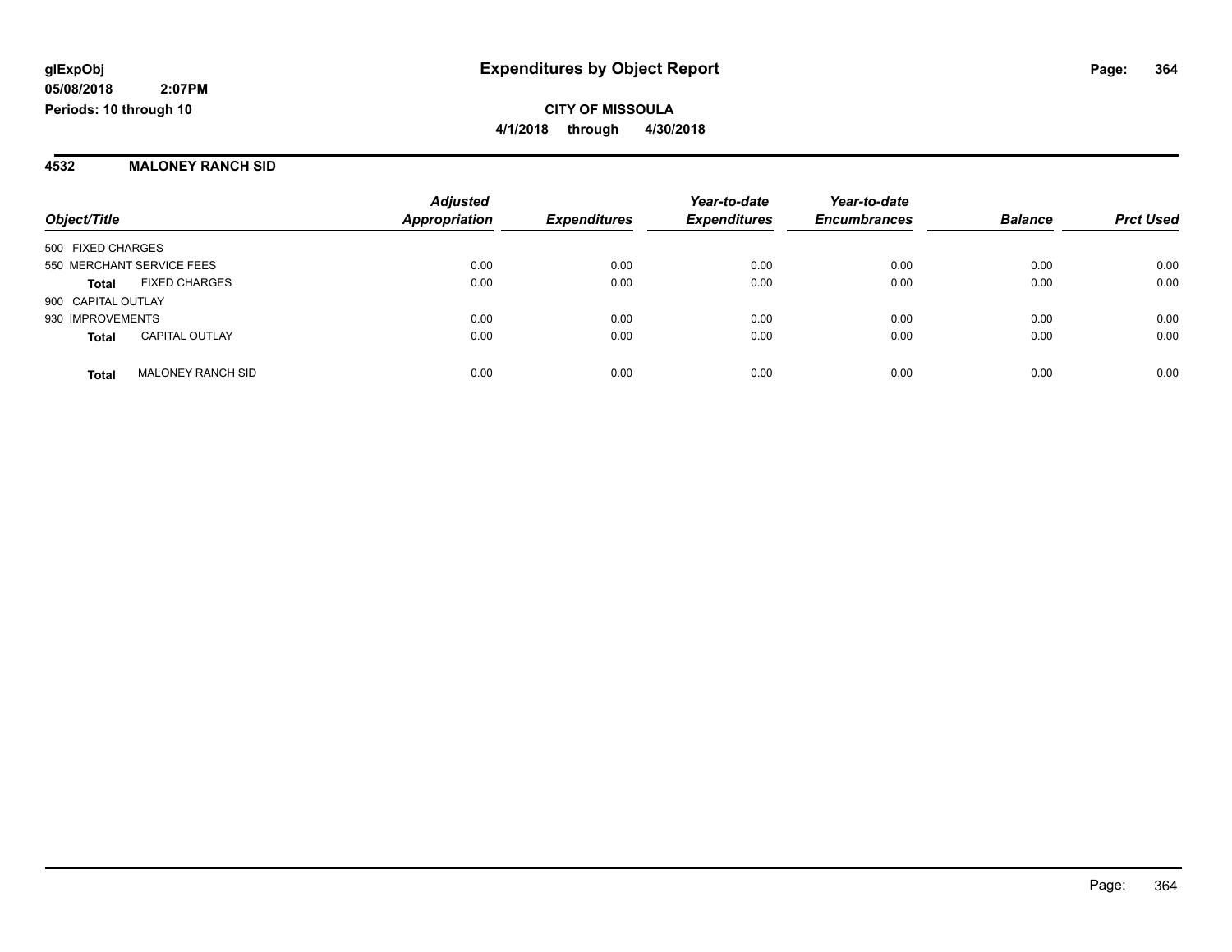# Expenditures by Object Report

glExpObj
05/08/2018 2:07PM
Periods: 10 through 10

**CITY OF MISSOULA**
**4/1/2018 through 4/30/2018**

## 4532 MALONEY RANCH SID

| Object/Title | | Adjusted Appropriation | Expenditures | Year-to-date Expenditures | Year-to-date Encumbrances | Balance | Prct Used |
|---|---|---|---|---|---|---|---|
| 500 FIXED CHARGES | | | | | | | |
| 550 MERCHANT SERVICE FEES | | 0.00 | 0.00 | 0.00 | 0.00 | 0.00 | 0.00 |
| **Total** | FIXED CHARGES | 0.00 | 0.00 | 0.00 | 0.00 | 0.00 | 0.00 |
| 900 CAPITAL OUTLAY | | | | | | | |
| 930 IMPROVEMENTS | | 0.00 | 0.00 | 0.00 | 0.00 | 0.00 | 0.00 |
| **Total** | CAPITAL OUTLAY | 0.00 | 0.00 | 0.00 | 0.00 | 0.00 | 0.00 |
| **Total** | MALONEY RANCH SID | 0.00 | 0.00 | 0.00 | 0.00 | 0.00 | 0.00 |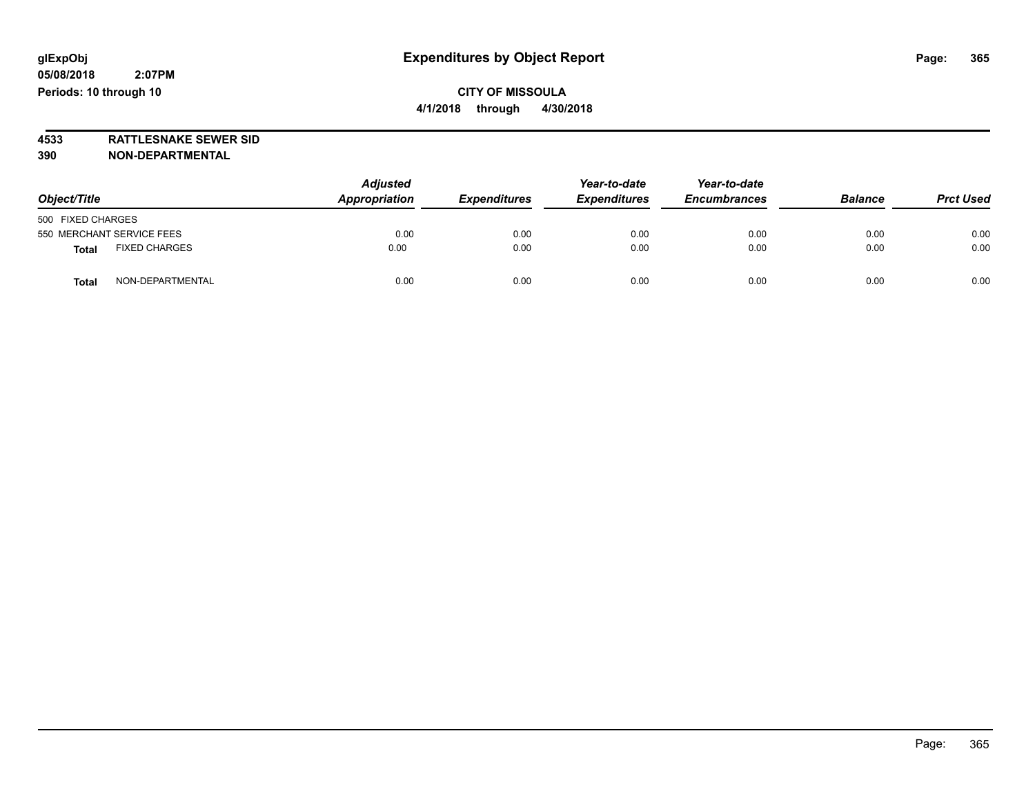glExpObj
05/08/2018 2:07PM
Periods: 10 through 10

# Expenditures by Object Report

**CITY OF MISSOULA**
**4/1/2018 through 4/30/2018**

**4533 RATTLESNAKE SEWER SID**
**390 NON-DEPARTMENTAL**

| Object/Title | | Adjusted Appropriation | Expenditures | Year-to-date Expenditures | Year-to-date Encumbrances | Balance | Prct Used |
|---|---|---|---|---|---|---|---|
| 500 FIXED CHARGES | | | | | | | |
| 550 MERCHANT SERVICE FEES | | 0.00 | 0.00 | 0.00 | 0.00 | 0.00 | 0.00 |
| **Total** | FIXED CHARGES | 0.00 | 0.00 | 0.00 | 0.00 | 0.00 | 0.00 |
| **Total** | NON-DEPARTMENTAL | 0.00 | 0.00 | 0.00 | 0.00 | 0.00 | 0.00 |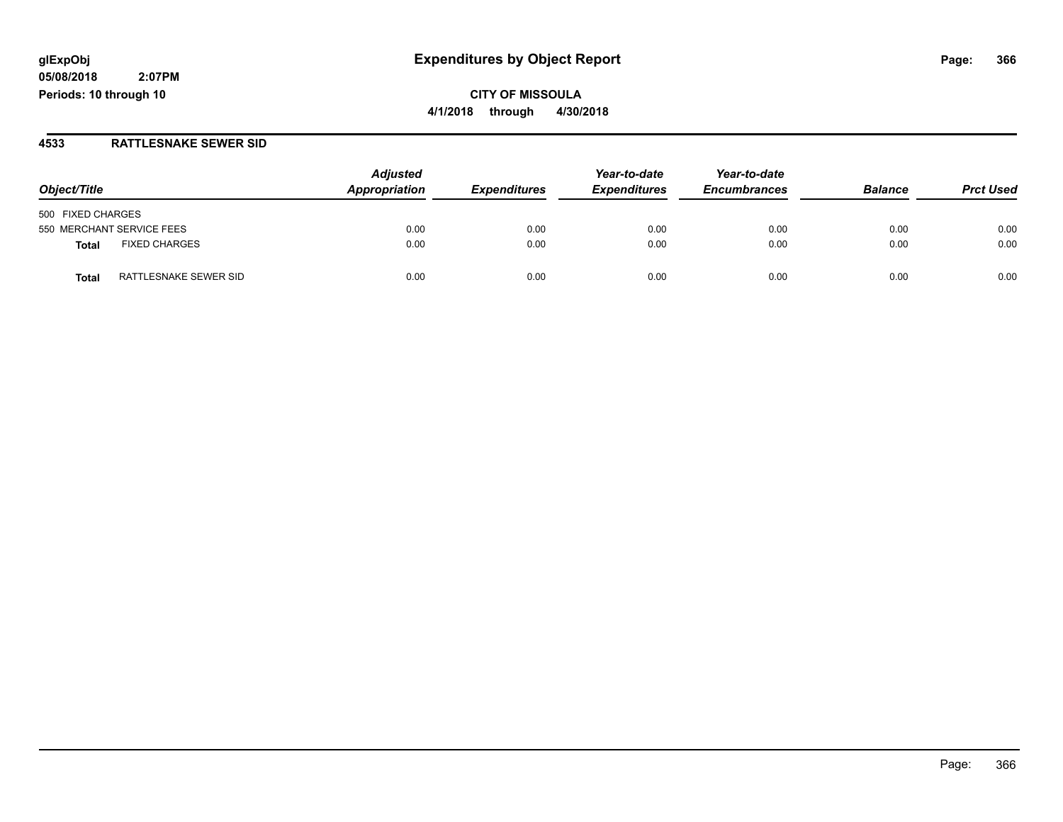**glExpObj** — **Expenditures by Object Report**

**05/08/2018 2:07PM**

**Periods: 10 through 10**

**CITY OF MISSOULA**

**4/1/2018 through 4/30/2018**

## 4533 RATTLESNAKE SEWER SID

| Object/Title | | Adjusted Appropriation | Expenditures | Year-to-date Expenditures | Year-to-date Encumbrances | Balance | Prct Used |
|---|---|---|---|---|---|---|---|
| 500 FIXED CHARGES | | | | | | | |
| 550 MERCHANT SERVICE FEES | | 0.00 | 0.00 | 0.00 | 0.00 | 0.00 | 0.00 |
| **Total** | FIXED CHARGES | 0.00 | 0.00 | 0.00 | 0.00 | 0.00 | 0.00 |
| **Total** | RATTLESNAKE SEWER SID | 0.00 | 0.00 | 0.00 | 0.00 | 0.00 | 0.00 |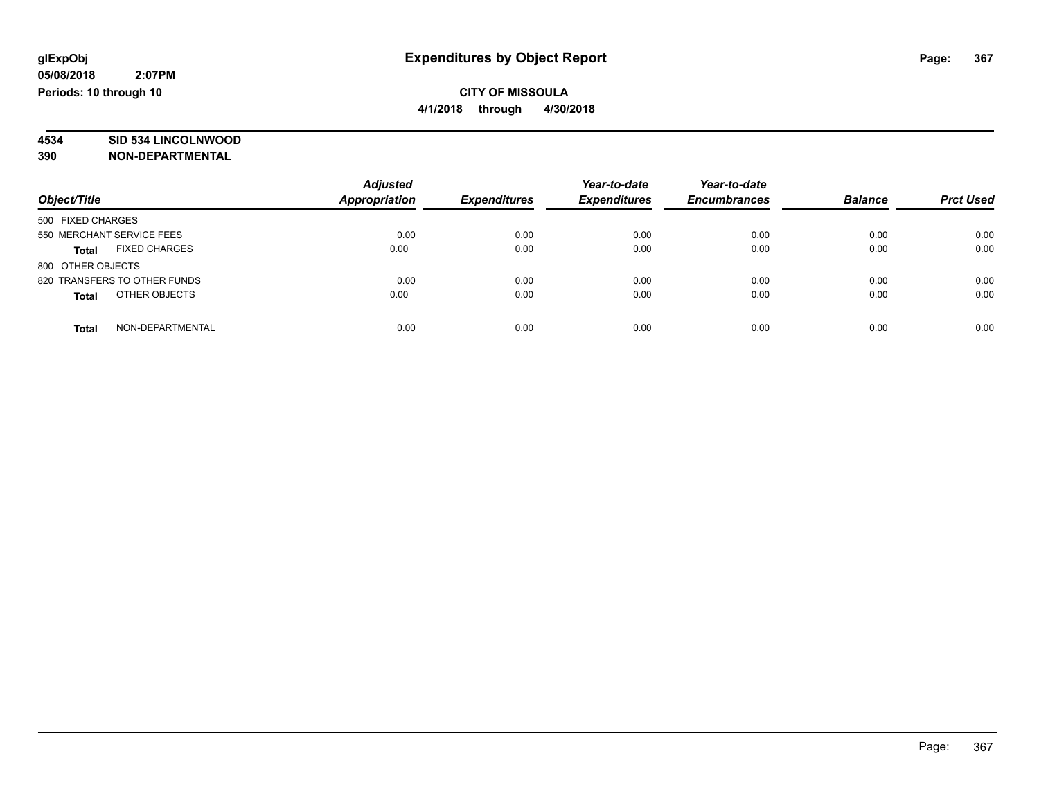**glExpObj**
**05/08/2018 2:07PM**
**Periods: 10 through 10**

# Expenditures by Object Report

**CITY OF MISSOULA**
**4/1/2018 through 4/30/2018**

**4534 SID 534 LINCOLNWOOD**
**390 NON-DEPARTMENTAL**

| Object/Title | Adjusted Appropriation | Expenditures | Year-to-date Expenditures | Year-to-date Encumbrances | Balance | Prct Used |
|---|---|---|---|---|---|---|
| 500 FIXED CHARGES | | | | | | |
| 550 MERCHANT SERVICE FEES | 0.00 | 0.00 | 0.00 | 0.00 | 0.00 | 0.00 |
| **Total** FIXED CHARGES | 0.00 | 0.00 | 0.00 | 0.00 | 0.00 | 0.00 |
| 800 OTHER OBJECTS | | | | | | |
| 820 TRANSFERS TO OTHER FUNDS | 0.00 | 0.00 | 0.00 | 0.00 | 0.00 | 0.00 |
| **Total** OTHER OBJECTS | 0.00 | 0.00 | 0.00 | 0.00 | 0.00 | 0.00 |
| **Total** NON-DEPARTMENTAL | 0.00 | 0.00 | 0.00 | 0.00 | 0.00 | 0.00 |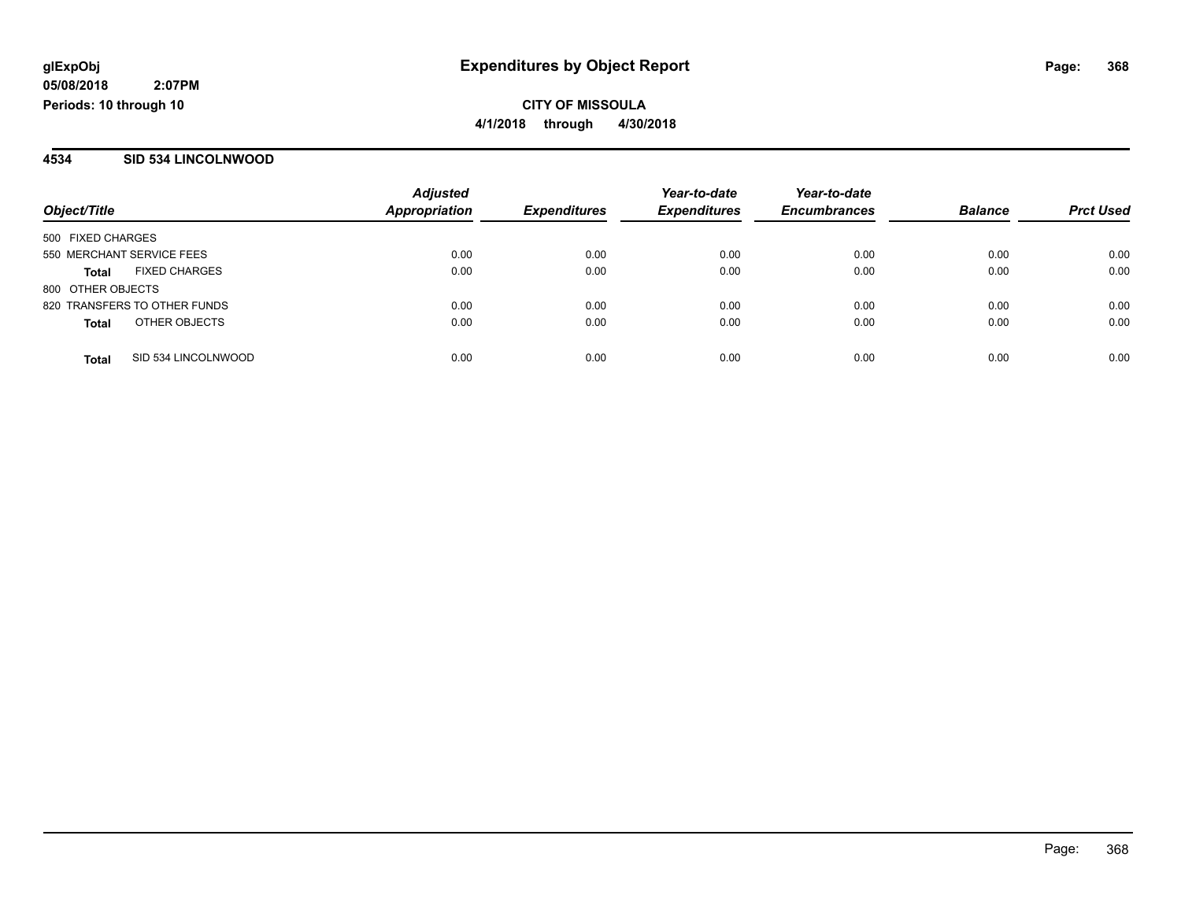**glExpObj**
**05/08/2018 2:07PM**
**Periods: 10 through 10**

# Expenditures by Object Report

**CITY OF MISSOULA**
**4/1/2018 through 4/30/2018**

## 4534 SID 534 LINCOLNWOOD

| Object/Title | Adjusted Appropriation | Expenditures | Year-to-date Expenditures | Year-to-date Encumbrances | Balance | Prct Used |
|---|---|---|---|---|---|---|
| 500 FIXED CHARGES | | | | | | |
| 550 MERCHANT SERVICE FEES | 0.00 | 0.00 | 0.00 | 0.00 | 0.00 | 0.00 |
| **Total** FIXED CHARGES | 0.00 | 0.00 | 0.00 | 0.00 | 0.00 | 0.00 |
| 800 OTHER OBJECTS | | | | | | |
| 820 TRANSFERS TO OTHER FUNDS | 0.00 | 0.00 | 0.00 | 0.00 | 0.00 | 0.00 |
| **Total** OTHER OBJECTS | 0.00 | 0.00 | 0.00 | 0.00 | 0.00 | 0.00 |
| **Total** SID 534 LINCOLNWOOD | 0.00 | 0.00 | 0.00 | 0.00 | 0.00 | 0.00 |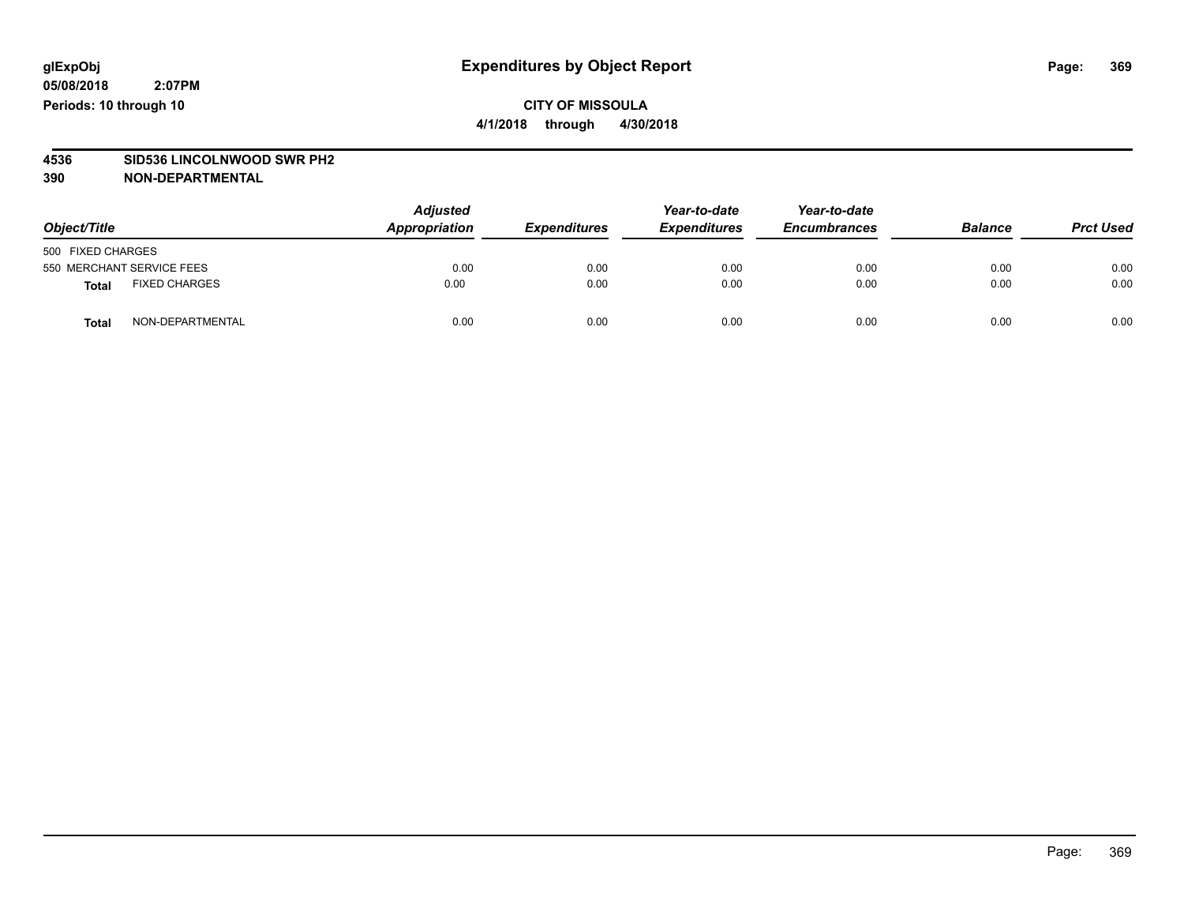# Expenditures by Object Report

glExpObj
05/08/2018 2:07PM
Periods: 10 through 10

**CITY OF MISSOULA**
**4/1/2018 through 4/30/2018**

**4536 SID536 LINCOLNWOOD SWR PH2**
**390 NON-DEPARTMENTAL**

| Object/Title | | Adjusted Appropriation | Expenditures | Year-to-date Expenditures | Year-to-date Encumbrances | Balance | Prct Used |
|---|---|---|---|---|---|---|---|
| 500 FIXED CHARGES | | | | | | | |
| 550 MERCHANT SERVICE FEES | | 0.00 | 0.00 | 0.00 | 0.00 | 0.00 | 0.00 |
| **Total** | FIXED CHARGES | 0.00 | 0.00 | 0.00 | 0.00 | 0.00 | 0.00 |
| **Total** | NON-DEPARTMENTAL | 0.00 | 0.00 | 0.00 | 0.00 | 0.00 | 0.00 |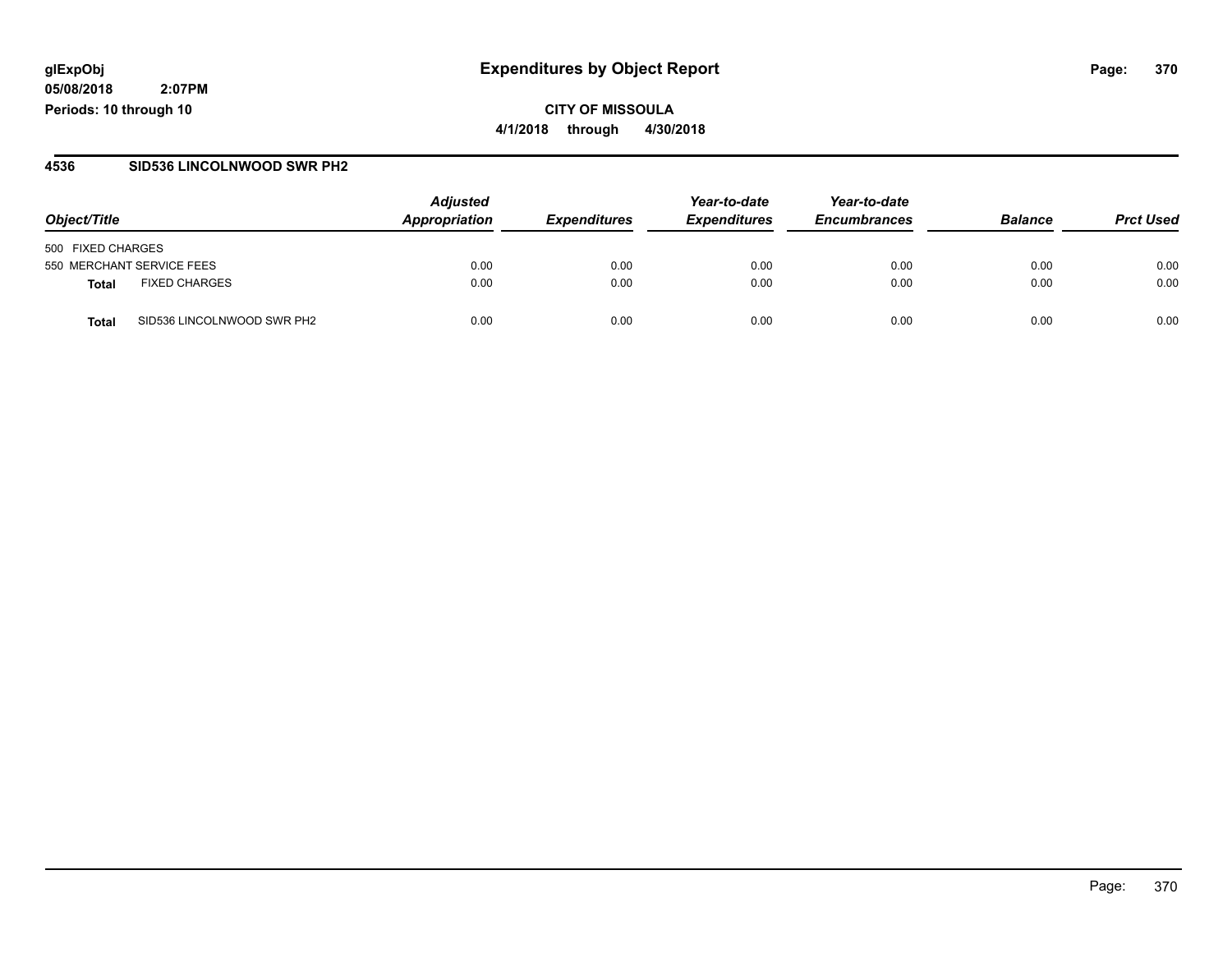**glExpObj**
**05/08/2018 2:07PM**
**Periods: 10 through 10**

# Expenditures by Object Report

**CITY OF MISSOULA**
**4/1/2018 through 4/30/2018**

## 4536 SID536 LINCOLNWOOD SWR PH2

| Object/Title | | Adjusted Appropriation | Expenditures | Year-to-date Expenditures | Year-to-date Encumbrances | Balance | Prct Used |
|---|---|---|---|---|---|---|---|
| 500 FIXED CHARGES | | | | | | | |
| 550 MERCHANT SERVICE FEES | | 0.00 | 0.00 | 0.00 | 0.00 | 0.00 | 0.00 |
| **Total** | FIXED CHARGES | 0.00 | 0.00 | 0.00 | 0.00 | 0.00 | 0.00 |
| **Total** | SID536 LINCOLNWOOD SWR PH2 | 0.00 | 0.00 | 0.00 | 0.00 | 0.00 | 0.00 |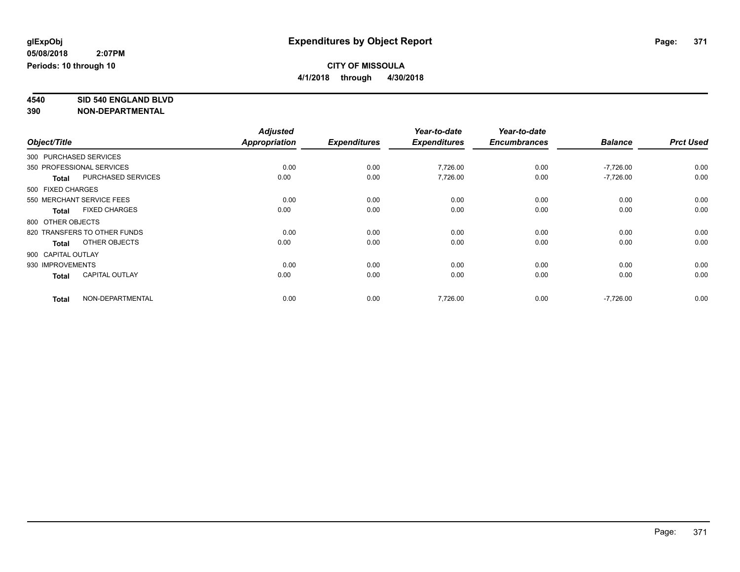glExpObj
05/08/2018 2:07PM
Periods: 10 through 10

# Expenditures by Object Report

**CITY OF MISSOULA**
**4/1/2018 through 4/30/2018**

**4540 SID 540 ENGLAND BLVD**
**390 NON-DEPARTMENTAL**

| Object/Title | | Adjusted Appropriation | Expenditures | Year-to-date Expenditures | Year-to-date Encumbrances | Balance | Prct Used |
|---|---|---|---|---|---|---|---|
| 300 PURCHASED SERVICES | | | | | | | |
| 350 PROFESSIONAL SERVICES | | 0.00 | 0.00 | 7,726.00 | 0.00 | -7,726.00 | 0.00 |
| **Total** | PURCHASED SERVICES | 0.00 | 0.00 | 7,726.00 | 0.00 | -7,726.00 | 0.00 |
| 500 FIXED CHARGES | | | | | | | |
| 550 MERCHANT SERVICE FEES | | 0.00 | 0.00 | 0.00 | 0.00 | 0.00 | 0.00 |
| **Total** | FIXED CHARGES | 0.00 | 0.00 | 0.00 | 0.00 | 0.00 | 0.00 |
| 800 OTHER OBJECTS | | | | | | | |
| 820 TRANSFERS TO OTHER FUNDS | | 0.00 | 0.00 | 0.00 | 0.00 | 0.00 | 0.00 |
| **Total** | OTHER OBJECTS | 0.00 | 0.00 | 0.00 | 0.00 | 0.00 | 0.00 |
| 900 CAPITAL OUTLAY | | | | | | | |
| 930 IMPROVEMENTS | | 0.00 | 0.00 | 0.00 | 0.00 | 0.00 | 0.00 |
| **Total** | CAPITAL OUTLAY | 0.00 | 0.00 | 0.00 | 0.00 | 0.00 | 0.00 |
| **Total** | NON-DEPARTMENTAL | 0.00 | 0.00 | 7,726.00 | 0.00 | -7,726.00 | 0.00 |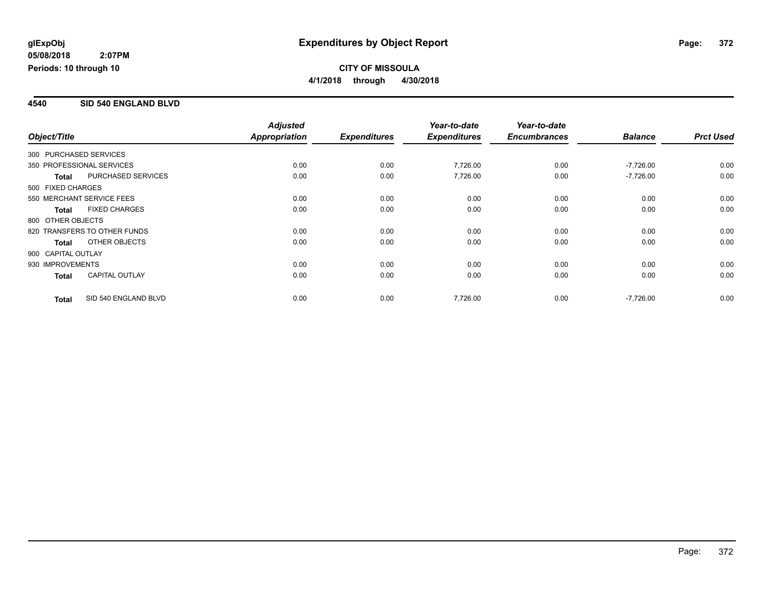# Expenditures by Object Report

glExpObj
05/08/2018 2:07PM
Periods: 10 through 10

**CITY OF MISSOULA**
**4/1/2018 through 4/30/2018**

## 4540 SID 540 ENGLAND BLVD

| Object/Title | | Adjusted Appropriation | Expenditures | Year-to-date Expenditures | Year-to-date Encumbrances | Balance | Prct Used |
|---|---|---|---|---|---|---|---|
| 300 PURCHASED SERVICES | | | | | | | |
| 350 PROFESSIONAL SERVICES | | 0.00 | 0.00 | 7,726.00 | 0.00 | -7,726.00 | 0.00 |
| **Total** | PURCHASED SERVICES | 0.00 | 0.00 | 7,726.00 | 0.00 | -7,726.00 | 0.00 |
| 500 FIXED CHARGES | | | | | | | |
| 550 MERCHANT SERVICE FEES | | 0.00 | 0.00 | 0.00 | 0.00 | 0.00 | 0.00 |
| **Total** | FIXED CHARGES | 0.00 | 0.00 | 0.00 | 0.00 | 0.00 | 0.00 |
| 800 OTHER OBJECTS | | | | | | | |
| 820 TRANSFERS TO OTHER FUNDS | | 0.00 | 0.00 | 0.00 | 0.00 | 0.00 | 0.00 |
| **Total** | OTHER OBJECTS | 0.00 | 0.00 | 0.00 | 0.00 | 0.00 | 0.00 |
| 900 CAPITAL OUTLAY | | | | | | | |
| 930 IMPROVEMENTS | | 0.00 | 0.00 | 0.00 | 0.00 | 0.00 | 0.00 |
| **Total** | CAPITAL OUTLAY | 0.00 | 0.00 | 0.00 | 0.00 | 0.00 | 0.00 |
| **Total** | SID 540 ENGLAND BLVD | 0.00 | 0.00 | 7,726.00 | 0.00 | -7,726.00 | 0.00 |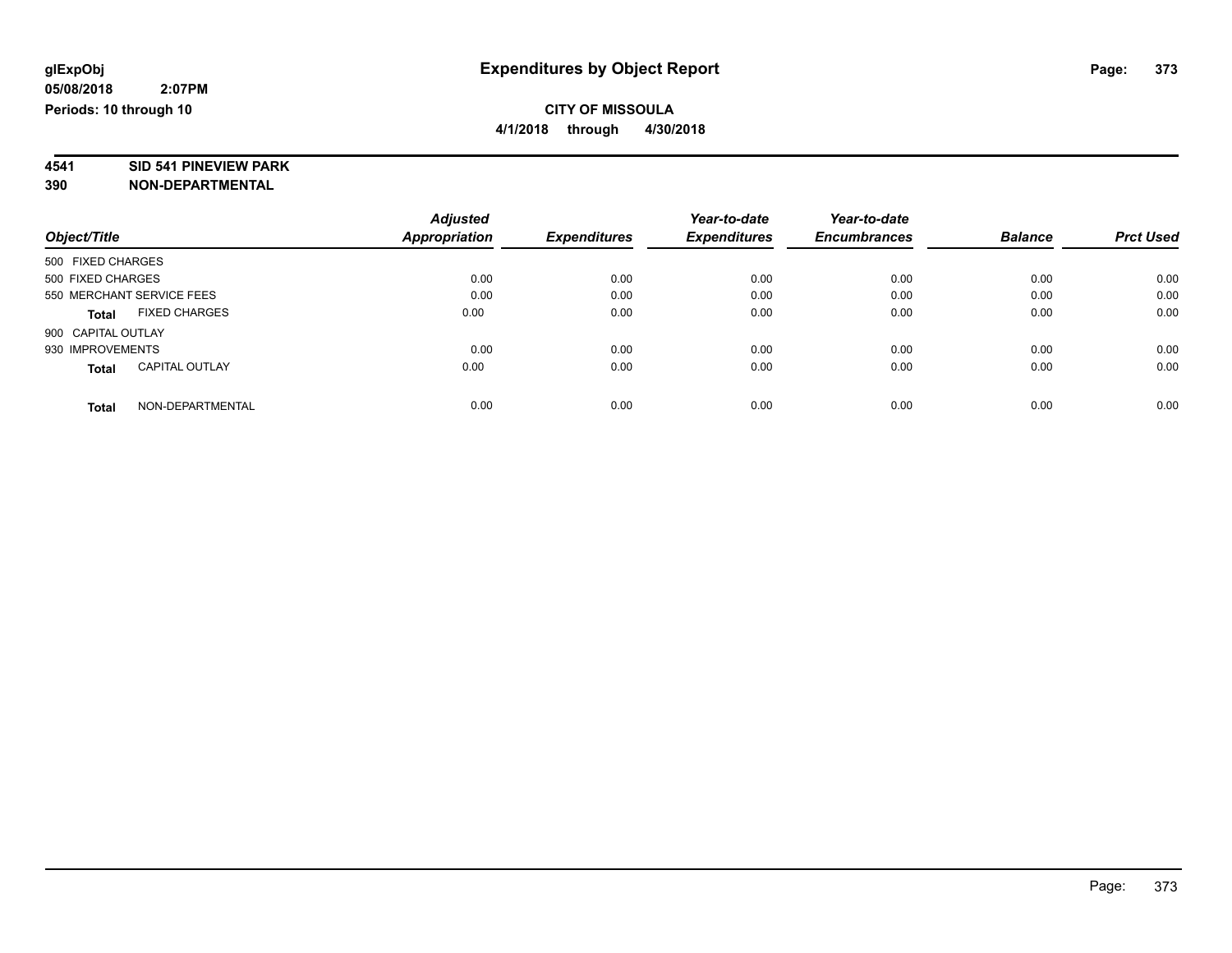# Expenditures by Object Report

**glExpObj**
**05/08/2018 2:07PM**
**Periods: 10 through 10**

**CITY OF MISSOULA**
**4/1/2018 through 4/30/2018**

**4541 SID 541 PINEVIEW PARK**
**390 NON-DEPARTMENTAL**

| Object/Title | Adjusted Appropriation | Expenditures | Year-to-date Expenditures | Year-to-date Encumbrances | Balance | Prct Used |
|---|---|---|---|---|---|---|
| 500 FIXED CHARGES | | | | | | |
| 500 FIXED CHARGES | 0.00 | 0.00 | 0.00 | 0.00 | 0.00 | 0.00 |
| 550 MERCHANT SERVICE FEES | 0.00 | 0.00 | 0.00 | 0.00 | 0.00 | 0.00 |
| **Total** FIXED CHARGES | 0.00 | 0.00 | 0.00 | 0.00 | 0.00 | 0.00 |
| 900 CAPITAL OUTLAY | | | | | | |
| 930 IMPROVEMENTS | 0.00 | 0.00 | 0.00 | 0.00 | 0.00 | 0.00 |
| **Total** CAPITAL OUTLAY | 0.00 | 0.00 | 0.00 | 0.00 | 0.00 | 0.00 |
| **Total** NON-DEPARTMENTAL | 0.00 | 0.00 | 0.00 | 0.00 | 0.00 | 0.00 |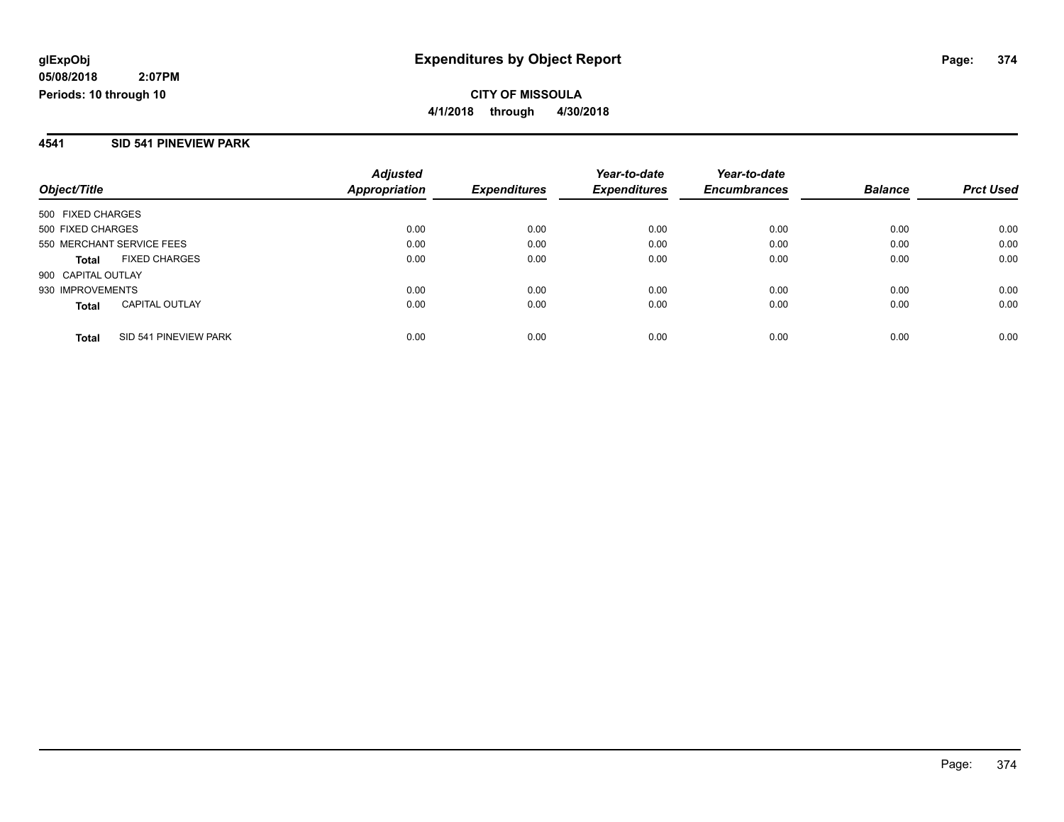# Expenditures by Object Report

glExpObj
05/08/2018 2:07PM
Periods: 10 through 10

**CITY OF MISSOULA**
**4/1/2018 through 4/30/2018**

## 4541 SID 541 PINEVIEW PARK

| Object/Title | Adjusted Appropriation | Expenditures | Year-to-date Expenditures | Year-to-date Encumbrances | Balance | Prct Used |
|---|---|---|---|---|---|---|
| 500 FIXED CHARGES | | | | | | |
| 500 FIXED CHARGES | 0.00 | 0.00 | 0.00 | 0.00 | 0.00 | 0.00 |
| 550 MERCHANT SERVICE FEES | 0.00 | 0.00 | 0.00 | 0.00 | 0.00 | 0.00 |
| **Total** FIXED CHARGES | 0.00 | 0.00 | 0.00 | 0.00 | 0.00 | 0.00 |
| 900 CAPITAL OUTLAY | | | | | | |
| 930 IMPROVEMENTS | 0.00 | 0.00 | 0.00 | 0.00 | 0.00 | 0.00 |
| **Total** CAPITAL OUTLAY | 0.00 | 0.00 | 0.00 | 0.00 | 0.00 | 0.00 |
| **Total** SID 541 PINEVIEW PARK | 0.00 | 0.00 | 0.00 | 0.00 | 0.00 | 0.00 |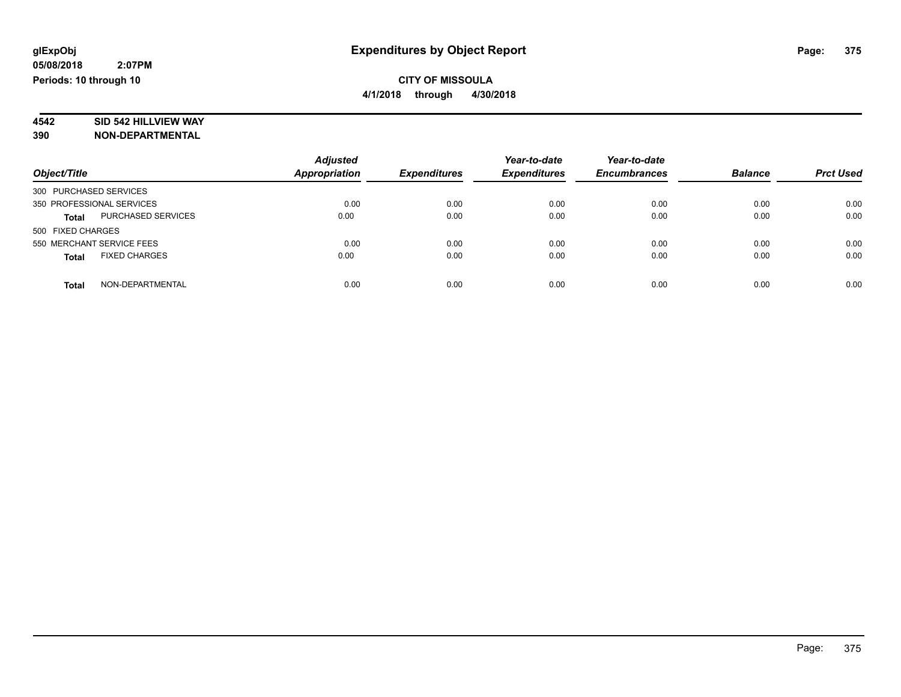glExpObj
05/08/2018 2:07PM
Periods: 10 through 10

# Expenditures by Object Report

**CITY OF MISSOULA**
**4/1/2018 through 4/30/2018**

**4542 SID 542 HILLVIEW WAY**
**390 NON-DEPARTMENTAL**

| Object/Title | | Adjusted Appropriation | Expenditures | Year-to-date Expenditures | Year-to-date Encumbrances | Balance | Prct Used |
|---|---|---|---|---|---|---|---|
| 300 PURCHASED SERVICES | | | | | | | |
| 350 PROFESSIONAL SERVICES | | 0.00 | 0.00 | 0.00 | 0.00 | 0.00 | 0.00 |
| **Total** | PURCHASED SERVICES | 0.00 | 0.00 | 0.00 | 0.00 | 0.00 | 0.00 |
| 500 FIXED CHARGES | | | | | | | |
| 550 MERCHANT SERVICE FEES | | 0.00 | 0.00 | 0.00 | 0.00 | 0.00 | 0.00 |
| **Total** | FIXED CHARGES | 0.00 | 0.00 | 0.00 | 0.00 | 0.00 | 0.00 |
| **Total** | NON-DEPARTMENTAL | 0.00 | 0.00 | 0.00 | 0.00 | 0.00 | 0.00 |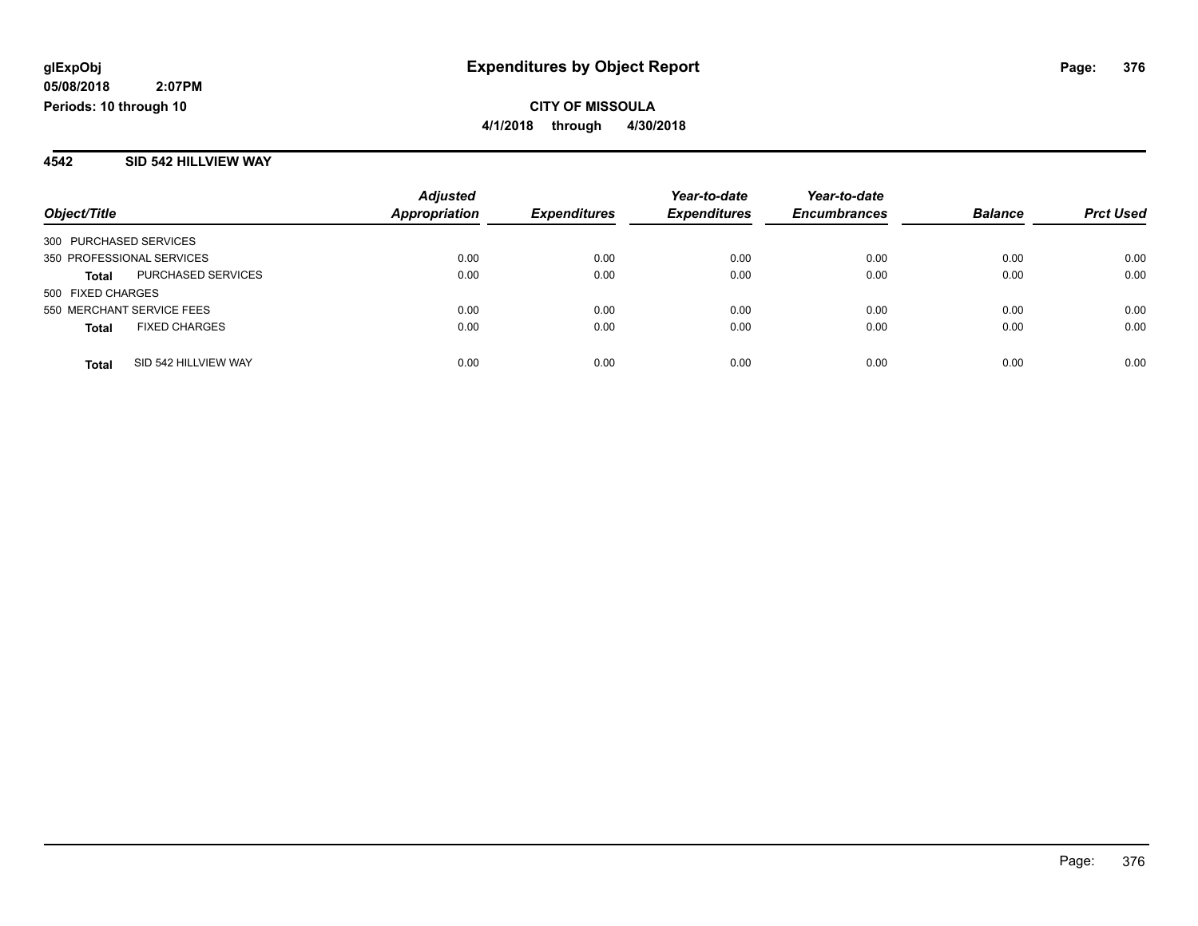**glExpObj**
**05/08/2018 2:07PM**
**Periods: 10 through 10**

# Expenditures by Object Report

**CITY OF MISSOULA**
**4/1/2018 through 4/30/2018**

## 4542 SID 542 HILLVIEW WAY

| Object/Title | | Adjusted Appropriation | Expenditures | Year-to-date Expenditures | Year-to-date Encumbrances | Balance | Prct Used |
|---|---|---|---|---|---|---|---|
| 300 PURCHASED SERVICES | | | | | | | |
| 350 PROFESSIONAL SERVICES | | 0.00 | 0.00 | 0.00 | 0.00 | 0.00 | 0.00 |
| **Total** | PURCHASED SERVICES | 0.00 | 0.00 | 0.00 | 0.00 | 0.00 | 0.00 |
| 500 FIXED CHARGES | | | | | | | |
| 550 MERCHANT SERVICE FEES | | 0.00 | 0.00 | 0.00 | 0.00 | 0.00 | 0.00 |
| **Total** | FIXED CHARGES | 0.00 | 0.00 | 0.00 | 0.00 | 0.00 | 0.00 |
| **Total** | SID 542 HILLVIEW WAY | 0.00 | 0.00 | 0.00 | 0.00 | 0.00 | 0.00 |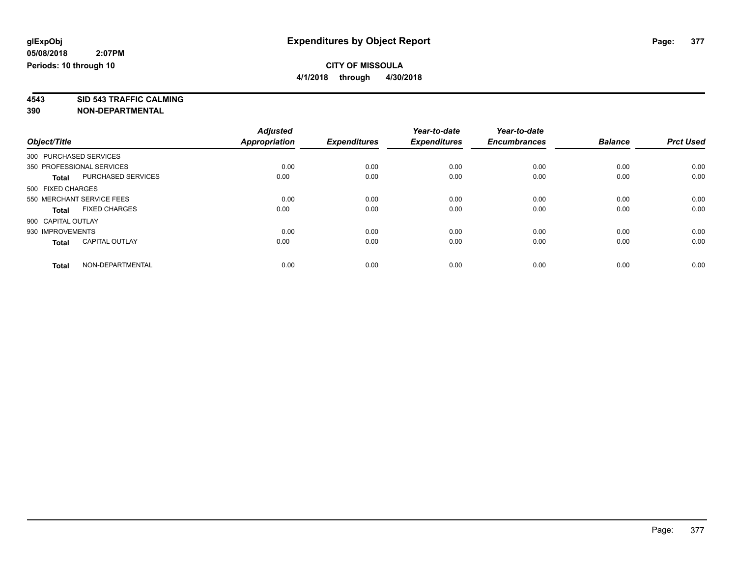# Expenditures by Object Report

glExpObj
05/08/2018 2:07PM
Periods: 10 through 10

**CITY OF MISSOULA**
**4/1/2018 through 4/30/2018**

**4543 SID 543 TRAFFIC CALMING**
**390 NON-DEPARTMENTAL**

| Object/Title | Adjusted Appropriation | Expenditures | Year-to-date Expenditures | Year-to-date Encumbrances | Balance | Prct Used |
|---|---|---|---|---|---|---|
| 300 PURCHASED SERVICES | | | | | | |
| 350 PROFESSIONAL SERVICES | 0.00 | 0.00 | 0.00 | 0.00 | 0.00 | 0.00 |
| **Total** PURCHASED SERVICES | 0.00 | 0.00 | 0.00 | 0.00 | 0.00 | 0.00 |
| 500 FIXED CHARGES | | | | | | |
| 550 MERCHANT SERVICE FEES | 0.00 | 0.00 | 0.00 | 0.00 | 0.00 | 0.00 |
| **Total** FIXED CHARGES | 0.00 | 0.00 | 0.00 | 0.00 | 0.00 | 0.00 |
| 900 CAPITAL OUTLAY | | | | | | |
| 930 IMPROVEMENTS | 0.00 | 0.00 | 0.00 | 0.00 | 0.00 | 0.00 |
| **Total** CAPITAL OUTLAY | 0.00 | 0.00 | 0.00 | 0.00 | 0.00 | 0.00 |
| **Total** NON-DEPARTMENTAL | 0.00 | 0.00 | 0.00 | 0.00 | 0.00 | 0.00 |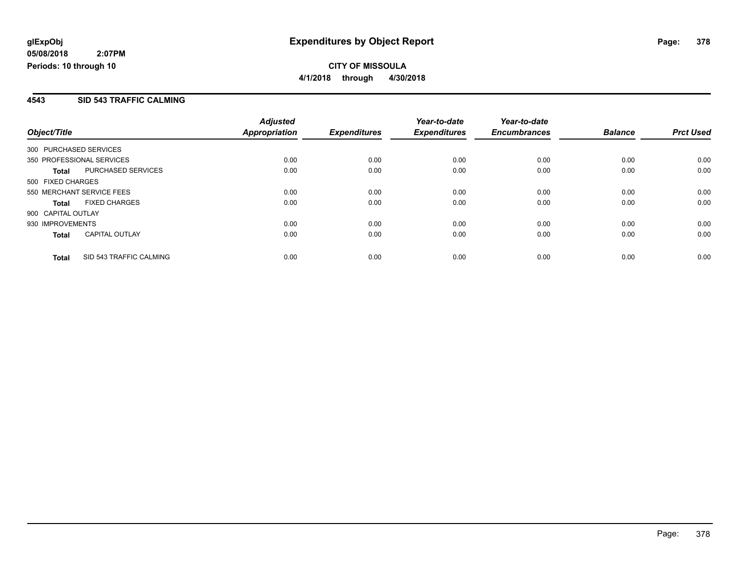# Expenditures by Object Report

glExpObj
05/08/2018 2:07PM
Periods: 10 through 10

**CITY OF MISSOULA**
**4/1/2018 through 4/30/2018**

## 4543 SID 543 TRAFFIC CALMING

| Object/Title | | Adjusted Appropriation | Expenditures | Year-to-date Expenditures | Year-to-date Encumbrances | Balance | Prct Used |
|---|---|---|---|---|---|---|---|
| 300 PURCHASED SERVICES | | | | | | | |
| 350 PROFESSIONAL SERVICES | | 0.00 | 0.00 | 0.00 | 0.00 | 0.00 | 0.00 |
| **Total** | PURCHASED SERVICES | 0.00 | 0.00 | 0.00 | 0.00 | 0.00 | 0.00 |
| 500 FIXED CHARGES | | | | | | | |
| 550 MERCHANT SERVICE FEES | | 0.00 | 0.00 | 0.00 | 0.00 | 0.00 | 0.00 |
| **Total** | FIXED CHARGES | 0.00 | 0.00 | 0.00 | 0.00 | 0.00 | 0.00 |
| 900 CAPITAL OUTLAY | | | | | | | |
| 930 IMPROVEMENTS | | 0.00 | 0.00 | 0.00 | 0.00 | 0.00 | 0.00 |
| **Total** | CAPITAL OUTLAY | 0.00 | 0.00 | 0.00 | 0.00 | 0.00 | 0.00 |
| **Total** | SID 543 TRAFFIC CALMING | 0.00 | 0.00 | 0.00 | 0.00 | 0.00 | 0.00 |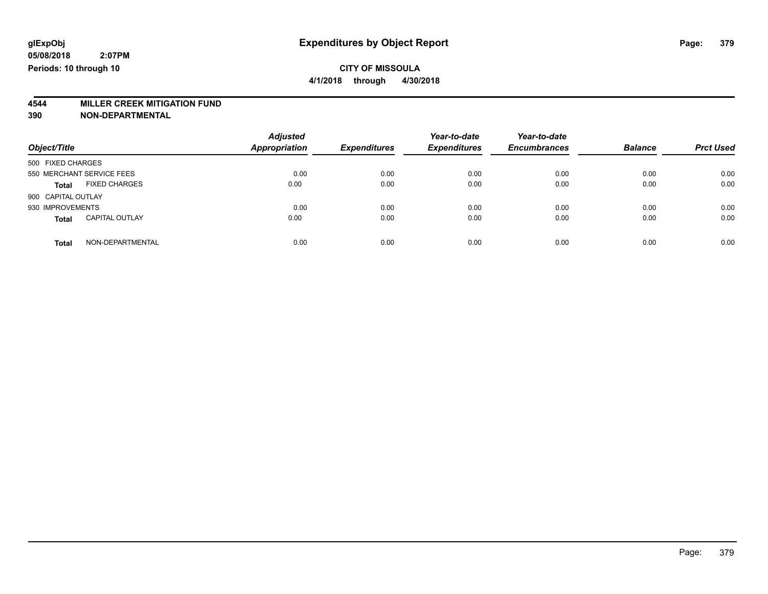# Expenditures by Object Report

glExpObj
05/08/2018 2:07PM
Periods: 10 through 10

**CITY OF MISSOULA**
**4/1/2018 through 4/30/2018**

## 4544 MILLER CREEK MITIGATION FUND
## 390 NON-DEPARTMENTAL

| Object/Title | | Adjusted Appropriation | Expenditures | Year-to-date Expenditures | Year-to-date Encumbrances | Balance | Prct Used |
|---|---|---|---|---|---|---|---|
| 500 FIXED CHARGES | | | | | | | |
| 550 MERCHANT SERVICE FEES | | 0.00 | 0.00 | 0.00 | 0.00 | 0.00 | 0.00 |
| **Total** | FIXED CHARGES | 0.00 | 0.00 | 0.00 | 0.00 | 0.00 | 0.00 |
| 900 CAPITAL OUTLAY | | | | | | | |
| 930 IMPROVEMENTS | | 0.00 | 0.00 | 0.00 | 0.00 | 0.00 | 0.00 |
| **Total** | CAPITAL OUTLAY | 0.00 | 0.00 | 0.00 | 0.00 | 0.00 | 0.00 |
| **Total** | NON-DEPARTMENTAL | 0.00 | 0.00 | 0.00 | 0.00 | 0.00 | 0.00 |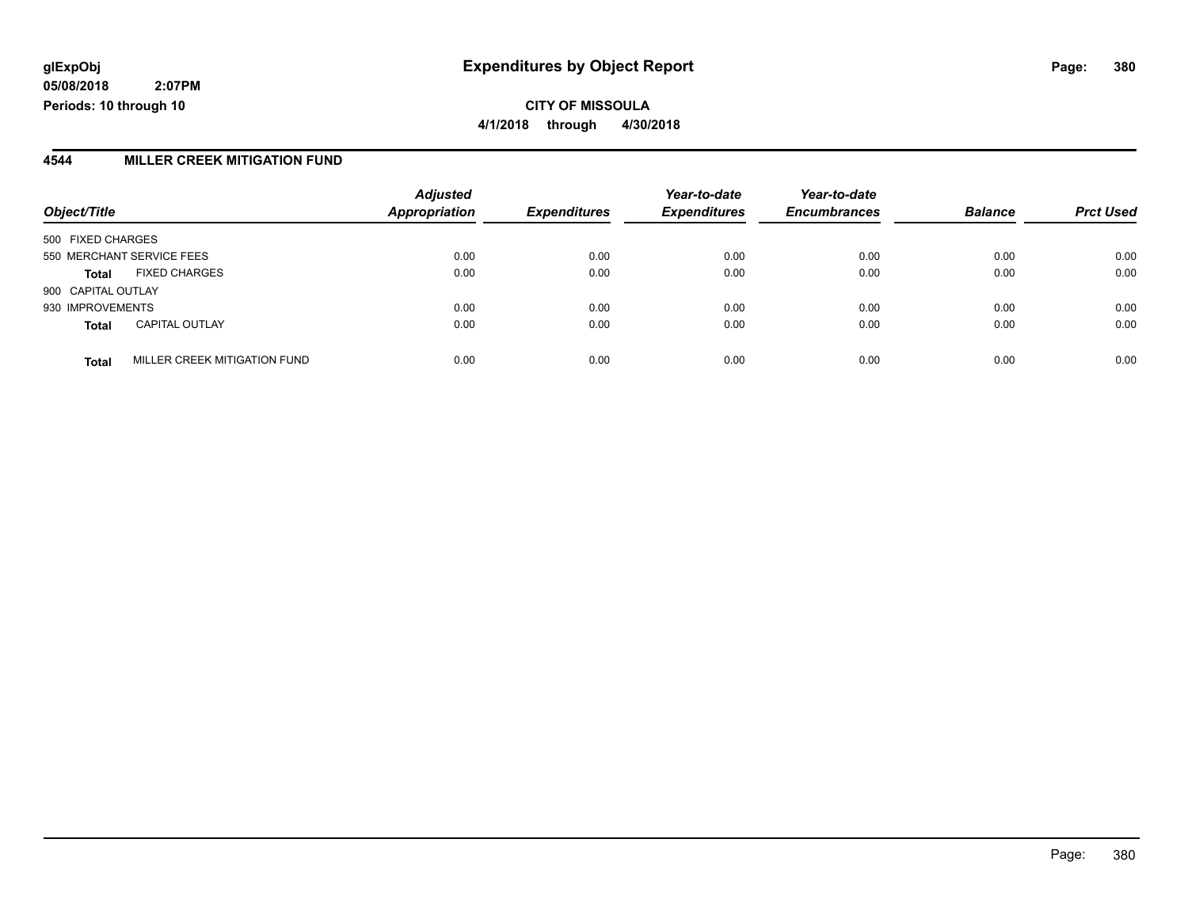**glExpObj**
**05/08/2018 2:07PM**
**Periods: 10 through 10**

# Expenditures by Object Report

**CITY OF MISSOULA**
**4/1/2018 through 4/30/2018**

## 4544 MILLER CREEK MITIGATION FUND

| Object/Title | | *Adjusted Appropriation* | *Expenditures* | *Year-to-date Expenditures* | *Year-to-date Encumbrances* | *Balance* | *Prct Used* |
|---|---|---|---|---|---|---|---|
| 500 FIXED CHARGES | | | | | | | |
| 550 MERCHANT SERVICE FEES | | 0.00 | 0.00 | 0.00 | 0.00 | 0.00 | 0.00 |
| **Total** | FIXED CHARGES | 0.00 | 0.00 | 0.00 | 0.00 | 0.00 | 0.00 |
| 900 CAPITAL OUTLAY | | | | | | | |
| 930 IMPROVEMENTS | | 0.00 | 0.00 | 0.00 | 0.00 | 0.00 | 0.00 |
| **Total** | CAPITAL OUTLAY | 0.00 | 0.00 | 0.00 | 0.00 | 0.00 | 0.00 |
| **Total** | MILLER CREEK MITIGATION FUND | 0.00 | 0.00 | 0.00 | 0.00 | 0.00 | 0.00 |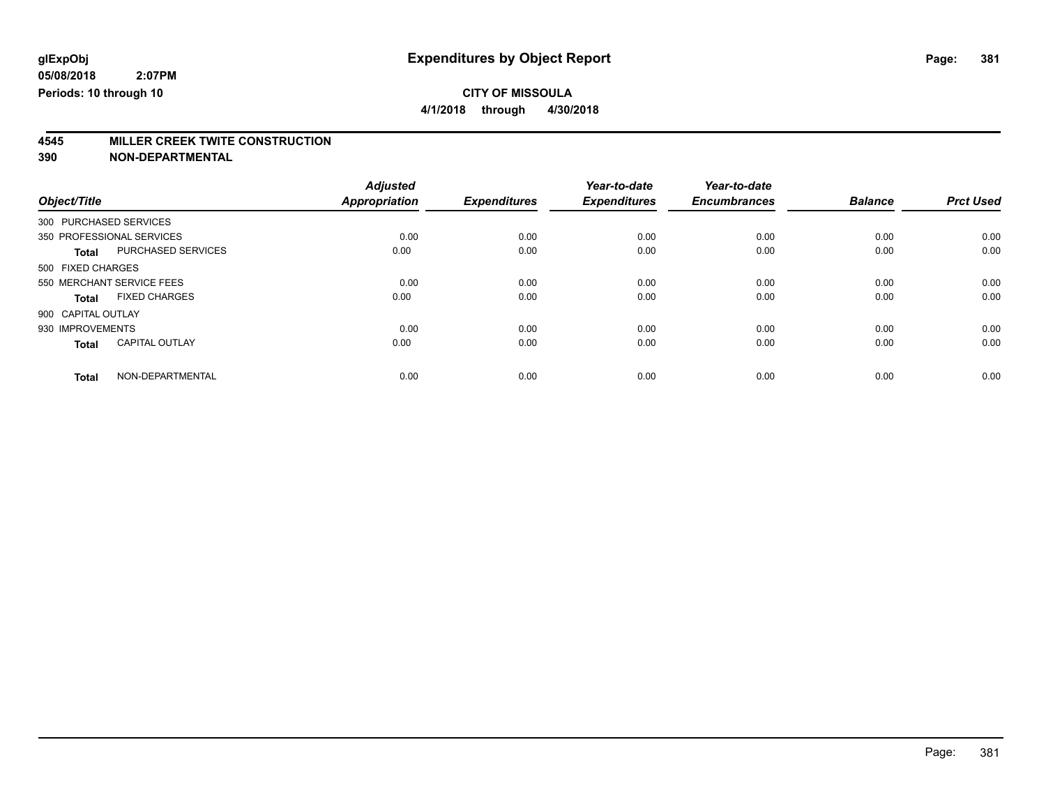**glExpObj** **Expenditures by Object Report**

**05/08/2018 2:07PM**

**Periods: 10 through 10**

**CITY OF MISSOULA**

**4/1/2018 through 4/30/2018**

## 4545 MILLER CREEK TWITE CONSTRUCTION
## 390 NON-DEPARTMENTAL

| Object/Title | | Adjusted Appropriation | Expenditures | Year-to-date Expenditures | Year-to-date Encumbrances | Balance | Prct Used |
|---|---|---|---|---|---|---|---|
| 300 PURCHASED SERVICES | | | | | | | |
| 350 PROFESSIONAL SERVICES | | 0.00 | 0.00 | 0.00 | 0.00 | 0.00 | 0.00 |
| **Total** | PURCHASED SERVICES | 0.00 | 0.00 | 0.00 | 0.00 | 0.00 | 0.00 |
| 500 FIXED CHARGES | | | | | | | |
| 550 MERCHANT SERVICE FEES | | 0.00 | 0.00 | 0.00 | 0.00 | 0.00 | 0.00 |
| **Total** | FIXED CHARGES | 0.00 | 0.00 | 0.00 | 0.00 | 0.00 | 0.00 |
| 900 CAPITAL OUTLAY | | | | | | | |
| 930 IMPROVEMENTS | | 0.00 | 0.00 | 0.00 | 0.00 | 0.00 | 0.00 |
| **Total** | CAPITAL OUTLAY | 0.00 | 0.00 | 0.00 | 0.00 | 0.00 | 0.00 |
| **Total** | NON-DEPARTMENTAL | 0.00 | 0.00 | 0.00 | 0.00 | 0.00 | 0.00 |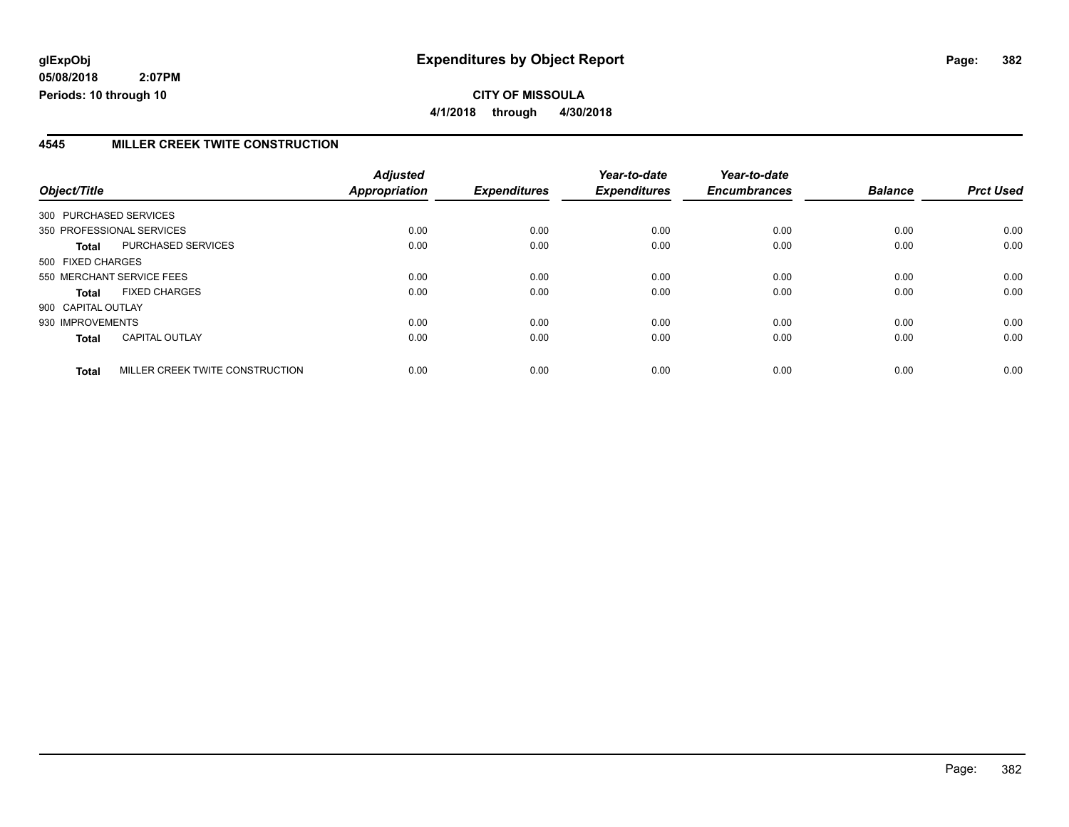**glExpObj**
**05/08/2018 2:07PM**
**Periods: 10 through 10**

# Expenditures by Object Report

**CITY OF MISSOULA**
**4/1/2018 through 4/30/2018**

## 4545 MILLER CREEK TWITE CONSTRUCTION

| Object/Title | | Adjusted Appropriation | Expenditures | Year-to-date Expenditures | Year-to-date Encumbrances | Balance | Prct Used |
|---|---|---|---|---|---|---|---|
| 300 PURCHASED SERVICES | | | | | | | |
| 350 PROFESSIONAL SERVICES | | 0.00 | 0.00 | 0.00 | 0.00 | 0.00 | 0.00 |
| **Total** | PURCHASED SERVICES | 0.00 | 0.00 | 0.00 | 0.00 | 0.00 | 0.00 |
| 500 FIXED CHARGES | | | | | | | |
| 550 MERCHANT SERVICE FEES | | 0.00 | 0.00 | 0.00 | 0.00 | 0.00 | 0.00 |
| **Total** | FIXED CHARGES | 0.00 | 0.00 | 0.00 | 0.00 | 0.00 | 0.00 |
| 900 CAPITAL OUTLAY | | | | | | | |
| 930 IMPROVEMENTS | | 0.00 | 0.00 | 0.00 | 0.00 | 0.00 | 0.00 |
| **Total** | CAPITAL OUTLAY | 0.00 | 0.00 | 0.00 | 0.00 | 0.00 | 0.00 |
| **Total** | MILLER CREEK TWITE CONSTRUCTION | 0.00 | 0.00 | 0.00 | 0.00 | 0.00 | 0.00 |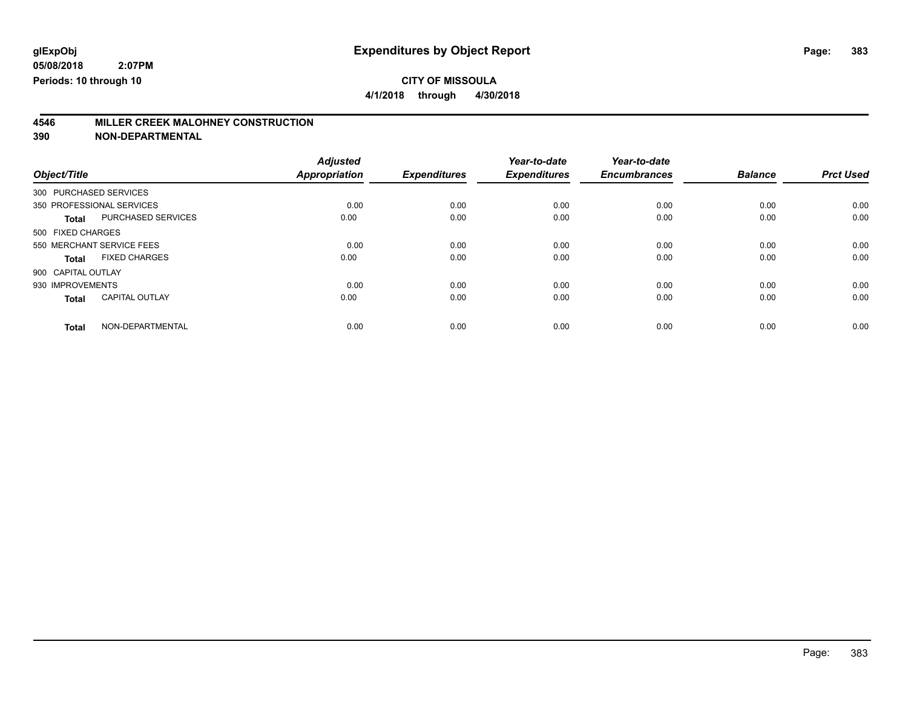# Expenditures by Object Report

**CITY OF MISSOULA**

**4/1/2018 through 4/30/2018**

**glExpObj**
**05/08/2018 2:07PM**
**Periods: 10 through 10**

## 4546 MILLER CREEK MALOHNEY CONSTRUCTION
## 390 NON-DEPARTMENTAL

| Object/Title | | Adjusted Appropriation | Expenditures | Year-to-date Expenditures | Year-to-date Encumbrances | Balance | Prct Used |
|---|---|---|---|---|---|---|---|
| 300 PURCHASED SERVICES | | | | | | | |
| 350 PROFESSIONAL SERVICES | | 0.00 | 0.00 | 0.00 | 0.00 | 0.00 | 0.00 |
| **Total** | PURCHASED SERVICES | 0.00 | 0.00 | 0.00 | 0.00 | 0.00 | 0.00 |
| 500 FIXED CHARGES | | | | | | | |
| 550 MERCHANT SERVICE FEES | | 0.00 | 0.00 | 0.00 | 0.00 | 0.00 | 0.00 |
| **Total** | FIXED CHARGES | 0.00 | 0.00 | 0.00 | 0.00 | 0.00 | 0.00 |
| 900 CAPITAL OUTLAY | | | | | | | |
| 930 IMPROVEMENTS | | 0.00 | 0.00 | 0.00 | 0.00 | 0.00 | 0.00 |
| **Total** | CAPITAL OUTLAY | 0.00 | 0.00 | 0.00 | 0.00 | 0.00 | 0.00 |
| **Total** | NON-DEPARTMENTAL | 0.00 | 0.00 | 0.00 | 0.00 | 0.00 | 0.00 |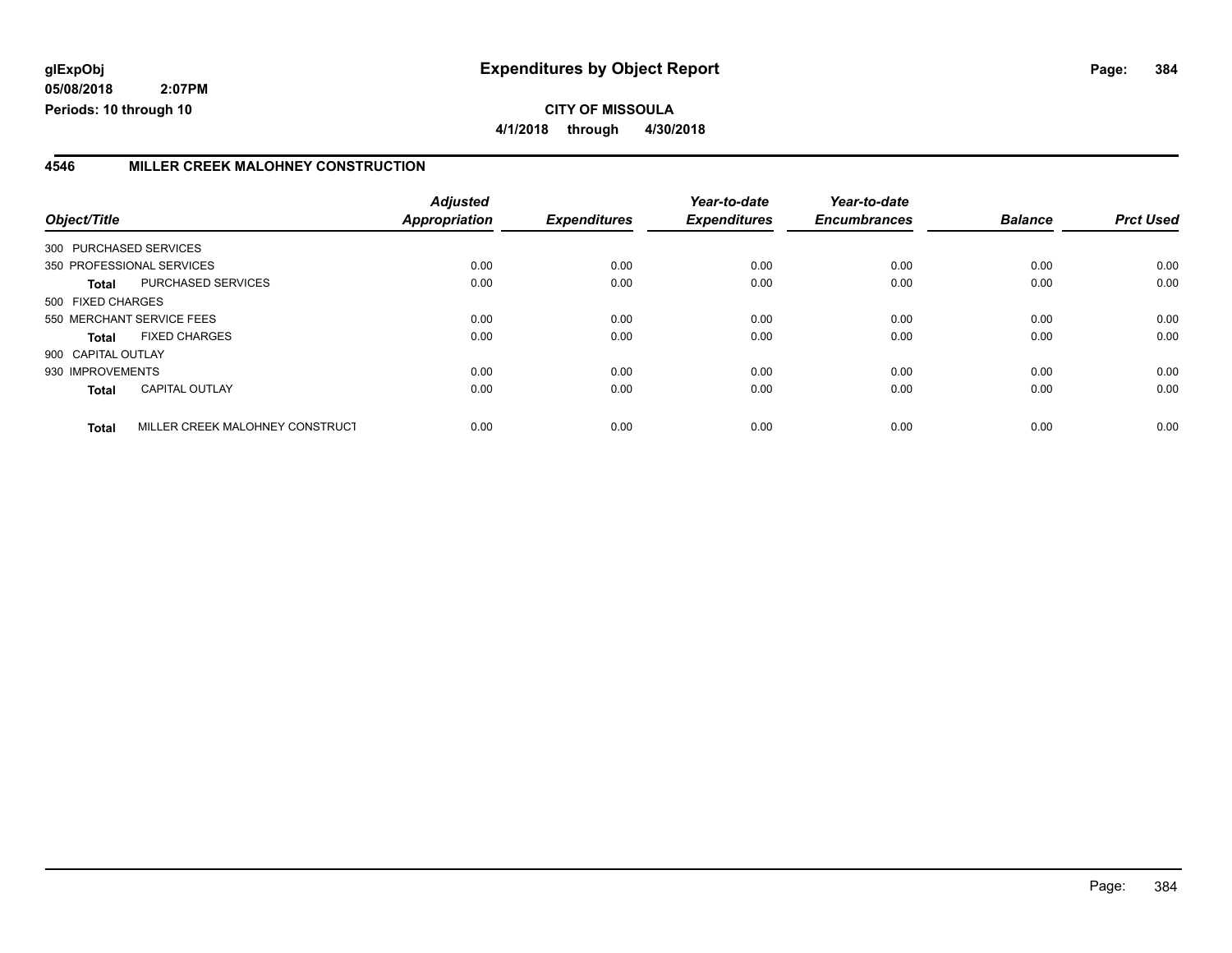**glExpObj**
**05/08/2018 2:07PM**
**Periods: 10 through 10**

# Expenditures by Object Report

**CITY OF MISSOULA**
**4/1/2018 through 4/30/2018**

## 4546 MILLER CREEK MALOHNEY CONSTRUCTION

| Object/Title | | Adjusted Appropriation | Expenditures | Year-to-date Expenditures | Year-to-date Encumbrances | Balance | Prct Used |
|---|---|---|---|---|---|---|---|
| 300 PURCHASED SERVICES | | | | | | | |
| 350 PROFESSIONAL SERVICES | | 0.00 | 0.00 | 0.00 | 0.00 | 0.00 | 0.00 |
| **Total** | PURCHASED SERVICES | 0.00 | 0.00 | 0.00 | 0.00 | 0.00 | 0.00 |
| 500 FIXED CHARGES | | | | | | | |
| 550 MERCHANT SERVICE FEES | | 0.00 | 0.00 | 0.00 | 0.00 | 0.00 | 0.00 |
| **Total** | FIXED CHARGES | 0.00 | 0.00 | 0.00 | 0.00 | 0.00 | 0.00 |
| 900 CAPITAL OUTLAY | | | | | | | |
| 930 IMPROVEMENTS | | 0.00 | 0.00 | 0.00 | 0.00 | 0.00 | 0.00 |
| **Total** | CAPITAL OUTLAY | 0.00 | 0.00 | 0.00 | 0.00 | 0.00 | 0.00 |
| **Total** | MILLER CREEK MALOHNEY CONSTRUCT | 0.00 | 0.00 | 0.00 | 0.00 | 0.00 | 0.00 |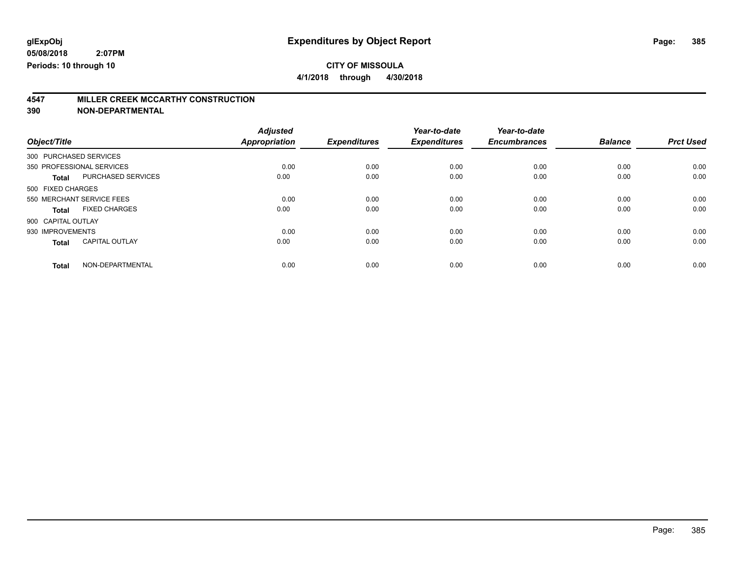**glExpObj**
**05/08/2018 2:07PM**
**Periods: 10 through 10**

# Expenditures by Object Report

**CITY OF MISSOULA**
**4/1/2018 through 4/30/2018**

## 4547 MILLER CREEK MCCARTHY CONSTRUCTION
## 390 NON-DEPARTMENTAL

| Object/Title | | Adjusted Appropriation | Expenditures | Year-to-date Expenditures | Year-to-date Encumbrances | Balance | Prct Used |
|---|---|---|---|---|---|---|---|
| 300 PURCHASED SERVICES | | | | | | | |
| 350 PROFESSIONAL SERVICES | | 0.00 | 0.00 | 0.00 | 0.00 | 0.00 | 0.00 |
| **Total** | PURCHASED SERVICES | 0.00 | 0.00 | 0.00 | 0.00 | 0.00 | 0.00 |
| 500 FIXED CHARGES | | | | | | | |
| 550 MERCHANT SERVICE FEES | | 0.00 | 0.00 | 0.00 | 0.00 | 0.00 | 0.00 |
| **Total** | FIXED CHARGES | 0.00 | 0.00 | 0.00 | 0.00 | 0.00 | 0.00 |
| 900 CAPITAL OUTLAY | | | | | | | |
| 930 IMPROVEMENTS | | 0.00 | 0.00 | 0.00 | 0.00 | 0.00 | 0.00 |
| **Total** | CAPITAL OUTLAY | 0.00 | 0.00 | 0.00 | 0.00 | 0.00 | 0.00 |
| **Total** | NON-DEPARTMENTAL | 0.00 | 0.00 | 0.00 | 0.00 | 0.00 | 0.00 |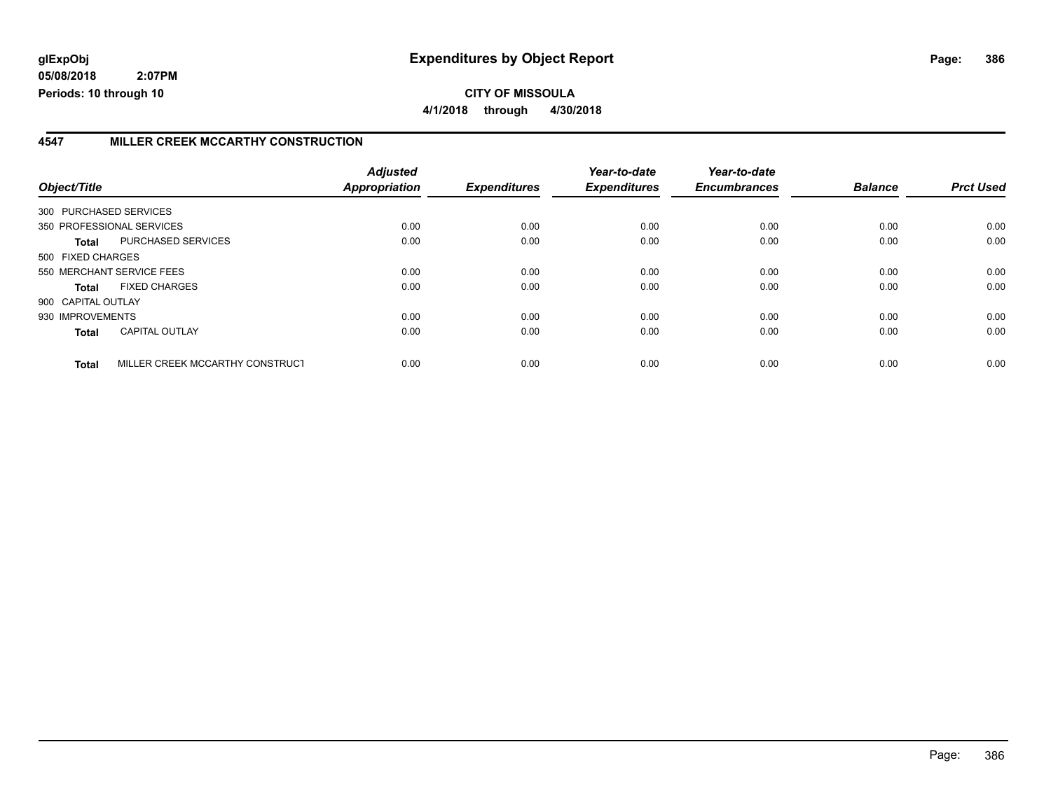**glExpObj**
**05/08/2018 2:07PM**
**Periods: 10 through 10**

# Expenditures by Object Report

**CITY OF MISSOULA**
**4/1/2018 through 4/30/2018**

## 4547 MILLER CREEK MCCARTHY CONSTRUCTION

| Object/Title | | Adjusted Appropriation | Expenditures | Year-to-date Expenditures | Year-to-date Encumbrances | Balance | Prct Used |
|---|---|---|---|---|---|---|---|
| 300 PURCHASED SERVICES | | | | | | | |
| 350 PROFESSIONAL SERVICES | | 0.00 | 0.00 | 0.00 | 0.00 | 0.00 | 0.00 |
| **Total** | PURCHASED SERVICES | 0.00 | 0.00 | 0.00 | 0.00 | 0.00 | 0.00 |
| 500 FIXED CHARGES | | | | | | | |
| 550 MERCHANT SERVICE FEES | | 0.00 | 0.00 | 0.00 | 0.00 | 0.00 | 0.00 |
| **Total** | FIXED CHARGES | 0.00 | 0.00 | 0.00 | 0.00 | 0.00 | 0.00 |
| 900 CAPITAL OUTLAY | | | | | | | |
| 930 IMPROVEMENTS | | 0.00 | 0.00 | 0.00 | 0.00 | 0.00 | 0.00 |
| **Total** | CAPITAL OUTLAY | 0.00 | 0.00 | 0.00 | 0.00 | 0.00 | 0.00 |
| **Total** | MILLER CREEK MCCARTHY CONSTRUCT | 0.00 | 0.00 | 0.00 | 0.00 | 0.00 | 0.00 |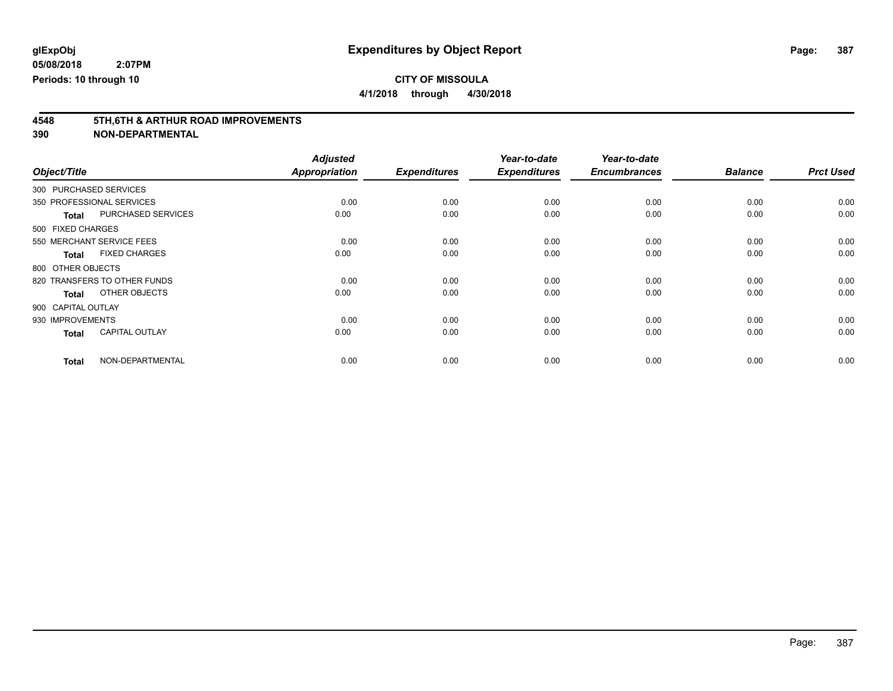**glExpObj** | **Expenditures by Object Report**

**05/08/2018 2:07PM**

**Periods: 10 through 10**

**CITY OF MISSOULA**

**4/1/2018 through 4/30/2018**

## 4548 5TH,6TH & ARTHUR ROAD IMPROVEMENTS
## 390 NON-DEPARTMENTAL

| Object/Title | Adjusted Appropriation | Expenditures | Year-to-date Expenditures | Year-to-date Encumbrances | Balance | Prct Used |
|---|---|---|---|---|---|---|
| 300 PURCHASED SERVICES | | | | | | |
| 350 PROFESSIONAL SERVICES | 0.00 | 0.00 | 0.00 | 0.00 | 0.00 | 0.00 |
| **Total** PURCHASED SERVICES | 0.00 | 0.00 | 0.00 | 0.00 | 0.00 | 0.00 |
| 500 FIXED CHARGES | | | | | | |
| 550 MERCHANT SERVICE FEES | 0.00 | 0.00 | 0.00 | 0.00 | 0.00 | 0.00 |
| **Total** FIXED CHARGES | 0.00 | 0.00 | 0.00 | 0.00 | 0.00 | 0.00 |
| 800 OTHER OBJECTS | | | | | | |
| 820 TRANSFERS TO OTHER FUNDS | 0.00 | 0.00 | 0.00 | 0.00 | 0.00 | 0.00 |
| **Total** OTHER OBJECTS | 0.00 | 0.00 | 0.00 | 0.00 | 0.00 | 0.00 |
| 900 CAPITAL OUTLAY | | | | | | |
| 930 IMPROVEMENTS | 0.00 | 0.00 | 0.00 | 0.00 | 0.00 | 0.00 |
| **Total** CAPITAL OUTLAY | 0.00 | 0.00 | 0.00 | 0.00 | 0.00 | 0.00 |
| **Total** NON-DEPARTMENTAL | 0.00 | 0.00 | 0.00 | 0.00 | 0.00 | 0.00 |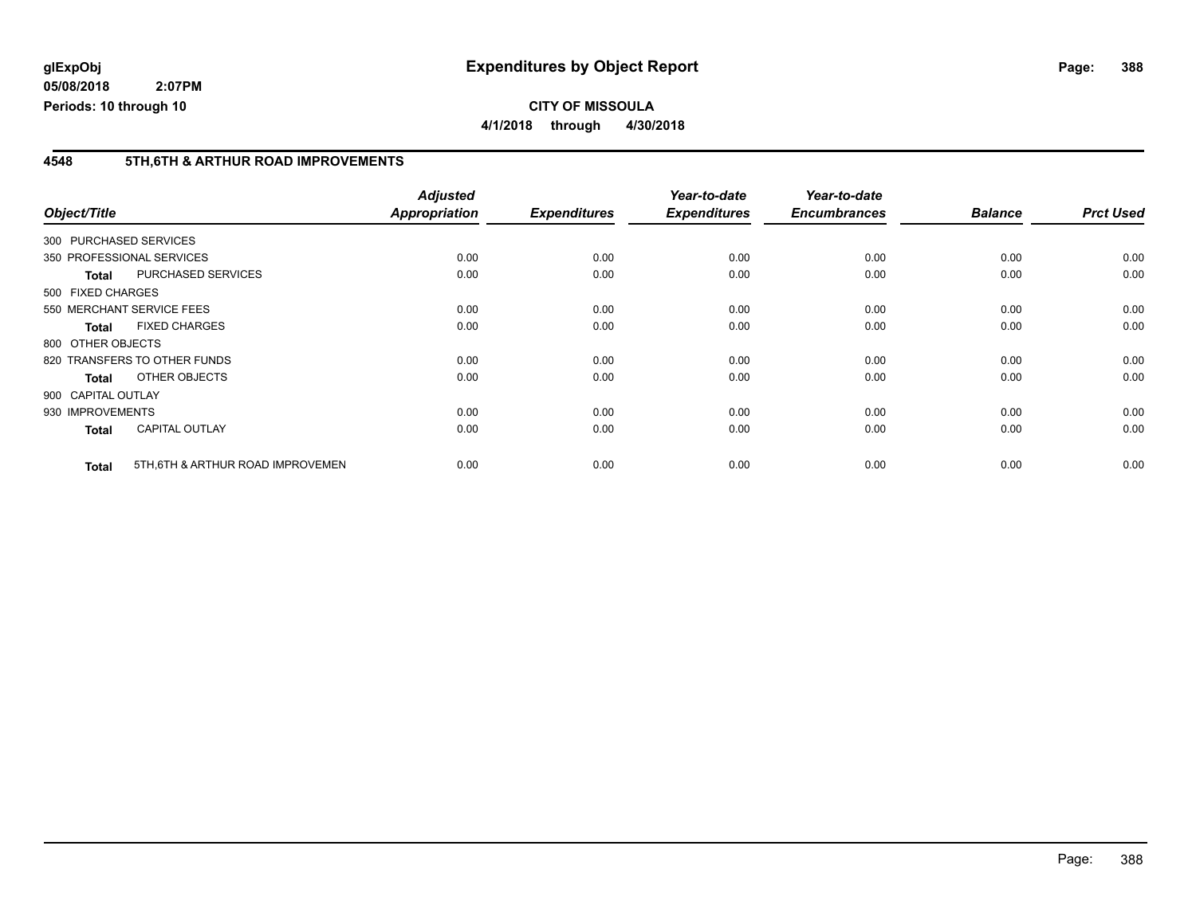**glExpObj**
**05/08/2018 2:07PM**
**Periods: 10 through 10**

# Expenditures by Object Report

**CITY OF MISSOULA**
**4/1/2018 through 4/30/2018**

## 4548 5TH,6TH & ARTHUR ROAD IMPROVEMENTS

| Object/Title | | Adjusted Appropriation | Expenditures | Year-to-date Expenditures | Year-to-date Encumbrances | Balance | Prct Used |
|---|---|---|---|---|---|---|---|
| 300 PURCHASED SERVICES | | | | | | | |
| 350 PROFESSIONAL SERVICES | | 0.00 | 0.00 | 0.00 | 0.00 | 0.00 | 0.00 |
| **Total** | PURCHASED SERVICES | 0.00 | 0.00 | 0.00 | 0.00 | 0.00 | 0.00 |
| 500 FIXED CHARGES | | | | | | | |
| 550 MERCHANT SERVICE FEES | | 0.00 | 0.00 | 0.00 | 0.00 | 0.00 | 0.00 |
| **Total** | FIXED CHARGES | 0.00 | 0.00 | 0.00 | 0.00 | 0.00 | 0.00 |
| 800 OTHER OBJECTS | | | | | | | |
| 820 TRANSFERS TO OTHER FUNDS | | 0.00 | 0.00 | 0.00 | 0.00 | 0.00 | 0.00 |
| **Total** | OTHER OBJECTS | 0.00 | 0.00 | 0.00 | 0.00 | 0.00 | 0.00 |
| 900 CAPITAL OUTLAY | | | | | | | |
| 930 IMPROVEMENTS | | 0.00 | 0.00 | 0.00 | 0.00 | 0.00 | 0.00 |
| **Total** | CAPITAL OUTLAY | 0.00 | 0.00 | 0.00 | 0.00 | 0.00 | 0.00 |
| **Total** | 5TH,6TH & ARTHUR ROAD IMPROVEMEN | 0.00 | 0.00 | 0.00 | 0.00 | 0.00 | 0.00 |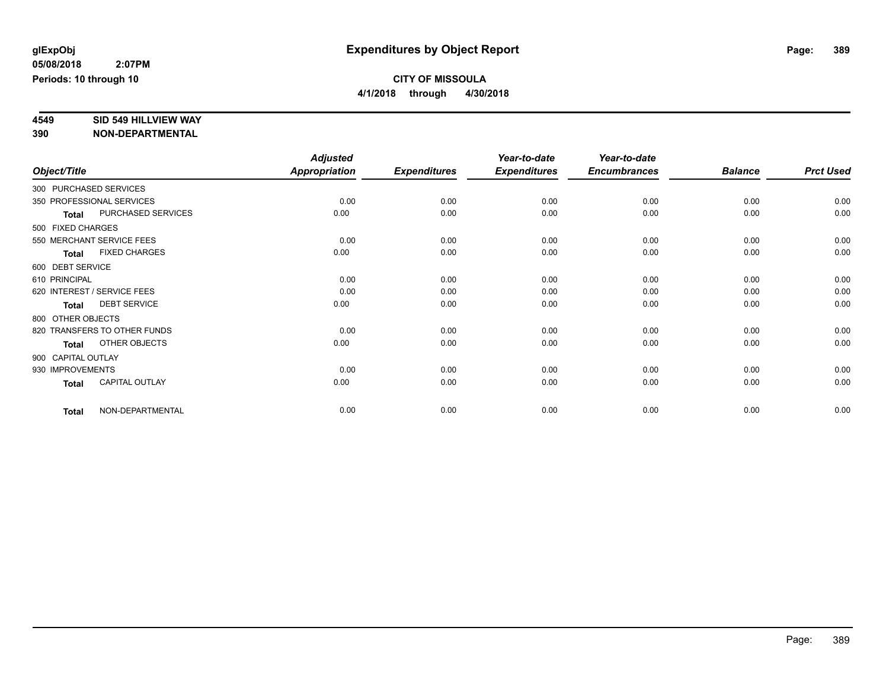**glExpObj**
**05/08/2018 2:07PM**
**Periods: 10 through 10**

# Expenditures by Object Report

**CITY OF MISSOULA**
**4/1/2018 through 4/30/2018**

**4549 SID 549 HILLVIEW WAY**
**390 NON-DEPARTMENTAL**

| Object/Title | Adjusted Appropriation | Expenditures | Year-to-date Expenditures | Year-to-date Encumbrances | Balance | Prct Used |
|---|---|---|---|---|---|---|
| 300 PURCHASED SERVICES | | | | | | |
| 350 PROFESSIONAL SERVICES | 0.00 | 0.00 | 0.00 | 0.00 | 0.00 | 0.00 |
| **Total** PURCHASED SERVICES | 0.00 | 0.00 | 0.00 | 0.00 | 0.00 | 0.00 |
| 500 FIXED CHARGES | | | | | | |
| 550 MERCHANT SERVICE FEES | 0.00 | 0.00 | 0.00 | 0.00 | 0.00 | 0.00 |
| **Total** FIXED CHARGES | 0.00 | 0.00 | 0.00 | 0.00 | 0.00 | 0.00 |
| 600 DEBT SERVICE | | | | | | |
| 610 PRINCIPAL | 0.00 | 0.00 | 0.00 | 0.00 | 0.00 | 0.00 |
| 620 INTEREST / SERVICE FEES | 0.00 | 0.00 | 0.00 | 0.00 | 0.00 | 0.00 |
| **Total** DEBT SERVICE | 0.00 | 0.00 | 0.00 | 0.00 | 0.00 | 0.00 |
| 800 OTHER OBJECTS | | | | | | |
| 820 TRANSFERS TO OTHER FUNDS | 0.00 | 0.00 | 0.00 | 0.00 | 0.00 | 0.00 |
| **Total** OTHER OBJECTS | 0.00 | 0.00 | 0.00 | 0.00 | 0.00 | 0.00 |
| 900 CAPITAL OUTLAY | | | | | | |
| 930 IMPROVEMENTS | 0.00 | 0.00 | 0.00 | 0.00 | 0.00 | 0.00 |
| **Total** CAPITAL OUTLAY | 0.00 | 0.00 | 0.00 | 0.00 | 0.00 | 0.00 |
| **Total** NON-DEPARTMENTAL | 0.00 | 0.00 | 0.00 | 0.00 | 0.00 | 0.00 |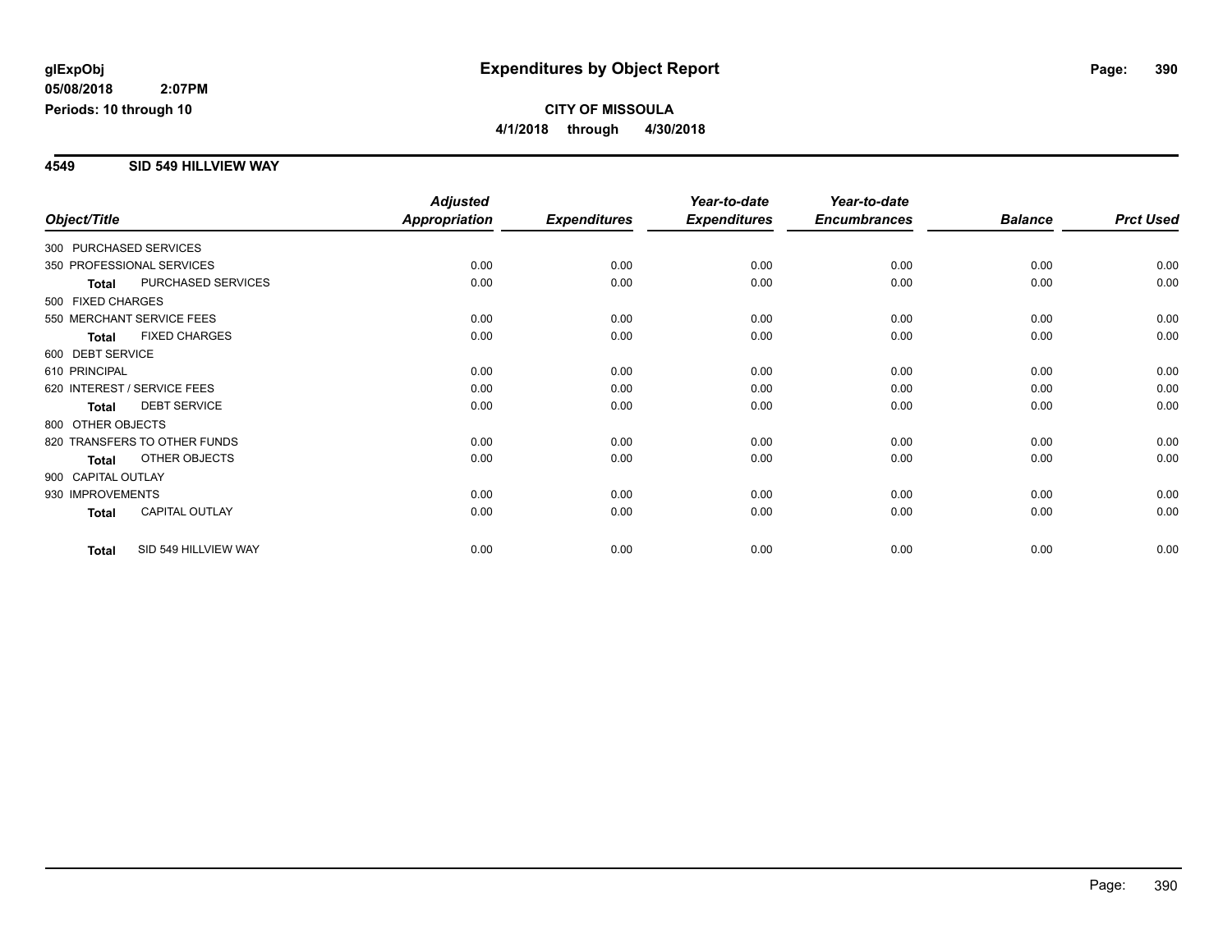glExpObj
05/08/2018 2:07PM
Periods: 10 through 10

# Expenditures by Object Report

**CITY OF MISSOULA**
**4/1/2018 through 4/30/2018**

## 4549 SID 549 HILLVIEW WAY

| Object/Title | | Adjusted Appropriation | Expenditures | Year-to-date Expenditures | Year-to-date Encumbrances | Balance | Prct Used |
|---|---|---|---|---|---|---|---|
| 300 PURCHASED SERVICES | | | | | | | |
| 350 PROFESSIONAL SERVICES | | 0.00 | 0.00 | 0.00 | 0.00 | 0.00 | 0.00 |
| Total | PURCHASED SERVICES | 0.00 | 0.00 | 0.00 | 0.00 | 0.00 | 0.00 |
| 500 FIXED CHARGES | | | | | | | |
| 550 MERCHANT SERVICE FEES | | 0.00 | 0.00 | 0.00 | 0.00 | 0.00 | 0.00 |
| Total | FIXED CHARGES | 0.00 | 0.00 | 0.00 | 0.00 | 0.00 | 0.00 |
| 600 DEBT SERVICE | | | | | | | |
| 610 PRINCIPAL | | 0.00 | 0.00 | 0.00 | 0.00 | 0.00 | 0.00 |
| 620 INTEREST / SERVICE FEES | | 0.00 | 0.00 | 0.00 | 0.00 | 0.00 | 0.00 |
| Total | DEBT SERVICE | 0.00 | 0.00 | 0.00 | 0.00 | 0.00 | 0.00 |
| 800 OTHER OBJECTS | | | | | | | |
| 820 TRANSFERS TO OTHER FUNDS | | 0.00 | 0.00 | 0.00 | 0.00 | 0.00 | 0.00 |
| Total | OTHER OBJECTS | 0.00 | 0.00 | 0.00 | 0.00 | 0.00 | 0.00 |
| 900 CAPITAL OUTLAY | | | | | | | |
| 930 IMPROVEMENTS | | 0.00 | 0.00 | 0.00 | 0.00 | 0.00 | 0.00 |
| Total | CAPITAL OUTLAY | 0.00 | 0.00 | 0.00 | 0.00 | 0.00 | 0.00 |
| Total | SID 549 HILLVIEW WAY | 0.00 | 0.00 | 0.00 | 0.00 | 0.00 | 0.00 |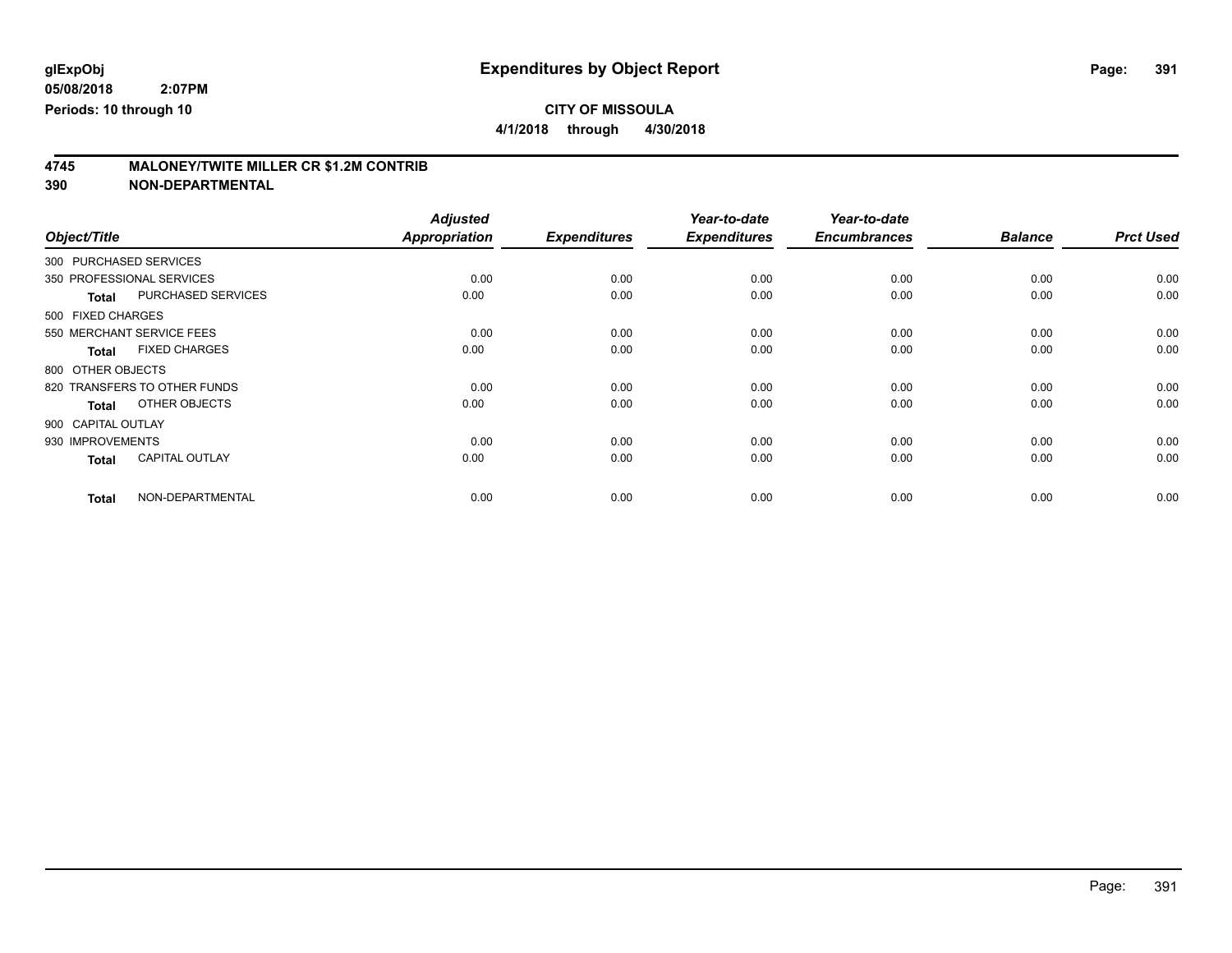glExpObj
05/08/2018 2:07PM
Periods: 10 through 10

# Expenditures by Object Report

**CITY OF MISSOULA**

**4/1/2018 through 4/30/2018**

## 4745 MALONEY/TWITE MILLER CR $1.2M CONTRIB
## 390 NON-DEPARTMENTAL

| Object/Title | | Adjusted Appropriation | Expenditures | Year-to-date Expenditures | Year-to-date Encumbrances | Balance | Prct Used |
|---|---|---|---|---|---|---|---|
| 300 PURCHASED SERVICES | | | | | | | |
| 350 PROFESSIONAL SERVICES | | 0.00 | 0.00 | 0.00 | 0.00 | 0.00 | 0.00 |
| **Total** | PURCHASED SERVICES | 0.00 | 0.00 | 0.00 | 0.00 | 0.00 | 0.00 |
| 500 FIXED CHARGES | | | | | | | |
| 550 MERCHANT SERVICE FEES | | 0.00 | 0.00 | 0.00 | 0.00 | 0.00 | 0.00 |
| **Total** | FIXED CHARGES | 0.00 | 0.00 | 0.00 | 0.00 | 0.00 | 0.00 |
| 800 OTHER OBJECTS | | | | | | | |
| 820 TRANSFERS TO OTHER FUNDS | | 0.00 | 0.00 | 0.00 | 0.00 | 0.00 | 0.00 |
| **Total** | OTHER OBJECTS | 0.00 | 0.00 | 0.00 | 0.00 | 0.00 | 0.00 |
| 900 CAPITAL OUTLAY | | | | | | | |
| 930 IMPROVEMENTS | | 0.00 | 0.00 | 0.00 | 0.00 | 0.00 | 0.00 |
| **Total** | CAPITAL OUTLAY | 0.00 | 0.00 | 0.00 | 0.00 | 0.00 | 0.00 |
| **Total** | NON-DEPARTMENTAL | 0.00 | 0.00 | 0.00 | 0.00 | 0.00 | 0.00 |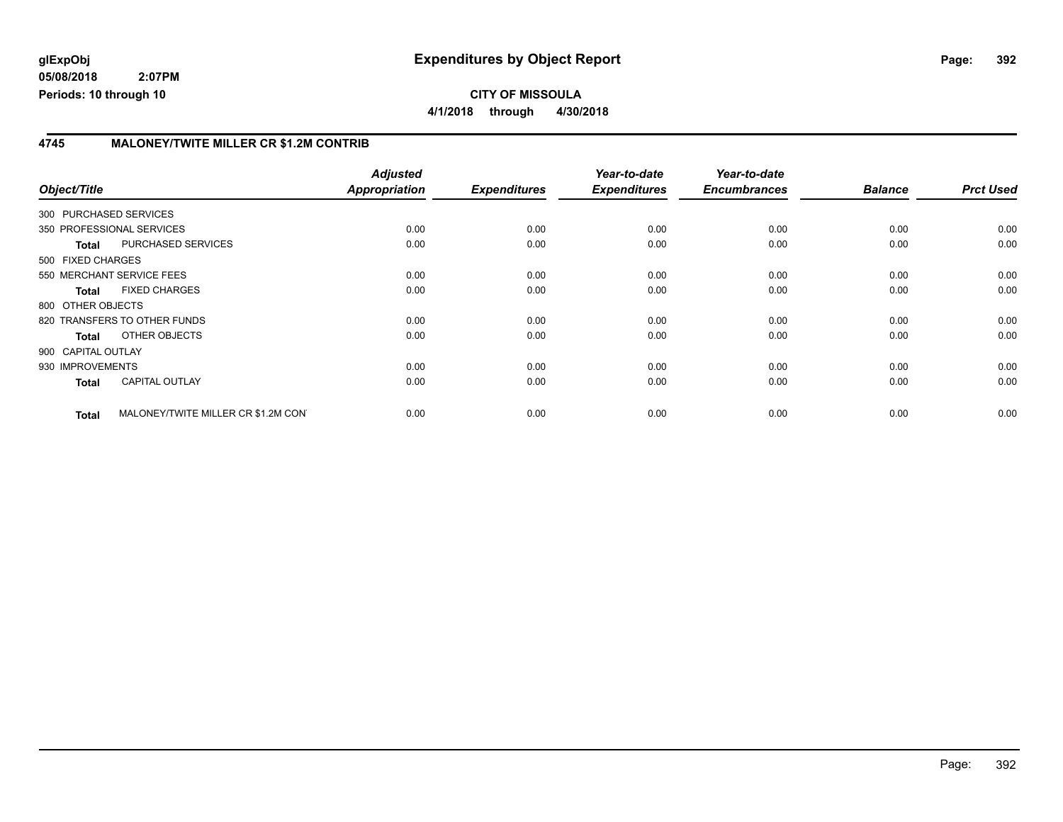**glExpObj**
**05/08/2018 2:07PM**
**Periods: 10 through 10**

# Expenditures by Object Report

**CITY OF MISSOULA**
**4/1/2018 through 4/30/2018**

## 4745 MALONEY/TWITE MILLER CR $1.2M CONTRIB

| Object/Title | | Adjusted Appropriation | Expenditures | Year-to-date Expenditures | Year-to-date Encumbrances | Balance | Prct Used |
|---|---|---|---|---|---|---|---|
| 300 PURCHASED SERVICES | | | | | | | |
| 350 PROFESSIONAL SERVICES | | 0.00 | 0.00 | 0.00 | 0.00 | 0.00 | 0.00 |
| **Total** | PURCHASED SERVICES | 0.00 | 0.00 | 0.00 | 0.00 | 0.00 | 0.00 |
| 500 FIXED CHARGES | | | | | | | |
| 550 MERCHANT SERVICE FEES | | 0.00 | 0.00 | 0.00 | 0.00 | 0.00 | 0.00 |
| **Total** | FIXED CHARGES | 0.00 | 0.00 | 0.00 | 0.00 | 0.00 | 0.00 |
| 800 OTHER OBJECTS | | | | | | | |
| 820 TRANSFERS TO OTHER FUNDS | | 0.00 | 0.00 | 0.00 | 0.00 | 0.00 | 0.00 |
| **Total** | OTHER OBJECTS | 0.00 | 0.00 | 0.00 | 0.00 | 0.00 | 0.00 |
| 900 CAPITAL OUTLAY | | | | | | | |
| 930 IMPROVEMENTS | | 0.00 | 0.00 | 0.00 | 0.00 | 0.00 | 0.00 |
| **Total** | CAPITAL OUTLAY | 0.00 | 0.00 | 0.00 | 0.00 | 0.00 | 0.00 |
| **Total** | MALONEY/TWITE MILLER CR $1.2M CON | 0.00 | 0.00 | 0.00 | 0.00 | 0.00 | 0.00 |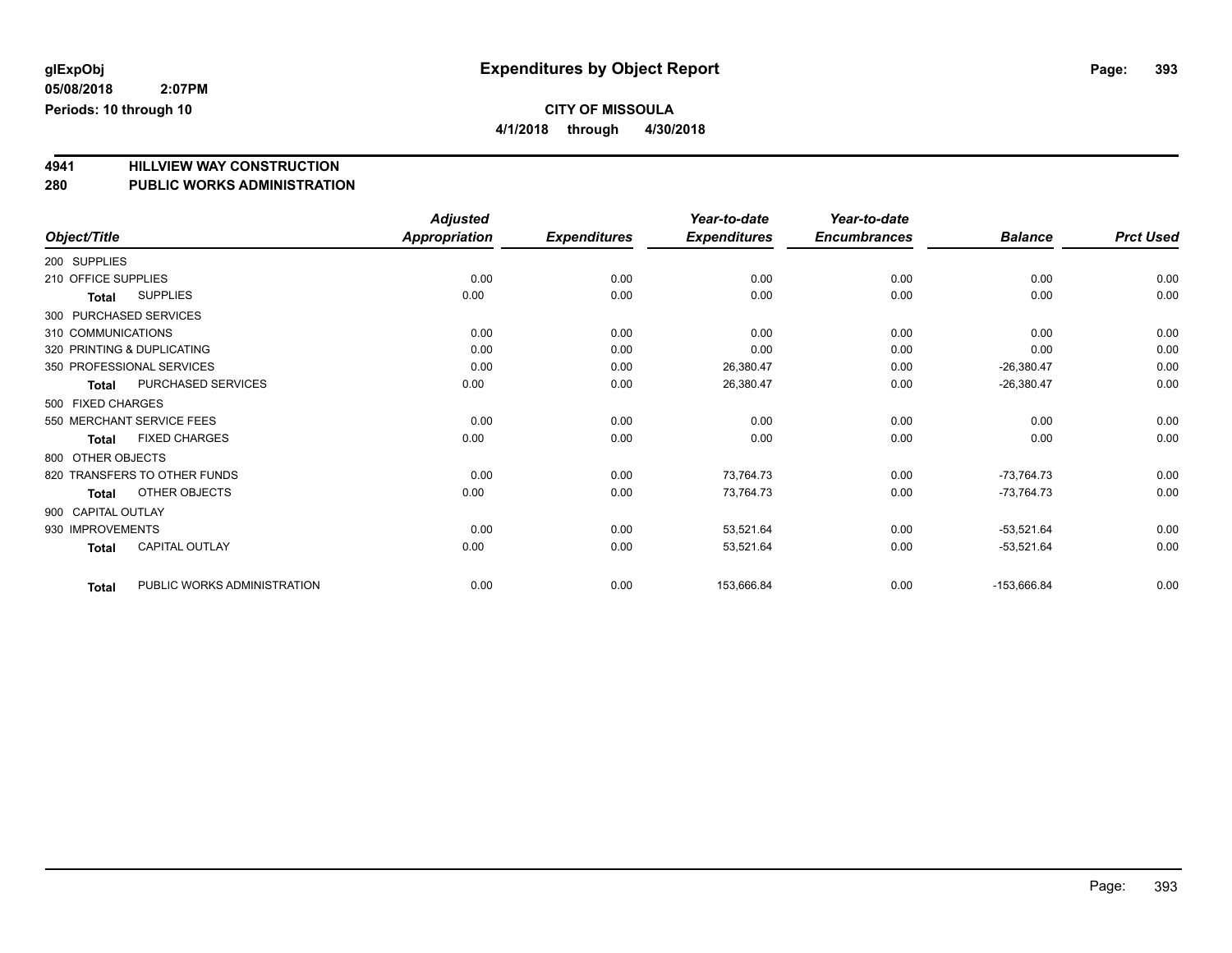**glExpObj** **Expenditures by Object Report**

**05/08/2018 2:07PM**

**Periods: 10 through 10**

**CITY OF MISSOULA**

**4/1/2018 through 4/30/2018**

## 4941 HILLVIEW WAY CONSTRUCTION

## 280 PUBLIC WORKS ADMINISTRATION

| Object/Title | Adjusted Appropriation | Expenditures | Year-to-date Expenditures | Year-to-date Encumbrances | Balance | Prct Used |
|---|---|---|---|---|---|---|
| 200 SUPPLIES | | | | | | |
| 210 OFFICE SUPPLIES | 0.00 | 0.00 | 0.00 | 0.00 | 0.00 | 0.00 |
| **Total** SUPPLIES | 0.00 | 0.00 | 0.00 | 0.00 | 0.00 | 0.00 |
| 300 PURCHASED SERVICES | | | | | | |
| 310 COMMUNICATIONS | 0.00 | 0.00 | 0.00 | 0.00 | 0.00 | 0.00 |
| 320 PRINTING & DUPLICATING | 0.00 | 0.00 | 0.00 | 0.00 | 0.00 | 0.00 |
| 350 PROFESSIONAL SERVICES | 0.00 | 0.00 | 26,380.47 | 0.00 | -26,380.47 | 0.00 |
| **Total** PURCHASED SERVICES | 0.00 | 0.00 | 26,380.47 | 0.00 | -26,380.47 | 0.00 |
| 500 FIXED CHARGES | | | | | | |
| 550 MERCHANT SERVICE FEES | 0.00 | 0.00 | 0.00 | 0.00 | 0.00 | 0.00 |
| **Total** FIXED CHARGES | 0.00 | 0.00 | 0.00 | 0.00 | 0.00 | 0.00 |
| 800 OTHER OBJECTS | | | | | | |
| 820 TRANSFERS TO OTHER FUNDS | 0.00 | 0.00 | 73,764.73 | 0.00 | -73,764.73 | 0.00 |
| **Total** OTHER OBJECTS | 0.00 | 0.00 | 73,764.73 | 0.00 | -73,764.73 | 0.00 |
| 900 CAPITAL OUTLAY | | | | | | |
| 930 IMPROVEMENTS | 0.00 | 0.00 | 53,521.64 | 0.00 | -53,521.64 | 0.00 |
| **Total** CAPITAL OUTLAY | 0.00 | 0.00 | 53,521.64 | 0.00 | -53,521.64 | 0.00 |
| **Total** PUBLIC WORKS ADMINISTRATION | 0.00 | 0.00 | 153,666.84 | 0.00 | -153,666.84 | 0.00 |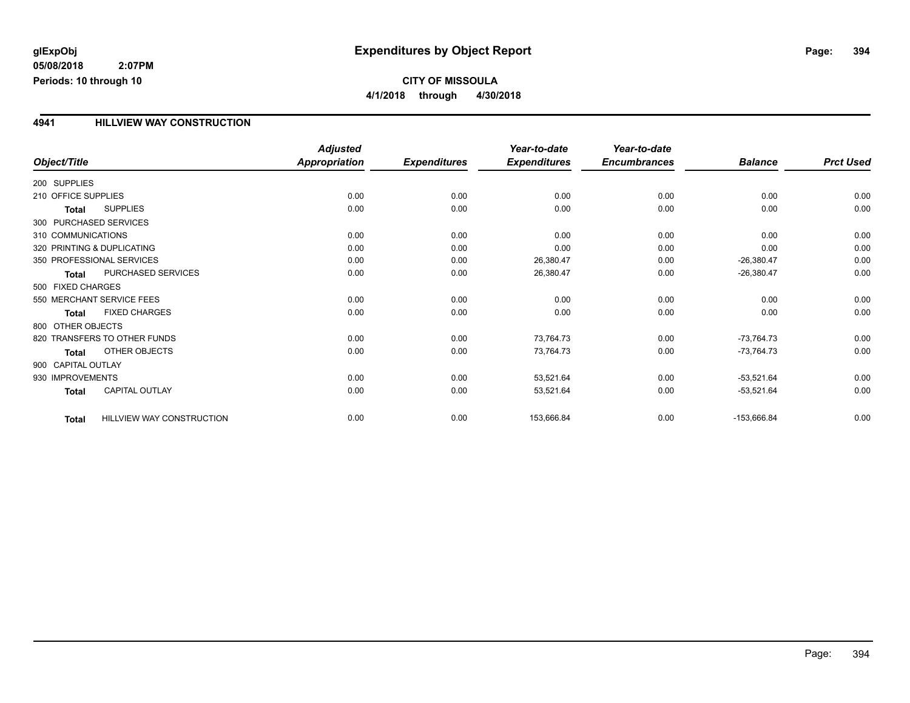# Expenditures by Object Report

glExpObj
05/08/2018 2:07PM
Periods: 10 through 10

**CITY OF MISSOULA**
**4/1/2018 through 4/30/2018**

## 4941 HILLVIEW WAY CONSTRUCTION

| Object/Title | | Adjusted Appropriation | Expenditures | Year-to-date Expenditures | Year-to-date Encumbrances | Balance | Prct Used |
|---|---|---|---|---|---|---|---|
| 200 SUPPLIES | | | | | | | |
| 210 OFFICE SUPPLIES | | 0.00 | 0.00 | 0.00 | 0.00 | 0.00 | 0.00 |
| Total | SUPPLIES | 0.00 | 0.00 | 0.00 | 0.00 | 0.00 | 0.00 |
| 300 PURCHASED SERVICES | | | | | | | |
| 310 COMMUNICATIONS | | 0.00 | 0.00 | 0.00 | 0.00 | 0.00 | 0.00 |
| 320 PRINTING & DUPLICATING | | 0.00 | 0.00 | 0.00 | 0.00 | 0.00 | 0.00 |
| 350 PROFESSIONAL SERVICES | | 0.00 | 0.00 | 26,380.47 | 0.00 | -26,380.47 | 0.00 |
| Total | PURCHASED SERVICES | 0.00 | 0.00 | 26,380.47 | 0.00 | -26,380.47 | 0.00 |
| 500 FIXED CHARGES | | | | | | | |
| 550 MERCHANT SERVICE FEES | | 0.00 | 0.00 | 0.00 | 0.00 | 0.00 | 0.00 |
| Total | FIXED CHARGES | 0.00 | 0.00 | 0.00 | 0.00 | 0.00 | 0.00 |
| 800 OTHER OBJECTS | | | | | | | |
| 820 TRANSFERS TO OTHER FUNDS | | 0.00 | 0.00 | 73,764.73 | 0.00 | -73,764.73 | 0.00 |
| Total | OTHER OBJECTS | 0.00 | 0.00 | 73,764.73 | 0.00 | -73,764.73 | 0.00 |
| 900 CAPITAL OUTLAY | | | | | | | |
| 930 IMPROVEMENTS | | 0.00 | 0.00 | 53,521.64 | 0.00 | -53,521.64 | 0.00 |
| Total | CAPITAL OUTLAY | 0.00 | 0.00 | 53,521.64 | 0.00 | -53,521.64 | 0.00 |
| Total | HILLVIEW WAY CONSTRUCTION | 0.00 | 0.00 | 153,666.84 | 0.00 | -153,666.84 | 0.00 |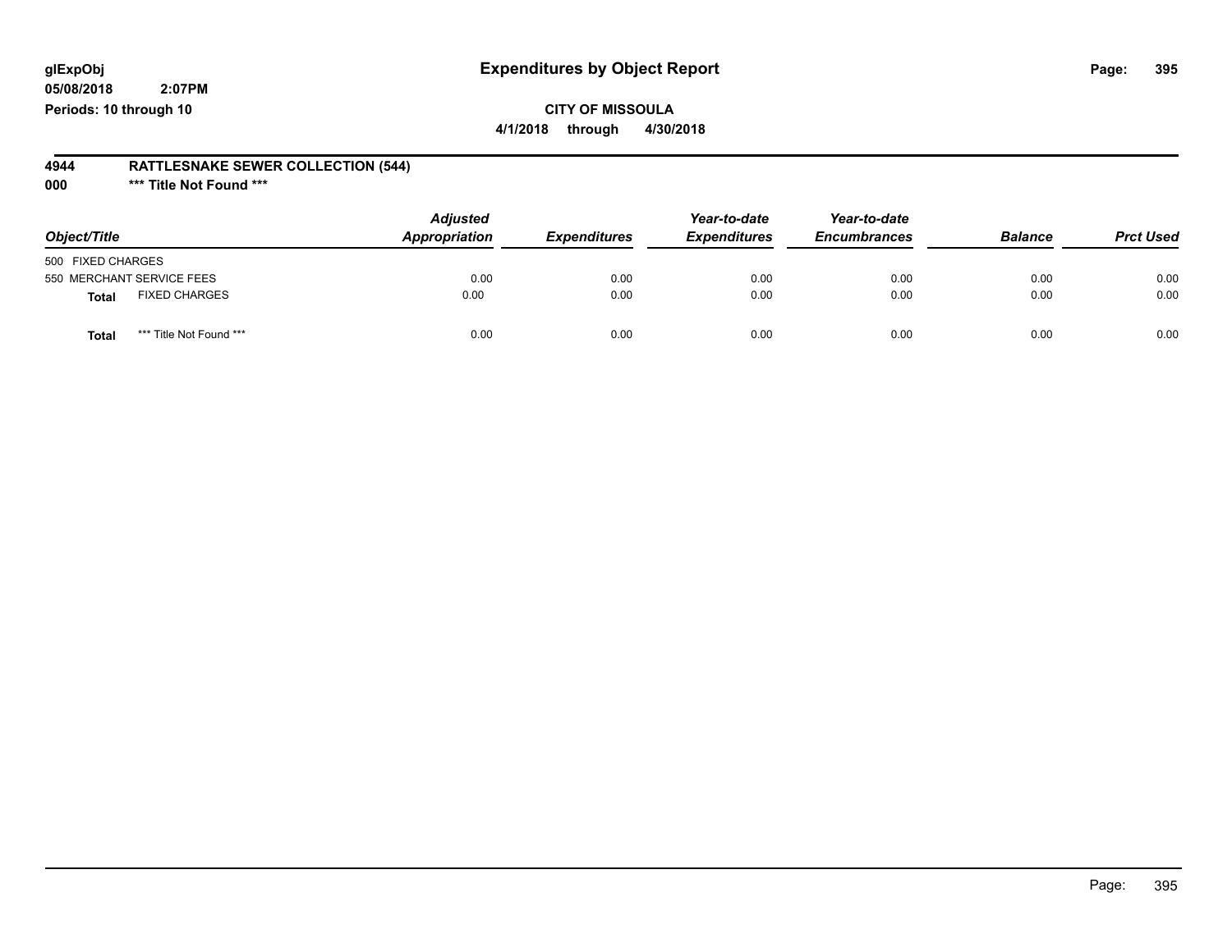# Expenditures by Object Report

glExpObj
05/08/2018 2:07PM
Periods: 10 through 10

**CITY OF MISSOULA**
**4/1/2018 through 4/30/2018**

**4944 RATTLESNAKE SEWER COLLECTION (544)**
**000 \*\*\* Title Not Found \*\*\***

| Object/Title | Adjusted Appropriation | Expenditures | Year-to-date Expenditures | Year-to-date Encumbrances | Balance | Prct Used |
|---|---|---|---|---|---|---|
| 500 FIXED CHARGES | | | | | | |
| 550 MERCHANT SERVICE FEES | 0.00 | 0.00 | 0.00 | 0.00 | 0.00 | 0.00 |
| **Total** FIXED CHARGES | 0.00 | 0.00 | 0.00 | 0.00 | 0.00 | 0.00 |
| **Total** *** Title Not Found *** | 0.00 | 0.00 | 0.00 | 0.00 | 0.00 | 0.00 |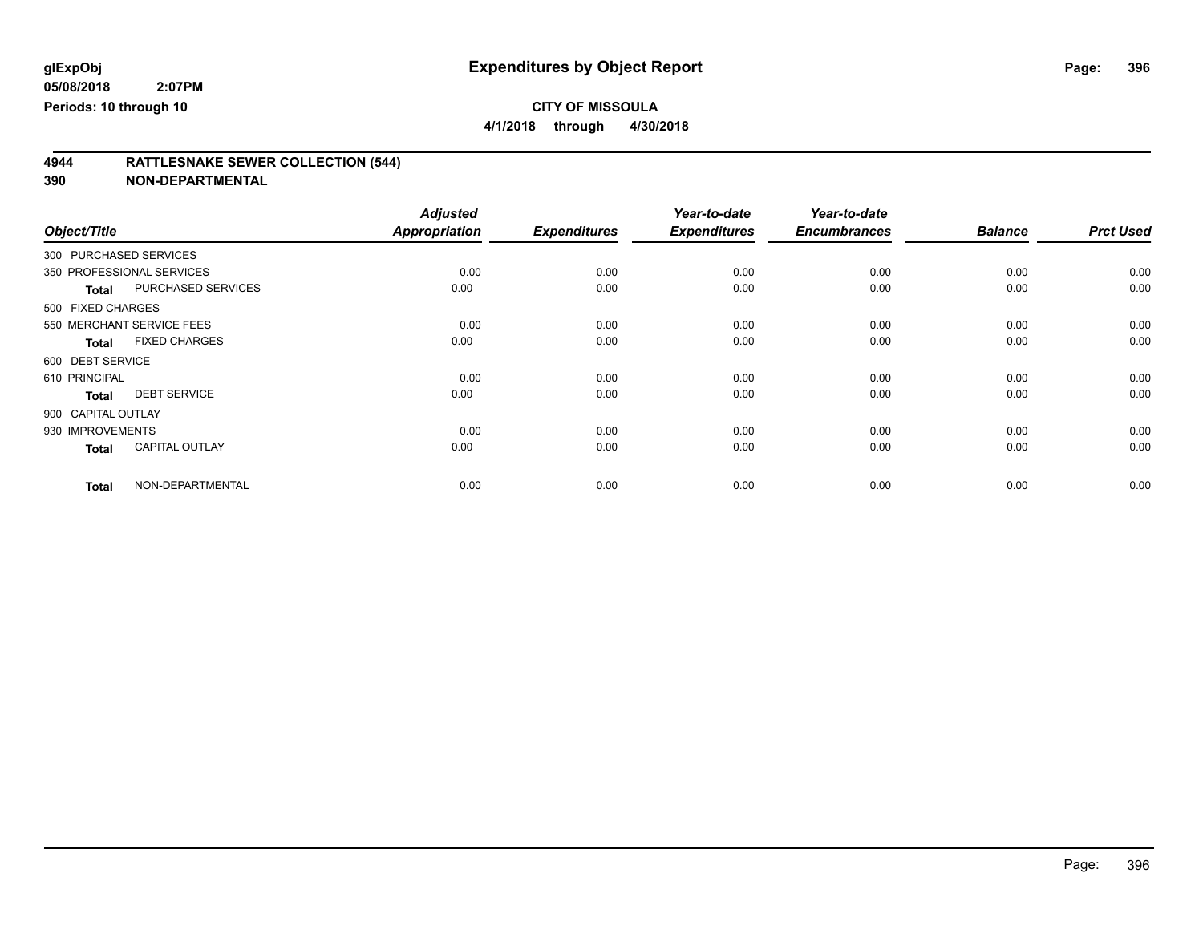**glExpObj**
**05/08/2018 2:07PM**
**Periods: 10 through 10**

# Expenditures by Object Report

**CITY OF MISSOULA**
**4/1/2018 through 4/30/2018**

## 4944 RATTLESNAKE SEWER COLLECTION (544)
## 390 NON-DEPARTMENTAL

| Object/Title | Adjusted Appropriation | Expenditures | Year-to-date Expenditures | Year-to-date Encumbrances | Balance | Prct Used |
|---|---|---|---|---|---|---|
| 300 PURCHASED SERVICES | | | | | | |
| 350 PROFESSIONAL SERVICES | 0.00 | 0.00 | 0.00 | 0.00 | 0.00 | 0.00 |
| **Total** PURCHASED SERVICES | 0.00 | 0.00 | 0.00 | 0.00 | 0.00 | 0.00 |
| 500 FIXED CHARGES | | | | | | |
| 550 MERCHANT SERVICE FEES | 0.00 | 0.00 | 0.00 | 0.00 | 0.00 | 0.00 |
| **Total** FIXED CHARGES | 0.00 | 0.00 | 0.00 | 0.00 | 0.00 | 0.00 |
| 600 DEBT SERVICE | | | | | | |
| 610 PRINCIPAL | 0.00 | 0.00 | 0.00 | 0.00 | 0.00 | 0.00 |
| **Total** DEBT SERVICE | 0.00 | 0.00 | 0.00 | 0.00 | 0.00 | 0.00 |
| 900 CAPITAL OUTLAY | | | | | | |
| 930 IMPROVEMENTS | 0.00 | 0.00 | 0.00 | 0.00 | 0.00 | 0.00 |
| **Total** CAPITAL OUTLAY | 0.00 | 0.00 | 0.00 | 0.00 | 0.00 | 0.00 |
| **Total** NON-DEPARTMENTAL | 0.00 | 0.00 | 0.00 | 0.00 | 0.00 | 0.00 |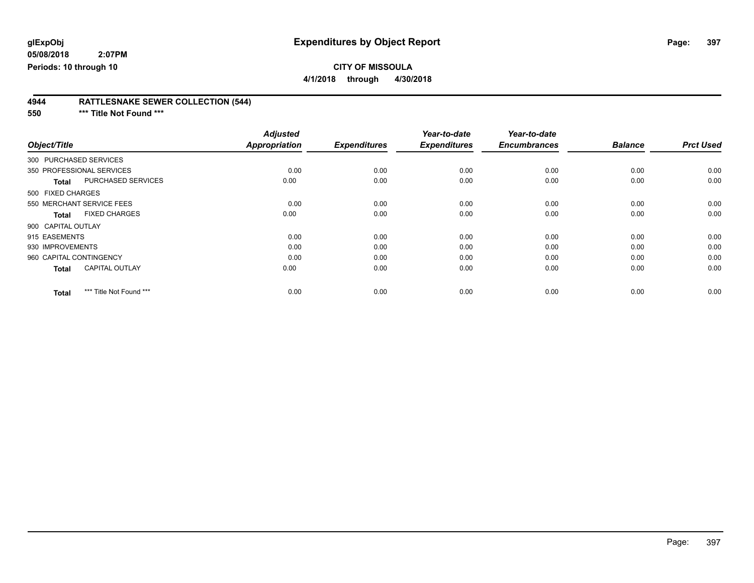**glExpObj** **Expenditures by Object Report**

**05/08/2018 2:07PM**

**Periods: 10 through 10**

**CITY OF MISSOULA**

**4/1/2018 through 4/30/2018**

## 4944 RATTLESNAKE SEWER COLLECTION (544)

## 550 *** Title Not Found ***

| Object/Title | Adjusted Appropriation | Expenditures | Year-to-date Expenditures | Year-to-date Encumbrances | Balance | Prct Used |
|---|---|---|---|---|---|---|
| 300 PURCHASED SERVICES | | | | | | |
| 350 PROFESSIONAL SERVICES | 0.00 | 0.00 | 0.00 | 0.00 | 0.00 | 0.00 |
| **Total** PURCHASED SERVICES | 0.00 | 0.00 | 0.00 | 0.00 | 0.00 | 0.00 |
| 500 FIXED CHARGES | | | | | | |
| 550 MERCHANT SERVICE FEES | 0.00 | 0.00 | 0.00 | 0.00 | 0.00 | 0.00 |
| **Total** FIXED CHARGES | 0.00 | 0.00 | 0.00 | 0.00 | 0.00 | 0.00 |
| 900 CAPITAL OUTLAY | | | | | | |
| 915 EASEMENTS | 0.00 | 0.00 | 0.00 | 0.00 | 0.00 | 0.00 |
| 930 IMPROVEMENTS | 0.00 | 0.00 | 0.00 | 0.00 | 0.00 | 0.00 |
| 960 CAPITAL CONTINGENCY | 0.00 | 0.00 | 0.00 | 0.00 | 0.00 | 0.00 |
| **Total** CAPITAL OUTLAY | 0.00 | 0.00 | 0.00 | 0.00 | 0.00 | 0.00 |
| **Total** *** Title Not Found *** | 0.00 | 0.00 | 0.00 | 0.00 | 0.00 | 0.00 |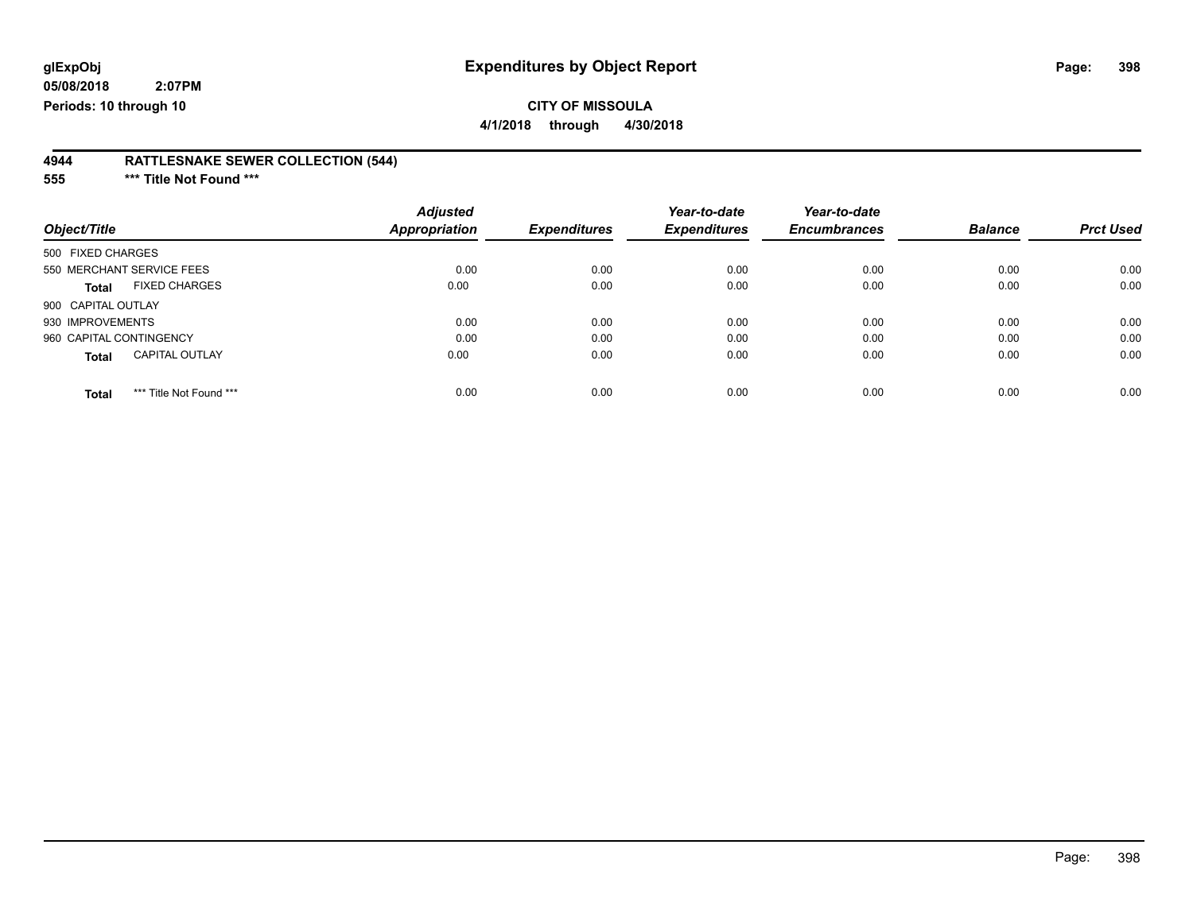glExpObj
05/08/2018 2:07PM
Periods: 10 through 10

# Expenditures by Object Report

**CITY OF MISSOULA**

**4/1/2018 through 4/30/2018**

## 4944 RATTLESNAKE SEWER COLLECTION (544)

### 555 *** Title Not Found ***

| Object/Title | Adjusted Appropriation | Expenditures | Year-to-date Expenditures | Year-to-date Encumbrances | Balance | Prct Used |
|---|---|---|---|---|---|---|
| 500 FIXED CHARGES | | | | | | |
| 550 MERCHANT SERVICE FEES | 0.00 | 0.00 | 0.00 | 0.00 | 0.00 | 0.00 |
| **Total** FIXED CHARGES | 0.00 | 0.00 | 0.00 | 0.00 | 0.00 | 0.00 |
| 900 CAPITAL OUTLAY | | | | | | |
| 930 IMPROVEMENTS | 0.00 | 0.00 | 0.00 | 0.00 | 0.00 | 0.00 |
| 960 CAPITAL CONTINGENCY | 0.00 | 0.00 | 0.00 | 0.00 | 0.00 | 0.00 |
| **Total** CAPITAL OUTLAY | 0.00 | 0.00 | 0.00 | 0.00 | 0.00 | 0.00 |
| **Total** *** Title Not Found *** | 0.00 | 0.00 | 0.00 | 0.00 | 0.00 | 0.00 |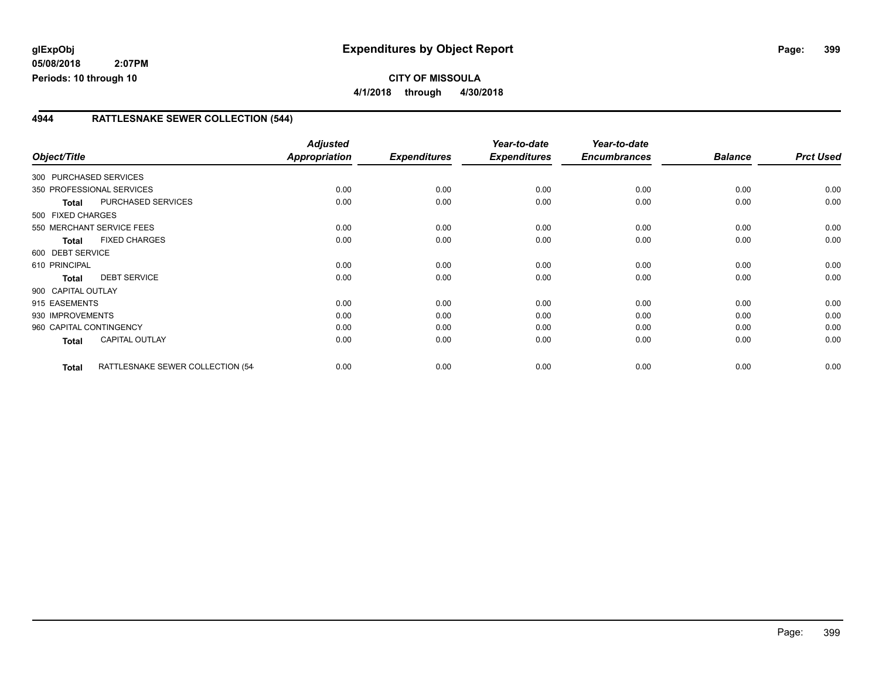# Expenditures by Object Report

**glExpObj**
**05/08/2018 2:07PM**
**Periods: 10 through 10**

**CITY OF MISSOULA**
**4/1/2018 through 4/30/2018**

## 4944 RATTLESNAKE SEWER COLLECTION (544)

| Object/Title | | Adjusted Appropriation | Expenditures | Year-to-date Expenditures | Year-to-date Encumbrances | Balance | Prct Used |
|---|---|---|---|---|---|---|---|
| 300 PURCHASED SERVICES | | | | | | | |
| 350 PROFESSIONAL SERVICES | | 0.00 | 0.00 | 0.00 | 0.00 | 0.00 | 0.00 |
| **Total** | PURCHASED SERVICES | 0.00 | 0.00 | 0.00 | 0.00 | 0.00 | 0.00 |
| 500 FIXED CHARGES | | | | | | | |
| 550 MERCHANT SERVICE FEES | | 0.00 | 0.00 | 0.00 | 0.00 | 0.00 | 0.00 |
| **Total** | FIXED CHARGES | 0.00 | 0.00 | 0.00 | 0.00 | 0.00 | 0.00 |
| 600 DEBT SERVICE | | | | | | | |
| 610 PRINCIPAL | | 0.00 | 0.00 | 0.00 | 0.00 | 0.00 | 0.00 |
| **Total** | DEBT SERVICE | 0.00 | 0.00 | 0.00 | 0.00 | 0.00 | 0.00 |
| 900 CAPITAL OUTLAY | | | | | | | |
| 915 EASEMENTS | | 0.00 | 0.00 | 0.00 | 0.00 | 0.00 | 0.00 |
| 930 IMPROVEMENTS | | 0.00 | 0.00 | 0.00 | 0.00 | 0.00 | 0.00 |
| 960 CAPITAL CONTINGENCY | | 0.00 | 0.00 | 0.00 | 0.00 | 0.00 | 0.00 |
| **Total** | CAPITAL OUTLAY | 0.00 | 0.00 | 0.00 | 0.00 | 0.00 | 0.00 |
| **Total** | RATTLESNAKE SEWER COLLECTION (54 | 0.00 | 0.00 | 0.00 | 0.00 | 0.00 | 0.00 |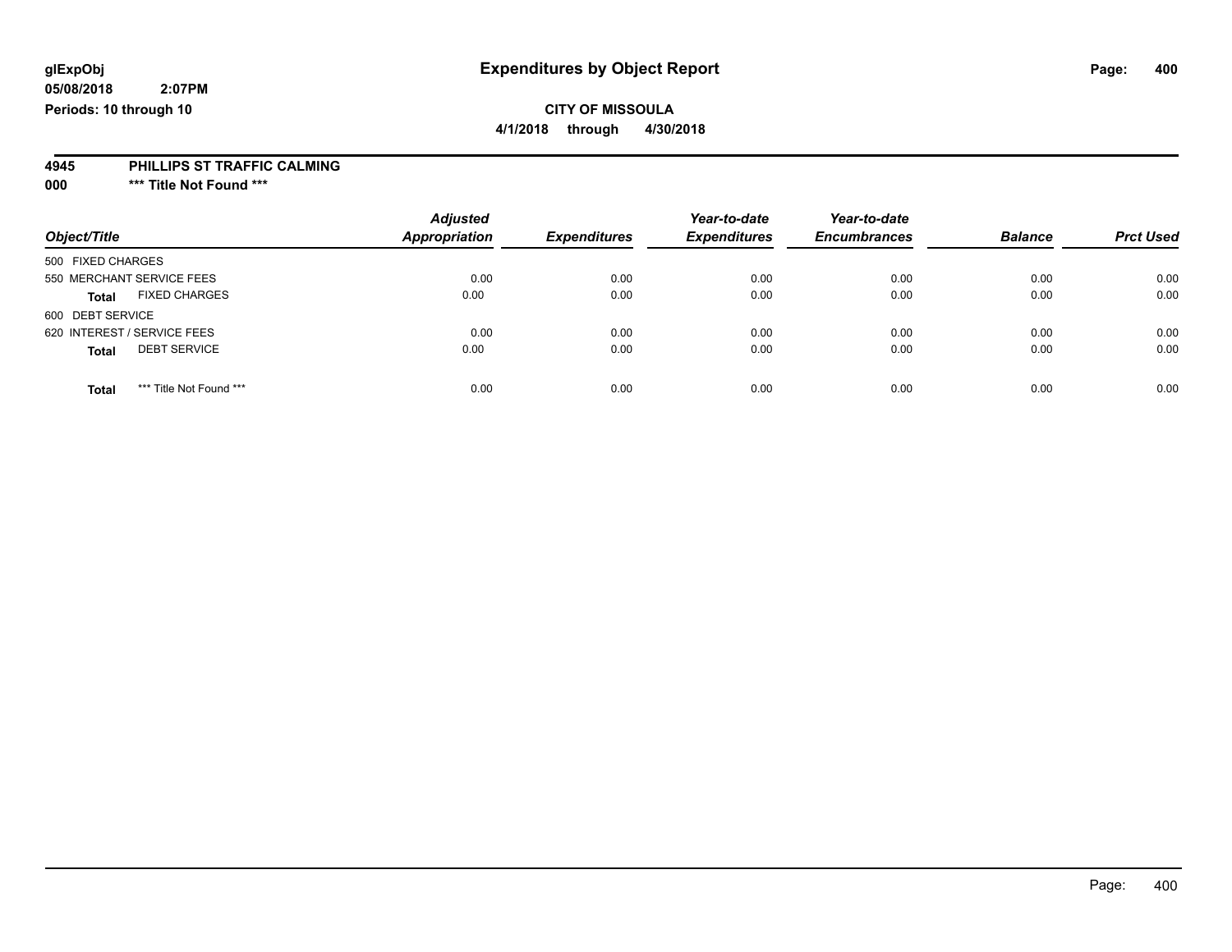**glExpObj** **Expenditures by Object Report**

**05/08/2018 2:07PM**

**Periods: 10 through 10**

**CITY OF MISSOULA**

**4/1/2018 through 4/30/2018**

**4945 PHILLIPS ST TRAFFIC CALMING**

**000 \*\*\* Title Not Found \*\*\***

| Object/Title | Adjusted Appropriation | Expenditures | Year-to-date Expenditures | Year-to-date Encumbrances | Balance | Prct Used |
|---|---|---|---|---|---|---|
| 500 FIXED CHARGES | | | | | | |
| 550 MERCHANT SERVICE FEES | 0.00 | 0.00 | 0.00 | 0.00 | 0.00 | 0.00 |
| **Total** FIXED CHARGES | 0.00 | 0.00 | 0.00 | 0.00 | 0.00 | 0.00 |
| 600 DEBT SERVICE | | | | | | |
| 620 INTEREST / SERVICE FEES | 0.00 | 0.00 | 0.00 | 0.00 | 0.00 | 0.00 |
| **Total** DEBT SERVICE | 0.00 | 0.00 | 0.00 | 0.00 | 0.00 | 0.00 |
| **Total** \*\*\* Title Not Found \*\*\* | 0.00 | 0.00 | 0.00 | 0.00 | 0.00 | 0.00 |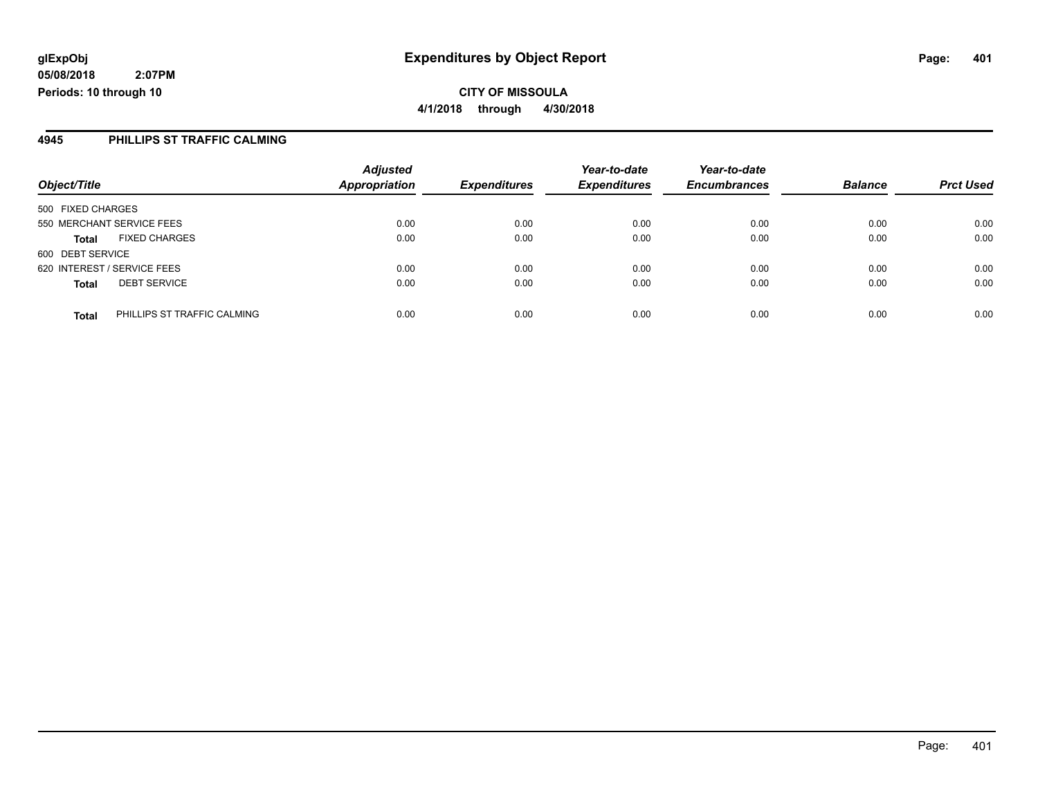**glExpObj**
**05/08/2018 2:07PM**
**Periods: 10 through 10**

# Expenditures by Object Report

**CITY OF MISSOULA**
**4/1/2018 through 4/30/2018**

## 4945 PHILLIPS ST TRAFFIC CALMING

| Object/Title | | Adjusted Appropriation | Expenditures | Year-to-date Expenditures | Year-to-date Encumbrances | Balance | Prct Used |
|---|---|---|---|---|---|---|---|
| 500 FIXED CHARGES | | | | | | | |
| 550 MERCHANT SERVICE FEES | | 0.00 | 0.00 | 0.00 | 0.00 | 0.00 | 0.00 |
| **Total** | FIXED CHARGES | 0.00 | 0.00 | 0.00 | 0.00 | 0.00 | 0.00 |
| 600 DEBT SERVICE | | | | | | | |
| 620 INTEREST / SERVICE FEES | | 0.00 | 0.00 | 0.00 | 0.00 | 0.00 | 0.00 |
| **Total** | DEBT SERVICE | 0.00 | 0.00 | 0.00 | 0.00 | 0.00 | 0.00 |
| **Total** | PHILLIPS ST TRAFFIC CALMING | 0.00 | 0.00 | 0.00 | 0.00 | 0.00 | 0.00 |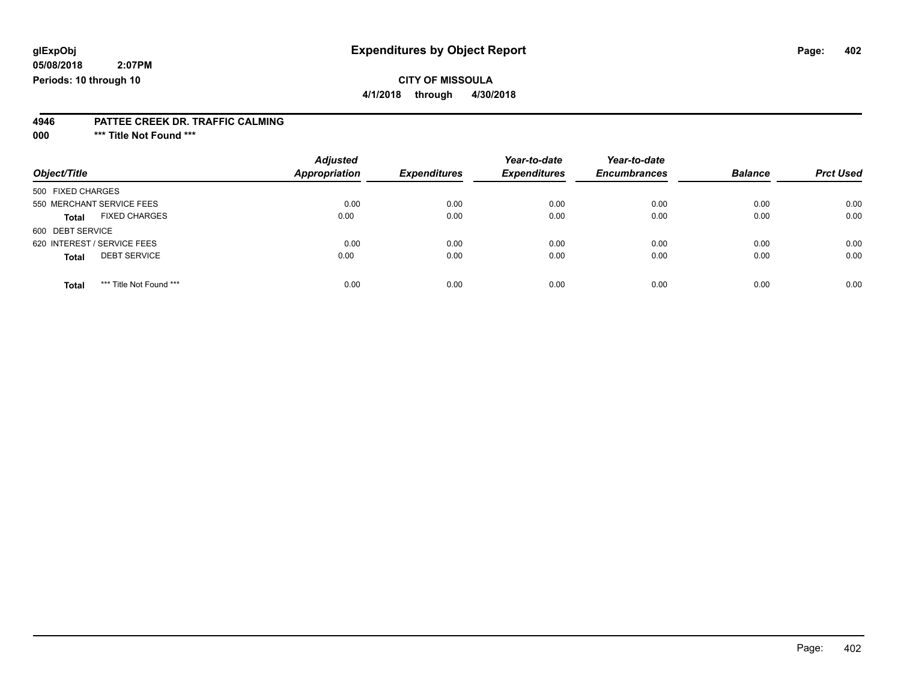**glExpObj** | **Expenditures by Object Report**

**05/08/2018 2:07PM**

**Periods: 10 through 10**

**CITY OF MISSOULA**

**4/1/2018 through 4/30/2018**

**4946 PATTEE CREEK DR. TRAFFIC CALMING**

**000 \*\*\* Title Not Found \*\*\***

| Object/Title | Adjusted Appropriation | Expenditures | Year-to-date Expenditures | Year-to-date Encumbrances | Balance | Prct Used |
|---|---|---|---|---|---|---|
| 500 FIXED CHARGES | | | | | | |
| 550 MERCHANT SERVICE FEES | 0.00 | 0.00 | 0.00 | 0.00 | 0.00 | 0.00 |
| **Total** FIXED CHARGES | 0.00 | 0.00 | 0.00 | 0.00 | 0.00 | 0.00 |
| 600 DEBT SERVICE | | | | | | |
| 620 INTEREST / SERVICE FEES | 0.00 | 0.00 | 0.00 | 0.00 | 0.00 | 0.00 |
| **Total** DEBT SERVICE | 0.00 | 0.00 | 0.00 | 0.00 | 0.00 | 0.00 |
| **Total** \*\*\* Title Not Found \*\*\* | 0.00 | 0.00 | 0.00 | 0.00 | 0.00 | 0.00 |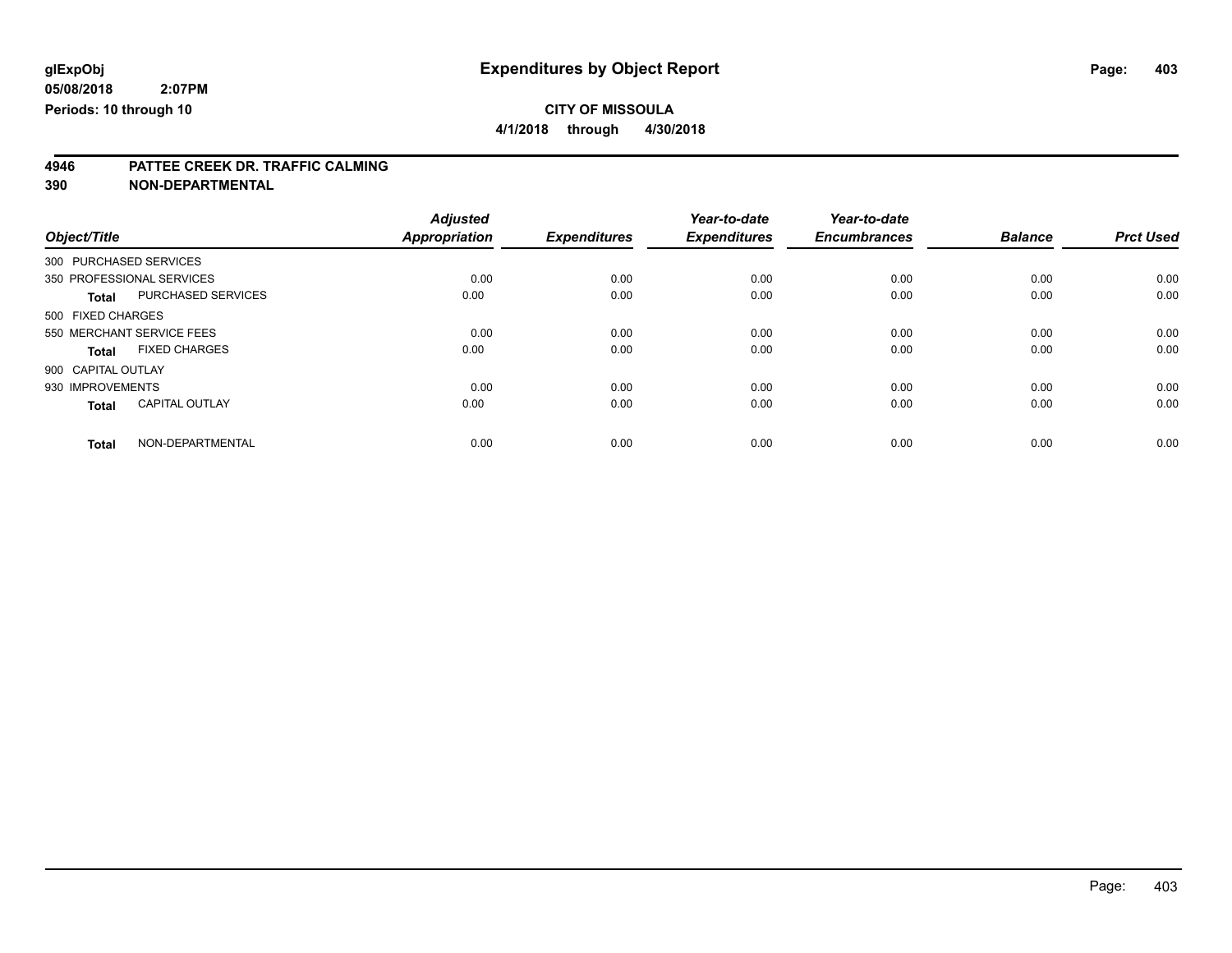**glExpObj**
**05/08/2018 2:07PM**
**Periods: 10 through 10**

# Expenditures by Object Report

**CITY OF MISSOULA**
**4/1/2018 through 4/30/2018**

## 4946 PATTEE CREEK DR. TRAFFIC CALMING
## 390 NON-DEPARTMENTAL

| Object/Title | | Adjusted Appropriation | Expenditures | Year-to-date Expenditures | Year-to-date Encumbrances | Balance | Prct Used |
|---|---|---|---|---|---|---|---|
| 300 PURCHASED SERVICES | | | | | | | |
| 350 PROFESSIONAL SERVICES | | 0.00 | 0.00 | 0.00 | 0.00 | 0.00 | 0.00 |
| **Total** | PURCHASED SERVICES | 0.00 | 0.00 | 0.00 | 0.00 | 0.00 | 0.00 |
| 500 FIXED CHARGES | | | | | | | |
| 550 MERCHANT SERVICE FEES | | 0.00 | 0.00 | 0.00 | 0.00 | 0.00 | 0.00 |
| **Total** | FIXED CHARGES | 0.00 | 0.00 | 0.00 | 0.00 | 0.00 | 0.00 |
| 900 CAPITAL OUTLAY | | | | | | | |
| 930 IMPROVEMENTS | | 0.00 | 0.00 | 0.00 | 0.00 | 0.00 | 0.00 |
| **Total** | CAPITAL OUTLAY | 0.00 | 0.00 | 0.00 | 0.00 | 0.00 | 0.00 |
| **Total** | NON-DEPARTMENTAL | 0.00 | 0.00 | 0.00 | 0.00 | 0.00 | 0.00 |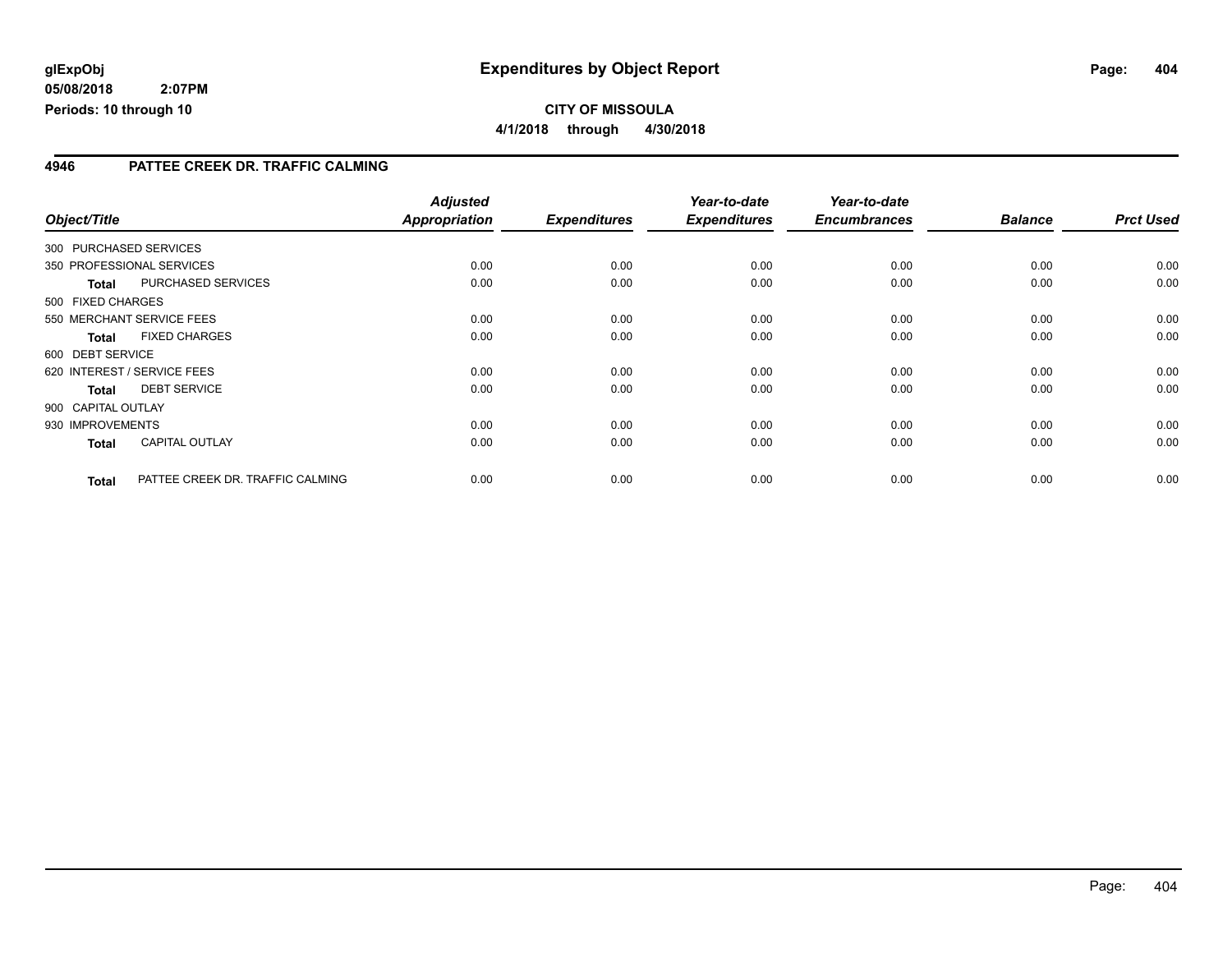**glExpObj** **Expenditures by Object Report**

**05/08/2018 2:07PM**

**Periods: 10 through 10**

**CITY OF MISSOULA**

**4/1/2018 through 4/30/2018**

## 4946 PATTEE CREEK DR. TRAFFIC CALMING

| Object/Title | | Adjusted Appropriation | Expenditures | Year-to-date Expenditures | Year-to-date Encumbrances | Balance | Prct Used |
|---|---|---|---|---|---|---|---|
| 300 PURCHASED SERVICES | | | | | | | |
| 350 PROFESSIONAL SERVICES | | 0.00 | 0.00 | 0.00 | 0.00 | 0.00 | 0.00 |
| **Total** | PURCHASED SERVICES | 0.00 | 0.00 | 0.00 | 0.00 | 0.00 | 0.00 |
| 500 FIXED CHARGES | | | | | | | |
| 550 MERCHANT SERVICE FEES | | 0.00 | 0.00 | 0.00 | 0.00 | 0.00 | 0.00 |
| **Total** | FIXED CHARGES | 0.00 | 0.00 | 0.00 | 0.00 | 0.00 | 0.00 |
| 600 DEBT SERVICE | | | | | | | |
| 620 INTEREST / SERVICE FEES | | 0.00 | 0.00 | 0.00 | 0.00 | 0.00 | 0.00 |
| **Total** | DEBT SERVICE | 0.00 | 0.00 | 0.00 | 0.00 | 0.00 | 0.00 |
| 900 CAPITAL OUTLAY | | | | | | | |
| 930 IMPROVEMENTS | | 0.00 | 0.00 | 0.00 | 0.00 | 0.00 | 0.00 |
| **Total** | CAPITAL OUTLAY | 0.00 | 0.00 | 0.00 | 0.00 | 0.00 | 0.00 |
| **Total** | PATTEE CREEK DR. TRAFFIC CALMING | 0.00 | 0.00 | 0.00 | 0.00 | 0.00 | 0.00 |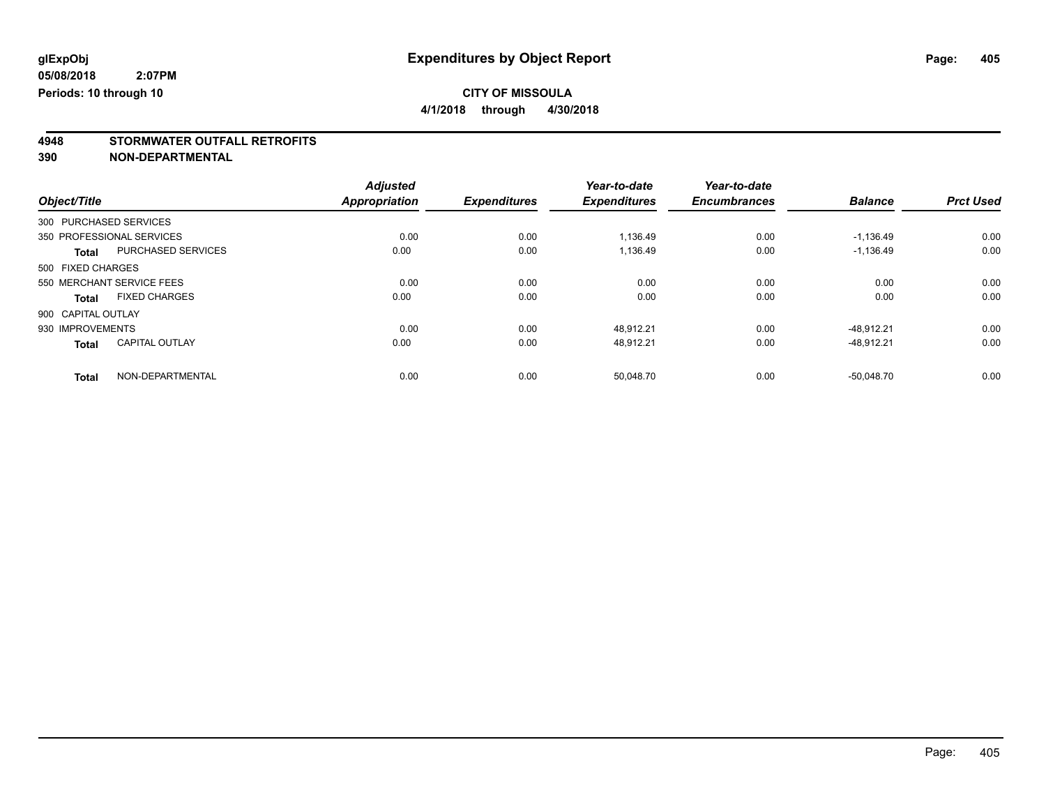**glExpObj** 
**05/08/2018 2:07PM** 
**Periods: 10 through 10**

# Expenditures by Object Report

**CITY OF MISSOULA**
**4/1/2018 through 4/30/2018**

## 4948 STORMWATER OUTFALL RETROFITS
## 390 NON-DEPARTMENTAL

| Object/Title | | Adjusted Appropriation | Expenditures | Year-to-date Expenditures | Year-to-date Encumbrances | Balance | Prct Used |
|---|---|---|---|---|---|---|---|
| 300 PURCHASED SERVICES | | | | | | | |
| 350 PROFESSIONAL SERVICES | | 0.00 | 0.00 | 1,136.49 | 0.00 | -1,136.49 | 0.00 |
| **Total** | PURCHASED SERVICES | 0.00 | 0.00 | 1,136.49 | 0.00 | -1,136.49 | 0.00 |
| 500 FIXED CHARGES | | | | | | | |
| 550 MERCHANT SERVICE FEES | | 0.00 | 0.00 | 0.00 | 0.00 | 0.00 | 0.00 |
| **Total** | FIXED CHARGES | 0.00 | 0.00 | 0.00 | 0.00 | 0.00 | 0.00 |
| 900 CAPITAL OUTLAY | | | | | | | |
| 930 IMPROVEMENTS | | 0.00 | 0.00 | 48,912.21 | 0.00 | -48,912.21 | 0.00 |
| **Total** | CAPITAL OUTLAY | 0.00 | 0.00 | 48,912.21 | 0.00 | -48,912.21 | 0.00 |
| **Total** | NON-DEPARTMENTAL | 0.00 | 0.00 | 50,048.70 | 0.00 | -50,048.70 | 0.00 |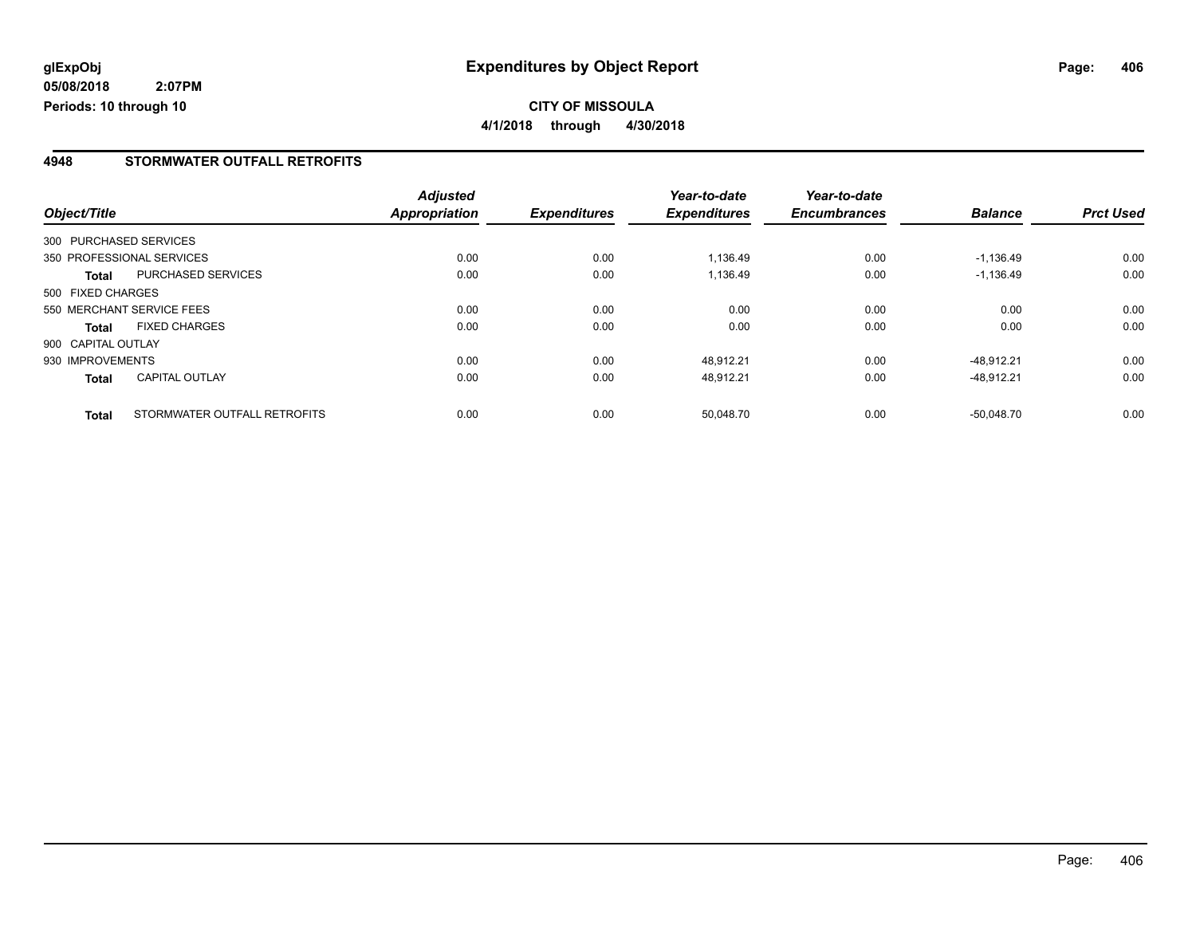# Expenditures by Object Report

glExpObj
05/08/2018 2:07PM
Periods: 10 through 10

**CITY OF MISSOULA**
**4/1/2018 through 4/30/2018**

## 4948 STORMWATER OUTFALL RETROFITS

| Object/Title | | Adjusted Appropriation | Expenditures | Year-to-date Expenditures | Year-to-date Encumbrances | Balance | Prct Used |
|---|---|---|---|---|---|---|---|
| 300 PURCHASED SERVICES | | | | | | | |
| 350 PROFESSIONAL SERVICES | | 0.00 | 0.00 | 1,136.49 | 0.00 | -1,136.49 | 0.00 |
| **Total** | PURCHASED SERVICES | 0.00 | 0.00 | 1,136.49 | 0.00 | -1,136.49 | 0.00 |
| 500 FIXED CHARGES | | | | | | | |
| 550 MERCHANT SERVICE FEES | | 0.00 | 0.00 | 0.00 | 0.00 | 0.00 | 0.00 |
| **Total** | FIXED CHARGES | 0.00 | 0.00 | 0.00 | 0.00 | 0.00 | 0.00 |
| 900 CAPITAL OUTLAY | | | | | | | |
| 930 IMPROVEMENTS | | 0.00 | 0.00 | 48,912.21 | 0.00 | -48,912.21 | 0.00 |
| **Total** | CAPITAL OUTLAY | 0.00 | 0.00 | 48,912.21 | 0.00 | -48,912.21 | 0.00 |
| **Total** | STORMWATER OUTFALL RETROFITS | 0.00 | 0.00 | 50,048.70 | 0.00 | -50,048.70 | 0.00 |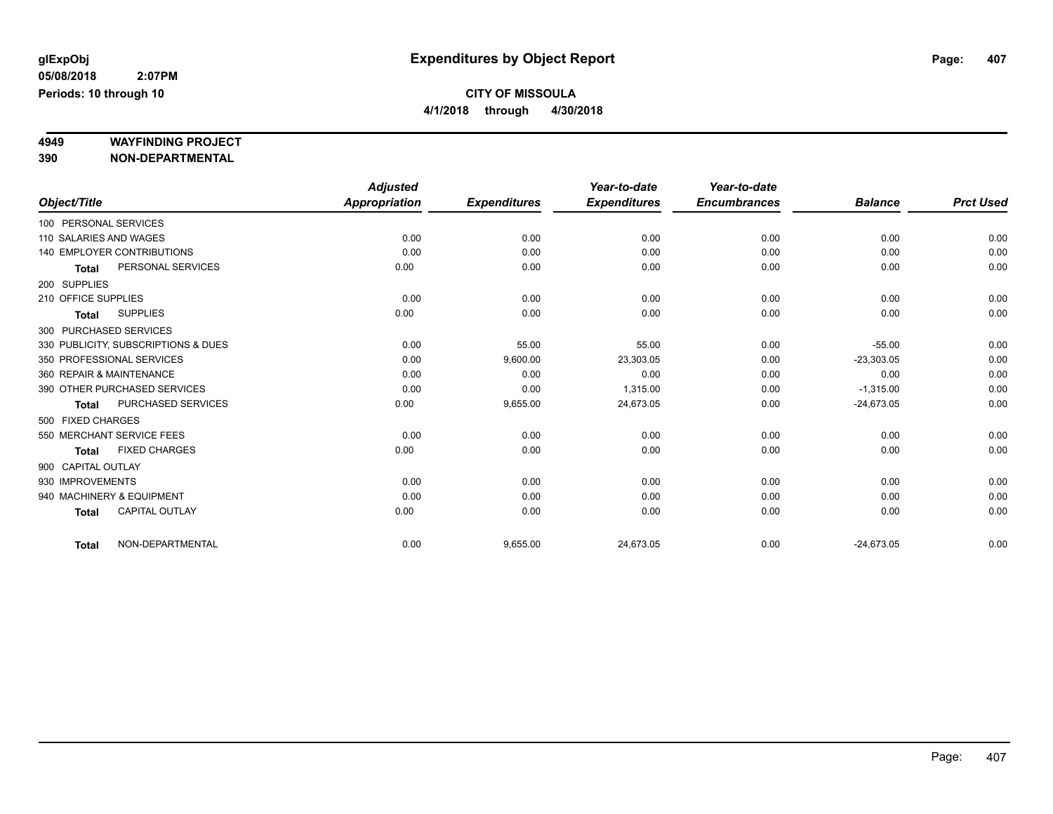glExpObj
05/08/2018 2:07PM
Periods: 10 through 10

# Expenditures by Object Report

**CITY OF MISSOULA**
**4/1/2018 through 4/30/2018**

**4949 WAYFINDING PROJECT**
**390 NON-DEPARTMENTAL**

| Object/Title | Adjusted Appropriation | Expenditures | Year-to-date Expenditures | Year-to-date Encumbrances | Balance | Prct Used |
|---|---|---|---|---|---|---|
| 100 PERSONAL SERVICES | | | | | | |
| 110 SALARIES AND WAGES | 0.00 | 0.00 | 0.00 | 0.00 | 0.00 | 0.00 |
| 140 EMPLOYER CONTRIBUTIONS | 0.00 | 0.00 | 0.00 | 0.00 | 0.00 | 0.00 |
| **Total** PERSONAL SERVICES | 0.00 | 0.00 | 0.00 | 0.00 | 0.00 | 0.00 |
| 200 SUPPLIES | | | | | | |
| 210 OFFICE SUPPLIES | 0.00 | 0.00 | 0.00 | 0.00 | 0.00 | 0.00 |
| **Total** SUPPLIES | 0.00 | 0.00 | 0.00 | 0.00 | 0.00 | 0.00 |
| 300 PURCHASED SERVICES | | | | | | |
| 330 PUBLICITY, SUBSCRIPTIONS & DUES | 0.00 | 55.00 | 55.00 | 0.00 | -55.00 | 0.00 |
| 350 PROFESSIONAL SERVICES | 0.00 | 9,600.00 | 23,303.05 | 0.00 | -23,303.05 | 0.00 |
| 360 REPAIR & MAINTENANCE | 0.00 | 0.00 | 0.00 | 0.00 | 0.00 | 0.00 |
| 390 OTHER PURCHASED SERVICES | 0.00 | 0.00 | 1,315.00 | 0.00 | -1,315.00 | 0.00 |
| **Total** PURCHASED SERVICES | 0.00 | 9,655.00 | 24,673.05 | 0.00 | -24,673.05 | 0.00 |
| 500 FIXED CHARGES | | | | | | |
| 550 MERCHANT SERVICE FEES | 0.00 | 0.00 | 0.00 | 0.00 | 0.00 | 0.00 |
| **Total** FIXED CHARGES | 0.00 | 0.00 | 0.00 | 0.00 | 0.00 | 0.00 |
| 900 CAPITAL OUTLAY | | | | | | |
| 930 IMPROVEMENTS | 0.00 | 0.00 | 0.00 | 0.00 | 0.00 | 0.00 |
| 940 MACHINERY & EQUIPMENT | 0.00 | 0.00 | 0.00 | 0.00 | 0.00 | 0.00 |
| **Total** CAPITAL OUTLAY | 0.00 | 0.00 | 0.00 | 0.00 | 0.00 | 0.00 |
| **Total** NON-DEPARTMENTAL | 0.00 | 9,655.00 | 24,673.05 | 0.00 | -24,673.05 | 0.00 |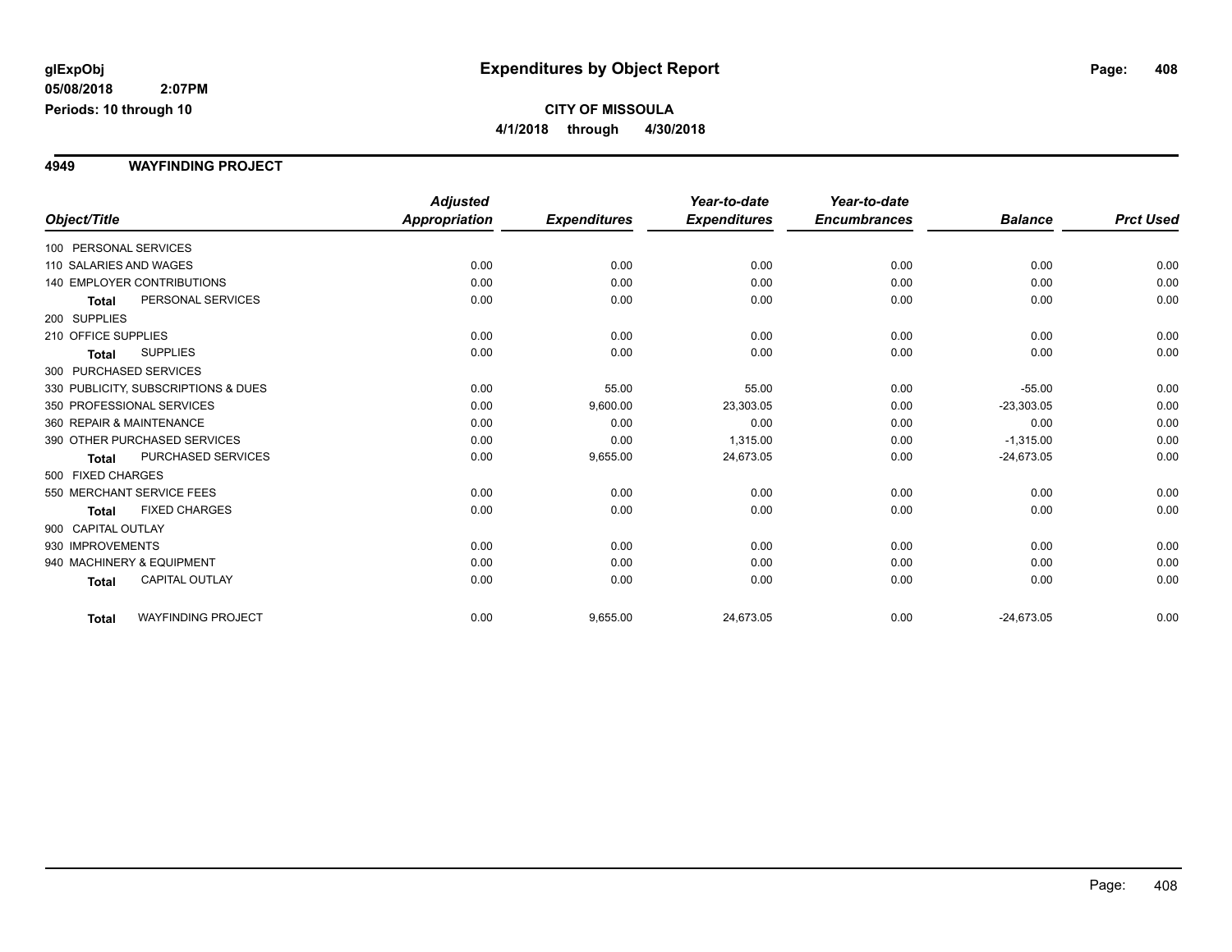glExpObj
05/08/2018 2:07PM
Periods: 10 through 10

# Expenditures by Object Report

**CITY OF MISSOULA**
**4/1/2018 through 4/30/2018**

## 4949 WAYFINDING PROJECT

| Object/Title | Adjusted Appropriation | Expenditures | Year-to-date Expenditures | Year-to-date Encumbrances | Balance | Prct Used |
|---|---|---|---|---|---|---|
| 100 PERSONAL SERVICES | | | | | | |
| 110 SALARIES AND WAGES | 0.00 | 0.00 | 0.00 | 0.00 | 0.00 | 0.00 |
| 140 EMPLOYER CONTRIBUTIONS | 0.00 | 0.00 | 0.00 | 0.00 | 0.00 | 0.00 |
| **Total** PERSONAL SERVICES | 0.00 | 0.00 | 0.00 | 0.00 | 0.00 | 0.00 |
| 200 SUPPLIES | | | | | | |
| 210 OFFICE SUPPLIES | 0.00 | 0.00 | 0.00 | 0.00 | 0.00 | 0.00 |
| **Total** SUPPLIES | 0.00 | 0.00 | 0.00 | 0.00 | 0.00 | 0.00 |
| 300 PURCHASED SERVICES | | | | | | |
| 330 PUBLICITY, SUBSCRIPTIONS & DUES | 0.00 | 55.00 | 55.00 | 0.00 | -55.00 | 0.00 |
| 350 PROFESSIONAL SERVICES | 0.00 | 9,600.00 | 23,303.05 | 0.00 | -23,303.05 | 0.00 |
| 360 REPAIR & MAINTENANCE | 0.00 | 0.00 | 0.00 | 0.00 | 0.00 | 0.00 |
| 390 OTHER PURCHASED SERVICES | 0.00 | 0.00 | 1,315.00 | 0.00 | -1,315.00 | 0.00 |
| **Total** PURCHASED SERVICES | 0.00 | 9,655.00 | 24,673.05 | 0.00 | -24,673.05 | 0.00 |
| 500 FIXED CHARGES | | | | | | |
| 550 MERCHANT SERVICE FEES | 0.00 | 0.00 | 0.00 | 0.00 | 0.00 | 0.00 |
| **Total** FIXED CHARGES | 0.00 | 0.00 | 0.00 | 0.00 | 0.00 | 0.00 |
| 900 CAPITAL OUTLAY | | | | | | |
| 930 IMPROVEMENTS | 0.00 | 0.00 | 0.00 | 0.00 | 0.00 | 0.00 |
| 940 MACHINERY & EQUIPMENT | 0.00 | 0.00 | 0.00 | 0.00 | 0.00 | 0.00 |
| **Total** CAPITAL OUTLAY | 0.00 | 0.00 | 0.00 | 0.00 | 0.00 | 0.00 |
| **Total** WAYFINDING PROJECT | 0.00 | 9,655.00 | 24,673.05 | 0.00 | -24,673.05 | 0.00 |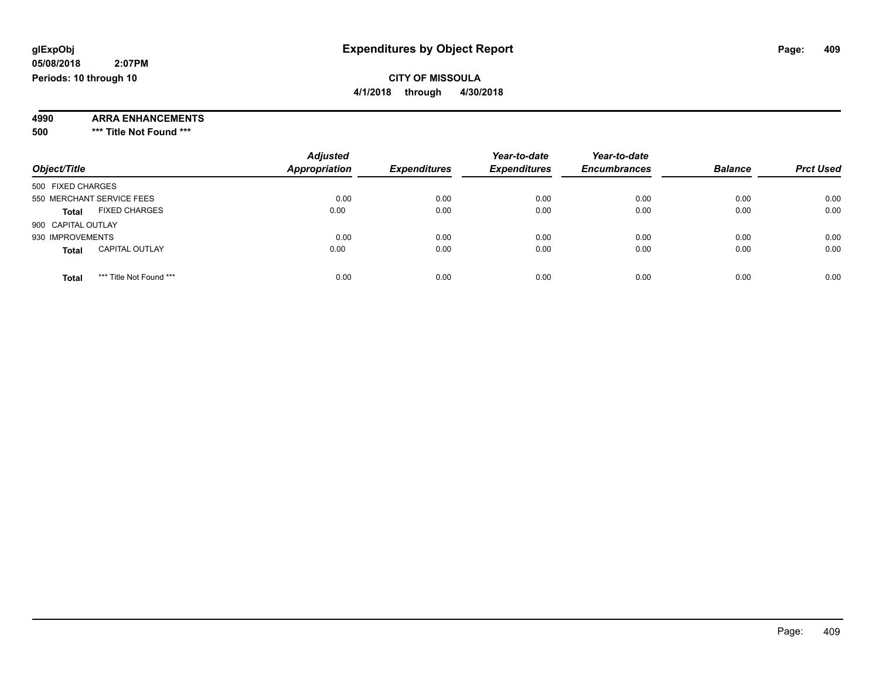**glExpObj** **Expenditures by Object Report**

**05/08/2018 2:07PM**

**Periods: 10 through 10**

**CITY OF MISSOULA**

**4/1/2018 through 4/30/2018**

**4990 ARRA ENHANCEMENTS**

**500 \*\*\* Title Not Found \*\*\***

| Object/Title | Adjusted Appropriation | Expenditures | Year-to-date Expenditures | Year-to-date Encumbrances | Balance | Prct Used |
|---|---|---|---|---|---|---|
| 500 FIXED CHARGES | | | | | | |
| 550 MERCHANT SERVICE FEES | 0.00 | 0.00 | 0.00 | 0.00 | 0.00 | 0.00 |
| **Total** FIXED CHARGES | 0.00 | 0.00 | 0.00 | 0.00 | 0.00 | 0.00 |
| 900 CAPITAL OUTLAY | | | | | | |
| 930 IMPROVEMENTS | 0.00 | 0.00 | 0.00 | 0.00 | 0.00 | 0.00 |
| **Total** CAPITAL OUTLAY | 0.00 | 0.00 | 0.00 | 0.00 | 0.00 | 0.00 |
| **Total** *** Title Not Found *** | 0.00 | 0.00 | 0.00 | 0.00 | 0.00 | 0.00 |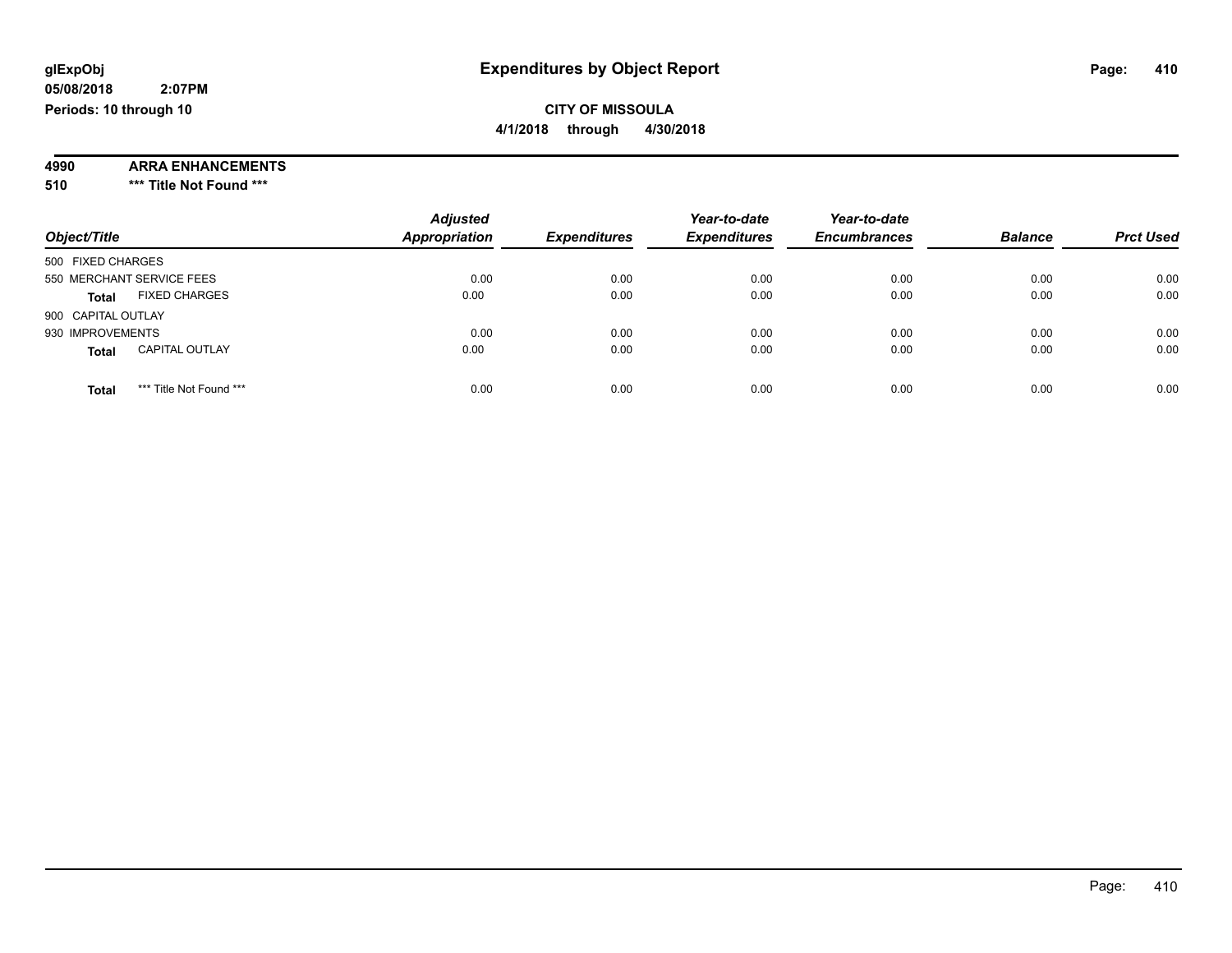# Expenditures by Object Report

glExpObj
05/08/2018 2:07PM
Periods: 10 through 10

**CITY OF MISSOULA**
**4/1/2018 through 4/30/2018**

**4990 ARRA ENHANCEMENTS**
**510 \*\*\* Title Not Found \*\*\***

| Object/Title | Adjusted Appropriation | Expenditures | Year-to-date Expenditures | Year-to-date Encumbrances | Balance | Prct Used |
|---|---|---|---|---|---|---|
| 500 FIXED CHARGES | | | | | | |
| 550 MERCHANT SERVICE FEES | 0.00 | 0.00 | 0.00 | 0.00 | 0.00 | 0.00 |
| **Total** FIXED CHARGES | 0.00 | 0.00 | 0.00 | 0.00 | 0.00 | 0.00 |
| 900 CAPITAL OUTLAY | | | | | | |
| 930 IMPROVEMENTS | 0.00 | 0.00 | 0.00 | 0.00 | 0.00 | 0.00 |
| **Total** CAPITAL OUTLAY | 0.00 | 0.00 | 0.00 | 0.00 | 0.00 | 0.00 |
| **Total** *** Title Not Found *** | 0.00 | 0.00 | 0.00 | 0.00 | 0.00 | 0.00 |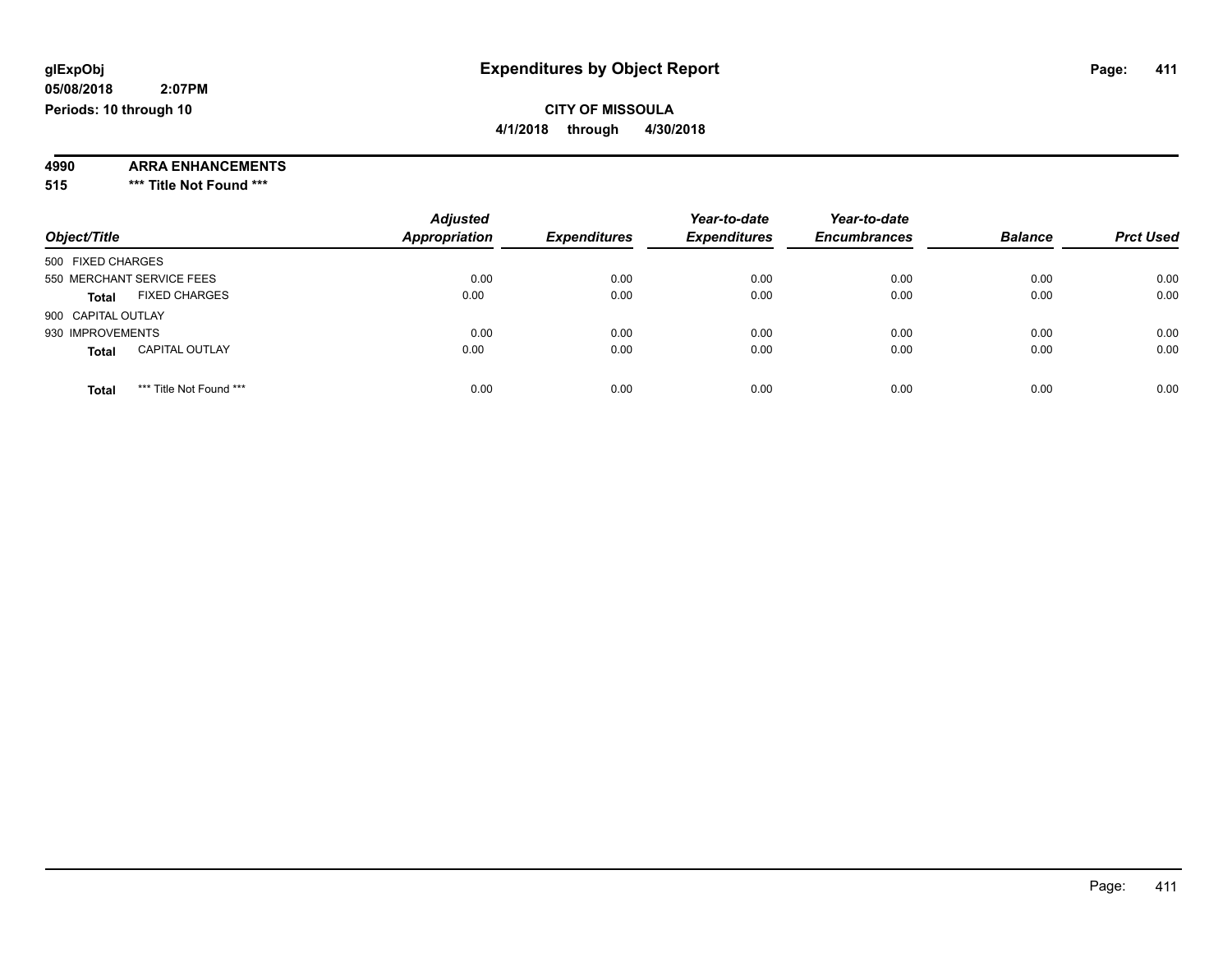glExpObj
05/08/2018 2:07PM
Periods: 10 through 10

# Expenditures by Object Report

**CITY OF MISSOULA**
**4/1/2018 through 4/30/2018**

**4990 ARRA ENHANCEMENTS**
**515 *** Title Not Found *****

| Object/Title | Adjusted Appropriation | Expenditures | Year-to-date Expenditures | Year-to-date Encumbrances | Balance | Prct Used |
|---|---|---|---|---|---|---|
| 500 FIXED CHARGES | | | | | | |
| 550 MERCHANT SERVICE FEES | 0.00 | 0.00 | 0.00 | 0.00 | 0.00 | 0.00 |
| **Total** FIXED CHARGES | 0.00 | 0.00 | 0.00 | 0.00 | 0.00 | 0.00 |
| 900 CAPITAL OUTLAY | | | | | | |
| 930 IMPROVEMENTS | 0.00 | 0.00 | 0.00 | 0.00 | 0.00 | 0.00 |
| **Total** CAPITAL OUTLAY | 0.00 | 0.00 | 0.00 | 0.00 | 0.00 | 0.00 |
| **Total** *** Title Not Found *** | 0.00 | 0.00 | 0.00 | 0.00 | 0.00 | 0.00 |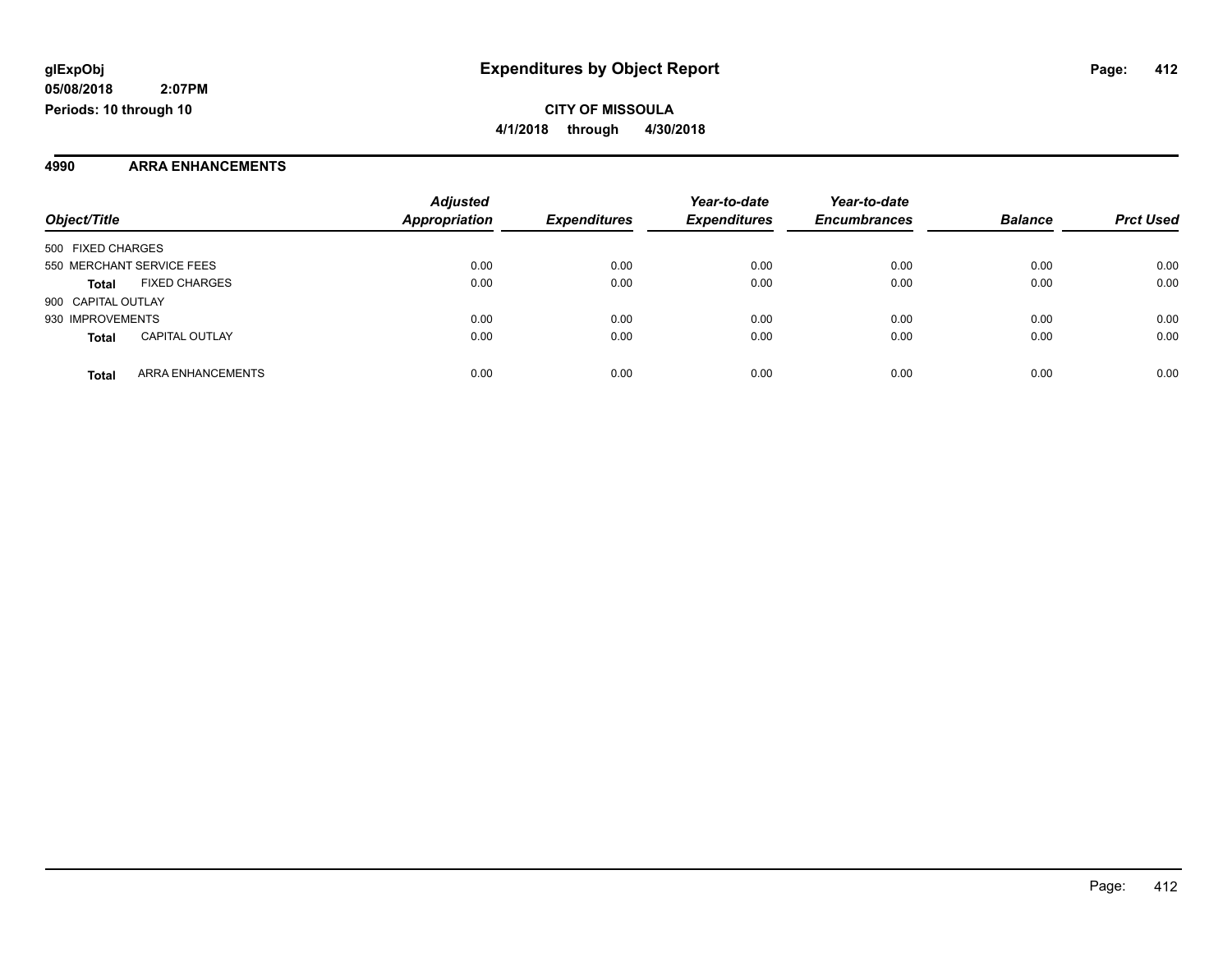**glExpObj** | **Expenditures by Object Report**
**05/08/2018 2:07PM**
**Periods: 10 through 10**

**CITY OF MISSOULA**
**4/1/2018 through 4/30/2018**

## 4990 ARRA ENHANCEMENTS

| Object/Title | | Adjusted Appropriation | Expenditures | Year-to-date Expenditures | Year-to-date Encumbrances | Balance | Prct Used |
|---|---|---|---|---|---|---|---|
| 500 FIXED CHARGES | | | | | | | |
| 550 MERCHANT SERVICE FEES | | 0.00 | 0.00 | 0.00 | 0.00 | 0.00 | 0.00 |
| **Total** | FIXED CHARGES | 0.00 | 0.00 | 0.00 | 0.00 | 0.00 | 0.00 |
| 900 CAPITAL OUTLAY | | | | | | | |
| 930 IMPROVEMENTS | | 0.00 | 0.00 | 0.00 | 0.00 | 0.00 | 0.00 |
| **Total** | CAPITAL OUTLAY | 0.00 | 0.00 | 0.00 | 0.00 | 0.00 | 0.00 |
| **Total** | ARRA ENHANCEMENTS | 0.00 | 0.00 | 0.00 | 0.00 | 0.00 | 0.00 |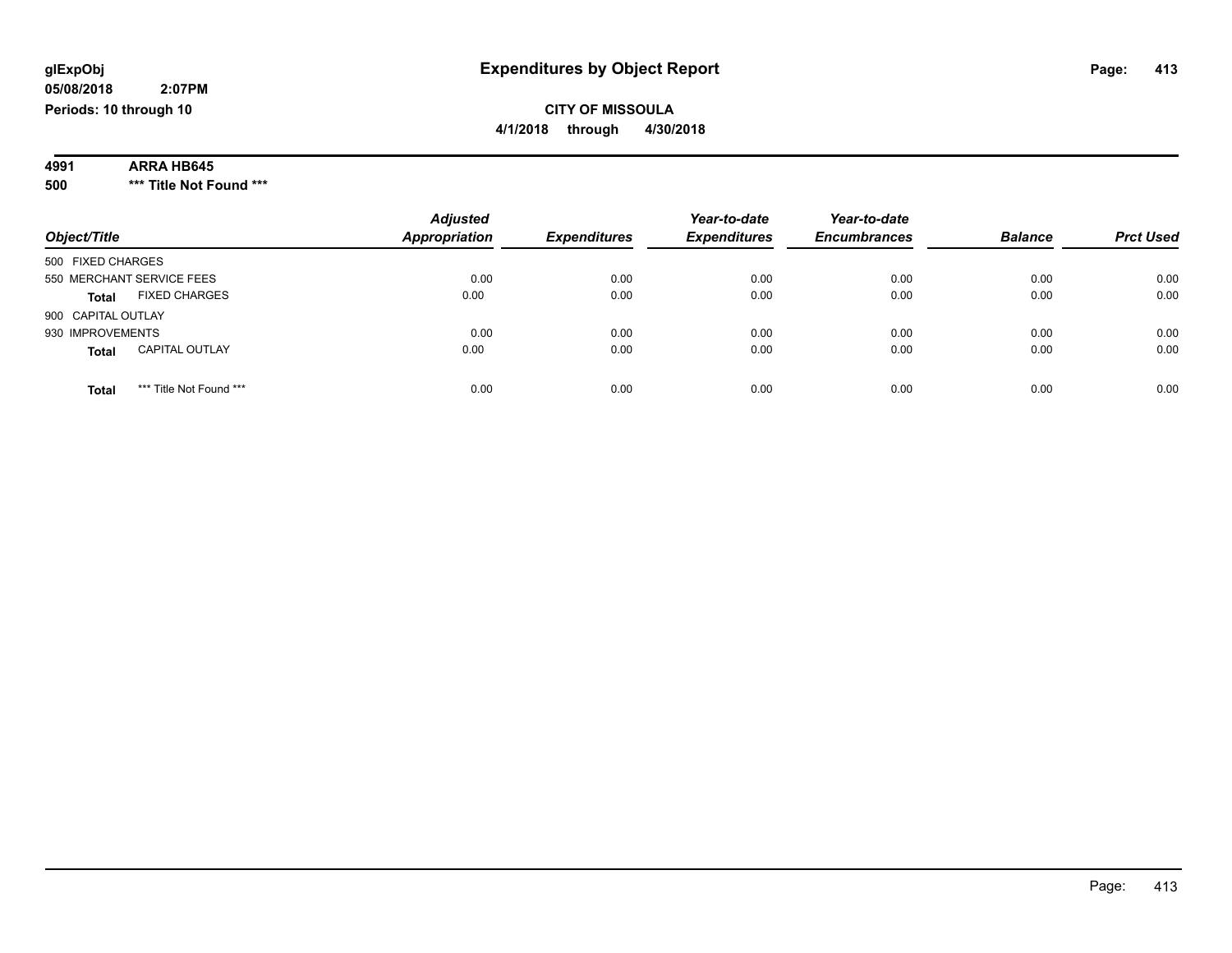glExpObj
05/08/2018 2:07PM
Periods: 10 through 10

# Expenditures by Object Report

**CITY OF MISSOULA**
**4/1/2018 through 4/30/2018**

**4991 ARRA HB645**
**500 \*** Title Not Found \*****

| Object/Title | Adjusted Appropriation | Expenditures | Year-to-date Expenditures | Year-to-date Encumbrances | Balance | Prct Used |
|---|---|---|---|---|---|---|
| 500 FIXED CHARGES | | | | | | |
| 550 MERCHANT SERVICE FEES | 0.00 | 0.00 | 0.00 | 0.00 | 0.00 | 0.00 |
| **Total** FIXED CHARGES | 0.00 | 0.00 | 0.00 | 0.00 | 0.00 | 0.00 |
| 900 CAPITAL OUTLAY | | | | | | |
| 930 IMPROVEMENTS | 0.00 | 0.00 | 0.00 | 0.00 | 0.00 | 0.00 |
| **Total** CAPITAL OUTLAY | 0.00 | 0.00 | 0.00 | 0.00 | 0.00 | 0.00 |
| **Total** *** Title Not Found *** | 0.00 | 0.00 | 0.00 | 0.00 | 0.00 | 0.00 |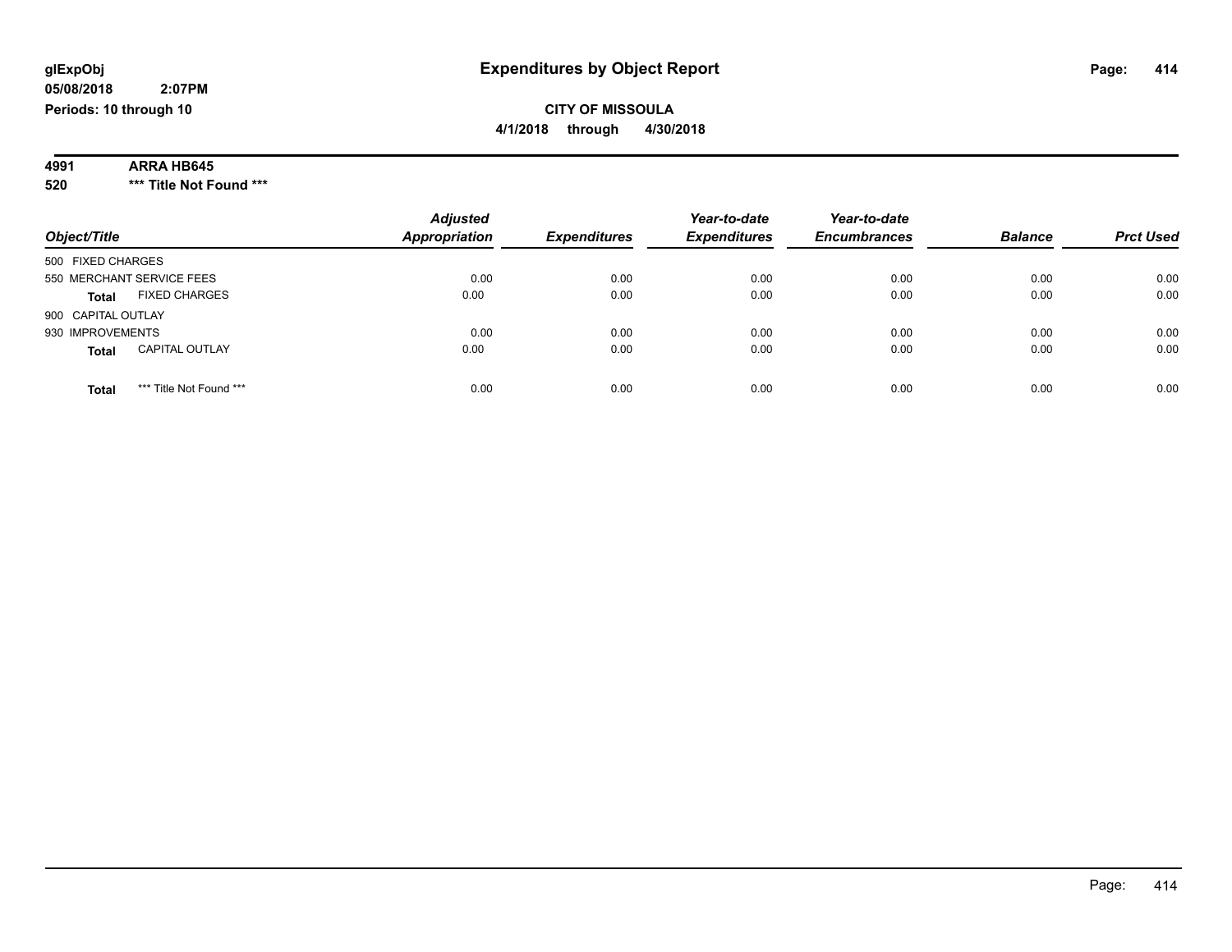glExpObj
05/08/2018 2:07PM
Periods: 10 through 10

# Expenditures by Object Report

CITY OF MISSOULA

4/1/2018 through 4/30/2018

**4991 ARRA HB645**

**520 *** Title Not Found *****

| Object/Title | Adjusted Appropriation | Expenditures | Year-to-date Expenditures | Year-to-date Encumbrances | Balance | Prct Used |
|---|---|---|---|---|---|---|
| 500 FIXED CHARGES | | | | | | |
| 550 MERCHANT SERVICE FEES | 0.00 | 0.00 | 0.00 | 0.00 | 0.00 | 0.00 |
| **Total** FIXED CHARGES | 0.00 | 0.00 | 0.00 | 0.00 | 0.00 | 0.00 |
| 900 CAPITAL OUTLAY | | | | | | |
| 930 IMPROVEMENTS | 0.00 | 0.00 | 0.00 | 0.00 | 0.00 | 0.00 |
| **Total** CAPITAL OUTLAY | 0.00 | 0.00 | 0.00 | 0.00 | 0.00 | 0.00 |
| **Total** *** Title Not Found *** | 0.00 | 0.00 | 0.00 | 0.00 | 0.00 | 0.00 |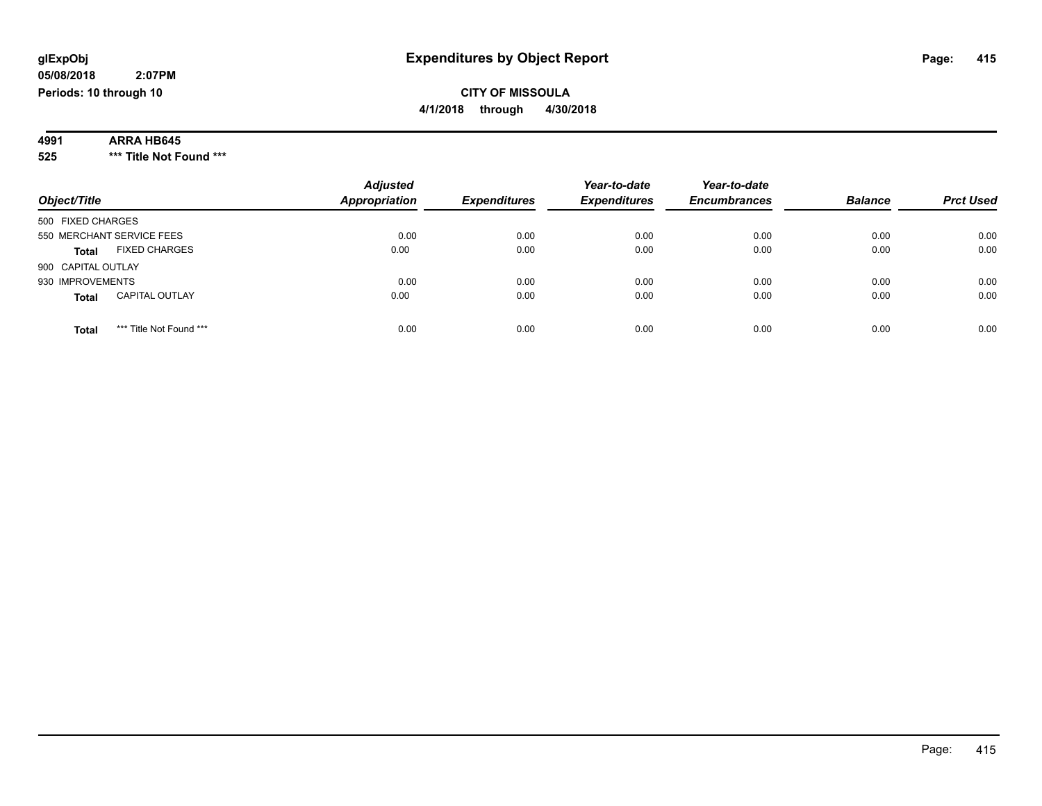# Expenditures by Object Report

glExpObj
05/08/2018 2:07PM
Periods: 10 through 10

**CITY OF MISSOULA**
**4/1/2018 through 4/30/2018**

**4991 ARRA HB645**
**525 *** Title Not Found *****

| Object/Title | Adjusted Appropriation | Expenditures | Year-to-date Expenditures | Year-to-date Encumbrances | Balance | Prct Used |
|---|---|---|---|---|---|---|
| 500 FIXED CHARGES | | | | | | |
| 550 MERCHANT SERVICE FEES | 0.00 | 0.00 | 0.00 | 0.00 | 0.00 | 0.00 |
| **Total** FIXED CHARGES | 0.00 | 0.00 | 0.00 | 0.00 | 0.00 | 0.00 |
| 900 CAPITAL OUTLAY | | | | | | |
| 930 IMPROVEMENTS | 0.00 | 0.00 | 0.00 | 0.00 | 0.00 | 0.00 |
| **Total** CAPITAL OUTLAY | 0.00 | 0.00 | 0.00 | 0.00 | 0.00 | 0.00 |
| **Total** *** Title Not Found *** | 0.00 | 0.00 | 0.00 | 0.00 | 0.00 | 0.00 |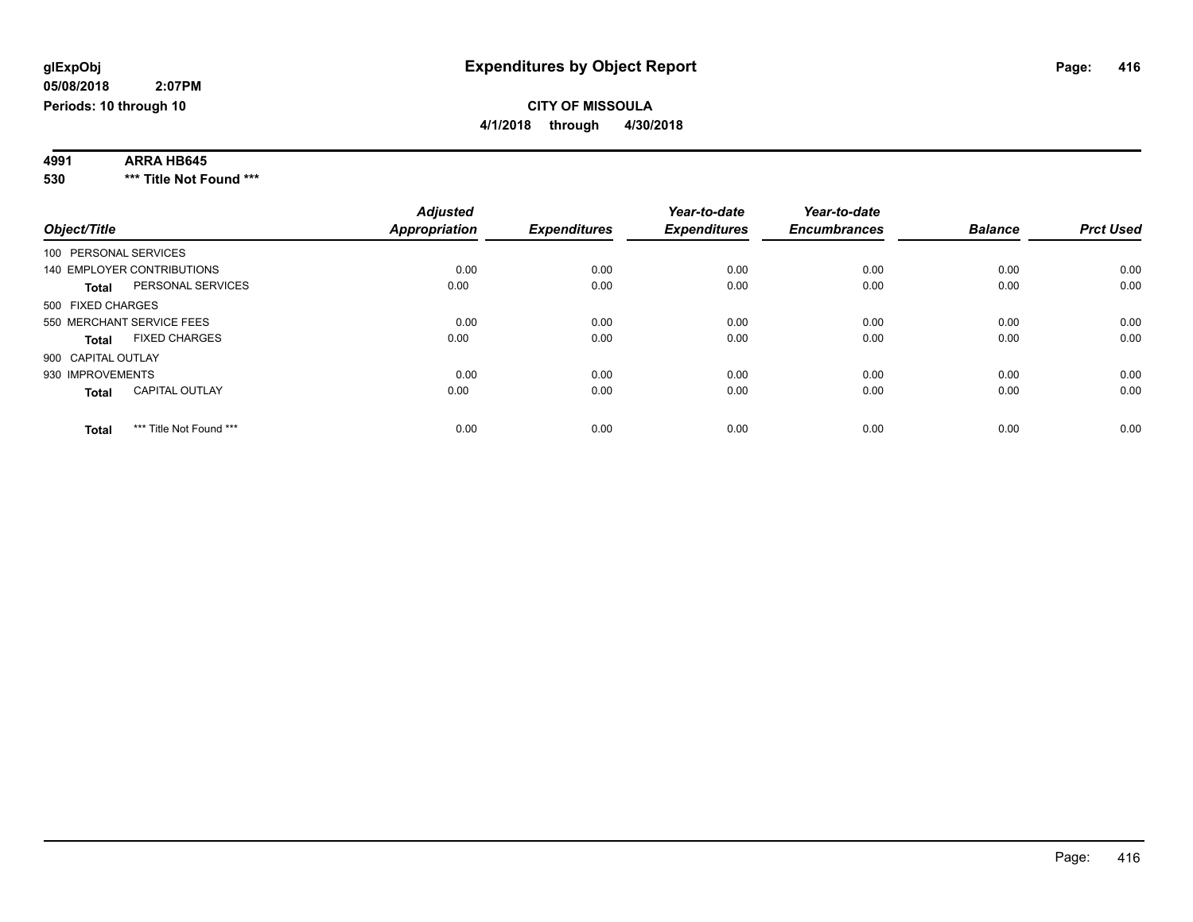glExpObj
05/08/2018 2:07PM
Periods: 10 through 10

# Expenditures by Object Report

**CITY OF MISSOULA**
**4/1/2018 through 4/30/2018**

**4991 ARRA HB645**
**530 \*\*\* Title Not Found \*\*\***

| Object/Title | | Adjusted Appropriation | Expenditures | Year-to-date Expenditures | Year-to-date Encumbrances | Balance | Prct Used |
|---|---|---|---|---|---|---|---|
| 100 PERSONAL SERVICES | | | | | | | |
| 140 EMPLOYER CONTRIBUTIONS | | 0.00 | 0.00 | 0.00 | 0.00 | 0.00 | 0.00 |
| **Total** | PERSONAL SERVICES | 0.00 | 0.00 | 0.00 | 0.00 | 0.00 | 0.00 |
| 500 FIXED CHARGES | | | | | | | |
| 550 MERCHANT SERVICE FEES | | 0.00 | 0.00 | 0.00 | 0.00 | 0.00 | 0.00 |
| **Total** | FIXED CHARGES | 0.00 | 0.00 | 0.00 | 0.00 | 0.00 | 0.00 |
| 900 CAPITAL OUTLAY | | | | | | | |
| 930 IMPROVEMENTS | | 0.00 | 0.00 | 0.00 | 0.00 | 0.00 | 0.00 |
| **Total** | CAPITAL OUTLAY | 0.00 | 0.00 | 0.00 | 0.00 | 0.00 | 0.00 |
| **Total** | *** Title Not Found *** | 0.00 | 0.00 | 0.00 | 0.00 | 0.00 | 0.00 |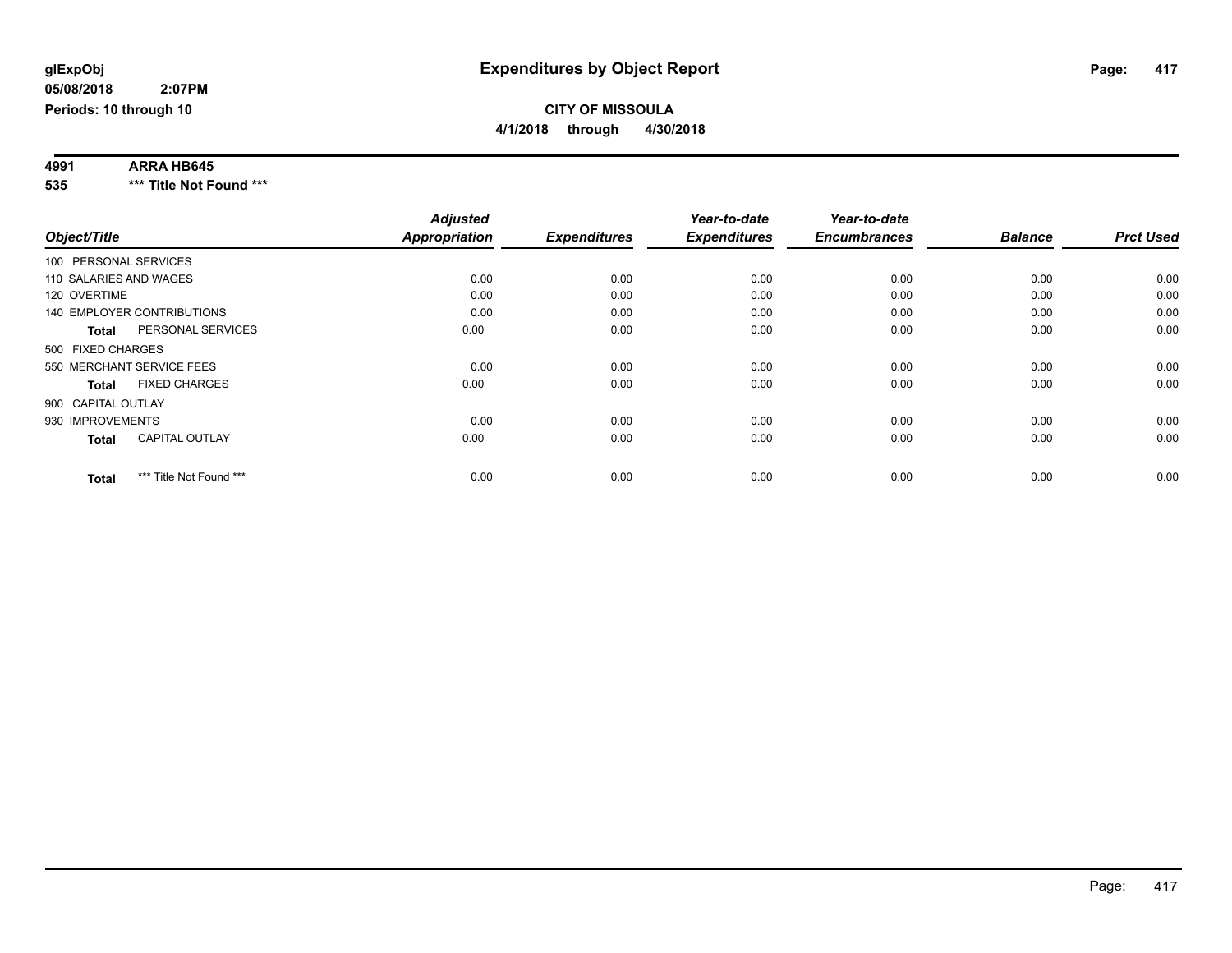# Expenditures by Object Report

glExpObj
05/08/2018 2:07PM
Periods: 10 through 10

**CITY OF MISSOULA**
**4/1/2018 through 4/30/2018**

**4991 ARRA HB645**
**535 *** Title Not Found *****

| Object/Title | Adjusted Appropriation | Expenditures | Year-to-date Expenditures | Year-to-date Encumbrances | Balance | Prct Used |
|---|---|---|---|---|---|---|
| 100 PERSONAL SERVICES | | | | | | |
| 110 SALARIES AND WAGES | 0.00 | 0.00 | 0.00 | 0.00 | 0.00 | 0.00 |
| 120 OVERTIME | 0.00 | 0.00 | 0.00 | 0.00 | 0.00 | 0.00 |
| 140 EMPLOYER CONTRIBUTIONS | 0.00 | 0.00 | 0.00 | 0.00 | 0.00 | 0.00 |
| **Total** PERSONAL SERVICES | 0.00 | 0.00 | 0.00 | 0.00 | 0.00 | 0.00 |
| 500 FIXED CHARGES | | | | | | |
| 550 MERCHANT SERVICE FEES | 0.00 | 0.00 | 0.00 | 0.00 | 0.00 | 0.00 |
| **Total** FIXED CHARGES | 0.00 | 0.00 | 0.00 | 0.00 | 0.00 | 0.00 |
| 900 CAPITAL OUTLAY | | | | | | |
| 930 IMPROVEMENTS | 0.00 | 0.00 | 0.00 | 0.00 | 0.00 | 0.00 |
| **Total** CAPITAL OUTLAY | 0.00 | 0.00 | 0.00 | 0.00 | 0.00 | 0.00 |
| **Total** *** Title Not Found *** | 0.00 | 0.00 | 0.00 | 0.00 | 0.00 | 0.00 |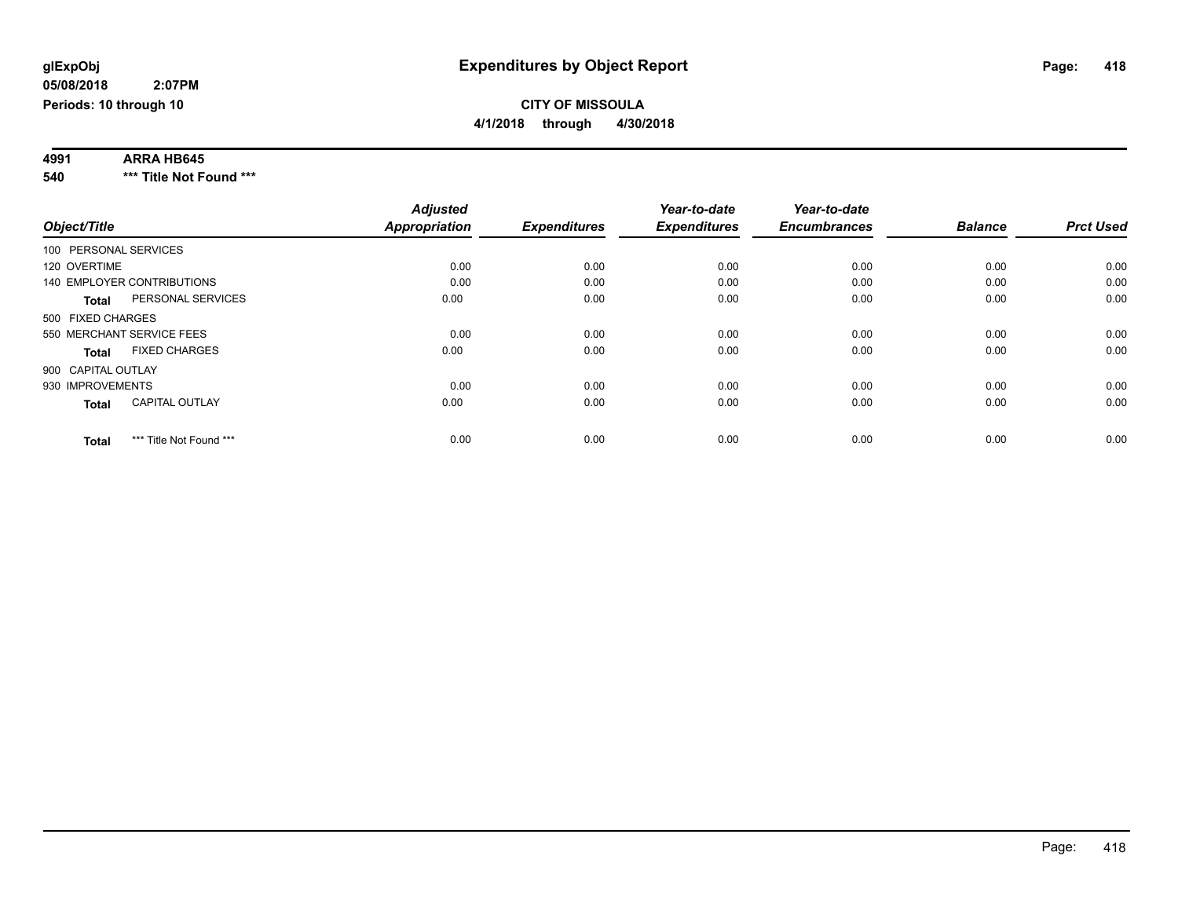**glExpObj** **Expenditures by Object Report**

**05/08/2018 2:07PM**

**Periods: 10 through 10**

**CITY OF MISSOULA**

**4/1/2018 through 4/30/2018**

**4991 ARRA HB645**

**540 *** Title Not Found *****

| Object/Title | | Adjusted Appropriation | Expenditures | Year-to-date Expenditures | Year-to-date Encumbrances | Balance | Prct Used |
|---|---|---|---|---|---|---|---|
| 100 PERSONAL SERVICES | | | | | | | |
| 120 OVERTIME | | 0.00 | 0.00 | 0.00 | 0.00 | 0.00 | 0.00 |
| 140 EMPLOYER CONTRIBUTIONS | | 0.00 | 0.00 | 0.00 | 0.00 | 0.00 | 0.00 |
| **Total** | PERSONAL SERVICES | 0.00 | 0.00 | 0.00 | 0.00 | 0.00 | 0.00 |
| 500 FIXED CHARGES | | | | | | | |
| 550 MERCHANT SERVICE FEES | | 0.00 | 0.00 | 0.00 | 0.00 | 0.00 | 0.00 |
| **Total** | FIXED CHARGES | 0.00 | 0.00 | 0.00 | 0.00 | 0.00 | 0.00 |
| 900 CAPITAL OUTLAY | | | | | | | |
| 930 IMPROVEMENTS | | 0.00 | 0.00 | 0.00 | 0.00 | 0.00 | 0.00 |
| **Total** | CAPITAL OUTLAY | 0.00 | 0.00 | 0.00 | 0.00 | 0.00 | 0.00 |
| **Total** | *** Title Not Found *** | 0.00 | 0.00 | 0.00 | 0.00 | 0.00 | 0.00 |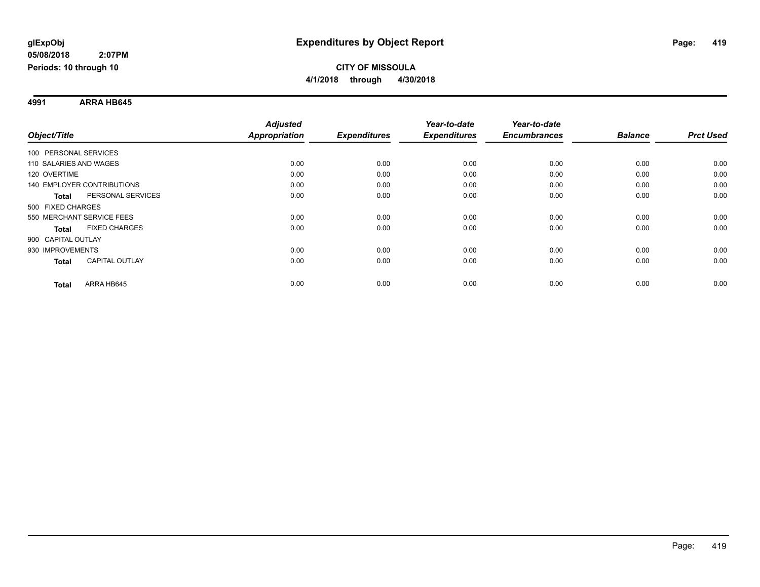**glExpObj**
**05/08/2018 2:07PM**
**Periods: 10 through 10**

# Expenditures by Object Report

**CITY OF MISSOULA**
**4/1/2018 through 4/30/2018**

**4991 ARRA HB645**

| Object/Title | Adjusted Appropriation | Expenditures | Year-to-date Expenditures | Year-to-date Encumbrances | Balance | Prct Used |
|---|---|---|---|---|---|---|
| 100 PERSONAL SERVICES | | | | | | |
| 110 SALARIES AND WAGES | 0.00 | 0.00 | 0.00 | 0.00 | 0.00 | 0.00 |
| 120 OVERTIME | 0.00 | 0.00 | 0.00 | 0.00 | 0.00 | 0.00 |
| 140 EMPLOYER CONTRIBUTIONS | 0.00 | 0.00 | 0.00 | 0.00 | 0.00 | 0.00 |
| **Total** PERSONAL SERVICES | 0.00 | 0.00 | 0.00 | 0.00 | 0.00 | 0.00 |
| 500 FIXED CHARGES | | | | | | |
| 550 MERCHANT SERVICE FEES | 0.00 | 0.00 | 0.00 | 0.00 | 0.00 | 0.00 |
| **Total** FIXED CHARGES | 0.00 | 0.00 | 0.00 | 0.00 | 0.00 | 0.00 |
| 900 CAPITAL OUTLAY | | | | | | |
| 930 IMPROVEMENTS | 0.00 | 0.00 | 0.00 | 0.00 | 0.00 | 0.00 |
| **Total** CAPITAL OUTLAY | 0.00 | 0.00 | 0.00 | 0.00 | 0.00 | 0.00 |
| **Total** ARRA HB645 | 0.00 | 0.00 | 0.00 | 0.00 | 0.00 | 0.00 |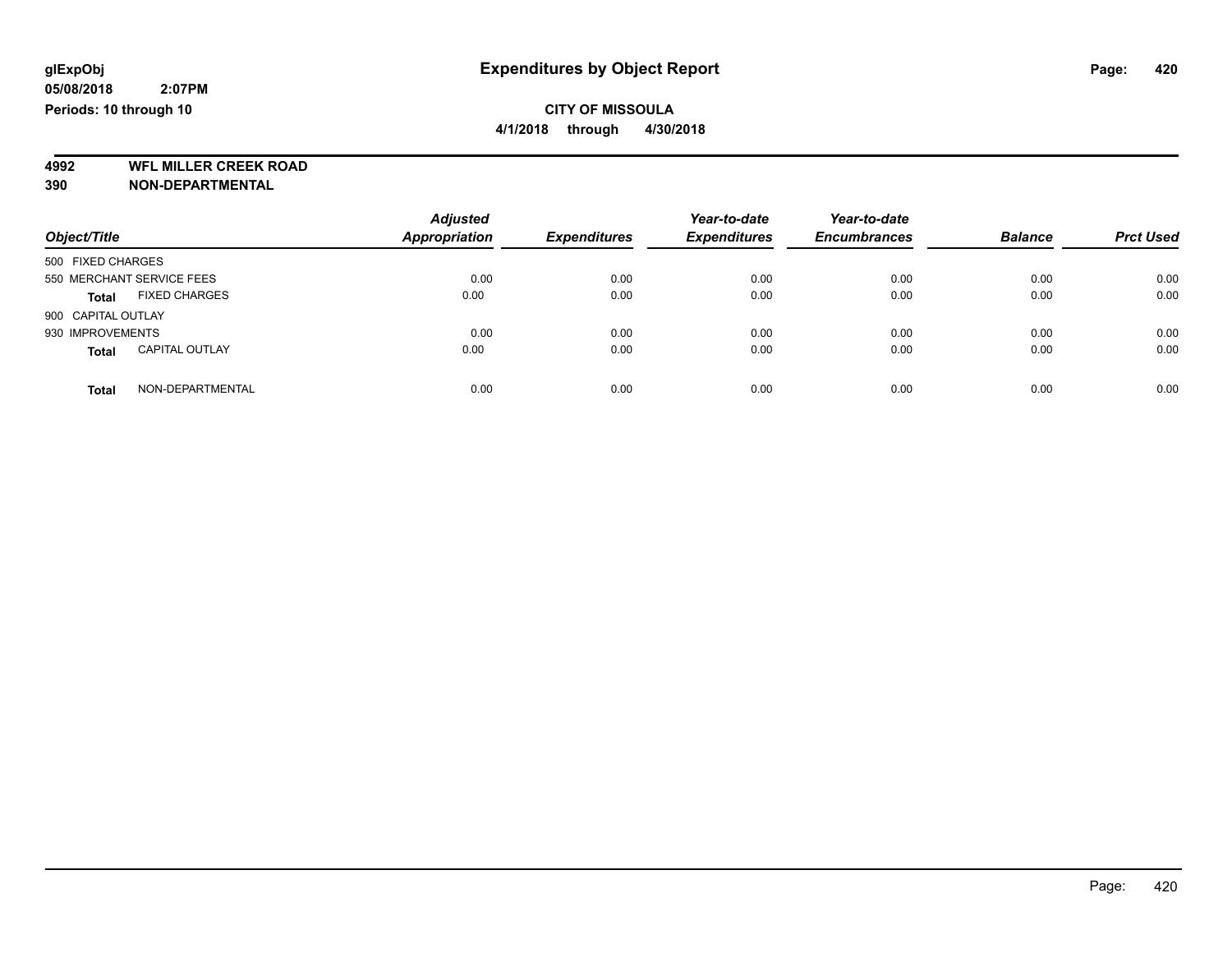# Expenditures by Object Report

glExpObj
05/08/2018 2:07PM
Periods: 10 through 10

**CITY OF MISSOULA**
**4/1/2018 through 4/30/2018**

**4992 WFL MILLER CREEK ROAD**
**390 NON-DEPARTMENTAL**

| Object/Title | Adjusted Appropriation | Expenditures | Year-to-date Expenditures | Year-to-date Encumbrances | Balance | Prct Used |
|---|---|---|---|---|---|---|
| 500 FIXED CHARGES | | | | | | |
| 550 MERCHANT SERVICE FEES | 0.00 | 0.00 | 0.00 | 0.00 | 0.00 | 0.00 |
| **Total** FIXED CHARGES | 0.00 | 0.00 | 0.00 | 0.00 | 0.00 | 0.00 |
| 900 CAPITAL OUTLAY | | | | | | |
| 930 IMPROVEMENTS | 0.00 | 0.00 | 0.00 | 0.00 | 0.00 | 0.00 |
| **Total** CAPITAL OUTLAY | 0.00 | 0.00 | 0.00 | 0.00 | 0.00 | 0.00 |
| **Total** NON-DEPARTMENTAL | 0.00 | 0.00 | 0.00 | 0.00 | 0.00 | 0.00 |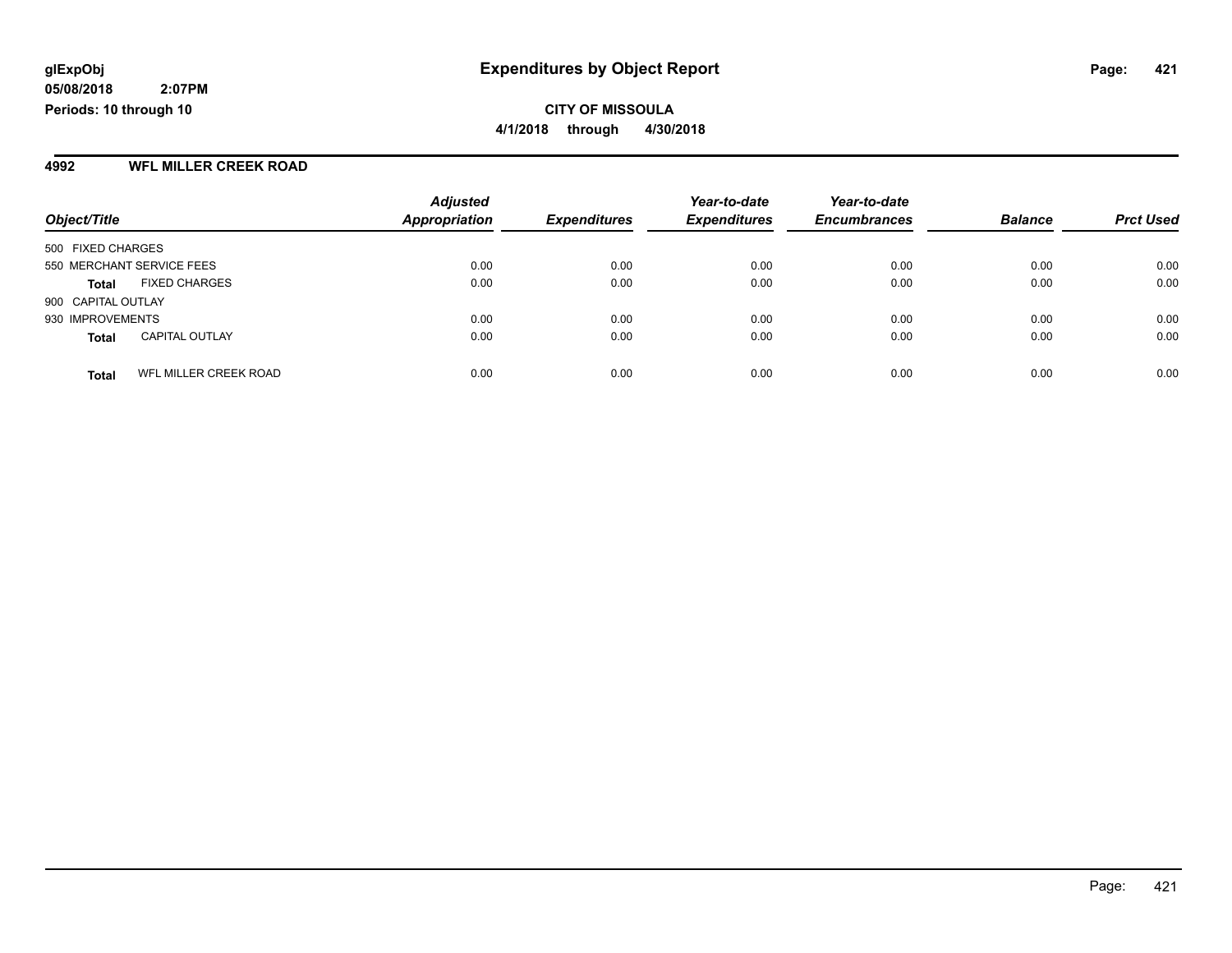**glExpObj**
**05/08/2018 2:07PM**
**Periods: 10 through 10**

# Expenditures by Object Report

**CITY OF MISSOULA**
**4/1/2018 through 4/30/2018**

## 4992 WFL MILLER CREEK ROAD

| Object/Title | Adjusted Appropriation | Expenditures | Year-to-date Expenditures | Year-to-date Encumbrances | Balance | Prct Used |
|---|---|---|---|---|---|---|
| 500 FIXED CHARGES | | | | | | |
| 550 MERCHANT SERVICE FEES | 0.00 | 0.00 | 0.00 | 0.00 | 0.00 | 0.00 |
| **Total** FIXED CHARGES | 0.00 | 0.00 | 0.00 | 0.00 | 0.00 | 0.00 |
| 900 CAPITAL OUTLAY | | | | | | |
| 930 IMPROVEMENTS | 0.00 | 0.00 | 0.00 | 0.00 | 0.00 | 0.00 |
| **Total** CAPITAL OUTLAY | 0.00 | 0.00 | 0.00 | 0.00 | 0.00 | 0.00 |
| **Total** WFL MILLER CREEK ROAD | 0.00 | 0.00 | 0.00 | 0.00 | 0.00 | 0.00 |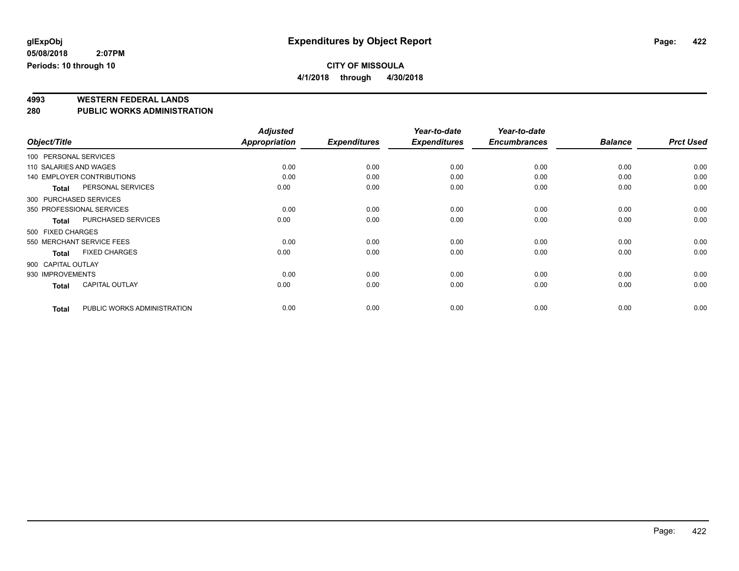# Expenditures by Object Report

glExpObj
05/08/2018 2:07PM
Periods: 10 through 10

**CITY OF MISSOULA**
**4/1/2018 through 4/30/2018**

**4993 WESTERN FEDERAL LANDS**
**280 PUBLIC WORKS ADMINISTRATION**

| Object/Title | Adjusted Appropriation | Expenditures | Year-to-date Expenditures | Year-to-date Encumbrances | Balance | Prct Used |
|---|---|---|---|---|---|---|
| 100 PERSONAL SERVICES | | | | | | |
| 110 SALARIES AND WAGES | 0.00 | 0.00 | 0.00 | 0.00 | 0.00 | 0.00 |
| 140 EMPLOYER CONTRIBUTIONS | 0.00 | 0.00 | 0.00 | 0.00 | 0.00 | 0.00 |
| **Total** PERSONAL SERVICES | 0.00 | 0.00 | 0.00 | 0.00 | 0.00 | 0.00 |
| 300 PURCHASED SERVICES | | | | | | |
| 350 PROFESSIONAL SERVICES | 0.00 | 0.00 | 0.00 | 0.00 | 0.00 | 0.00 |
| **Total** PURCHASED SERVICES | 0.00 | 0.00 | 0.00 | 0.00 | 0.00 | 0.00 |
| 500 FIXED CHARGES | | | | | | |
| 550 MERCHANT SERVICE FEES | 0.00 | 0.00 | 0.00 | 0.00 | 0.00 | 0.00 |
| **Total** FIXED CHARGES | 0.00 | 0.00 | 0.00 | 0.00 | 0.00 | 0.00 |
| 900 CAPITAL OUTLAY | | | | | | |
| 930 IMPROVEMENTS | 0.00 | 0.00 | 0.00 | 0.00 | 0.00 | 0.00 |
| **Total** CAPITAL OUTLAY | 0.00 | 0.00 | 0.00 | 0.00 | 0.00 | 0.00 |
| **Total** PUBLIC WORKS ADMINISTRATION | 0.00 | 0.00 | 0.00 | 0.00 | 0.00 | 0.00 |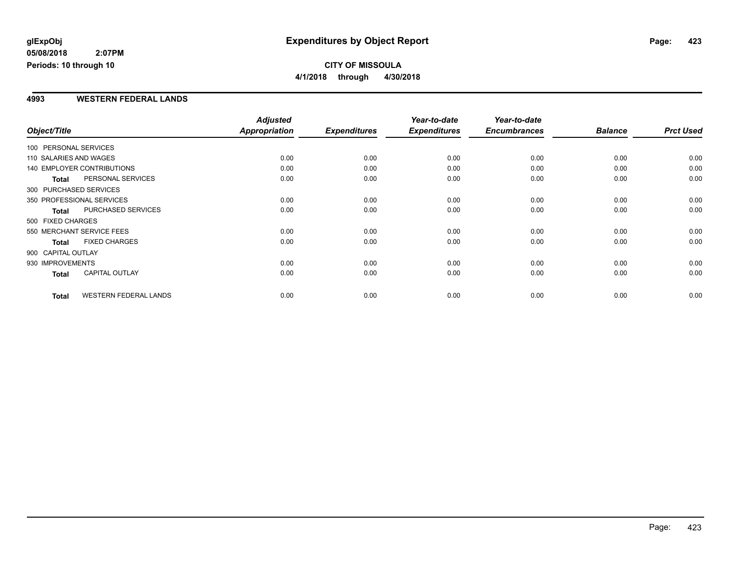**glExpObj**
**05/08/2018 2:07PM**
**Periods: 10 through 10**

# Expenditures by Object Report

**CITY OF MISSOULA**
**4/1/2018 through 4/30/2018**

## 4993 WESTERN FEDERAL LANDS

| Object/Title | | Adjusted Appropriation | Expenditures | Year-to-date Expenditures | Year-to-date Encumbrances | Balance | Prct Used |
|---|---|---|---|---|---|---|---|
| 100 PERSONAL SERVICES | | | | | | | |
| 110 SALARIES AND WAGES | | 0.00 | 0.00 | 0.00 | 0.00 | 0.00 | 0.00 |
| 140 EMPLOYER CONTRIBUTIONS | | 0.00 | 0.00 | 0.00 | 0.00 | 0.00 | 0.00 |
| **Total** | PERSONAL SERVICES | 0.00 | 0.00 | 0.00 | 0.00 | 0.00 | 0.00 |
| 300 PURCHASED SERVICES | | | | | | | |
| 350 PROFESSIONAL SERVICES | | 0.00 | 0.00 | 0.00 | 0.00 | 0.00 | 0.00 |
| **Total** | PURCHASED SERVICES | 0.00 | 0.00 | 0.00 | 0.00 | 0.00 | 0.00 |
| 500 FIXED CHARGES | | | | | | | |
| 550 MERCHANT SERVICE FEES | | 0.00 | 0.00 | 0.00 | 0.00 | 0.00 | 0.00 |
| **Total** | FIXED CHARGES | 0.00 | 0.00 | 0.00 | 0.00 | 0.00 | 0.00 |
| 900 CAPITAL OUTLAY | | | | | | | |
| 930 IMPROVEMENTS | | 0.00 | 0.00 | 0.00 | 0.00 | 0.00 | 0.00 |
| **Total** | CAPITAL OUTLAY | 0.00 | 0.00 | 0.00 | 0.00 | 0.00 | 0.00 |
| **Total** | WESTERN FEDERAL LANDS | 0.00 | 0.00 | 0.00 | 0.00 | 0.00 | 0.00 |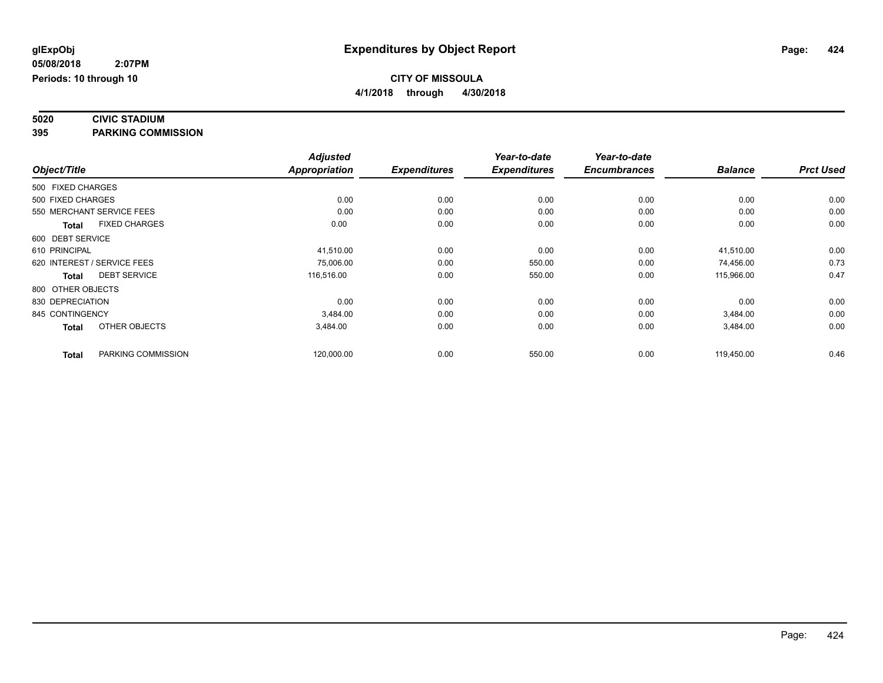**glExpObj** **Expenditures by Object Report**

**05/08/2018 2:07PM**

**Periods: 10 through 10**

**CITY OF MISSOULA**

**4/1/2018 through 4/30/2018**

**5020 CIVIC STADIUM**

**395 PARKING COMMISSION**

| Object/Title | | Adjusted Appropriation | Expenditures | Year-to-date Expenditures | Year-to-date Encumbrances | Balance | Prct Used |
|---|---|---|---|---|---|---|---|
| 500 FIXED CHARGES | | | | | | | |
| 500 FIXED CHARGES | | 0.00 | 0.00 | 0.00 | 0.00 | 0.00 | 0.00 |
| 550 MERCHANT SERVICE FEES | | 0.00 | 0.00 | 0.00 | 0.00 | 0.00 | 0.00 |
| **Total** | FIXED CHARGES | 0.00 | 0.00 | 0.00 | 0.00 | 0.00 | 0.00 |
| 600 DEBT SERVICE | | | | | | | |
| 610 PRINCIPAL | | 41,510.00 | 0.00 | 0.00 | 0.00 | 41,510.00 | 0.00 |
| 620 INTEREST / SERVICE FEES | | 75,006.00 | 0.00 | 550.00 | 0.00 | 74,456.00 | 0.73 |
| **Total** | DEBT SERVICE | 116,516.00 | 0.00 | 550.00 | 0.00 | 115,966.00 | 0.47 |
| 800 OTHER OBJECTS | | | | | | | |
| 830 DEPRECIATION | | 0.00 | 0.00 | 0.00 | 0.00 | 0.00 | 0.00 |
| 845 CONTINGENCY | | 3,484.00 | 0.00 | 0.00 | 0.00 | 3,484.00 | 0.00 |
| **Total** | OTHER OBJECTS | 3,484.00 | 0.00 | 0.00 | 0.00 | 3,484.00 | 0.00 |
| **Total** | PARKING COMMISSION | 120,000.00 | 0.00 | 550.00 | 0.00 | 119,450.00 | 0.46 |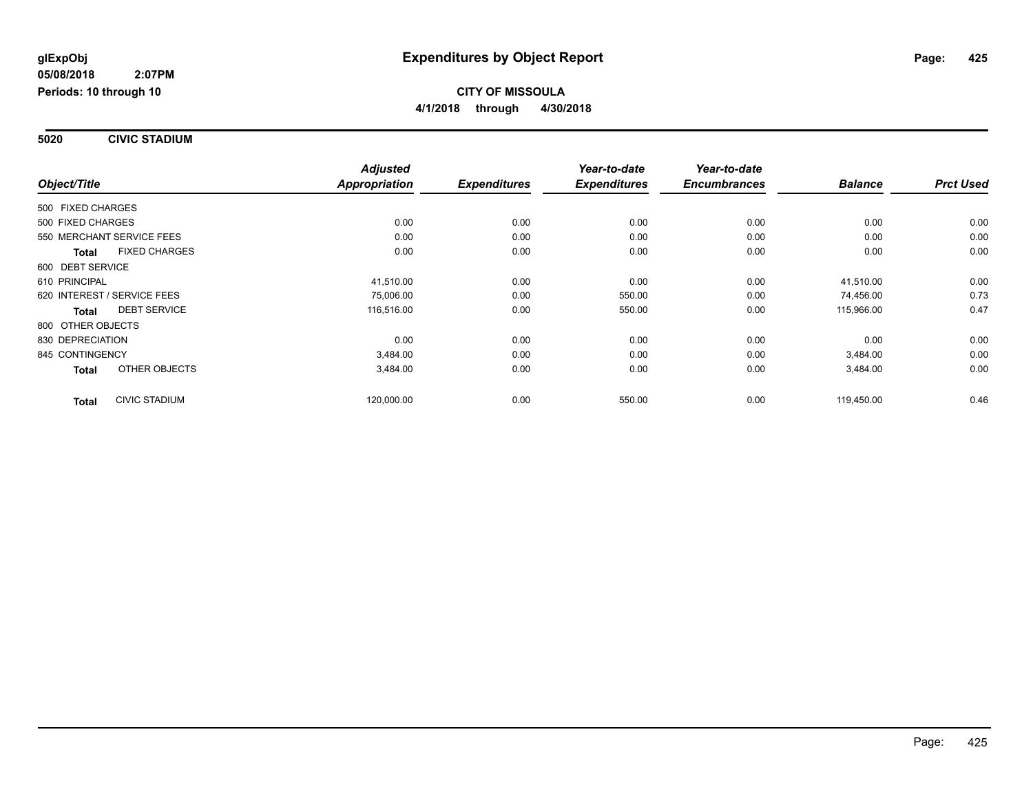# Expenditures by Object Report

glExpObj
05/08/2018 2:07PM
Periods: 10 through 10

**CITY OF MISSOULA**
**4/1/2018 through 4/30/2018**

## 5020 CIVIC STADIUM

| Object/Title | | Adjusted Appropriation | Expenditures | Year-to-date Expenditures | Year-to-date Encumbrances | Balance | Prct Used |
|---|---|---|---|---|---|---|---|
| 500 FIXED CHARGES | | | | | | | |
| 500 FIXED CHARGES | | 0.00 | 0.00 | 0.00 | 0.00 | 0.00 | 0.00 |
| 550 MERCHANT SERVICE FEES | | 0.00 | 0.00 | 0.00 | 0.00 | 0.00 | 0.00 |
| **Total** | FIXED CHARGES | 0.00 | 0.00 | 0.00 | 0.00 | 0.00 | 0.00 |
| 600 DEBT SERVICE | | | | | | | |
| 610 PRINCIPAL | | 41,510.00 | 0.00 | 0.00 | 0.00 | 41,510.00 | 0.00 |
| 620 INTEREST / SERVICE FEES | | 75,006.00 | 0.00 | 550.00 | 0.00 | 74,456.00 | 0.73 |
| **Total** | DEBT SERVICE | 116,516.00 | 0.00 | 550.00 | 0.00 | 115,966.00 | 0.47 |
| 800 OTHER OBJECTS | | | | | | | |
| 830 DEPRECIATION | | 0.00 | 0.00 | 0.00 | 0.00 | 0.00 | 0.00 |
| 845 CONTINGENCY | | 3,484.00 | 0.00 | 0.00 | 0.00 | 3,484.00 | 0.00 |
| **Total** | OTHER OBJECTS | 3,484.00 | 0.00 | 0.00 | 0.00 | 3,484.00 | 0.00 |
| **Total** | CIVIC STADIUM | 120,000.00 | 0.00 | 550.00 | 0.00 | 119,450.00 | 0.46 |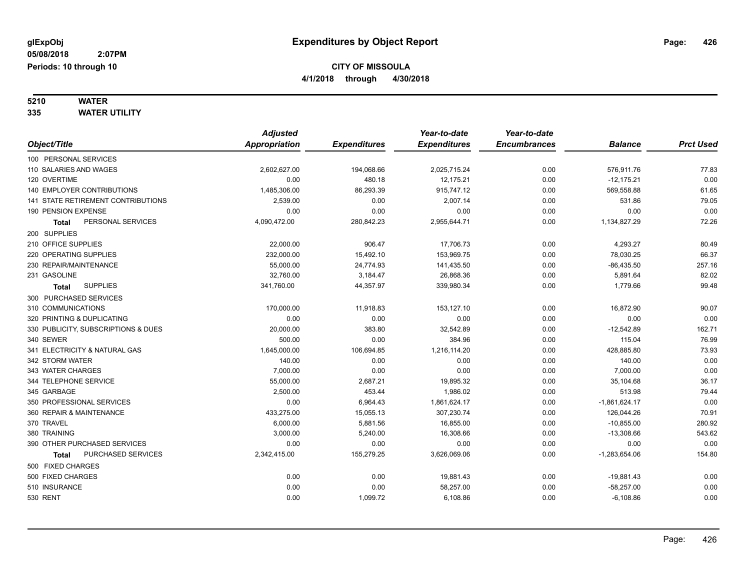# Expenditures by Object Report

glExpObj
05/08/2018 2:07PM
Periods: 10 through 10

**CITY OF MISSOULA**
**4/1/2018 through 4/30/2018**

**5210 WATER**
**335 WATER UTILITY**

| Object/Title | Adjusted Appropriation | Expenditures | Year-to-date Expenditures | Year-to-date Encumbrances | Balance | Prct Used |
|---|---|---|---|---|---|---|
| 100 PERSONAL SERVICES | | | | | | |
| 110 SALARIES AND WAGES | 2,602,627.00 | 194,068.66 | 2,025,715.24 | 0.00 | 576,911.76 | 77.83 |
| 120 OVERTIME | 0.00 | 480.18 | 12,175.21 | 0.00 | -12,175.21 | 0.00 |
| 140 EMPLOYER CONTRIBUTIONS | 1,485,306.00 | 86,293.39 | 915,747.12 | 0.00 | 569,558.88 | 61.65 |
| 141 STATE RETIREMENT CONTRIBUTIONS | 2,539.00 | 0.00 | 2,007.14 | 0.00 | 531.86 | 79.05 |
| 190 PENSION EXPENSE | 0.00 | 0.00 | 0.00 | 0.00 | 0.00 | 0.00 |
| **Total** PERSONAL SERVICES | 4,090,472.00 | 280,842.23 | 2,955,644.71 | 0.00 | 1,134,827.29 | 72.26 |
| 200 SUPPLIES | | | | | | |
| 210 OFFICE SUPPLIES | 22,000.00 | 906.47 | 17,706.73 | 0.00 | 4,293.27 | 80.49 |
| 220 OPERATING SUPPLIES | 232,000.00 | 15,492.10 | 153,969.75 | 0.00 | 78,030.25 | 66.37 |
| 230 REPAIR/MAINTENANCE | 55,000.00 | 24,774.93 | 141,435.50 | 0.00 | -86,435.50 | 257.16 |
| 231 GASOLINE | 32,760.00 | 3,184.47 | 26,868.36 | 0.00 | 5,891.64 | 82.02 |
| **Total** SUPPLIES | 341,760.00 | 44,357.97 | 339,980.34 | 0.00 | 1,779.66 | 99.48 |
| 300 PURCHASED SERVICES | | | | | | |
| 310 COMMUNICATIONS | 170,000.00 | 11,918.83 | 153,127.10 | 0.00 | 16,872.90 | 90.07 |
| 320 PRINTING & DUPLICATING | 0.00 | 0.00 | 0.00 | 0.00 | 0.00 | 0.00 |
| 330 PUBLICITY, SUBSCRIPTIONS & DUES | 20,000.00 | 383.80 | 32,542.89 | 0.00 | -12,542.89 | 162.71 |
| 340 SEWER | 500.00 | 0.00 | 384.96 | 0.00 | 115.04 | 76.99 |
| 341 ELECTRICITY & NATURAL GAS | 1,645,000.00 | 106,694.85 | 1,216,114.20 | 0.00 | 428,885.80 | 73.93 |
| 342 STORM WATER | 140.00 | 0.00 | 0.00 | 0.00 | 140.00 | 0.00 |
| 343 WATER CHARGES | 7,000.00 | 0.00 | 0.00 | 0.00 | 7,000.00 | 0.00 |
| 344 TELEPHONE SERVICE | 55,000.00 | 2,687.21 | 19,895.32 | 0.00 | 35,104.68 | 36.17 |
| 345 GARBAGE | 2,500.00 | 453.44 | 1,986.02 | 0.00 | 513.98 | 79.44 |
| 350 PROFESSIONAL SERVICES | 0.00 | 6,964.43 | 1,861,624.17 | 0.00 | -1,861,624.17 | 0.00 |
| 360 REPAIR & MAINTENANCE | 433,275.00 | 15,055.13 | 307,230.74 | 0.00 | 126,044.26 | 70.91 |
| 370 TRAVEL | 6,000.00 | 5,881.56 | 16,855.00 | 0.00 | -10,855.00 | 280.92 |
| 380 TRAINING | 3,000.00 | 5,240.00 | 16,308.66 | 0.00 | -13,308.66 | 543.62 |
| 390 OTHER PURCHASED SERVICES | 0.00 | 0.00 | 0.00 | 0.00 | 0.00 | 0.00 |
| **Total** PURCHASED SERVICES | 2,342,415.00 | 155,279.25 | 3,626,069.06 | 0.00 | -1,283,654.06 | 154.80 |
| 500 FIXED CHARGES | | | | | | |
| 500 FIXED CHARGES | 0.00 | 0.00 | 19,881.43 | 0.00 | -19,881.43 | 0.00 |
| 510 INSURANCE | 0.00 | 0.00 | 58,257.00 | 0.00 | -58,257.00 | 0.00 |
| 530 RENT | 0.00 | 1,099.72 | 6,108.86 | 0.00 | -6,108.86 | 0.00 |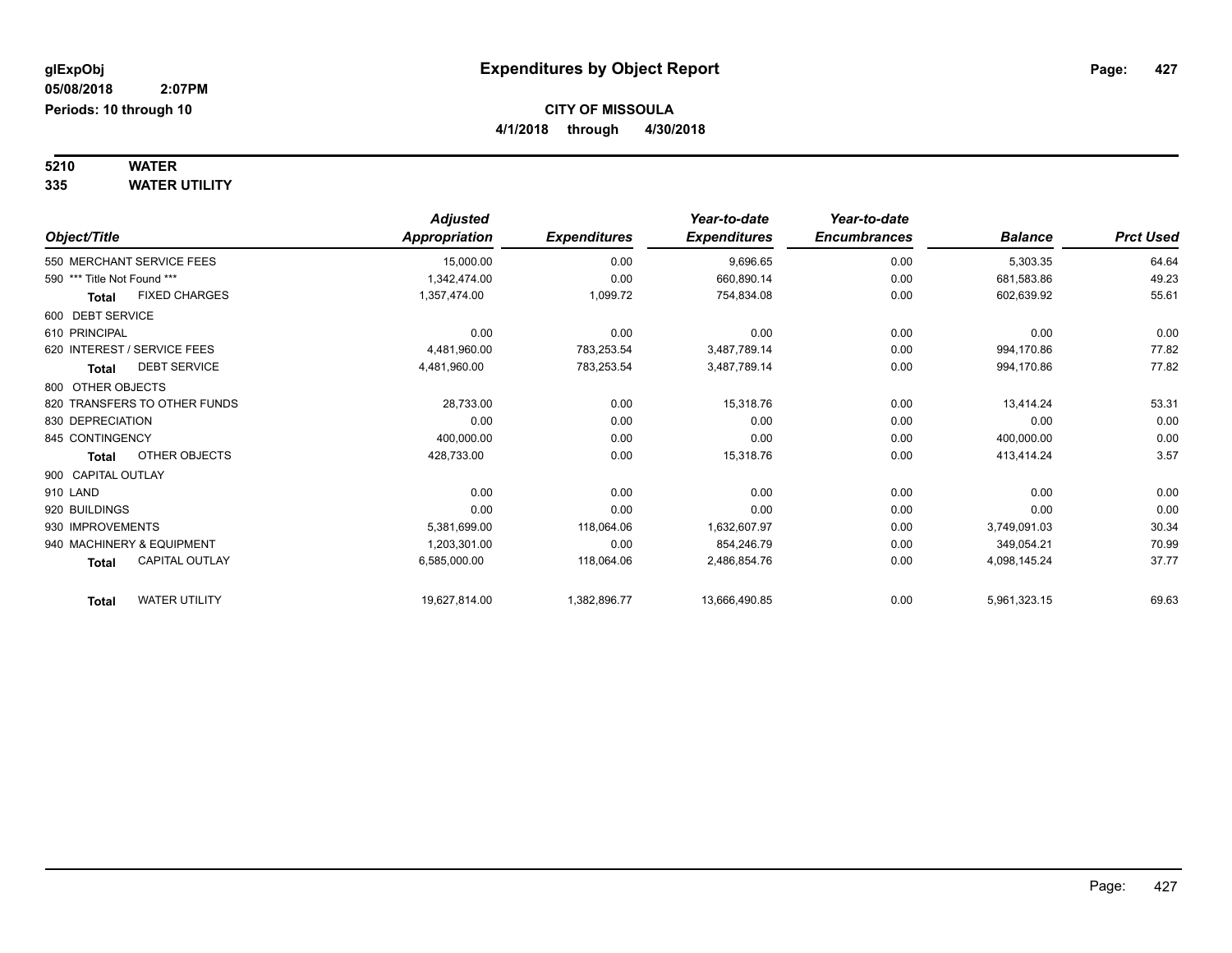# Expenditures by Object Report

glExpObj
05/08/2018 2:07PM
Periods: 10 through 10

**CITY OF MISSOULA**
**4/1/2018 through 4/30/2018**

## 5210 WATER
## 335 WATER UTILITY

| Object/Title | Adjusted Appropriation | Expenditures | Year-to-date Expenditures | Year-to-date Encumbrances | Balance | Prct Used |
|---|---|---|---|---|---|---|
| 550 MERCHANT SERVICE FEES | 15,000.00 | 0.00 | 9,696.65 | 0.00 | 5,303.35 | 64.64 |
| 590 *** Title Not Found *** | 1,342,474.00 | 0.00 | 660,890.14 | 0.00 | 681,583.86 | 49.23 |
| **Total** FIXED CHARGES | 1,357,474.00 | 1,099.72 | 754,834.08 | 0.00 | 602,639.92 | 55.61 |
| 600 DEBT SERVICE | | | | | | |
| 610 PRINCIPAL | 0.00 | 0.00 | 0.00 | 0.00 | 0.00 | 0.00 |
| 620 INTEREST / SERVICE FEES | 4,481,960.00 | 783,253.54 | 3,487,789.14 | 0.00 | 994,170.86 | 77.82 |
| **Total** DEBT SERVICE | 4,481,960.00 | 783,253.54 | 3,487,789.14 | 0.00 | 994,170.86 | 77.82 |
| 800 OTHER OBJECTS | | | | | | |
| 820 TRANSFERS TO OTHER FUNDS | 28,733.00 | 0.00 | 15,318.76 | 0.00 | 13,414.24 | 53.31 |
| 830 DEPRECIATION | 0.00 | 0.00 | 0.00 | 0.00 | 0.00 | 0.00 |
| 845 CONTINGENCY | 400,000.00 | 0.00 | 0.00 | 0.00 | 400,000.00 | 0.00 |
| **Total** OTHER OBJECTS | 428,733.00 | 0.00 | 15,318.76 | 0.00 | 413,414.24 | 3.57 |
| 900 CAPITAL OUTLAY | | | | | | |
| 910 LAND | 0.00 | 0.00 | 0.00 | 0.00 | 0.00 | 0.00 |
| 920 BUILDINGS | 0.00 | 0.00 | 0.00 | 0.00 | 0.00 | 0.00 |
| 930 IMPROVEMENTS | 5,381,699.00 | 118,064.06 | 1,632,607.97 | 0.00 | 3,749,091.03 | 30.34 |
| 940 MACHINERY & EQUIPMENT | 1,203,301.00 | 0.00 | 854,246.79 | 0.00 | 349,054.21 | 70.99 |
| **Total** CAPITAL OUTLAY | 6,585,000.00 | 118,064.06 | 2,486,854.76 | 0.00 | 4,098,145.24 | 37.77 |
| **Total** WATER UTILITY | 19,627,814.00 | 1,382,896.77 | 13,666,490.85 | 0.00 | 5,961,323.15 | 69.63 |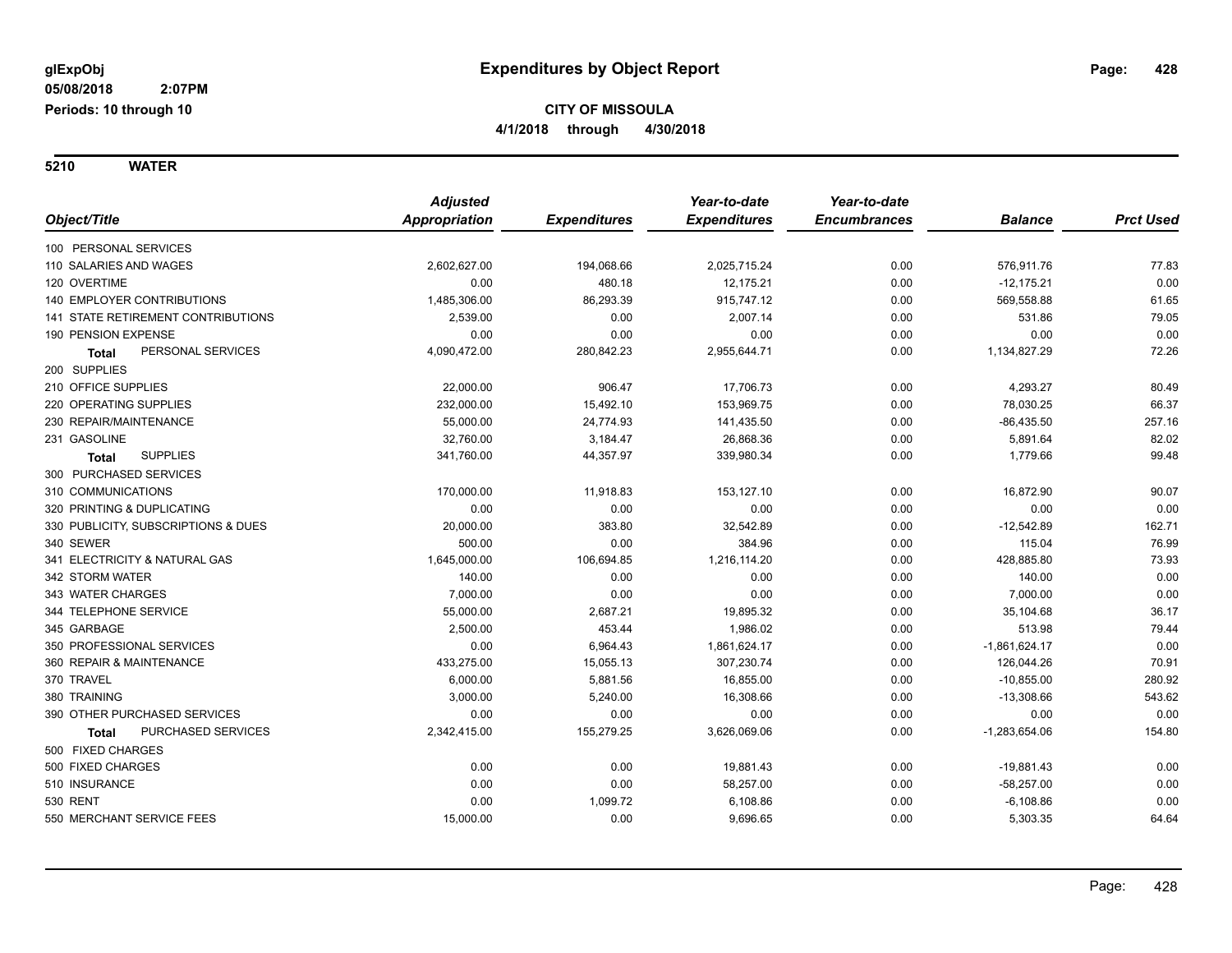# Expenditures by Object Report

glExpObj
05/08/2018 2:07PM
Periods: 10 through 10

**CITY OF MISSOULA**
**4/1/2018 through 4/30/2018**

## 5210 WATER

| Object/Title | Adjusted Appropriation | Expenditures | Year-to-date Expenditures | Year-to-date Encumbrances | Balance | Prct Used |
|---|---|---|---|---|---|---|
| 100 PERSONAL SERVICES | | | | | | |
| 110 SALARIES AND WAGES | 2,602,627.00 | 194,068.66 | 2,025,715.24 | 0.00 | 576,911.76 | 77.83 |
| 120 OVERTIME | 0.00 | 480.18 | 12,175.21 | 0.00 | -12,175.21 | 0.00 |
| 140 EMPLOYER CONTRIBUTIONS | 1,485,306.00 | 86,293.39 | 915,747.12 | 0.00 | 569,558.88 | 61.65 |
| 141 STATE RETIREMENT CONTRIBUTIONS | 2,539.00 | 0.00 | 2,007.14 | 0.00 | 531.86 | 79.05 |
| 190 PENSION EXPENSE | 0.00 | 0.00 | 0.00 | 0.00 | 0.00 | 0.00 |
| **Total** PERSONAL SERVICES | 4,090,472.00 | 280,842.23 | 2,955,644.71 | 0.00 | 1,134,827.29 | 72.26 |
| 200 SUPPLIES | | | | | | |
| 210 OFFICE SUPPLIES | 22,000.00 | 906.47 | 17,706.73 | 0.00 | 4,293.27 | 80.49 |
| 220 OPERATING SUPPLIES | 232,000.00 | 15,492.10 | 153,969.75 | 0.00 | 78,030.25 | 66.37 |
| 230 REPAIR/MAINTENANCE | 55,000.00 | 24,774.93 | 141,435.50 | 0.00 | -86,435.50 | 257.16 |
| 231 GASOLINE | 32,760.00 | 3,184.47 | 26,868.36 | 0.00 | 5,891.64 | 82.02 |
| **Total** SUPPLIES | 341,760.00 | 44,357.97 | 339,980.34 | 0.00 | 1,779.66 | 99.48 |
| 300 PURCHASED SERVICES | | | | | | |
| 310 COMMUNICATIONS | 170,000.00 | 11,918.83 | 153,127.10 | 0.00 | 16,872.90 | 90.07 |
| 320 PRINTING & DUPLICATING | 0.00 | 0.00 | 0.00 | 0.00 | 0.00 | 0.00 |
| 330 PUBLICITY, SUBSCRIPTIONS & DUES | 20,000.00 | 383.80 | 32,542.89 | 0.00 | -12,542.89 | 162.71 |
| 340 SEWER | 500.00 | 0.00 | 384.96 | 0.00 | 115.04 | 76.99 |
| 341 ELECTRICITY & NATURAL GAS | 1,645,000.00 | 106,694.85 | 1,216,114.20 | 0.00 | 428,885.80 | 73.93 |
| 342 STORM WATER | 140.00 | 0.00 | 0.00 | 0.00 | 140.00 | 0.00 |
| 343 WATER CHARGES | 7,000.00 | 0.00 | 0.00 | 0.00 | 7,000.00 | 0.00 |
| 344 TELEPHONE SERVICE | 55,000.00 | 2,687.21 | 19,895.32 | 0.00 | 35,104.68 | 36.17 |
| 345 GARBAGE | 2,500.00 | 453.44 | 1,986.02 | 0.00 | 513.98 | 79.44 |
| 350 PROFESSIONAL SERVICES | 0.00 | 6,964.43 | 1,861,624.17 | 0.00 | -1,861,624.17 | 0.00 |
| 360 REPAIR & MAINTENANCE | 433,275.00 | 15,055.13 | 307,230.74 | 0.00 | 126,044.26 | 70.91 |
| 370 TRAVEL | 6,000.00 | 5,881.56 | 16,855.00 | 0.00 | -10,855.00 | 280.92 |
| 380 TRAINING | 3,000.00 | 5,240.00 | 16,308.66 | 0.00 | -13,308.66 | 543.62 |
| 390 OTHER PURCHASED SERVICES | 0.00 | 0.00 | 0.00 | 0.00 | 0.00 | 0.00 |
| **Total** PURCHASED SERVICES | 2,342,415.00 | 155,279.25 | 3,626,069.06 | 0.00 | -1,283,654.06 | 154.80 |
| 500 FIXED CHARGES | | | | | | |
| 500 FIXED CHARGES | 0.00 | 0.00 | 19,881.43 | 0.00 | -19,881.43 | 0.00 |
| 510 INSURANCE | 0.00 | 0.00 | 58,257.00 | 0.00 | -58,257.00 | 0.00 |
| 530 RENT | 0.00 | 1,099.72 | 6,108.86 | 0.00 | -6,108.86 | 0.00 |
| 550 MERCHANT SERVICE FEES | 15,000.00 | 0.00 | 9,696.65 | 0.00 | 5,303.35 | 64.64 |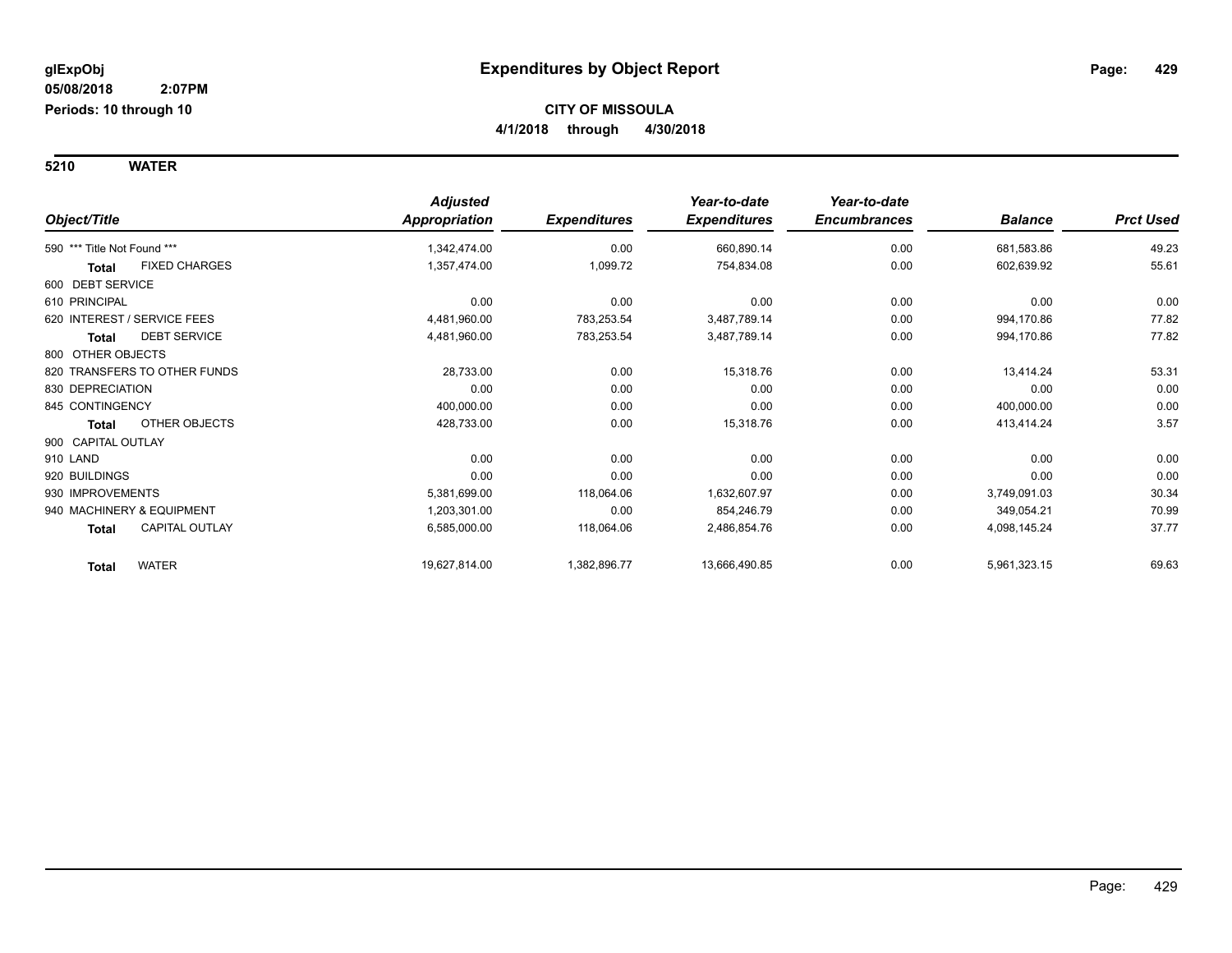# Expenditures by Object Report

glExpObj
05/08/2018 2:07PM
Periods: 10 through 10

**CITY OF MISSOULA**
**4/1/2018 through 4/30/2018**

## 5210 WATER

| Object/Title | Adjusted Appropriation | Expenditures | Year-to-date Expenditures | Year-to-date Encumbrances | Balance | Prct Used |
|---|---|---|---|---|---|---|
| 590 *** Title Not Found *** | 1,342,474.00 | 0.00 | 660,890.14 | 0.00 | 681,583.86 | 49.23 |
| **Total** FIXED CHARGES | 1,357,474.00 | 1,099.72 | 754,834.08 | 0.00 | 602,639.92 | 55.61 |
| 600 DEBT SERVICE | | | | | | |
| 610 PRINCIPAL | 0.00 | 0.00 | 0.00 | 0.00 | 0.00 | 0.00 |
| 620 INTEREST / SERVICE FEES | 4,481,960.00 | 783,253.54 | 3,487,789.14 | 0.00 | 994,170.86 | 77.82 |
| **Total** DEBT SERVICE | 4,481,960.00 | 783,253.54 | 3,487,789.14 | 0.00 | 994,170.86 | 77.82 |
| 800 OTHER OBJECTS | | | | | | |
| 820 TRANSFERS TO OTHER FUNDS | 28,733.00 | 0.00 | 15,318.76 | 0.00 | 13,414.24 | 53.31 |
| 830 DEPRECIATION | 0.00 | 0.00 | 0.00 | 0.00 | 0.00 | 0.00 |
| 845 CONTINGENCY | 400,000.00 | 0.00 | 0.00 | 0.00 | 400,000.00 | 0.00 |
| **Total** OTHER OBJECTS | 428,733.00 | 0.00 | 15,318.76 | 0.00 | 413,414.24 | 3.57 |
| 900 CAPITAL OUTLAY | | | | | | |
| 910 LAND | 0.00 | 0.00 | 0.00 | 0.00 | 0.00 | 0.00 |
| 920 BUILDINGS | 0.00 | 0.00 | 0.00 | 0.00 | 0.00 | 0.00 |
| 930 IMPROVEMENTS | 5,381,699.00 | 118,064.06 | 1,632,607.97 | 0.00 | 3,749,091.03 | 30.34 |
| 940 MACHINERY & EQUIPMENT | 1,203,301.00 | 0.00 | 854,246.79 | 0.00 | 349,054.21 | 70.99 |
| **Total** CAPITAL OUTLAY | 6,585,000.00 | 118,064.06 | 2,486,854.76 | 0.00 | 4,098,145.24 | 37.77 |
| **Total** WATER | 19,627,814.00 | 1,382,896.77 | 13,666,490.85 | 0.00 | 5,961,323.15 | 69.63 |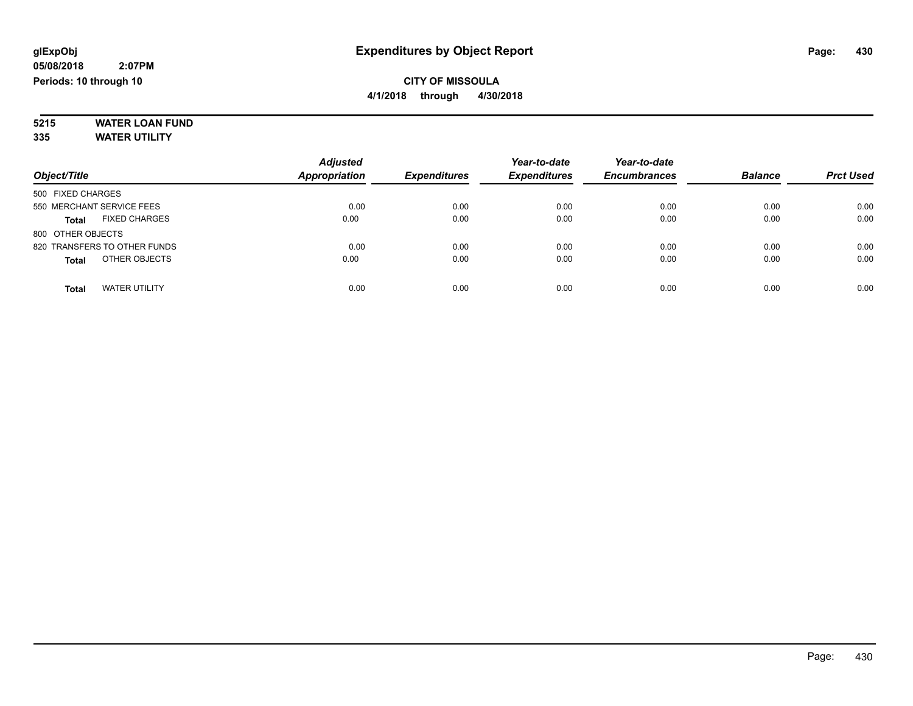glExpObj
05/08/2018 2:07PM
Periods: 10 through 10

# Expenditures by Object Report

**CITY OF MISSOULA**
**4/1/2018 through 4/30/2018**

**5215 WATER LOAN FUND**
**335 WATER UTILITY**

| Object/Title | Adjusted Appropriation | Expenditures | Year-to-date Expenditures | Year-to-date Encumbrances | Balance | Prct Used |
|---|---|---|---|---|---|---|
| 500 FIXED CHARGES | | | | | | |
| 550 MERCHANT SERVICE FEES | 0.00 | 0.00 | 0.00 | 0.00 | 0.00 | 0.00 |
| **Total** FIXED CHARGES | 0.00 | 0.00 | 0.00 | 0.00 | 0.00 | 0.00 |
| 800 OTHER OBJECTS | | | | | | |
| 820 TRANSFERS TO OTHER FUNDS | 0.00 | 0.00 | 0.00 | 0.00 | 0.00 | 0.00 |
| **Total** OTHER OBJECTS | 0.00 | 0.00 | 0.00 | 0.00 | 0.00 | 0.00 |
| **Total** WATER UTILITY | 0.00 | 0.00 | 0.00 | 0.00 | 0.00 | 0.00 |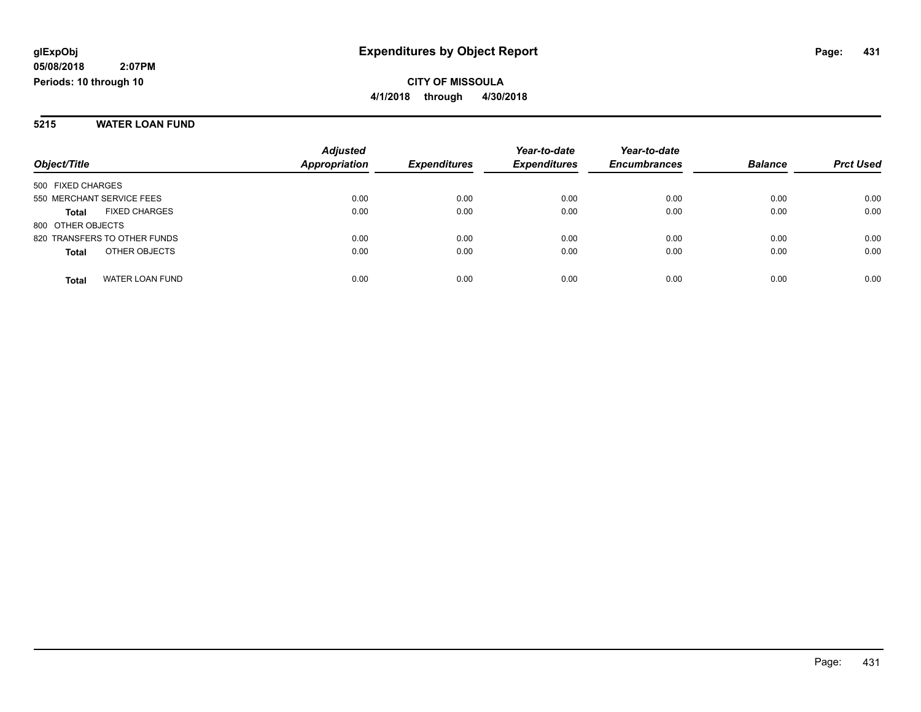**glExpObj**
**05/08/2018 2:07PM**
**Periods: 10 through 10**

# Expenditures by Object Report

**CITY OF MISSOULA**
**4/1/2018 through 4/30/2018**

## 5215 WATER LOAN FUND

| Object/Title | Adjusted Appropriation | Expenditures | Year-to-date Expenditures | Year-to-date Encumbrances | Balance | Prct Used |
|---|---|---|---|---|---|---|
| 500 FIXED CHARGES | | | | | | |
| 550 MERCHANT SERVICE FEES | 0.00 | 0.00 | 0.00 | 0.00 | 0.00 | 0.00 |
| **Total** FIXED CHARGES | 0.00 | 0.00 | 0.00 | 0.00 | 0.00 | 0.00 |
| 800 OTHER OBJECTS | | | | | | |
| 820 TRANSFERS TO OTHER FUNDS | 0.00 | 0.00 | 0.00 | 0.00 | 0.00 | 0.00 |
| **Total** OTHER OBJECTS | 0.00 | 0.00 | 0.00 | 0.00 | 0.00 | 0.00 |
| **Total** WATER LOAN FUND | 0.00 | 0.00 | 0.00 | 0.00 | 0.00 | 0.00 |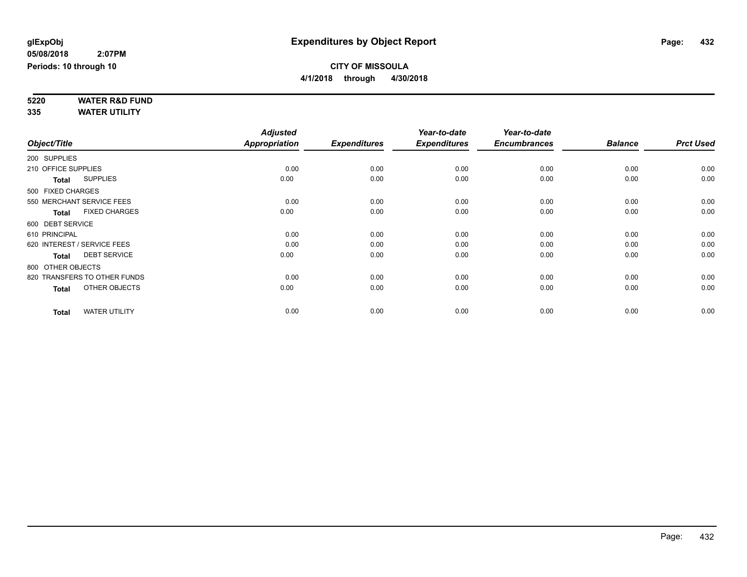# Expenditures by Object Report

**glExpObj**
**05/08/2018 2:07PM**
**Periods: 10 through 10**

**CITY OF MISSOULA**
**4/1/2018 through 4/30/2018**

**5220 WATER R&D FUND**
**335 WATER UTILITY**

| Object/Title | Adjusted Appropriation | Expenditures | Year-to-date Expenditures | Year-to-date Encumbrances | Balance | Prct Used |
|---|---|---|---|---|---|---|
| 200 SUPPLIES | | | | | | |
| 210 OFFICE SUPPLIES | 0.00 | 0.00 | 0.00 | 0.00 | 0.00 | 0.00 |
| **Total** SUPPLIES | 0.00 | 0.00 | 0.00 | 0.00 | 0.00 | 0.00 |
| 500 FIXED CHARGES | | | | | | |
| 550 MERCHANT SERVICE FEES | 0.00 | 0.00 | 0.00 | 0.00 | 0.00 | 0.00 |
| **Total** FIXED CHARGES | 0.00 | 0.00 | 0.00 | 0.00 | 0.00 | 0.00 |
| 600 DEBT SERVICE | | | | | | |
| 610 PRINCIPAL | 0.00 | 0.00 | 0.00 | 0.00 | 0.00 | 0.00 |
| 620 INTEREST / SERVICE FEES | 0.00 | 0.00 | 0.00 | 0.00 | 0.00 | 0.00 |
| **Total** DEBT SERVICE | 0.00 | 0.00 | 0.00 | 0.00 | 0.00 | 0.00 |
| 800 OTHER OBJECTS | | | | | | |
| 820 TRANSFERS TO OTHER FUNDS | 0.00 | 0.00 | 0.00 | 0.00 | 0.00 | 0.00 |
| **Total** OTHER OBJECTS | 0.00 | 0.00 | 0.00 | 0.00 | 0.00 | 0.00 |
| **Total** WATER UTILITY | 0.00 | 0.00 | 0.00 | 0.00 | 0.00 | 0.00 |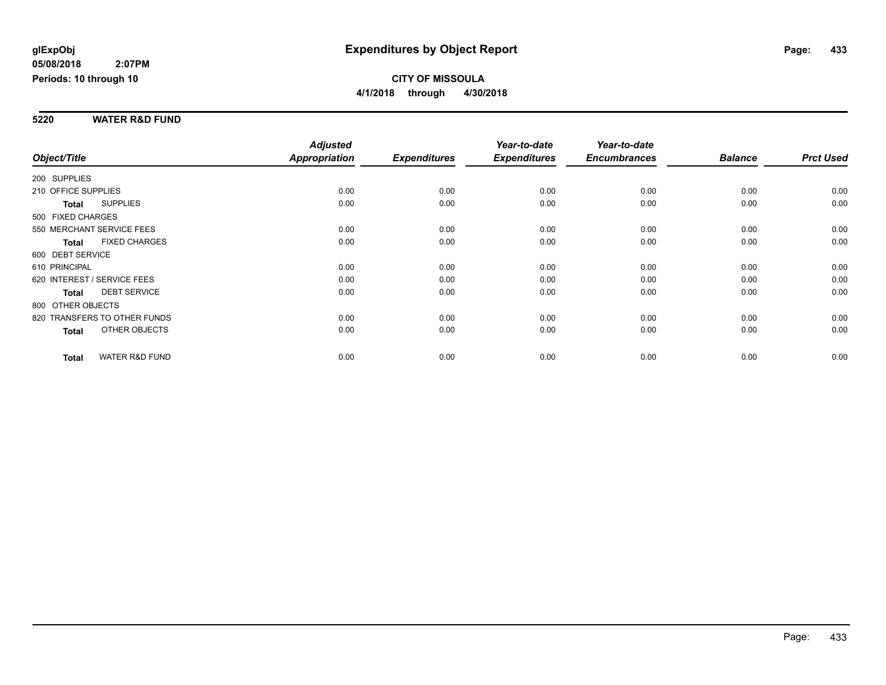# Expenditures by Object Report

glExpObj
05/08/2018 2:07PM
Periods: 10 through 10

**CITY OF MISSOULA**
**4/1/2018 through 4/30/2018**

## 5220 WATER R&D FUND

| Object/Title | | Adjusted Appropriation | Expenditures | Year-to-date Expenditures | Year-to-date Encumbrances | Balance | Prct Used |
|---|---|---|---|---|---|---|---|
| 200 SUPPLIES | | | | | | | |
| 210 OFFICE SUPPLIES | | 0.00 | 0.00 | 0.00 | 0.00 | 0.00 | 0.00 |
| **Total** | SUPPLIES | 0.00 | 0.00 | 0.00 | 0.00 | 0.00 | 0.00 |
| 500 FIXED CHARGES | | | | | | | |
| 550 MERCHANT SERVICE FEES | | 0.00 | 0.00 | 0.00 | 0.00 | 0.00 | 0.00 |
| **Total** | FIXED CHARGES | 0.00 | 0.00 | 0.00 | 0.00 | 0.00 | 0.00 |
| 600 DEBT SERVICE | | | | | | | |
| 610 PRINCIPAL | | 0.00 | 0.00 | 0.00 | 0.00 | 0.00 | 0.00 |
| 620 INTEREST / SERVICE FEES | | 0.00 | 0.00 | 0.00 | 0.00 | 0.00 | 0.00 |
| **Total** | DEBT SERVICE | 0.00 | 0.00 | 0.00 | 0.00 | 0.00 | 0.00 |
| 800 OTHER OBJECTS | | | | | | | |
| 820 TRANSFERS TO OTHER FUNDS | | 0.00 | 0.00 | 0.00 | 0.00 | 0.00 | 0.00 |
| **Total** | OTHER OBJECTS | 0.00 | 0.00 | 0.00 | 0.00 | 0.00 | 0.00 |
| **Total** | WATER R&D FUND | 0.00 | 0.00 | 0.00 | 0.00 | 0.00 | 0.00 |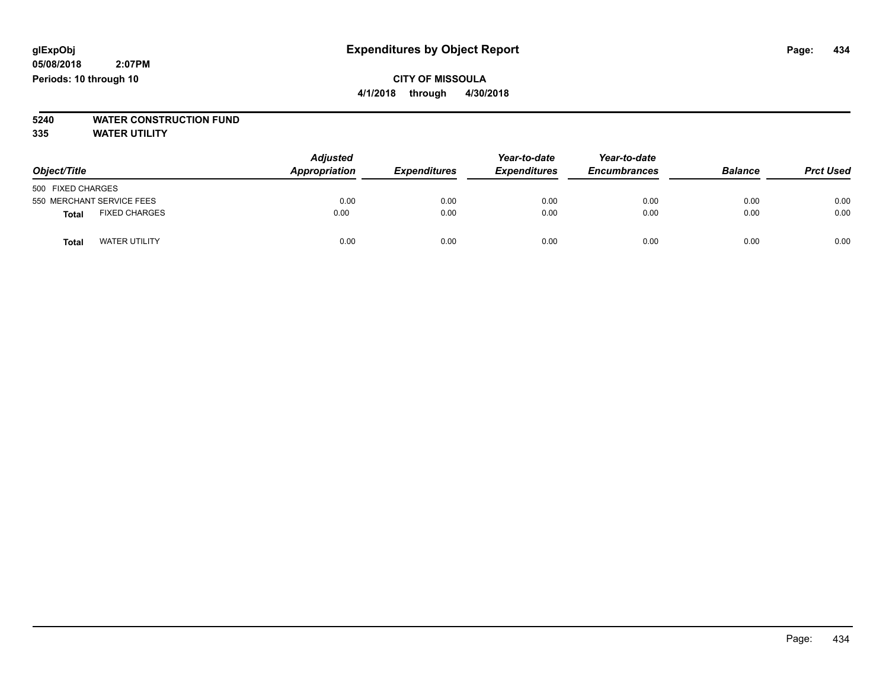# Expenditures by Object Report

glExpObj
05/08/2018 2:07PM
Periods: 10 through 10

**CITY OF MISSOULA**
**4/1/2018 through 4/30/2018**

**5240 WATER CONSTRUCTION FUND**
**335 WATER UTILITY**

| Object/Title | Adjusted Appropriation | Expenditures | Year-to-date Expenditures | Year-to-date Encumbrances | Balance | Prct Used |
|---|---|---|---|---|---|---|
| 500 FIXED CHARGES | | | | | | |
| 550 MERCHANT SERVICE FEES | 0.00 | 0.00 | 0.00 | 0.00 | 0.00 | 0.00 |
| **Total** FIXED CHARGES | 0.00 | 0.00 | 0.00 | 0.00 | 0.00 | 0.00 |
| **Total** WATER UTILITY | 0.00 | 0.00 | 0.00 | 0.00 | 0.00 | 0.00 |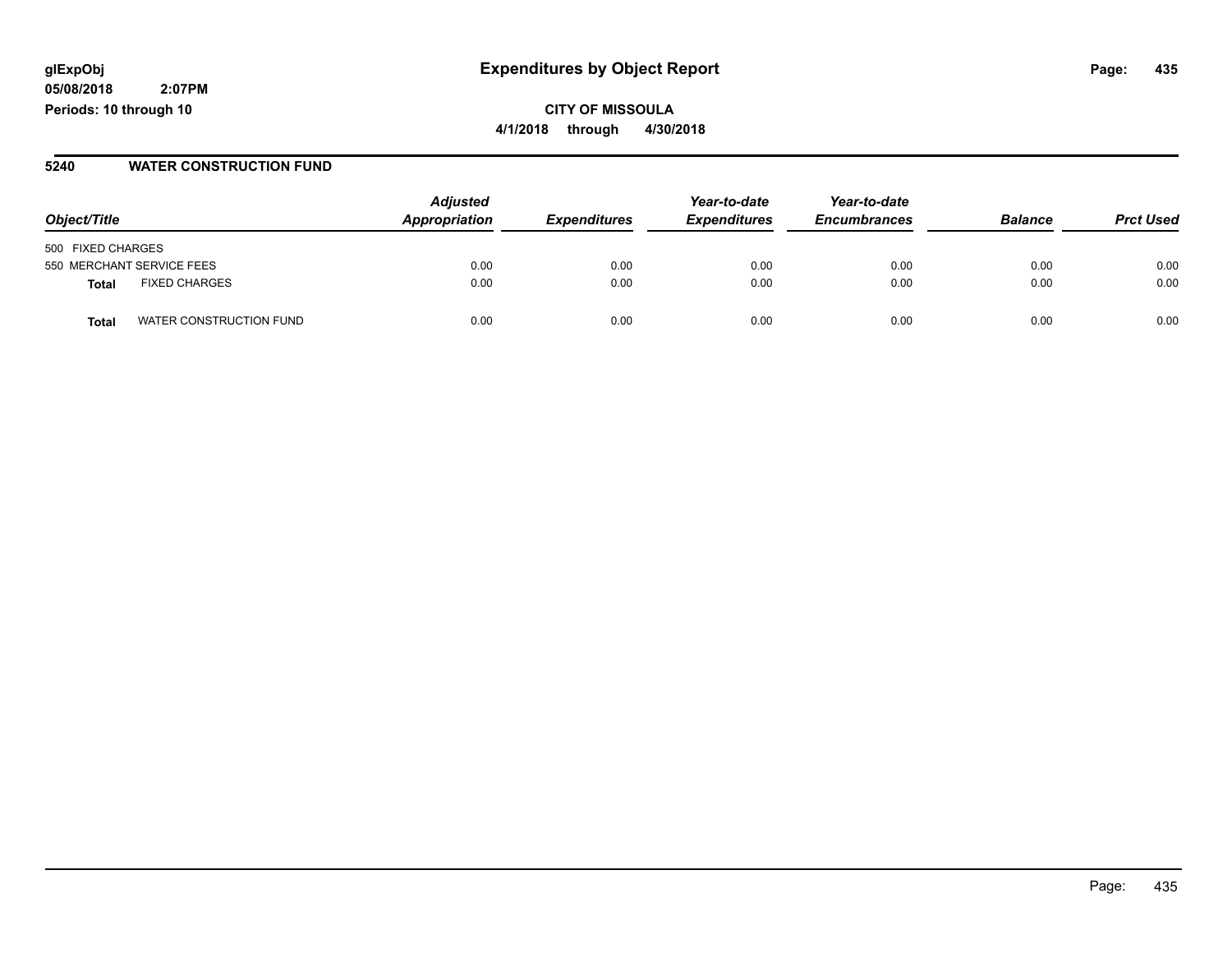# Expenditures by Object Report

**glExpObj**
**05/08/2018 2:07PM**
**Periods: 10 through 10**

**CITY OF MISSOULA**
**4/1/2018 through 4/30/2018**

## 5240 WATER CONSTRUCTION FUND

| Object/Title | | Adjusted Appropriation | Expenditures | Year-to-date Expenditures | Year-to-date Encumbrances | Balance | Prct Used |
|---|---|---|---|---|---|---|---|
| 500 FIXED CHARGES | | | | | | | |
| 550 MERCHANT SERVICE FEES | | 0.00 | 0.00 | 0.00 | 0.00 | 0.00 | 0.00 |
| **Total** | FIXED CHARGES | 0.00 | 0.00 | 0.00 | 0.00 | 0.00 | 0.00 |
| **Total** | WATER CONSTRUCTION FUND | 0.00 | 0.00 | 0.00 | 0.00 | 0.00 | 0.00 |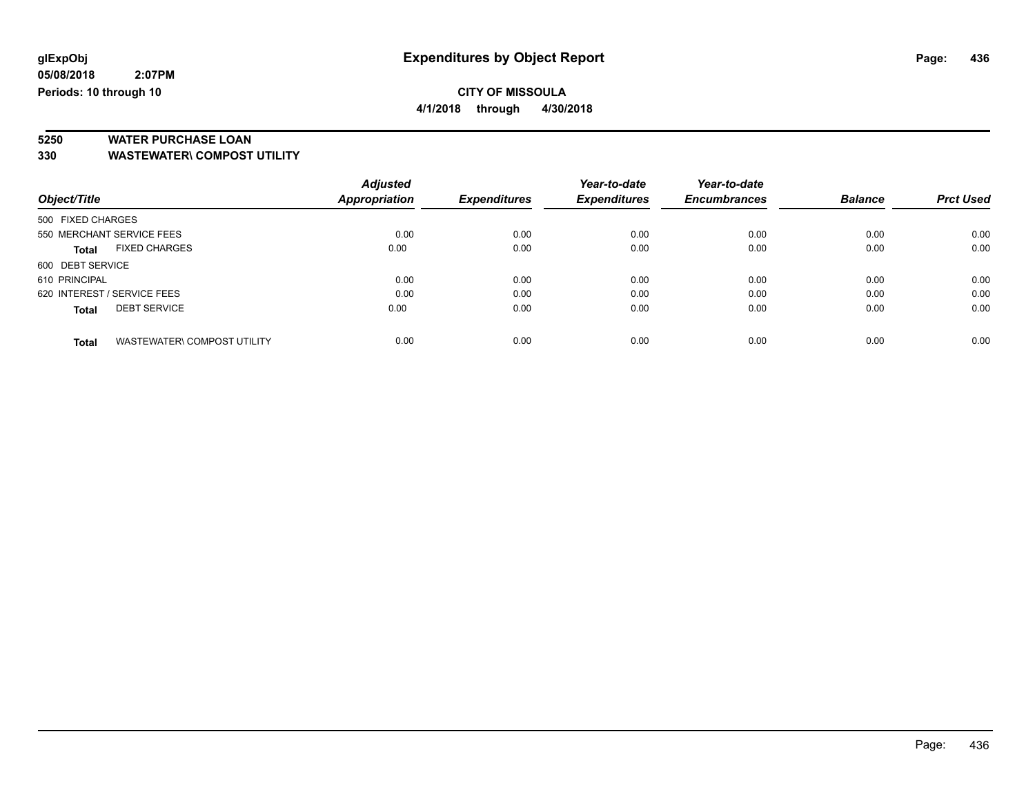**glExpObj**
**05/08/2018 2:07PM**
**Periods: 10 through 10**

# Expenditures by Object Report

**CITY OF MISSOULA**
**4/1/2018 through 4/30/2018**

**5250 WATER PURCHASE LOAN**
**330 WASTEWATER\ COMPOST UTILITY**

| Object/Title | Adjusted Appropriation | Expenditures | Year-to-date Expenditures | Year-to-date Encumbrances | Balance | Prct Used |
|---|---|---|---|---|---|---|
| 500 FIXED CHARGES | | | | | | |
| 550 MERCHANT SERVICE FEES | 0.00 | 0.00 | 0.00 | 0.00 | 0.00 | 0.00 |
| **Total** FIXED CHARGES | 0.00 | 0.00 | 0.00 | 0.00 | 0.00 | 0.00 |
| 600 DEBT SERVICE | | | | | | |
| 610 PRINCIPAL | 0.00 | 0.00 | 0.00 | 0.00 | 0.00 | 0.00 |
| 620 INTEREST / SERVICE FEES | 0.00 | 0.00 | 0.00 | 0.00 | 0.00 | 0.00 |
| **Total** DEBT SERVICE | 0.00 | 0.00 | 0.00 | 0.00 | 0.00 | 0.00 |
| **Total** WASTEWATER\ COMPOST UTILITY | 0.00 | 0.00 | 0.00 | 0.00 | 0.00 | 0.00 |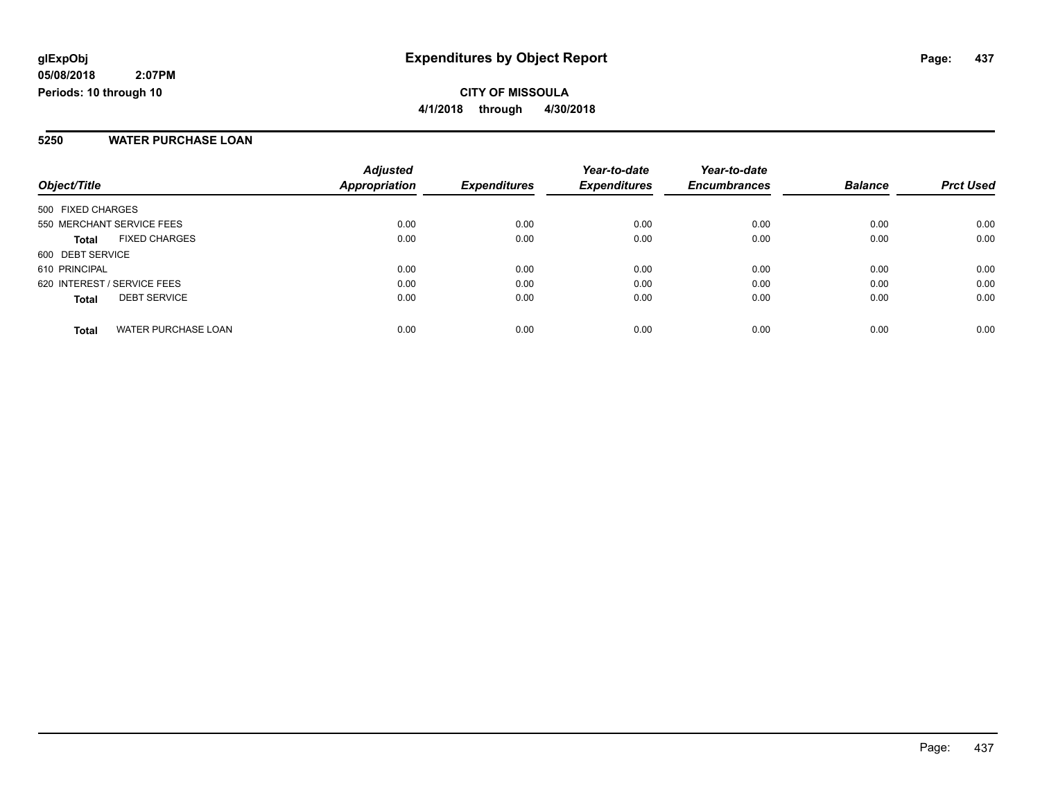**glExpObj**
**05/08/2018 2:07PM**
**Periods: 10 through 10**

# Expenditures by Object Report

**CITY OF MISSOULA**
**4/1/2018 through 4/30/2018**

## 5250 WATER PURCHASE LOAN

| Object/Title | Adjusted Appropriation | Expenditures | Year-to-date Expenditures | Year-to-date Encumbrances | Balance | Prct Used |
|---|---|---|---|---|---|---|
| 500 FIXED CHARGES | | | | | | |
| 550 MERCHANT SERVICE FEES | 0.00 | 0.00 | 0.00 | 0.00 | 0.00 | 0.00 |
| **Total** FIXED CHARGES | 0.00 | 0.00 | 0.00 | 0.00 | 0.00 | 0.00 |
| 600 DEBT SERVICE | | | | | | |
| 610 PRINCIPAL | 0.00 | 0.00 | 0.00 | 0.00 | 0.00 | 0.00 |
| 620 INTEREST / SERVICE FEES | 0.00 | 0.00 | 0.00 | 0.00 | 0.00 | 0.00 |
| **Total** DEBT SERVICE | 0.00 | 0.00 | 0.00 | 0.00 | 0.00 | 0.00 |
| **Total** WATER PURCHASE LOAN | 0.00 | 0.00 | 0.00 | 0.00 | 0.00 | 0.00 |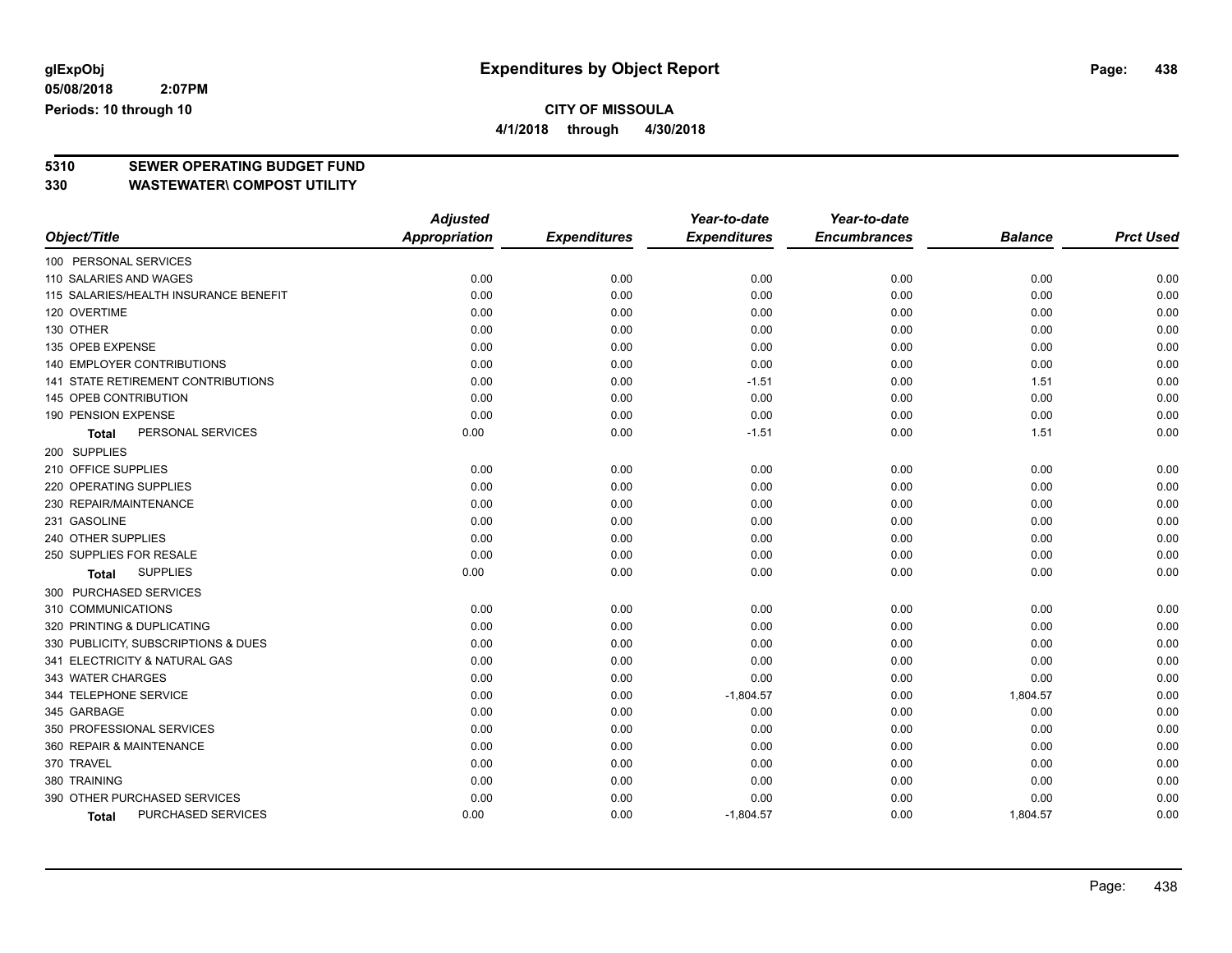# Expenditures by Object Report

glExpObj
05/08/2018 2:07PM
Periods: 10 through 10

**CITY OF MISSOULA**
**4/1/2018 through 4/30/2018**

## 5310 SEWER OPERATING BUDGET FUND
## 330 WASTEWATER\ COMPOST UTILITY

| Object/Title | Adjusted Appropriation | Expenditures | Year-to-date Expenditures | Year-to-date Encumbrances | Balance | Prct Used |
|---|---|---|---|---|---|---|
| 100 PERSONAL SERVICES | | | | | | |
| 110 SALARIES AND WAGES | 0.00 | 0.00 | 0.00 | 0.00 | 0.00 | 0.00 |
| 115 SALARIES/HEALTH INSURANCE BENEFIT | 0.00 | 0.00 | 0.00 | 0.00 | 0.00 | 0.00 |
| 120 OVERTIME | 0.00 | 0.00 | 0.00 | 0.00 | 0.00 | 0.00 |
| 130 OTHER | 0.00 | 0.00 | 0.00 | 0.00 | 0.00 | 0.00 |
| 135 OPEB EXPENSE | 0.00 | 0.00 | 0.00 | 0.00 | 0.00 | 0.00 |
| 140 EMPLOYER CONTRIBUTIONS | 0.00 | 0.00 | 0.00 | 0.00 | 0.00 | 0.00 |
| 141 STATE RETIREMENT CONTRIBUTIONS | 0.00 | 0.00 | -1.51 | 0.00 | 1.51 | 0.00 |
| 145 OPEB CONTRIBUTION | 0.00 | 0.00 | 0.00 | 0.00 | 0.00 | 0.00 |
| 190 PENSION EXPENSE | 0.00 | 0.00 | 0.00 | 0.00 | 0.00 | 0.00 |
| **Total** PERSONAL SERVICES | 0.00 | 0.00 | -1.51 | 0.00 | 1.51 | 0.00 |
| 200 SUPPLIES | | | | | | |
| 210 OFFICE SUPPLIES | 0.00 | 0.00 | 0.00 | 0.00 | 0.00 | 0.00 |
| 220 OPERATING SUPPLIES | 0.00 | 0.00 | 0.00 | 0.00 | 0.00 | 0.00 |
| 230 REPAIR/MAINTENANCE | 0.00 | 0.00 | 0.00 | 0.00 | 0.00 | 0.00 |
| 231 GASOLINE | 0.00 | 0.00 | 0.00 | 0.00 | 0.00 | 0.00 |
| 240 OTHER SUPPLIES | 0.00 | 0.00 | 0.00 | 0.00 | 0.00 | 0.00 |
| 250 SUPPLIES FOR RESALE | 0.00 | 0.00 | 0.00 | 0.00 | 0.00 | 0.00 |
| **Total** SUPPLIES | 0.00 | 0.00 | 0.00 | 0.00 | 0.00 | 0.00 |
| 300 PURCHASED SERVICES | | | | | | |
| 310 COMMUNICATIONS | 0.00 | 0.00 | 0.00 | 0.00 | 0.00 | 0.00 |
| 320 PRINTING & DUPLICATING | 0.00 | 0.00 | 0.00 | 0.00 | 0.00 | 0.00 |
| 330 PUBLICITY, SUBSCRIPTIONS & DUES | 0.00 | 0.00 | 0.00 | 0.00 | 0.00 | 0.00 |
| 341 ELECTRICITY & NATURAL GAS | 0.00 | 0.00 | 0.00 | 0.00 | 0.00 | 0.00 |
| 343 WATER CHARGES | 0.00 | 0.00 | 0.00 | 0.00 | 0.00 | 0.00 |
| 344 TELEPHONE SERVICE | 0.00 | 0.00 | -1,804.57 | 0.00 | 1,804.57 | 0.00 |
| 345 GARBAGE | 0.00 | 0.00 | 0.00 | 0.00 | 0.00 | 0.00 |
| 350 PROFESSIONAL SERVICES | 0.00 | 0.00 | 0.00 | 0.00 | 0.00 | 0.00 |
| 360 REPAIR & MAINTENANCE | 0.00 | 0.00 | 0.00 | 0.00 | 0.00 | 0.00 |
| 370 TRAVEL | 0.00 | 0.00 | 0.00 | 0.00 | 0.00 | 0.00 |
| 380 TRAINING | 0.00 | 0.00 | 0.00 | 0.00 | 0.00 | 0.00 |
| 390 OTHER PURCHASED SERVICES | 0.00 | 0.00 | 0.00 | 0.00 | 0.00 | 0.00 |
| **Total** PURCHASED SERVICES | 0.00 | 0.00 | -1,804.57 | 0.00 | 1,804.57 | 0.00 |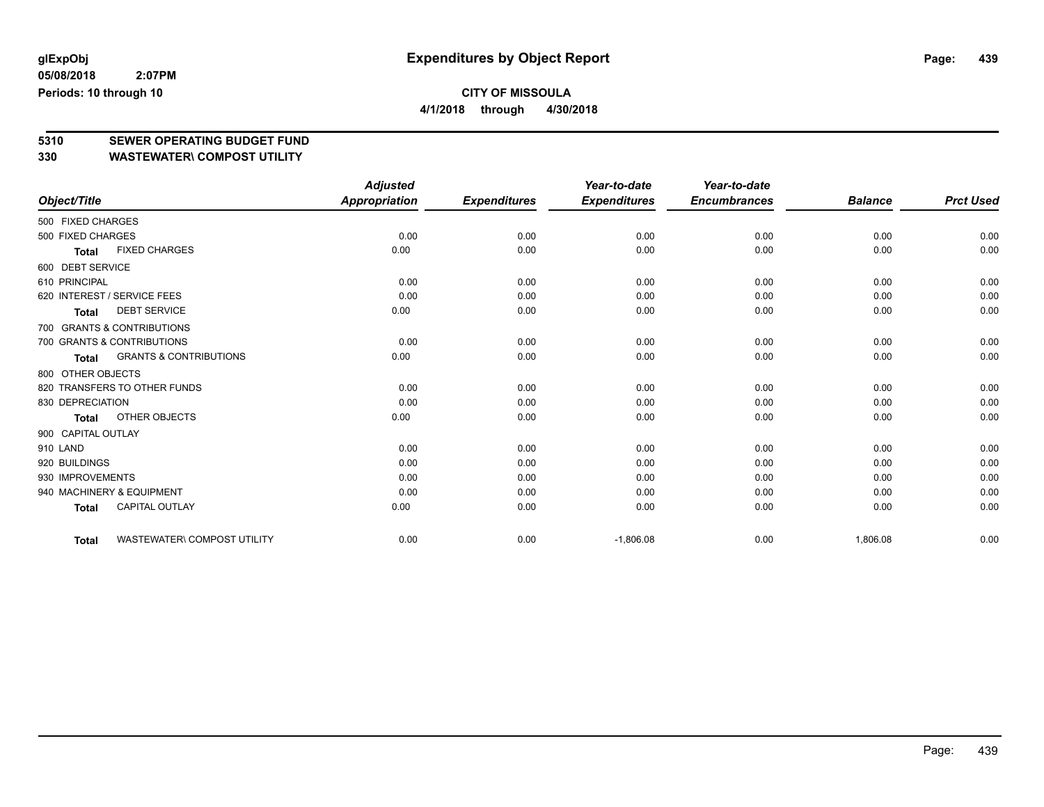**glExpObj** **Expenditures by Object Report**

**05/08/2018 2:07PM**

**Periods: 10 through 10**

**CITY OF MISSOULA**

**4/1/2018 through 4/30/2018**

## 5310 SEWER OPERATING BUDGET FUND
## 330 WASTEWATER\ COMPOST UTILITY

| Object/Title | Adjusted Appropriation | Expenditures | Year-to-date Expenditures | Year-to-date Encumbrances | Balance | Prct Used |
|---|---|---|---|---|---|---|
| 500 FIXED CHARGES | | | | | | |
| 500 FIXED CHARGES | 0.00 | 0.00 | 0.00 | 0.00 | 0.00 | 0.00 |
| **Total** FIXED CHARGES | 0.00 | 0.00 | 0.00 | 0.00 | 0.00 | 0.00 |
| 600 DEBT SERVICE | | | | | | |
| 610 PRINCIPAL | 0.00 | 0.00 | 0.00 | 0.00 | 0.00 | 0.00 |
| 620 INTEREST / SERVICE FEES | 0.00 | 0.00 | 0.00 | 0.00 | 0.00 | 0.00 |
| **Total** DEBT SERVICE | 0.00 | 0.00 | 0.00 | 0.00 | 0.00 | 0.00 |
| 700 GRANTS & CONTRIBUTIONS | | | | | | |
| 700 GRANTS & CONTRIBUTIONS | 0.00 | 0.00 | 0.00 | 0.00 | 0.00 | 0.00 |
| **Total** GRANTS & CONTRIBUTIONS | 0.00 | 0.00 | 0.00 | 0.00 | 0.00 | 0.00 |
| 800 OTHER OBJECTS | | | | | | |
| 820 TRANSFERS TO OTHER FUNDS | 0.00 | 0.00 | 0.00 | 0.00 | 0.00 | 0.00 |
| 830 DEPRECIATION | 0.00 | 0.00 | 0.00 | 0.00 | 0.00 | 0.00 |
| **Total** OTHER OBJECTS | 0.00 | 0.00 | 0.00 | 0.00 | 0.00 | 0.00 |
| 900 CAPITAL OUTLAY | | | | | | |
| 910 LAND | 0.00 | 0.00 | 0.00 | 0.00 | 0.00 | 0.00 |
| 920 BUILDINGS | 0.00 | 0.00 | 0.00 | 0.00 | 0.00 | 0.00 |
| 930 IMPROVEMENTS | 0.00 | 0.00 | 0.00 | 0.00 | 0.00 | 0.00 |
| 940 MACHINERY & EQUIPMENT | 0.00 | 0.00 | 0.00 | 0.00 | 0.00 | 0.00 |
| **Total** CAPITAL OUTLAY | 0.00 | 0.00 | 0.00 | 0.00 | 0.00 | 0.00 |
| **Total** WASTEWATER\ COMPOST UTILITY | 0.00 | 0.00 | -1,806.08 | 0.00 | 1,806.08 | 0.00 |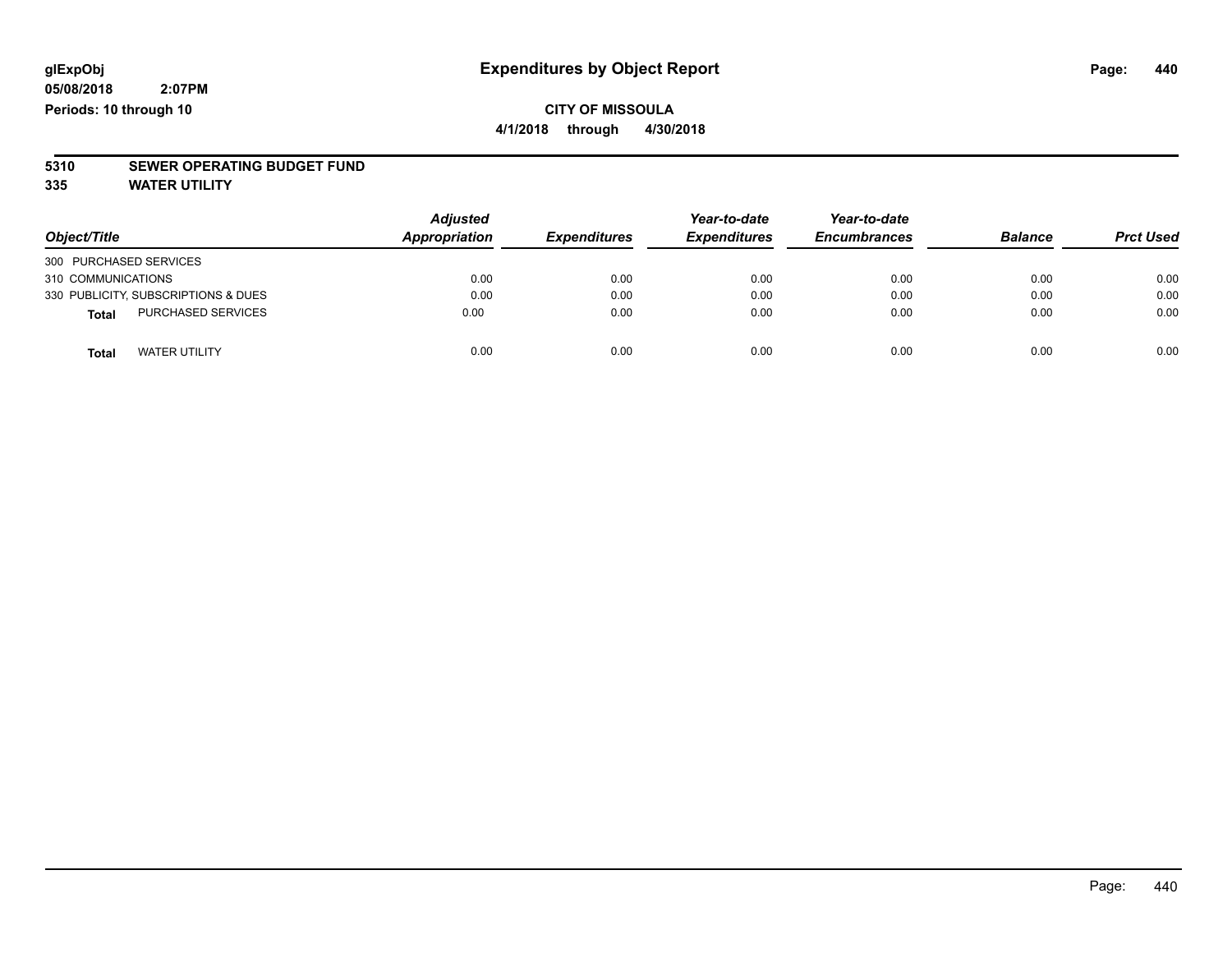# Expenditures by Object Report

glExpObj
05/08/2018 2:07PM
Periods: 10 through 10

**CITY OF MISSOULA**
**4/1/2018 through 4/30/2018**

**5310 SEWER OPERATING BUDGET FUND**
**335 WATER UTILITY**

| Object/Title | Adjusted Appropriation | Expenditures | Year-to-date Expenditures | Year-to-date Encumbrances | Balance | Prct Used |
|---|---|---|---|---|---|---|
| 300 PURCHASED SERVICES | | | | | | |
| 310 COMMUNICATIONS | 0.00 | 0.00 | 0.00 | 0.00 | 0.00 | 0.00 |
| 330 PUBLICITY, SUBSCRIPTIONS & DUES | 0.00 | 0.00 | 0.00 | 0.00 | 0.00 | 0.00 |
| **Total** PURCHASED SERVICES | 0.00 | 0.00 | 0.00 | 0.00 | 0.00 | 0.00 |
| **Total** WATER UTILITY | 0.00 | 0.00 | 0.00 | 0.00 | 0.00 | 0.00 |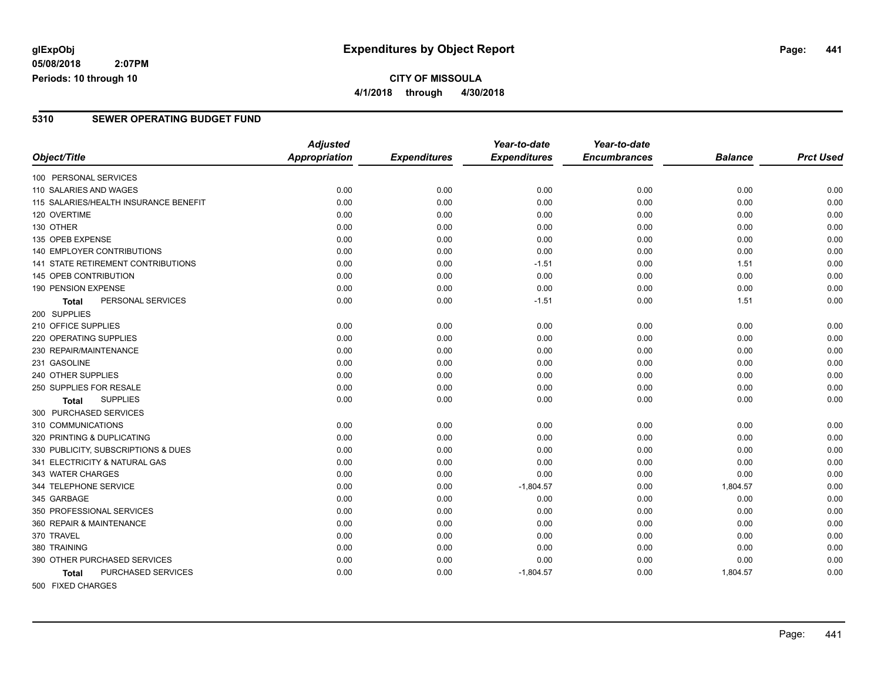# Expenditures by Object Report

glExpObj
05/08/2018 2:07PM
Periods: 10 through 10

**CITY OF MISSOULA**
**4/1/2018 through 4/30/2018**

## 5310 SEWER OPERATING BUDGET FUND

| Object/Title | Adjusted Appropriation | Expenditures | Year-to-date Expenditures | Year-to-date Encumbrances | Balance | Prct Used |
|---|---|---|---|---|---|---|
| 100 PERSONAL SERVICES | | | | | | |
| 110 SALARIES AND WAGES | 0.00 | 0.00 | 0.00 | 0.00 | 0.00 | 0.00 |
| 115 SALARIES/HEALTH INSURANCE BENEFIT | 0.00 | 0.00 | 0.00 | 0.00 | 0.00 | 0.00 |
| 120 OVERTIME | 0.00 | 0.00 | 0.00 | 0.00 | 0.00 | 0.00 |
| 130 OTHER | 0.00 | 0.00 | 0.00 | 0.00 | 0.00 | 0.00 |
| 135 OPEB EXPENSE | 0.00 | 0.00 | 0.00 | 0.00 | 0.00 | 0.00 |
| 140 EMPLOYER CONTRIBUTIONS | 0.00 | 0.00 | 0.00 | 0.00 | 0.00 | 0.00 |
| 141 STATE RETIREMENT CONTRIBUTIONS | 0.00 | 0.00 | -1.51 | 0.00 | 1.51 | 0.00 |
| 145 OPEB CONTRIBUTION | 0.00 | 0.00 | 0.00 | 0.00 | 0.00 | 0.00 |
| 190 PENSION EXPENSE | 0.00 | 0.00 | 0.00 | 0.00 | 0.00 | 0.00 |
| **Total** PERSONAL SERVICES | 0.00 | 0.00 | -1.51 | 0.00 | 1.51 | 0.00 |
| 200 SUPPLIES | | | | | | |
| 210 OFFICE SUPPLIES | 0.00 | 0.00 | 0.00 | 0.00 | 0.00 | 0.00 |
| 220 OPERATING SUPPLIES | 0.00 | 0.00 | 0.00 | 0.00 | 0.00 | 0.00 |
| 230 REPAIR/MAINTENANCE | 0.00 | 0.00 | 0.00 | 0.00 | 0.00 | 0.00 |
| 231 GASOLINE | 0.00 | 0.00 | 0.00 | 0.00 | 0.00 | 0.00 |
| 240 OTHER SUPPLIES | 0.00 | 0.00 | 0.00 | 0.00 | 0.00 | 0.00 |
| 250 SUPPLIES FOR RESALE | 0.00 | 0.00 | 0.00 | 0.00 | 0.00 | 0.00 |
| **Total** SUPPLIES | 0.00 | 0.00 | 0.00 | 0.00 | 0.00 | 0.00 |
| 300 PURCHASED SERVICES | | | | | | |
| 310 COMMUNICATIONS | 0.00 | 0.00 | 0.00 | 0.00 | 0.00 | 0.00 |
| 320 PRINTING & DUPLICATING | 0.00 | 0.00 | 0.00 | 0.00 | 0.00 | 0.00 |
| 330 PUBLICITY, SUBSCRIPTIONS & DUES | 0.00 | 0.00 | 0.00 | 0.00 | 0.00 | 0.00 |
| 341 ELECTRICITY & NATURAL GAS | 0.00 | 0.00 | 0.00 | 0.00 | 0.00 | 0.00 |
| 343 WATER CHARGES | 0.00 | 0.00 | 0.00 | 0.00 | 0.00 | 0.00 |
| 344 TELEPHONE SERVICE | 0.00 | 0.00 | -1,804.57 | 0.00 | 1,804.57 | 0.00 |
| 345 GARBAGE | 0.00 | 0.00 | 0.00 | 0.00 | 0.00 | 0.00 |
| 350 PROFESSIONAL SERVICES | 0.00 | 0.00 | 0.00 | 0.00 | 0.00 | 0.00 |
| 360 REPAIR & MAINTENANCE | 0.00 | 0.00 | 0.00 | 0.00 | 0.00 | 0.00 |
| 370 TRAVEL | 0.00 | 0.00 | 0.00 | 0.00 | 0.00 | 0.00 |
| 380 TRAINING | 0.00 | 0.00 | 0.00 | 0.00 | 0.00 | 0.00 |
| 390 OTHER PURCHASED SERVICES | 0.00 | 0.00 | 0.00 | 0.00 | 0.00 | 0.00 |
| **Total** PURCHASED SERVICES | 0.00 | 0.00 | -1,804.57 | 0.00 | 1,804.57 | 0.00 |
| 500 FIXED CHARGES | | | | | | |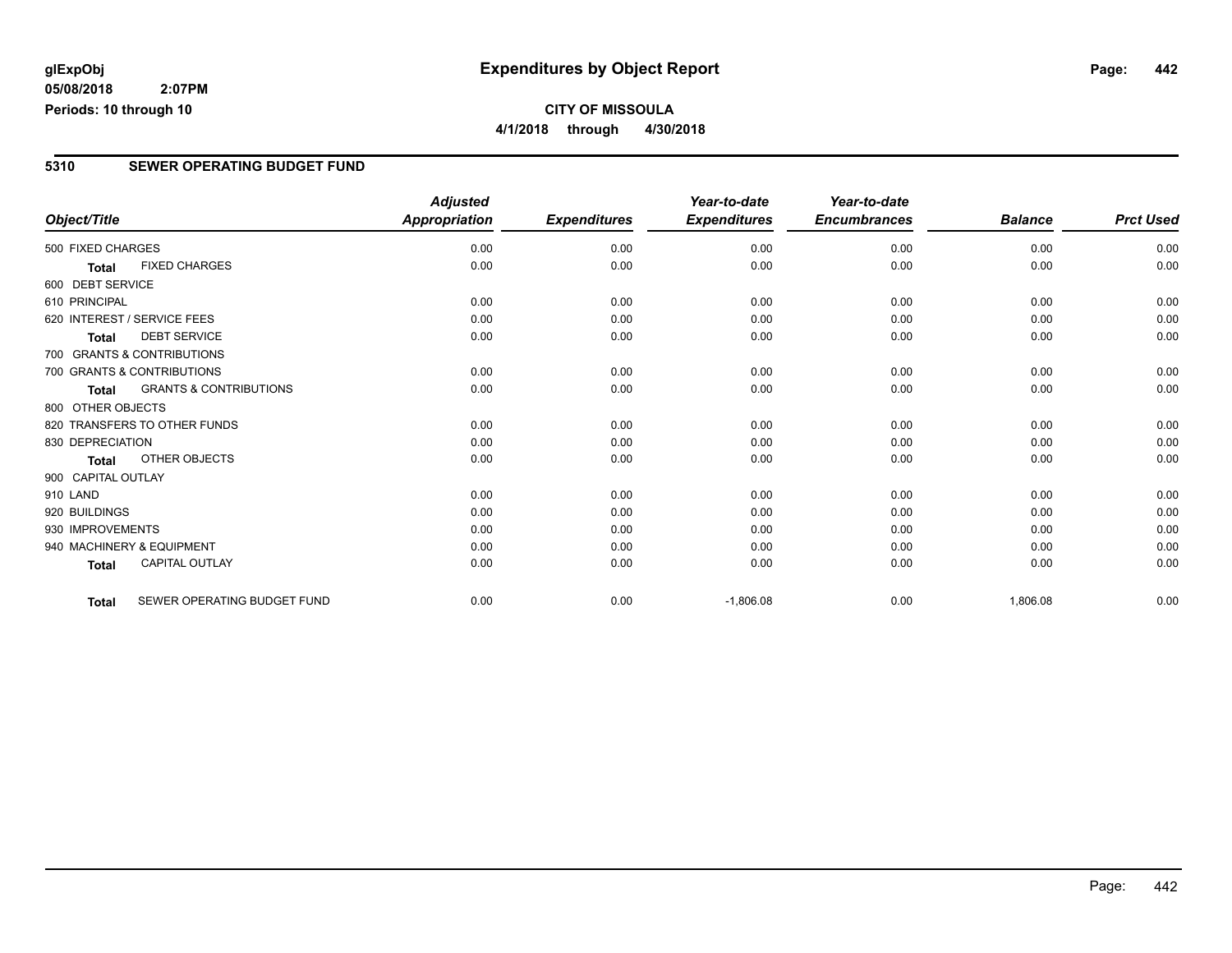**glExpObj**
**05/08/2018 2:07PM**
**Periods: 10 through 10**

# Expenditures by Object Report

**CITY OF MISSOULA**
**4/1/2018 through 4/30/2018**

## 5310 SEWER OPERATING BUDGET FUND

| Object/Title | Adjusted Appropriation | Expenditures | Year-to-date Expenditures | Year-to-date Encumbrances | Balance | Prct Used |
|---|---|---|---|---|---|---|
| 500 FIXED CHARGES | 0.00 | 0.00 | 0.00 | 0.00 | 0.00 | 0.00 |
| **Total** FIXED CHARGES | 0.00 | 0.00 | 0.00 | 0.00 | 0.00 | 0.00 |
| 600 DEBT SERVICE | | | | | | |
| 610 PRINCIPAL | 0.00 | 0.00 | 0.00 | 0.00 | 0.00 | 0.00 |
| 620 INTEREST / SERVICE FEES | 0.00 | 0.00 | 0.00 | 0.00 | 0.00 | 0.00 |
| **Total** DEBT SERVICE | 0.00 | 0.00 | 0.00 | 0.00 | 0.00 | 0.00 |
| 700 GRANTS & CONTRIBUTIONS | | | | | | |
| 700 GRANTS & CONTRIBUTIONS | 0.00 | 0.00 | 0.00 | 0.00 | 0.00 | 0.00 |
| **Total** GRANTS & CONTRIBUTIONS | 0.00 | 0.00 | 0.00 | 0.00 | 0.00 | 0.00 |
| 800 OTHER OBJECTS | | | | | | |
| 820 TRANSFERS TO OTHER FUNDS | 0.00 | 0.00 | 0.00 | 0.00 | 0.00 | 0.00 |
| 830 DEPRECIATION | 0.00 | 0.00 | 0.00 | 0.00 | 0.00 | 0.00 |
| **Total** OTHER OBJECTS | 0.00 | 0.00 | 0.00 | 0.00 | 0.00 | 0.00 |
| 900 CAPITAL OUTLAY | | | | | | |
| 910 LAND | 0.00 | 0.00 | 0.00 | 0.00 | 0.00 | 0.00 |
| 920 BUILDINGS | 0.00 | 0.00 | 0.00 | 0.00 | 0.00 | 0.00 |
| 930 IMPROVEMENTS | 0.00 | 0.00 | 0.00 | 0.00 | 0.00 | 0.00 |
| 940 MACHINERY & EQUIPMENT | 0.00 | 0.00 | 0.00 | 0.00 | 0.00 | 0.00 |
| **Total** CAPITAL OUTLAY | 0.00 | 0.00 | 0.00 | 0.00 | 0.00 | 0.00 |
| **Total** SEWER OPERATING BUDGET FUND | 0.00 | 0.00 | -1,806.08 | 0.00 | 1,806.08 | 0.00 |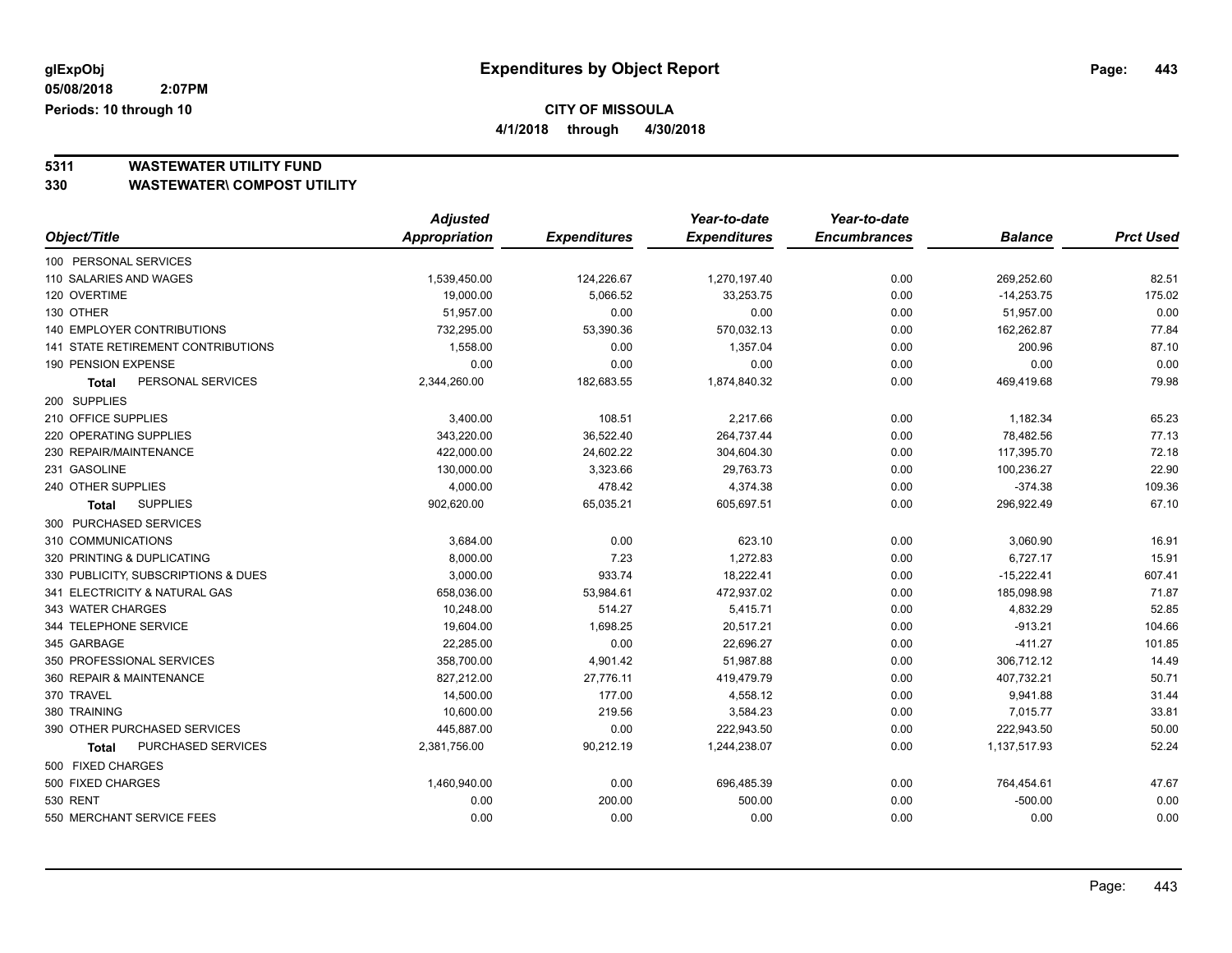# Expenditures by Object Report

glExpObj
05/08/2018 2:07PM
Periods: 10 through 10

**CITY OF MISSOULA**
**4/1/2018 through 4/30/2018**

**5311 WASTEWATER UTILITY FUND**
**330 WASTEWATER\ COMPOST UTILITY**

| Object/Title | Adjusted Appropriation | Expenditures | Year-to-date Expenditures | Year-to-date Encumbrances | Balance | Prct Used |
|---|---|---|---|---|---|---|
| 100 PERSONAL SERVICES | | | | | | |
| 110 SALARIES AND WAGES | 1,539,450.00 | 124,226.67 | 1,270,197.40 | 0.00 | 269,252.60 | 82.51 |
| 120 OVERTIME | 19,000.00 | 5,066.52 | 33,253.75 | 0.00 | -14,253.75 | 175.02 |
| 130 OTHER | 51,957.00 | 0.00 | 0.00 | 0.00 | 51,957.00 | 0.00 |
| 140 EMPLOYER CONTRIBUTIONS | 732,295.00 | 53,390.36 | 570,032.13 | 0.00 | 162,262.87 | 77.84 |
| 141 STATE RETIREMENT CONTRIBUTIONS | 1,558.00 | 0.00 | 1,357.04 | 0.00 | 200.96 | 87.10 |
| 190 PENSION EXPENSE | 0.00 | 0.00 | 0.00 | 0.00 | 0.00 | 0.00 |
| **Total** PERSONAL SERVICES | 2,344,260.00 | 182,683.55 | 1,874,840.32 | 0.00 | 469,419.68 | 79.98 |
| 200 SUPPLIES | | | | | | |
| 210 OFFICE SUPPLIES | 3,400.00 | 108.51 | 2,217.66 | 0.00 | 1,182.34 | 65.23 |
| 220 OPERATING SUPPLIES | 343,220.00 | 36,522.40 | 264,737.44 | 0.00 | 78,482.56 | 77.13 |
| 230 REPAIR/MAINTENANCE | 422,000.00 | 24,602.22 | 304,604.30 | 0.00 | 117,395.70 | 72.18 |
| 231 GASOLINE | 130,000.00 | 3,323.66 | 29,763.73 | 0.00 | 100,236.27 | 22.90 |
| 240 OTHER SUPPLIES | 4,000.00 | 478.42 | 4,374.38 | 0.00 | -374.38 | 109.36 |
| **Total** SUPPLIES | 902,620.00 | 65,035.21 | 605,697.51 | 0.00 | 296,922.49 | 67.10 |
| 300 PURCHASED SERVICES | | | | | | |
| 310 COMMUNICATIONS | 3,684.00 | 0.00 | 623.10 | 0.00 | 3,060.90 | 16.91 |
| 320 PRINTING & DUPLICATING | 8,000.00 | 7.23 | 1,272.83 | 0.00 | 6,727.17 | 15.91 |
| 330 PUBLICITY, SUBSCRIPTIONS & DUES | 3,000.00 | 933.74 | 18,222.41 | 0.00 | -15,222.41 | 607.41 |
| 341 ELECTRICITY & NATURAL GAS | 658,036.00 | 53,984.61 | 472,937.02 | 0.00 | 185,098.98 | 71.87 |
| 343 WATER CHARGES | 10,248.00 | 514.27 | 5,415.71 | 0.00 | 4,832.29 | 52.85 |
| 344 TELEPHONE SERVICE | 19,604.00 | 1,698.25 | 20,517.21 | 0.00 | -913.21 | 104.66 |
| 345 GARBAGE | 22,285.00 | 0.00 | 22,696.27 | 0.00 | -411.27 | 101.85 |
| 350 PROFESSIONAL SERVICES | 358,700.00 | 4,901.42 | 51,987.88 | 0.00 | 306,712.12 | 14.49 |
| 360 REPAIR & MAINTENANCE | 827,212.00 | 27,776.11 | 419,479.79 | 0.00 | 407,732.21 | 50.71 |
| 370 TRAVEL | 14,500.00 | 177.00 | 4,558.12 | 0.00 | 9,941.88 | 31.44 |
| 380 TRAINING | 10,600.00 | 219.56 | 3,584.23 | 0.00 | 7,015.77 | 33.81 |
| 390 OTHER PURCHASED SERVICES | 445,887.00 | 0.00 | 222,943.50 | 0.00 | 222,943.50 | 50.00 |
| **Total** PURCHASED SERVICES | 2,381,756.00 | 90,212.19 | 1,244,238.07 | 0.00 | 1,137,517.93 | 52.24 |
| 500 FIXED CHARGES | | | | | | |
| 500 FIXED CHARGES | 1,460,940.00 | 0.00 | 696,485.39 | 0.00 | 764,454.61 | 47.67 |
| 530 RENT | 0.00 | 200.00 | 500.00 | 0.00 | -500.00 | 0.00 |
| 550 MERCHANT SERVICE FEES | 0.00 | 0.00 | 0.00 | 0.00 | 0.00 | 0.00 |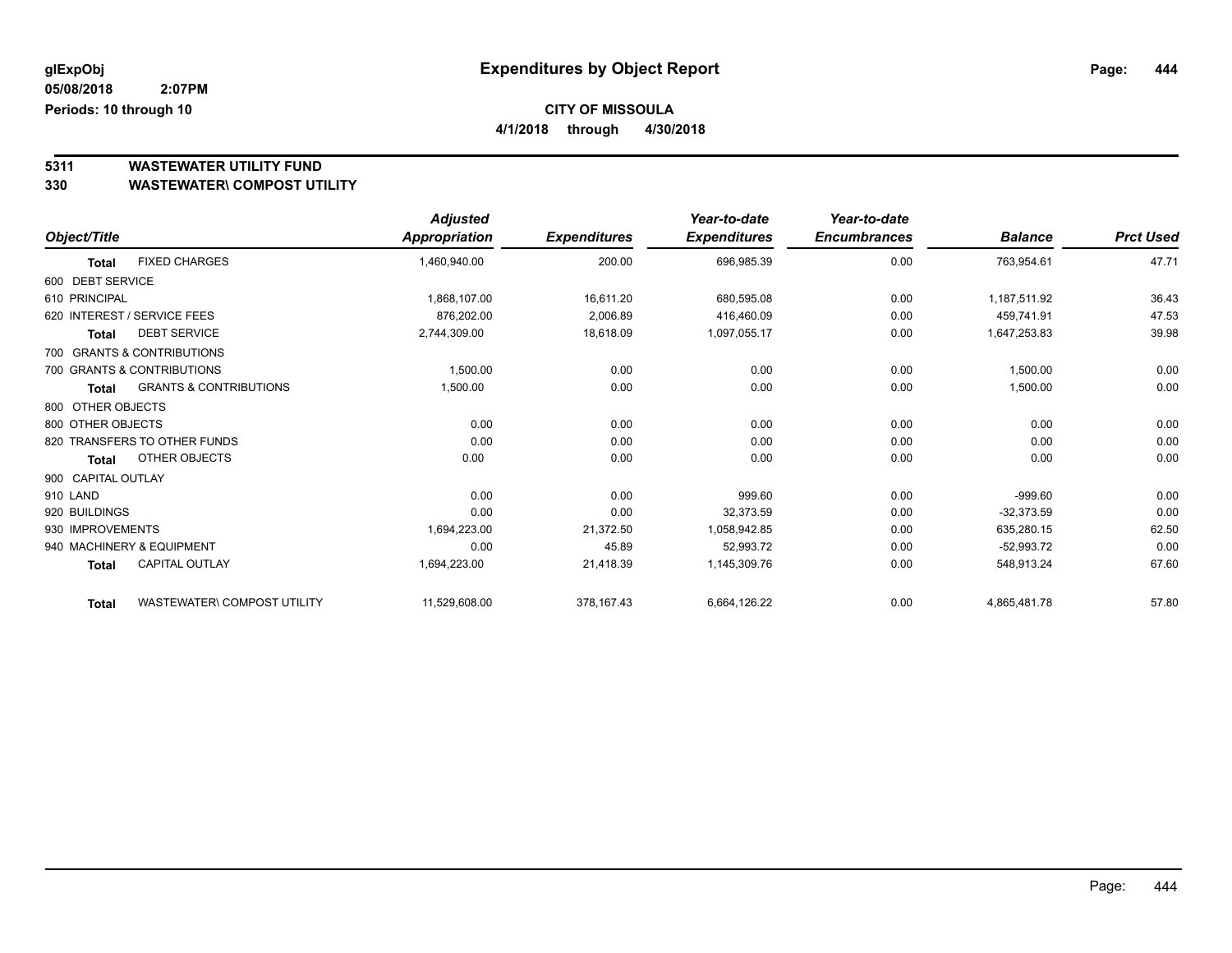**glExpObj** **Expenditures by Object Report**

**05/08/2018 2:07PM**

**Periods: 10 through 10**

**CITY OF MISSOULA**

**4/1/2018 through 4/30/2018**

## 5311 WASTEWATER UTILITY FUND
## 330 WASTEWATER\ COMPOST UTILITY

| Object/Title | | Adjusted Appropriation | Expenditures | Year-to-date Expenditures | Year-to-date Encumbrances | Balance | Prct Used |
|---|---|---|---|---|---|---|---|
| **Total** | FIXED CHARGES | 1,460,940.00 | 200.00 | 696,985.39 | 0.00 | 763,954.61 | 47.71 |
| 600 DEBT SERVICE | | | | | | | |
| 610 PRINCIPAL | | 1,868,107.00 | 16,611.20 | 680,595.08 | 0.00 | 1,187,511.92 | 36.43 |
| 620 INTEREST / SERVICE FEES | | 876,202.00 | 2,006.89 | 416,460.09 | 0.00 | 459,741.91 | 47.53 |
| **Total** | DEBT SERVICE | 2,744,309.00 | 18,618.09 | 1,097,055.17 | 0.00 | 1,647,253.83 | 39.98 |
| 700 GRANTS & CONTRIBUTIONS | | | | | | | |
| 700 GRANTS & CONTRIBUTIONS | | 1,500.00 | 0.00 | 0.00 | 0.00 | 1,500.00 | 0.00 |
| **Total** | GRANTS & CONTRIBUTIONS | 1,500.00 | 0.00 | 0.00 | 0.00 | 1,500.00 | 0.00 |
| 800 OTHER OBJECTS | | | | | | | |
| 800 OTHER OBJECTS | | 0.00 | 0.00 | 0.00 | 0.00 | 0.00 | 0.00 |
| 820 TRANSFERS TO OTHER FUNDS | | 0.00 | 0.00 | 0.00 | 0.00 | 0.00 | 0.00 |
| **Total** | OTHER OBJECTS | 0.00 | 0.00 | 0.00 | 0.00 | 0.00 | 0.00 |
| 900 CAPITAL OUTLAY | | | | | | | |
| 910 LAND | | 0.00 | 0.00 | 999.60 | 0.00 | -999.60 | 0.00 |
| 920 BUILDINGS | | 0.00 | 0.00 | 32,373.59 | 0.00 | -32,373.59 | 0.00 |
| 930 IMPROVEMENTS | | 1,694,223.00 | 21,372.50 | 1,058,942.85 | 0.00 | 635,280.15 | 62.50 |
| 940 MACHINERY & EQUIPMENT | | 0.00 | 45.89 | 52,993.72 | 0.00 | -52,993.72 | 0.00 |
| **Total** | CAPITAL OUTLAY | 1,694,223.00 | 21,418.39 | 1,145,309.76 | 0.00 | 548,913.24 | 67.60 |
| **Total** | WASTEWATER\ COMPOST UTILITY | 11,529,608.00 | 378,167.43 | 6,664,126.22 | 0.00 | 4,865,481.78 | 57.80 |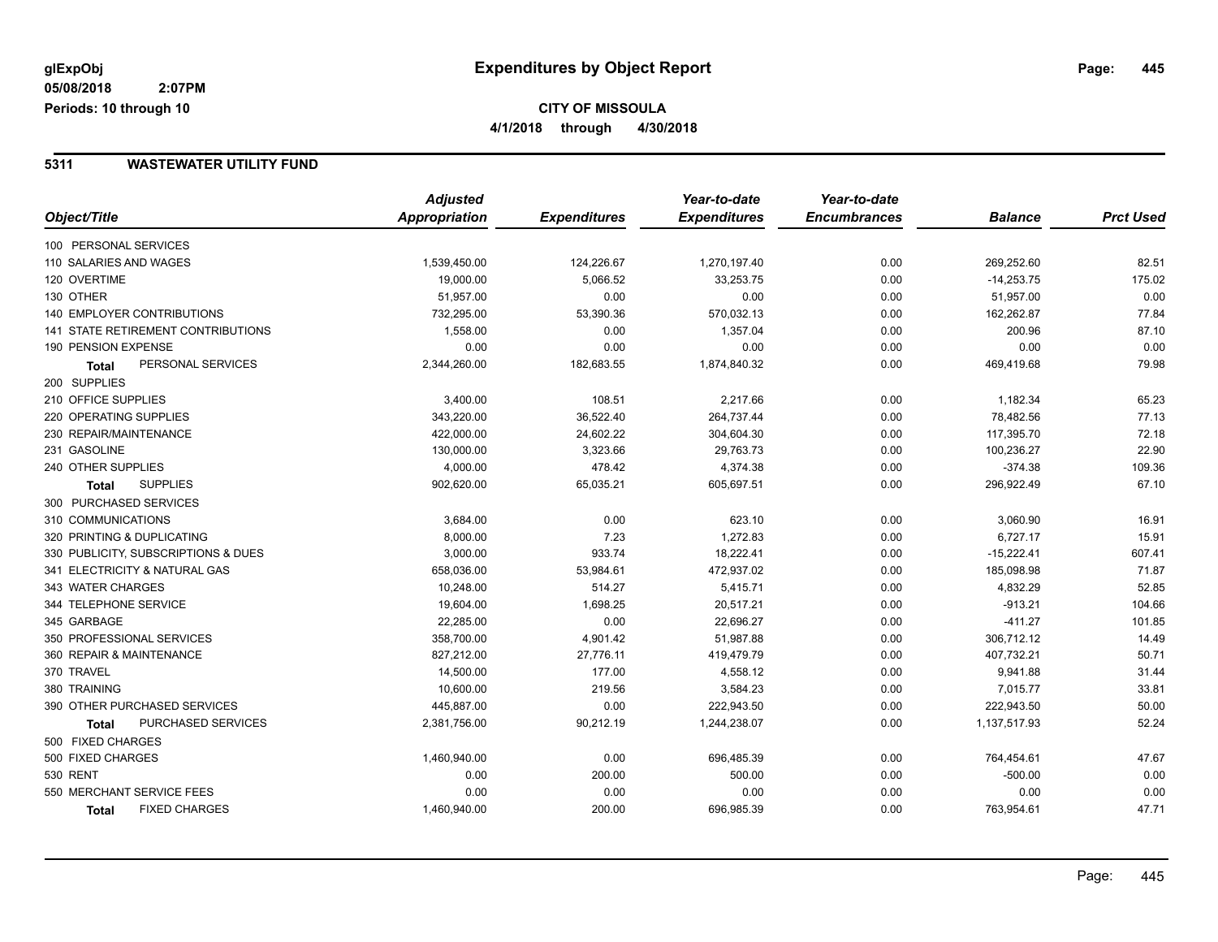# Expenditures by Object Report

glExpObj
05/08/2018 2:07PM
Periods: 10 through 10

**CITY OF MISSOULA**
**4/1/2018 through 4/30/2018**

## 5311 WASTEWATER UTILITY FUND

| Object/Title | Adjusted Appropriation | Expenditures | Year-to-date Expenditures | Year-to-date Encumbrances | Balance | Prct Used |
|---|---|---|---|---|---|---|
| 100 PERSONAL SERVICES | | | | | | |
| 110 SALARIES AND WAGES | 1,539,450.00 | 124,226.67 | 1,270,197.40 | 0.00 | 269,252.60 | 82.51 |
| 120 OVERTIME | 19,000.00 | 5,066.52 | 33,253.75 | 0.00 | -14,253.75 | 175.02 |
| 130 OTHER | 51,957.00 | 0.00 | 0.00 | 0.00 | 51,957.00 | 0.00 |
| 140 EMPLOYER CONTRIBUTIONS | 732,295.00 | 53,390.36 | 570,032.13 | 0.00 | 162,262.87 | 77.84 |
| 141 STATE RETIREMENT CONTRIBUTIONS | 1,558.00 | 0.00 | 1,357.04 | 0.00 | 200.96 | 87.10 |
| 190 PENSION EXPENSE | 0.00 | 0.00 | 0.00 | 0.00 | 0.00 | 0.00 |
| **Total** PERSONAL SERVICES | 2,344,260.00 | 182,683.55 | 1,874,840.32 | 0.00 | 469,419.68 | 79.98 |
| 200 SUPPLIES | | | | | | |
| 210 OFFICE SUPPLIES | 3,400.00 | 108.51 | 2,217.66 | 0.00 | 1,182.34 | 65.23 |
| 220 OPERATING SUPPLIES | 343,220.00 | 36,522.40 | 264,737.44 | 0.00 | 78,482.56 | 77.13 |
| 230 REPAIR/MAINTENANCE | 422,000.00 | 24,602.22 | 304,604.30 | 0.00 | 117,395.70 | 72.18 |
| 231 GASOLINE | 130,000.00 | 3,323.66 | 29,763.73 | 0.00 | 100,236.27 | 22.90 |
| 240 OTHER SUPPLIES | 4,000.00 | 478.42 | 4,374.38 | 0.00 | -374.38 | 109.36 |
| **Total** SUPPLIES | 902,620.00 | 65,035.21 | 605,697.51 | 0.00 | 296,922.49 | 67.10 |
| 300 PURCHASED SERVICES | | | | | | |
| 310 COMMUNICATIONS | 3,684.00 | 0.00 | 623.10 | 0.00 | 3,060.90 | 16.91 |
| 320 PRINTING & DUPLICATING | 8,000.00 | 7.23 | 1,272.83 | 0.00 | 6,727.17 | 15.91 |
| 330 PUBLICITY, SUBSCRIPTIONS & DUES | 3,000.00 | 933.74 | 18,222.41 | 0.00 | -15,222.41 | 607.41 |
| 341 ELECTRICITY & NATURAL GAS | 658,036.00 | 53,984.61 | 472,937.02 | 0.00 | 185,098.98 | 71.87 |
| 343 WATER CHARGES | 10,248.00 | 514.27 | 5,415.71 | 0.00 | 4,832.29 | 52.85 |
| 344 TELEPHONE SERVICE | 19,604.00 | 1,698.25 | 20,517.21 | 0.00 | -913.21 | 104.66 |
| 345 GARBAGE | 22,285.00 | 0.00 | 22,696.27 | 0.00 | -411.27 | 101.85 |
| 350 PROFESSIONAL SERVICES | 358,700.00 | 4,901.42 | 51,987.88 | 0.00 | 306,712.12 | 14.49 |
| 360 REPAIR & MAINTENANCE | 827,212.00 | 27,776.11 | 419,479.79 | 0.00 | 407,732.21 | 50.71 |
| 370 TRAVEL | 14,500.00 | 177.00 | 4,558.12 | 0.00 | 9,941.88 | 31.44 |
| 380 TRAINING | 10,600.00 | 219.56 | 3,584.23 | 0.00 | 7,015.77 | 33.81 |
| 390 OTHER PURCHASED SERVICES | 445,887.00 | 0.00 | 222,943.50 | 0.00 | 222,943.50 | 50.00 |
| **Total** PURCHASED SERVICES | 2,381,756.00 | 90,212.19 | 1,244,238.07 | 0.00 | 1,137,517.93 | 52.24 |
| 500 FIXED CHARGES | | | | | | |
| 500 FIXED CHARGES | 1,460,940.00 | 0.00 | 696,485.39 | 0.00 | 764,454.61 | 47.67 |
| 530 RENT | 0.00 | 200.00 | 500.00 | 0.00 | -500.00 | 0.00 |
| 550 MERCHANT SERVICE FEES | 0.00 | 0.00 | 0.00 | 0.00 | 0.00 | 0.00 |
| **Total** FIXED CHARGES | 1,460,940.00 | 200.00 | 696,985.39 | 0.00 | 763,954.61 | 47.71 |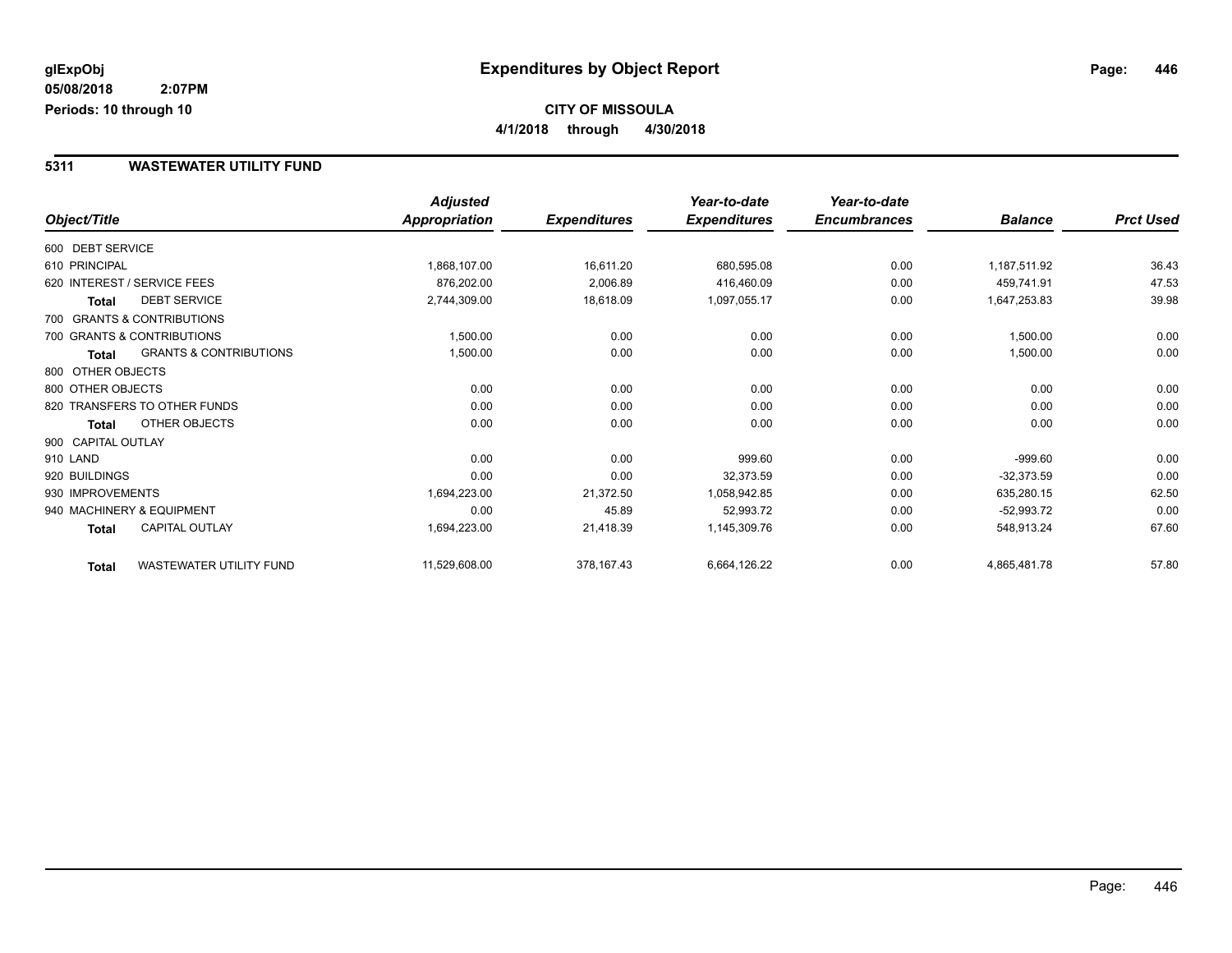**glExpObj**
**05/08/2018 2:07PM**
**Periods: 10 through 10**

# Expenditures by Object Report

**CITY OF MISSOULA**
**4/1/2018 through 4/30/2018**

## 5311 WASTEWATER UTILITY FUND

| Object/Title | Adjusted Appropriation | Expenditures | Year-to-date Expenditures | Year-to-date Encumbrances | Balance | Prct Used |
|---|---|---|---|---|---|---|
| 600 DEBT SERVICE | | | | | | |
| 610 PRINCIPAL | 1,868,107.00 | 16,611.20 | 680,595.08 | 0.00 | 1,187,511.92 | 36.43 |
| 620 INTEREST / SERVICE FEES | 876,202.00 | 2,006.89 | 416,460.09 | 0.00 | 459,741.91 | 47.53 |
| **Total** DEBT SERVICE | 2,744,309.00 | 18,618.09 | 1,097,055.17 | 0.00 | 1,647,253.83 | 39.98 |
| 700 GRANTS & CONTRIBUTIONS | | | | | | |
| 700 GRANTS & CONTRIBUTIONS | 1,500.00 | 0.00 | 0.00 | 0.00 | 1,500.00 | 0.00 |
| **Total** GRANTS & CONTRIBUTIONS | 1,500.00 | 0.00 | 0.00 | 0.00 | 1,500.00 | 0.00 |
| 800 OTHER OBJECTS | | | | | | |
| 800 OTHER OBJECTS | 0.00 | 0.00 | 0.00 | 0.00 | 0.00 | 0.00 |
| 820 TRANSFERS TO OTHER FUNDS | 0.00 | 0.00 | 0.00 | 0.00 | 0.00 | 0.00 |
| **Total** OTHER OBJECTS | 0.00 | 0.00 | 0.00 | 0.00 | 0.00 | 0.00 |
| 900 CAPITAL OUTLAY | | | | | | |
| 910 LAND | 0.00 | 0.00 | 999.60 | 0.00 | -999.60 | 0.00 |
| 920 BUILDINGS | 0.00 | 0.00 | 32,373.59 | 0.00 | -32,373.59 | 0.00 |
| 930 IMPROVEMENTS | 1,694,223.00 | 21,372.50 | 1,058,942.85 | 0.00 | 635,280.15 | 62.50 |
| 940 MACHINERY & EQUIPMENT | 0.00 | 45.89 | 52,993.72 | 0.00 | -52,993.72 | 0.00 |
| **Total** CAPITAL OUTLAY | 1,694,223.00 | 21,418.39 | 1,145,309.76 | 0.00 | 548,913.24 | 67.60 |
| **Total** WASTEWATER UTILITY FUND | 11,529,608.00 | 378,167.43 | 6,664,126.22 | 0.00 | 4,865,481.78 | 57.80 |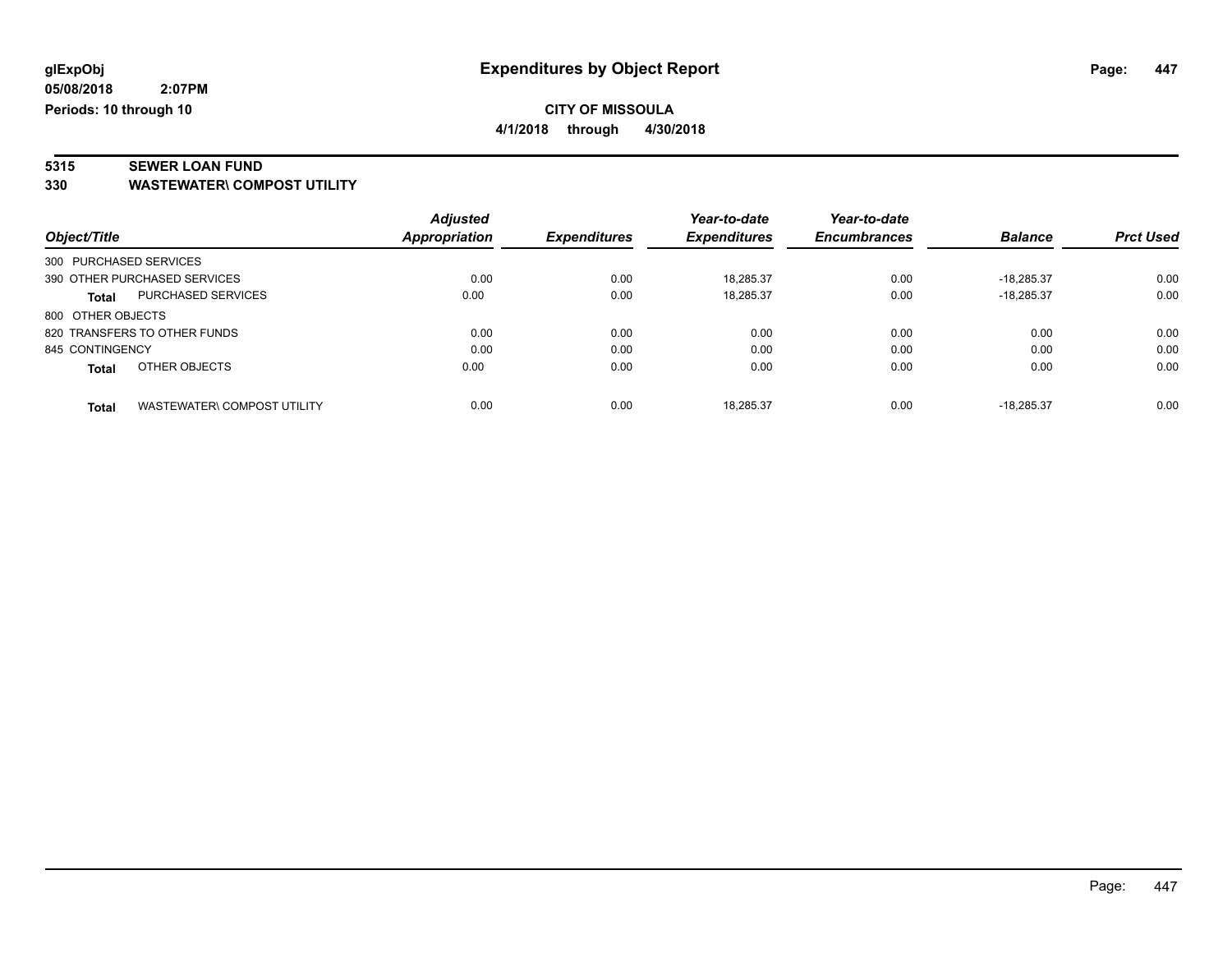**glExpObj** | **Expenditures by Object Report**

**05/08/2018 2:07PM**

**Periods: 10 through 10**

**CITY OF MISSOULA**

**4/1/2018 through 4/30/2018**

## 5315 SEWER LOAN FUND

### 330 WASTEWATER\ COMPOST UTILITY

| Object/Title | Adjusted Appropriation | Expenditures | Year-to-date Expenditures | Year-to-date Encumbrances | Balance | Prct Used |
|---|---|---|---|---|---|---|
| 300 PURCHASED SERVICES | | | | | | |
| 390 OTHER PURCHASED SERVICES | 0.00 | 0.00 | 18,285.37 | 0.00 | -18,285.37 | 0.00 |
| **Total** PURCHASED SERVICES | 0.00 | 0.00 | 18,285.37 | 0.00 | -18,285.37 | 0.00 |
| 800 OTHER OBJECTS | | | | | | |
| 820 TRANSFERS TO OTHER FUNDS | 0.00 | 0.00 | 0.00 | 0.00 | 0.00 | 0.00 |
| 845 CONTINGENCY | 0.00 | 0.00 | 0.00 | 0.00 | 0.00 | 0.00 |
| **Total** OTHER OBJECTS | 0.00 | 0.00 | 0.00 | 0.00 | 0.00 | 0.00 |
| **Total** WASTEWATER\ COMPOST UTILITY | 0.00 | 0.00 | 18,285.37 | 0.00 | -18,285.37 | 0.00 |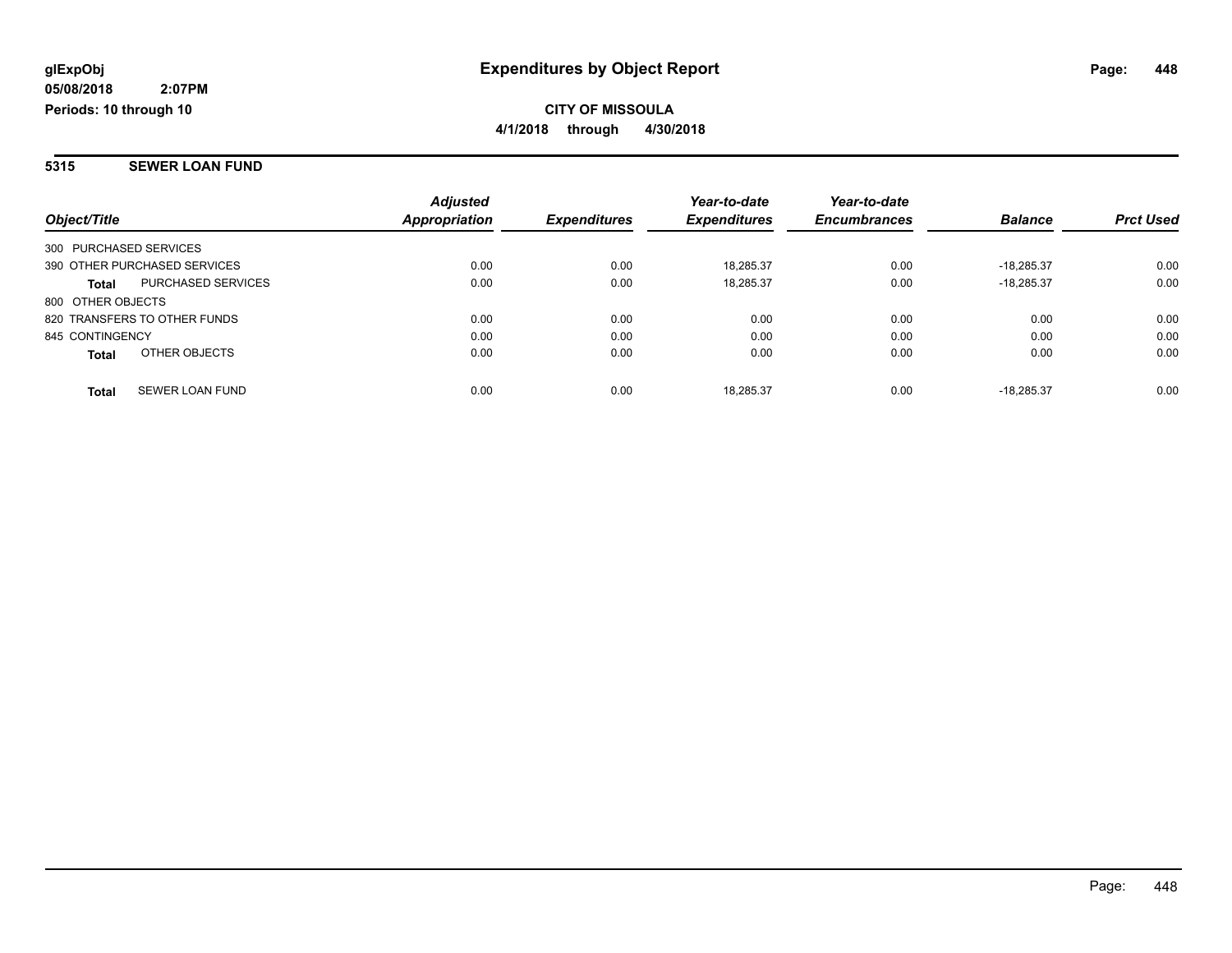**glExpObj** | **Expenditures by Object Report**

**05/08/2018 2:07PM**

**Periods: 10 through 10**

**CITY OF MISSOULA**

**4/1/2018 through 4/30/2018**

## 5315 SEWER LOAN FUND

| Object/Title | | Adjusted Appropriation | Expenditures | Year-to-date Expenditures | Year-to-date Encumbrances | Balance | Prct Used |
|---|---|---|---|---|---|---|---|
| 300 PURCHASED SERVICES | | | | | | | |
| 390 OTHER PURCHASED SERVICES | | 0.00 | 0.00 | 18,285.37 | 0.00 | -18,285.37 | 0.00 |
| **Total** | PURCHASED SERVICES | 0.00 | 0.00 | 18,285.37 | 0.00 | -18,285.37 | 0.00 |
| 800 OTHER OBJECTS | | | | | | | |
| 820 TRANSFERS TO OTHER FUNDS | | 0.00 | 0.00 | 0.00 | 0.00 | 0.00 | 0.00 |
| 845 CONTINGENCY | | 0.00 | 0.00 | 0.00 | 0.00 | 0.00 | 0.00 |
| **Total** | OTHER OBJECTS | 0.00 | 0.00 | 0.00 | 0.00 | 0.00 | 0.00 |
| **Total** | SEWER LOAN FUND | 0.00 | 0.00 | 18,285.37 | 0.00 | -18,285.37 | 0.00 |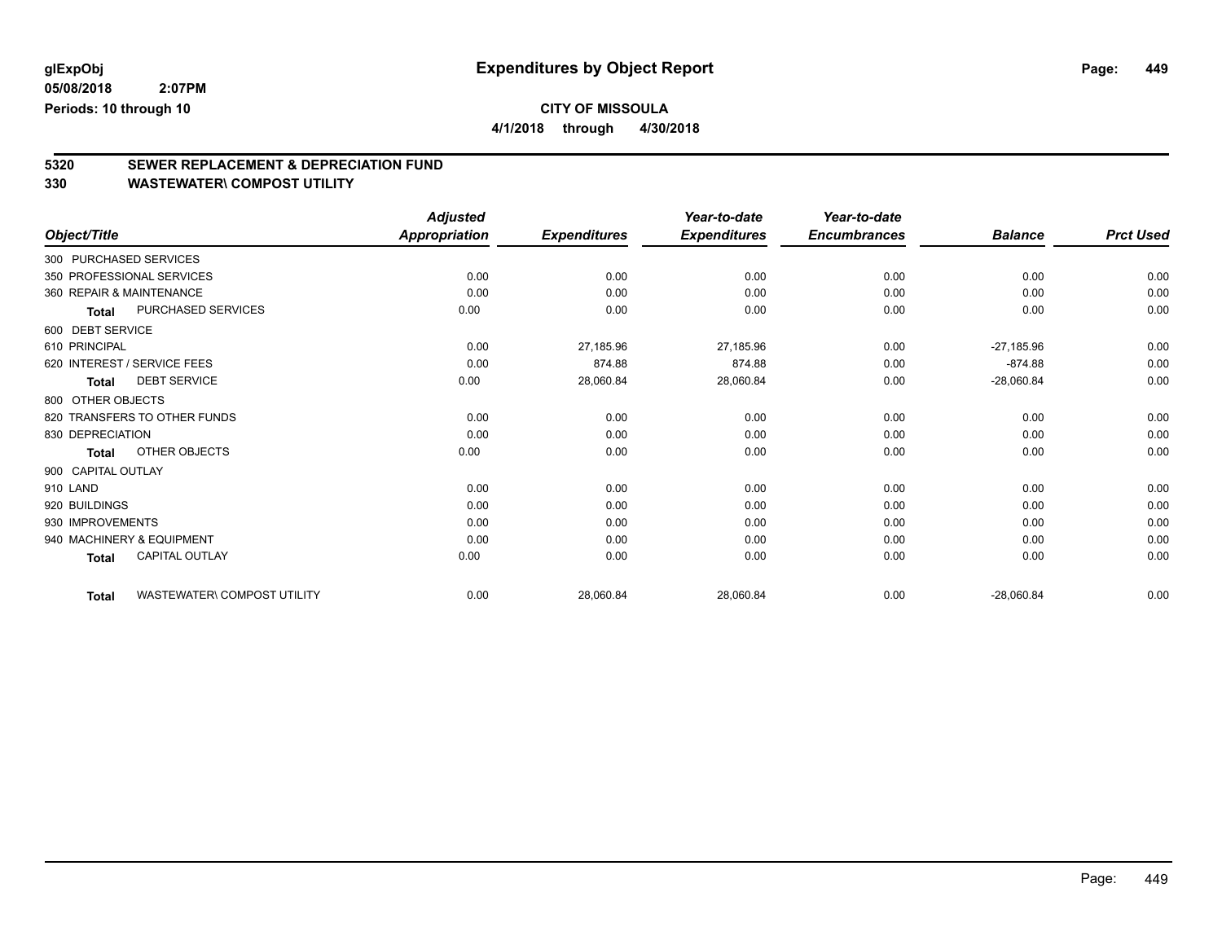# Expenditures by Object Report

glExpObj
05/08/2018 2:07PM
Periods: 10 through 10

**CITY OF MISSOULA**
**4/1/2018 through 4/30/2018**

## 5320 SEWER REPLACEMENT & DEPRECIATION FUND
## 330 WASTEWATER\ COMPOST UTILITY

| Object/Title | Adjusted Appropriation | Expenditures | Year-to-date Expenditures | Year-to-date Encumbrances | Balance | Prct Used |
|---|---|---|---|---|---|---|
| 300 PURCHASED SERVICES | | | | | | |
| 350 PROFESSIONAL SERVICES | 0.00 | 0.00 | 0.00 | 0.00 | 0.00 | 0.00 |
| 360 REPAIR & MAINTENANCE | 0.00 | 0.00 | 0.00 | 0.00 | 0.00 | 0.00 |
| **Total** PURCHASED SERVICES | 0.00 | 0.00 | 0.00 | 0.00 | 0.00 | 0.00 |
| 600 DEBT SERVICE | | | | | | |
| 610 PRINCIPAL | 0.00 | 27,185.96 | 27,185.96 | 0.00 | -27,185.96 | 0.00 |
| 620 INTEREST / SERVICE FEES | 0.00 | 874.88 | 874.88 | 0.00 | -874.88 | 0.00 |
| **Total** DEBT SERVICE | 0.00 | 28,060.84 | 28,060.84 | 0.00 | -28,060.84 | 0.00 |
| 800 OTHER OBJECTS | | | | | | |
| 820 TRANSFERS TO OTHER FUNDS | 0.00 | 0.00 | 0.00 | 0.00 | 0.00 | 0.00 |
| 830 DEPRECIATION | 0.00 | 0.00 | 0.00 | 0.00 | 0.00 | 0.00 |
| **Total** OTHER OBJECTS | 0.00 | 0.00 | 0.00 | 0.00 | 0.00 | 0.00 |
| 900 CAPITAL OUTLAY | | | | | | |
| 910 LAND | 0.00 | 0.00 | 0.00 | 0.00 | 0.00 | 0.00 |
| 920 BUILDINGS | 0.00 | 0.00 | 0.00 | 0.00 | 0.00 | 0.00 |
| 930 IMPROVEMENTS | 0.00 | 0.00 | 0.00 | 0.00 | 0.00 | 0.00 |
| 940 MACHINERY & EQUIPMENT | 0.00 | 0.00 | 0.00 | 0.00 | 0.00 | 0.00 |
| **Total** CAPITAL OUTLAY | 0.00 | 0.00 | 0.00 | 0.00 | 0.00 | 0.00 |
| **Total** WASTEWATER\ COMPOST UTILITY | 0.00 | 28,060.84 | 28,060.84 | 0.00 | -28,060.84 | 0.00 |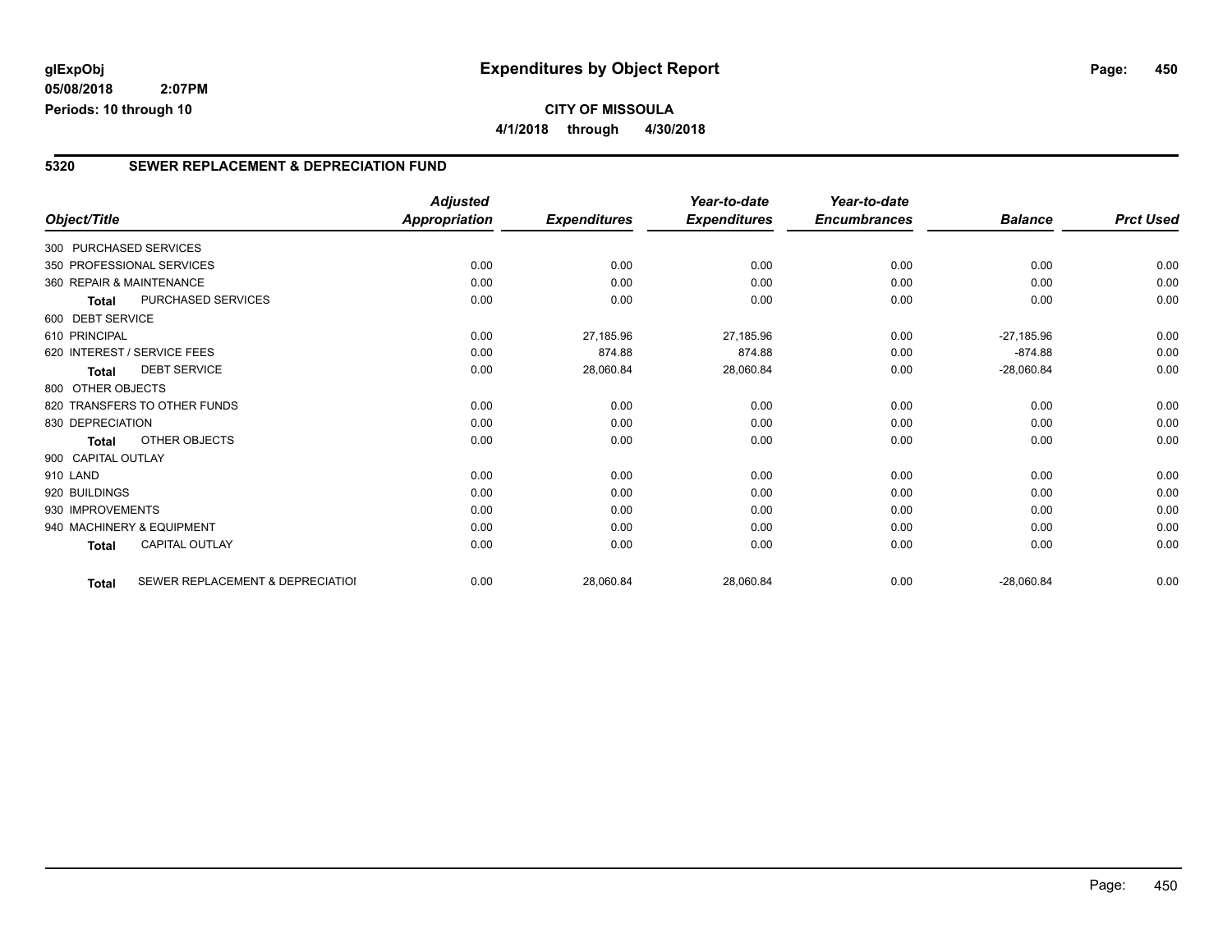**glExpObj** **Expenditures by Object Report**

**05/08/2018 2:07PM**

**Periods: 10 through 10**

**CITY OF MISSOULA**

**4/1/2018 through 4/30/2018**

## 5320 SEWER REPLACEMENT & DEPRECIATION FUND

| Object/Title | | Adjusted Appropriation | Expenditures | Year-to-date Expenditures | Year-to-date Encumbrances | Balance | Prct Used |
|---|---|---|---|---|---|---|---|
| 300 PURCHASED SERVICES | | | | | | | |
| 350 PROFESSIONAL SERVICES | | 0.00 | 0.00 | 0.00 | 0.00 | 0.00 | 0.00 |
| 360 REPAIR & MAINTENANCE | | 0.00 | 0.00 | 0.00 | 0.00 | 0.00 | 0.00 |
| **Total** | PURCHASED SERVICES | 0.00 | 0.00 | 0.00 | 0.00 | 0.00 | 0.00 |
| 600 DEBT SERVICE | | | | | | | |
| 610 PRINCIPAL | | 0.00 | 27,185.96 | 27,185.96 | 0.00 | -27,185.96 | 0.00 |
| 620 INTEREST / SERVICE FEES | | 0.00 | 874.88 | 874.88 | 0.00 | -874.88 | 0.00 |
| **Total** | DEBT SERVICE | 0.00 | 28,060.84 | 28,060.84 | 0.00 | -28,060.84 | 0.00 |
| 800 OTHER OBJECTS | | | | | | | |
| 820 TRANSFERS TO OTHER FUNDS | | 0.00 | 0.00 | 0.00 | 0.00 | 0.00 | 0.00 |
| 830 DEPRECIATION | | 0.00 | 0.00 | 0.00 | 0.00 | 0.00 | 0.00 |
| **Total** | OTHER OBJECTS | 0.00 | 0.00 | 0.00 | 0.00 | 0.00 | 0.00 |
| 900 CAPITAL OUTLAY | | | | | | | |
| 910 LAND | | 0.00 | 0.00 | 0.00 | 0.00 | 0.00 | 0.00 |
| 920 BUILDINGS | | 0.00 | 0.00 | 0.00 | 0.00 | 0.00 | 0.00 |
| 930 IMPROVEMENTS | | 0.00 | 0.00 | 0.00 | 0.00 | 0.00 | 0.00 |
| 940 MACHINERY & EQUIPMENT | | 0.00 | 0.00 | 0.00 | 0.00 | 0.00 | 0.00 |
| **Total** | CAPITAL OUTLAY | 0.00 | 0.00 | 0.00 | 0.00 | 0.00 | 0.00 |
| **Total** | SEWER REPLACEMENT & DEPRECIATIOI | 0.00 | 28,060.84 | 28,060.84 | 0.00 | -28,060.84 | 0.00 |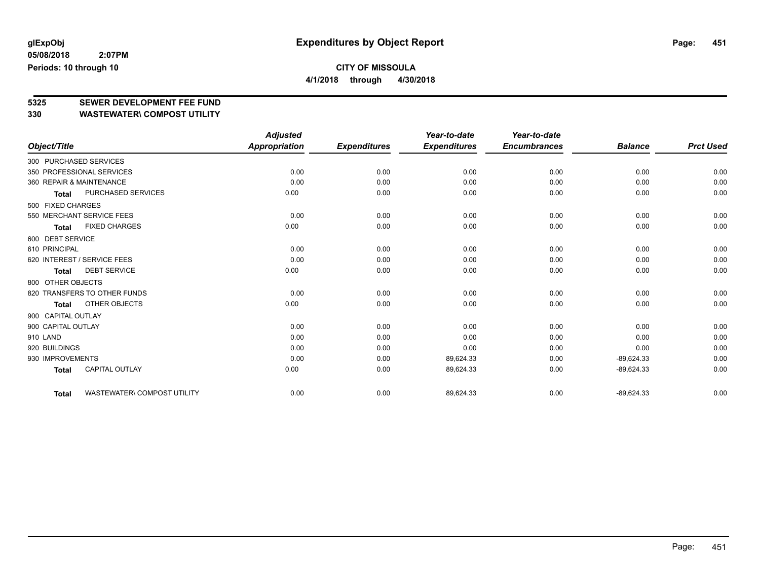**glExpObj** **Expenditures by Object Report**

**05/08/2018 2:07PM**

**Periods: 10 through 10**

**CITY OF MISSOULA**

**4/1/2018 through 4/30/2018**

## 5325 SEWER DEVELOPMENT FEE FUND

## 330 WASTEWATER\ COMPOST UTILITY

| Object/Title | Adjusted Appropriation | Expenditures | Year-to-date Expenditures | Year-to-date Encumbrances | Balance | Prct Used |
|---|---|---|---|---|---|---|
| 300 PURCHASED SERVICES | | | | | | |
| 350 PROFESSIONAL SERVICES | 0.00 | 0.00 | 0.00 | 0.00 | 0.00 | 0.00 |
| 360 REPAIR & MAINTENANCE | 0.00 | 0.00 | 0.00 | 0.00 | 0.00 | 0.00 |
| Total PURCHASED SERVICES | 0.00 | 0.00 | 0.00 | 0.00 | 0.00 | 0.00 |
| 500 FIXED CHARGES | | | | | | |
| 550 MERCHANT SERVICE FEES | 0.00 | 0.00 | 0.00 | 0.00 | 0.00 | 0.00 |
| Total FIXED CHARGES | 0.00 | 0.00 | 0.00 | 0.00 | 0.00 | 0.00 |
| 600 DEBT SERVICE | | | | | | |
| 610 PRINCIPAL | 0.00 | 0.00 | 0.00 | 0.00 | 0.00 | 0.00 |
| 620 INTEREST / SERVICE FEES | 0.00 | 0.00 | 0.00 | 0.00 | 0.00 | 0.00 |
| Total DEBT SERVICE | 0.00 | 0.00 | 0.00 | 0.00 | 0.00 | 0.00 |
| 800 OTHER OBJECTS | | | | | | |
| 820 TRANSFERS TO OTHER FUNDS | 0.00 | 0.00 | 0.00 | 0.00 | 0.00 | 0.00 |
| Total OTHER OBJECTS | 0.00 | 0.00 | 0.00 | 0.00 | 0.00 | 0.00 |
| 900 CAPITAL OUTLAY | | | | | | |
| 900 CAPITAL OUTLAY | 0.00 | 0.00 | 0.00 | 0.00 | 0.00 | 0.00 |
| 910 LAND | 0.00 | 0.00 | 0.00 | 0.00 | 0.00 | 0.00 |
| 920 BUILDINGS | 0.00 | 0.00 | 0.00 | 0.00 | 0.00 | 0.00 |
| 930 IMPROVEMENTS | 0.00 | 0.00 | 89,624.33 | 0.00 | -89,624.33 | 0.00 |
| Total CAPITAL OUTLAY | 0.00 | 0.00 | 89,624.33 | 0.00 | -89,624.33 | 0.00 |
| Total WASTEWATER\ COMPOST UTILITY | 0.00 | 0.00 | 89,624.33 | 0.00 | -89,624.33 | 0.00 |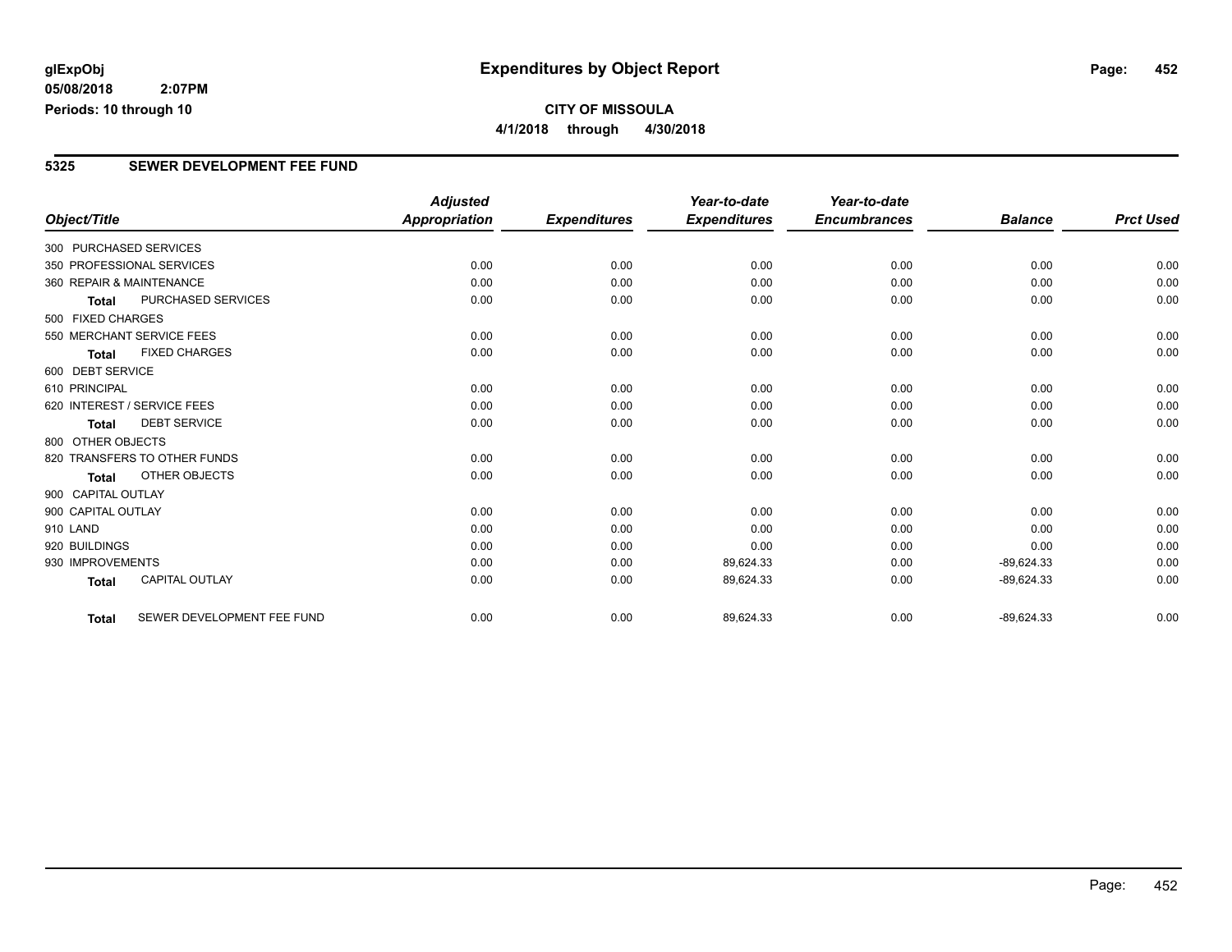**glExpObj**
**05/08/2018 2:07PM**
**Periods: 10 through 10**

# Expenditures by Object Report

**CITY OF MISSOULA**
**4/1/2018 through 4/30/2018**

## 5325 SEWER DEVELOPMENT FEE FUND

| Object/Title | Adjusted Appropriation | Expenditures | Year-to-date Expenditures | Year-to-date Encumbrances | Balance | Prct Used |
|---|---|---|---|---|---|---|
| 300 PURCHASED SERVICES | | | | | | |
| 350 PROFESSIONAL SERVICES | 0.00 | 0.00 | 0.00 | 0.00 | 0.00 | 0.00 |
| 360 REPAIR & MAINTENANCE | 0.00 | 0.00 | 0.00 | 0.00 | 0.00 | 0.00 |
| **Total** PURCHASED SERVICES | 0.00 | 0.00 | 0.00 | 0.00 | 0.00 | 0.00 |
| 500 FIXED CHARGES | | | | | | |
| 550 MERCHANT SERVICE FEES | 0.00 | 0.00 | 0.00 | 0.00 | 0.00 | 0.00 |
| **Total** FIXED CHARGES | 0.00 | 0.00 | 0.00 | 0.00 | 0.00 | 0.00 |
| 600 DEBT SERVICE | | | | | | |
| 610 PRINCIPAL | 0.00 | 0.00 | 0.00 | 0.00 | 0.00 | 0.00 |
| 620 INTEREST / SERVICE FEES | 0.00 | 0.00 | 0.00 | 0.00 | 0.00 | 0.00 |
| **Total** DEBT SERVICE | 0.00 | 0.00 | 0.00 | 0.00 | 0.00 | 0.00 |
| 800 OTHER OBJECTS | | | | | | |
| 820 TRANSFERS TO OTHER FUNDS | 0.00 | 0.00 | 0.00 | 0.00 | 0.00 | 0.00 |
| **Total** OTHER OBJECTS | 0.00 | 0.00 | 0.00 | 0.00 | 0.00 | 0.00 |
| 900 CAPITAL OUTLAY | | | | | | |
| 900 CAPITAL OUTLAY | 0.00 | 0.00 | 0.00 | 0.00 | 0.00 | 0.00 |
| 910 LAND | 0.00 | 0.00 | 0.00 | 0.00 | 0.00 | 0.00 |
| 920 BUILDINGS | 0.00 | 0.00 | 0.00 | 0.00 | 0.00 | 0.00 |
| 930 IMPROVEMENTS | 0.00 | 0.00 | 89,624.33 | 0.00 | -89,624.33 | 0.00 |
| **Total** CAPITAL OUTLAY | 0.00 | 0.00 | 89,624.33 | 0.00 | -89,624.33 | 0.00 |
| **Total** SEWER DEVELOPMENT FEE FUND | 0.00 | 0.00 | 89,624.33 | 0.00 | -89,624.33 | 0.00 |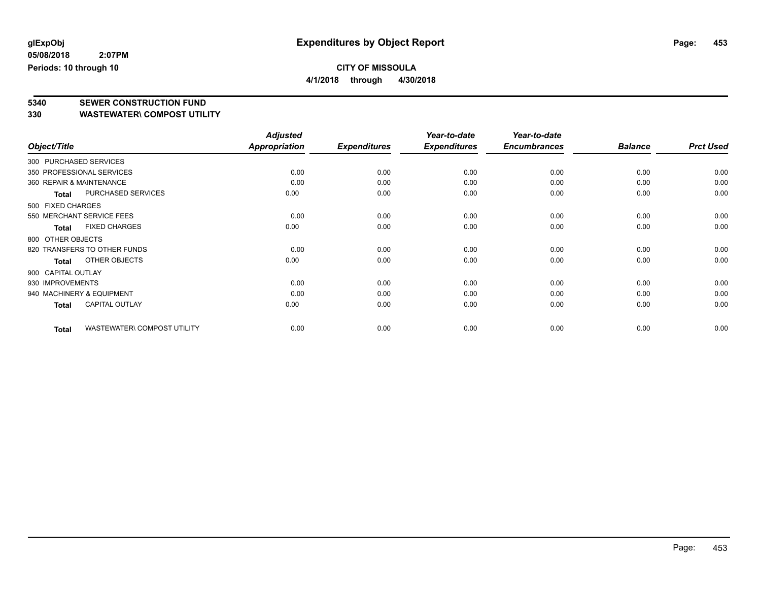glExpObj
05/08/2018 2:07PM
Periods: 10 through 10

# Expenditures by Object Report

**CITY OF MISSOULA**
**4/1/2018 through 4/30/2018**

## 5340 SEWER CONSTRUCTION FUND
## 330 WASTEWATER\ COMPOST UTILITY

| Object/Title | Adjusted Appropriation | Expenditures | Year-to-date Expenditures | Year-to-date Encumbrances | Balance | Prct Used |
|---|---|---|---|---|---|---|
| 300 PURCHASED SERVICES | | | | | | |
| 350 PROFESSIONAL SERVICES | 0.00 | 0.00 | 0.00 | 0.00 | 0.00 | 0.00 |
| 360 REPAIR & MAINTENANCE | 0.00 | 0.00 | 0.00 | 0.00 | 0.00 | 0.00 |
| **Total** PURCHASED SERVICES | 0.00 | 0.00 | 0.00 | 0.00 | 0.00 | 0.00 |
| 500 FIXED CHARGES | | | | | | |
| 550 MERCHANT SERVICE FEES | 0.00 | 0.00 | 0.00 | 0.00 | 0.00 | 0.00 |
| **Total** FIXED CHARGES | 0.00 | 0.00 | 0.00 | 0.00 | 0.00 | 0.00 |
| 800 OTHER OBJECTS | | | | | | |
| 820 TRANSFERS TO OTHER FUNDS | 0.00 | 0.00 | 0.00 | 0.00 | 0.00 | 0.00 |
| **Total** OTHER OBJECTS | 0.00 | 0.00 | 0.00 | 0.00 | 0.00 | 0.00 |
| 900 CAPITAL OUTLAY | | | | | | |
| 930 IMPROVEMENTS | 0.00 | 0.00 | 0.00 | 0.00 | 0.00 | 0.00 |
| 940 MACHINERY & EQUIPMENT | 0.00 | 0.00 | 0.00 | 0.00 | 0.00 | 0.00 |
| **Total** CAPITAL OUTLAY | 0.00 | 0.00 | 0.00 | 0.00 | 0.00 | 0.00 |
| **Total** WASTEWATER\ COMPOST UTILITY | 0.00 | 0.00 | 0.00 | 0.00 | 0.00 | 0.00 |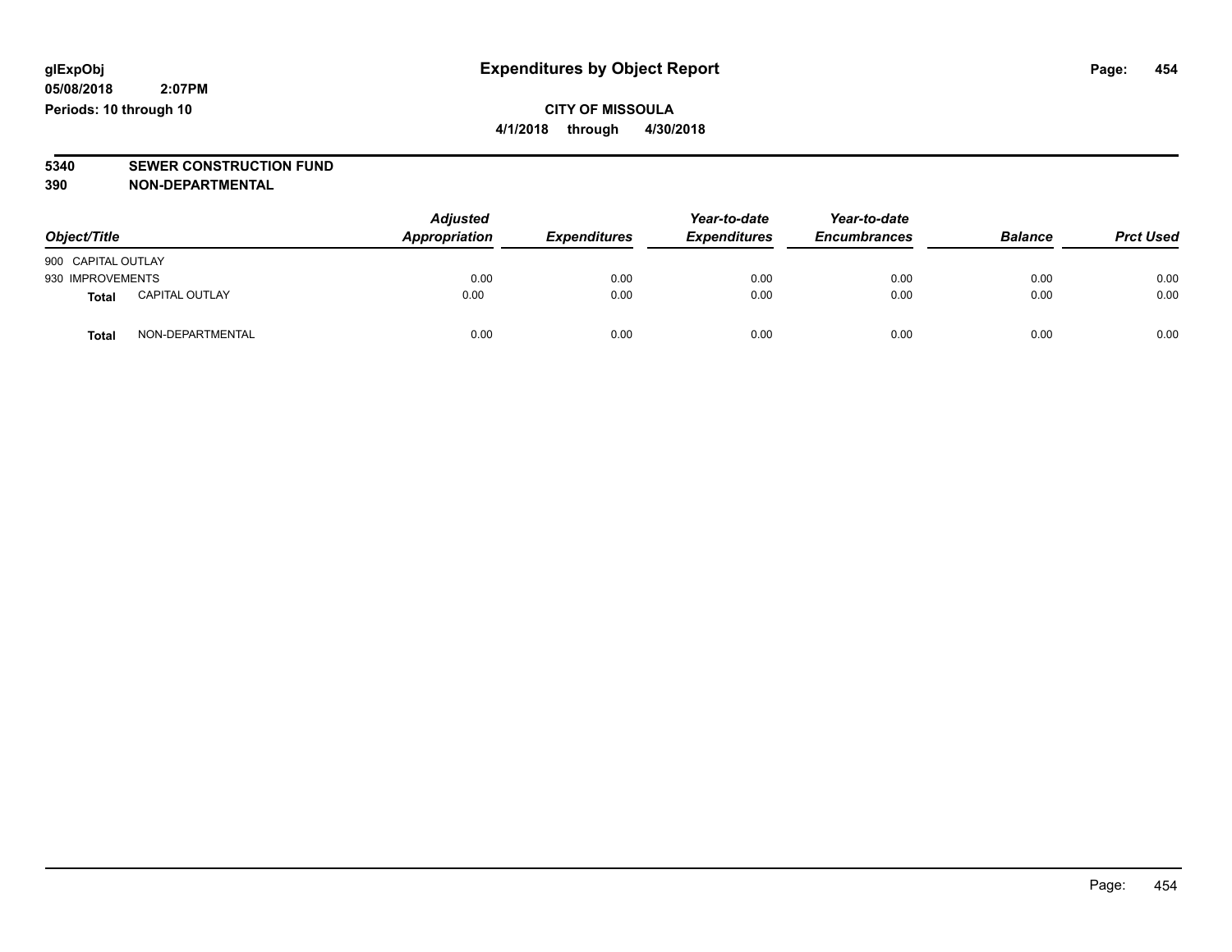glExpObj
05/08/2018 2:07PM
Periods: 10 through 10

# Expenditures by Object Report

**CITY OF MISSOULA**
**4/1/2018 through 4/30/2018**

**5340 SEWER CONSTRUCTION FUND**
**390 NON-DEPARTMENTAL**

| Object/Title | | Adjusted Appropriation | Expenditures | Year-to-date Expenditures | Year-to-date Encumbrances | Balance | Prct Used |
|---|---|---|---|---|---|---|---|
| 900 CAPITAL OUTLAY | | | | | | | |
| 930 IMPROVEMENTS | | 0.00 | 0.00 | 0.00 | 0.00 | 0.00 | 0.00 |
| **Total** | CAPITAL OUTLAY | 0.00 | 0.00 | 0.00 | 0.00 | 0.00 | 0.00 |
| **Total** | NON-DEPARTMENTAL | 0.00 | 0.00 | 0.00 | 0.00 | 0.00 | 0.00 |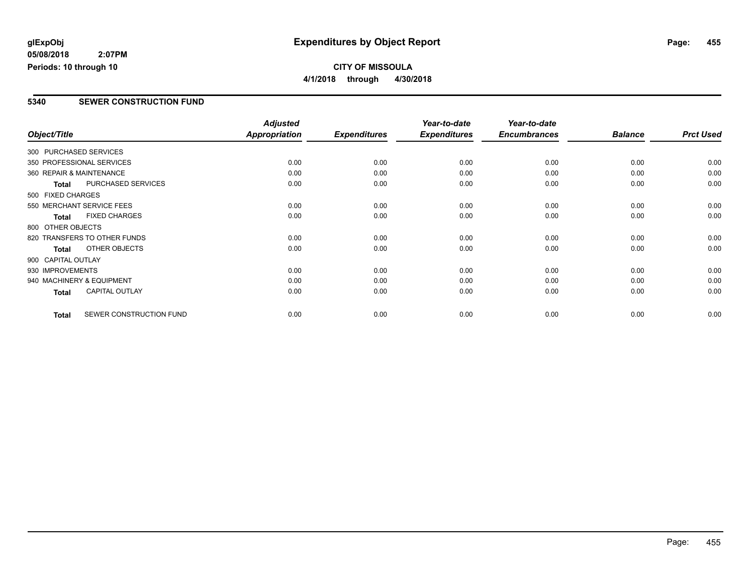# Expenditures by Object Report

glExpObj
05/08/2018 2:07PM
Periods: 10 through 10

**CITY OF MISSOULA**
**4/1/2018 through 4/30/2018**

## 5340 SEWER CONSTRUCTION FUND

| Object/Title | Adjusted Appropriation | Expenditures | Year-to-date Expenditures | Year-to-date Encumbrances | Balance | Prct Used |
|---|---|---|---|---|---|---|
| 300 PURCHASED SERVICES | | | | | | |
| 350 PROFESSIONAL SERVICES | 0.00 | 0.00 | 0.00 | 0.00 | 0.00 | 0.00 |
| 360 REPAIR & MAINTENANCE | 0.00 | 0.00 | 0.00 | 0.00 | 0.00 | 0.00 |
| **Total** PURCHASED SERVICES | 0.00 | 0.00 | 0.00 | 0.00 | 0.00 | 0.00 |
| 500 FIXED CHARGES | | | | | | |
| 550 MERCHANT SERVICE FEES | 0.00 | 0.00 | 0.00 | 0.00 | 0.00 | 0.00 |
| **Total** FIXED CHARGES | 0.00 | 0.00 | 0.00 | 0.00 | 0.00 | 0.00 |
| 800 OTHER OBJECTS | | | | | | |
| 820 TRANSFERS TO OTHER FUNDS | 0.00 | 0.00 | 0.00 | 0.00 | 0.00 | 0.00 |
| **Total** OTHER OBJECTS | 0.00 | 0.00 | 0.00 | 0.00 | 0.00 | 0.00 |
| 900 CAPITAL OUTLAY | | | | | | |
| 930 IMPROVEMENTS | 0.00 | 0.00 | 0.00 | 0.00 | 0.00 | 0.00 |
| 940 MACHINERY & EQUIPMENT | 0.00 | 0.00 | 0.00 | 0.00 | 0.00 | 0.00 |
| **Total** CAPITAL OUTLAY | 0.00 | 0.00 | 0.00 | 0.00 | 0.00 | 0.00 |
| **Total** SEWER CONSTRUCTION FUND | 0.00 | 0.00 | 0.00 | 0.00 | 0.00 | 0.00 |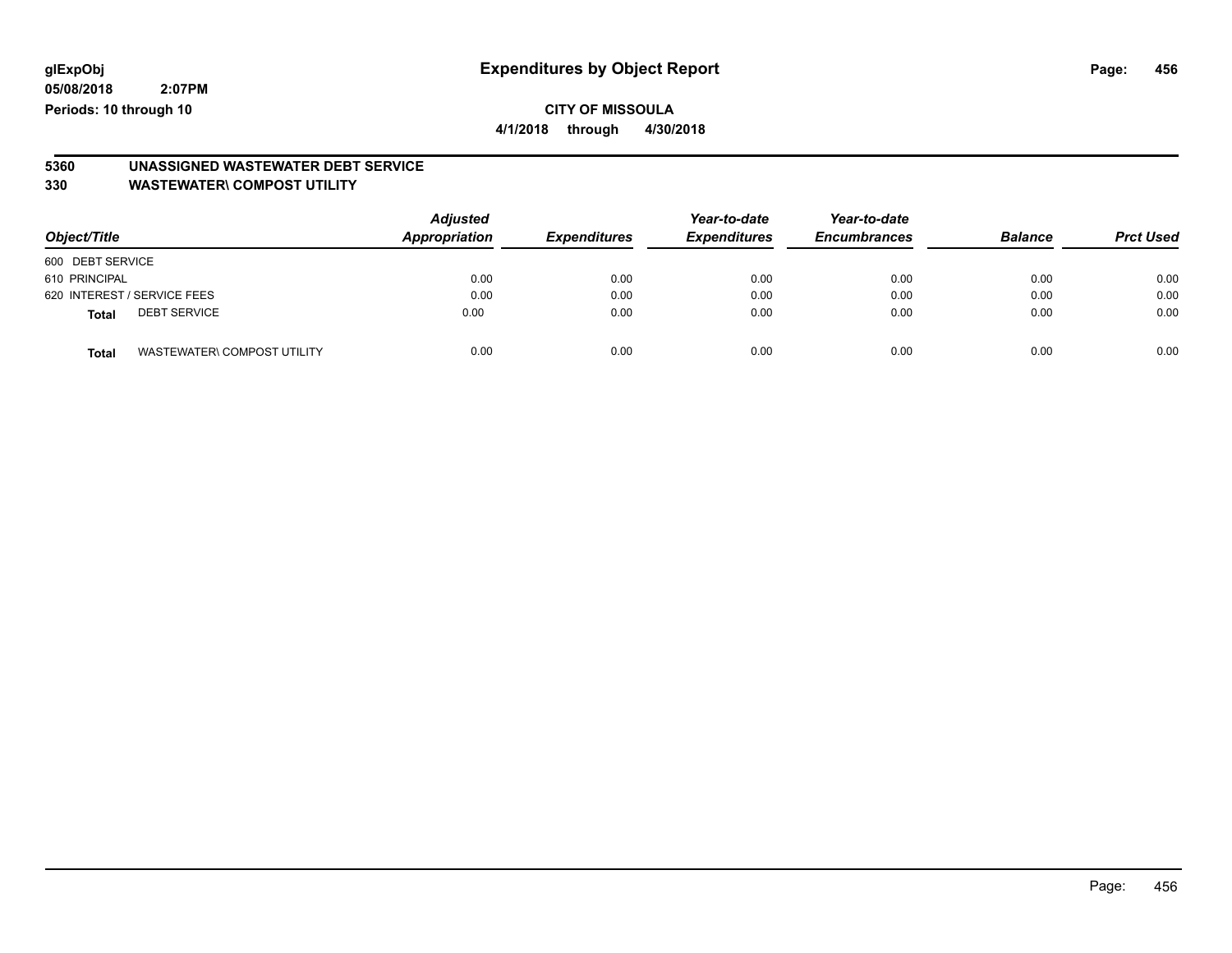**glExpObj**
**05/08/2018 2:07PM**
**Periods: 10 through 10**

# Expenditures by Object Report

**CITY OF MISSOULA**
**4/1/2018 through 4/30/2018**

## 5360 UNASSIGNED WASTEWATER DEBT SERVICE
## 330 WASTEWATER\ COMPOST UTILITY

| Object/Title | Adjusted Appropriation | Expenditures | Year-to-date Expenditures | Year-to-date Encumbrances | Balance | Prct Used |
|---|---|---|---|---|---|---|
| 600 DEBT SERVICE | | | | | | |
| 610 PRINCIPAL | 0.00 | 0.00 | 0.00 | 0.00 | 0.00 | 0.00 |
| 620 INTEREST / SERVICE FEES | 0.00 | 0.00 | 0.00 | 0.00 | 0.00 | 0.00 |
| **Total** DEBT SERVICE | 0.00 | 0.00 | 0.00 | 0.00 | 0.00 | 0.00 |
| **Total** WASTEWATER\ COMPOST UTILITY | 0.00 | 0.00 | 0.00 | 0.00 | 0.00 | 0.00 |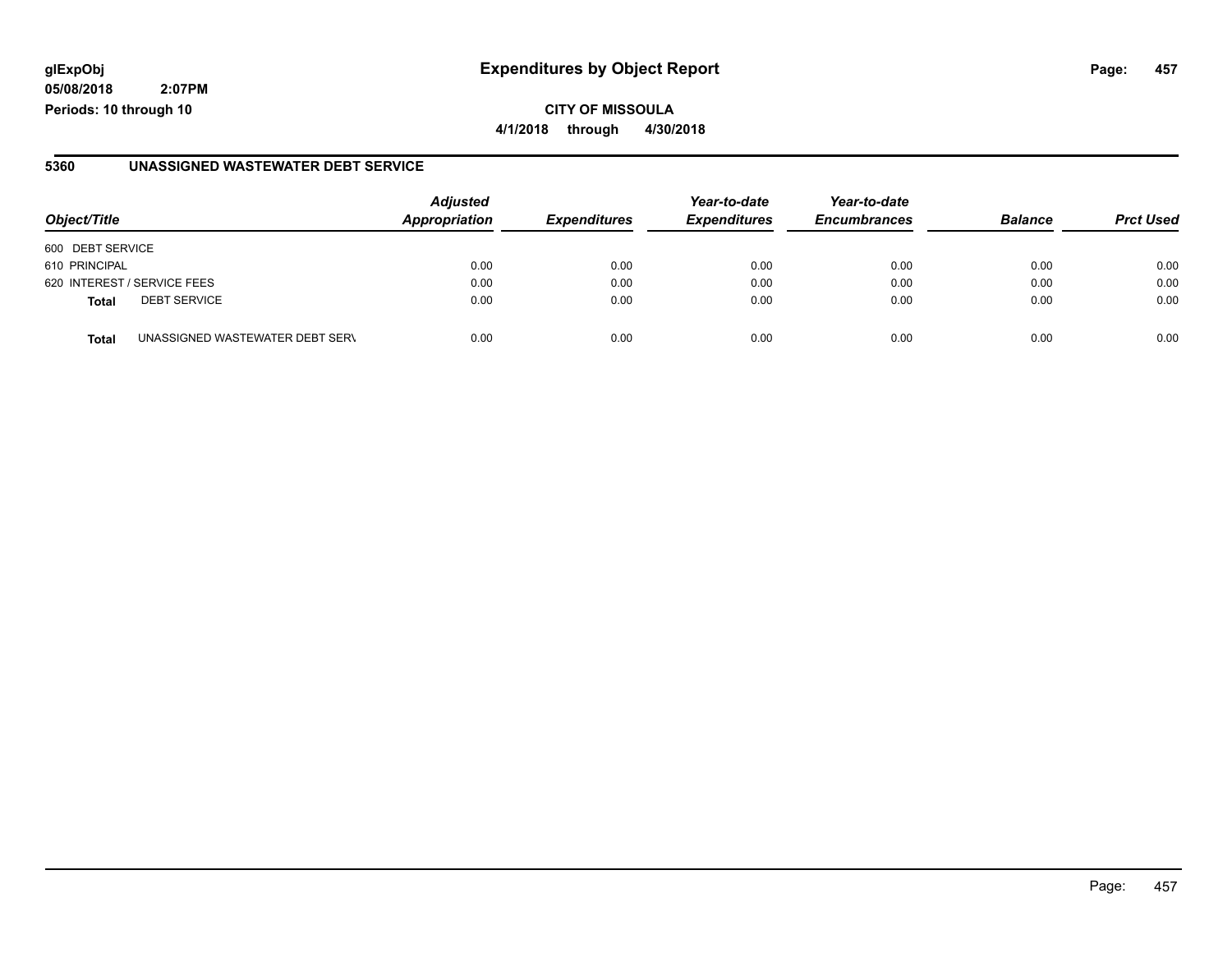**glExpObj**
**05/08/2018 2:07PM**
**Periods: 10 through 10**

# Expenditures by Object Report

**CITY OF MISSOULA**
**4/1/2018 through 4/30/2018**

## 5360 UNASSIGNED WASTEWATER DEBT SERVICE

| Object/Title | | Adjusted Appropriation | Expenditures | Year-to-date Expenditures | Year-to-date Encumbrances | Balance | Prct Used |
|---|---|---|---|---|---|---|---|
| 600 DEBT SERVICE | | | | | | | |
| 610 PRINCIPAL | | 0.00 | 0.00 | 0.00 | 0.00 | 0.00 | 0.00 |
| 620 INTEREST / SERVICE FEES | | 0.00 | 0.00 | 0.00 | 0.00 | 0.00 | 0.00 |
| **Total** | DEBT SERVICE | 0.00 | 0.00 | 0.00 | 0.00 | 0.00 | 0.00 |
| **Total** | UNASSIGNED WASTEWATER DEBT SERV | 0.00 | 0.00 | 0.00 | 0.00 | 0.00 | 0.00 |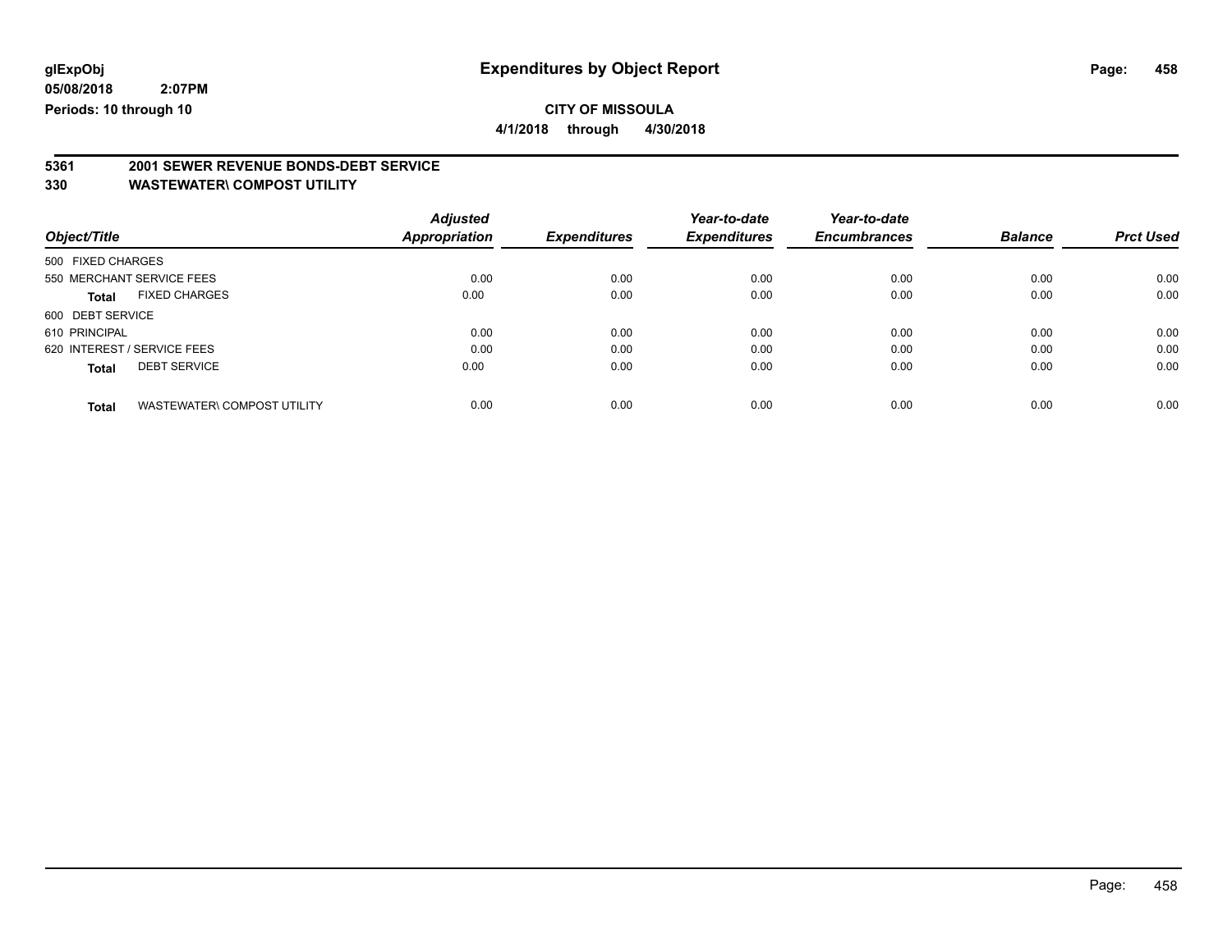glExpObj
05/08/2018 2:07PM
Periods: 10 through 10

# Expenditures by Object Report

**CITY OF MISSOULA**

**4/1/2018 through 4/30/2018**

**5361 2001 SEWER REVENUE BONDS-DEBT SERVICE**
**330 WASTEWATER\ COMPOST UTILITY**

| Object/Title | Adjusted Appropriation | Expenditures | Year-to-date Expenditures | Year-to-date Encumbrances | Balance | Prct Used |
|---|---|---|---|---|---|---|
| 500 FIXED CHARGES | | | | | | |
| 550 MERCHANT SERVICE FEES | 0.00 | 0.00 | 0.00 | 0.00 | 0.00 | 0.00 |
| **Total** FIXED CHARGES | 0.00 | 0.00 | 0.00 | 0.00 | 0.00 | 0.00 |
| 600 DEBT SERVICE | | | | | | |
| 610 PRINCIPAL | 0.00 | 0.00 | 0.00 | 0.00 | 0.00 | 0.00 |
| 620 INTEREST / SERVICE FEES | 0.00 | 0.00 | 0.00 | 0.00 | 0.00 | 0.00 |
| **Total** DEBT SERVICE | 0.00 | 0.00 | 0.00 | 0.00 | 0.00 | 0.00 |
| **Total** WASTEWATER\ COMPOST UTILITY | 0.00 | 0.00 | 0.00 | 0.00 | 0.00 | 0.00 |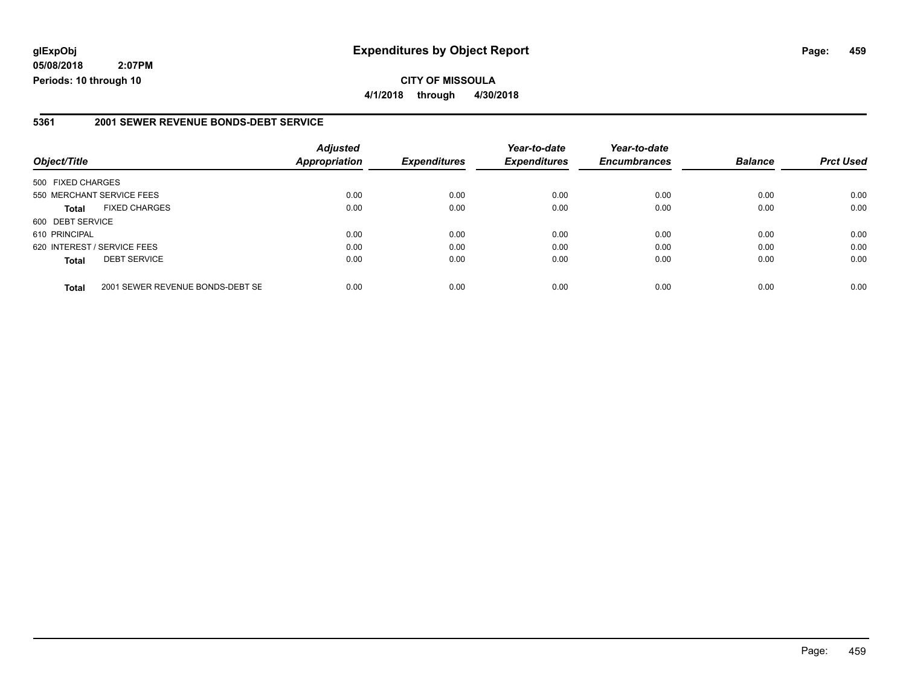**CITY OF MISSOULA**

**4/1/2018 through 4/30/2018**

### 5361 2001 SEWER REVENUE BONDS-DEBT SERVICE

| Object/Title | | Adjusted Appropriation | Expenditures | Year-to-date Expenditures | Year-to-date Encumbrances | Balance | Prct Used |
|---|---|---|---|---|---|---|---|
| 500 FIXED CHARGES | | | | | | | |
| 550 MERCHANT SERVICE FEES | | 0.00 | 0.00 | 0.00 | 0.00 | 0.00 | 0.00 |
| **Total** | FIXED CHARGES | 0.00 | 0.00 | 0.00 | 0.00 | 0.00 | 0.00 |
| 600 DEBT SERVICE | | | | | | | |
| 610 PRINCIPAL | | 0.00 | 0.00 | 0.00 | 0.00 | 0.00 | 0.00 |
| 620 INTEREST / SERVICE FEES | | 0.00 | 0.00 | 0.00 | 0.00 | 0.00 | 0.00 |
| **Total** | DEBT SERVICE | 0.00 | 0.00 | 0.00 | 0.00 | 0.00 | 0.00 |
| **Total** | 2001 SEWER REVENUE BONDS-DEBT SE | 0.00 | 0.00 | 0.00 | 0.00 | 0.00 | 0.00 |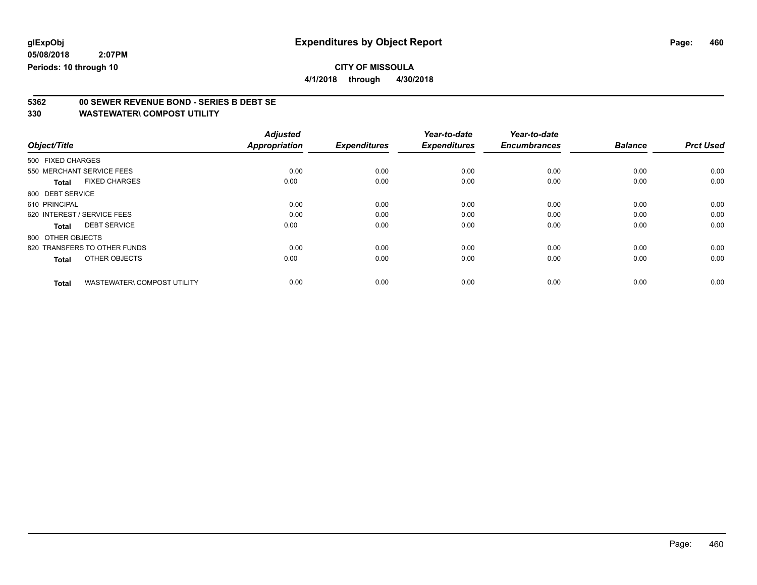glExpObj
05/08/2018 2:07PM
Periods: 10 through 10

# Expenditures by Object Report

**CITY OF MISSOULA**

**4/1/2018 through 4/30/2018**

## 5362 00 SEWER REVENUE BOND - SERIES B DEBT SE
## 330 WASTEWATER\ COMPOST UTILITY

| Object/Title | Adjusted Appropriation | Expenditures | Year-to-date Expenditures | Year-to-date Encumbrances | Balance | Prct Used |
|---|---|---|---|---|---|---|
| 500 FIXED CHARGES | | | | | | |
| 550 MERCHANT SERVICE FEES | 0.00 | 0.00 | 0.00 | 0.00 | 0.00 | 0.00 |
| **Total** FIXED CHARGES | 0.00 | 0.00 | 0.00 | 0.00 | 0.00 | 0.00 |
| 600 DEBT SERVICE | | | | | | |
| 610 PRINCIPAL | 0.00 | 0.00 | 0.00 | 0.00 | 0.00 | 0.00 |
| 620 INTEREST / SERVICE FEES | 0.00 | 0.00 | 0.00 | 0.00 | 0.00 | 0.00 |
| **Total** DEBT SERVICE | 0.00 | 0.00 | 0.00 | 0.00 | 0.00 | 0.00 |
| 800 OTHER OBJECTS | | | | | | |
| 820 TRANSFERS TO OTHER FUNDS | 0.00 | 0.00 | 0.00 | 0.00 | 0.00 | 0.00 |
| **Total** OTHER OBJECTS | 0.00 | 0.00 | 0.00 | 0.00 | 0.00 | 0.00 |
| **Total** WASTEWATER\ COMPOST UTILITY | 0.00 | 0.00 | 0.00 | 0.00 | 0.00 | 0.00 |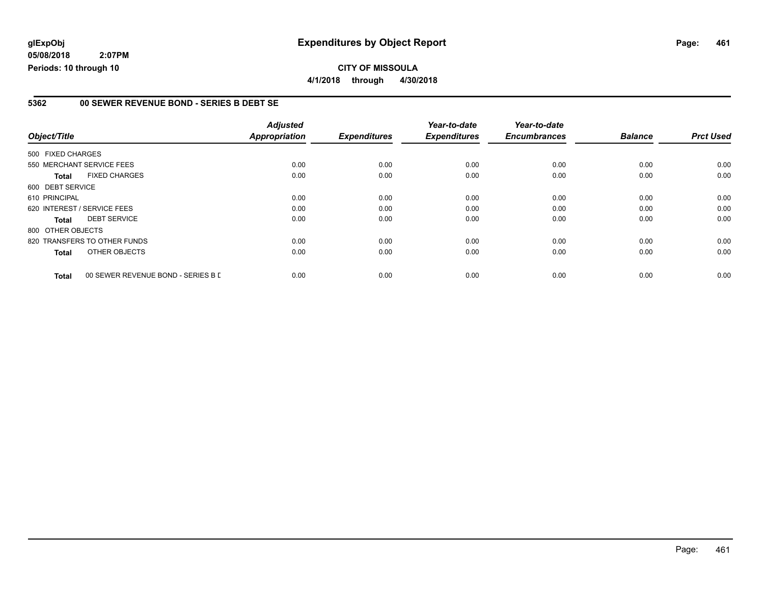**glExpObj** **Expenditures by Object Report**

**05/08/2018 2:07PM**

**Periods: 10 through 10**

**CITY OF MISSOULA**

**4/1/2018 through 4/30/2018**

**5362 00 SEWER REVENUE BOND - SERIES B DEBT SE**

| Object/Title | | Adjusted Appropriation | Expenditures | Year-to-date Expenditures | Year-to-date Encumbrances | Balance | Prct Used |
|---|---|---|---|---|---|---|---|
| 500 FIXED CHARGES | | | | | | | |
| 550 MERCHANT SERVICE FEES | | 0.00 | 0.00 | 0.00 | 0.00 | 0.00 | 0.00 |
| **Total** | FIXED CHARGES | 0.00 | 0.00 | 0.00 | 0.00 | 0.00 | 0.00 |
| 600 DEBT SERVICE | | | | | | | |
| 610 PRINCIPAL | | 0.00 | 0.00 | 0.00 | 0.00 | 0.00 | 0.00 |
| 620 INTEREST / SERVICE FEES | | 0.00 | 0.00 | 0.00 | 0.00 | 0.00 | 0.00 |
| **Total** | DEBT SERVICE | 0.00 | 0.00 | 0.00 | 0.00 | 0.00 | 0.00 |
| 800 OTHER OBJECTS | | | | | | | |
| 820 TRANSFERS TO OTHER FUNDS | | 0.00 | 0.00 | 0.00 | 0.00 | 0.00 | 0.00 |
| **Total** | OTHER OBJECTS | 0.00 | 0.00 | 0.00 | 0.00 | 0.00 | 0.00 |
| **Total** | 00 SEWER REVENUE BOND - SERIES B D | 0.00 | 0.00 | 0.00 | 0.00 | 0.00 | 0.00 |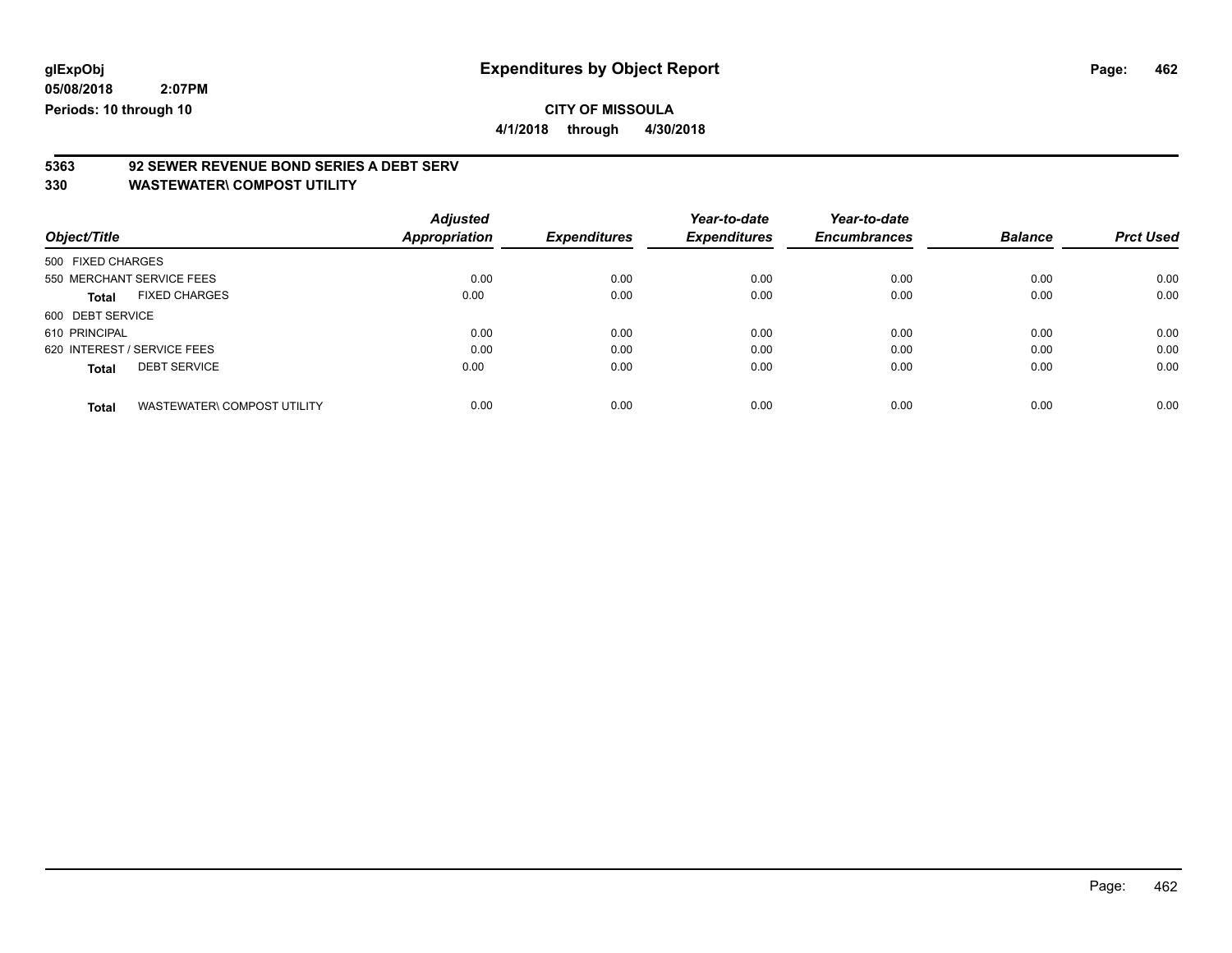# Expenditures by Object Report

glExpObj
05/08/2018 2:07PM
Periods: 10 through 10

**CITY OF MISSOULA**

**4/1/2018 through 4/30/2018**

## 5363 92 SEWER REVENUE BOND SERIES A DEBT SERV
## 330 WASTEWATER\ COMPOST UTILITY

| Object/Title | Adjusted Appropriation | Expenditures | Year-to-date Expenditures | Year-to-date Encumbrances | Balance | Prct Used |
|---|---|---|---|---|---|---|
| 500 FIXED CHARGES | | | | | | |
| 550 MERCHANT SERVICE FEES | 0.00 | 0.00 | 0.00 | 0.00 | 0.00 | 0.00 |
| **Total** FIXED CHARGES | 0.00 | 0.00 | 0.00 | 0.00 | 0.00 | 0.00 |
| 600 DEBT SERVICE | | | | | | |
| 610 PRINCIPAL | 0.00 | 0.00 | 0.00 | 0.00 | 0.00 | 0.00 |
| 620 INTEREST / SERVICE FEES | 0.00 | 0.00 | 0.00 | 0.00 | 0.00 | 0.00 |
| **Total** DEBT SERVICE | 0.00 | 0.00 | 0.00 | 0.00 | 0.00 | 0.00 |
| **Total** WASTEWATER\ COMPOST UTILITY | 0.00 | 0.00 | 0.00 | 0.00 | 0.00 | 0.00 |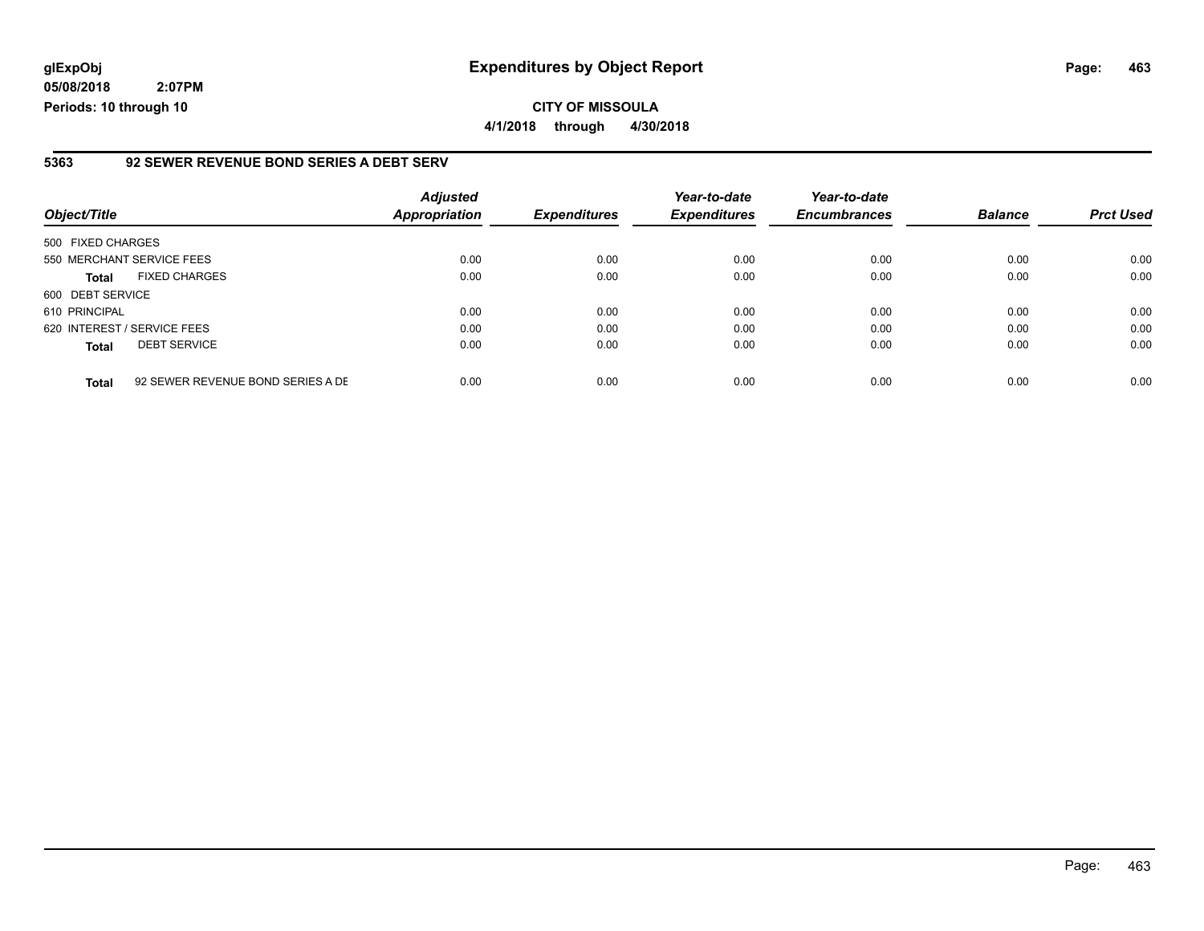glExpObj
05/08/2018 2:07PM
Periods: 10 through 10

# Expenditures by Object Report

**CITY OF MISSOULA**

**4/1/2018 through 4/30/2018**

## 5363 92 SEWER REVENUE BOND SERIES A DEBT SERV

| Object/Title | | Adjusted Appropriation | Expenditures | Year-to-date Expenditures | Year-to-date Encumbrances | Balance | Prct Used |
|---|---|---|---|---|---|---|---|
| 500 FIXED CHARGES | | | | | | | |
| 550 MERCHANT SERVICE FEES | | 0.00 | 0.00 | 0.00 | 0.00 | 0.00 | 0.00 |
| **Total** | FIXED CHARGES | 0.00 | 0.00 | 0.00 | 0.00 | 0.00 | 0.00 |
| 600 DEBT SERVICE | | | | | | | |
| 610 PRINCIPAL | | 0.00 | 0.00 | 0.00 | 0.00 | 0.00 | 0.00 |
| 620 INTEREST / SERVICE FEES | | 0.00 | 0.00 | 0.00 | 0.00 | 0.00 | 0.00 |
| **Total** | DEBT SERVICE | 0.00 | 0.00 | 0.00 | 0.00 | 0.00 | 0.00 |
| **Total** | 92 SEWER REVENUE BOND SERIES A DE | 0.00 | 0.00 | 0.00 | 0.00 | 0.00 | 0.00 |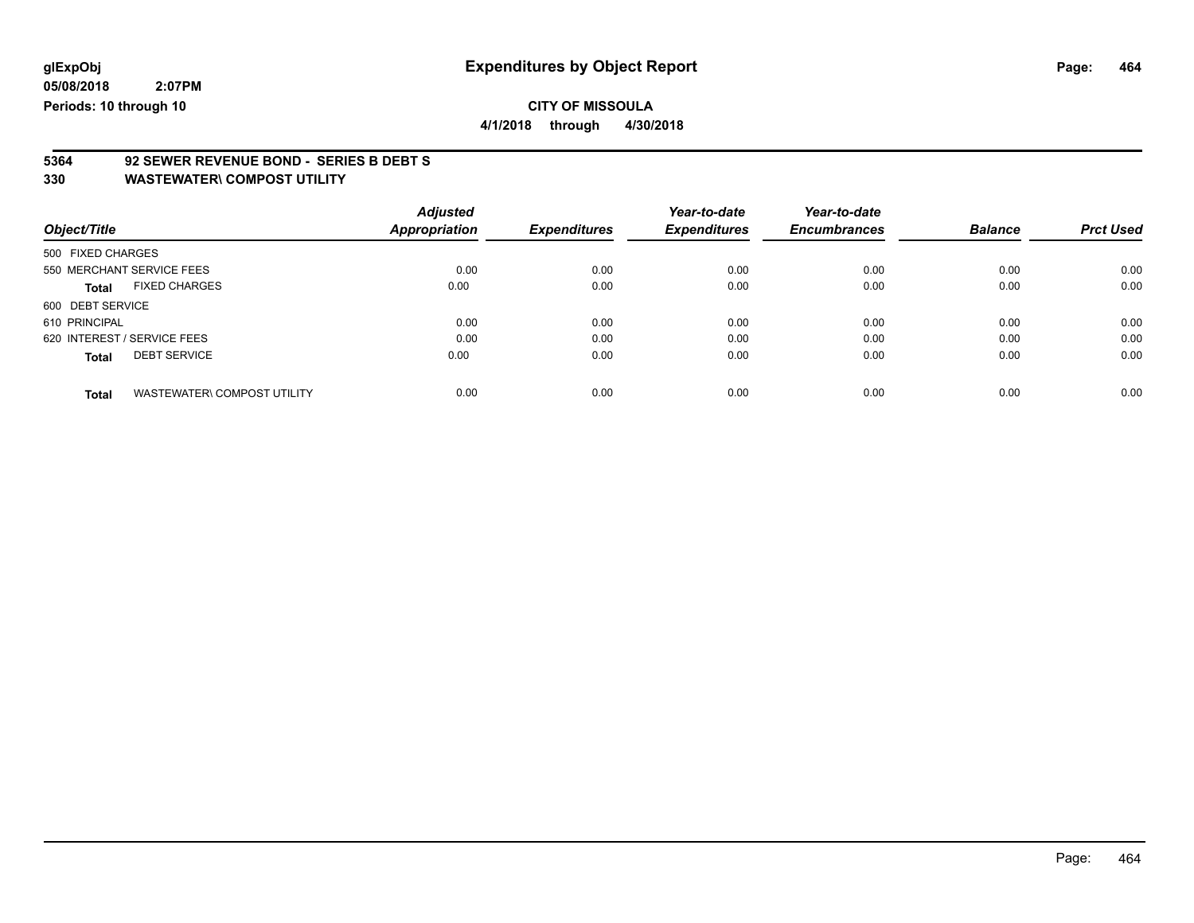**glExpObj**
**05/08/2018 2:07PM**
**Periods: 10 through 10**

# Expenditures by Object Report

**CITY OF MISSOULA**
**4/1/2018 through 4/30/2018**

## 5364 92 SEWER REVENUE BOND - SERIES B DEBT S
## 330 WASTEWATER\ COMPOST UTILITY

| Object/Title | Adjusted Appropriation | Expenditures | Year-to-date Expenditures | Year-to-date Encumbrances | Balance | Prct Used |
|---|---|---|---|---|---|---|
| 500 FIXED CHARGES | | | | | | |
| 550 MERCHANT SERVICE FEES | 0.00 | 0.00 | 0.00 | 0.00 | 0.00 | 0.00 |
| **Total** FIXED CHARGES | 0.00 | 0.00 | 0.00 | 0.00 | 0.00 | 0.00 |
| 600 DEBT SERVICE | | | | | | |
| 610 PRINCIPAL | 0.00 | 0.00 | 0.00 | 0.00 | 0.00 | 0.00 |
| 620 INTEREST / SERVICE FEES | 0.00 | 0.00 | 0.00 | 0.00 | 0.00 | 0.00 |
| **Total** DEBT SERVICE | 0.00 | 0.00 | 0.00 | 0.00 | 0.00 | 0.00 |
| **Total** WASTEWATER\ COMPOST UTILITY | 0.00 | 0.00 | 0.00 | 0.00 | 0.00 | 0.00 |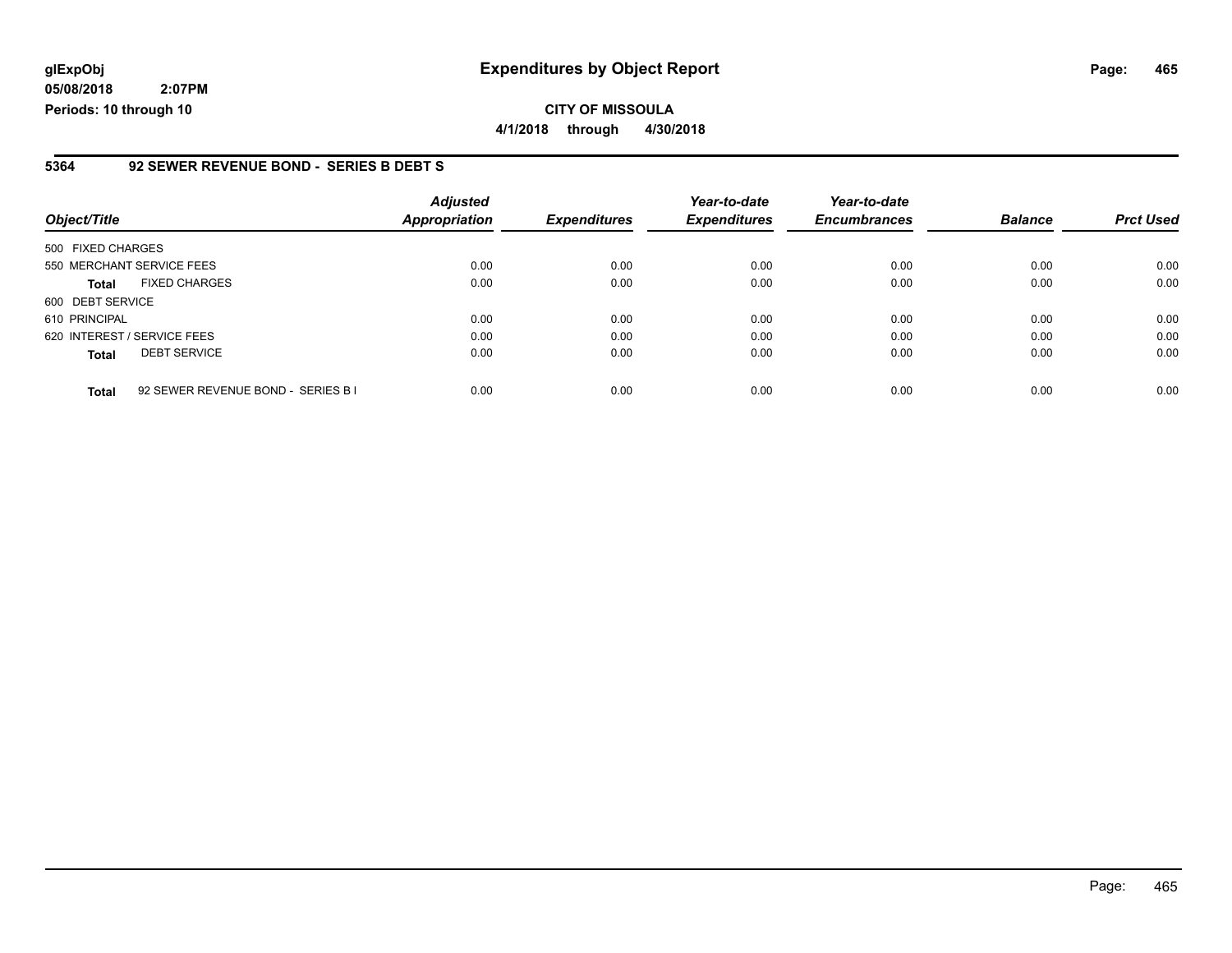glExpObj
05/08/2018 2:07PM
Periods: 10 through 10

# Expenditures by Object Report

**CITY OF MISSOULA**

**4/1/2018 through 4/30/2018**

## 5364 92 SEWER REVENUE BOND - SERIES B DEBT S

| Object/Title | | Adjusted Appropriation | Expenditures | Year-to-date Expenditures | Year-to-date Encumbrances | Balance | Prct Used |
|---|---|---|---|---|---|---|---|
| 500 FIXED CHARGES | | | | | | | |
| 550 MERCHANT SERVICE FEES | | 0.00 | 0.00 | 0.00 | 0.00 | 0.00 | 0.00 |
| **Total** | FIXED CHARGES | 0.00 | 0.00 | 0.00 | 0.00 | 0.00 | 0.00 |
| 600 DEBT SERVICE | | | | | | | |
| 610 PRINCIPAL | | 0.00 | 0.00 | 0.00 | 0.00 | 0.00 | 0.00 |
| 620 INTEREST / SERVICE FEES | | 0.00 | 0.00 | 0.00 | 0.00 | 0.00 | 0.00 |
| **Total** | DEBT SERVICE | 0.00 | 0.00 | 0.00 | 0.00 | 0.00 | 0.00 |
| **Total** | 92 SEWER REVENUE BOND - SERIES B I | 0.00 | 0.00 | 0.00 | 0.00 | 0.00 | 0.00 |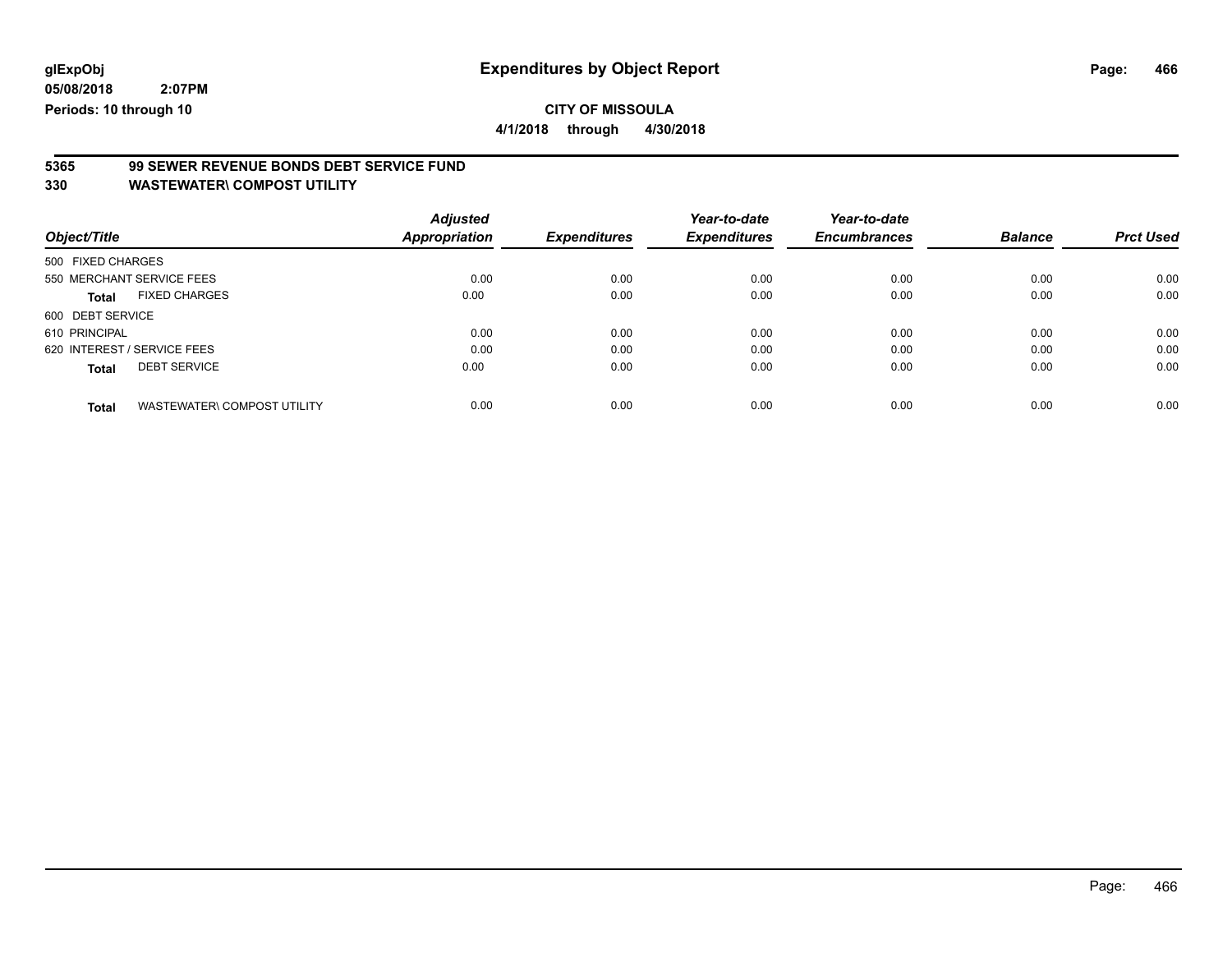**glExpObj** **Expenditures by Object Report**

**05/08/2018 2:07PM**

**Periods: 10 through 10**

**CITY OF MISSOULA**

**4/1/2018 through 4/30/2018**

## 5365 99 SEWER REVENUE BONDS DEBT SERVICE FUND
## 330 WASTEWATER\ COMPOST UTILITY

| Object/Title | | Adjusted Appropriation | Expenditures | Year-to-date Expenditures | Year-to-date Encumbrances | Balance | Prct Used |
|---|---|---|---|---|---|---|---|
| 500 FIXED CHARGES | | | | | | | |
| 550 MERCHANT SERVICE FEES | | 0.00 | 0.00 | 0.00 | 0.00 | 0.00 | 0.00 |
| **Total** | FIXED CHARGES | 0.00 | 0.00 | 0.00 | 0.00 | 0.00 | 0.00 |
| 600 DEBT SERVICE | | | | | | | |
| 610 PRINCIPAL | | 0.00 | 0.00 | 0.00 | 0.00 | 0.00 | 0.00 |
| 620 INTEREST / SERVICE FEES | | 0.00 | 0.00 | 0.00 | 0.00 | 0.00 | 0.00 |
| **Total** | DEBT SERVICE | 0.00 | 0.00 | 0.00 | 0.00 | 0.00 | 0.00 |
| **Total** | WASTEWATER\ COMPOST UTILITY | 0.00 | 0.00 | 0.00 | 0.00 | 0.00 | 0.00 |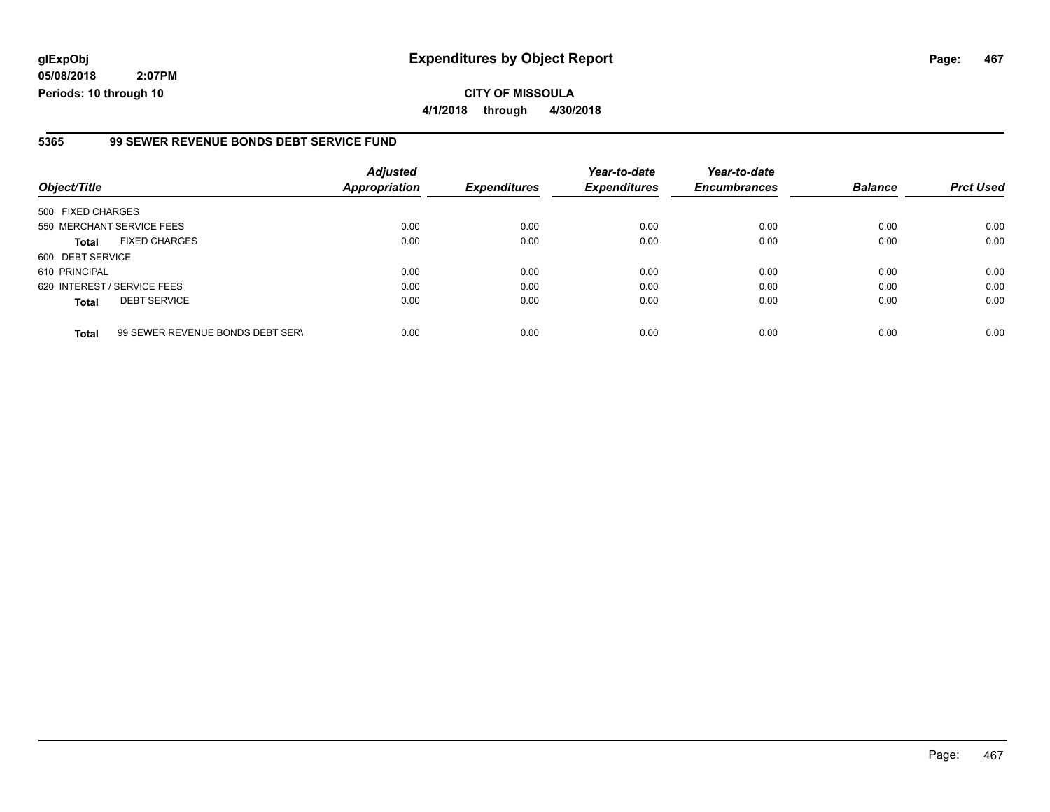**glExpObj**
**05/08/2018 2:07PM**
**Periods: 10 through 10**

# Expenditures by Object Report

**CITY OF MISSOULA**

**4/1/2018 through 4/30/2018**

## 5365 99 SEWER REVENUE BONDS DEBT SERVICE FUND

| Object/Title | | Adjusted Appropriation | Expenditures | Year-to-date Expenditures | Year-to-date Encumbrances | Balance | Prct Used |
|---|---|---|---|---|---|---|---|
| 500 FIXED CHARGES | | | | | | | |
| 550 MERCHANT SERVICE FEES | | 0.00 | 0.00 | 0.00 | 0.00 | 0.00 | 0.00 |
| **Total** | FIXED CHARGES | 0.00 | 0.00 | 0.00 | 0.00 | 0.00 | 0.00 |
| 600 DEBT SERVICE | | | | | | | |
| 610 PRINCIPAL | | 0.00 | 0.00 | 0.00 | 0.00 | 0.00 | 0.00 |
| 620 INTEREST / SERVICE FEES | | 0.00 | 0.00 | 0.00 | 0.00 | 0.00 | 0.00 |
| **Total** | DEBT SERVICE | 0.00 | 0.00 | 0.00 | 0.00 | 0.00 | 0.00 |
| **Total** | 99 SEWER REVENUE BONDS DEBT SER\ | 0.00 | 0.00 | 0.00 | 0.00 | 0.00 | 0.00 |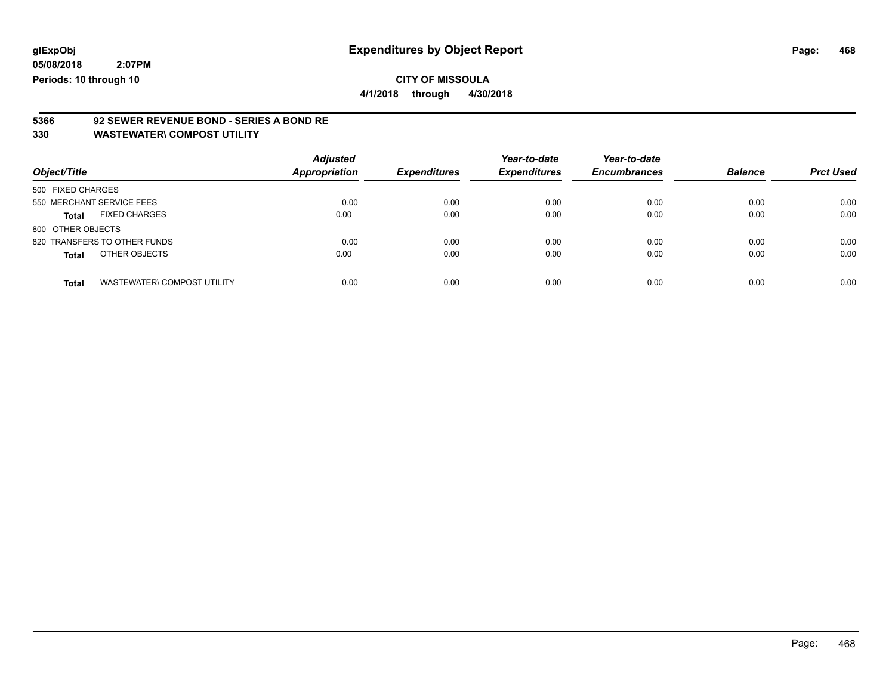**glExpObj**
**05/08/2018 2:07PM**
**Periods: 10 through 10**

# Expenditures by Object Report

**CITY OF MISSOULA**
**4/1/2018 through 4/30/2018**

**5366 92 SEWER REVENUE BOND - SERIES A BOND RE**
**330 WASTEWATER\ COMPOST UTILITY**

| Object/Title | | Adjusted Appropriation | Expenditures | Year-to-date Expenditures | Year-to-date Encumbrances | Balance | Prct Used |
|---|---|---|---|---|---|---|---|
| 500 FIXED CHARGES | | | | | | | |
| 550 MERCHANT SERVICE FEES | | 0.00 | 0.00 | 0.00 | 0.00 | 0.00 | 0.00 |
| **Total** | FIXED CHARGES | 0.00 | 0.00 | 0.00 | 0.00 | 0.00 | 0.00 |
| 800 OTHER OBJECTS | | | | | | | |
| 820 TRANSFERS TO OTHER FUNDS | | 0.00 | 0.00 | 0.00 | 0.00 | 0.00 | 0.00 |
| **Total** | OTHER OBJECTS | 0.00 | 0.00 | 0.00 | 0.00 | 0.00 | 0.00 |
| **Total** | WASTEWATER\ COMPOST UTILITY | 0.00 | 0.00 | 0.00 | 0.00 | 0.00 | 0.00 |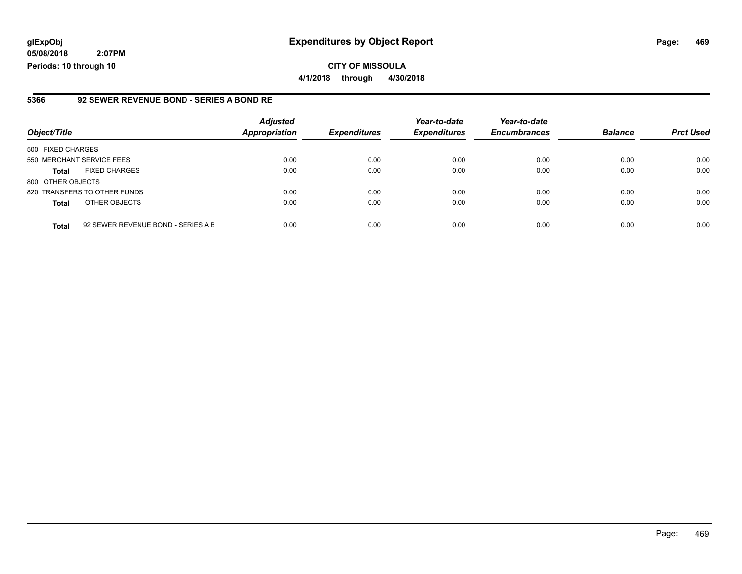# Expenditures by Object Report

glExpObj
05/08/2018 2:07PM
Periods: 10 through 10

**CITY OF MISSOULA**

**4/1/2018 through 4/30/2018**

## 5366 92 SEWER REVENUE BOND - SERIES A BOND RE

| Object/Title | | Adjusted Appropriation | Expenditures | Year-to-date Expenditures | Year-to-date Encumbrances | Balance | Prct Used |
|---|---|---|---|---|---|---|---|
| 500 FIXED CHARGES | | | | | | | |
| 550 MERCHANT SERVICE FEES | | 0.00 | 0.00 | 0.00 | 0.00 | 0.00 | 0.00 |
| **Total** | FIXED CHARGES | 0.00 | 0.00 | 0.00 | 0.00 | 0.00 | 0.00 |
| 800 OTHER OBJECTS | | | | | | | |
| 820 TRANSFERS TO OTHER FUNDS | | 0.00 | 0.00 | 0.00 | 0.00 | 0.00 | 0.00 |
| **Total** | OTHER OBJECTS | 0.00 | 0.00 | 0.00 | 0.00 | 0.00 | 0.00 |
| **Total** | 92 SEWER REVENUE BOND - SERIES A B | 0.00 | 0.00 | 0.00 | 0.00 | 0.00 | 0.00 |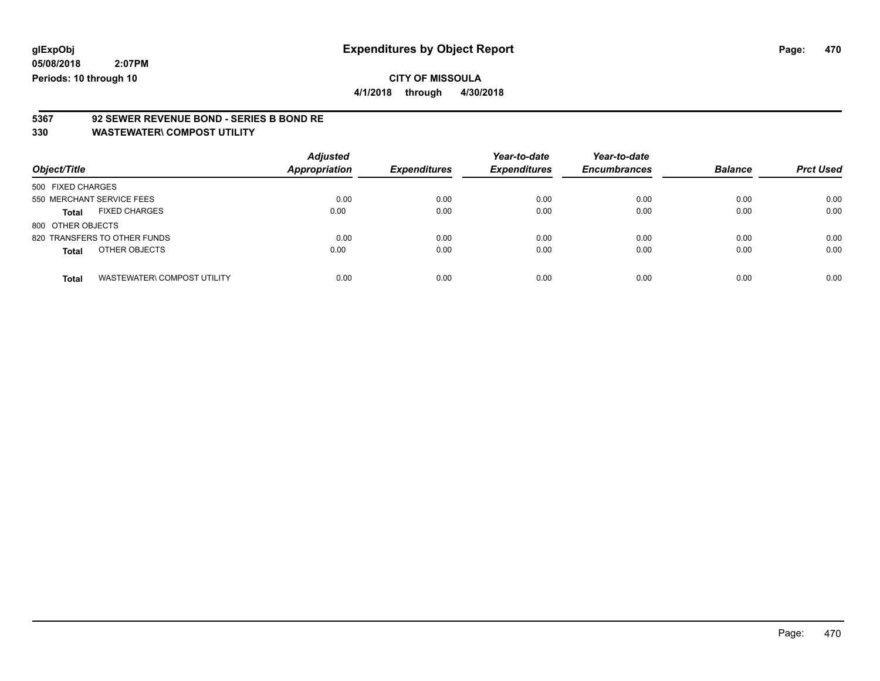**glExpObj**
**05/08/2018 2:07PM**
**Periods: 10 through 10**

# Expenditures by Object Report

**CITY OF MISSOULA**
**4/1/2018 through 4/30/2018**

## 5367 92 SEWER REVENUE BOND - SERIES B BOND RE
## 330 WASTEWATER\ COMPOST UTILITY

| Object/Title | | Adjusted Appropriation | Expenditures | Year-to-date Expenditures | Year-to-date Encumbrances | Balance | Prct Used |
|---|---|---|---|---|---|---|---|
| 500 FIXED CHARGES | | | | | | | |
| 550 MERCHANT SERVICE FEES | | 0.00 | 0.00 | 0.00 | 0.00 | 0.00 | 0.00 |
| **Total** | FIXED CHARGES | 0.00 | 0.00 | 0.00 | 0.00 | 0.00 | 0.00 |
| 800 OTHER OBJECTS | | | | | | | |
| 820 TRANSFERS TO OTHER FUNDS | | 0.00 | 0.00 | 0.00 | 0.00 | 0.00 | 0.00 |
| **Total** | OTHER OBJECTS | 0.00 | 0.00 | 0.00 | 0.00 | 0.00 | 0.00 |
| **Total** | WASTEWATER\ COMPOST UTILITY | 0.00 | 0.00 | 0.00 | 0.00 | 0.00 | 0.00 |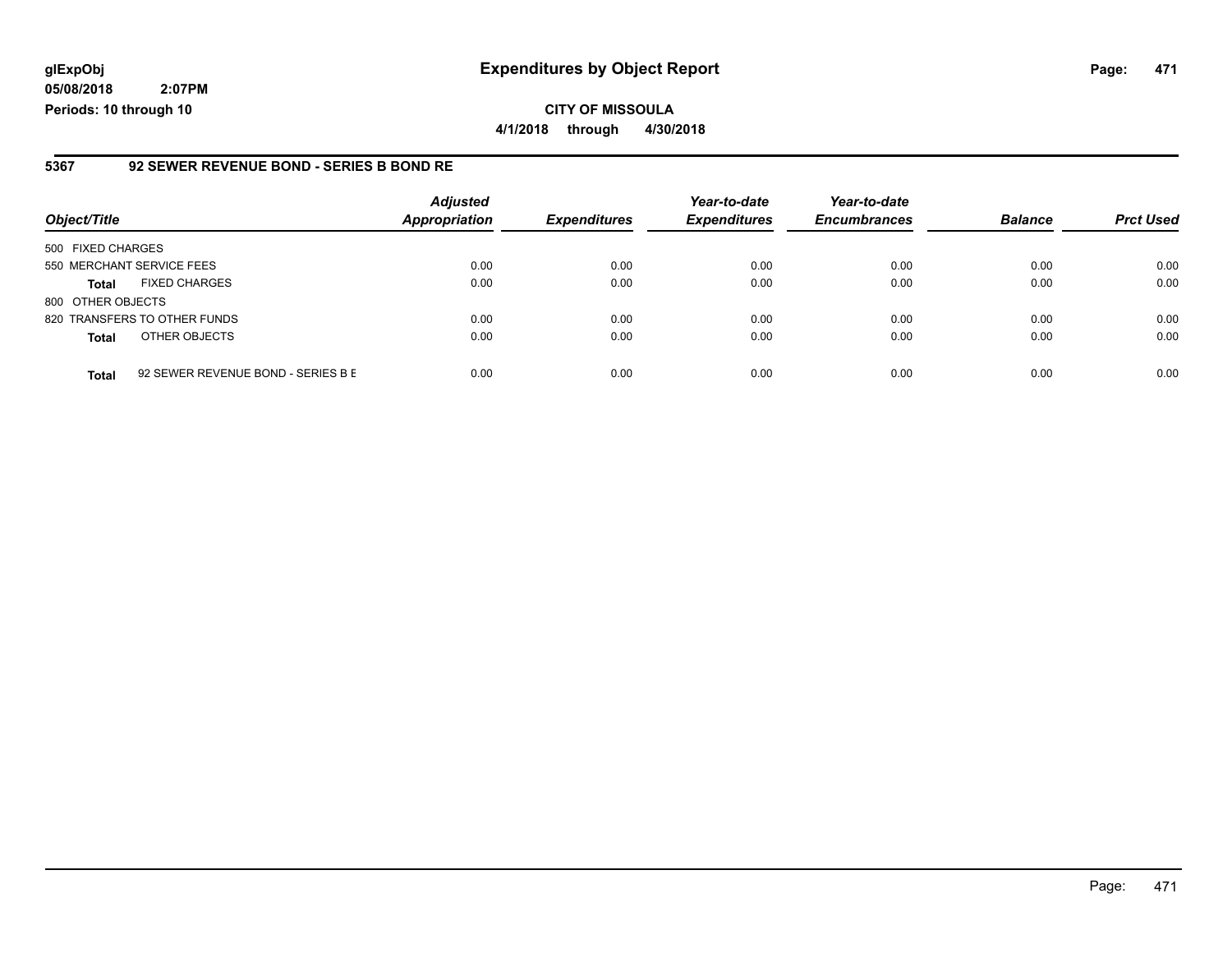**glExpObj**
**05/08/2018 2:07PM**
**Periods: 10 through 10**

# Expenditures by Object Report

**CITY OF MISSOULA**
**4/1/2018 through 4/30/2018**

## 5367 92 SEWER REVENUE BOND - SERIES B BOND RE

| Object/Title | | Adjusted Appropriation | Expenditures | Year-to-date Expenditures | Year-to-date Encumbrances | Balance | Prct Used |
|---|---|---|---|---|---|---|---|
| 500 FIXED CHARGES | | | | | | | |
| 550 MERCHANT SERVICE FEES | | 0.00 | 0.00 | 0.00 | 0.00 | 0.00 | 0.00 |
| **Total** | FIXED CHARGES | 0.00 | 0.00 | 0.00 | 0.00 | 0.00 | 0.00 |
| 800 OTHER OBJECTS | | | | | | | |
| 820 TRANSFERS TO OTHER FUNDS | | 0.00 | 0.00 | 0.00 | 0.00 | 0.00 | 0.00 |
| **Total** | OTHER OBJECTS | 0.00 | 0.00 | 0.00 | 0.00 | 0.00 | 0.00 |
| **Total** | 92 SEWER REVENUE BOND - SERIES B E | 0.00 | 0.00 | 0.00 | 0.00 | 0.00 | 0.00 |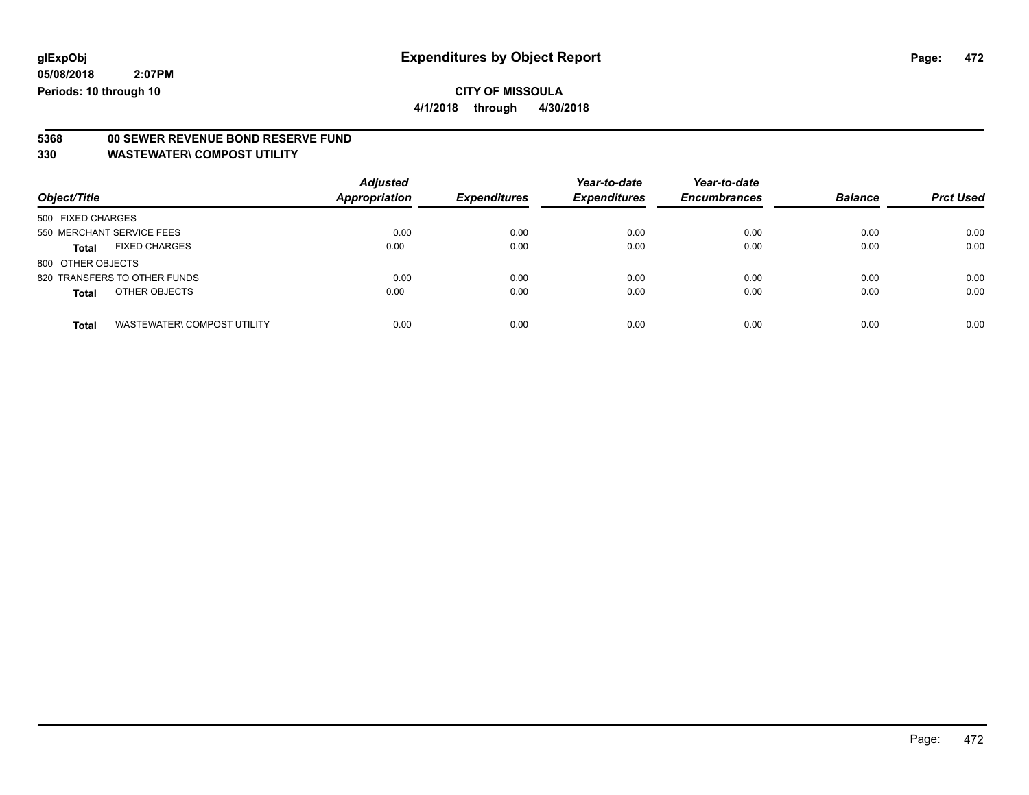# Expenditures by Object Report

glExpObj
05/08/2018 2:07PM
Periods: 10 through 10

**CITY OF MISSOULA**
**4/1/2018 through 4/30/2018**

**5368 00 SEWER REVENUE BOND RESERVE FUND**
**330 WASTEWATER\ COMPOST UTILITY**

| Object/Title | Adjusted Appropriation | Expenditures | Year-to-date Expenditures | Year-to-date Encumbrances | Balance | Prct Used |
|---|---|---|---|---|---|---|
| 500 FIXED CHARGES | | | | | | |
| 550 MERCHANT SERVICE FEES | 0.00 | 0.00 | 0.00 | 0.00 | 0.00 | 0.00 |
| **Total** FIXED CHARGES | 0.00 | 0.00 | 0.00 | 0.00 | 0.00 | 0.00 |
| 800 OTHER OBJECTS | | | | | | |
| 820 TRANSFERS TO OTHER FUNDS | 0.00 | 0.00 | 0.00 | 0.00 | 0.00 | 0.00 |
| **Total** OTHER OBJECTS | 0.00 | 0.00 | 0.00 | 0.00 | 0.00 | 0.00 |
| **Total** WASTEWATER\ COMPOST UTILITY | 0.00 | 0.00 | 0.00 | 0.00 | 0.00 | 0.00 |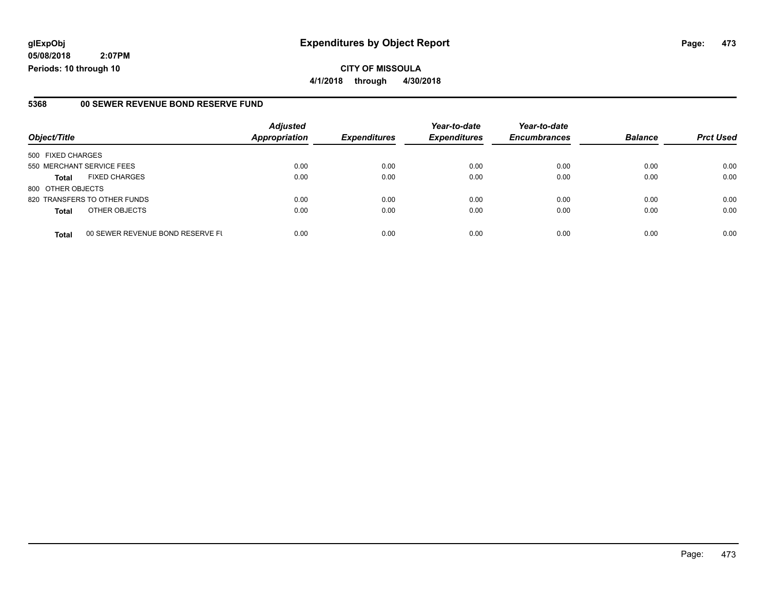**glExpObj**
**05/08/2018 2:07PM**
**Periods: 10 through 10**

# Expenditures by Object Report

**CITY OF MISSOULA**
**4/1/2018 through 4/30/2018**

## 5368 00 SEWER REVENUE BOND RESERVE FUND

| Object/Title | | Adjusted Appropriation | Expenditures | Year-to-date Expenditures | Year-to-date Encumbrances | Balance | Prct Used |
|---|---|---|---|---|---|---|---|
| 500 FIXED CHARGES | | | | | | | |
| 550 MERCHANT SERVICE FEES | | 0.00 | 0.00 | 0.00 | 0.00 | 0.00 | 0.00 |
| **Total** | FIXED CHARGES | 0.00 | 0.00 | 0.00 | 0.00 | 0.00 | 0.00 |
| 800 OTHER OBJECTS | | | | | | | |
| 820 TRANSFERS TO OTHER FUNDS | | 0.00 | 0.00 | 0.00 | 0.00 | 0.00 | 0.00 |
| **Total** | OTHER OBJECTS | 0.00 | 0.00 | 0.00 | 0.00 | 0.00 | 0.00 |
| **Total** | 00 SEWER REVENUE BOND RESERVE FU | 0.00 | 0.00 | 0.00 | 0.00 | 0.00 | 0.00 |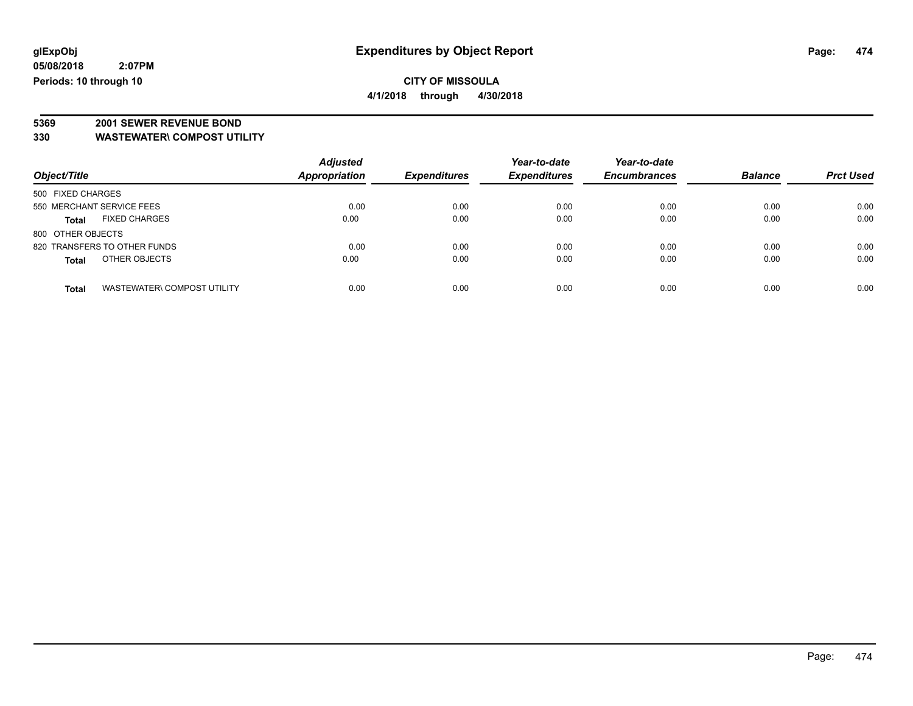# Expenditures by Object Report

glExpObj
05/08/2018 2:07PM
Periods: 10 through 10

**CITY OF MISSOULA**
**4/1/2018 through 4/30/2018**

## 5369 2001 SEWER REVENUE BOND
## 330 WASTEWATER\ COMPOST UTILITY

| Object/Title | Adjusted Appropriation | Expenditures | Year-to-date Expenditures | Year-to-date Encumbrances | Balance | Prct Used |
|---|---|---|---|---|---|---|
| 500 FIXED CHARGES | | | | | | |
| 550 MERCHANT SERVICE FEES | 0.00 | 0.00 | 0.00 | 0.00 | 0.00 | 0.00 |
| **Total** FIXED CHARGES | 0.00 | 0.00 | 0.00 | 0.00 | 0.00 | 0.00 |
| 800 OTHER OBJECTS | | | | | | |
| 820 TRANSFERS TO OTHER FUNDS | 0.00 | 0.00 | 0.00 | 0.00 | 0.00 | 0.00 |
| **Total** OTHER OBJECTS | 0.00 | 0.00 | 0.00 | 0.00 | 0.00 | 0.00 |
| **Total** WASTEWATER\ COMPOST UTILITY | 0.00 | 0.00 | 0.00 | 0.00 | 0.00 | 0.00 |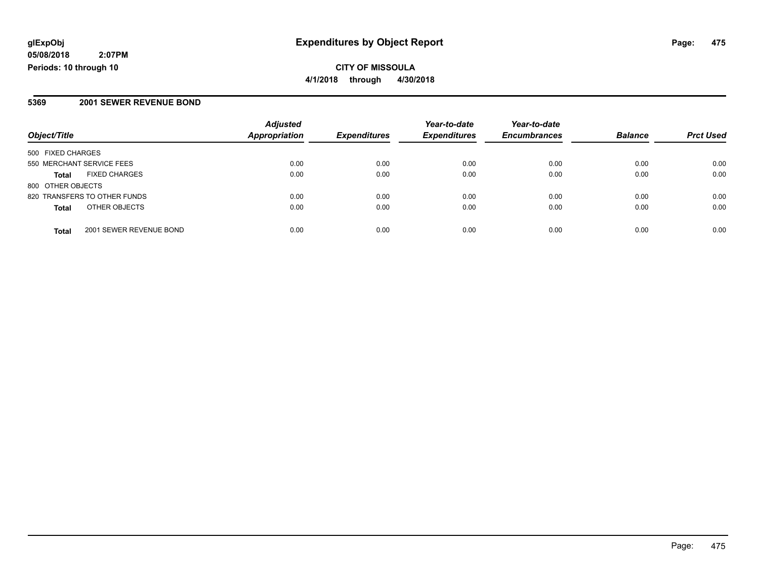# Expenditures by Object Report

glExpObj
05/08/2018 2:07PM
Periods: 10 through 10

**CITY OF MISSOULA**
**4/1/2018 through 4/30/2018**

## 5369 2001 SEWER REVENUE BOND

| Object/Title | | Adjusted Appropriation | Expenditures | Year-to-date Expenditures | Year-to-date Encumbrances | Balance | Prct Used |
|---|---|---|---|---|---|---|---|
| 500 FIXED CHARGES | | | | | | | |
| 550 MERCHANT SERVICE FEES | | 0.00 | 0.00 | 0.00 | 0.00 | 0.00 | 0.00 |
| **Total** | FIXED CHARGES | 0.00 | 0.00 | 0.00 | 0.00 | 0.00 | 0.00 |
| 800 OTHER OBJECTS | | | | | | | |
| 820 TRANSFERS TO OTHER FUNDS | | 0.00 | 0.00 | 0.00 | 0.00 | 0.00 | 0.00 |
| **Total** | OTHER OBJECTS | 0.00 | 0.00 | 0.00 | 0.00 | 0.00 | 0.00 |
| **Total** | 2001 SEWER REVENUE BOND | 0.00 | 0.00 | 0.00 | 0.00 | 0.00 | 0.00 |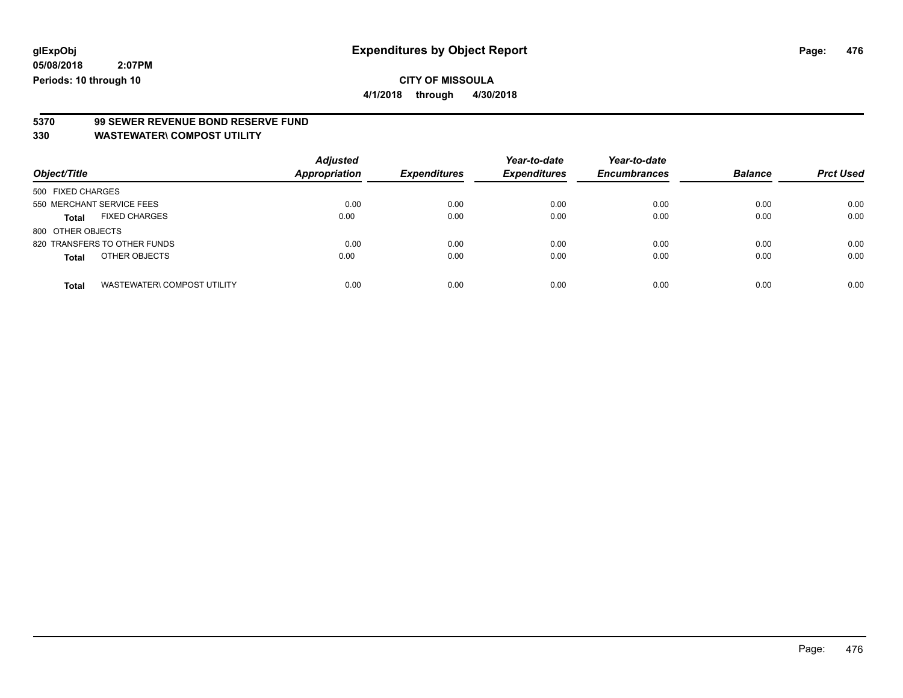**glExpObj**
**05/08/2018 2:07PM**
**Periods: 10 through 10**

# Expenditures by Object Report

**CITY OF MISSOULA**
**4/1/2018 through 4/30/2018**

## 5370 99 SEWER REVENUE BOND RESERVE FUND
## 330 WASTEWATER\ COMPOST UTILITY

| Object/Title | Adjusted Appropriation | Expenditures | Year-to-date Expenditures | Year-to-date Encumbrances | Balance | Prct Used |
|---|---|---|---|---|---|---|
| 500 FIXED CHARGES | | | | | | |
| 550 MERCHANT SERVICE FEES | 0.00 | 0.00 | 0.00 | 0.00 | 0.00 | 0.00 |
| **Total** FIXED CHARGES | 0.00 | 0.00 | 0.00 | 0.00 | 0.00 | 0.00 |
| 800 OTHER OBJECTS | | | | | | |
| 820 TRANSFERS TO OTHER FUNDS | 0.00 | 0.00 | 0.00 | 0.00 | 0.00 | 0.00 |
| **Total** OTHER OBJECTS | 0.00 | 0.00 | 0.00 | 0.00 | 0.00 | 0.00 |
| **Total** WASTEWATER\ COMPOST UTILITY | 0.00 | 0.00 | 0.00 | 0.00 | 0.00 | 0.00 |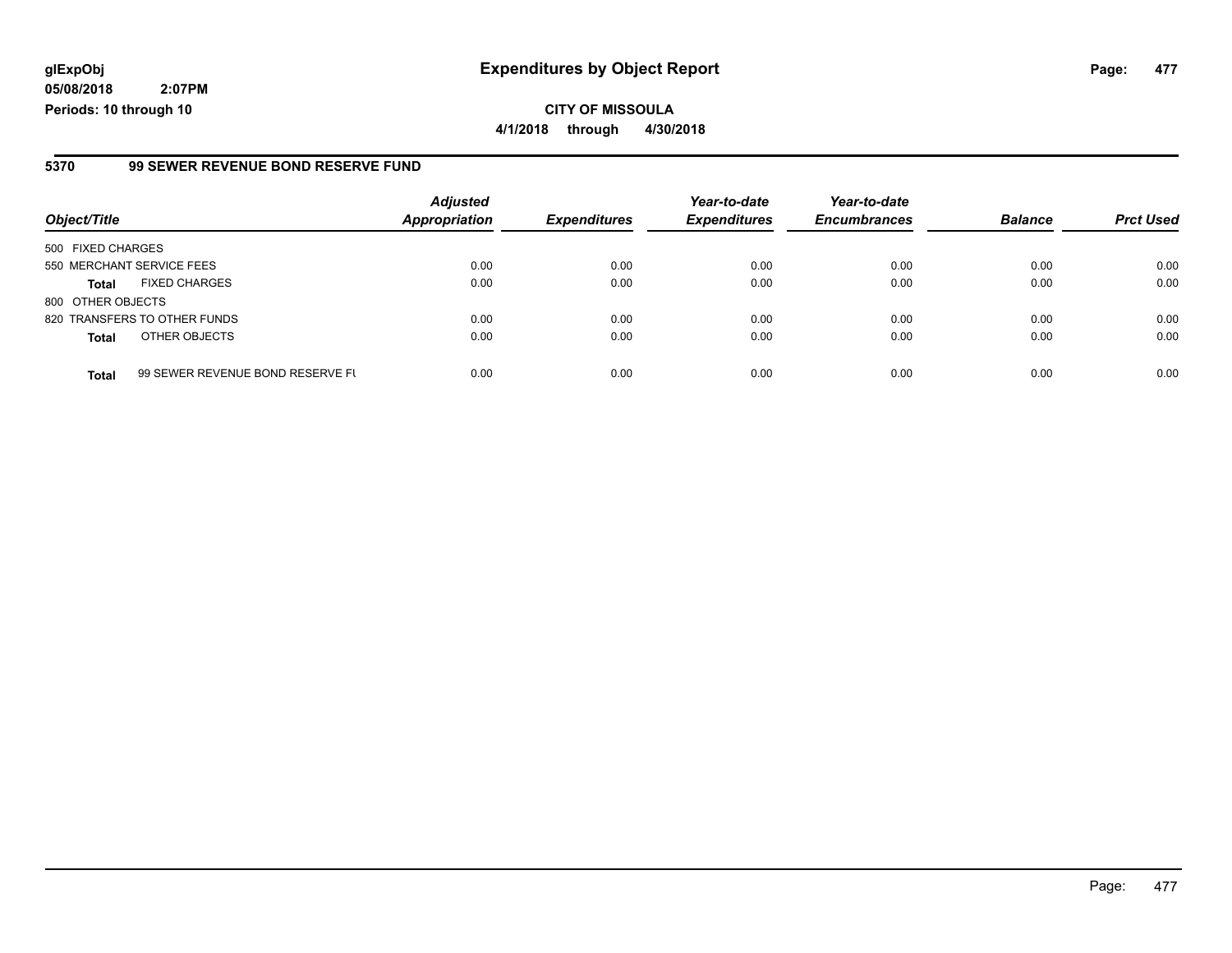# Expenditures by Object Report

glExpObj
05/08/2018 2:07PM
Periods: 10 through 10

**CITY OF MISSOULA**
**4/1/2018 through 4/30/2018**

## 5370 99 SEWER REVENUE BOND RESERVE FUND

| Object/Title | | Adjusted Appropriation | Expenditures | Year-to-date Expenditures | Year-to-date Encumbrances | Balance | Prct Used |
|---|---|---|---|---|---|---|---|
| 500 FIXED CHARGES | | | | | | | |
| 550 MERCHANT SERVICE FEES | | 0.00 | 0.00 | 0.00 | 0.00 | 0.00 | 0.00 |
| **Total** | FIXED CHARGES | 0.00 | 0.00 | 0.00 | 0.00 | 0.00 | 0.00 |
| 800 OTHER OBJECTS | | | | | | | |
| 820 TRANSFERS TO OTHER FUNDS | | 0.00 | 0.00 | 0.00 | 0.00 | 0.00 | 0.00 |
| **Total** | OTHER OBJECTS | 0.00 | 0.00 | 0.00 | 0.00 | 0.00 | 0.00 |
| **Total** | 99 SEWER REVENUE BOND RESERVE FU | 0.00 | 0.00 | 0.00 | 0.00 | 0.00 | 0.00 |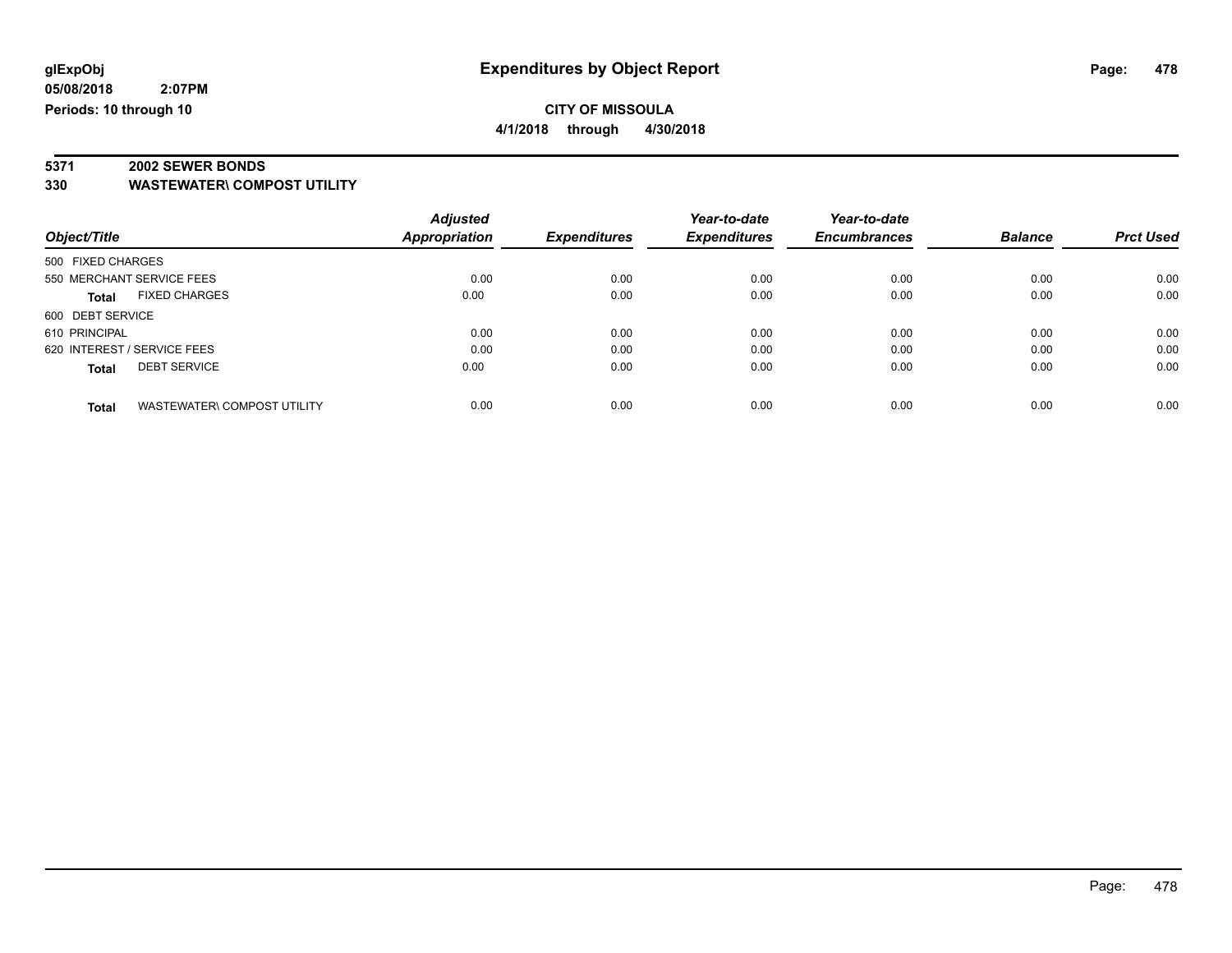# Expenditures by Object Report

**glExpObj**
**05/08/2018 2:07PM**
**Periods: 10 through 10**

**CITY OF MISSOULA**
**4/1/2018 through 4/30/2018**

## 5371 2002 SEWER BONDS
## 330 WASTEWATER\ COMPOST UTILITY

| Object/Title | Adjusted Appropriation | Expenditures | Year-to-date Expenditures | Year-to-date Encumbrances | Balance | Prct Used |
|---|---|---|---|---|---|---|
| 500 FIXED CHARGES | | | | | | |
| 550 MERCHANT SERVICE FEES | 0.00 | 0.00 | 0.00 | 0.00 | 0.00 | 0.00 |
| **Total** FIXED CHARGES | 0.00 | 0.00 | 0.00 | 0.00 | 0.00 | 0.00 |
| 600 DEBT SERVICE | | | | | | |
| 610 PRINCIPAL | 0.00 | 0.00 | 0.00 | 0.00 | 0.00 | 0.00 |
| 620 INTEREST / SERVICE FEES | 0.00 | 0.00 | 0.00 | 0.00 | 0.00 | 0.00 |
| **Total** DEBT SERVICE | 0.00 | 0.00 | 0.00 | 0.00 | 0.00 | 0.00 |
| **Total** WASTEWATER\ COMPOST UTILITY | 0.00 | 0.00 | 0.00 | 0.00 | 0.00 | 0.00 |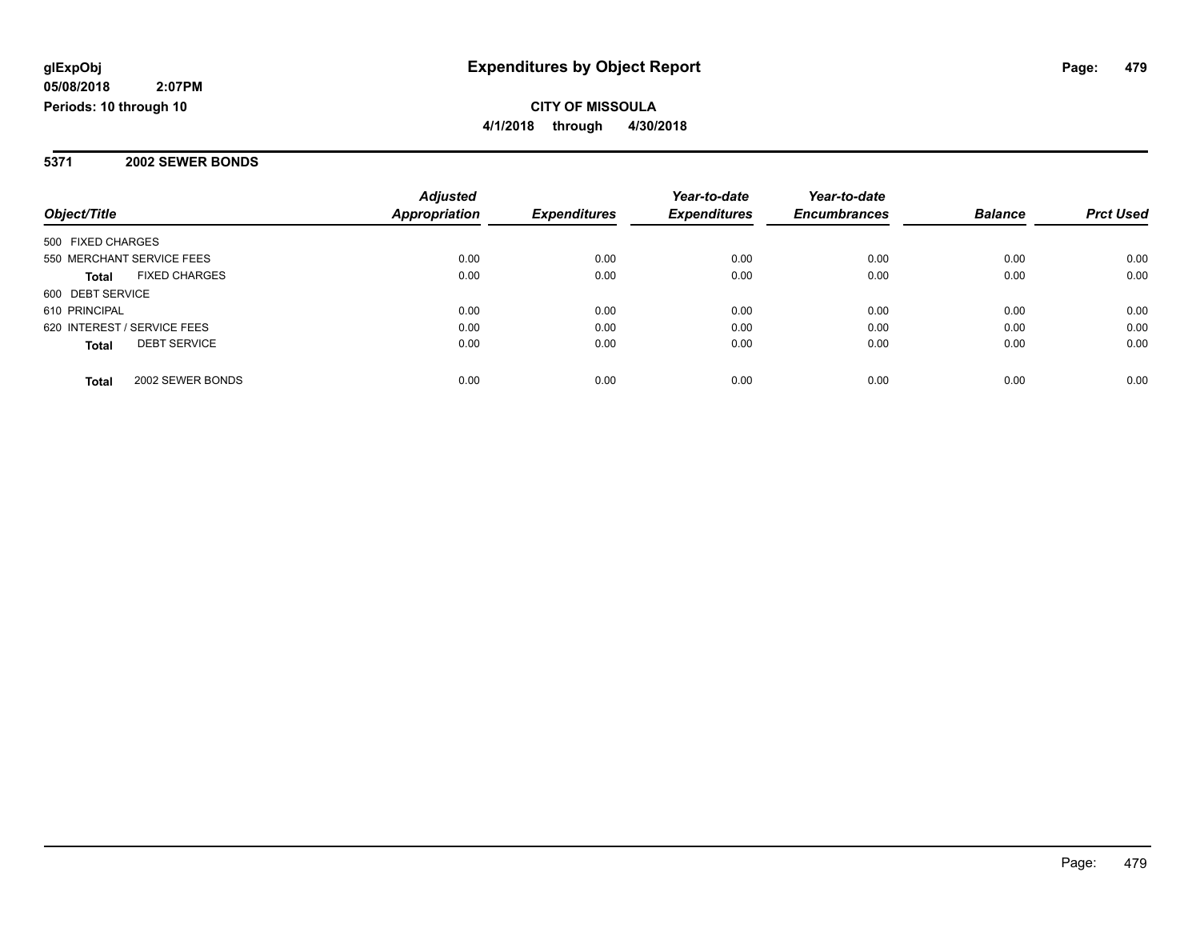glExpObj
05/08/2018 2:07PM
Periods: 10 through 10

# Expenditures by Object Report

**CITY OF MISSOULA**

**4/1/2018 through 4/30/2018**

## 5371 2002 SEWER BONDS

| Object/Title | Adjusted Appropriation | Expenditures | Year-to-date Expenditures | Year-to-date Encumbrances | Balance | Prct Used |
|---|---|---|---|---|---|---|
| 500 FIXED CHARGES | | | | | | |
| 550 MERCHANT SERVICE FEES | 0.00 | 0.00 | 0.00 | 0.00 | 0.00 | 0.00 |
| **Total** FIXED CHARGES | 0.00 | 0.00 | 0.00 | 0.00 | 0.00 | 0.00 |
| 600 DEBT SERVICE | | | | | | |
| 610 PRINCIPAL | 0.00 | 0.00 | 0.00 | 0.00 | 0.00 | 0.00 |
| 620 INTEREST / SERVICE FEES | 0.00 | 0.00 | 0.00 | 0.00 | 0.00 | 0.00 |
| **Total** DEBT SERVICE | 0.00 | 0.00 | 0.00 | 0.00 | 0.00 | 0.00 |
| **Total** 2002 SEWER BONDS | 0.00 | 0.00 | 0.00 | 0.00 | 0.00 | 0.00 |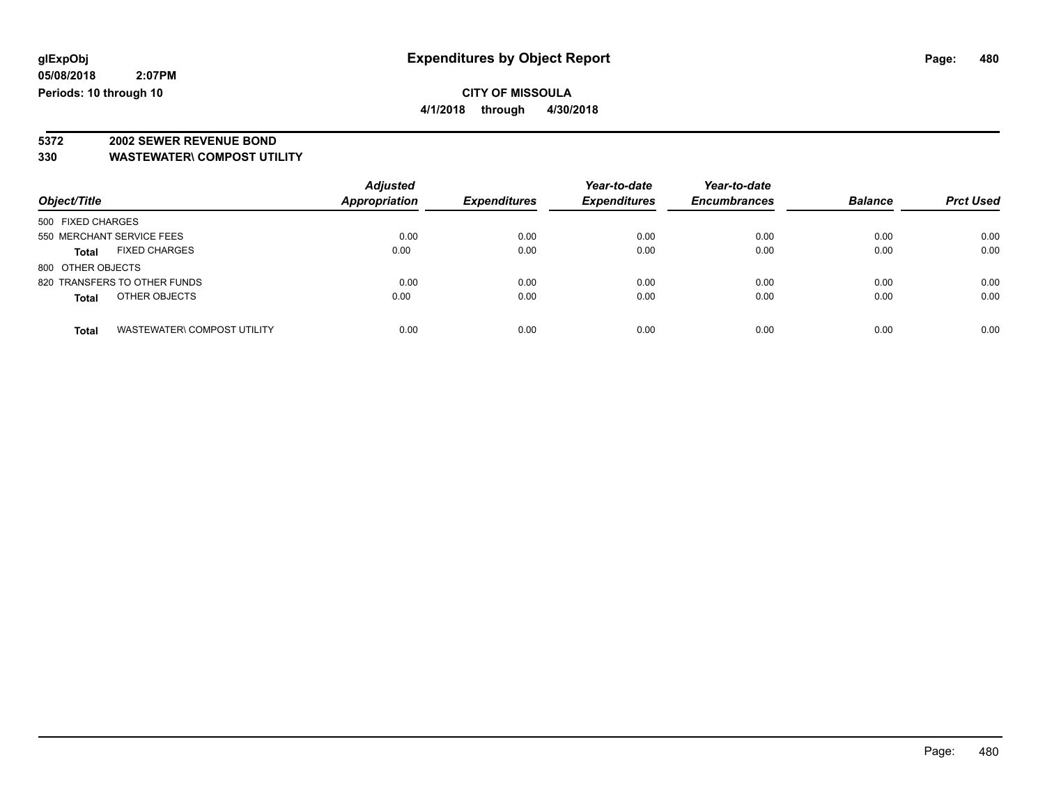**glExpObj**
**05/08/2018 2:07PM**
**Periods: 10 through 10**

# Expenditures by Object Report

**CITY OF MISSOULA**
**4/1/2018 through 4/30/2018**

**5372 2002 SEWER REVENUE BOND**
**330 WASTEWATER\ COMPOST UTILITY**

| Object/Title | Adjusted Appropriation | Expenditures | Year-to-date Expenditures | Year-to-date Encumbrances | Balance | Prct Used |
|---|---|---|---|---|---|---|
| 500 FIXED CHARGES | | | | | | |
| 550 MERCHANT SERVICE FEES | 0.00 | 0.00 | 0.00 | 0.00 | 0.00 | 0.00 |
| **Total** FIXED CHARGES | 0.00 | 0.00 | 0.00 | 0.00 | 0.00 | 0.00 |
| 800 OTHER OBJECTS | | | | | | |
| 820 TRANSFERS TO OTHER FUNDS | 0.00 | 0.00 | 0.00 | 0.00 | 0.00 | 0.00 |
| **Total** OTHER OBJECTS | 0.00 | 0.00 | 0.00 | 0.00 | 0.00 | 0.00 |
| **Total** WASTEWATER\ COMPOST UTILITY | 0.00 | 0.00 | 0.00 | 0.00 | 0.00 | 0.00 |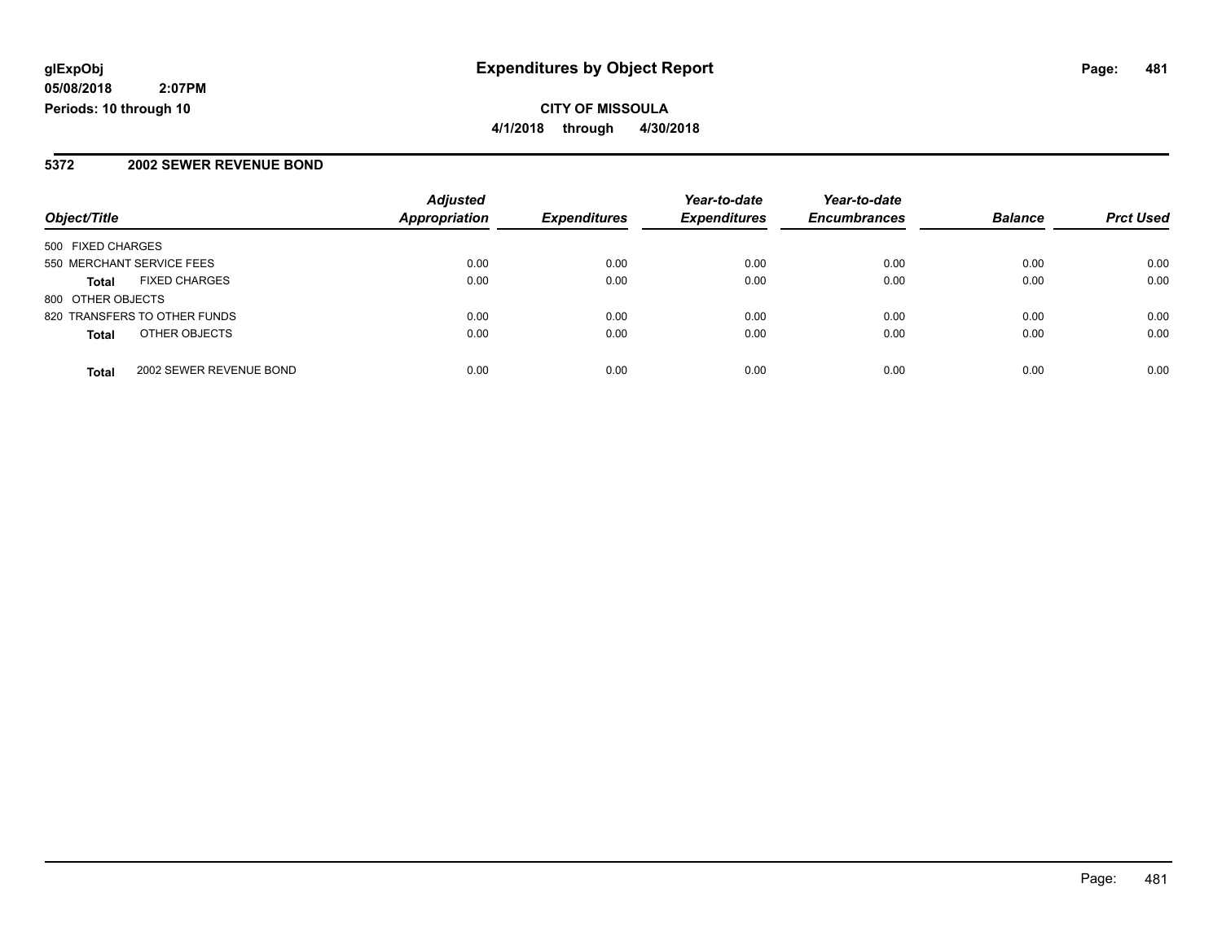**glExpObj**
**05/08/2018 2:07PM**
**Periods: 10 through 10**

# Expenditures by Object Report

**CITY OF MISSOULA**
**4/1/2018 through 4/30/2018**

## 5372 2002 SEWER REVENUE BOND

| Object/Title | | Adjusted Appropriation | Expenditures | Year-to-date Expenditures | Year-to-date Encumbrances | Balance | Prct Used |
|---|---|---|---|---|---|---|---|
| 500 FIXED CHARGES | | | | | | | |
| 550 MERCHANT SERVICE FEES | | 0.00 | 0.00 | 0.00 | 0.00 | 0.00 | 0.00 |
| **Total** | FIXED CHARGES | 0.00 | 0.00 | 0.00 | 0.00 | 0.00 | 0.00 |
| 800 OTHER OBJECTS | | | | | | | |
| 820 TRANSFERS TO OTHER FUNDS | | 0.00 | 0.00 | 0.00 | 0.00 | 0.00 | 0.00 |
| **Total** | OTHER OBJECTS | 0.00 | 0.00 | 0.00 | 0.00 | 0.00 | 0.00 |
| **Total** | 2002 SEWER REVENUE BOND | 0.00 | 0.00 | 0.00 | 0.00 | 0.00 | 0.00 |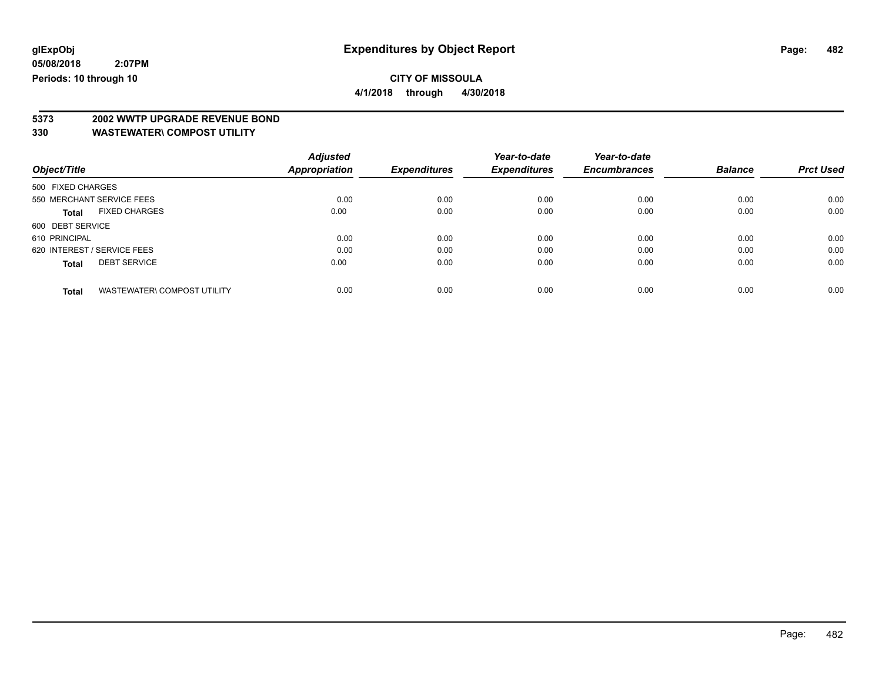**glExpObj** **Expenditures by Object Report**

**05/08/2018 2:07PM**

**Periods: 10 through 10**

**CITY OF MISSOULA**

**4/1/2018 through 4/30/2018**

## 5373 2002 WWTP UPGRADE REVENUE BOND

## 330 WASTEWATER\ COMPOST UTILITY

| Object/Title | Adjusted Appropriation | Expenditures | Year-to-date Expenditures | Year-to-date Encumbrances | Balance | Prct Used |
|---|---|---|---|---|---|---|
| 500 FIXED CHARGES | | | | | | |
| 550 MERCHANT SERVICE FEES | 0.00 | 0.00 | 0.00 | 0.00 | 0.00 | 0.00 |
| **Total** FIXED CHARGES | 0.00 | 0.00 | 0.00 | 0.00 | 0.00 | 0.00 |
| 600 DEBT SERVICE | | | | | | |
| 610 PRINCIPAL | 0.00 | 0.00 | 0.00 | 0.00 | 0.00 | 0.00 |
| 620 INTEREST / SERVICE FEES | 0.00 | 0.00 | 0.00 | 0.00 | 0.00 | 0.00 |
| **Total** DEBT SERVICE | 0.00 | 0.00 | 0.00 | 0.00 | 0.00 | 0.00 |
| **Total** WASTEWATER\ COMPOST UTILITY | 0.00 | 0.00 | 0.00 | 0.00 | 0.00 | 0.00 |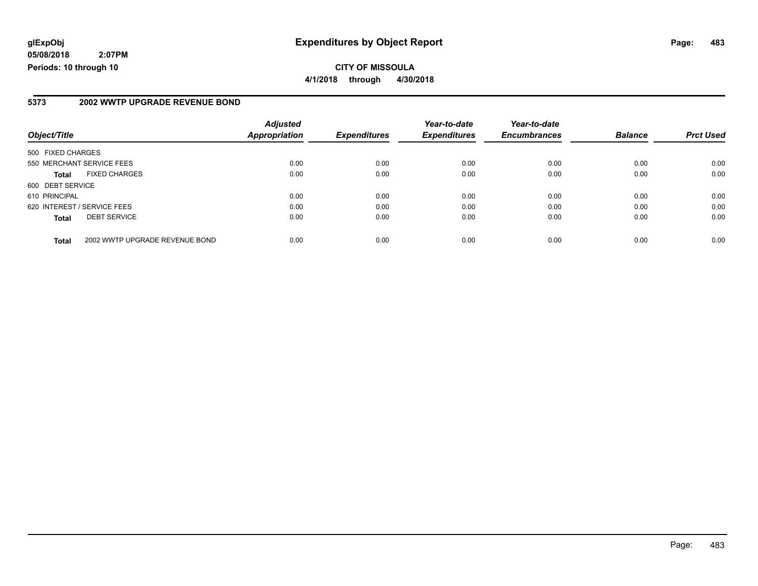glExpObj
05/08/2018 2:07PM
Periods: 10 through 10

# Expenditures by Object Report

**CITY OF MISSOULA**

**4/1/2018 through 4/30/2018**

## 5373 2002 WWTP UPGRADE REVENUE BOND

| Object/Title | Adjusted Appropriation | Expenditures | Year-to-date Expenditures | Year-to-date Encumbrances | Balance | Prct Used |
|---|---|---|---|---|---|---|
| 500 FIXED CHARGES | | | | | | |
| 550 MERCHANT SERVICE FEES | 0.00 | 0.00 | 0.00 | 0.00 | 0.00 | 0.00 |
| **Total** FIXED CHARGES | 0.00 | 0.00 | 0.00 | 0.00 | 0.00 | 0.00 |
| 600 DEBT SERVICE | | | | | | |
| 610 PRINCIPAL | 0.00 | 0.00 | 0.00 | 0.00 | 0.00 | 0.00 |
| 620 INTEREST / SERVICE FEES | 0.00 | 0.00 | 0.00 | 0.00 | 0.00 | 0.00 |
| **Total** DEBT SERVICE | 0.00 | 0.00 | 0.00 | 0.00 | 0.00 | 0.00 |
| **Total** 2002 WWTP UPGRADE REVENUE BOND | 0.00 | 0.00 | 0.00 | 0.00 | 0.00 | 0.00 |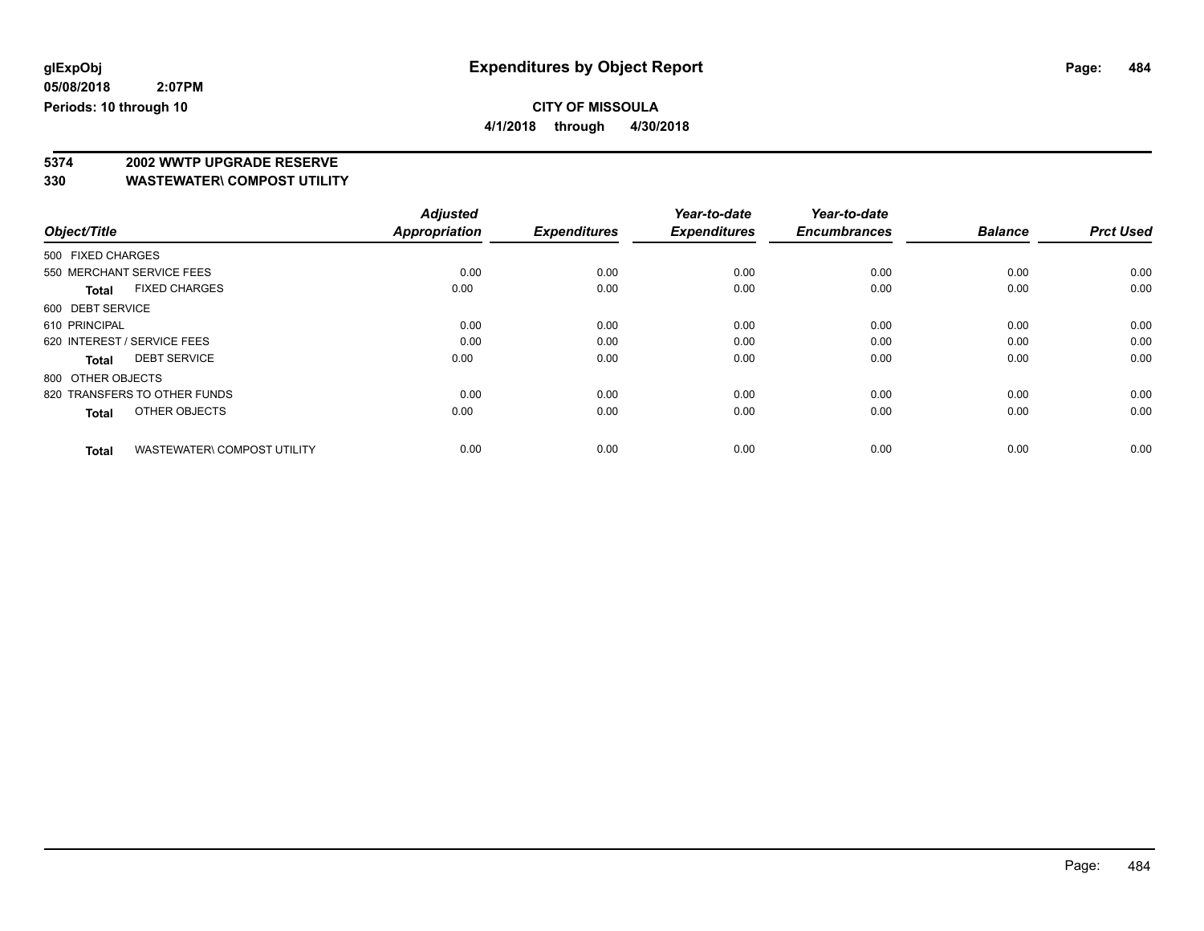**glExpObj**
**05/08/2018 2:07PM**
**Periods: 10 through 10**

# Expenditures by Object Report

**CITY OF MISSOULA**
**4/1/2018 through 4/30/2018**

## 5374 2002 WWTP UPGRADE RESERVE
## 330 WASTEWATER\ COMPOST UTILITY

| Object/Title | Adjusted Appropriation | Expenditures | Year-to-date Expenditures | Year-to-date Encumbrances | Balance | Prct Used |
|---|---|---|---|---|---|---|
| 500 FIXED CHARGES | | | | | | |
| 550 MERCHANT SERVICE FEES | 0.00 | 0.00 | 0.00 | 0.00 | 0.00 | 0.00 |
| **Total** FIXED CHARGES | 0.00 | 0.00 | 0.00 | 0.00 | 0.00 | 0.00 |
| 600 DEBT SERVICE | | | | | | |
| 610 PRINCIPAL | 0.00 | 0.00 | 0.00 | 0.00 | 0.00 | 0.00 |
| 620 INTEREST / SERVICE FEES | 0.00 | 0.00 | 0.00 | 0.00 | 0.00 | 0.00 |
| **Total** DEBT SERVICE | 0.00 | 0.00 | 0.00 | 0.00 | 0.00 | 0.00 |
| 800 OTHER OBJECTS | | | | | | |
| 820 TRANSFERS TO OTHER FUNDS | 0.00 | 0.00 | 0.00 | 0.00 | 0.00 | 0.00 |
| **Total** OTHER OBJECTS | 0.00 | 0.00 | 0.00 | 0.00 | 0.00 | 0.00 |
| **Total** WASTEWATER\ COMPOST UTILITY | 0.00 | 0.00 | 0.00 | 0.00 | 0.00 | 0.00 |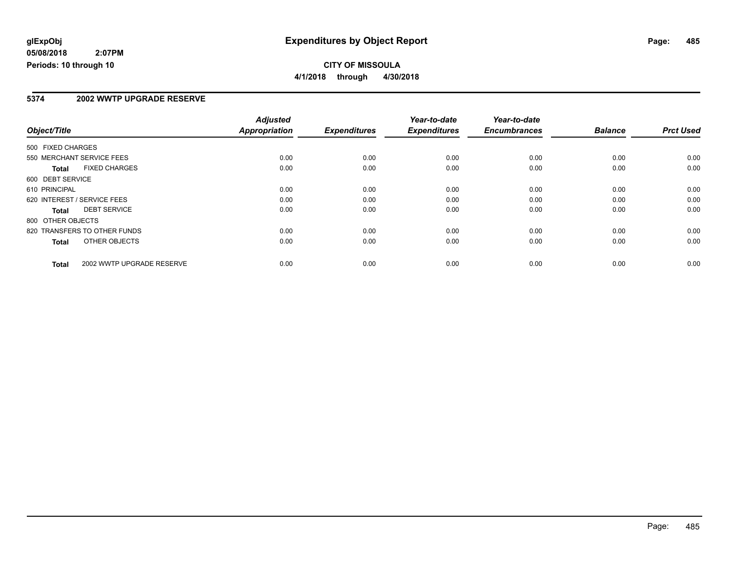**glExpObj**
**05/08/2018 2:07PM**
**Periods: 10 through 10**

# Expenditures by Object Report

**CITY OF MISSOULA**
**4/1/2018 through 4/30/2018**

## 5374 2002 WWTP UPGRADE RESERVE

| Object/Title | Adjusted Appropriation | Expenditures | Year-to-date Expenditures | Year-to-date Encumbrances | Balance | Prct Used |
|---|---|---|---|---|---|---|
| 500 FIXED CHARGES | | | | | | |
| 550 MERCHANT SERVICE FEES | 0.00 | 0.00 | 0.00 | 0.00 | 0.00 | 0.00 |
| **Total** FIXED CHARGES | 0.00 | 0.00 | 0.00 | 0.00 | 0.00 | 0.00 |
| 600 DEBT SERVICE | | | | | | |
| 610 PRINCIPAL | 0.00 | 0.00 | 0.00 | 0.00 | 0.00 | 0.00 |
| 620 INTEREST / SERVICE FEES | 0.00 | 0.00 | 0.00 | 0.00 | 0.00 | 0.00 |
| **Total** DEBT SERVICE | 0.00 | 0.00 | 0.00 | 0.00 | 0.00 | 0.00 |
| 800 OTHER OBJECTS | | | | | | |
| 820 TRANSFERS TO OTHER FUNDS | 0.00 | 0.00 | 0.00 | 0.00 | 0.00 | 0.00 |
| **Total** OTHER OBJECTS | 0.00 | 0.00 | 0.00 | 0.00 | 0.00 | 0.00 |
| **Total** 2002 WWTP UPGRADE RESERVE | 0.00 | 0.00 | 0.00 | 0.00 | 0.00 | 0.00 |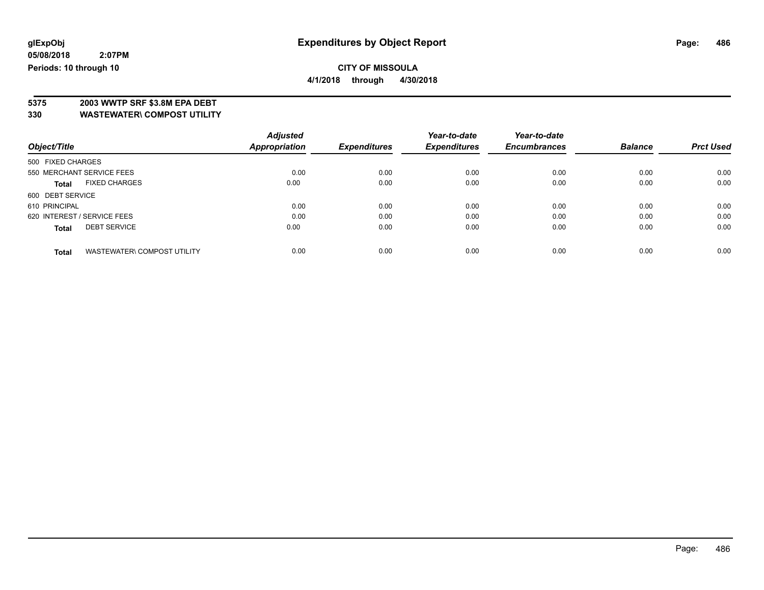**glExpObj**
**05/08/2018 2:07PM**
**Periods: 10 through 10**

# Expenditures by Object Report

**CITY OF MISSOULA**
**4/1/2018 through 4/30/2018**

## 5375 2003 WWTP SRF $3.8M EPA DEBT
## 330 WASTEWATER\ COMPOST UTILITY

| Object/Title | Adjusted Appropriation | Expenditures | Year-to-date Expenditures | Year-to-date Encumbrances | Balance | Prct Used |
|---|---|---|---|---|---|---|
| 500 FIXED CHARGES | | | | | | |
| 550 MERCHANT SERVICE FEES | 0.00 | 0.00 | 0.00 | 0.00 | 0.00 | 0.00 |
| **Total** FIXED CHARGES | 0.00 | 0.00 | 0.00 | 0.00 | 0.00 | 0.00 |
| 600 DEBT SERVICE | | | | | | |
| 610 PRINCIPAL | 0.00 | 0.00 | 0.00 | 0.00 | 0.00 | 0.00 |
| 620 INTEREST / SERVICE FEES | 0.00 | 0.00 | 0.00 | 0.00 | 0.00 | 0.00 |
| **Total** DEBT SERVICE | 0.00 | 0.00 | 0.00 | 0.00 | 0.00 | 0.00 |
| **Total** WASTEWATER\ COMPOST UTILITY | 0.00 | 0.00 | 0.00 | 0.00 | 0.00 | 0.00 |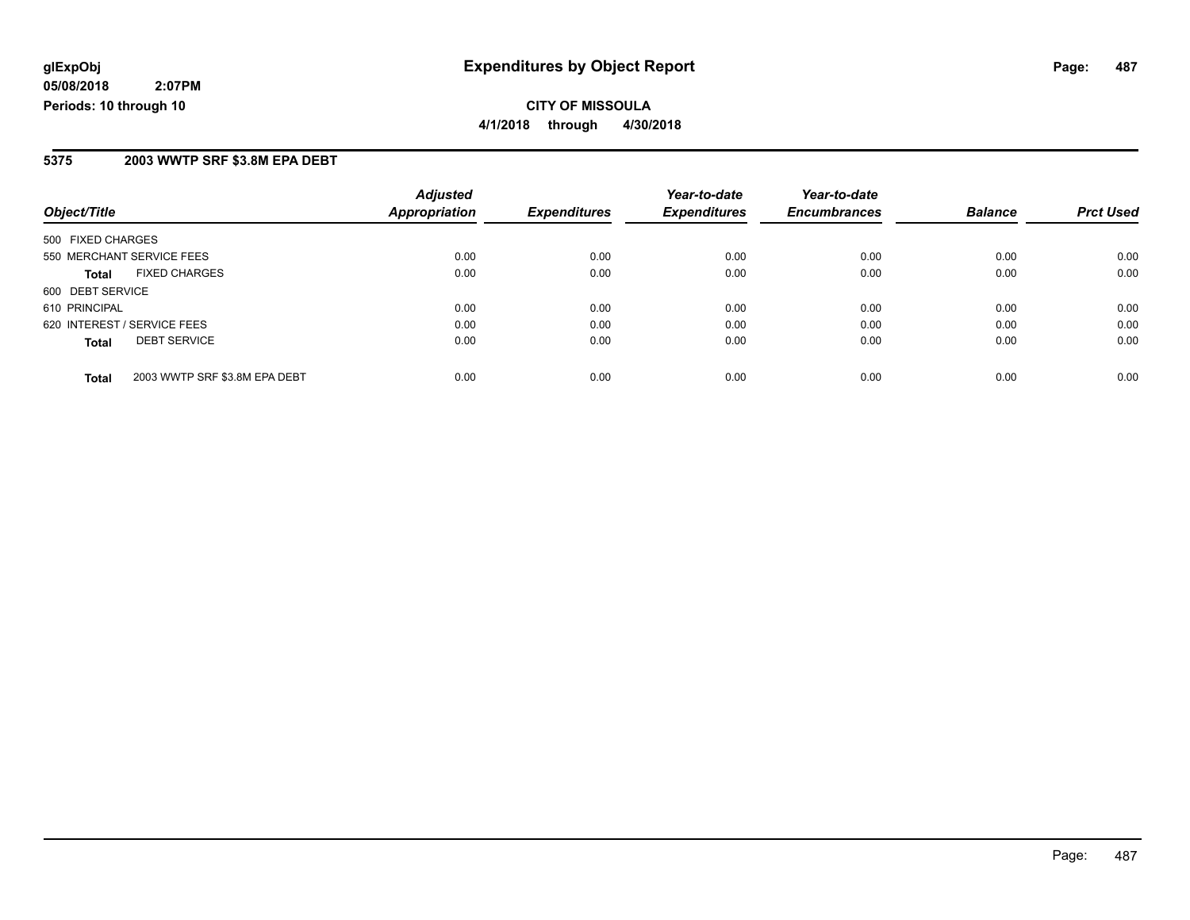**glExpObj**
**05/08/2018 2:07PM**
**Periods: 10 through 10**

# Expenditures by Object Report

**CITY OF MISSOULA**
**4/1/2018 through 4/30/2018**

## 5375 2003 WWTP SRF $3.8M EPA DEBT

| Object/Title | Adjusted Appropriation | Expenditures | Year-to-date Expenditures | Year-to-date Encumbrances | Balance | Prct Used |
|---|---|---|---|---|---|---|
| 500 FIXED CHARGES | | | | | | |
| 550 MERCHANT SERVICE FEES | 0.00 | 0.00 | 0.00 | 0.00 | 0.00 | 0.00 |
| **Total** FIXED CHARGES | 0.00 | 0.00 | 0.00 | 0.00 | 0.00 | 0.00 |
| 600 DEBT SERVICE | | | | | | |
| 610 PRINCIPAL | 0.00 | 0.00 | 0.00 | 0.00 | 0.00 | 0.00 |
| 620 INTEREST / SERVICE FEES | 0.00 | 0.00 | 0.00 | 0.00 | 0.00 | 0.00 |
| **Total** DEBT SERVICE | 0.00 | 0.00 | 0.00 | 0.00 | 0.00 | 0.00 |
| **Total** 2003 WWTP SRF $3.8M EPA DEBT | 0.00 | 0.00 | 0.00 | 0.00 | 0.00 | 0.00 |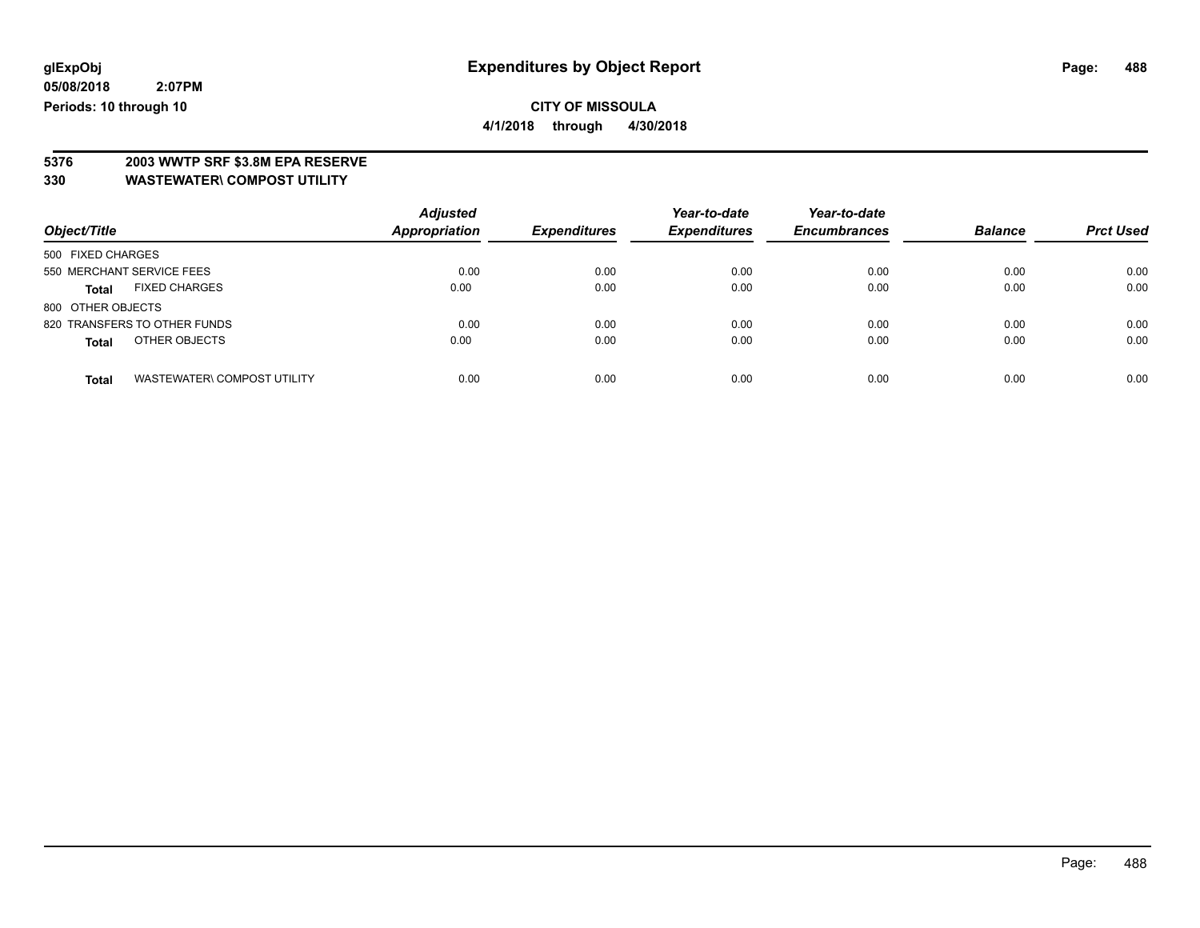glExpObj
05/08/2018 2:07PM
Periods: 10 through 10

# Expenditures by Object Report

**CITY OF MISSOULA**

**4/1/2018 through 4/30/2018**

**5376 2003 WWTP SRF $3.8M EPA RESERVE**
**330 WASTEWATER\ COMPOST UTILITY**

| Object/Title | Adjusted Appropriation | Expenditures | Year-to-date Expenditures | Year-to-date Encumbrances | Balance | Prct Used |
|---|---|---|---|---|---|---|
| 500 FIXED CHARGES | | | | | | |
| 550 MERCHANT SERVICE FEES | 0.00 | 0.00 | 0.00 | 0.00 | 0.00 | 0.00 |
| **Total** FIXED CHARGES | 0.00 | 0.00 | 0.00 | 0.00 | 0.00 | 0.00 |
| 800 OTHER OBJECTS | | | | | | |
| 820 TRANSFERS TO OTHER FUNDS | 0.00 | 0.00 | 0.00 | 0.00 | 0.00 | 0.00 |
| **Total** OTHER OBJECTS | 0.00 | 0.00 | 0.00 | 0.00 | 0.00 | 0.00 |
| **Total** WASTEWATER\ COMPOST UTILITY | 0.00 | 0.00 | 0.00 | 0.00 | 0.00 | 0.00 |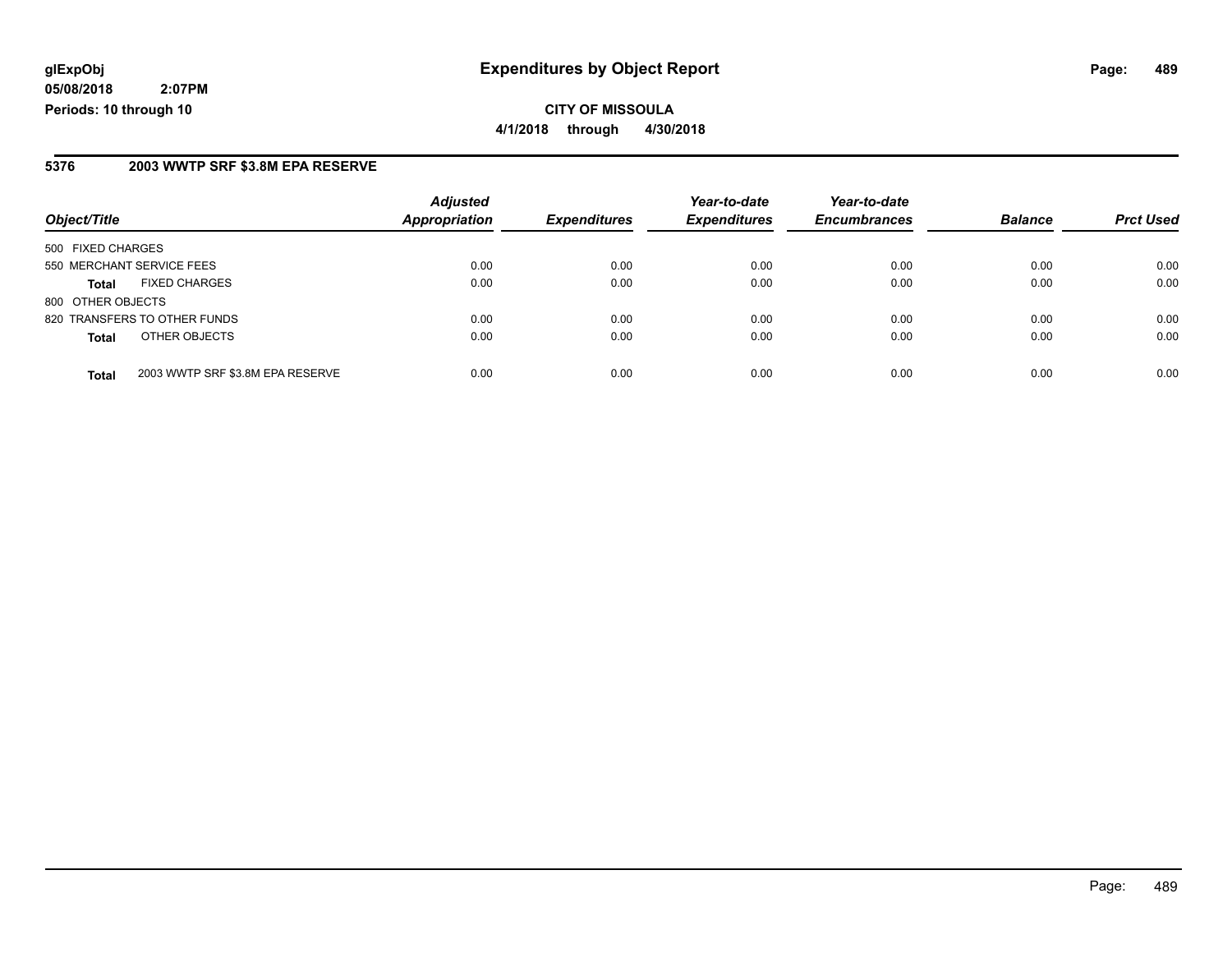# Expenditures by Object Report

**CITY OF MISSOULA**

**4/1/2018 through 4/30/2018**

glExpObj
05/08/2018 2:07PM
Periods: 10 through 10

## 5376 2003 WWTP SRF $3.8M EPA RESERVE

| Object/Title | Adjusted Appropriation | Expenditures | Year-to-date Expenditures | Year-to-date Encumbrances | Balance | Prct Used |
|---|---|---|---|---|---|---|
| 500 FIXED CHARGES | | | | | | |
| 550 MERCHANT SERVICE FEES | 0.00 | 0.00 | 0.00 | 0.00 | 0.00 | 0.00 |
| **Total** FIXED CHARGES | 0.00 | 0.00 | 0.00 | 0.00 | 0.00 | 0.00 |
| 800 OTHER OBJECTS | | | | | | |
| 820 TRANSFERS TO OTHER FUNDS | 0.00 | 0.00 | 0.00 | 0.00 | 0.00 | 0.00 |
| **Total** OTHER OBJECTS | 0.00 | 0.00 | 0.00 | 0.00 | 0.00 | 0.00 |
| **Total** 2003 WWTP SRF $3.8M EPA RESERVE | 0.00 | 0.00 | 0.00 | 0.00 | 0.00 | 0.00 |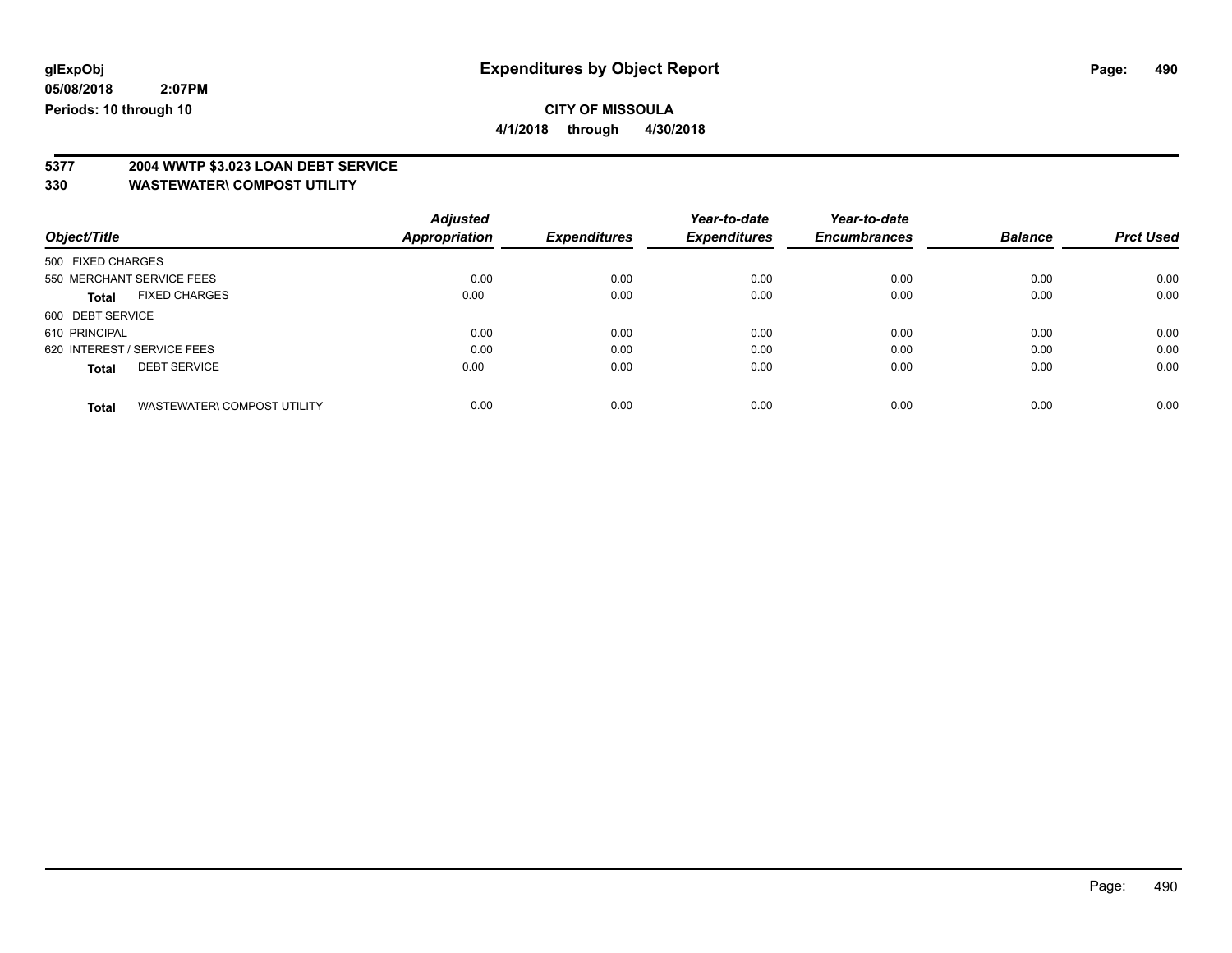glExpObj
05/08/2018 2:07PM
Periods: 10 through 10

# Expenditures by Object Report

CITY OF MISSOULA

4/1/2018 through 4/30/2018

**5377 2004 WWTP $3.023 LOAN DEBT SERVICE**

**330 WASTEWATER\ COMPOST UTILITY**

| Object/Title | Adjusted Appropriation | Expenditures | Year-to-date Expenditures | Year-to-date Encumbrances | Balance | Prct Used |
|---|---|---|---|---|---|---|
| 500 FIXED CHARGES | | | | | | |
| 550 MERCHANT SERVICE FEES | 0.00 | 0.00 | 0.00 | 0.00 | 0.00 | 0.00 |
| **Total** FIXED CHARGES | 0.00 | 0.00 | 0.00 | 0.00 | 0.00 | 0.00 |
| 600 DEBT SERVICE | | | | | | |
| 610 PRINCIPAL | 0.00 | 0.00 | 0.00 | 0.00 | 0.00 | 0.00 |
| 620 INTEREST / SERVICE FEES | 0.00 | 0.00 | 0.00 | 0.00 | 0.00 | 0.00 |
| **Total** DEBT SERVICE | 0.00 | 0.00 | 0.00 | 0.00 | 0.00 | 0.00 |
| **Total** WASTEWATER\ COMPOST UTILITY | 0.00 | 0.00 | 0.00 | 0.00 | 0.00 | 0.00 |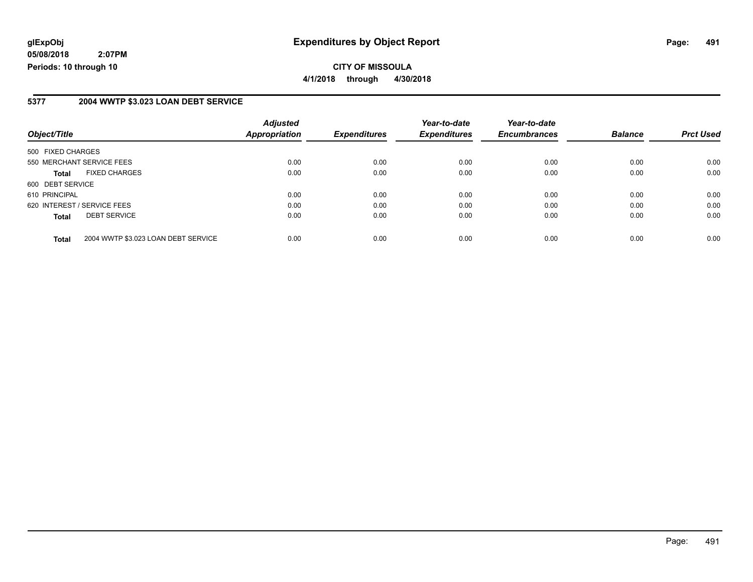**glExpObj**
**05/08/2018 2:07PM**
**Periods: 10 through 10**

# Expenditures by Object Report

**CITY OF MISSOULA**
**4/1/2018 through 4/30/2018**

## 5377 2004 WWTP $3.023 LOAN DEBT SERVICE

| Object/Title | Adjusted Appropriation | Expenditures | Year-to-date Expenditures | Year-to-date Encumbrances | Balance | Prct Used |
|---|---|---|---|---|---|---|
| 500 FIXED CHARGES | | | | | | |
| 550 MERCHANT SERVICE FEES | 0.00 | 0.00 | 0.00 | 0.00 | 0.00 | 0.00 |
| **Total** FIXED CHARGES | 0.00 | 0.00 | 0.00 | 0.00 | 0.00 | 0.00 |
| 600 DEBT SERVICE | | | | | | |
| 610 PRINCIPAL | 0.00 | 0.00 | 0.00 | 0.00 | 0.00 | 0.00 |
| 620 INTEREST / SERVICE FEES | 0.00 | 0.00 | 0.00 | 0.00 | 0.00 | 0.00 |
| **Total** DEBT SERVICE | 0.00 | 0.00 | 0.00 | 0.00 | 0.00 | 0.00 |
| **Total** 2004 WWTP $3.023 LOAN DEBT SERVICE | 0.00 | 0.00 | 0.00 | 0.00 | 0.00 | 0.00 |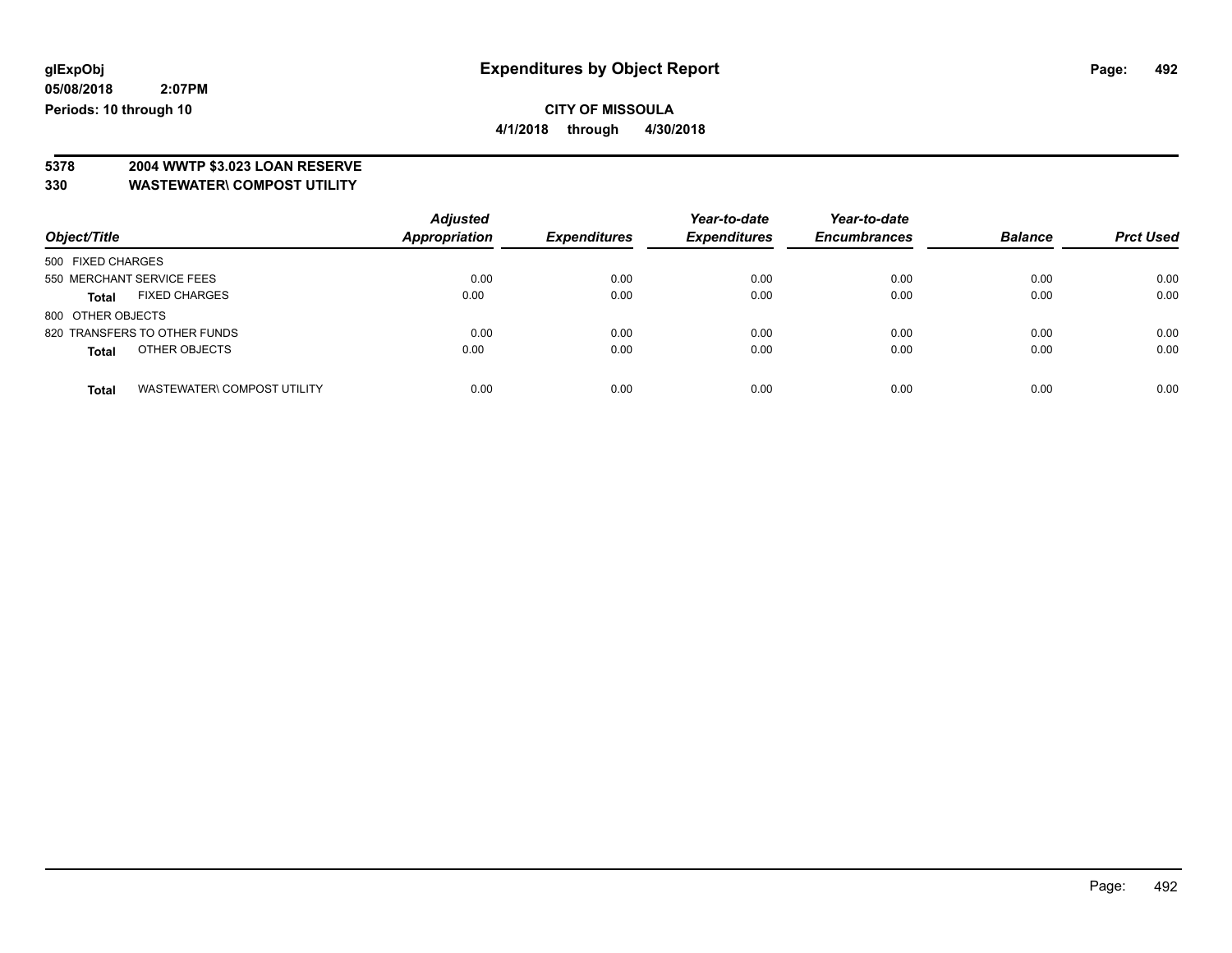**glExpObj**
**05/08/2018 2:07PM**
**Periods: 10 through 10**

# Expenditures by Object Report

**CITY OF MISSOULA**
**4/1/2018 through 4/30/2018**

**5378 2004 WWTP $3.023 LOAN RESERVE**
**330 WASTEWATER\ COMPOST UTILITY**

| Object/Title | | Adjusted Appropriation | Expenditures | Year-to-date Expenditures | Year-to-date Encumbrances | Balance | Prct Used |
|---|---|---|---|---|---|---|---|
| 500 FIXED CHARGES | | | | | | | |
| 550 MERCHANT SERVICE FEES | | 0.00 | 0.00 | 0.00 | 0.00 | 0.00 | 0.00 |
| **Total** | FIXED CHARGES | 0.00 | 0.00 | 0.00 | 0.00 | 0.00 | 0.00 |
| 800 OTHER OBJECTS | | | | | | | |
| 820 TRANSFERS TO OTHER FUNDS | | 0.00 | 0.00 | 0.00 | 0.00 | 0.00 | 0.00 |
| **Total** | OTHER OBJECTS | 0.00 | 0.00 | 0.00 | 0.00 | 0.00 | 0.00 |
| **Total** | WASTEWATER\ COMPOST UTILITY | 0.00 | 0.00 | 0.00 | 0.00 | 0.00 | 0.00 |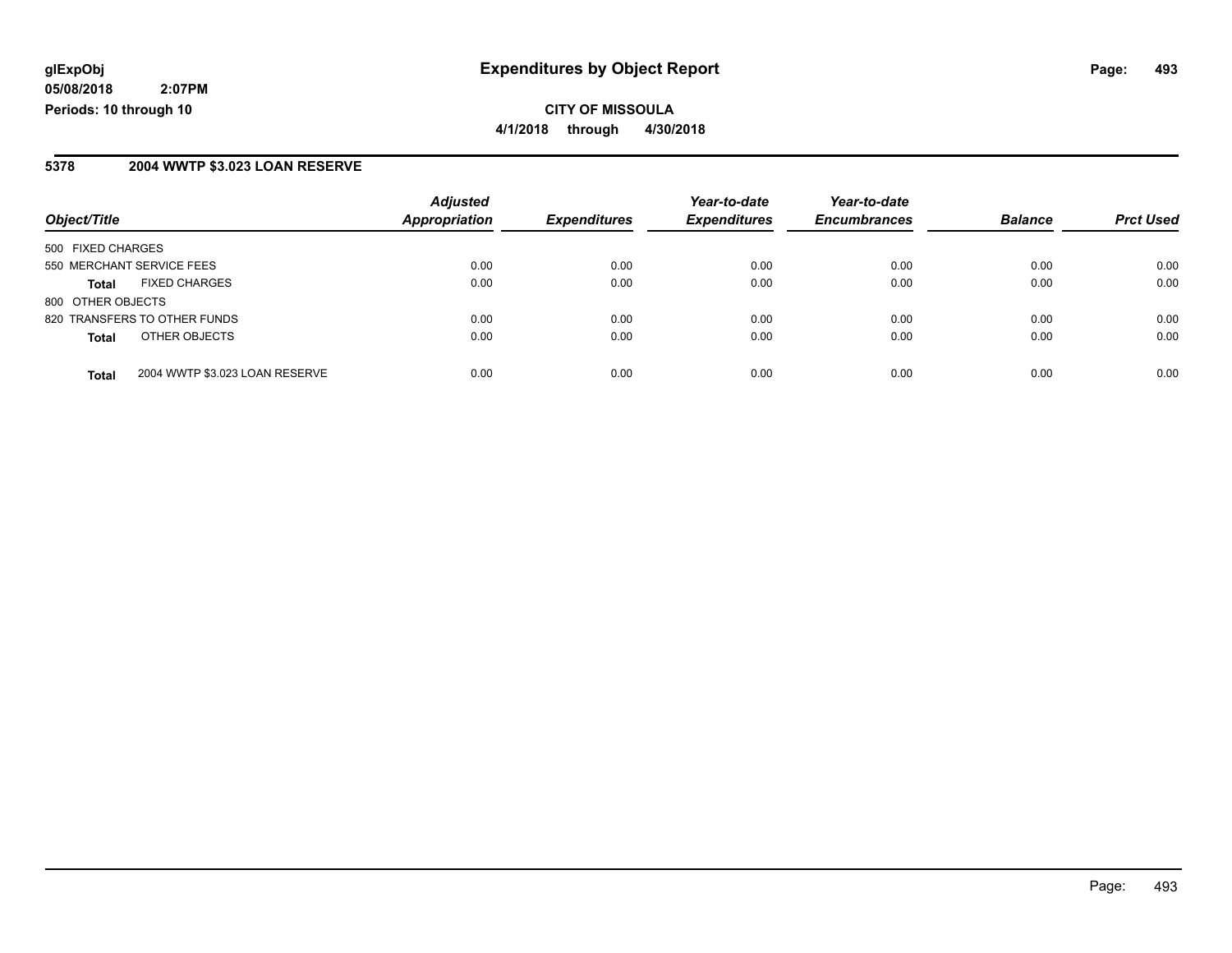**glExpObj**
**05/08/2018 2:07PM**
**Periods: 10 through 10**

# Expenditures by Object Report

**CITY OF MISSOULA**
**4/1/2018 through 4/30/2018**

## 5378 2004 WWTP $3.023 LOAN RESERVE

| Object/Title | | Adjusted Appropriation | Expenditures | Year-to-date Expenditures | Year-to-date Encumbrances | Balance | Prct Used |
|---|---|---|---|---|---|---|---|
| 500 FIXED CHARGES | | | | | | | |
| 550 MERCHANT SERVICE FEES | | 0.00 | 0.00 | 0.00 | 0.00 | 0.00 | 0.00 |
| **Total** | FIXED CHARGES | 0.00 | 0.00 | 0.00 | 0.00 | 0.00 | 0.00 |
| 800 OTHER OBJECTS | | | | | | | |
| 820 TRANSFERS TO OTHER FUNDS | | 0.00 | 0.00 | 0.00 | 0.00 | 0.00 | 0.00 |
| **Total** | OTHER OBJECTS | 0.00 | 0.00 | 0.00 | 0.00 | 0.00 | 0.00 |
| **Total** | 2004 WWTP $3.023 LOAN RESERVE | 0.00 | 0.00 | 0.00 | 0.00 | 0.00 | 0.00 |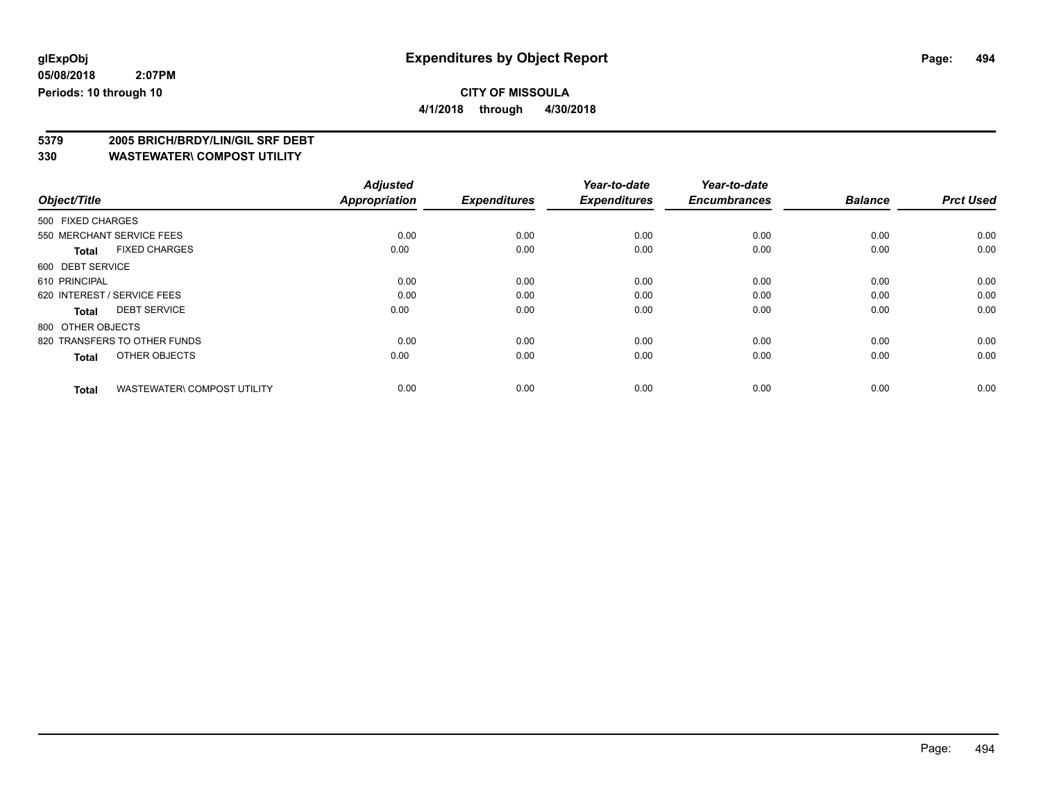**glExpObj**
**05/08/2018 2:07PM**
**Periods: 10 through 10**

# Expenditures by Object Report

**CITY OF MISSOULA**
**4/1/2018 through 4/30/2018**

**5379 2005 BRICH/BRDY/LIN/GIL SRF DEBT**
**330 WASTEWATER\ COMPOST UTILITY**

| Object/Title | Adjusted Appropriation | Expenditures | Year-to-date Expenditures | Year-to-date Encumbrances | Balance | Prct Used |
|---|---|---|---|---|---|---|
| 500 FIXED CHARGES | | | | | | |
| 550 MERCHANT SERVICE FEES | 0.00 | 0.00 | 0.00 | 0.00 | 0.00 | 0.00 |
| **Total** FIXED CHARGES | 0.00 | 0.00 | 0.00 | 0.00 | 0.00 | 0.00 |
| 600 DEBT SERVICE | | | | | | |
| 610 PRINCIPAL | 0.00 | 0.00 | 0.00 | 0.00 | 0.00 | 0.00 |
| 620 INTEREST / SERVICE FEES | 0.00 | 0.00 | 0.00 | 0.00 | 0.00 | 0.00 |
| **Total** DEBT SERVICE | 0.00 | 0.00 | 0.00 | 0.00 | 0.00 | 0.00 |
| 800 OTHER OBJECTS | | | | | | |
| 820 TRANSFERS TO OTHER FUNDS | 0.00 | 0.00 | 0.00 | 0.00 | 0.00 | 0.00 |
| **Total** OTHER OBJECTS | 0.00 | 0.00 | 0.00 | 0.00 | 0.00 | 0.00 |
| **Total** WASTEWATER\ COMPOST UTILITY | 0.00 | 0.00 | 0.00 | 0.00 | 0.00 | 0.00 |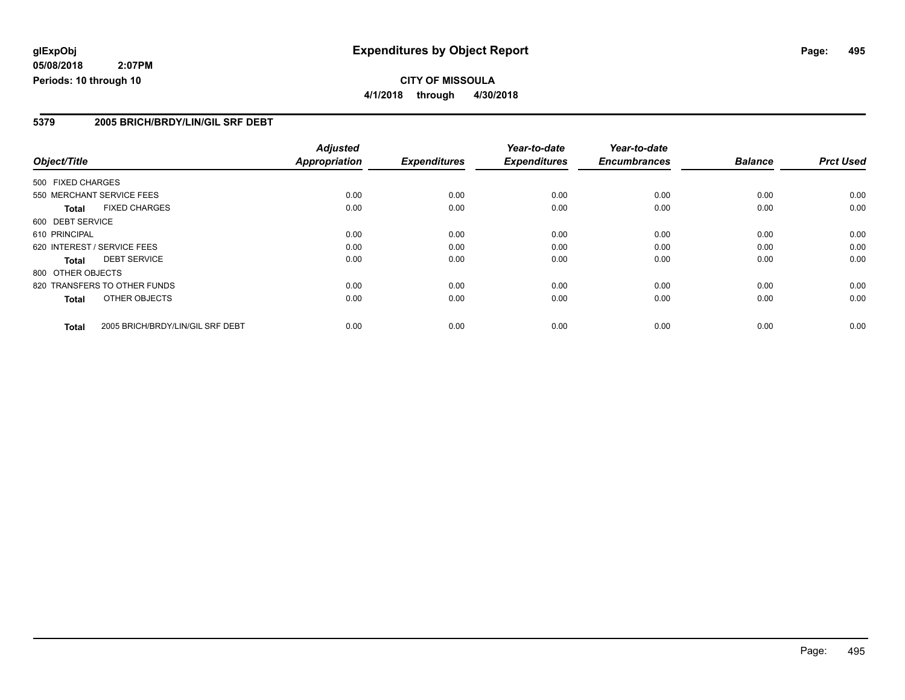**glExpObj** **Expenditures by Object Report**

**05/08/2018 2:07PM**

**Periods: 10 through 10**

**CITY OF MISSOULA**

**4/1/2018 through 4/30/2018**

## 5379 2005 BRICH/BRDY/LIN/GIL SRF DEBT

| Object/Title | Adjusted Appropriation | Expenditures | Year-to-date Expenditures | Year-to-date Encumbrances | Balance | Prct Used |
|---|---|---|---|---|---|---|
| 500 FIXED CHARGES | | | | | | |
| 550 MERCHANT SERVICE FEES | 0.00 | 0.00 | 0.00 | 0.00 | 0.00 | 0.00 |
| **Total** FIXED CHARGES | 0.00 | 0.00 | 0.00 | 0.00 | 0.00 | 0.00 |
| 600 DEBT SERVICE | | | | | | |
| 610 PRINCIPAL | 0.00 | 0.00 | 0.00 | 0.00 | 0.00 | 0.00 |
| 620 INTEREST / SERVICE FEES | 0.00 | 0.00 | 0.00 | 0.00 | 0.00 | 0.00 |
| **Total** DEBT SERVICE | 0.00 | 0.00 | 0.00 | 0.00 | 0.00 | 0.00 |
| 800 OTHER OBJECTS | | | | | | |
| 820 TRANSFERS TO OTHER FUNDS | 0.00 | 0.00 | 0.00 | 0.00 | 0.00 | 0.00 |
| **Total** OTHER OBJECTS | 0.00 | 0.00 | 0.00 | 0.00 | 0.00 | 0.00 |
| **Total** 2005 BRICH/BRDY/LIN/GIL SRF DEBT | 0.00 | 0.00 | 0.00 | 0.00 | 0.00 | 0.00 |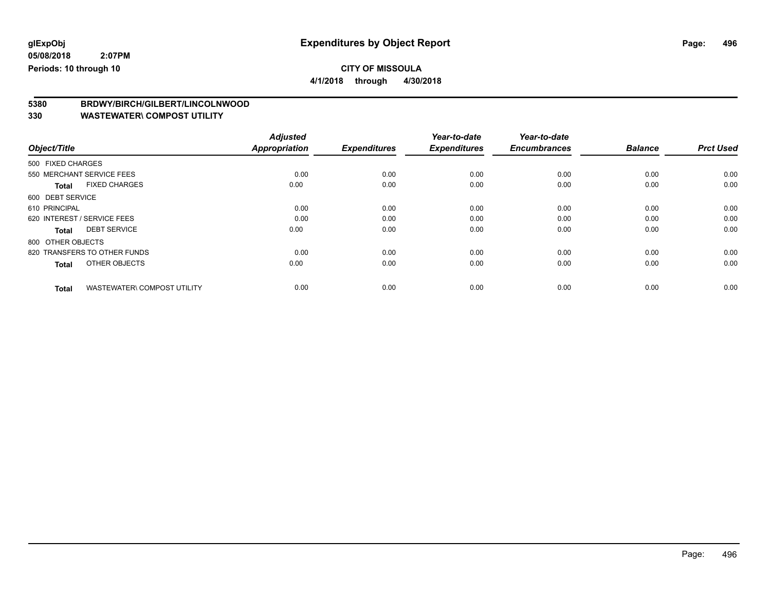**glExpObj** **Expenditures by Object Report**

**05/08/2018 2:07PM**

**Periods: 10 through 10**

**CITY OF MISSOULA**

**4/1/2018 through 4/30/2018**

**5380 BRDWY/BIRCH/GILBERT/LINCOLNWOOD**

**330 WASTEWATER\ COMPOST UTILITY**

| Object/Title | | Adjusted Appropriation | Expenditures | Year-to-date Expenditures | Year-to-date Encumbrances | Balance | Prct Used |
|---|---|---|---|---|---|---|---|
| 500 FIXED CHARGES | | | | | | | |
| 550 MERCHANT SERVICE FEES | | 0.00 | 0.00 | 0.00 | 0.00 | 0.00 | 0.00 |
| **Total** | FIXED CHARGES | 0.00 | 0.00 | 0.00 | 0.00 | 0.00 | 0.00 |
| 600 DEBT SERVICE | | | | | | | |
| 610 PRINCIPAL | | 0.00 | 0.00 | 0.00 | 0.00 | 0.00 | 0.00 |
| 620 INTEREST / SERVICE FEES | | 0.00 | 0.00 | 0.00 | 0.00 | 0.00 | 0.00 |
| **Total** | DEBT SERVICE | 0.00 | 0.00 | 0.00 | 0.00 | 0.00 | 0.00 |
| 800 OTHER OBJECTS | | | | | | | |
| 820 TRANSFERS TO OTHER FUNDS | | 0.00 | 0.00 | 0.00 | 0.00 | 0.00 | 0.00 |
| **Total** | OTHER OBJECTS | 0.00 | 0.00 | 0.00 | 0.00 | 0.00 | 0.00 |
| **Total** | WASTEWATER\ COMPOST UTILITY | 0.00 | 0.00 | 0.00 | 0.00 | 0.00 | 0.00 |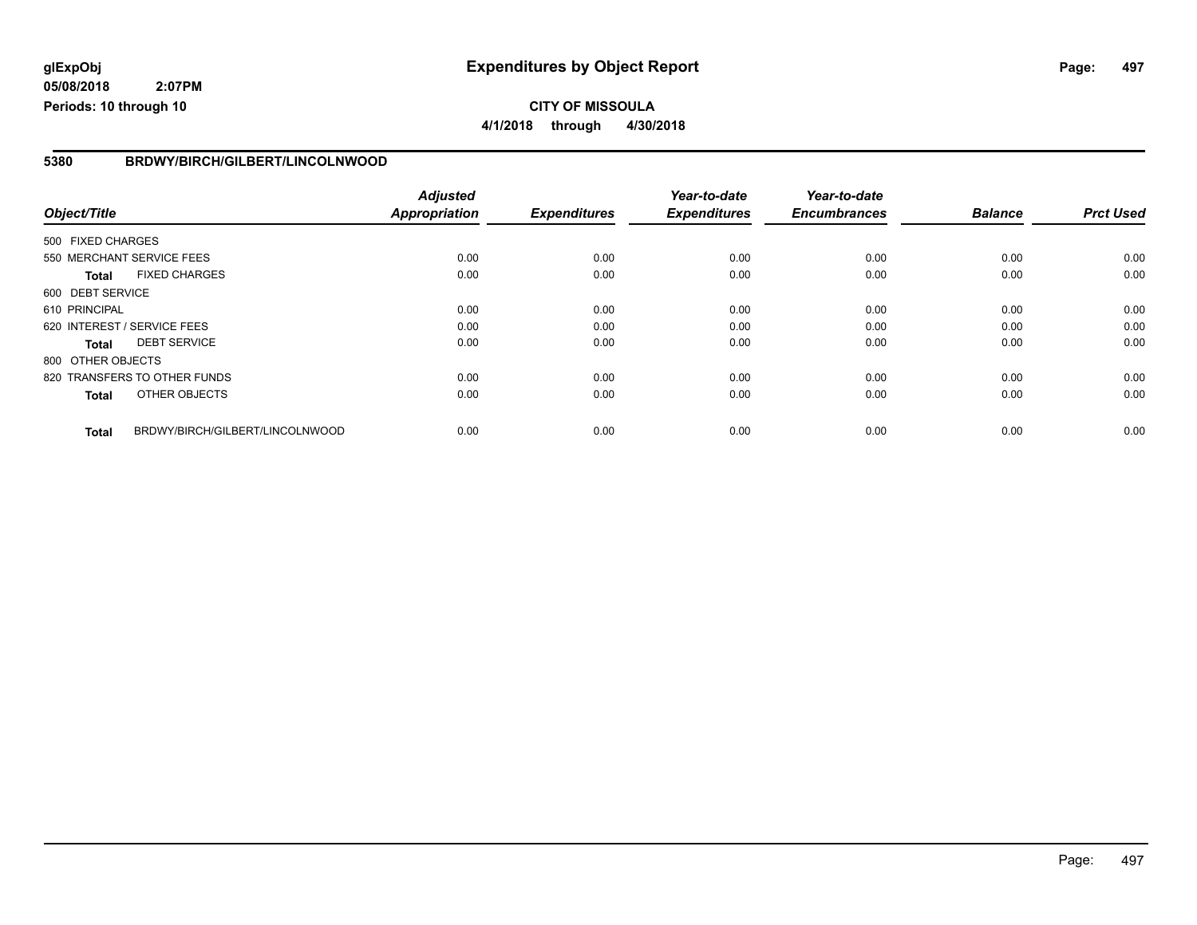**glExpObj** **Expenditures by Object Report**
**05/08/2018 2:07PM**
**Periods: 10 through 10**

**CITY OF MISSOULA**
**4/1/2018 through 4/30/2018**

## 5380 BRDWY/BIRCH/GILBERT/LINCOLNWOOD

| Object/Title | Adjusted Appropriation | Expenditures | Year-to-date Expenditures | Year-to-date Encumbrances | Balance | Prct Used |
|---|---|---|---|---|---|---|
| 500 FIXED CHARGES | | | | | | |
| 550 MERCHANT SERVICE FEES | 0.00 | 0.00 | 0.00 | 0.00 | 0.00 | 0.00 |
| **Total** FIXED CHARGES | 0.00 | 0.00 | 0.00 | 0.00 | 0.00 | 0.00 |
| 600 DEBT SERVICE | | | | | | |
| 610 PRINCIPAL | 0.00 | 0.00 | 0.00 | 0.00 | 0.00 | 0.00 |
| 620 INTEREST / SERVICE FEES | 0.00 | 0.00 | 0.00 | 0.00 | 0.00 | 0.00 |
| **Total** DEBT SERVICE | 0.00 | 0.00 | 0.00 | 0.00 | 0.00 | 0.00 |
| 800 OTHER OBJECTS | | | | | | |
| 820 TRANSFERS TO OTHER FUNDS | 0.00 | 0.00 | 0.00 | 0.00 | 0.00 | 0.00 |
| **Total** OTHER OBJECTS | 0.00 | 0.00 | 0.00 | 0.00 | 0.00 | 0.00 |
| **Total** BRDWY/BIRCH/GILBERT/LINCOLNWOOD | 0.00 | 0.00 | 0.00 | 0.00 | 0.00 | 0.00 |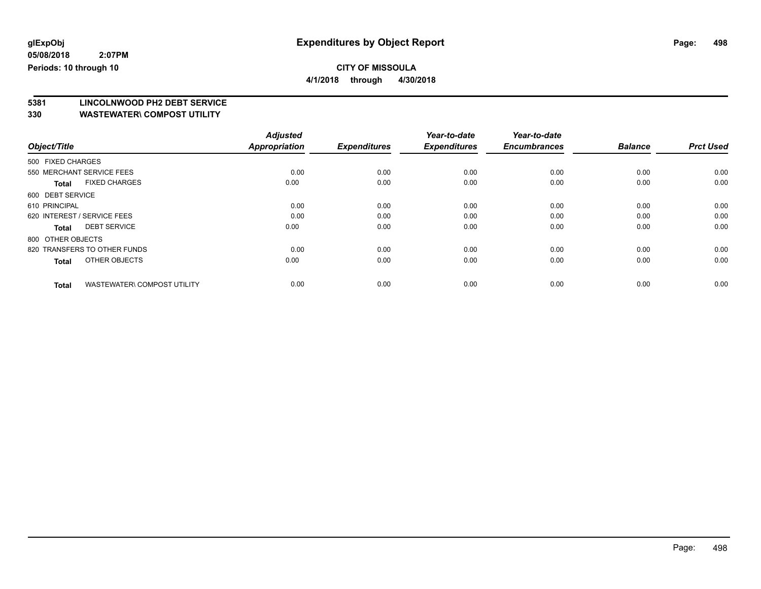**glExpObj** — **Expenditures by Object Report**

**05/08/2018 2:07PM**

**Periods: 10 through 10**

**CITY OF MISSOULA**

**4/1/2018 through 4/30/2018**

## 5381 LINCOLNWOOD PH2 DEBT SERVICE
## 330 WASTEWATER\ COMPOST UTILITY

| Object/Title | Adjusted Appropriation | Expenditures | Year-to-date Expenditures | Year-to-date Encumbrances | Balance | Prct Used |
|---|---|---|---|---|---|---|
| 500 FIXED CHARGES | | | | | | |
| 550 MERCHANT SERVICE FEES | 0.00 | 0.00 | 0.00 | 0.00 | 0.00 | 0.00 |
| **Total** FIXED CHARGES | 0.00 | 0.00 | 0.00 | 0.00 | 0.00 | 0.00 |
| 600 DEBT SERVICE | | | | | | |
| 610 PRINCIPAL | 0.00 | 0.00 | 0.00 | 0.00 | 0.00 | 0.00 |
| 620 INTEREST / SERVICE FEES | 0.00 | 0.00 | 0.00 | 0.00 | 0.00 | 0.00 |
| **Total** DEBT SERVICE | 0.00 | 0.00 | 0.00 | 0.00 | 0.00 | 0.00 |
| 800 OTHER OBJECTS | | | | | | |
| 820 TRANSFERS TO OTHER FUNDS | 0.00 | 0.00 | 0.00 | 0.00 | 0.00 | 0.00 |
| **Total** OTHER OBJECTS | 0.00 | 0.00 | 0.00 | 0.00 | 0.00 | 0.00 |
| **Total** WASTEWATER\ COMPOST UTILITY | 0.00 | 0.00 | 0.00 | 0.00 | 0.00 | 0.00 |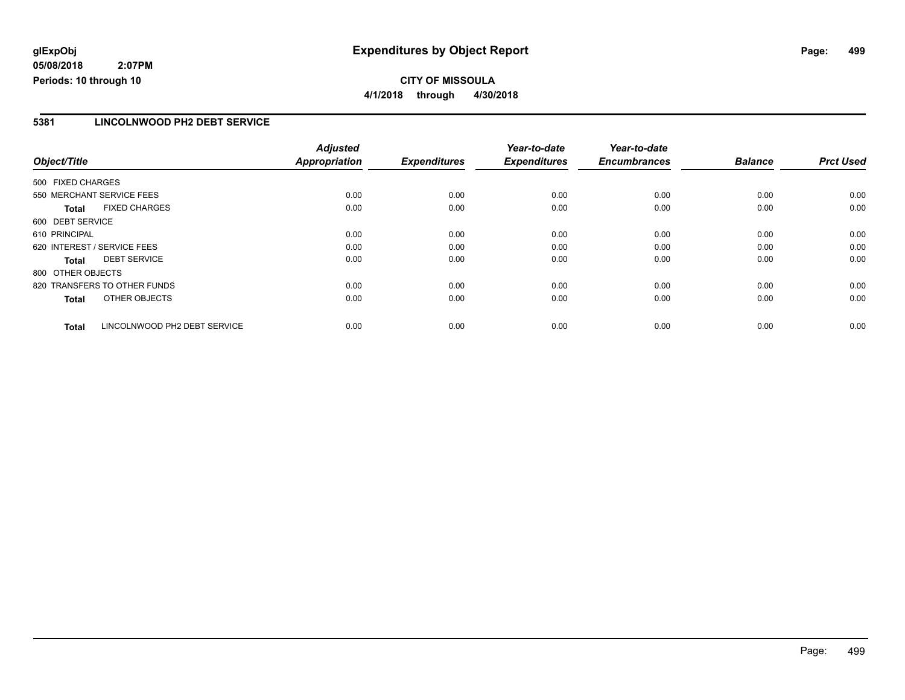glExpObj
05/08/2018 2:07PM
Periods: 10 through 10

# Expenditures by Object Report

**CITY OF MISSOULA**
**4/1/2018 through 4/30/2018**

## 5381 LINCOLNWOOD PH2 DEBT SERVICE

| Object/Title | Adjusted Appropriation | Expenditures | Year-to-date Expenditures | Year-to-date Encumbrances | Balance | Prct Used |
|---|---|---|---|---|---|---|
| 500 FIXED CHARGES | | | | | | |
| 550 MERCHANT SERVICE FEES | 0.00 | 0.00 | 0.00 | 0.00 | 0.00 | 0.00 |
| **Total** FIXED CHARGES | 0.00 | 0.00 | 0.00 | 0.00 | 0.00 | 0.00 |
| 600 DEBT SERVICE | | | | | | |
| 610 PRINCIPAL | 0.00 | 0.00 | 0.00 | 0.00 | 0.00 | 0.00 |
| 620 INTEREST / SERVICE FEES | 0.00 | 0.00 | 0.00 | 0.00 | 0.00 | 0.00 |
| **Total** DEBT SERVICE | 0.00 | 0.00 | 0.00 | 0.00 | 0.00 | 0.00 |
| 800 OTHER OBJECTS | | | | | | |
| 820 TRANSFERS TO OTHER FUNDS | 0.00 | 0.00 | 0.00 | 0.00 | 0.00 | 0.00 |
| **Total** OTHER OBJECTS | 0.00 | 0.00 | 0.00 | 0.00 | 0.00 | 0.00 |
| **Total** LINCOLNWOOD PH2 DEBT SERVICE | 0.00 | 0.00 | 0.00 | 0.00 | 0.00 | 0.00 |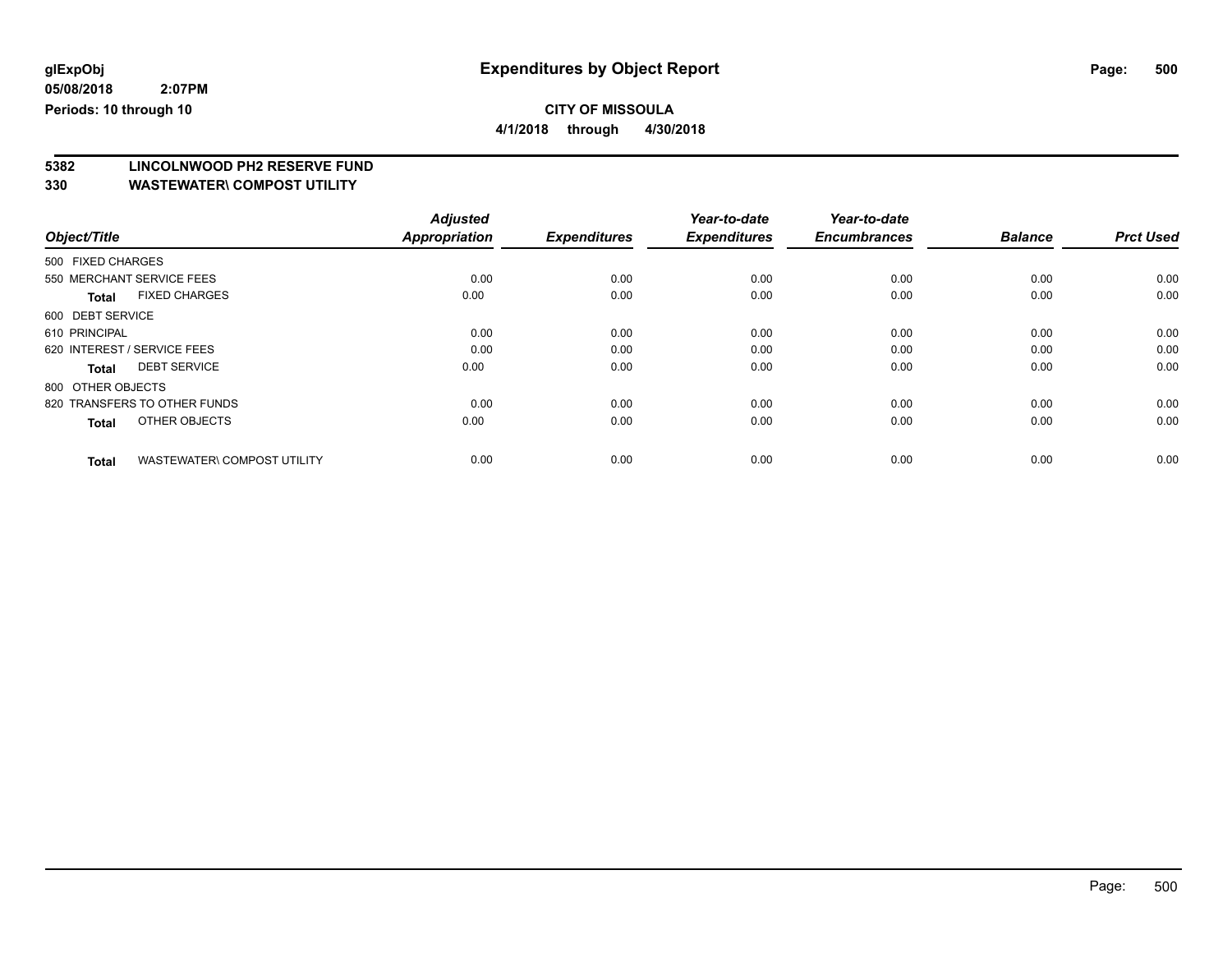**glExpObj**
**05/08/2018 2:07PM**
**Periods: 10 through 10**

# Expenditures by Object Report

**CITY OF MISSOULA**
**4/1/2018 through 4/30/2018**

**5382 LINCOLNWOOD PH2 RESERVE FUND**
**330 WASTEWATER\ COMPOST UTILITY**

| Object/Title | | Adjusted Appropriation | Expenditures | Year-to-date Expenditures | Year-to-date Encumbrances | Balance | Prct Used |
|---|---|---|---|---|---|---|---|
| 500 FIXED CHARGES | | | | | | | |
| 550 MERCHANT SERVICE FEES | | 0.00 | 0.00 | 0.00 | 0.00 | 0.00 | 0.00 |
| **Total** | FIXED CHARGES | 0.00 | 0.00 | 0.00 | 0.00 | 0.00 | 0.00 |
| 600 DEBT SERVICE | | | | | | | |
| 610 PRINCIPAL | | 0.00 | 0.00 | 0.00 | 0.00 | 0.00 | 0.00 |
| 620 INTEREST / SERVICE FEES | | 0.00 | 0.00 | 0.00 | 0.00 | 0.00 | 0.00 |
| **Total** | DEBT SERVICE | 0.00 | 0.00 | 0.00 | 0.00 | 0.00 | 0.00 |
| 800 OTHER OBJECTS | | | | | | | |
| 820 TRANSFERS TO OTHER FUNDS | | 0.00 | 0.00 | 0.00 | 0.00 | 0.00 | 0.00 |
| **Total** | OTHER OBJECTS | 0.00 | 0.00 | 0.00 | 0.00 | 0.00 | 0.00 |
| **Total** | WASTEWATER\ COMPOST UTILITY | 0.00 | 0.00 | 0.00 | 0.00 | 0.00 | 0.00 |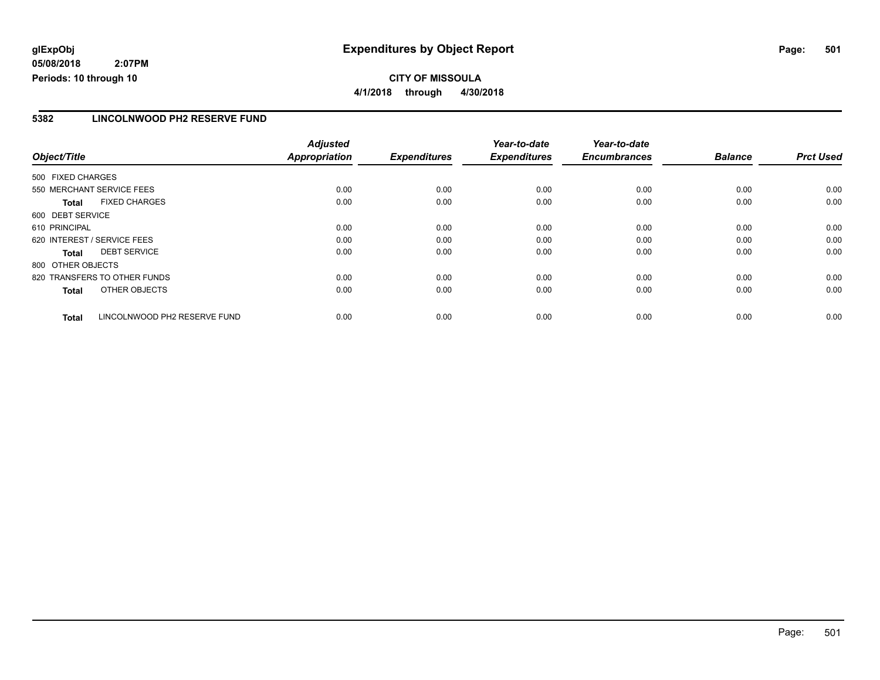**glExpObj**
**05/08/2018 2:07PM**
**Periods: 10 through 10**

# Expenditures by Object Report

**CITY OF MISSOULA**
**4/1/2018 through 4/30/2018**

## 5382 LINCOLNWOOD PH2 RESERVE FUND

| Object/Title | Adjusted Appropriation | Expenditures | Year-to-date Expenditures | Year-to-date Encumbrances | Balance | Prct Used |
|---|---|---|---|---|---|---|
| 500 FIXED CHARGES | | | | | | |
| 550 MERCHANT SERVICE FEES | 0.00 | 0.00 | 0.00 | 0.00 | 0.00 | 0.00 |
| **Total** FIXED CHARGES | 0.00 | 0.00 | 0.00 | 0.00 | 0.00 | 0.00 |
| 600 DEBT SERVICE | | | | | | |
| 610 PRINCIPAL | 0.00 | 0.00 | 0.00 | 0.00 | 0.00 | 0.00 |
| 620 INTEREST / SERVICE FEES | 0.00 | 0.00 | 0.00 | 0.00 | 0.00 | 0.00 |
| **Total** DEBT SERVICE | 0.00 | 0.00 | 0.00 | 0.00 | 0.00 | 0.00 |
| 800 OTHER OBJECTS | | | | | | |
| 820 TRANSFERS TO OTHER FUNDS | 0.00 | 0.00 | 0.00 | 0.00 | 0.00 | 0.00 |
| **Total** OTHER OBJECTS | 0.00 | 0.00 | 0.00 | 0.00 | 0.00 | 0.00 |
| **Total** LINCOLNWOOD PH2 RESERVE FUND | 0.00 | 0.00 | 0.00 | 0.00 | 0.00 | 0.00 |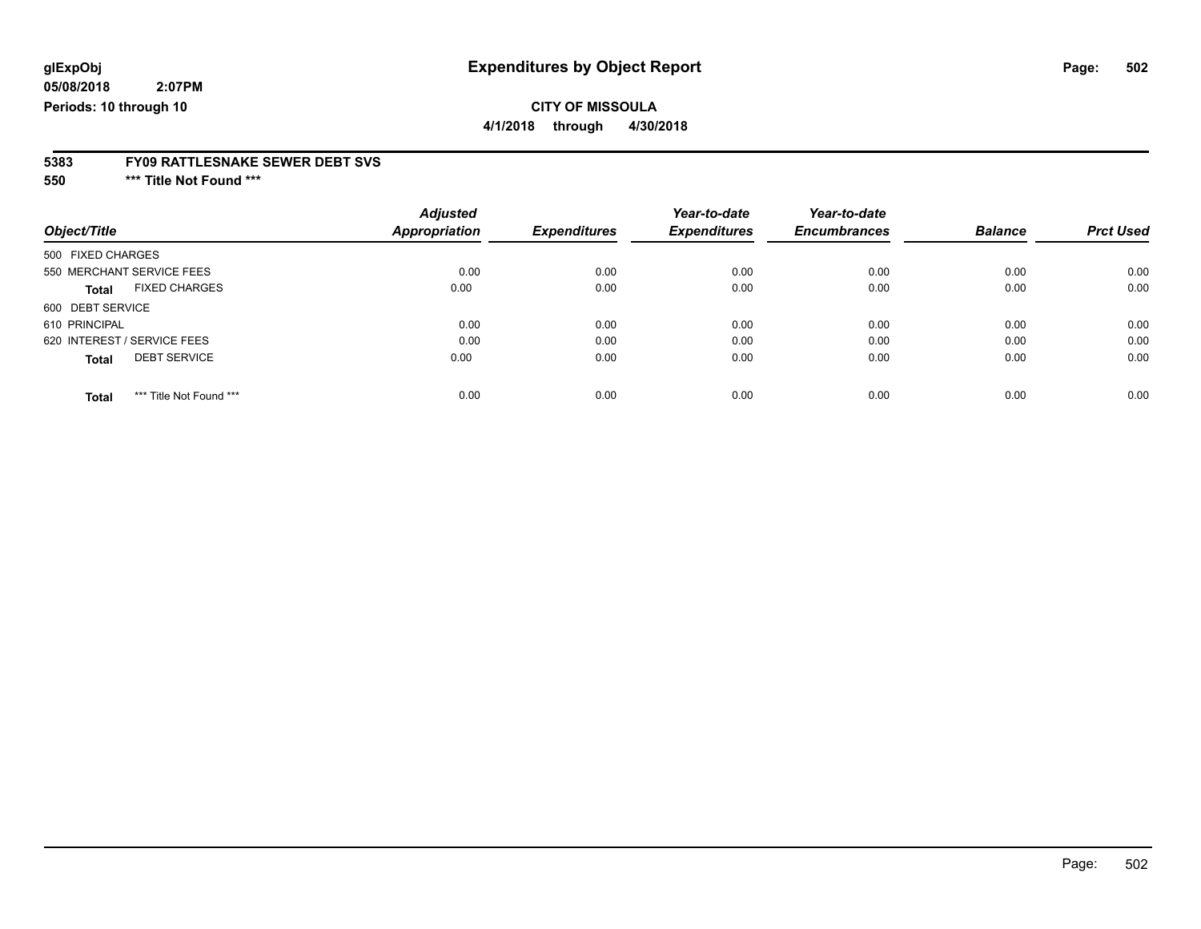glExpObj
05/08/2018 2:07PM
Periods: 10 through 10

# Expenditures by Object Report

**CITY OF MISSOULA**

**4/1/2018 through 4/30/2018**

**5383 FY09 RATTLESNAKE SEWER DEBT SVS**

**550 \*\*\* Title Not Found \*\*\***

| Object/Title | Adjusted Appropriation | Expenditures | Year-to-date Expenditures | Year-to-date Encumbrances | Balance | Prct Used |
|---|---|---|---|---|---|---|
| 500 FIXED CHARGES | | | | | | |
| 550 MERCHANT SERVICE FEES | 0.00 | 0.00 | 0.00 | 0.00 | 0.00 | 0.00 |
| **Total** FIXED CHARGES | 0.00 | 0.00 | 0.00 | 0.00 | 0.00 | 0.00 |
| 600 DEBT SERVICE | | | | | | |
| 610 PRINCIPAL | 0.00 | 0.00 | 0.00 | 0.00 | 0.00 | 0.00 |
| 620 INTEREST / SERVICE FEES | 0.00 | 0.00 | 0.00 | 0.00 | 0.00 | 0.00 |
| **Total** DEBT SERVICE | 0.00 | 0.00 | 0.00 | 0.00 | 0.00 | 0.00 |
| **Total** \*\*\* Title Not Found \*\*\* | 0.00 | 0.00 | 0.00 | 0.00 | 0.00 | 0.00 |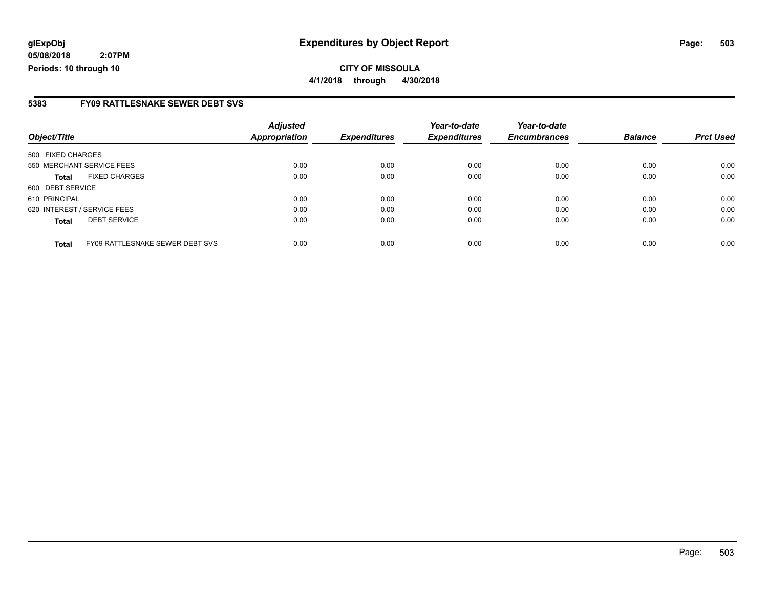**glExpObj**
**05/08/2018 2:07PM**
**Periods: 10 through 10**

# Expenditures by Object Report

**CITY OF MISSOULA**
**4/1/2018 through 4/30/2018**

## 5383 FY09 RATTLESNAKE SEWER DEBT SVS

| Object/Title | | Adjusted Appropriation | Expenditures | Year-to-date Expenditures | Year-to-date Encumbrances | Balance | Prct Used |
|---|---|---|---|---|---|---|---|
| 500 FIXED CHARGES | | | | | | | |
| 550 MERCHANT SERVICE FEES | | 0.00 | 0.00 | 0.00 | 0.00 | 0.00 | 0.00 |
| **Total** | FIXED CHARGES | 0.00 | 0.00 | 0.00 | 0.00 | 0.00 | 0.00 |
| 600 DEBT SERVICE | | | | | | | |
| 610 PRINCIPAL | | 0.00 | 0.00 | 0.00 | 0.00 | 0.00 | 0.00 |
| 620 INTEREST / SERVICE FEES | | 0.00 | 0.00 | 0.00 | 0.00 | 0.00 | 0.00 |
| **Total** | DEBT SERVICE | 0.00 | 0.00 | 0.00 | 0.00 | 0.00 | 0.00 |
| **Total** | FY09 RATTLESNAKE SEWER DEBT SVS | 0.00 | 0.00 | 0.00 | 0.00 | 0.00 | 0.00 |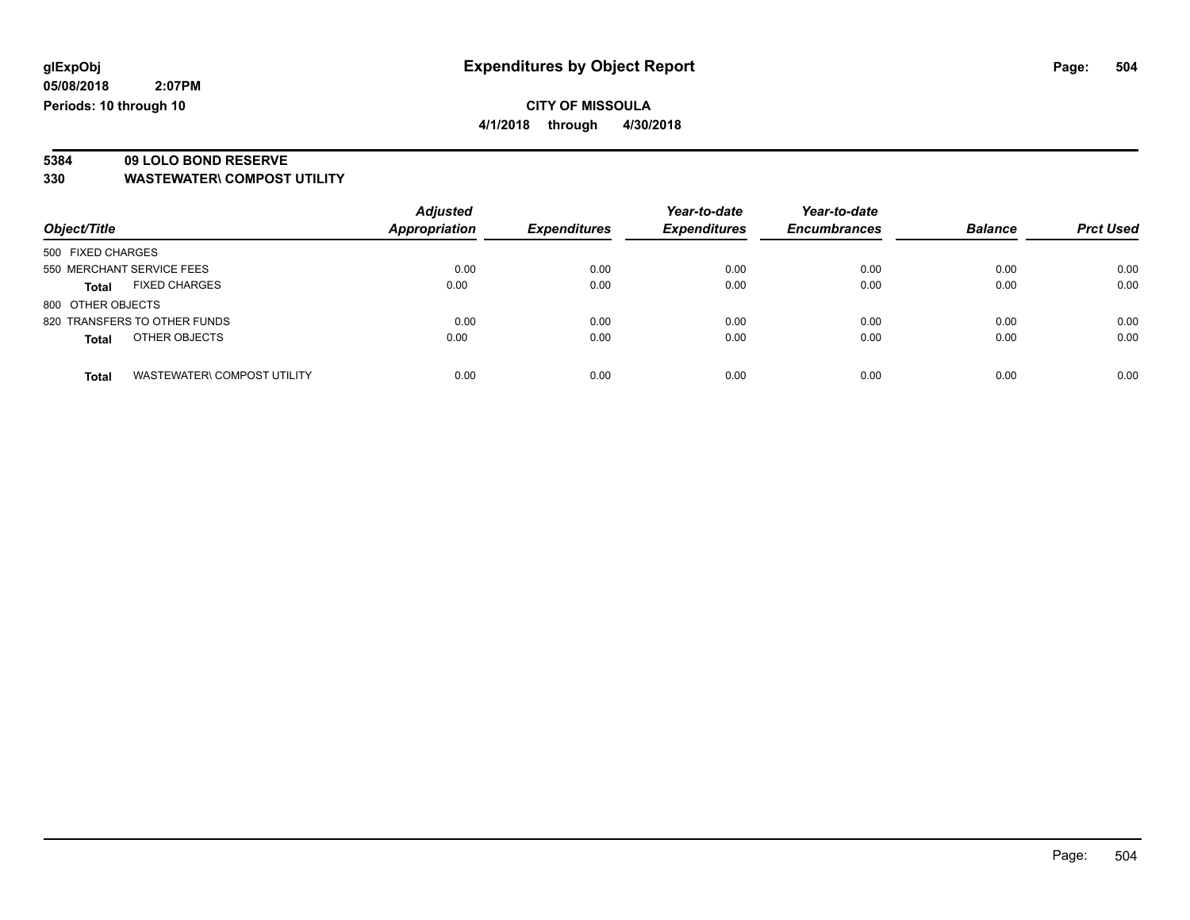**glExpObj**
**05/08/2018 2:07PM**
**Periods: 10 through 10**

# Expenditures by Object Report

**CITY OF MISSOULA**
**4/1/2018 through 4/30/2018**

**5384 09 LOLO BOND RESERVE**
**330 WASTEWATER\ COMPOST UTILITY**

| Object/Title | Adjusted Appropriation | Expenditures | Year-to-date Expenditures | Year-to-date Encumbrances | Balance | Prct Used |
|---|---|---|---|---|---|---|
| 500 FIXED CHARGES | | | | | | |
| 550 MERCHANT SERVICE FEES | 0.00 | 0.00 | 0.00 | 0.00 | 0.00 | 0.00 |
| **Total** FIXED CHARGES | 0.00 | 0.00 | 0.00 | 0.00 | 0.00 | 0.00 |
| 800 OTHER OBJECTS | | | | | | |
| 820 TRANSFERS TO OTHER FUNDS | 0.00 | 0.00 | 0.00 | 0.00 | 0.00 | 0.00 |
| **Total** OTHER OBJECTS | 0.00 | 0.00 | 0.00 | 0.00 | 0.00 | 0.00 |
| **Total** WASTEWATER\ COMPOST UTILITY | 0.00 | 0.00 | 0.00 | 0.00 | 0.00 | 0.00 |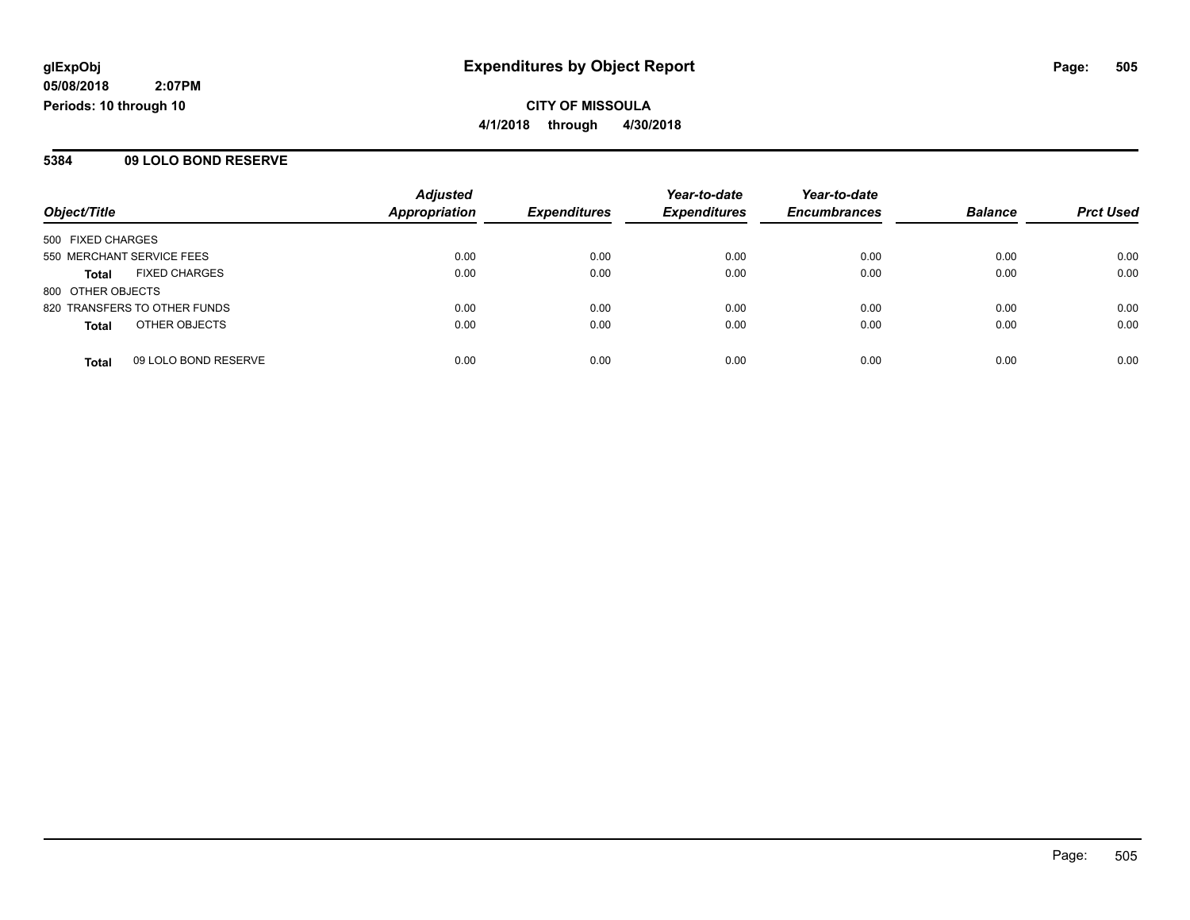# Expenditures by Object Report

glExpObj
05/08/2018 2:07PM
Periods: 10 through 10

**CITY OF MISSOULA**
**4/1/2018 through 4/30/2018**

## 5384 09 LOLO BOND RESERVE

| Object/Title | Adjusted Appropriation | Expenditures | Year-to-date Expenditures | Year-to-date Encumbrances | Balance | Prct Used |
|---|---|---|---|---|---|---|
| 500 FIXED CHARGES | | | | | | |
| 550 MERCHANT SERVICE FEES | 0.00 | 0.00 | 0.00 | 0.00 | 0.00 | 0.00 |
| **Total** FIXED CHARGES | 0.00 | 0.00 | 0.00 | 0.00 | 0.00 | 0.00 |
| 800 OTHER OBJECTS | | | | | | |
| 820 TRANSFERS TO OTHER FUNDS | 0.00 | 0.00 | 0.00 | 0.00 | 0.00 | 0.00 |
| **Total** OTHER OBJECTS | 0.00 | 0.00 | 0.00 | 0.00 | 0.00 | 0.00 |
| **Total** 09 LOLO BOND RESERVE | 0.00 | 0.00 | 0.00 | 0.00 | 0.00 | 0.00 |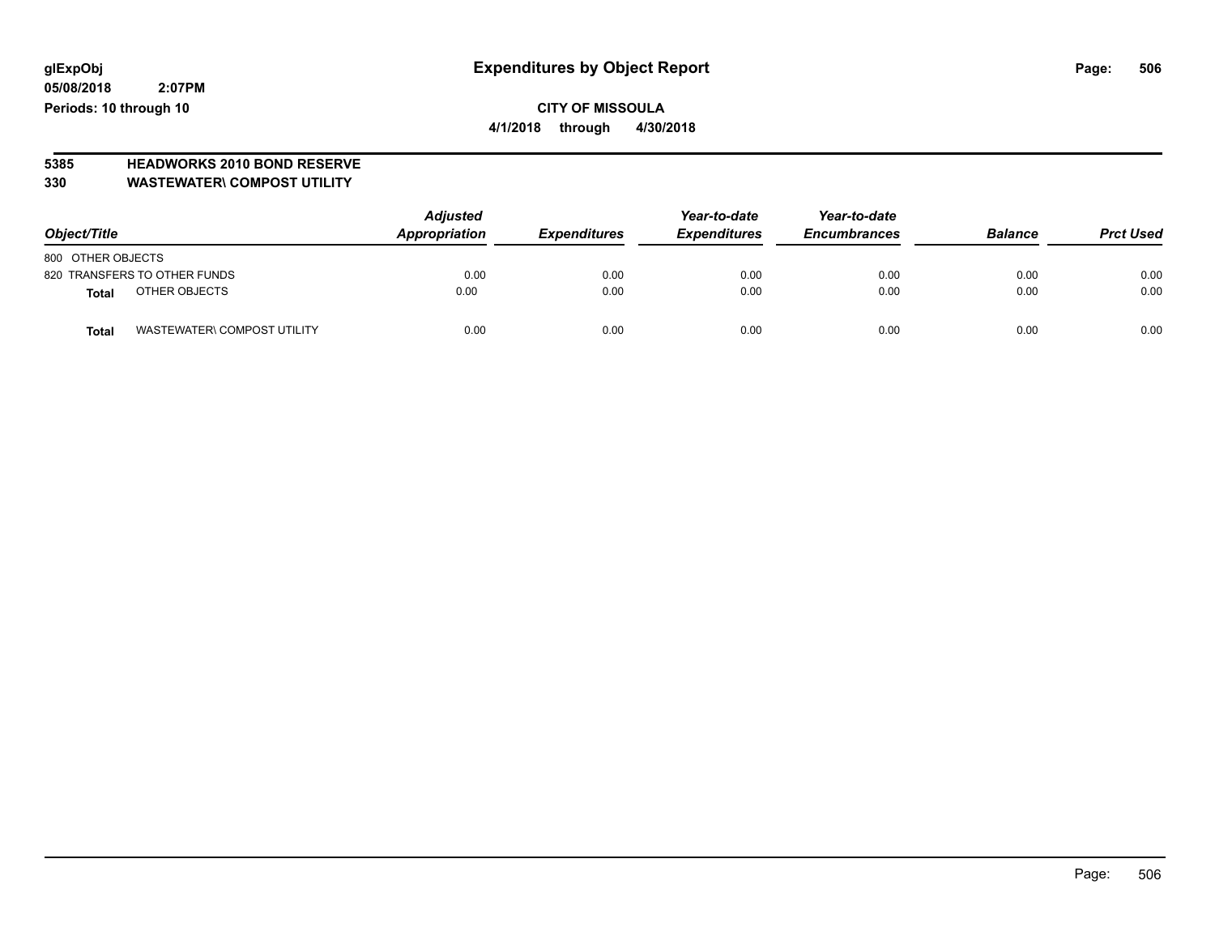**glExpObj**
**05/08/2018 2:07PM**
**Periods: 10 through 10**

# Expenditures by Object Report

**CITY OF MISSOULA**
**4/1/2018 through 4/30/2018**

**5385 HEADWORKS 2010 BOND RESERVE**
**330 WASTEWATER\ COMPOST UTILITY**

| Object/Title | Adjusted Appropriation | Expenditures | Year-to-date Expenditures | Year-to-date Encumbrances | Balance | Prct Used |
|---|---|---|---|---|---|---|
| 800 OTHER OBJECTS | | | | | | |
| 820 TRANSFERS TO OTHER FUNDS | 0.00 | 0.00 | 0.00 | 0.00 | 0.00 | 0.00 |
| **Total** OTHER OBJECTS | 0.00 | 0.00 | 0.00 | 0.00 | 0.00 | 0.00 |
| **Total** WASTEWATER\ COMPOST UTILITY | 0.00 | 0.00 | 0.00 | 0.00 | 0.00 | 0.00 |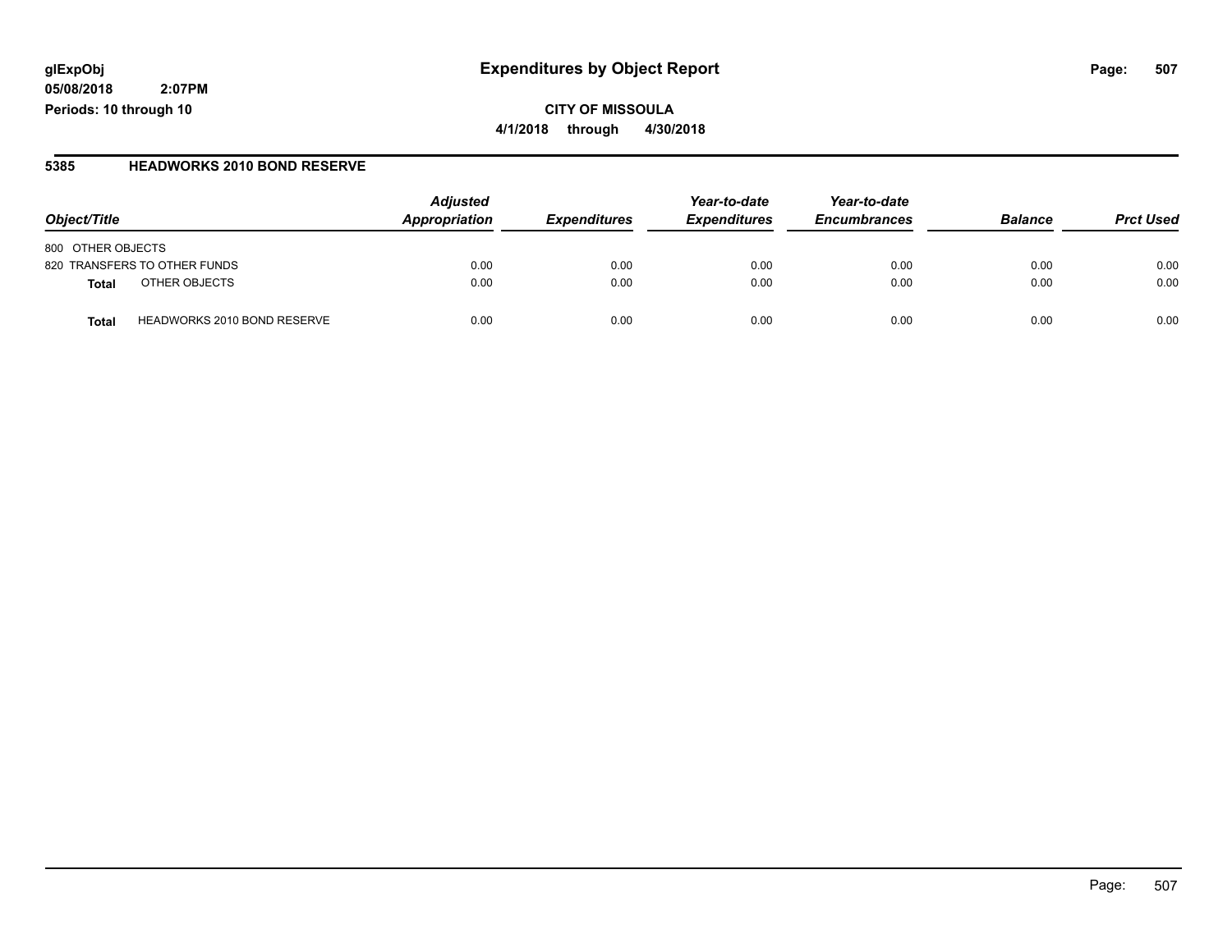# Expenditures by Object Report

glExpObj
05/08/2018 2:07PM
Periods: 10 through 10

**CITY OF MISSOULA**
**4/1/2018 through 4/30/2018**

## 5385 HEADWORKS 2010 BOND RESERVE

| Object/Title | Adjusted Appropriation | Expenditures | Year-to-date Expenditures | Year-to-date Encumbrances | Balance | Prct Used |
|---|---|---|---|---|---|---|
| 800 OTHER OBJECTS | | | | | | |
| 820 TRANSFERS TO OTHER FUNDS | 0.00 | 0.00 | 0.00 | 0.00 | 0.00 | 0.00 |
| **Total** OTHER OBJECTS | 0.00 | 0.00 | 0.00 | 0.00 | 0.00 | 0.00 |
| **Total** HEADWORKS 2010 BOND RESERVE | 0.00 | 0.00 | 0.00 | 0.00 | 0.00 | 0.00 |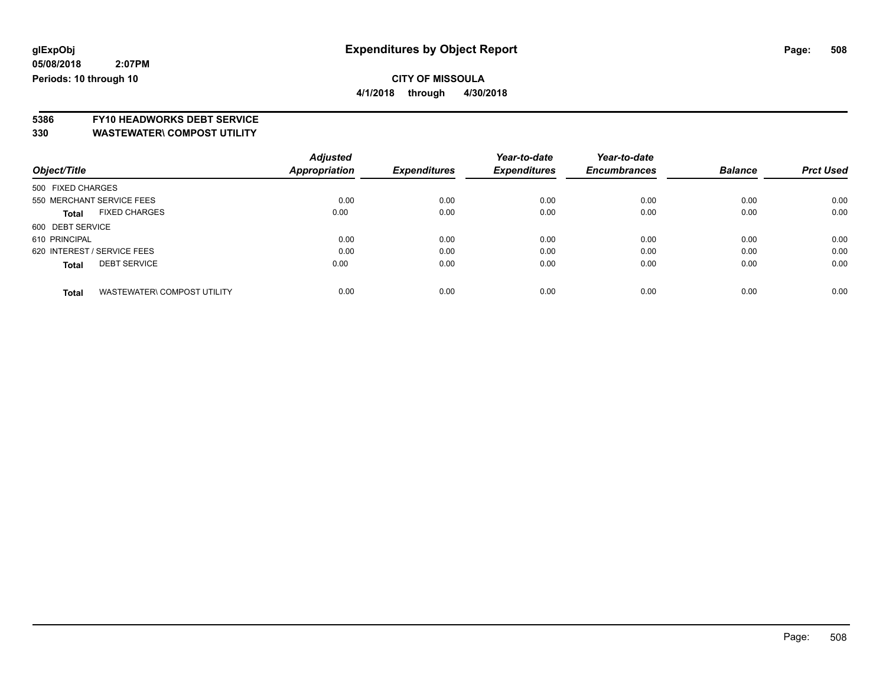glExpObj
05/08/2018 2:07PM
Periods: 10 through 10

# Expenditures by Object Report

**CITY OF MISSOULA**

**4/1/2018 through 4/30/2018**

**5386 FY10 HEADWORKS DEBT SERVICE**
**330 WASTEWATER\ COMPOST UTILITY**

| Object/Title | Adjusted Appropriation | Expenditures | Year-to-date Expenditures | Year-to-date Encumbrances | Balance | Prct Used |
|---|---|---|---|---|---|---|
| 500 FIXED CHARGES | | | | | | |
| 550 MERCHANT SERVICE FEES | 0.00 | 0.00 | 0.00 | 0.00 | 0.00 | 0.00 |
| **Total** FIXED CHARGES | 0.00 | 0.00 | 0.00 | 0.00 | 0.00 | 0.00 |
| 600 DEBT SERVICE | | | | | | |
| 610 PRINCIPAL | 0.00 | 0.00 | 0.00 | 0.00 | 0.00 | 0.00 |
| 620 INTEREST / SERVICE FEES | 0.00 | 0.00 | 0.00 | 0.00 | 0.00 | 0.00 |
| **Total** DEBT SERVICE | 0.00 | 0.00 | 0.00 | 0.00 | 0.00 | 0.00 |
| **Total** WASTEWATER\ COMPOST UTILITY | 0.00 | 0.00 | 0.00 | 0.00 | 0.00 | 0.00 |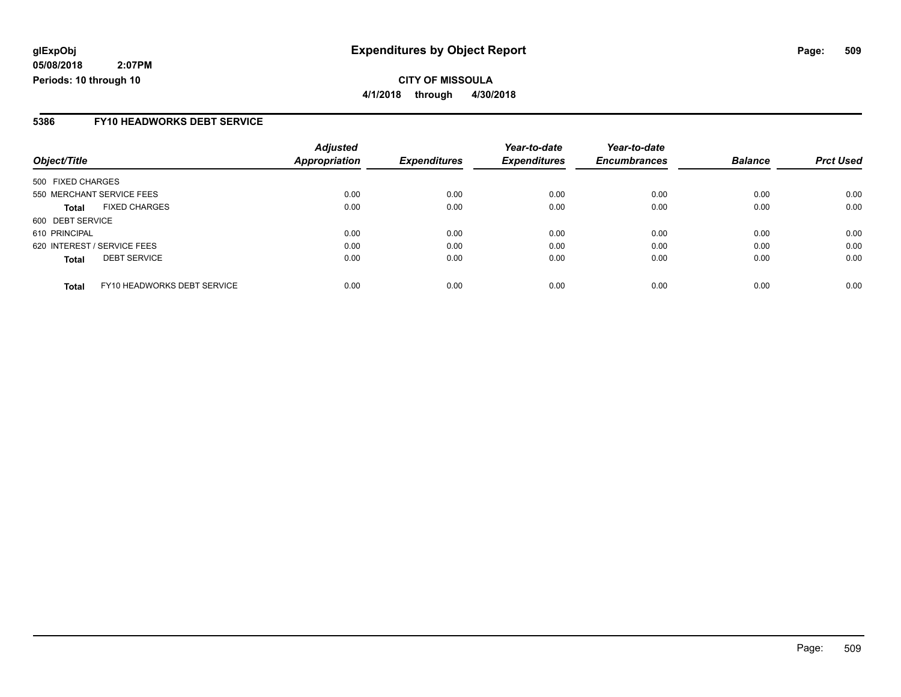**glExpObj** **Expenditures by Object Report**

**05/08/2018 2:07PM**

**Periods: 10 through 10**

**CITY OF MISSOULA**

**4/1/2018 through 4/30/2018**

## 5386 FY10 HEADWORKS DEBT SERVICE

| Object/Title | | Adjusted Appropriation | Expenditures | Year-to-date Expenditures | Year-to-date Encumbrances | Balance | Prct Used |
|---|---|---|---|---|---|---|---|
| 500 FIXED CHARGES | | | | | | | |
| 550 MERCHANT SERVICE FEES | | 0.00 | 0.00 | 0.00 | 0.00 | 0.00 | 0.00 |
| **Total** | FIXED CHARGES | 0.00 | 0.00 | 0.00 | 0.00 | 0.00 | 0.00 |
| 600 DEBT SERVICE | | | | | | | |
| 610 PRINCIPAL | | 0.00 | 0.00 | 0.00 | 0.00 | 0.00 | 0.00 |
| 620 INTEREST / SERVICE FEES | | 0.00 | 0.00 | 0.00 | 0.00 | 0.00 | 0.00 |
| **Total** | DEBT SERVICE | 0.00 | 0.00 | 0.00 | 0.00 | 0.00 | 0.00 |
| **Total** | FY10 HEADWORKS DEBT SERVICE | 0.00 | 0.00 | 0.00 | 0.00 | 0.00 | 0.00 |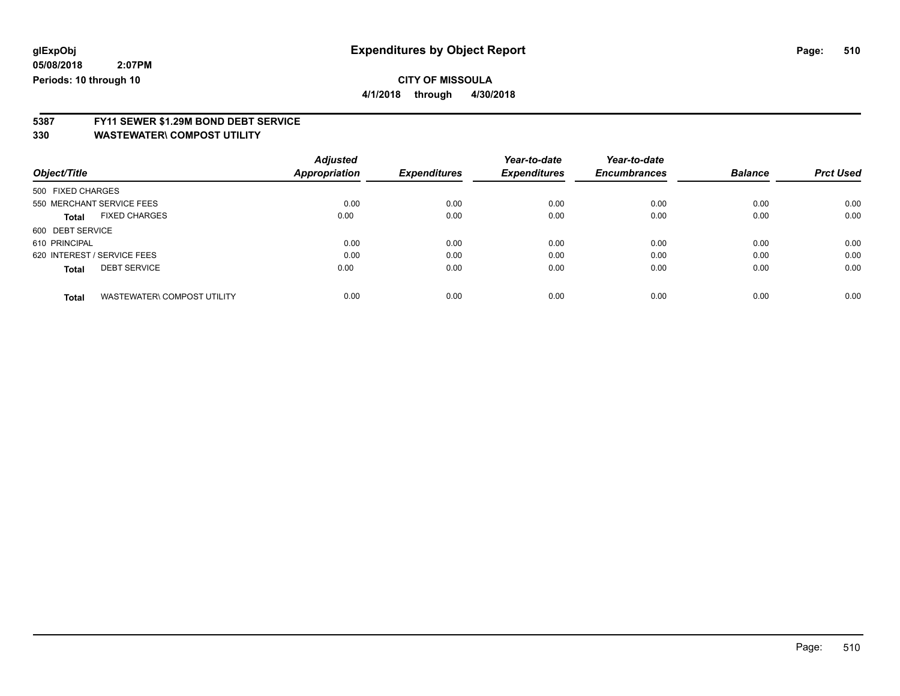glExpObj
05/08/2018 2:07PM
Periods: 10 through 10

# Expenditures by Object Report

**CITY OF MISSOULA**

**4/1/2018 through 4/30/2018**

## 5387 FY11 SEWER $1.29M BOND DEBT SERVICE
## 330 WASTEWATER\ COMPOST UTILITY

| Object/Title | Adjusted Appropriation | Expenditures | Year-to-date Expenditures | Year-to-date Encumbrances | Balance | Prct Used |
|---|---|---|---|---|---|---|
| 500 FIXED CHARGES | | | | | | |
| 550 MERCHANT SERVICE FEES | 0.00 | 0.00 | 0.00 | 0.00 | 0.00 | 0.00 |
| **Total** FIXED CHARGES | 0.00 | 0.00 | 0.00 | 0.00 | 0.00 | 0.00 |
| 600 DEBT SERVICE | | | | | | |
| 610 PRINCIPAL | 0.00 | 0.00 | 0.00 | 0.00 | 0.00 | 0.00 |
| 620 INTEREST / SERVICE FEES | 0.00 | 0.00 | 0.00 | 0.00 | 0.00 | 0.00 |
| **Total** DEBT SERVICE | 0.00 | 0.00 | 0.00 | 0.00 | 0.00 | 0.00 |
| **Total** WASTEWATER\ COMPOST UTILITY | 0.00 | 0.00 | 0.00 | 0.00 | 0.00 | 0.00 |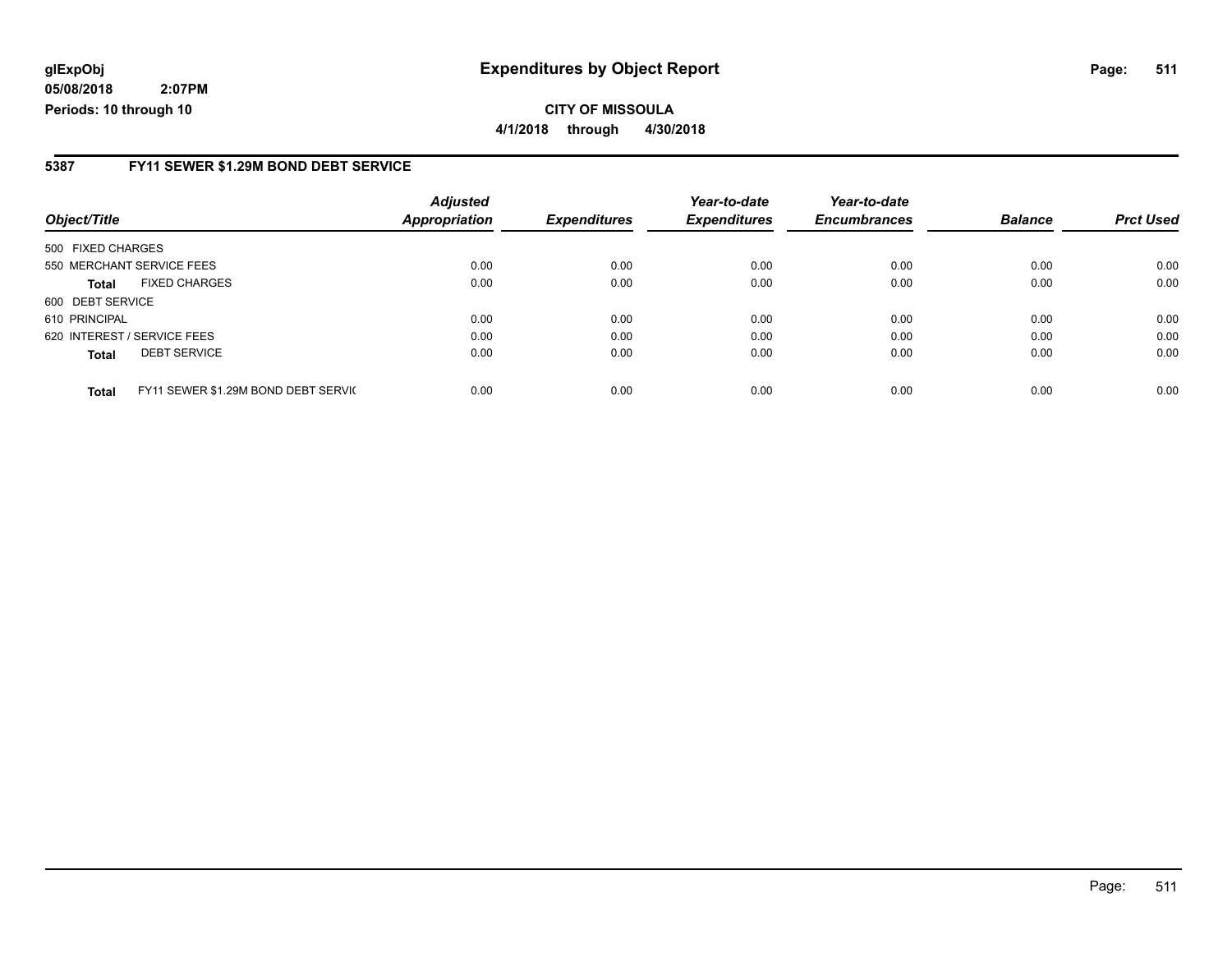**glExpObj**
**05/08/2018 2:07PM**
**Periods: 10 through 10**

# Expenditures by Object Report

**CITY OF MISSOULA**
**4/1/2018 through 4/30/2018**

## 5387 FY11 SEWER $1.29M BOND DEBT SERVICE

| Object/Title | | Adjusted Appropriation | Expenditures | Year-to-date Expenditures | Year-to-date Encumbrances | Balance | Prct Used |
|---|---|---|---|---|---|---|---|
| 500 FIXED CHARGES | | | | | | | |
| 550 MERCHANT SERVICE FEES | | 0.00 | 0.00 | 0.00 | 0.00 | 0.00 | 0.00 |
| **Total** | FIXED CHARGES | 0.00 | 0.00 | 0.00 | 0.00 | 0.00 | 0.00 |
| 600 DEBT SERVICE | | | | | | | |
| 610 PRINCIPAL | | 0.00 | 0.00 | 0.00 | 0.00 | 0.00 | 0.00 |
| 620 INTEREST / SERVICE FEES | | 0.00 | 0.00 | 0.00 | 0.00 | 0.00 | 0.00 |
| **Total** | DEBT SERVICE | 0.00 | 0.00 | 0.00 | 0.00 | 0.00 | 0.00 |
| **Total** | FY11 SEWER $1.29M BOND DEBT SERVIC | 0.00 | 0.00 | 0.00 | 0.00 | 0.00 | 0.00 |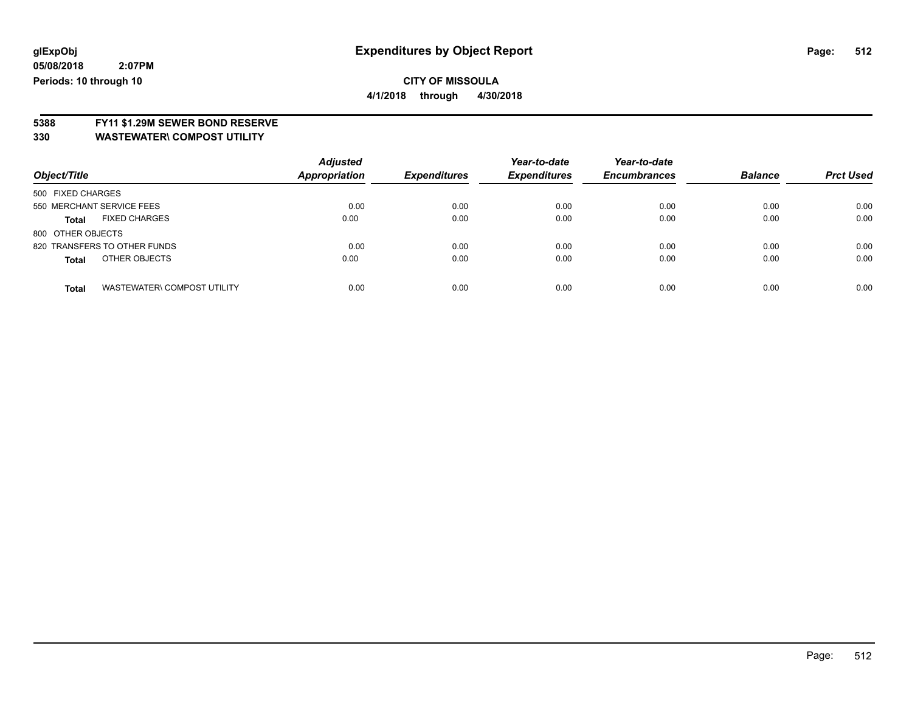glExpObj
05/08/2018 2:07PM
Periods: 10 through 10

# Expenditures by Object Report

**CITY OF MISSOULA**
**4/1/2018 through 4/30/2018**

## 5388 FY11 $1.29M SEWER BOND RESERVE
## 330 WASTEWATER\ COMPOST UTILITY

| Object/Title | | Adjusted Appropriation | Expenditures | Year-to-date Expenditures | Year-to-date Encumbrances | Balance | Prct Used |
|---|---|---|---|---|---|---|---|
| 500 FIXED CHARGES | | | | | | | |
| 550 MERCHANT SERVICE FEES | | 0.00 | 0.00 | 0.00 | 0.00 | 0.00 | 0.00 |
| **Total** | FIXED CHARGES | 0.00 | 0.00 | 0.00 | 0.00 | 0.00 | 0.00 |
| 800 OTHER OBJECTS | | | | | | | |
| 820 TRANSFERS TO OTHER FUNDS | | 0.00 | 0.00 | 0.00 | 0.00 | 0.00 | 0.00 |
| **Total** | OTHER OBJECTS | 0.00 | 0.00 | 0.00 | 0.00 | 0.00 | 0.00 |
| **Total** | WASTEWATER\ COMPOST UTILITY | 0.00 | 0.00 | 0.00 | 0.00 | 0.00 | 0.00 |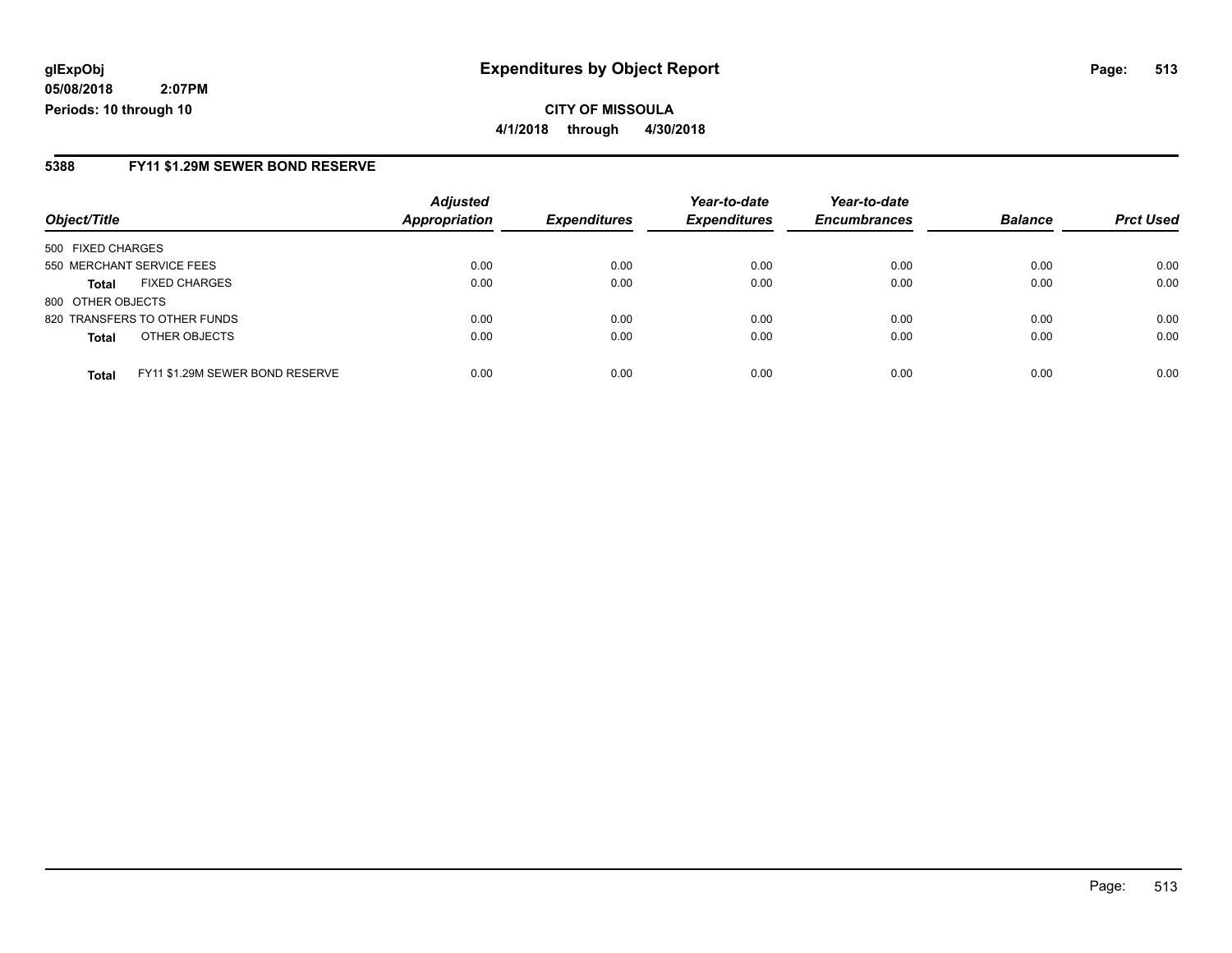glExpObj
05/08/2018 2:07PM
Periods: 10 through 10

# Expenditures by Object Report

**CITY OF MISSOULA**

**4/1/2018 through 4/30/2018**

## 5388 FY11 $1.29M SEWER BOND RESERVE

| Object/Title | Adjusted Appropriation | Expenditures | Year-to-date Expenditures | Year-to-date Encumbrances | Balance | Prct Used |
|---|---|---|---|---|---|---|
| 500 FIXED CHARGES | | | | | | |
| 550 MERCHANT SERVICE FEES | 0.00 | 0.00 | 0.00 | 0.00 | 0.00 | 0.00 |
| **Total** FIXED CHARGES | 0.00 | 0.00 | 0.00 | 0.00 | 0.00 | 0.00 |
| 800 OTHER OBJECTS | | | | | | |
| 820 TRANSFERS TO OTHER FUNDS | 0.00 | 0.00 | 0.00 | 0.00 | 0.00 | 0.00 |
| **Total** OTHER OBJECTS | 0.00 | 0.00 | 0.00 | 0.00 | 0.00 | 0.00 |
| **Total** FY11 $1.29M SEWER BOND RESERVE | 0.00 | 0.00 | 0.00 | 0.00 | 0.00 | 0.00 |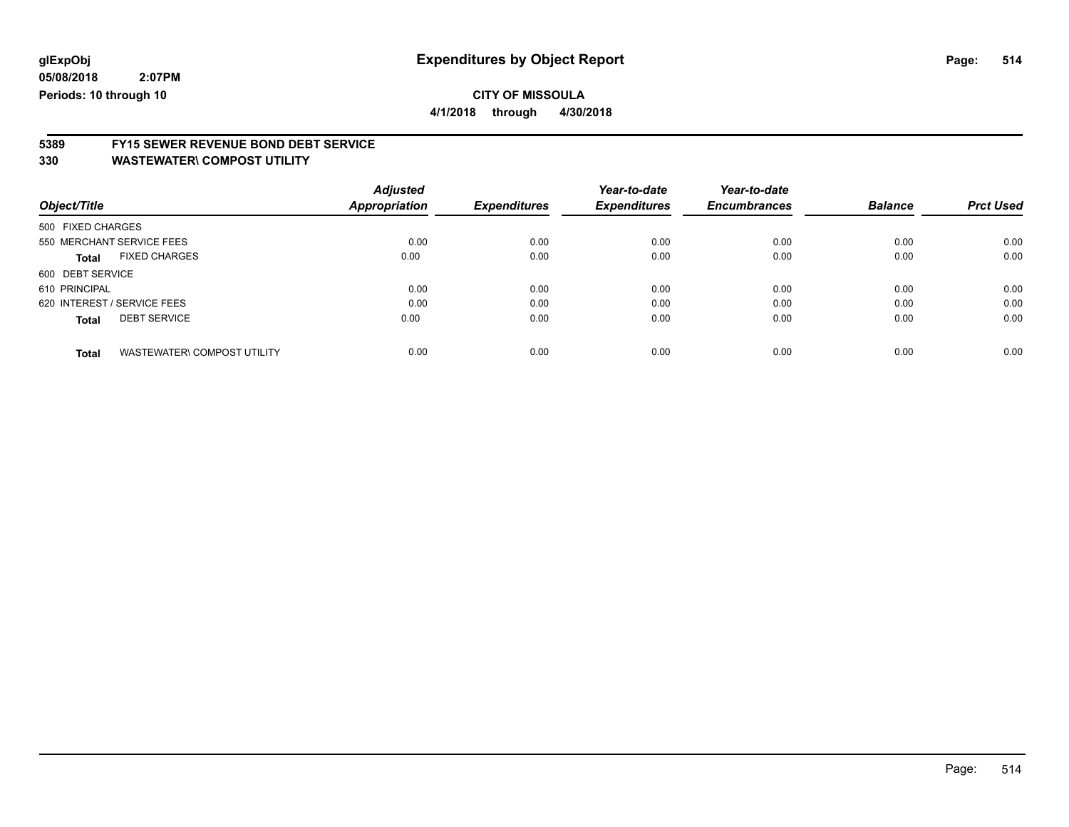**glExpObj** | **Expenditures by Object Report**

**05/08/2018 2:07PM**

**Periods: 10 through 10**

**CITY OF MISSOULA**

**4/1/2018 through 4/30/2018**

## 5389 FY15 SEWER REVENUE BOND DEBT SERVICE

## 330 WASTEWATER\ COMPOST UTILITY

| Object/Title | Adjusted Appropriation | Expenditures | Year-to-date Expenditures | Year-to-date Encumbrances | Balance | Prct Used |
|---|---|---|---|---|---|---|
| 500 FIXED CHARGES | | | | | | |
| 550 MERCHANT SERVICE FEES | 0.00 | 0.00 | 0.00 | 0.00 | 0.00 | 0.00 |
| **Total** FIXED CHARGES | 0.00 | 0.00 | 0.00 | 0.00 | 0.00 | 0.00 |
| 600 DEBT SERVICE | | | | | | |
| 610 PRINCIPAL | 0.00 | 0.00 | 0.00 | 0.00 | 0.00 | 0.00 |
| 620 INTEREST / SERVICE FEES | 0.00 | 0.00 | 0.00 | 0.00 | 0.00 | 0.00 |
| **Total** DEBT SERVICE | 0.00 | 0.00 | 0.00 | 0.00 | 0.00 | 0.00 |
| **Total** WASTEWATER\ COMPOST UTILITY | 0.00 | 0.00 | 0.00 | 0.00 | 0.00 | 0.00 |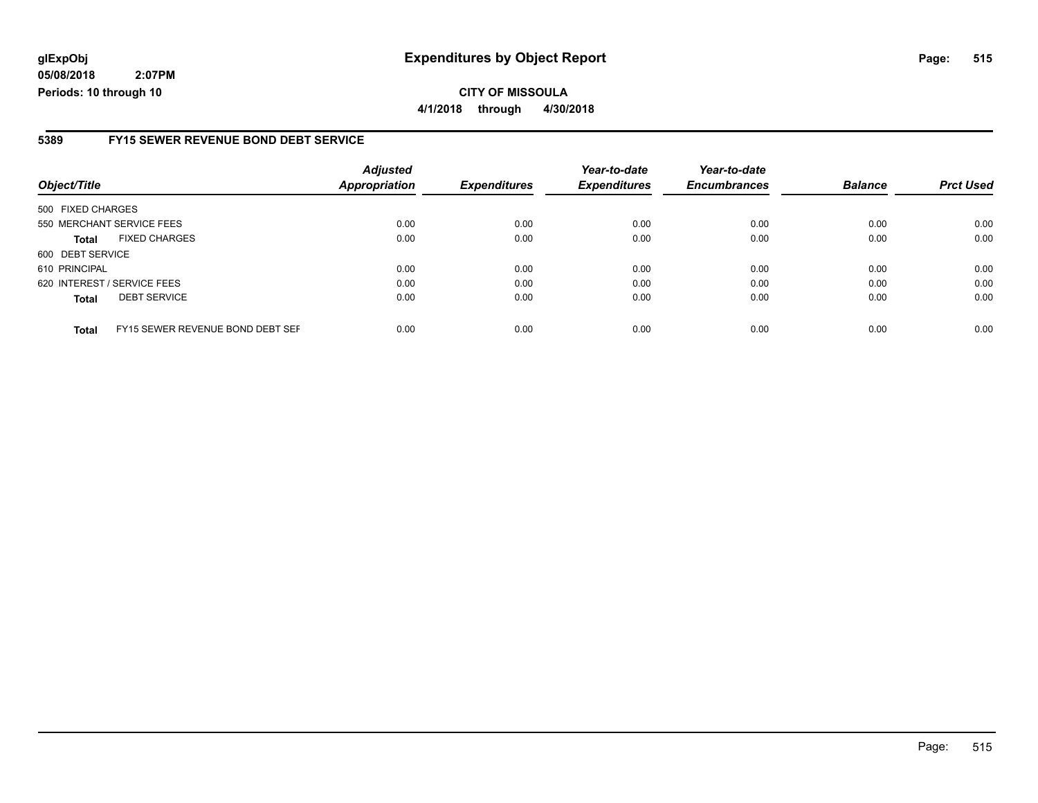**glExpObj**
**05/08/2018 2:07PM**
**Periods: 10 through 10**

# Expenditures by Object Report

**CITY OF MISSOULA**

**4/1/2018 through 4/30/2018**

## 5389 FY15 SEWER REVENUE BOND DEBT SERVICE

| Object/Title | | Adjusted Appropriation | Expenditures | Year-to-date Expenditures | Year-to-date Encumbrances | Balance | Prct Used |
|---|---|---|---|---|---|---|---|
| 500 FIXED CHARGES | | | | | | | |
| 550 MERCHANT SERVICE FEES | | 0.00 | 0.00 | 0.00 | 0.00 | 0.00 | 0.00 |
| **Total** | FIXED CHARGES | 0.00 | 0.00 | 0.00 | 0.00 | 0.00 | 0.00 |
| 600 DEBT SERVICE | | | | | | | |
| 610 PRINCIPAL | | 0.00 | 0.00 | 0.00 | 0.00 | 0.00 | 0.00 |
| 620 INTEREST / SERVICE FEES | | 0.00 | 0.00 | 0.00 | 0.00 | 0.00 | 0.00 |
| **Total** | DEBT SERVICE | 0.00 | 0.00 | 0.00 | 0.00 | 0.00 | 0.00 |
| **Total** | FY15 SEWER REVENUE BOND DEBT SEF | 0.00 | 0.00 | 0.00 | 0.00 | 0.00 | 0.00 |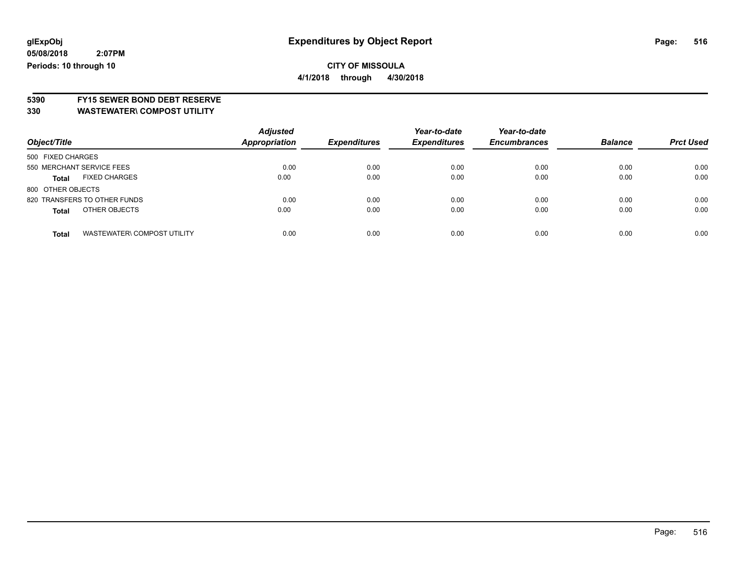**glExpObj**
**05/08/2018 2:07PM**
**Periods: 10 through 10**

# Expenditures by Object Report

**CITY OF MISSOULA**
**4/1/2018 through 4/30/2018**

## 5390 FY15 SEWER BOND DEBT RESERVE
## 330 WASTEWATER\ COMPOST UTILITY

| Object/Title | Adjusted Appropriation | Expenditures | Year-to-date Expenditures | Year-to-date Encumbrances | Balance | Prct Used |
|---|---|---|---|---|---|---|
| 500 FIXED CHARGES | | | | | | |
| 550 MERCHANT SERVICE FEES | 0.00 | 0.00 | 0.00 | 0.00 | 0.00 | 0.00 |
| **Total** FIXED CHARGES | 0.00 | 0.00 | 0.00 | 0.00 | 0.00 | 0.00 |
| 800 OTHER OBJECTS | | | | | | |
| 820 TRANSFERS TO OTHER FUNDS | 0.00 | 0.00 | 0.00 | 0.00 | 0.00 | 0.00 |
| **Total** OTHER OBJECTS | 0.00 | 0.00 | 0.00 | 0.00 | 0.00 | 0.00 |
| **Total** WASTEWATER\ COMPOST UTILITY | 0.00 | 0.00 | 0.00 | 0.00 | 0.00 | 0.00 |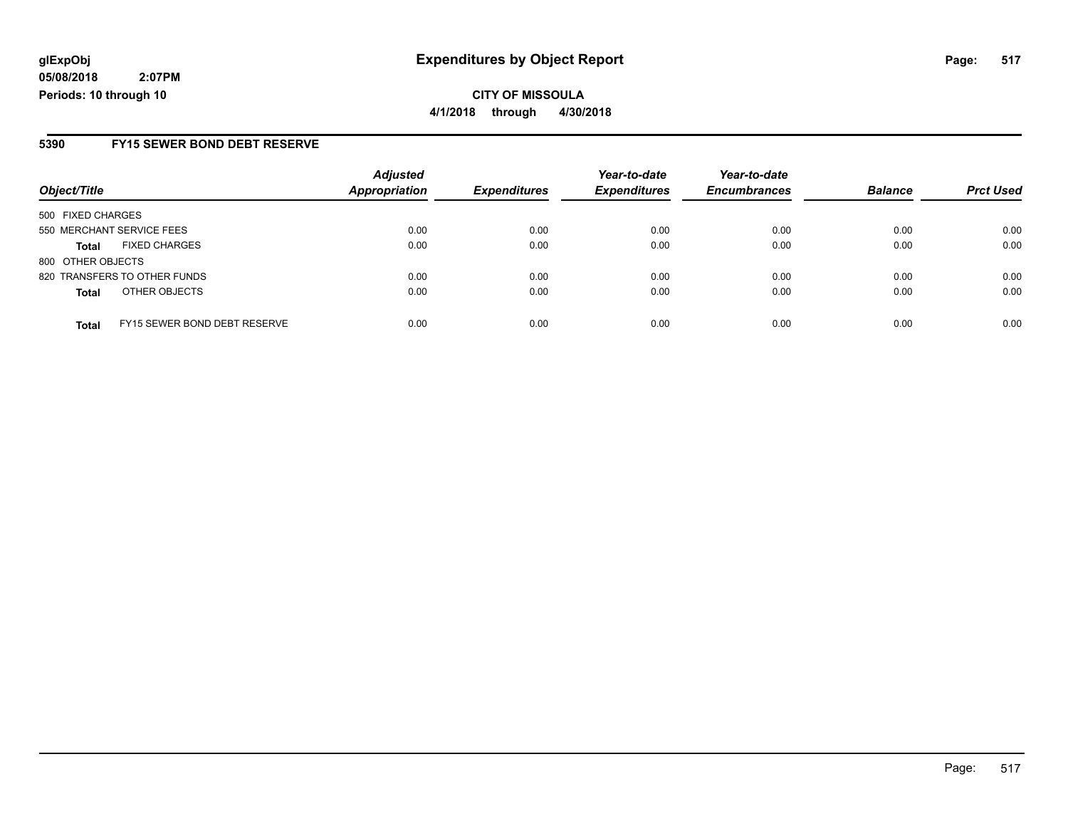# Expenditures by Object Report

**glExpObj**
**05/08/2018 2:07PM**
**Periods: 10 through 10**

**CITY OF MISSOULA**
**4/1/2018 through 4/30/2018**

## 5390 FY15 SEWER BOND DEBT RESERVE

| Object/Title | Adjusted Appropriation | Expenditures | Year-to-date Expenditures | Year-to-date Encumbrances | Balance | Prct Used |
|---|---|---|---|---|---|---|
| 500 FIXED CHARGES | | | | | | |
| 550 MERCHANT SERVICE FEES | 0.00 | 0.00 | 0.00 | 0.00 | 0.00 | 0.00 |
| **Total** FIXED CHARGES | 0.00 | 0.00 | 0.00 | 0.00 | 0.00 | 0.00 |
| 800 OTHER OBJECTS | | | | | | |
| 820 TRANSFERS TO OTHER FUNDS | 0.00 | 0.00 | 0.00 | 0.00 | 0.00 | 0.00 |
| **Total** OTHER OBJECTS | 0.00 | 0.00 | 0.00 | 0.00 | 0.00 | 0.00 |
| **Total** FY15 SEWER BOND DEBT RESERVE | 0.00 | 0.00 | 0.00 | 0.00 | 0.00 | 0.00 |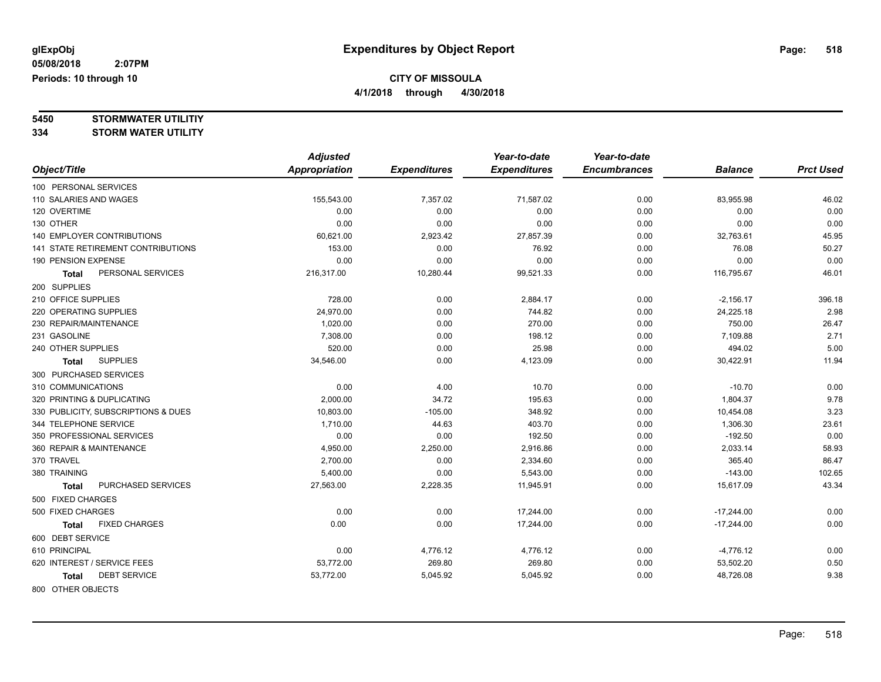# Expenditures by Object Report

glExpObj
05/08/2018 2:07PM
Periods: 10 through 10

**CITY OF MISSOULA**
**4/1/2018 through 4/30/2018**

**5450 STORMWATER UTILITIY**
**334 STORM WATER UTILITY**

| Object/Title | Adjusted Appropriation | Expenditures | Year-to-date Expenditures | Year-to-date Encumbrances | Balance | Prct Used |
|---|---|---|---|---|---|---|
| 100 PERSONAL SERVICES | | | | | | |
| 110 SALARIES AND WAGES | 155,543.00 | 7,357.02 | 71,587.02 | 0.00 | 83,955.98 | 46.02 |
| 120 OVERTIME | 0.00 | 0.00 | 0.00 | 0.00 | 0.00 | 0.00 |
| 130 OTHER | 0.00 | 0.00 | 0.00 | 0.00 | 0.00 | 0.00 |
| 140 EMPLOYER CONTRIBUTIONS | 60,621.00 | 2,923.42 | 27,857.39 | 0.00 | 32,763.61 | 45.95 |
| 141 STATE RETIREMENT CONTRIBUTIONS | 153.00 | 0.00 | 76.92 | 0.00 | 76.08 | 50.27 |
| 190 PENSION EXPENSE | 0.00 | 0.00 | 0.00 | 0.00 | 0.00 | 0.00 |
| **Total** PERSONAL SERVICES | 216,317.00 | 10,280.44 | 99,521.33 | 0.00 | 116,795.67 | 46.01 |
| 200 SUPPLIES | | | | | | |
| 210 OFFICE SUPPLIES | 728.00 | 0.00 | 2,884.17 | 0.00 | -2,156.17 | 396.18 |
| 220 OPERATING SUPPLIES | 24,970.00 | 0.00 | 744.82 | 0.00 | 24,225.18 | 2.98 |
| 230 REPAIR/MAINTENANCE | 1,020.00 | 0.00 | 270.00 | 0.00 | 750.00 | 26.47 |
| 231 GASOLINE | 7,308.00 | 0.00 | 198.12 | 0.00 | 7,109.88 | 2.71 |
| 240 OTHER SUPPLIES | 520.00 | 0.00 | 25.98 | 0.00 | 494.02 | 5.00 |
| **Total** SUPPLIES | 34,546.00 | 0.00 | 4,123.09 | 0.00 | 30,422.91 | 11.94 |
| 300 PURCHASED SERVICES | | | | | | |
| 310 COMMUNICATIONS | 0.00 | 4.00 | 10.70 | 0.00 | -10.70 | 0.00 |
| 320 PRINTING & DUPLICATING | 2,000.00 | 34.72 | 195.63 | 0.00 | 1,804.37 | 9.78 |
| 330 PUBLICITY, SUBSCRIPTIONS & DUES | 10,803.00 | -105.00 | 348.92 | 0.00 | 10,454.08 | 3.23 |
| 344 TELEPHONE SERVICE | 1,710.00 | 44.63 | 403.70 | 0.00 | 1,306.30 | 23.61 |
| 350 PROFESSIONAL SERVICES | 0.00 | 0.00 | 192.50 | 0.00 | -192.50 | 0.00 |
| 360 REPAIR & MAINTENANCE | 4,950.00 | 2,250.00 | 2,916.86 | 0.00 | 2,033.14 | 58.93 |
| 370 TRAVEL | 2,700.00 | 0.00 | 2,334.60 | 0.00 | 365.40 | 86.47 |
| 380 TRAINING | 5,400.00 | 0.00 | 5,543.00 | 0.00 | -143.00 | 102.65 |
| **Total** PURCHASED SERVICES | 27,563.00 | 2,228.35 | 11,945.91 | 0.00 | 15,617.09 | 43.34 |
| 500 FIXED CHARGES | | | | | | |
| 500 FIXED CHARGES | 0.00 | 0.00 | 17,244.00 | 0.00 | -17,244.00 | 0.00 |
| **Total** FIXED CHARGES | 0.00 | 0.00 | 17,244.00 | 0.00 | -17,244.00 | 0.00 |
| 600 DEBT SERVICE | | | | | | |
| 610 PRINCIPAL | 0.00 | 4,776.12 | 4,776.12 | 0.00 | -4,776.12 | 0.00 |
| 620 INTEREST / SERVICE FEES | 53,772.00 | 269.80 | 269.80 | 0.00 | 53,502.20 | 0.50 |
| **Total** DEBT SERVICE | 53,772.00 | 5,045.92 | 5,045.92 | 0.00 | 48,726.08 | 9.38 |
| 800 OTHER OBJECTS | | | | | | |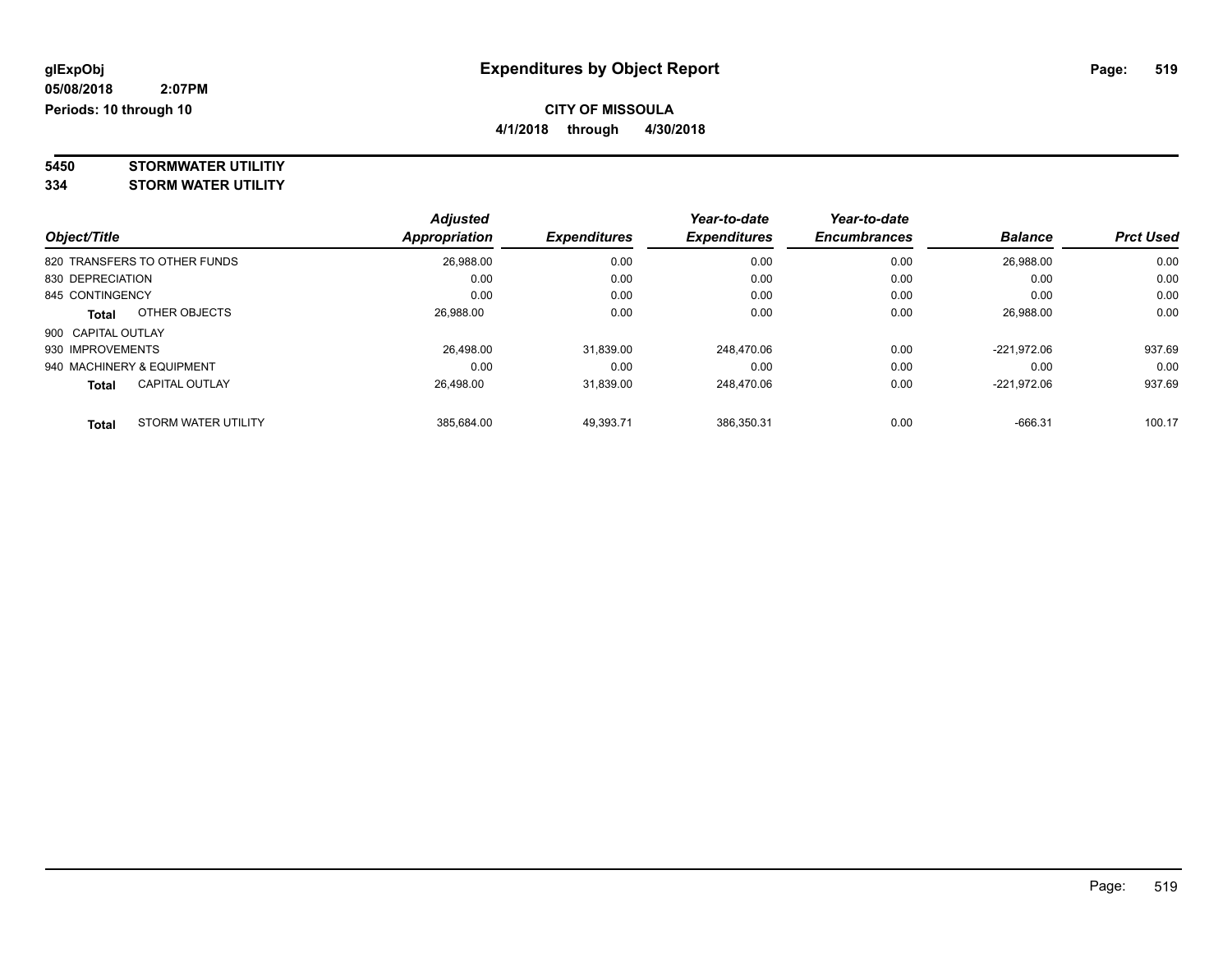**glExpObj**
**05/08/2018 2:07PM**
**Periods: 10 through 10**

# Expenditures by Object Report

**CITY OF MISSOULA**
**4/1/2018 through 4/30/2018**

**5450 STORMWATER UTILITIY**
**334 STORM WATER UTILITY**

| Object/Title | | Adjusted Appropriation | Expenditures | Year-to-date Expenditures | Year-to-date Encumbrances | Balance | Prct Used |
|---|---|---|---|---|---|---|---|
| 820 TRANSFERS TO OTHER FUNDS | | 26,988.00 | 0.00 | 0.00 | 0.00 | 26,988.00 | 0.00 |
| 830 DEPRECIATION | | 0.00 | 0.00 | 0.00 | 0.00 | 0.00 | 0.00 |
| 845 CONTINGENCY | | 0.00 | 0.00 | 0.00 | 0.00 | 0.00 | 0.00 |
| **Total** | OTHER OBJECTS | 26,988.00 | 0.00 | 0.00 | 0.00 | 26,988.00 | 0.00 |
| 900 CAPITAL OUTLAY | | | | | | | |
| 930 IMPROVEMENTS | | 26,498.00 | 31,839.00 | 248,470.06 | 0.00 | -221,972.06 | 937.69 |
| 940 MACHINERY & EQUIPMENT | | 0.00 | 0.00 | 0.00 | 0.00 | 0.00 | 0.00 |
| **Total** | CAPITAL OUTLAY | 26,498.00 | 31,839.00 | 248,470.06 | 0.00 | -221,972.06 | 937.69 |
| **Total** | STORM WATER UTILITY | 385,684.00 | 49,393.71 | 386,350.31 | 0.00 | -666.31 | 100.17 |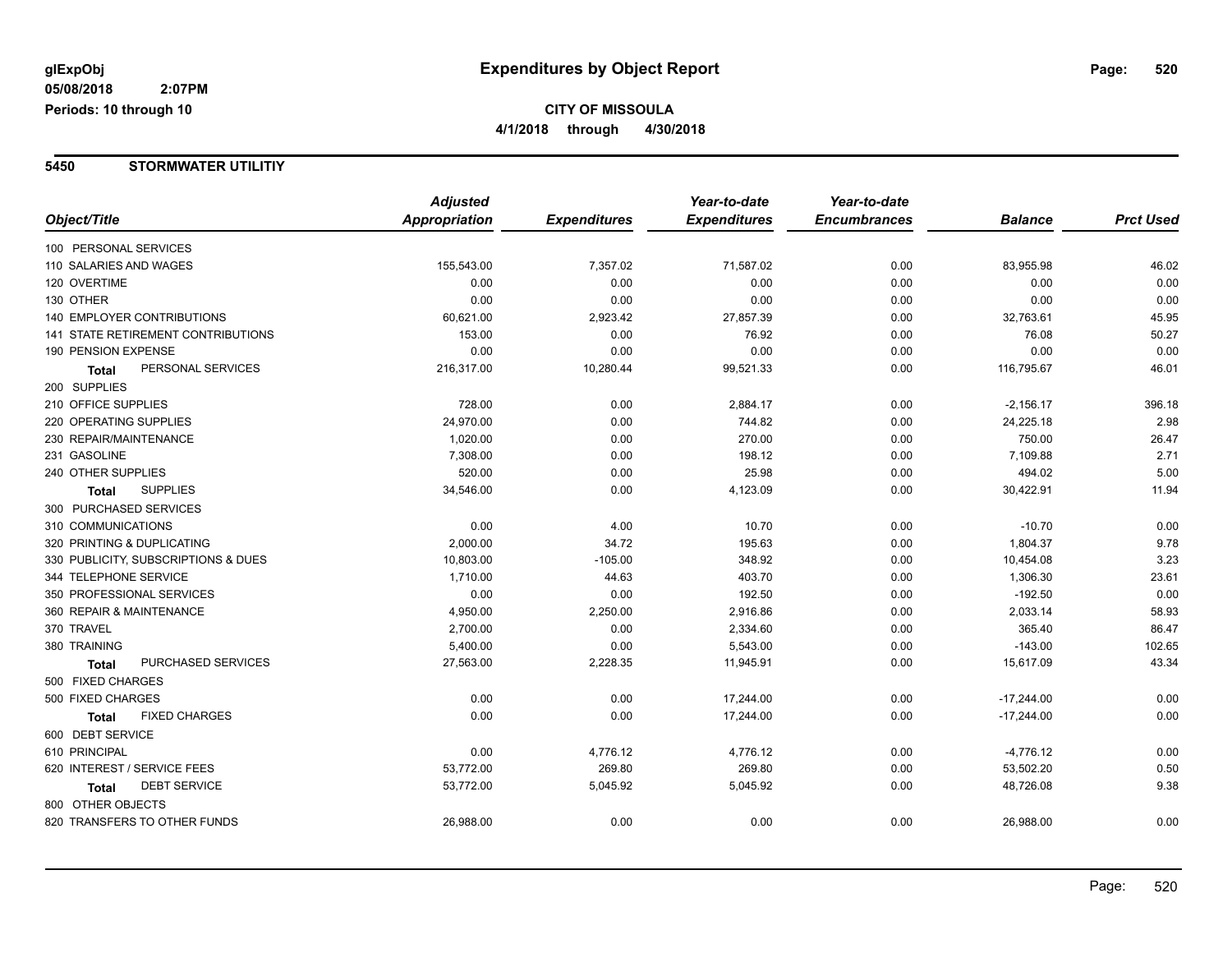**glExpObj** **Expenditures by Object Report**

**05/08/2018 2:07PM**

**Periods: 10 through 10**

**CITY OF MISSOULA**

**4/1/2018 through 4/30/2018**

## 5450 STORMWATER UTILITIY

| Object/Title | Adjusted Appropriation | Expenditures | Year-to-date Expenditures | Year-to-date Encumbrances | Balance | Prct Used |
|---|---|---|---|---|---|---|
| 100 PERSONAL SERVICES | | | | | | |
| 110 SALARIES AND WAGES | 155,543.00 | 7,357.02 | 71,587.02 | 0.00 | 83,955.98 | 46.02 |
| 120 OVERTIME | 0.00 | 0.00 | 0.00 | 0.00 | 0.00 | 0.00 |
| 130 OTHER | 0.00 | 0.00 | 0.00 | 0.00 | 0.00 | 0.00 |
| 140 EMPLOYER CONTRIBUTIONS | 60,621.00 | 2,923.42 | 27,857.39 | 0.00 | 32,763.61 | 45.95 |
| 141 STATE RETIREMENT CONTRIBUTIONS | 153.00 | 0.00 | 76.92 | 0.00 | 76.08 | 50.27 |
| 190 PENSION EXPENSE | 0.00 | 0.00 | 0.00 | 0.00 | 0.00 | 0.00 |
| **Total** PERSONAL SERVICES | 216,317.00 | 10,280.44 | 99,521.33 | 0.00 | 116,795.67 | 46.01 |
| 200 SUPPLIES | | | | | | |
| 210 OFFICE SUPPLIES | 728.00 | 0.00 | 2,884.17 | 0.00 | -2,156.17 | 396.18 |
| 220 OPERATING SUPPLIES | 24,970.00 | 0.00 | 744.82 | 0.00 | 24,225.18 | 2.98 |
| 230 REPAIR/MAINTENANCE | 1,020.00 | 0.00 | 270.00 | 0.00 | 750.00 | 26.47 |
| 231 GASOLINE | 7,308.00 | 0.00 | 198.12 | 0.00 | 7,109.88 | 2.71 |
| 240 OTHER SUPPLIES | 520.00 | 0.00 | 25.98 | 0.00 | 494.02 | 5.00 |
| **Total** SUPPLIES | 34,546.00 | 0.00 | 4,123.09 | 0.00 | 30,422.91 | 11.94 |
| 300 PURCHASED SERVICES | | | | | | |
| 310 COMMUNICATIONS | 0.00 | 4.00 | 10.70 | 0.00 | -10.70 | 0.00 |
| 320 PRINTING & DUPLICATING | 2,000.00 | 34.72 | 195.63 | 0.00 | 1,804.37 | 9.78 |
| 330 PUBLICITY, SUBSCRIPTIONS & DUES | 10,803.00 | -105.00 | 348.92 | 0.00 | 10,454.08 | 3.23 |
| 344 TELEPHONE SERVICE | 1,710.00 | 44.63 | 403.70 | 0.00 | 1,306.30 | 23.61 |
| 350 PROFESSIONAL SERVICES | 0.00 | 0.00 | 192.50 | 0.00 | -192.50 | 0.00 |
| 360 REPAIR & MAINTENANCE | 4,950.00 | 2,250.00 | 2,916.86 | 0.00 | 2,033.14 | 58.93 |
| 370 TRAVEL | 2,700.00 | 0.00 | 2,334.60 | 0.00 | 365.40 | 86.47 |
| 380 TRAINING | 5,400.00 | 0.00 | 5,543.00 | 0.00 | -143.00 | 102.65 |
| **Total** PURCHASED SERVICES | 27,563.00 | 2,228.35 | 11,945.91 | 0.00 | 15,617.09 | 43.34 |
| 500 FIXED CHARGES | | | | | | |
| 500 FIXED CHARGES | 0.00 | 0.00 | 17,244.00 | 0.00 | -17,244.00 | 0.00 |
| **Total** FIXED CHARGES | 0.00 | 0.00 | 17,244.00 | 0.00 | -17,244.00 | 0.00 |
| 600 DEBT SERVICE | | | | | | |
| 610 PRINCIPAL | 0.00 | 4,776.12 | 4,776.12 | 0.00 | -4,776.12 | 0.00 |
| 620 INTEREST / SERVICE FEES | 53,772.00 | 269.80 | 269.80 | 0.00 | 53,502.20 | 0.50 |
| **Total** DEBT SERVICE | 53,772.00 | 5,045.92 | 5,045.92 | 0.00 | 48,726.08 | 9.38 |
| 800 OTHER OBJECTS | | | | | | |
| 820 TRANSFERS TO OTHER FUNDS | 26,988.00 | 0.00 | 0.00 | 0.00 | 26,988.00 | 0.00 |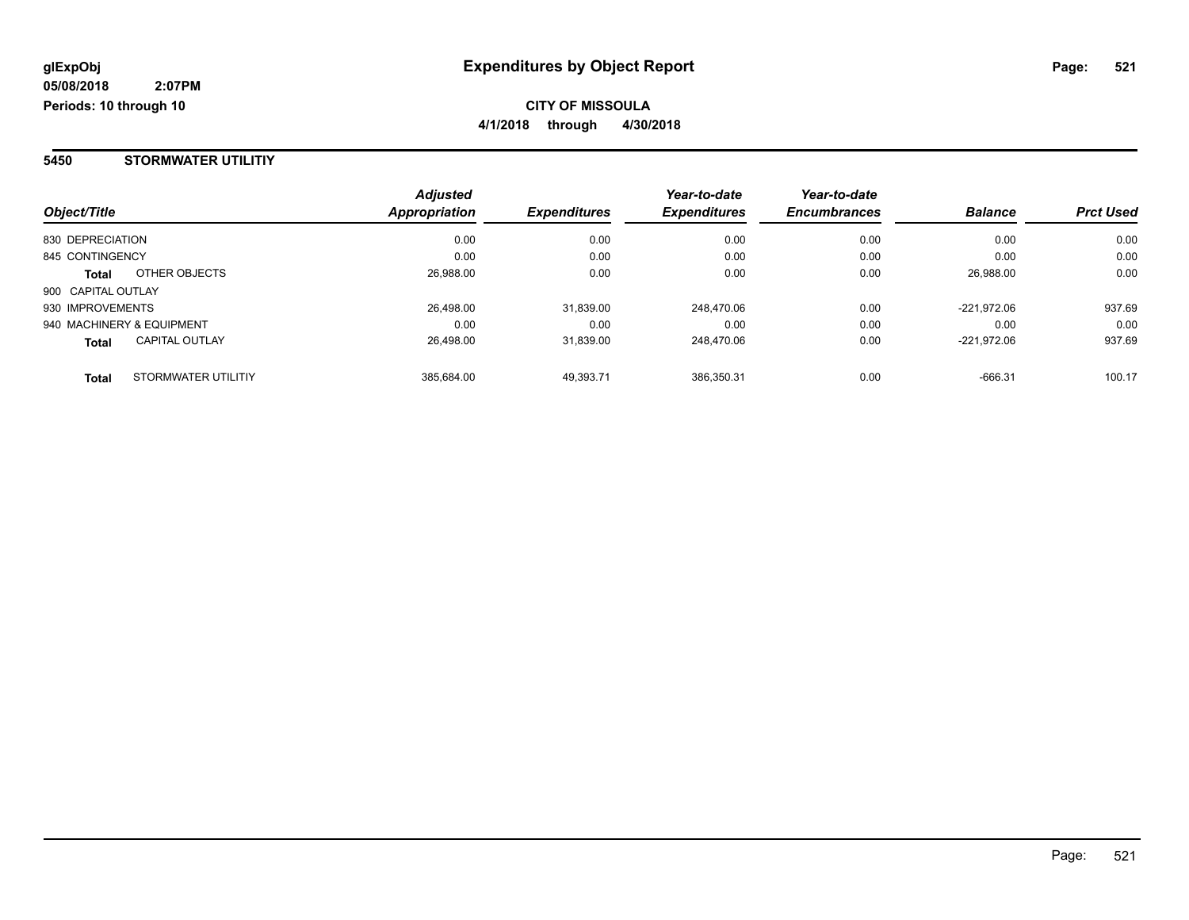**glExpObj**
**05/08/2018 2:07PM**
**Periods: 10 through 10**

# Expenditures by Object Report

**CITY OF MISSOULA**
**4/1/2018 through 4/30/2018**

## 5450 STORMWATER UTILITIY

| Object/Title | | *Adjusted Appropriation* | *Expenditures* | *Year-to-date Expenditures* | *Year-to-date Encumbrances* | *Balance* | *Prct Used* |
|---|---|---|---|---|---|---|---|
| 830 DEPRECIATION | | 0.00 | 0.00 | 0.00 | 0.00 | 0.00 | 0.00 |
| 845 CONTINGENCY | | 0.00 | 0.00 | 0.00 | 0.00 | 0.00 | 0.00 |
| **Total** | OTHER OBJECTS | 26,988.00 | 0.00 | 0.00 | 0.00 | 26,988.00 | 0.00 |
| 900 CAPITAL OUTLAY | | | | | | | |
| 930 IMPROVEMENTS | | 26,498.00 | 31,839.00 | 248,470.06 | 0.00 | -221,972.06 | 937.69 |
| 940 MACHINERY & EQUIPMENT | | 0.00 | 0.00 | 0.00 | 0.00 | 0.00 | 0.00 |
| **Total** | CAPITAL OUTLAY | 26,498.00 | 31,839.00 | 248,470.06 | 0.00 | -221,972.06 | 937.69 |
| **Total** | STORMWATER UTILITIY | 385,684.00 | 49,393.71 | 386,350.31 | 0.00 | -666.31 | 100.17 |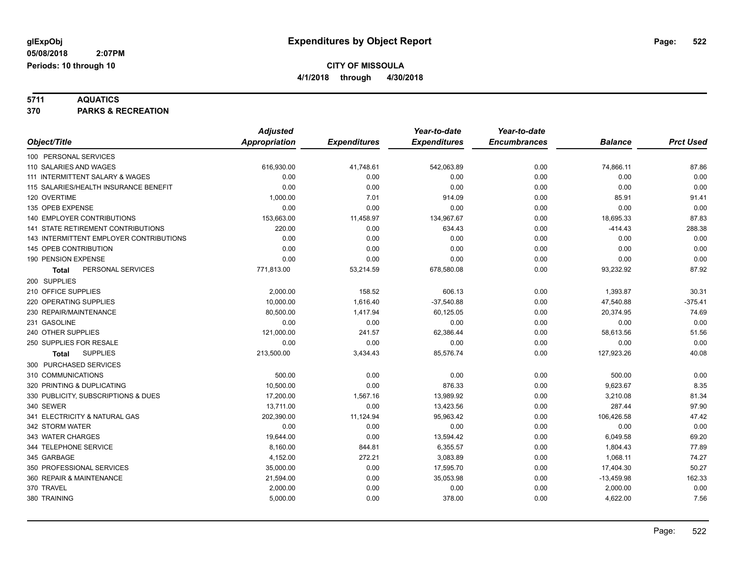**glExpObj**
**05/08/2018 2:07PM**
**Periods: 10 through 10**

# Expenditures by Object Report

**CITY OF MISSOULA**
**4/1/2018 through 4/30/2018**

**5711 AQUATICS**
**370 PARKS & RECREATION**

| Object/Title | Adjusted Appropriation | Expenditures | Year-to-date Expenditures | Year-to-date Encumbrances | Balance | Prct Used |
|---|---|---|---|---|---|---|
| 100 PERSONAL SERVICES | | | | | | |
| 110 SALARIES AND WAGES | 616,930.00 | 41,748.61 | 542,063.89 | 0.00 | 74,866.11 | 87.86 |
| 111 INTERMITTENT SALARY & WAGES | 0.00 | 0.00 | 0.00 | 0.00 | 0.00 | 0.00 |
| 115 SALARIES/HEALTH INSURANCE BENEFIT | 0.00 | 0.00 | 0.00 | 0.00 | 0.00 | 0.00 |
| 120 OVERTIME | 1,000.00 | 7.01 | 914.09 | 0.00 | 85.91 | 91.41 |
| 135 OPEB EXPENSE | 0.00 | 0.00 | 0.00 | 0.00 | 0.00 | 0.00 |
| 140 EMPLOYER CONTRIBUTIONS | 153,663.00 | 11,458.97 | 134,967.67 | 0.00 | 18,695.33 | 87.83 |
| 141 STATE RETIREMENT CONTRIBUTIONS | 220.00 | 0.00 | 634.43 | 0.00 | -414.43 | 288.38 |
| 143 INTERMITTENT EMPLOYER CONTRIBUTIONS | 0.00 | 0.00 | 0.00 | 0.00 | 0.00 | 0.00 |
| 145 OPEB CONTRIBUTION | 0.00 | 0.00 | 0.00 | 0.00 | 0.00 | 0.00 |
| 190 PENSION EXPENSE | 0.00 | 0.00 | 0.00 | 0.00 | 0.00 | 0.00 |
| **Total** PERSONAL SERVICES | 771,813.00 | 53,214.59 | 678,580.08 | 0.00 | 93,232.92 | 87.92 |
| 200 SUPPLIES | | | | | | |
| 210 OFFICE SUPPLIES | 2,000.00 | 158.52 | 606.13 | 0.00 | 1,393.87 | 30.31 |
| 220 OPERATING SUPPLIES | 10,000.00 | 1,616.40 | -37,540.88 | 0.00 | 47,540.88 | -375.41 |
| 230 REPAIR/MAINTENANCE | 80,500.00 | 1,417.94 | 60,125.05 | 0.00 | 20,374.95 | 74.69 |
| 231 GASOLINE | 0.00 | 0.00 | 0.00 | 0.00 | 0.00 | 0.00 |
| 240 OTHER SUPPLIES | 121,000.00 | 241.57 | 62,386.44 | 0.00 | 58,613.56 | 51.56 |
| 250 SUPPLIES FOR RESALE | 0.00 | 0.00 | 0.00 | 0.00 | 0.00 | 0.00 |
| **Total** SUPPLIES | 213,500.00 | 3,434.43 | 85,576.74 | 0.00 | 127,923.26 | 40.08 |
| 300 PURCHASED SERVICES | | | | | | |
| 310 COMMUNICATIONS | 500.00 | 0.00 | 0.00 | 0.00 | 500.00 | 0.00 |
| 320 PRINTING & DUPLICATING | 10,500.00 | 0.00 | 876.33 | 0.00 | 9,623.67 | 8.35 |
| 330 PUBLICITY, SUBSCRIPTIONS & DUES | 17,200.00 | 1,567.16 | 13,989.92 | 0.00 | 3,210.08 | 81.34 |
| 340 SEWER | 13,711.00 | 0.00 | 13,423.56 | 0.00 | 287.44 | 97.90 |
| 341 ELECTRICITY & NATURAL GAS | 202,390.00 | 11,124.94 | 95,963.42 | 0.00 | 106,426.58 | 47.42 |
| 342 STORM WATER | 0.00 | 0.00 | 0.00 | 0.00 | 0.00 | 0.00 |
| 343 WATER CHARGES | 19,644.00 | 0.00 | 13,594.42 | 0.00 | 6,049.58 | 69.20 |
| 344 TELEPHONE SERVICE | 8,160.00 | 844.81 | 6,355.57 | 0.00 | 1,804.43 | 77.89 |
| 345 GARBAGE | 4,152.00 | 272.21 | 3,083.89 | 0.00 | 1,068.11 | 74.27 |
| 350 PROFESSIONAL SERVICES | 35,000.00 | 0.00 | 17,595.70 | 0.00 | 17,404.30 | 50.27 |
| 360 REPAIR & MAINTENANCE | 21,594.00 | 0.00 | 35,053.98 | 0.00 | -13,459.98 | 162.33 |
| 370 TRAVEL | 2,000.00 | 0.00 | 0.00 | 0.00 | 2,000.00 | 0.00 |
| 380 TRAINING | 5,000.00 | 0.00 | 378.00 | 0.00 | 4,622.00 | 7.56 |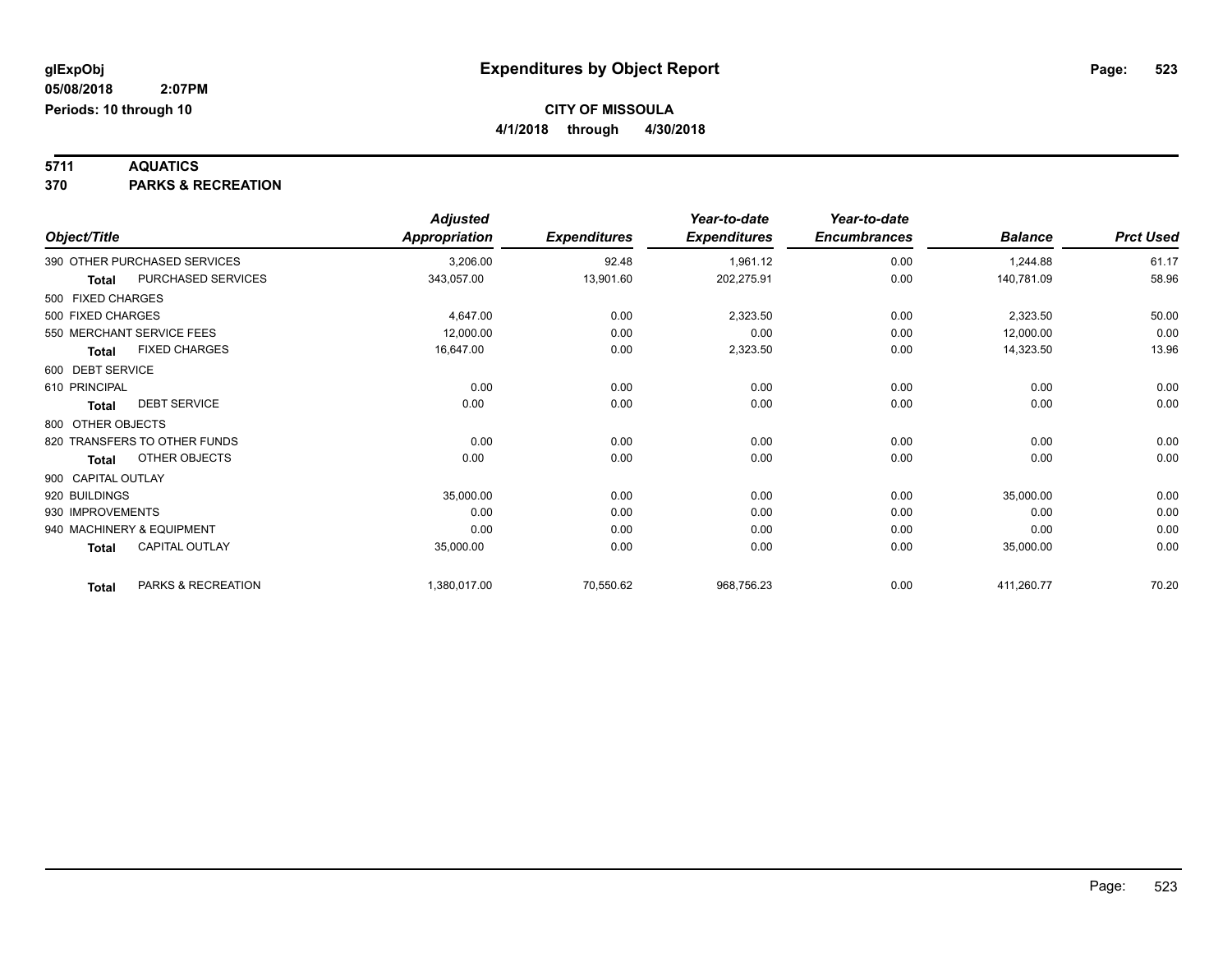# Expenditures by Object Report

glExpObj
05/08/2018 2:07PM
Periods: 10 through 10

**CITY OF MISSOULA**
**4/1/2018 through 4/30/2018**

**5711 AQUATICS**
**370 PARKS & RECREATION**

| Object/Title | | Adjusted Appropriation | Expenditures | Year-to-date Expenditures | Year-to-date Encumbrances | Balance | Prct Used |
|---|---|---|---|---|---|---|---|
| 390 OTHER PURCHASED SERVICES | | 3,206.00 | 92.48 | 1,961.12 | 0.00 | 1,244.88 | 61.17 |
| **Total** | PURCHASED SERVICES | 343,057.00 | 13,901.60 | 202,275.91 | 0.00 | 140,781.09 | 58.96 |
| 500 FIXED CHARGES | | | | | | | |
| 500 FIXED CHARGES | | 4,647.00 | 0.00 | 2,323.50 | 0.00 | 2,323.50 | 50.00 |
| 550 MERCHANT SERVICE FEES | | 12,000.00 | 0.00 | 0.00 | 0.00 | 12,000.00 | 0.00 |
| **Total** | FIXED CHARGES | 16,647.00 | 0.00 | 2,323.50 | 0.00 | 14,323.50 | 13.96 |
| 600 DEBT SERVICE | | | | | | | |
| 610 PRINCIPAL | | 0.00 | 0.00 | 0.00 | 0.00 | 0.00 | 0.00 |
| **Total** | DEBT SERVICE | 0.00 | 0.00 | 0.00 | 0.00 | 0.00 | 0.00 |
| 800 OTHER OBJECTS | | | | | | | |
| 820 TRANSFERS TO OTHER FUNDS | | 0.00 | 0.00 | 0.00 | 0.00 | 0.00 | 0.00 |
| **Total** | OTHER OBJECTS | 0.00 | 0.00 | 0.00 | 0.00 | 0.00 | 0.00 |
| 900 CAPITAL OUTLAY | | | | | | | |
| 920 BUILDINGS | | 35,000.00 | 0.00 | 0.00 | 0.00 | 35,000.00 | 0.00 |
| 930 IMPROVEMENTS | | 0.00 | 0.00 | 0.00 | 0.00 | 0.00 | 0.00 |
| 940 MACHINERY & EQUIPMENT | | 0.00 | 0.00 | 0.00 | 0.00 | 0.00 | 0.00 |
| **Total** | CAPITAL OUTLAY | 35,000.00 | 0.00 | 0.00 | 0.00 | 35,000.00 | 0.00 |
| **Total** | PARKS & RECREATION | 1,380,017.00 | 70,550.62 | 968,756.23 | 0.00 | 411,260.77 | 70.20 |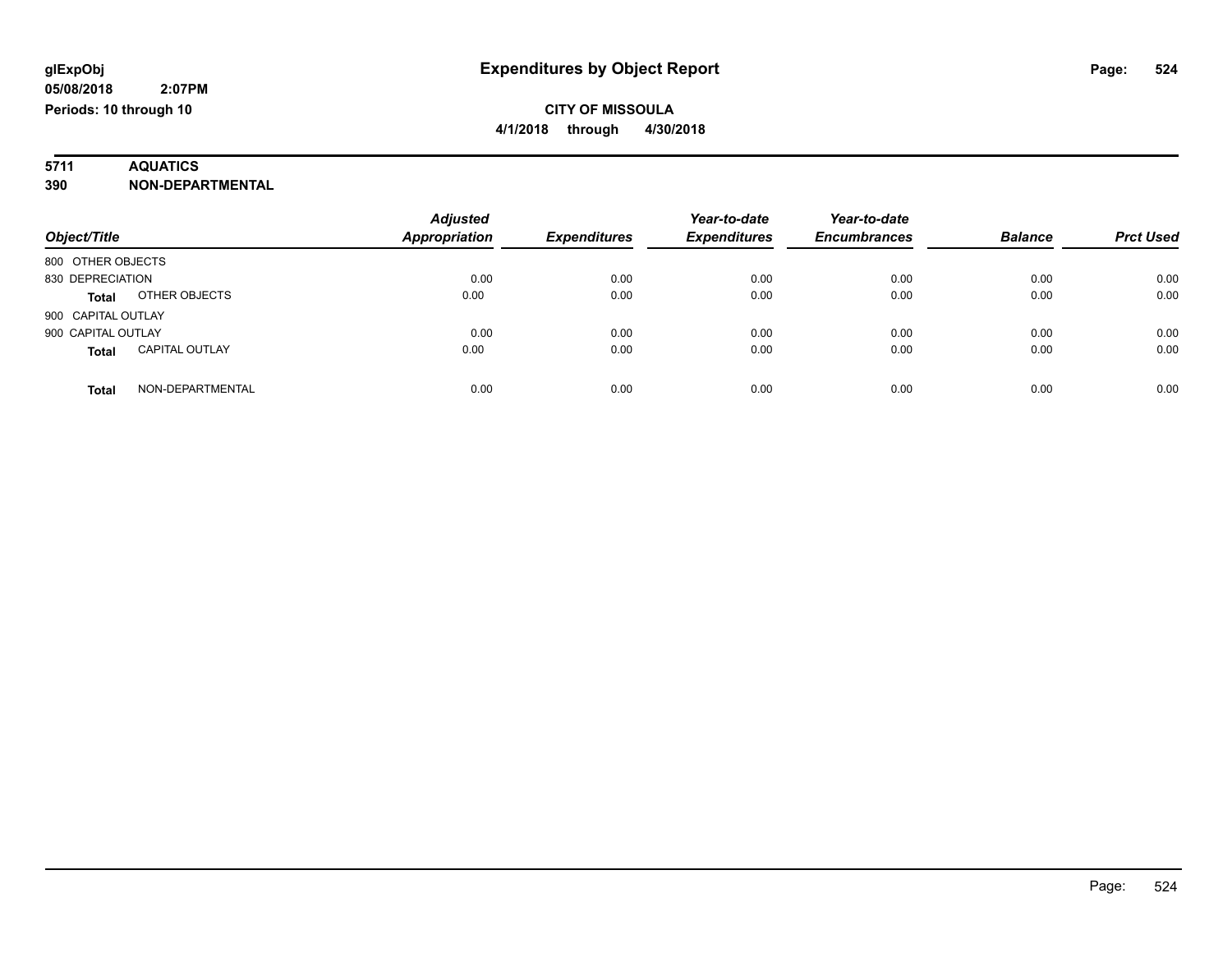# Expenditures by Object Report

glExpObj
05/08/2018 2:07PM
Periods: 10 through 10

**CITY OF MISSOULA**
**4/1/2018 through 4/30/2018**

**5711 AQUATICS**
**390 NON-DEPARTMENTAL**

| Object/Title | | Adjusted Appropriation | Expenditures | Year-to-date Expenditures | Year-to-date Encumbrances | Balance | Prct Used |
|---|---|---|---|---|---|---|---|
| 800 OTHER OBJECTS | | | | | | | |
| 830 DEPRECIATION | | 0.00 | 0.00 | 0.00 | 0.00 | 0.00 | 0.00 |
| **Total** | OTHER OBJECTS | 0.00 | 0.00 | 0.00 | 0.00 | 0.00 | 0.00 |
| 900 CAPITAL OUTLAY | | | | | | | |
| 900 CAPITAL OUTLAY | | 0.00 | 0.00 | 0.00 | 0.00 | 0.00 | 0.00 |
| **Total** | CAPITAL OUTLAY | 0.00 | 0.00 | 0.00 | 0.00 | 0.00 | 0.00 |
| **Total** | NON-DEPARTMENTAL | 0.00 | 0.00 | 0.00 | 0.00 | 0.00 | 0.00 |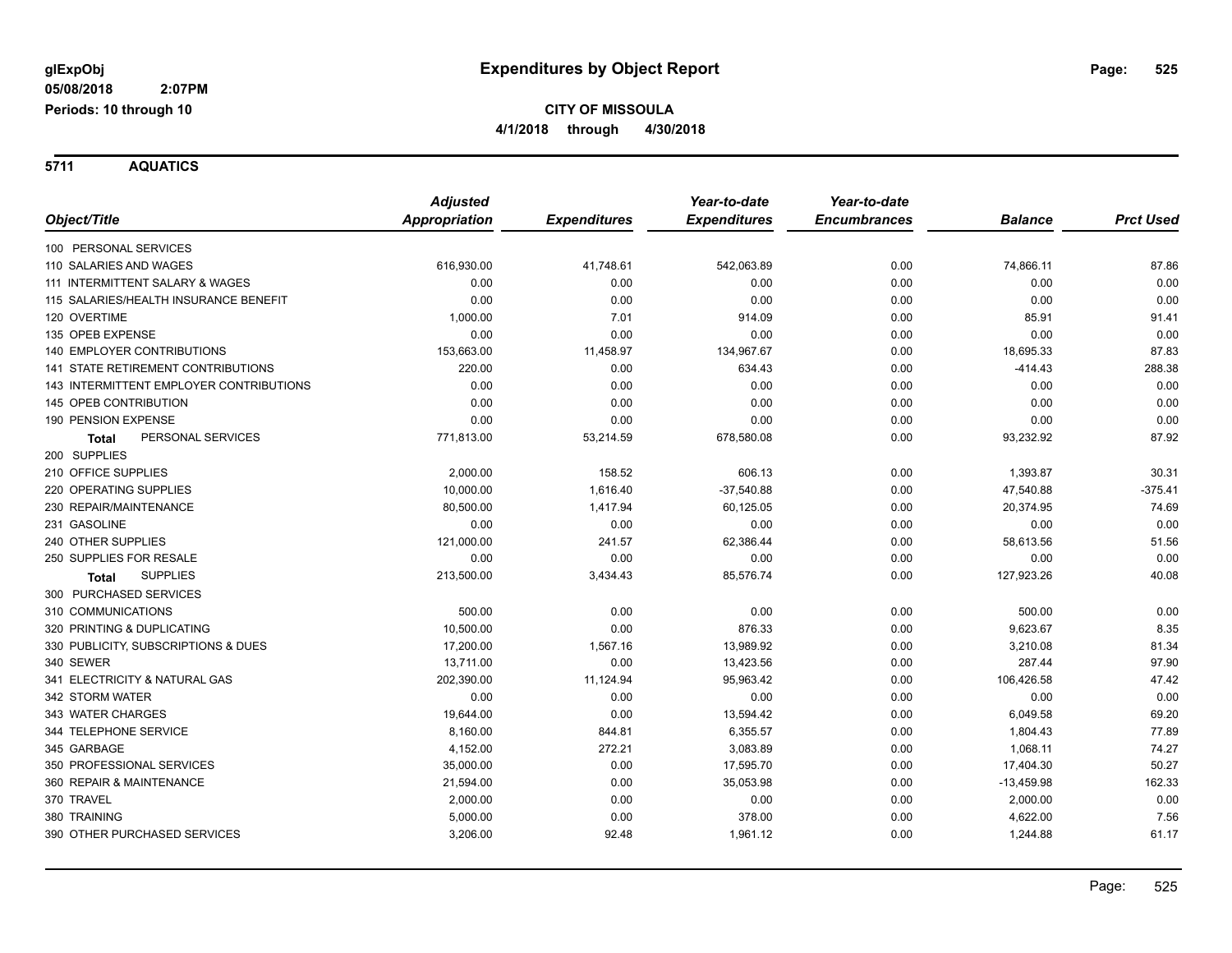# Expenditures by Object Report

glExpObj
05/08/2018 2:07PM
Periods: 10 through 10

**CITY OF MISSOULA**
**4/1/2018 through 4/30/2018**

## 5711 AQUATICS

| Object/Title | Adjusted Appropriation | Expenditures | Year-to-date Expenditures | Year-to-date Encumbrances | Balance | Prct Used |
|---|---|---|---|---|---|---|
| 100 PERSONAL SERVICES | | | | | | |
| 110 SALARIES AND WAGES | 616,930.00 | 41,748.61 | 542,063.89 | 0.00 | 74,866.11 | 87.86 |
| 111 INTERMITTENT SALARY & WAGES | 0.00 | 0.00 | 0.00 | 0.00 | 0.00 | 0.00 |
| 115 SALARIES/HEALTH INSURANCE BENEFIT | 0.00 | 0.00 | 0.00 | 0.00 | 0.00 | 0.00 |
| 120 OVERTIME | 1,000.00 | 7.01 | 914.09 | 0.00 | 85.91 | 91.41 |
| 135 OPEB EXPENSE | 0.00 | 0.00 | 0.00 | 0.00 | 0.00 | 0.00 |
| 140 EMPLOYER CONTRIBUTIONS | 153,663.00 | 11,458.97 | 134,967.67 | 0.00 | 18,695.33 | 87.83 |
| 141 STATE RETIREMENT CONTRIBUTIONS | 220.00 | 0.00 | 634.43 | 0.00 | -414.43 | 288.38 |
| 143 INTERMITTENT EMPLOYER CONTRIBUTIONS | 0.00 | 0.00 | 0.00 | 0.00 | 0.00 | 0.00 |
| 145 OPEB CONTRIBUTION | 0.00 | 0.00 | 0.00 | 0.00 | 0.00 | 0.00 |
| 190 PENSION EXPENSE | 0.00 | 0.00 | 0.00 | 0.00 | 0.00 | 0.00 |
| **Total** PERSONAL SERVICES | 771,813.00 | 53,214.59 | 678,580.08 | 0.00 | 93,232.92 | 87.92 |
| 200 SUPPLIES | | | | | | |
| 210 OFFICE SUPPLIES | 2,000.00 | 158.52 | 606.13 | 0.00 | 1,393.87 | 30.31 |
| 220 OPERATING SUPPLIES | 10,000.00 | 1,616.40 | -37,540.88 | 0.00 | 47,540.88 | -375.41 |
| 230 REPAIR/MAINTENANCE | 80,500.00 | 1,417.94 | 60,125.05 | 0.00 | 20,374.95 | 74.69 |
| 231 GASOLINE | 0.00 | 0.00 | 0.00 | 0.00 | 0.00 | 0.00 |
| 240 OTHER SUPPLIES | 121,000.00 | 241.57 | 62,386.44 | 0.00 | 58,613.56 | 51.56 |
| 250 SUPPLIES FOR RESALE | 0.00 | 0.00 | 0.00 | 0.00 | 0.00 | 0.00 |
| **Total** SUPPLIES | 213,500.00 | 3,434.43 | 85,576.74 | 0.00 | 127,923.26 | 40.08 |
| 300 PURCHASED SERVICES | | | | | | |
| 310 COMMUNICATIONS | 500.00 | 0.00 | 0.00 | 0.00 | 500.00 | 0.00 |
| 320 PRINTING & DUPLICATING | 10,500.00 | 0.00 | 876.33 | 0.00 | 9,623.67 | 8.35 |
| 330 PUBLICITY, SUBSCRIPTIONS & DUES | 17,200.00 | 1,567.16 | 13,989.92 | 0.00 | 3,210.08 | 81.34 |
| 340 SEWER | 13,711.00 | 0.00 | 13,423.56 | 0.00 | 287.44 | 97.90 |
| 341 ELECTRICITY & NATURAL GAS | 202,390.00 | 11,124.94 | 95,963.42 | 0.00 | 106,426.58 | 47.42 |
| 342 STORM WATER | 0.00 | 0.00 | 0.00 | 0.00 | 0.00 | 0.00 |
| 343 WATER CHARGES | 19,644.00 | 0.00 | 13,594.42 | 0.00 | 6,049.58 | 69.20 |
| 344 TELEPHONE SERVICE | 8,160.00 | 844.81 | 6,355.57 | 0.00 | 1,804.43 | 77.89 |
| 345 GARBAGE | 4,152.00 | 272.21 | 3,083.89 | 0.00 | 1,068.11 | 74.27 |
| 350 PROFESSIONAL SERVICES | 35,000.00 | 0.00 | 17,595.70 | 0.00 | 17,404.30 | 50.27 |
| 360 REPAIR & MAINTENANCE | 21,594.00 | 0.00 | 35,053.98 | 0.00 | -13,459.98 | 162.33 |
| 370 TRAVEL | 2,000.00 | 0.00 | 0.00 | 0.00 | 2,000.00 | 0.00 |
| 380 TRAINING | 5,000.00 | 0.00 | 378.00 | 0.00 | 4,622.00 | 7.56 |
| 390 OTHER PURCHASED SERVICES | 3,206.00 | 92.48 | 1,961.12 | 0.00 | 1,244.88 | 61.17 |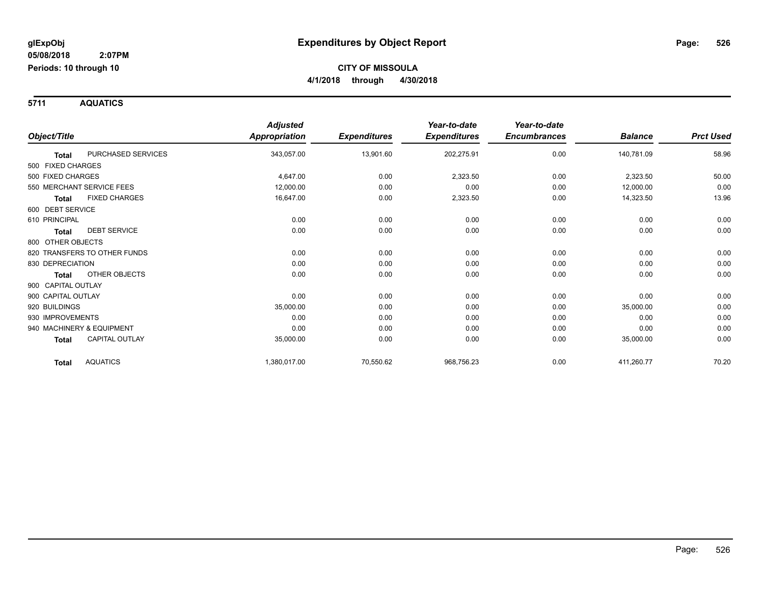**glExpObj**
**05/08/2018 2:07PM**
**Periods: 10 through 10**

# Expenditures by Object Report

**CITY OF MISSOULA**
**4/1/2018 through 4/30/2018**

## 5711 AQUATICS

| Object/Title | | Adjusted Appropriation | Expenditures | Year-to-date Expenditures | Year-to-date Encumbrances | Balance | Prct Used |
|---|---|---|---|---|---|---|---|
| **Total** | PURCHASED SERVICES | 343,057.00 | 13,901.60 | 202,275.91 | 0.00 | 140,781.09 | 58.96 |
| 500 FIXED CHARGES | | | | | | | |
| 500 FIXED CHARGES | | 4,647.00 | 0.00 | 2,323.50 | 0.00 | 2,323.50 | 50.00 |
| 550 MERCHANT SERVICE FEES | | 12,000.00 | 0.00 | 0.00 | 0.00 | 12,000.00 | 0.00 |
| **Total** | FIXED CHARGES | 16,647.00 | 0.00 | 2,323.50 | 0.00 | 14,323.50 | 13.96 |
| 600 DEBT SERVICE | | | | | | | |
| 610 PRINCIPAL | | 0.00 | 0.00 | 0.00 | 0.00 | 0.00 | 0.00 |
| **Total** | DEBT SERVICE | 0.00 | 0.00 | 0.00 | 0.00 | 0.00 | 0.00 |
| 800 OTHER OBJECTS | | | | | | | |
| 820 TRANSFERS TO OTHER FUNDS | | 0.00 | 0.00 | 0.00 | 0.00 | 0.00 | 0.00 |
| 830 DEPRECIATION | | 0.00 | 0.00 | 0.00 | 0.00 | 0.00 | 0.00 |
| **Total** | OTHER OBJECTS | 0.00 | 0.00 | 0.00 | 0.00 | 0.00 | 0.00 |
| 900 CAPITAL OUTLAY | | | | | | | |
| 900 CAPITAL OUTLAY | | 0.00 | 0.00 | 0.00 | 0.00 | 0.00 | 0.00 |
| 920 BUILDINGS | | 35,000.00 | 0.00 | 0.00 | 0.00 | 35,000.00 | 0.00 |
| 930 IMPROVEMENTS | | 0.00 | 0.00 | 0.00 | 0.00 | 0.00 | 0.00 |
| 940 MACHINERY & EQUIPMENT | | 0.00 | 0.00 | 0.00 | 0.00 | 0.00 | 0.00 |
| **Total** | CAPITAL OUTLAY | 35,000.00 | 0.00 | 0.00 | 0.00 | 35,000.00 | 0.00 |
| **Total** | AQUATICS | 1,380,017.00 | 70,550.62 | 968,756.23 | 0.00 | 411,260.77 | 70.20 |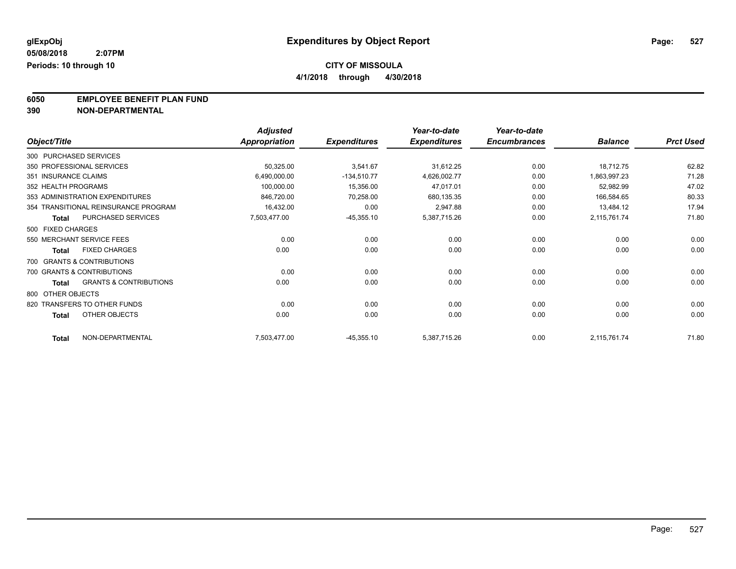# Expenditures by Object Report

glExpObj
05/08/2018 2:07PM
Periods: 10 through 10

**CITY OF MISSOULA**
**4/1/2018 through 4/30/2018**

**6050 EMPLOYEE BENEFIT PLAN FUND**
**390 NON-DEPARTMENTAL**

| Object/Title | Adjusted Appropriation | Expenditures | Year-to-date Expenditures | Year-to-date Encumbrances | Balance | Prct Used |
|---|---|---|---|---|---|---|
| 300 PURCHASED SERVICES | | | | | | |
| 350 PROFESSIONAL SERVICES | 50,325.00 | 3,541.67 | 31,612.25 | 0.00 | 18,712.75 | 62.82 |
| 351 INSURANCE CLAIMS | 6,490,000.00 | -134,510.77 | 4,626,002.77 | 0.00 | 1,863,997.23 | 71.28 |
| 352 HEALTH PROGRAMS | 100,000.00 | 15,356.00 | 47,017.01 | 0.00 | 52,982.99 | 47.02 |
| 353 ADMINISTRATION EXPENDITURES | 846,720.00 | 70,258.00 | 680,135.35 | 0.00 | 166,584.65 | 80.33 |
| 354 TRANSITIONAL REINSURANCE PROGRAM | 16,432.00 | 0.00 | 2,947.88 | 0.00 | 13,484.12 | 17.94 |
| **Total** PURCHASED SERVICES | 7,503,477.00 | -45,355.10 | 5,387,715.26 | 0.00 | 2,115,761.74 | 71.80 |
| 500 FIXED CHARGES | | | | | | |
| 550 MERCHANT SERVICE FEES | 0.00 | 0.00 | 0.00 | 0.00 | 0.00 | 0.00 |
| **Total** FIXED CHARGES | 0.00 | 0.00 | 0.00 | 0.00 | 0.00 | 0.00 |
| 700 GRANTS & CONTRIBUTIONS | | | | | | |
| 700 GRANTS & CONTRIBUTIONS | 0.00 | 0.00 | 0.00 | 0.00 | 0.00 | 0.00 |
| **Total** GRANTS & CONTRIBUTIONS | 0.00 | 0.00 | 0.00 | 0.00 | 0.00 | 0.00 |
| 800 OTHER OBJECTS | | | | | | |
| 820 TRANSFERS TO OTHER FUNDS | 0.00 | 0.00 | 0.00 | 0.00 | 0.00 | 0.00 |
| **Total** OTHER OBJECTS | 0.00 | 0.00 | 0.00 | 0.00 | 0.00 | 0.00 |
| **Total** NON-DEPARTMENTAL | 7,503,477.00 | -45,355.10 | 5,387,715.26 | 0.00 | 2,115,761.74 | 71.80 |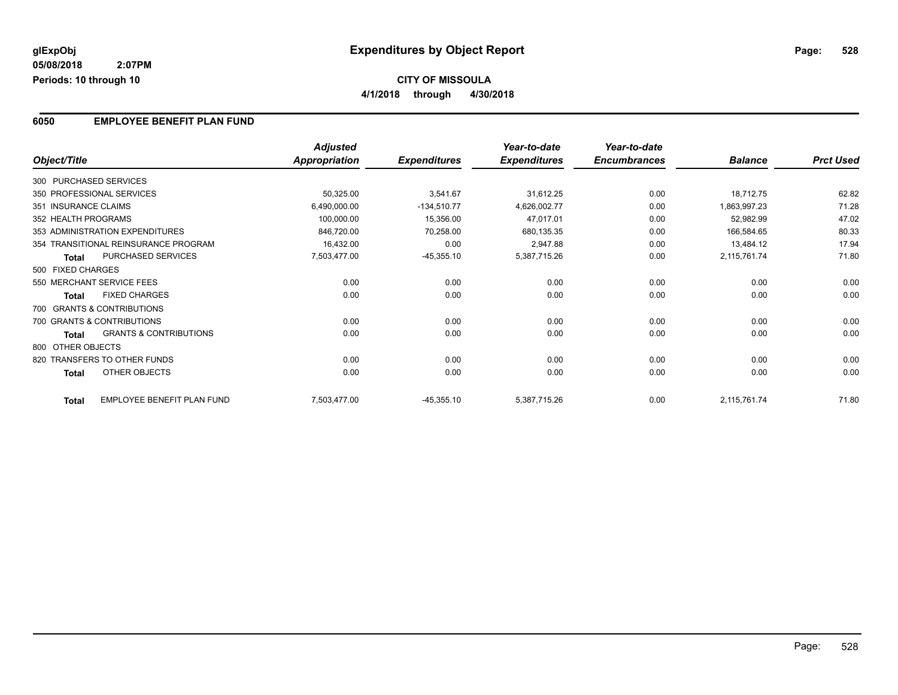**glExpObj**
**05/08/2018 2:07PM**
**Periods: 10 through 10**

# Expenditures by Object Report

**CITY OF MISSOULA**
**4/1/2018 through 4/30/2018**

## 6050 EMPLOYEE BENEFIT PLAN FUND

| Object/Title | Adjusted Appropriation | Expenditures | Year-to-date Expenditures | Year-to-date Encumbrances | Balance | Prct Used |
|---|---|---|---|---|---|---|
| 300 PURCHASED SERVICES | | | | | | |
| 350 PROFESSIONAL SERVICES | 50,325.00 | 3,541.67 | 31,612.25 | 0.00 | 18,712.75 | 62.82 |
| 351 INSURANCE CLAIMS | 6,490,000.00 | -134,510.77 | 4,626,002.77 | 0.00 | 1,863,997.23 | 71.28 |
| 352 HEALTH PROGRAMS | 100,000.00 | 15,356.00 | 47,017.01 | 0.00 | 52,982.99 | 47.02 |
| 353 ADMINISTRATION EXPENDITURES | 846,720.00 | 70,258.00 | 680,135.35 | 0.00 | 166,584.65 | 80.33 |
| 354 TRANSITIONAL REINSURANCE PROGRAM | 16,432.00 | 0.00 | 2,947.88 | 0.00 | 13,484.12 | 17.94 |
| **Total** PURCHASED SERVICES | 7,503,477.00 | -45,355.10 | 5,387,715.26 | 0.00 | 2,115,761.74 | 71.80 |
| 500 FIXED CHARGES | | | | | | |
| 550 MERCHANT SERVICE FEES | 0.00 | 0.00 | 0.00 | 0.00 | 0.00 | 0.00 |
| **Total** FIXED CHARGES | 0.00 | 0.00 | 0.00 | 0.00 | 0.00 | 0.00 |
| 700 GRANTS & CONTRIBUTIONS | | | | | | |
| 700 GRANTS & CONTRIBUTIONS | 0.00 | 0.00 | 0.00 | 0.00 | 0.00 | 0.00 |
| **Total** GRANTS & CONTRIBUTIONS | 0.00 | 0.00 | 0.00 | 0.00 | 0.00 | 0.00 |
| 800 OTHER OBJECTS | | | | | | |
| 820 TRANSFERS TO OTHER FUNDS | 0.00 | 0.00 | 0.00 | 0.00 | 0.00 | 0.00 |
| **Total** OTHER OBJECTS | 0.00 | 0.00 | 0.00 | 0.00 | 0.00 | 0.00 |
| **Total** EMPLOYEE BENEFIT PLAN FUND | 7,503,477.00 | -45,355.10 | 5,387,715.26 | 0.00 | 2,115,761.74 | 71.80 |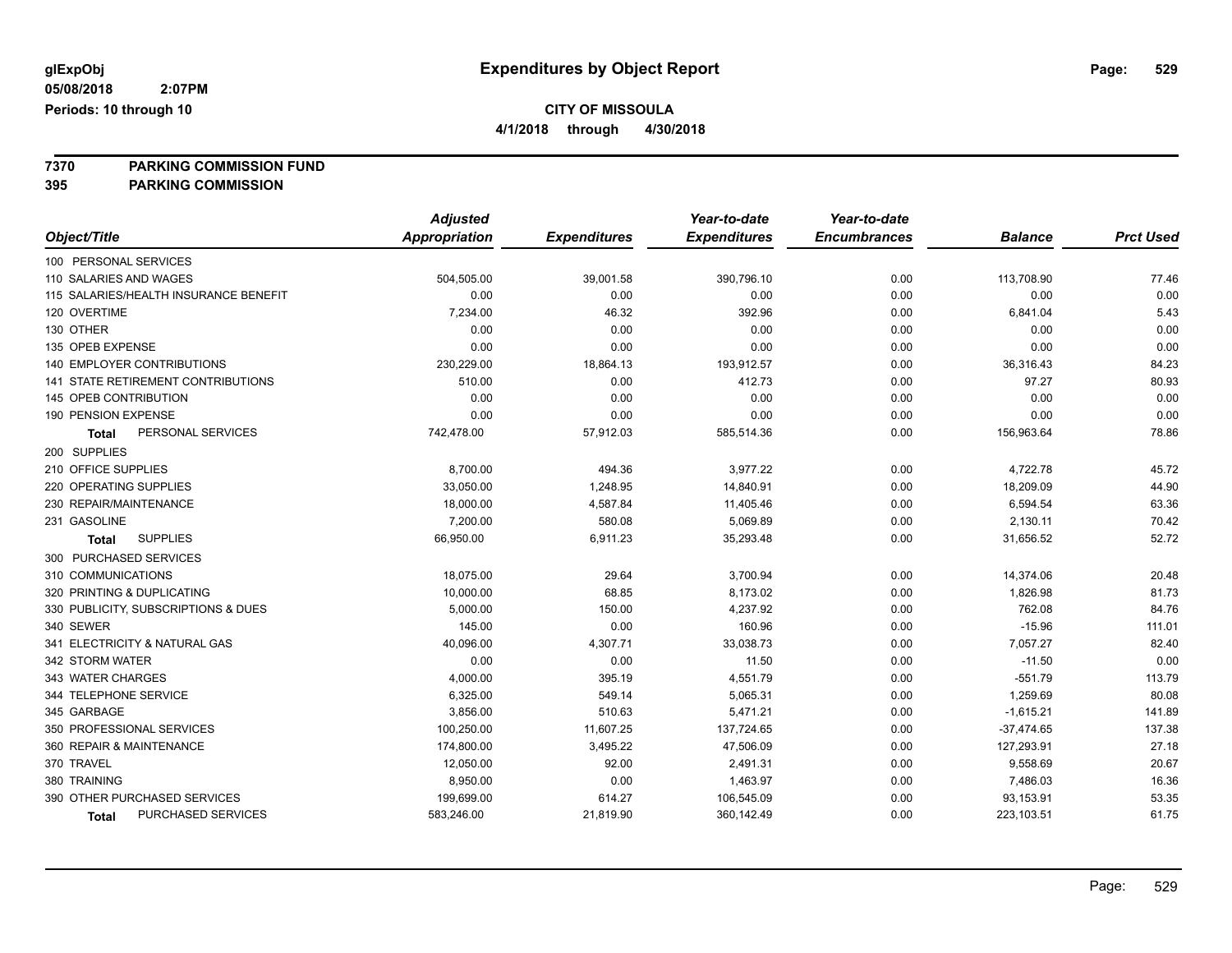# Expenditures by Object Report

glExpObj
05/08/2018 2:07PM
Periods: 10 through 10

**CITY OF MISSOULA**
**4/1/2018 through 4/30/2018**

**7370 PARKING COMMISSION FUND**
**395 PARKING COMMISSION**

| Object/Title | Adjusted Appropriation | Expenditures | Year-to-date Expenditures | Year-to-date Encumbrances | Balance | Prct Used |
|---|---|---|---|---|---|---|
| 100 PERSONAL SERVICES | | | | | | |
| 110 SALARIES AND WAGES | 504,505.00 | 39,001.58 | 390,796.10 | 0.00 | 113,708.90 | 77.46 |
| 115 SALARIES/HEALTH INSURANCE BENEFIT | 0.00 | 0.00 | 0.00 | 0.00 | 0.00 | 0.00 |
| 120 OVERTIME | 7,234.00 | 46.32 | 392.96 | 0.00 | 6,841.04 | 5.43 |
| 130 OTHER | 0.00 | 0.00 | 0.00 | 0.00 | 0.00 | 0.00 |
| 135 OPEB EXPENSE | 0.00 | 0.00 | 0.00 | 0.00 | 0.00 | 0.00 |
| 140 EMPLOYER CONTRIBUTIONS | 230,229.00 | 18,864.13 | 193,912.57 | 0.00 | 36,316.43 | 84.23 |
| 141 STATE RETIREMENT CONTRIBUTIONS | 510.00 | 0.00 | 412.73 | 0.00 | 97.27 | 80.93 |
| 145 OPEB CONTRIBUTION | 0.00 | 0.00 | 0.00 | 0.00 | 0.00 | 0.00 |
| 190 PENSION EXPENSE | 0.00 | 0.00 | 0.00 | 0.00 | 0.00 | 0.00 |
| **Total** PERSONAL SERVICES | 742,478.00 | 57,912.03 | 585,514.36 | 0.00 | 156,963.64 | 78.86 |
| 200 SUPPLIES | | | | | | |
| 210 OFFICE SUPPLIES | 8,700.00 | 494.36 | 3,977.22 | 0.00 | 4,722.78 | 45.72 |
| 220 OPERATING SUPPLIES | 33,050.00 | 1,248.95 | 14,840.91 | 0.00 | 18,209.09 | 44.90 |
| 230 REPAIR/MAINTENANCE | 18,000.00 | 4,587.84 | 11,405.46 | 0.00 | 6,594.54 | 63.36 |
| 231 GASOLINE | 7,200.00 | 580.08 | 5,069.89 | 0.00 | 2,130.11 | 70.42 |
| **Total** SUPPLIES | 66,950.00 | 6,911.23 | 35,293.48 | 0.00 | 31,656.52 | 52.72 |
| 300 PURCHASED SERVICES | | | | | | |
| 310 COMMUNICATIONS | 18,075.00 | 29.64 | 3,700.94 | 0.00 | 14,374.06 | 20.48 |
| 320 PRINTING & DUPLICATING | 10,000.00 | 68.85 | 8,173.02 | 0.00 | 1,826.98 | 81.73 |
| 330 PUBLICITY, SUBSCRIPTIONS & DUES | 5,000.00 | 150.00 | 4,237.92 | 0.00 | 762.08 | 84.76 |
| 340 SEWER | 145.00 | 0.00 | 160.96 | 0.00 | -15.96 | 111.01 |
| 341 ELECTRICITY & NATURAL GAS | 40,096.00 | 4,307.71 | 33,038.73 | 0.00 | 7,057.27 | 82.40 |
| 342 STORM WATER | 0.00 | 0.00 | 11.50 | 0.00 | -11.50 | 0.00 |
| 343 WATER CHARGES | 4,000.00 | 395.19 | 4,551.79 | 0.00 | -551.79 | 113.79 |
| 344 TELEPHONE SERVICE | 6,325.00 | 549.14 | 5,065.31 | 0.00 | 1,259.69 | 80.08 |
| 345 GARBAGE | 3,856.00 | 510.63 | 5,471.21 | 0.00 | -1,615.21 | 141.89 |
| 350 PROFESSIONAL SERVICES | 100,250.00 | 11,607.25 | 137,724.65 | 0.00 | -37,474.65 | 137.38 |
| 360 REPAIR & MAINTENANCE | 174,800.00 | 3,495.22 | 47,506.09 | 0.00 | 127,293.91 | 27.18 |
| 370 TRAVEL | 12,050.00 | 92.00 | 2,491.31 | 0.00 | 9,558.69 | 20.67 |
| 380 TRAINING | 8,950.00 | 0.00 | 1,463.97 | 0.00 | 7,486.03 | 16.36 |
| 390 OTHER PURCHASED SERVICES | 199,699.00 | 614.27 | 106,545.09 | 0.00 | 93,153.91 | 53.35 |
| **Total** PURCHASED SERVICES | 583,246.00 | 21,819.90 | 360,142.49 | 0.00 | 223,103.51 | 61.75 |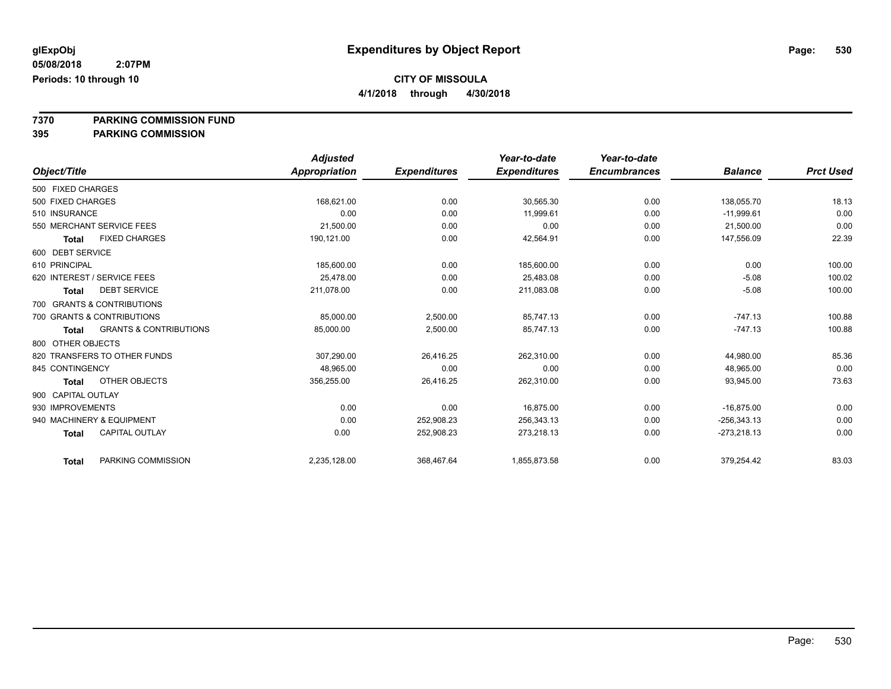glExpObj
05/08/2018 2:07PM
Periods: 10 through 10

# Expenditures by Object Report

**CITY OF MISSOULA**
**4/1/2018 through 4/30/2018**

**7370 PARKING COMMISSION FUND**
**395 PARKING COMMISSION**

| Object/Title | Adjusted Appropriation | Expenditures | Year-to-date Expenditures | Year-to-date Encumbrances | Balance | Prct Used |
|---|---|---|---|---|---|---|
| 500 FIXED CHARGES | | | | | | |
| 500 FIXED CHARGES | 168,621.00 | 0.00 | 30,565.30 | 0.00 | 138,055.70 | 18.13 |
| 510 INSURANCE | 0.00 | 0.00 | 11,999.61 | 0.00 | -11,999.61 | 0.00 |
| 550 MERCHANT SERVICE FEES | 21,500.00 | 0.00 | 0.00 | 0.00 | 21,500.00 | 0.00 |
| **Total** FIXED CHARGES | 190,121.00 | 0.00 | 42,564.91 | 0.00 | 147,556.09 | 22.39 |
| 600 DEBT SERVICE | | | | | | |
| 610 PRINCIPAL | 185,600.00 | 0.00 | 185,600.00 | 0.00 | 0.00 | 100.00 |
| 620 INTEREST / SERVICE FEES | 25,478.00 | 0.00 | 25,483.08 | 0.00 | -5.08 | 100.02 |
| **Total** DEBT SERVICE | 211,078.00 | 0.00 | 211,083.08 | 0.00 | -5.08 | 100.00 |
| 700 GRANTS & CONTRIBUTIONS | | | | | | |
| 700 GRANTS & CONTRIBUTIONS | 85,000.00 | 2,500.00 | 85,747.13 | 0.00 | -747.13 | 100.88 |
| **Total** GRANTS & CONTRIBUTIONS | 85,000.00 | 2,500.00 | 85,747.13 | 0.00 | -747.13 | 100.88 |
| 800 OTHER OBJECTS | | | | | | |
| 820 TRANSFERS TO OTHER FUNDS | 307,290.00 | 26,416.25 | 262,310.00 | 0.00 | 44,980.00 | 85.36 |
| 845 CONTINGENCY | 48,965.00 | 0.00 | 0.00 | 0.00 | 48,965.00 | 0.00 |
| **Total** OTHER OBJECTS | 356,255.00 | 26,416.25 | 262,310.00 | 0.00 | 93,945.00 | 73.63 |
| 900 CAPITAL OUTLAY | | | | | | |
| 930 IMPROVEMENTS | 0.00 | 0.00 | 16,875.00 | 0.00 | -16,875.00 | 0.00 |
| 940 MACHINERY & EQUIPMENT | 0.00 | 252,908.23 | 256,343.13 | 0.00 | -256,343.13 | 0.00 |
| **Total** CAPITAL OUTLAY | 0.00 | 252,908.23 | 273,218.13 | 0.00 | -273,218.13 | 0.00 |
| **Total** PARKING COMMISSION | 2,235,128.00 | 368,467.64 | 1,855,873.58 | 0.00 | 379,254.42 | 83.03 |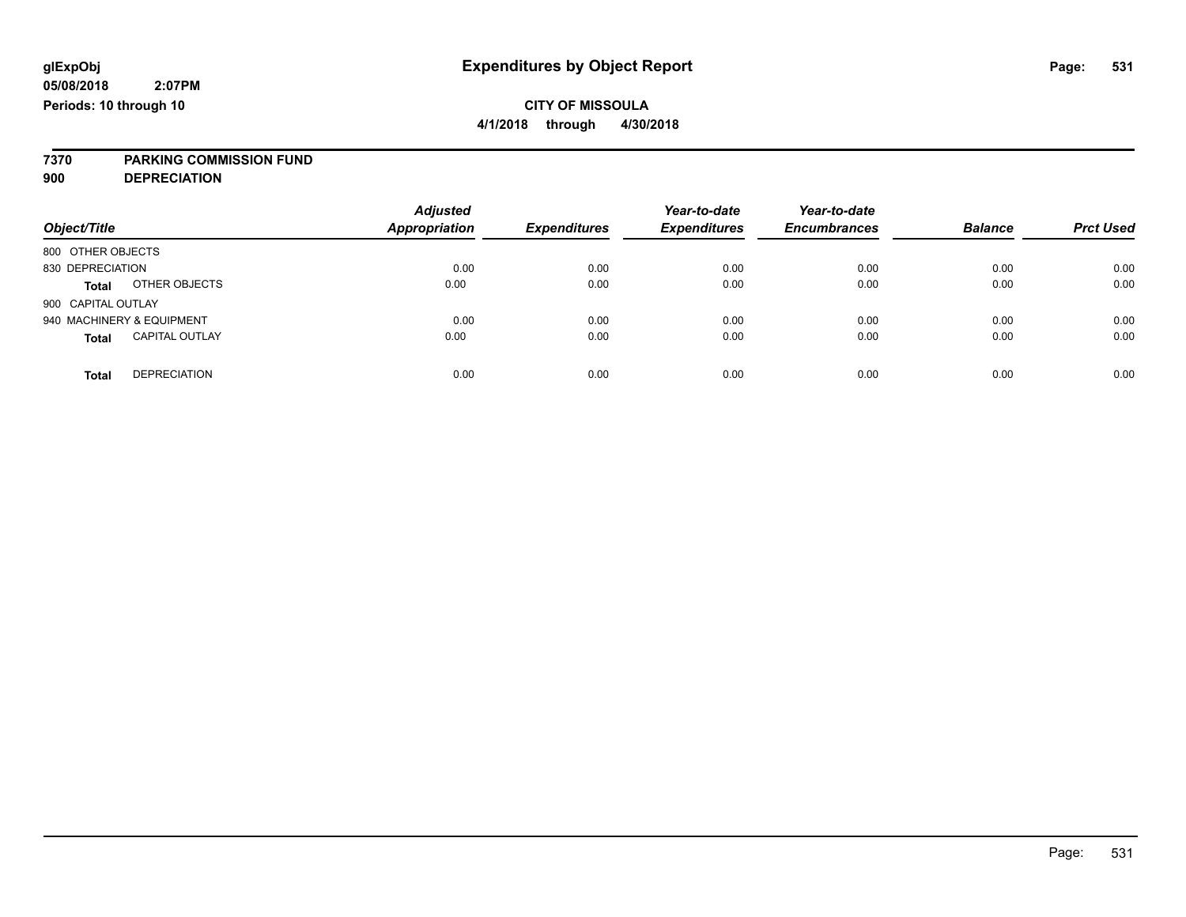**glExpObj** &nbsp;&nbsp;&nbsp;&nbsp; **Expenditures by Object Report**

**05/08/2018 2:07PM**

**Periods: 10 through 10**

**CITY OF MISSOULA**

**4/1/2018 through 4/30/2018**

**7370 PARKING COMMISSION FUND**

**900 DEPRECIATION**

| Object/Title | Adjusted Appropriation | Expenditures | Year-to-date Expenditures | Year-to-date Encumbrances | Balance | Prct Used |
|---|---|---|---|---|---|---|
| 800 OTHER OBJECTS | | | | | | |
| 830 DEPRECIATION | 0.00 | 0.00 | 0.00 | 0.00 | 0.00 | 0.00 |
| **Total** OTHER OBJECTS | 0.00 | 0.00 | 0.00 | 0.00 | 0.00 | 0.00 |
| 900 CAPITAL OUTLAY | | | | | | |
| 940 MACHINERY & EQUIPMENT | 0.00 | 0.00 | 0.00 | 0.00 | 0.00 | 0.00 |
| **Total** CAPITAL OUTLAY | 0.00 | 0.00 | 0.00 | 0.00 | 0.00 | 0.00 |
| **Total** DEPRECIATION | 0.00 | 0.00 | 0.00 | 0.00 | 0.00 | 0.00 |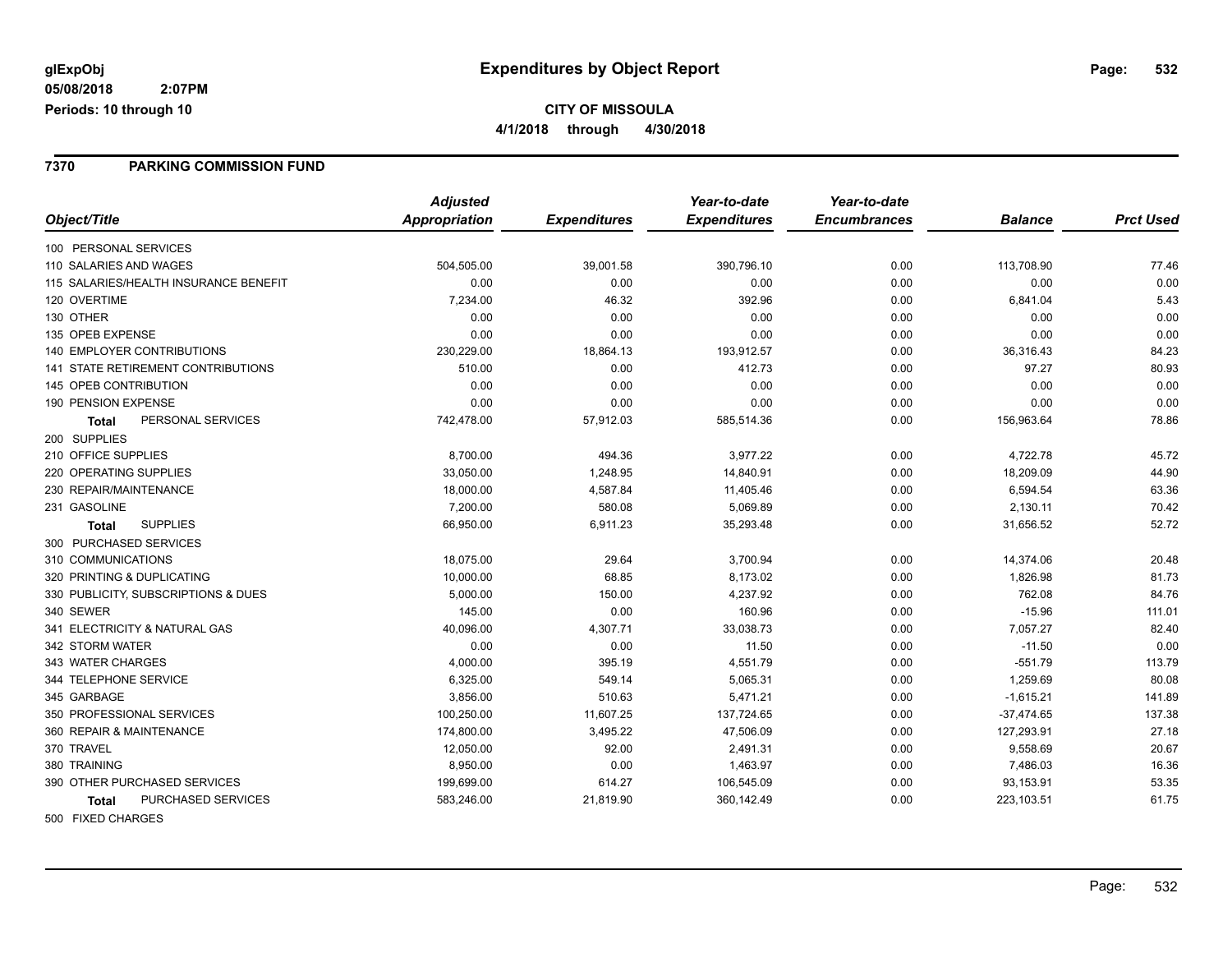# Expenditures by Object Report

glExpObj
05/08/2018 2:07PM
Periods: 10 through 10

**CITY OF MISSOULA**
**4/1/2018 through 4/30/2018**

## 7370 PARKING COMMISSION FUND

| Object/Title | Adjusted Appropriation | Expenditures | Year-to-date Expenditures | Year-to-date Encumbrances | Balance | Prct Used |
|---|---|---|---|---|---|---|
| 100 PERSONAL SERVICES | | | | | | |
| 110 SALARIES AND WAGES | 504,505.00 | 39,001.58 | 390,796.10 | 0.00 | 113,708.90 | 77.46 |
| 115 SALARIES/HEALTH INSURANCE BENEFIT | 0.00 | 0.00 | 0.00 | 0.00 | 0.00 | 0.00 |
| 120 OVERTIME | 7,234.00 | 46.32 | 392.96 | 0.00 | 6,841.04 | 5.43 |
| 130 OTHER | 0.00 | 0.00 | 0.00 | 0.00 | 0.00 | 0.00 |
| 135 OPEB EXPENSE | 0.00 | 0.00 | 0.00 | 0.00 | 0.00 | 0.00 |
| 140 EMPLOYER CONTRIBUTIONS | 230,229.00 | 18,864.13 | 193,912.57 | 0.00 | 36,316.43 | 84.23 |
| 141 STATE RETIREMENT CONTRIBUTIONS | 510.00 | 0.00 | 412.73 | 0.00 | 97.27 | 80.93 |
| 145 OPEB CONTRIBUTION | 0.00 | 0.00 | 0.00 | 0.00 | 0.00 | 0.00 |
| 190 PENSION EXPENSE | 0.00 | 0.00 | 0.00 | 0.00 | 0.00 | 0.00 |
| **Total** PERSONAL SERVICES | 742,478.00 | 57,912.03 | 585,514.36 | 0.00 | 156,963.64 | 78.86 |
| 200 SUPPLIES | | | | | | |
| 210 OFFICE SUPPLIES | 8,700.00 | 494.36 | 3,977.22 | 0.00 | 4,722.78 | 45.72 |
| 220 OPERATING SUPPLIES | 33,050.00 | 1,248.95 | 14,840.91 | 0.00 | 18,209.09 | 44.90 |
| 230 REPAIR/MAINTENANCE | 18,000.00 | 4,587.84 | 11,405.46 | 0.00 | 6,594.54 | 63.36 |
| 231 GASOLINE | 7,200.00 | 580.08 | 5,069.89 | 0.00 | 2,130.11 | 70.42 |
| **Total** SUPPLIES | 66,950.00 | 6,911.23 | 35,293.48 | 0.00 | 31,656.52 | 52.72 |
| 300 PURCHASED SERVICES | | | | | | |
| 310 COMMUNICATIONS | 18,075.00 | 29.64 | 3,700.94 | 0.00 | 14,374.06 | 20.48 |
| 320 PRINTING & DUPLICATING | 10,000.00 | 68.85 | 8,173.02 | 0.00 | 1,826.98 | 81.73 |
| 330 PUBLICITY, SUBSCRIPTIONS & DUES | 5,000.00 | 150.00 | 4,237.92 | 0.00 | 762.08 | 84.76 |
| 340 SEWER | 145.00 | 0.00 | 160.96 | 0.00 | -15.96 | 111.01 |
| 341 ELECTRICITY & NATURAL GAS | 40,096.00 | 4,307.71 | 33,038.73 | 0.00 | 7,057.27 | 82.40 |
| 342 STORM WATER | 0.00 | 0.00 | 11.50 | 0.00 | -11.50 | 0.00 |
| 343 WATER CHARGES | 4,000.00 | 395.19 | 4,551.79 | 0.00 | -551.79 | 113.79 |
| 344 TELEPHONE SERVICE | 6,325.00 | 549.14 | 5,065.31 | 0.00 | 1,259.69 | 80.08 |
| 345 GARBAGE | 3,856.00 | 510.63 | 5,471.21 | 0.00 | -1,615.21 | 141.89 |
| 350 PROFESSIONAL SERVICES | 100,250.00 | 11,607.25 | 137,724.65 | 0.00 | -37,474.65 | 137.38 |
| 360 REPAIR & MAINTENANCE | 174,800.00 | 3,495.22 | 47,506.09 | 0.00 | 127,293.91 | 27.18 |
| 370 TRAVEL | 12,050.00 | 92.00 | 2,491.31 | 0.00 | 9,558.69 | 20.67 |
| 380 TRAINING | 8,950.00 | 0.00 | 1,463.97 | 0.00 | 7,486.03 | 16.36 |
| 390 OTHER PURCHASED SERVICES | 199,699.00 | 614.27 | 106,545.09 | 0.00 | 93,153.91 | 53.35 |
| **Total** PURCHASED SERVICES | 583,246.00 | 21,819.90 | 360,142.49 | 0.00 | 223,103.51 | 61.75 |
| 500 FIXED CHARGES | | | | | | |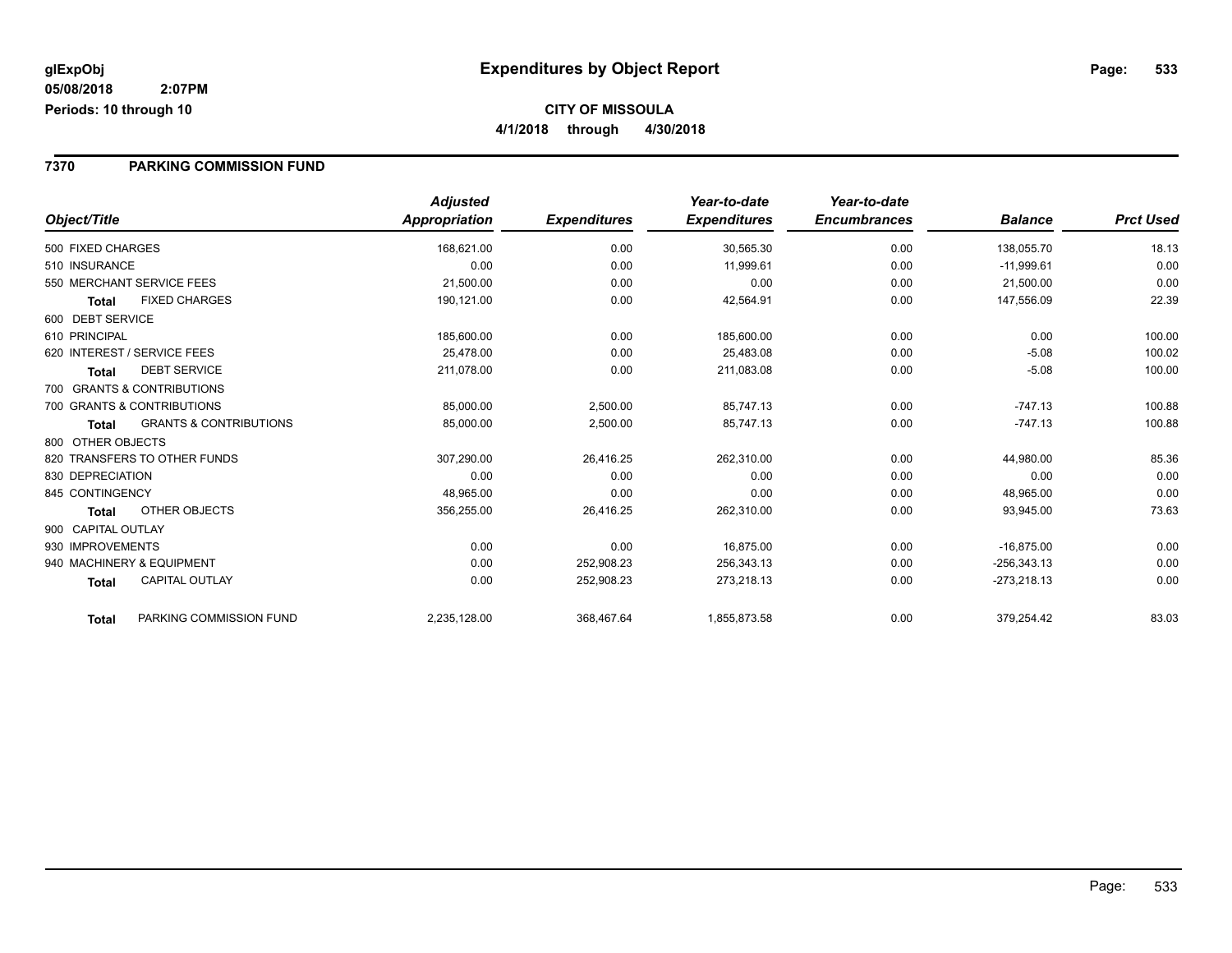**glExpObj**
**05/08/2018 2:07PM**
**Periods: 10 through 10**

# Expenditures by Object Report

**CITY OF MISSOULA**
**4/1/2018 through 4/30/2018**

## 7370 PARKING COMMISSION FUND

| Object/Title | Adjusted Appropriation | Expenditures | Year-to-date Expenditures | Year-to-date Encumbrances | Balance | Prct Used |
|---|---|---|---|---|---|---|
| 500 FIXED CHARGES | 168,621.00 | 0.00 | 30,565.30 | 0.00 | 138,055.70 | 18.13 |
| 510 INSURANCE | 0.00 | 0.00 | 11,999.61 | 0.00 | -11,999.61 | 0.00 |
| 550 MERCHANT SERVICE FEES | 21,500.00 | 0.00 | 0.00 | 0.00 | 21,500.00 | 0.00 |
| **Total** FIXED CHARGES | 190,121.00 | 0.00 | 42,564.91 | 0.00 | 147,556.09 | 22.39 |
| 600 DEBT SERVICE | | | | | | |
| 610 PRINCIPAL | 185,600.00 | 0.00 | 185,600.00 | 0.00 | 0.00 | 100.00 |
| 620 INTEREST / SERVICE FEES | 25,478.00 | 0.00 | 25,483.08 | 0.00 | -5.08 | 100.02 |
| **Total** DEBT SERVICE | 211,078.00 | 0.00 | 211,083.08 | 0.00 | -5.08 | 100.00 |
| 700 GRANTS & CONTRIBUTIONS | | | | | | |
| 700 GRANTS & CONTRIBUTIONS | 85,000.00 | 2,500.00 | 85,747.13 | 0.00 | -747.13 | 100.88 |
| **Total** GRANTS & CONTRIBUTIONS | 85,000.00 | 2,500.00 | 85,747.13 | 0.00 | -747.13 | 100.88 |
| 800 OTHER OBJECTS | | | | | | |
| 820 TRANSFERS TO OTHER FUNDS | 307,290.00 | 26,416.25 | 262,310.00 | 0.00 | 44,980.00 | 85.36 |
| 830 DEPRECIATION | 0.00 | 0.00 | 0.00 | 0.00 | 0.00 | 0.00 |
| 845 CONTINGENCY | 48,965.00 | 0.00 | 0.00 | 0.00 | 48,965.00 | 0.00 |
| **Total** OTHER OBJECTS | 356,255.00 | 26,416.25 | 262,310.00 | 0.00 | 93,945.00 | 73.63 |
| 900 CAPITAL OUTLAY | | | | | | |
| 930 IMPROVEMENTS | 0.00 | 0.00 | 16,875.00 | 0.00 | -16,875.00 | 0.00 |
| 940 MACHINERY & EQUIPMENT | 0.00 | 252,908.23 | 256,343.13 | 0.00 | -256,343.13 | 0.00 |
| **Total** CAPITAL OUTLAY | 0.00 | 252,908.23 | 273,218.13 | 0.00 | -273,218.13 | 0.00 |
| **Total** PARKING COMMISSION FUND | 2,235,128.00 | 368,467.64 | 1,855,873.58 | 0.00 | 379,254.42 | 83.03 |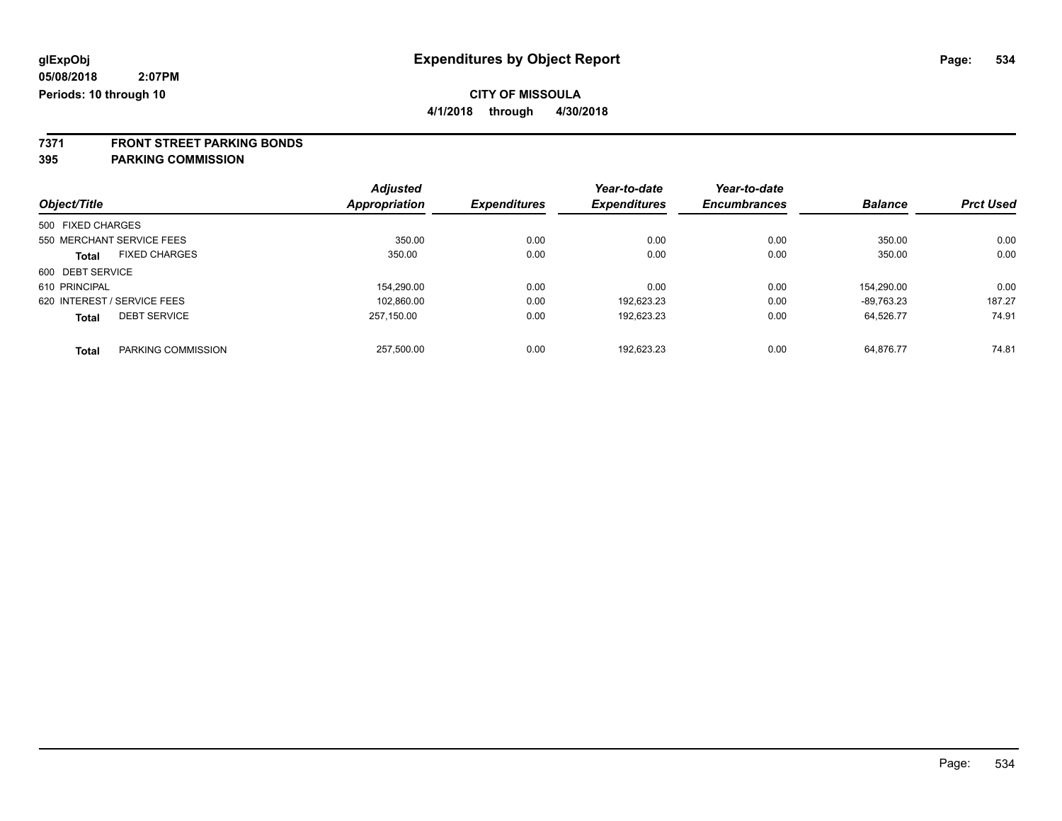**glExpObj** **Expenditures by Object Report**

**05/08/2018 2:07PM**

**Periods: 10 through 10**

**CITY OF MISSOULA**

**4/1/2018 through 4/30/2018**

## 7371 FRONT STREET PARKING BONDS
## 395 PARKING COMMISSION

| Object/Title | | Adjusted Appropriation | Expenditures | Year-to-date Expenditures | Year-to-date Encumbrances | Balance | Prct Used |
|---|---|---|---|---|---|---|---|
| 500 FIXED CHARGES | | | | | | | |
| 550 MERCHANT SERVICE FEES | | 350.00 | 0.00 | 0.00 | 0.00 | 350.00 | 0.00 |
| **Total** | FIXED CHARGES | 350.00 | 0.00 | 0.00 | 0.00 | 350.00 | 0.00 |
| 600 DEBT SERVICE | | | | | | | |
| 610 PRINCIPAL | | 154,290.00 | 0.00 | 0.00 | 0.00 | 154,290.00 | 0.00 |
| 620 INTEREST / SERVICE FEES | | 102,860.00 | 0.00 | 192,623.23 | 0.00 | -89,763.23 | 187.27 |
| **Total** | DEBT SERVICE | 257,150.00 | 0.00 | 192,623.23 | 0.00 | 64,526.77 | 74.91 |
| **Total** | PARKING COMMISSION | 257,500.00 | 0.00 | 192,623.23 | 0.00 | 64,876.77 | 74.81 |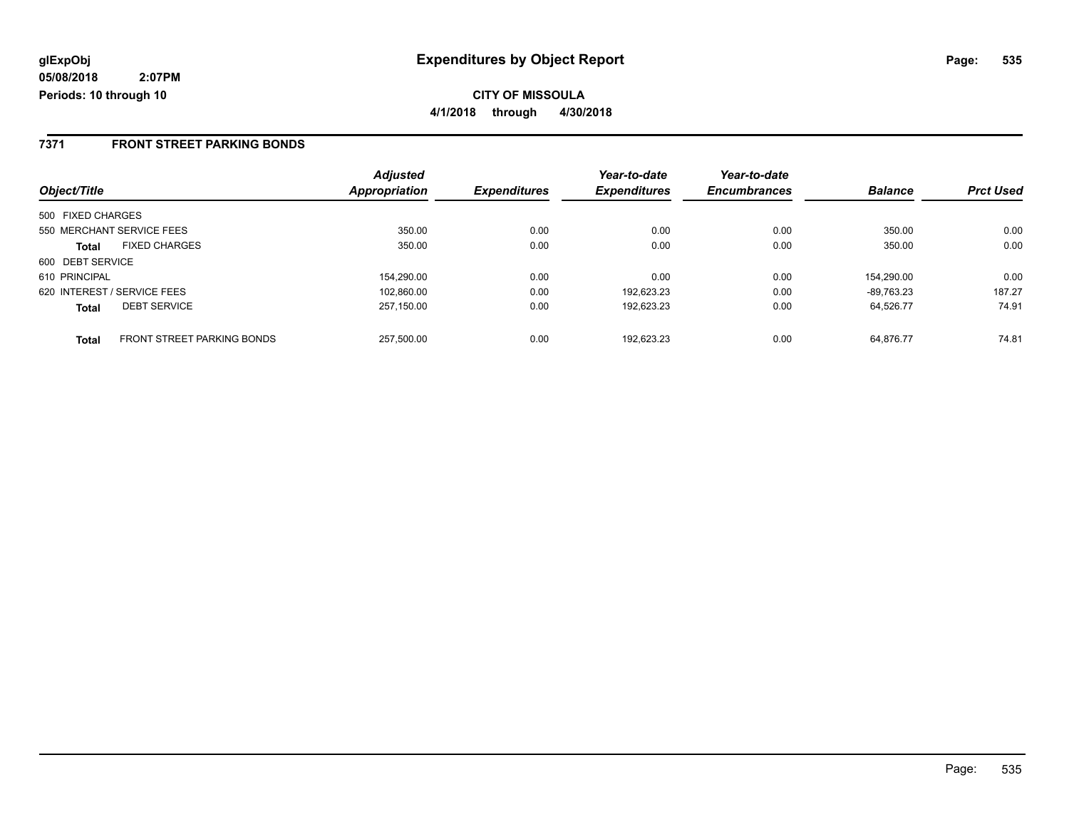# Expenditures by Object Report

glExpObj
05/08/2018 2:07PM
Periods: 10 through 10

**CITY OF MISSOULA**
**4/1/2018 through 4/30/2018**

## 7371 FRONT STREET PARKING BONDS

| Object/Title | | Adjusted Appropriation | Expenditures | Year-to-date Expenditures | Year-to-date Encumbrances | Balance | Prct Used |
|---|---|---|---|---|---|---|---|
| 500 FIXED CHARGES | | | | | | | |
| 550 MERCHANT SERVICE FEES | | 350.00 | 0.00 | 0.00 | 0.00 | 350.00 | 0.00 |
| **Total** | FIXED CHARGES | 350.00 | 0.00 | 0.00 | 0.00 | 350.00 | 0.00 |
| 600 DEBT SERVICE | | | | | | | |
| 610 PRINCIPAL | | 154,290.00 | 0.00 | 0.00 | 0.00 | 154,290.00 | 0.00 |
| 620 INTEREST / SERVICE FEES | | 102,860.00 | 0.00 | 192,623.23 | 0.00 | -89,763.23 | 187.27 |
| **Total** | DEBT SERVICE | 257,150.00 | 0.00 | 192,623.23 | 0.00 | 64,526.77 | 74.91 |
| **Total** | FRONT STREET PARKING BONDS | 257,500.00 | 0.00 | 192,623.23 | 0.00 | 64,876.77 | 74.81 |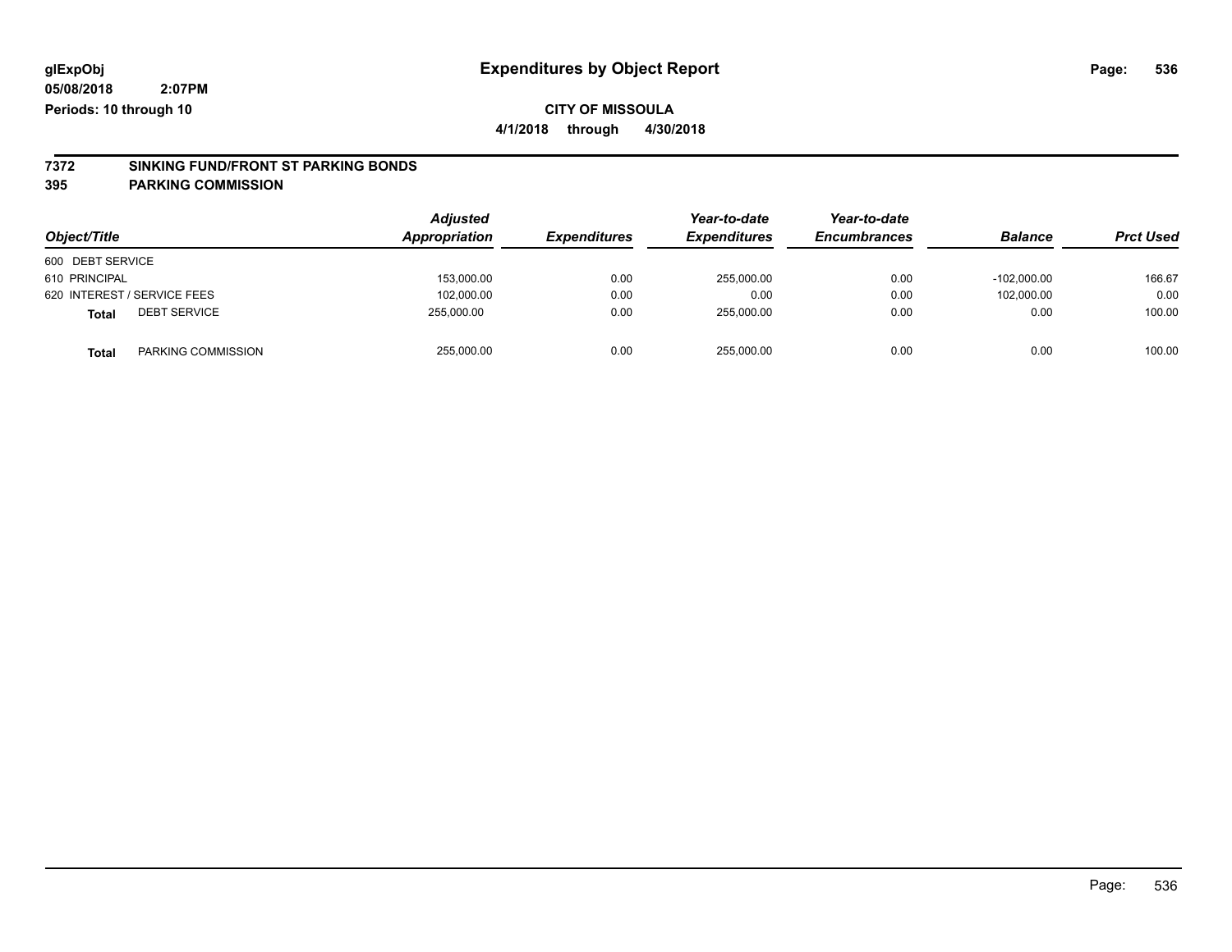**glExpObj**
**05/08/2018 2:07PM**
**Periods: 10 through 10**

# Expenditures by Object Report

**CITY OF MISSOULA**
**4/1/2018 through 4/30/2018**

## 7372 SINKING FUND/FRONT ST PARKING BONDS
## 395 PARKING COMMISSION

| Object/Title | | Adjusted Appropriation | Expenditures | Year-to-date Expenditures | Year-to-date Encumbrances | Balance | Prct Used |
|---|---|---|---|---|---|---|---|
| 600 DEBT SERVICE | | | | | | | |
| 610 PRINCIPAL | | 153,000.00 | 0.00 | 255,000.00 | 0.00 | -102,000.00 | 166.67 |
| 620 INTEREST / SERVICE FEES | | 102,000.00 | 0.00 | 0.00 | 0.00 | 102,000.00 | 0.00 |
| **Total** | DEBT SERVICE | 255,000.00 | 0.00 | 255,000.00 | 0.00 | 0.00 | 100.00 |
| **Total** | PARKING COMMISSION | 255,000.00 | 0.00 | 255,000.00 | 0.00 | 0.00 | 100.00 |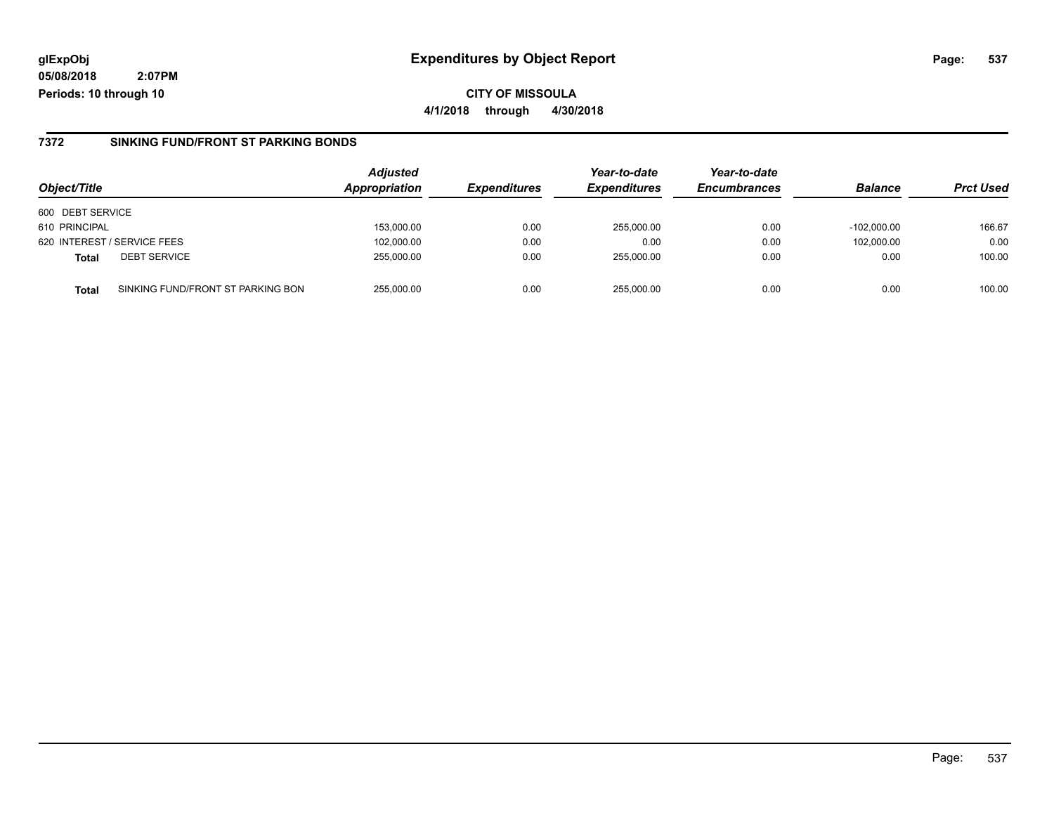**glExpObj**
**05/08/2018 2:07PM**
**Periods: 10 through 10**

# Expenditures by Object Report

**CITY OF MISSOULA**
**4/1/2018 through 4/30/2018**

## 7372 SINKING FUND/FRONT ST PARKING BONDS

| Object/Title | | Adjusted Appropriation | Expenditures | Year-to-date Expenditures | Year-to-date Encumbrances | Balance | Prct Used |
|---|---|---|---|---|---|---|---|
| 600 DEBT SERVICE | | | | | | | |
| 610 PRINCIPAL | | 153,000.00 | 0.00 | 255,000.00 | 0.00 | -102,000.00 | 166.67 |
| 620 INTEREST / SERVICE FEES | | 102,000.00 | 0.00 | 0.00 | 0.00 | 102,000.00 | 0.00 |
| **Total** | DEBT SERVICE | 255,000.00 | 0.00 | 255,000.00 | 0.00 | 0.00 | 100.00 |
| **Total** | SINKING FUND/FRONT ST PARKING BON | 255,000.00 | 0.00 | 255,000.00 | 0.00 | 0.00 | 100.00 |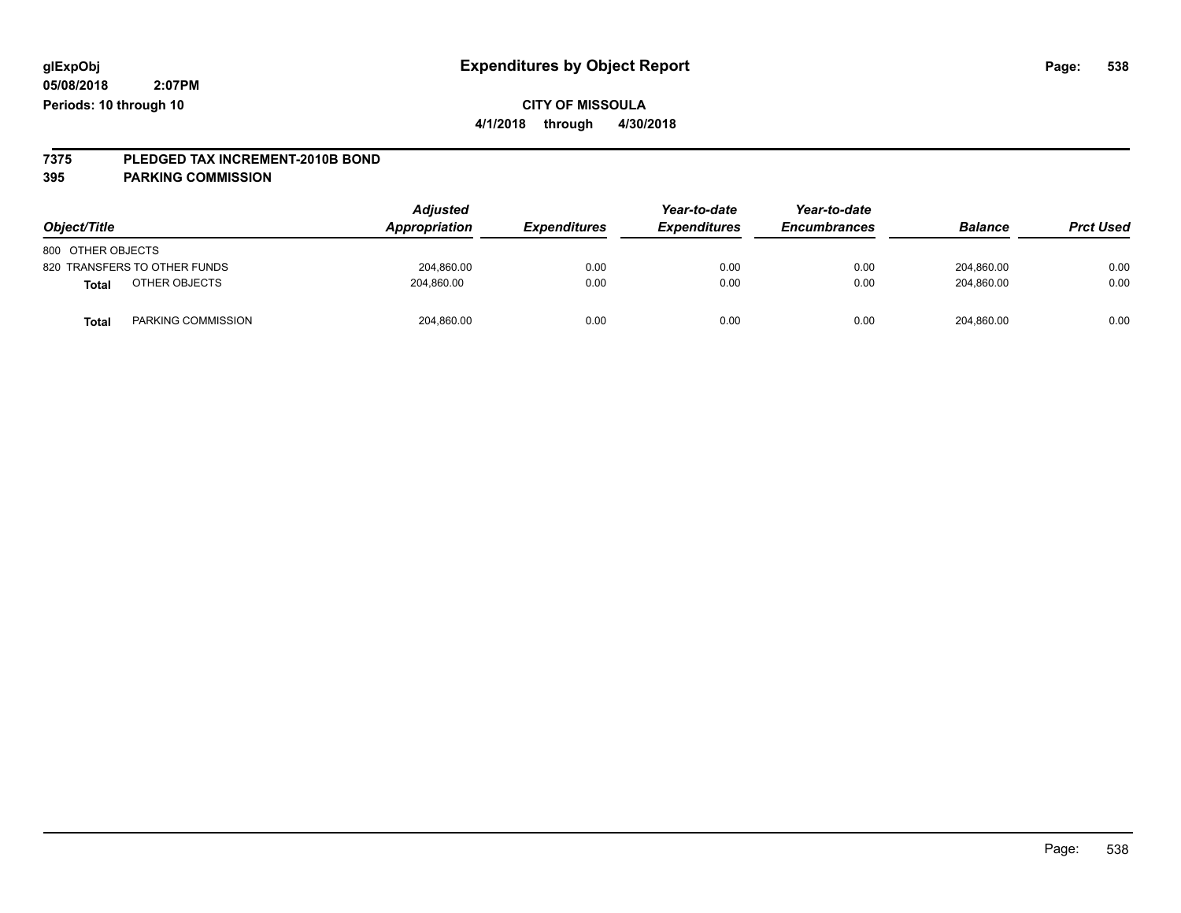# Expenditures by Object Report

glExpObj
05/08/2018 2:07PM
Periods: 10 through 10

**CITY OF MISSOULA**
**4/1/2018 through 4/30/2018**

**7375 PLEDGED TAX INCREMENT-2010B BOND**
**395 PARKING COMMISSION**

| Object/Title | | Adjusted Appropriation | Expenditures | Year-to-date Expenditures | Year-to-date Encumbrances | Balance | Prct Used |
|---|---|---|---|---|---|---|---|
| 800 OTHER OBJECTS | | | | | | | |
| 820 TRANSFERS TO OTHER FUNDS | | 204,860.00 | 0.00 | 0.00 | 0.00 | 204,860.00 | 0.00 |
| **Total** | OTHER OBJECTS | 204,860.00 | 0.00 | 0.00 | 0.00 | 204,860.00 | 0.00 |
| **Total** | PARKING COMMISSION | 204,860.00 | 0.00 | 0.00 | 0.00 | 204,860.00 | 0.00 |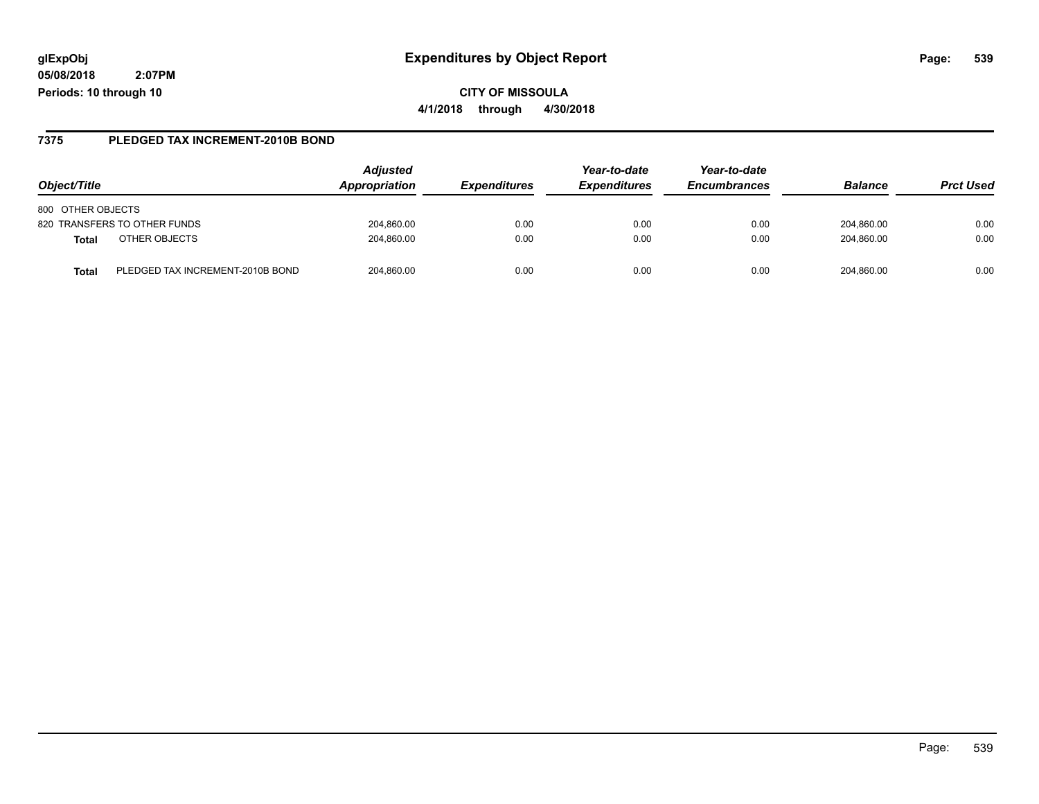**glExpObj**
**05/08/2018 2:07PM**
**Periods: 10 through 10**

# Expenditures by Object Report

**CITY OF MISSOULA**
**4/1/2018 through 4/30/2018**

## 7375 PLEDGED TAX INCREMENT-2010B BOND

| Object/Title | | Adjusted Appropriation | Expenditures | Year-to-date Expenditures | Year-to-date Encumbrances | Balance | Prct Used |
|---|---|---|---|---|---|---|---|
| 800 OTHER OBJECTS | | | | | | | |
| 820 TRANSFERS TO OTHER FUNDS | | 204,860.00 | 0.00 | 0.00 | 0.00 | 204,860.00 | 0.00 |
| **Total** | OTHER OBJECTS | 204,860.00 | 0.00 | 0.00 | 0.00 | 204,860.00 | 0.00 |
| **Total** | PLEDGED TAX INCREMENT-2010B BOND | 204,860.00 | 0.00 | 0.00 | 0.00 | 204,860.00 | 0.00 |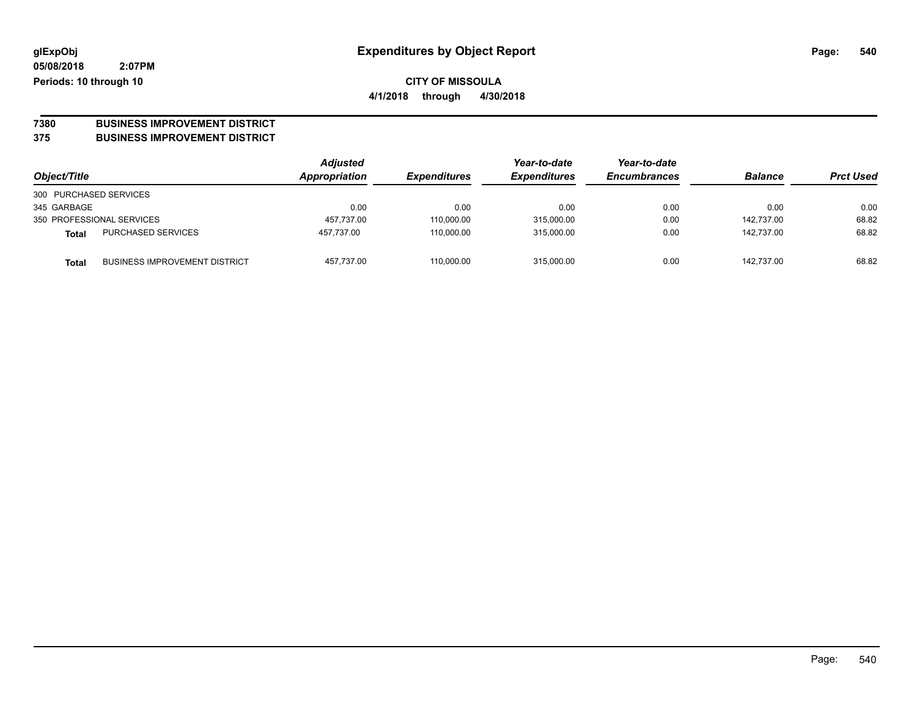**glExpObj** **Expenditures by Object Report**

**05/08/2018 2:07PM**

**Periods: 10 through 10**

**CITY OF MISSOULA**

**4/1/2018 through 4/30/2018**

**7380 BUSINESS IMPROVEMENT DISTRICT**

**375 BUSINESS IMPROVEMENT DISTRICT**

| Object/Title | | Adjusted Appropriation | Expenditures | Year-to-date Expenditures | Year-to-date Encumbrances | Balance | Prct Used |
|---|---|---|---|---|---|---|---|
| 300 PURCHASED SERVICES | | | | | | | |
| 345 GARBAGE | | 0.00 | 0.00 | 0.00 | 0.00 | 0.00 | 0.00 |
| 350 PROFESSIONAL SERVICES | | 457,737.00 | 110,000.00 | 315,000.00 | 0.00 | 142,737.00 | 68.82 |
| **Total** | PURCHASED SERVICES | 457,737.00 | 110,000.00 | 315,000.00 | 0.00 | 142,737.00 | 68.82 |
| **Total** | BUSINESS IMPROVEMENT DISTRICT | 457,737.00 | 110,000.00 | 315,000.00 | 0.00 | 142,737.00 | 68.82 |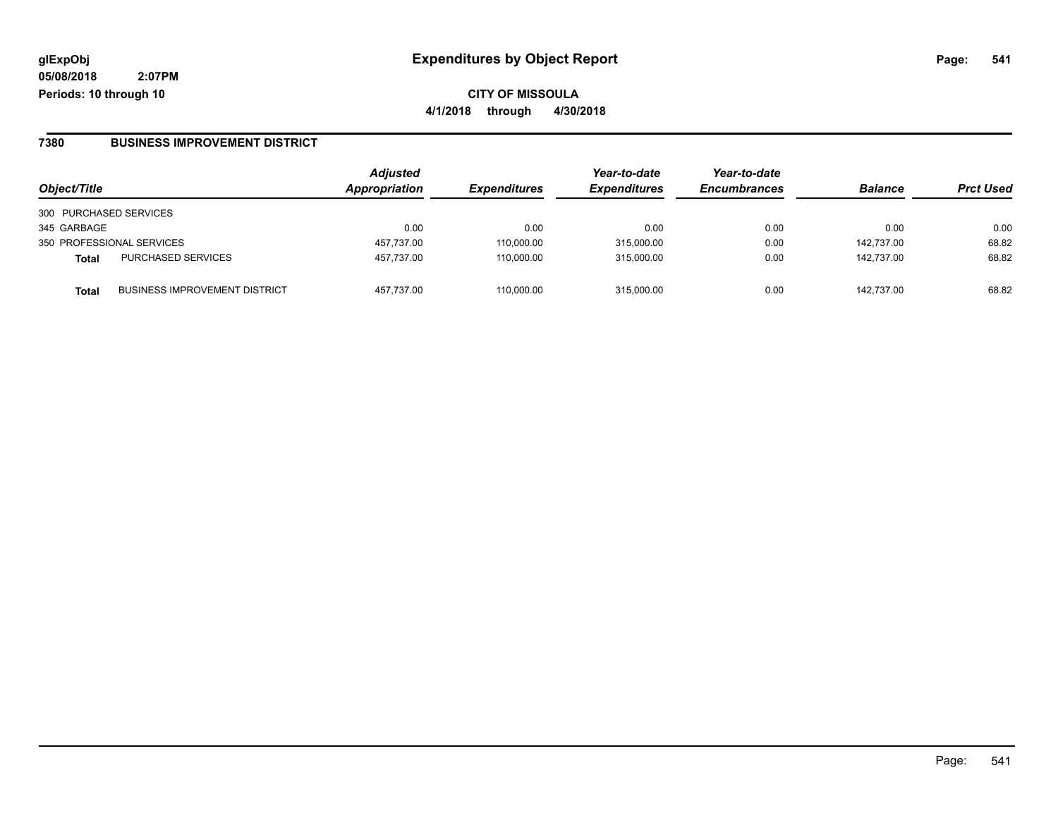**glExpObj**
**05/08/2018 2:07PM**
**Periods: 10 through 10**

# Expenditures by Object Report

**CITY OF MISSOULA**
**4/1/2018 through 4/30/2018**

## 7380 BUSINESS IMPROVEMENT DISTRICT

| Object/Title | | *Adjusted Appropriation* | *Expenditures* | *Year-to-date Expenditures* | *Year-to-date Encumbrances* | *Balance* | *Prct Used* |
|---|---|---|---|---|---|---|---|
| 300 PURCHASED SERVICES | | | | | | | |
| 345 GARBAGE | | 0.00 | 0.00 | 0.00 | 0.00 | 0.00 | 0.00 |
| 350 PROFESSIONAL SERVICES | | 457,737.00 | 110,000.00 | 315,000.00 | 0.00 | 142,737.00 | 68.82 |
| **Total** | PURCHASED SERVICES | 457,737.00 | 110,000.00 | 315,000.00 | 0.00 | 142,737.00 | 68.82 |
| **Total** | BUSINESS IMPROVEMENT DISTRICT | 457,737.00 | 110,000.00 | 315,000.00 | 0.00 | 142,737.00 | 68.82 |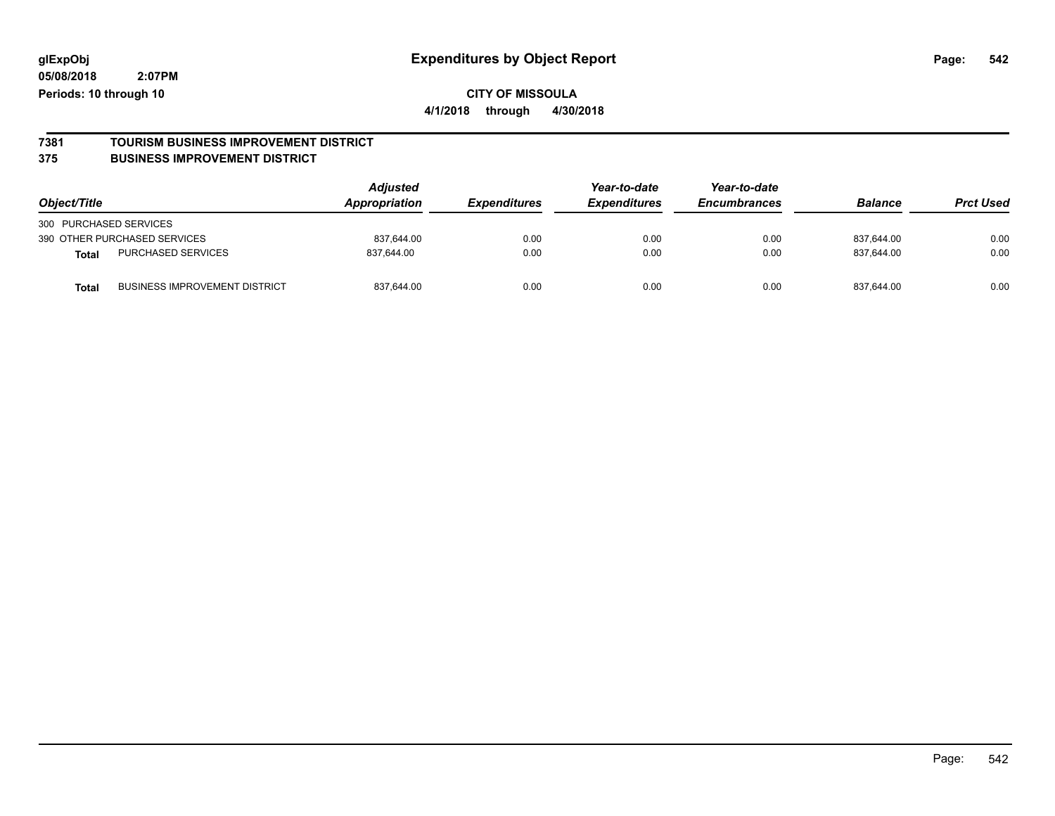**glExpObj**
**05/08/2018 2:07PM**
**Periods: 10 through 10**

# Expenditures by Object Report

**CITY OF MISSOULA**

**4/1/2018 through 4/30/2018**

## 7381 TOURISM BUSINESS IMPROVEMENT DISTRICT
## 375 BUSINESS IMPROVEMENT DISTRICT

| Object/Title | Adjusted Appropriation | Expenditures | Year-to-date Expenditures | Year-to-date Encumbrances | Balance | Prct Used |
|---|---|---|---|---|---|---|
| 300 PURCHASED SERVICES | | | | | | |
| 390 OTHER PURCHASED SERVICES | 837,644.00 | 0.00 | 0.00 | 0.00 | 837,644.00 | 0.00 |
| **Total** PURCHASED SERVICES | 837,644.00 | 0.00 | 0.00 | 0.00 | 837,644.00 | 0.00 |
| **Total** BUSINESS IMPROVEMENT DISTRICT | 837,644.00 | 0.00 | 0.00 | 0.00 | 837,644.00 | 0.00 |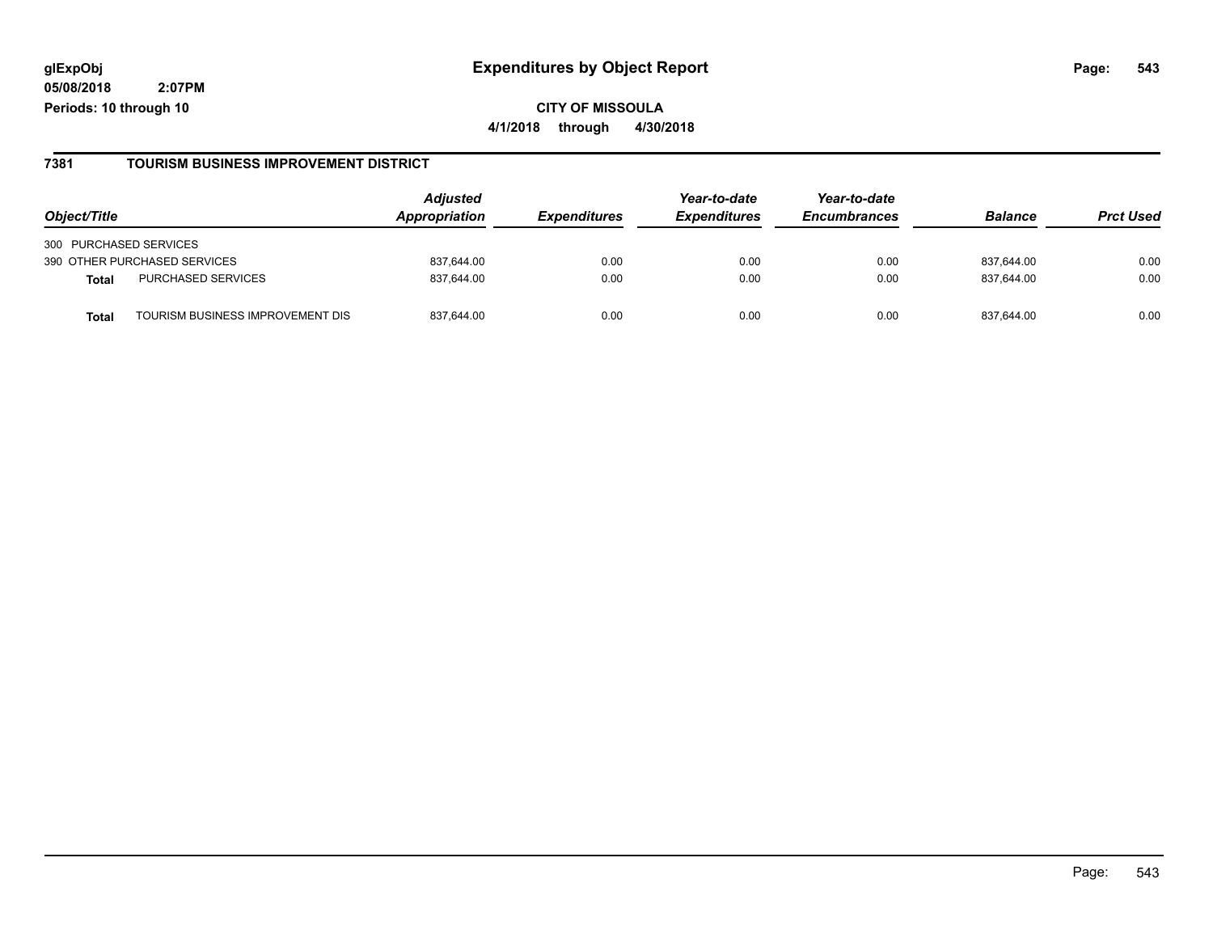# Expenditures by Object Report

glExpObj
05/08/2018 2:07PM
Periods: 10 through 10

**CITY OF MISSOULA**

**4/1/2018 through 4/30/2018**

## 7381 TOURISM BUSINESS IMPROVEMENT DISTRICT

| Object/Title | | Adjusted Appropriation | Expenditures | Year-to-date Expenditures | Year-to-date Encumbrances | Balance | Prct Used |
|---|---|---|---|---|---|---|---|
| 300 PURCHASED SERVICES | | | | | | | |
| 390 OTHER PURCHASED SERVICES | | 837,644.00 | 0.00 | 0.00 | 0.00 | 837,644.00 | 0.00 |
| **Total** | PURCHASED SERVICES | 837,644.00 | 0.00 | 0.00 | 0.00 | 837,644.00 | 0.00 |
| **Total** | TOURISM BUSINESS IMPROVEMENT DIS | 837,644.00 | 0.00 | 0.00 | 0.00 | 837,644.00 | 0.00 |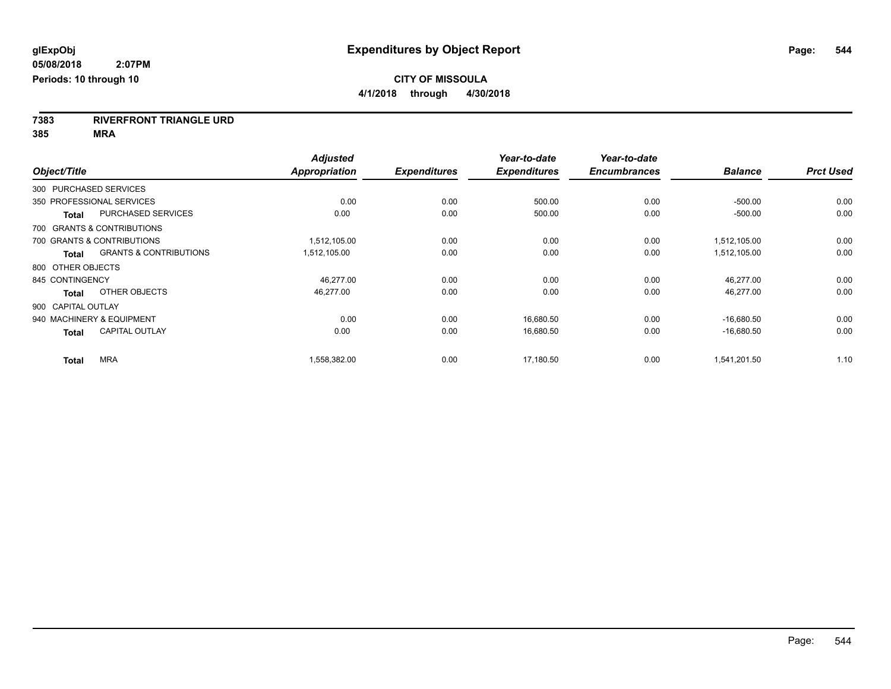**glExpObj** **Expenditures by Object Report**

**05/08/2018 2:07PM**

**Periods: 10 through 10**

**CITY OF MISSOULA**

**4/1/2018 through 4/30/2018**

**7383 RIVERFRONT TRIANGLE URD**

**385 MRA**

| Object/Title | | Adjusted Appropriation | Expenditures | Year-to-date Expenditures | Year-to-date Encumbrances | Balance | Prct Used |
|---|---|---|---|---|---|---|---|
| 300 PURCHASED SERVICES | | | | | | | |
| 350 PROFESSIONAL SERVICES | | 0.00 | 0.00 | 500.00 | 0.00 | -500.00 | 0.00 |
| **Total** | PURCHASED SERVICES | 0.00 | 0.00 | 500.00 | 0.00 | -500.00 | 0.00 |
| 700 GRANTS & CONTRIBUTIONS | | | | | | | |
| 700 GRANTS & CONTRIBUTIONS | | 1,512,105.00 | 0.00 | 0.00 | 0.00 | 1,512,105.00 | 0.00 |
| **Total** | GRANTS & CONTRIBUTIONS | 1,512,105.00 | 0.00 | 0.00 | 0.00 | 1,512,105.00 | 0.00 |
| 800 OTHER OBJECTS | | | | | | | |
| 845 CONTINGENCY | | 46,277.00 | 0.00 | 0.00 | 0.00 | 46,277.00 | 0.00 |
| **Total** | OTHER OBJECTS | 46,277.00 | 0.00 | 0.00 | 0.00 | 46,277.00 | 0.00 |
| 900 CAPITAL OUTLAY | | | | | | | |
| 940 MACHINERY & EQUIPMENT | | 0.00 | 0.00 | 16,680.50 | 0.00 | -16,680.50 | 0.00 |
| **Total** | CAPITAL OUTLAY | 0.00 | 0.00 | 16,680.50 | 0.00 | -16,680.50 | 0.00 |
| **Total** | MRA | 1,558,382.00 | 0.00 | 17,180.50 | 0.00 | 1,541,201.50 | 1.10 |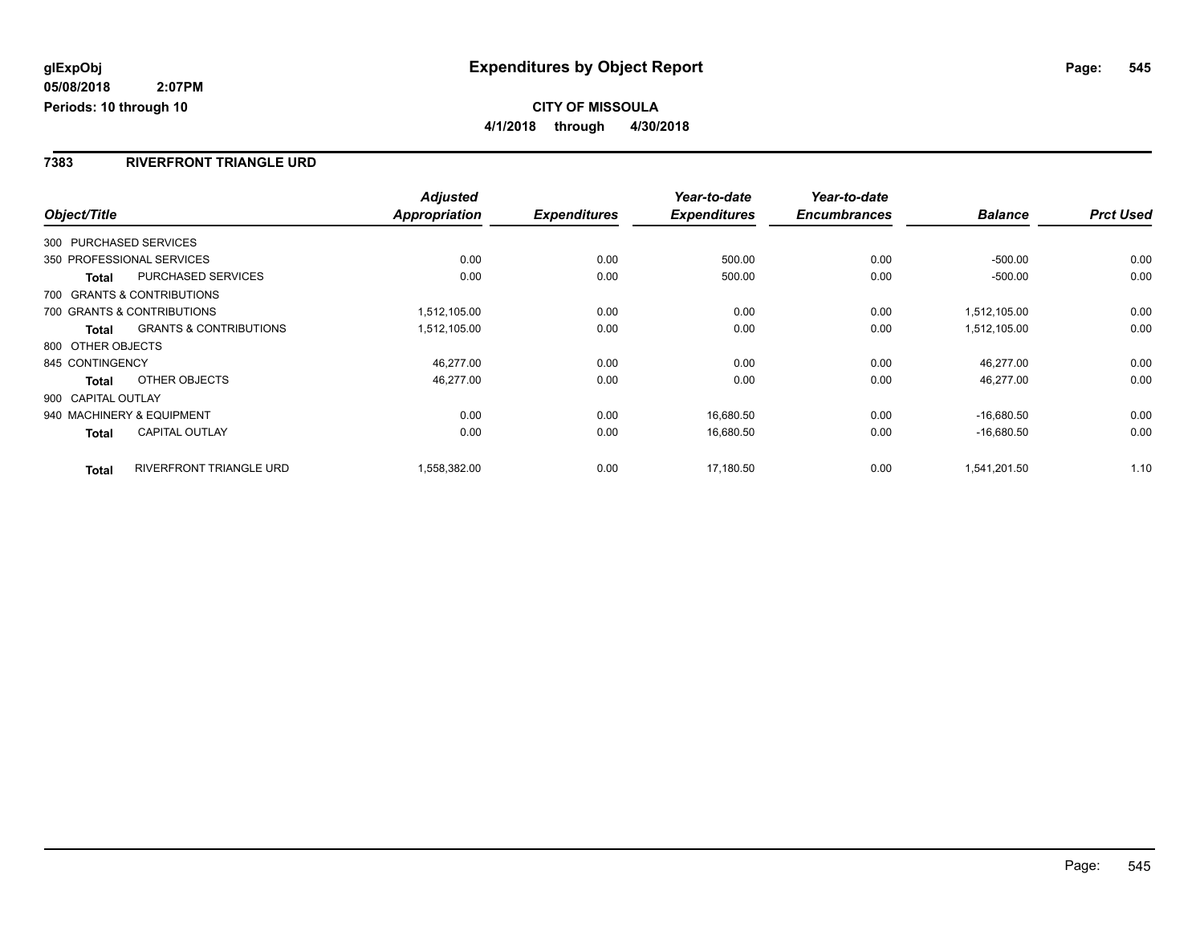**glExpObj** **Expenditures by Object Report**

**05/08/2018 2:07PM**

**Periods: 10 through 10**

**CITY OF MISSOULA**

**4/1/2018 through 4/30/2018**

## 7383 RIVERFRONT TRIANGLE URD

| Object/Title | | Adjusted Appropriation | Expenditures | Year-to-date Expenditures | Year-to-date Encumbrances | Balance | Prct Used |
|---|---|---|---|---|---|---|---|
| 300 PURCHASED SERVICES | | | | | | | |
| 350 PROFESSIONAL SERVICES | | 0.00 | 0.00 | 500.00 | 0.00 | -500.00 | 0.00 |
| **Total** | PURCHASED SERVICES | 0.00 | 0.00 | 500.00 | 0.00 | -500.00 | 0.00 |
| 700 GRANTS & CONTRIBUTIONS | | | | | | | |
| 700 GRANTS & CONTRIBUTIONS | | 1,512,105.00 | 0.00 | 0.00 | 0.00 | 1,512,105.00 | 0.00 |
| **Total** | GRANTS & CONTRIBUTIONS | 1,512,105.00 | 0.00 | 0.00 | 0.00 | 1,512,105.00 | 0.00 |
| 800 OTHER OBJECTS | | | | | | | |
| 845 CONTINGENCY | | 46,277.00 | 0.00 | 0.00 | 0.00 | 46,277.00 | 0.00 |
| **Total** | OTHER OBJECTS | 46,277.00 | 0.00 | 0.00 | 0.00 | 46,277.00 | 0.00 |
| 900 CAPITAL OUTLAY | | | | | | | |
| 940 MACHINERY & EQUIPMENT | | 0.00 | 0.00 | 16,680.50 | 0.00 | -16,680.50 | 0.00 |
| **Total** | CAPITAL OUTLAY | 0.00 | 0.00 | 16,680.50 | 0.00 | -16,680.50 | 0.00 |
| **Total** | RIVERFRONT TRIANGLE URD | 1,558,382.00 | 0.00 | 17,180.50 | 0.00 | 1,541,201.50 | 1.10 |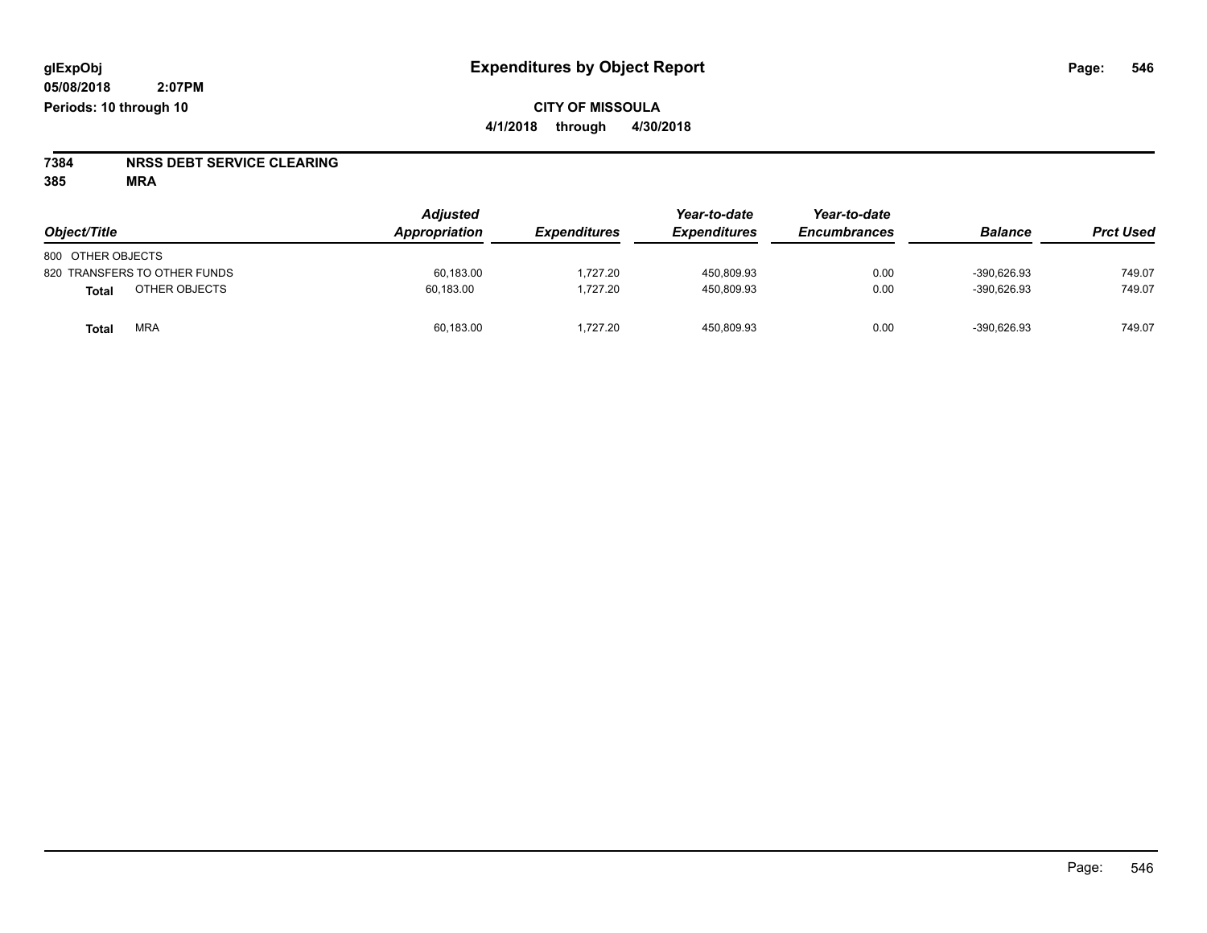glExpObj
05/08/2018 2:07PM
Periods: 10 through 10

# Expenditures by Object Report

**CITY OF MISSOULA**
**4/1/2018 through 4/30/2018**

**7384 NRSS DEBT SERVICE CLEARING**
**385 MRA**

| Object/Title | Adjusted Appropriation | Expenditures | Year-to-date Expenditures | Year-to-date Encumbrances | Balance | Prct Used |
|---|---|---|---|---|---|---|
| 800 OTHER OBJECTS | | | | | | |
| 820 TRANSFERS TO OTHER FUNDS | 60,183.00 | 1,727.20 | 450,809.93 | 0.00 | -390,626.93 | 749.07 |
| **Total** OTHER OBJECTS | 60,183.00 | 1,727.20 | 450,809.93 | 0.00 | -390,626.93 | 749.07 |
| **Total** MRA | 60,183.00 | 1,727.20 | 450,809.93 | 0.00 | -390,626.93 | 749.07 |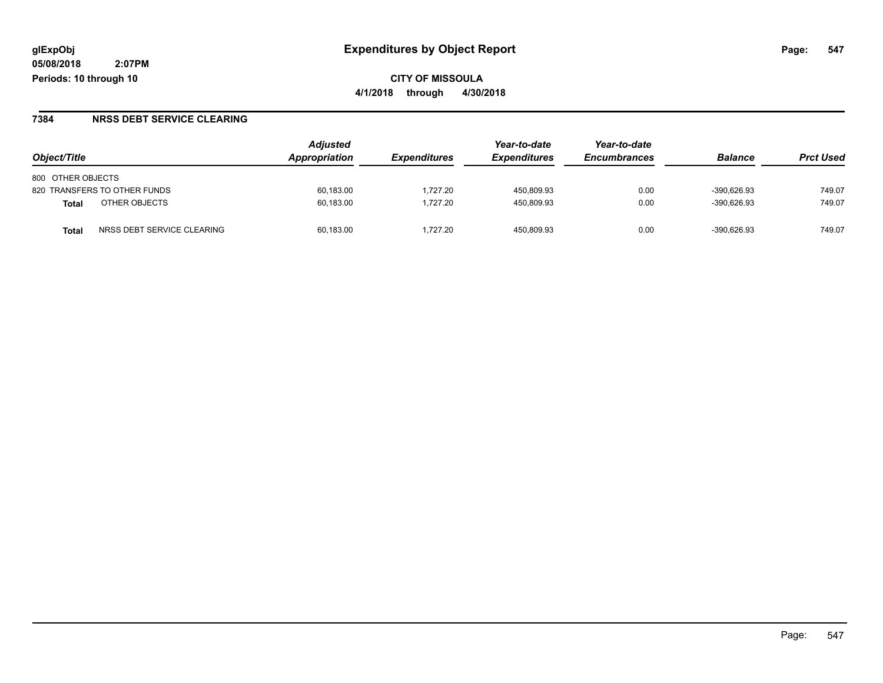glExpObj
05/08/2018 2:07PM
Periods: 10 through 10

# Expenditures by Object Report

**CITY OF MISSOULA**
**4/1/2018 through 4/30/2018**

## 7384 NRSS DEBT SERVICE CLEARING

| Object/Title | Adjusted Appropriation | Expenditures | Year-to-date Expenditures | Year-to-date Encumbrances | Balance | Prct Used |
|---|---|---|---|---|---|---|
| 800 OTHER OBJECTS | | | | | | |
| 820 TRANSFERS TO OTHER FUNDS | 60,183.00 | 1,727.20 | 450,809.93 | 0.00 | -390,626.93 | 749.07 |
| **Total** OTHER OBJECTS | 60,183.00 | 1,727.20 | 450,809.93 | 0.00 | -390,626.93 | 749.07 |
| **Total** NRSS DEBT SERVICE CLEARING | 60,183.00 | 1,727.20 | 450,809.93 | 0.00 | -390,626.93 | 749.07 |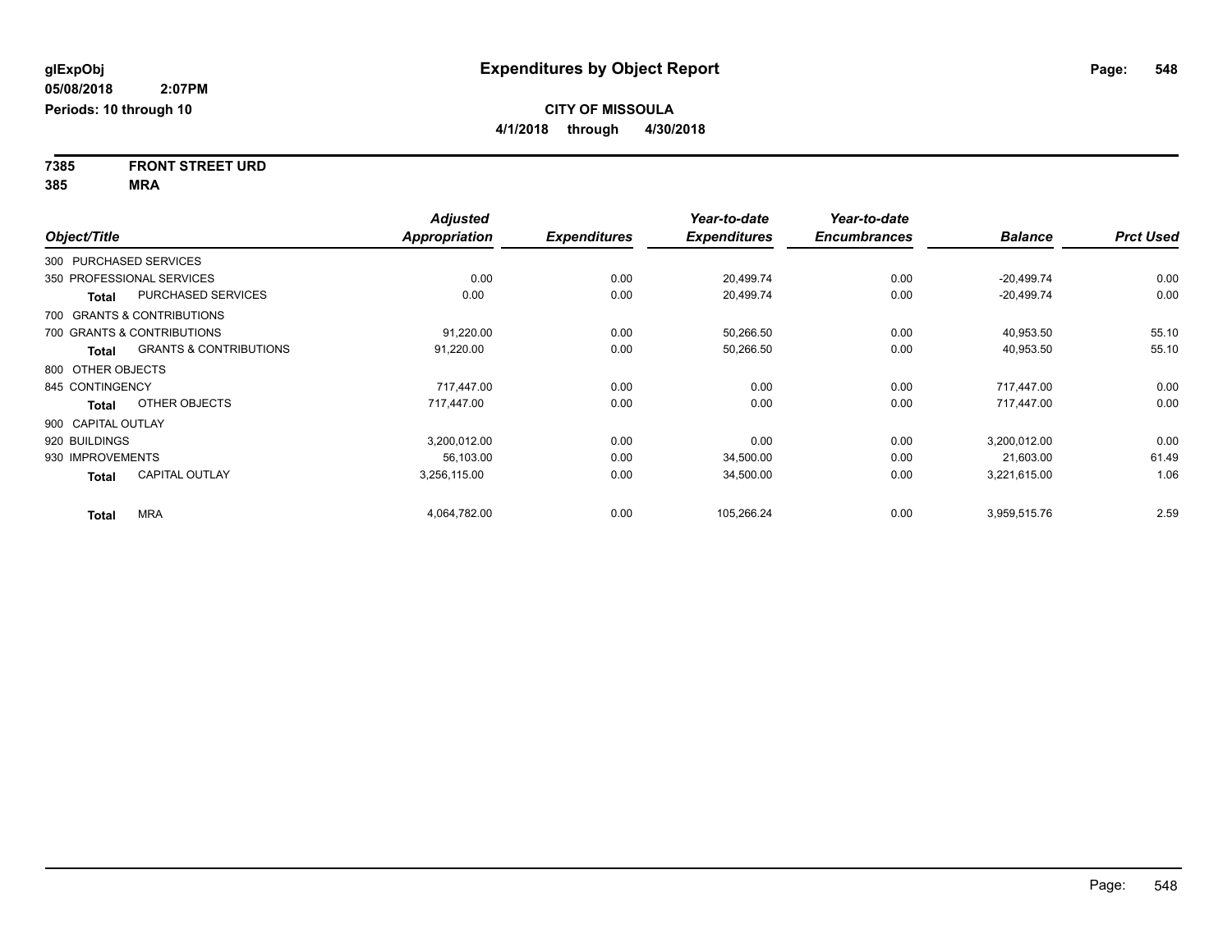glExpObj
05/08/2018 2:07PM
Periods: 10 through 10

# Expenditures by Object Report

**CITY OF MISSOULA**
**4/1/2018 through 4/30/2018**

**7385 FRONT STREET URD**
**385 MRA**

| Object/Title | | Adjusted Appropriation | Expenditures | Year-to-date Expenditures | Year-to-date Encumbrances | Balance | Prct Used |
|---|---|---|---|---|---|---|---|
| 300 PURCHASED SERVICES | | | | | | | |
| 350 PROFESSIONAL SERVICES | | 0.00 | 0.00 | 20,499.74 | 0.00 | -20,499.74 | 0.00 |
| **Total** | PURCHASED SERVICES | 0.00 | 0.00 | 20,499.74 | 0.00 | -20,499.74 | 0.00 |
| 700 GRANTS & CONTRIBUTIONS | | | | | | | |
| 700 GRANTS & CONTRIBUTIONS | | 91,220.00 | 0.00 | 50,266.50 | 0.00 | 40,953.50 | 55.10 |
| **Total** | GRANTS & CONTRIBUTIONS | 91,220.00 | 0.00 | 50,266.50 | 0.00 | 40,953.50 | 55.10 |
| 800 OTHER OBJECTS | | | | | | | |
| 845 CONTINGENCY | | 717,447.00 | 0.00 | 0.00 | 0.00 | 717,447.00 | 0.00 |
| **Total** | OTHER OBJECTS | 717,447.00 | 0.00 | 0.00 | 0.00 | 717,447.00 | 0.00 |
| 900 CAPITAL OUTLAY | | | | | | | |
| 920 BUILDINGS | | 3,200,012.00 | 0.00 | 0.00 | 0.00 | 3,200,012.00 | 0.00 |
| 930 IMPROVEMENTS | | 56,103.00 | 0.00 | 34,500.00 | 0.00 | 21,603.00 | 61.49 |
| **Total** | CAPITAL OUTLAY | 3,256,115.00 | 0.00 | 34,500.00 | 0.00 | 3,221,615.00 | 1.06 |
| **Total** | MRA | 4,064,782.00 | 0.00 | 105,266.24 | 0.00 | 3,959,515.76 | 2.59 |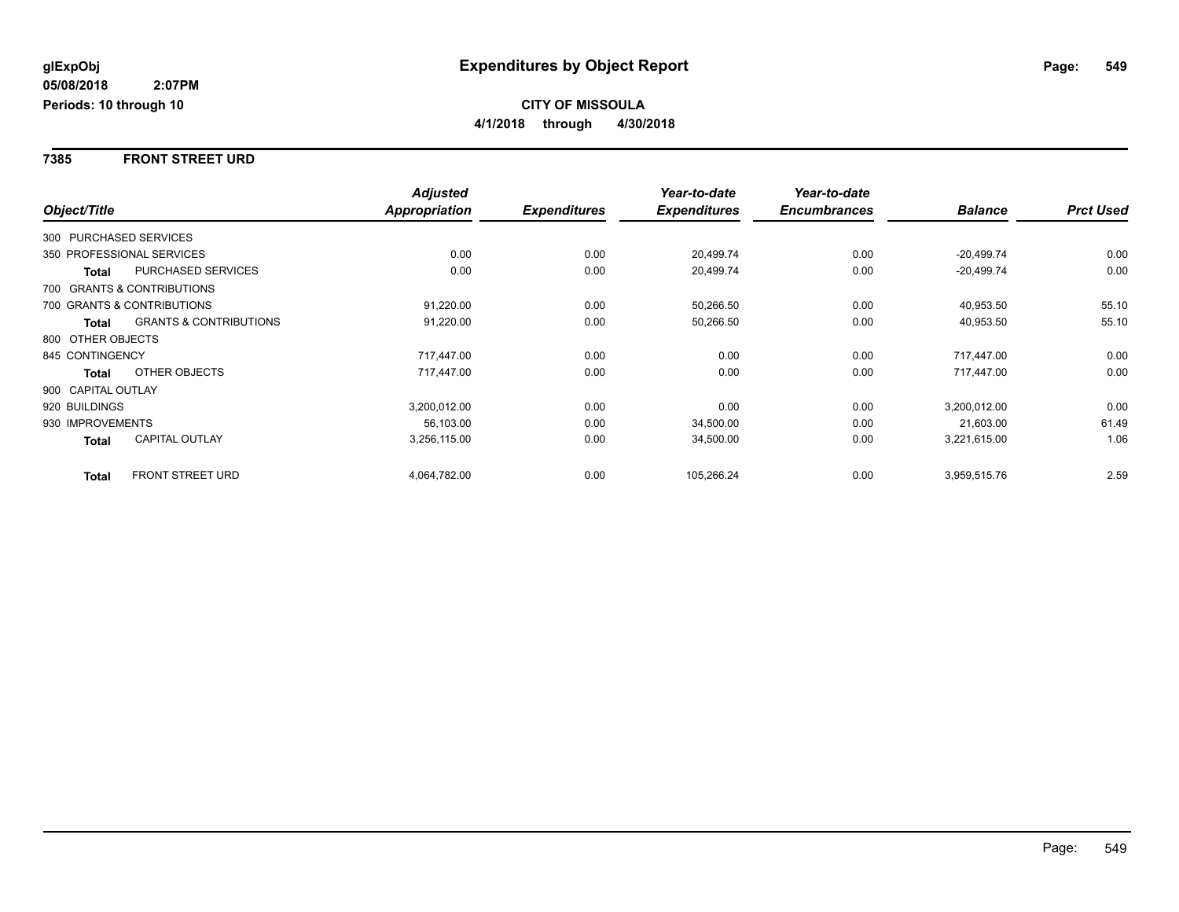# Expenditures by Object Report

glExpObj
05/08/2018 2:07PM
Periods: 10 through 10

**CITY OF MISSOULA**
**4/1/2018 through 4/30/2018**

## 7385 FRONT STREET URD

| Object/Title | | Adjusted Appropriation | Expenditures | Year-to-date Expenditures | Year-to-date Encumbrances | Balance | Prct Used |
|---|---|---|---|---|---|---|---|
| 300 PURCHASED SERVICES | | | | | | | |
| 350 PROFESSIONAL SERVICES | | 0.00 | 0.00 | 20,499.74 | 0.00 | -20,499.74 | 0.00 |
| **Total** | PURCHASED SERVICES | 0.00 | 0.00 | 20,499.74 | 0.00 | -20,499.74 | 0.00 |
| 700 GRANTS & CONTRIBUTIONS | | | | | | | |
| 700 GRANTS & CONTRIBUTIONS | | 91,220.00 | 0.00 | 50,266.50 | 0.00 | 40,953.50 | 55.10 |
| **Total** | GRANTS & CONTRIBUTIONS | 91,220.00 | 0.00 | 50,266.50 | 0.00 | 40,953.50 | 55.10 |
| 800 OTHER OBJECTS | | | | | | | |
| 845 CONTINGENCY | | 717,447.00 | 0.00 | 0.00 | 0.00 | 717,447.00 | 0.00 |
| **Total** | OTHER OBJECTS | 717,447.00 | 0.00 | 0.00 | 0.00 | 717,447.00 | 0.00 |
| 900 CAPITAL OUTLAY | | | | | | | |
| 920 BUILDINGS | | 3,200,012.00 | 0.00 | 0.00 | 0.00 | 3,200,012.00 | 0.00 |
| 930 IMPROVEMENTS | | 56,103.00 | 0.00 | 34,500.00 | 0.00 | 21,603.00 | 61.49 |
| **Total** | CAPITAL OUTLAY | 3,256,115.00 | 0.00 | 34,500.00 | 0.00 | 3,221,615.00 | 1.06 |
| **Total** | FRONT STREET URD | 4,064,782.00 | 0.00 | 105,266.24 | 0.00 | 3,959,515.76 | 2.59 |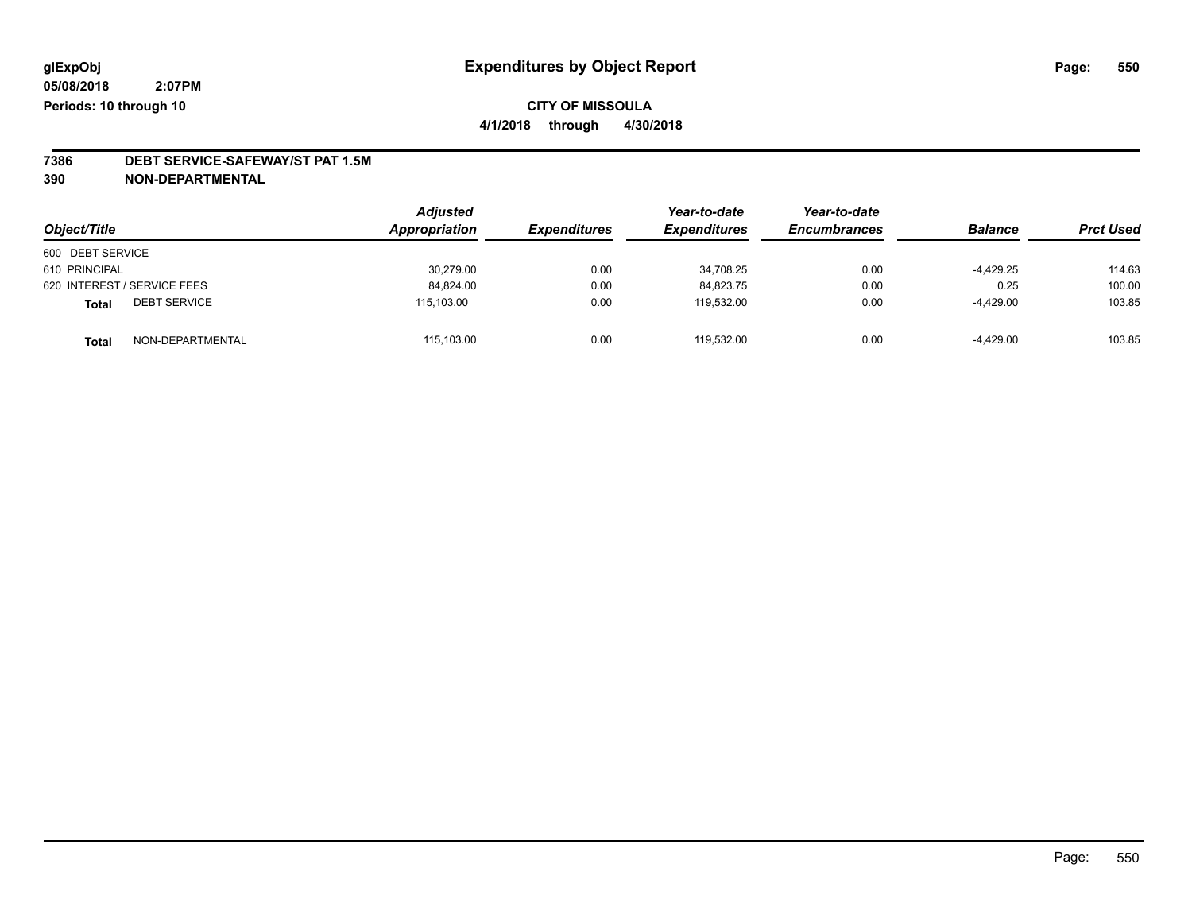# Expenditures by Object Report

glExpObj
05/08/2018 2:07PM
Periods: 10 through 10

**CITY OF MISSOULA**
**4/1/2018 through 4/30/2018**

## 7386 DEBT SERVICE-SAFEWAY/ST PAT 1.5M
## 390 NON-DEPARTMENTAL

| Object/Title | | Adjusted Appropriation | Expenditures | Year-to-date Expenditures | Year-to-date Encumbrances | Balance | Prct Used |
|---|---|---|---|---|---|---|---|
| 600 DEBT SERVICE | | | | | | | |
| 610 PRINCIPAL | | 30,279.00 | 0.00 | 34,708.25 | 0.00 | -4,429.25 | 114.63 |
| 620 INTEREST / SERVICE FEES | | 84,824.00 | 0.00 | 84,823.75 | 0.00 | 0.25 | 100.00 |
| **Total** | DEBT SERVICE | 115,103.00 | 0.00 | 119,532.00 | 0.00 | -4,429.00 | 103.85 |
| **Total** | NON-DEPARTMENTAL | 115,103.00 | 0.00 | 119,532.00 | 0.00 | -4,429.00 | 103.85 |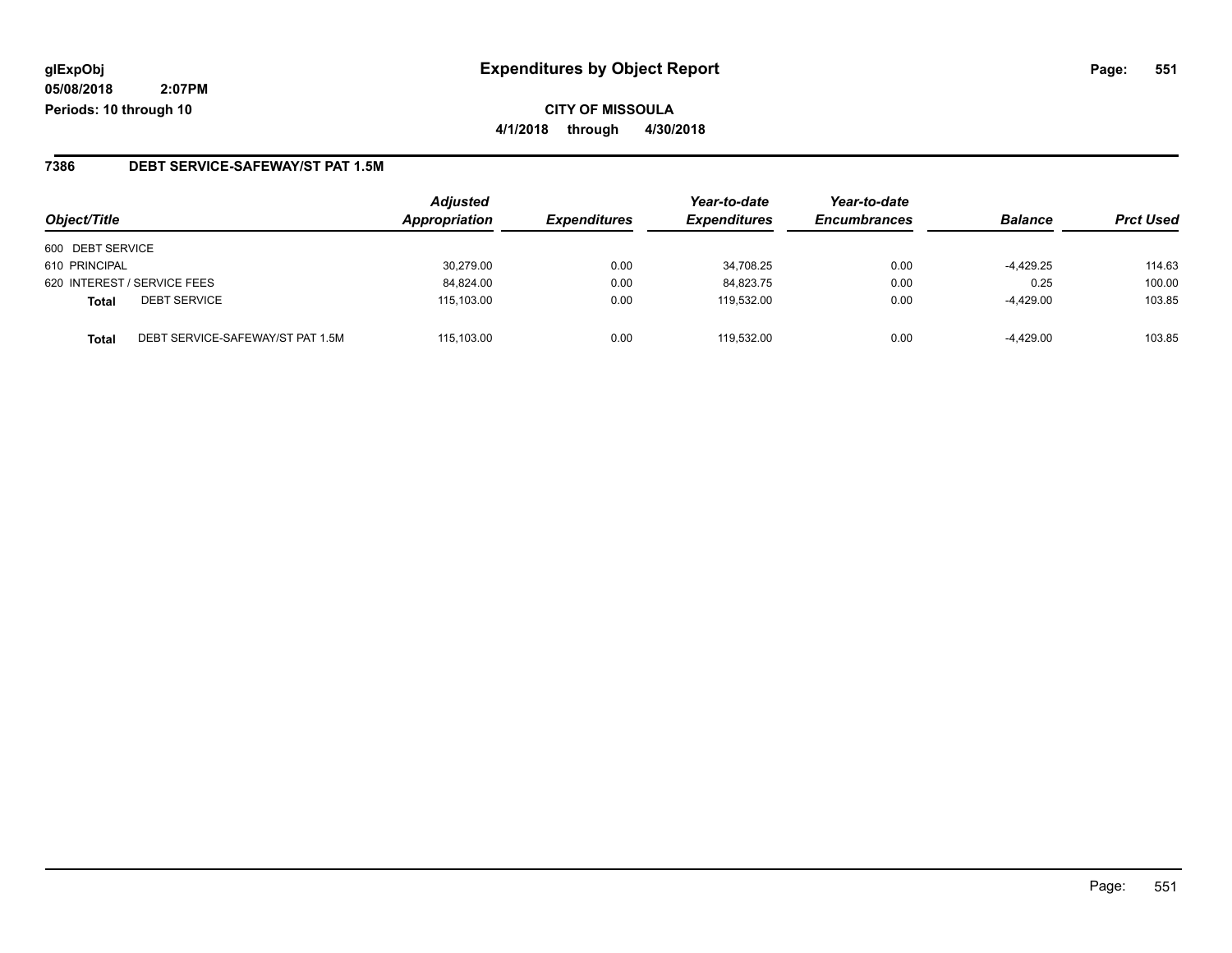**glExpObj**
**05/08/2018 2:07PM**
**Periods: 10 through 10**

# Expenditures by Object Report

**CITY OF MISSOULA**

**4/1/2018 through 4/30/2018**

## 7386 DEBT SERVICE-SAFEWAY/ST PAT 1.5M

| Object/Title | | Adjusted Appropriation | Expenditures | Year-to-date Expenditures | Year-to-date Encumbrances | Balance | Prct Used |
|---|---|---|---|---|---|---|---|
| 600 DEBT SERVICE | | | | | | | |
| 610 PRINCIPAL | | 30,279.00 | 0.00 | 34,708.25 | 0.00 | -4,429.25 | 114.63 |
| 620 INTEREST / SERVICE FEES | | 84,824.00 | 0.00 | 84,823.75 | 0.00 | 0.25 | 100.00 |
| **Total** | DEBT SERVICE | 115,103.00 | 0.00 | 119,532.00 | 0.00 | -4,429.00 | 103.85 |
| **Total** | DEBT SERVICE-SAFEWAY/ST PAT 1.5M | 115,103.00 | 0.00 | 119,532.00 | 0.00 | -4,429.00 | 103.85 |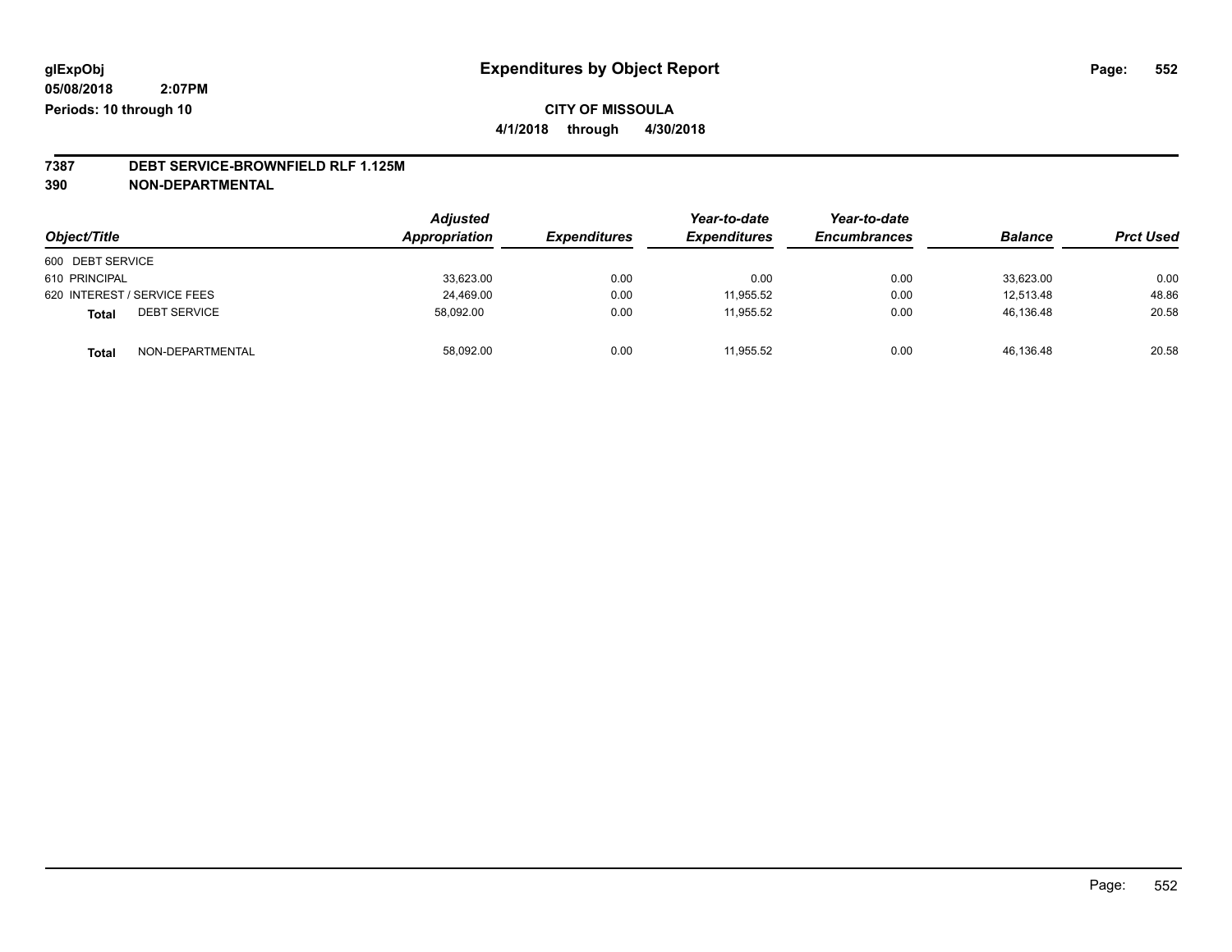# Expenditures by Object Report

glExpObj
05/08/2018 2:07PM
Periods: 10 through 10

**CITY OF MISSOULA**
**4/1/2018 through 4/30/2018**

**7387 DEBT SERVICE-BROWNFIELD RLF 1.125M**
**390 NON-DEPARTMENTAL**

| Object/Title | Adjusted Appropriation | Expenditures | Year-to-date Expenditures | Year-to-date Encumbrances | Balance | Prct Used |
|---|---|---|---|---|---|---|
| 600 DEBT SERVICE | | | | | | |
| 610 PRINCIPAL | 33,623.00 | 0.00 | 0.00 | 0.00 | 33,623.00 | 0.00 |
| 620 INTEREST / SERVICE FEES | 24,469.00 | 0.00 | 11,955.52 | 0.00 | 12,513.48 | 48.86 |
| **Total** DEBT SERVICE | 58,092.00 | 0.00 | 11,955.52 | 0.00 | 46,136.48 | 20.58 |
| **Total** NON-DEPARTMENTAL | 58,092.00 | 0.00 | 11,955.52 | 0.00 | 46,136.48 | 20.58 |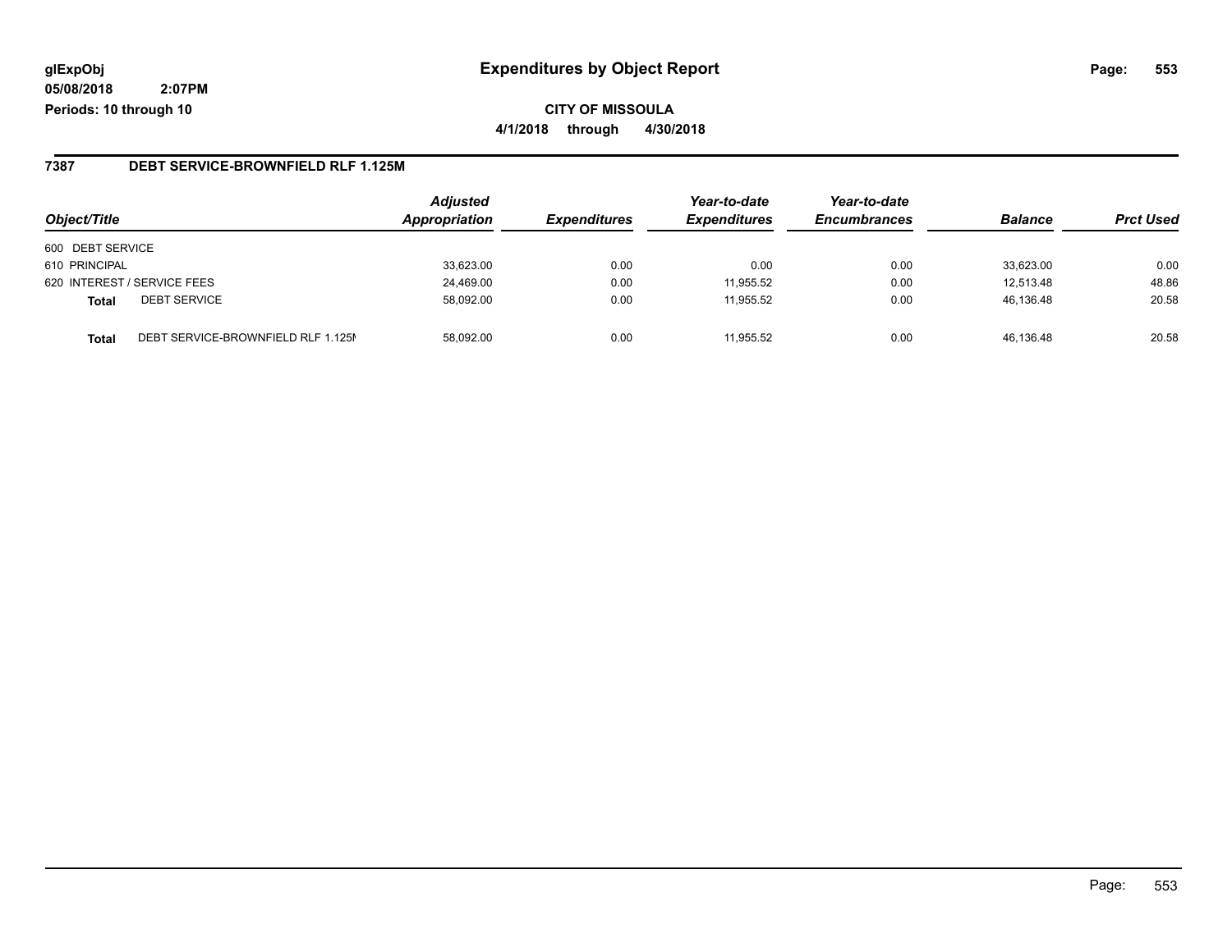**glExpObj**
**05/08/2018 2:07PM**
**Periods: 10 through 10**

# Expenditures by Object Report

**CITY OF MISSOULA**
**4/1/2018 through 4/30/2018**

## 7387 DEBT SERVICE-BROWNFIELD RLF 1.125M

| Object/Title | Adjusted Appropriation | Expenditures | Year-to-date Expenditures | Year-to-date Encumbrances | Balance | Prct Used |
|---|---|---|---|---|---|---|
| 600 DEBT SERVICE | | | | | | |
| 610 PRINCIPAL | 33,623.00 | 0.00 | 0.00 | 0.00 | 33,623.00 | 0.00 |
| 620 INTEREST / SERVICE FEES | 24,469.00 | 0.00 | 11,955.52 | 0.00 | 12,513.48 | 48.86 |
| **Total** DEBT SERVICE | 58,092.00 | 0.00 | 11,955.52 | 0.00 | 46,136.48 | 20.58 |
| **Total** DEBT SERVICE-BROWNFIELD RLF 1.125M | 58,092.00 | 0.00 | 11,955.52 | 0.00 | 46,136.48 | 20.58 |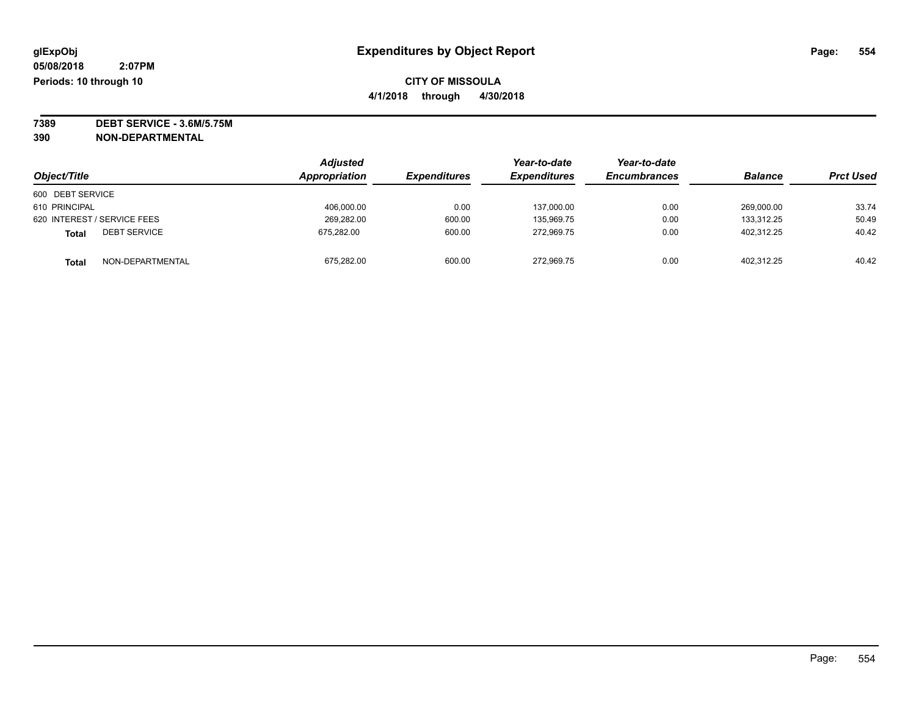**glExpObj**
**05/08/2018 2:07PM**
**Periods: 10 through 10**

# Expenditures by Object Report

**CITY OF MISSOULA**
**4/1/2018 through 4/30/2018**

**7389 DEBT SERVICE - 3.6M/5.75M**
**390 NON-DEPARTMENTAL**

| Object/Title | | Adjusted Appropriation | Expenditures | Year-to-date Expenditures | Year-to-date Encumbrances | Balance | Prct Used |
|---|---|---|---|---|---|---|---|
| 600 DEBT SERVICE | | | | | | | |
| 610 PRINCIPAL | | 406,000.00 | 0.00 | 137,000.00 | 0.00 | 269,000.00 | 33.74 |
| 620 INTEREST / SERVICE FEES | | 269,282.00 | 600.00 | 135,969.75 | 0.00 | 133,312.25 | 50.49 |
| **Total** | DEBT SERVICE | 675,282.00 | 600.00 | 272,969.75 | 0.00 | 402,312.25 | 40.42 |
| **Total** | NON-DEPARTMENTAL | 675,282.00 | 600.00 | 272,969.75 | 0.00 | 402,312.25 | 40.42 |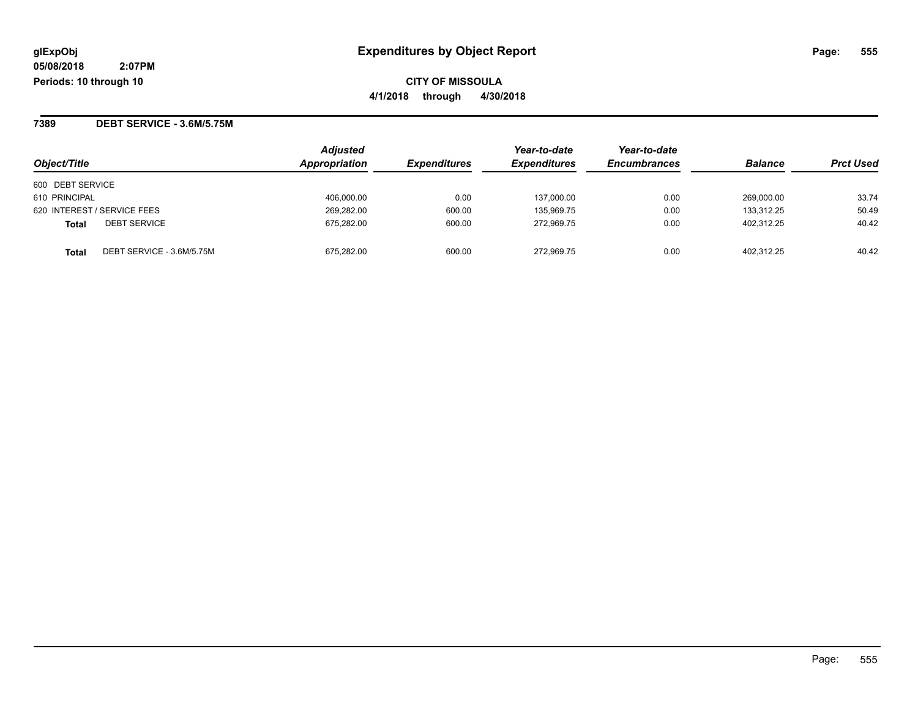**Expenditures by Object Report**

**CITY OF MISSOULA**

**4/1/2018 through 4/30/2018**

**glExpObj**
**05/08/2018 2:07PM**
**Periods: 10 through 10**

## 7389 DEBT SERVICE - 3.6M/5.75M

| Object/Title | | Adjusted Appropriation | Expenditures | Year-to-date Expenditures | Year-to-date Encumbrances | Balance | Prct Used |
|---|---|---|---|---|---|---|---|
| 600 DEBT SERVICE | | | | | | | |
| 610 PRINCIPAL | | 406,000.00 | 0.00 | 137,000.00 | 0.00 | 269,000.00 | 33.74 |
| 620 INTEREST / SERVICE FEES | | 269,282.00 | 600.00 | 135,969.75 | 0.00 | 133,312.25 | 50.49 |
| **Total** | DEBT SERVICE | 675,282.00 | 600.00 | 272,969.75 | 0.00 | 402,312.25 | 40.42 |
| **Total** | DEBT SERVICE - 3.6M/5.75M | 675,282.00 | 600.00 | 272,969.75 | 0.00 | 402,312.25 | 40.42 |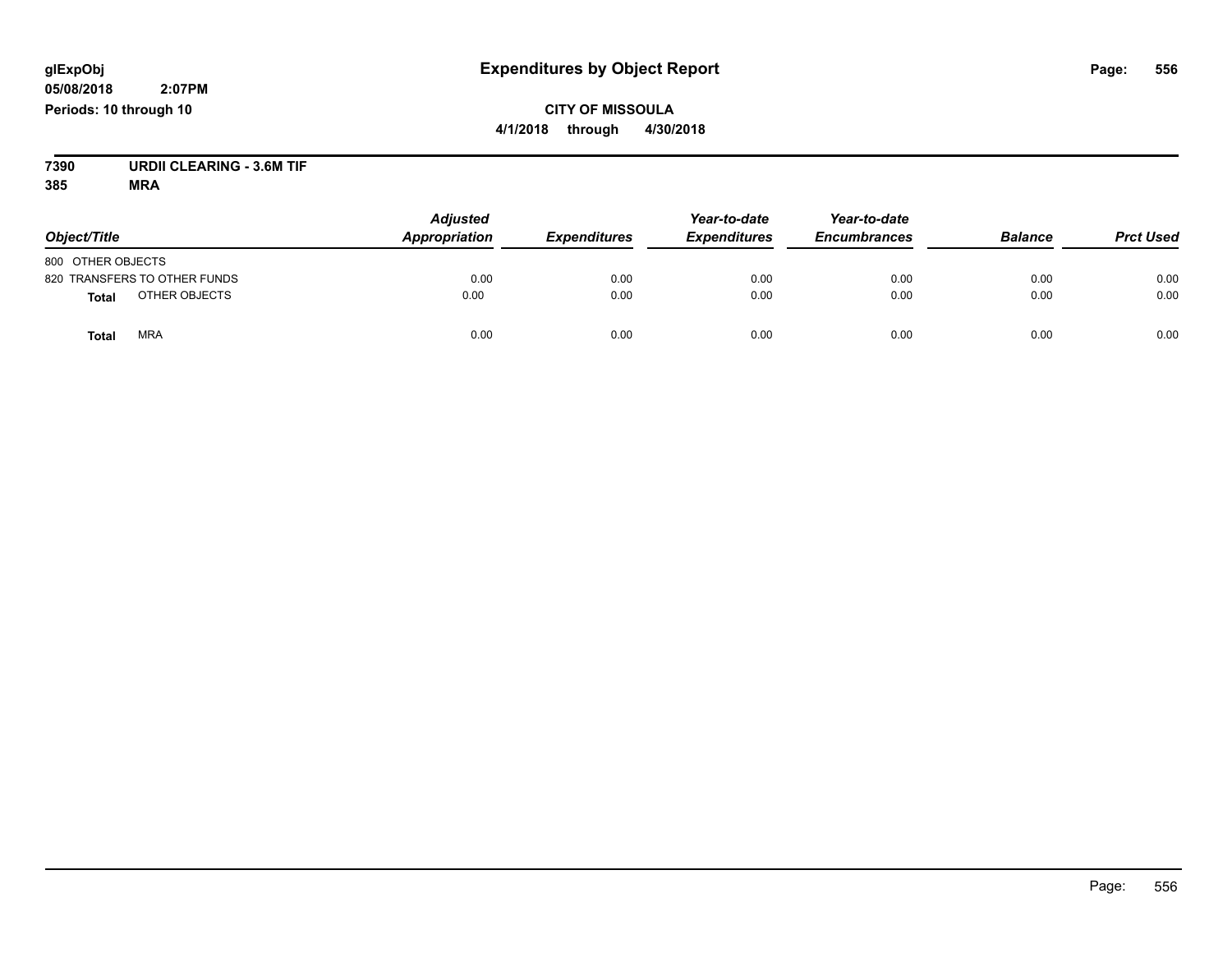glExpObj
05/08/2018 2:07PM
Periods: 10 through 10

# Expenditures by Object Report

**CITY OF MISSOULA**
**4/1/2018 through 4/30/2018**

**7390 URDII CLEARING - 3.6M TIF**
**385 MRA**

| Object/Title | Adjusted Appropriation | Expenditures | Year-to-date Expenditures | Year-to-date Encumbrances | Balance | Prct Used |
|---|---|---|---|---|---|---|
| 800 OTHER OBJECTS | | | | | | |
| 820 TRANSFERS TO OTHER FUNDS | 0.00 | 0.00 | 0.00 | 0.00 | 0.00 | 0.00 |
| **Total** OTHER OBJECTS | 0.00 | 0.00 | 0.00 | 0.00 | 0.00 | 0.00 |
| **Total** MRA | 0.00 | 0.00 | 0.00 | 0.00 | 0.00 | 0.00 |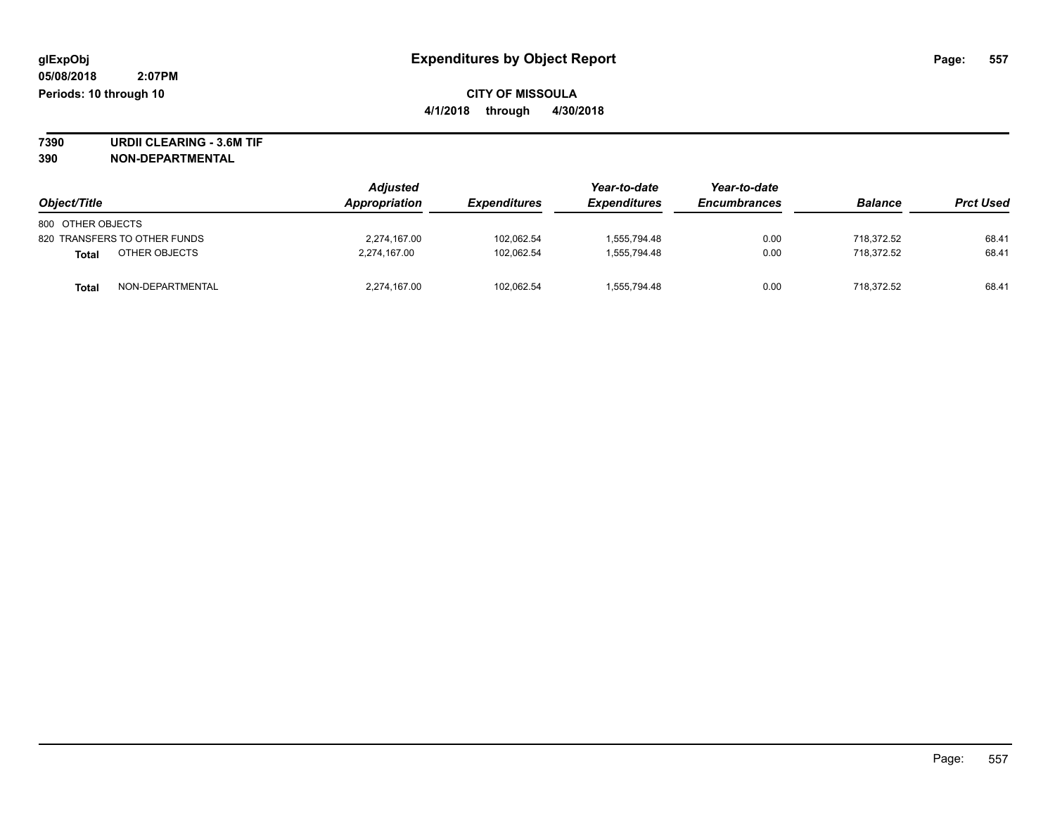glExpObj
05/08/2018 2:07PM
Periods: 10 through 10

# Expenditures by Object Report

**CITY OF MISSOULA**
**4/1/2018 through 4/30/2018**

**7390 URDII CLEARING - 3.6M TIF**
**390 NON-DEPARTMENTAL**

| Object/Title | Adjusted Appropriation | Expenditures | Year-to-date Expenditures | Year-to-date Encumbrances | Balance | Prct Used |
|---|---|---|---|---|---|---|
| 800 OTHER OBJECTS | | | | | | |
| 820 TRANSFERS TO OTHER FUNDS | 2,274,167.00 | 102,062.54 | 1,555,794.48 | 0.00 | 718,372.52 | 68.41 |
| **Total** OTHER OBJECTS | 2,274,167.00 | 102,062.54 | 1,555,794.48 | 0.00 | 718,372.52 | 68.41 |
| **Total** NON-DEPARTMENTAL | 2,274,167.00 | 102,062.54 | 1,555,794.48 | 0.00 | 718,372.52 | 68.41 |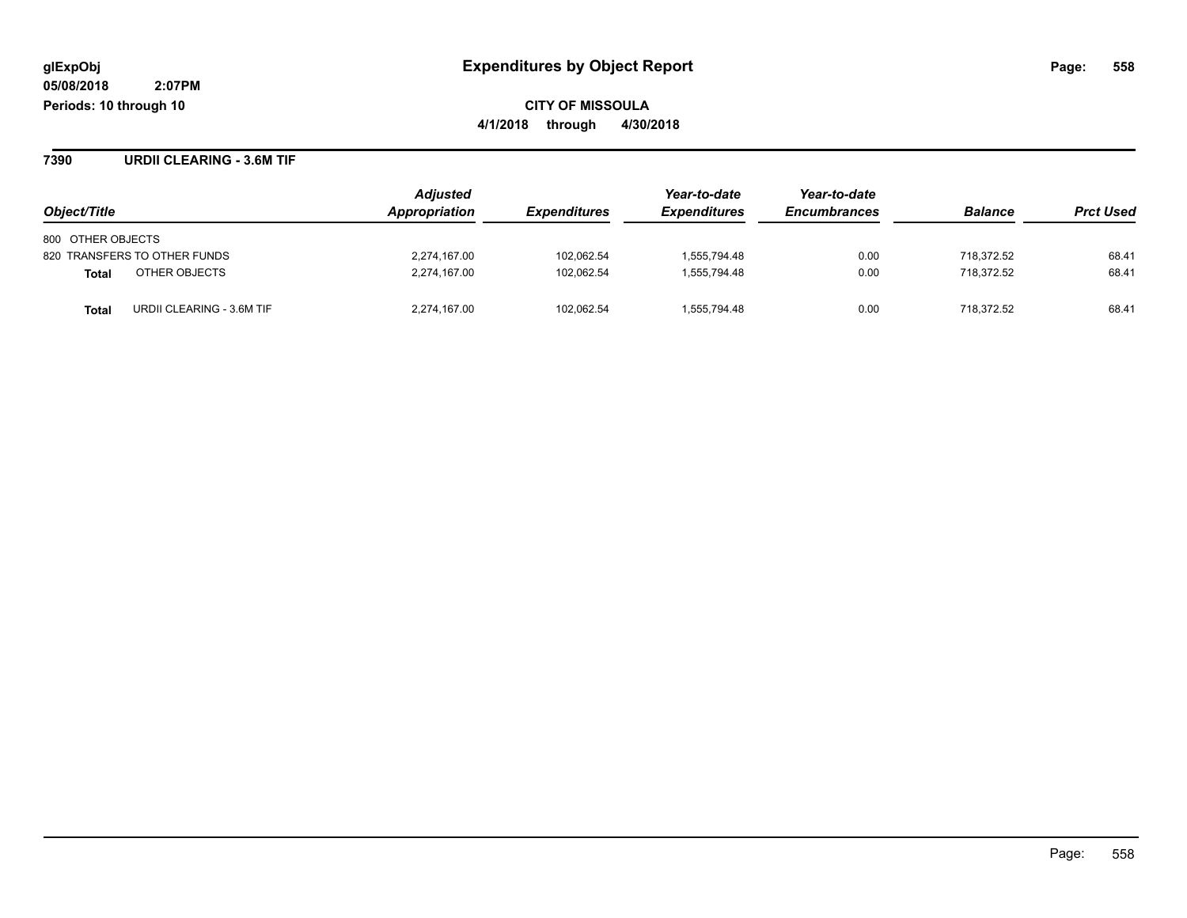# Expenditures by Object Report

glExpObj
05/08/2018 2:07PM
Periods: 10 through 10

**CITY OF MISSOULA**
**4/1/2018 through 4/30/2018**

## 7390 URDII CLEARING - 3.6M TIF

| Object/Title | Adjusted Appropriation | Expenditures | Year-to-date Expenditures | Year-to-date Encumbrances | Balance | Prct Used |
|---|---|---|---|---|---|---|
| 800 OTHER OBJECTS | | | | | | |
| 820 TRANSFERS TO OTHER FUNDS | 2,274,167.00 | 102,062.54 | 1,555,794.48 | 0.00 | 718,372.52 | 68.41 |
| **Total** OTHER OBJECTS | 2,274,167.00 | 102,062.54 | 1,555,794.48 | 0.00 | 718,372.52 | 68.41 |
| **Total** URDII CLEARING - 3.6M TIF | 2,274,167.00 | 102,062.54 | 1,555,794.48 | 0.00 | 718,372.52 | 68.41 |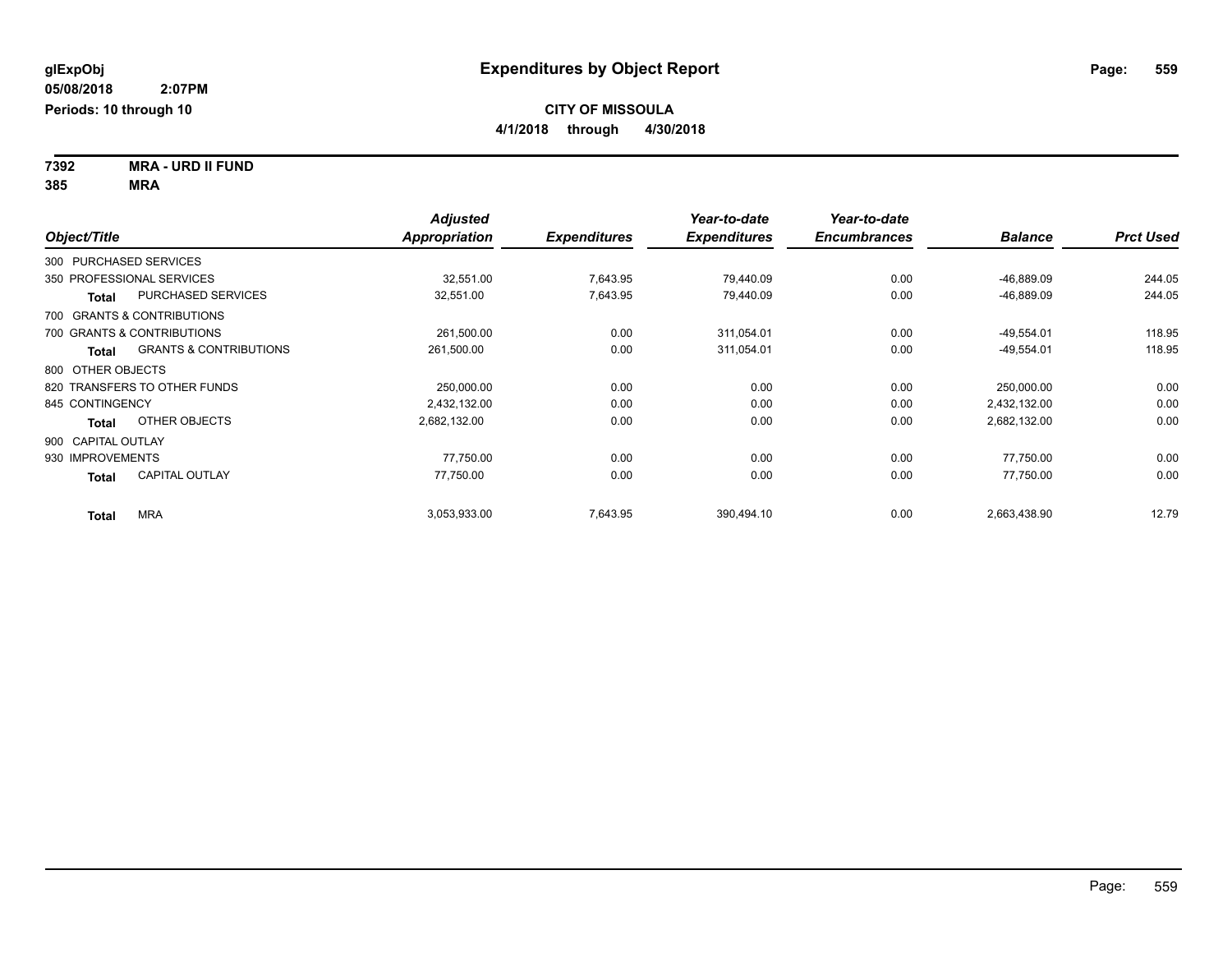**glExpObj**
**05/08/2018 2:07PM**
**Periods: 10 through 10**

# Expenditures by Object Report

**CITY OF MISSOULA**
**4/1/2018 through 4/30/2018**

**7392 MRA - URD II FUND**
**385 MRA**

| Object/Title | | Adjusted Appropriation | Expenditures | Year-to-date Expenditures | Year-to-date Encumbrances | Balance | Prct Used |
|---|---|---|---|---|---|---|---|
| 300 PURCHASED SERVICES | | | | | | | |
| 350 PROFESSIONAL SERVICES | | 32,551.00 | 7,643.95 | 79,440.09 | 0.00 | -46,889.09 | 244.05 |
| **Total** | PURCHASED SERVICES | 32,551.00 | 7,643.95 | 79,440.09 | 0.00 | -46,889.09 | 244.05 |
| 700 GRANTS & CONTRIBUTIONS | | | | | | | |
| 700 GRANTS & CONTRIBUTIONS | | 261,500.00 | 0.00 | 311,054.01 | 0.00 | -49,554.01 | 118.95 |
| **Total** | GRANTS & CONTRIBUTIONS | 261,500.00 | 0.00 | 311,054.01 | 0.00 | -49,554.01 | 118.95 |
| 800 OTHER OBJECTS | | | | | | | |
| 820 TRANSFERS TO OTHER FUNDS | | 250,000.00 | 0.00 | 0.00 | 0.00 | 250,000.00 | 0.00 |
| 845 CONTINGENCY | | 2,432,132.00 | 0.00 | 0.00 | 0.00 | 2,432,132.00 | 0.00 |
| **Total** | OTHER OBJECTS | 2,682,132.00 | 0.00 | 0.00 | 0.00 | 2,682,132.00 | 0.00 |
| 900 CAPITAL OUTLAY | | | | | | | |
| 930 IMPROVEMENTS | | 77,750.00 | 0.00 | 0.00 | 0.00 | 77,750.00 | 0.00 |
| **Total** | CAPITAL OUTLAY | 77,750.00 | 0.00 | 0.00 | 0.00 | 77,750.00 | 0.00 |
| **Total** | MRA | 3,053,933.00 | 7,643.95 | 390,494.10 | 0.00 | 2,663,438.90 | 12.79 |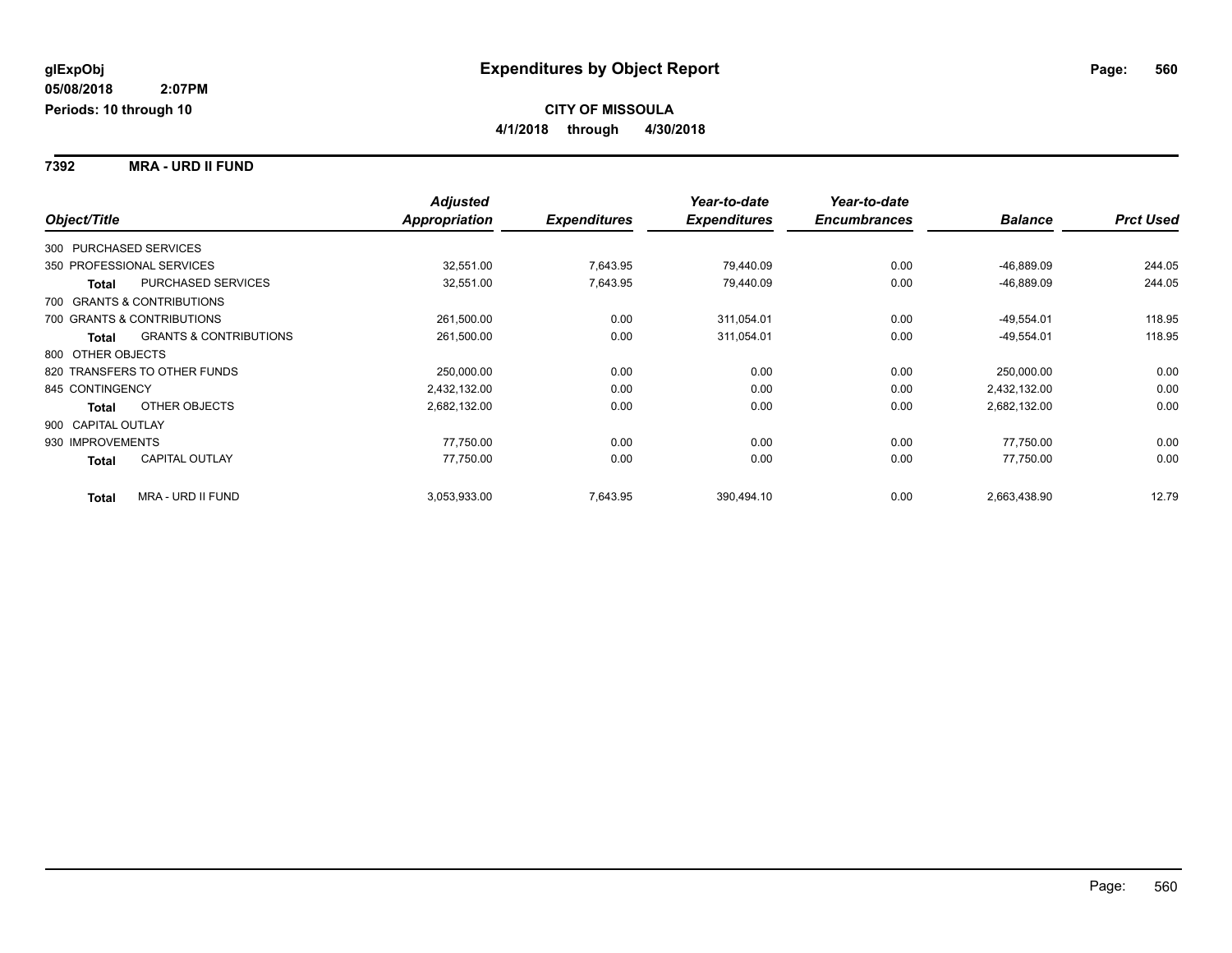**glExpObj**
**05/08/2018 2:07PM**
**Periods: 10 through 10**

# Expenditures by Object Report

**CITY OF MISSOULA**
**4/1/2018 through 4/30/2018**

## 7392 MRA - URD II FUND

| Object/Title | | Adjusted Appropriation | Expenditures | Year-to-date Expenditures | Year-to-date Encumbrances | Balance | Prct Used |
|---|---|---|---|---|---|---|---|
| 300 PURCHASED SERVICES | | | | | | | |
| 350 PROFESSIONAL SERVICES | | 32,551.00 | 7,643.95 | 79,440.09 | 0.00 | -46,889.09 | 244.05 |
| **Total** | PURCHASED SERVICES | 32,551.00 | 7,643.95 | 79,440.09 | 0.00 | -46,889.09 | 244.05 |
| 700 GRANTS & CONTRIBUTIONS | | | | | | | |
| 700 GRANTS & CONTRIBUTIONS | | 261,500.00 | 0.00 | 311,054.01 | 0.00 | -49,554.01 | 118.95 |
| **Total** | GRANTS & CONTRIBUTIONS | 261,500.00 | 0.00 | 311,054.01 | 0.00 | -49,554.01 | 118.95 |
| 800 OTHER OBJECTS | | | | | | | |
| 820 TRANSFERS TO OTHER FUNDS | | 250,000.00 | 0.00 | 0.00 | 0.00 | 250,000.00 | 0.00 |
| 845 CONTINGENCY | | 2,432,132.00 | 0.00 | 0.00 | 0.00 | 2,432,132.00 | 0.00 |
| **Total** | OTHER OBJECTS | 2,682,132.00 | 0.00 | 0.00 | 0.00 | 2,682,132.00 | 0.00 |
| 900 CAPITAL OUTLAY | | | | | | | |
| 930 IMPROVEMENTS | | 77,750.00 | 0.00 | 0.00 | 0.00 | 77,750.00 | 0.00 |
| **Total** | CAPITAL OUTLAY | 77,750.00 | 0.00 | 0.00 | 0.00 | 77,750.00 | 0.00 |
| **Total** | MRA - URD II FUND | 3,053,933.00 | 7,643.95 | 390,494.10 | 0.00 | 2,663,438.90 | 12.79 |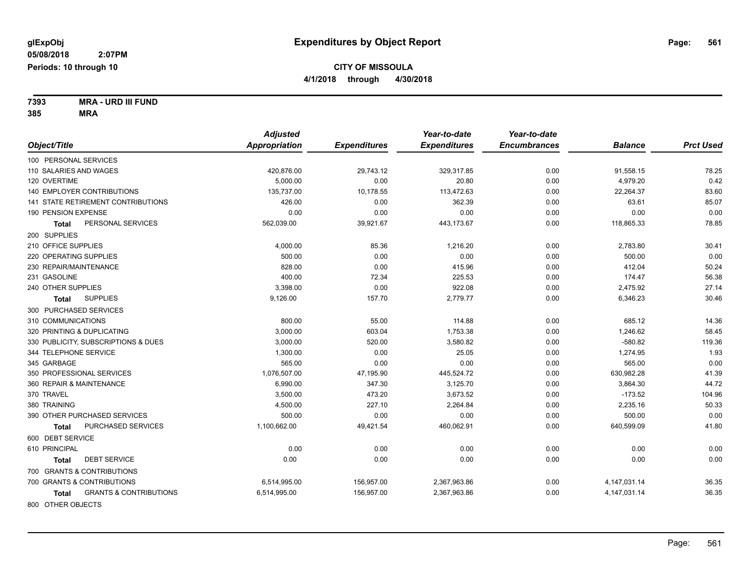# Expenditures by Object Report

glExpObj
05/08/2018 2:07PM
Periods: 10 through 10

**CITY OF MISSOULA**
**4/1/2018 through 4/30/2018**

**7393 MRA - URD III FUND**
**385 MRA**

| Object/Title | Adjusted Appropriation | Expenditures | Year-to-date Expenditures | Year-to-date Encumbrances | Balance | Prct Used |
|---|---|---|---|---|---|---|
| 100 PERSONAL SERVICES | | | | | | |
| 110 SALARIES AND WAGES | 420,876.00 | 29,743.12 | 329,317.85 | 0.00 | 91,558.15 | 78.25 |
| 120 OVERTIME | 5,000.00 | 0.00 | 20.80 | 0.00 | 4,979.20 | 0.42 |
| 140 EMPLOYER CONTRIBUTIONS | 135,737.00 | 10,178.55 | 113,472.63 | 0.00 | 22,264.37 | 83.60 |
| 141 STATE RETIREMENT CONTRIBUTIONS | 426.00 | 0.00 | 362.39 | 0.00 | 63.61 | 85.07 |
| 190 PENSION EXPENSE | 0.00 | 0.00 | 0.00 | 0.00 | 0.00 | 0.00 |
| **Total** PERSONAL SERVICES | 562,039.00 | 39,921.67 | 443,173.67 | 0.00 | 118,865.33 | 78.85 |
| 200 SUPPLIES | | | | | | |
| 210 OFFICE SUPPLIES | 4,000.00 | 85.36 | 1,216.20 | 0.00 | 2,783.80 | 30.41 |
| 220 OPERATING SUPPLIES | 500.00 | 0.00 | 0.00 | 0.00 | 500.00 | 0.00 |
| 230 REPAIR/MAINTENANCE | 828.00 | 0.00 | 415.96 | 0.00 | 412.04 | 50.24 |
| 231 GASOLINE | 400.00 | 72.34 | 225.53 | 0.00 | 174.47 | 56.38 |
| 240 OTHER SUPPLIES | 3,398.00 | 0.00 | 922.08 | 0.00 | 2,475.92 | 27.14 |
| **Total** SUPPLIES | 9,126.00 | 157.70 | 2,779.77 | 0.00 | 6,346.23 | 30.46 |
| 300 PURCHASED SERVICES | | | | | | |
| 310 COMMUNICATIONS | 800.00 | 55.00 | 114.88 | 0.00 | 685.12 | 14.36 |
| 320 PRINTING & DUPLICATING | 3,000.00 | 603.04 | 1,753.38 | 0.00 | 1,246.62 | 58.45 |
| 330 PUBLICITY, SUBSCRIPTIONS & DUES | 3,000.00 | 520.00 | 3,580.82 | 0.00 | -580.82 | 119.36 |
| 344 TELEPHONE SERVICE | 1,300.00 | 0.00 | 25.05 | 0.00 | 1,274.95 | 1.93 |
| 345 GARBAGE | 565.00 | 0.00 | 0.00 | 0.00 | 565.00 | 0.00 |
| 350 PROFESSIONAL SERVICES | 1,076,507.00 | 47,195.90 | 445,524.72 | 0.00 | 630,982.28 | 41.39 |
| 360 REPAIR & MAINTENANCE | 6,990.00 | 347.30 | 3,125.70 | 0.00 | 3,864.30 | 44.72 |
| 370 TRAVEL | 3,500.00 | 473.20 | 3,673.52 | 0.00 | -173.52 | 104.96 |
| 380 TRAINING | 4,500.00 | 227.10 | 2,264.84 | 0.00 | 2,235.16 | 50.33 |
| 390 OTHER PURCHASED SERVICES | 500.00 | 0.00 | 0.00 | 0.00 | 500.00 | 0.00 |
| **Total** PURCHASED SERVICES | 1,100,662.00 | 49,421.54 | 460,062.91 | 0.00 | 640,599.09 | 41.80 |
| 600 DEBT SERVICE | | | | | | |
| 610 PRINCIPAL | 0.00 | 0.00 | 0.00 | 0.00 | 0.00 | 0.00 |
| **Total** DEBT SERVICE | 0.00 | 0.00 | 0.00 | 0.00 | 0.00 | 0.00 |
| 700 GRANTS & CONTRIBUTIONS | | | | | | |
| 700 GRANTS & CONTRIBUTIONS | 6,514,995.00 | 156,957.00 | 2,367,963.86 | 0.00 | 4,147,031.14 | 36.35 |
| **Total** GRANTS & CONTRIBUTIONS | 6,514,995.00 | 156,957.00 | 2,367,963.86 | 0.00 | 4,147,031.14 | 36.35 |
| 800 OTHER OBJECTS | | | | | | |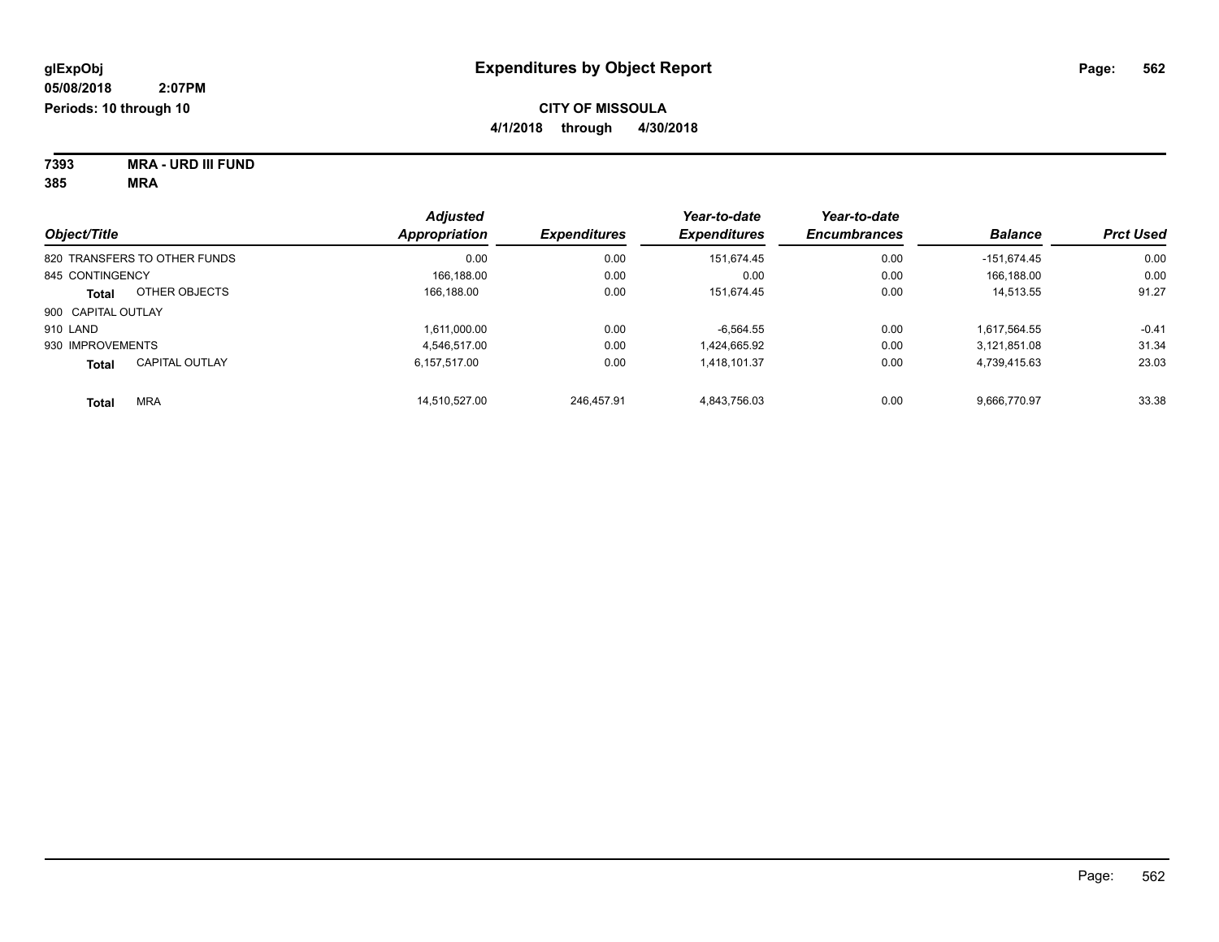**glExpObj**
**05/08/2018 2:07PM**
**Periods: 10 through 10**

# Expenditures by Object Report

**CITY OF MISSOULA**
**4/1/2018 through 4/30/2018**

**7393 MRA - URD III FUND**
**385 MRA**

| Object/Title | Adjusted Appropriation | Expenditures | Year-to-date Expenditures | Year-to-date Encumbrances | Balance | Prct Used |
|---|---|---|---|---|---|---|
| 820 TRANSFERS TO OTHER FUNDS | 0.00 | 0.00 | 151,674.45 | 0.00 | -151,674.45 | 0.00 |
| 845 CONTINGENCY | 166,188.00 | 0.00 | 0.00 | 0.00 | 166,188.00 | 0.00 |
| **Total** OTHER OBJECTS | 166,188.00 | 0.00 | 151,674.45 | 0.00 | 14,513.55 | 91.27 |
| 900 CAPITAL OUTLAY | | | | | | |
| 910 LAND | 1,611,000.00 | 0.00 | -6,564.55 | 0.00 | 1,617,564.55 | -0.41 |
| 930 IMPROVEMENTS | 4,546,517.00 | 0.00 | 1,424,665.92 | 0.00 | 3,121,851.08 | 31.34 |
| **Total** CAPITAL OUTLAY | 6,157,517.00 | 0.00 | 1,418,101.37 | 0.00 | 4,739,415.63 | 23.03 |
| **Total** MRA | 14,510,527.00 | 246,457.91 | 4,843,756.03 | 0.00 | 9,666,770.97 | 33.38 |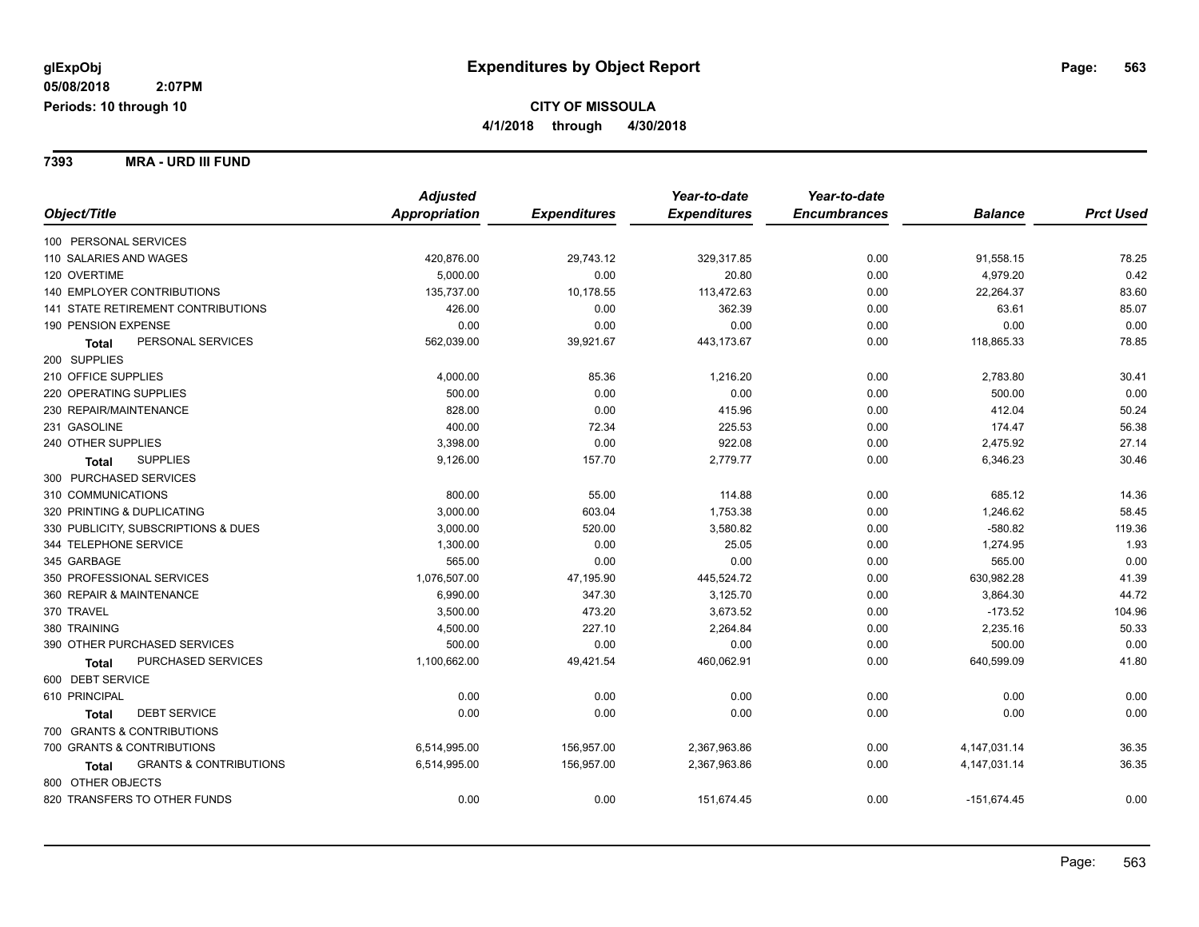**glExpObj**
**05/08/2018 2:07PM**
**Periods: 10 through 10**

# Expenditures by Object Report

## CITY OF MISSOULA

**4/1/2018 through 4/30/2018**

### 7393 MRA - URD III FUND

| Object/Title | Adjusted Appropriation | Expenditures | Year-to-date Expenditures | Year-to-date Encumbrances | Balance | Prct Used |
|---|---|---|---|---|---|---|
| 100 PERSONAL SERVICES | | | | | | |
| 110 SALARIES AND WAGES | 420,876.00 | 29,743.12 | 329,317.85 | 0.00 | 91,558.15 | 78.25 |
| 120 OVERTIME | 5,000.00 | 0.00 | 20.80 | 0.00 | 4,979.20 | 0.42 |
| 140 EMPLOYER CONTRIBUTIONS | 135,737.00 | 10,178.55 | 113,472.63 | 0.00 | 22,264.37 | 83.60 |
| 141 STATE RETIREMENT CONTRIBUTIONS | 426.00 | 0.00 | 362.39 | 0.00 | 63.61 | 85.07 |
| 190 PENSION EXPENSE | 0.00 | 0.00 | 0.00 | 0.00 | 0.00 | 0.00 |
| **Total** PERSONAL SERVICES | 562,039.00 | 39,921.67 | 443,173.67 | 0.00 | 118,865.33 | 78.85 |
| 200 SUPPLIES | | | | | | |
| 210 OFFICE SUPPLIES | 4,000.00 | 85.36 | 1,216.20 | 0.00 | 2,783.80 | 30.41 |
| 220 OPERATING SUPPLIES | 500.00 | 0.00 | 0.00 | 0.00 | 500.00 | 0.00 |
| 230 REPAIR/MAINTENANCE | 828.00 | 0.00 | 415.96 | 0.00 | 412.04 | 50.24 |
| 231 GASOLINE | 400.00 | 72.34 | 225.53 | 0.00 | 174.47 | 56.38 |
| 240 OTHER SUPPLIES | 3,398.00 | 0.00 | 922.08 | 0.00 | 2,475.92 | 27.14 |
| **Total** SUPPLIES | 9,126.00 | 157.70 | 2,779.77 | 0.00 | 6,346.23 | 30.46 |
| 300 PURCHASED SERVICES | | | | | | |
| 310 COMMUNICATIONS | 800.00 | 55.00 | 114.88 | 0.00 | 685.12 | 14.36 |
| 320 PRINTING & DUPLICATING | 3,000.00 | 603.04 | 1,753.38 | 0.00 | 1,246.62 | 58.45 |
| 330 PUBLICITY, SUBSCRIPTIONS & DUES | 3,000.00 | 520.00 | 3,580.82 | 0.00 | -580.82 | 119.36 |
| 344 TELEPHONE SERVICE | 1,300.00 | 0.00 | 25.05 | 0.00 | 1,274.95 | 1.93 |
| 345 GARBAGE | 565.00 | 0.00 | 0.00 | 0.00 | 565.00 | 0.00 |
| 350 PROFESSIONAL SERVICES | 1,076,507.00 | 47,195.90 | 445,524.72 | 0.00 | 630,982.28 | 41.39 |
| 360 REPAIR & MAINTENANCE | 6,990.00 | 347.30 | 3,125.70 | 0.00 | 3,864.30 | 44.72 |
| 370 TRAVEL | 3,500.00 | 473.20 | 3,673.52 | 0.00 | -173.52 | 104.96 |
| 380 TRAINING | 4,500.00 | 227.10 | 2,264.84 | 0.00 | 2,235.16 | 50.33 |
| 390 OTHER PURCHASED SERVICES | 500.00 | 0.00 | 0.00 | 0.00 | 500.00 | 0.00 |
| **Total** PURCHASED SERVICES | 1,100,662.00 | 49,421.54 | 460,062.91 | 0.00 | 640,599.09 | 41.80 |
| 600 DEBT SERVICE | | | | | | |
| 610 PRINCIPAL | 0.00 | 0.00 | 0.00 | 0.00 | 0.00 | 0.00 |
| **Total** DEBT SERVICE | 0.00 | 0.00 | 0.00 | 0.00 | 0.00 | 0.00 |
| 700 GRANTS & CONTRIBUTIONS | | | | | | |
| 700 GRANTS & CONTRIBUTIONS | 6,514,995.00 | 156,957.00 | 2,367,963.86 | 0.00 | 4,147,031.14 | 36.35 |
| **Total** GRANTS & CONTRIBUTIONS | 6,514,995.00 | 156,957.00 | 2,367,963.86 | 0.00 | 4,147,031.14 | 36.35 |
| 800 OTHER OBJECTS | | | | | | |
| 820 TRANSFERS TO OTHER FUNDS | 0.00 | 0.00 | 151,674.45 | 0.00 | -151,674.45 | 0.00 |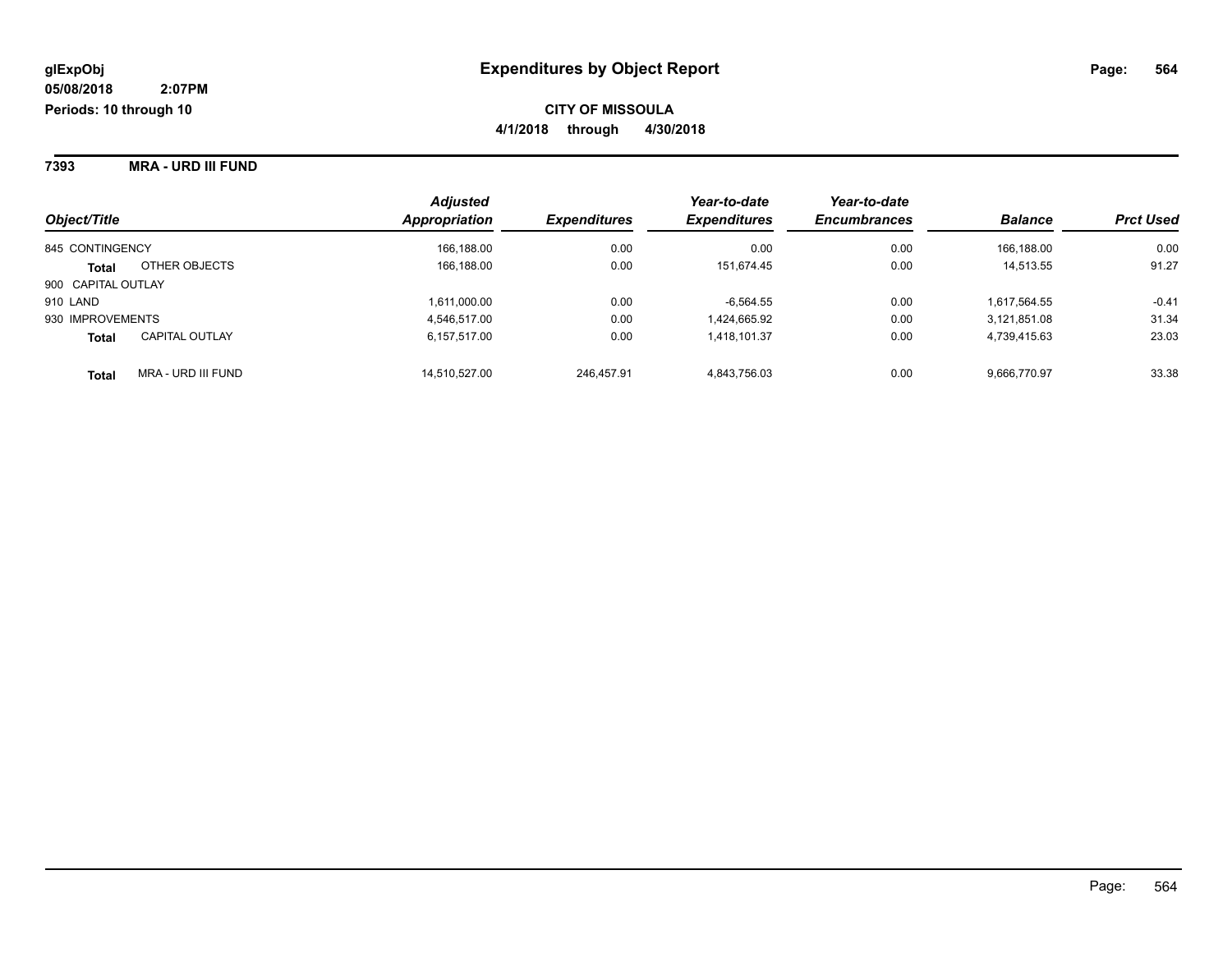**glExpObj** **Expenditures by Object Report**

**05/08/2018 2:07PM**

**Periods: 10 through 10**

**CITY OF MISSOULA**

**4/1/2018 through 4/30/2018**

**7393 MRA - URD III FUND**

| Object/Title | | Adjusted Appropriation | Expenditures | Year-to-date Expenditures | Year-to-date Encumbrances | Balance | Prct Used |
|---|---|---|---|---|---|---|---|
| 845 CONTINGENCY | | 166,188.00 | 0.00 | 0.00 | 0.00 | 166,188.00 | 0.00 |
| **Total** | OTHER OBJECTS | 166,188.00 | 0.00 | 151,674.45 | 0.00 | 14,513.55 | 91.27 |
| 900 CAPITAL OUTLAY | | | | | | | |
| 910 LAND | | 1,611,000.00 | 0.00 | -6,564.55 | 0.00 | 1,617,564.55 | -0.41 |
| 930 IMPROVEMENTS | | 4,546,517.00 | 0.00 | 1,424,665.92 | 0.00 | 3,121,851.08 | 31.34 |
| **Total** | CAPITAL OUTLAY | 6,157,517.00 | 0.00 | 1,418,101.37 | 0.00 | 4,739,415.63 | 23.03 |
| **Total** | MRA - URD III FUND | 14,510,527.00 | 246,457.91 | 4,843,756.03 | 0.00 | 9,666,770.97 | 33.38 |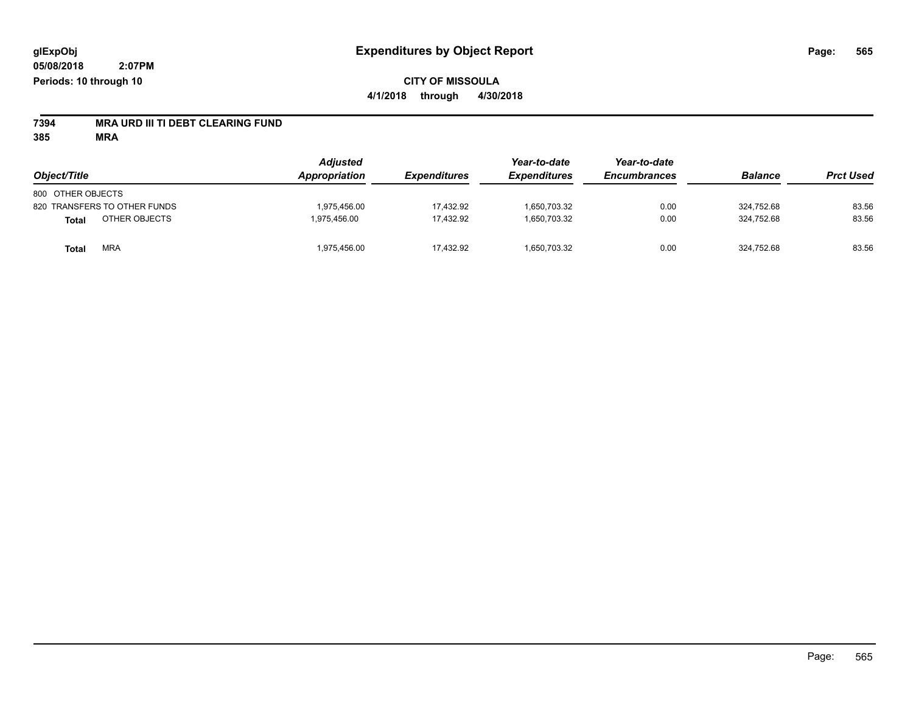**glExpObj**
**05/08/2018 2:07PM**
**Periods: 10 through 10**

# Expenditures by Object Report

**CITY OF MISSOULA**
**4/1/2018 through 4/30/2018**

**7394 MRA URD III TI DEBT CLEARING FUND**
**385 MRA**

| *Object/Title* | *Adjusted Appropriation* | *Expenditures* | *Year-to-date Expenditures* | *Year-to-date Encumbrances* | *Balance* | *Prct Used* |
|---|---|---|---|---|---|---|
| 800 OTHER OBJECTS | | | | | | |
| 820 TRANSFERS TO OTHER FUNDS | 1,975,456.00 | 17,432.92 | 1,650,703.32 | 0.00 | 324,752.68 | 83.56 |
| **Total** OTHER OBJECTS | 1,975,456.00 | 17,432.92 | 1,650,703.32 | 0.00 | 324,752.68 | 83.56 |
| **Total** MRA | 1,975,456.00 | 17,432.92 | 1,650,703.32 | 0.00 | 324,752.68 | 83.56 |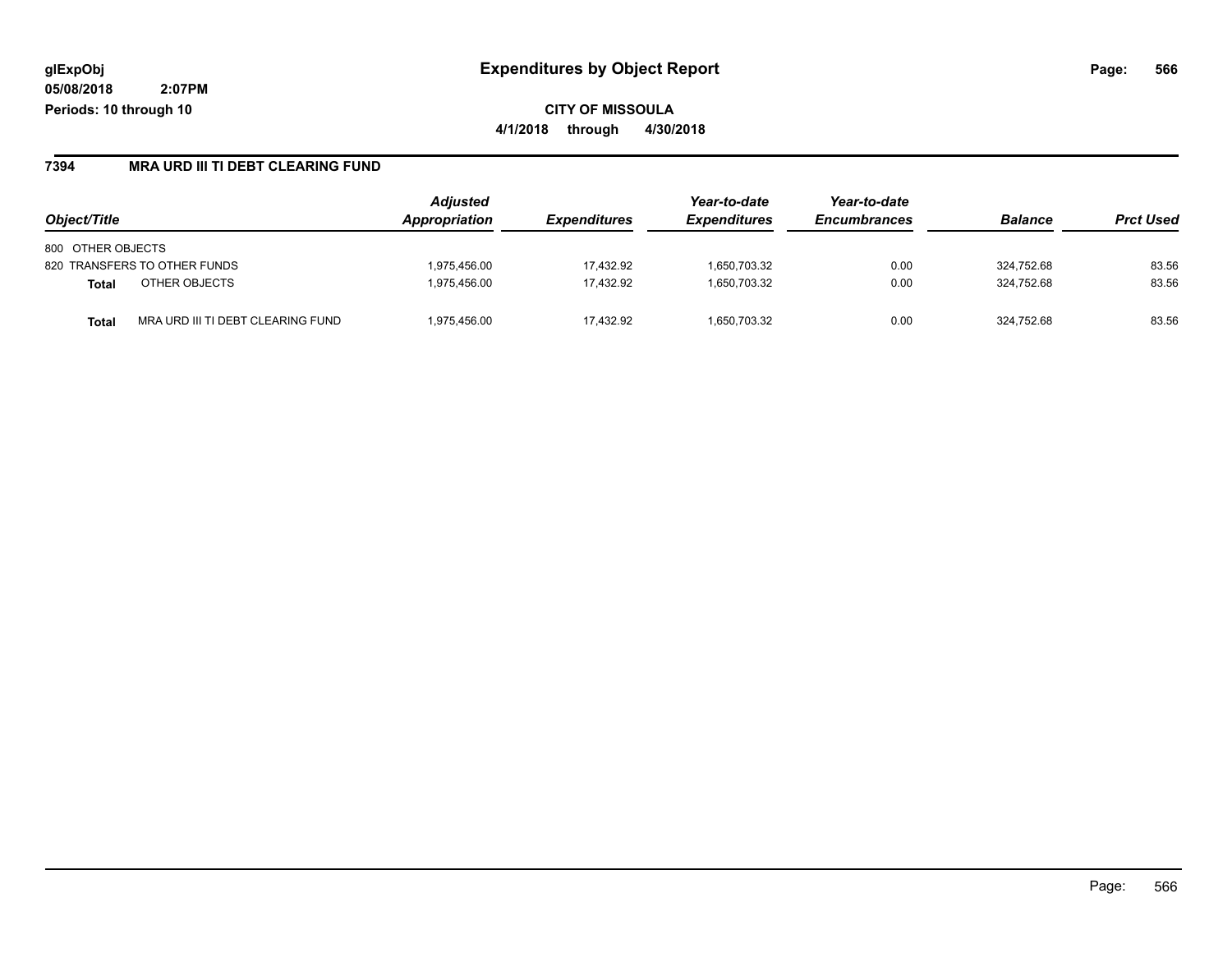# Expenditures by Object Report

**glExpObj**
**05/08/2018 2:07PM**
**Periods: 10 through 10**

**CITY OF MISSOULA**
**4/1/2018 through 4/30/2018**

## 7394 MRA URD III TI DEBT CLEARING FUND

| Object/Title | | Adjusted Appropriation | Expenditures | Year-to-date Expenditures | Year-to-date Encumbrances | Balance | Prct Used |
|---|---|---|---|---|---|---|---|
| 800 OTHER OBJECTS | | | | | | | |
| 820 TRANSFERS TO OTHER FUNDS | | 1,975,456.00 | 17,432.92 | 1,650,703.32 | 0.00 | 324,752.68 | 83.56 |
| **Total** | OTHER OBJECTS | 1,975,456.00 | 17,432.92 | 1,650,703.32 | 0.00 | 324,752.68 | 83.56 |
| **Total** | MRA URD III TI DEBT CLEARING FUND | 1,975,456.00 | 17,432.92 | 1,650,703.32 | 0.00 | 324,752.68 | 83.56 |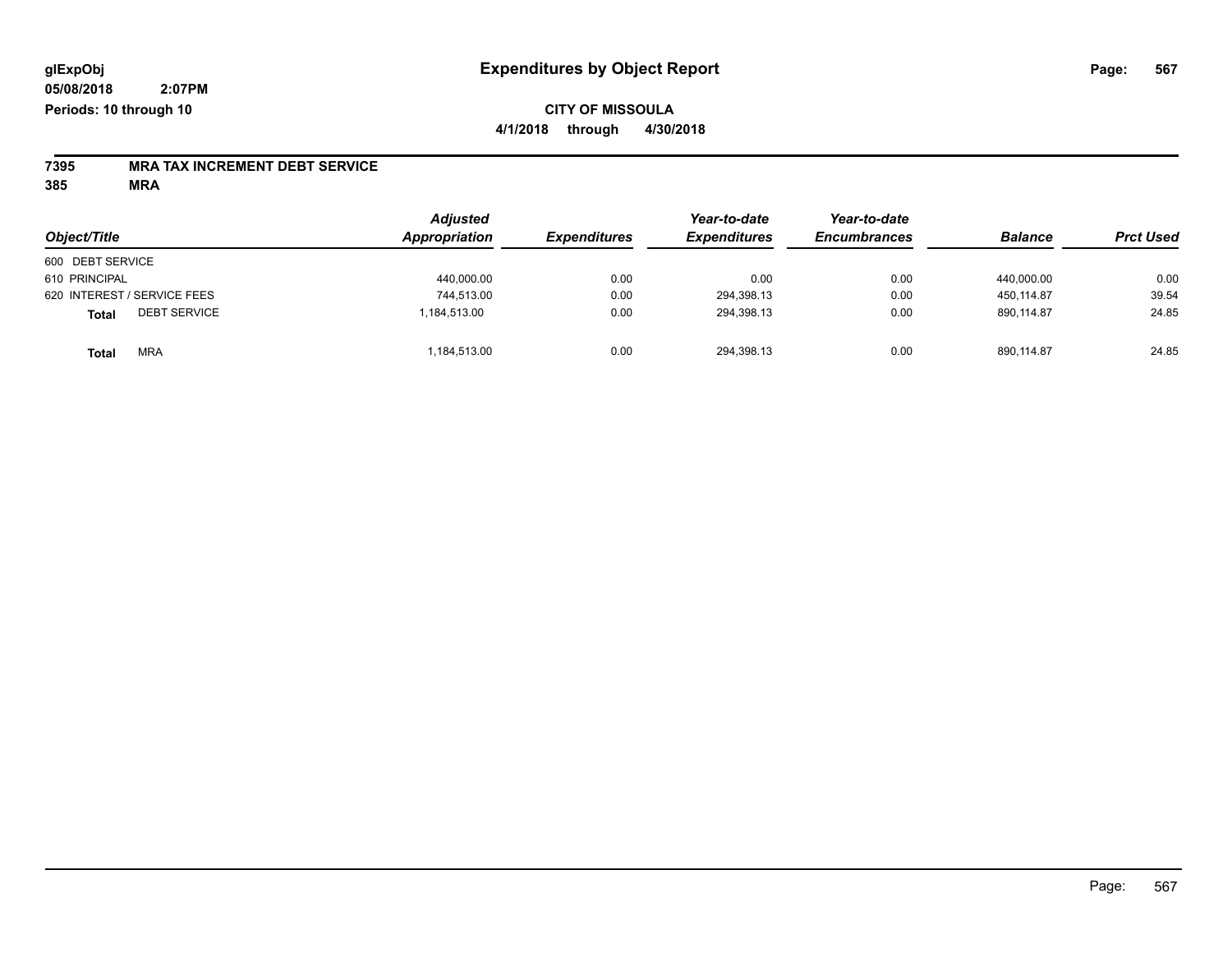**glExpObj** **Expenditures by Object Report**

**05/08/2018 2:07PM**

**Periods: 10 through 10**

**CITY OF MISSOULA**

**4/1/2018 through 4/30/2018**

**7395 MRA TAX INCREMENT DEBT SERVICE**

**385 MRA**

| Object/Title | Adjusted Appropriation | Expenditures | Year-to-date Expenditures | Year-to-date Encumbrances | Balance | Prct Used |
|---|---|---|---|---|---|---|
| 600 DEBT SERVICE | | | | | | |
| 610 PRINCIPAL | 440,000.00 | 0.00 | 0.00 | 0.00 | 440,000.00 | 0.00 |
| 620 INTEREST / SERVICE FEES | 744,513.00 | 0.00 | 294,398.13 | 0.00 | 450,114.87 | 39.54 |
| **Total** DEBT SERVICE | 1,184,513.00 | 0.00 | 294,398.13 | 0.00 | 890,114.87 | 24.85 |
| **Total** MRA | 1,184,513.00 | 0.00 | 294,398.13 | 0.00 | 890,114.87 | 24.85 |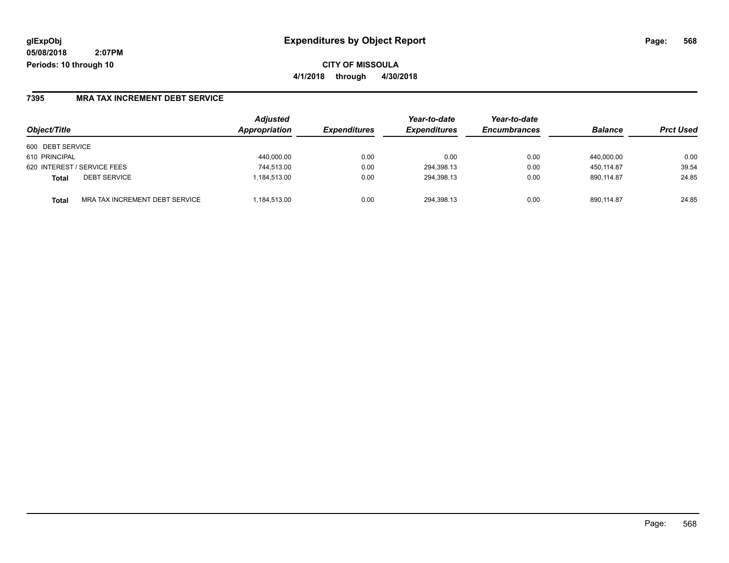# Expenditures by Object Report

glExpObj
05/08/2018 2:07PM
Periods: 10 through 10

**CITY OF MISSOULA**
**4/1/2018 through 4/30/2018**

## 7395 MRA TAX INCREMENT DEBT SERVICE

| Object/Title | | Adjusted Appropriation | Expenditures | Year-to-date Expenditures | Year-to-date Encumbrances | Balance | Prct Used |
|---|---|---|---|---|---|---|---|
| 600 DEBT SERVICE | | | | | | | |
| 610 PRINCIPAL | | 440,000.00 | 0.00 | 0.00 | 0.00 | 440,000.00 | 0.00 |
| 620 INTEREST / SERVICE FEES | | 744,513.00 | 0.00 | 294,398.13 | 0.00 | 450,114.87 | 39.54 |
| **Total** | DEBT SERVICE | 1,184,513.00 | 0.00 | 294,398.13 | 0.00 | 890,114.87 | 24.85 |
| **Total** | MRA TAX INCREMENT DEBT SERVICE | 1,184,513.00 | 0.00 | 294,398.13 | 0.00 | 890,114.87 | 24.85 |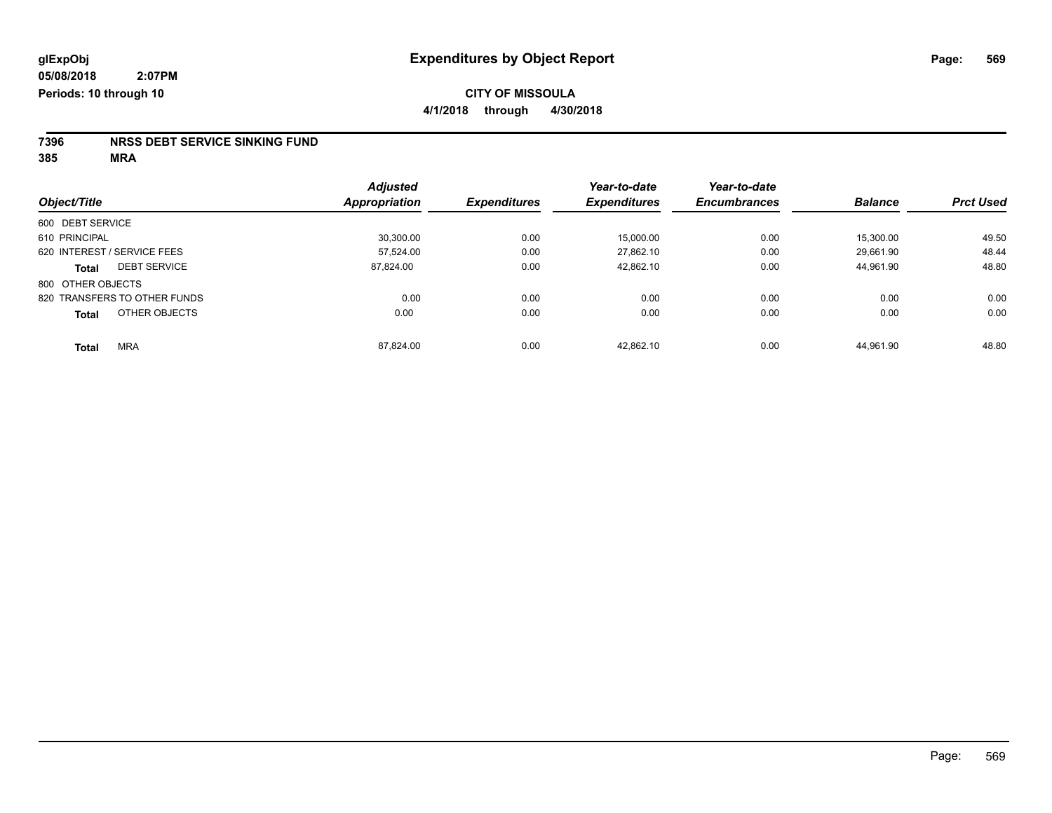# Expenditures by Object Report

glExpObj
05/08/2018 2:07PM
Periods: 10 through 10

**CITY OF MISSOULA**
**4/1/2018 through 4/30/2018**

**7396 NRSS DEBT SERVICE SINKING FUND**
**385 MRA**

| Object/Title | Adjusted Appropriation | Expenditures | Year-to-date Expenditures | Year-to-date Encumbrances | Balance | Prct Used |
|---|---|---|---|---|---|---|
| 600 DEBT SERVICE | | | | | | |
| 610 PRINCIPAL | 30,300.00 | 0.00 | 15,000.00 | 0.00 | 15,300.00 | 49.50 |
| 620 INTEREST / SERVICE FEES | 57,524.00 | 0.00 | 27,862.10 | 0.00 | 29,661.90 | 48.44 |
| **Total** DEBT SERVICE | 87,824.00 | 0.00 | 42,862.10 | 0.00 | 44,961.90 | 48.80 |
| 800 OTHER OBJECTS | | | | | | |
| 820 TRANSFERS TO OTHER FUNDS | 0.00 | 0.00 | 0.00 | 0.00 | 0.00 | 0.00 |
| **Total** OTHER OBJECTS | 0.00 | 0.00 | 0.00 | 0.00 | 0.00 | 0.00 |
| **Total** MRA | 87,824.00 | 0.00 | 42,862.10 | 0.00 | 44,961.90 | 48.80 |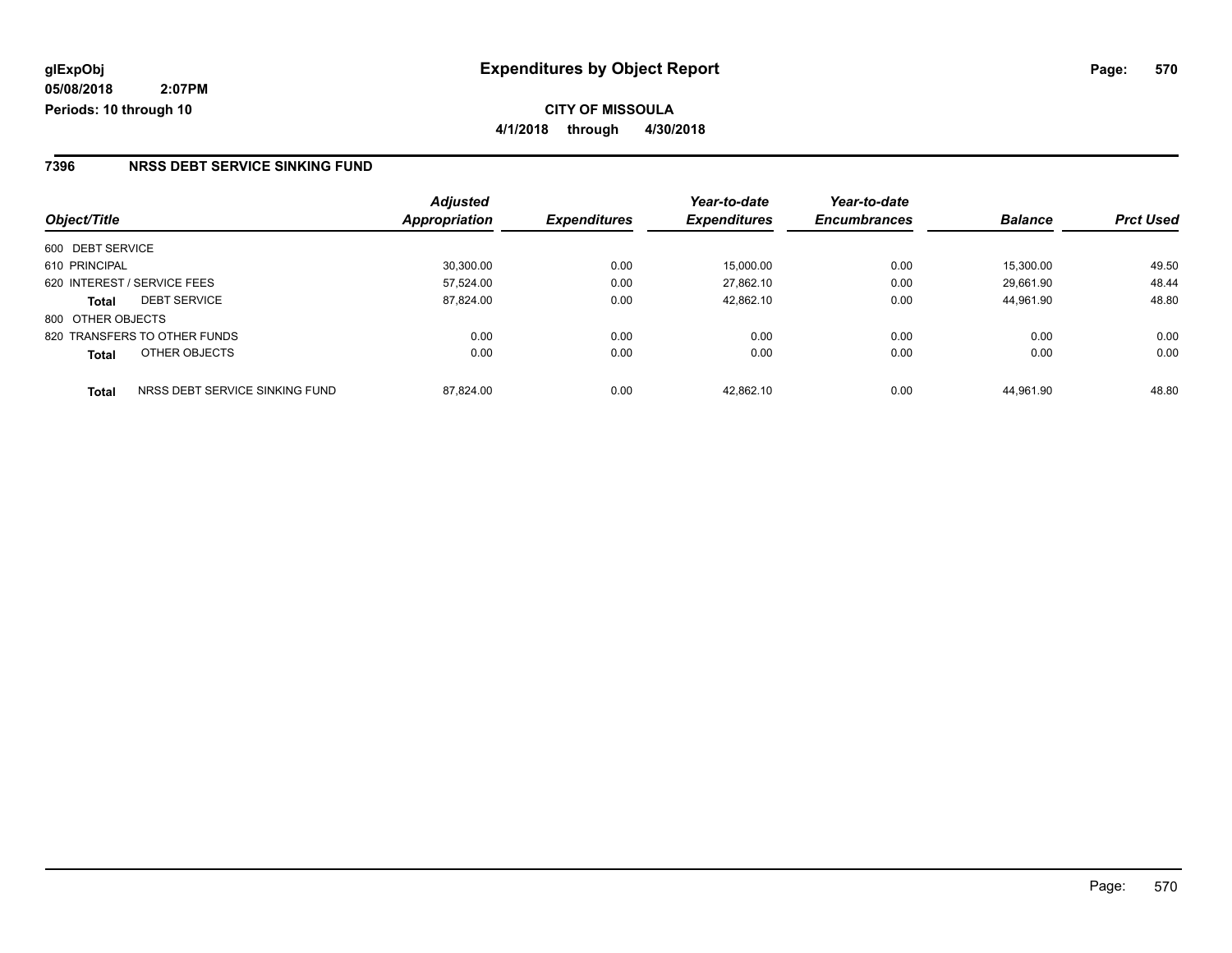**glExpObj**
**05/08/2018 2:07PM**
**Periods: 10 through 10**

# Expenditures by Object Report

**CITY OF MISSOULA**
**4/1/2018 through 4/30/2018**

## 7396 NRSS DEBT SERVICE SINKING FUND

| Object/Title | | Adjusted Appropriation | Expenditures | Year-to-date Expenditures | Year-to-date Encumbrances | Balance | Prct Used |
|---|---|---|---|---|---|---|---|
| 600 DEBT SERVICE | | | | | | | |
| 610 PRINCIPAL | | 30,300.00 | 0.00 | 15,000.00 | 0.00 | 15,300.00 | 49.50 |
| 620 INTEREST / SERVICE FEES | | 57,524.00 | 0.00 | 27,862.10 | 0.00 | 29,661.90 | 48.44 |
| **Total** | DEBT SERVICE | 87,824.00 | 0.00 | 42,862.10 | 0.00 | 44,961.90 | 48.80 |
| 800 OTHER OBJECTS | | | | | | | |
| 820 TRANSFERS TO OTHER FUNDS | | 0.00 | 0.00 | 0.00 | 0.00 | 0.00 | 0.00 |
| **Total** | OTHER OBJECTS | 0.00 | 0.00 | 0.00 | 0.00 | 0.00 | 0.00 |
| **Total** | NRSS DEBT SERVICE SINKING FUND | 87,824.00 | 0.00 | 42,862.10 | 0.00 | 44,961.90 | 48.80 |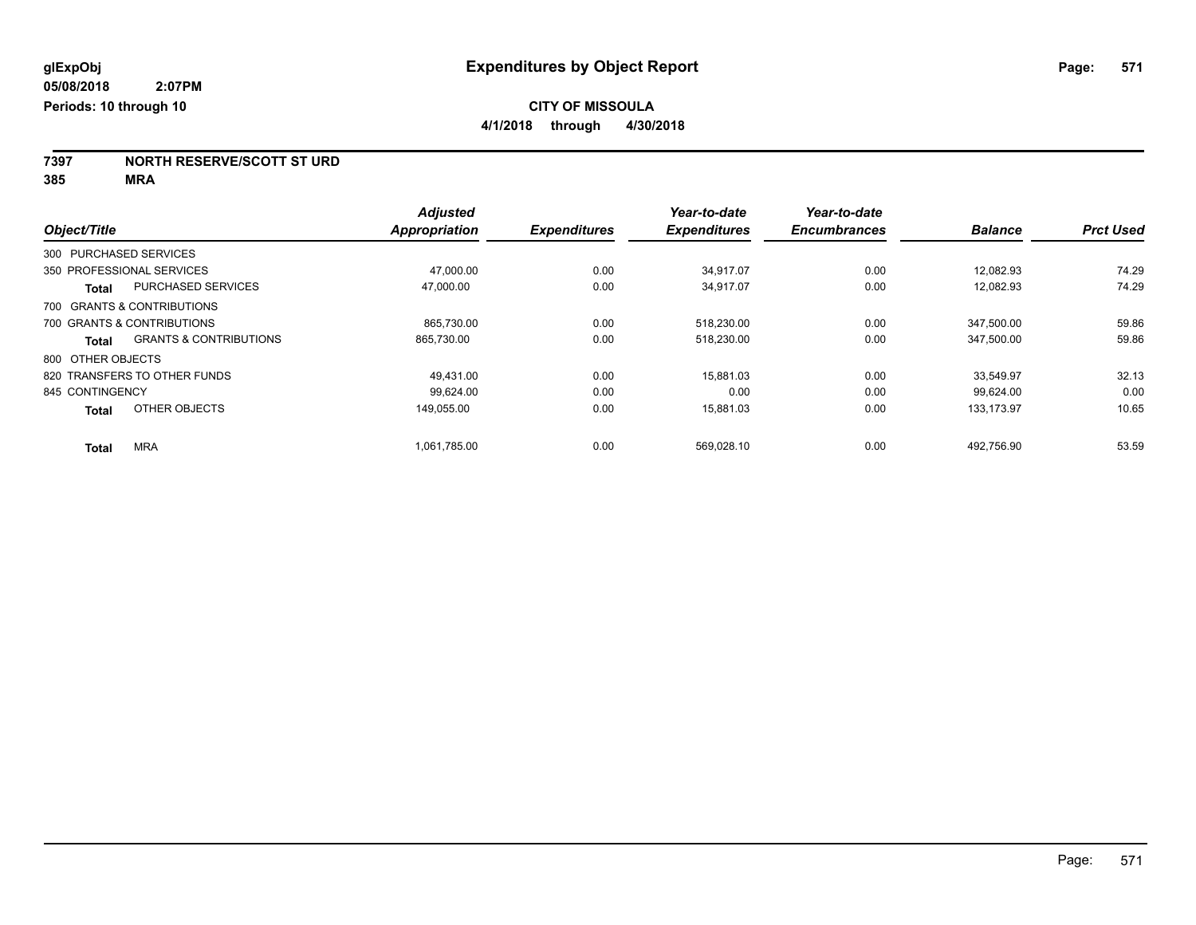glExpObj
05/08/2018 2:07PM
Periods: 10 through 10

# Expenditures by Object Report

**CITY OF MISSOULA**
**4/1/2018 through 4/30/2018**

**7397 NORTH RESERVE/SCOTT ST URD**
**385 MRA**

| Object/Title | | Adjusted Appropriation | Expenditures | Year-to-date Expenditures | Year-to-date Encumbrances | Balance | Prct Used |
|---|---|---|---|---|---|---|---|
| 300 PURCHASED SERVICES | | | | | | | |
| 350 PROFESSIONAL SERVICES | | 47,000.00 | 0.00 | 34,917.07 | 0.00 | 12,082.93 | 74.29 |
| **Total** | PURCHASED SERVICES | 47,000.00 | 0.00 | 34,917.07 | 0.00 | 12,082.93 | 74.29 |
| 700 GRANTS & CONTRIBUTIONS | | | | | | | |
| 700 GRANTS & CONTRIBUTIONS | | 865,730.00 | 0.00 | 518,230.00 | 0.00 | 347,500.00 | 59.86 |
| **Total** | GRANTS & CONTRIBUTIONS | 865,730.00 | 0.00 | 518,230.00 | 0.00 | 347,500.00 | 59.86 |
| 800 OTHER OBJECTS | | | | | | | |
| 820 TRANSFERS TO OTHER FUNDS | | 49,431.00 | 0.00 | 15,881.03 | 0.00 | 33,549.97 | 32.13 |
| 845 CONTINGENCY | | 99,624.00 | 0.00 | 0.00 | 0.00 | 99,624.00 | 0.00 |
| **Total** | OTHER OBJECTS | 149,055.00 | 0.00 | 15,881.03 | 0.00 | 133,173.97 | 10.65 |
| **Total** | MRA | 1,061,785.00 | 0.00 | 569,028.10 | 0.00 | 492,756.90 | 53.59 |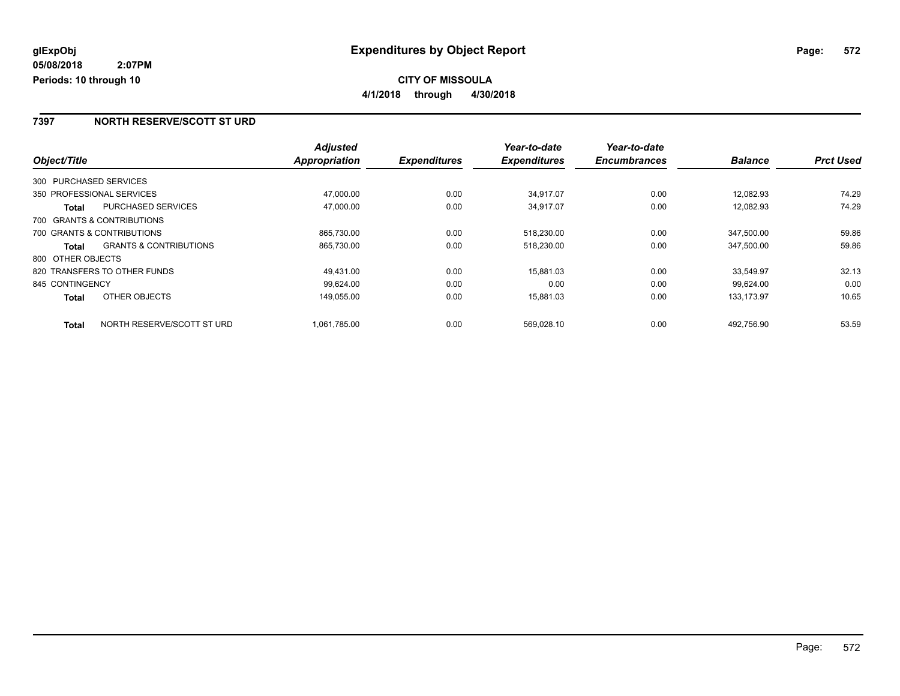**glExpObj**
**05/08/2018 2:07PM**
**Periods: 10 through 10**

# Expenditures by Object Report

**CITY OF MISSOULA**
**4/1/2018 through 4/30/2018**

## 7397 NORTH RESERVE/SCOTT ST URD

| Object/Title | | Adjusted Appropriation | Expenditures | Year-to-date Expenditures | Year-to-date Encumbrances | Balance | Prct Used |
|---|---|---|---|---|---|---|---|
| 300 PURCHASED SERVICES | | | | | | | |
| 350 PROFESSIONAL SERVICES | | 47,000.00 | 0.00 | 34,917.07 | 0.00 | 12,082.93 | 74.29 |
| **Total** | PURCHASED SERVICES | 47,000.00 | 0.00 | 34,917.07 | 0.00 | 12,082.93 | 74.29 |
| 700 GRANTS & CONTRIBUTIONS | | | | | | | |
| 700 GRANTS & CONTRIBUTIONS | | 865,730.00 | 0.00 | 518,230.00 | 0.00 | 347,500.00 | 59.86 |
| **Total** | GRANTS & CONTRIBUTIONS | 865,730.00 | 0.00 | 518,230.00 | 0.00 | 347,500.00 | 59.86 |
| 800 OTHER OBJECTS | | | | | | | |
| 820 TRANSFERS TO OTHER FUNDS | | 49,431.00 | 0.00 | 15,881.03 | 0.00 | 33,549.97 | 32.13 |
| 845 CONTINGENCY | | 99,624.00 | 0.00 | 0.00 | 0.00 | 99,624.00 | 0.00 |
| **Total** | OTHER OBJECTS | 149,055.00 | 0.00 | 15,881.03 | 0.00 | 133,173.97 | 10.65 |
| **Total** | NORTH RESERVE/SCOTT ST URD | 1,061,785.00 | 0.00 | 569,028.10 | 0.00 | 492,756.90 | 53.59 |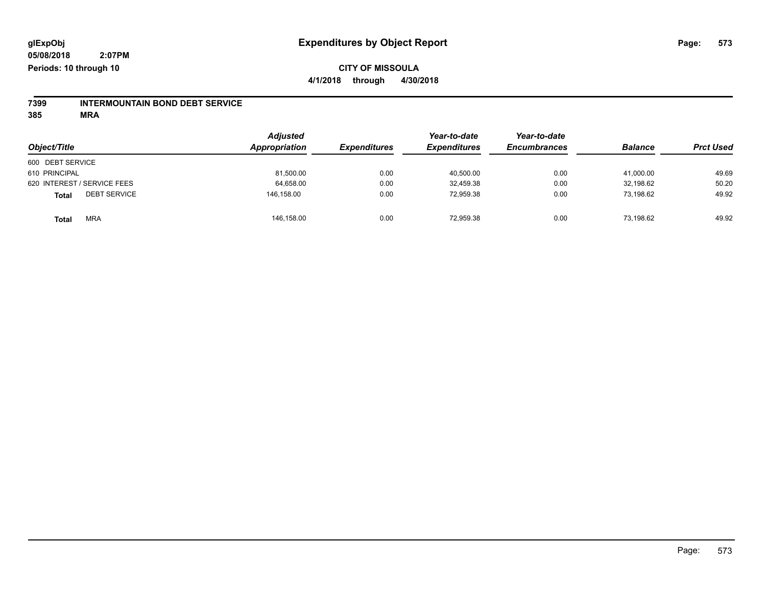**glExpObj**
**05/08/2018 2:07PM**
**Periods: 10 through 10**

# Expenditures by Object Report

**CITY OF MISSOULA**
**4/1/2018 through 4/30/2018**

**7399 INTERMOUNTAIN BOND DEBT SERVICE**
**385 MRA**

| Object/Title | Adjusted Appropriation | Expenditures | Year-to-date Expenditures | Year-to-date Encumbrances | Balance | Prct Used |
|---|---|---|---|---|---|---|
| 600 DEBT SERVICE | | | | | | |
| 610 PRINCIPAL | 81,500.00 | 0.00 | 40,500.00 | 0.00 | 41,000.00 | 49.69 |
| 620 INTEREST / SERVICE FEES | 64,658.00 | 0.00 | 32,459.38 | 0.00 | 32,198.62 | 50.20 |
| **Total** DEBT SERVICE | 146,158.00 | 0.00 | 72,959.38 | 0.00 | 73,198.62 | 49.92 |
| **Total** MRA | 146,158.00 | 0.00 | 72,959.38 | 0.00 | 73,198.62 | 49.92 |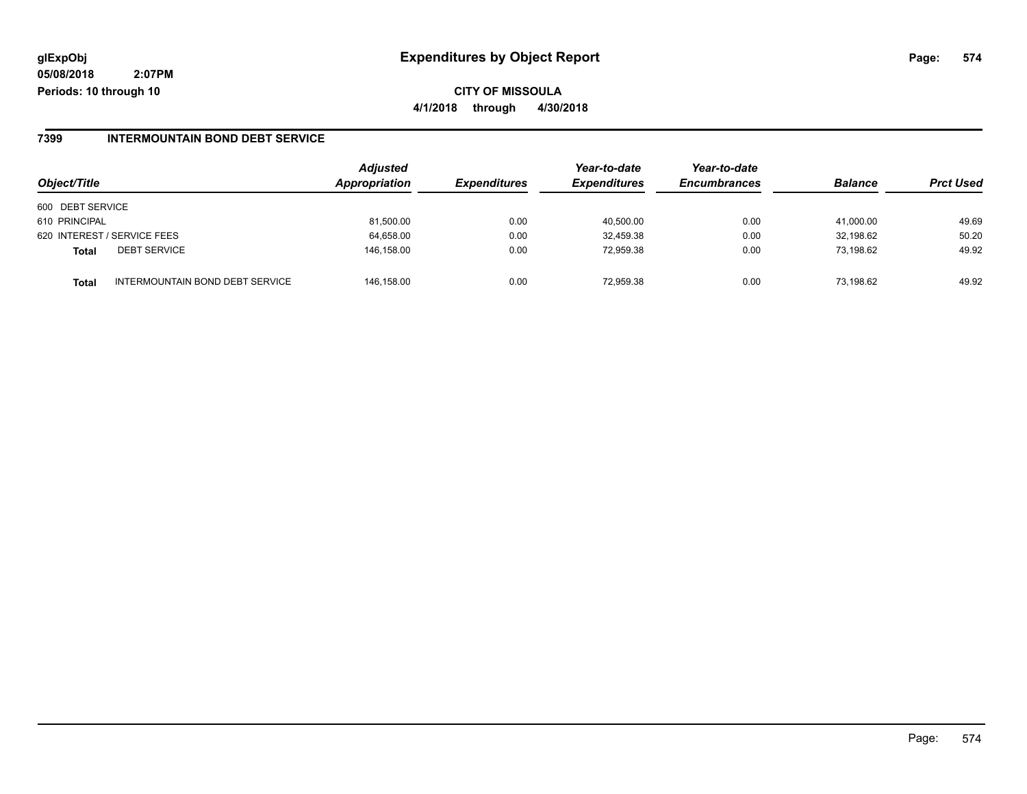**glExpObj** **Expenditures by Object Report**

**05/08/2018 2:07PM**

**Periods: 10 through 10**

**CITY OF MISSOULA**

**4/1/2018 through 4/30/2018**

## 7399 INTERMOUNTAIN BOND DEBT SERVICE

| Object/Title | | Adjusted Appropriation | Expenditures | Year-to-date Expenditures | Year-to-date Encumbrances | Balance | Prct Used |
|---|---|---|---|---|---|---|---|
| 600 DEBT SERVICE | | | | | | | |
| 610 PRINCIPAL | | 81,500.00 | 0.00 | 40,500.00 | 0.00 | 41,000.00 | 49.69 |
| 620 INTEREST / SERVICE FEES | | 64,658.00 | 0.00 | 32,459.38 | 0.00 | 32,198.62 | 50.20 |
| **Total** | DEBT SERVICE | 146,158.00 | 0.00 | 72,959.38 | 0.00 | 73,198.62 | 49.92 |
| **Total** | INTERMOUNTAIN BOND DEBT SERVICE | 146,158.00 | 0.00 | 72,959.38 | 0.00 | 73,198.62 | 49.92 |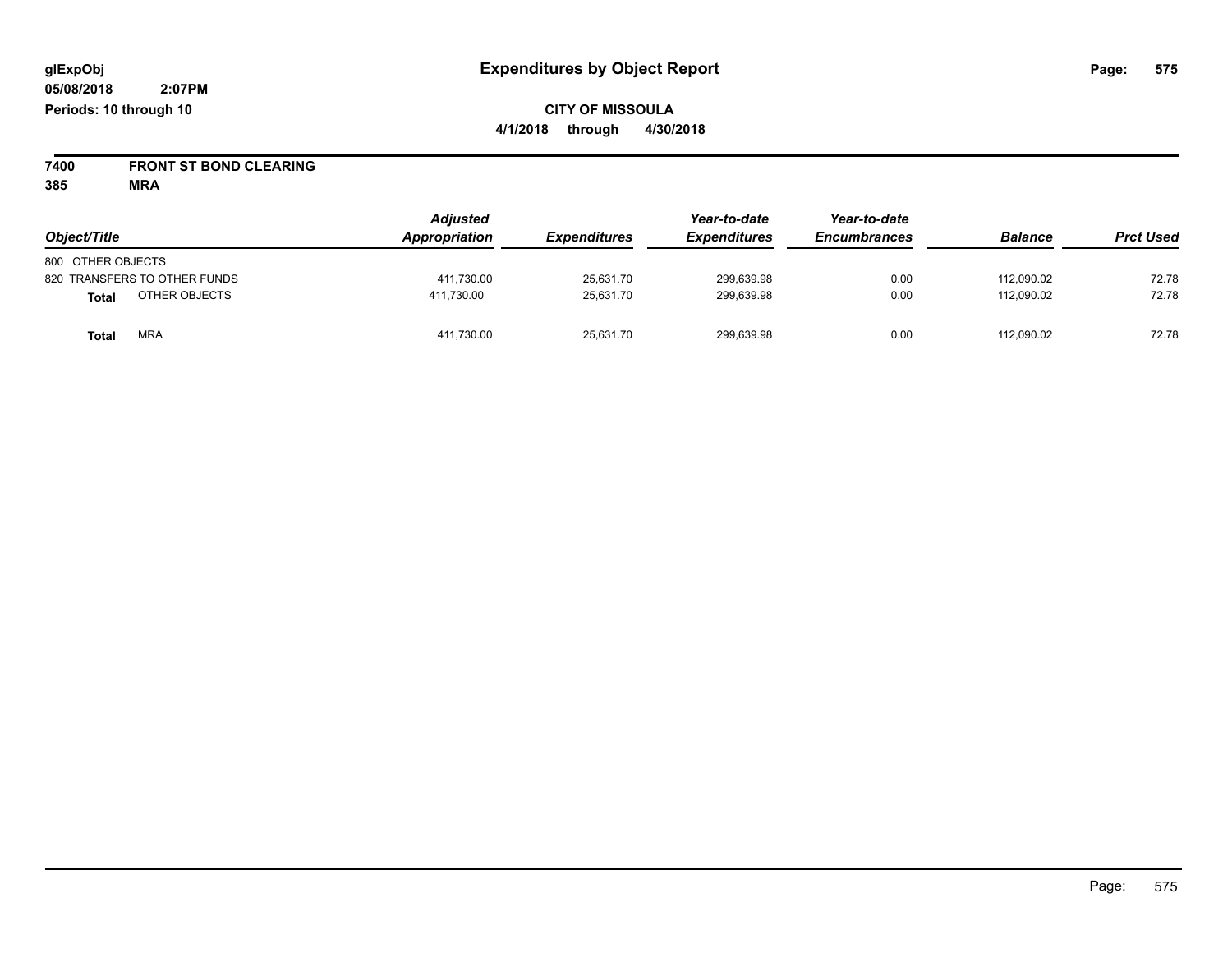glExpObj
05/08/2018 2:07PM
Periods: 10 through 10

# Expenditures by Object Report

**CITY OF MISSOULA**
**4/1/2018 through 4/30/2018**

**7400 FRONT ST BOND CLEARING**
**385 MRA**

| Object/Title | | Adjusted Appropriation | Expenditures | Year-to-date Expenditures | Year-to-date Encumbrances | Balance | Prct Used |
|---|---|---|---|---|---|---|---|
| 800 OTHER OBJECTS | | | | | | | |
| 820 TRANSFERS TO OTHER FUNDS | | 411,730.00 | 25,631.70 | 299,639.98 | 0.00 | 112,090.02 | 72.78 |
| **Total** | OTHER OBJECTS | 411,730.00 | 25,631.70 | 299,639.98 | 0.00 | 112,090.02 | 72.78 |
| **Total** | MRA | 411,730.00 | 25,631.70 | 299,639.98 | 0.00 | 112,090.02 | 72.78 |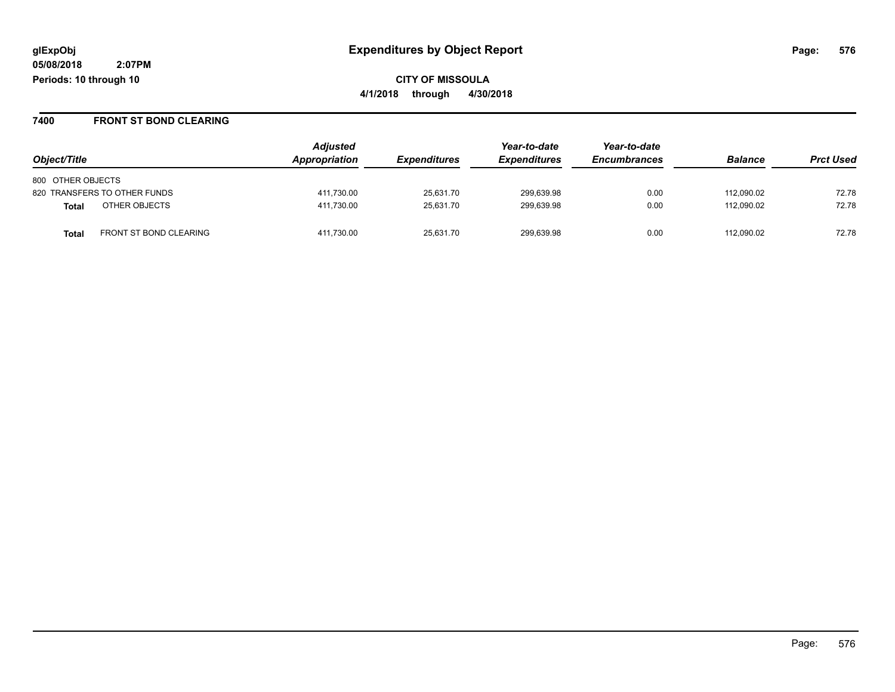**glExpObj**
**05/08/2018 2:07PM**
**Periods: 10 through 10**

# Expenditures by Object Report

**CITY OF MISSOULA**
**4/1/2018 through 4/30/2018**

## 7400 FRONT ST BOND CLEARING

| Object/Title | Adjusted Appropriation | Expenditures | Year-to-date Expenditures | Year-to-date Encumbrances | Balance | Prct Used |
|---|---|---|---|---|---|---|
| 800 OTHER OBJECTS | | | | | | |
| 820 TRANSFERS TO OTHER FUNDS | 411,730.00 | 25,631.70 | 299,639.98 | 0.00 | 112,090.02 | 72.78 |
| **Total** OTHER OBJECTS | 411,730.00 | 25,631.70 | 299,639.98 | 0.00 | 112,090.02 | 72.78 |
| **Total** FRONT ST BOND CLEARING | 411,730.00 | 25,631.70 | 299,639.98 | 0.00 | 112,090.02 | 72.78 |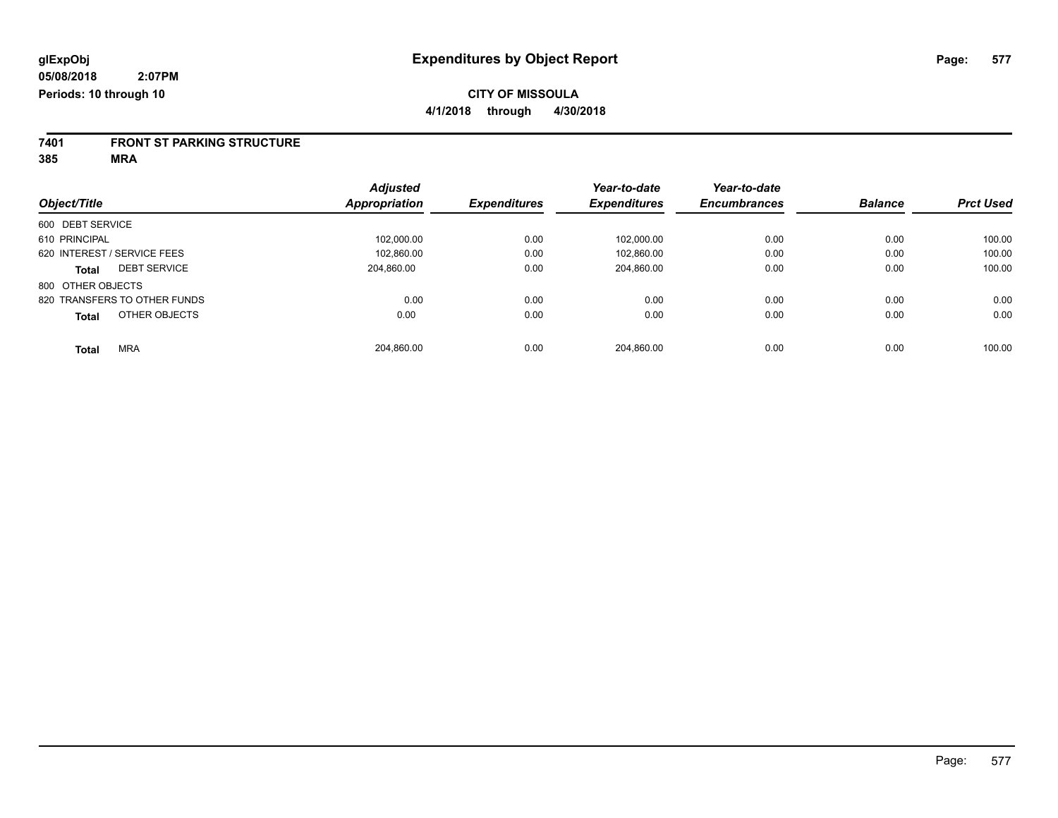# Expenditures by Object Report

glExpObj
05/08/2018 2:07PM
Periods: 10 through 10

**CITY OF MISSOULA**
**4/1/2018 through 4/30/2018**

**7401 FRONT ST PARKING STRUCTURE**
**385 MRA**

| Object/Title | Adjusted Appropriation | Expenditures | Year-to-date Expenditures | Year-to-date Encumbrances | Balance | Prct Used |
|---|---|---|---|---|---|---|
| 600 DEBT SERVICE | | | | | | |
| 610 PRINCIPAL | 102,000.00 | 0.00 | 102,000.00 | 0.00 | 0.00 | 100.00 |
| 620 INTEREST / SERVICE FEES | 102,860.00 | 0.00 | 102,860.00 | 0.00 | 0.00 | 100.00 |
| **Total** DEBT SERVICE | 204,860.00 | 0.00 | 204,860.00 | 0.00 | 0.00 | 100.00 |
| 800 OTHER OBJECTS | | | | | | |
| 820 TRANSFERS TO OTHER FUNDS | 0.00 | 0.00 | 0.00 | 0.00 | 0.00 | 0.00 |
| **Total** OTHER OBJECTS | 0.00 | 0.00 | 0.00 | 0.00 | 0.00 | 0.00 |
| **Total** MRA | 204,860.00 | 0.00 | 204,860.00 | 0.00 | 0.00 | 100.00 |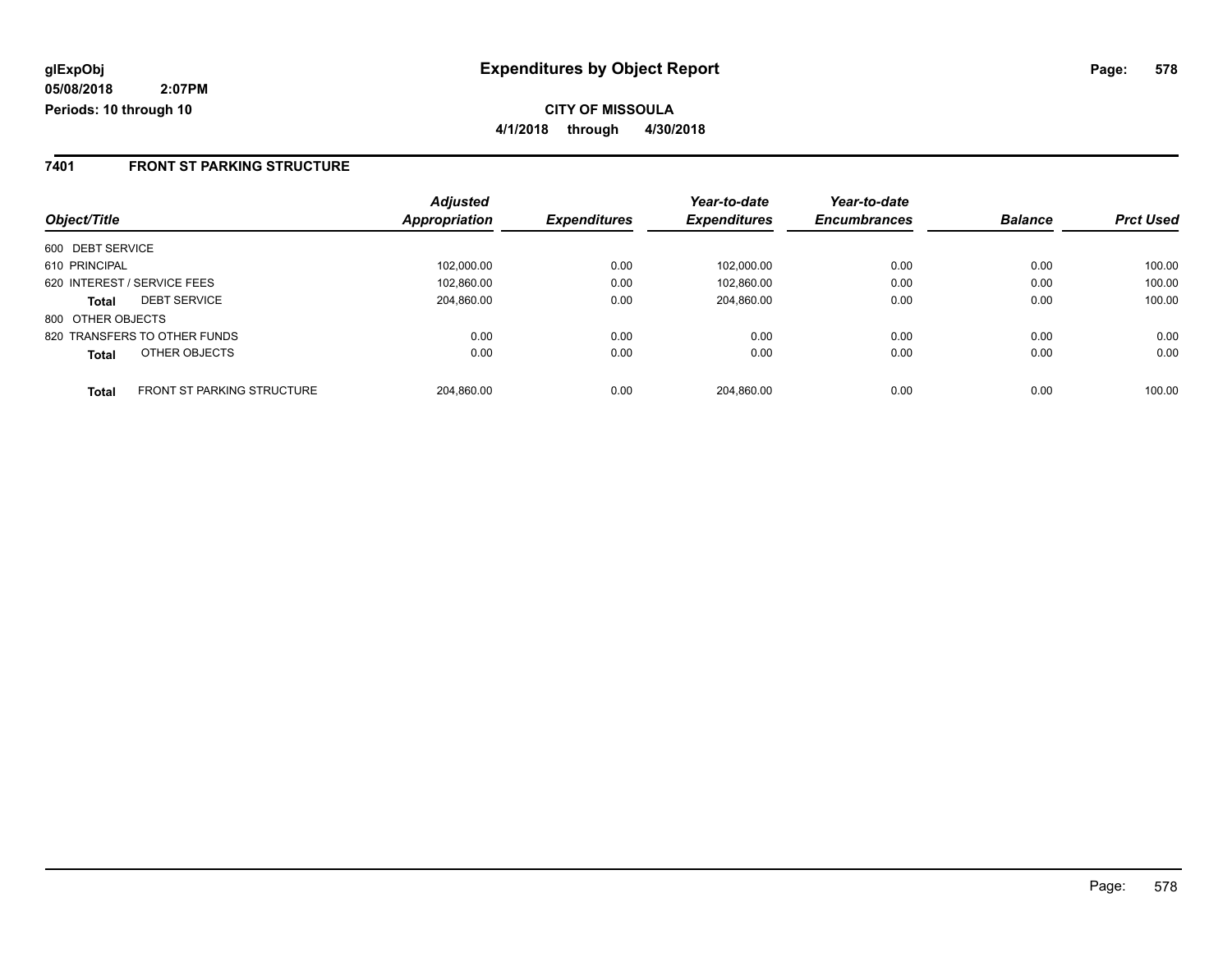**glExpObj**
**05/08/2018 2:07PM**
**Periods: 10 through 10**

# Expenditures by Object Report

**CITY OF MISSOULA**
**4/1/2018 through 4/30/2018**

## 7401 FRONT ST PARKING STRUCTURE

| Object/Title | | Adjusted Appropriation | Expenditures | Year-to-date Expenditures | Year-to-date Encumbrances | Balance | Prct Used |
|---|---|---|---|---|---|---|---|
| 600 DEBT SERVICE | | | | | | | |
| 610 PRINCIPAL | | 102,000.00 | 0.00 | 102,000.00 | 0.00 | 0.00 | 100.00 |
| 620 INTEREST / SERVICE FEES | | 102,860.00 | 0.00 | 102,860.00 | 0.00 | 0.00 | 100.00 |
| **Total** | DEBT SERVICE | 204,860.00 | 0.00 | 204,860.00 | 0.00 | 0.00 | 100.00 |
| 800 OTHER OBJECTS | | | | | | | |
| 820 TRANSFERS TO OTHER FUNDS | | 0.00 | 0.00 | 0.00 | 0.00 | 0.00 | 0.00 |
| **Total** | OTHER OBJECTS | 0.00 | 0.00 | 0.00 | 0.00 | 0.00 | 0.00 |
| **Total** | FRONT ST PARKING STRUCTURE | 204,860.00 | 0.00 | 204,860.00 | 0.00 | 0.00 | 100.00 |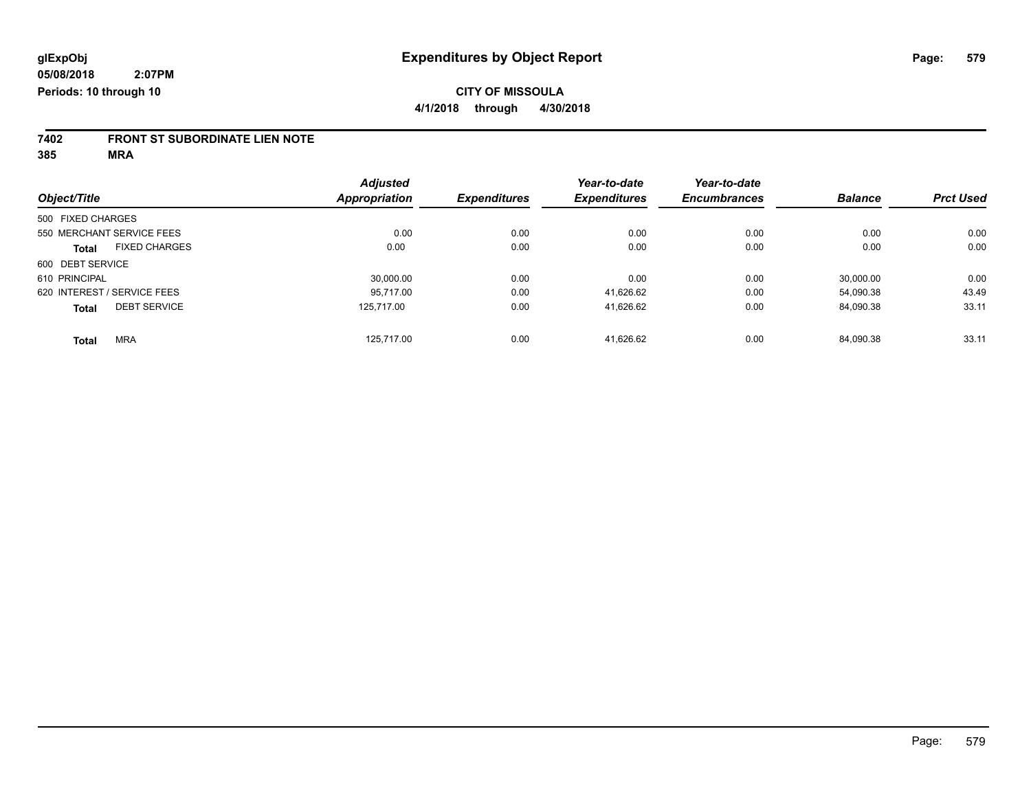**glExpObj** **Expenditures by Object Report**

**05/08/2018 2:07PM**

**Periods: 10 through 10**

**CITY OF MISSOULA**

**4/1/2018 through 4/30/2018**

## 7402 FRONT ST SUBORDINATE LIEN NOTE

**385 MRA**

| Object/Title | | Adjusted Appropriation | Expenditures | Year-to-date Expenditures | Year-to-date Encumbrances | Balance | Prct Used |
|---|---|---|---|---|---|---|---|
| 500 FIXED CHARGES | | | | | | | |
| 550 MERCHANT SERVICE FEES | | 0.00 | 0.00 | 0.00 | 0.00 | 0.00 | 0.00 |
| **Total** | FIXED CHARGES | 0.00 | 0.00 | 0.00 | 0.00 | 0.00 | 0.00 |
| 600 DEBT SERVICE | | | | | | | |
| 610 PRINCIPAL | | 30,000.00 | 0.00 | 0.00 | 0.00 | 30,000.00 | 0.00 |
| 620 INTEREST / SERVICE FEES | | 95,717.00 | 0.00 | 41,626.62 | 0.00 | 54,090.38 | 43.49 |
| **Total** | DEBT SERVICE | 125,717.00 | 0.00 | 41,626.62 | 0.00 | 84,090.38 | 33.11 |
| **Total** | MRA | 125,717.00 | 0.00 | 41,626.62 | 0.00 | 84,090.38 | 33.11 |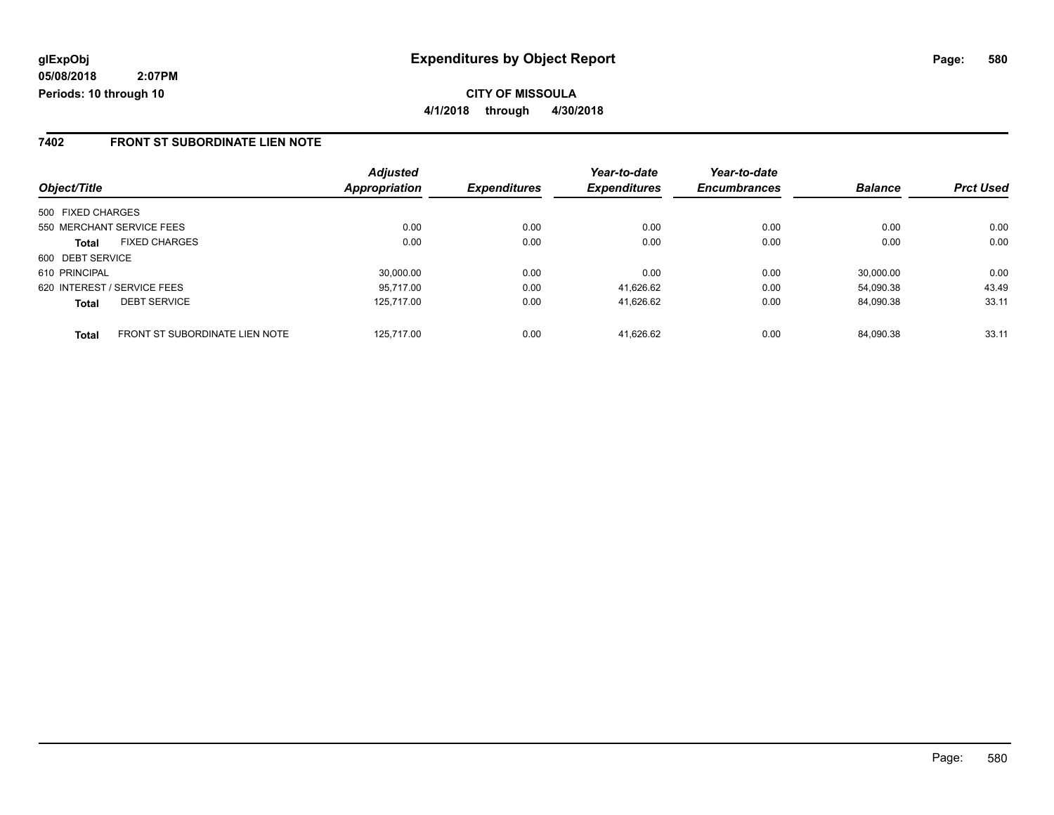**glExpObj** **Expenditures by Object Report**

**05/08/2018 2:07PM**

**Periods: 10 through 10**

**CITY OF MISSOULA**

**4/1/2018 through 4/30/2018**

## 7402 FRONT ST SUBORDINATE LIEN NOTE

| Object/Title | | Adjusted Appropriation | Expenditures | Year-to-date Expenditures | Year-to-date Encumbrances | Balance | Prct Used |
|---|---|---|---|---|---|---|---|
| 500 FIXED CHARGES | | | | | | | |
| 550 MERCHANT SERVICE FEES | | 0.00 | 0.00 | 0.00 | 0.00 | 0.00 | 0.00 |
| **Total** | FIXED CHARGES | 0.00 | 0.00 | 0.00 | 0.00 | 0.00 | 0.00 |
| 600 DEBT SERVICE | | | | | | | |
| 610 PRINCIPAL | | 30,000.00 | 0.00 | 0.00 | 0.00 | 30,000.00 | 0.00 |
| 620 INTEREST / SERVICE FEES | | 95,717.00 | 0.00 | 41,626.62 | 0.00 | 54,090.38 | 43.49 |
| **Total** | DEBT SERVICE | 125,717.00 | 0.00 | 41,626.62 | 0.00 | 84,090.38 | 33.11 |
| **Total** | FRONT ST SUBORDINATE LIEN NOTE | 125,717.00 | 0.00 | 41,626.62 | 0.00 | 84,090.38 | 33.11 |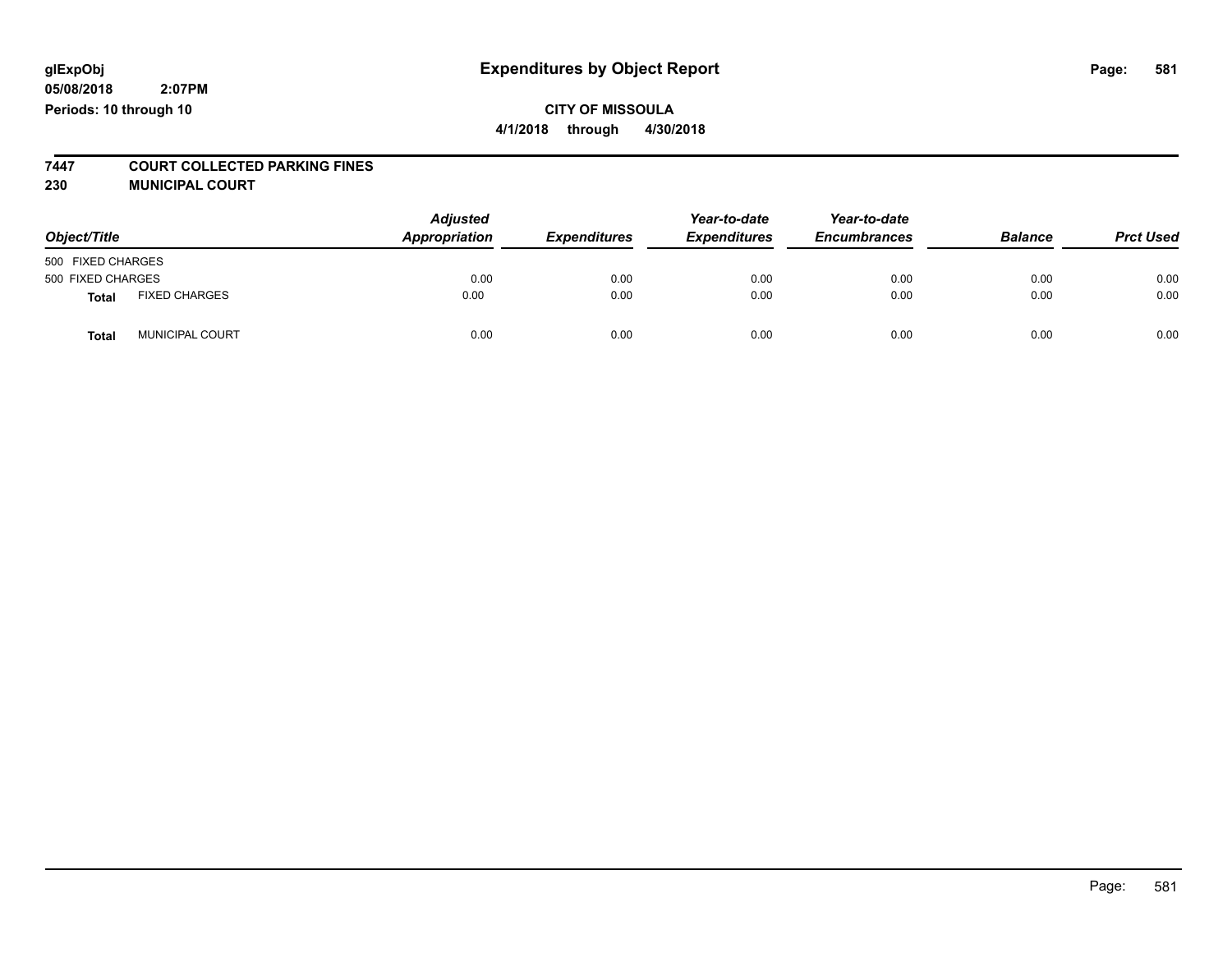**glExpObj** **Expenditures by Object Report**

**05/08/2018 2:07PM**

**Periods: 10 through 10**

**CITY OF MISSOULA**

**4/1/2018 through 4/30/2018**

**7447 COURT COLLECTED PARKING FINES**

**230 MUNICIPAL COURT**

| Object/Title | | Adjusted Appropriation | Expenditures | Year-to-date Expenditures | Year-to-date Encumbrances | Balance | Prct Used |
|---|---|---|---|---|---|---|---|
| 500 FIXED CHARGES | | | | | | | |
| 500 FIXED CHARGES | | 0.00 | 0.00 | 0.00 | 0.00 | 0.00 | 0.00 |
| **Total** | FIXED CHARGES | 0.00 | 0.00 | 0.00 | 0.00 | 0.00 | 0.00 |
| **Total** | MUNICIPAL COURT | 0.00 | 0.00 | 0.00 | 0.00 | 0.00 | 0.00 |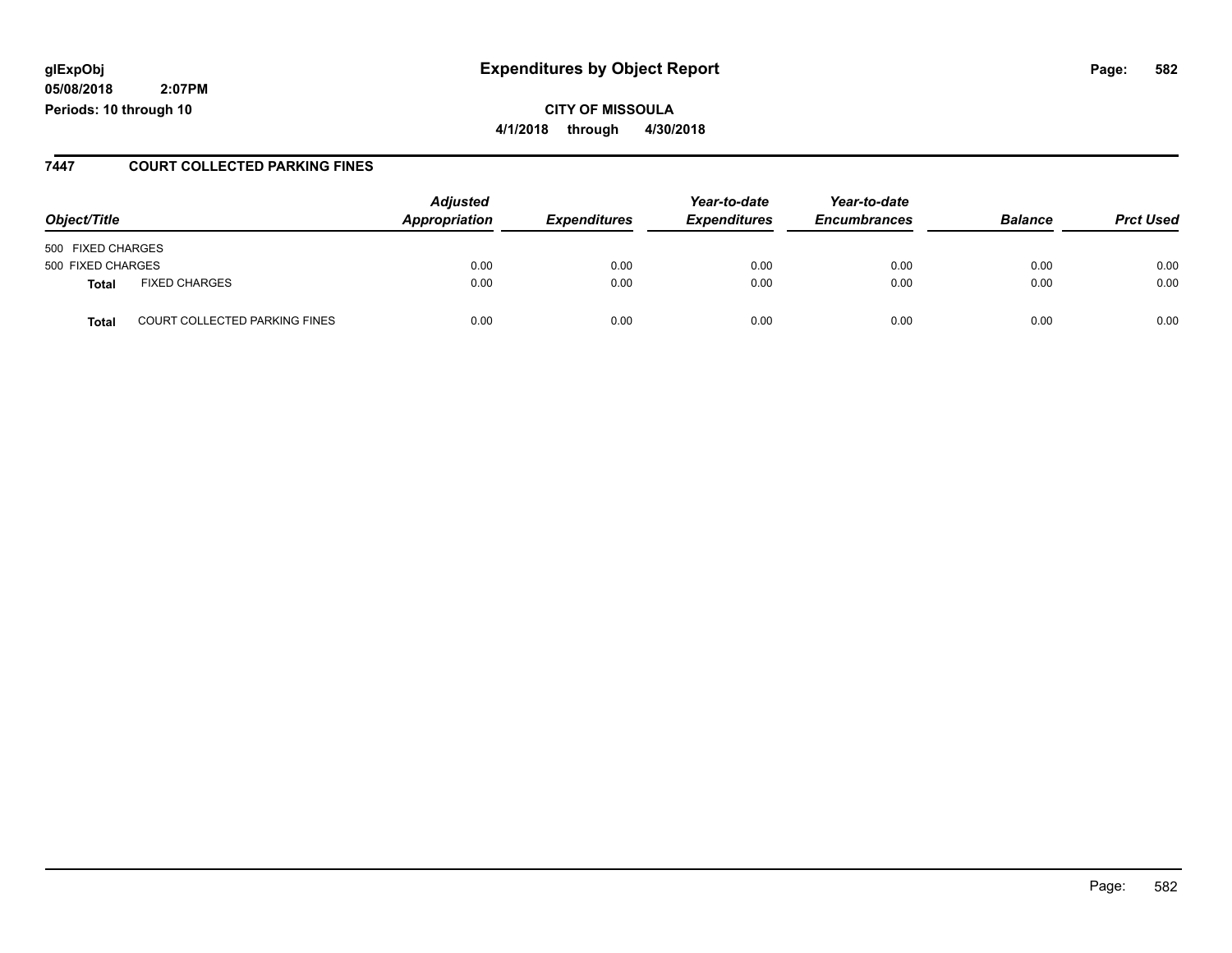glExpObj
05/08/2018 2:07PM
Periods: 10 through 10

# Expenditures by Object Report

**CITY OF MISSOULA**
**4/1/2018 through 4/30/2018**

## 7447 COURT COLLECTED PARKING FINES

| Object/Title | | Adjusted Appropriation | Expenditures | Year-to-date Expenditures | Year-to-date Encumbrances | Balance | Prct Used |
|---|---|---|---|---|---|---|---|
| 500 FIXED CHARGES | | | | | | | |
| 500 FIXED CHARGES | | 0.00 | 0.00 | 0.00 | 0.00 | 0.00 | 0.00 |
| **Total** | FIXED CHARGES | 0.00 | 0.00 | 0.00 | 0.00 | 0.00 | 0.00 |
| **Total** | COURT COLLECTED PARKING FINES | 0.00 | 0.00 | 0.00 | 0.00 | 0.00 | 0.00 |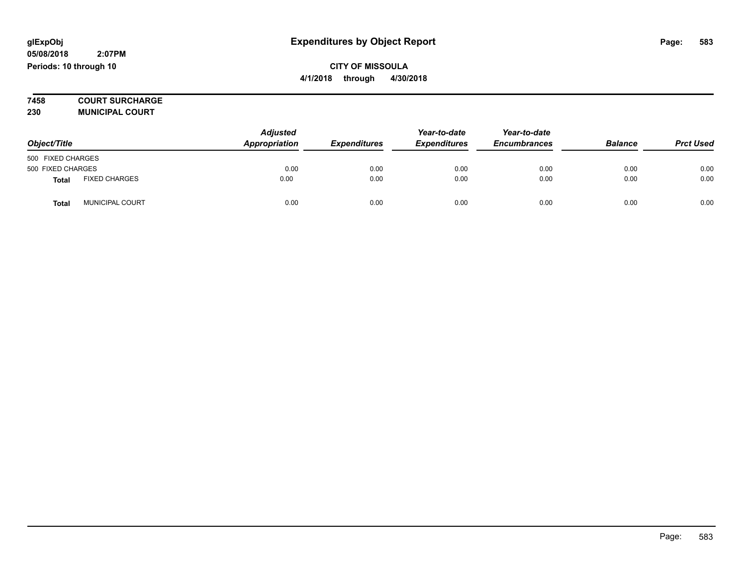glExpObj
05/08/2018 2:07PM
Periods: 10 through 10

# Expenditures by Object Report

**CITY OF MISSOULA**
**4/1/2018 through 4/30/2018**

**7458 COURT SURCHARGE**
**230 MUNICIPAL COURT**

| Object/Title | | Adjusted Appropriation | Expenditures | Year-to-date Expenditures | Year-to-date Encumbrances | Balance | Prct Used |
|---|---|---|---|---|---|---|---|
| 500 FIXED CHARGES | | | | | | | |
| 500 FIXED CHARGES | | 0.00 | 0.00 | 0.00 | 0.00 | 0.00 | 0.00 |
| **Total** | FIXED CHARGES | 0.00 | 0.00 | 0.00 | 0.00 | 0.00 | 0.00 |
| **Total** | MUNICIPAL COURT | 0.00 | 0.00 | 0.00 | 0.00 | 0.00 | 0.00 |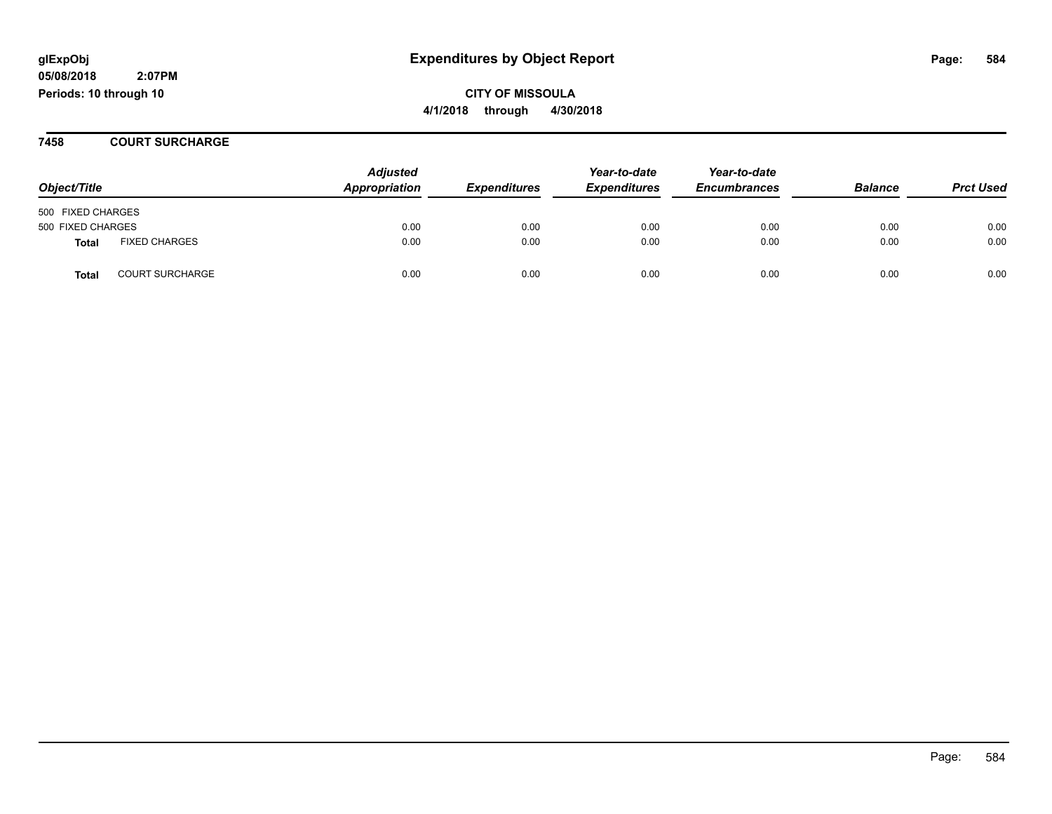# Expenditures by Object Report

glExpObj
05/08/2018 2:07PM
Periods: 10 through 10

**CITY OF MISSOULA**
**4/1/2018 through 4/30/2018**

## 7458 COURT SURCHARGE

| Object/Title | | Adjusted Appropriation | Expenditures | Year-to-date Expenditures | Year-to-date Encumbrances | Balance | Prct Used |
|---|---|---|---|---|---|---|---|
| 500 FIXED CHARGES | | | | | | | |
| 500 FIXED CHARGES | | 0.00 | 0.00 | 0.00 | 0.00 | 0.00 | 0.00 |
| **Total** | FIXED CHARGES | 0.00 | 0.00 | 0.00 | 0.00 | 0.00 | 0.00 |
| **Total** | COURT SURCHARGE | 0.00 | 0.00 | 0.00 | 0.00 | 0.00 | 0.00 |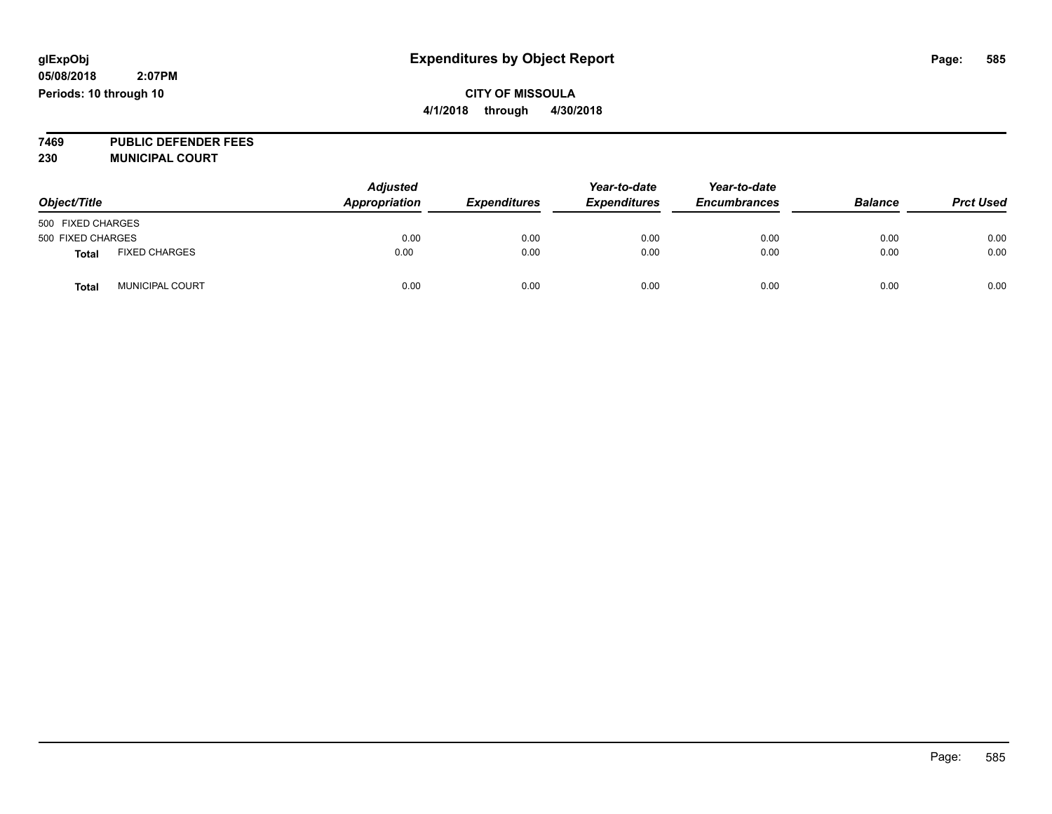glExpObj
05/08/2018 2:07PM
Periods: 10 through 10

# Expenditures by Object Report

**CITY OF MISSOULA**
**4/1/2018 through 4/30/2018**

**7469 PUBLIC DEFENDER FEES**
**230 MUNICIPAL COURT**

| Object/Title | | Adjusted Appropriation | Expenditures | Year-to-date Expenditures | Year-to-date Encumbrances | Balance | Prct Used |
|---|---|---|---|---|---|---|---|
| 500 FIXED CHARGES | | | | | | | |
| 500 FIXED CHARGES | | 0.00 | 0.00 | 0.00 | 0.00 | 0.00 | 0.00 |
| **Total** | FIXED CHARGES | 0.00 | 0.00 | 0.00 | 0.00 | 0.00 | 0.00 |
| **Total** | MUNICIPAL COURT | 0.00 | 0.00 | 0.00 | 0.00 | 0.00 | 0.00 |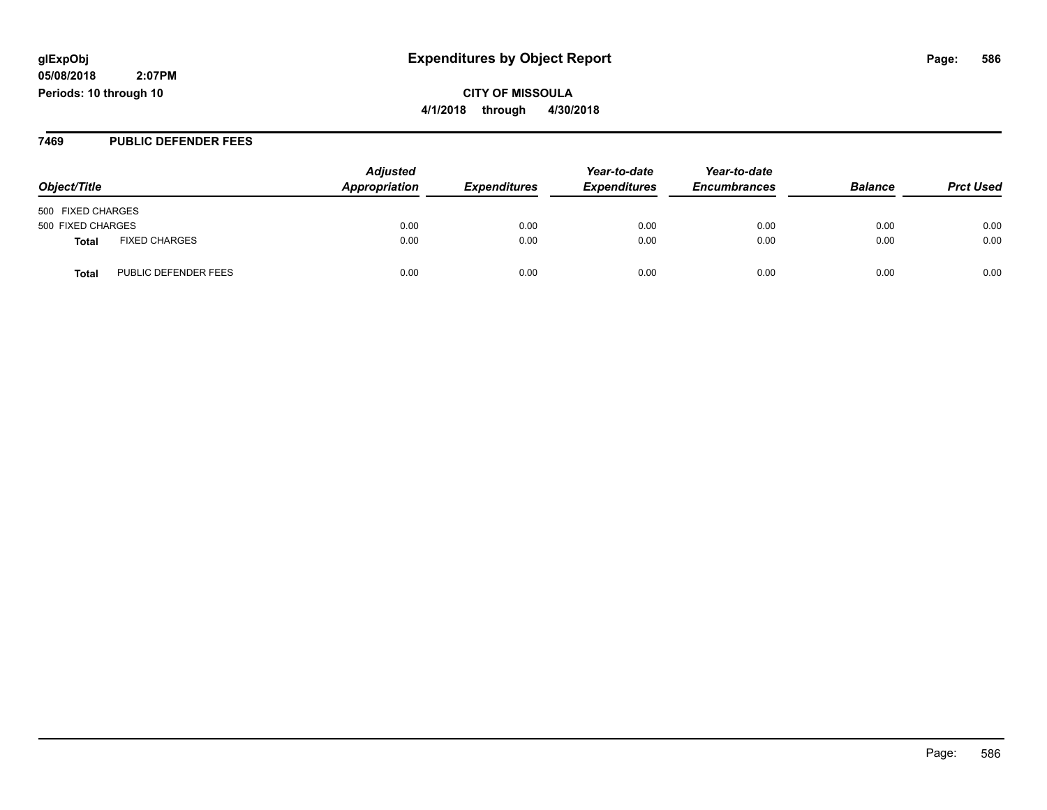# Expenditures by Object Report

glExpObj
05/08/2018 2:07PM
Periods: 10 through 10

**CITY OF MISSOULA**
**4/1/2018 through 4/30/2018**

## 7469 PUBLIC DEFENDER FEES

| Object/Title | | Adjusted Appropriation | Expenditures | Year-to-date Expenditures | Year-to-date Encumbrances | Balance | Prct Used |
|---|---|---|---|---|---|---|---|
| 500 FIXED CHARGES | | | | | | | |
| 500 FIXED CHARGES | | 0.00 | 0.00 | 0.00 | 0.00 | 0.00 | 0.00 |
| **Total** | FIXED CHARGES | 0.00 | 0.00 | 0.00 | 0.00 | 0.00 | 0.00 |
| **Total** | PUBLIC DEFENDER FEES | 0.00 | 0.00 | 0.00 | 0.00 | 0.00 | 0.00 |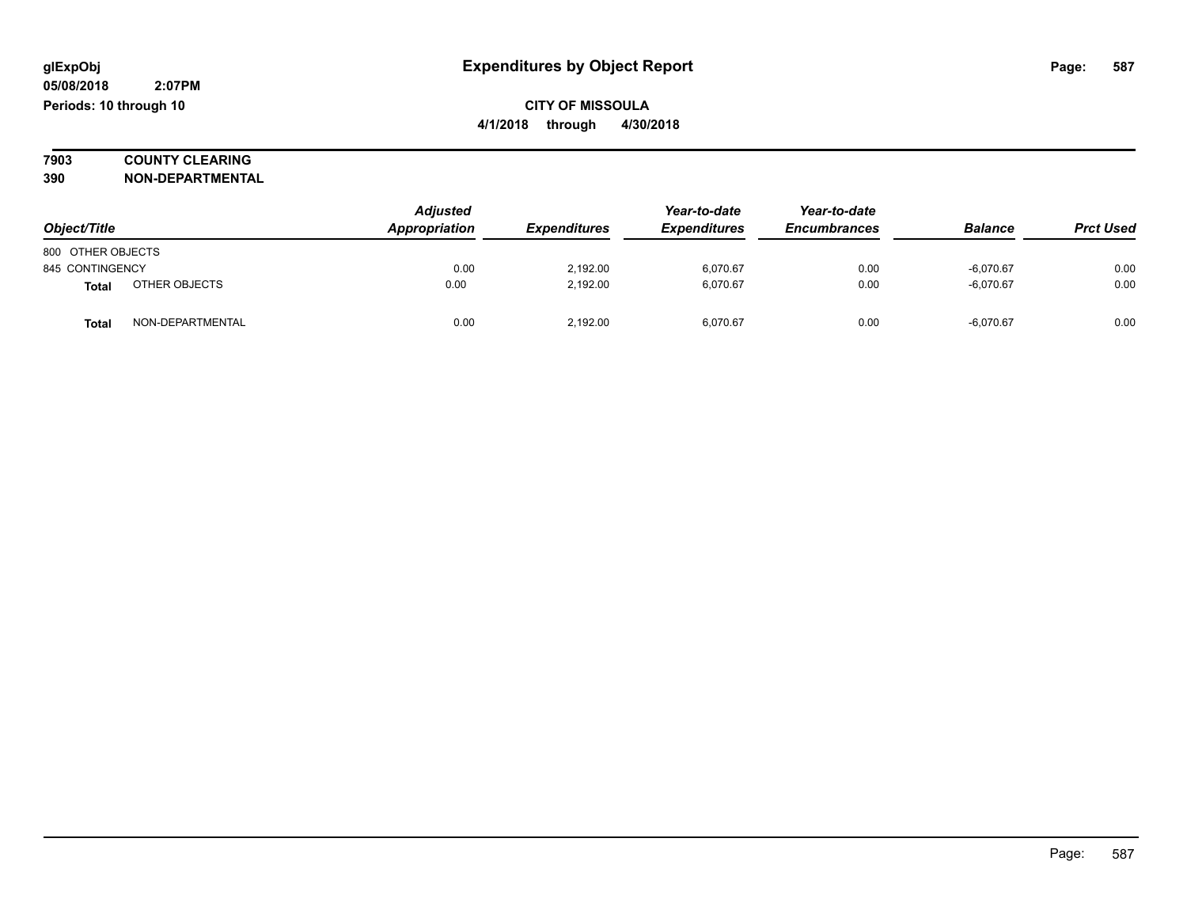**glExpObj**
**05/08/2018 2:07PM**
**Periods: 10 through 10**

# Expenditures by Object Report

**CITY OF MISSOULA**
**4/1/2018 through 4/30/2018**

**7903 COUNTY CLEARING**
**390 NON-DEPARTMENTAL**

| Object/Title | | *Adjusted Appropriation* | *Expenditures* | *Year-to-date Expenditures* | *Year-to-date Encumbrances* | *Balance* | *Prct Used* |
|---|---|---|---|---|---|---|---|
| 800 OTHER OBJECTS | | | | | | | |
| 845 CONTINGENCY | | 0.00 | 2,192.00 | 6,070.67 | 0.00 | -6,070.67 | 0.00 |
| **Total** | OTHER OBJECTS | 0.00 | 2,192.00 | 6,070.67 | 0.00 | -6,070.67 | 0.00 |
| **Total** | NON-DEPARTMENTAL | 0.00 | 2,192.00 | 6,070.67 | 0.00 | -6,070.67 | 0.00 |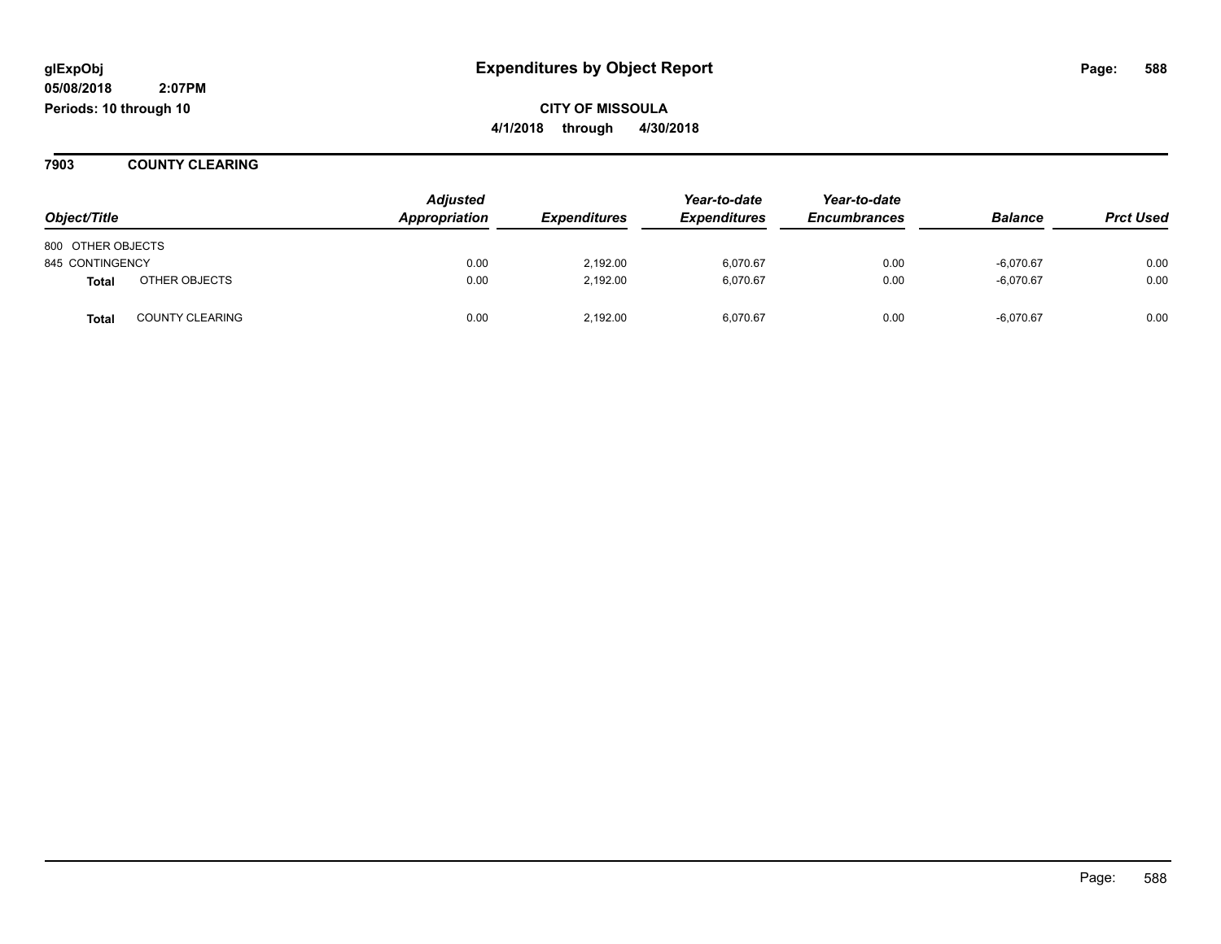glExpObj
05/08/2018 2:07PM
Periods: 10 through 10

# Expenditures by Object Report

**CITY OF MISSOULA**

**4/1/2018 through 4/30/2018**

## 7903 COUNTY CLEARING

| Object/Title | | Adjusted Appropriation | Expenditures | Year-to-date Expenditures | Year-to-date Encumbrances | Balance | Prct Used |
|---|---|---|---|---|---|---|---|
| 800 OTHER OBJECTS | | | | | | | |
| 845 CONTINGENCY | | 0.00 | 2,192.00 | 6,070.67 | 0.00 | -6,070.67 | 0.00 |
| **Total** | OTHER OBJECTS | 0.00 | 2,192.00 | 6,070.67 | 0.00 | -6,070.67 | 0.00 |
| **Total** | COUNTY CLEARING | 0.00 | 2,192.00 | 6,070.67 | 0.00 | -6,070.67 | 0.00 |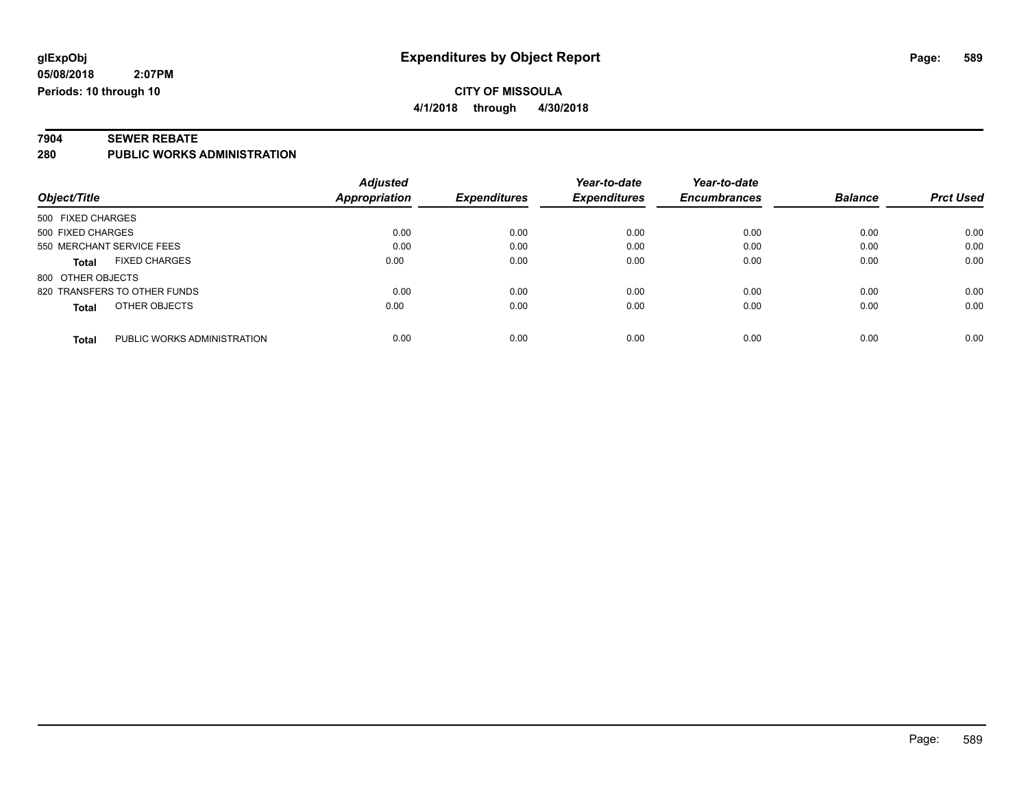**glExpObj**
**05/08/2018 2:07PM**
**Periods: 10 through 10**

# Expenditures by Object Report

**CITY OF MISSOULA**
**4/1/2018 through 4/30/2018**

## 7904 SEWER REBATE
## 280 PUBLIC WORKS ADMINISTRATION

| Object/Title | | Adjusted Appropriation | Expenditures | Year-to-date Expenditures | Year-to-date Encumbrances | Balance | Prct Used |
|---|---|---|---|---|---|---|---|
| 500 FIXED CHARGES | | | | | | | |
| 500 FIXED CHARGES | | 0.00 | 0.00 | 0.00 | 0.00 | 0.00 | 0.00 |
| 550 MERCHANT SERVICE FEES | | 0.00 | 0.00 | 0.00 | 0.00 | 0.00 | 0.00 |
| **Total** | FIXED CHARGES | 0.00 | 0.00 | 0.00 | 0.00 | 0.00 | 0.00 |
| 800 OTHER OBJECTS | | | | | | | |
| 820 TRANSFERS TO OTHER FUNDS | | 0.00 | 0.00 | 0.00 | 0.00 | 0.00 | 0.00 |
| **Total** | OTHER OBJECTS | 0.00 | 0.00 | 0.00 | 0.00 | 0.00 | 0.00 |
| **Total** | PUBLIC WORKS ADMINISTRATION | 0.00 | 0.00 | 0.00 | 0.00 | 0.00 | 0.00 |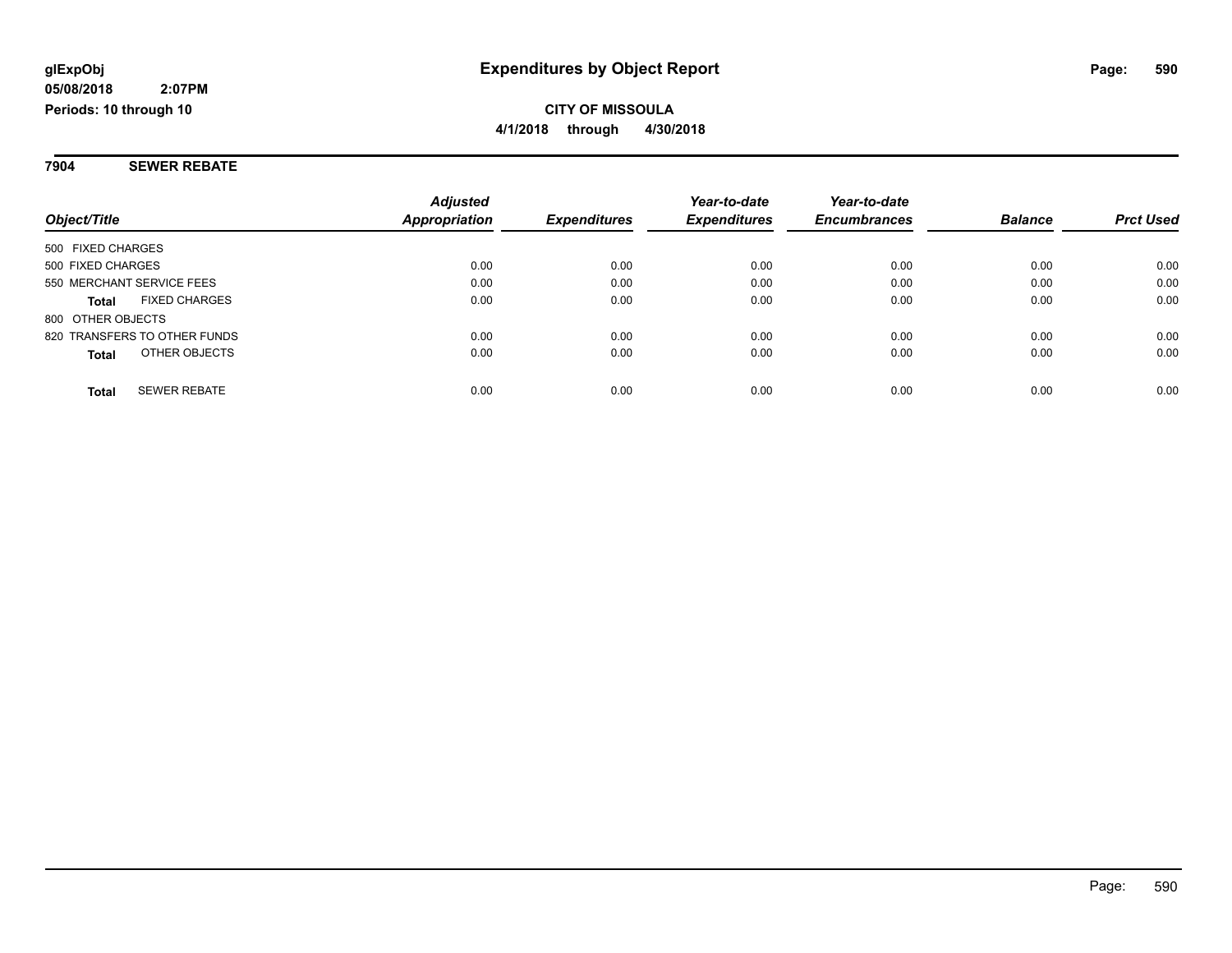**glExpObj**
**05/08/2018 2:07PM**
**Periods: 10 through 10**

# Expenditures by Object Report

**CITY OF MISSOULA**
**4/1/2018 through 4/30/2018**

## 7904 SEWER REBATE

| Object/Title | Adjusted Appropriation | Expenditures | Year-to-date Expenditures | Year-to-date Encumbrances | Balance | Prct Used |
|---|---|---|---|---|---|---|
| 500 FIXED CHARGES | | | | | | |
| 500 FIXED CHARGES | 0.00 | 0.00 | 0.00 | 0.00 | 0.00 | 0.00 |
| 550 MERCHANT SERVICE FEES | 0.00 | 0.00 | 0.00 | 0.00 | 0.00 | 0.00 |
| **Total** FIXED CHARGES | 0.00 | 0.00 | 0.00 | 0.00 | 0.00 | 0.00 |
| 800 OTHER OBJECTS | | | | | | |
| 820 TRANSFERS TO OTHER FUNDS | 0.00 | 0.00 | 0.00 | 0.00 | 0.00 | 0.00 |
| **Total** OTHER OBJECTS | 0.00 | 0.00 | 0.00 | 0.00 | 0.00 | 0.00 |
| **Total** SEWER REBATE | 0.00 | 0.00 | 0.00 | 0.00 | 0.00 | 0.00 |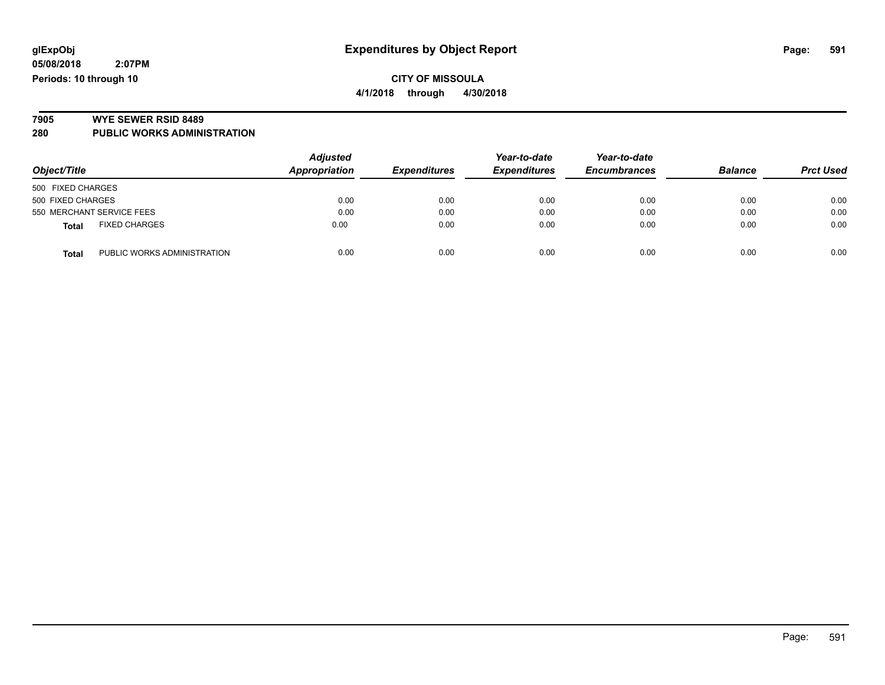**glExpObj**
**05/08/2018 2:07PM**
**Periods: 10 through 10**

# Expenditures by Object Report

**CITY OF MISSOULA**
**4/1/2018 through 4/30/2018**

**7905 WYE SEWER RSID 8489**
**280 PUBLIC WORKS ADMINISTRATION**

| Object/Title | Adjusted Appropriation | Expenditures | Year-to-date Expenditures | Year-to-date Encumbrances | Balance | Prct Used |
|---|---|---|---|---|---|---|
| 500 FIXED CHARGES | | | | | | |
| 500 FIXED CHARGES | 0.00 | 0.00 | 0.00 | 0.00 | 0.00 | 0.00 |
| 550 MERCHANT SERVICE FEES | 0.00 | 0.00 | 0.00 | 0.00 | 0.00 | 0.00 |
| **Total** FIXED CHARGES | 0.00 | 0.00 | 0.00 | 0.00 | 0.00 | 0.00 |
| **Total** PUBLIC WORKS ADMINISTRATION | 0.00 | 0.00 | 0.00 | 0.00 | 0.00 | 0.00 |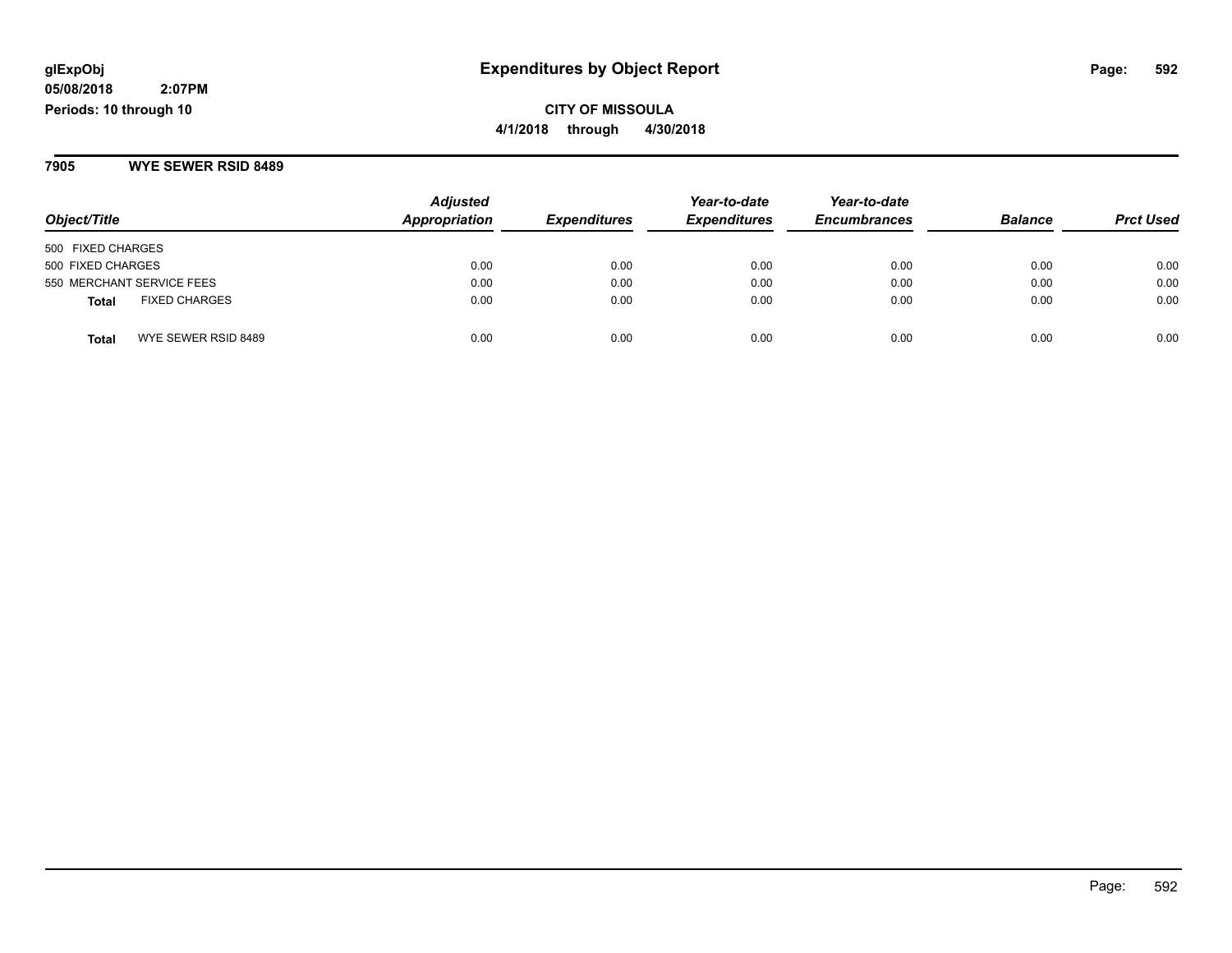**glExpObj**
**05/08/2018 2:07PM**
**Periods: 10 through 10**

# Expenditures by Object Report

**CITY OF MISSOULA**
**4/1/2018 through 4/30/2018**

## 7905 WYE SEWER RSID 8489

| Object/Title | Adjusted Appropriation | Expenditures | Year-to-date Expenditures | Year-to-date Encumbrances | Balance | Prct Used |
|---|---|---|---|---|---|---|
| 500 FIXED CHARGES | | | | | | |
| 500 FIXED CHARGES | 0.00 | 0.00 | 0.00 | 0.00 | 0.00 | 0.00 |
| 550 MERCHANT SERVICE FEES | 0.00 | 0.00 | 0.00 | 0.00 | 0.00 | 0.00 |
| **Total** FIXED CHARGES | 0.00 | 0.00 | 0.00 | 0.00 | 0.00 | 0.00 |
| **Total** WYE SEWER RSID 8489 | 0.00 | 0.00 | 0.00 | 0.00 | 0.00 | 0.00 |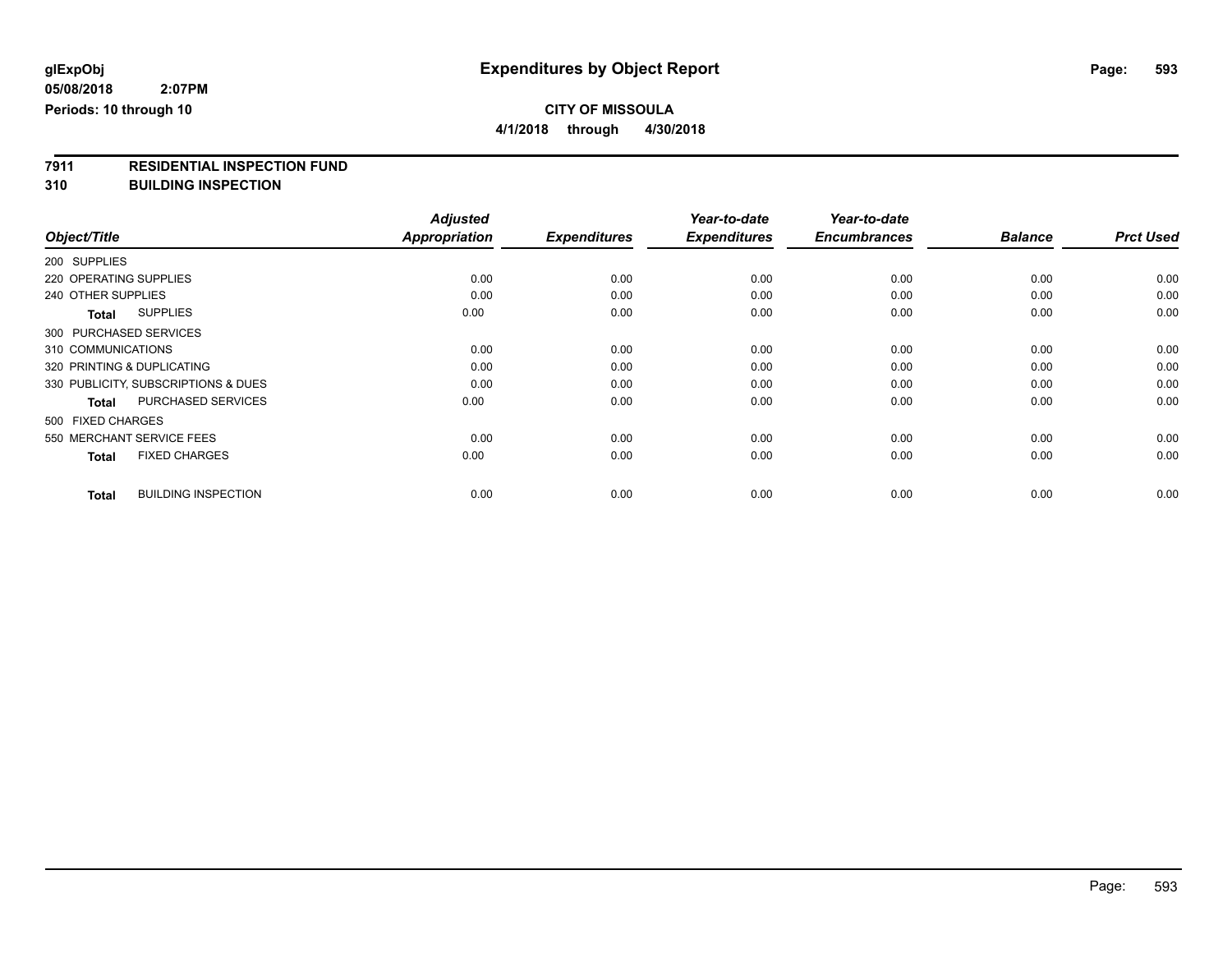# Expenditures by Object Report

glExpObj
05/08/2018 2:07PM
Periods: 10 through 10

**CITY OF MISSOULA**
**4/1/2018 through 4/30/2018**

## 7911 RESIDENTIAL INSPECTION FUND
## 310 BUILDING INSPECTION

| Object/Title | Adjusted Appropriation | Expenditures | Year-to-date Expenditures | Year-to-date Encumbrances | Balance | Prct Used |
|---|---|---|---|---|---|---|
| 200 SUPPLIES | | | | | | |
| 220 OPERATING SUPPLIES | 0.00 | 0.00 | 0.00 | 0.00 | 0.00 | 0.00 |
| 240 OTHER SUPPLIES | 0.00 | 0.00 | 0.00 | 0.00 | 0.00 | 0.00 |
| **Total** SUPPLIES | 0.00 | 0.00 | 0.00 | 0.00 | 0.00 | 0.00 |
| 300 PURCHASED SERVICES | | | | | | |
| 310 COMMUNICATIONS | 0.00 | 0.00 | 0.00 | 0.00 | 0.00 | 0.00 |
| 320 PRINTING & DUPLICATING | 0.00 | 0.00 | 0.00 | 0.00 | 0.00 | 0.00 |
| 330 PUBLICITY, SUBSCRIPTIONS & DUES | 0.00 | 0.00 | 0.00 | 0.00 | 0.00 | 0.00 |
| **Total** PURCHASED SERVICES | 0.00 | 0.00 | 0.00 | 0.00 | 0.00 | 0.00 |
| 500 FIXED CHARGES | | | | | | |
| 550 MERCHANT SERVICE FEES | 0.00 | 0.00 | 0.00 | 0.00 | 0.00 | 0.00 |
| **Total** FIXED CHARGES | 0.00 | 0.00 | 0.00 | 0.00 | 0.00 | 0.00 |
| **Total** BUILDING INSPECTION | 0.00 | 0.00 | 0.00 | 0.00 | 0.00 | 0.00 |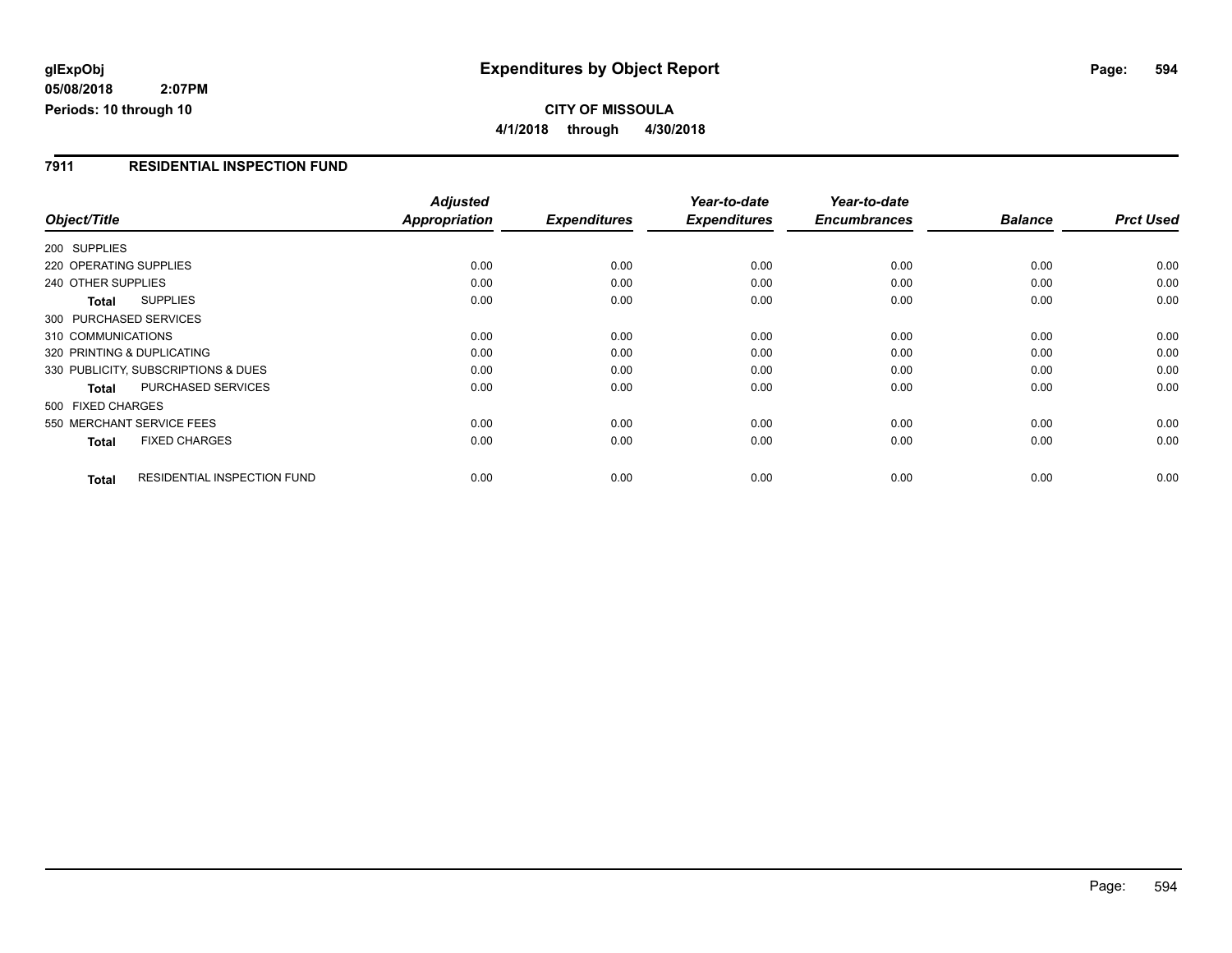**CITY OF MISSOULA**

**4/1/2018 through 4/30/2018**

## 7911 RESIDENTIAL INSPECTION FUND

| Object/Title | Adjusted Appropriation | Expenditures | Year-to-date Expenditures | Year-to-date Encumbrances | Balance | Prct Used |
|---|---|---|---|---|---|---|
| 200 SUPPLIES | | | | | | |
| 220 OPERATING SUPPLIES | 0.00 | 0.00 | 0.00 | 0.00 | 0.00 | 0.00 |
| 240 OTHER SUPPLIES | 0.00 | 0.00 | 0.00 | 0.00 | 0.00 | 0.00 |
| **Total** SUPPLIES | 0.00 | 0.00 | 0.00 | 0.00 | 0.00 | 0.00 |
| 300 PURCHASED SERVICES | | | | | | |
| 310 COMMUNICATIONS | 0.00 | 0.00 | 0.00 | 0.00 | 0.00 | 0.00 |
| 320 PRINTING & DUPLICATING | 0.00 | 0.00 | 0.00 | 0.00 | 0.00 | 0.00 |
| 330 PUBLICITY, SUBSCRIPTIONS & DUES | 0.00 | 0.00 | 0.00 | 0.00 | 0.00 | 0.00 |
| **Total** PURCHASED SERVICES | 0.00 | 0.00 | 0.00 | 0.00 | 0.00 | 0.00 |
| 500 FIXED CHARGES | | | | | | |
| 550 MERCHANT SERVICE FEES | 0.00 | 0.00 | 0.00 | 0.00 | 0.00 | 0.00 |
| **Total** FIXED CHARGES | 0.00 | 0.00 | 0.00 | 0.00 | 0.00 | 0.00 |
| **Total** RESIDENTIAL INSPECTION FUND | 0.00 | 0.00 | 0.00 | 0.00 | 0.00 | 0.00 |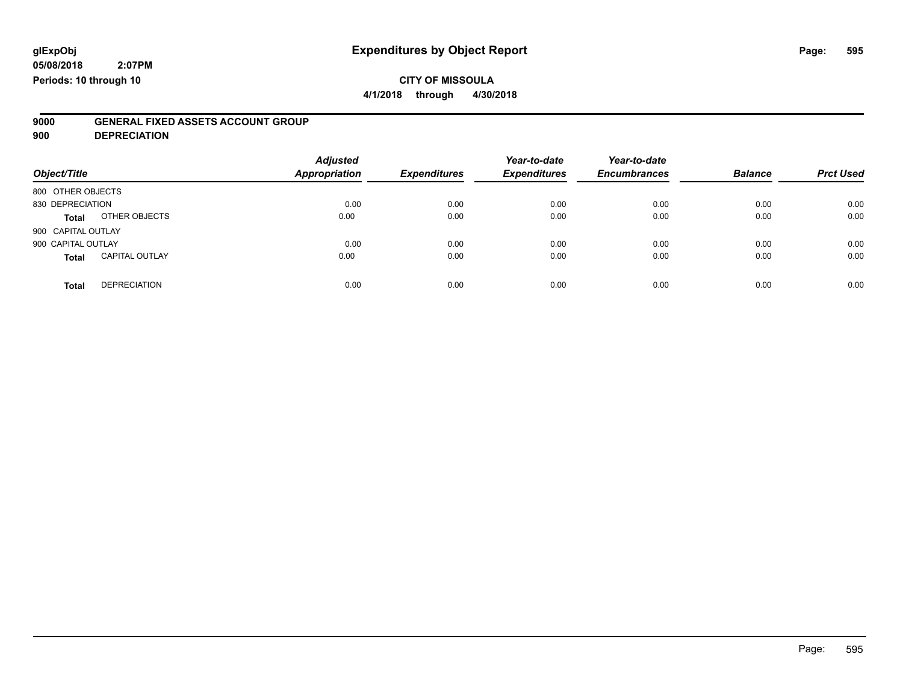glExpObj
05/08/2018 2:07PM
Periods: 10 through 10

# Expenditures by Object Report

**CITY OF MISSOULA**
**4/1/2018 through 4/30/2018**

**9000 GENERAL FIXED ASSETS ACCOUNT GROUP**
**900 DEPRECIATION**

| Object/Title | | Adjusted Appropriation | Expenditures | Year-to-date Expenditures | Year-to-date Encumbrances | Balance | Prct Used |
|---|---|---|---|---|---|---|---|
| 800 OTHER OBJECTS | | | | | | | |
| 830 DEPRECIATION | | 0.00 | 0.00 | 0.00 | 0.00 | 0.00 | 0.00 |
| **Total** | OTHER OBJECTS | 0.00 | 0.00 | 0.00 | 0.00 | 0.00 | 0.00 |
| 900 CAPITAL OUTLAY | | | | | | | |
| 900 CAPITAL OUTLAY | | 0.00 | 0.00 | 0.00 | 0.00 | 0.00 | 0.00 |
| **Total** | CAPITAL OUTLAY | 0.00 | 0.00 | 0.00 | 0.00 | 0.00 | 0.00 |
| **Total** | DEPRECIATION | 0.00 | 0.00 | 0.00 | 0.00 | 0.00 | 0.00 |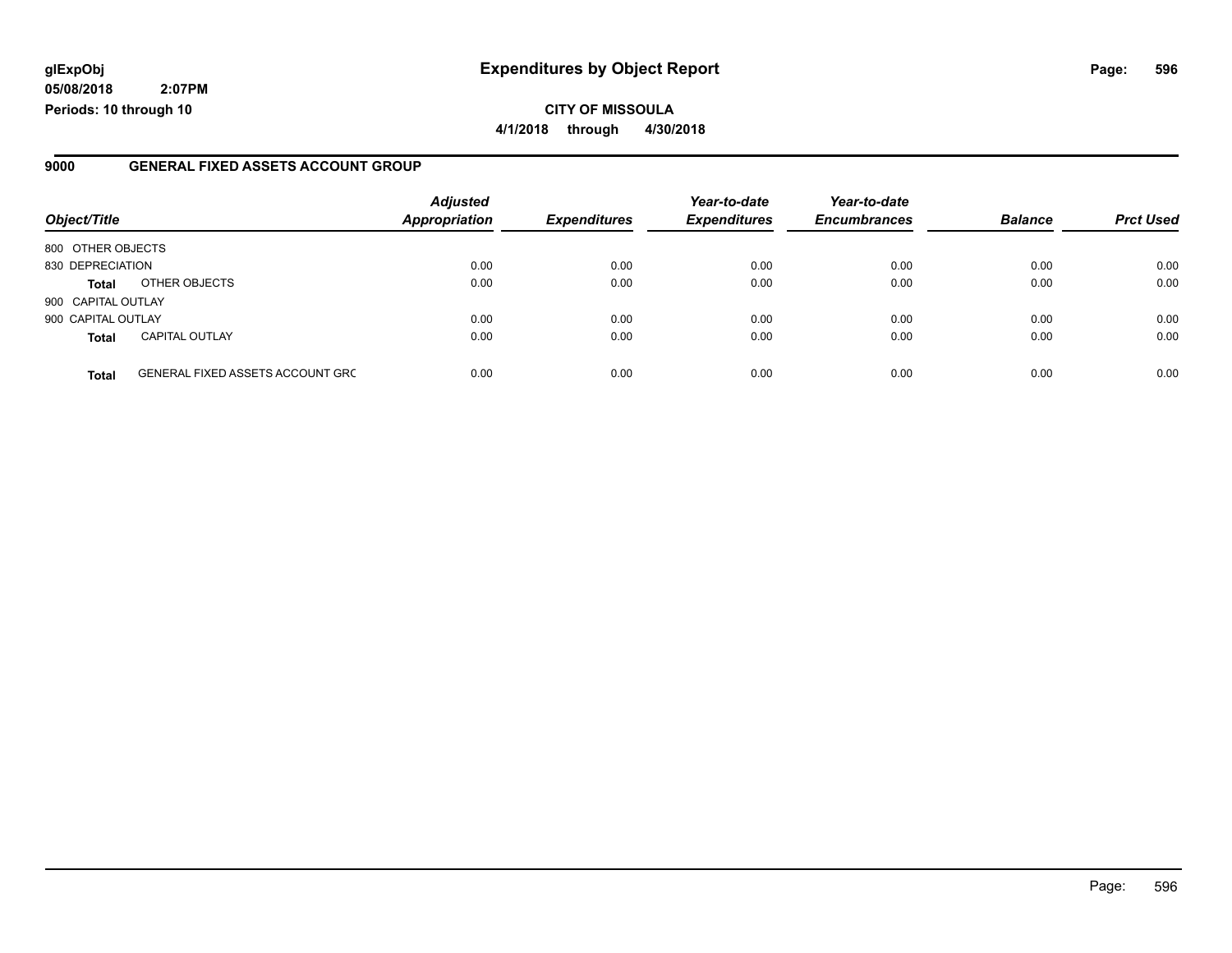**glExpObj**
**05/08/2018 2:07PM**
**Periods: 10 through 10**

# Expenditures by Object Report

**CITY OF MISSOULA**
**4/1/2018 through 4/30/2018**

## 9000 GENERAL FIXED ASSETS ACCOUNT GROUP

| Object/Title | | Adjusted Appropriation | Expenditures | Year-to-date Expenditures | Year-to-date Encumbrances | Balance | Prct Used |
|---|---|---|---|---|---|---|---|
| 800 OTHER OBJECTS | | | | | | | |
| 830 DEPRECIATION | | 0.00 | 0.00 | 0.00 | 0.00 | 0.00 | 0.00 |
| **Total** | OTHER OBJECTS | 0.00 | 0.00 | 0.00 | 0.00 | 0.00 | 0.00 |
| 900 CAPITAL OUTLAY | | | | | | | |
| 900 CAPITAL OUTLAY | | 0.00 | 0.00 | 0.00 | 0.00 | 0.00 | 0.00 |
| **Total** | CAPITAL OUTLAY | 0.00 | 0.00 | 0.00 | 0.00 | 0.00 | 0.00 |
| **Total** | GENERAL FIXED ASSETS ACCOUNT GRC | 0.00 | 0.00 | 0.00 | 0.00 | 0.00 | 0.00 |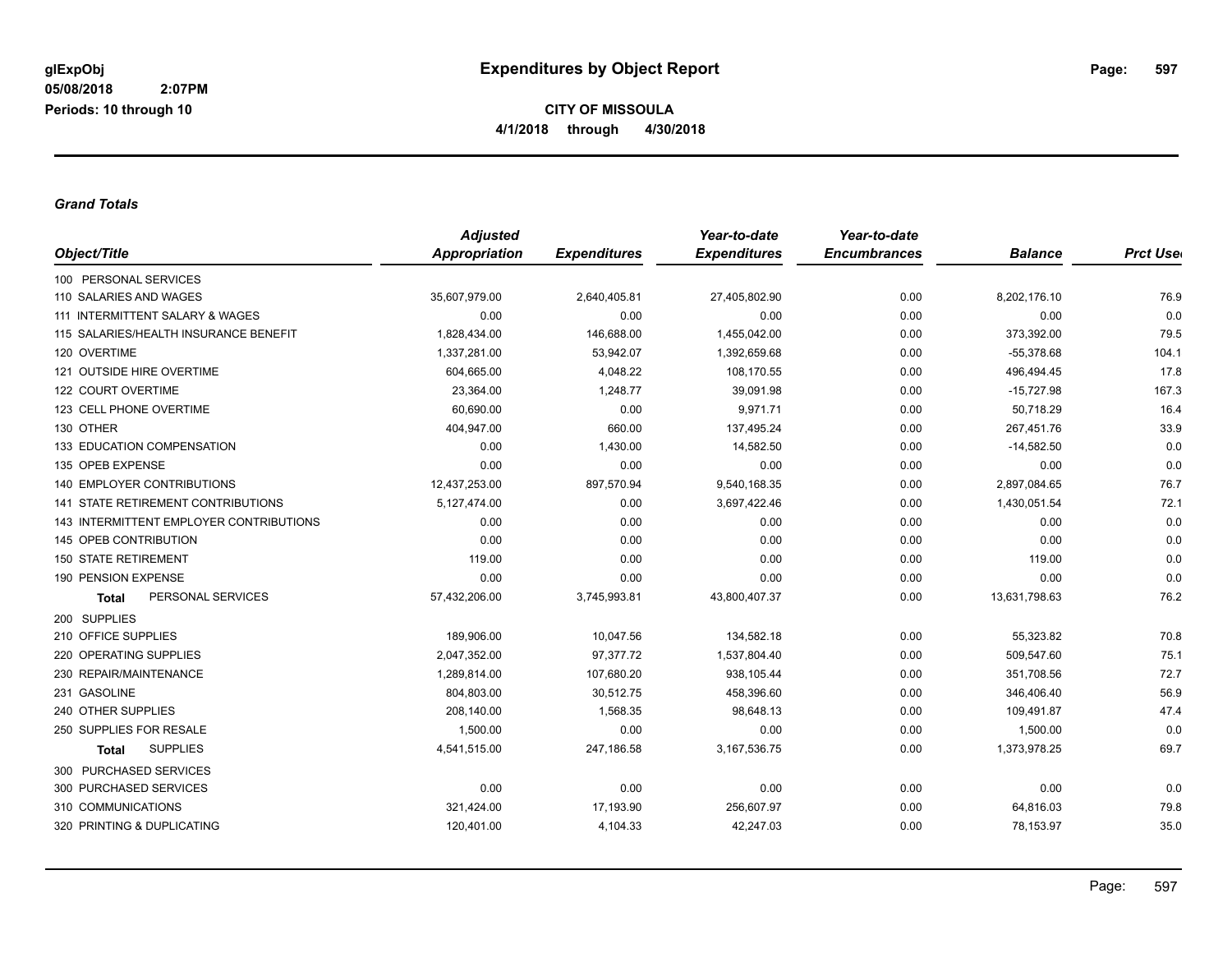**CITY OF MISSOULA**

**4/1/2018 through 4/30/2018**

***Grand Totals***

| Object/Title | Adjusted Appropriation | Expenditures | Year-to-date Expenditures | Year-to-date Encumbrances | Balance | Prct Used |
|---|---|---|---|---|---|---|
| 100 PERSONAL SERVICES | | | | | | |
| 110 SALARIES AND WAGES | 35,607,979.00 | 2,640,405.81 | 27,405,802.90 | 0.00 | 8,202,176.10 | 76.9 |
| 111 INTERMITTENT SALARY & WAGES | 0.00 | 0.00 | 0.00 | 0.00 | 0.00 | 0.0 |
| 115 SALARIES/HEALTH INSURANCE BENEFIT | 1,828,434.00 | 146,688.00 | 1,455,042.00 | 0.00 | 373,392.00 | 79.5 |
| 120 OVERTIME | 1,337,281.00 | 53,942.07 | 1,392,659.68 | 0.00 | -55,378.68 | 104.1 |
| 121 OUTSIDE HIRE OVERTIME | 604,665.00 | 4,048.22 | 108,170.55 | 0.00 | 496,494.45 | 17.8 |
| 122 COURT OVERTIME | 23,364.00 | 1,248.77 | 39,091.98 | 0.00 | -15,727.98 | 167.3 |
| 123 CELL PHONE OVERTIME | 60,690.00 | 0.00 | 9,971.71 | 0.00 | 50,718.29 | 16.4 |
| 130 OTHER | 404,947.00 | 660.00 | 137,495.24 | 0.00 | 267,451.76 | 33.9 |
| 133 EDUCATION COMPENSATION | 0.00 | 1,430.00 | 14,582.50 | 0.00 | -14,582.50 | 0.0 |
| 135 OPEB EXPENSE | 0.00 | 0.00 | 0.00 | 0.00 | 0.00 | 0.0 |
| 140 EMPLOYER CONTRIBUTIONS | 12,437,253.00 | 897,570.94 | 9,540,168.35 | 0.00 | 2,897,084.65 | 76.7 |
| 141 STATE RETIREMENT CONTRIBUTIONS | 5,127,474.00 | 0.00 | 3,697,422.46 | 0.00 | 1,430,051.54 | 72.1 |
| 143 INTERMITTENT EMPLOYER CONTRIBUTIONS | 0.00 | 0.00 | 0.00 | 0.00 | 0.00 | 0.0 |
| 145 OPEB CONTRIBUTION | 0.00 | 0.00 | 0.00 | 0.00 | 0.00 | 0.0 |
| 150 STATE RETIREMENT | 119.00 | 0.00 | 0.00 | 0.00 | 119.00 | 0.0 |
| 190 PENSION EXPENSE | 0.00 | 0.00 | 0.00 | 0.00 | 0.00 | 0.0 |
| **Total** PERSONAL SERVICES | 57,432,206.00 | 3,745,993.81 | 43,800,407.37 | 0.00 | 13,631,798.63 | 76.2 |
| 200 SUPPLIES | | | | | | |
| 210 OFFICE SUPPLIES | 189,906.00 | 10,047.56 | 134,582.18 | 0.00 | 55,323.82 | 70.8 |
| 220 OPERATING SUPPLIES | 2,047,352.00 | 97,377.72 | 1,537,804.40 | 0.00 | 509,547.60 | 75.1 |
| 230 REPAIR/MAINTENANCE | 1,289,814.00 | 107,680.20 | 938,105.44 | 0.00 | 351,708.56 | 72.7 |
| 231 GASOLINE | 804,803.00 | 30,512.75 | 458,396.60 | 0.00 | 346,406.40 | 56.9 |
| 240 OTHER SUPPLIES | 208,140.00 | 1,568.35 | 98,648.13 | 0.00 | 109,491.87 | 47.4 |
| 250 SUPPLIES FOR RESALE | 1,500.00 | 0.00 | 0.00 | 0.00 | 1,500.00 | 0.0 |
| **Total** SUPPLIES | 4,541,515.00 | 247,186.58 | 3,167,536.75 | 0.00 | 1,373,978.25 | 69.7 |
| 300 PURCHASED SERVICES | | | | | | |
| 300 PURCHASED SERVICES | 0.00 | 0.00 | 0.00 | 0.00 | 0.00 | 0.0 |
| 310 COMMUNICATIONS | 321,424.00 | 17,193.90 | 256,607.97 | 0.00 | 64,816.03 | 79.8 |
| 320 PRINTING & DUPLICATING | 120,401.00 | 4,104.33 | 42,247.03 | 0.00 | 78,153.97 | 35.0 |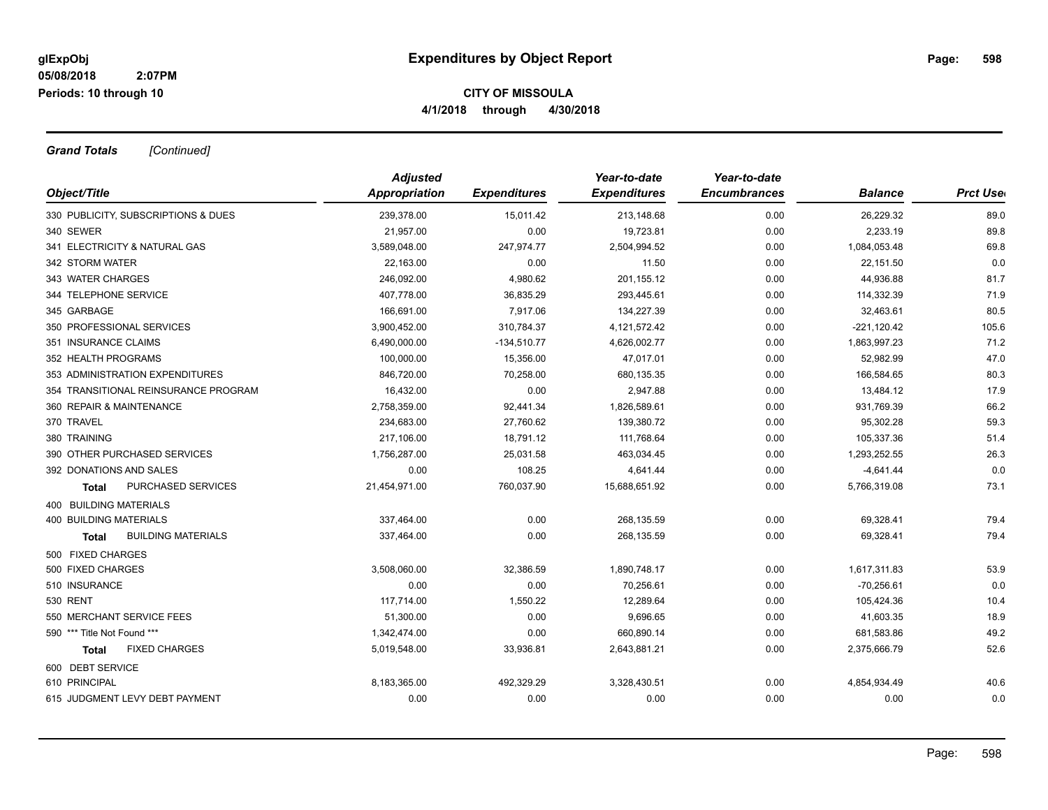glExpObj
05/08/2018 2:07PM
Periods: 10 through 10

# Expenditures by Object Report

**CITY OF MISSOULA**
**4/1/2018 through 4/30/2018**

***Grand Totals*** *[Continued]*

| Object/Title | Adjusted Appropriation | Expenditures | Year-to-date Expenditures | Year-to-date Encumbrances | Balance | Prct Used |
|---|---|---|---|---|---|---|
| 330 PUBLICITY, SUBSCRIPTIONS & DUES | 239,378.00 | 15,011.42 | 213,148.68 | 0.00 | 26,229.32 | 89.0 |
| 340 SEWER | 21,957.00 | 0.00 | 19,723.81 | 0.00 | 2,233.19 | 89.8 |
| 341 ELECTRICITY & NATURAL GAS | 3,589,048.00 | 247,974.77 | 2,504,994.52 | 0.00 | 1,084,053.48 | 69.8 |
| 342 STORM WATER | 22,163.00 | 0.00 | 11.50 | 0.00 | 22,151.50 | 0.0 |
| 343 WATER CHARGES | 246,092.00 | 4,980.62 | 201,155.12 | 0.00 | 44,936.88 | 81.7 |
| 344 TELEPHONE SERVICE | 407,778.00 | 36,835.29 | 293,445.61 | 0.00 | 114,332.39 | 71.9 |
| 345 GARBAGE | 166,691.00 | 7,917.06 | 134,227.39 | 0.00 | 32,463.61 | 80.5 |
| 350 PROFESSIONAL SERVICES | 3,900,452.00 | 310,784.37 | 4,121,572.42 | 0.00 | -221,120.42 | 105.6 |
| 351 INSURANCE CLAIMS | 6,490,000.00 | -134,510.77 | 4,626,002.77 | 0.00 | 1,863,997.23 | 71.2 |
| 352 HEALTH PROGRAMS | 100,000.00 | 15,356.00 | 47,017.01 | 0.00 | 52,982.99 | 47.0 |
| 353 ADMINISTRATION EXPENDITURES | 846,720.00 | 70,258.00 | 680,135.35 | 0.00 | 166,584.65 | 80.3 |
| 354 TRANSITIONAL REINSURANCE PROGRAM | 16,432.00 | 0.00 | 2,947.88 | 0.00 | 13,484.12 | 17.9 |
| 360 REPAIR & MAINTENANCE | 2,758,359.00 | 92,441.34 | 1,826,589.61 | 0.00 | 931,769.39 | 66.2 |
| 370 TRAVEL | 234,683.00 | 27,760.62 | 139,380.72 | 0.00 | 95,302.28 | 59.3 |
| 380 TRAINING | 217,106.00 | 18,791.12 | 111,768.64 | 0.00 | 105,337.36 | 51.4 |
| 390 OTHER PURCHASED SERVICES | 1,756,287.00 | 25,031.58 | 463,034.45 | 0.00 | 1,293,252.55 | 26.3 |
| 392 DONATIONS AND SALES | 0.00 | 108.25 | 4,641.44 | 0.00 | -4,641.44 | 0.0 |
| **Total** PURCHASED SERVICES | 21,454,971.00 | 760,037.90 | 15,688,651.92 | 0.00 | 5,766,319.08 | 73.1 |
| 400 BUILDING MATERIALS | | | | | | |
| 400 BUILDING MATERIALS | 337,464.00 | 0.00 | 268,135.59 | 0.00 | 69,328.41 | 79.4 |
| **Total** BUILDING MATERIALS | 337,464.00 | 0.00 | 268,135.59 | 0.00 | 69,328.41 | 79.4 |
| 500 FIXED CHARGES | | | | | | |
| 500 FIXED CHARGES | 3,508,060.00 | 32,386.59 | 1,890,748.17 | 0.00 | 1,617,311.83 | 53.9 |
| 510 INSURANCE | 0.00 | 0.00 | 70,256.61 | 0.00 | -70,256.61 | 0.0 |
| 530 RENT | 117,714.00 | 1,550.22 | 12,289.64 | 0.00 | 105,424.36 | 10.4 |
| 550 MERCHANT SERVICE FEES | 51,300.00 | 0.00 | 9,696.65 | 0.00 | 41,603.35 | 18.9 |
| 590 *** Title Not Found *** | 1,342,474.00 | 0.00 | 660,890.14 | 0.00 | 681,583.86 | 49.2 |
| **Total** FIXED CHARGES | 5,019,548.00 | 33,936.81 | 2,643,881.21 | 0.00 | 2,375,666.79 | 52.6 |
| 600 DEBT SERVICE | | | | | | |
| 610 PRINCIPAL | 8,183,365.00 | 492,329.29 | 3,328,430.51 | 0.00 | 4,854,934.49 | 40.6 |
| 615 JUDGMENT LEVY DEBT PAYMENT | 0.00 | 0.00 | 0.00 | 0.00 | 0.00 | 0.0 |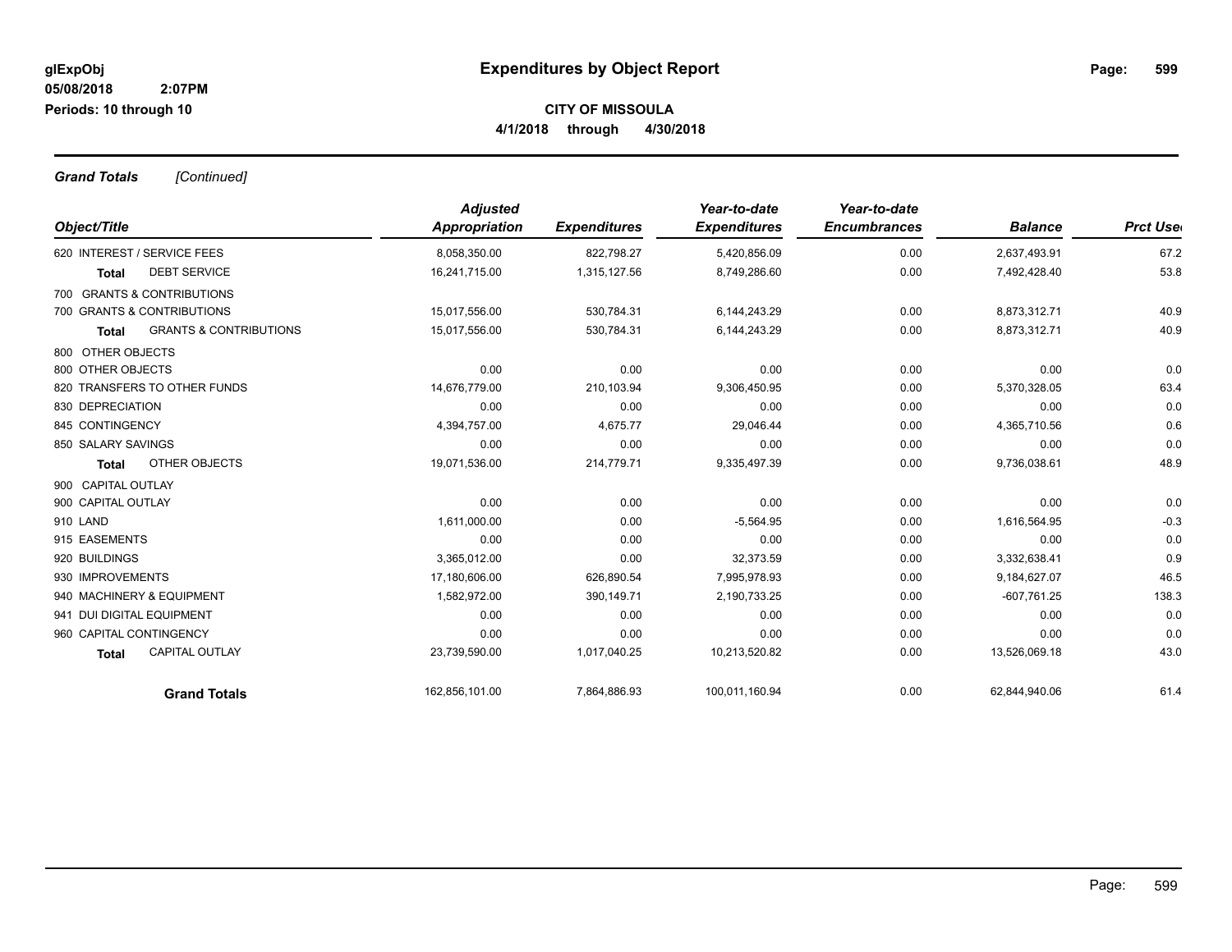**glExpObj**
**05/08/2018 2:07PM**
**Periods: 10 through 10**

# Expenditures by Object Report

**CITY OF MISSOULA**
**4/1/2018 through 4/30/2018**

***Grand Totals*** *[Continued]*

| Object/Title | | Adjusted Appropriation | Expenditures | Year-to-date Expenditures | Year-to-date Encumbrances | Balance | Prct Used |
|---|---|---|---|---|---|---|---|
| 620 INTEREST / SERVICE FEES | | 8,058,350.00 | 822,798.27 | 5,420,856.09 | 0.00 | 2,637,493.91 | 67.2 |
| **Total** | DEBT SERVICE | 16,241,715.00 | 1,315,127.56 | 8,749,286.60 | 0.00 | 7,492,428.40 | 53.8 |
| 700 GRANTS & CONTRIBUTIONS | | | | | | | |
| 700 GRANTS & CONTRIBUTIONS | | 15,017,556.00 | 530,784.31 | 6,144,243.29 | 0.00 | 8,873,312.71 | 40.9 |
| **Total** | GRANTS & CONTRIBUTIONS | 15,017,556.00 | 530,784.31 | 6,144,243.29 | 0.00 | 8,873,312.71 | 40.9 |
| 800 OTHER OBJECTS | | | | | | | |
| 800 OTHER OBJECTS | | 0.00 | 0.00 | 0.00 | 0.00 | 0.00 | 0.0 |
| 820 TRANSFERS TO OTHER FUNDS | | 14,676,779.00 | 210,103.94 | 9,306,450.95 | 0.00 | 5,370,328.05 | 63.4 |
| 830 DEPRECIATION | | 0.00 | 0.00 | 0.00 | 0.00 | 0.00 | 0.0 |
| 845 CONTINGENCY | | 4,394,757.00 | 4,675.77 | 29,046.44 | 0.00 | 4,365,710.56 | 0.6 |
| 850 SALARY SAVINGS | | 0.00 | 0.00 | 0.00 | 0.00 | 0.00 | 0.0 |
| **Total** | OTHER OBJECTS | 19,071,536.00 | 214,779.71 | 9,335,497.39 | 0.00 | 9,736,038.61 | 48.9 |
| 900 CAPITAL OUTLAY | | | | | | | |
| 900 CAPITAL OUTLAY | | 0.00 | 0.00 | 0.00 | 0.00 | 0.00 | 0.0 |
| 910 LAND | | 1,611,000.00 | 0.00 | -5,564.95 | 0.00 | 1,616,564.95 | -0.3 |
| 915 EASEMENTS | | 0.00 | 0.00 | 0.00 | 0.00 | 0.00 | 0.0 |
| 920 BUILDINGS | | 3,365,012.00 | 0.00 | 32,373.59 | 0.00 | 3,332,638.41 | 0.9 |
| 930 IMPROVEMENTS | | 17,180,606.00 | 626,890.54 | 7,995,978.93 | 0.00 | 9,184,627.07 | 46.5 |
| 940 MACHINERY & EQUIPMENT | | 1,582,972.00 | 390,149.71 | 2,190,733.25 | 0.00 | -607,761.25 | 138.3 |
| 941 DUI DIGITAL EQUIPMENT | | 0.00 | 0.00 | 0.00 | 0.00 | 0.00 | 0.0 |
| 960 CAPITAL CONTINGENCY | | 0.00 | 0.00 | 0.00 | 0.00 | 0.00 | 0.0 |
| **Total** | CAPITAL OUTLAY | 23,739,590.00 | 1,017,040.25 | 10,213,520.82 | 0.00 | 13,526,069.18 | 43.0 |
| **Grand Totals** | | 162,856,101.00 | 7,864,886.93 | 100,011,160.94 | 0.00 | 62,844,940.06 | 61.4 |